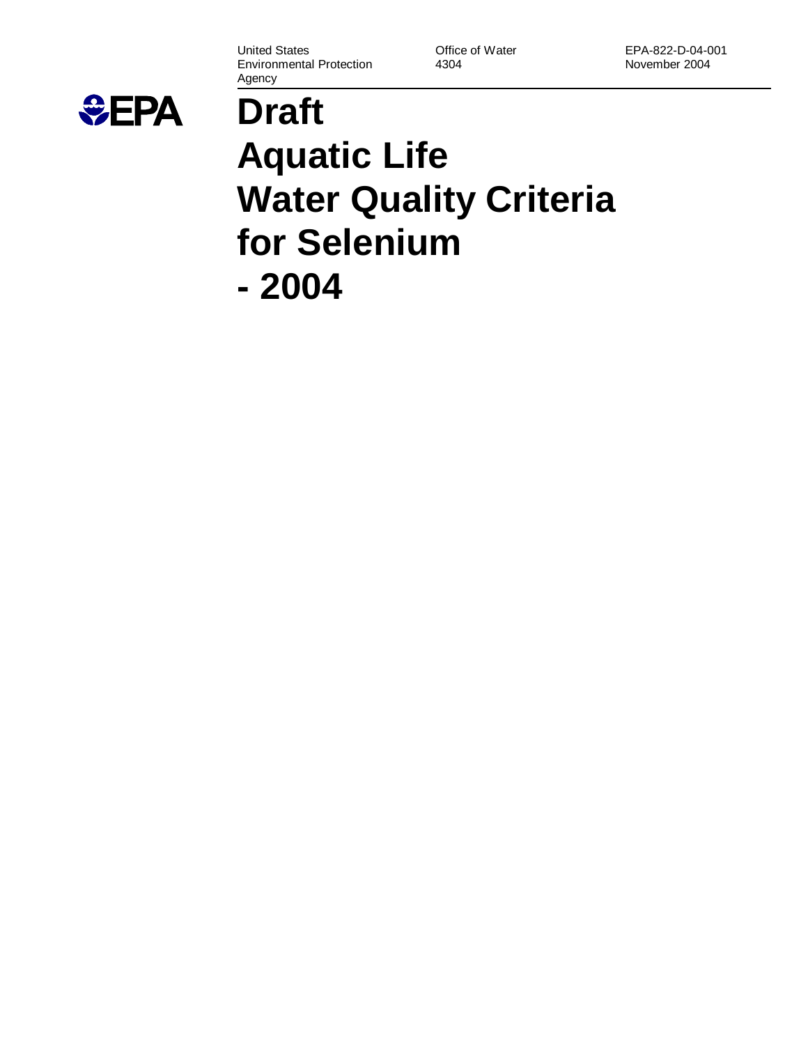United States Environmental Protection Agency

Office of Water 4304

EPA-822-D-04-001
November 2004

EPA

# Draft Aquatic Life Water Quality Criteria for Selenium - 2004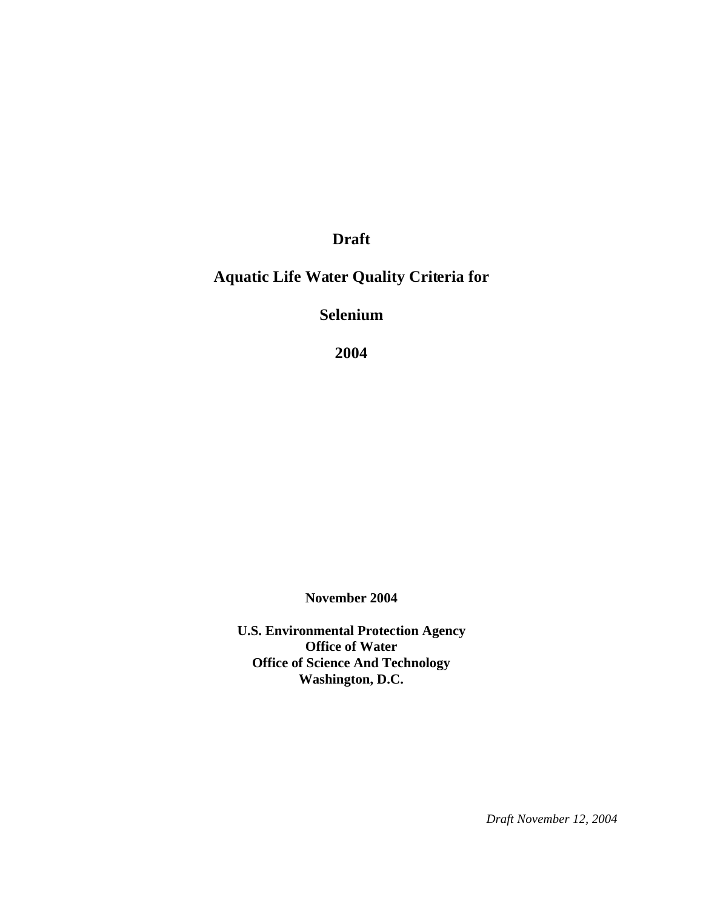# Draft

# Aquatic Life Water Quality Criteria for

# Selenium

# 2004

**November 2004**

**U.S. Environmental Protection Agency**
**Office of Water**
**Office of Science And Technology**
**Washington, D.C.**

*Draft November 12, 2004*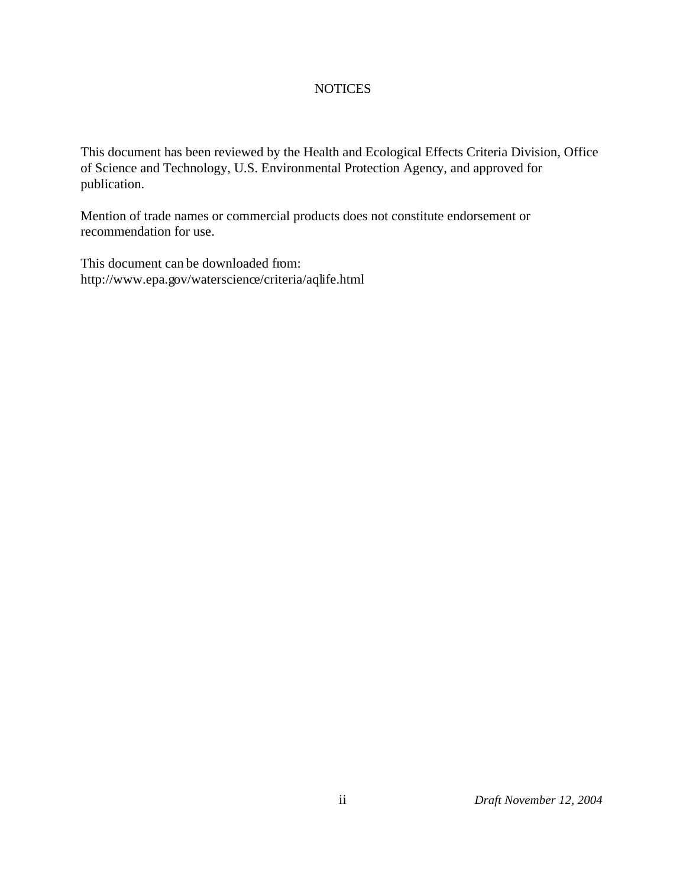# NOTICES

This document has been reviewed by the Health and Ecological Effects Criteria Division, Office of Science and Technology, U.S. Environmental Protection Agency, and approved for publication.

Mention of trade names or commercial products does not constitute endorsement or recommendation for use.

This document can be downloaded from:
http://www.epa.gov/waterscience/criteria/aqlife.html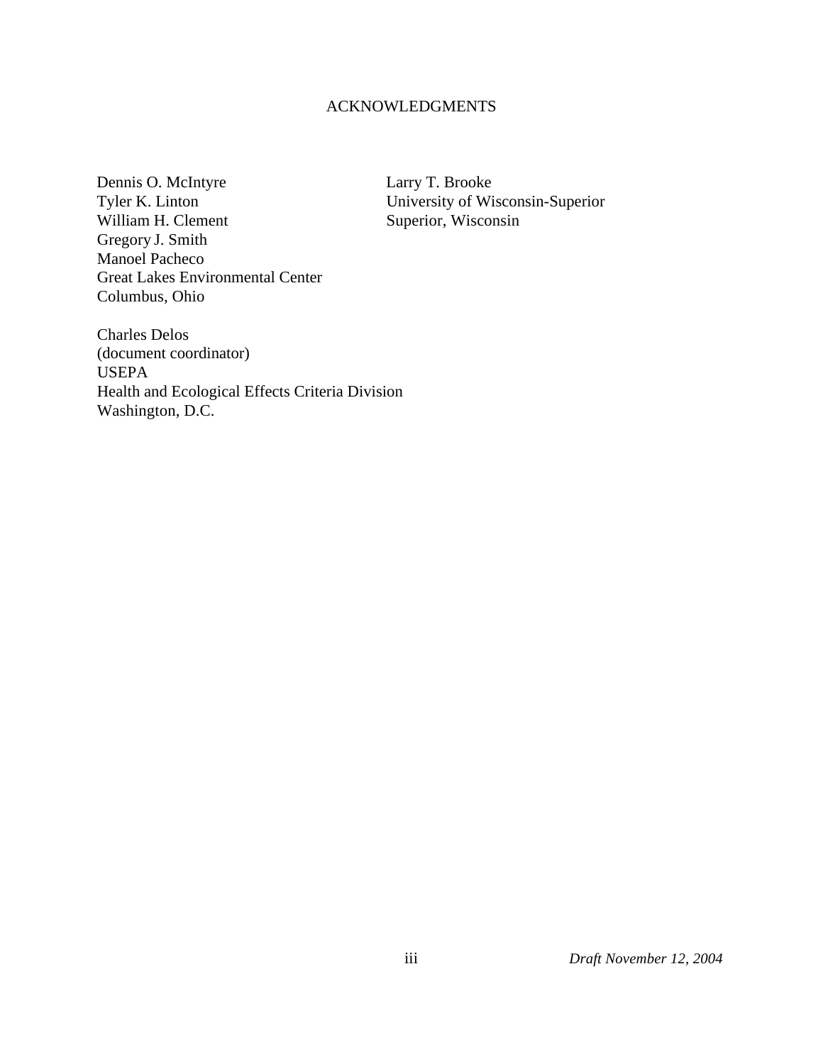# ACKNOWLEDGMENTS

Dennis O. McIntyre
Tyler K. Linton
William H. Clement
Gregory J. Smith
Manoel Pacheco
Great Lakes Environmental Center
Columbus, Ohio

Larry T. Brooke
University of Wisconsin-Superior
Superior, Wisconsin

Charles Delos
(document coordinator)
USEPA
Health and Ecological Effects Criteria Division
Washington, D.C.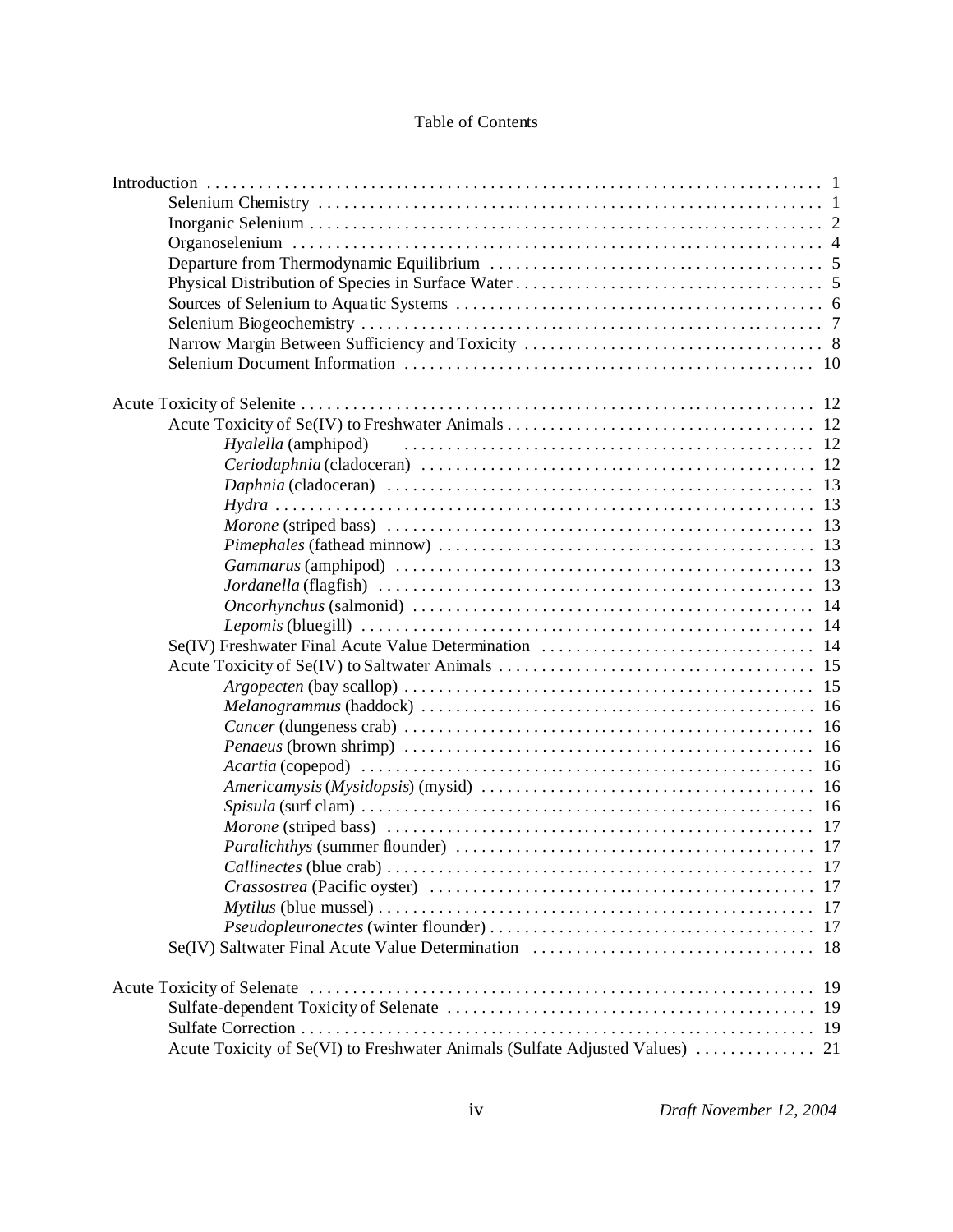# Table of Contents

Introduction . . . . . . . . . . . . . . . . . . . . . . . . . . . . . . . . . . . . . . . . . . . . . . . . . . . . . . . . . . . . . . . . . . 1
- Selenium Chemistry . . . . . . . . . . . . . . . . . . . . . . . . . . . . . . . . . . . . . . . . . . . . . . . . . . . . . . . . . . 1
- Inorganic Selenium . . . . . . . . . . . . . . . . . . . . . . . . . . . . . . . . . . . . . . . . . . . . . . . . . . . . . . . . . . 2
- Organoselenium . . . . . . . . . . . . . . . . . . . . . . . . . . . . . . . . . . . . . . . . . . . . . . . . . . . . . . . . . . . . 4
- Departure from Thermodynamic Equilibrium . . . . . . . . . . . . . . . . . . . . . . . . . . . . . . . . . . . . . . 5
- Physical Distribution of Species in Surface Water . . . . . . . . . . . . . . . . . . . . . . . . . . . . . . . . . . . 5
- Sources of Selenium to Aquatic Systems . . . . . . . . . . . . . . . . . . . . . . . . . . . . . . . . . . . . . . . . . . . 6
- Selenium Biogeochemistry . . . . . . . . . . . . . . . . . . . . . . . . . . . . . . . . . . . . . . . . . . . . . . . . . . . . 7
- Narrow Margin Between Sufficiency and Toxicity . . . . . . . . . . . . . . . . . . . . . . . . . . . . . . . . . . 8
- Selenium Document Information . . . . . . . . . . . . . . . . . . . . . . . . . . . . . . . . . . . . . . . . . . . . . . . 10

Acute Toxicity of Selenite . . . . . . . . . . . . . . . . . . . . . . . . . . . . . . . . . . . . . . . . . . . . . . . . . . . . . . . . . . 12
- Acute Toxicity of Se(IV) to Freshwater Animals . . . . . . . . . . . . . . . . . . . . . . . . . . . . . . . . . . . 12
  - *Hyalella* (amphipod) . . . . . . . . . . . . . . . . . . . . . . . . . . . . . . . . . . . . . . . . . . . . . . . 12
  - *Ceriodaphnia* (cladoceran) . . . . . . . . . . . . . . . . . . . . . . . . . . . . . . . . . . . . . . . . . . . . . 12
  - *Daphnia* (cladoceran) . . . . . . . . . . . . . . . . . . . . . . . . . . . . . . . . . . . . . . . . . . . . . . . . 13
  - *Hydra* . . . . . . . . . . . . . . . . . . . . . . . . . . . . . . . . . . . . . . . . . . . . . . . . . . . . . . . . . . . . 13
  - *Morone* (striped bass) . . . . . . . . . . . . . . . . . . . . . . . . . . . . . . . . . . . . . . . . . . . . . . . . 13
  - *Pimephales* (fathead minnow) . . . . . . . . . . . . . . . . . . . . . . . . . . . . . . . . . . . . . . . . . . 13
  - *Gammarus* (amphipod) . . . . . . . . . . . . . . . . . . . . . . . . . . . . . . . . . . . . . . . . . . . . . . . 13
  - *Jordanella* (flagfish) . . . . . . . . . . . . . . . . . . . . . . . . . . . . . . . . . . . . . . . . . . . . . . . . . 13
  - *Oncorhynchus* (salmonid) . . . . . . . . . . . . . . . . . . . . . . . . . . . . . . . . . . . . . . . . . . . . . . 14
  - *Lepomis* (bluegill) . . . . . . . . . . . . . . . . . . . . . . . . . . . . . . . . . . . . . . . . . . . . . . . . . . . 14
- Se(IV) Freshwater Final Acute Value Determination . . . . . . . . . . . . . . . . . . . . . . . . . . . . . . . 14
- Acute Toxicity of Se(IV) to Saltwater Animals . . . . . . . . . . . . . . . . . . . . . . . . . . . . . . . . . . . . 15
  - *Argopecten* (bay scallop) . . . . . . . . . . . . . . . . . . . . . . . . . . . . . . . . . . . . . . . . . . . . . . 15
  - *Melanogrammus* (haddock) . . . . . . . . . . . . . . . . . . . . . . . . . . . . . . . . . . . . . . . . . . . . 16
  - *Cancer* (dungeness crab) . . . . . . . . . . . . . . . . . . . . . . . . . . . . . . . . . . . . . . . . . . . . . . 16
  - *Penaeus* (brown shrimp) . . . . . . . . . . . . . . . . . . . . . . . . . . . . . . . . . . . . . . . . . . . . . . 16
  - *Acartia* (copepod) . . . . . . . . . . . . . . . . . . . . . . . . . . . . . . . . . . . . . . . . . . . . . . . . . . . 16
  - *Americamysis* (*Mysidopsis*) (mysid) . . . . . . . . . . . . . . . . . . . . . . . . . . . . . . . . . . . . . 16
  - *Spisula* (surf clam) . . . . . . . . . . . . . . . . . . . . . . . . . . . . . . . . . . . . . . . . . . . . . . . . . . 16
  - *Morone* (striped bass) . . . . . . . . . . . . . . . . . . . . . . . . . . . . . . . . . . . . . . . . . . . . . . . . 17
  - *Paralichthys* (summer flounder) . . . . . . . . . . . . . . . . . . . . . . . . . . . . . . . . . . . . . . . . . 17
  - *Callinectes* (blue crab) . . . . . . . . . . . . . . . . . . . . . . . . . . . . . . . . . . . . . . . . . . . . . . . . 17
  - *Crassostrea* (Pacific oyster) . . . . . . . . . . . . . . . . . . . . . . . . . . . . . . . . . . . . . . . . . . . . 17
  - *Mytilus* (blue mussel) . . . . . . . . . . . . . . . . . . . . . . . . . . . . . . . . . . . . . . . . . . . . . . . . . 17
  - *Pseudopleuronectes* (winter flounder) . . . . . . . . . . . . . . . . . . . . . . . . . . . . . . . . . . . . . 17
- Se(IV) Saltwater Final Acute Value Determination . . . . . . . . . . . . . . . . . . . . . . . . . . . . . . . . 18

Acute Toxicity of Selenate . . . . . . . . . . . . . . . . . . . . . . . . . . . . . . . . . . . . . . . . . . . . . . . . . . . . . . . . . 19
- Sulfate-dependent Toxicity of Selenate . . . . . . . . . . . . . . . . . . . . . . . . . . . . . . . . . . . . . . . . . . 19
- Sulfate Correction . . . . . . . . . . . . . . . . . . . . . . . . . . . . . . . . . . . . . . . . . . . . . . . . . . . . . . . . . . 19
- Acute Toxicity of Se(VI) to Freshwater Animals (Sulfate Adjusted Values) . . . . . . . . . . . . . . 21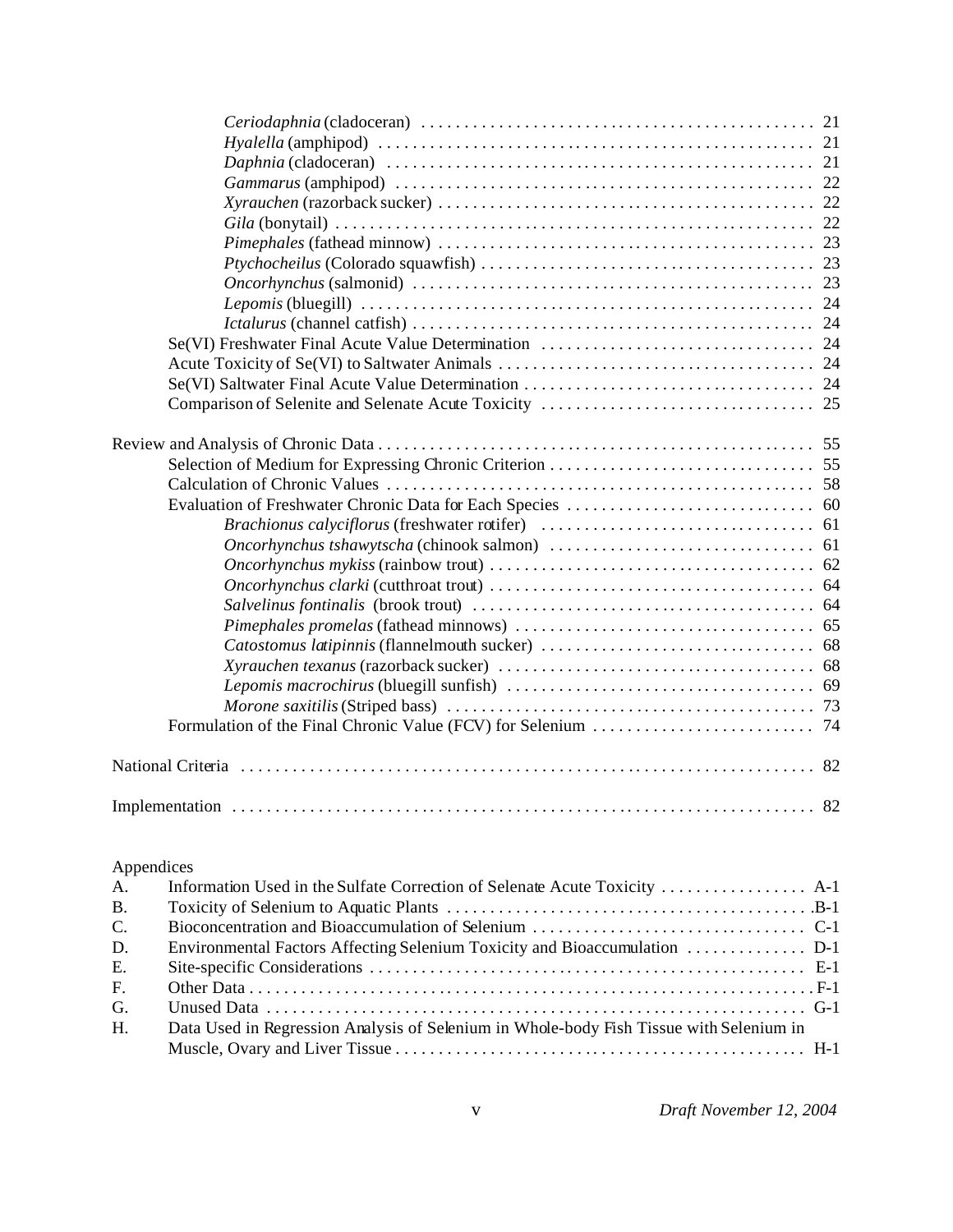- *Ceriodaphnia* (cladoceran) ........ 21
- *Hyalella* (amphipod) ........ 21
- *Daphnia* (cladoceran) ........ 21
- *Gammarus* (amphipod) ........ 22
- *Xyrauchen* (razorback sucker) ........ 22
- *Gila* (bonytail) ........ 22
- *Pimephales* (fathead minnow) ........ 23
- *Ptychocheilus* (Colorado squawfish) ........ 23
- *Oncorhynchus* (salmonid) ........ 23
- *Lepomis* (bluegill) ........ 24
- *Ictalurus* (channel catfish) ........ 24

Se(VI) Freshwater Final Acute Value Determination ........ 24

Acute Toxicity of Se(VI) to Saltwater Animals ........ 24

Se(VI) Saltwater Final Acute Value Determination ........ 24

Comparison of Selenite and Selenate Acute Toxicity ........ 25

Review and Analysis of Chronic Data ........ 55

Selection of Medium for Expressing Chronic Criterion ........ 55

Calculation of Chronic Values ........ 58

Evaluation of Freshwater Chronic Data for Each Species ........ 60

- *Brachionus calyciflorus* (freshwater rotifer) ........ 61
- *Oncorhynchus tshawytscha* (chinook salmon) ........ 61
- *Oncorhynchus mykiss* (rainbow trout) ........ 62
- *Oncorhynchus clarki* (cutthroat trout) ........ 64
- *Salvelinus fontinalis* (brook trout) ........ 64
- *Pimephales promelas* (fathead minnows) ........ 65
- *Catostomus latipinnis* (flannelmouth sucker) ........ 68
- *Xyrauchen texanus* (razorback sucker) ........ 68
- *Lepomis macrochirus* (bluegill sunfish) ........ 69
- *Morone saxitilis* (Striped bass) ........ 73

Formulation of the Final Chronic Value (FCV) for Selenium ........ 74

National Criteria ........ 82

Implementation ........ 82

Appendices

A. Information Used in the Sulfate Correction of Selenate Acute Toxicity ........ A-1

B. Toxicity of Selenium to Aquatic Plants ........ B-1

C. Bioconcentration and Bioaccumulation of Selenium ........ C-1

D. Environmental Factors Affecting Selenium Toxicity and Bioaccumulation ........ D-1

E. Site-specific Considerations ........ E-1

F. Other Data ........ F-1

G. Unused Data ........ G-1

H. Data Used in Regression Analysis of Selenium in Whole-body Fish Tissue with Selenium in Muscle, Ovary and Liver Tissue ........ H-1

*Draft November 12, 2004*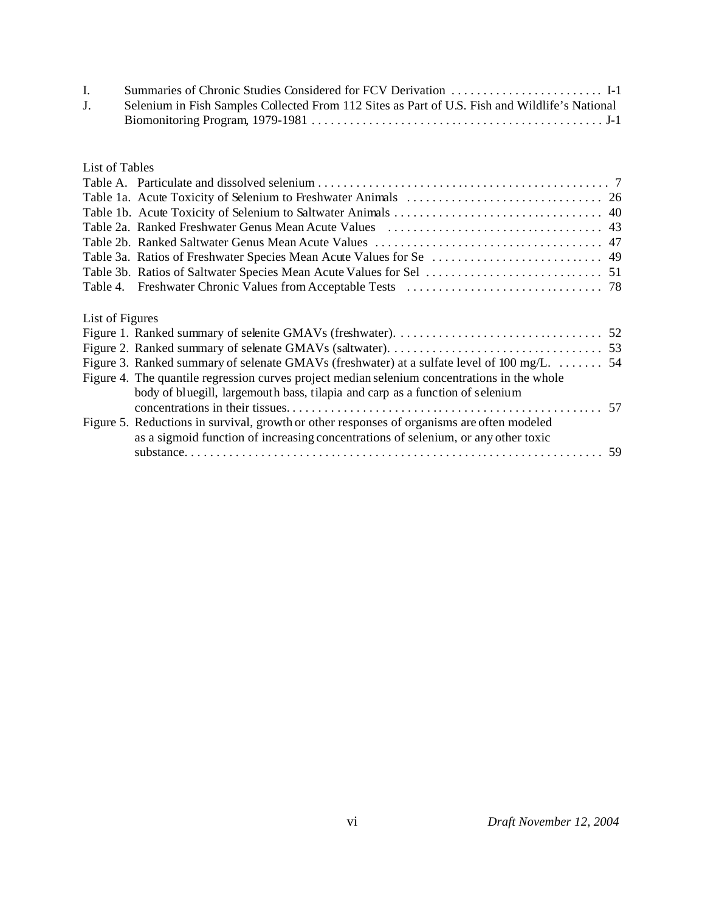I. Summaries of Chronic Studies Considered for FCV Derivation . . . . . . . . . . . . . . . . . . . . . . . . I-1

J. Selenium in Fish Samples Collected From 112 Sites as Part of U.S. Fish and Wildlife's National Biomonitoring Program, 1979-1981 . . . . . . . . . . . . . . . . . . . . . . . . . . . . . . . . . . . . . . . . . . . . . . J-1

List of Tables

Table A. Particulate and dissolved selenium . . . . . . . . . . . . . . . . . . . . . . . . . . . . . . . . . . . . . . . . . . . . . . 7

Table 1a. Acute Toxicity of Selenium to Freshwater Animals . . . . . . . . . . . . . . . . . . . . . . . . . . . . . . . 26

Table 1b. Acute Toxicity of Selenium to Saltwater Animals . . . . . . . . . . . . . . . . . . . . . . . . . . . . . . . . . 40

Table 2a. Ranked Freshwater Genus Mean Acute Values . . . . . . . . . . . . . . . . . . . . . . . . . . . . . . . . . . 43

Table 2b. Ranked Saltwater Genus Mean Acute Values . . . . . . . . . . . . . . . . . . . . . . . . . . . . . . . . . . . . 47

Table 3a. Ratios of Freshwater Species Mean Acute Values for Se . . . . . . . . . . . . . . . . . . . . . . . . . . . 49

Table 3b. Ratios of Saltwater Species Mean Acute Values for Sel . . . . . . . . . . . . . . . . . . . . . . . . . . . . 51

Table 4. Freshwater Chronic Values from Acceptable Tests . . . . . . . . . . . . . . . . . . . . . . . . . . . . . . . 78

List of Figures

Figure 1. Ranked summary of selenite GMAVs (freshwater). . . . . . . . . . . . . . . . . . . . . . . . . . . . . . . . . 52

Figure 2. Ranked summary of selenate GMAVs (saltwater). . . . . . . . . . . . . . . . . . . . . . . . . . . . . . . . . . 53

Figure 3. Ranked summary of selenate GMAVs (freshwater) at a sulfate level of 100 mg/L. . . . . . . . 54

Figure 4. The quantile regression curves project median selenium concentrations in the whole body of bluegill, largemouth bass, tilapia and carp as a function of selenium concentrations in their tissues. . . . . . . . . . . . . . . . . . . . . . . . . . . . . . . . . . . . . . . . . . . . . . . . . . . 57

Figure 5. Reductions in survival, growth or other responses of organisms are often modeled as a sigmoid function of increasing concentrations of selenium, or any other toxic substance. . . . . . . . . . . . . . . . . . . . . . . . . . . . . . . . . . . . . . . . . . . . . . . . . . . . . . . . . . . . . . . . . . 59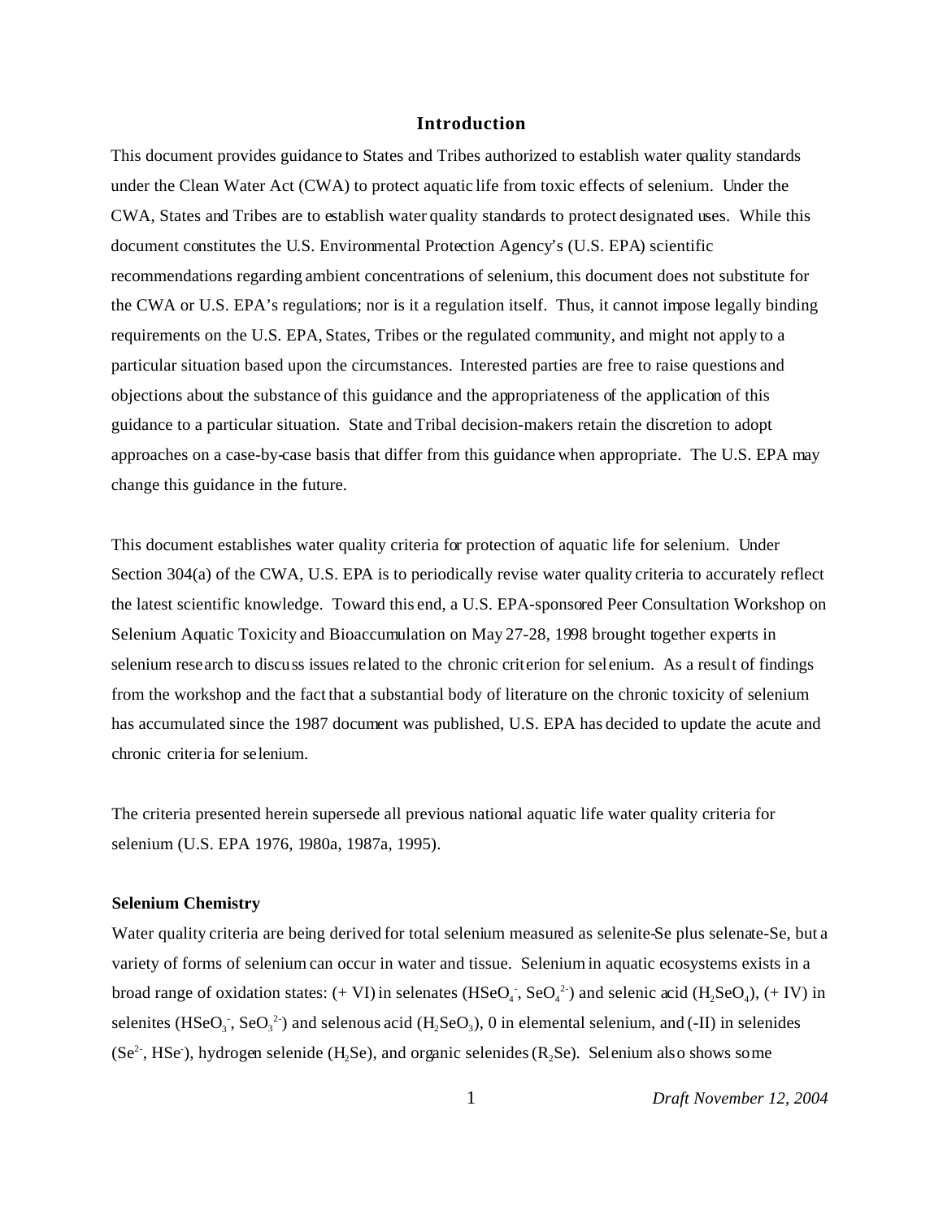## Introduction

This document provides guidance to States and Tribes authorized to establish water quality standards under the Clean Water Act (CWA) to protect aquatic life from toxic effects of selenium. Under the CWA, States and Tribes are to establish water quality standards to protect designated uses. While this document constitutes the U.S. Environmental Protection Agency's (U.S. EPA) scientific recommendations regarding ambient concentrations of selenium, this document does not substitute for the CWA or U.S. EPA's regulations; nor is it a regulation itself. Thus, it cannot impose legally binding requirements on the U.S. EPA, States, Tribes or the regulated community, and might not apply to a particular situation based upon the circumstances. Interested parties are free to raise questions and objections about the substance of this guidance and the appropriateness of the application of this guidance to a particular situation. State and Tribal decision-makers retain the discretion to adopt approaches on a case-by-case basis that differ from this guidance when appropriate. The U.S. EPA may change this guidance in the future.

This document establishes water quality criteria for protection of aquatic life for selenium. Under Section 304(a) of the CWA, U.S. EPA is to periodically revise water quality criteria to accurately reflect the latest scientific knowledge. Toward this end, a U.S. EPA-sponsored Peer Consultation Workshop on Selenium Aquatic Toxicity and Bioaccumulation on May 27-28, 1998 brought together experts in selenium research to discuss issues related to the chronic criterion for selenium. As a result of findings from the workshop and the fact that a substantial body of literature on the chronic toxicity of selenium has accumulated since the 1987 document was published, U.S. EPA has decided to update the acute and chronic criteria for selenium.

The criteria presented herein supersede all previous national aquatic life water quality criteria for selenium (U.S. EPA 1976, 1980a, 1987a, 1995).

### Selenium Chemistry

Water quality criteria are being derived for total selenium measured as selenite-Se plus selenate-Se, but a variety of forms of selenium can occur in water and tissue. Selenium in aquatic ecosystems exists in a broad range of oxidation states: (+ VI) in selenates ($HSeO_4^-$, $SeO_4^{2-}$) and selenic acid ($H_2SeO_4$), (+ IV) in selenites ($HSeO_3^-$, $SeO_3^{2-}$) and selenous acid ($H_2SeO_3$), 0 in elemental selenium, and (-II) in selenides ($Se^{2-}$, $HSe^-$), hydrogen selenide ($H_2Se$), and organic selenides ($R_2Se$). Selenium also shows some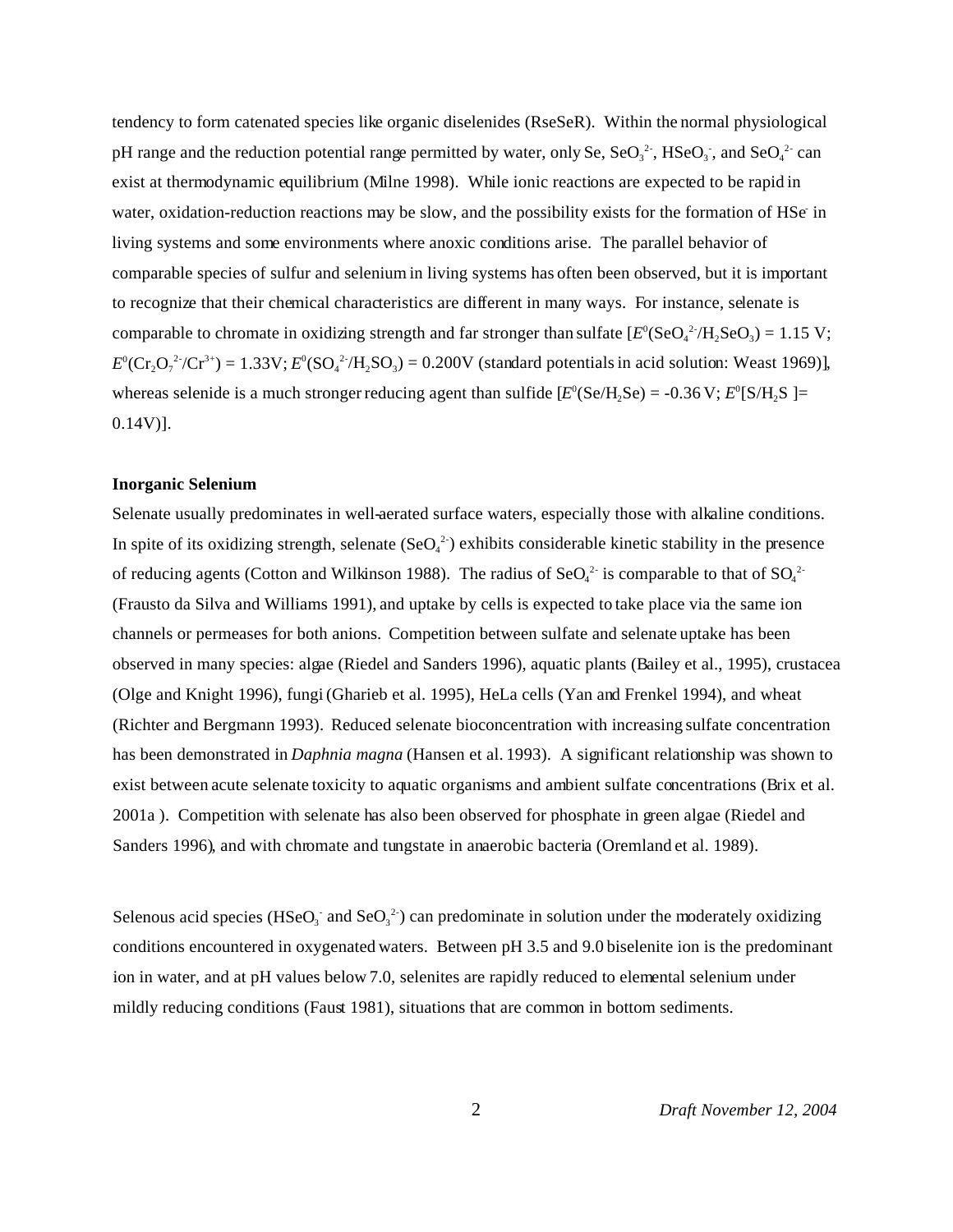tendency to form catenated species like organic diselenides (RseSeR). Within the normal physiological pH range and the reduction potential range permitted by water, only Se, $SeO_3^{2-}$, $HSeO_3^-$, and $SeO_4^{2-}$ can exist at thermodynamic equilibrium (Milne 1998). While ionic reactions are expected to be rapid in water, oxidation-reduction reactions may be slow, and the possibility exists for the formation of $HSe^-$ in living systems and some environments where anoxic conditions arise. The parallel behavior of comparable species of sulfur and selenium in living systems has often been observed, but it is important to recognize that their chemical characteristics are different in many ways. For instance, selenate is comparable to chromate in oxidizing strength and far stronger than sulfate [$E^0(SeO_4^{2-}/H_2SeO_3) = 1.15$ V; $E^0(Cr_2O_7^{2-}/Cr^{3+}) = 1.33$V; $E^0(SO_4^{2-}/H_2SO_3) = 0.200$V (standard potentials in acid solution: Weast 1969)], whereas selenide is a much stronger reducing agent than sulfide [$E^0(Se/H_2Se) = -0.36$ V; $E^0[S/H_2S\ ] = 0.14$V)].

**Inorganic Selenium**

Selenate usually predominates in well-aerated surface waters, especially those with alkaline conditions. In spite of its oxidizing strength, selenate ($SeO_4^{2-}$) exhibits considerable kinetic stability in the presence of reducing agents (Cotton and Wilkinson 1988). The radius of $SeO_4^{2-}$ is comparable to that of $SO_4^{2-}$ (Frausto da Silva and Williams 1991), and uptake by cells is expected to take place via the same ion channels or permeases for both anions. Competition between sulfate and selenate uptake has been observed in many species: algae (Riedel and Sanders 1996), aquatic plants (Bailey et al., 1995), crustacea (Olge and Knight 1996), fungi (Gharieb et al. 1995), HeLa cells (Yan and Frenkel 1994), and wheat (Richter and Bergmann 1993). Reduced selenate bioconcentration with increasing sulfate concentration has been demonstrated in *Daphnia magna* (Hansen et al. 1993). A significant relationship was shown to exist between acute selenate toxicity to aquatic organisms and ambient sulfate concentrations (Brix et al. 2001a ). Competition with selenate has also been observed for phosphate in green algae (Riedel and Sanders 1996), and with chromate and tungstate in anaerobic bacteria (Oremland et al. 1989).

Selenous acid species ($HSeO_3^-$ and $SeO_3^{2-}$) can predominate in solution under the moderately oxidizing conditions encountered in oxygenated waters. Between pH 3.5 and 9.0 biselenite ion is the predominant ion in water, and at pH values below 7.0, selenites are rapidly reduced to elemental selenium under mildly reducing conditions (Faust 1981), situations that are common in bottom sediments.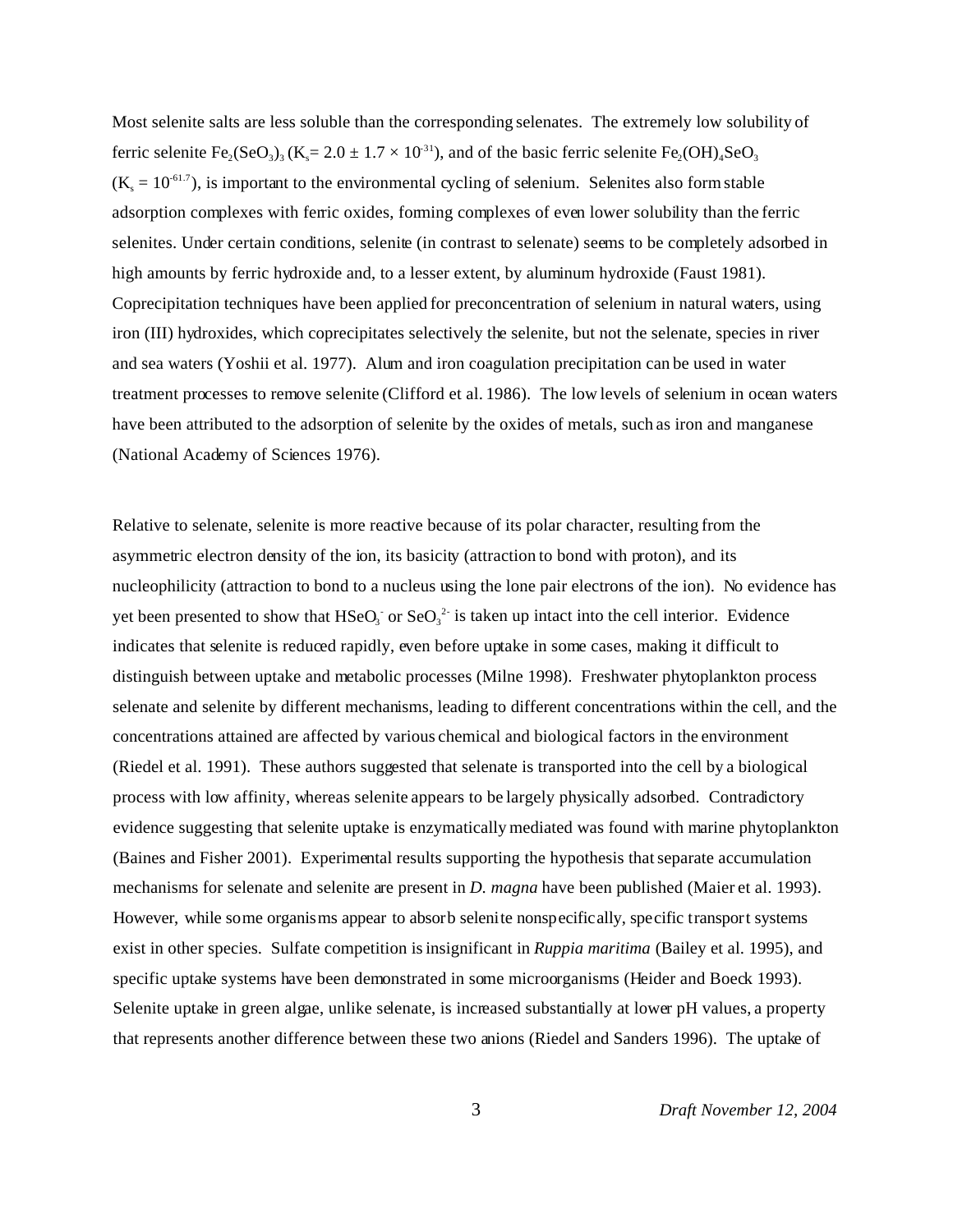Most selenite salts are less soluble than the corresponding selenates. The extremely low solubility of ferric selenite $Fe_2(SeO_3)_3$ ($K_s = 2.0 \pm 1.7 \times 10^{-31}$), and of the basic ferric selenite $Fe_2(OH)_4SeO_3$ ($K_s = 10^{-61.7}$), is important to the environmental cycling of selenium. Selenites also form stable adsorption complexes with ferric oxides, forming complexes of even lower solubility than the ferric selenites. Under certain conditions, selenite (in contrast to selenate) seems to be completely adsorbed in high amounts by ferric hydroxide and, to a lesser extent, by aluminum hydroxide (Faust 1981). Coprecipitation techniques have been applied for preconcentration of selenium in natural waters, using iron (III) hydroxides, which coprecipitates selectively the selenite, but not the selenate, species in river and sea waters (Yoshii et al. 1977). Alum and iron coagulation precipitation can be used in water treatment processes to remove selenite (Clifford et al. 1986). The low levels of selenium in ocean waters have been attributed to the adsorption of selenite by the oxides of metals, such as iron and manganese (National Academy of Sciences 1976).

Relative to selenate, selenite is more reactive because of its polar character, resulting from the asymmetric electron density of the ion, its basicity (attraction to bond with proton), and its nucleophilicity (attraction to bond to a nucleus using the lone pair electrons of the ion). No evidence has yet been presented to show that $HSeO_3^-$ or $SeO_3^{2-}$ is taken up intact into the cell interior. Evidence indicates that selenite is reduced rapidly, even before uptake in some cases, making it difficult to distinguish between uptake and metabolic processes (Milne 1998). Freshwater phytoplankton process selenate and selenite by different mechanisms, leading to different concentrations within the cell, and the concentrations attained are affected by various chemical and biological factors in the environment (Riedel et al. 1991). These authors suggested that selenate is transported into the cell by a biological process with low affinity, whereas selenite appears to be largely physically adsorbed. Contradictory evidence suggesting that selenite uptake is enzymatically mediated was found with marine phytoplankton (Baines and Fisher 2001). Experimental results supporting the hypothesis that separate accumulation mechanisms for selenate and selenite are present in *D. magna* have been published (Maier et al. 1993). However, while some organisms appear to absorb selenite nonspecifically, specific transport systems exist in other species. Sulfate competition is insignificant in *Ruppia maritima* (Bailey et al. 1995), and specific uptake systems have been demonstrated in some microorganisms (Heider and Boeck 1993). Selenite uptake in green algae, unlike selenate, is increased substantially at lower pH values, a property that represents another difference between these two anions (Riedel and Sanders 1996). The uptake of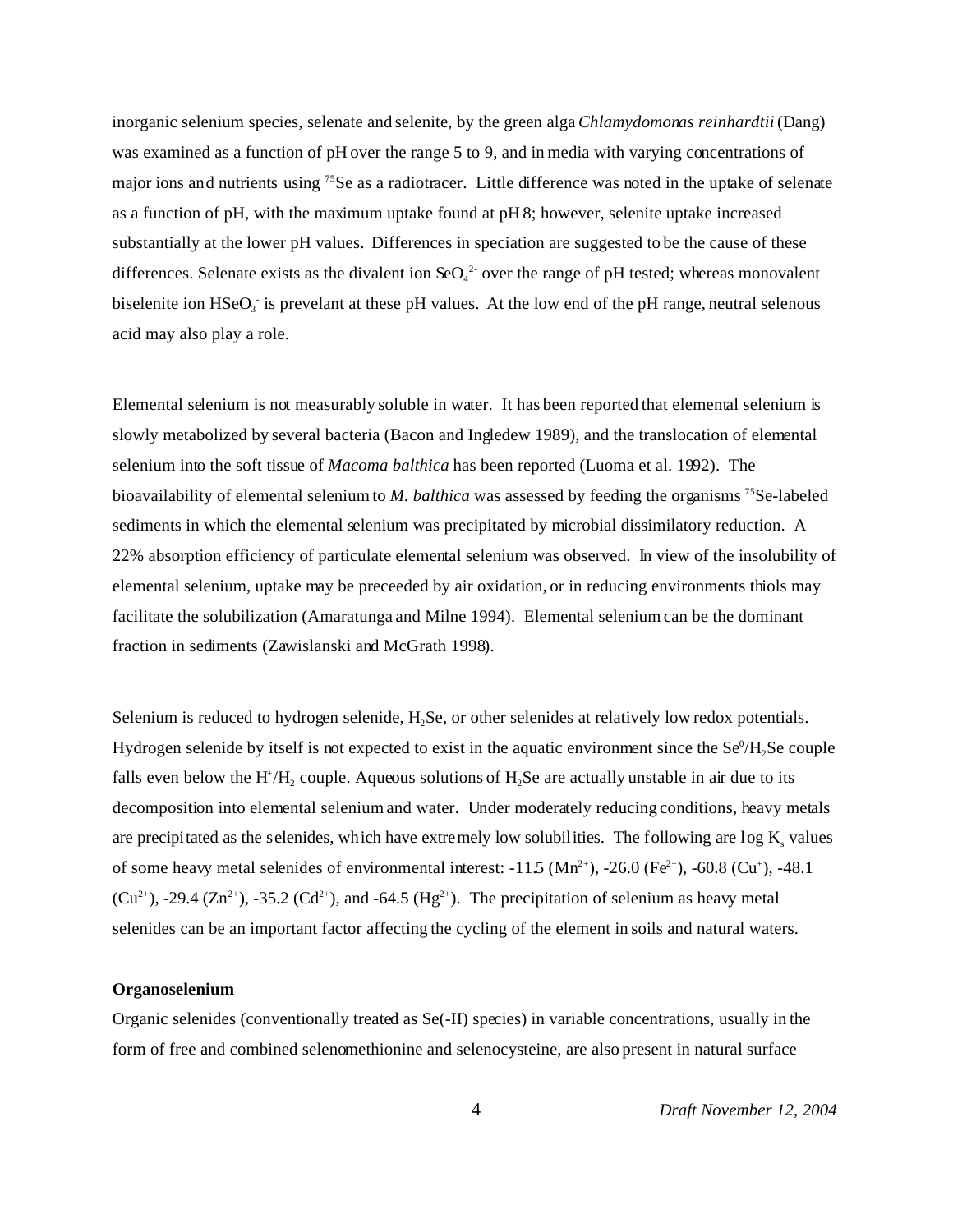inorganic selenium species, selenate and selenite, by the green alga *Chlamydomonas reinhardtii* (Dang) was examined as a function of pH over the range 5 to 9, and in media with varying concentrations of major ions and nutrients using $^{75}$Se as a radiotracer. Little difference was noted in the uptake of selenate as a function of pH, with the maximum uptake found at pH 8; however, selenite uptake increased substantially at the lower pH values. Differences in speciation are suggested to be the cause of these differences. Selenate exists as the divalent ion $SeO_4^{2-}$ over the range of pH tested; whereas monovalent biselenite ion $HSeO_3^-$ is prevelant at these pH values. At the low end of the pH range, neutral selenous acid may also play a role.

Elemental selenium is not measurably soluble in water. It has been reported that elemental selenium is slowly metabolized by several bacteria (Bacon and Ingledew 1989), and the translocation of elemental selenium into the soft tissue of *Macoma balthica* has been reported (Luoma et al. 1992). The bioavailability of elemental selenium to *M. balthica* was assessed by feeding the organisms $^{75}$Se-labeled sediments in which the elemental selenium was precipitated by microbial dissimilatory reduction. A 22% absorption efficiency of particulate elemental selenium was observed. In view of the insolubility of elemental selenium, uptake may be preceeded by air oxidation, or in reducing environments thiols may facilitate the solubilization (Amaratunga and Milne 1994). Elemental selenium can be the dominant fraction in sediments (Zawislanski and McGrath 1998).

Selenium is reduced to hydrogen selenide, $H_2Se$, or other selenides at relatively low redox potentials. Hydrogen selenide by itself is not expected to exist in the aquatic environment since the $Se^0/H_2Se$ couple falls even below the $H^+/H_2$ couple. Aqueous solutions of $H_2Se$ are actually unstable in air due to its decomposition into elemental selenium and water. Under moderately reducing conditions, heavy metals are precipitated as the selenides, which have extremely low solubilities. The following are $\log K_s$ values of some heavy metal selenides of environmental interest: -11.5 ($Mn^{2+}$), -26.0 ($Fe^{2+}$), -60.8 ($Cu^+$), -48.1 ($Cu^{2+}$), -29.4 ($Zn^{2+}$), -35.2 ($Cd^{2+}$), and -64.5 ($Hg^{2+}$). The precipitation of selenium as heavy metal selenides can be an important factor affecting the cycling of the element in soils and natural waters.

**Organoselenium**

Organic selenides (conventionally treated as Se(-II) species) in variable concentrations, usually in the form of free and combined selenomethionine and selenocysteine, are also present in natural surface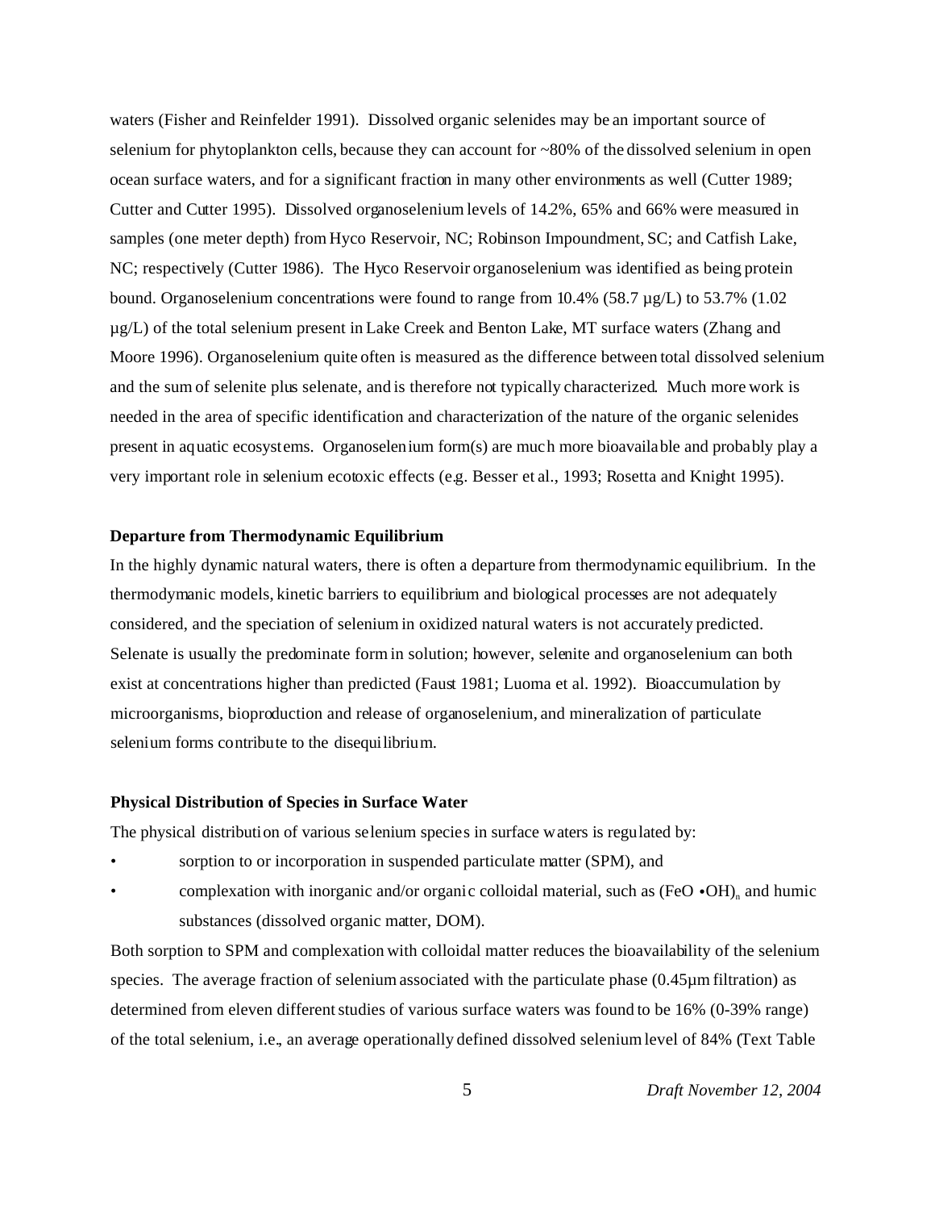waters (Fisher and Reinfelder 1991). Dissolved organic selenides may be an important source of selenium for phytoplankton cells, because they can account for ~80% of the dissolved selenium in open ocean surface waters, and for a significant fraction in many other environments as well (Cutter 1989; Cutter and Cutter 1995). Dissolved organoselenium levels of 14.2%, 65% and 66% were measured in samples (one meter depth) from Hyco Reservoir, NC; Robinson Impoundment, SC; and Catfish Lake, NC; respectively (Cutter 1986). The Hyco Reservoir organoselenium was identified as being protein bound. Organoselenium concentrations were found to range from 10.4% (58.7 µg/L) to 53.7% (1.02 µg/L) of the total selenium present in Lake Creek and Benton Lake, MT surface waters (Zhang and Moore 1996). Organoselenium quite often is measured as the difference between total dissolved selenium and the sum of selenite plus selenate, and is therefore not typically characterized. Much more work is needed in the area of specific identification and characterization of the nature of the organic selenides present in aquatic ecosystems. Organoselenium form(s) are much more bioavailable and probably play a very important role in selenium ecotoxic effects (e.g. Besser et al., 1993; Rosetta and Knight 1995).

### Departure from Thermodynamic Equilibrium

In the highly dynamic natural waters, there is often a departure from thermodynamic equilibrium. In the thermodymanic models, kinetic barriers to equilibrium and biological processes are not adequately considered, and the speciation of selenium in oxidized natural waters is not accurately predicted. Selenate is usually the predominate form in solution; however, selenite and organoselenium can both exist at concentrations higher than predicted (Faust 1981; Luoma et al. 1992). Bioaccumulation by microorganisms, bioproduction and release of organoselenium, and mineralization of particulate selenium forms contribute to the disequilibrium.

### Physical Distribution of Species in Surface Water

The physical distribution of various selenium species in surface waters is regulated by:

- sorption to or incorporation in suspended particulate matter (SPM), and
- complexation with inorganic and/or organic colloidal material, such as $(FeO \bullet OH)_n$ and humic substances (dissolved organic matter, DOM).

Both sorption to SPM and complexation with colloidal matter reduces the bioavailability of the selenium species. The average fraction of selenium associated with the particulate phase (0.45µm filtration) as determined from eleven different studies of various surface waters was found to be 16% (0-39% range) of the total selenium, i.e., an average operationally defined dissolved selenium level of 84% (Text Table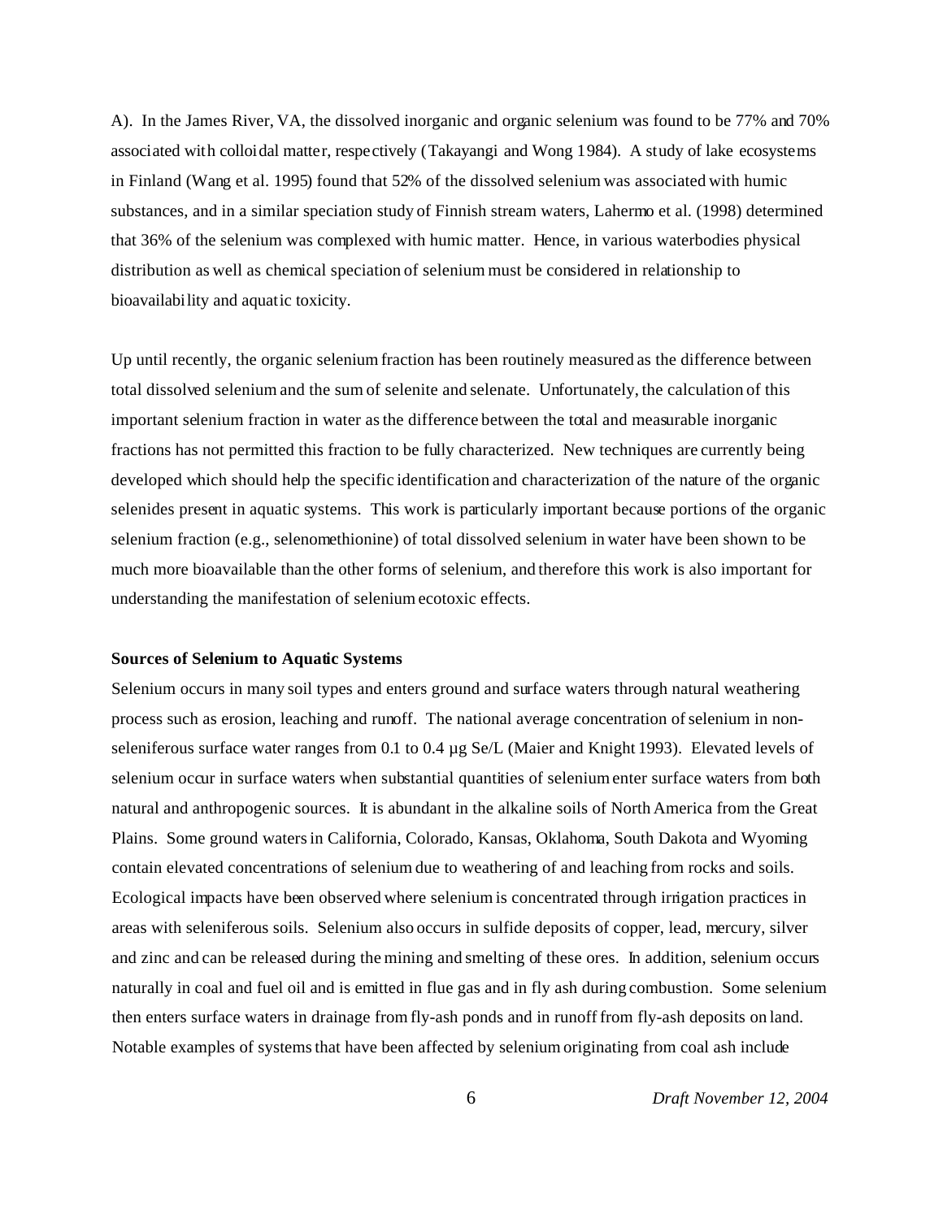A). In the James River, VA, the dissolved inorganic and organic selenium was found to be 77% and 70% associated with colloidal matter, respectively (Takayangi and Wong 1984). A study of lake ecosystems in Finland (Wang et al. 1995) found that 52% of the dissolved selenium was associated with humic substances, and in a similar speciation study of Finnish stream waters, Lahermo et al. (1998) determined that 36% of the selenium was complexed with humic matter. Hence, in various waterbodies physical distribution as well as chemical speciation of selenium must be considered in relationship to bioavailability and aquatic toxicity.

Up until recently, the organic selenium fraction has been routinely measured as the difference between total dissolved selenium and the sum of selenite and selenate. Unfortunately, the calculation of this important selenium fraction in water as the difference between the total and measurable inorganic fractions has not permitted this fraction to be fully characterized. New techniques are currently being developed which should help the specific identification and characterization of the nature of the organic selenides present in aquatic systems. This work is particularly important because portions of the organic selenium fraction (e.g., selenomethionine) of total dissolved selenium in water have been shown to be much more bioavailable than the other forms of selenium, and therefore this work is also important for understanding the manifestation of selenium ecotoxic effects.

**Sources of Selenium to Aquatic Systems**

Selenium occurs in many soil types and enters ground and surface waters through natural weathering process such as erosion, leaching and runoff. The national average concentration of selenium in non-seleniferous surface water ranges from 0.1 to 0.4 µg Se/L (Maier and Knight 1993). Elevated levels of selenium occur in surface waters when substantial quantities of selenium enter surface waters from both natural and anthropogenic sources. It is abundant in the alkaline soils of North America from the Great Plains. Some ground waters in California, Colorado, Kansas, Oklahoma, South Dakota and Wyoming contain elevated concentrations of selenium due to weathering of and leaching from rocks and soils. Ecological impacts have been observed where selenium is concentrated through irrigation practices in areas with seleniferous soils. Selenium also occurs in sulfide deposits of copper, lead, mercury, silver and zinc and can be released during the mining and smelting of these ores. In addition, selenium occurs naturally in coal and fuel oil and is emitted in flue gas and in fly ash during combustion. Some selenium then enters surface waters in drainage from fly-ash ponds and in runoff from fly-ash deposits on land. Notable examples of systems that have been affected by selenium originating from coal ash include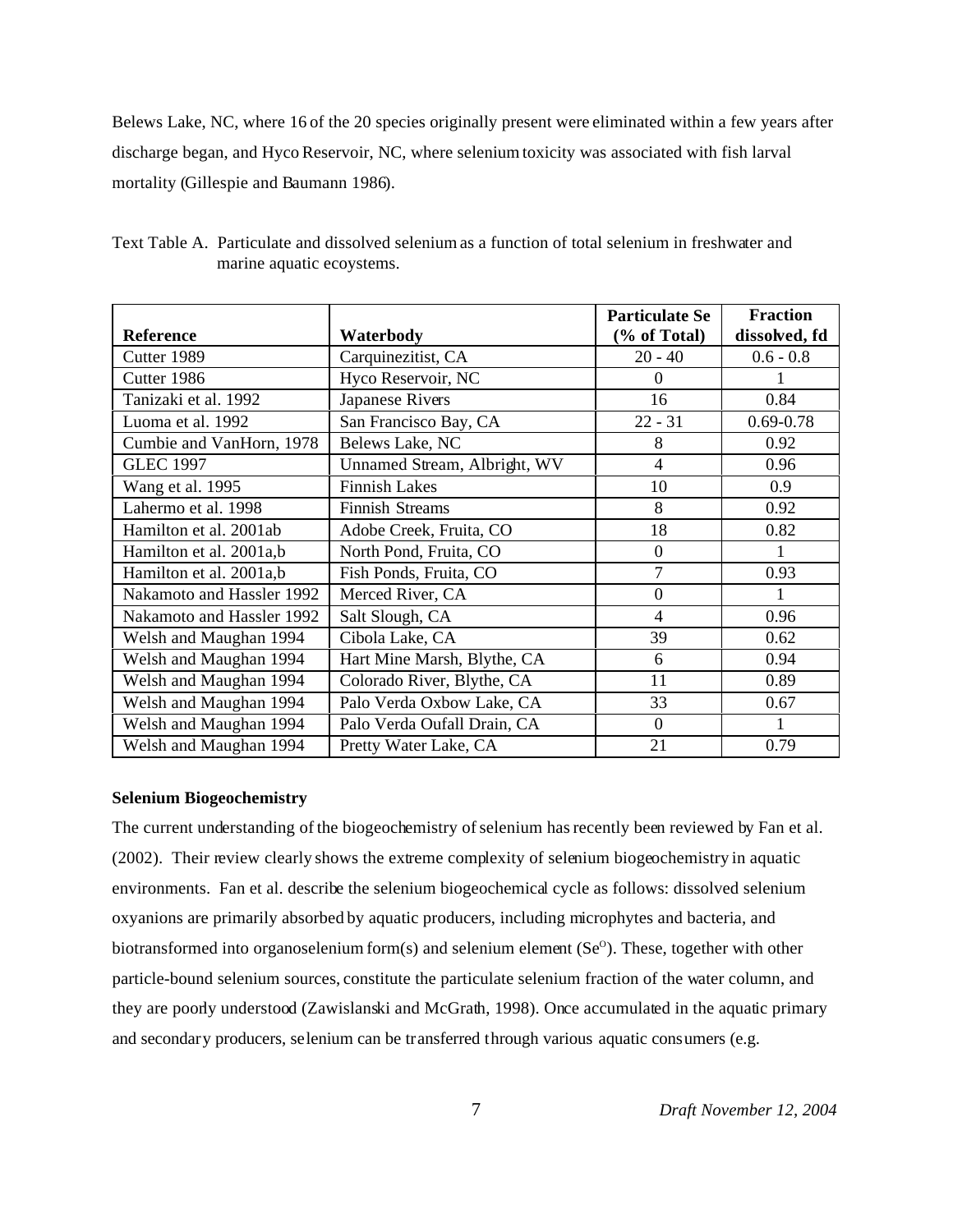Belews Lake, NC, where 16 of the 20 species originally present were eliminated within a few years after discharge began, and Hyco Reservoir, NC, where selenium toxicity was associated with fish larval mortality (Gillespie and Baumann 1986).

Text Table A. Particulate and dissolved selenium as a function of total selenium in freshwater and marine aquatic ecoystems.

| Reference | Waterbody | Particulate Se (% of Total) | Fraction dissolved, fd |
|---|---|---|---|
| Cutter 1989 | Carquinezitist, CA | 20 - 40 | 0.6 - 0.8 |
| Cutter 1986 | Hyco Reservoir, NC | 0 | 1 |
| Tanizaki et al. 1992 | Japanese Rivers | 16 | 0.84 |
| Luoma et al. 1992 | San Francisco Bay, CA | 22 - 31 | 0.69-0.78 |
| Cumbie and VanHorn, 1978 | Belews Lake, NC | 8 | 0.92 |
| GLEC 1997 | Unnamed Stream, Albright, WV | 4 | 0.96 |
| Wang et al. 1995 | Finnish Lakes | 10 | 0.9 |
| Lahermo et al. 1998 | Finnish Streams | 8 | 0.92 |
| Hamilton et al. 2001ab | Adobe Creek, Fruita, CO | 18 | 0.82 |
| Hamilton et al. 2001a,b | North Pond, Fruita, CO | 0 | 1 |
| Hamilton et al. 2001a,b | Fish Ponds, Fruita, CO | 7 | 0.93 |
| Nakamoto and Hassler 1992 | Merced River, CA | 0 | 1 |
| Nakamoto and Hassler 1992 | Salt Slough, CA | 4 | 0.96 |
| Welsh and Maughan 1994 | Cibola Lake, CA | 39 | 0.62 |
| Welsh and Maughan 1994 | Hart Mine Marsh, Blythe, CA | 6 | 0.94 |
| Welsh and Maughan 1994 | Colorado River, Blythe, CA | 11 | 0.89 |
| Welsh and Maughan 1994 | Palo Verda Oxbow Lake, CA | 33 | 0.67 |
| Welsh and Maughan 1994 | Palo Verda Oufall Drain, CA | 0 | 1 |
| Welsh and Maughan 1994 | Pretty Water Lake, CA | 21 | 0.79 |

**Selenium Biogeochemistry**

The current understanding of the biogeochemistry of selenium has recently been reviewed by Fan et al. (2002). Their review clearly shows the extreme complexity of selenium biogeochemistry in aquatic environments. Fan et al. describe the selenium biogeochemical cycle as follows: dissolved selenium oxyanions are primarily absorbed by aquatic producers, including microphytes and bacteria, and biotransformed into organoselenium form(s) and selenium element ($Se^{O}$). These, together with other particle-bound selenium sources, constitute the particulate selenium fraction of the water column, and they are poorly understood (Zawislanski and McGrath, 1998). Once accumulated in the aquatic primary and secondary producers, selenium can be transferred through various aquatic consumers (e.g.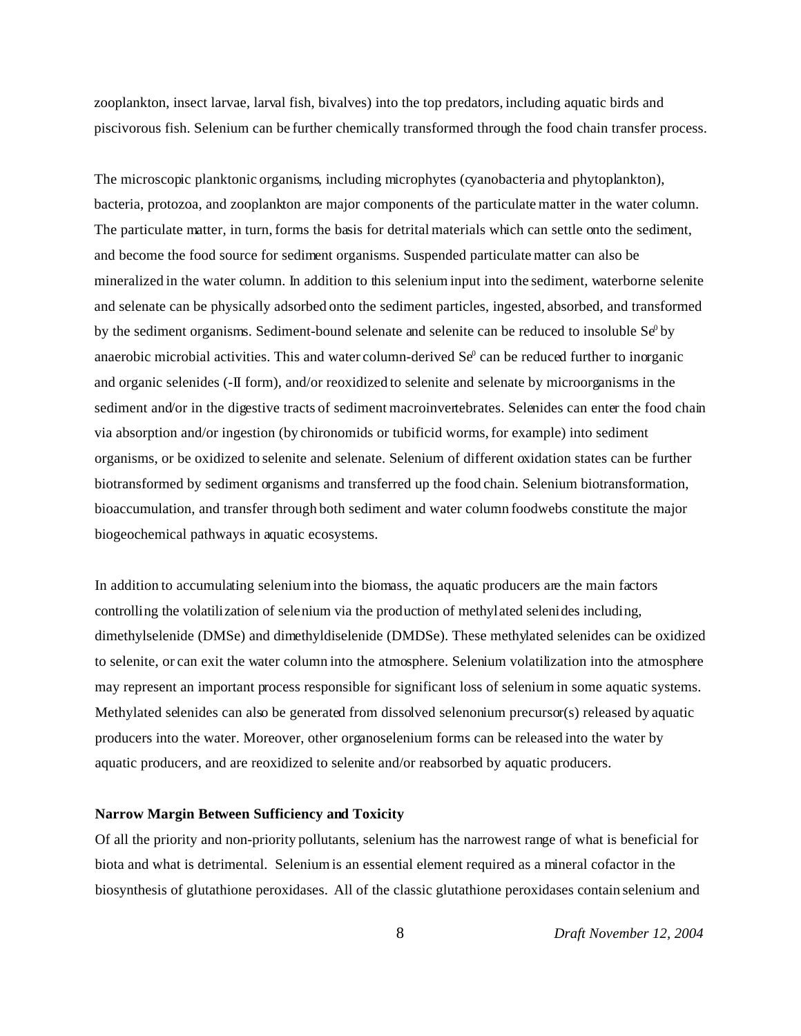zooplankton, insect larvae, larval fish, bivalves) into the top predators, including aquatic birds and piscivorous fish. Selenium can be further chemically transformed through the food chain transfer process.

The microscopic planktonic organisms, including microphytes (cyanobacteria and phytoplankton), bacteria, protozoa, and zooplankton are major components of the particulate matter in the water column. The particulate matter, in turn, forms the basis for detrital materials which can settle onto the sediment, and become the food source for sediment organisms. Suspended particulate matter can also be mineralized in the water column. In addition to this selenium input into the sediment, waterborne selenite and selenate can be physically adsorbed onto the sediment particles, ingested, absorbed, and transformed by the sediment organisms. Sediment-bound selenate and selenite can be reduced to insoluble $Se^0$ by anaerobic microbial activities. This and water column-derived $Se^0$ can be reduced further to inorganic and organic selenides (-II form), and/or reoxidized to selenite and selenate by microorganisms in the sediment and/or in the digestive tracts of sediment macroinvertebrates. Selenides can enter the food chain via absorption and/or ingestion (by chironomids or tubificid worms, for example) into sediment organisms, or be oxidized to selenite and selenate. Selenium of different oxidation states can be further biotransformed by sediment organisms and transferred up the food chain. Selenium biotransformation, bioaccumulation, and transfer through both sediment and water column foodwebs constitute the major biogeochemical pathways in aquatic ecosystems.

In addition to accumulating selenium into the biomass, the aquatic producers are the main factors controlling the volatilization of selenium via the production of methylated selenides including, dimethylselenide (DMSe) and dimethyldiselenide (DMDSe). These methylated selenides can be oxidized to selenite, or can exit the water column into the atmosphere. Selenium volatilization into the atmosphere may represent an important process responsible for significant loss of selenium in some aquatic systems. Methylated selenides can also be generated from dissolved selenonium precursor(s) released by aquatic producers into the water. Moreover, other organoselenium forms can be released into the water by aquatic producers, and are reoxidized to selenite and/or reabsorbed by aquatic producers.

**Narrow Margin Between Sufficiency and Toxicity**

Of all the priority and non-priority pollutants, selenium has the narrowest range of what is beneficial for biota and what is detrimental. Selenium is an essential element required as a mineral cofactor in the biosynthesis of glutathione peroxidases. All of the classic glutathione peroxidases contain selenium and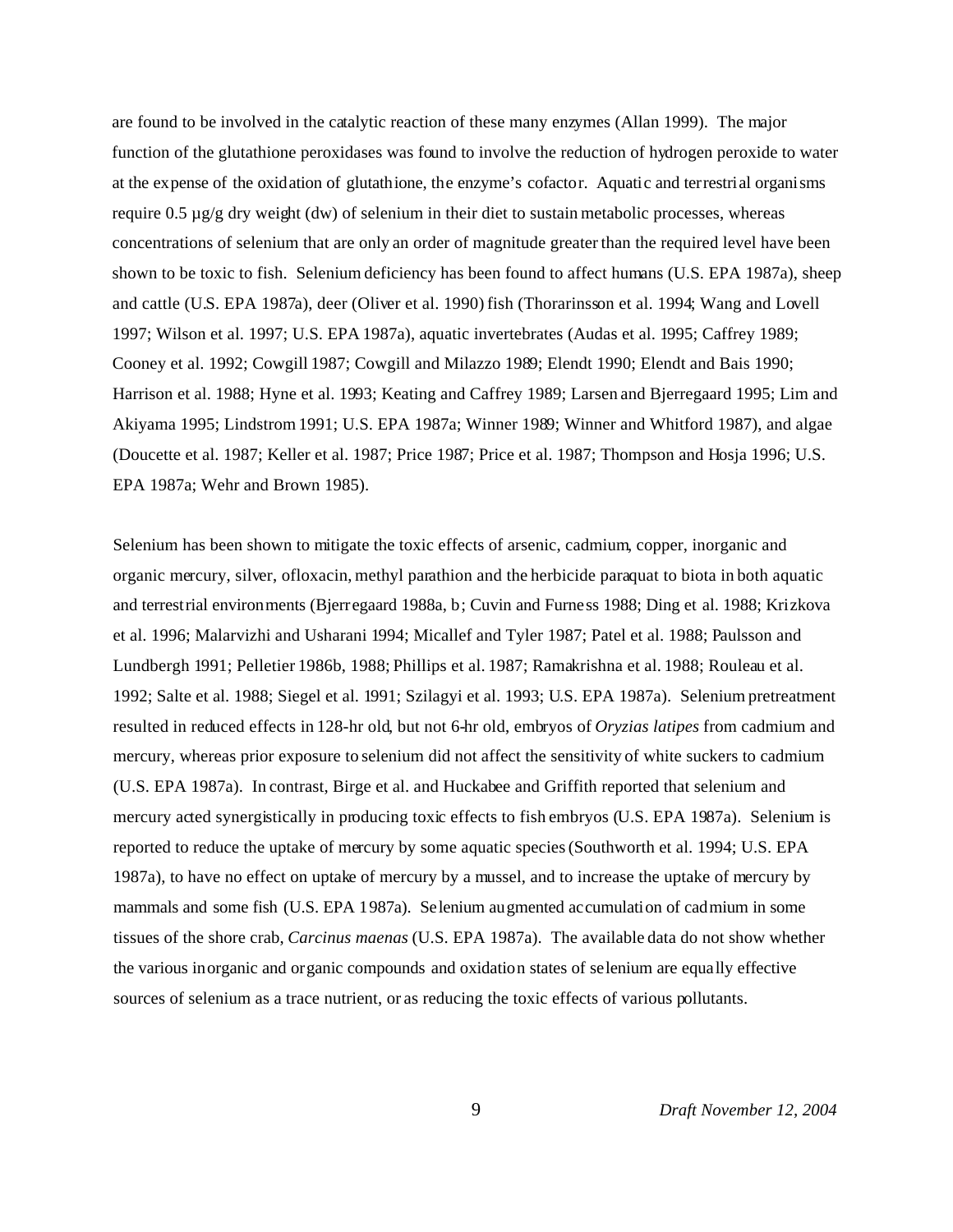are found to be involved in the catalytic reaction of these many enzymes (Allan 1999). The major function of the glutathione peroxidases was found to involve the reduction of hydrogen peroxide to water at the expense of the oxidation of glutathione, the enzyme's cofactor. Aquatic and terrestrial organisms require 0.5 µg/g dry weight (dw) of selenium in their diet to sustain metabolic processes, whereas concentrations of selenium that are only an order of magnitude greater than the required level have been shown to be toxic to fish. Selenium deficiency has been found to affect humans (U.S. EPA 1987a), sheep and cattle (U.S. EPA 1987a), deer (Oliver et al. 1990) fish (Thorarinsson et al. 1994; Wang and Lovell 1997; Wilson et al. 1997; U.S. EPA 1987a), aquatic invertebrates (Audas et al. 1995; Caffrey 1989; Cooney et al. 1992; Cowgill 1987; Cowgill and Milazzo 1989; Elendt 1990; Elendt and Bais 1990; Harrison et al. 1988; Hyne et al. 1993; Keating and Caffrey 1989; Larsen and Bjerregaard 1995; Lim and Akiyama 1995; Lindstrom 1991; U.S. EPA 1987a; Winner 1989; Winner and Whitford 1987), and algae (Doucette et al. 1987; Keller et al. 1987; Price 1987; Price et al. 1987; Thompson and Hosja 1996; U.S. EPA 1987a; Wehr and Brown 1985).

Selenium has been shown to mitigate the toxic effects of arsenic, cadmium, copper, inorganic and organic mercury, silver, ofloxacin, methyl parathion and the herbicide paraquat to biota in both aquatic and terrestrial environments (Bjerregaard 1988a, b; Cuvin and Furness 1988; Ding et al. 1988; Krizkova et al. 1996; Malarvizhi and Usharani 1994; Micallef and Tyler 1987; Patel et al. 1988; Paulsson and Lundbergh 1991; Pelletier 1986b, 1988; Phillips et al. 1987; Ramakrishna et al. 1988; Rouleau et al. 1992; Salte et al. 1988; Siegel et al. 1991; Szilagyi et al. 1993; U.S. EPA 1987a). Selenium pretreatment resulted in reduced effects in 128-hr old, but not 6-hr old, embryos of *Oryzias latipes* from cadmium and mercury, whereas prior exposure to selenium did not affect the sensitivity of white suckers to cadmium (U.S. EPA 1987a). In contrast, Birge et al. and Huckabee and Griffith reported that selenium and mercury acted synergistically in producing toxic effects to fish embryos (U.S. EPA 1987a). Selenium is reported to reduce the uptake of mercury by some aquatic species (Southworth et al. 1994; U.S. EPA 1987a), to have no effect on uptake of mercury by a mussel, and to increase the uptake of mercury by mammals and some fish (U.S. EPA 1987a). Selenium augmented accumulation of cadmium in some tissues of the shore crab, *Carcinus maenas* (U.S. EPA 1987a). The available data do not show whether the various inorganic and organic compounds and oxidation states of selenium are equally effective sources of selenium as a trace nutrient, or as reducing the toxic effects of various pollutants.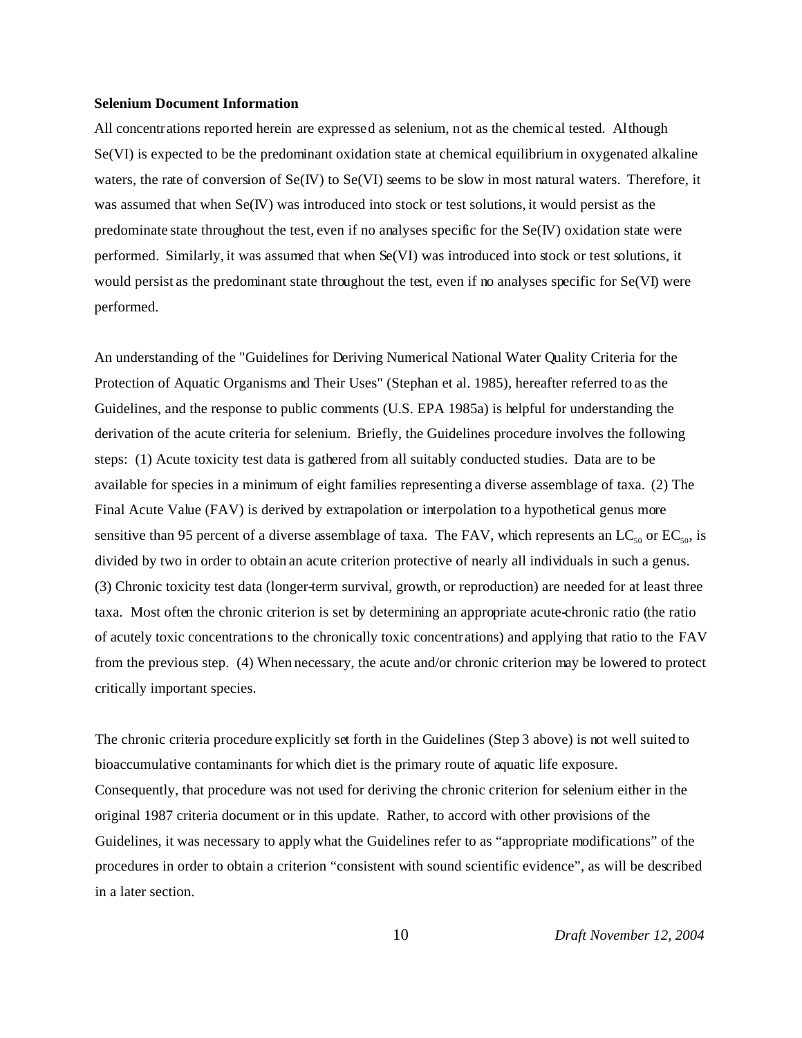**Selenium Document Information**

All concentrations reported herein are expressed as selenium, not as the chemical tested. Although Se(VI) is expected to be the predominant oxidation state at chemical equilibrium in oxygenated alkaline waters, the rate of conversion of Se(IV) to Se(VI) seems to be slow in most natural waters. Therefore, it was assumed that when Se(IV) was introduced into stock or test solutions, it would persist as the predominate state throughout the test, even if no analyses specific for the Se(IV) oxidation state were performed. Similarly, it was assumed that when Se(VI) was introduced into stock or test solutions, it would persist as the predominant state throughout the test, even if no analyses specific for Se(VI) were performed.

An understanding of the "Guidelines for Deriving Numerical National Water Quality Criteria for the Protection of Aquatic Organisms and Their Uses" (Stephan et al. 1985), hereafter referred to as the Guidelines, and the response to public comments (U.S. EPA 1985a) is helpful for understanding the derivation of the acute criteria for selenium. Briefly, the Guidelines procedure involves the following steps: (1) Acute toxicity test data is gathered from all suitably conducted studies. Data are to be available for species in a minimum of eight families representing a diverse assemblage of taxa. (2) The Final Acute Value (FAV) is derived by extrapolation or interpolation to a hypothetical genus more sensitive than 95 percent of a diverse assemblage of taxa. The FAV, which represents an $LC_{50}$ or $EC_{50}$, is divided by two in order to obtain an acute criterion protective of nearly all individuals in such a genus. (3) Chronic toxicity test data (longer-term survival, growth, or reproduction) are needed for at least three taxa. Most often the chronic criterion is set by determining an appropriate acute-chronic ratio (the ratio of acutely toxic concentrations to the chronically toxic concentrations) and applying that ratio to the FAV from the previous step. (4) When necessary, the acute and/or chronic criterion may be lowered to protect critically important species.

The chronic criteria procedure explicitly set forth in the Guidelines (Step 3 above) is not well suited to bioaccumulative contaminants for which diet is the primary route of aquatic life exposure. Consequently, that procedure was not used for deriving the chronic criterion for selenium either in the original 1987 criteria document or in this update. Rather, to accord with other provisions of the Guidelines, it was necessary to apply what the Guidelines refer to as "appropriate modifications" of the procedures in order to obtain a criterion "consistent with sound scientific evidence", as will be described in a later section.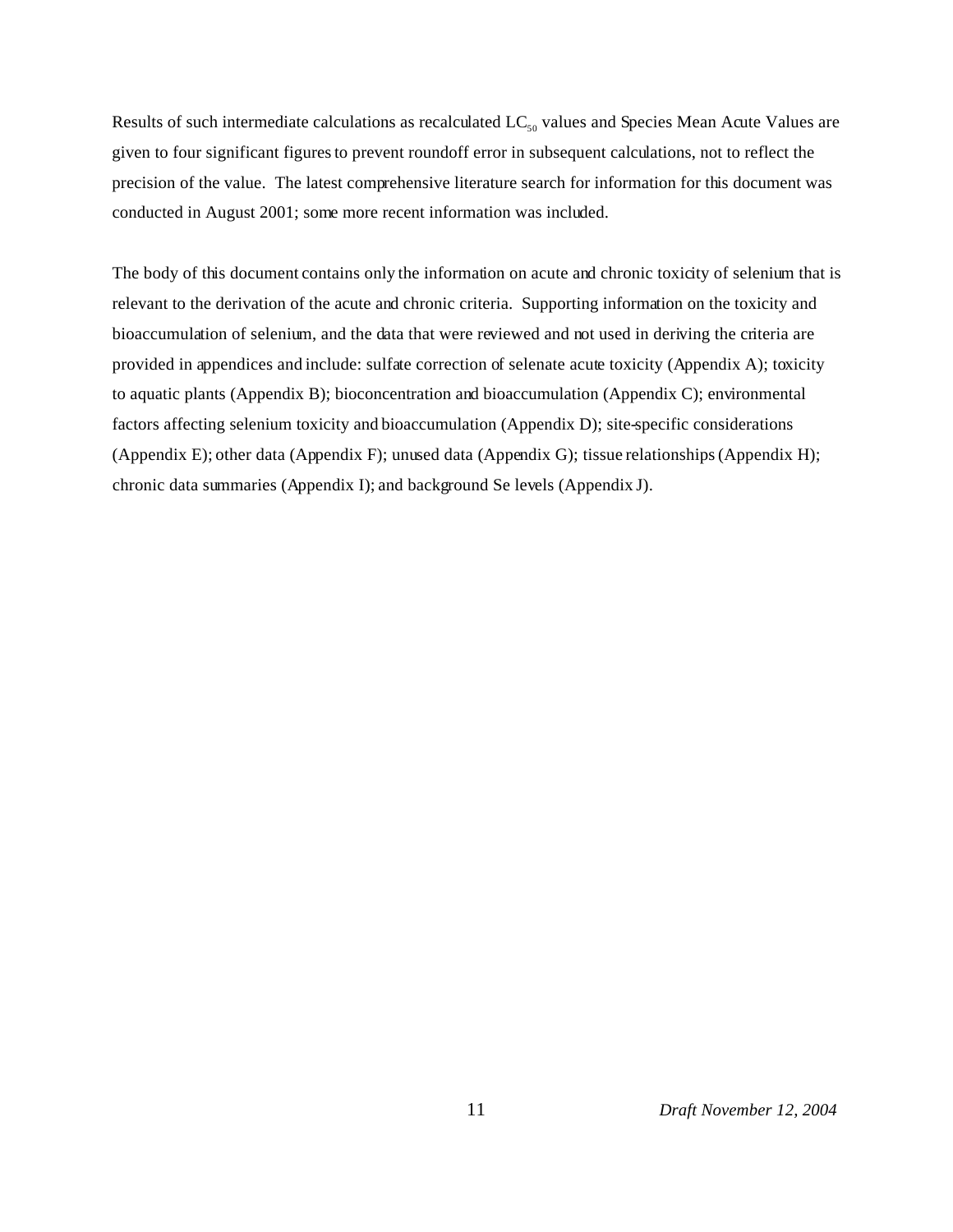Results of such intermediate calculations as recalculated $LC_{50}$ values and Species Mean Acute Values are given to four significant figures to prevent roundoff error in subsequent calculations, not to reflect the precision of the value. The latest comprehensive literature search for information for this document was conducted in August 2001; some more recent information was included.

The body of this document contains only the information on acute and chronic toxicity of selenium that is relevant to the derivation of the acute and chronic criteria. Supporting information on the toxicity and bioaccumulation of selenium, and the data that were reviewed and not used in deriving the criteria are provided in appendices and include: sulfate correction of selenate acute toxicity (Appendix A); toxicity to aquatic plants (Appendix B); bioconcentration and bioaccumulation (Appendix C); environmental factors affecting selenium toxicity and bioaccumulation (Appendix D); site-specific considerations (Appendix E); other data (Appendix F); unused data (Appendix G); tissue relationships (Appendix H); chronic data summaries (Appendix I); and background Se levels (Appendix J).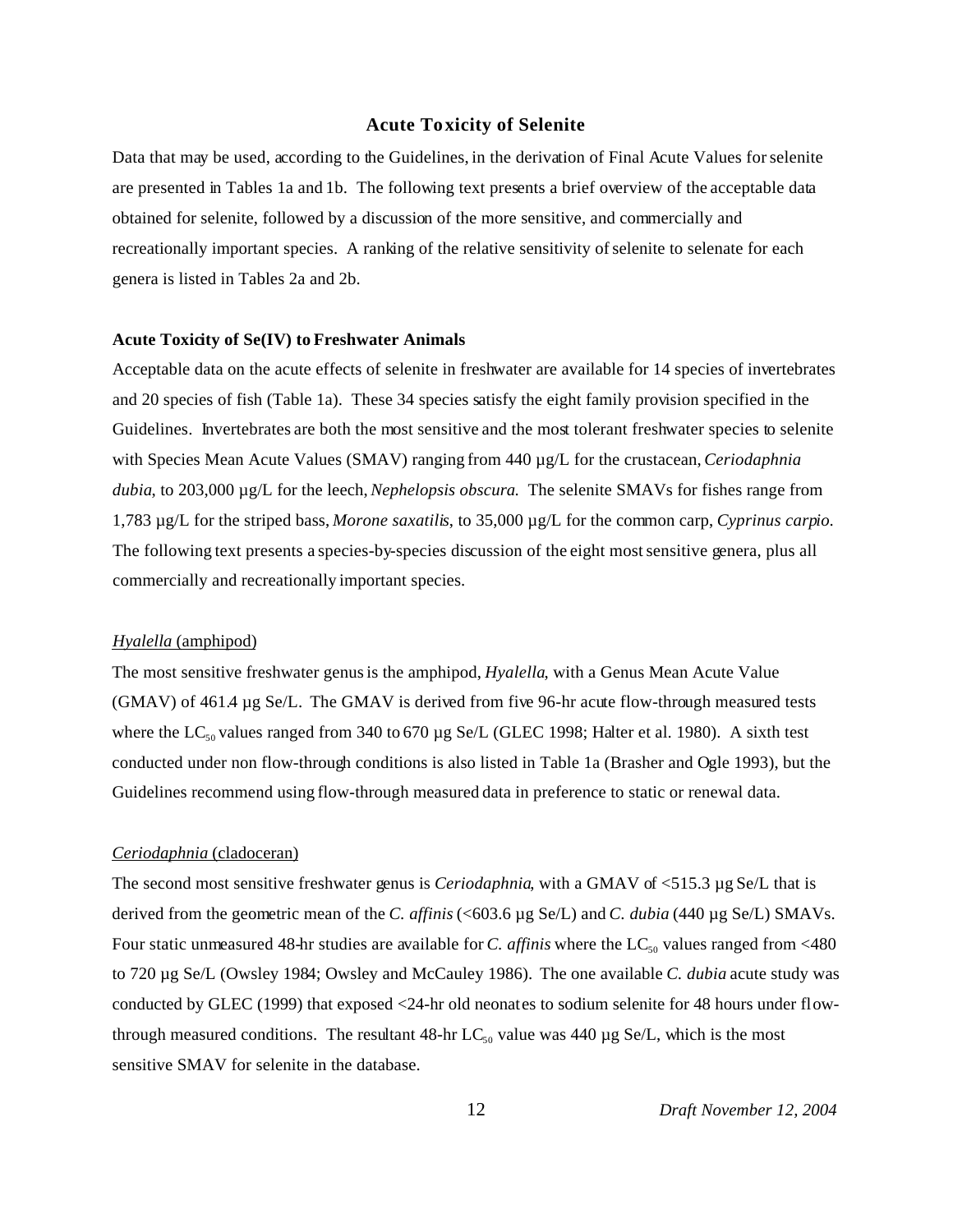## Acute Toxicity of Selenite

Data that may be used, according to the Guidelines, in the derivation of Final Acute Values for selenite are presented in Tables 1a and 1b. The following text presents a brief overview of the acceptable data obtained for selenite, followed by a discussion of the more sensitive, and commercially and recreationally important species. A ranking of the relative sensitivity of selenite to selenate for each genera is listed in Tables 2a and 2b.

### Acute Toxicity of Se(IV) to Freshwater Animals

Acceptable data on the acute effects of selenite in freshwater are available for 14 species of invertebrates and 20 species of fish (Table 1a). These 34 species satisfy the eight family provision specified in the Guidelines. Invertebrates are both the most sensitive and the most tolerant freshwater species to selenite with Species Mean Acute Values (SMAV) ranging from 440 µg/L for the crustacean, *Ceriodaphnia dubia*, to 203,000 µg/L for the leech, *Nephelopsis obscura*. The selenite SMAVs for fishes range from 1,783 µg/L for the striped bass, *Morone saxatilis*, to 35,000 µg/L for the common carp, *Cyprinus carpio*. The following text presents a species-by-species discussion of the eight most sensitive genera, plus all commercially and recreationally important species.

#### *Hyalella* (amphipod)

The most sensitive freshwater genus is the amphipod, *Hyalella*, with a Genus Mean Acute Value (GMAV) of 461.4 µg Se/L. The GMAV is derived from five 96-hr acute flow-through measured tests where the $LC_{50}$ values ranged from 340 to 670 µg Se/L (GLEC 1998; Halter et al. 1980). A sixth test conducted under non flow-through conditions is also listed in Table 1a (Brasher and Ogle 1993), but the Guidelines recommend using flow-through measured data in preference to static or renewal data.

#### *Ceriodaphnia* (cladoceran)

The second most sensitive freshwater genus is *Ceriodaphnia*, with a GMAV of <515.3 µg Se/L that is derived from the geometric mean of the *C. affinis* (<603.6 µg Se/L) and *C. dubia* (440 µg Se/L) SMAVs. Four static unmeasured 48-hr studies are available for *C. affinis* where the $LC_{50}$ values ranged from <480 to 720 µg Se/L (Owsley 1984; Owsley and McCauley 1986). The one available *C. dubia* acute study was conducted by GLEC (1999) that exposed <24-hr old neonates to sodium selenite for 48 hours under flow-through measured conditions. The resultant 48-hr $LC_{50}$ value was 440 µg Se/L, which is the most sensitive SMAV for selenite in the database.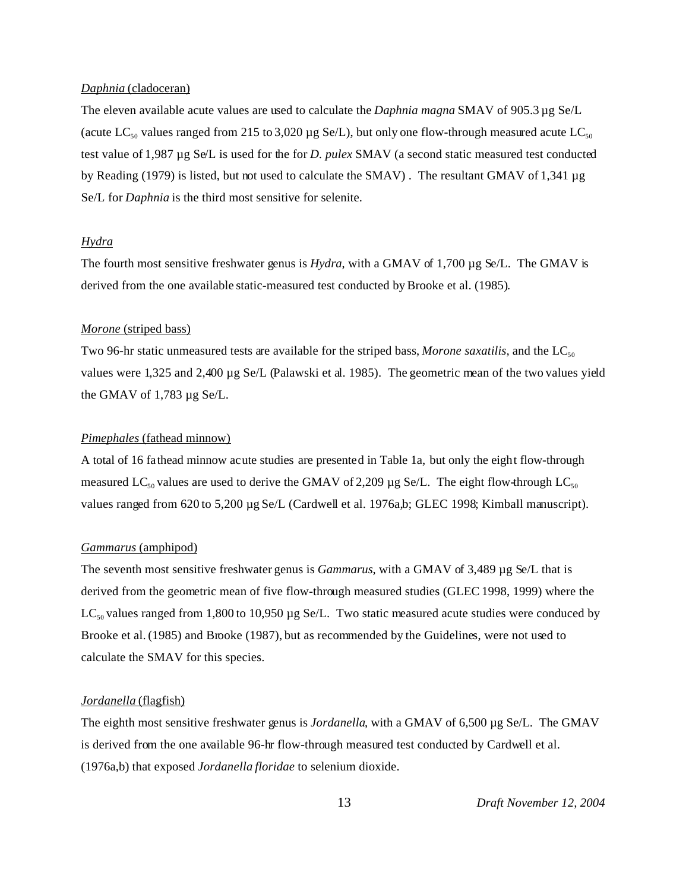*Daphnia* (cladoceran)

The eleven available acute values are used to calculate the *Daphnia magna* SMAV of 905.3 µg Se/L (acute $LC_{50}$ values ranged from 215 to 3,020 µg Se/L), but only one flow-through measured acute $LC_{50}$ test value of 1,987 µg Se/L is used for the for *D. pulex* SMAV (a second static measured test conducted by Reading (1979) is listed, but not used to calculate the SMAV) . The resultant GMAV of 1,341 µg Se/L for *Daphnia* is the third most sensitive for selenite.

*Hydra*

The fourth most sensitive freshwater genus is *Hydra*, with a GMAV of 1,700 µg Se/L. The GMAV is derived from the one available static-measured test conducted by Brooke et al. (1985).

*Morone* (striped bass)

Two 96-hr static unmeasured tests are available for the striped bass, *Morone saxatilis*, and the $LC_{50}$ values were 1,325 and 2,400 µg Se/L (Palawski et al. 1985). The geometric mean of the two values yield the GMAV of 1,783 µg Se/L.

*Pimephales* (fathead minnow)

A total of 16 fathead minnow acute studies are presented in Table 1a, but only the eight flow-through measured $LC_{50}$ values are used to derive the GMAV of 2,209 µg Se/L. The eight flow-through $LC_{50}$ values ranged from 620 to 5,200 µg Se/L (Cardwell et al. 1976a,b; GLEC 1998; Kimball manuscript).

*Gammarus* (amphipod)

The seventh most sensitive freshwater genus is *Gammarus*, with a GMAV of 3,489 µg Se/L that is derived from the geometric mean of five flow-through measured studies (GLEC 1998, 1999) where the $LC_{50}$ values ranged from 1,800 to 10,950 µg Se/L. Two static measured acute studies were conduced by Brooke et al. (1985) and Brooke (1987), but as recommended by the Guidelines, were not used to calculate the SMAV for this species.

*Jordanella* (flagfish)

The eighth most sensitive freshwater genus is *Jordanella*, with a GMAV of 6,500 µg Se/L. The GMAV is derived from the one available 96-hr flow-through measured test conducted by Cardwell et al. (1976a,b) that exposed *Jordanella floridae* to selenium dioxide.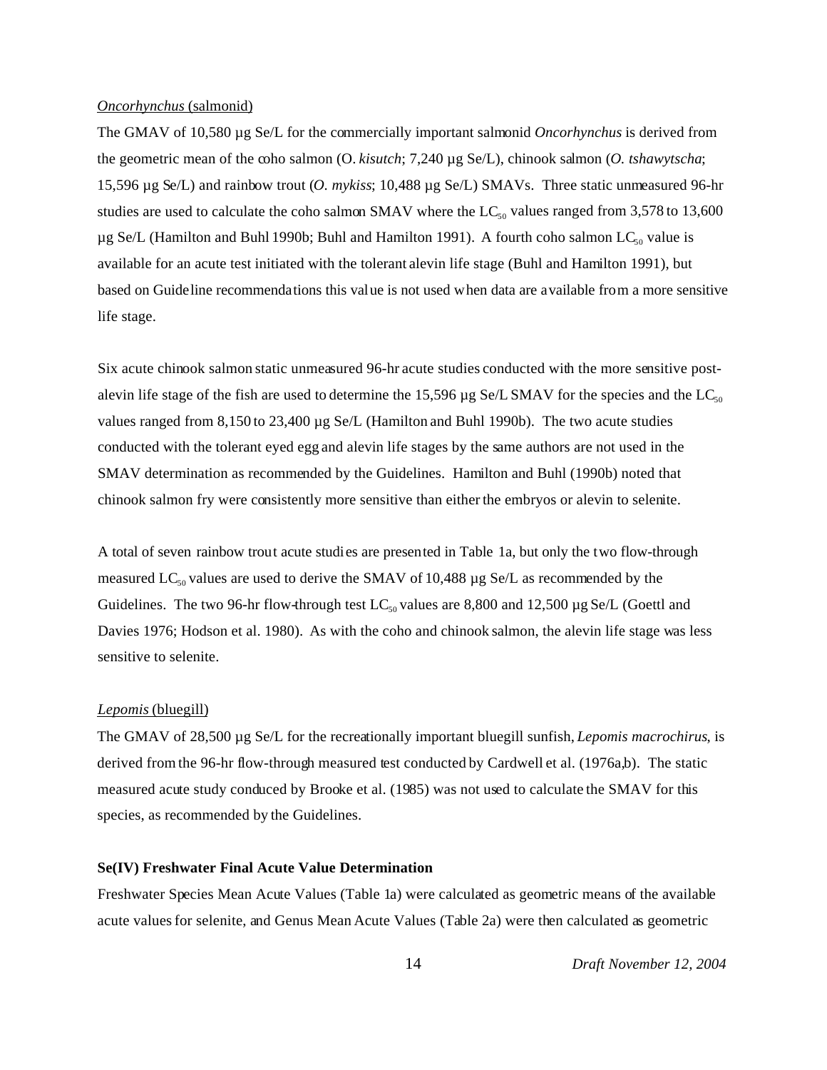_Oncorhynchus_ (salmonid)

The GMAV of 10,580 µg Se/L for the commercially important salmonid *Oncorhynchus* is derived from the geometric mean of the coho salmon (O. *kisutch*; 7,240 µg Se/L), chinook salmon (*O. tshawytscha*; 15,596 µg Se/L) and rainbow trout (*O. mykiss*; 10,488 µg Se/L) SMAVs. Three static unmeasured 96-hr studies are used to calculate the coho salmon SMAV where the $LC_{50}$ values ranged from 3,578 to 13,600 µg Se/L (Hamilton and Buhl 1990b; Buhl and Hamilton 1991). A fourth coho salmon $LC_{50}$ value is available for an acute test initiated with the tolerant alevin life stage (Buhl and Hamilton 1991), but based on Guideline recommendations this value is not used when data are available from a more sensitive life stage.

Six acute chinook salmon static unmeasured 96-hr acute studies conducted with the more sensitive post-alevin life stage of the fish are used to determine the 15,596 µg Se/L SMAV for the species and the $LC_{50}$ values ranged from 8,150 to 23,400 µg Se/L (Hamilton and Buhl 1990b). The two acute studies conducted with the tolerant eyed egg and alevin life stages by the same authors are not used in the SMAV determination as recommended by the Guidelines. Hamilton and Buhl (1990b) noted that chinook salmon fry were consistently more sensitive than either the embryos or alevin to selenite.

A total of seven rainbow trout acute studies are presented in Table 1a, but only the two flow-through measured $LC_{50}$ values are used to derive the SMAV of 10,488 µg Se/L as recommended by the Guidelines. The two 96-hr flow-through test $LC_{50}$ values are 8,800 and 12,500 µg Se/L (Goettl and Davies 1976; Hodson et al. 1980). As with the coho and chinook salmon, the alevin life stage was less sensitive to selenite.

_Lepomis_ (bluegill)

The GMAV of 28,500 µg Se/L for the recreationally important bluegill sunfish, *Lepomis macrochirus*, is derived from the 96-hr flow-through measured test conducted by Cardwell et al. (1976a,b). The static measured acute study conduced by Brooke et al. (1985) was not used to calculate the SMAV for this species, as recommended by the Guidelines.

**Se(IV) Freshwater Final Acute Value Determination**

Freshwater Species Mean Acute Values (Table 1a) were calculated as geometric means of the available acute values for selenite, and Genus Mean Acute Values (Table 2a) were then calculated as geometric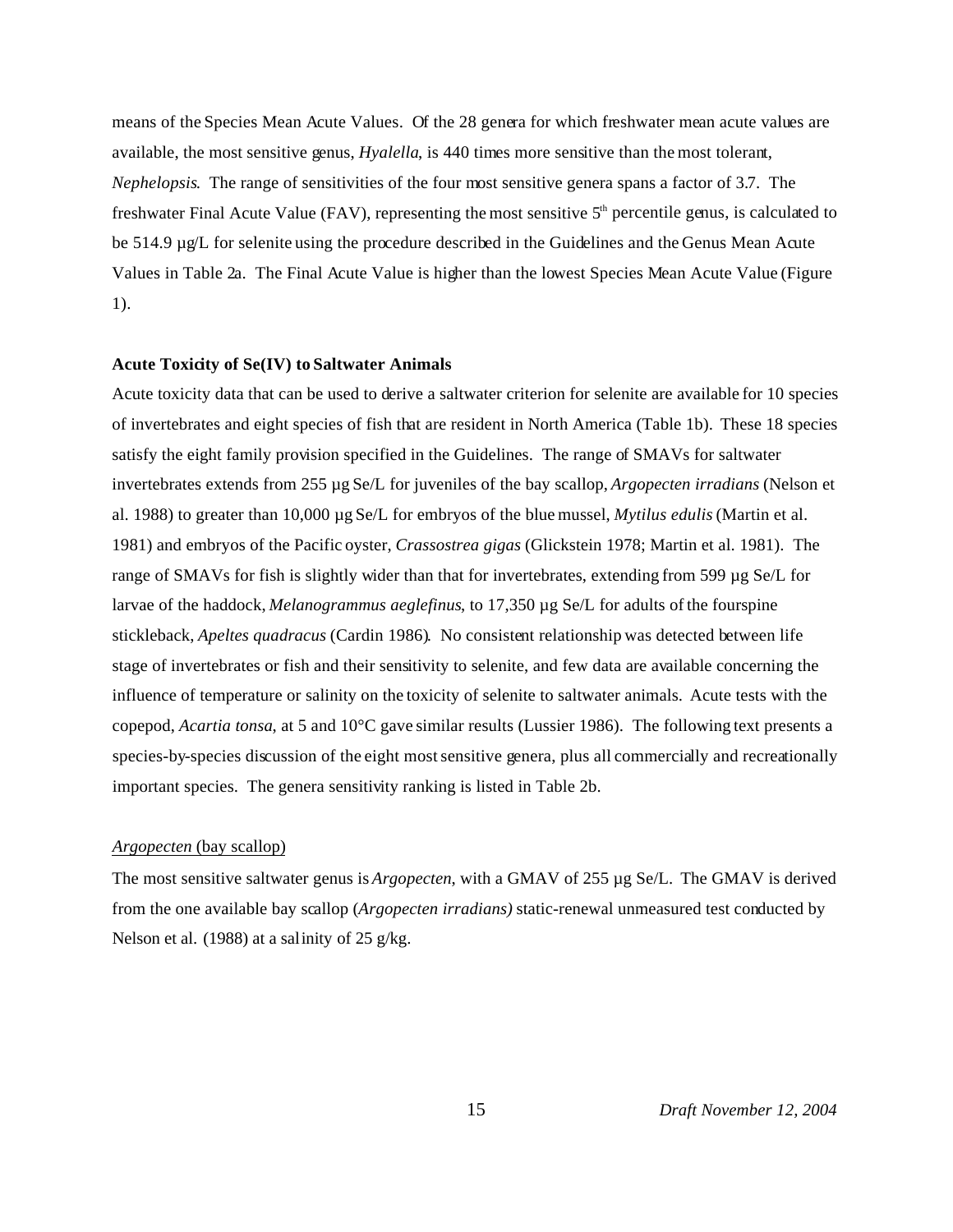means of the Species Mean Acute Values. Of the 28 genera for which freshwater mean acute values are available, the most sensitive genus, *Hyalella*, is 440 times more sensitive than the most tolerant, *Nephelopsis*. The range of sensitivities of the four most sensitive genera spans a factor of 3.7. The freshwater Final Acute Value (FAV), representing the most sensitive 5th percentile genus, is calculated to be 514.9 µg/L for selenite using the procedure described in the Guidelines and the Genus Mean Acute Values in Table 2a. The Final Acute Value is higher than the lowest Species Mean Acute Value (Figure 1).

**Acute Toxicity of Se(IV) to Saltwater Animals**

Acute toxicity data that can be used to derive a saltwater criterion for selenite are available for 10 species of invertebrates and eight species of fish that are resident in North America (Table 1b). These 18 species satisfy the eight family provision specified in the Guidelines. The range of SMAVs for saltwater invertebrates extends from 255 µg Se/L for juveniles of the bay scallop, *Argopecten irradians* (Nelson et al. 1988) to greater than 10,000 µg Se/L for embryos of the blue mussel, *Mytilus edulis* (Martin et al. 1981) and embryos of the Pacific oyster, *Crassostrea gigas* (Glickstein 1978; Martin et al. 1981). The range of SMAVs for fish is slightly wider than that for invertebrates, extending from 599 µg Se/L for larvae of the haddock, *Melanogrammus aeglefinus*, to 17,350 µg Se/L for adults of the fourspine stickleback, *Apeltes quadracus* (Cardin 1986). No consistent relationship was detected between life stage of invertebrates or fish and their sensitivity to selenite, and few data are available concerning the influence of temperature or salinity on the toxicity of selenite to saltwater animals. Acute tests with the copepod, *Acartia tonsa*, at 5 and 10°C gave similar results (Lussier 1986). The following text presents a species-by-species discussion of the eight most sensitive genera, plus all commercially and recreationally important species. The genera sensitivity ranking is listed in Table 2b.

*Argopecten* (bay scallop)

The most sensitive saltwater genus is *Argopecten*, with a GMAV of 255 µg Se/L. The GMAV is derived from the one available bay scallop (*Argopecten irradians)* static-renewal unmeasured test conducted by Nelson et al. (1988) at a salinity of 25 g/kg.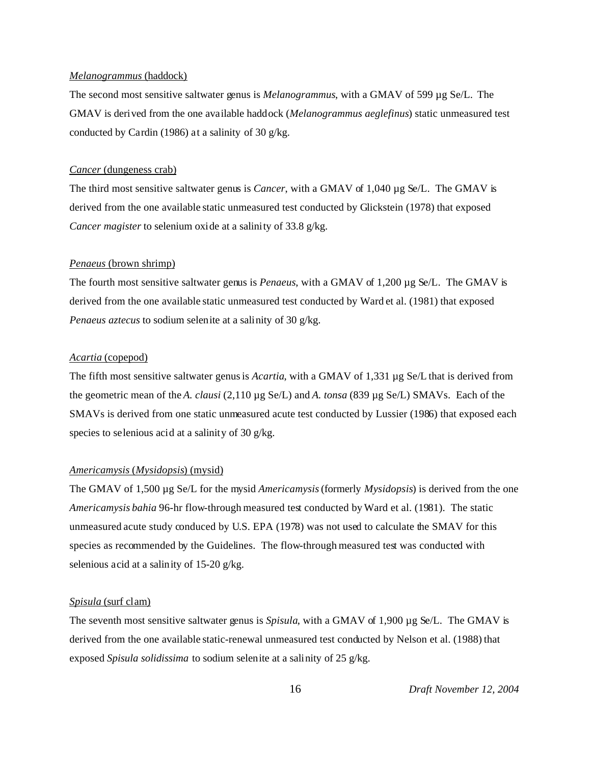*Melanogrammus* (haddock)

The second most sensitive saltwater genus is *Melanogrammus*, with a GMAV of 599 µg Se/L. The GMAV is derived from the one available haddock (*Melanogrammus aeglefinus*) static unmeasured test conducted by Cardin (1986) at a salinity of 30 g/kg.

*Cancer* (dungeness crab)

The third most sensitive saltwater genus is *Cancer*, with a GMAV of 1,040 µg Se/L. The GMAV is derived from the one available static unmeasured test conducted by Glickstein (1978) that exposed *Cancer magister* to selenium oxide at a salinity of 33.8 g/kg.

*Penaeus* (brown shrimp)

The fourth most sensitive saltwater genus is *Penaeus*, with a GMAV of 1,200 µg Se/L. The GMAV is derived from the one available static unmeasured test conducted by Ward et al. (1981) that exposed *Penaeus aztecus* to sodium selenite at a salinity of 30 g/kg.

*Acartia* (copepod)

The fifth most sensitive saltwater genus is *Acartia*, with a GMAV of 1,331 µg Se/L that is derived from the geometric mean of the *A. clausi* (2,110 µg Se/L) and *A. tonsa* (839 µg Se/L) SMAVs. Each of the SMAVs is derived from one static unmeasured acute test conducted by Lussier (1986) that exposed each species to selenious acid at a salinity of 30 g/kg.

*Americamysis* (*Mysidopsis*) (mysid)

The GMAV of 1,500 µg Se/L for the mysid *Americamysis* (formerly *Mysidopsis*) is derived from the one *Americamysis bahia* 96-hr flow-through measured test conducted by Ward et al. (1981). The static unmeasured acute study conduced by U.S. EPA (1978) was not used to calculate the SMAV for this species as recommended by the Guidelines. The flow-through measured test was conducted with selenious acid at a salinity of 15-20 g/kg.

*Spisula* (surf clam)

The seventh most sensitive saltwater genus is *Spisula*, with a GMAV of 1,900 µg Se/L. The GMAV is derived from the one available static-renewal unmeasured test conducted by Nelson et al. (1988) that exposed *Spisula solidissima* to sodium selenite at a salinity of 25 g/kg.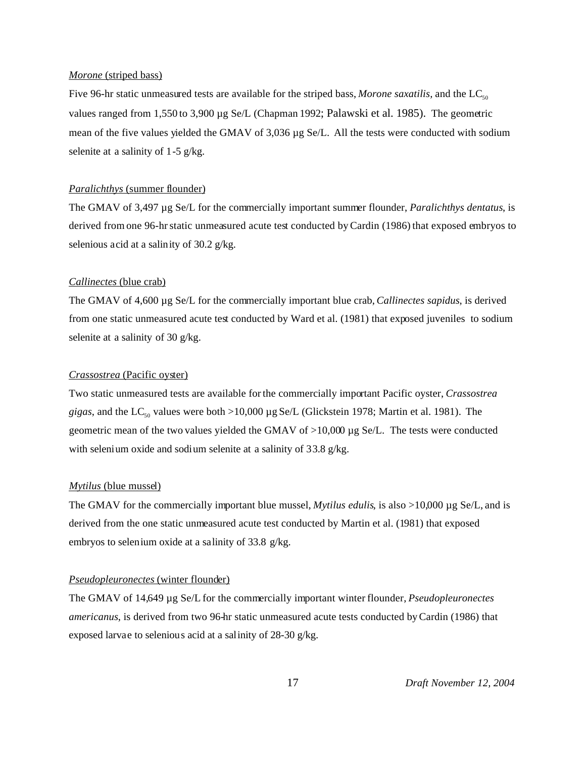*Morone* (striped bass)

Five 96-hr static unmeasured tests are available for the striped bass, *Morone saxatilis*, and the $LC_{50}$ values ranged from 1,550 to 3,900 µg Se/L (Chapman 1992; Palawski et al. 1985). The geometric mean of the five values yielded the GMAV of 3,036 µg Se/L. All the tests were conducted with sodium selenite at a salinity of 1-5 g/kg.

*Paralichthys* (summer flounder)

The GMAV of 3,497 µg Se/L for the commercially important summer flounder, *Paralichthys dentatus*, is derived from one 96-hr static unmeasured acute test conducted by Cardin (1986) that exposed embryos to selenious acid at a salinity of 30.2 g/kg.

*Callinectes* (blue crab)

The GMAV of 4,600 µg Se/L for the commercially important blue crab, *Callinectes sapidus*, is derived from one static unmeasured acute test conducted by Ward et al. (1981) that exposed juveniles to sodium selenite at a salinity of 30 g/kg.

*Crassostrea* (Pacific oyster)

Two static unmeasured tests are available for the commercially important Pacific oyster, *Crassostrea gigas*, and the $LC_{50}$ values were both >10,000 µg Se/L (Glickstein 1978; Martin et al. 1981). The geometric mean of the two values yielded the GMAV of >10,000 µg Se/L. The tests were conducted with selenium oxide and sodium selenite at a salinity of 33.8 g/kg.

*Mytilus* (blue mussel)

The GMAV for the commercially important blue mussel, *Mytilus edulis*, is also >10,000 µg Se/L, and is derived from the one static unmeasured acute test conducted by Martin et al. (1981) that exposed embryos to selenium oxide at a salinity of 33.8 g/kg.

*Pseudopleuronectes* (winter flounder)

The GMAV of 14,649 µg Se/L for the commercially important winter flounder, *Pseudopleuronectes americanus*, is derived from two 96-hr static unmeasured acute tests conducted by Cardin (1986) that exposed larvae to selenious acid at a salinity of 28-30 g/kg.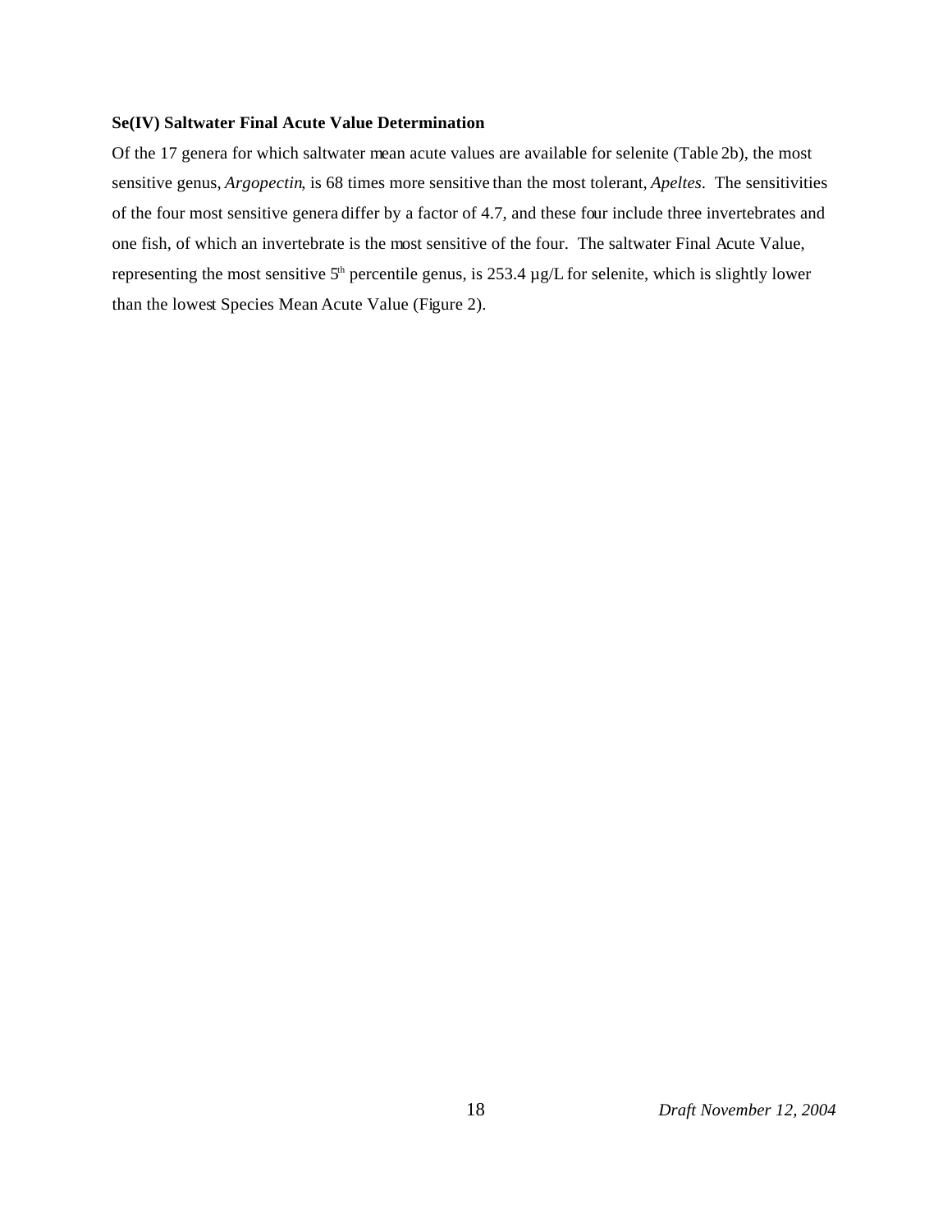### Se(IV) Saltwater Final Acute Value Determination

Of the 17 genera for which saltwater mean acute values are available for selenite (Table 2b), the most sensitive genus, *Argopectin*, is 68 times more sensitive than the most tolerant, *Apeltes*. The sensitivities of the four most sensitive genera differ by a factor of 4.7, and these four include three invertebrates and one fish, of which an invertebrate is the most sensitive of the four. The saltwater Final Acute Value, representing the most sensitive $5^{th}$ percentile genus, is 253.4 µg/L for selenite, which is slightly lower than the lowest Species Mean Acute Value (Figure 2).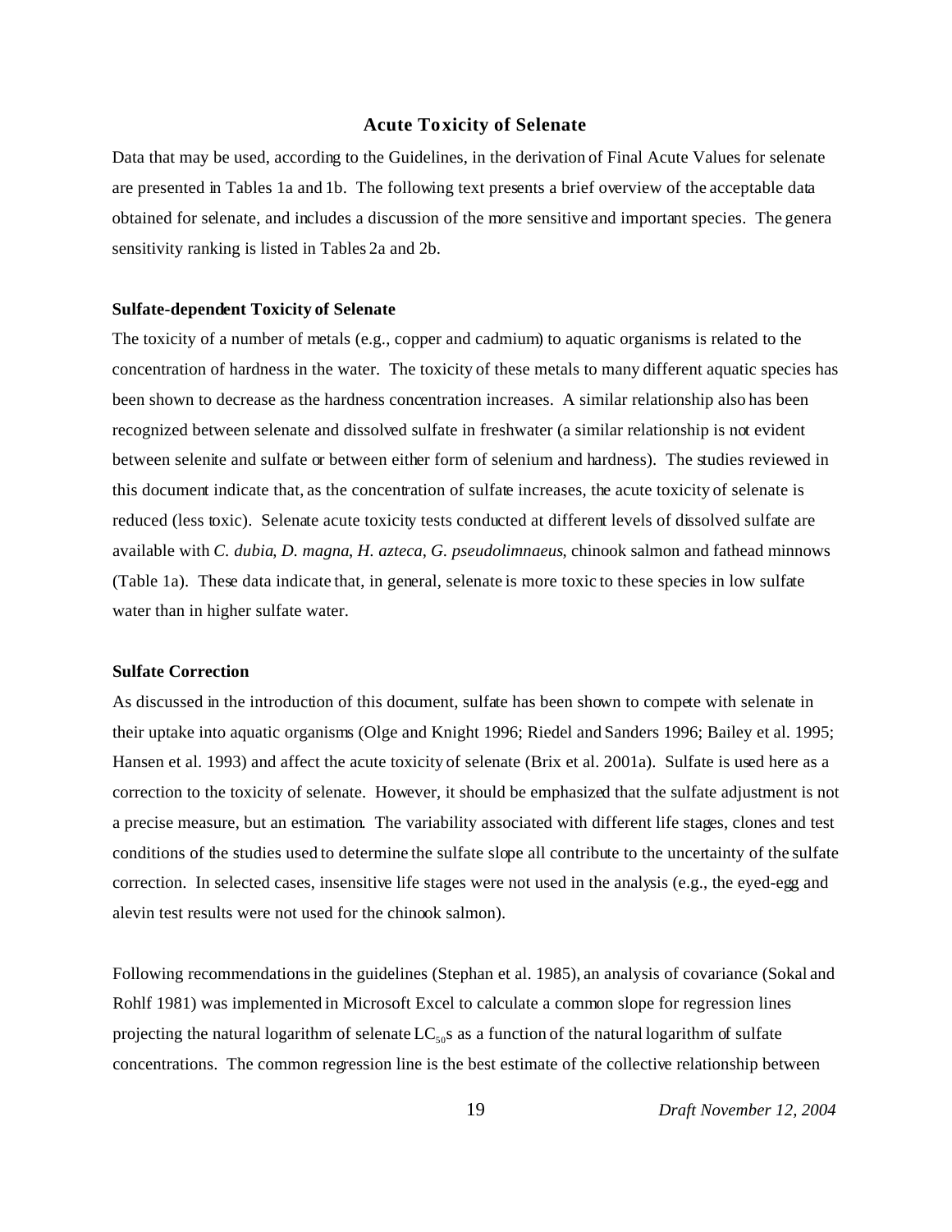## Acute Toxicity of Selenate

Data that may be used, according to the Guidelines, in the derivation of Final Acute Values for selenate are presented in Tables 1a and 1b. The following text presents a brief overview of the acceptable data obtained for selenate, and includes a discussion of the more sensitive and important species. The genera sensitivity ranking is listed in Tables 2a and 2b.

### Sulfate-dependent Toxicity of Selenate

The toxicity of a number of metals (e.g., copper and cadmium) to aquatic organisms is related to the concentration of hardness in the water. The toxicity of these metals to many different aquatic species has been shown to decrease as the hardness concentration increases. A similar relationship also has been recognized between selenate and dissolved sulfate in freshwater (a similar relationship is not evident between selenite and sulfate or between either form of selenium and hardness). The studies reviewed in this document indicate that, as the concentration of sulfate increases, the acute toxicity of selenate is reduced (less toxic). Selenate acute toxicity tests conducted at different levels of dissolved sulfate are available with *C. dubia*, *D. magna*, *H. azteca*, *G. pseudolimnaeus*, chinook salmon and fathead minnows (Table 1a). These data indicate that, in general, selenate is more toxic to these species in low sulfate water than in higher sulfate water.

### Sulfate Correction

As discussed in the introduction of this document, sulfate has been shown to compete with selenate in their uptake into aquatic organisms (Olge and Knight 1996; Riedel and Sanders 1996; Bailey et al. 1995; Hansen et al. 1993) and affect the acute toxicity of selenate (Brix et al. 2001a). Sulfate is used here as a correction to the toxicity of selenate. However, it should be emphasized that the sulfate adjustment is not a precise measure, but an estimation. The variability associated with different life stages, clones and test conditions of the studies used to determine the sulfate slope all contribute to the uncertainty of the sulfate correction. In selected cases, insensitive life stages were not used in the analysis (e.g., the eyed-egg and alevin test results were not used for the chinook salmon).

Following recommendations in the guidelines (Stephan et al. 1985), an analysis of covariance (Sokal and Rohlf 1981) was implemented in Microsoft Excel to calculate a common slope for regression lines projecting the natural logarithm of selenate $LC_{50}$s as a function of the natural logarithm of sulfate concentrations. The common regression line is the best estimate of the collective relationship between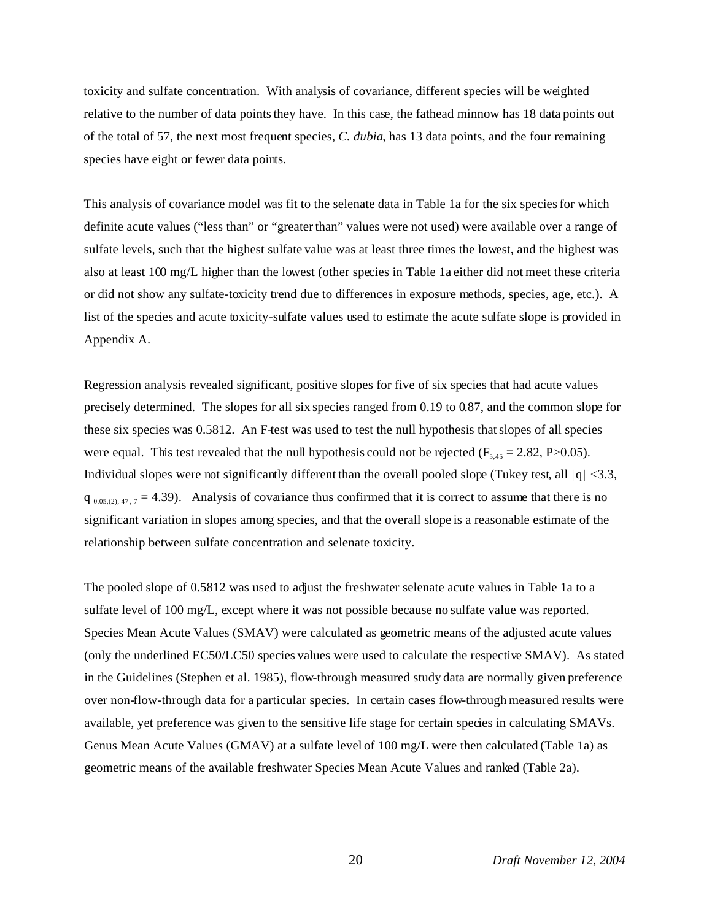toxicity and sulfate concentration. With analysis of covariance, different species will be weighted relative to the number of data points they have. In this case, the fathead minnow has 18 data points out of the total of 57, the next most frequent species, *C. dubia*, has 13 data points, and the four remaining species have eight or fewer data points.

This analysis of covariance model was fit to the selenate data in Table 1a for the six species for which definite acute values ("less than" or "greater than" values were not used) were available over a range of sulfate levels, such that the highest sulfate value was at least three times the lowest, and the highest was also at least 100 mg/L higher than the lowest (other species in Table 1a either did not meet these criteria or did not show any sulfate-toxicity trend due to differences in exposure methods, species, age, etc.). A list of the species and acute toxicity-sulfate values used to estimate the acute sulfate slope is provided in Appendix A.

Regression analysis revealed significant, positive slopes for five of six species that had acute values precisely determined. The slopes for all six species ranged from 0.19 to 0.87, and the common slope for these six species was 0.5812. An F-test was used to test the null hypothesis that slopes of all species were equal. This test revealed that the null hypothesis could not be rejected ($F_{5,45} = 2.82$, $P>0.05$). Individual slopes were not significantly different than the overall pooled slope (Tukey test, all $|q| < 3.3$, $q_{0.05,(2),47,7} = 4.39$). Analysis of covariance thus confirmed that it is correct to assume that there is no significant variation in slopes among species, and that the overall slope is a reasonable estimate of the relationship between sulfate concentration and selenate toxicity.

The pooled slope of 0.5812 was used to adjust the freshwater selenate acute values in Table 1a to a sulfate level of 100 mg/L, except where it was not possible because no sulfate value was reported. Species Mean Acute Values (SMAV) were calculated as geometric means of the adjusted acute values (only the underlined EC50/LC50 species values were used to calculate the respective SMAV). As stated in the Guidelines (Stephen et al. 1985), flow-through measured study data are normally given preference over non-flow-through data for a particular species. In certain cases flow-through measured results were available, yet preference was given to the sensitive life stage for certain species in calculating SMAVs. Genus Mean Acute Values (GMAV) at a sulfate level of 100 mg/L were then calculated (Table 1a) as geometric means of the available freshwater Species Mean Acute Values and ranked (Table 2a).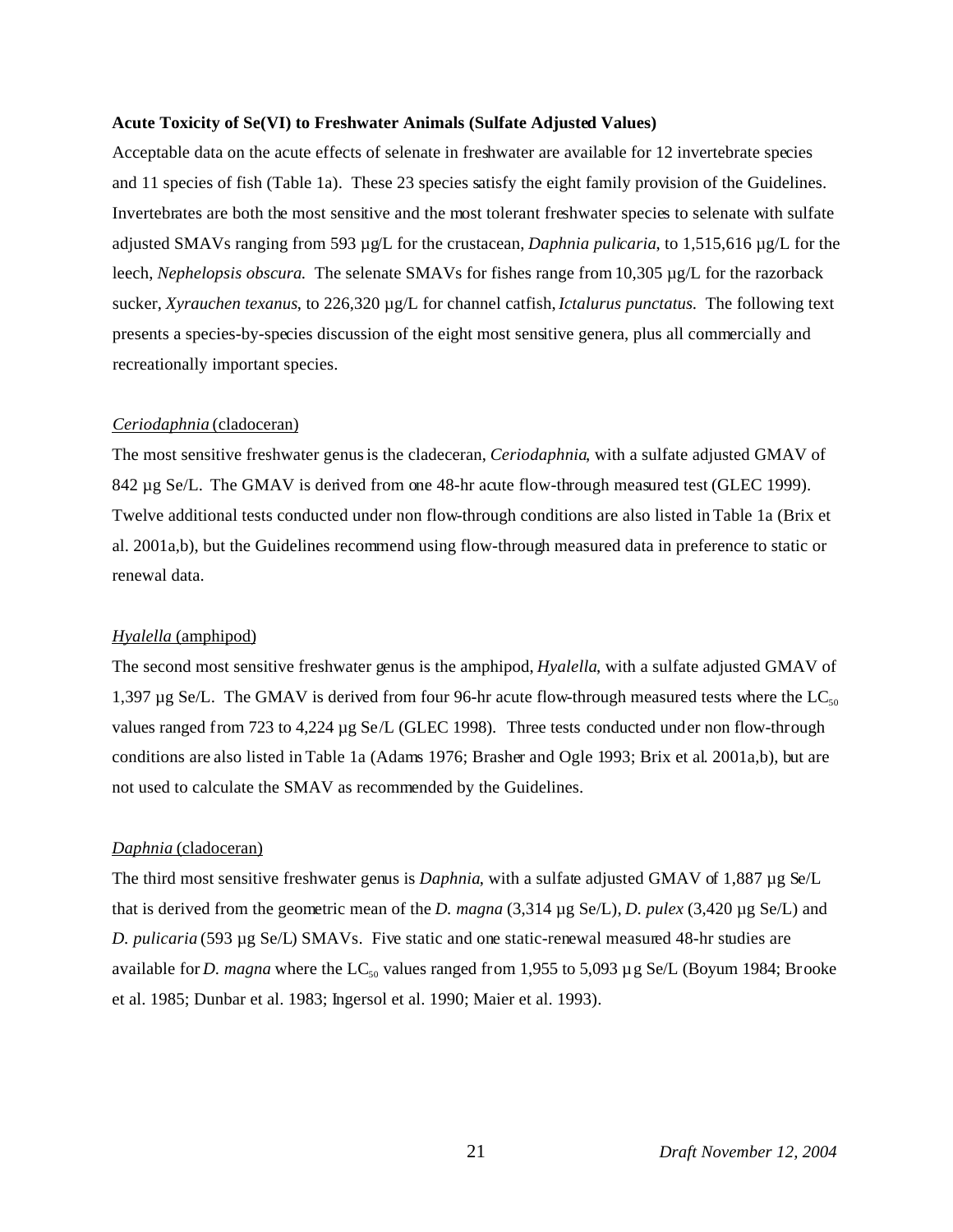**Acute Toxicity of Se(VI) to Freshwater Animals (Sulfate Adjusted Values)**

Acceptable data on the acute effects of selenate in freshwater are available for 12 invertebrate species and 11 species of fish (Table 1a). These 23 species satisfy the eight family provision of the Guidelines. Invertebrates are both the most sensitive and the most tolerant freshwater species to selenate with sulfate adjusted SMAVs ranging from 593 µg/L for the crustacean, *Daphnia pulicaria*, to 1,515,616 µg/L for the leech, *Nephelopsis obscura*. The selenate SMAVs for fishes range from 10,305 µg/L for the razorback sucker, *Xyrauchen texanus*, to 226,320 µg/L for channel catfish, *Ictalurus punctatus*. The following text presents a species-by-species discussion of the eight most sensitive genera, plus all commercially and recreationally important species.

*Ceriodaphnia* (cladoceran)

The most sensitive freshwater genus is the cladeceran, *Ceriodaphnia*, with a sulfate adjusted GMAV of 842 µg Se/L. The GMAV is derived from one 48-hr acute flow-through measured test (GLEC 1999). Twelve additional tests conducted under non flow-through conditions are also listed in Table 1a (Brix et al. 2001a,b), but the Guidelines recommend using flow-through measured data in preference to static or renewal data.

*Hyalella* (amphipod)

The second most sensitive freshwater genus is the amphipod, *Hyalella*, with a sulfate adjusted GMAV of 1,397 µg Se/L. The GMAV is derived from four 96-hr acute flow-through measured tests where the $LC_{50}$ values ranged from 723 to 4,224 µg Se/L (GLEC 1998). Three tests conducted under non flow-through conditions are also listed in Table 1a (Adams 1976; Brasher and Ogle 1993; Brix et al. 2001a,b), but are not used to calculate the SMAV as recommended by the Guidelines.

*Daphnia* (cladoceran)

The third most sensitive freshwater genus is *Daphnia*, with a sulfate adjusted GMAV of 1,887 µg Se/L that is derived from the geometric mean of the *D. magna* (3,314 µg Se/L), *D. pulex* (3,420 µg Se/L) and *D. pulicaria* (593 µg Se/L) SMAVs. Five static and one static-renewal measured 48-hr studies are available for *D. magna* where the $LC_{50}$ values ranged from 1,955 to 5,093 µg Se/L (Boyum 1984; Brooke et al. 1985; Dunbar et al. 1983; Ingersol et al. 1990; Maier et al. 1993).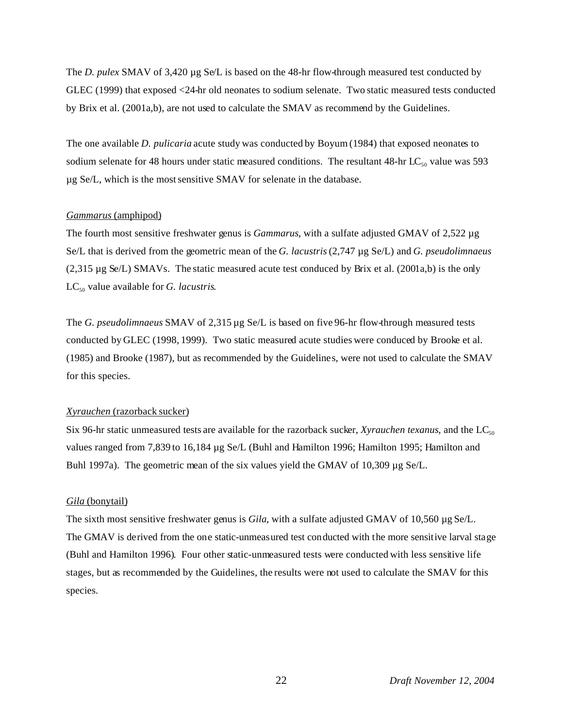The *D. pulex* SMAV of 3,420 µg Se/L is based on the 48-hr flow-through measured test conducted by GLEC (1999) that exposed <24-hr old neonates to sodium selenate. Two static measured tests conducted by Brix et al. (2001a,b), are not used to calculate the SMAV as recommend by the Guidelines.

The one available *D. pulicaria* acute study was conducted by Boyum (1984) that exposed neonates to sodium selenate for 48 hours under static measured conditions. The resultant 48-hr $LC_{50}$ value was 593 µg Se/L, which is the most sensitive SMAV for selenate in the database.

### *Gammarus* (amphipod)

The fourth most sensitive freshwater genus is *Gammarus*, with a sulfate adjusted GMAV of 2,522 µg Se/L that is derived from the geometric mean of the *G. lacustris* (2,747 µg Se/L) and *G. pseudolimnaeus* (2,315 µg Se/L) SMAVs. The static measured acute test conduced by Brix et al. (2001a,b) is the only $LC_{50}$ value available for *G. lacustris*.

The *G. pseudolimnaeus* SMAV of 2,315 µg Se/L is based on five 96-hr flow-through measured tests conducted by GLEC (1998, 1999). Two static measured acute studies were conduced by Brooke et al. (1985) and Brooke (1987), but as recommended by the Guidelines, were not used to calculate the SMAV for this species.

### *Xyrauchen* (razorback sucker)

Six 96-hr static unmeasured tests are available for the razorback sucker, *Xyrauchen texanus*, and the $LC_{50}$ values ranged from 7,839 to 16,184 µg Se/L (Buhl and Hamilton 1996; Hamilton 1995; Hamilton and Buhl 1997a). The geometric mean of the six values yield the GMAV of 10,309 µg Se/L.

### *Gila* (bonytail)

The sixth most sensitive freshwater genus is *Gila*, with a sulfate adjusted GMAV of 10,560 µg Se/L. The GMAV is derived from the one static-unmeasured test conducted with the more sensitive larval stage (Buhl and Hamilton 1996). Four other static-unmeasured tests were conducted with less sensitive life stages, but as recommended by the Guidelines, the results were not used to calculate the SMAV for this species.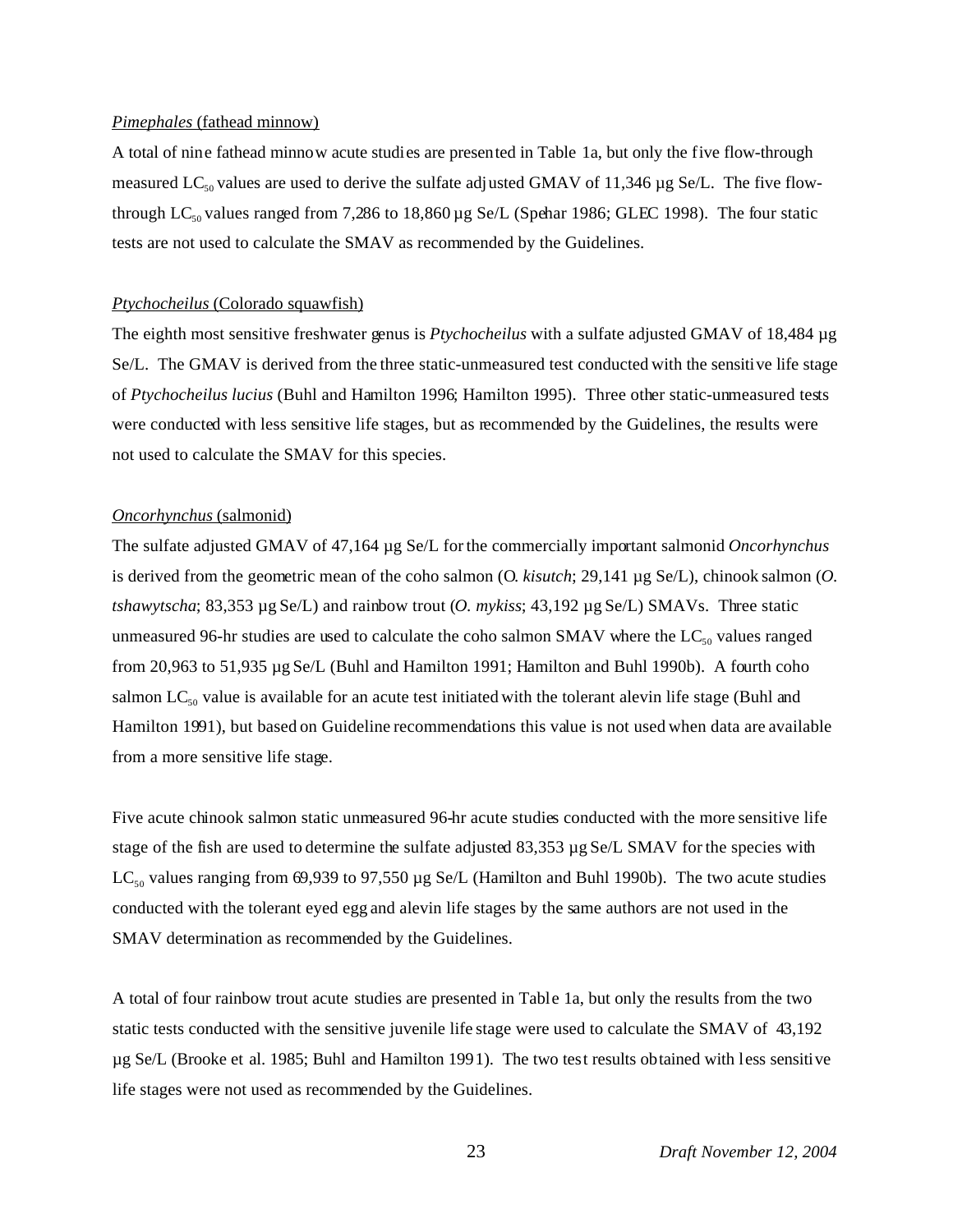*Pimephales* (fathead minnow)

A total of nine fathead minnow acute studies are presented in Table 1a, but only the five flow-through measured $LC_{50}$ values are used to derive the sulfate adjusted GMAV of 11,346 µg Se/L. The five flow-through $LC_{50}$ values ranged from 7,286 to 18,860 µg Se/L (Spehar 1986; GLEC 1998). The four static tests are not used to calculate the SMAV as recommended by the Guidelines.

*Ptychocheilus* (Colorado squawfish)

The eighth most sensitive freshwater genus is *Ptychocheilus* with a sulfate adjusted GMAV of 18,484 µg Se/L. The GMAV is derived from the three static-unmeasured test conducted with the sensitive life stage of *Ptychocheilus lucius* (Buhl and Hamilton 1996; Hamilton 1995). Three other static-unmeasured tests were conducted with less sensitive life stages, but as recommended by the Guidelines, the results were not used to calculate the SMAV for this species.

*Oncorhynchus* (salmonid)

The sulfate adjusted GMAV of 47,164 µg Se/L for the commercially important salmonid *Oncorhynchus* is derived from the geometric mean of the coho salmon (*O. kisutch*; 29,141 µg Se/L), chinook salmon (*O. tshawytscha*; 83,353 µg Se/L) and rainbow trout (*O. mykiss*; 43,192 µg Se/L) SMAVs. Three static unmeasured 96-hr studies are used to calculate the coho salmon SMAV where the $LC_{50}$ values ranged from 20,963 to 51,935 µg Se/L (Buhl and Hamilton 1991; Hamilton and Buhl 1990b). A fourth coho salmon $LC_{50}$ value is available for an acute test initiated with the tolerant alevin life stage (Buhl and Hamilton 1991), but based on Guideline recommendations this value is not used when data are available from a more sensitive life stage.

Five acute chinook salmon static unmeasured 96-hr acute studies conducted with the more sensitive life stage of the fish are used to determine the sulfate adjusted 83,353 µg Se/L SMAV for the species with $LC_{50}$ values ranging from 69,939 to 97,550 µg Se/L (Hamilton and Buhl 1990b). The two acute studies conducted with the tolerant eyed egg and alevin life stages by the same authors are not used in the SMAV determination as recommended by the Guidelines.

A total of four rainbow trout acute studies are presented in Table 1a, but only the results from the two static tests conducted with the sensitive juvenile life stage were used to calculate the SMAV of 43,192 µg Se/L (Brooke et al. 1985; Buhl and Hamilton 1991). The two test results obtained with less sensitive life stages were not used as recommended by the Guidelines.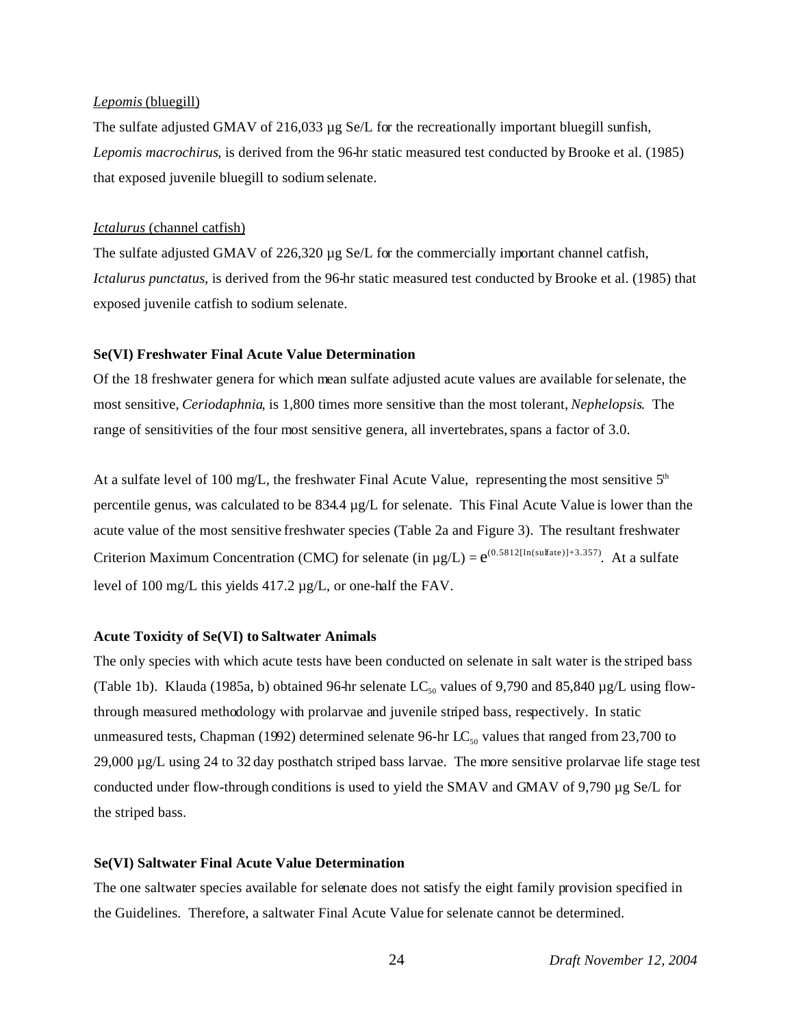*Lepomis* (bluegill)

The sulfate adjusted GMAV of 216,033 µg Se/L for the recreationally important bluegill sunfish, *Lepomis macrochirus*, is derived from the 96-hr static measured test conducted by Brooke et al. (1985) that exposed juvenile bluegill to sodium selenate.

*Ictalurus* (channel catfish)

The sulfate adjusted GMAV of 226,320 µg Se/L for the commercially important channel catfish, *Ictalurus punctatus*, is derived from the 96-hr static measured test conducted by Brooke et al. (1985) that exposed juvenile catfish to sodium selenate.

**Se(VI) Freshwater Final Acute Value Determination**

Of the 18 freshwater genera for which mean sulfate adjusted acute values are available for selenate, the most sensitive, *Ceriodaphnia*, is 1,800 times more sensitive than the most tolerant, *Nephelopsis*. The range of sensitivities of the four most sensitive genera, all invertebrates, spans a factor of 3.0.

At a sulfate level of 100 mg/L, the freshwater Final Acute Value, representing the most sensitive 5th percentile genus, was calculated to be 834.4 µg/L for selenate. This Final Acute Value is lower than the acute value of the most sensitive freshwater species (Table 2a and Figure 3). The resultant freshwater Criterion Maximum Concentration (CMC) for selenate (in µg/L) = $e^{(0.5812[\ln(\text{sulfate})]+3.357)}$. At a sulfate level of 100 mg/L this yields 417.2 µg/L, or one-half the FAV.

**Acute Toxicity of Se(VI) to Saltwater Animals**

The only species with which acute tests have been conducted on selenate in salt water is the striped bass (Table 1b). Klauda (1985a, b) obtained 96-hr selenate $LC_{50}$ values of 9,790 and 85,840 µg/L using flow-through measured methodology with prolarvae and juvenile striped bass, respectively. In static unmeasured tests, Chapman (1992) determined selenate 96-hr $LC_{50}$ values that ranged from 23,700 to 29,000 µg/L using 24 to 32 day posthatch striped bass larvae. The more sensitive prolarvae life stage test conducted under flow-through conditions is used to yield the SMAV and GMAV of 9,790 µg Se/L for the striped bass.

**Se(VI) Saltwater Final Acute Value Determination**

The one saltwater species available for selenate does not satisfy the eight family provision specified in the Guidelines. Therefore, a saltwater Final Acute Value for selenate cannot be determined.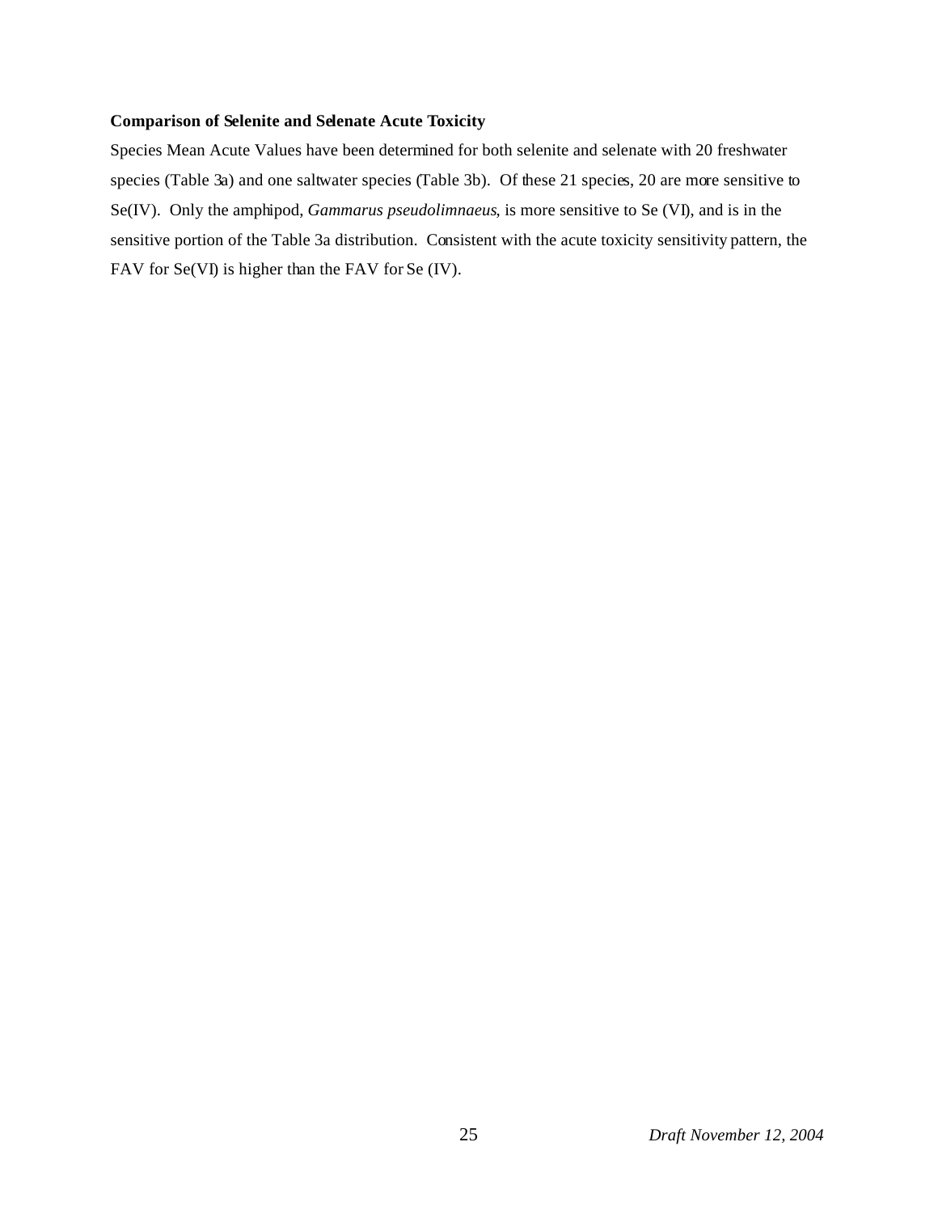**Comparison of Selenite and Selenate Acute Toxicity**

Species Mean Acute Values have been determined for both selenite and selenate with 20 freshwater species (Table 3a) and one saltwater species (Table 3b). Of these 21 species, 20 are more sensitive to Se(IV). Only the amphipod, *Gammarus pseudolimnaeus*, is more sensitive to Se (VI), and is in the sensitive portion of the Table 3a distribution. Consistent with the acute toxicity sensitivity pattern, the FAV for Se(VI) is higher than the FAV for Se (IV).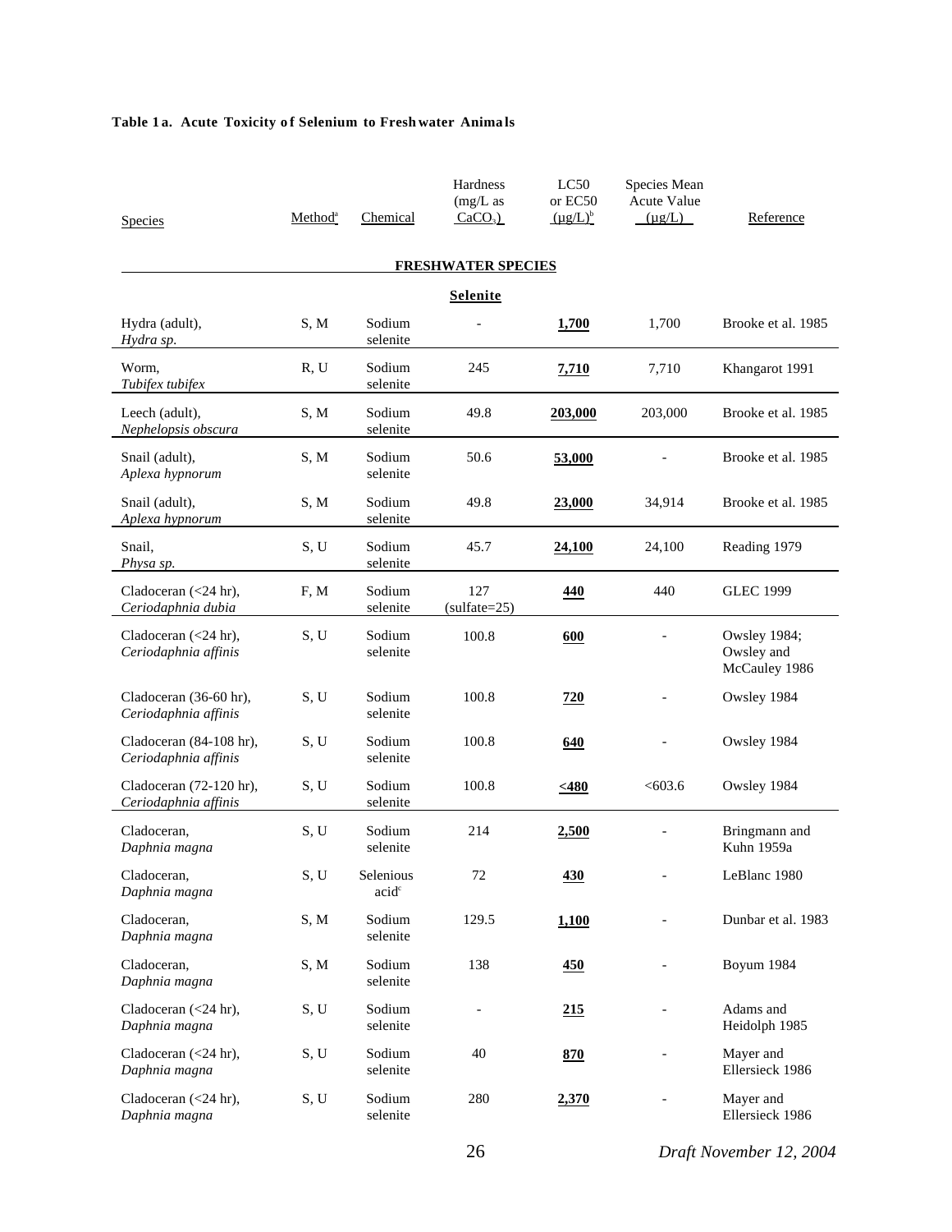**Table 1a. Acute Toxicity of Selenium to Freshwater Animals**

| Species | Method[a] | Chemical | Hardness (mg/L as $CaCO_3$) | LC50 or EC50 (µg/L)[b] | Species Mean Acute Value (µg/L) | Reference |
|---|---|---|---|---|---|---|
| **FRESHWATER SPECIES** | | | | | | |
| **Selenite** | | | | | | |
| Hydra (adult), *Hydra sp.* | S, M | Sodium selenite | - | **1,700** | 1,700 | Brooke et al. 1985 |
| Worm, *Tubifex tubifex* | R, U | Sodium selenite | 245 | **7,710** | 7,710 | Khangarot 1991 |
| Leech (adult), *Nephelopsis obscura* | S, M | Sodium selenite | 49.8 | **203,000** | 203,000 | Brooke et al. 1985 |
| Snail (adult), *Aplexa hypnorum* | S, M | Sodium selenite | 50.6 | **53,000** | - | Brooke et al. 1985 |
| Snail (adult), *Aplexa hypnorum* | S, M | Sodium selenite | 49.8 | **23,000** | 34,914 | Brooke et al. 1985 |
| Snail, *Physa sp.* | S, U | Sodium selenite | 45.7 | **24,100** | 24,100 | Reading 1979 |
| Cladoceran (<24 hr), *Ceriodaphnia dubia* | F, M | Sodium selenite | 127 (sulfate=25) | **440** | 440 | GLEC 1999 |
| Cladoceran (<24 hr), *Ceriodaphnia affinis* | S, U | Sodium selenite | 100.8 | **600** | - | Owsley 1984; Owsley and McCauley 1986 |
| Cladoceran (36-60 hr), *Ceriodaphnia affinis* | S, U | Sodium selenite | 100.8 | **720** | - | Owsley 1984 |
| Cladoceran (84-108 hr), *Ceriodaphnia affinis* | S, U | Sodium selenite | 100.8 | **640** | - | Owsley 1984 |
| Cladoceran (72-120 hr), *Ceriodaphnia affinis* | S, U | Sodium selenite | 100.8 | **<480** | <603.6 | Owsley 1984 |
| Cladoceran, *Daphnia magna* | S, U | Sodium selenite | 214 | **2,500** | - | Bringmann and Kuhn 1959a |
| Cladoceran, *Daphnia magna* | S, U | Selenious acid[c] | 72 | **430** | - | LeBlanc 1980 |
| Cladoceran, *Daphnia magna* | S, M | Sodium selenite | 129.5 | **1,100** | - | Dunbar et al. 1983 |
| Cladoceran, *Daphnia magna* | S, M | Sodium selenite | 138 | **450** | - | Boyum 1984 |
| Cladoceran (<24 hr), *Daphnia magna* | S, U | Sodium selenite | - | **215** | - | Adams and Heidolph 1985 |
| Cladoceran (<24 hr), *Daphnia magna* | S, U | Sodium selenite | 40 | **870** | - | Mayer and Ellersieck 1986 |
| Cladoceran (<24 hr), *Daphnia magna* | S, U | Sodium selenite | 280 | **2,370** | - | Mayer and Ellersieck 1986 |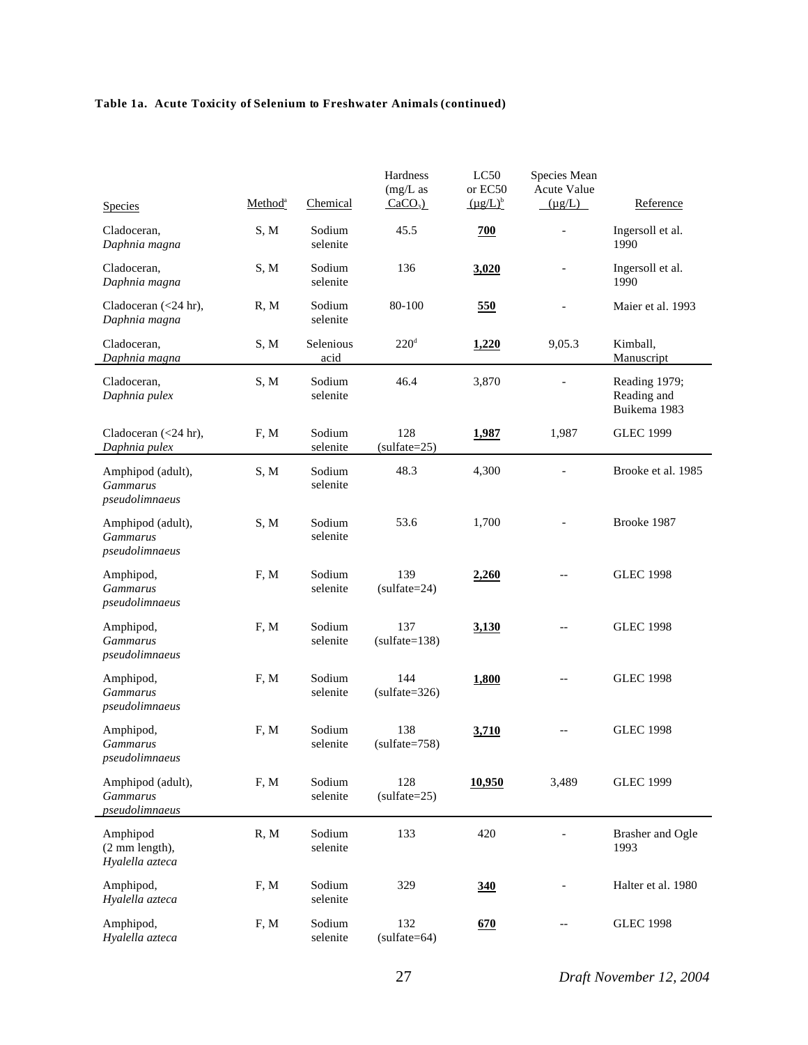**Table 1a. Acute Toxicity of Selenium to Freshwater Animals (continued)**

| Species | Method[a] | Chemical | Hardness (mg/L as $CaCO_3$) | LC50 or EC50 (µg/L)[b] | Species Mean Acute Value (µg/L) | Reference |
|---|---|---|---|---|---|---|
| Cladoceran, *Daphnia magna* | S, M | Sodium selenite | 45.5 | **700** | - | Ingersoll et al. 1990 |
| Cladoceran, *Daphnia magna* | S, M | Sodium selenite | 136 | **3,020** | - | Ingersoll et al. 1990 |
| Cladoceran (<24 hr), *Daphnia magna* | R, M | Sodium selenite | 80-100 | **550** | - | Maier et al. 1993 |
| Cladoceran, *Daphnia magna* | S, M | Selenious acid | 220[d] | **1,220** | 9,05.3 | Kimball, Manuscript |
| Cladoceran, *Daphnia pulex* | S, M | Sodium selenite | 46.4 | 3,870 | - | Reading 1979; Reading and Buikema 1983 |
| Cladoceran (<24 hr), *Daphnia pulex* | F, M | Sodium selenite | 128 (sulfate=25) | **1,987** | 1,987 | GLEC 1999 |
| Amphipod (adult), *Gammarus pseudolimnaeus* | S, M | Sodium selenite | 48.3 | 4,300 | - | Brooke et al. 1985 |
| Amphipod (adult), *Gammarus pseudolimnaeus* | S, M | Sodium selenite | 53.6 | 1,700 | - | Brooke 1987 |
| Amphipod, *Gammarus pseudolimnaeus* | F, M | Sodium selenite | 139 (sulfate=24) | **2,260** | -- | GLEC 1998 |
| Amphipod, *Gammarus pseudolimnaeus* | F, M | Sodium selenite | 137 (sulfate=138) | **3,130** | -- | GLEC 1998 |
| Amphipod, *Gammarus pseudolimnaeus* | F, M | Sodium selenite | 144 (sulfate=326) | **1,800** | -- | GLEC 1998 |
| Amphipod, *Gammarus pseudolimnaeus* | F, M | Sodium selenite | 138 (sulfate=758) | **3,710** | -- | GLEC 1998 |
| Amphipod (adult), *Gammarus pseudolimnaeus* | F, M | Sodium selenite | 128 (sulfate=25) | **10,950** | 3,489 | GLEC 1999 |
| Amphipod (2 mm length), *Hyalella azteca* | R, M | Sodium selenite | 133 | 420 | - | Brasher and Ogle 1993 |
| Amphipod, *Hyalella azteca* | F, M | Sodium selenite | 329 | **340** | - | Halter et al. 1980 |
| Amphipod, *Hyalella azteca* | F, M | Sodium selenite | 132 (sulfate=64) | **670** | -- | GLEC 1998 |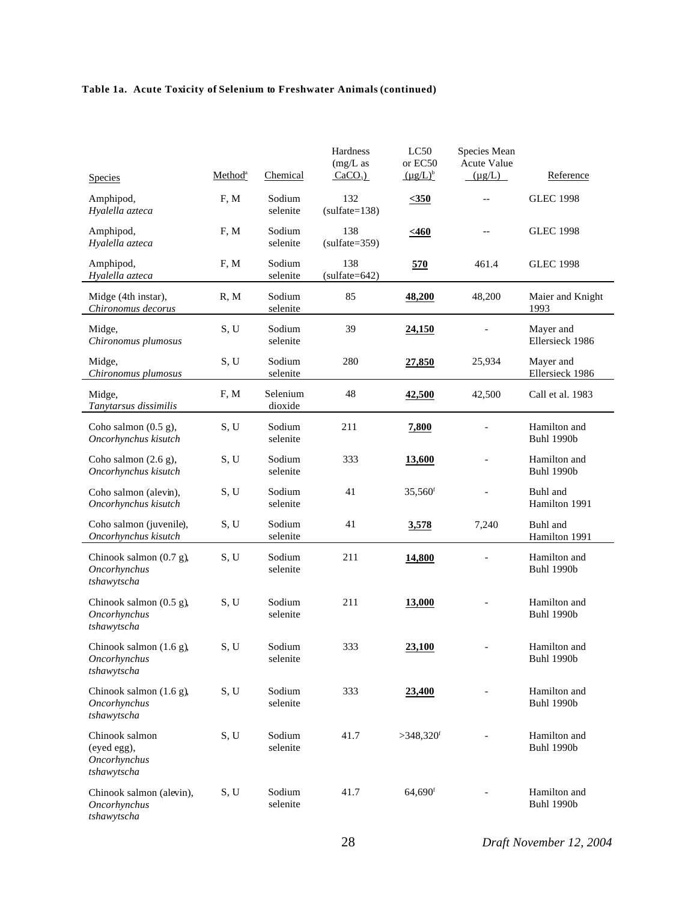**Table 1a. Acute Toxicity of Selenium to Freshwater Animals (continued)**

| Species | Method[a] | Chemical | Hardness (mg/L as $CaCO_3$) | LC50 or EC50 (µg/L)[b] | Species Mean Acute Value (µg/L) | Reference |
|---|---|---|---|---|---|---|
| Amphipod, *Hyalella azteca* | F, M | Sodium selenite | 132 (sulfate=138) | **<350** | -- | GLEC 1998 |
| Amphipod, *Hyalella azteca* | F, M | Sodium selenite | 138 (sulfate=359) | **<460** | -- | GLEC 1998 |
| Amphipod, *Hyalella azteca* | F, M | Sodium selenite | 138 (sulfate=642) | **570** | 461.4 | GLEC 1998 |
| Midge (4th instar), *Chironomus decorus* | R, M | Sodium selenite | 85 | **48,200** | 48,200 | Maier and Knight 1993 |
| Midge, *Chironomus plumosus* | S, U | Sodium selenite | 39 | **24,150** | - | Mayer and Ellersieck 1986 |
| Midge, *Chironomus plumosus* | S, U | Sodium selenite | 280 | **27,850** | 25,934 | Mayer and Ellersieck 1986 |
| Midge, *Tanytarsus dissimilis* | F, M | Selenium dioxide | 48 | **42,500** | 42,500 | Call et al. 1983 |
| Coho salmon (0.5 g), *Oncorhynchus kisutch* | S, U | Sodium selenite | 211 | **7,800** | - | Hamilton and Buhl 1990b |
| Coho salmon (2.6 g), *Oncorhynchus kisutch* | S, U | Sodium selenite | 333 | **13,600** | - | Hamilton and Buhl 1990b |
| Coho salmon (alevin), *Oncorhynchus kisutch* | S, U | Sodium selenite | 41 | 35,560[f] | - | Buhl and Hamilton 1991 |
| Coho salmon (juvenile), *Oncorhynchus kisutch* | S, U | Sodium selenite | 41 | **3,578** | 7,240 | Buhl and Hamilton 1991 |
| Chinook salmon (0.7 g), *Oncorhynchus tshawytscha* | S, U | Sodium selenite | 211 | **14,800** | - | Hamilton and Buhl 1990b |
| Chinook salmon (0.5 g), *Oncorhynchus tshawytscha* | S, U | Sodium selenite | 211 | **13,000** | - | Hamilton and Buhl 1990b |
| Chinook salmon (1.6 g), *Oncorhynchus tshawytscha* | S, U | Sodium selenite | 333 | **23,100** | - | Hamilton and Buhl 1990b |
| Chinook salmon (1.6 g), *Oncorhynchus tshawytscha* | S, U | Sodium selenite | 333 | **23,400** | - | Hamilton and Buhl 1990b |
| Chinook salmon (eyed egg), *Oncorhynchus tshawytscha* | S, U | Sodium selenite | 41.7 | >348,320[f] | - | Hamilton and Buhl 1990b |
| Chinook salmon (alevin), *Oncorhynchus tshawytscha* | S, U | Sodium selenite | 41.7 | 64,690[f] | - | Hamilton and Buhl 1990b |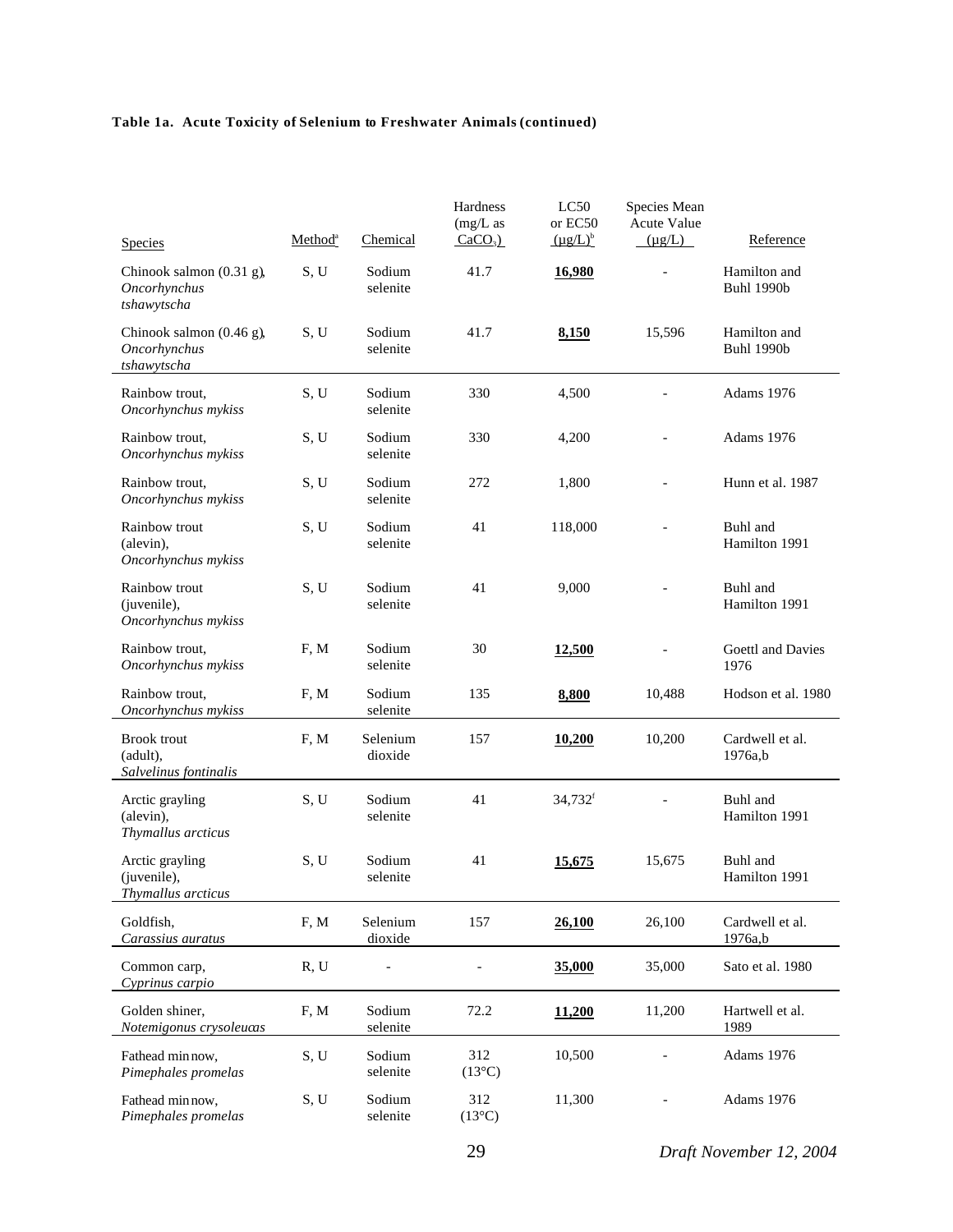**Table 1a. Acute Toxicity of Selenium to Freshwater Animals (continued)**

| Species | Method[a] | Chemical | Hardness (mg/L as $CaCO_3$) | LC50 or EC50 (µg/L)[b] | Species Mean Acute Value (µg/L) | Reference |
|---|---|---|---|---|---|---|
| Chinook salmon (0.31 g), *Oncorhynchus tshawytscha* | S, U | Sodium selenite | 41.7 | **16,980** | - | Hamilton and Buhl 1990b |
| Chinook salmon (0.46 g), *Oncorhynchus tshawytscha* | S, U | Sodium selenite | 41.7 | **8,150** | 15,596 | Hamilton and Buhl 1990b |
| Rainbow trout, *Oncorhynchus mykiss* | S, U | Sodium selenite | 330 | 4,500 | - | Adams 1976 |
| Rainbow trout, *Oncorhynchus mykiss* | S, U | Sodium selenite | 330 | 4,200 | - | Adams 1976 |
| Rainbow trout, *Oncorhynchus mykiss* | S, U | Sodium selenite | 272 | 1,800 | - | Hunn et al. 1987 |
| Rainbow trout (alevin), *Oncorhynchus mykiss* | S, U | Sodium selenite | 41 | 118,000 | - | Buhl and Hamilton 1991 |
| Rainbow trout (juvenile), *Oncorhynchus mykiss* | S, U | Sodium selenite | 41 | 9,000 | - | Buhl and Hamilton 1991 |
| Rainbow trout, *Oncorhynchus mykiss* | F, M | Sodium selenite | 30 | **12,500** | - | Goettl and Davies 1976 |
| Rainbow trout, *Oncorhynchus mykiss* | F, M | Sodium selenite | 135 | **8,800** | 10,488 | Hodson et al. 1980 |
| Brook trout (adult), *Salvelinus fontinalis* | F, M | Selenium dioxide | 157 | **10,200** | 10,200 | Cardwell et al. 1976a,b |
| Arctic grayling (alevin), *Thymallus arcticus* | S, U | Sodium selenite | 41 | 34,732[f] | - | Buhl and Hamilton 1991 |
| Arctic grayling (juvenile), *Thymallus arcticus* | S, U | Sodium selenite | 41 | **15,675** | 15,675 | Buhl and Hamilton 1991 |
| Goldfish, *Carassius auratus* | F, M | Selenium dioxide | 157 | **26,100** | 26,100 | Cardwell et al. 1976a,b |
| Common carp, *Cyprinus carpio* | R, U | - | - | **35,000** | 35,000 | Sato et al. 1980 |
| Golden shiner, *Notemigonus crysoleucas* | F, M | Sodium selenite | 72.2 | **11,200** | 11,200 | Hartwell et al. 1989 |
| Fathead minnow, *Pimephales promelas* | S, U | Sodium selenite | 312 (13°C) | 10,500 | - | Adams 1976 |
| Fathead minnow, *Pimephales promelas* | S, U | Sodium selenite | 312 (13°C) | 11,300 | - | Adams 1976 |

Draft November 12, 2004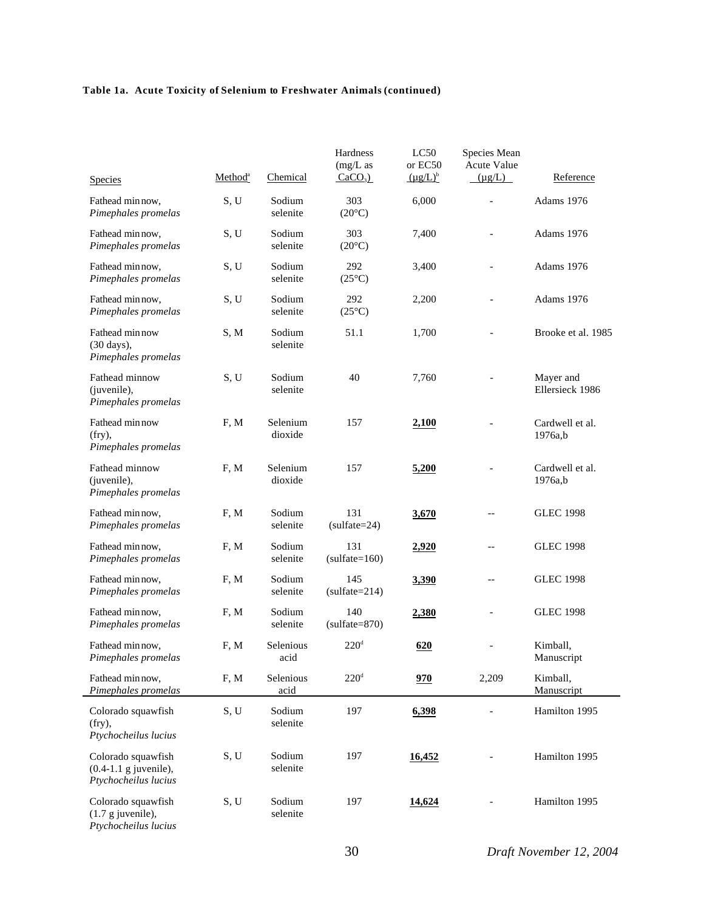**Table 1a. Acute Toxicity of Selenium to Freshwater Animals (continued)**

| Species | Method[a] | Chemical | Hardness (mg/L as $CaCO_3$) | LC50 or EC50 (µg/L)[b] | Species Mean Acute Value (µg/L) | Reference |
|---|---|---|---|---|---|---|
| Fathead minnow, *Pimephales promelas* | S, U | Sodium selenite | 303 (20°C) | 6,000 | - | Adams 1976 |
| Fathead minnow, *Pimephales promelas* | S, U | Sodium selenite | 303 (20°C) | 7,400 | - | Adams 1976 |
| Fathead minnow, *Pimephales promelas* | S, U | Sodium selenite | 292 (25°C) | 3,400 | - | Adams 1976 |
| Fathead minnow, *Pimephales promelas* | S, U | Sodium selenite | 292 (25°C) | 2,200 | - | Adams 1976 |
| Fathead minnow (30 days), *Pimephales promelas* | S, M | Sodium selenite | 51.1 | 1,700 | - | Brooke et al. 1985 |
| Fathead minnow (juvenile), *Pimephales promelas* | S, U | Sodium selenite | 40 | 7,760 | - | Mayer and Ellersieck 1986 |
| Fathead minnow (fry), *Pimephales promelas* | F, M | Selenium dioxide | 157 | **2,100** | - | Cardwell et al. 1976a,b |
| Fathead minnow (juvenile), *Pimephales promelas* | F, M | Selenium dioxide | 157 | **5,200** | - | Cardwell et al. 1976a,b |
| Fathead minnow, *Pimephales promelas* | F, M | Sodium selenite | 131 (sulfate=24) | **3,670** | -- | GLEC 1998 |
| Fathead minnow, *Pimephales promelas* | F, M | Sodium selenite | 131 (sulfate=160) | **2,920** | -- | GLEC 1998 |
| Fathead minnow, *Pimephales promelas* | F, M | Sodium selenite | 145 (sulfate=214) | **3,390** | -- | GLEC 1998 |
| Fathead minnow, *Pimephales promelas* | F, M | Sodium selenite | 140 (sulfate=870) | **2,380** | - | GLEC 1998 |
| Fathead minnow, *Pimephales promelas* | F, M | Selenious acid | 220[d] | **620** | - | Kimball, Manuscript |
| Fathead minnow, *Pimephales promelas* | F, M | Selenious acid | 220[d] | **970** | 2,209 | Kimball, Manuscript |
| Colorado squawfish (fry), *Ptychocheilus lucius* | S, U | Sodium selenite | 197 | **6,398** | - | Hamilton 1995 |
| Colorado squawfish (0.4-1.1 g juvenile), *Ptychocheilus lucius* | S, U | Sodium selenite | 197 | **16,452** | - | Hamilton 1995 |
| Colorado squawfish (1.7 g juvenile), *Ptychocheilus lucius* | S, U | Sodium selenite | 197 | **14,624** | - | Hamilton 1995 |

Draft November 12, 2004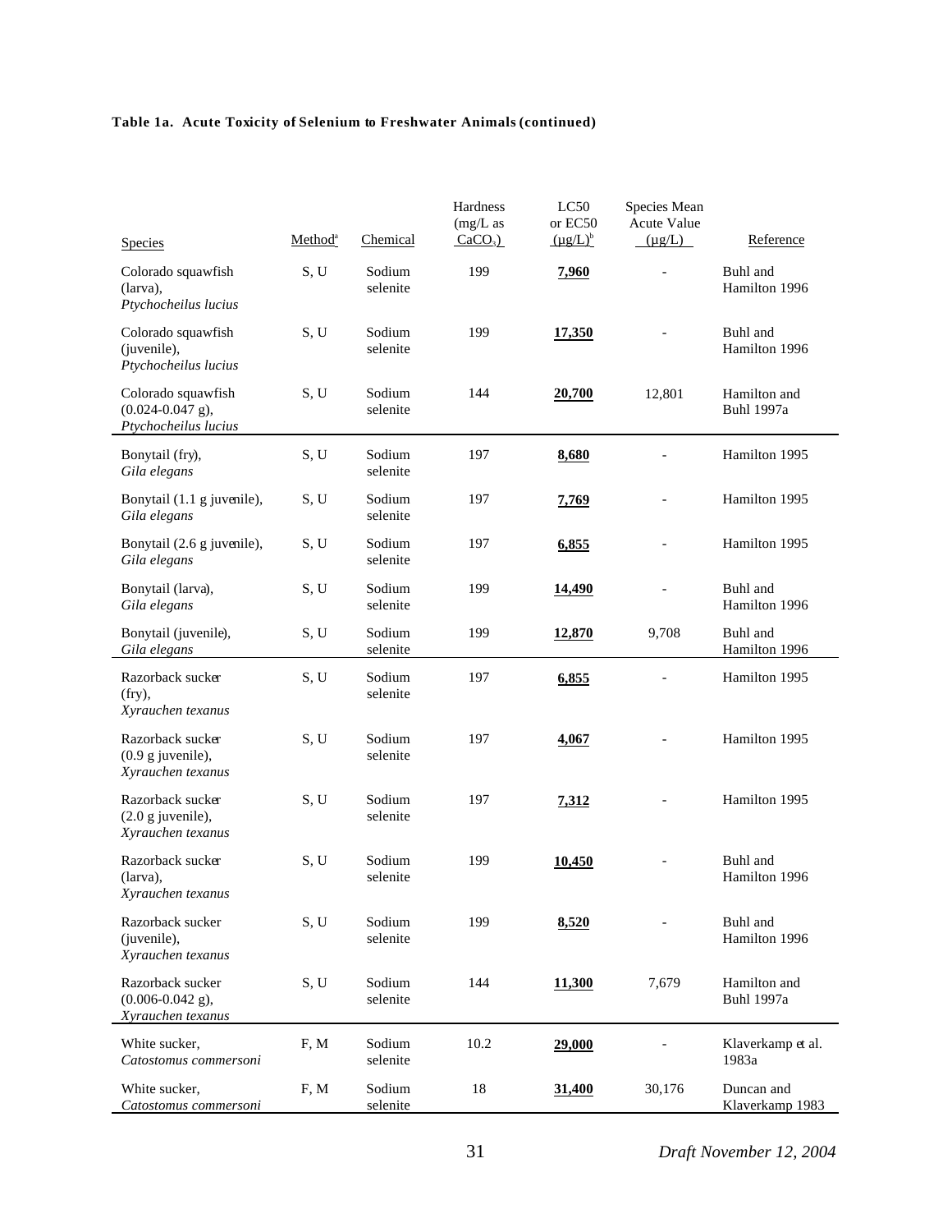**Table 1a. Acute Toxicity of Selenium to Freshwater Animals (continued)**

| Species | Method[a] | Chemical | Hardness (mg/L as $CaCO_3$) | LC50 or EC50 (µg/L)[b] | Species Mean Acute Value (µg/L) | Reference |
|---|---|---|---|---|---|---|
| Colorado squawfish (larva), *Ptychocheilus lucius* | S, U | Sodium selenite | 199 | **7,960** | - | Buhl and Hamilton 1996 |
| Colorado squawfish (juvenile), *Ptychocheilus lucius* | S, U | Sodium selenite | 199 | **17,350** | - | Buhl and Hamilton 1996 |
| Colorado squawfish (0.024-0.047 g), *Ptychocheilus lucius* | S, U | Sodium selenite | 144 | **20,700** | 12,801 | Hamilton and Buhl 1997a |
| Bonytail (fry), *Gila elegans* | S, U | Sodium selenite | 197 | **8,680** | - | Hamilton 1995 |
| Bonytail (1.1 g juvenile), *Gila elegans* | S, U | Sodium selenite | 197 | **7,769** | - | Hamilton 1995 |
| Bonytail (2.6 g juvenile), *Gila elegans* | S, U | Sodium selenite | 197 | **6,855** | - | Hamilton 1995 |
| Bonytail (larva), *Gila elegans* | S, U | Sodium selenite | 199 | **14,490** | - | Buhl and Hamilton 1996 |
| Bonytail (juvenile), *Gila elegans* | S, U | Sodium selenite | 199 | **12,870** | 9,708 | Buhl and Hamilton 1996 |
| Razorback sucker (fry), *Xyrauchen texanus* | S, U | Sodium selenite | 197 | **6,855** | - | Hamilton 1995 |
| Razorback sucker (0.9 g juvenile), *Xyrauchen texanus* | S, U | Sodium selenite | 197 | **4,067** | - | Hamilton 1995 |
| Razorback sucker (2.0 g juvenile), *Xyrauchen texanus* | S, U | Sodium selenite | 197 | **7,312** | - | Hamilton 1995 |
| Razorback sucker (larva), *Xyrauchen texanus* | S, U | Sodium selenite | 199 | **10,450** | - | Buhl and Hamilton 1996 |
| Razorback sucker (juvenile), *Xyrauchen texanus* | S, U | Sodium selenite | 199 | **8,520** | - | Buhl and Hamilton 1996 |
| Razorback sucker (0.006-0.042 g), *Xyrauchen texanus* | S, U | Sodium selenite | 144 | **11,300** | 7,679 | Hamilton and Buhl 1997a |
| White sucker, *Catostomus commersoni* | F, M | Sodium selenite | 10.2 | **29,000** | - | Klaverkamp et al. 1983a |
| White sucker, *Catostomus commersoni* | F, M | Sodium selenite | 18 | **31,400** | 30,176 | Duncan and Klaverkamp 1983 |

Draft November 12, 2004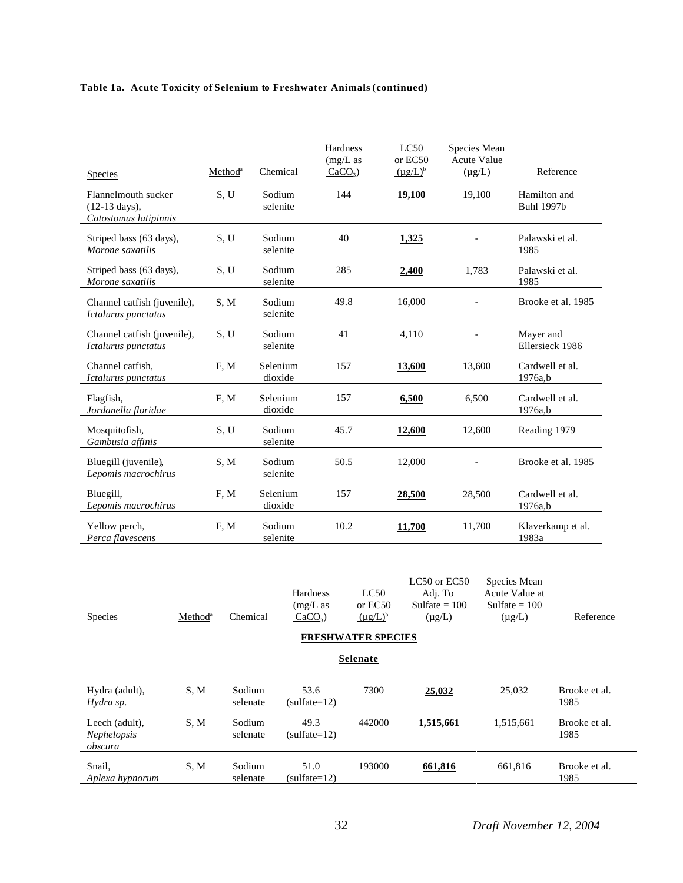**Table 1a. Acute Toxicity of Selenium to Freshwater Animals (continued)**

| Species | Method[a] | Chemical | Hardness (mg/L as $CaCO_3$) | LC50 or EC50 (µg/L)[b] | Species Mean Acute Value (µg/L) | Reference |
|---|---|---|---|---|---|---|
| Flannelmouth sucker (12-13 days), *Catostomus latipinnis* | S, U | Sodium selenite | 144 | **19,100** | 19,100 | Hamilton and Buhl 1997b |
| Striped bass (63 days), *Morone saxatilis* | S, U | Sodium selenite | 40 | **1,325** | - | Palawski et al. 1985 |
| Striped bass (63 days), *Morone saxatilis* | S, U | Sodium selenite | 285 | **2,400** | 1,783 | Palawski et al. 1985 |
| Channel catfish (juvenile), *Ictalurus punctatus* | S, M | Sodium selenite | 49.8 | 16,000 | - | Brooke et al. 1985 |
| Channel catfish (juvenile), *Ictalurus punctatus* | S, U | Sodium selenite | 41 | 4,110 | - | Mayer and Ellersieck 1986 |
| Channel catfish, *Ictalurus punctatus* | F, M | Selenium dioxide | 157 | **13,600** | 13,600 | Cardwell et al. 1976a,b |
| Flagfish, *Jordanella floridae* | F, M | Selenium dioxide | 157 | **6,500** | 6,500 | Cardwell et al. 1976a,b |
| Mosquitofish, *Gambusia affinis* | S, U | Sodium selenite | 45.7 | **12,600** | 12,600 | Reading 1979 |
| Bluegill (juvenile), *Lepomis macrochirus* | S, M | Sodium selenite | 50.5 | 12,000 | - | Brooke et al. 1985 |
| Bluegill, *Lepomis macrochirus* | F, M | Selenium dioxide | 157 | **28,500** | 28,500 | Cardwell et al. 1976a,b |
| Yellow perch, *Perca flavescens* | F, M | Sodium selenite | 10.2 | **11,700** | 11,700 | Klaverkamp et al. 1983a |

**FRESHWATER SPECIES**

**Selenate**

| Species | Method[a] | Chemical | Hardness (mg/L as $CaCO_3$) | LC50 or EC50 (µg/L)[b] | LC50 or EC50 Adj. To Sulfate = 100 (µg/L) | Species Mean Acute Value at Sulfate = 100 (µg/L) | Reference |
|---|---|---|---|---|---|---|---|
| Hydra (adult), *Hydra sp.* | S, M | Sodium selenate | 53.6 (sulfate=12) | 7300 | **25,032** | 25,032 | Brooke et al. 1985 |
| Leech (adult), *Nephelopsis obscura* | S, M | Sodium selenate | 49.3 (sulfate=12) | 442000 | **1,515,661** | 1,515,661 | Brooke et al. 1985 |
| Snail, *Aplexa hypnorum* | S, M | Sodium selenate | 51.0 (sulfate=12) | 193000 | **661,816** | 661,816 | Brooke et al. 1985 |

Draft November 12, 2004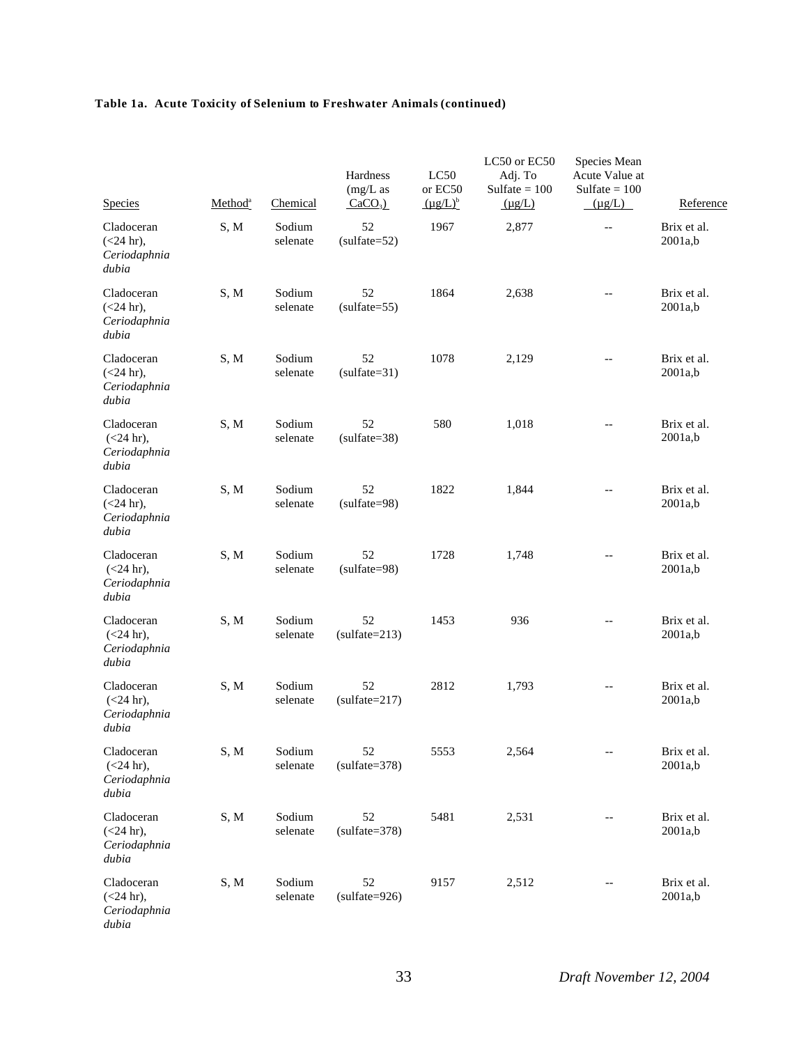**Table 1a. Acute Toxicity of Selenium to Freshwater Animals (continued)**

| Species | Method[a] | Chemical | Hardness (mg/L as $CaCO_3$) | LC50 or EC50 (µg/L)[b] | LC50 or EC50 Adj. To Sulfate = 100 (µg/L) | Species Mean Acute Value at Sulfate = 100 (µg/L) | Reference |
|---|---|---|---|---|---|---|---|
| Cladoceran (<24 hr), *Ceriodaphnia dubia* | S, M | Sodium selenate | 52 (sulfate=52) | 1967 | 2,877 | -- | Brix et al. 2001a,b |
| Cladoceran (<24 hr), *Ceriodaphnia dubia* | S, M | Sodium selenate | 52 (sulfate=55) | 1864 | 2,638 | -- | Brix et al. 2001a,b |
| Cladoceran (<24 hr), *Ceriodaphnia dubia* | S, M | Sodium selenate | 52 (sulfate=31) | 1078 | 2,129 | -- | Brix et al. 2001a,b |
| Cladoceran (<24 hr), *Ceriodaphnia dubia* | S, M | Sodium selenate | 52 (sulfate=38) | 580 | 1,018 | -- | Brix et al. 2001a,b |
| Cladoceran (<24 hr), *Ceriodaphnia dubia* | S, M | Sodium selenate | 52 (sulfate=98) | 1822 | 1,844 | -- | Brix et al. 2001a,b |
| Cladoceran (<24 hr), *Ceriodaphnia dubia* | S, M | Sodium selenate | 52 (sulfate=98) | 1728 | 1,748 | -- | Brix et al. 2001a,b |
| Cladoceran (<24 hr), *Ceriodaphnia dubia* | S, M | Sodium selenate | 52 (sulfate=213) | 1453 | 936 | -- | Brix et al. 2001a,b |
| Cladoceran (<24 hr), *Ceriodaphnia dubia* | S, M | Sodium selenate | 52 (sulfate=217) | 2812 | 1,793 | -- | Brix et al. 2001a,b |
| Cladoceran (<24 hr), *Ceriodaphnia dubia* | S, M | Sodium selenate | 52 (sulfate=378) | 5553 | 2,564 | -- | Brix et al. 2001a,b |
| Cladoceran (<24 hr), *Ceriodaphnia dubia* | S, M | Sodium selenate | 52 (sulfate=378) | 5481 | 2,531 | -- | Brix et al. 2001a,b |
| Cladoceran (<24 hr), *Ceriodaphnia dubia* | S, M | Sodium selenate | 52 (sulfate=926) | 9157 | 2,512 | -- | Brix et al. 2001a,b |

*Draft November 12, 2004*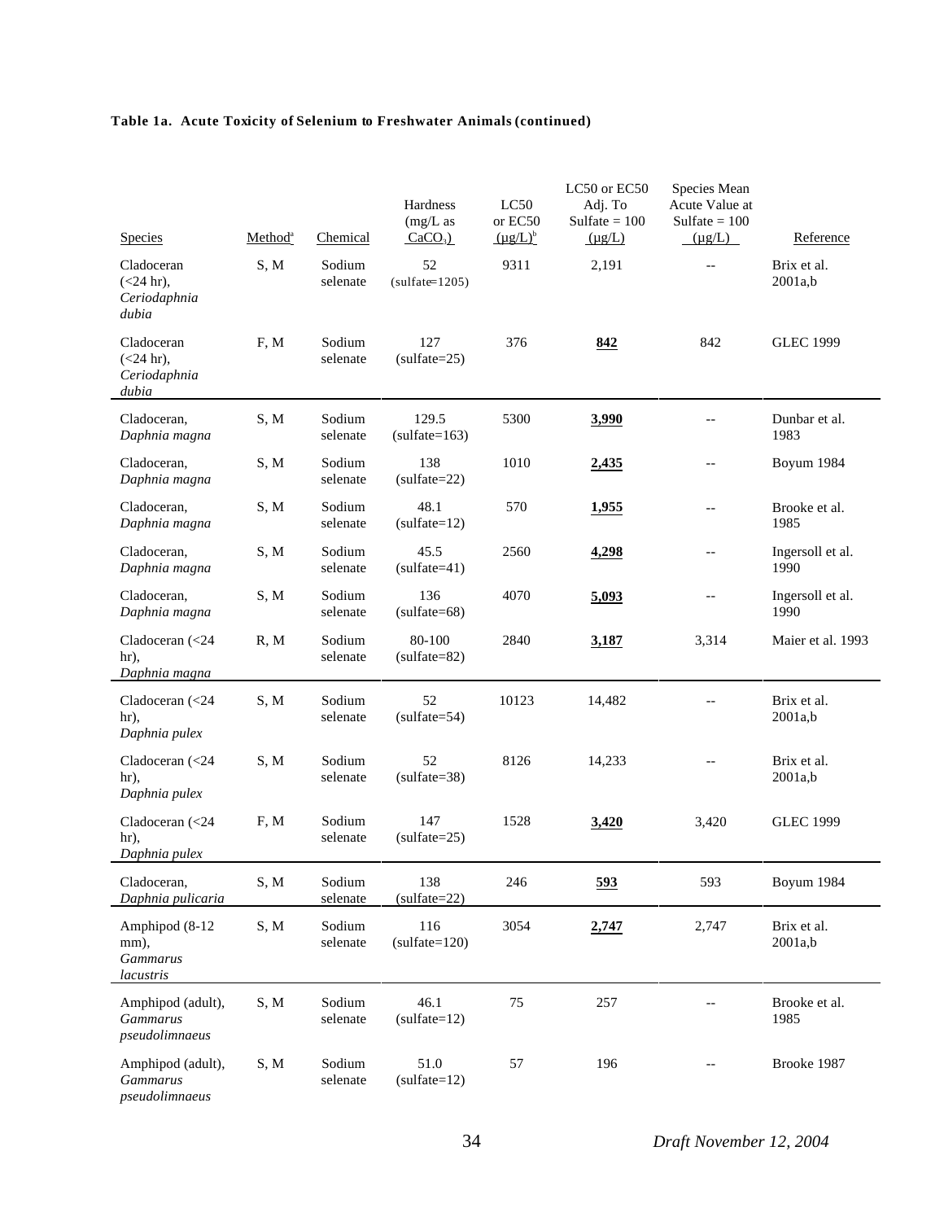**Table 1a. Acute Toxicity of Selenium to Freshwater Animals (continued)**

| Species | Method[a] | Chemical | Hardness (mg/L as $CaCO_3$) | LC50 or EC50 (µg/L)[b] | LC50 or EC50 Adj. To Sulfate = 100 (µg/L) | Species Mean Acute Value at Sulfate = 100 (µg/L) | Reference |
|---|---|---|---|---|---|---|---|
| Cladoceran (<24 hr), *Ceriodaphnia dubia* | S, M | Sodium selenate | 52 (sulfate=1205) | 9311 | 2,191 | -- | Brix et al. 2001a,b |
| Cladoceran (<24 hr), *Ceriodaphnia dubia* | F, M | Sodium selenate | 127 (sulfate=25) | 376 | **842** | 842 | GLEC 1999 |
| Cladoceran, *Daphnia magna* | S, M | Sodium selenate | 129.5 (sulfate=163) | 5300 | **3,990** | -- | Dunbar et al. 1983 |
| Cladoceran, *Daphnia magna* | S, M | Sodium selenate | 138 (sulfate=22) | 1010 | **2,435** | -- | Boyum 1984 |
| Cladoceran, *Daphnia magna* | S, M | Sodium selenate | 48.1 (sulfate=12) | 570 | **1,955** | -- | Brooke et al. 1985 |
| Cladoceran, *Daphnia magna* | S, M | Sodium selenate | 45.5 (sulfate=41) | 2560 | **4,298** | -- | Ingersoll et al. 1990 |
| Cladoceran, *Daphnia magna* | S, M | Sodium selenate | 136 (sulfate=68) | 4070 | **5,093** | -- | Ingersoll et al. 1990 |
| Cladoceran (<24 hr), *Daphnia magna* | R, M | Sodium selenate | 80-100 (sulfate=82) | 2840 | **3,187** | 3,314 | Maier et al. 1993 |
| Cladoceran (<24 hr), *Daphnia pulex* | S, M | Sodium selenate | 52 (sulfate=54) | 10123 | 14,482 | -- | Brix et al. 2001a,b |
| Cladoceran (<24 hr), *Daphnia pulex* | S, M | Sodium selenate | 52 (sulfate=38) | 8126 | 14,233 | -- | Brix et al. 2001a,b |
| Cladoceran (<24 hr), *Daphnia pulex* | F, M | Sodium selenate | 147 (sulfate=25) | 1528 | **3,420** | 3,420 | GLEC 1999 |
| Cladoceran, *Daphnia pulicaria* | S, M | Sodium selenate | 138 (sulfate=22) | 246 | **593** | 593 | Boyum 1984 |
| Amphipod (8-12 mm), *Gammarus lacustris* | S, M | Sodium selenate | 116 (sulfate=120) | 3054 | **2,747** | 2,747 | Brix et al. 2001a,b |
| Amphipod (adult), *Gammarus pseudolimnaeus* | S, M | Sodium selenate | 46.1 (sulfate=12) | 75 | 257 | -- | Brooke et al. 1985 |
| Amphipod (adult), *Gammarus pseudolimnaeus* | S, M | Sodium selenate | 51.0 (sulfate=12) | 57 | 196 | -- | Brooke 1987 |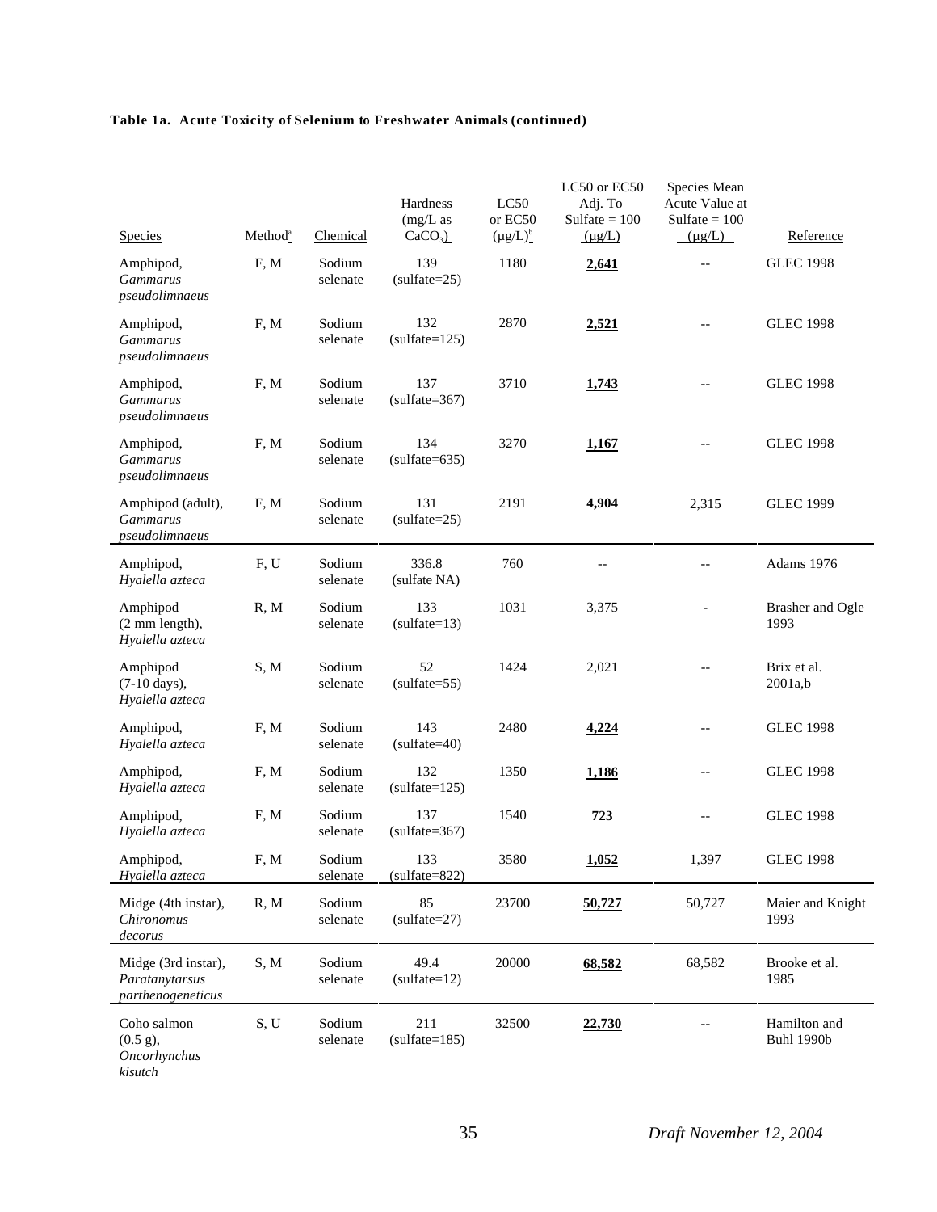**Table 1a. Acute Toxicity of Selenium to Freshwater Animals (continued)**

| Species | Method[a] | Chemical | Hardness (mg/L as $CaCO_3$) | LC50 or EC50 (µg/L)[b] | LC50 or EC50 Adj. To Sulfate = 100 (µg/L) | Species Mean Acute Value at Sulfate = 100 (µg/L) | Reference |
|---|---|---|---|---|---|---|---|
| Amphipod, *Gammarus pseudolimnaeus* | F, M | Sodium selenate | 139 (sulfate=25) | 1180 | **2,641** | -- | GLEC 1998 |
| Amphipod, *Gammarus pseudolimnaeus* | F, M | Sodium selenate | 132 (sulfate=125) | 2870 | **2,521** | -- | GLEC 1998 |
| Amphipod, *Gammarus pseudolimnaeus* | F, M | Sodium selenate | 137 (sulfate=367) | 3710 | **1,743** | -- | GLEC 1998 |
| Amphipod, *Gammarus pseudolimnaeus* | F, M | Sodium selenate | 134 (sulfate=635) | 3270 | **1,167** | -- | GLEC 1998 |
| Amphipod (adult), *Gammarus pseudolimnaeus* | F, M | Sodium selenate | 131 (sulfate=25) | 2191 | **4,904** | 2,315 | GLEC 1999 |
| Amphipod, *Hyalella azteca* | F, U | Sodium selenate | 336.8 (sulfate NA) | 760 | -- | -- | Adams 1976 |
| Amphipod (2 mm length), *Hyalella azteca* | R, M | Sodium selenate | 133 (sulfate=13) | 1031 | 3,375 | - | Brasher and Ogle 1993 |
| Amphipod (7-10 days), *Hyalella azteca* | S, M | Sodium selenate | 52 (sulfate=55) | 1424 | 2,021 | -- | Brix et al. 2001a,b |
| Amphipod, *Hyalella azteca* | F, M | Sodium selenate | 143 (sulfate=40) | 2480 | **4,224** | -- | GLEC 1998 |
| Amphipod, *Hyalella azteca* | F, M | Sodium selenate | 132 (sulfate=125) | 1350 | **1,186** | -- | GLEC 1998 |
| Amphipod, *Hyalella azteca* | F, M | Sodium selenate | 137 (sulfate=367) | 1540 | **723** | -- | GLEC 1998 |
| Amphipod, *Hyalella azteca* | F, M | Sodium selenate | 133 (sulfate=822) | 3580 | **1,052** | 1,397 | GLEC 1998 |
| Midge (4th instar), *Chironomus decorus* | R, M | Sodium selenate | 85 (sulfate=27) | 23700 | **50,727** | 50,727 | Maier and Knight 1993 |
| Midge (3rd instar), *Paratanytarsus parthenogeneticus* | S, M | Sodium selenate | 49.4 (sulfate=12) | 20000 | **68,582** | 68,582 | Brooke et al. 1985 |
| Coho salmon (0.5 g), *Oncorhynchus kisutch* | S, U | Sodium selenate | 211 (sulfate=185) | 32500 | **22,730** | -- | Hamilton and Buhl 1990b |

*Draft November 12, 2004*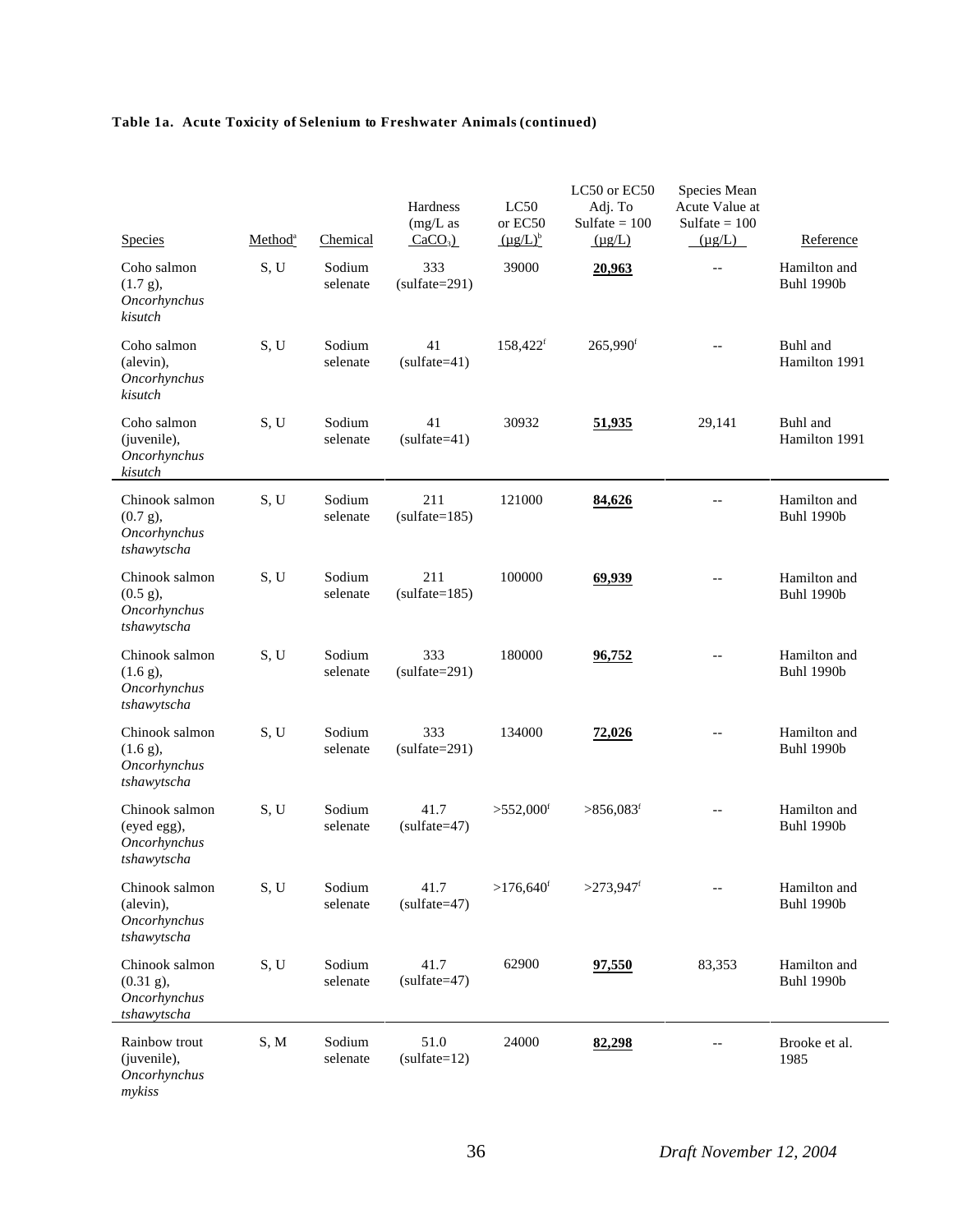**Table 1a. Acute Toxicity of Selenium to Freshwater Animals (continued)**

| Species | Method[a] | Chemical | Hardness (mg/L as $CaCO_3$) | LC50 or EC50 (µg/L)[b] | LC50 or EC50 Adj. To Sulfate = 100 (µg/L) | Species Mean Acute Value at Sulfate = 100 (µg/L) | Reference |
|---|---|---|---|---|---|---|---|
| Coho salmon (1.7 g), *Oncorhynchus kisutch* | S, U | Sodium selenate | 333 (sulfate=291) | 39000 | **20,963** | -- | Hamilton and Buhl 1990b |
| Coho salmon (alevin), *Oncorhynchus kisutch* | S, U | Sodium selenate | 41 (sulfate=41) | 158,422[f] | 265,990[f] | -- | Buhl and Hamilton 1991 |
| Coho salmon (juvenile), *Oncorhynchus kisutch* | S, U | Sodium selenate | 41 (sulfate=41) | 30932 | **51,935** | 29,141 | Buhl and Hamilton 1991 |
| Chinook salmon (0.7 g), *Oncorhynchus tshawytscha* | S, U | Sodium selenate | 211 (sulfate=185) | 121000 | **84,626** | -- | Hamilton and Buhl 1990b |
| Chinook salmon (0.5 g), *Oncorhynchus tshawytscha* | S, U | Sodium selenate | 211 (sulfate=185) | 100000 | **69,939** | -- | Hamilton and Buhl 1990b |
| Chinook salmon (1.6 g), *Oncorhynchus tshawytscha* | S, U | Sodium selenate | 333 (sulfate=291) | 180000 | **96,752** | -- | Hamilton and Buhl 1990b |
| Chinook salmon (1.6 g), *Oncorhynchus tshawytscha* | S, U | Sodium selenate | 333 (sulfate=291) | 134000 | **72,026** | -- | Hamilton and Buhl 1990b |
| Chinook salmon (eyed egg), *Oncorhynchus tshawytscha* | S, U | Sodium selenate | 41.7 (sulfate=47) | >552,000[f] | >856,083[f] | -- | Hamilton and Buhl 1990b |
| Chinook salmon (alevin), *Oncorhynchus tshawytscha* | S, U | Sodium selenate | 41.7 (sulfate=47) | >176,640[f] | >273,947[f] | -- | Hamilton and Buhl 1990b |
| Chinook salmon (0.31 g), *Oncorhynchus tshawytscha* | S, U | Sodium selenate | 41.7 (sulfate=47) | 62900 | **97,550** | 83,353 | Hamilton and Buhl 1990b |
| Rainbow trout (juvenile), *Oncorhynchus mykiss* | S, M | Sodium selenate | 51.0 (sulfate=12) | 24000 | **82,298** | -- | Brooke et al. 1985 |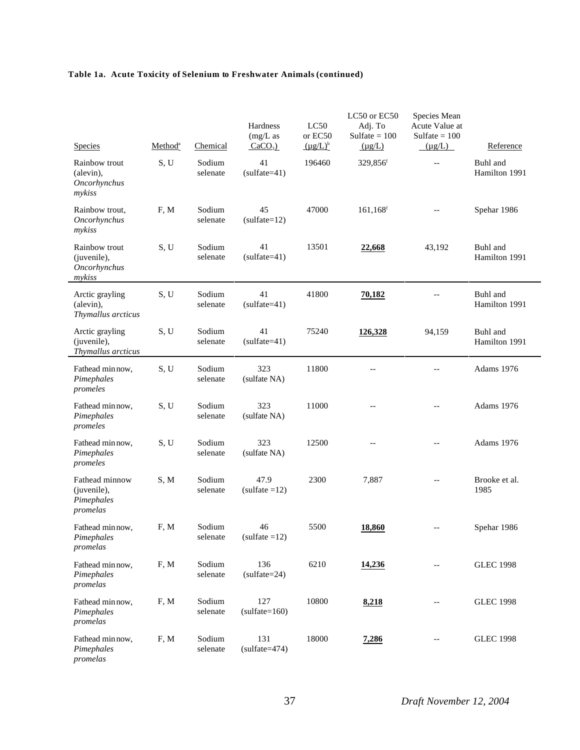**Table 1a. Acute Toxicity of Selenium to Freshwater Animals (continued)**

| Species | Method[a] | Chemical | Hardness (mg/L as $CaCO_3$) | LC50 or EC50 (µg/L)[b] | LC50 or EC50 Adj. To Sulfate = 100 (µg/L) | Species Mean Acute Value at Sulfate = 100 (µg/L) | Reference |
|---|---|---|---|---|---|---|---|
| Rainbow trout (alevin), *Oncorhynchus mykiss* | S, U | Sodium selenate | 41 (sulfate=41) | 196460 | 329,856[f] | -- | Buhl and Hamilton 1991 |
| Rainbow trout, *Oncorhynchus mykiss* | F, M | Sodium selenate | 45 (sulfate=12) | 47000 | 161,168[f] | -- | Spehar 1986 |
| Rainbow trout (juvenile), *Oncorhynchus mykiss* | S, U | Sodium selenate | 41 (sulfate=41) | 13501 | **22,668** | 43,192 | Buhl and Hamilton 1991 |
| Arctic grayling (alevin), *Thymallus arcticus* | S, U | Sodium selenate | 41 (sulfate=41) | 41800 | **70,182** | -- | Buhl and Hamilton 1991 |
| Arctic grayling (juvenile), *Thymallus arcticus* | S, U | Sodium selenate | 41 (sulfate=41) | 75240 | **126,328** | 94,159 | Buhl and Hamilton 1991 |
| Fathead minnow, *Pimephales promeles* | S, U | Sodium selenate | 323 (sulfate NA) | 11800 | -- | -- | Adams 1976 |
| Fathead minnow, *Pimephales promeles* | S, U | Sodium selenate | 323 (sulfate NA) | 11000 | -- | -- | Adams 1976 |
| Fathead minnow, *Pimephales promeles* | S, U | Sodium selenate | 323 (sulfate NA) | 12500 | -- | -- | Adams 1976 |
| Fathead minnow (juvenile), *Pimephales promelas* | S, M | Sodium selenate | 47.9 (sulfate =12) | 2300 | 7,887 | -- | Brooke et al. 1985 |
| Fathead minnow, *Pimephales promelas* | F, M | Sodium selenate | 46 (sulfate =12) | 5500 | **18,860** | -- | Spehar 1986 |
| Fathead minnow, *Pimephales promelas* | F, M | Sodium selenate | 136 (sulfate=24) | 6210 | **14,236** | -- | GLEC 1998 |
| Fathead minnow, *Pimephales promelas* | F, M | Sodium selenate | 127 (sulfate=160) | 10800 | **8,218** | -- | GLEC 1998 |
| Fathead minnow, *Pimephales promelas* | F, M | Sodium selenate | 131 (sulfate=474) | 18000 | **7,286** | -- | GLEC 1998 |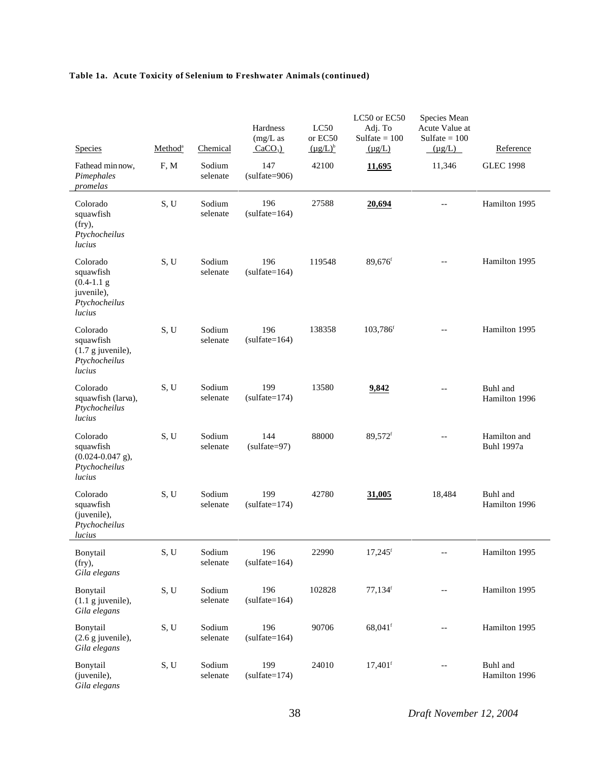**Table 1a. Acute Toxicity of Selenium to Freshwater Animals (continued)**

| Species | Method[a] | Chemical | Hardness (mg/L as $CaCO_3$) | LC50 or EC50 (µg/L)[b] | LC50 or EC50 Adj. To Sulfate = 100 (µg/L) | Species Mean Acute Value at Sulfate = 100 (µg/L) | Reference |
|---|---|---|---|---|---|---|---|
| Fathead minnow, *Pimephales promelas* | F, M | Sodium selenate | 147 (sulfate=906) | 42100 | **11,695** | 11,346 | GLEC 1998 |
| Colorado squawfish (fry), *Ptychocheilus lucius* | S, U | Sodium selenate | 196 (sulfate=164) | 27588 | **20,694** | -- | Hamilton 1995 |
| Colorado squawfish (0.4-1.1 g juvenile), *Ptychocheilus lucius* | S, U | Sodium selenate | 196 (sulfate=164) | 119548 | 89,676[f] | -- | Hamilton 1995 |
| Colorado squawfish (1.7 g juvenile), *Ptychocheilus lucius* | S, U | Sodium selenate | 196 (sulfate=164) | 138358 | 103,786[f] | -- | Hamilton 1995 |
| Colorado squawfish (larva), *Ptychocheilus lucius* | S, U | Sodium selenate | 199 (sulfate=174) | 13580 | **9,842** | -- | Buhl and Hamilton 1996 |
| Colorado squawfish (0.024-0.047 g), *Ptychocheilus lucius* | S, U | Sodium selenate | 144 (sulfate=97) | 88000 | 89,572[f] | -- | Hamilton and Buhl 1997a |
| Colorado squawfish (juvenile), *Ptychocheilus lucius* | S, U | Sodium selenate | 199 (sulfate=174) | 42780 | **31,005** | 18,484 | Buhl and Hamilton 1996 |
| Bonytail (fry), *Gila elegans* | S, U | Sodium selenate | 196 (sulfate=164) | 22990 | 17,245[f] | -- | Hamilton 1995 |
| Bonytail (1.1 g juvenile), *Gila elegans* | S, U | Sodium selenate | 196 (sulfate=164) | 102828 | 77,134[f] | -- | Hamilton 1995 |
| Bonytail (2.6 g juvenile), *Gila elegans* | S, U | Sodium selenate | 196 (sulfate=164) | 90706 | 68,041[f] | -- | Hamilton 1995 |
| Bonytail (juvenile), *Gila elegans* | S, U | Sodium selenate | 199 (sulfate=174) | 24010 | 17,401[f] | -- | Buhl and Hamilton 1996 |

*Draft November 12, 2004*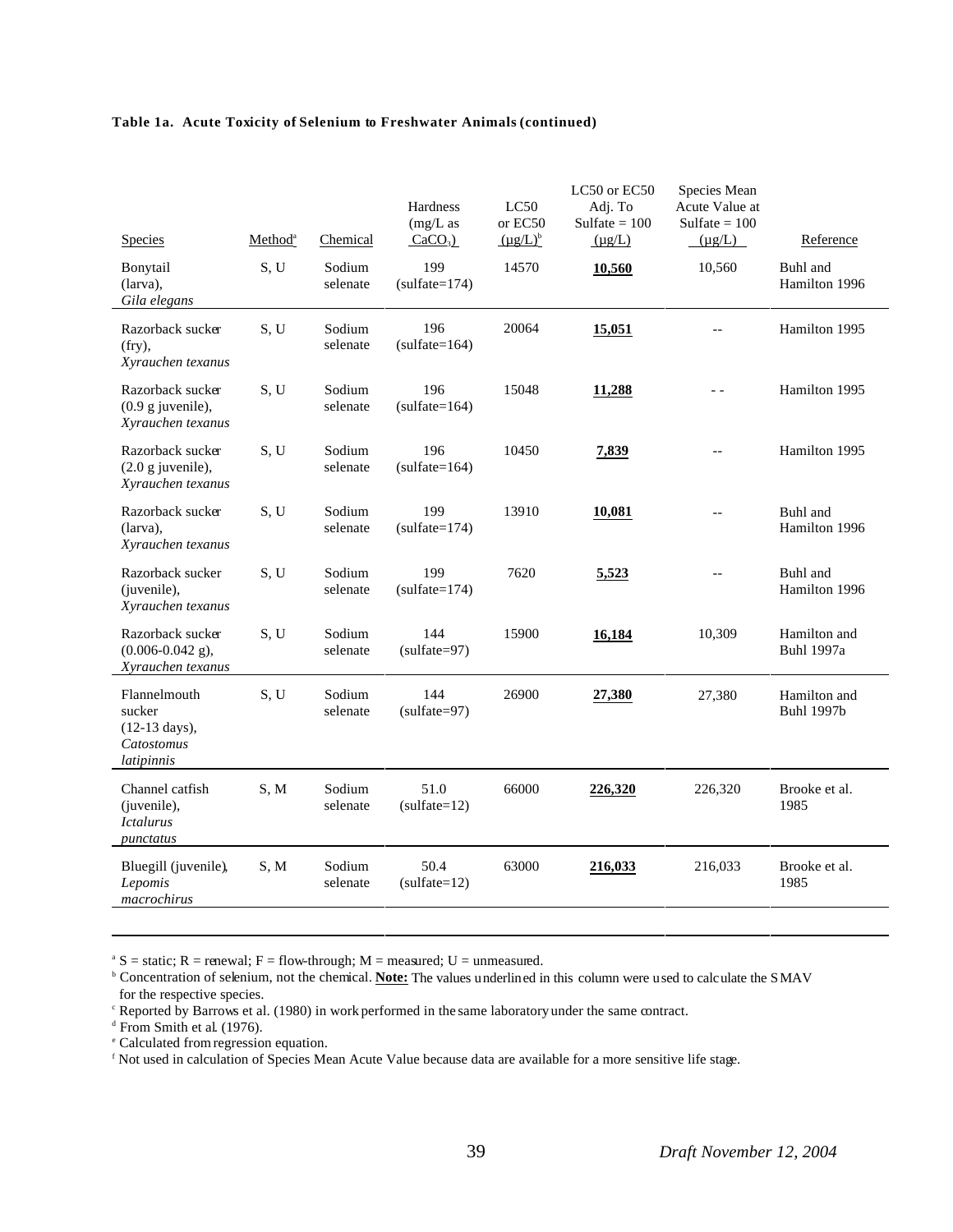**Table 1a. Acute Toxicity of Selenium to Freshwater Animals (continued)**

| Species | Method[a] | Chemical | Hardness (mg/L as $CaCO_3$) | LC50 or EC50 (µg/L)[b] | LC50 or EC50 Adj. To Sulfate = 100 (µg/L) | Species Mean Acute Value at Sulfate = 100 (µg/L) | Reference |
|---|---|---|---|---|---|---|---|
| Bonytail (larva), *Gila elegans* | S, U | Sodium selenate | 199 (sulfate=174) | 14570 | **10,560** | 10,560 | Buhl and Hamilton 1996 |
| Razorback sucker (fry), *Xyrauchen texanus* | S, U | Sodium selenate | 196 (sulfate=164) | 20064 | **15,051** | -- | Hamilton 1995 |
| Razorback sucker (0.9 g juvenile), *Xyrauchen texanus* | S, U | Sodium selenate | 196 (sulfate=164) | 15048 | **11,288** | - - | Hamilton 1995 |
| Razorback sucker (2.0 g juvenile), *Xyrauchen texanus* | S, U | Sodium selenate | 196 (sulfate=164) | 10450 | **7,839** | -- | Hamilton 1995 |
| Razorback sucker (larva), *Xyrauchen texanus* | S, U | Sodium selenate | 199 (sulfate=174) | 13910 | **10,081** | -- | Buhl and Hamilton 1996 |
| Razorback sucker (juvenile), *Xyrauchen texanus* | S, U | Sodium selenate | 199 (sulfate=174) | 7620 | **5,523** | -- | Buhl and Hamilton 1996 |
| Razorback sucker (0.006-0.042 g), *Xyrauchen texanus* | S, U | Sodium selenate | 144 (sulfate=97) | 15900 | **16,184** | 10,309 | Hamilton and Buhl 1997a |
| Flannelmouth sucker (12-13 days), *Catostomus latipinnis* | S, U | Sodium selenate | 144 (sulfate=97) | 26900 | **27,380** | 27,380 | Hamilton and Buhl 1997b |
| Channel catfish (juvenile), *Ictalurus punctatus* | S, M | Sodium selenate | 51.0 (sulfate=12) | 66000 | **226,320** | 226,320 | Brooke et al. 1985 |
| Bluegill (juvenile), *Lepomis macrochirus* | S, M | Sodium selenate | 50.4 (sulfate=12) | 63000 | **216,033** | 216,033 | Brooke et al. 1985 |

[a] S = static; R = renewal; F = flow-through; M = measured; U = unmeasured.
[b] Concentration of selenium, not the chemical. **Note:** The values underlined in this column were used to calculate the SMAV for the respective species.
[c] Reported by Barrows et al. (1980) in work performed in the same laboratory under the same contract.
[d] From Smith et al. (1976).
[e] Calculated from regression equation.
[f] Not used in calculation of Species Mean Acute Value because data are available for a more sensitive life stage.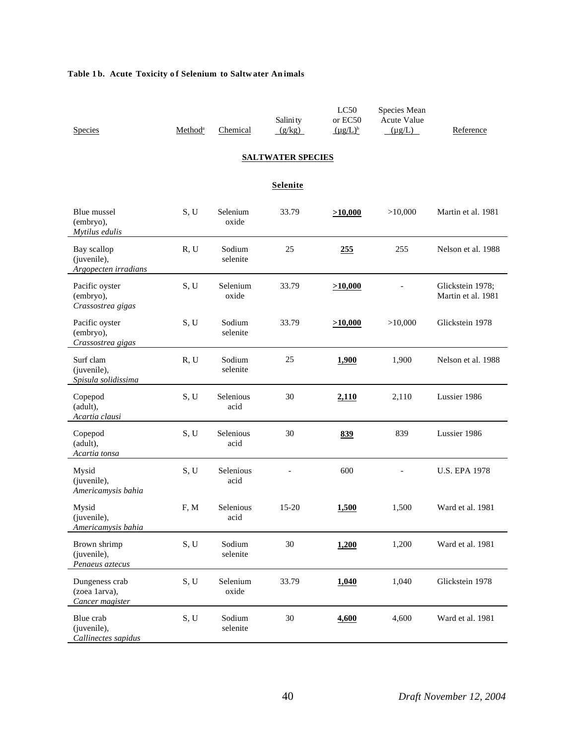**Table 1b. Acute Toxicity of Selenium to Saltwater Animals**

| Species | Method[a] | Chemical | Salinity (g/kg) | LC50 or EC50 (µg/L)[b] | Species Mean Acute Value (µg/L) | Reference |
|---|---|---|---|---|---|---|
| **SALTWATER SPECIES** | | | | | | |
| **Selenite** | | | | | | |
| Blue mussel (embryo), *Mytilus edulis* | S, U | Selenium oxide | 33.79 | **>10,000** | >10,000 | Martin et al. 1981 |
| Bay scallop (juvenile), *Argopecten irradians* | R, U | Sodium selenite | 25 | **255** | 255 | Nelson et al. 1988 |
| Pacific oyster (embryo), *Crassostrea gigas* | S, U | Selenium oxide | 33.79 | **>10,000** | - | Glickstein 1978; Martin et al. 1981 |
| Pacific oyster (embryo), *Crassostrea gigas* | S, U | Sodium selenite | 33.79 | **>10,000** | >10,000 | Glickstein 1978 |
| Surf clam (juvenile), *Spisula solidissima* | R, U | Sodium selenite | 25 | **1,900** | 1,900 | Nelson et al. 1988 |
| Copepod (adult), *Acartia clausi* | S, U | Selenious acid | 30 | **2,110** | 2,110 | Lussier 1986 |
| Copepod (adult), *Acartia tonsa* | S, U | Selenious acid | 30 | **839** | 839 | Lussier 1986 |
| Mysid (juvenile), *Americamysis bahia* | S, U | Selenious acid | - | 600 | - | U.S. EPA 1978 |
| Mysid (juvenile), *Americamysis bahia* | F, M | Selenious acid | 15-20 | **1,500** | 1,500 | Ward et al. 1981 |
| Brown shrimp (juvenile), *Penaeus aztecus* | S, U | Sodium selenite | 30 | **1,200** | 1,200 | Ward et al. 1981 |
| Dungeness crab (zoea 1arva), *Cancer magister* | S, U | Selenium oxide | 33.79 | **1,040** | 1,040 | Glickstein 1978 |
| Blue crab (juvenile), *Callinectes sapidus* | S, U | Sodium selenite | 30 | **4,600** | 4,600 | Ward et al. 1981 |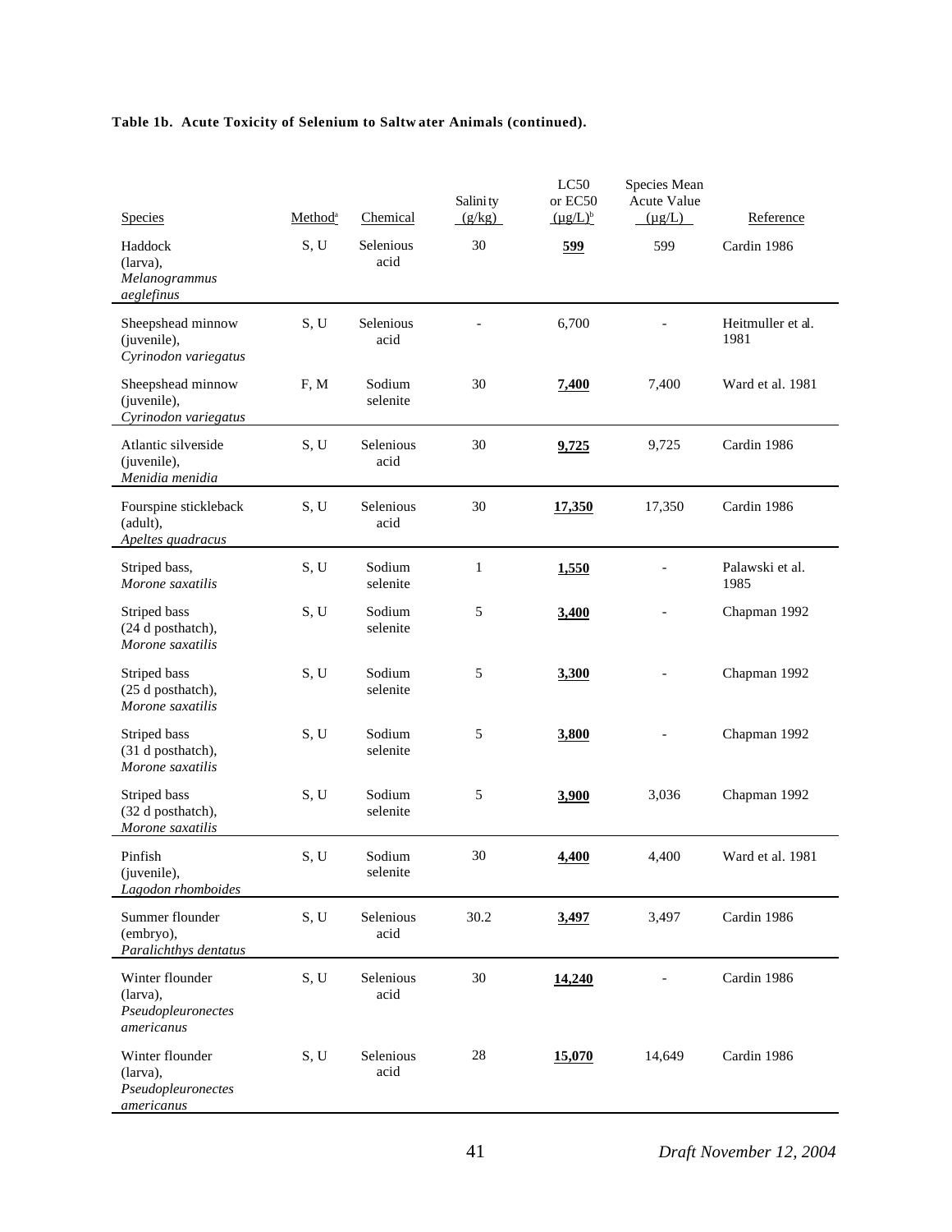**Table 1b. Acute Toxicity of Selenium to Saltwater Animals (continued).**

| Species | Method[a] | Chemical | Salinity (g/kg) | LC50 or EC50 (µg/L)[b] | Species Mean Acute Value (µg/L) | Reference |
|---|---|---|---|---|---|---|
| Haddock (larva), *Melanogrammus aeglefinus* | S, U | Selenious acid | 30 | **599** | 599 | Cardin 1986 |
| Sheepshead minnow (juvenile), *Cyrinodon variegatus* | S, U | Selenious acid | - | 6,700 | - | Heitmuller et al. 1981 |
| Sheepshead minnow (juvenile), *Cyrinodon variegatus* | F, M | Sodium selenite | 30 | **7,400** | 7,400 | Ward et al. 1981 |
| Atlantic silverside (juvenile), *Menidia menidia* | S, U | Selenious acid | 30 | **9,725** | 9,725 | Cardin 1986 |
| Fourspine stickleback (adult), *Apeltes quadracus* | S, U | Selenious acid | 30 | **17,350** | 17,350 | Cardin 1986 |
| Striped bass, *Morone saxatilis* | S, U | Sodium selenite | 1 | **1,550** | - | Palawski et al. 1985 |
| Striped bass (24 d posthatch), *Morone saxatilis* | S, U | Sodium selenite | 5 | **3,400** | - | Chapman 1992 |
| Striped bass (25 d posthatch), *Morone saxatilis* | S, U | Sodium selenite | 5 | **3,300** | - | Chapman 1992 |
| Striped bass (31 d posthatch), *Morone saxatilis* | S, U | Sodium selenite | 5 | **3,800** | - | Chapman 1992 |
| Striped bass (32 d posthatch), *Morone saxatilis* | S, U | Sodium selenite | 5 | **3,900** | 3,036 | Chapman 1992 |
| Pinfish (juvenile), *Lagodon rhomboides* | S, U | Sodium selenite | 30 | **4,400** | 4,400 | Ward et al. 1981 |
| Summer flounder (embryo), *Paralichthys dentatus* | S, U | Selenious acid | 30.2 | **3,497** | 3,497 | Cardin 1986 |
| Winter flounder (larva), *Pseudopleuronectes americanus* | S, U | Selenious acid | 30 | **14,240** | - | Cardin 1986 |
| Winter flounder (larva), *Pseudopleuronectes americanus* | S, U | Selenious acid | 28 | **15,070** | 14,649 | Cardin 1986 |

*Draft November 12, 2004*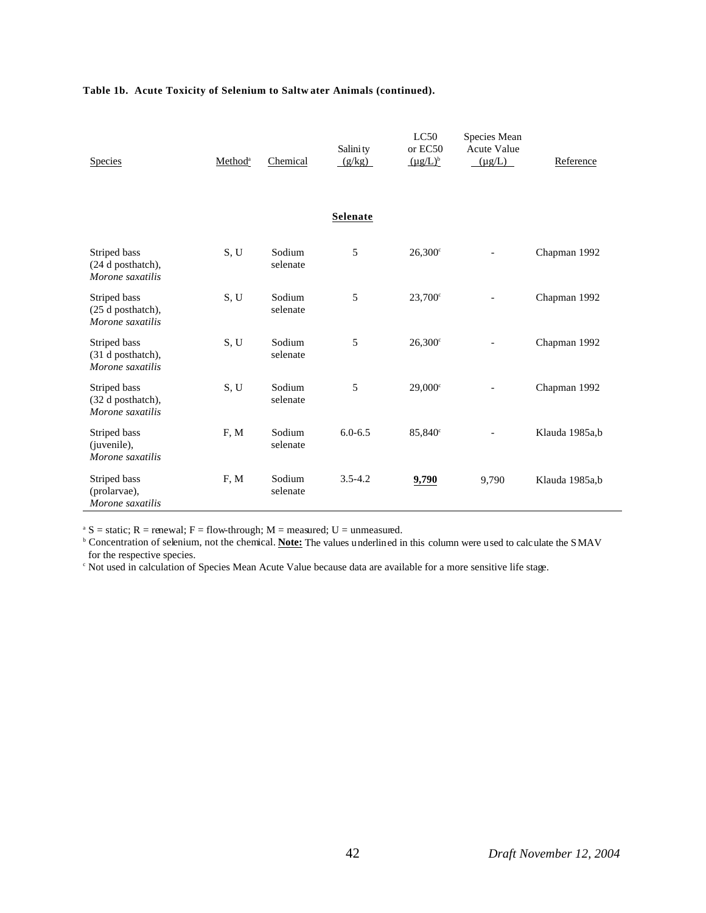**Table 1b. Acute Toxicity of Selenium to Saltwater Animals (continued).**

| Species | Method[a] | Chemical | Salinity (g/kg) | LC50 or EC50 (µg/L)[b] | Species Mean Acute Value (µg/L) | Reference |
|---|---|---|---|---|---|---|
| | | | **Selenate** | | | |
| Striped bass (24 d posthatch), *Morone saxatilis* | S, U | Sodium selenate | 5 | 26,300[c] | - | Chapman 1992 |
| Striped bass (25 d posthatch), *Morone saxatilis* | S, U | Sodium selenate | 5 | 23,700[c] | - | Chapman 1992 |
| Striped bass (31 d posthatch), *Morone saxatilis* | S, U | Sodium selenate | 5 | 26,300[c] | - | Chapman 1992 |
| Striped bass (32 d posthatch), *Morone saxatilis* | S, U | Sodium selenate | 5 | 29,000[c] | - | Chapman 1992 |
| Striped bass (juvenile), *Morone saxatilis* | F, M | Sodium selenate | 6.0-6.5 | 85,840[c] | - | Klauda 1985a,b |
| Striped bass (prolarvae), *Morone saxatilis* | F, M | Sodium selenate | 3.5-4.2 | **9,790** | 9,790 | Klauda 1985a,b |

[a] S = static; R = renewal; F = flow-through; M = measured; U = unmeasured.

[b] Concentration of selenium, not the chemical. **Note:** The values underlined in this column were used to calculate the SMAV for the respective species.

[c] Not used in calculation of Species Mean Acute Value because data are available for a more sensitive life stage.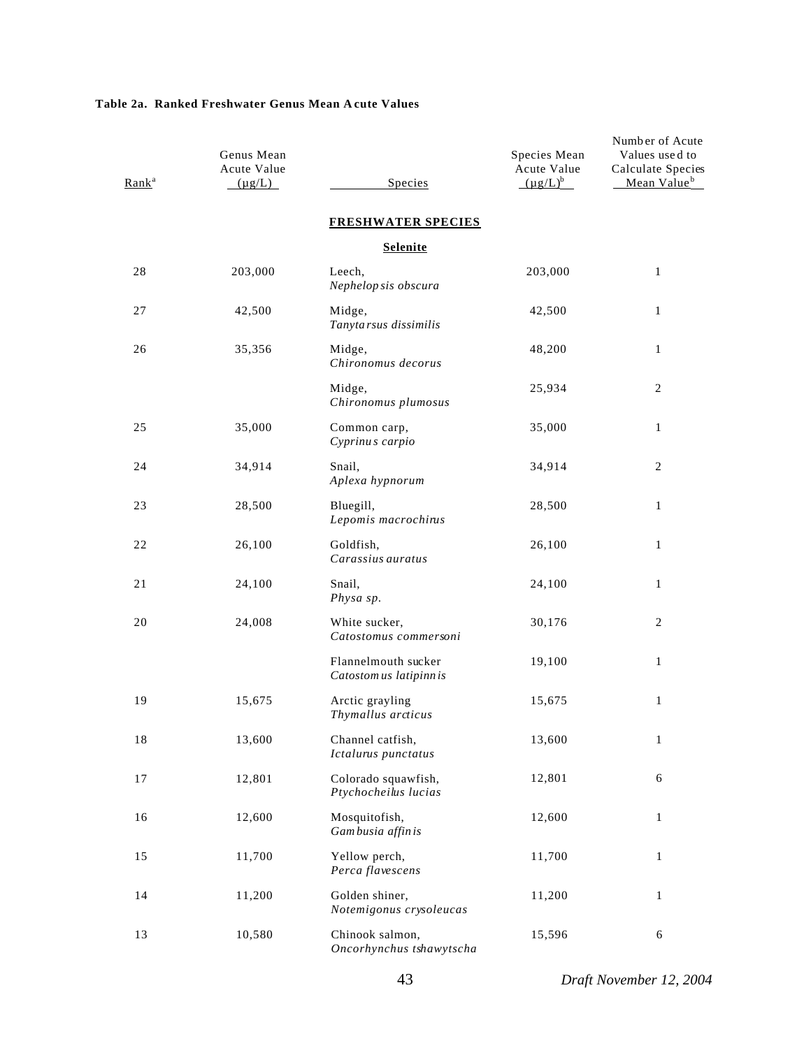**Table 2a. Ranked Freshwater Genus Mean Acute Values**

| Rank[a] | Genus Mean Acute Value (µg/L) | Species | Species Mean Acute Value (µg/L)[b] | Number of Acute Values used to Calculate Species Mean Value[b] |
|---|---|---|---|---|
| | | **FRESHWATER SPECIES** | | |
| | | **Selenite** | | |
| 28 | 203,000 | Leech, *Nephelopsis obscura* | 203,000 | 1 |
| 27 | 42,500 | Midge, *Tanytarsus dissimilis* | 42,500 | 1 |
| 26 | 35,356 | Midge, *Chironomus decorus* | 48,200 | 1 |
| | | Midge, *Chironomus plumosus* | 25,934 | 2 |
| 25 | 35,000 | Common carp, *Cyprinus carpio* | 35,000 | 1 |
| 24 | 34,914 | Snail, *Aplexa hypnorum* | 34,914 | 2 |
| 23 | 28,500 | Bluegill, *Lepomis macrochirus* | 28,500 | 1 |
| 22 | 26,100 | Goldfish, *Carassius auratus* | 26,100 | 1 |
| 21 | 24,100 | Snail, *Physa sp.* | 24,100 | 1 |
| 20 | 24,008 | White sucker, *Catostomus commersoni* | 30,176 | 2 |
| | | Flannelmouth sucker *Catostomus latipinnis* | 19,100 | 1 |
| 19 | 15,675 | Arctic grayling *Thymallus arcticus* | 15,675 | 1 |
| 18 | 13,600 | Channel catfish, *Ictalurus punctatus* | 13,600 | 1 |
| 17 | 12,801 | Colorado squawfish, *Ptychocheilus lucias* | 12,801 | 6 |
| 16 | 12,600 | Mosquitofish, *Gambusia affinis* | 12,600 | 1 |
| 15 | 11,700 | Yellow perch, *Perca flavescens* | 11,700 | 1 |
| 14 | 11,200 | Golden shiner, *Notemigonus crysoleucas* | 11,200 | 1 |
| 13 | 10,580 | Chinook salmon, *Oncorhynchus tshawytscha* | 15,596 | 6 |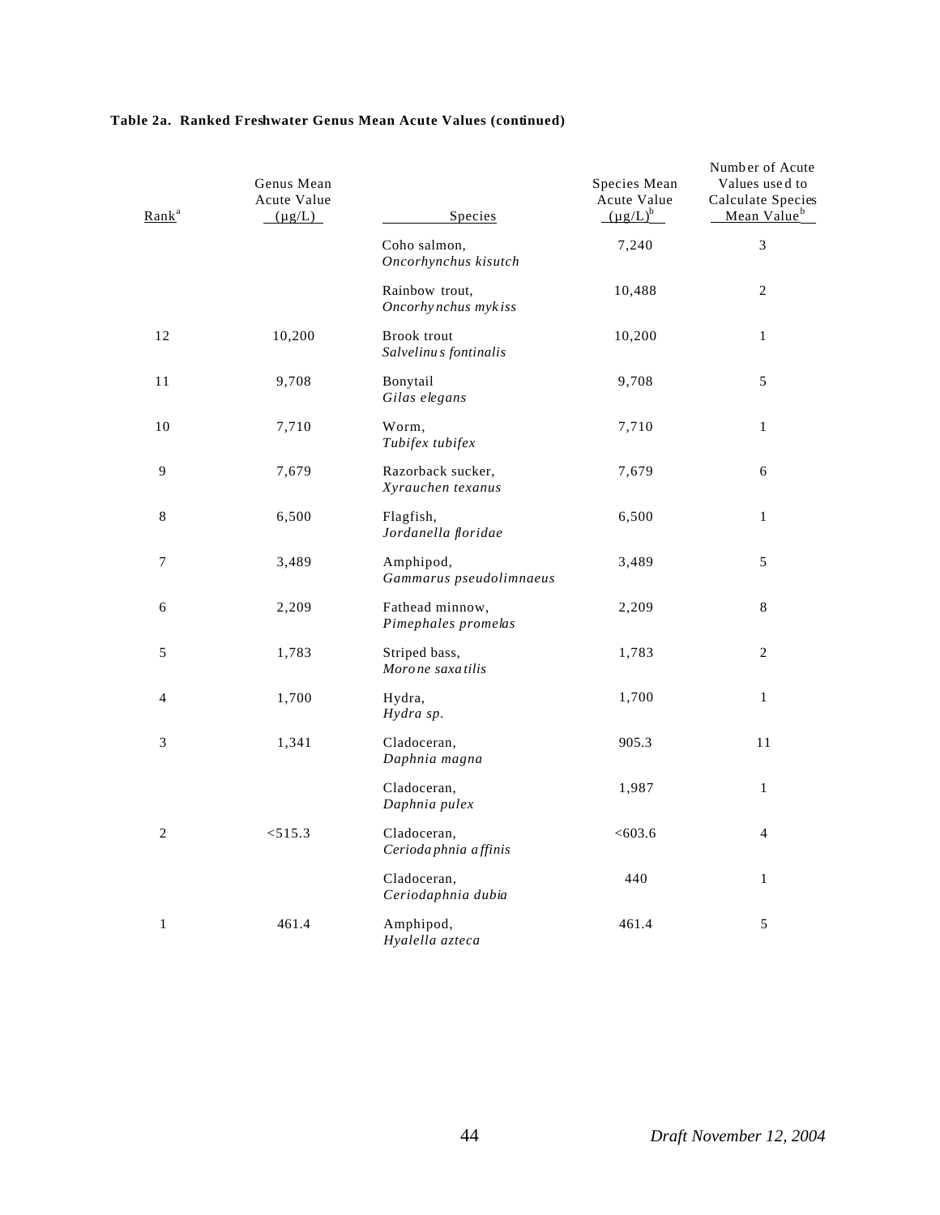**Table 2a. Ranked Freshwater Genus Mean Acute Values (continued)**

| Rank[a] | Genus Mean Acute Value (µg/L) | Species | Species Mean Acute Value (µg/L)[b] | Number of Acute Values used to Calculate Species Mean Value[b] |
|---|---|---|---|---|
| | | Coho salmon, *Oncorhynchus kisutch* | 7,240 | 3 |
| | | Rainbow trout, *Oncorhynchus mykiss* | 10,488 | 2 |
| 12 | 10,200 | Brook trout *Salvelinus fontinalis* | 10,200 | 1 |
| 11 | 9,708 | Bonytail *Gilas elegans* | 9,708 | 5 |
| 10 | 7,710 | Worm, *Tubifex tubifex* | 7,710 | 1 |
| 9 | 7,679 | Razorback sucker, *Xyrauchen texanus* | 7,679 | 6 |
| 8 | 6,500 | Flagfish, *Jordanella floridae* | 6,500 | 1 |
| 7 | 3,489 | Amphipod, *Gammarus pseudolimnaeus* | 3,489 | 5 |
| 6 | 2,209 | Fathead minnow, *Pimephales promelas* | 2,209 | 8 |
| 5 | 1,783 | Striped bass, *Morone saxatilis* | 1,783 | 2 |
| 4 | 1,700 | Hydra, *Hydra sp.* | 1,700 | 1 |
| 3 | 1,341 | Cladoceran, *Daphnia magna* | 905.3 | 11 |
| | | Cladoceran, *Daphnia pulex* | 1,987 | 1 |
| 2 | <515.3 | Cladoceran, *Ceriodaphnia affinis* | <603.6 | 4 |
| | | Cladoceran, *Ceriodaphnia dubia* | 440 | 1 |
| 1 | 461.4 | Amphipod, *Hyalella azteca* | 461.4 | 5 |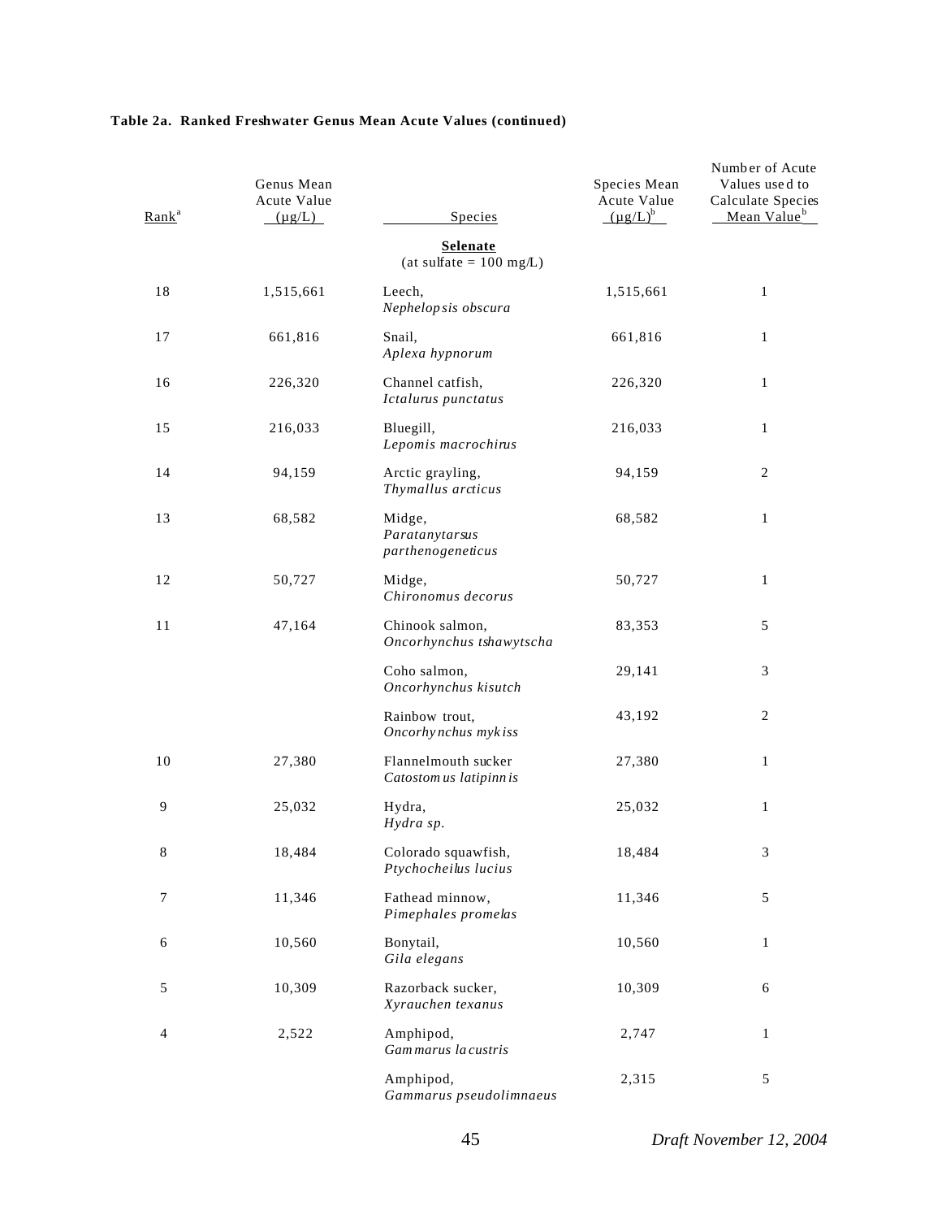**Table 2a. Ranked Freshwater Genus Mean Acute Values (continued)**

| Rank[a] | Genus Mean Acute Value (µg/L) | Species | Species Mean Acute Value (µg/L)[b] | Number of Acute Values used to Calculate Species Mean Value[b] |
|---|---|---|---|---|
| | | **Selenate** (at sulfate = 100 mg/L) | | |
| 18 | 1,515,661 | Leech, *Nephelopsis obscura* | 1,515,661 | 1 |
| 17 | 661,816 | Snail, *Aplexa hypnorum* | 661,816 | 1 |
| 16 | 226,320 | Channel catfish, *Ictalurus punctatus* | 226,320 | 1 |
| 15 | 216,033 | Bluegill, *Lepomis macrochirus* | 216,033 | 1 |
| 14 | 94,159 | Arctic grayling, *Thymallus arcticus* | 94,159 | 2 |
| 13 | 68,582 | Midge, *Paratanytarsus parthenogeneticus* | 68,582 | 1 |
| 12 | 50,727 | Midge, *Chironomus decorus* | 50,727 | 1 |
| 11 | 47,164 | Chinook salmon, *Oncorhynchus tshawytscha* | 83,353 | 5 |
| | | Coho salmon, *Oncorhynchus kisutch* | 29,141 | 3 |
| | | Rainbow trout, *Oncorhynchus mykiss* | 43,192 | 2 |
| 10 | 27,380 | Flannelmouth sucker *Catostomus latipinnis* | 27,380 | 1 |
| 9 | 25,032 | Hydra, *Hydra sp.* | 25,032 | 1 |
| 8 | 18,484 | Colorado squawfish, *Ptychocheilus lucius* | 18,484 | 3 |
| 7 | 11,346 | Fathead minnow, *Pimephales promelas* | 11,346 | 5 |
| 6 | 10,560 | Bonytail, *Gila elegans* | 10,560 | 1 |
| 5 | 10,309 | Razorback sucker, *Xyrauchen texanus* | 10,309 | 6 |
| 4 | 2,522 | Amphipod, *Gammarus lacustris* | 2,747 | 1 |
| | | Amphipod, *Gammarus pseudolimnaeus* | 2,315 | 5 |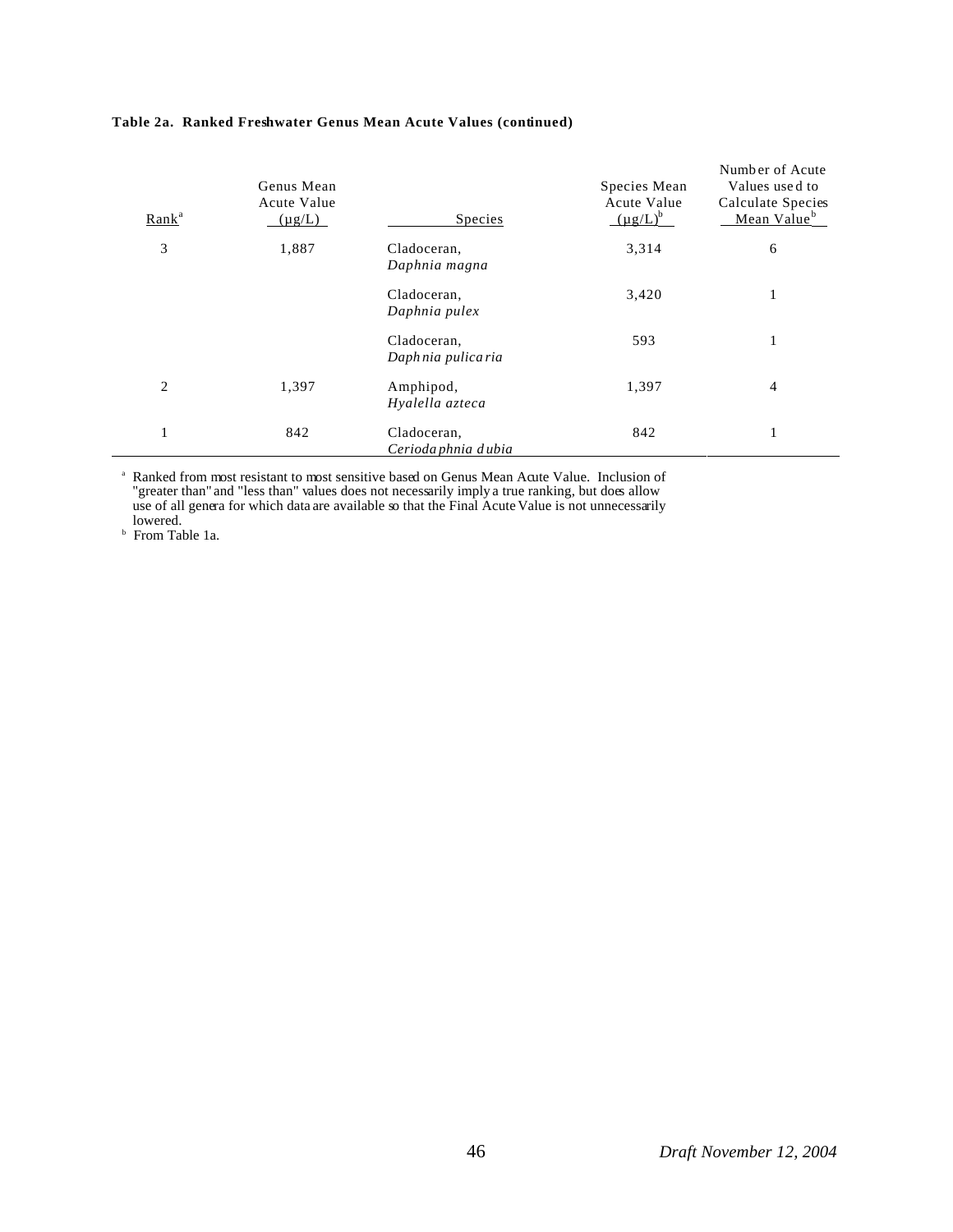**Table 2a. Ranked Freshwater Genus Mean Acute Values (continued)**

| Rank[a] | Genus Mean Acute Value (µg/L) | Species | Species Mean Acute Value (µg/L)[b] | Number of Acute Values used to Calculate Species Mean Value[b] |
|---|---|---|---|---|
| 3 | 1,887 | Cladoceran, *Daphnia magna* | 3,314 | 6 |
| | | Cladoceran, *Daphnia pulex* | 3,420 | 1 |
| | | Cladoceran, *Daphnia pulicaria* | 593 | 1 |
| 2 | 1,397 | Amphipod, *Hyalella azteca* | 1,397 | 4 |
| 1 | 842 | Cladoceran, *Ceriodaphnia dubia* | 842 | 1 |

[a] Ranked from most resistant to most sensitive based on Genus Mean Acute Value. Inclusion of "greater than" and "less than" values does not necessarily imply a true ranking, but does allow use of all genera for which data are available so that the Final Acute Value is not unnecessarily lowered.

[b] From Table 1a.

*Draft November 12, 2004*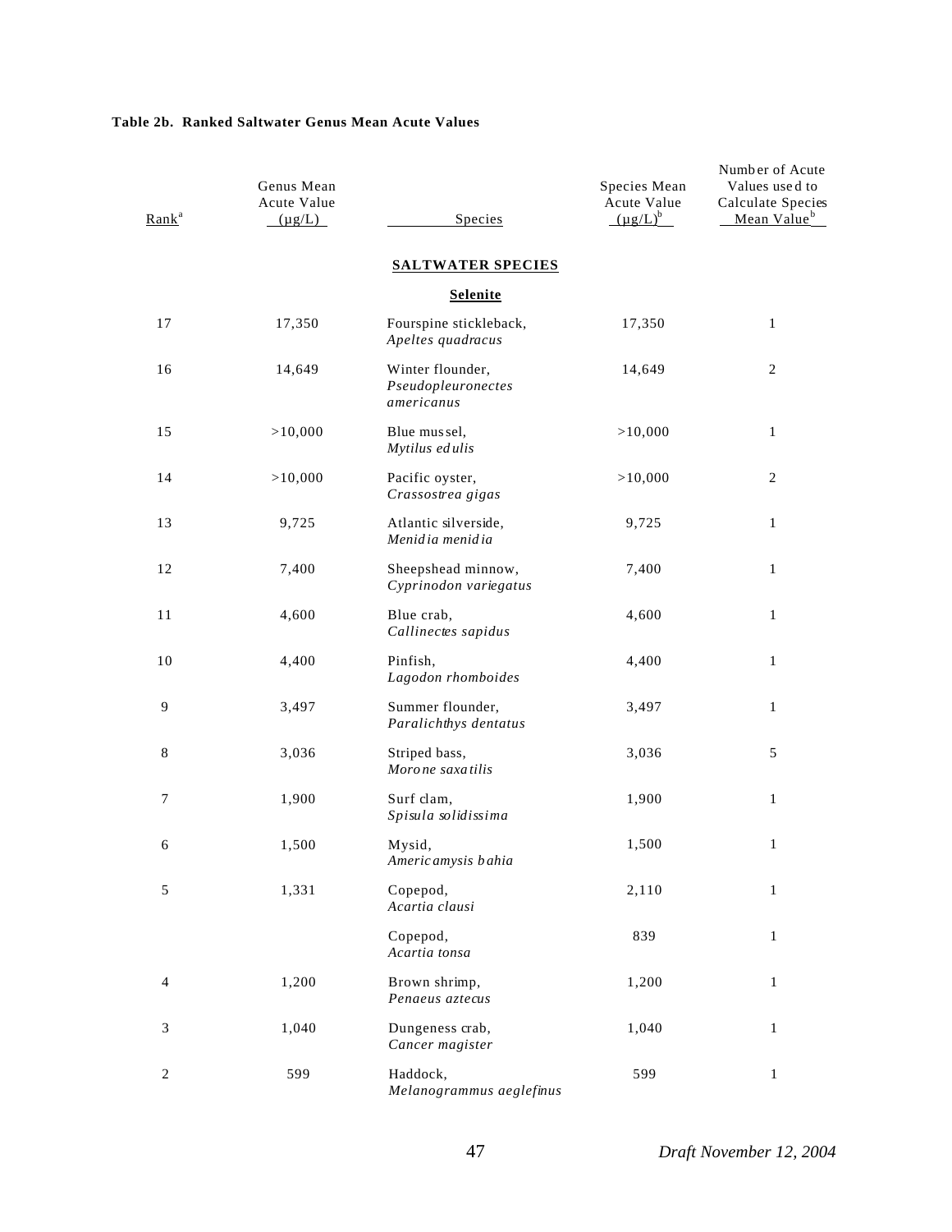**Table 2b. Ranked Saltwater Genus Mean Acute Values**

| Rank[a] | Genus Mean Acute Value (µg/L) | Species | Species Mean Acute Value (µg/L)[b] | Number of Acute Values used to Calculate Species Mean Value[b] |
|---|---|---|---|---|
| | | **SALTWATER SPECIES** | | |
| | | **Selenite** | | |
| 17 | 17,350 | Fourspine stickleback, *Apeltes quadracus* | 17,350 | 1 |
| 16 | 14,649 | Winter flounder, *Pseudopleuronectes americanus* | 14,649 | 2 |
| 15 | >10,000 | Blue mussel, *Mytilus edulis* | >10,000 | 1 |
| 14 | >10,000 | Pacific oyster, *Crassostrea gigas* | >10,000 | 2 |
| 13 | 9,725 | Atlantic silverside, *Menidia menidia* | 9,725 | 1 |
| 12 | 7,400 | Sheepshead minnow, *Cyprinodon variegatus* | 7,400 | 1 |
| 11 | 4,600 | Blue crab, *Callinectes sapidus* | 4,600 | 1 |
| 10 | 4,400 | Pinfish, *Lagodon rhomboides* | 4,400 | 1 |
| 9 | 3,497 | Summer flounder, *Paralichthys dentatus* | 3,497 | 1 |
| 8 | 3,036 | Striped bass, *Morone saxatilis* | 3,036 | 5 |
| 7 | 1,900 | Surf clam, *Spisula solidissima* | 1,900 | 1 |
| 6 | 1,500 | Mysid, *Americamysis bahia* | 1,500 | 1 |
| 5 | 1,331 | Copepod, *Acartia clausi* | 2,110 | 1 |
| | | Copepod, *Acartia tonsa* | 839 | 1 |
| 4 | 1,200 | Brown shrimp, *Penaeus aztecus* | 1,200 | 1 |
| 3 | 1,040 | Dungeness crab, *Cancer magister* | 1,040 | 1 |
| 2 | 599 | Haddock, *Melanogrammus aeglefinus* | 599 | 1 |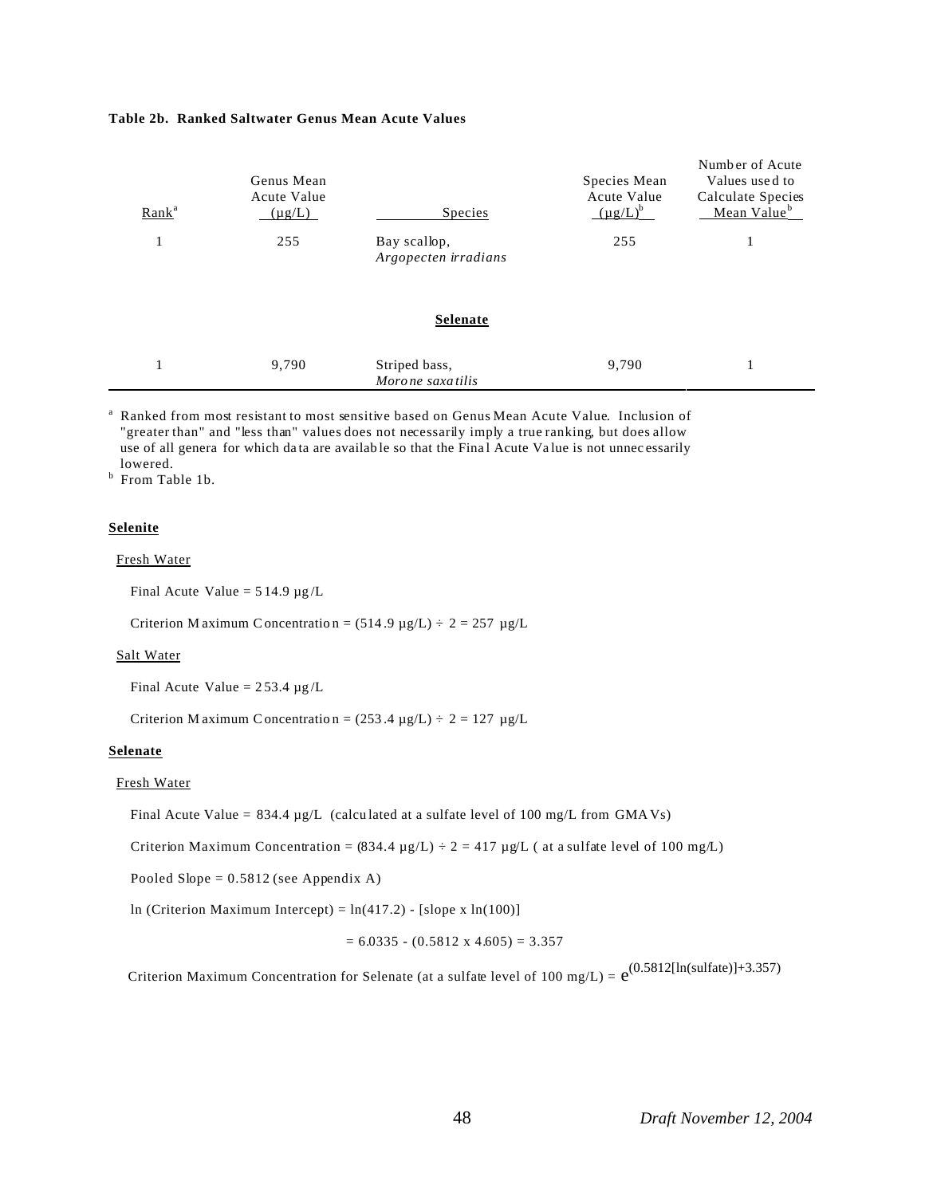**Table 2b. Ranked Saltwater Genus Mean Acute Values**

| Rank[a] | Genus Mean Acute Value (µg/L) | Species | Species Mean Acute Value (µg/L)[b] | Number of Acute Values used to Calculate Species Mean Value[b] |
|---|---|---|---|---|
| 1 | 255 | Bay scallop, *Argopecten irradians* | 255 | 1 |
| | | **Selenate** | | |
| 1 | 9,790 | Striped bass, *Morone saxatilis* | 9,790 | 1 |

[a] Ranked from most resistant to most sensitive based on Genus Mean Acute Value. Inclusion of "greater than" and "less than" values does not necessarily imply a true ranking, but does allow use of all genera for which data are available so that the Final Acute Value is not unnecessarily lowered.

[b] From Table 1b.

**Selenite**

Fresh Water

Final Acute Value = 514.9 µg/L

Criterion Maximum Concentration = (514.9 µg/L) ÷ 2 = 257 µg/L

Salt Water

Final Acute Value = 253.4 µg/L

Criterion Maximum Concentration = (253.4 µg/L) ÷ 2 = 127 µg/L

**Selenate**

Fresh Water

Final Acute Value = 834.4 µg/L (calculated at a sulfate level of 100 mg/L from GMAVs)

Criterion Maximum Concentration = (834.4 µg/L) ÷ 2 = 417 µg/L ( at a sulfate level of 100 mg/L)

Pooled Slope = 0.5812 (see Appendix A)

ln (Criterion Maximum Intercept) = ln(417.2) - [slope x ln(100)]

$$= 6.0335 - (0.5812 \times 4.605) = 3.357$$

Criterion Maximum Concentration for Selenate (at a sulfate level of 100 mg/L) = $e^{(0.5812[\ln(\text{sulfate})]+3.357)}$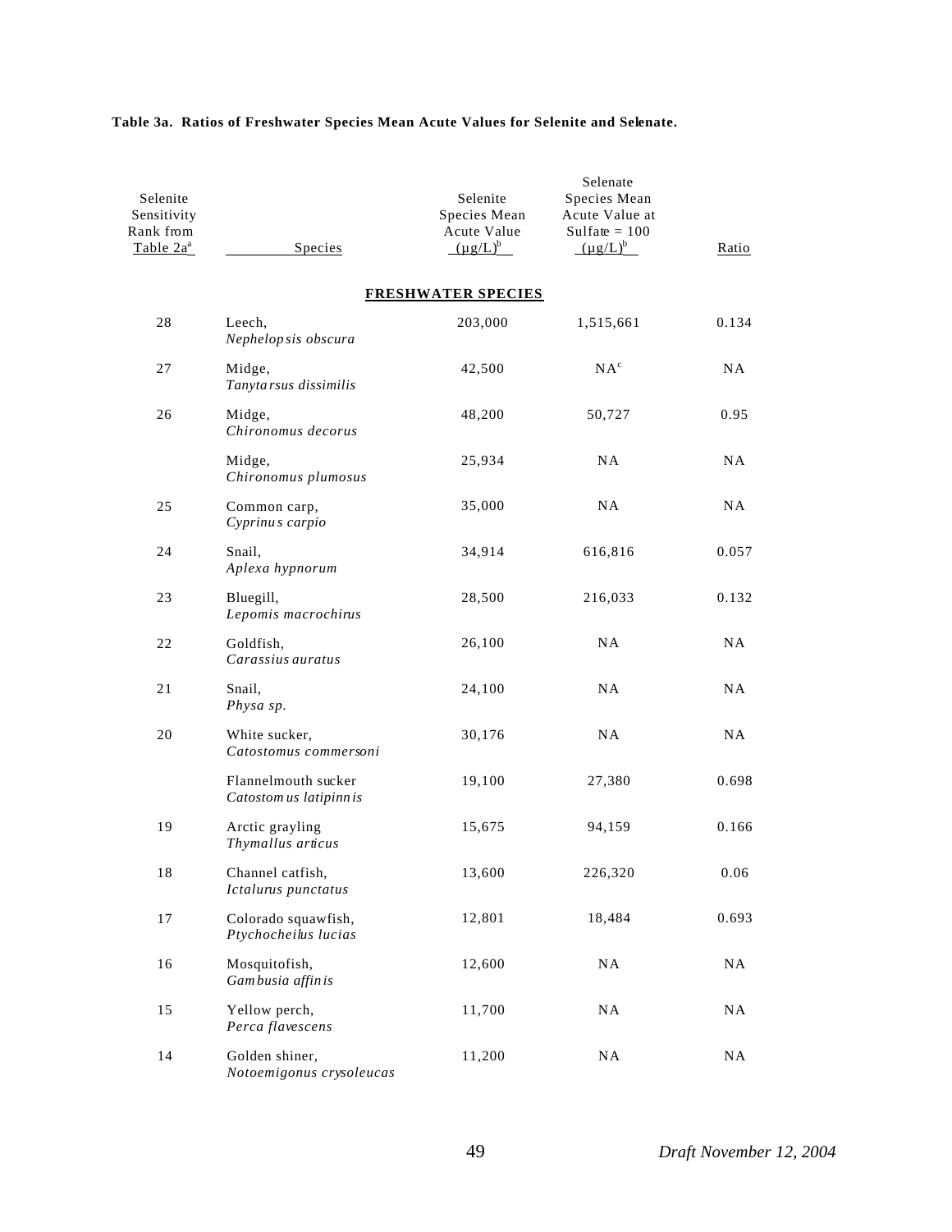**Table 3a. Ratios of Freshwater Species Mean Acute Values for Selenite and Selenate.**

| Selenite Sensitivity Rank from Table 2a[a] | Species | Selenite Species Mean Acute Value (µg/L)[b] | Selenate Species Mean Acute Value at Sulfate = 100 (µg/L)[b] | Ratio |
|---|---|---|---|---|
| | **FRESHWATER SPECIES** | | | |
| 28 | Leech, *Nephelopsis obscura* | 203,000 | 1,515,661 | 0.134 |
| 27 | Midge, *Tanytarsus dissimilis* | 42,500 | NA[c] | NA |
| 26 | Midge, *Chironomus decorus* | 48,200 | 50,727 | 0.95 |
| | Midge, *Chironomus plumosus* | 25,934 | NA | NA |
| 25 | Common carp, *Cyprinus carpio* | 35,000 | NA | NA |
| 24 | Snail, *Aplexa hypnorum* | 34,914 | 616,816 | 0.057 |
| 23 | Bluegill, *Lepomis macrochirus* | 28,500 | 216,033 | 0.132 |
| 22 | Goldfish, *Carassius auratus* | 26,100 | NA | NA |
| 21 | Snail, *Physa sp.* | 24,100 | NA | NA |
| 20 | White sucker, *Catostomus commersoni* | 30,176 | NA | NA |
| | Flannelmouth sucker *Catostomus latipinnis* | 19,100 | 27,380 | 0.698 |
| 19 | Arctic grayling *Thymallus articus* | 15,675 | 94,159 | 0.166 |
| 18 | Channel catfish, *Ictalurus punctatus* | 13,600 | 226,320 | 0.06 |
| 17 | Colorado squawfish, *Ptychocheilus lucias* | 12,801 | 18,484 | 0.693 |
| 16 | Mosquitofish, *Gambusia affinis* | 12,600 | NA | NA |
| 15 | Yellow perch, *Perca flavescens* | 11,700 | NA | NA |
| 14 | Golden shiner, *Notoemigonus crysoleucas* | 11,200 | NA | NA |

*Draft November 12, 2004*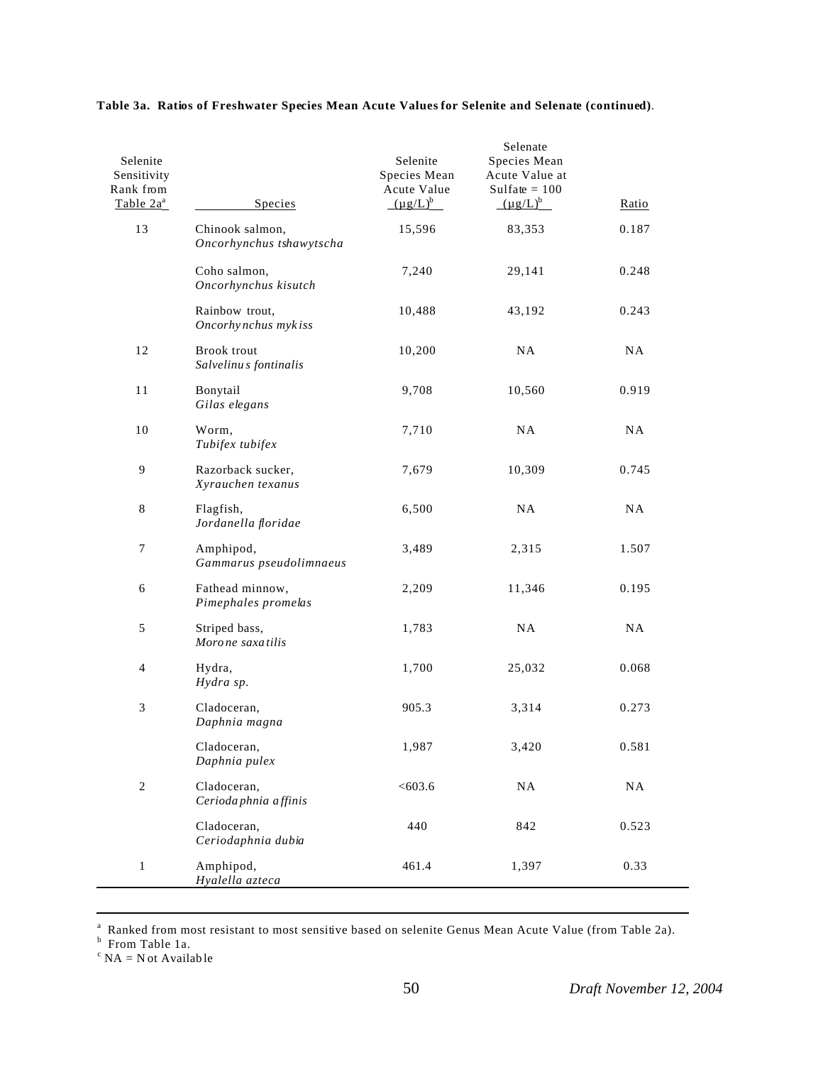**Table 3a. Ratios of Freshwater Species Mean Acute Values for Selenite and Selenate (continued)**.

| Selenite Sensitivity Rank from Table 2a[a] | Species | Selenite Species Mean Acute Value (µg/L)[b] | Selenate Species Mean Acute Value at Sulfate = 100 (µg/L)[b] | Ratio |
|---|---|---|---|---|
| 13 | Chinook salmon, *Oncorhynchus tshawytscha* | 15,596 | 83,353 | 0.187 |
| | Coho salmon, *Oncorhynchus kisutch* | 7,240 | 29,141 | 0.248 |
| | Rainbow trout, *Oncorhynchus mykiss* | 10,488 | 43,192 | 0.243 |
| 12 | Brook trout *Salvelinus fontinalis* | 10,200 | NA | NA |
| 11 | Bonytail *Gilas elegans* | 9,708 | 10,560 | 0.919 |
| 10 | Worm, *Tubifex tubifex* | 7,710 | NA | NA |
| 9 | Razorback sucker, *Xyrauchen texanus* | 7,679 | 10,309 | 0.745 |
| 8 | Flagfish, *Jordanella floridae* | 6,500 | NA | NA |
| 7 | Amphipod, *Gammarus pseudolimnaeus* | 3,489 | 2,315 | 1.507 |
| 6 | Fathead minnow, *Pimephales promelas* | 2,209 | 11,346 | 0.195 |
| 5 | Striped bass, *Morone saxatilis* | 1,783 | NA | NA |
| 4 | Hydra, *Hydra sp.* | 1,700 | 25,032 | 0.068 |
| 3 | Cladoceran, *Daphnia magna* | 905.3 | 3,314 | 0.273 |
| | Cladoceran, *Daphnia pulex* | 1,987 | 3,420 | 0.581 |
| 2 | Cladoceran, *Ceriodaphnia affinis* | <603.6 | NA | NA |
| | Cladoceran, *Ceriodaphnia dubia* | 440 | 842 | 0.523 |
| 1 | Amphipod, *Hyalella azteca* | 461.4 | 1,397 | 0.33 |

[a] Ranked from most resistant to most sensitive based on selenite Genus Mean Acute Value (from Table 2a).
[b] From Table 1a.
[c] NA = Not Available

*Draft November 12, 2004*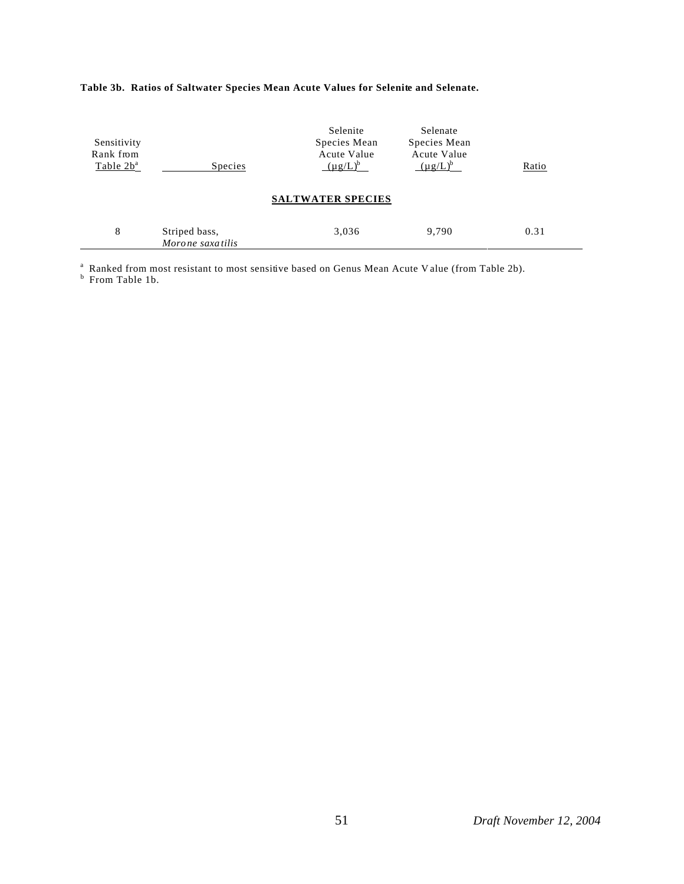**Table 3b. Ratios of Saltwater Species Mean Acute Values for Selenite and Selenate.**

| Sensitivity Rank from Table 2b[a] | Species | Selenite Species Mean Acute Value (µg/L)[b] | Selenate Species Mean Acute Value (µg/L)[b] | Ratio |
|---|---|---|---|---|
| | | **SALTWATER SPECIES** | | |
| 8 | Striped bass, *Morone saxatilis* | 3,036 | 9,790 | 0.31 |

[a] Ranked from most resistant to most sensitive based on Genus Mean Acute Value (from Table 2b).
[b] From Table 1b.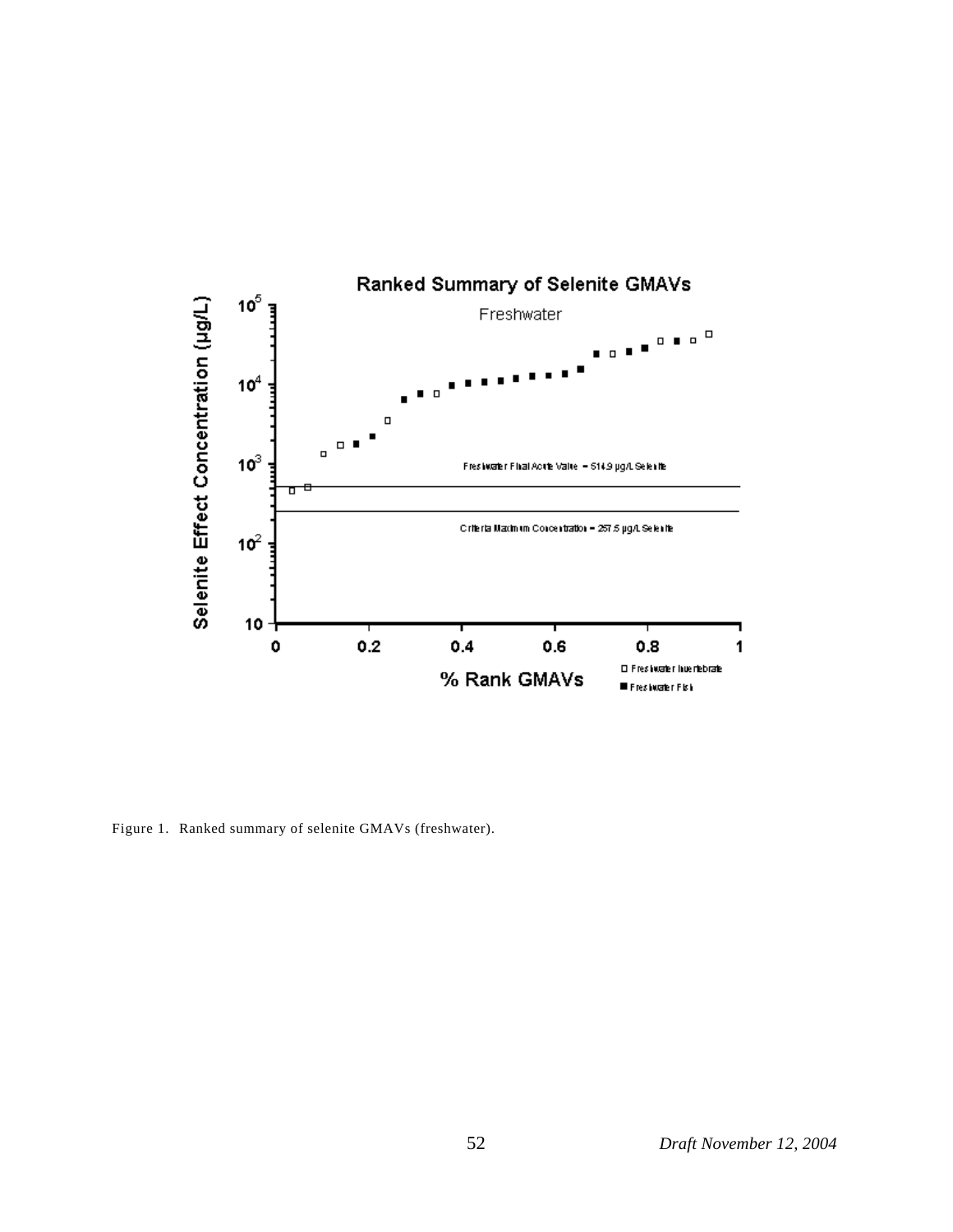Figure 1. Ranked summary of selenite GMAVs (freshwater).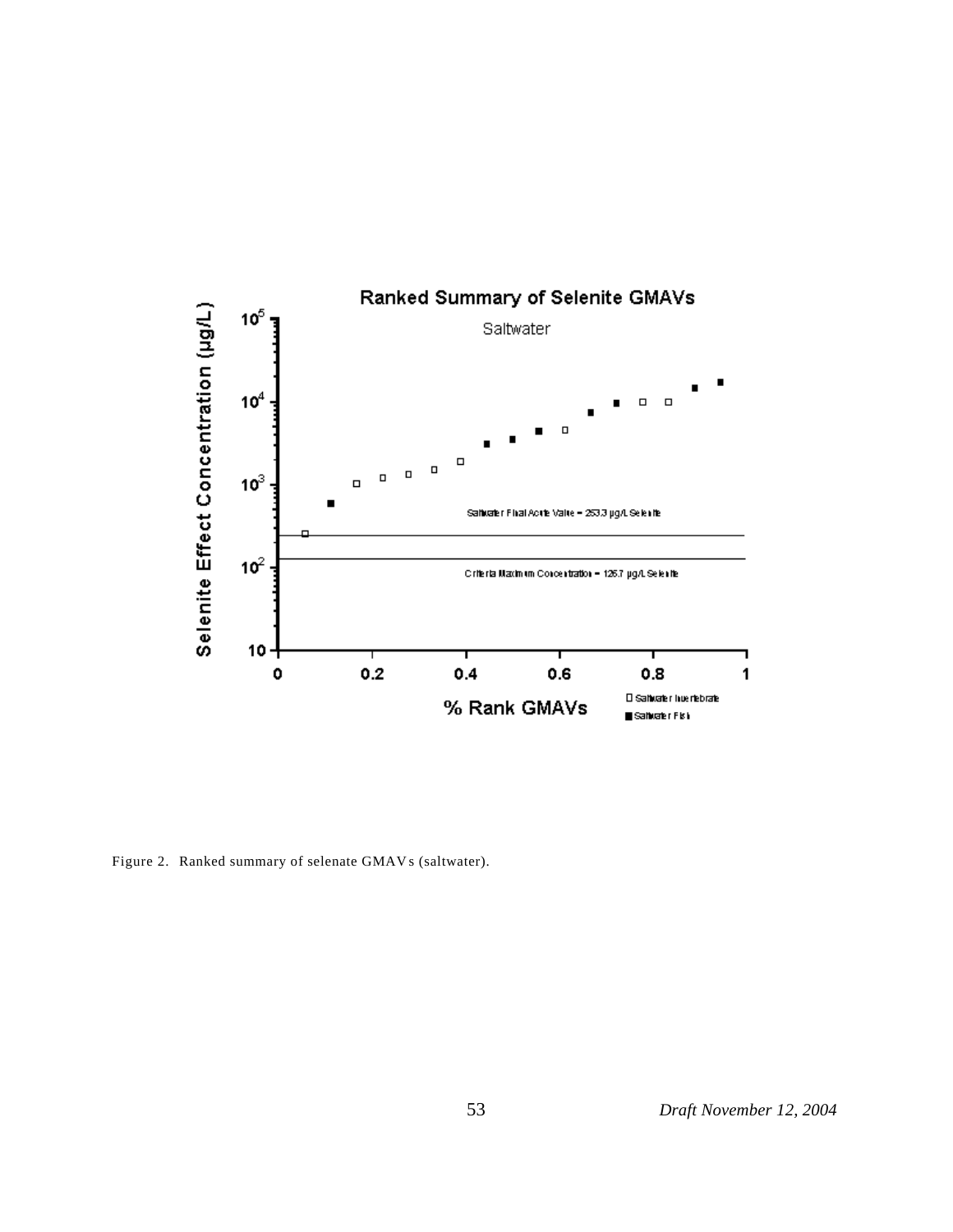Ranked Summary of Selenite GMAVs

Saltwater

Saltwater Final Acute Value = 253.3 µg/L Selenite

Criteria Maximum Concentration = 126.7 µg/L Selenite

Selenite Effect Concentration (µg/L)

% Rank GMAVs

□ Saltwater Invertebrate
■ Saltwater Fish

Figure 2. Ranked summary of selenate GMAVs (saltwater).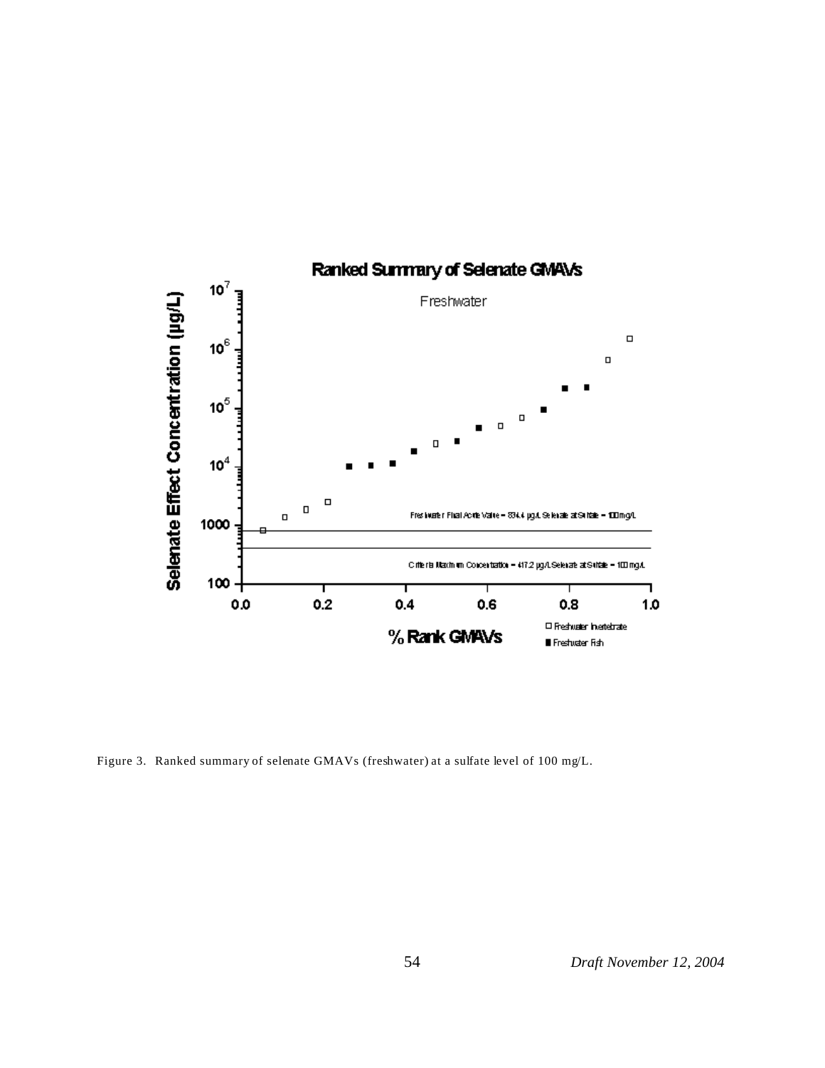Ranked Summary of Selenate GMAVs

Freshwater

Selenate Effect Concentration (µg/L)

% Rank GMAVs

Freshwater Final Acute Value = 834.4 µg/L Selenate at Sulfate = 100 mg/L

Criteria Maximum Concentration = 417.2 µg/L Selenate at Sulfate = 100 mg/L

□ Freshwater Invertebrate

■ Freshwater Fish

Figure 3. Ranked summary of selenate GMAVs (freshwater) at a sulfate level of 100 mg/L.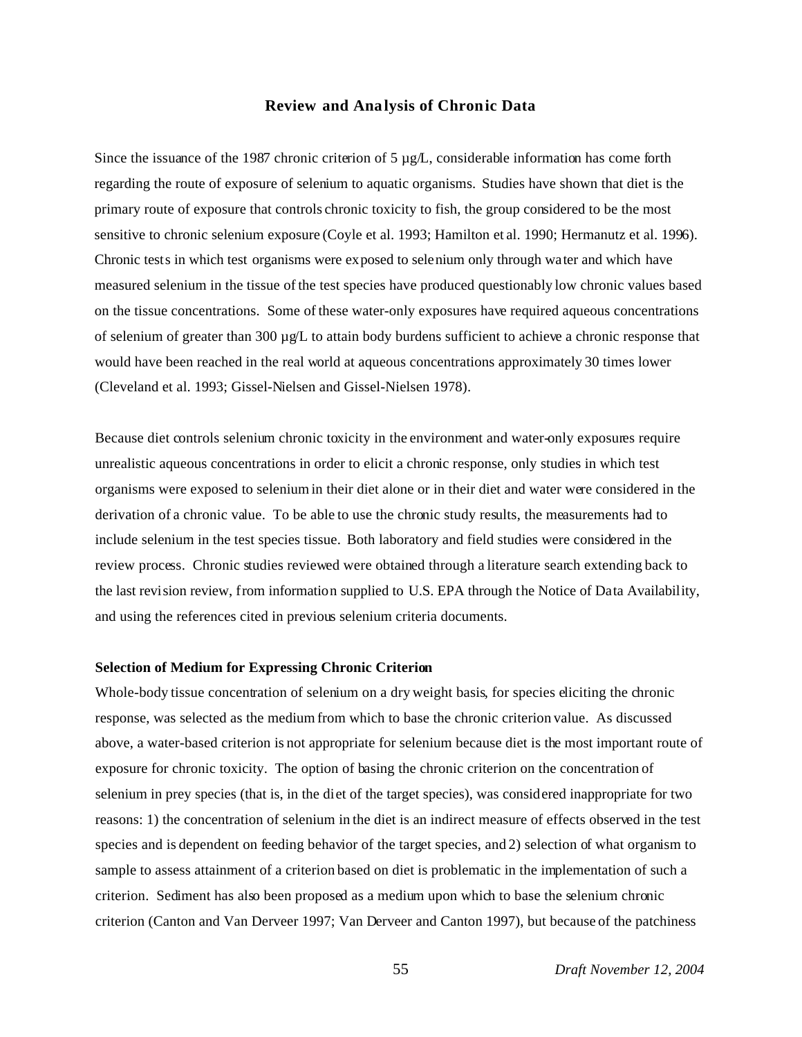## Review and Analysis of Chronic Data

Since the issuance of the 1987 chronic criterion of 5 µg/L, considerable information has come forth regarding the route of exposure of selenium to aquatic organisms. Studies have shown that diet is the primary route of exposure that controls chronic toxicity to fish, the group considered to be the most sensitive to chronic selenium exposure (Coyle et al. 1993; Hamilton et al. 1990; Hermanutz et al. 1996). Chronic tests in which test organisms were exposed to selenium only through water and which have measured selenium in the tissue of the test species have produced questionably low chronic values based on the tissue concentrations. Some of these water-only exposures have required aqueous concentrations of selenium of greater than 300 µg/L to attain body burdens sufficient to achieve a chronic response that would have been reached in the real world at aqueous concentrations approximately 30 times lower (Cleveland et al. 1993; Gissel-Nielsen and Gissel-Nielsen 1978).

Because diet controls selenium chronic toxicity in the environment and water-only exposures require unrealistic aqueous concentrations in order to elicit a chronic response, only studies in which test organisms were exposed to selenium in their diet alone or in their diet and water were considered in the derivation of a chronic value. To be able to use the chronic study results, the measurements had to include selenium in the test species tissue. Both laboratory and field studies were considered in the review process. Chronic studies reviewed were obtained through a literature search extending back to the last revision review, from information supplied to U.S. EPA through the Notice of Data Availability, and using the references cited in previous selenium criteria documents.

### Selection of Medium for Expressing Chronic Criterion

Whole-body tissue concentration of selenium on a dry weight basis, for species eliciting the chronic response, was selected as the medium from which to base the chronic criterion value. As discussed above, a water-based criterion is not appropriate for selenium because diet is the most important route of exposure for chronic toxicity. The option of basing the chronic criterion on the concentration of selenium in prey species (that is, in the diet of the target species), was considered inappropriate for two reasons: 1) the concentration of selenium in the diet is an indirect measure of effects observed in the test species and is dependent on feeding behavior of the target species, and 2) selection of what organism to sample to assess attainment of a criterion based on diet is problematic in the implementation of such a criterion. Sediment has also been proposed as a medium upon which to base the selenium chronic criterion (Canton and Van Derveer 1997; Van Derveer and Canton 1997), but because of the patchiness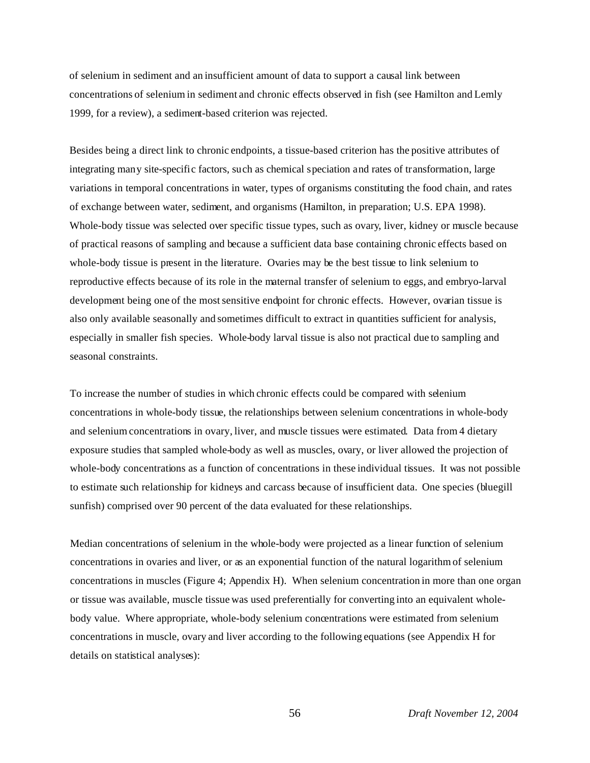of selenium in sediment and an insufficient amount of data to support a causal link between concentrations of selenium in sediment and chronic effects observed in fish (see Hamilton and Lemly 1999, for a review), a sediment-based criterion was rejected.

Besides being a direct link to chronic endpoints, a tissue-based criterion has the positive attributes of integrating many site-specific factors, such as chemical speciation and rates of transformation, large variations in temporal concentrations in water, types of organisms constituting the food chain, and rates of exchange between water, sediment, and organisms (Hamilton, in preparation; U.S. EPA 1998). Whole-body tissue was selected over specific tissue types, such as ovary, liver, kidney or muscle because of practical reasons of sampling and because a sufficient data base containing chronic effects based on whole-body tissue is present in the literature. Ovaries may be the best tissue to link selenium to reproductive effects because of its role in the maternal transfer of selenium to eggs, and embryo-larval development being one of the most sensitive endpoint for chronic effects. However, ovarian tissue is also only available seasonally and sometimes difficult to extract in quantities sufficient for analysis, especially in smaller fish species. Whole-body larval tissue is also not practical due to sampling and seasonal constraints.

To increase the number of studies in which chronic effects could be compared with selenium concentrations in whole-body tissue, the relationships between selenium concentrations in whole-body and selenium concentrations in ovary, liver, and muscle tissues were estimated. Data from 4 dietary exposure studies that sampled whole-body as well as muscles, ovary, or liver allowed the projection of whole-body concentrations as a function of concentrations in these individual tissues. It was not possible to estimate such relationship for kidneys and carcass because of insufficient data. One species (bluegill sunfish) comprised over 90 percent of the data evaluated for these relationships.

Median concentrations of selenium in the whole-body were projected as a linear function of selenium concentrations in ovaries and liver, or as an exponential function of the natural logarithm of selenium concentrations in muscles (Figure 4; Appendix H). When selenium concentration in more than one organ or tissue was available, muscle tissue was used preferentially for converting into an equivalent whole-body value. Where appropriate, whole-body selenium concentrations were estimated from selenium concentrations in muscle, ovary and liver according to the following equations (see Appendix H for details on statistical analyses):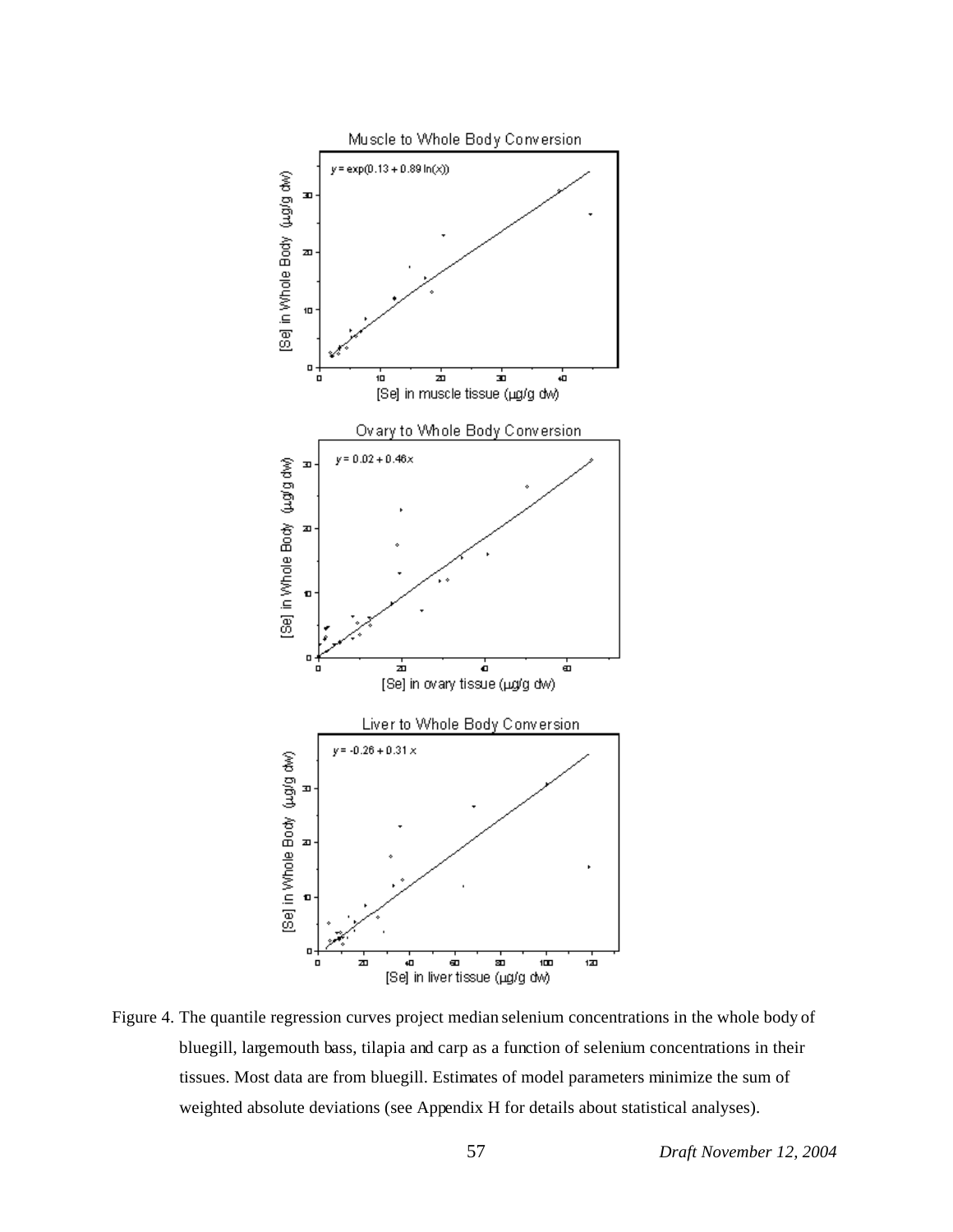Figure 4. The quantile regression curves project median selenium concentrations in the whole body of bluegill, largemouth bass, tilapia and carp as a function of selenium concentrations in their tissues. Most data are from bluegill. Estimates of model parameters minimize the sum of weighted absolute deviations (see Appendix H for details about statistical analyses).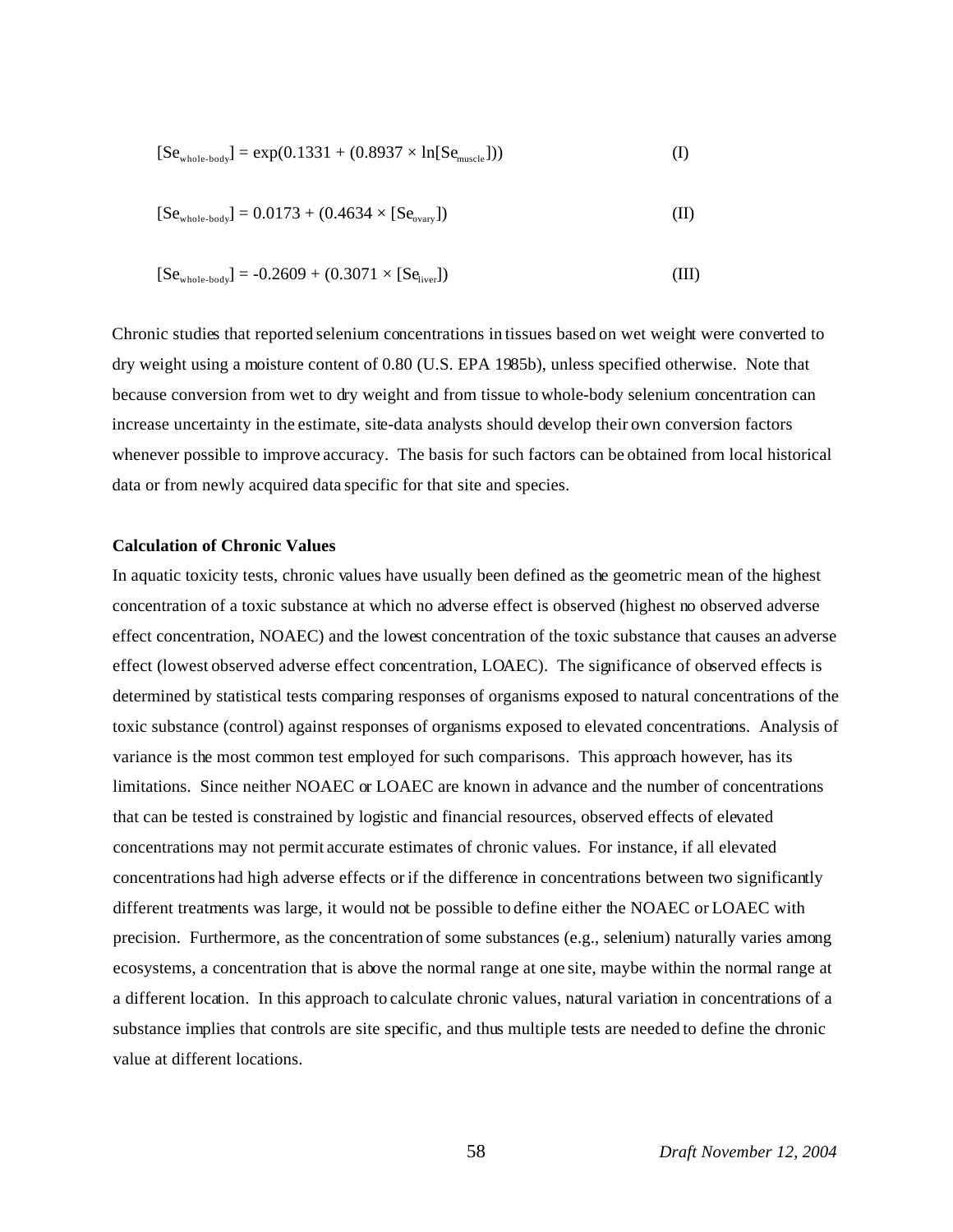$$[Se_{whole\text{-}body}] = \exp(0.1331 + (0.8937 \times \ln[Se_{muscle}])) \qquad \text{(I)}$$

$$[Se_{whole\text{-}body}] = 0.0173 + (0.4634 \times [Se_{ovary}]) \qquad \text{(II)}$$

$$[Se_{whole\text{-}body}] = -0.2609 + (0.3071 \times [Se_{liver}]) \qquad \text{(III)}$$

Chronic studies that reported selenium concentrations in tissues based on wet weight were converted to dry weight using a moisture content of 0.80 (U.S. EPA 1985b), unless specified otherwise. Note that because conversion from wet to dry weight and from tissue to whole-body selenium concentration can increase uncertainty in the estimate, site-data analysts should develop their own conversion factors whenever possible to improve accuracy. The basis for such factors can be obtained from local historical data or from newly acquired data specific for that site and species.

**Calculation of Chronic Values**

In aquatic toxicity tests, chronic values have usually been defined as the geometric mean of the highest concentration of a toxic substance at which no adverse effect is observed (highest no observed adverse effect concentration, NOAEC) and the lowest concentration of the toxic substance that causes an adverse effect (lowest observed adverse effect concentration, LOAEC). The significance of observed effects is determined by statistical tests comparing responses of organisms exposed to natural concentrations of the toxic substance (control) against responses of organisms exposed to elevated concentrations. Analysis of variance is the most common test employed for such comparisons. This approach however, has its limitations. Since neither NOAEC or LOAEC are known in advance and the number of concentrations that can be tested is constrained by logistic and financial resources, observed effects of elevated concentrations may not permit accurate estimates of chronic values. For instance, if all elevated concentrations had high adverse effects or if the difference in concentrations between two significantly different treatments was large, it would not be possible to define either the NOAEC or LOAEC with precision. Furthermore, as the concentration of some substances (e.g., selenium) naturally varies among ecosystems, a concentration that is above the normal range at one site, maybe within the normal range at a different location. In this approach to calculate chronic values, natural variation in concentrations of a substance implies that controls are site specific, and thus multiple tests are needed to define the chronic value at different locations.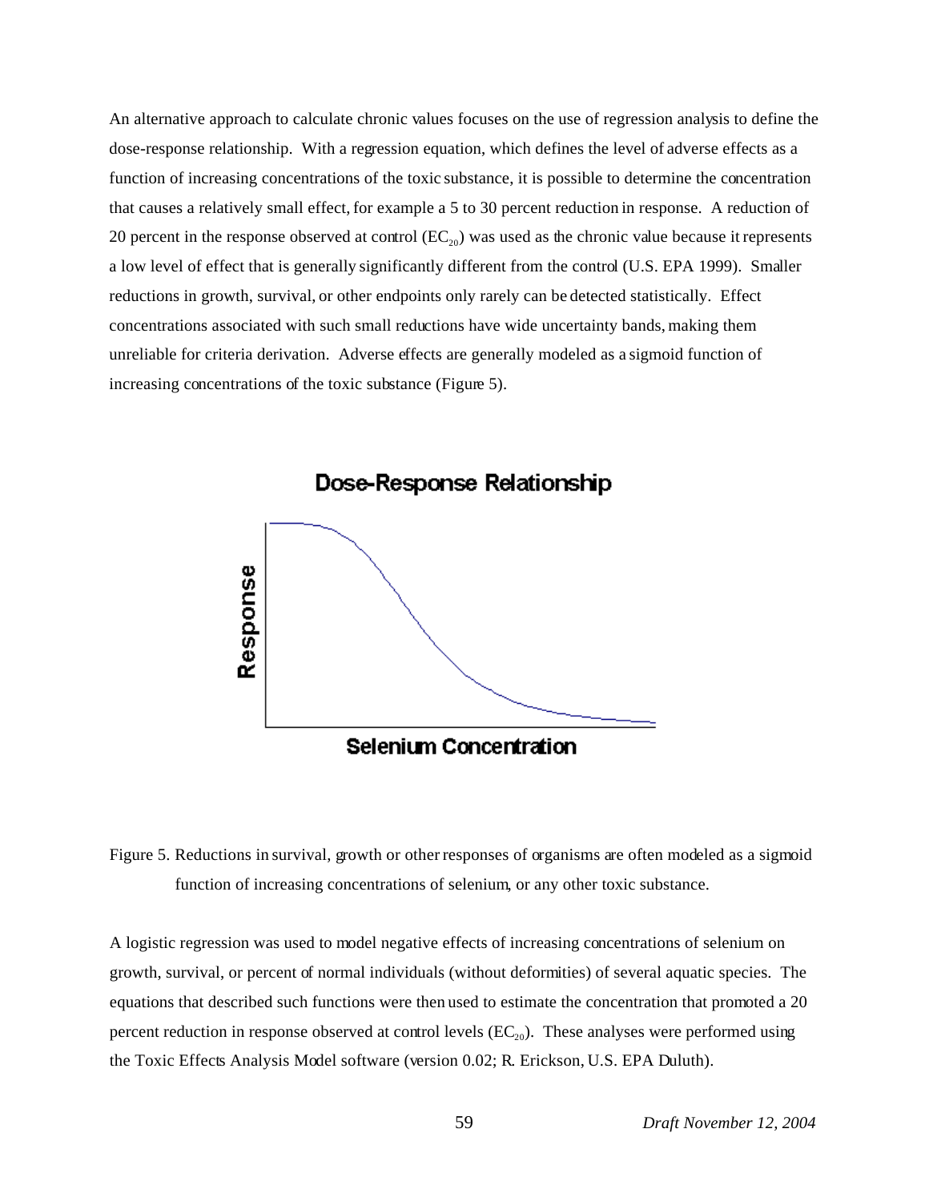An alternative approach to calculate chronic values focuses on the use of regression analysis to define the dose-response relationship. With a regression equation, which defines the level of adverse effects as a function of increasing concentrations of the toxic substance, it is possible to determine the concentration that causes a relatively small effect, for example a 5 to 30 percent reduction in response. A reduction of 20 percent in the response observed at control ($EC_{20}$) was used as the chronic value because it represents a low level of effect that is generally significantly different from the control (U.S. EPA 1999). Smaller reductions in growth, survival, or other endpoints only rarely can be detected statistically. Effect concentrations associated with such small reductions have wide uncertainty bands, making them unreliable for criteria derivation. Adverse effects are generally modeled as a sigmoid function of increasing concentrations of the toxic substance (Figure 5).

Dose-Response Relationship

Response

Selenium Concentration

Figure 5. Reductions in survival, growth or other responses of organisms are often modeled as a sigmoid function of increasing concentrations of selenium, or any other toxic substance.

A logistic regression was used to model negative effects of increasing concentrations of selenium on growth, survival, or percent of normal individuals (without deformities) of several aquatic species. The equations that described such functions were then used to estimate the concentration that promoted a 20 percent reduction in response observed at control levels ($EC_{20}$). These analyses were performed using the Toxic Effects Analysis Model software (version 0.02; R. Erickson, U.S. EPA Duluth).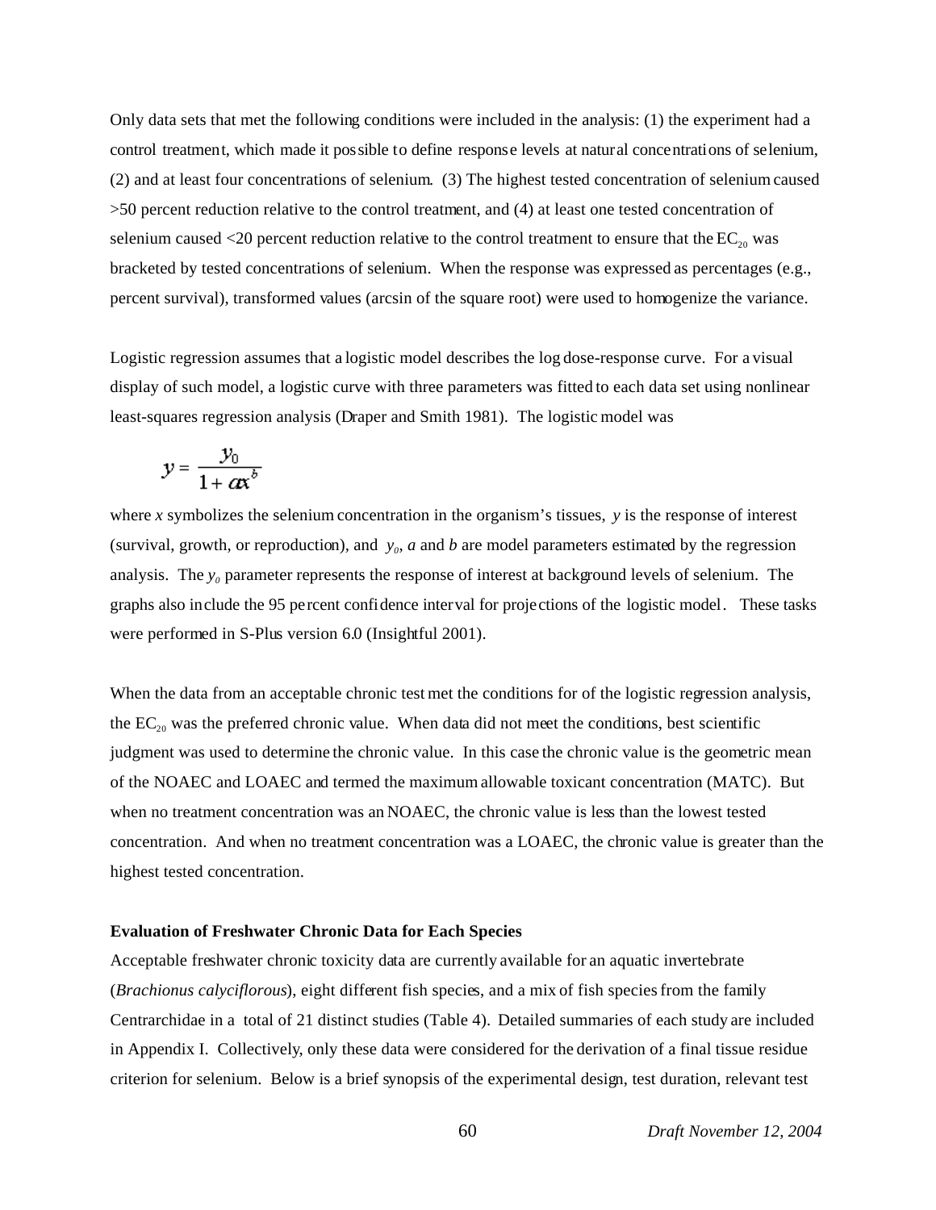Only data sets that met the following conditions were included in the analysis: (1) the experiment had a control treatment, which made it possible to define response levels at natural concentrations of selenium, (2) and at least four concentrations of selenium. (3) The highest tested concentration of selenium caused >50 percent reduction relative to the control treatment, and (4) at least one tested concentration of selenium caused <20 percent reduction relative to the control treatment to ensure that the $EC_{20}$ was bracketed by tested concentrations of selenium. When the response was expressed as percentages (e.g., percent survival), transformed values (arcsin of the square root) were used to homogenize the variance.

Logistic regression assumes that a logistic model describes the log dose-response curve. For a visual display of such model, a logistic curve with three parameters was fitted to each data set using nonlinear least-squares regression analysis (Draper and Smith 1981). The logistic model was

$$y = \frac{y_0}{1 + ax^b}$$

where *x* symbolizes the selenium concentration in the organism's tissues, *y* is the response of interest (survival, growth, or reproduction), and $y_0$, *a* and *b* are model parameters estimated by the regression analysis. The $y_0$ parameter represents the response of interest at background levels of selenium. The graphs also include the 95 percent confidence interval for projections of the logistic model. These tasks were performed in S-Plus version 6.0 (Insightful 2001).

When the data from an acceptable chronic test met the conditions for of the logistic regression analysis, the $EC_{20}$ was the preferred chronic value. When data did not meet the conditions, best scientific judgment was used to determine the chronic value. In this case the chronic value is the geometric mean of the NOAEC and LOAEC and termed the maximum allowable toxicant concentration (MATC). But when no treatment concentration was an NOAEC, the chronic value is less than the lowest tested concentration. And when no treatment concentration was a LOAEC, the chronic value is greater than the highest tested concentration.

**Evaluation of Freshwater Chronic Data for Each Species**

Acceptable freshwater chronic toxicity data are currently available for an aquatic invertebrate (*Brachionus calyciflorous*), eight different fish species, and a mix of fish species from the family Centrarchidae in a total of 21 distinct studies (Table 4). Detailed summaries of each study are included in Appendix I. Collectively, only these data were considered for the derivation of a final tissue residue criterion for selenium. Below is a brief synopsis of the experimental design, test duration, relevant test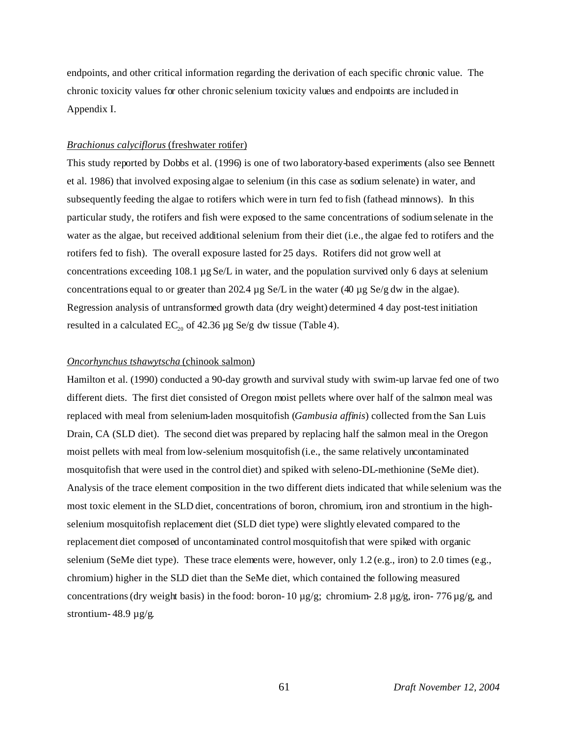endpoints, and other critical information regarding the derivation of each specific chronic value. The chronic toxicity values for other chronic selenium toxicity values and endpoints are included in Appendix I.

*Brachionus calyciflorus* (freshwater rotifer)

This study reported by Dobbs et al. (1996) is one of two laboratory-based experiments (also see Bennett et al. 1986) that involved exposing algae to selenium (in this case as sodium selenate) in water, and subsequently feeding the algae to rotifers which were in turn fed to fish (fathead minnows). In this particular study, the rotifers and fish were exposed to the same concentrations of sodium selenate in the water as the algae, but received additional selenium from their diet (i.e., the algae fed to rotifers and the rotifers fed to fish). The overall exposure lasted for 25 days. Rotifers did not grow well at concentrations exceeding 108.1 µg Se/L in water, and the population survived only 6 days at selenium concentrations equal to or greater than 202.4 µg Se/L in the water (40 µg Se/g dw in the algae). Regression analysis of untransformed growth data (dry weight) determined 4 day post-test initiation resulted in a calculated $EC_{20}$ of 42.36 µg Se/g dw tissue (Table 4).

*Oncorhynchus tshawytscha* (chinook salmon)

Hamilton et al. (1990) conducted a 90-day growth and survival study with swim-up larvae fed one of two different diets. The first diet consisted of Oregon moist pellets where over half of the salmon meal was replaced with meal from selenium-laden mosquitofish (*Gambusia affinis*) collected from the San Luis Drain, CA (SLD diet). The second diet was prepared by replacing half the salmon meal in the Oregon moist pellets with meal from low-selenium mosquitofish (i.e., the same relatively uncontaminated mosquitofish that were used in the control diet) and spiked with seleno-DL-methionine (SeMe diet). Analysis of the trace element composition in the two different diets indicated that while selenium was the most toxic element in the SLD diet, concentrations of boron, chromium, iron and strontium in the high-selenium mosquitofish replacement diet (SLD diet type) were slightly elevated compared to the replacement diet composed of uncontaminated control mosquitofish that were spiked with organic selenium (SeMe diet type). These trace elements were, however, only 1.2 (e.g., iron) to 2.0 times (e.g., chromium) higher in the SLD diet than the SeMe diet, which contained the following measured concentrations (dry weight basis) in the food: boron- 10 µg/g; chromium- 2.8 µg/g, iron- 776 µg/g, and strontium- 48.9 µg/g.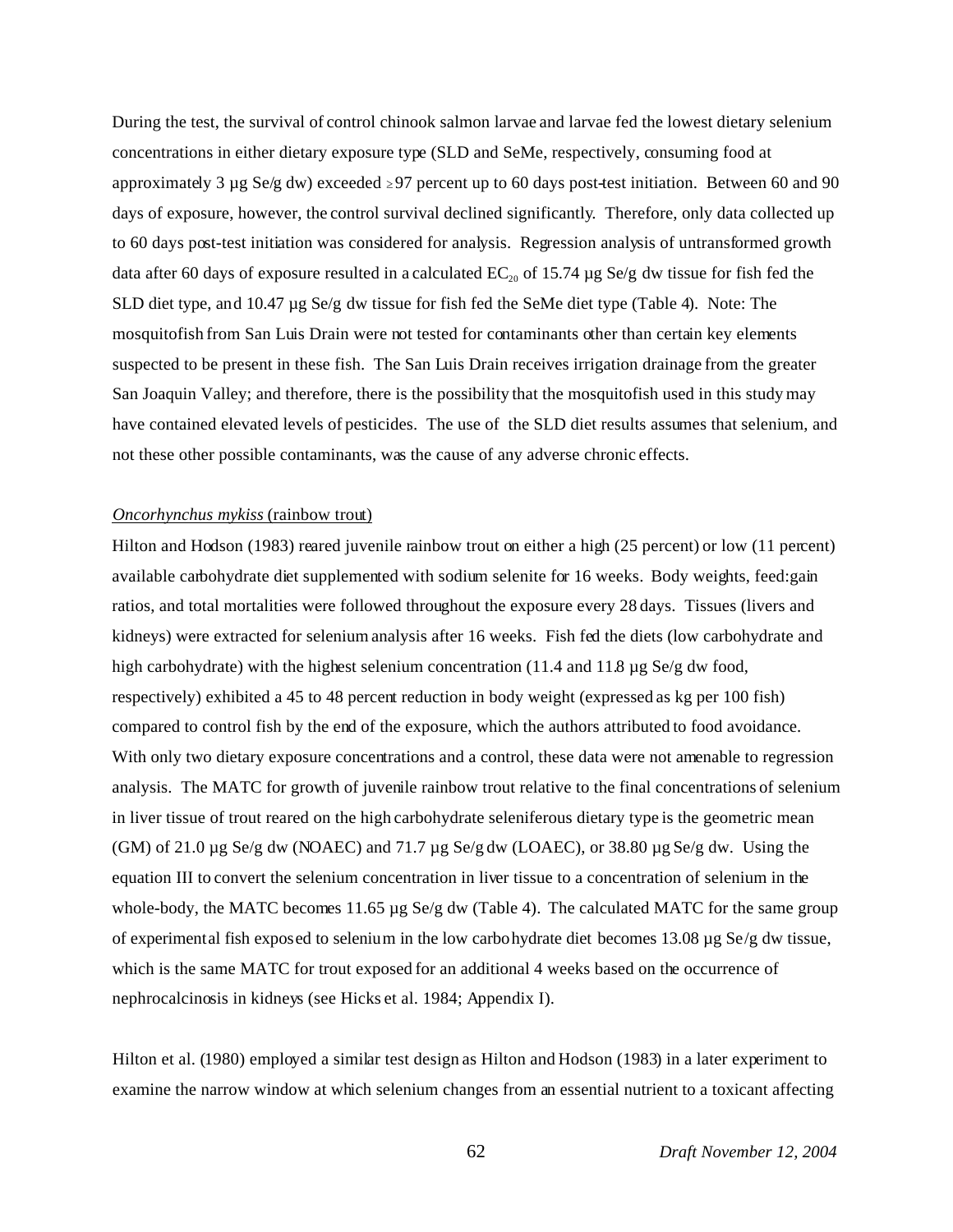During the test, the survival of control chinook salmon larvae and larvae fed the lowest dietary selenium concentrations in either dietary exposure type (SLD and SeMe, respectively, consuming food at approximately 3 µg Se/g dw) exceeded ≥97 percent up to 60 days post-test initiation. Between 60 and 90 days of exposure, however, the control survival declined significantly. Therefore, only data collected up to 60 days post-test initiation was considered for analysis. Regression analysis of untransformed growth data after 60 days of exposure resulted in a calculated $EC_{20}$ of 15.74 µg Se/g dw tissue for fish fed the SLD diet type, and 10.47 µg Se/g dw tissue for fish fed the SeMe diet type (Table 4). Note: The mosquitofish from San Luis Drain were not tested for contaminants other than certain key elements suspected to be present in these fish. The San Luis Drain receives irrigation drainage from the greater San Joaquin Valley; and therefore, there is the possibility that the mosquitofish used in this study may have contained elevated levels of pesticides. The use of the SLD diet results assumes that selenium, and not these other possible contaminants, was the cause of any adverse chronic effects.

*Oncorhynchus mykiss* (rainbow trout)

Hilton and Hodson (1983) reared juvenile rainbow trout on either a high (25 percent) or low (11 percent) available carbohydrate diet supplemented with sodium selenite for 16 weeks. Body weights, feed:gain ratios, and total mortalities were followed throughout the exposure every 28 days. Tissues (livers and kidneys) were extracted for selenium analysis after 16 weeks. Fish fed the diets (low carbohydrate and high carbohydrate) with the highest selenium concentration (11.4 and 11.8 µg Se/g dw food, respectively) exhibited a 45 to 48 percent reduction in body weight (expressed as kg per 100 fish) compared to control fish by the end of the exposure, which the authors attributed to food avoidance. With only two dietary exposure concentrations and a control, these data were not amenable to regression analysis. The MATC for growth of juvenile rainbow trout relative to the final concentrations of selenium in liver tissue of trout reared on the high carbohydrate seleniferous dietary type is the geometric mean (GM) of 21.0 µg Se/g dw (NOAEC) and 71.7 µg Se/g dw (LOAEC), or 38.80 µg Se/g dw. Using the equation III to convert the selenium concentration in liver tissue to a concentration of selenium in the whole-body, the MATC becomes 11.65 µg Se/g dw (Table 4). The calculated MATC for the same group of experimental fish exposed to selenium in the low carbohydrate diet becomes 13.08 µg Se/g dw tissue, which is the same MATC for trout exposed for an additional 4 weeks based on the occurrence of nephrocalcinosis in kidneys (see Hicks et al. 1984; Appendix I).

Hilton et al. (1980) employed a similar test design as Hilton and Hodson (1983) in a later experiment to examine the narrow window at which selenium changes from an essential nutrient to a toxicant affecting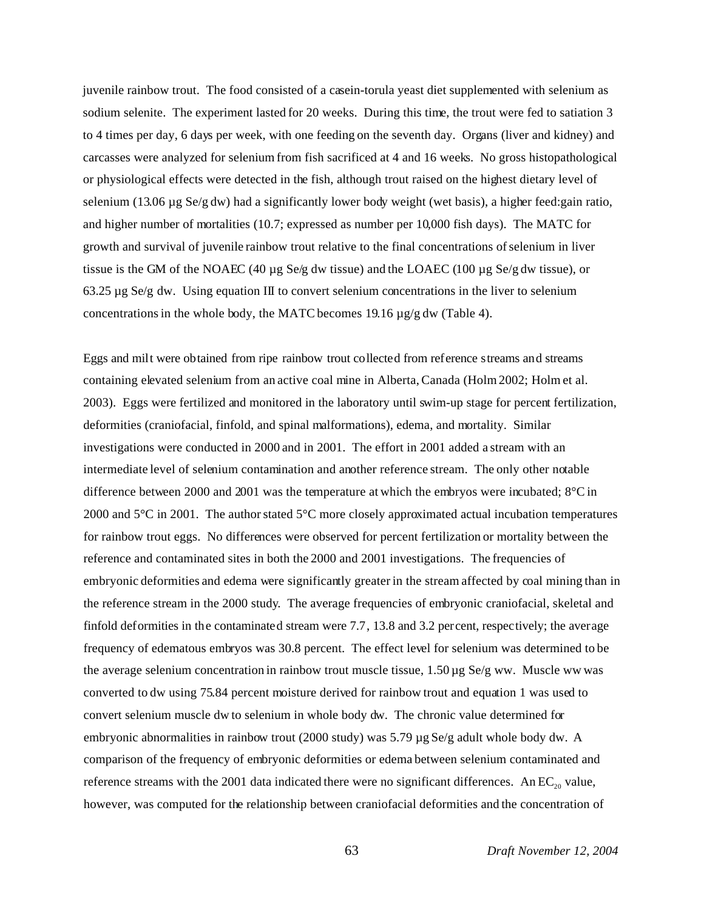juvenile rainbow trout. The food consisted of a casein-torula yeast diet supplemented with selenium as sodium selenite. The experiment lasted for 20 weeks. During this time, the trout were fed to satiation 3 to 4 times per day, 6 days per week, with one feeding on the seventh day. Organs (liver and kidney) and carcasses were analyzed for selenium from fish sacrificed at 4 and 16 weeks. No gross histopathological or physiological effects were detected in the fish, although trout raised on the highest dietary level of selenium (13.06 µg Se/g dw) had a significantly lower body weight (wet basis), a higher feed:gain ratio, and higher number of mortalities (10.7; expressed as number per 10,000 fish days). The MATC for growth and survival of juvenile rainbow trout relative to the final concentrations of selenium in liver tissue is the GM of the NOAEC (40 µg Se/g dw tissue) and the LOAEC (100 µg Se/g dw tissue), or 63.25 µg Se/g dw. Using equation III to convert selenium concentrations in the liver to selenium concentrations in the whole body, the MATC becomes 19.16 µg/g dw (Table 4).

Eggs and milt were obtained from ripe rainbow trout collected from reference streams and streams containing elevated selenium from an active coal mine in Alberta, Canada (Holm 2002; Holm et al. 2003). Eggs were fertilized and monitored in the laboratory until swim-up stage for percent fertilization, deformities (craniofacial, finfold, and spinal malformations), edema, and mortality. Similar investigations were conducted in 2000 and in 2001. The effort in 2001 added a stream with an intermediate level of selenium contamination and another reference stream. The only other notable difference between 2000 and 2001 was the temperature at which the embryos were incubated; 8°C in 2000 and 5°C in 2001. The author stated 5°C more closely approximated actual incubation temperatures for rainbow trout eggs. No differences were observed for percent fertilization or mortality between the reference and contaminated sites in both the 2000 and 2001 investigations. The frequencies of embryonic deformities and edema were significantly greater in the stream affected by coal mining than in the reference stream in the 2000 study. The average frequencies of embryonic craniofacial, skeletal and finfold deformities in the contaminated stream were 7.7, 13.8 and 3.2 percent, respectively; the average frequency of edematous embryos was 30.8 percent. The effect level for selenium was determined to be the average selenium concentration in rainbow trout muscle tissue, 1.50 µg Se/g ww. Muscle ww was converted to dw using 75.84 percent moisture derived for rainbow trout and equation 1 was used to convert selenium muscle dw to selenium in whole body dw. The chronic value determined for embryonic abnormalities in rainbow trout (2000 study) was 5.79 µg Se/g adult whole body dw. A comparison of the frequency of embryonic deformities or edema between selenium contaminated and reference streams with the 2001 data indicated there were no significant differences. An $EC_{20}$ value, however, was computed for the relationship between craniofacial deformities and the concentration of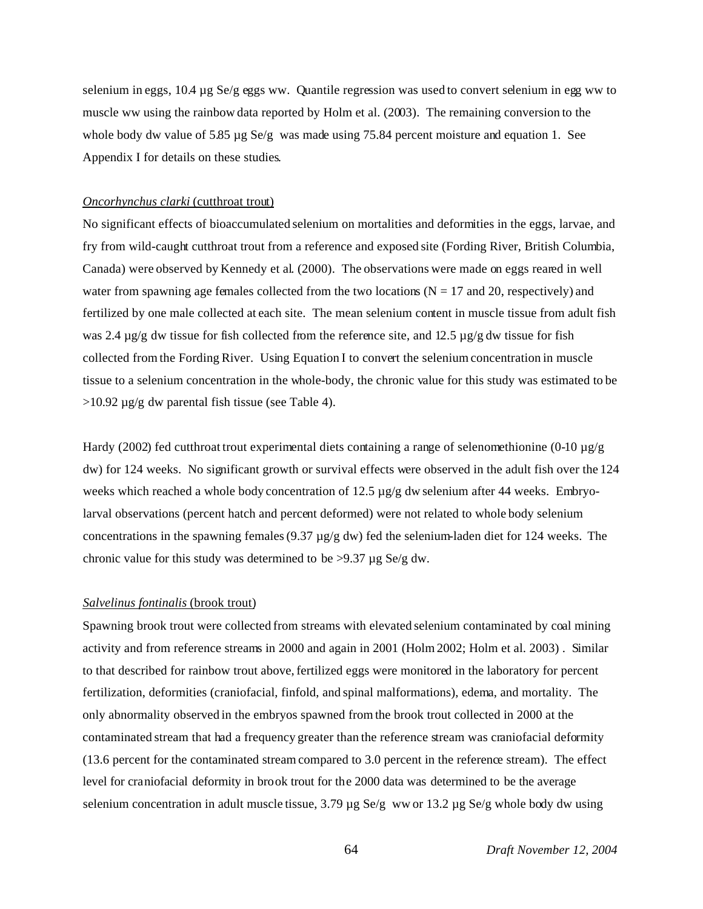selenium in eggs, 10.4 µg Se/g eggs ww. Quantile regression was used to convert selenium in egg ww to muscle ww using the rainbow data reported by Holm et al. (2003). The remaining conversion to the whole body dw value of 5.85 µg Se/g was made using 75.84 percent moisture and equation 1. See Appendix I for details on these studies.

*Oncorhynchus clarki* (cutthroat trout)

No significant effects of bioaccumulated selenium on mortalities and deformities in the eggs, larvae, and fry from wild-caught cutthroat trout from a reference and exposed site (Fording River, British Columbia, Canada) were observed by Kennedy et al. (2000). The observations were made on eggs reared in well water from spawning age females collected from the two locations (N = 17 and 20, respectively) and fertilized by one male collected at each site. The mean selenium content in muscle tissue from adult fish was 2.4 µg/g dw tissue for fish collected from the reference site, and 12.5 µg/g dw tissue for fish collected from the Fording River. Using Equation I to convert the selenium concentration in muscle tissue to a selenium concentration in the whole-body, the chronic value for this study was estimated to be >10.92 µg/g dw parental fish tissue (see Table 4).

Hardy (2002) fed cutthroat trout experimental diets containing a range of selenomethionine (0-10 µg/g dw) for 124 weeks. No significant growth or survival effects were observed in the adult fish over the 124 weeks which reached a whole body concentration of 12.5 µg/g dw selenium after 44 weeks. Embryo-larval observations (percent hatch and percent deformed) were not related to whole body selenium concentrations in the spawning females (9.37 µg/g dw) fed the selenium-laden diet for 124 weeks. The chronic value for this study was determined to be >9.37 µg Se/g dw.

*Salvelinus fontinalis* (brook trout)

Spawning brook trout were collected from streams with elevated selenium contaminated by coal mining activity and from reference streams in 2000 and again in 2001 (Holm 2002; Holm et al. 2003) . Similar to that described for rainbow trout above, fertilized eggs were monitored in the laboratory for percent fertilization, deformities (craniofacial, finfold, and spinal malformations), edema, and mortality. The only abnormality observed in the embryos spawned from the brook trout collected in 2000 at the contaminated stream that had a frequency greater than the reference stream was craniofacial deformity (13.6 percent for the contaminated stream compared to 3.0 percent in the reference stream). The effect level for craniofacial deformity in brook trout for the 2000 data was determined to be the average selenium concentration in adult muscle tissue, 3.79 µg Se/g ww or 13.2 µg Se/g whole body dw using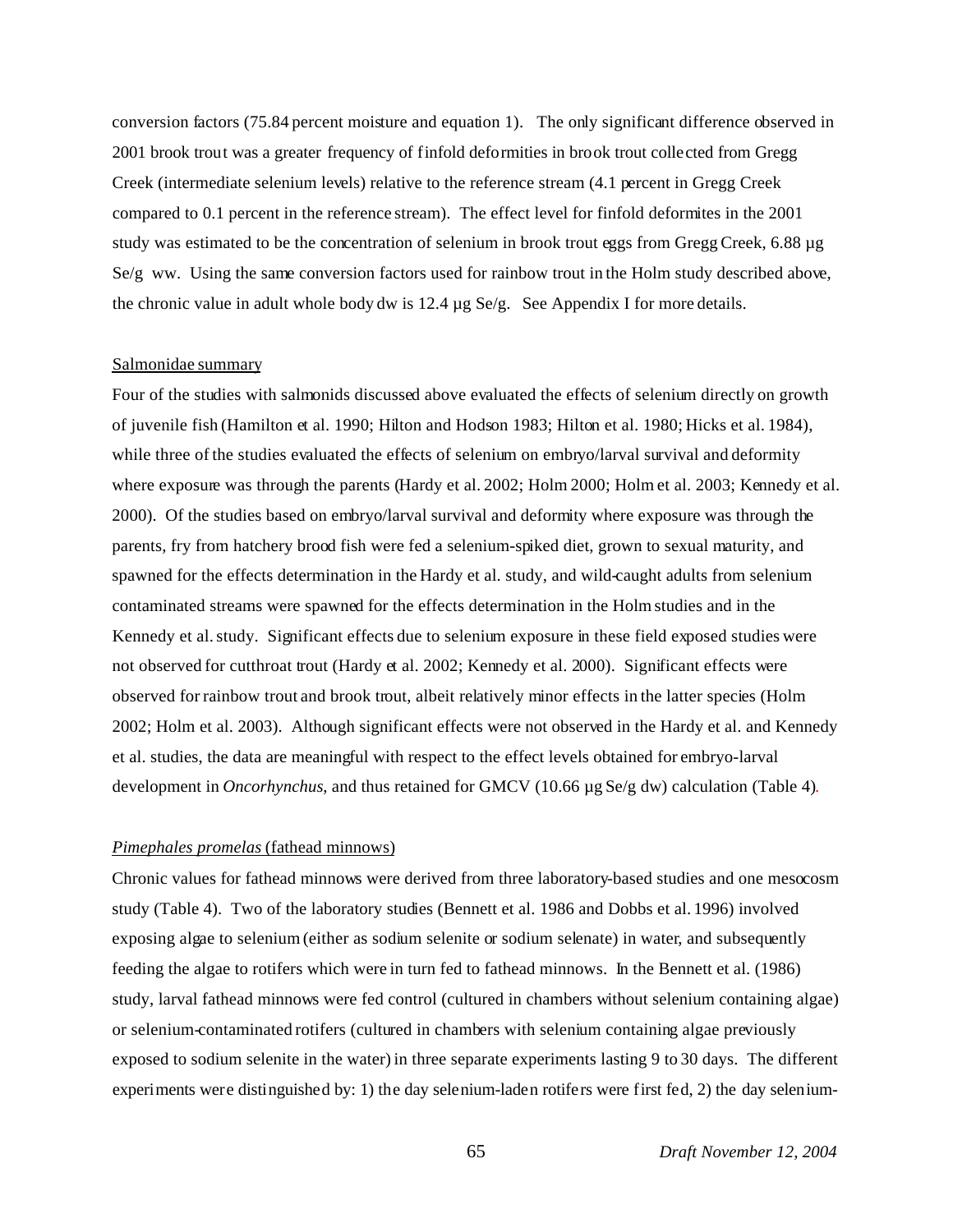conversion factors (75.84 percent moisture and equation 1). The only significant difference observed in 2001 brook trout was a greater frequency of finfold deformities in brook trout collected from Gregg Creek (intermediate selenium levels) relative to the reference stream (4.1 percent in Gregg Creek compared to 0.1 percent in the reference stream). The effect level for finfold deformites in the 2001 study was estimated to be the concentration of selenium in brook trout eggs from Gregg Creek, 6.88 µg Se/g ww. Using the same conversion factors used for rainbow trout in the Holm study described above, the chronic value in adult whole body dw is 12.4 µg Se/g. See Appendix I for more details.

Salmonidae summary

Four of the studies with salmonids discussed above evaluated the effects of selenium directly on growth of juvenile fish (Hamilton et al. 1990; Hilton and Hodson 1983; Hilton et al. 1980; Hicks et al. 1984), while three of the studies evaluated the effects of selenium on embryo/larval survival and deformity where exposure was through the parents (Hardy et al. 2002; Holm 2000; Holm et al. 2003; Kennedy et al. 2000). Of the studies based on embryo/larval survival and deformity where exposure was through the parents, fry from hatchery brood fish were fed a selenium-spiked diet, grown to sexual maturity, and spawned for the effects determination in the Hardy et al. study, and wild-caught adults from selenium contaminated streams were spawned for the effects determination in the Holm studies and in the Kennedy et al. study. Significant effects due to selenium exposure in these field exposed studies were not observed for cutthroat trout (Hardy et al. 2002; Kennedy et al. 2000). Significant effects were observed for rainbow trout and brook trout, albeit relatively minor effects in the latter species (Holm 2002; Holm et al. 2003). Although significant effects were not observed in the Hardy et al. and Kennedy et al. studies, the data are meaningful with respect to the effect levels obtained for embryo-larval development in *Oncorhynchus*, and thus retained for GMCV (10.66 µg Se/g dw) calculation (Table 4).

*Pimephales promelas* (fathead minnows)

Chronic values for fathead minnows were derived from three laboratory-based studies and one mesocosm study (Table 4). Two of the laboratory studies (Bennett et al. 1986 and Dobbs et al. 1996) involved exposing algae to selenium (either as sodium selenite or sodium selenate) in water, and subsequently feeding the algae to rotifers which were in turn fed to fathead minnows. In the Bennett et al. (1986) study, larval fathead minnows were fed control (cultured in chambers without selenium containing algae) or selenium-contaminated rotifers (cultured in chambers with selenium containing algae previously exposed to sodium selenite in the water) in three separate experiments lasting 9 to 30 days. The different experiments were distinguished by: 1) the day selenium-laden rotifers were first fed, 2) the day selenium-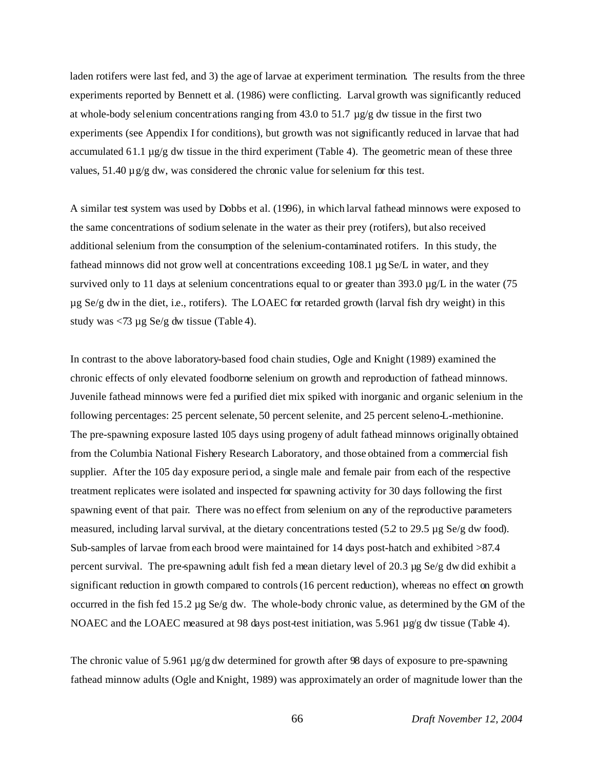laden rotifers were last fed, and 3) the age of larvae at experiment termination. The results from the three experiments reported by Bennett et al. (1986) were conflicting. Larval growth was significantly reduced at whole-body selenium concentrations ranging from 43.0 to 51.7 µg/g dw tissue in the first two experiments (see Appendix I for conditions), but growth was not significantly reduced in larvae that had accumulated 61.1 µg/g dw tissue in the third experiment (Table 4). The geometric mean of these three values, 51.40 µg/g dw, was considered the chronic value for selenium for this test.

A similar test system was used by Dobbs et al. (1996), in which larval fathead minnows were exposed to the same concentrations of sodium selenate in the water as their prey (rotifers), but also received additional selenium from the consumption of the selenium-contaminated rotifers. In this study, the fathead minnows did not grow well at concentrations exceeding 108.1 µg Se/L in water, and they survived only to 11 days at selenium concentrations equal to or greater than 393.0 µg/L in the water (75 µg Se/g dw in the diet, i.e., rotifers). The LOAEC for retarded growth (larval fish dry weight) in this study was <73 µg Se/g dw tissue (Table 4).

In contrast to the above laboratory-based food chain studies, Ogle and Knight (1989) examined the chronic effects of only elevated foodborne selenium on growth and reproduction of fathead minnows. Juvenile fathead minnows were fed a purified diet mix spiked with inorganic and organic selenium in the following percentages: 25 percent selenate, 50 percent selenite, and 25 percent seleno-L-methionine. The pre-spawning exposure lasted 105 days using progeny of adult fathead minnows originally obtained from the Columbia National Fishery Research Laboratory, and those obtained from a commercial fish supplier. After the 105 day exposure period, a single male and female pair from each of the respective treatment replicates were isolated and inspected for spawning activity for 30 days following the first spawning event of that pair. There was no effect from selenium on any of the reproductive parameters measured, including larval survival, at the dietary concentrations tested (5.2 to 29.5 µg Se/g dw food). Sub-samples of larvae from each brood were maintained for 14 days post-hatch and exhibited >87.4 percent survival. The pre-spawning adult fish fed a mean dietary level of 20.3 µg Se/g dw did exhibit a significant reduction in growth compared to controls (16 percent reduction), whereas no effect on growth occurred in the fish fed 15.2 µg Se/g dw. The whole-body chronic value, as determined by the GM of the NOAEC and the LOAEC measured at 98 days post-test initiation, was 5.961 µg/g dw tissue (Table 4).

The chronic value of 5.961 µg/g dw determined for growth after 98 days of exposure to pre-spawning fathead minnow adults (Ogle and Knight, 1989) was approximately an order of magnitude lower than the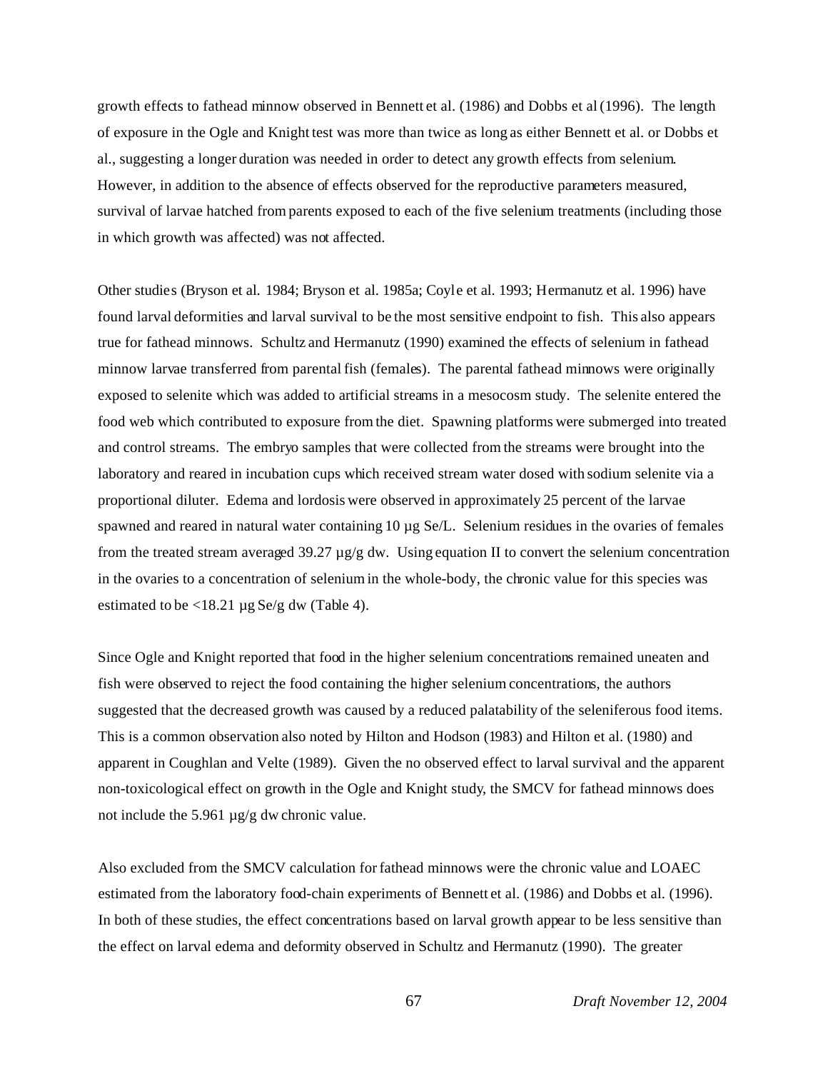growth effects to fathead minnow observed in Bennett et al. (1986) and Dobbs et al (1996). The length of exposure in the Ogle and Knight test was more than twice as long as either Bennett et al. or Dobbs et al., suggesting a longer duration was needed in order to detect any growth effects from selenium. However, in addition to the absence of effects observed for the reproductive parameters measured, survival of larvae hatched from parents exposed to each of the five selenium treatments (including those in which growth was affected) was not affected.

Other studies (Bryson et al. 1984; Bryson et al. 1985a; Coyle et al. 1993; Hermanutz et al. 1996) have found larval deformities and larval survival to be the most sensitive endpoint to fish. This also appears true for fathead minnows. Schultz and Hermanutz (1990) examined the effects of selenium in fathead minnow larvae transferred from parental fish (females). The parental fathead minnows were originally exposed to selenite which was added to artificial streams in a mesocosm study. The selenite entered the food web which contributed to exposure from the diet. Spawning platforms were submerged into treated and control streams. The embryo samples that were collected from the streams were brought into the laboratory and reared in incubation cups which received stream water dosed with sodium selenite via a proportional diluter. Edema and lordosis were observed in approximately 25 percent of the larvae spawned and reared in natural water containing 10 µg Se/L. Selenium residues in the ovaries of females from the treated stream averaged 39.27 µg/g dw. Using equation II to convert the selenium concentration in the ovaries to a concentration of selenium in the whole-body, the chronic value for this species was estimated to be <18.21 µg Se/g dw (Table 4).

Since Ogle and Knight reported that food in the higher selenium concentrations remained uneaten and fish were observed to reject the food containing the higher selenium concentrations, the authors suggested that the decreased growth was caused by a reduced palatability of the seleniferous food items. This is a common observation also noted by Hilton and Hodson (1983) and Hilton et al. (1980) and apparent in Coughlan and Velte (1989). Given the no observed effect to larval survival and the apparent non-toxicological effect on growth in the Ogle and Knight study, the SMCV for fathead minnows does not include the 5.961 µg/g dw chronic value.

Also excluded from the SMCV calculation for fathead minnows were the chronic value and LOAEC estimated from the laboratory food-chain experiments of Bennett et al. (1986) and Dobbs et al. (1996). In both of these studies, the effect concentrations based on larval growth appear to be less sensitive than the effect on larval edema and deformity observed in Schultz and Hermanutz (1990). The greater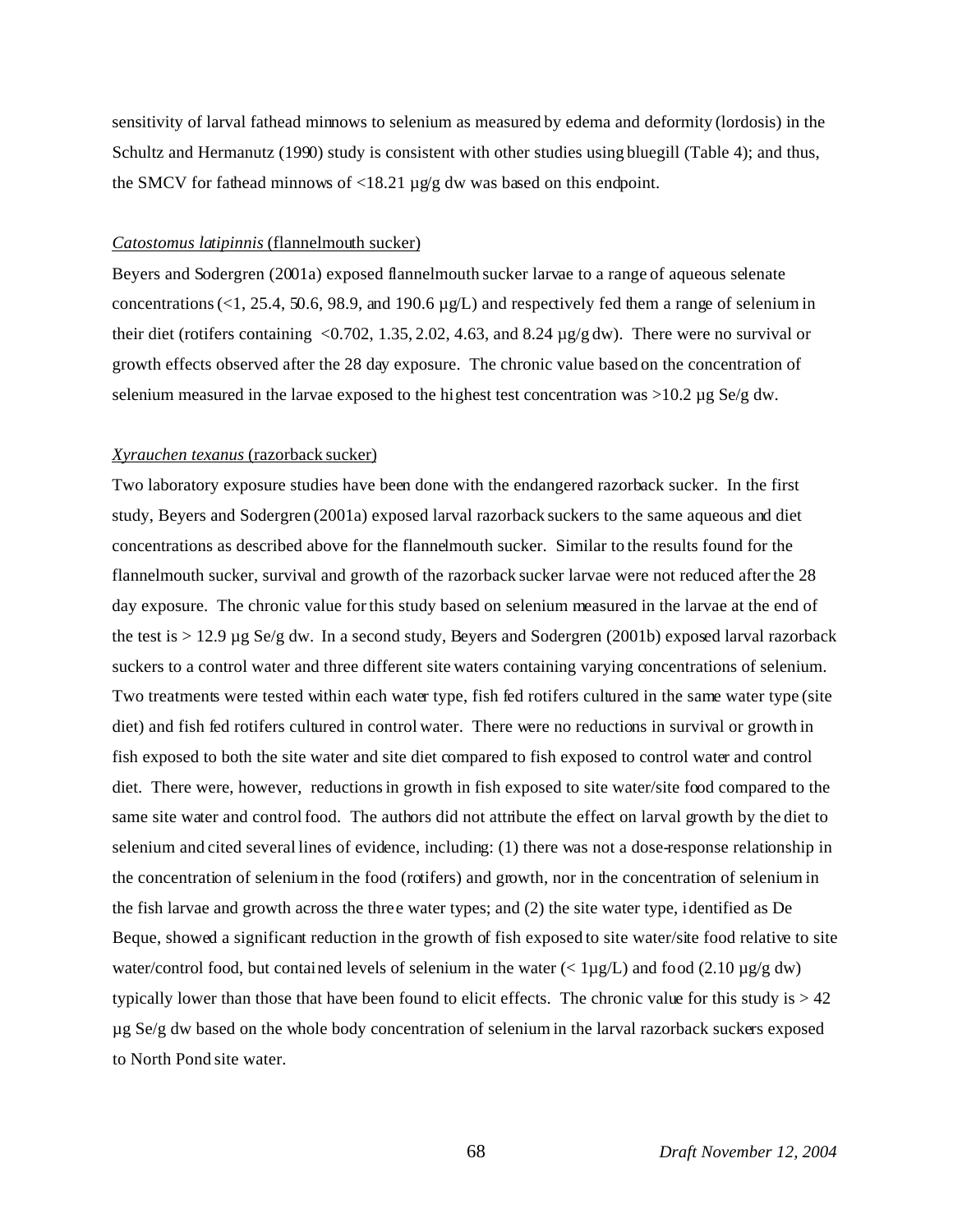sensitivity of larval fathead minnows to selenium as measured by edema and deformity (lordosis) in the Schultz and Hermanutz (1990) study is consistent with other studies using bluegill (Table 4); and thus, the SMCV for fathead minnows of <18.21 µg/g dw was based on this endpoint.

*Catostomus latipinnis* (flannelmouth sucker)

Beyers and Sodergren (2001a) exposed flannelmouth sucker larvae to a range of aqueous selenate concentrations (<1, 25.4, 50.6, 98.9, and 190.6 µg/L) and respectively fed them a range of selenium in their diet (rotifers containing <0.702, 1.35, 2.02, 4.63, and 8.24 µg/g dw). There were no survival or growth effects observed after the 28 day exposure. The chronic value based on the concentration of selenium measured in the larvae exposed to the highest test concentration was >10.2 µg Se/g dw.

*Xyrauchen texanus* (razorback sucker)

Two laboratory exposure studies have been done with the endangered razorback sucker. In the first study, Beyers and Sodergren (2001a) exposed larval razorback suckers to the same aqueous and diet concentrations as described above for the flannelmouth sucker. Similar to the results found for the flannelmouth sucker, survival and growth of the razorback sucker larvae were not reduced after the 28 day exposure. The chronic value for this study based on selenium measured in the larvae at the end of the test is > 12.9 µg Se/g dw. In a second study, Beyers and Sodergren (2001b) exposed larval razorback suckers to a control water and three different site waters containing varying concentrations of selenium. Two treatments were tested within each water type, fish fed rotifers cultured in the same water type (site diet) and fish fed rotifers cultured in control water. There were no reductions in survival or growth in fish exposed to both the site water and site diet compared to fish exposed to control water and control diet. There were, however, reductions in growth in fish exposed to site water/site food compared to the same site water and control food. The authors did not attribute the effect on larval growth by the diet to selenium and cited several lines of evidence, including: (1) there was not a dose-response relationship in the concentration of selenium in the food (rotifers) and growth, nor in the concentration of selenium in the fish larvae and growth across the three water types; and (2) the site water type, identified as De Beque, showed a significant reduction in the growth of fish exposed to site water/site food relative to site water/control food, but contained levels of selenium in the water (< 1µg/L) and food (2.10 µg/g dw) typically lower than those that have been found to elicit effects. The chronic value for this study is > 42 µg Se/g dw based on the whole body concentration of selenium in the larval razorback suckers exposed to North Pond site water.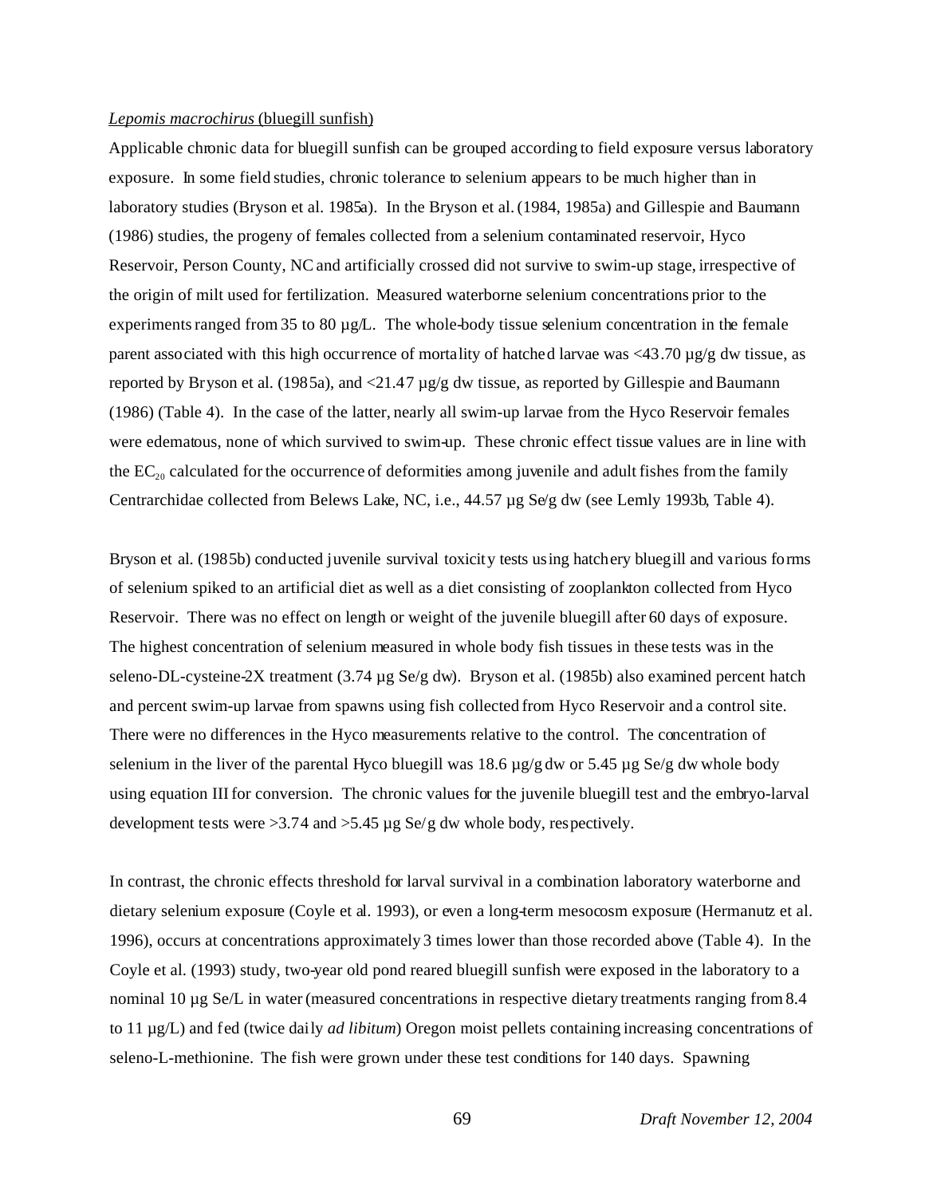*Lepomis macrochirus* (bluegill sunfish)

Applicable chronic data for bluegill sunfish can be grouped according to field exposure versus laboratory exposure. In some field studies, chronic tolerance to selenium appears to be much higher than in laboratory studies (Bryson et al. 1985a). In the Bryson et al. (1984, 1985a) and Gillespie and Baumann (1986) studies, the progeny of females collected from a selenium contaminated reservoir, Hyco Reservoir, Person County, NC and artificially crossed did not survive to swim-up stage, irrespective of the origin of milt used for fertilization. Measured waterborne selenium concentrations prior to the experiments ranged from 35 to 80 µg/L. The whole-body tissue selenium concentration in the female parent associated with this high occurrence of mortality of hatched larvae was <43.70 µg/g dw tissue, as reported by Bryson et al. (1985a), and <21.47 µg/g dw tissue, as reported by Gillespie and Baumann (1986) (Table 4). In the case of the latter, nearly all swim-up larvae from the Hyco Reservoir females were edematous, none of which survived to swim-up. These chronic effect tissue values are in line with the $EC_{20}$ calculated for the occurrence of deformities among juvenile and adult fishes from the family Centrarchidae collected from Belews Lake, NC, i.e., 44.57 µg Se/g dw (see Lemly 1993b, Table 4).

Bryson et al. (1985b) conducted juvenile survival toxicity tests using hatchery bluegill and various forms of selenium spiked to an artificial diet as well as a diet consisting of zooplankton collected from Hyco Reservoir. There was no effect on length or weight of the juvenile bluegill after 60 days of exposure. The highest concentration of selenium measured in whole body fish tissues in these tests was in the seleno-DL-cysteine-2X treatment (3.74 µg Se/g dw). Bryson et al. (1985b) also examined percent hatch and percent swim-up larvae from spawns using fish collected from Hyco Reservoir and a control site. There were no differences in the Hyco measurements relative to the control. The concentration of selenium in the liver of the parental Hyco bluegill was 18.6 µg/g dw or 5.45 µg Se/g dw whole body using equation III for conversion. The chronic values for the juvenile bluegill test and the embryo-larval development tests were >3.74 and >5.45 µg Se/g dw whole body, respectively.

In contrast, the chronic effects threshold for larval survival in a combination laboratory waterborne and dietary selenium exposure (Coyle et al. 1993), or even a long-term mesocosm exposure (Hermanutz et al. 1996), occurs at concentrations approximately 3 times lower than those recorded above (Table 4). In the Coyle et al. (1993) study, two-year old pond reared bluegill sunfish were exposed in the laboratory to a nominal 10 µg Se/L in water (measured concentrations in respective dietary treatments ranging from 8.4 to 11 µg/L) and fed (twice daily *ad libitum*) Oregon moist pellets containing increasing concentrations of seleno-L-methionine. The fish were grown under these test conditions for 140 days. Spawning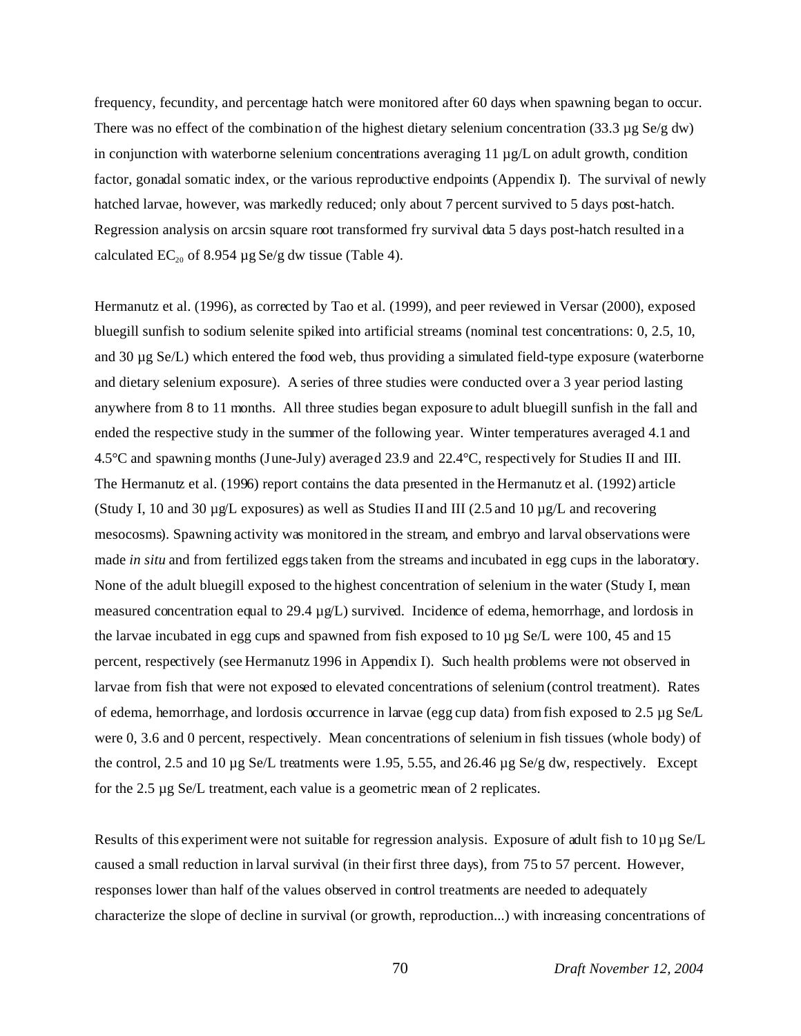frequency, fecundity, and percentage hatch were monitored after 60 days when spawning began to occur. There was no effect of the combination of the highest dietary selenium concentration (33.3 µg Se/g dw) in conjunction with waterborne selenium concentrations averaging 11 µg/L on adult growth, condition factor, gonadal somatic index, or the various reproductive endpoints (Appendix I). The survival of newly hatched larvae, however, was markedly reduced; only about 7 percent survived to 5 days post-hatch. Regression analysis on arcsin square root transformed fry survival data 5 days post-hatch resulted in a calculated $EC_{20}$ of 8.954 µg Se/g dw tissue (Table 4).

Hermanutz et al. (1996), as corrected by Tao et al. (1999), and peer reviewed in Versar (2000), exposed bluegill sunfish to sodium selenite spiked into artificial streams (nominal test concentrations: 0, 2.5, 10, and 30 µg Se/L) which entered the food web, thus providing a simulated field-type exposure (waterborne and dietary selenium exposure). A series of three studies were conducted over a 3 year period lasting anywhere from 8 to 11 months. All three studies began exposure to adult bluegill sunfish in the fall and ended the respective study in the summer of the following year. Winter temperatures averaged 4.1 and 4.5°C and spawning months (June-July) averaged 23.9 and 22.4°C, respectively for Studies II and III. The Hermanutz et al. (1996) report contains the data presented in the Hermanutz et al. (1992) article (Study I, 10 and 30 µg/L exposures) as well as Studies II and III (2.5 and 10 µg/L and recovering mesocosms). Spawning activity was monitored in the stream, and embryo and larval observations were made *in situ* and from fertilized eggs taken from the streams and incubated in egg cups in the laboratory. None of the adult bluegill exposed to the highest concentration of selenium in the water (Study I, mean measured concentration equal to 29.4 µg/L) survived. Incidence of edema, hemorrhage, and lordosis in the larvae incubated in egg cups and spawned from fish exposed to 10 µg Se/L were 100, 45 and 15 percent, respectively (see Hermanutz 1996 in Appendix I). Such health problems were not observed in larvae from fish that were not exposed to elevated concentrations of selenium (control treatment). Rates of edema, hemorrhage, and lordosis occurrence in larvae (egg cup data) from fish exposed to 2.5 µg Se/L were 0, 3.6 and 0 percent, respectively. Mean concentrations of selenium in fish tissues (whole body) of the control, 2.5 and 10 µg Se/L treatments were 1.95, 5.55, and 26.46 µg Se/g dw, respectively. Except for the 2.5 µg Se/L treatment, each value is a geometric mean of 2 replicates.

Results of this experiment were not suitable for regression analysis. Exposure of adult fish to 10 µg Se/L caused a small reduction in larval survival (in their first three days), from 75 to 57 percent. However, responses lower than half of the values observed in control treatments are needed to adequately characterize the slope of decline in survival (or growth, reproduction...) with increasing concentrations of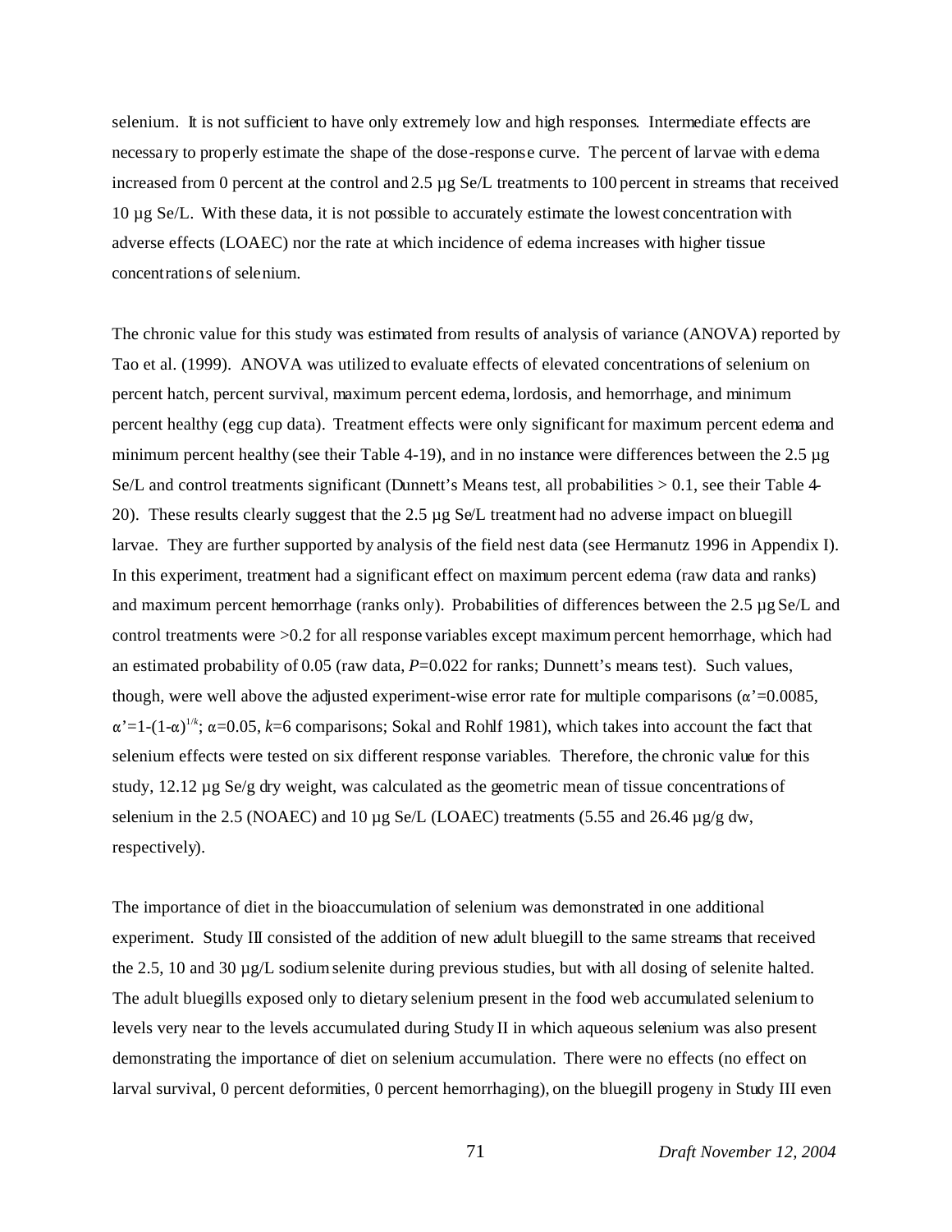selenium. It is not sufficient to have only extremely low and high responses. Intermediate effects are necessary to properly estimate the shape of the dose-response curve. The percent of larvae with edema increased from 0 percent at the control and 2.5 µg Se/L treatments to 100 percent in streams that received 10 µg Se/L. With these data, it is not possible to accurately estimate the lowest concentration with adverse effects (LOAEC) nor the rate at which incidence of edema increases with higher tissue concentrations of selenium.

The chronic value for this study was estimated from results of analysis of variance (ANOVA) reported by Tao et al. (1999). ANOVA was utilized to evaluate effects of elevated concentrations of selenium on percent hatch, percent survival, maximum percent edema, lordosis, and hemorrhage, and minimum percent healthy (egg cup data). Treatment effects were only significant for maximum percent edema and minimum percent healthy (see their Table 4-19), and in no instance were differences between the 2.5 µg Se/L and control treatments significant (Dunnett's Means test, all probabilities > 0.1, see their Table 4-20). These results clearly suggest that the 2.5 µg Se/L treatment had no adverse impact on bluegill larvae. They are further supported by analysis of the field nest data (see Hermanutz 1996 in Appendix I). In this experiment, treatment had a significant effect on maximum percent edema (raw data and ranks) and maximum percent hemorrhage (ranks only). Probabilities of differences between the 2.5 µg Se/L and control treatments were >0.2 for all response variables except maximum percent hemorrhage, which had an estimated probability of 0.05 (raw data, $P$=0.022 for ranks; Dunnett's means test). Such values, though, were well above the adjusted experiment-wise error rate for multiple comparisons ($\alpha'$=0.0085, $\alpha'=1-(1-\alpha)^{1/k}$; $\alpha$=0.05, $k$=6 comparisons; Sokal and Rohlf 1981), which takes into account the fact that selenium effects were tested on six different response variables. Therefore, the chronic value for this study, 12.12 µg Se/g dry weight, was calculated as the geometric mean of tissue concentrations of selenium in the 2.5 (NOAEC) and 10 µg Se/L (LOAEC) treatments (5.55 and 26.46 µg/g dw, respectively).

The importance of diet in the bioaccumulation of selenium was demonstrated in one additional experiment. Study III consisted of the addition of new adult bluegill to the same streams that received the 2.5, 10 and 30 µg/L sodium selenite during previous studies, but with all dosing of selenite halted. The adult bluegills exposed only to dietary selenium present in the food web accumulated selenium to levels very near to the levels accumulated during Study II in which aqueous selenium was also present demonstrating the importance of diet on selenium accumulation. There were no effects (no effect on larval survival, 0 percent deformities, 0 percent hemorrhaging), on the bluegill progeny in Study III even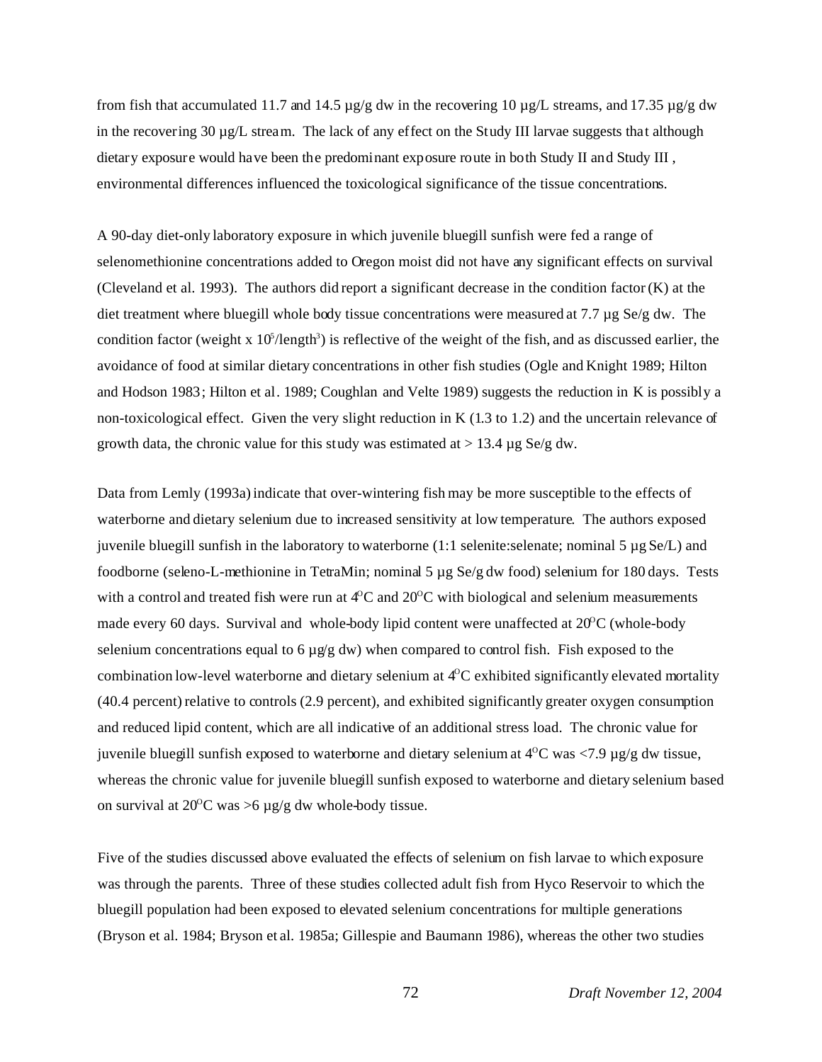from fish that accumulated 11.7 and 14.5 µg/g dw in the recovering 10 µg/L streams, and 17.35 µg/g dw in the recovering 30 µg/L stream. The lack of any effect on the Study III larvae suggests that although dietary exposure would have been the predominant exposure route in both Study II and Study III , environmental differences influenced the toxicological significance of the tissue concentrations.

A 90-day diet-only laboratory exposure in which juvenile bluegill sunfish were fed a range of selenomethionine concentrations added to Oregon moist did not have any significant effects on survival (Cleveland et al. 1993). The authors did report a significant decrease in the condition factor (K) at the diet treatment where bluegill whole body tissue concentrations were measured at 7.7 µg Se/g dw. The condition factor (weight x $10^5$/length$^3$) is reflective of the weight of the fish, and as discussed earlier, the avoidance of food at similar dietary concentrations in other fish studies (Ogle and Knight 1989; Hilton and Hodson 1983; Hilton et al. 1989; Coughlan and Velte 1989) suggests the reduction in K is possibly a non-toxicological effect. Given the very slight reduction in K (1.3 to 1.2) and the uncertain relevance of growth data, the chronic value for this study was estimated at > 13.4 µg Se/g dw.

Data from Lemly (1993a) indicate that over-wintering fish may be more susceptible to the effects of waterborne and dietary selenium due to increased sensitivity at low temperature. The authors exposed juvenile bluegill sunfish in the laboratory to waterborne (1:1 selenite:selenate; nominal 5 µg Se/L) and foodborne (seleno-L-methionine in TetraMin; nominal 5 µg Se/g dw food) selenium for 180 days. Tests with a control and treated fish were run at 4$^{O}$C and 20$^{O}$C with biological and selenium measurements made every 60 days. Survival and whole-body lipid content were unaffected at 20$^{O}$C (whole-body selenium concentrations equal to 6 µg/g dw) when compared to control fish. Fish exposed to the combination low-level waterborne and dietary selenium at 4$^{O}$C exhibited significantly elevated mortality (40.4 percent) relative to controls (2.9 percent), and exhibited significantly greater oxygen consumption and reduced lipid content, which are all indicative of an additional stress load. The chronic value for juvenile bluegill sunfish exposed to waterborne and dietary selenium at 4$^{O}$C was <7.9 µg/g dw tissue, whereas the chronic value for juvenile bluegill sunfish exposed to waterborne and dietary selenium based on survival at 20$^{O}$C was >6 µg/g dw whole-body tissue.

Five of the studies discussed above evaluated the effects of selenium on fish larvae to which exposure was through the parents. Three of these studies collected adult fish from Hyco Reservoir to which the bluegill population had been exposed to elevated selenium concentrations for multiple generations (Bryson et al. 1984; Bryson et al. 1985a; Gillespie and Baumann 1986), whereas the other two studies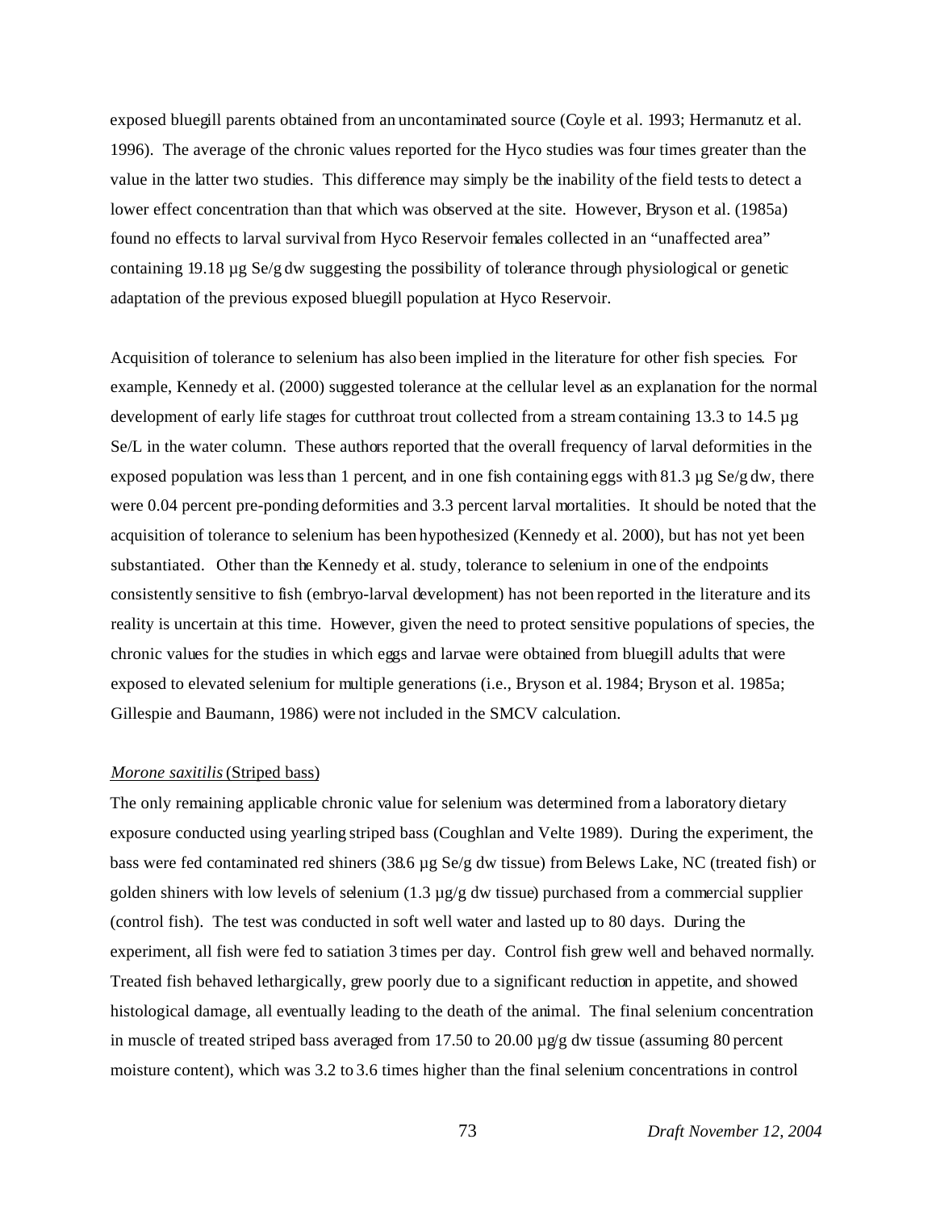exposed bluegill parents obtained from an uncontaminated source (Coyle et al. 1993; Hermanutz et al. 1996). The average of the chronic values reported for the Hyco studies was four times greater than the value in the latter two studies. This difference may simply be the inability of the field tests to detect a lower effect concentration than that which was observed at the site. However, Bryson et al. (1985a) found no effects to larval survival from Hyco Reservoir females collected in an "unaffected area" containing 19.18 µg Se/g dw suggesting the possibility of tolerance through physiological or genetic adaptation of the previous exposed bluegill population at Hyco Reservoir.

Acquisition of tolerance to selenium has also been implied in the literature for other fish species. For example, Kennedy et al. (2000) suggested tolerance at the cellular level as an explanation for the normal development of early life stages for cutthroat trout collected from a stream containing 13.3 to 14.5 µg Se/L in the water column. These authors reported that the overall frequency of larval deformities in the exposed population was less than 1 percent, and in one fish containing eggs with 81.3 µg Se/g dw, there were 0.04 percent pre-ponding deformities and 3.3 percent larval mortalities. It should be noted that the acquisition of tolerance to selenium has been hypothesized (Kennedy et al. 2000), but has not yet been substantiated. Other than the Kennedy et al. study, tolerance to selenium in one of the endpoints consistently sensitive to fish (embryo-larval development) has not been reported in the literature and its reality is uncertain at this time. However, given the need to protect sensitive populations of species, the chronic values for the studies in which eggs and larvae were obtained from bluegill adults that were exposed to elevated selenium for multiple generations (i.e., Bryson et al. 1984; Bryson et al. 1985a; Gillespie and Baumann, 1986) were not included in the SMCV calculation.

*Morone saxitilis* (Striped bass)

The only remaining applicable chronic value for selenium was determined from a laboratory dietary exposure conducted using yearling striped bass (Coughlan and Velte 1989). During the experiment, the bass were fed contaminated red shiners (38.6 µg Se/g dw tissue) from Belews Lake, NC (treated fish) or golden shiners with low levels of selenium (1.3 µg/g dw tissue) purchased from a commercial supplier (control fish). The test was conducted in soft well water and lasted up to 80 days. During the experiment, all fish were fed to satiation 3 times per day. Control fish grew well and behaved normally. Treated fish behaved lethargically, grew poorly due to a significant reduction in appetite, and showed histological damage, all eventually leading to the death of the animal. The final selenium concentration in muscle of treated striped bass averaged from 17.50 to 20.00 µg/g dw tissue (assuming 80 percent moisture content), which was 3.2 to 3.6 times higher than the final selenium concentrations in control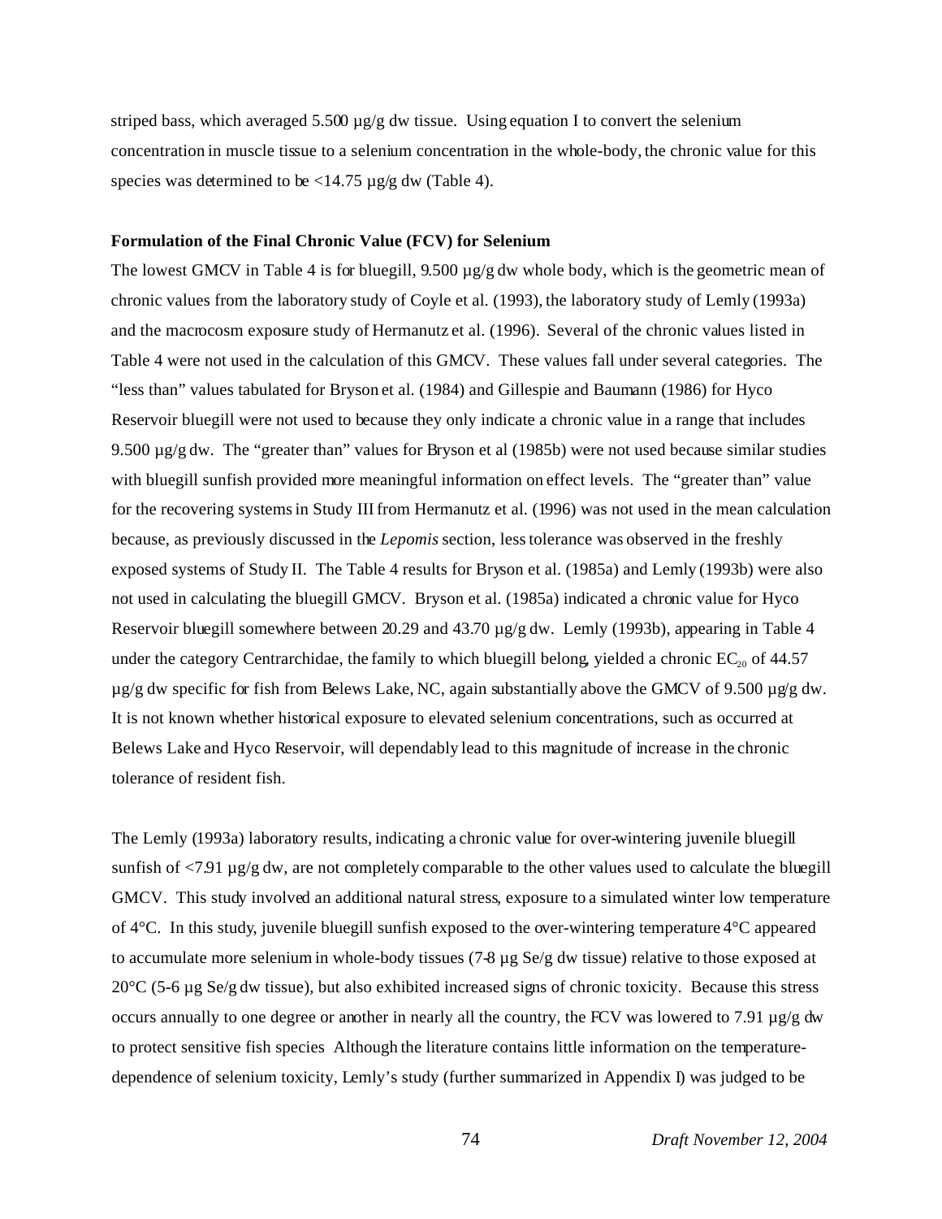striped bass, which averaged 5.500 µg/g dw tissue. Using equation I to convert the selenium concentration in muscle tissue to a selenium concentration in the whole-body, the chronic value for this species was determined to be <14.75 µg/g dw (Table 4).

**Formulation of the Final Chronic Value (FCV) for Selenium**

The lowest GMCV in Table 4 is for bluegill, 9.500 µg/g dw whole body, which is the geometric mean of chronic values from the laboratory study of Coyle et al. (1993), the laboratory study of Lemly (1993a) and the macrocosm exposure study of Hermanutz et al. (1996). Several of the chronic values listed in Table 4 were not used in the calculation of this GMCV. These values fall under several categories. The "less than" values tabulated for Bryson et al. (1984) and Gillespie and Baumann (1986) for Hyco Reservoir bluegill were not used to because they only indicate a chronic value in a range that includes 9.500 µg/g dw. The "greater than" values for Bryson et al (1985b) were not used because similar studies with bluegill sunfish provided more meaningful information on effect levels. The "greater than" value for the recovering systems in Study III from Hermanutz et al. (1996) was not used in the mean calculation because, as previously discussed in the *Lepomis* section, less tolerance was observed in the freshly exposed systems of Study II. The Table 4 results for Bryson et al. (1985a) and Lemly (1993b) were also not used in calculating the bluegill GMCV. Bryson et al. (1985a) indicated a chronic value for Hyco Reservoir bluegill somewhere between 20.29 and 43.70 µg/g dw. Lemly (1993b), appearing in Table 4 under the category Centrarchidae, the family to which bluegill belong, yielded a chronic $EC_{20}$ of 44.57 µg/g dw specific for fish from Belews Lake, NC, again substantially above the GMCV of 9.500 µg/g dw. It is not known whether historical exposure to elevated selenium concentrations, such as occurred at Belews Lake and Hyco Reservoir, will dependably lead to this magnitude of increase in the chronic tolerance of resident fish.

The Lemly (1993a) laboratory results, indicating a chronic value for over-wintering juvenile bluegill sunfish of <7.91 µg/g dw, are not completely comparable to the other values used to calculate the bluegill GMCV. This study involved an additional natural stress, exposure to a simulated winter low temperature of 4°C. In this study, juvenile bluegill sunfish exposed to the over-wintering temperature 4°C appeared to accumulate more selenium in whole-body tissues (7-8 µg Se/g dw tissue) relative to those exposed at 20°C (5-6 µg Se/g dw tissue), but also exhibited increased signs of chronic toxicity. Because this stress occurs annually to one degree or another in nearly all the country, the FCV was lowered to 7.91 µg/g dw to protect sensitive fish species Although the literature contains little information on the temperature-dependence of selenium toxicity, Lemly's study (further summarized in Appendix I) was judged to be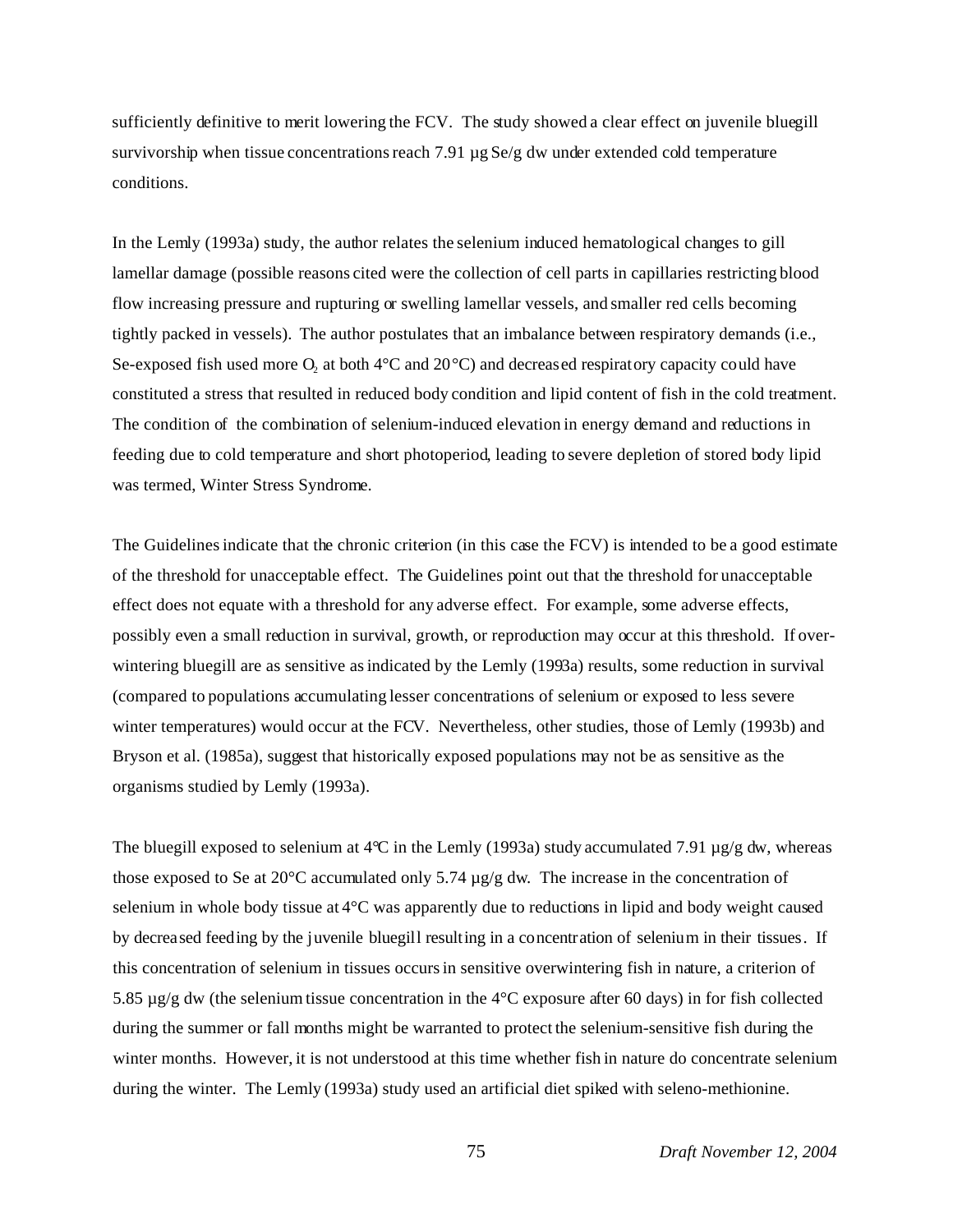sufficiently definitive to merit lowering the FCV. The study showed a clear effect on juvenile bluegill survivorship when tissue concentrations reach 7.91 µg Se/g dw under extended cold temperature conditions.

In the Lemly (1993a) study, the author relates the selenium induced hematological changes to gill lamellar damage (possible reasons cited were the collection of cell parts in capillaries restricting blood flow increasing pressure and rupturing or swelling lamellar vessels, and smaller red cells becoming tightly packed in vessels). The author postulates that an imbalance between respiratory demands (i.e., Se-exposed fish used more $O_2$ at both 4°C and 20°C) and decreased respiratory capacity could have constituted a stress that resulted in reduced body condition and lipid content of fish in the cold treatment. The condition of the combination of selenium-induced elevation in energy demand and reductions in feeding due to cold temperature and short photoperiod, leading to severe depletion of stored body lipid was termed, Winter Stress Syndrome.

The Guidelines indicate that the chronic criterion (in this case the FCV) is intended to be a good estimate of the threshold for unacceptable effect. The Guidelines point out that the threshold for unacceptable effect does not equate with a threshold for any adverse effect. For example, some adverse effects, possibly even a small reduction in survival, growth, or reproduction may occur at this threshold. If over-wintering bluegill are as sensitive as indicated by the Lemly (1993a) results, some reduction in survival (compared to populations accumulating lesser concentrations of selenium or exposed to less severe winter temperatures) would occur at the FCV. Nevertheless, other studies, those of Lemly (1993b) and Bryson et al. (1985a), suggest that historically exposed populations may not be as sensitive as the organisms studied by Lemly (1993a).

The bluegill exposed to selenium at 4°C in the Lemly (1993a) study accumulated 7.91 µg/g dw, whereas those exposed to Se at 20°C accumulated only 5.74 µg/g dw. The increase in the concentration of selenium in whole body tissue at 4°C was apparently due to reductions in lipid and body weight caused by decreased feeding by the juvenile bluegill resulting in a concentration of selenium in their tissues. If this concentration of selenium in tissues occurs in sensitive overwintering fish in nature, a criterion of 5.85 µg/g dw (the selenium tissue concentration in the 4°C exposure after 60 days) in for fish collected during the summer or fall months might be warranted to protect the selenium-sensitive fish during the winter months. However, it is not understood at this time whether fish in nature do concentrate selenium during the winter. The Lemly (1993a) study used an artificial diet spiked with seleno-methionine.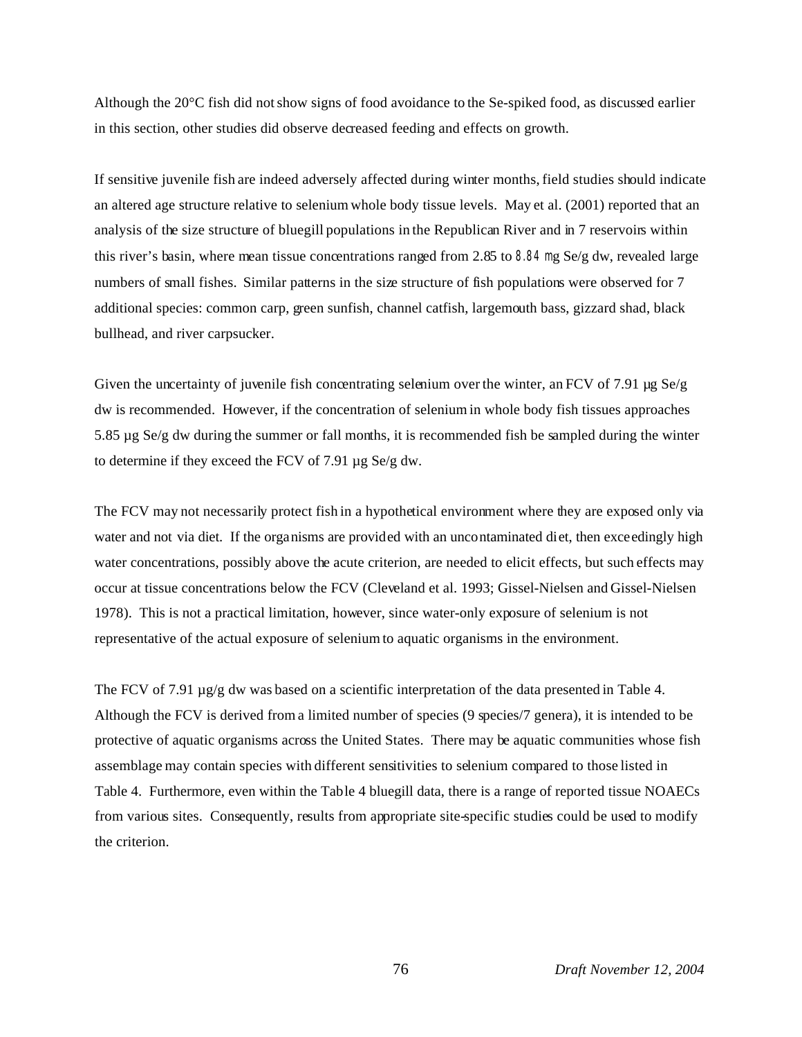Although the 20°C fish did not show signs of food avoidance to the Se-spiked food, as discussed earlier in this section, other studies did observe decreased feeding and effects on growth.

If sensitive juvenile fish are indeed adversely affected during winter months, field studies should indicate an altered age structure relative to selenium whole body tissue levels. May et al. (2001) reported that an analysis of the size structure of bluegill populations in the Republican River and in 7 reservoirs within this river's basin, where mean tissue concentrations ranged from 2.85 to 8.84 mg Se/g dw, revealed large numbers of small fishes. Similar patterns in the size structure of fish populations were observed for 7 additional species: common carp, green sunfish, channel catfish, largemouth bass, gizzard shad, black bullhead, and river carpsucker.

Given the uncertainty of juvenile fish concentrating selenium over the winter, an FCV of 7.91 µg Se/g dw is recommended. However, if the concentration of selenium in whole body fish tissues approaches 5.85 µg Se/g dw during the summer or fall months, it is recommended fish be sampled during the winter to determine if they exceed the FCV of 7.91 µg Se/g dw.

The FCV may not necessarily protect fish in a hypothetical environment where they are exposed only via water and not via diet. If the organisms are provided with an uncontaminated diet, then exceedingly high water concentrations, possibly above the acute criterion, are needed to elicit effects, but such effects may occur at tissue concentrations below the FCV (Cleveland et al. 1993; Gissel-Nielsen and Gissel-Nielsen 1978). This is not a practical limitation, however, since water-only exposure of selenium is not representative of the actual exposure of selenium to aquatic organisms in the environment.

The FCV of 7.91 µg/g dw was based on a scientific interpretation of the data presented in Table 4. Although the FCV is derived from a limited number of species (9 species/7 genera), it is intended to be protective of aquatic organisms across the United States. There may be aquatic communities whose fish assemblage may contain species with different sensitivities to selenium compared to those listed in Table 4. Furthermore, even within the Table 4 bluegill data, there is a range of reported tissue NOAECs from various sites. Consequently, results from appropriate site-specific studies could be used to modify the criterion.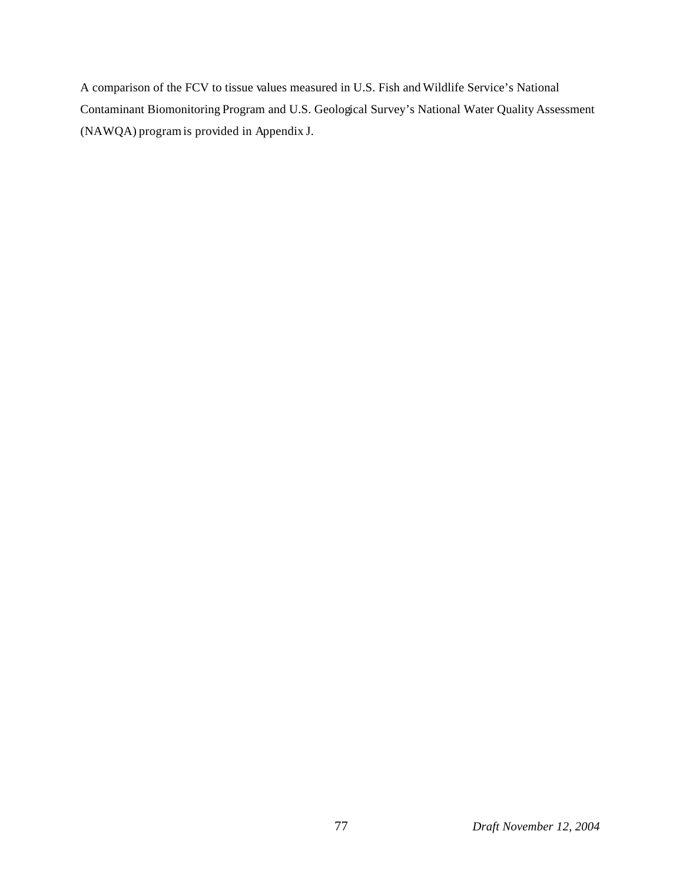A comparison of the FCV to tissue values measured in U.S. Fish and Wildlife Service's National Contaminant Biomonitoring Program and U.S. Geological Survey's National Water Quality Assessment (NAWQA) program is provided in Appendix J.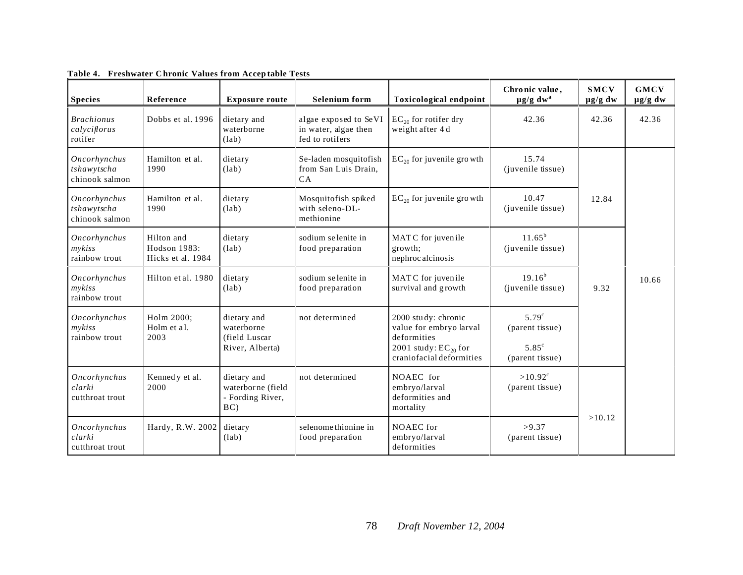**Table 4. Freshwater Chronic Values from Acceptable Tests**

| Species | Reference | Exposure route | Selenium form | Toxicological endpoint | Chronic value, µg/g dw[a] | SMCV µg/g dw | GMCV µg/g dw |
|---|---|---|---|---|---|---|---|
| *Brachionus calyciflorus* rotifer | Dobbs et al. 1996 | dietary and waterborne (lab) | algae exposed to SeVI in water, algae then fed to rotifers | $EC_{20}$ for rotifer dry weight after 4 d | 42.36 | 42.36 | 42.36 |
| *Oncorhynchus tshawytscha* chinook salmon | Hamilton et al. 1990 | dietary (lab) | Se-laden mosquitofish from San Luis Drain, CA | $EC_{20}$ for juvenile growth | 15.74 (juvenile tissue) | 12.84 | 10.66 |
| *Oncorhynchus tshawytscha* chinook salmon | Hamilton et al. 1990 | dietary (lab) | Mosquitofish spiked with seleno-DL-methionine | $EC_{20}$ for juvenile growth | 10.47 (juvenile tissue) | | |
| *Oncorhynchus mykiss* rainbow trout | Hilton and Hodson 1983: Hicks et al. 1984 | dietary (lab) | sodium selenite in food preparation | MATC for juvenile growth; nephrocalcinosis | 11.65[b] (juvenile tissue) | 9.32 | |
| *Oncorhynchus mykiss* rainbow trout | Hilton et al. 1980 | dietary (lab) | sodium selenite in food preparation | MATC for juvenile survival and growth | 19.16[b] (juvenile tissue) | | |
| *Oncorhynchus mykiss* rainbow trout | Holm 2000; Holm et al. 2003 | dietary and waterborne (field Luscar River, Alberta) | not determined | 2000 study: chronic value for embryo larval deformities<br>2001 study: $EC_{20}$ for craniofacial deformities | 5.79[c] (parent tissue)<br>5.85[c] (parent tissue) | | |
| *Oncorhynchus clarki* cutthroat trout | Kennedy et al. 2000 | dietary and waterborne (field - Fording River, BC) | not determined | NOAEC for embryo/larval deformities and mortality | >10.92[c] (parent tissue) | >10.12 | |
| *Oncorhynchus clarki* cutthroat trout | Hardy, R.W. 2002 | dietary (lab) | selenomethionine in food preparation | NOAEC for embryo/larval deformities | >9.37 (parent tissue) | | |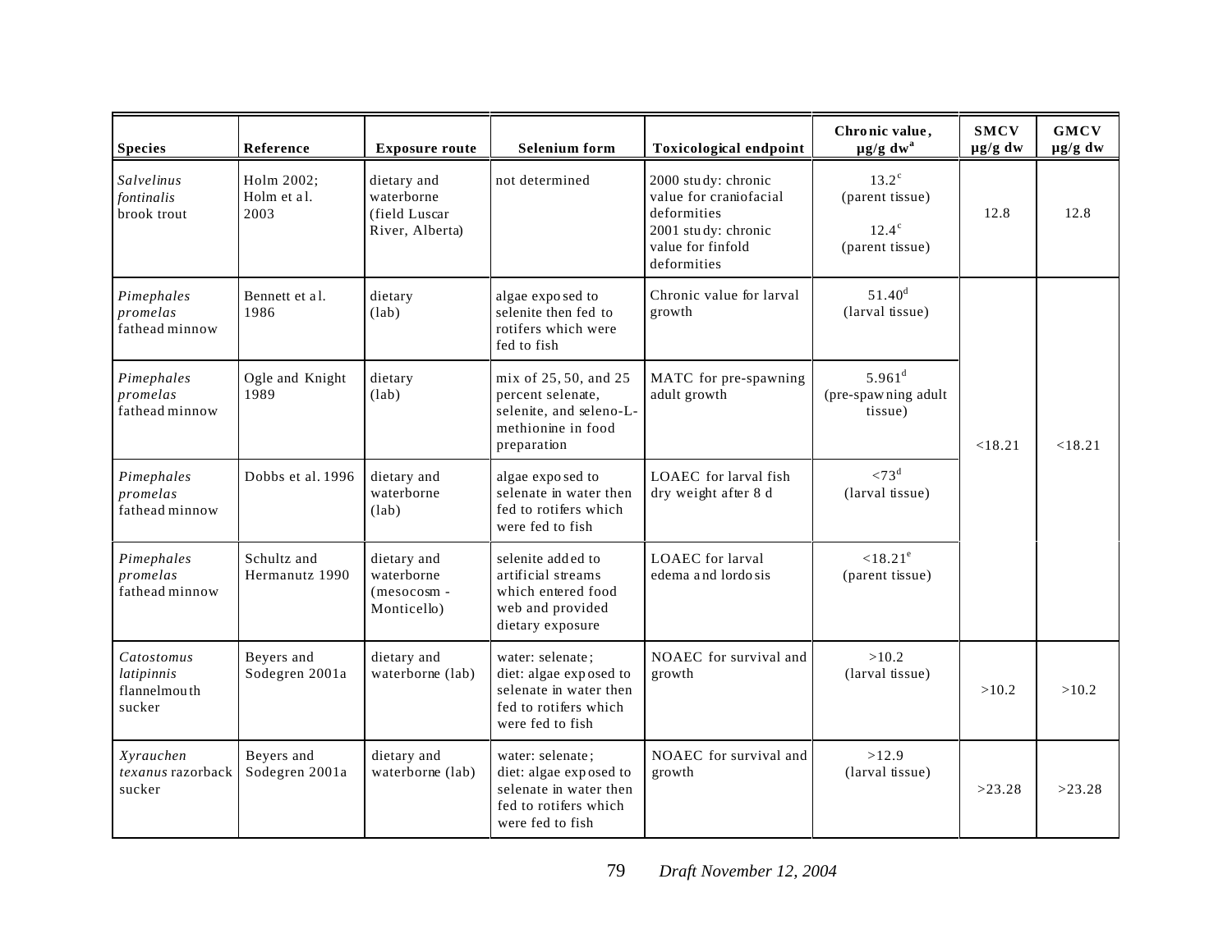| Species | Reference | Exposure route | Selenium form | Toxicological endpoint | Chronic value, µg/g dw[a] | SMCV µg/g dw | GMCV µg/g dw |
|---|---|---|---|---|---|---|---|
| *Salvelinus fontinalis* brook trout | Holm 2002; Holm et al. 2003 | dietary and waterborne (field Luscar River, Alberta) | not determined | 2000 study: chronic value for craniofacial deformities<br>2001 study: chronic value for finfold deformities | 13.2[c] (parent tissue)<br>12.4[c] (parent tissue) | 12.8 | 12.8 |
| *Pimephales promelas* fathead minnow | Bennett et al. 1986 | dietary (lab) | algae exposed to selenite then fed to rotifers which were fed to fish | Chronic value for larval growth | 51.40[d] (larval tissue) | <18.21 | <18.21 |
| *Pimephales promelas* fathead minnow | Ogle and Knight 1989 | dietary (lab) | mix of 25, 50, and 25 percent selenate, selenite, and seleno-L-methionine in food preparation | MATC for pre-spawning adult growth | 5.961[d] (pre-spawning adult tissue) | | |
| *Pimephales promelas* fathead minnow | Dobbs et al. 1996 | dietary and waterborne (lab) | algae exposed to selenate in water then fed to rotifers which were fed to fish | LOAEC for larval fish dry weight after 8 d | <73[d] (larval tissue) | | |
| *Pimephales promelas* fathead minnow | Schultz and Hermanutz 1990 | dietary and waterborne (mesocosm - Monticello) | selenite added to artificial streams which entered food web and provided dietary exposure | LOAEC for larval edema and lordosis | <18.21[e] (parent tissue) | | |
| *Catostomus latipinnis* flannelmouth sucker | Beyers and Sodegren 2001a | dietary and waterborne (lab) | water: selenate; diet: algae exposed to selenate in water then fed to rotifers which were fed to fish | NOAEC for survival and growth | >10.2 (larval tissue) | >10.2 | >10.2 |
| *Xyrauchen texanus* razorback sucker | Beyers and Sodegren 2001a | dietary and waterborne (lab) | water: selenate; diet: algae exposed to selenate in water then fed to rotifers which were fed to fish | NOAEC for survival and growth | >12.9 (larval tissue) | >23.28 | >23.28 |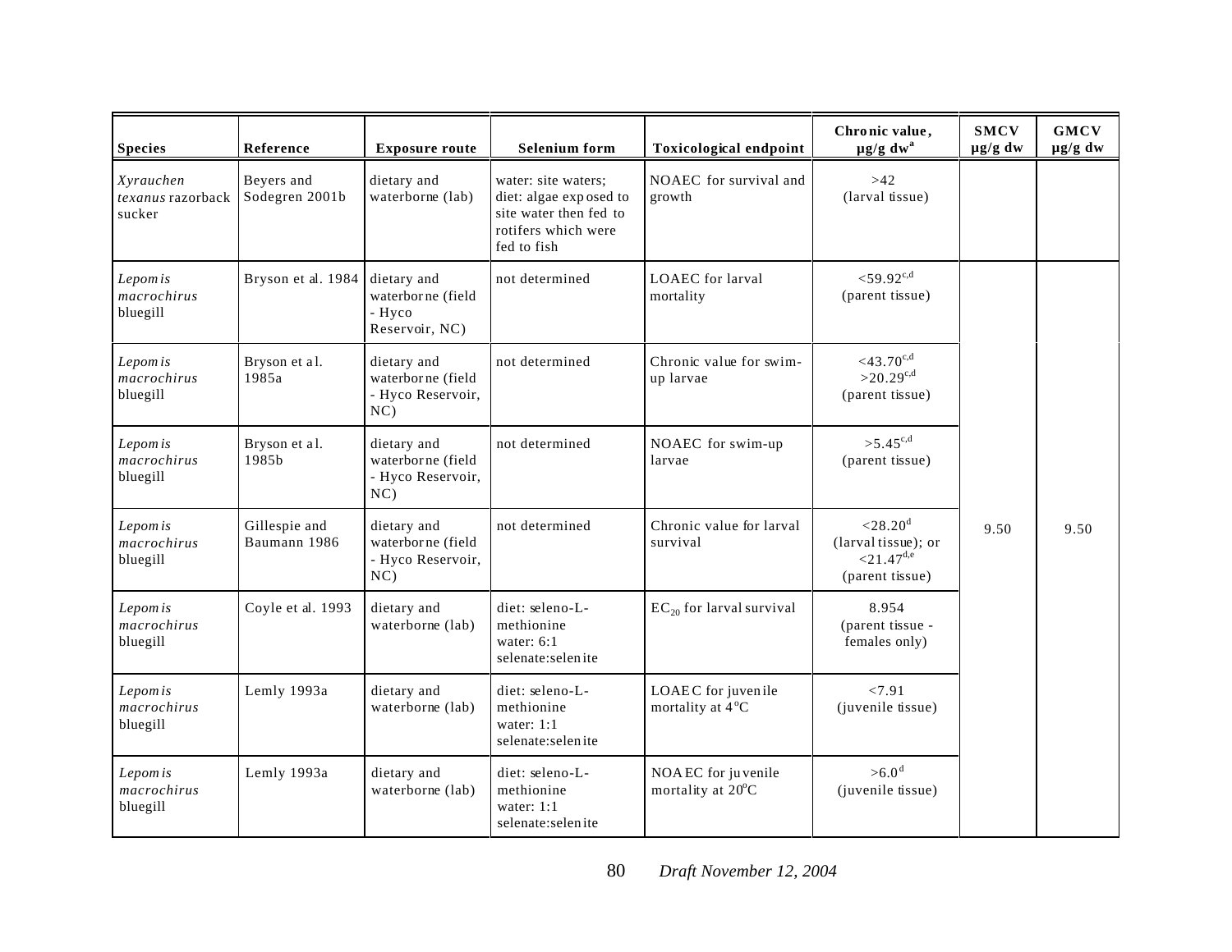| Species | Reference | Exposure route | Selenium form | Toxicological endpoint | Chronic value, µg/g dw[a] | SMCV µg/g dw | GMCV µg/g dw |
|---|---|---|---|---|---|---|---|
| *Xyrauchen texanus* razorback sucker | Beyers and Sodegren 2001b | dietary and waterborne (lab) | water: site waters; diet: algae exposed to site water then fed to rotifers which were fed to fish | NOAEC for survival and growth | >42 (larval tissue) | | |
| *Lepomis macrochirus* bluegill | Bryson et al. 1984 | dietary and waterborne (field - Hyco Reservoir, NC) | not determined | LOAEC for larval mortality | <59.92[c,d] (parent tissue) | 9.50 | 9.50 |
| *Lepomis macrochirus* bluegill | Bryson et al. 1985a | dietary and waterborne (field - Hyco Reservoir, NC) | not determined | Chronic value for swim-up larvae | <43.70[c,d] >20.29[c,d] (parent tissue) | | |
| *Lepomis macrochirus* bluegill | Bryson et al. 1985b | dietary and waterborne (field - Hyco Reservoir, NC) | not determined | NOAEC for swim-up larvae | >5.45[c,d] (parent tissue) | | |
| *Lepomis macrochirus* bluegill | Gillespie and Baumann 1986 | dietary and waterborne (field - Hyco Reservoir, NC) | not determined | Chronic value for larval survival | <28.20[d] (larval tissue); or <21.47[d,e] (parent tissue) | | |
| *Lepomis macrochirus* bluegill | Coyle et al. 1993 | dietary and waterborne (lab) | diet: seleno-L-methionine water: 6:1 selenate:selenite | $EC_{20}$ for larval survival | 8.954 (parent tissue - females only) | | |
| *Lepomis macrochirus* bluegill | Lemly 1993a | dietary and waterborne (lab) | diet: seleno-L-methionine water: 1:1 selenate:selenite | LOAEC for juvenile mortality at 4°C | <7.91 (juvenile tissue) | | |
| *Lepomis macrochirus* bluegill | Lemly 1993a | dietary and waterborne (lab) | diet: seleno-L-methionine water: 1:1 selenate:selenite | NOAEC for juvenile mortality at 20°C | >6.0[d] (juvenile tissue) | | |

Draft November 12, 2004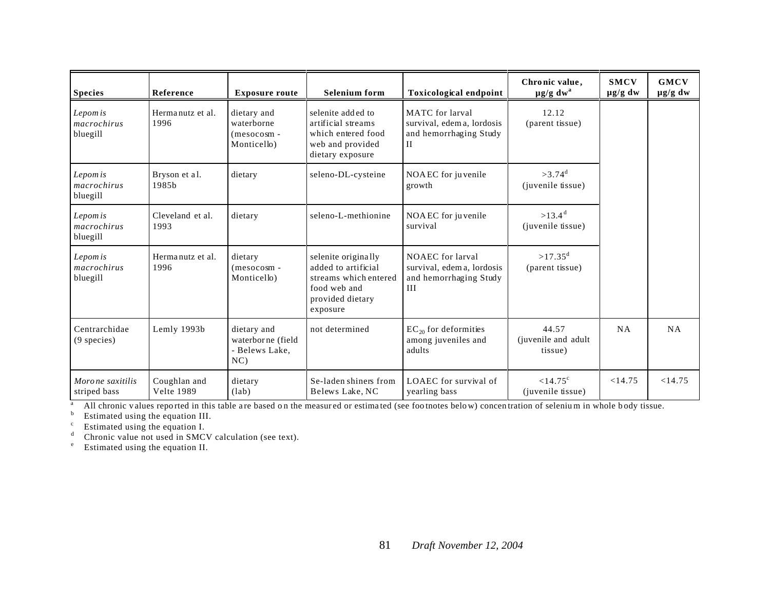| Species | Reference | Exposure route | Selenium form | Toxicological endpoint | Chronic value, µg/g dw[a] | SMCV µg/g dw | GMCV µg/g dw |
|---|---|---|---|---|---|---|---|
| *Lepomis macrochirus* bluegill | Hermanutz et al. 1996 | dietary and waterborne (mesocosm - Monticello) | selenite added to artificial streams which entered food web and provided dietary exposure | MATC for larval survival, edema, lordosis and hemorrhaging Study II | 12.12 (parent tissue) | | |
| *Lepomis macrochirus* bluegill | Bryson et al. 1985b | dietary | seleno-DL-cysteine | NOAEC for juvenile growth | >3.74[d] (juvenile tissue) | | |
| *Lepomis macrochirus* bluegill | Cleveland et al. 1993 | dietary | seleno-L-methionine | NOAEC for juvenile survival | >13.4[d] (juvenile tissue) | | |
| *Lepomis macrochirus* bluegill | Hermanutz et al. 1996 | dietary (mesocosm - Monticello) | selenite originally added to artificial streams which entered food web and provided dietary exposure | NOAEC for larval survival, edema, lordosis and hemorrhaging Study III | >17.35[d] (parent tissue) | | |
| Centrarchidae (9 species) | Lemly 1993b | dietary and waterborne (field - Belews Lake, NC) | not determined | $EC_{20}$ for deformities among juveniles and adults | 44.57 (juvenile and adult tissue) | NA | NA |
| *Morone saxitilis* striped bass | Coughlan and Velte 1989 | dietary (lab) | Se-laden shiners from Belews Lake, NC | LOAEC for survival of yearling bass | <14.75[c] (juvenile tissue) | <14.75 | <14.75 |

[a] All chronic values reported in this table are based on the measured or estimated (see footnotes below) concentration of selenium in whole body tissue.
[b] Estimated using the equation III.
[c] Estimated using the equation I.
[d] Chronic value not used in SMCV calculation (see text).
[e] Estimated using the equation II.

*Draft November 12, 2004*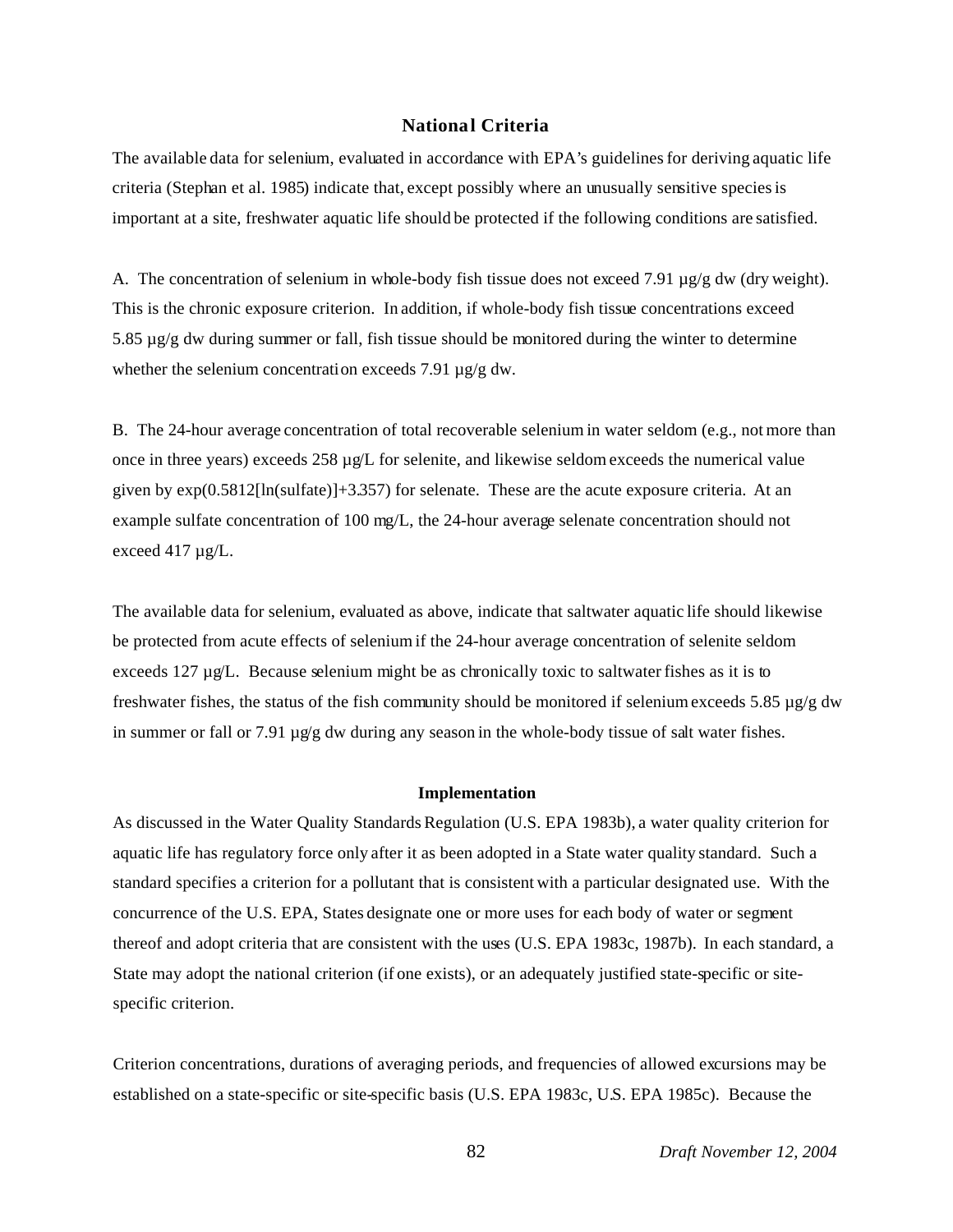## National Criteria

The available data for selenium, evaluated in accordance with EPA's guidelines for deriving aquatic life criteria (Stephan et al. 1985) indicate that, except possibly where an unusually sensitive species is important at a site, freshwater aquatic life should be protected if the following conditions are satisfied.

A. The concentration of selenium in whole-body fish tissue does not exceed 7.91 µg/g dw (dry weight). This is the chronic exposure criterion. In addition, if whole-body fish tissue concentrations exceed 5.85 µg/g dw during summer or fall, fish tissue should be monitored during the winter to determine whether the selenium concentration exceeds 7.91 µg/g dw.

B. The 24-hour average concentration of total recoverable selenium in water seldom (e.g., not more than once in three years) exceeds 258 µg/L for selenite, and likewise seldom exceeds the numerical value given by $\exp(0.5812[\ln(\text{sulfate})]+3.357)$ for selenate. These are the acute exposure criteria. At an example sulfate concentration of 100 mg/L, the 24-hour average selenate concentration should not exceed 417 µg/L.

The available data for selenium, evaluated as above, indicate that saltwater aquatic life should likewise be protected from acute effects of selenium if the 24-hour average concentration of selenite seldom exceeds 127 µg/L. Because selenium might be as chronically toxic to saltwater fishes as it is to freshwater fishes, the status of the fish community should be monitored if selenium exceeds 5.85 µg/g dw in summer or fall or 7.91 µg/g dw during any season in the whole-body tissue of salt water fishes.

## Implementation

As discussed in the Water Quality Standards Regulation (U.S. EPA 1983b), a water quality criterion for aquatic life has regulatory force only after it as been adopted in a State water quality standard. Such a standard specifies a criterion for a pollutant that is consistent with a particular designated use. With the concurrence of the U.S. EPA, States designate one or more uses for each body of water or segment thereof and adopt criteria that are consistent with the uses (U.S. EPA 1983c, 1987b). In each standard, a State may adopt the national criterion (if one exists), or an adequately justified state-specific or site-specific criterion.

Criterion concentrations, durations of averaging periods, and frequencies of allowed excursions may be established on a state-specific or site-specific basis (U.S. EPA 1983c, U.S. EPA 1985c). Because the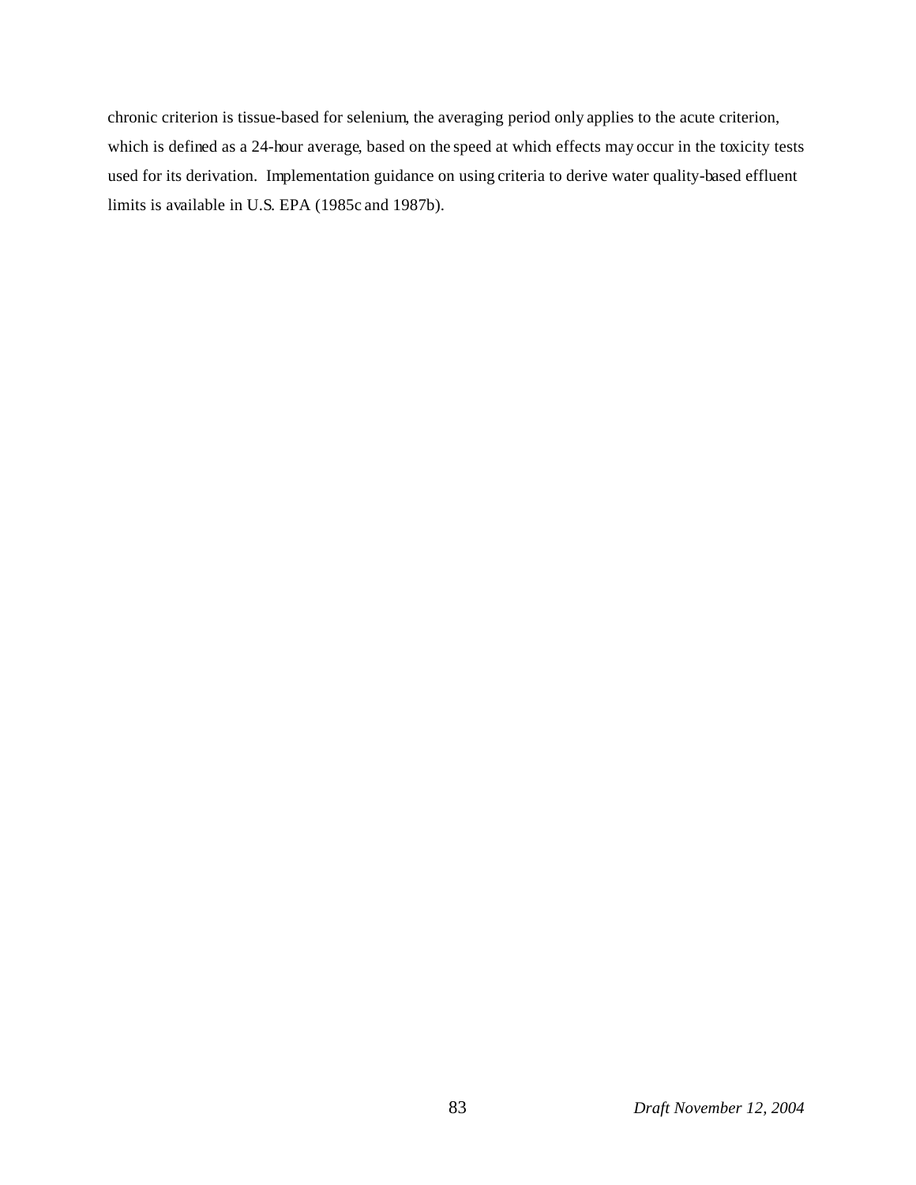chronic criterion is tissue-based for selenium, the averaging period only applies to the acute criterion, which is defined as a 24-hour average, based on the speed at which effects may occur in the toxicity tests used for its derivation. Implementation guidance on using criteria to derive water quality-based effluent limits is available in U.S. EPA (1985c and 1987b).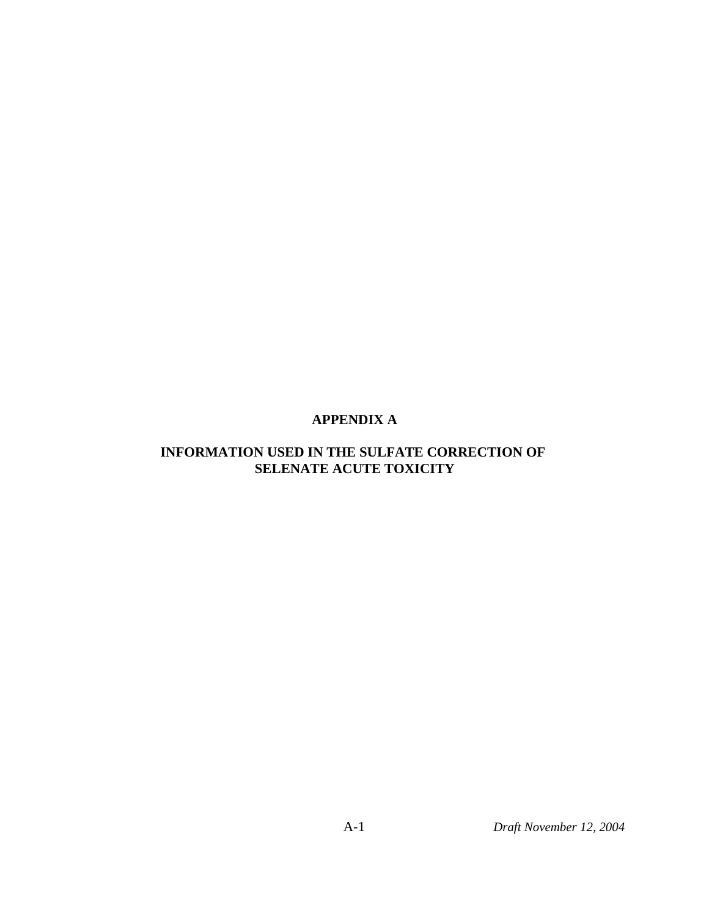# APPENDIX A

## INFORMATION USED IN THE SULFATE CORRECTION OF SELENATE ACUTE TOXICITY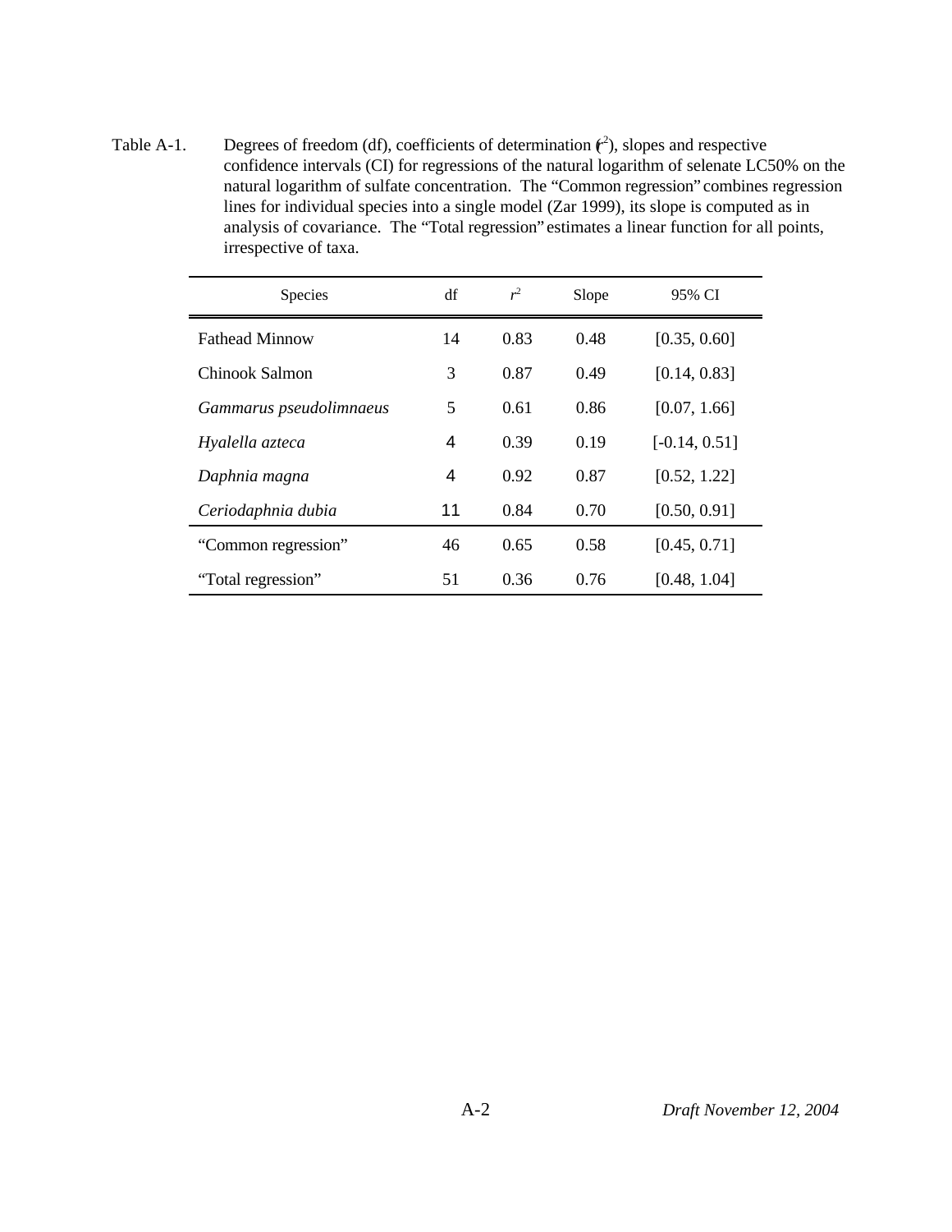Table A-1. Degrees of freedom (df), coefficients of determination ($r^2$), slopes and respective confidence intervals (CI) for regressions of the natural logarithm of selenate LC50% on the natural logarithm of sulfate concentration. The "Common regression" combines regression lines for individual species into a single model (Zar 1999), its slope is computed as in analysis of covariance. The "Total regression" estimates a linear function for all points, irrespective of taxa.

| Species | df | $r^2$ | Slope | 95% CI |
|---|---|---|---|---|
| Fathead Minnow | 14 | 0.83 | 0.48 | [0.35, 0.60] |
| Chinook Salmon | 3 | 0.87 | 0.49 | [0.14, 0.83] |
| *Gammarus pseudolimnaeus* | 5 | 0.61 | 0.86 | [0.07, 1.66] |
| *Hyalella azteca* | 4 | 0.39 | 0.19 | [-0.14, 0.51] |
| *Daphnia magna* | 4 | 0.92 | 0.87 | [0.52, 1.22] |
| *Ceriodaphnia dubia* | 11 | 0.84 | 0.70 | [0.50, 0.91] |
| "Common regression" | 46 | 0.65 | 0.58 | [0.45, 0.71] |
| "Total regression" | 51 | 0.36 | 0.76 | [0.48, 1.04] |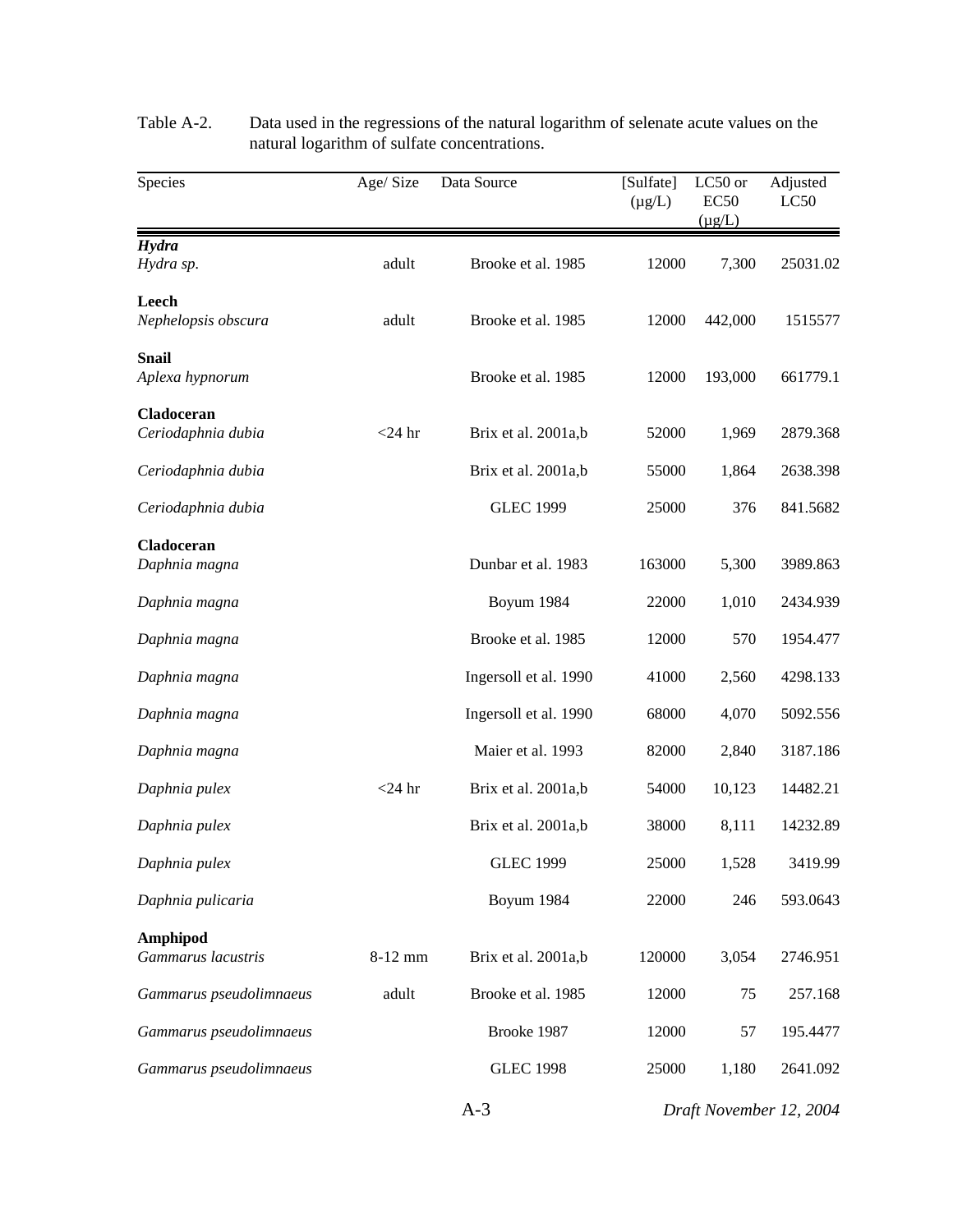Table A-2. Data used in the regressions of the natural logarithm of selenate acute values on the natural logarithm of sulfate concentrations.

| Species | Age/ Size | Data Source | [Sulfate] (µg/L) | LC50 or EC50 (µg/L) | Adjusted LC50 |
|---|---|---|---|---|---|
| ***Hydra*** | | | | | |
| *Hydra sp.* | adult | Brooke et al. 1985 | 12000 | 7,300 | 25031.02 |
| **Leech** | | | | | |
| *Nephelopsis obscura* | adult | Brooke et al. 1985 | 12000 | 442,000 | 1515577 |
| **Snail** | | | | | |
| *Aplexa hypnorum* | | Brooke et al. 1985 | 12000 | 193,000 | 661779.1 |
| **Cladoceran** | | | | | |
| *Ceriodaphnia dubia* | <24 hr | Brix et al. 2001a,b | 52000 | 1,969 | 2879.368 |
| *Ceriodaphnia dubia* | | Brix et al. 2001a,b | 55000 | 1,864 | 2638.398 |
| *Ceriodaphnia dubia* | | GLEC 1999 | 25000 | 376 | 841.5682 |
| **Cladoceran** | | | | | |
| *Daphnia magna* | | Dunbar et al. 1983 | 163000 | 5,300 | 3989.863 |
| *Daphnia magna* | | Boyum 1984 | 22000 | 1,010 | 2434.939 |
| *Daphnia magna* | | Brooke et al. 1985 | 12000 | 570 | 1954.477 |
| *Daphnia magna* | | Ingersoll et al. 1990 | 41000 | 2,560 | 4298.133 |
| *Daphnia magna* | | Ingersoll et al. 1990 | 68000 | 4,070 | 5092.556 |
| *Daphnia magna* | | Maier et al. 1993 | 82000 | 2,840 | 3187.186 |
| *Daphnia pulex* | <24 hr | Brix et al. 2001a,b | 54000 | 10,123 | 14482.21 |
| *Daphnia pulex* | | Brix et al. 2001a,b | 38000 | 8,111 | 14232.89 |
| *Daphnia pulex* | | GLEC 1999 | 25000 | 1,528 | 3419.99 |
| *Daphnia pulicaria* | | Boyum 1984 | 22000 | 246 | 593.0643 |
| **Amphipod** | | | | | |
| *Gammarus lacustris* | 8-12 mm | Brix et al. 2001a,b | 120000 | 3,054 | 2746.951 |
| *Gammarus pseudolimnaeus* | adult | Brooke et al. 1985 | 12000 | 75 | 257.168 |
| *Gammarus pseudolimnaeus* | | Brooke 1987 | 12000 | 57 | 195.4477 |
| *Gammarus pseudolimnaeus* | | GLEC 1998 | 25000 | 1,180 | 2641.092 |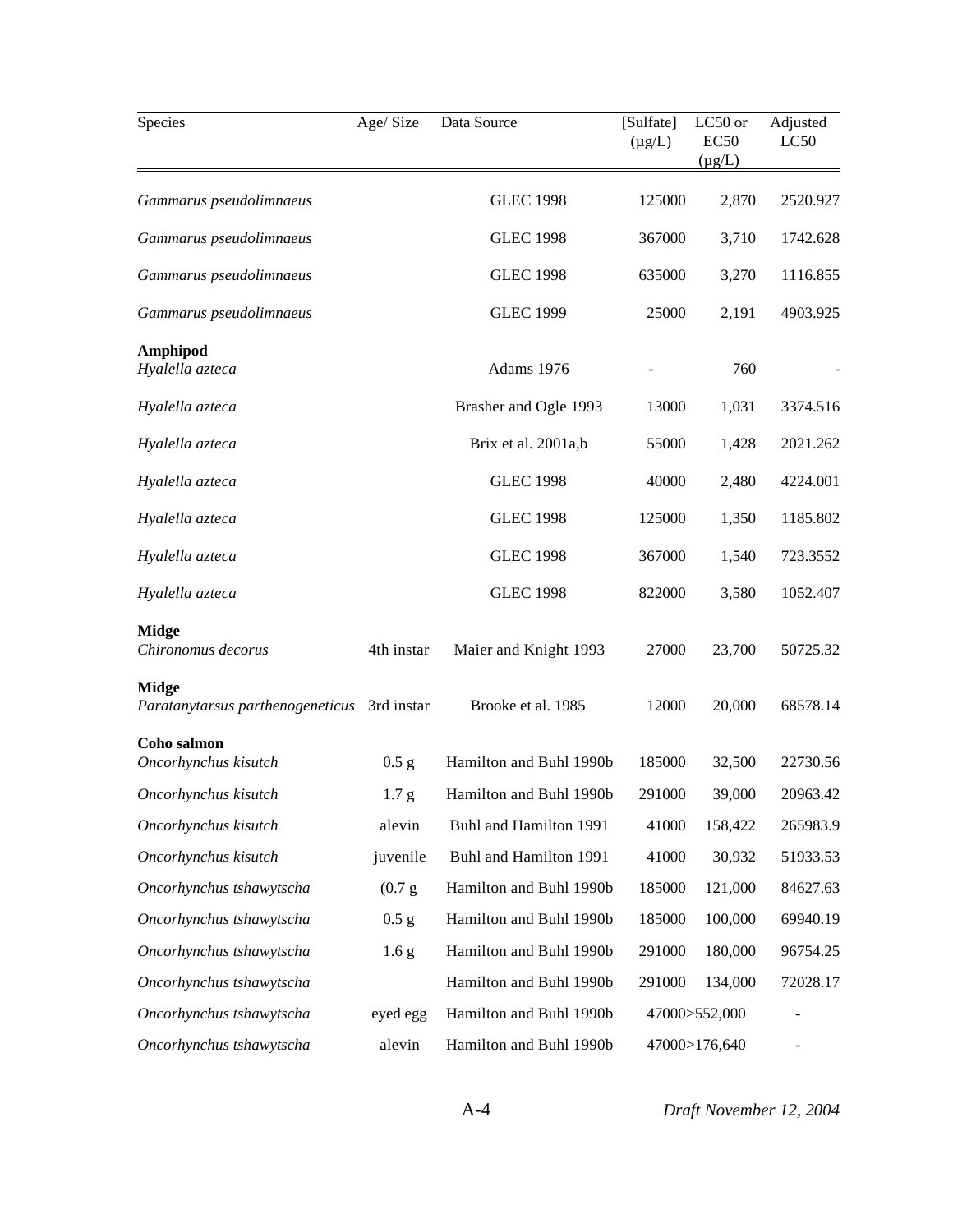| Species | Age/ Size | Data Source | [Sulfate] (µg/L) | LC50 or EC50 (µg/L) | Adjusted LC50 |
|---|---|---|---|---|---|
| *Gammarus pseudolimnaeus* | | GLEC 1998 | 125000 | 2,870 | 2520.927 |
| *Gammarus pseudolimnaeus* | | GLEC 1998 | 367000 | 3,710 | 1742.628 |
| *Gammarus pseudolimnaeus* | | GLEC 1998 | 635000 | 3,270 | 1116.855 |
| *Gammarus pseudolimnaeus* | | GLEC 1999 | 25000 | 2,191 | 4903.925 |
| **Amphipod** *Hyalella azteca* | | Adams 1976 | - | 760 | - |
| *Hyalella azteca* | | Brasher and Ogle 1993 | 13000 | 1,031 | 3374.516 |
| *Hyalella azteca* | | Brix et al. 2001a,b | 55000 | 1,428 | 2021.262 |
| *Hyalella azteca* | | GLEC 1998 | 40000 | 2,480 | 4224.001 |
| *Hyalella azteca* | | GLEC 1998 | 125000 | 1,350 | 1185.802 |
| *Hyalella azteca* | | GLEC 1998 | 367000 | 1,540 | 723.3552 |
| *Hyalella azteca* | | GLEC 1998 | 822000 | 3,580 | 1052.407 |
| **Midge** *Chironomus decorus* | 4th instar | Maier and Knight 1993 | 27000 | 23,700 | 50725.32 |
| **Midge** *Paratanytarsus parthenogeneticus* | 3rd instar | Brooke et al. 1985 | 12000 | 20,000 | 68578.14 |
| **Coho salmon** *Oncorhynchus kisutch* | 0.5 g | Hamilton and Buhl 1990b | 185000 | 32,500 | 22730.56 |
| *Oncorhynchus kisutch* | 1.7 g | Hamilton and Buhl 1990b | 291000 | 39,000 | 20963.42 |
| *Oncorhynchus kisutch* | alevin | Buhl and Hamilton 1991 | 41000 | 158,422 | 265983.9 |
| *Oncorhynchus kisutch* | juvenile | Buhl and Hamilton 1991 | 41000 | 30,932 | 51933.53 |
| *Oncorhynchus tshawytscha* | (0.7 g | Hamilton and Buhl 1990b | 185000 | 121,000 | 84627.63 |
| *Oncorhynchus tshawytscha* | 0.5 g | Hamilton and Buhl 1990b | 185000 | 100,000 | 69940.19 |
| *Oncorhynchus tshawytscha* | 1.6 g | Hamilton and Buhl 1990b | 291000 | 180,000 | 96754.25 |
| *Oncorhynchus tshawytscha* | | Hamilton and Buhl 1990b | 291000 | 134,000 | 72028.17 |
| *Oncorhynchus tshawytscha* | eyed egg | Hamilton and Buhl 1990b | 47000 | >552,000 | - |
| *Oncorhynchus tshawytscha* | alevin | Hamilton and Buhl 1990b | 47000 | >176,640 | - |

*Draft November 12, 2004*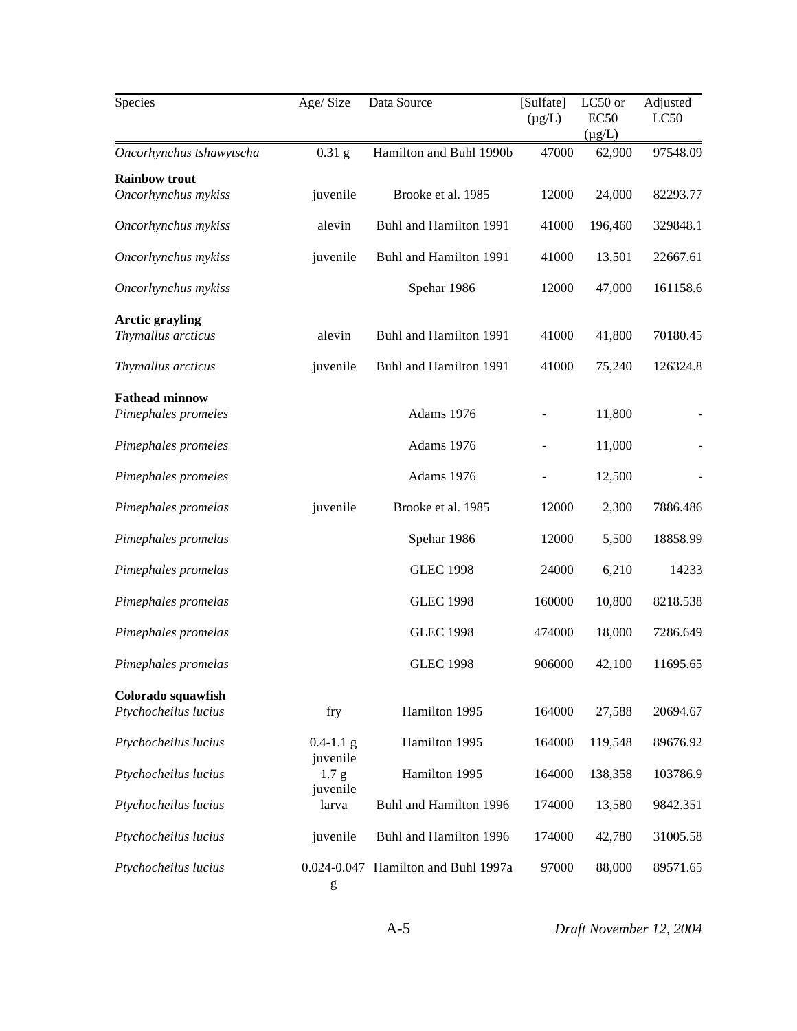| Species | Age/ Size | Data Source | [Sulfate] (µg/L) | LC50 or EC50 (µg/L) | Adjusted LC50 |
|---|---|---|---|---|---|
| *Oncorhynchus tshawytscha* | 0.31 g | Hamilton and Buhl 1990b | 47000 | 62,900 | 97548.09 |
| **Rainbow trout** | | | | | |
| *Oncorhynchus mykiss* | juvenile | Brooke et al. 1985 | 12000 | 24,000 | 82293.77 |
| *Oncorhynchus mykiss* | alevin | Buhl and Hamilton 1991 | 41000 | 196,460 | 329848.1 |
| *Oncorhynchus mykiss* | juvenile | Buhl and Hamilton 1991 | 41000 | 13,501 | 22667.61 |
| *Oncorhynchus mykiss* | | Spehar 1986 | 12000 | 47,000 | 161158.6 |
| **Arctic grayling** | | | | | |
| *Thymallus arcticus* | alevin | Buhl and Hamilton 1991 | 41000 | 41,800 | 70180.45 |
| *Thymallus arcticus* | juvenile | Buhl and Hamilton 1991 | 41000 | 75,240 | 126324.8 |
| **Fathead minnow** | | | | | |
| *Pimephales promeles* | | Adams 1976 | - | 11,800 | - |
| *Pimephales promeles* | | Adams 1976 | - | 11,000 | - |
| *Pimephales promeles* | | Adams 1976 | - | 12,500 | - |
| *Pimephales promelas* | juvenile | Brooke et al. 1985 | 12000 | 2,300 | 7886.486 |
| *Pimephales promelas* | | Spehar 1986 | 12000 | 5,500 | 18858.99 |
| *Pimephales promelas* | | GLEC 1998 | 24000 | 6,210 | 14233 |
| *Pimephales promelas* | | GLEC 1998 | 160000 | 10,800 | 8218.538 |
| *Pimephales promelas* | | GLEC 1998 | 474000 | 18,000 | 7286.649 |
| *Pimephales promelas* | | GLEC 1998 | 906000 | 42,100 | 11695.65 |
| **Colorado squawfish** | | | | | |
| *Ptychocheilus lucius* | fry | Hamilton 1995 | 164000 | 27,588 | 20694.67 |
| *Ptychocheilus lucius* | 0.4-1.1 g juvenile | Hamilton 1995 | 164000 | 119,548 | 89676.92 |
| *Ptychocheilus lucius* | 1.7 g juvenile | Hamilton 1995 | 164000 | 138,358 | 103786.9 |
| *Ptychocheilus lucius* | larva | Buhl and Hamilton 1996 | 174000 | 13,580 | 9842.351 |
| *Ptychocheilus lucius* | juvenile | Buhl and Hamilton 1996 | 174000 | 42,780 | 31005.58 |
| *Ptychocheilus lucius* | 0.024-0.047 g | Hamilton and Buhl 1997a | 97000 | 88,000 | 89571.65 |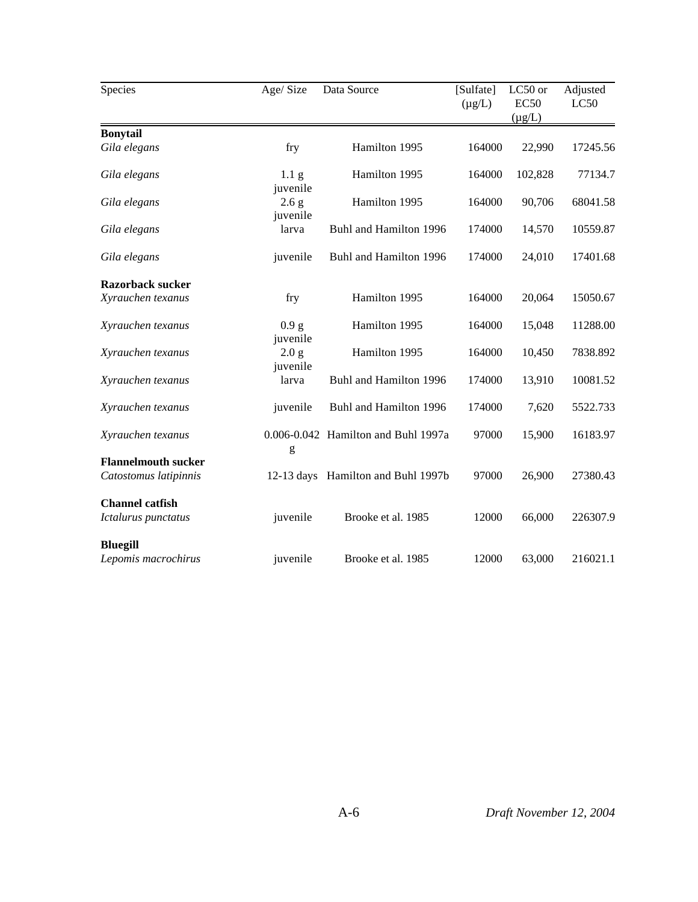| Species | Age/ Size | Data Source | [Sulfate] (μg/L) | LC50 or EC50 (μg/L) | Adjusted LC50 |
|---|---|---|---|---|---|
| **Bonytail** | | | | | |
| *Gila elegans* | fry | Hamilton 1995 | 164000 | 22,990 | 17245.56 |
| *Gila elegans* | 1.1 g juvenile | Hamilton 1995 | 164000 | 102,828 | 77134.7 |
| *Gila elegans* | 2.6 g juvenile | Hamilton 1995 | 164000 | 90,706 | 68041.58 |
| *Gila elegans* | larva | Buhl and Hamilton 1996 | 174000 | 14,570 | 10559.87 |
| *Gila elegans* | juvenile | Buhl and Hamilton 1996 | 174000 | 24,010 | 17401.68 |
| **Razorback sucker** | | | | | |
| *Xyrauchen texanus* | fry | Hamilton 1995 | 164000 | 20,064 | 15050.67 |
| *Xyrauchen texanus* | 0.9 g juvenile | Hamilton 1995 | 164000 | 15,048 | 11288.00 |
| *Xyrauchen texanus* | 2.0 g juvenile | Hamilton 1995 | 164000 | 10,450 | 7838.892 |
| *Xyrauchen texanus* | larva | Buhl and Hamilton 1996 | 174000 | 13,910 | 10081.52 |
| *Xyrauchen texanus* | juvenile | Buhl and Hamilton 1996 | 174000 | 7,620 | 5522.733 |
| *Xyrauchen texanus* | 0.006-0.042 g | Hamilton and Buhl 1997a | 97000 | 15,900 | 16183.97 |
| **Flannelmouth sucker** | | | | | |
| *Catostomus latipinnis* | 12-13 days | Hamilton and Buhl 1997b | 97000 | 26,900 | 27380.43 |
| **Channel catfish** | | | | | |
| *Ictalurus punctatus* | juvenile | Brooke et al. 1985 | 12000 | 66,000 | 226307.9 |
| **Bluegill** | | | | | |
| *Lepomis macrochirus* | juvenile | Brooke et al. 1985 | 12000 | 63,000 | 216021.1 |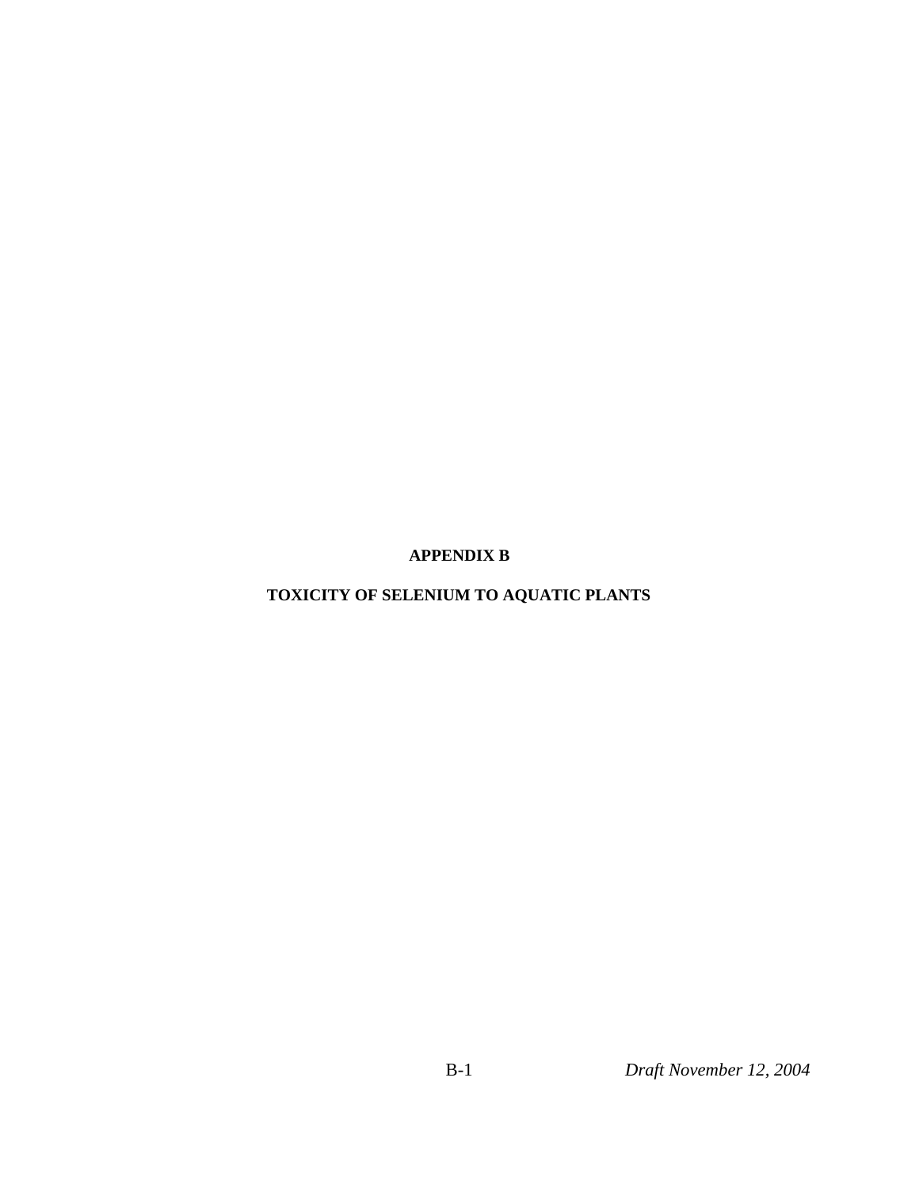# APPENDIX B

## TOXICITY OF SELENIUM TO AQUATIC PLANTS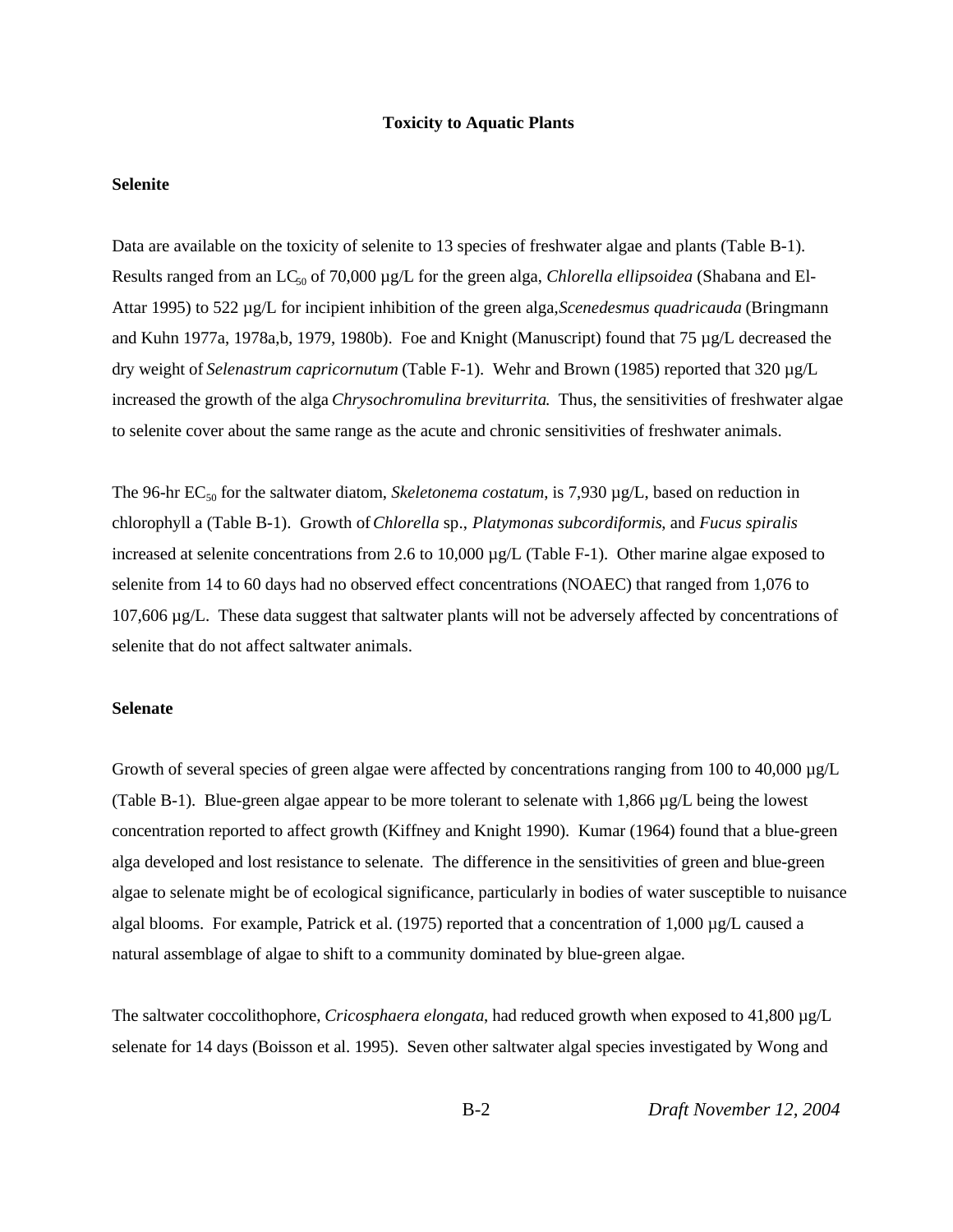## Toxicity to Aquatic Plants

### Selenite

Data are available on the toxicity of selenite to 13 species of freshwater algae and plants (Table B-1). Results ranged from an $LC_{50}$ of 70,000 µg/L for the green alga, *Chlorella ellipsoidea* (Shabana and El-Attar 1995) to 522 µg/L for incipient inhibition of the green alga, *Scenedesmus quadricauda* (Bringmann and Kuhn 1977a, 1978a,b, 1979, 1980b). Foe and Knight (Manuscript) found that 75 µg/L decreased the dry weight of *Selenastrum capricornutum* (Table F-1). Wehr and Brown (1985) reported that 320 µg/L increased the growth of the alga *Chrysochromulina breviturrita.* Thus, the sensitivities of freshwater algae to selenite cover about the same range as the acute and chronic sensitivities of freshwater animals.

The 96-hr $EC_{50}$ for the saltwater diatom, *Skeletonema costatum,* is 7,930 µg/L, based on reduction in chlorophyll a (Table B-1). Growth of *Chlorella* sp., *Platymonas subcordiformis*, and *Fucus spiralis* increased at selenite concentrations from 2.6 to 10,000 µg/L (Table F-1). Other marine algae exposed to selenite from 14 to 60 days had no observed effect concentrations (NOAEC) that ranged from 1,076 to 107,606 µg/L. These data suggest that saltwater plants will not be adversely affected by concentrations of selenite that do not affect saltwater animals.

### Selenate

Growth of several species of green algae were affected by concentrations ranging from 100 to 40,000 µg/L (Table B-1). Blue-green algae appear to be more tolerant to selenate with 1,866 µg/L being the lowest concentration reported to affect growth (Kiffney and Knight 1990). Kumar (1964) found that a blue-green alga developed and lost resistance to selenate. The difference in the sensitivities of green and blue-green algae to selenate might be of ecological significance, particularly in bodies of water susceptible to nuisance algal blooms. For example, Patrick et al. (1975) reported that a concentration of 1,000 µg/L caused a natural assemblage of algae to shift to a community dominated by blue-green algae.

The saltwater coccolithophore, *Cricosphaera elongata*, had reduced growth when exposed to 41,800 µg/L selenate for 14 days (Boisson et al. 1995). Seven other saltwater algal species investigated by Wong and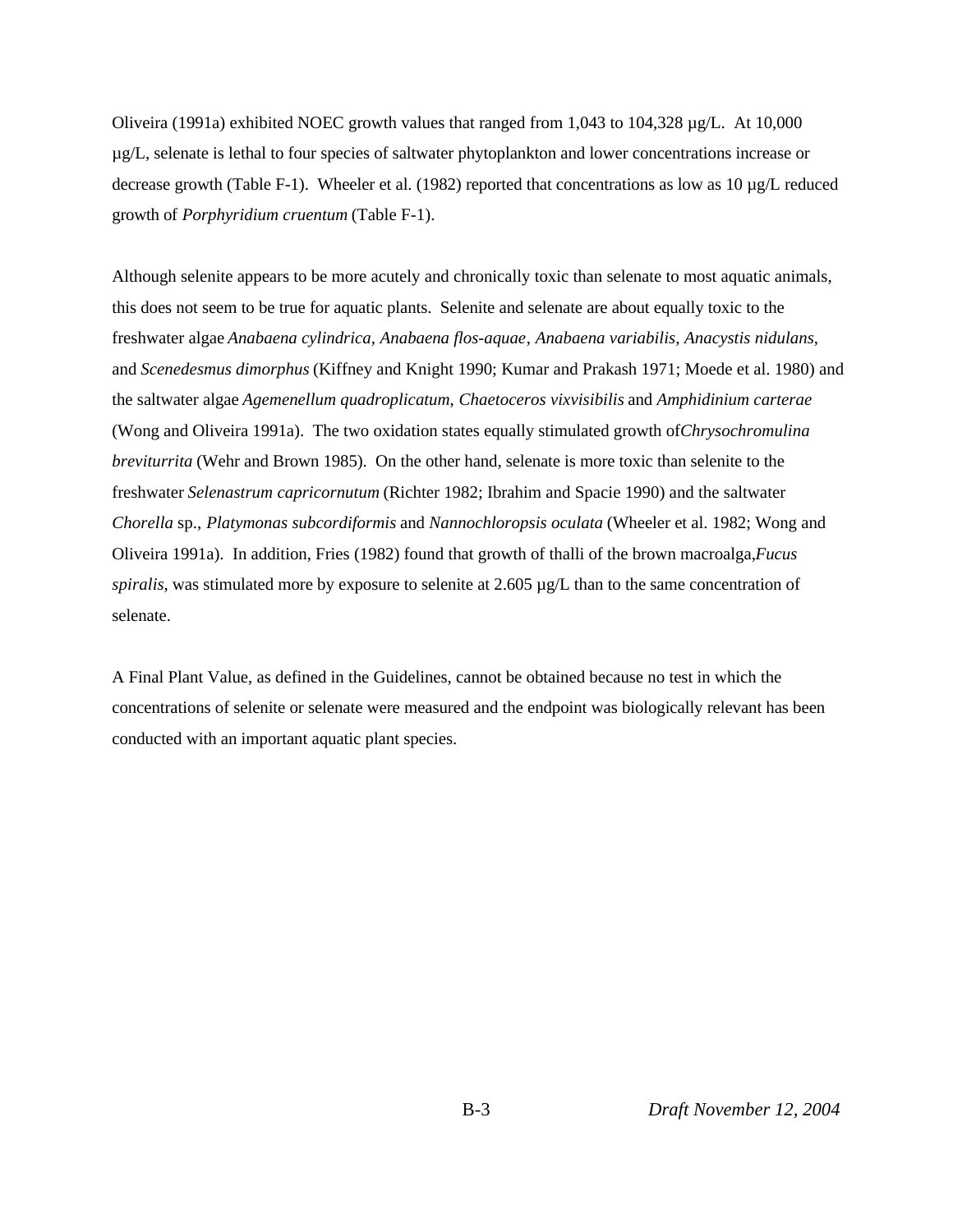Oliveira (1991a) exhibited NOEC growth values that ranged from 1,043 to 104,328 µg/L. At 10,000 µg/L, selenate is lethal to four species of saltwater phytoplankton and lower concentrations increase or decrease growth (Table F-1). Wheeler et al. (1982) reported that concentrations as low as 10 µg/L reduced growth of *Porphyridium cruentum* (Table F-1).

Although selenite appears to be more acutely and chronically toxic than selenate to most aquatic animals, this does not seem to be true for aquatic plants. Selenite and selenate are about equally toxic to the freshwater algae *Anabaena cylindrica*, *Anabaena flos-aquae*, *Anabaena variabilis*, *Anacystis nidulans*, and *Scenedesmus dimorphus* (Kiffney and Knight 1990; Kumar and Prakash 1971; Moede et al. 1980) and the saltwater algae *Agemenellum quadroplicatum*, *Chaetoceros vixvisibilis* and *Amphidinium carterae* (Wong and Oliveira 1991a). The two oxidation states equally stimulated growth of *Chrysochromulina breviturrita* (Wehr and Brown 1985). On the other hand, selenate is more toxic than selenite to the freshwater *Selenastrum capricornutum* (Richter 1982; Ibrahim and Spacie 1990) and the saltwater *Chorella* sp., *Platymonas subcordiformis* and *Nannochloropsis oculata* (Wheeler et al. 1982; Wong and Oliveira 1991a). In addition, Fries (1982) found that growth of thalli of the brown macroalga, *Fucus spiralis*, was stimulated more by exposure to selenite at 2.605 µg/L than to the same concentration of selenate.

A Final Plant Value, as defined in the Guidelines, cannot be obtained because no test in which the concentrations of selenite or selenate were measured and the endpoint was biologically relevant has been conducted with an important aquatic plant species.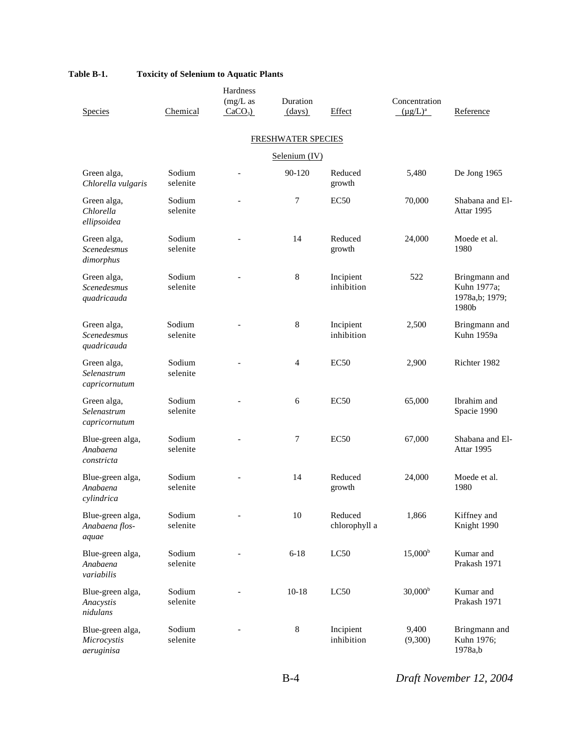**Table B-1. Toxicity of Selenium to Aquatic Plants**

| Species | Chemical | Hardness (mg/L as $CaCO_3$) | Duration (days) | Effect | Concentration (µg/L)[a] | Reference |
|---|---|---|---|---|---|---|
| | | | FRESHWATER SPECIES | | | |
| | | | Selenium (IV) | | | |
| Green alga, *Chlorella vulgaris* | Sodium selenite | - | 90-120 | Reduced growth | 5,480 | De Jong 1965 |
| Green alga, *Chlorella ellipsoidea* | Sodium selenite | - | 7 | EC50 | 70,000 | Shabana and El-Attar 1995 |
| Green alga, *Scenedesmus dimorphus* | Sodium selenite | - | 14 | Reduced growth | 24,000 | Moede et al. 1980 |
| Green alga, *Scenedesmus quadricauda* | Sodium selenite | - | 8 | Incipient inhibition | 522 | Bringmann and Kuhn 1977a; 1978a,b; 1979; 1980b |
| Green alga, *Scenedesmus quadricauda* | Sodium selenite | - | 8 | Incipient inhibition | 2,500 | Bringmann and Kuhn 1959a |
| Green alga, *Selenastrum capricornutum* | Sodium selenite | - | 4 | EC50 | 2,900 | Richter 1982 |
| Green alga, *Selenastrum capricornutum* | Sodium selenite | - | 6 | EC50 | 65,000 | Ibrahim and Spacie 1990 |
| Blue-green alga, *Anabaena constricta* | Sodium selenite | - | 7 | EC50 | 67,000 | Shabana and El-Attar 1995 |
| Blue-green alga, *Anabaena cylindrica* | Sodium selenite | - | 14 | Reduced growth | 24,000 | Moede et al. 1980 |
| Blue-green alga, *Anabaena flos-aquae* | Sodium selenite | - | 10 | Reduced chlorophyll a | 1,866 | Kiffney and Knight 1990 |
| Blue-green alga, *Anabaena variabilis* | Sodium selenite | - | 6-18 | LC50 | 15,000[b] | Kumar and Prakash 1971 |
| Blue-green alga, *Anacystis nidulans* | Sodium selenite | - | 10-18 | LC50 | 30,000[b] | Kumar and Prakash 1971 |
| Blue-green alga, *Microcystis aeruginisa* | Sodium selenite | - | 8 | Incipient inhibition | 9,400 (9,300) | Bringmann and Kuhn 1976; 1978a,b |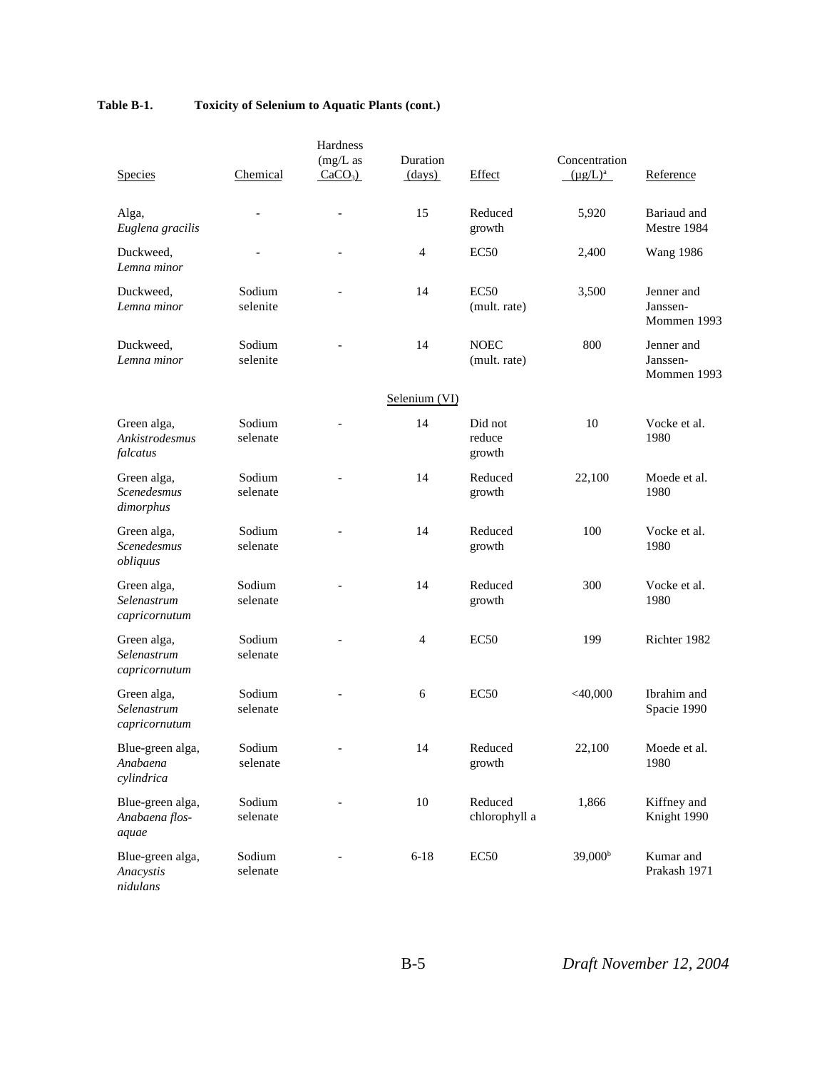**Table B-1. Toxicity of Selenium to Aquatic Plants (cont.)**

| Species | Chemical | Hardness (mg/L as $CaCO_3$) | Duration (days) | Effect | Concentration (µg/L)[a] | Reference |
|---|---|---|---|---|---|---|
| Alga, *Euglena gracilis* | - | - | 15 | Reduced growth | 5,920 | Bariaud and Mestre 1984 |
| Duckweed, *Lemna minor* | - | - | 4 | EC50 | 2,400 | Wang 1986 |
| Duckweed, *Lemna minor* | Sodium selenite | - | 14 | EC50 (mult. rate) | 3,500 | Jenner and Janssen-Mommen 1993 |
| Duckweed, *Lemna minor* | Sodium selenite | - | 14 | NOEC (mult. rate) | 800 | Jenner and Janssen-Mommen 1993 |
| | | | Selenium (VI) | | | |
| Green alga, *Ankistrodesmus falcatus* | Sodium selenate | - | 14 | Did not reduce growth | 10 | Vocke et al. 1980 |
| Green alga, *Scenedesmus dimorphus* | Sodium selenate | - | 14 | Reduced growth | 22,100 | Moede et al. 1980 |
| Green alga, *Scenedesmus obliquus* | Sodium selenate | - | 14 | Reduced growth | 100 | Vocke et al. 1980 |
| Green alga, *Selenastrum capricornutum* | Sodium selenate | - | 14 | Reduced growth | 300 | Vocke et al. 1980 |
| Green alga, *Selenastrum capricornutum* | Sodium selenate | - | 4 | EC50 | 199 | Richter 1982 |
| Green alga, *Selenastrum capricornutum* | Sodium selenate | - | 6 | EC50 | <40,000 | Ibrahim and Spacie 1990 |
| Blue-green alga, *Anabaena cylindrica* | Sodium selenate | - | 14 | Reduced growth | 22,100 | Moede et al. 1980 |
| Blue-green alga, *Anabaena flos-aquae* | Sodium selenate | - | 10 | Reduced chlorophyll a | 1,866 | Kiffney and Knight 1990 |
| Blue-green alga, *Anacystis nidulans* | Sodium selenate | - | 6-18 | EC50 | 39,000[b] | Kumar and Prakash 1971 |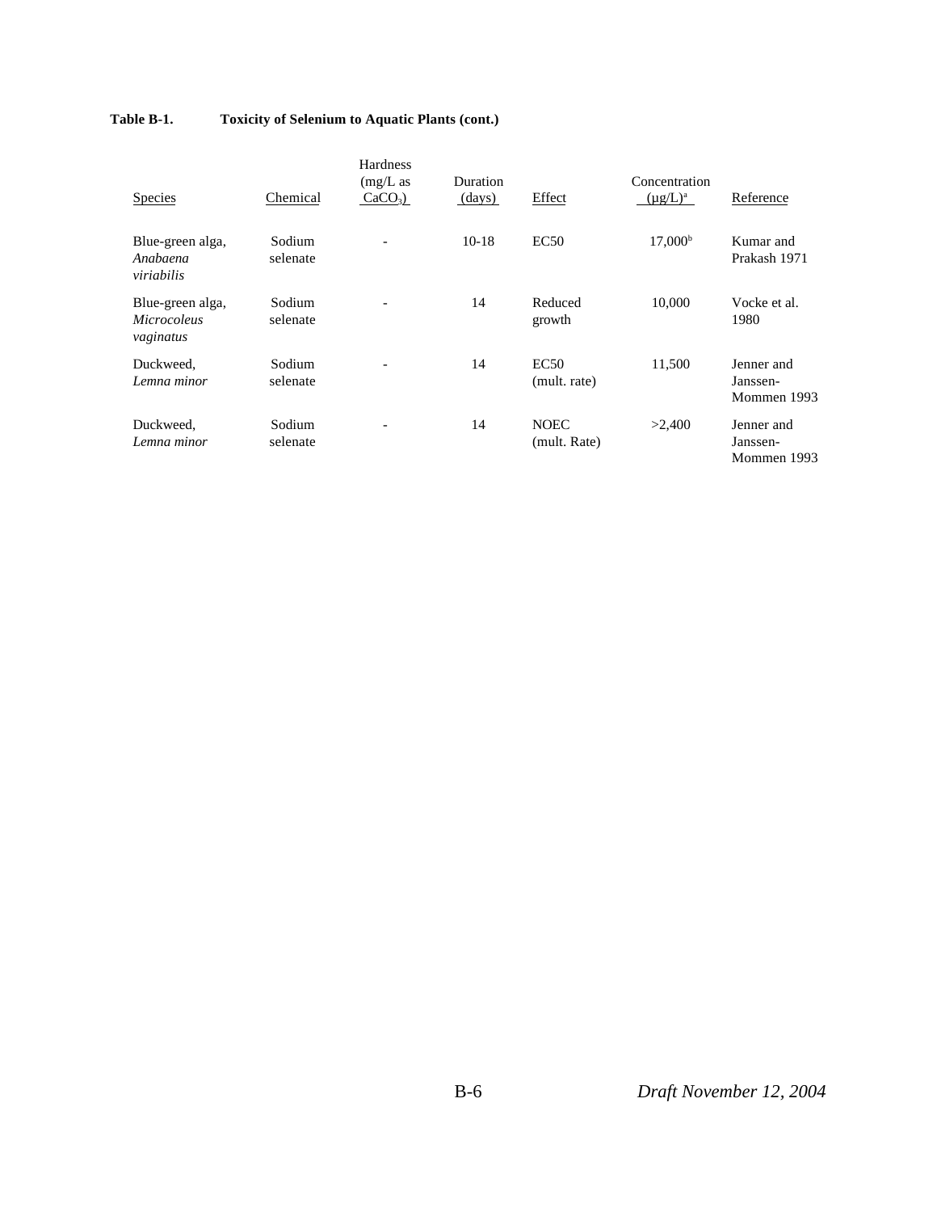**Table B-1. Toxicity of Selenium to Aquatic Plants (cont.)**

| Species | Chemical | Hardness (mg/L as $CaCO_3$) | Duration (days) | Effect | Concentration (µg/L)[a] | Reference |
|---|---|---|---|---|---|---|
| Blue-green alga, *Anabaena viriabilis* | Sodium selenate | - | 10-18 | EC50 | 17,000[b] | Kumar and Prakash 1971 |
| Blue-green alga, *Microcoleus vaginatus* | Sodium selenate | - | 14 | Reduced growth | 10,000 | Vocke et al. 1980 |
| Duckweed, *Lemna minor* | Sodium selenate | - | 14 | EC50 (mult. rate) | 11,500 | Jenner and Janssen-Mommen 1993 |
| Duckweed, *Lemna minor* | Sodium selenate | - | 14 | NOEC (mult. Rate) | >2,400 | Jenner and Janssen-Mommen 1993 |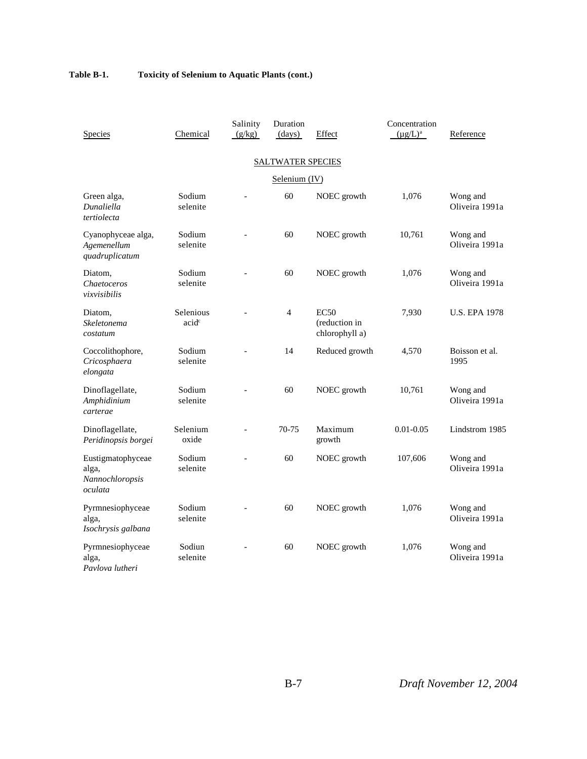**Table B-1. Toxicity of Selenium to Aquatic Plants (cont.)**

| Species | Chemical | Salinity (g/kg) | Duration (days) | Effect | Concentration (µg/L)[a] | Reference |
|---|---|---|---|---|---|---|
| | | | SALTWATER SPECIES | | | |
| | | | Selenium (IV) | | | |
| Green alga, *Dunaliella tertiolecta* | Sodium selenite | - | 60 | NOEC growth | 1,076 | Wong and Oliveira 1991a |
| Cyanophyceae alga, *Agemenellum quadruplicatum* | Sodium selenite | - | 60 | NOEC growth | 10,761 | Wong and Oliveira 1991a |
| Diatom, *Chaetoceros vixvisibilis* | Sodium selenite | - | 60 | NOEC growth | 1,076 | Wong and Oliveira 1991a |
| Diatom, *Skeletonema costatum* | Selenious acid[c] | - | 4 | EC50 (reduction in chlorophyll a) | 7,930 | U.S. EPA 1978 |
| Coccolithophore, *Cricosphaera elongata* | Sodium selenite | - | 14 | Reduced growth | 4,570 | Boisson et al. 1995 |
| Dinoflagellate, *Amphidinium carterae* | Sodium selenite | - | 60 | NOEC growth | 10,761 | Wong and Oliveira 1991a |
| Dinoflagellate, *Peridinopsis borgei* | Selenium oxide | - | 70-75 | Maximum growth | 0.01-0.05 | Lindstrom 1985 |
| Eustigmatophyceae alga, *Nannochloropsis oculata* | Sodium selenite | - | 60 | NOEC growth | 107,606 | Wong and Oliveira 1991a |
| Pyrmnesiophyceae alga, *Isochrysis galbana* | Sodium selenite | - | 60 | NOEC growth | 1,076 | Wong and Oliveira 1991a |
| Pyrmnesiophyceae alga, *Pavlova lutheri* | Sodiun selenite | - | 60 | NOEC growth | 1,076 | Wong and Oliveira 1991a |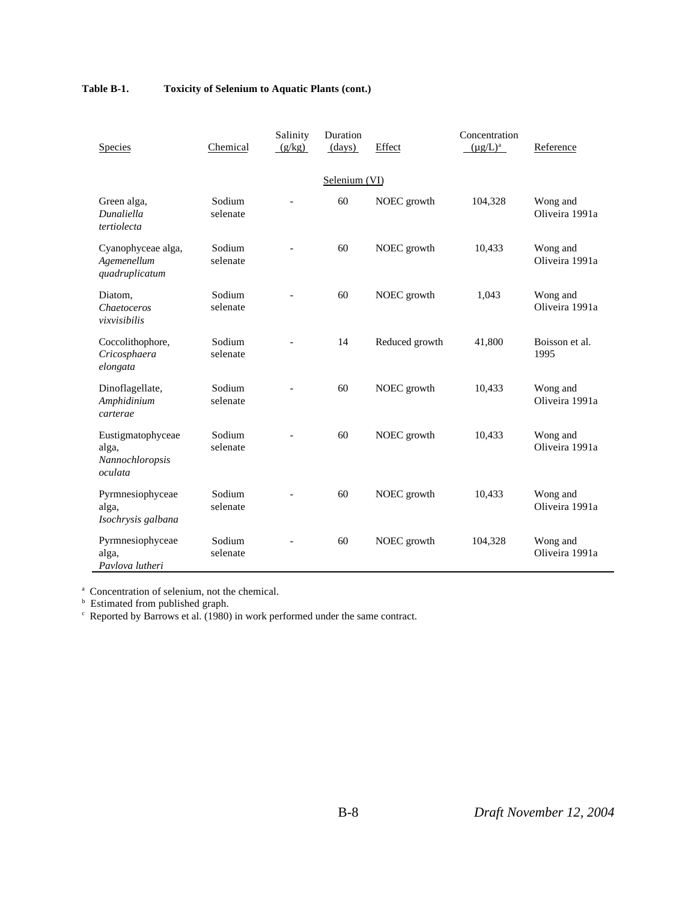**Table B-1. Toxicity of Selenium to Aquatic Plants (cont.)**

| Species | Chemical | Salinity (g/kg) | Duration (days) | Effect | Concentration (µg/L)[a] | Reference |
|---|---|---|---|---|---|---|
| | | | Selenium (VI) | | | |
| Green alga, *Dunaliella tertiolecta* | Sodium selenate | - | 60 | NOEC growth | 104,328 | Wong and Oliveira 1991a |
| Cyanophyceae alga, *Agemenellum quadruplicatum* | Sodium selenate | - | 60 | NOEC growth | 10,433 | Wong and Oliveira 1991a |
| Diatom, *Chaetoceros vixvisibilis* | Sodium selenate | - | 60 | NOEC growth | 1,043 | Wong and Oliveira 1991a |
| Coccolithophore, *Cricosphaera elongata* | Sodium selenate | - | 14 | Reduced growth | 41,800 | Boisson et al. 1995 |
| Dinoflagellate, *Amphidinium carterae* | Sodium selenate | - | 60 | NOEC growth | 10,433 | Wong and Oliveira 1991a |
| Eustigmatophyceae alga, *Nannochloropsis oculata* | Sodium selenate | - | 60 | NOEC growth | 10,433 | Wong and Oliveira 1991a |
| Pyrmnesiophyceae alga, *Isochrysis galbana* | Sodium selenate | - | 60 | NOEC growth | 10,433 | Wong and Oliveira 1991a |
| Pyrmnesiophyceae alga, *Pavlova lutheri* | Sodium selenate | - | 60 | NOEC growth | 104,328 | Wong and Oliveira 1991a |

[a] Concentration of selenium, not the chemical.
[b] Estimated from published graph.
[c] Reported by Barrows et al. (1980) in work performed under the same contract.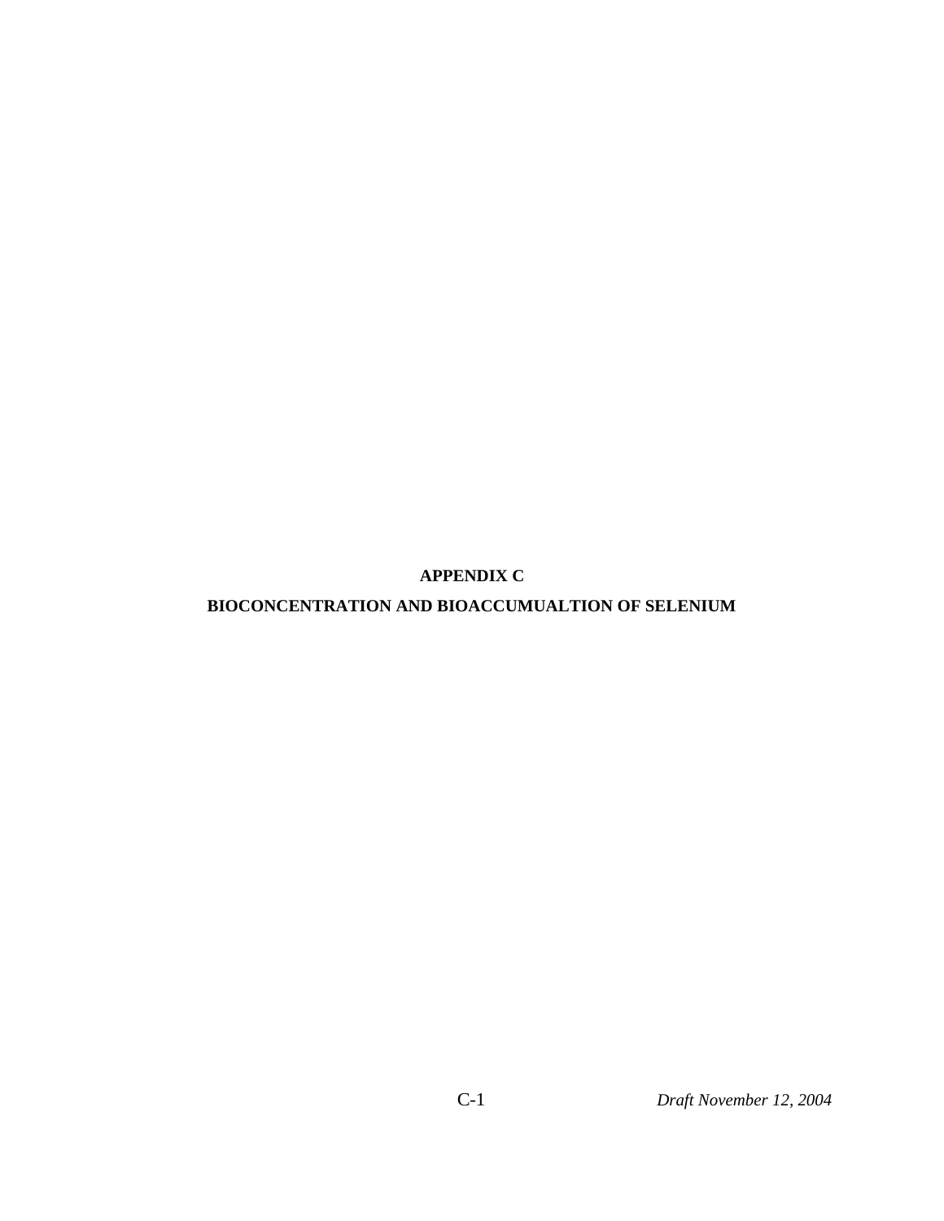# APPENDIX C

## BIOCONCENTRATION AND BIOACCUMUALTION OF SELENIUM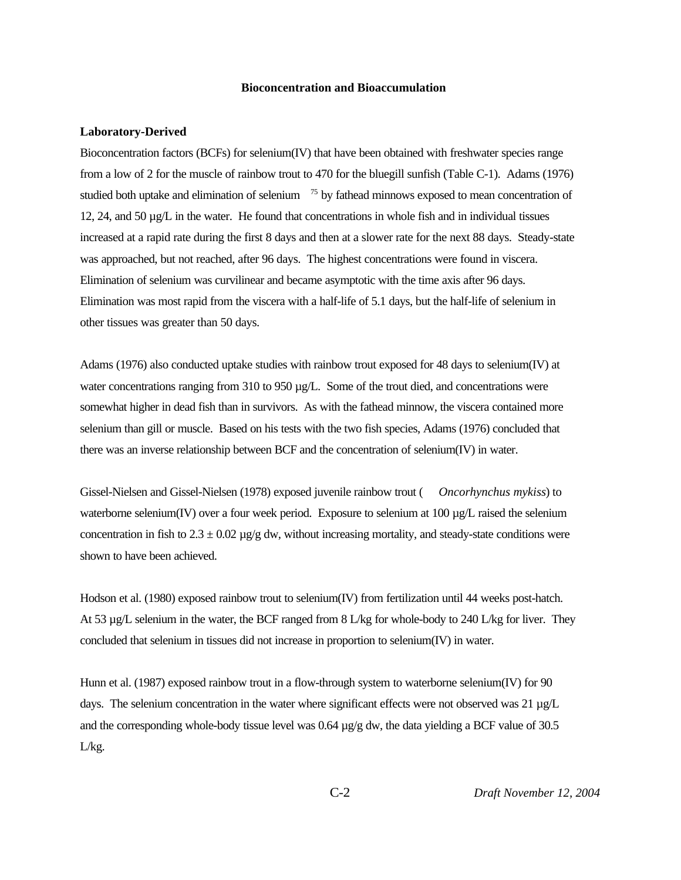## Bioconcentration and Bioaccumulation

### Laboratory-Derived

Bioconcentration factors (BCFs) for selenium(IV) that have been obtained with freshwater species range from a low of 2 for the muscle of rainbow trout to 470 for the bluegill sunfish (Table C-1). Adams (1976) studied both uptake and elimination of selenium $^{75}$ by fathead minnows exposed to mean concentration of 12, 24, and 50 µg/L in the water. He found that concentrations in whole fish and in individual tissues increased at a rapid rate during the first 8 days and then at a slower rate for the next 88 days. Steady-state was approached, but not reached, after 96 days. The highest concentrations were found in viscera. Elimination of selenium was curvilinear and became asymptotic with the time axis after 96 days. Elimination was most rapid from the viscera with a half-life of 5.1 days, but the half-life of selenium in other tissues was greater than 50 days.

Adams (1976) also conducted uptake studies with rainbow trout exposed for 48 days to selenium(IV) at water concentrations ranging from 310 to 950 µg/L. Some of the trout died, and concentrations were somewhat higher in dead fish than in survivors. As with the fathead minnow, the viscera contained more selenium than gill or muscle. Based on his tests with the two fish species, Adams (1976) concluded that there was an inverse relationship between BCF and the concentration of selenium(IV) in water.

Gissel-Nielsen and Gissel-Nielsen (1978) exposed juvenile rainbow trout (*Oncorhynchus mykiss*) to waterborne selenium(IV) over a four week period. Exposure to selenium at 100 µg/L raised the selenium concentration in fish to 2.3 ± 0.02 µg/g dw, without increasing mortality, and steady-state conditions were shown to have been achieved.

Hodson et al. (1980) exposed rainbow trout to selenium(IV) from fertilization until 44 weeks post-hatch. At 53 µg/L selenium in the water, the BCF ranged from 8 L/kg for whole-body to 240 L/kg for liver. They concluded that selenium in tissues did not increase in proportion to selenium(IV) in water.

Hunn et al. (1987) exposed rainbow trout in a flow-through system to waterborne selenium(IV) for 90 days. The selenium concentration in the water where significant effects were not observed was 21 µg/L and the corresponding whole-body tissue level was 0.64 µg/g dw, the data yielding a BCF value of 30.5 L/kg.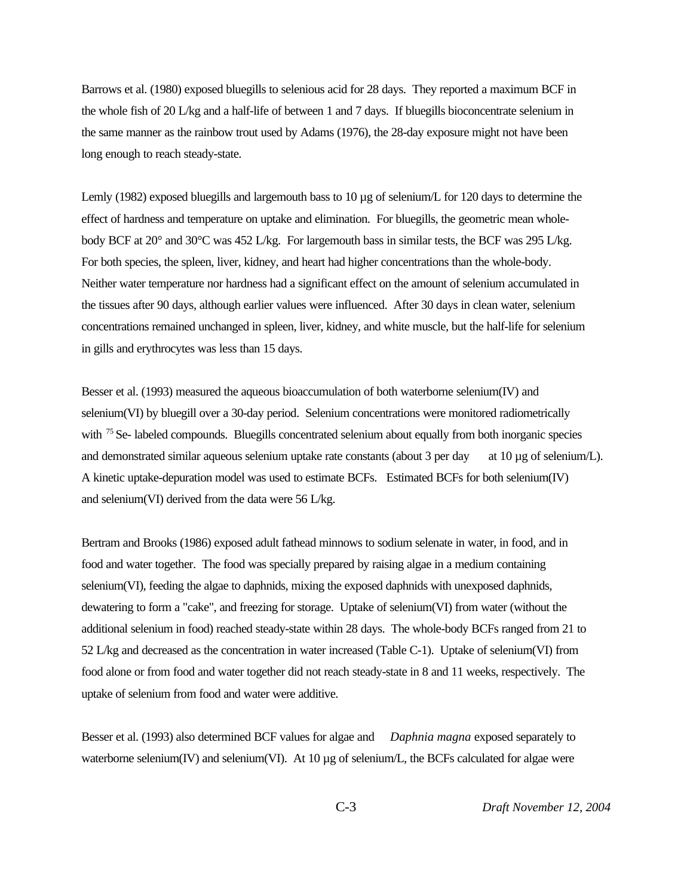Barrows et al. (1980) exposed bluegills to selenious acid for 28 days. They reported a maximum BCF in the whole fish of 20 L/kg and a half-life of between 1 and 7 days. If bluegills bioconcentrate selenium in the same manner as the rainbow trout used by Adams (1976), the 28-day exposure might not have been long enough to reach steady-state.

Lemly (1982) exposed bluegills and largemouth bass to 10 µg of selenium/L for 120 days to determine the effect of hardness and temperature on uptake and elimination. For bluegills, the geometric mean whole-body BCF at 20° and 30°C was 452 L/kg. For largemouth bass in similar tests, the BCF was 295 L/kg. For both species, the spleen, liver, kidney, and heart had higher concentrations than the whole-body. Neither water temperature nor hardness had a significant effect on the amount of selenium accumulated in the tissues after 90 days, although earlier values were influenced. After 30 days in clean water, selenium concentrations remained unchanged in spleen, liver, kidney, and white muscle, but the half-life for selenium in gills and erythrocytes was less than 15 days.

Besser et al. (1993) measured the aqueous bioaccumulation of both waterborne selenium(IV) and selenium(VI) by bluegill over a 30-day period. Selenium concentrations were monitored radiometrically with $^{75}$Se- labeled compounds. Bluegills concentrated selenium about equally from both inorganic species and demonstrated similar aqueous selenium uptake rate constants (about 3 per day at 10 µg of selenium/L). A kinetic uptake-depuration model was used to estimate BCFs. Estimated BCFs for both selenium(IV) and selenium(VI) derived from the data were 56 L/kg.

Bertram and Brooks (1986) exposed adult fathead minnows to sodium selenate in water, in food, and in food and water together. The food was specially prepared by raising algae in a medium containing selenium(VI), feeding the algae to daphnids, mixing the exposed daphnids with unexposed daphnids, dewatering to form a "cake", and freezing for storage. Uptake of selenium(VI) from water (without the additional selenium in food) reached steady-state within 28 days. The whole-body BCFs ranged from 21 to 52 L/kg and decreased as the concentration in water increased (Table C-1). Uptake of selenium(VI) from food alone or from food and water together did not reach steady-state in 8 and 11 weeks, respectively. The uptake of selenium from food and water were additive.

Besser et al. (1993) also determined BCF values for algae and *Daphnia magna* exposed separately to waterborne selenium(IV) and selenium(VI). At 10 µg of selenium/L, the BCFs calculated for algae were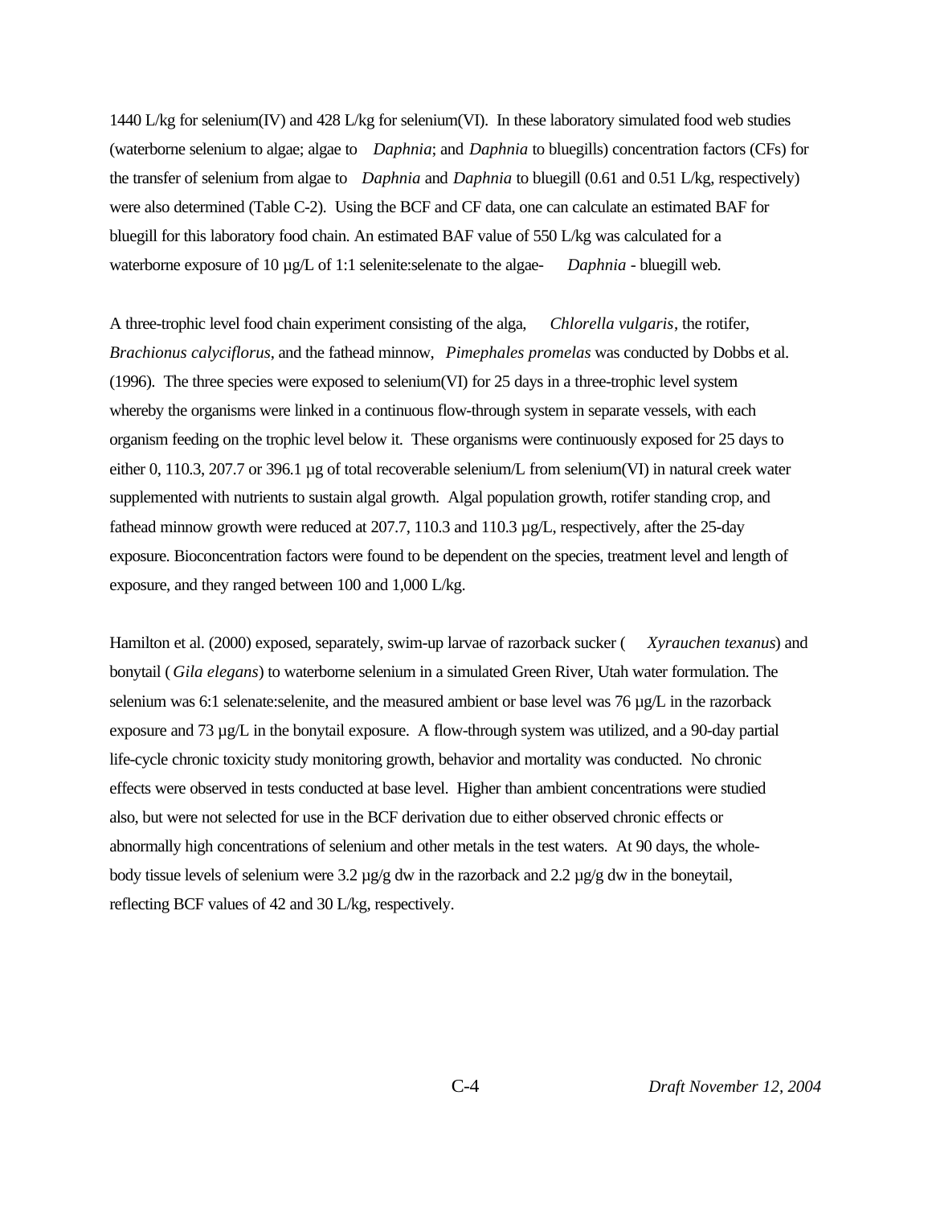1440 L/kg for selenium(IV) and 428 L/kg for selenium(VI). In these laboratory simulated food web studies (waterborne selenium to algae; algae to *Daphnia*; and *Daphnia* to bluegills) concentration factors (CFs) for the transfer of selenium from algae to *Daphnia* and *Daphnia* to bluegill (0.61 and 0.51 L/kg, respectively) were also determined (Table C-2). Using the BCF and CF data, one can calculate an estimated BAF for bluegill for this laboratory food chain. An estimated BAF value of 550 L/kg was calculated for a waterborne exposure of 10 µg/L of 1:1 selenite:selenate to the algae- *Daphnia* - bluegill web.

A three-trophic level food chain experiment consisting of the alga, *Chlorella vulgaris*, the rotifer, *Brachionus calyciflorus*, and the fathead minnow, *Pimephales promelas* was conducted by Dobbs et al. (1996). The three species were exposed to selenium(VI) for 25 days in a three-trophic level system whereby the organisms were linked in a continuous flow-through system in separate vessels, with each organism feeding on the trophic level below it. These organisms were continuously exposed for 25 days to either 0, 110.3, 207.7 or 396.1 µg of total recoverable selenium/L from selenium(VI) in natural creek water supplemented with nutrients to sustain algal growth. Algal population growth, rotifer standing crop, and fathead minnow growth were reduced at 207.7, 110.3 and 110.3 µg/L, respectively, after the 25-day exposure. Bioconcentration factors were found to be dependent on the species, treatment level and length of exposure, and they ranged between 100 and 1,000 L/kg.

Hamilton et al. (2000) exposed, separately, swim-up larvae of razorback sucker ( *Xyrauchen texanus*) and bonytail (*Gila elegans*) to waterborne selenium in a simulated Green River, Utah water formulation. The selenium was 6:1 selenate:selenite, and the measured ambient or base level was 76 µg/L in the razorback exposure and 73 µg/L in the bonytail exposure. A flow-through system was utilized, and a 90-day partial life-cycle chronic toxicity study monitoring growth, behavior and mortality was conducted. No chronic effects were observed in tests conducted at base level. Higher than ambient concentrations were studied also, but were not selected for use in the BCF derivation due to either observed chronic effects or abnormally high concentrations of selenium and other metals in the test waters. At 90 days, the whole-body tissue levels of selenium were 3.2 µg/g dw in the razorback and 2.2 µg/g dw in the boneytail, reflecting BCF values of 42 and 30 L/kg, respectively.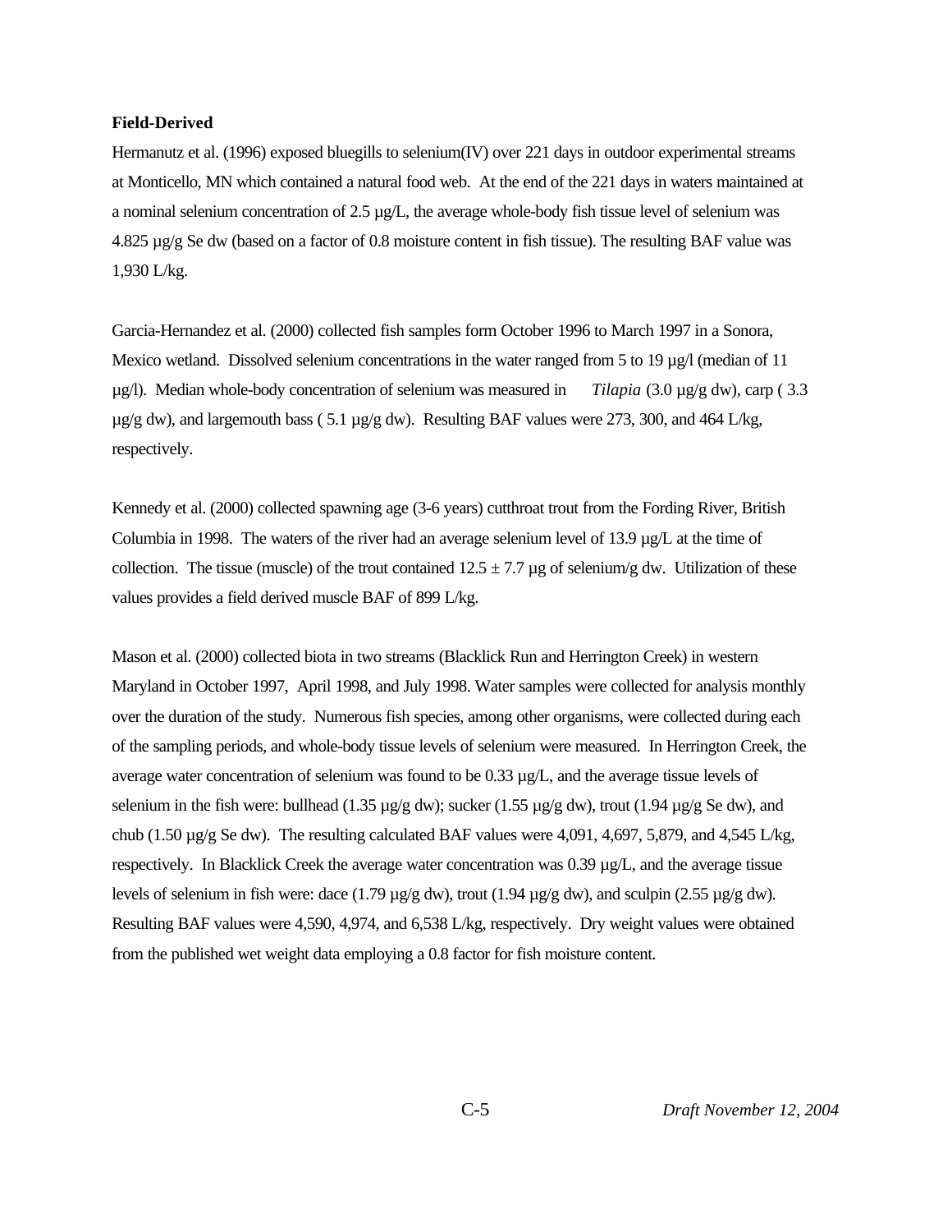**Field-Derived**

Hermanutz et al. (1996) exposed bluegills to selenium(IV) over 221 days in outdoor experimental streams at Monticello, MN which contained a natural food web. At the end of the 221 days in waters maintained at a nominal selenium concentration of 2.5 µg/L, the average whole-body fish tissue level of selenium was 4.825 µg/g Se dw (based on a factor of 0.8 moisture content in fish tissue). The resulting BAF value was 1,930 L/kg.

Garcia-Hernandez et al. (2000) collected fish samples form October 1996 to March 1997 in a Sonora, Mexico wetland. Dissolved selenium concentrations in the water ranged from 5 to 19 µg/l (median of 11 µg/l). Median whole-body concentration of selenium was measured in *Tilapia* (3.0 µg/g dw), carp ( 3.3 µg/g dw), and largemouth bass ( 5.1 µg/g dw). Resulting BAF values were 273, 300, and 464 L/kg, respectively.

Kennedy et al. (2000) collected spawning age (3-6 years) cutthroat trout from the Fording River, British Columbia in 1998. The waters of the river had an average selenium level of 13.9 µg/L at the time of collection. The tissue (muscle) of the trout contained $12.5 \pm 7.7$ µg of selenium/g dw. Utilization of these values provides a field derived muscle BAF of 899 L/kg.

Mason et al. (2000) collected biota in two streams (Blacklick Run and Herrington Creek) in western Maryland in October 1997, April 1998, and July 1998. Water samples were collected for analysis monthly over the duration of the study. Numerous fish species, among other organisms, were collected during each of the sampling periods, and whole-body tissue levels of selenium were measured. In Herrington Creek, the average water concentration of selenium was found to be 0.33 µg/L, and the average tissue levels of selenium in the fish were: bullhead (1.35 µg/g dw); sucker (1.55 µg/g dw), trout (1.94 µg/g Se dw), and chub (1.50 µg/g Se dw). The resulting calculated BAF values were 4,091, 4,697, 5,879, and 4,545 L/kg, respectively. In Blacklick Creek the average water concentration was 0.39 µg/L, and the average tissue levels of selenium in fish were: dace (1.79 µg/g dw), trout (1.94 µg/g dw), and sculpin (2.55 µg/g dw). Resulting BAF values were 4,590, 4,974, and 6,538 L/kg, respectively. Dry weight values were obtained from the published wet weight data employing a 0.8 factor for fish moisture content.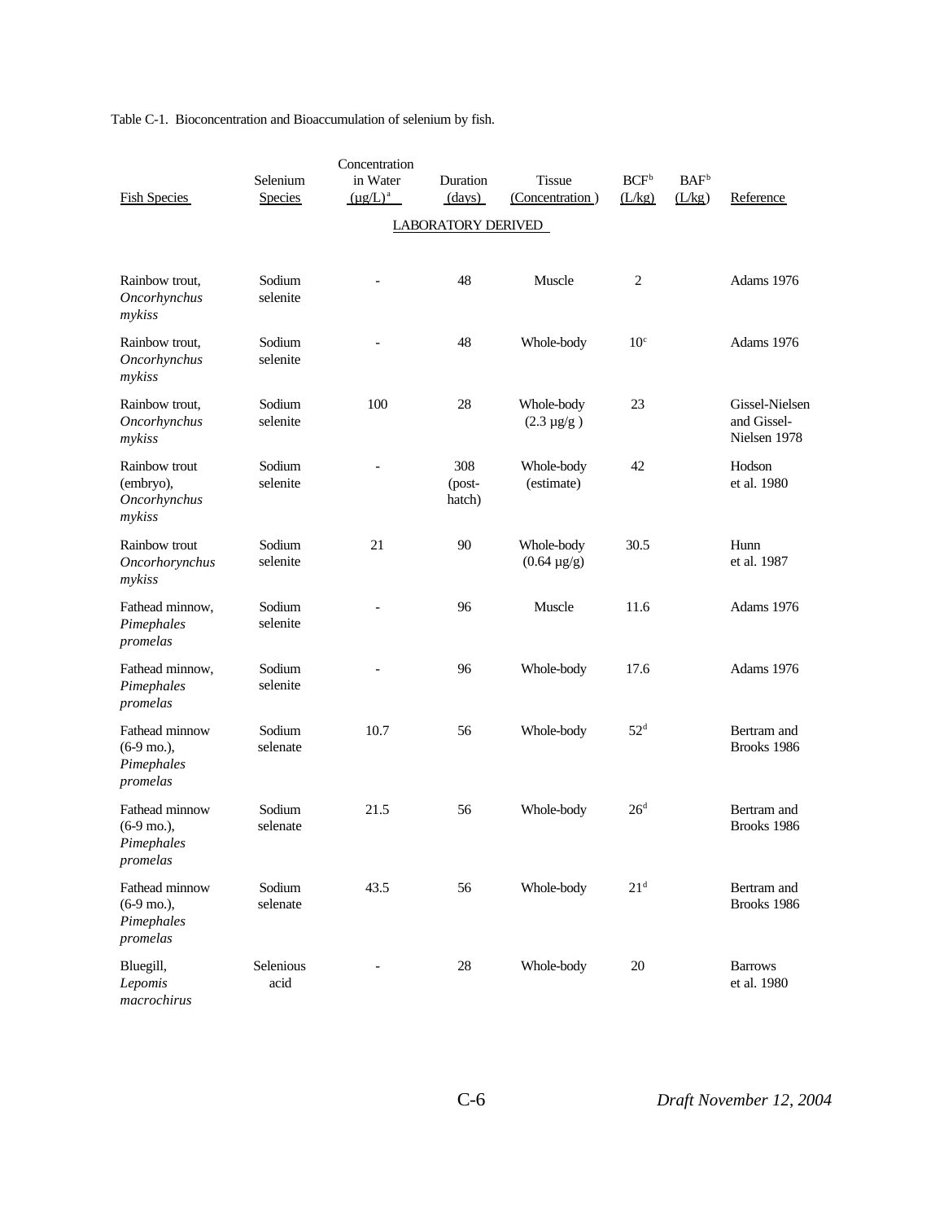Table C-1. Bioconcentration and Bioaccumulation of selenium by fish.

| Fish Species | Selenium Species | Concentration in Water (µg/L)[a] | Duration (days) | Tissue (Concentration ) | BCF[b] (L/kg) | BAF[b] (L/kg) | Reference |
|---|---|---|---|---|---|---|---|
| LABORATORY DERIVED | | | | | | | |
| Rainbow trout, *Oncorhynchus mykiss* | Sodium selenite | - | 48 | Muscle | 2 | | Adams 1976 |
| Rainbow trout, *Oncorhynchus mykiss* | Sodium selenite | - | 48 | Whole-body | 10[c] | | Adams 1976 |
| Rainbow trout, *Oncorhynchus mykiss* | Sodium selenite | 100 | 28 | Whole-body (2.3 µg/g ) | 23 | | Gissel-Nielsen and Gissel-Nielsen 1978 |
| Rainbow trout (embryo), *Oncorhynchus mykiss* | Sodium selenite | - | 308 (post-hatch) | Whole-body (estimate) | 42 | | Hodson et al. 1980 |
| Rainbow trout *Oncorhorynchus mykiss* | Sodium selenite | 21 | 90 | Whole-body (0.64 µg/g) | 30.5 | | Hunn et al. 1987 |
| Fathead minnow, *Pimephales promelas* | Sodium selenite | - | 96 | Muscle | 11.6 | | Adams 1976 |
| Fathead minnow, *Pimephales promelas* | Sodium selenite | - | 96 | Whole-body | 17.6 | | Adams 1976 |
| Fathead minnow (6-9 mo.), *Pimephales promelas* | Sodium selenate | 10.7 | 56 | Whole-body | 52[d] | | Bertram and Brooks 1986 |
| Fathead minnow (6-9 mo.), *Pimephales promelas* | Sodium selenate | 21.5 | 56 | Whole-body | 26[d] | | Bertram and Brooks 1986 |
| Fathead minnow (6-9 mo.), *Pimephales promelas* | Sodium selenate | 43.5 | 56 | Whole-body | 21[d] | | Bertram and Brooks 1986 |
| Bluegill, *Lepomis macrochirus* | Selenious acid | - | 28 | Whole-body | 20 | | Barrows et al. 1980 |

*Draft November 12, 2004*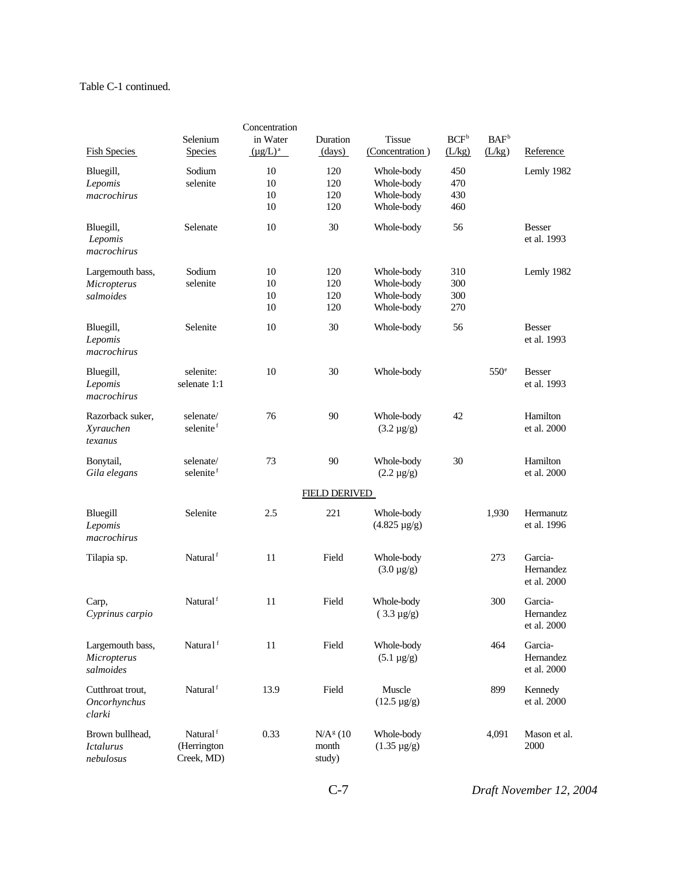Table C-1 continued.

| Fish Species | Selenium Species | Concentration in Water (µg/L)[a] | Duration (days) | Tissue (Concentration ) | BCF[b] (L/kg) | BAF[b] (L/kg) | Reference |
|---|---|---|---|---|---|---|---|
| Bluegill, *Lepomis macrochirus* | Sodium selenite | 10<br>10<br>10<br>10 | 120<br>120<br>120<br>120 | Whole-body<br>Whole-body<br>Whole-body<br>Whole-body | 450<br>470<br>430<br>460 | | Lemly 1982 |
| Bluegill, *Lepomis macrochirus* | Selenate | 10 | 30 | Whole-body | 56 | | Besser et al. 1993 |
| Largemouth bass, *Micropterus salmoides* | Sodium selenite | 10<br>10<br>10<br>10 | 120<br>120<br>120<br>120 | Whole-body<br>Whole-body<br>Whole-body<br>Whole-body | 310<br>300<br>300<br>270 | | Lemly 1982 |
| Bluegill, *Lepomis macrochirus* | Selenite | 10 | 30 | Whole-body | 56 | | Besser et al. 1993 |
| Bluegill, *Lepomis macrochirus* | selenite: selenate 1:1 | 10 | 30 | Whole-body | | 550[e] | Besser et al. 1993 |
| Razorback suker, *Xyrauchen texanus* | selenate/ selenite[f] | 76 | 90 | Whole-body (3.2 µg/g) | 42 | | Hamilton et al. 2000 |
| Bonytail, *Gila elegans* | selenate/ selenite[f] | 73 | 90 | Whole-body (2.2 µg/g) | 30 | | Hamilton et al. 2000 |
| | | | FIELD DERIVED | | | | |
| Bluegill *Lepomis macrochirus* | Selenite | 2.5 | 221 | Whole-body (4.825 µg/g) | | 1,930 | Hermanutz et al. 1996 |
| Tilapia sp. | Natural[f] | 11 | Field | Whole-body (3.0 µg/g) | | 273 | Garcia-Hernandez et al. 2000 |
| Carp, *Cyprinus carpio* | Natural[f] | 11 | Field | Whole-body ( 3.3 µg/g) | | 300 | Garcia-Hernandez et al. 2000 |
| Largemouth bass, *Micropterus salmoides* | Natura1[f] | 11 | Field | Whole-body (5.1 µg/g) | | 464 | Garcia-Hernandez et al. 2000 |
| Cutthroat trout, *Oncorhynchus clarki* | Natural[f] | 13.9 | Field | Muscle (12.5 µg/g) | | 899 | Kennedy et al. 2000 |
| Brown bullhead, *Ictalurus nebulosus* | Natural[f] (Herrington Creek, MD) | 0.33 | N/A[g] (10 month study) | Whole-body (1.35 µg/g) | | 4,091 | Mason et al. 2000 |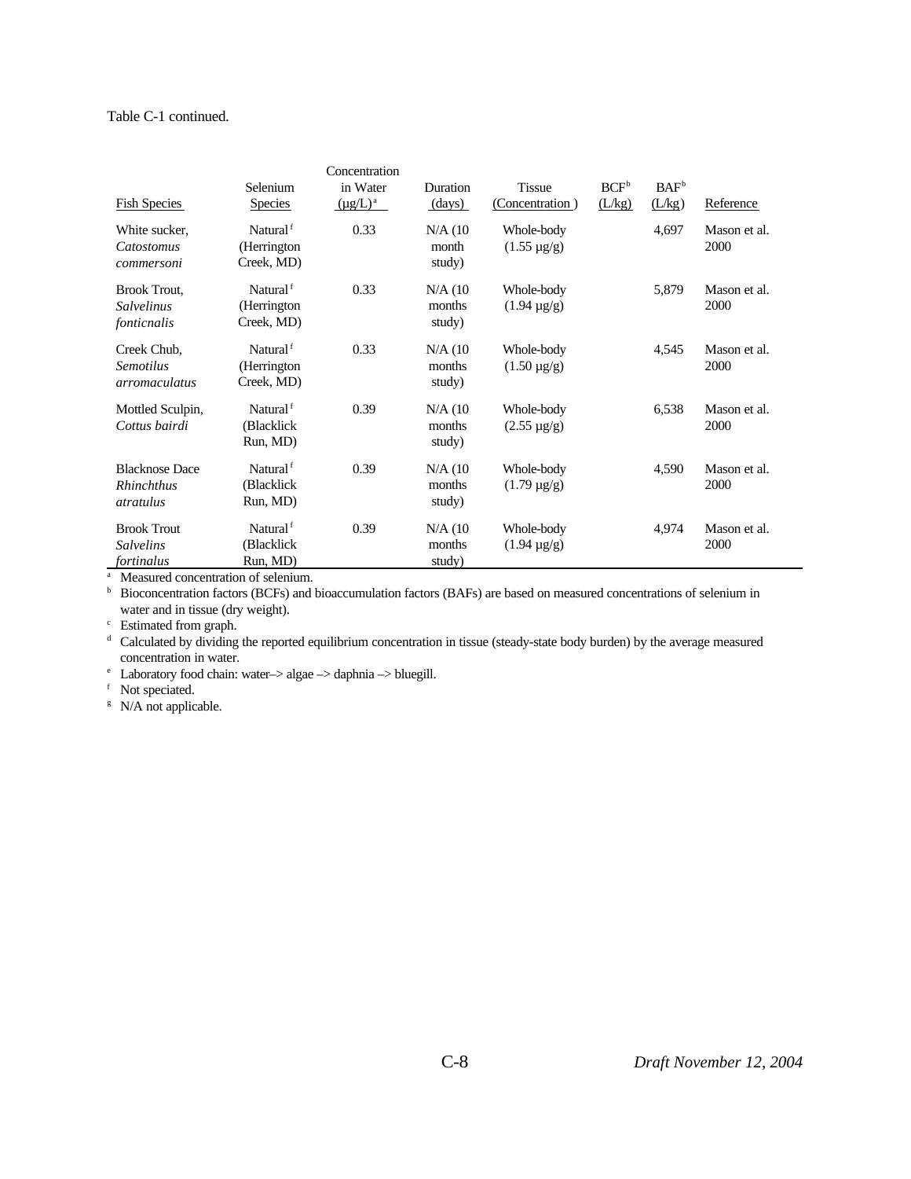Table C-1 continued.

| Fish Species | Selenium Species | Concentration in Water (µg/L)[a] | Duration (days) | Tissue (Concentration ) | BCF[b] (L/kg) | BAF[b] (L/kg) | Reference |
|---|---|---|---|---|---|---|---|
| White sucker, *Catostomus commersoni* | Natural[f] (Herrington Creek, MD) | 0.33 | N/A (10 month study) | Whole-body (1.55 µg/g) | | 4,697 | Mason et al. 2000 |
| Brook Trout, *Salvelinus fonticnalis* | Natural[f] (Herrington Creek, MD) | 0.33 | N/A (10 months study) | Whole-body (1.94 µg/g) | | 5,879 | Mason et al. 2000 |
| Creek Chub, *Semotilus arromaculatus* | Natural[f] (Herrington Creek, MD) | 0.33 | N/A (10 months study) | Whole-body (1.50 µg/g) | | 4,545 | Mason et al. 2000 |
| Mottled Sculpin, *Cottus bairdi* | Natural[f] (Blacklick Run, MD) | 0.39 | N/A (10 months study) | Whole-body (2.55 µg/g) | | 6,538 | Mason et al. 2000 |
| Blacknose Dace *Rhinchthus atratulus* | Natural[f] (Blacklick Run, MD) | 0.39 | N/A (10 months study) | Whole-body (1.79 µg/g) | | 4,590 | Mason et al. 2000 |
| Brook Trout *Salvelins fortinalus* | Natural[f] (Blacklick Run, MD) | 0.39 | N/A (10 months study) | Whole-body (1.94 µg/g) | | 4,974 | Mason et al. 2000 |

[a] Measured concentration of selenium.
[b] Bioconcentration factors (BCFs) and bioaccumulation factors (BAFs) are based on measured concentrations of selenium in water and in tissue (dry weight).
[c] Estimated from graph.
[d] Calculated by dividing the reported equilibrium concentration in tissue (steady-state body burden) by the average measured concentration in water.
[e] Laboratory food chain: water–> algae –> daphnia –> bluegill.
[f] Not speciated.
[g] N/A not applicable.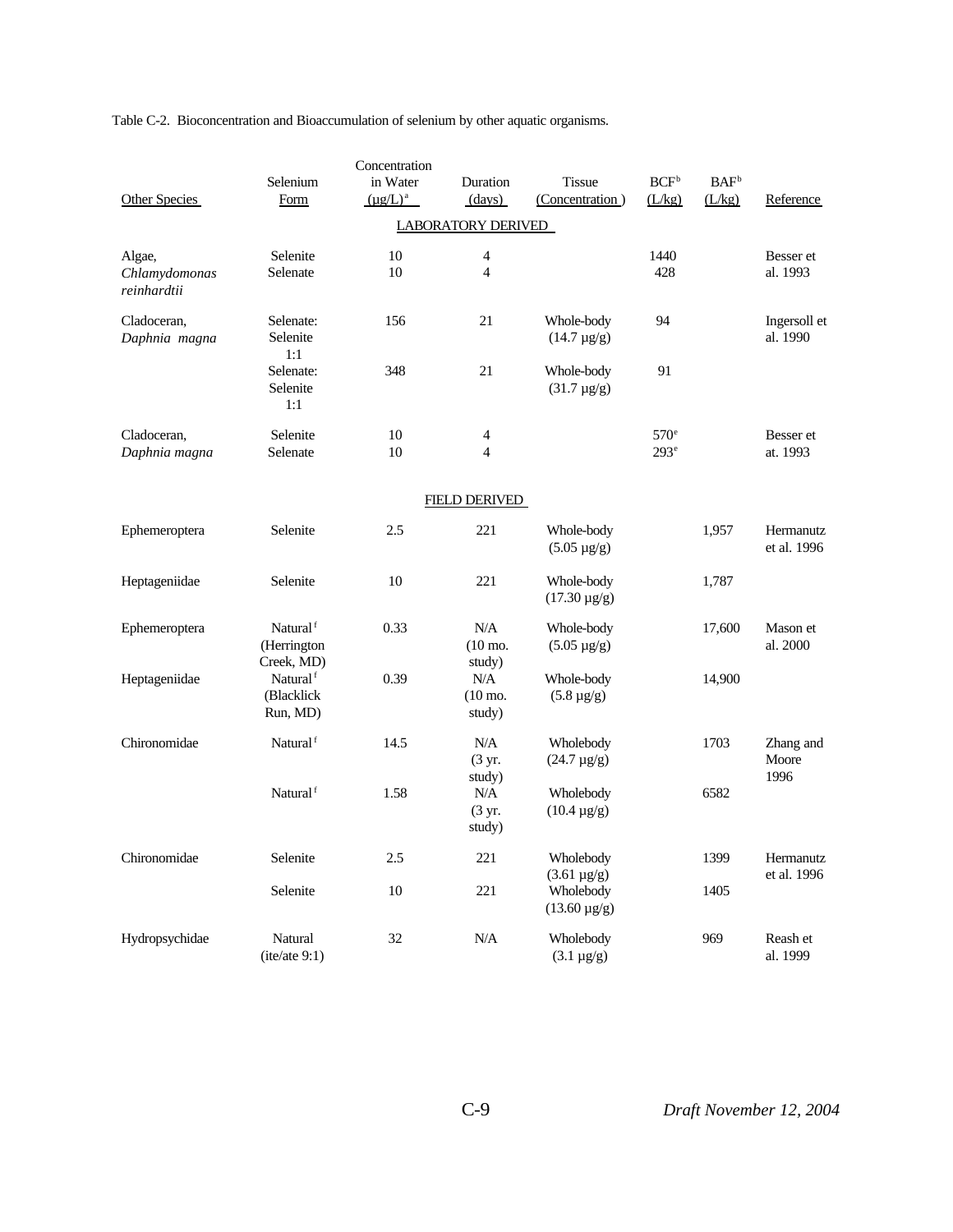Table C-2. Bioconcentration and Bioaccumulation of selenium by other aquatic organisms.

| Other Species | Selenium Form | Concentration in Water (µg/L)[a] | Duration (days) | Tissue (Concentration ) | BCF[b] (L/kg) | BAF[b] (L/kg) | Reference |
|---|---|---|---|---|---|---|---|
| | | | LABORATORY DERIVED | | | | |
| Algae, *Chlamydomonas reinhardtii* | Selenite | 10 | 4 | | 1440 | | Besser et al. 1993 |
| | Selenate | 10 | 4 | | 428 | | |
| Cladoceran, *Daphnia magna* | Selenate: Selenite 1:1 | 156 | 21 | Whole-body (14.7 µg/g) | 94 | | Ingersoll et al. 1990 |
| | Selenate: Selenite 1:1 | 348 | 21 | Whole-body (31.7 µg/g) | 91 | | |
| Cladoceran, *Daphnia magna* | Selenite | 10 | 4 | | 570[e] | | Besser et at. 1993 |
| | Selenate | 10 | 4 | | 293[e] | | |
| | | | FIELD DERIVED | | | | |
| Ephemeroptera | Selenite | 2.5 | 221 | Whole-body (5.05 µg/g) | | 1,957 | Hermanutz et al. 1996 |
| Heptageniidae | Selenite | 10 | 221 | Whole-body (17.30 µg/g) | | 1,787 | |
| Ephemeroptera | Natural[f] (Herrington Creek, MD) | 0.33 | N/A (10 mo. study) | Whole-body (5.05 µg/g) | | 17,600 | Mason et al. 2000 |
| Heptageniidae | Natural[f] (Blacklick Run, MD) | 0.39 | N/A (10 mo. study) | Whole-body (5.8 µg/g) | | 14,900 | |
| Chironomidae | Natural[f] | 14.5 | N/A (3 yr. study) | Wholebody (24.7 µg/g) | | 1703 | Zhang and Moore 1996 |
| | Natural[f] | 1.58 | N/A (3 yr. study) | Wholebody (10.4 µg/g) | | 6582 | |
| Chironomidae | Selenite | 2.5 | 221 | Wholebody (3.61 µg/g) | | 1399 | Hermanutz et al. 1996 |
| | Selenite | 10 | 221 | Wholebody (13.60 µg/g) | | 1405 | |
| Hydropsychidae | Natural (ite/ate 9:1) | 32 | N/A | Wholebody (3.1 µg/g) | | 969 | Reash et al. 1999 |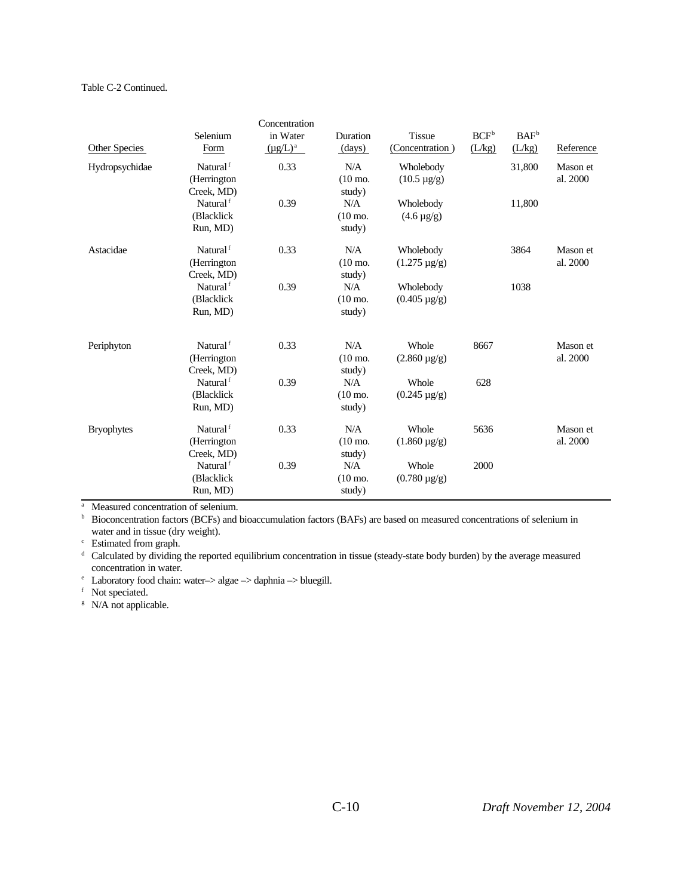Table C-2 Continued.

| Other Species | Selenium Form | Concentration in Water (µg/L)[a] | Duration (days) | Tissue (Concentration ) | BCF[b] (L/kg) | BAF[b] (L/kg) | Reference |
|---|---|---|---|---|---|---|---|
| Hydropsychidae | Natural[f] (Herrington Creek, MD) | 0.33 | N/A (10 mo. study) | Wholebody (10.5 µg/g) | | 31,800 | Mason et al. 2000 |
| | Natural[f] (Blacklick Run, MD) | 0.39 | N/A (10 mo. study) | Wholebody (4.6 µg/g) | | 11,800 | |
| Astacidae | Natural[f] (Herrington Creek, MD) | 0.33 | N/A (10 mo. study) | Wholebody (1.275 µg/g) | | 3864 | Mason et al. 2000 |
| | Natural[f] (Blacklick Run, MD) | 0.39 | N/A (10 mo. study) | Wholebody (0.405 µg/g) | | 1038 | |
| Periphyton | Natural[f] (Herrington Creek, MD) | 0.33 | N/A (10 mo. study) | Whole (2.860 µg/g) | 8667 | | Mason et al. 2000 |
| | Natural[f] (Blacklick Run, MD) | 0.39 | N/A (10 mo. study) | Whole (0.245 µg/g) | 628 | | |
| Bryophytes | Natural[f] (Herrington Creek, MD) | 0.33 | N/A (10 mo. study) | Whole (1.860 µg/g) | 5636 | | Mason et al. 2000 |
| | Natural[f] (Blacklick Run, MD) | 0.39 | N/A (10 mo. study) | Whole (0.780 µg/g) | 2000 | | |

[a] Measured concentration of selenium.
[b] Bioconcentration factors (BCFs) and bioaccumulation factors (BAFs) are based on measured concentrations of selenium in water and in tissue (dry weight).
[c] Estimated from graph.
[d] Calculated by dividing the reported equilibrium concentration in tissue (steady-state body burden) by the average measured concentration in water.
[e] Laboratory food chain: water–> algae –> daphnia –> bluegill.
[f] Not speciated.
[g] N/A not applicable.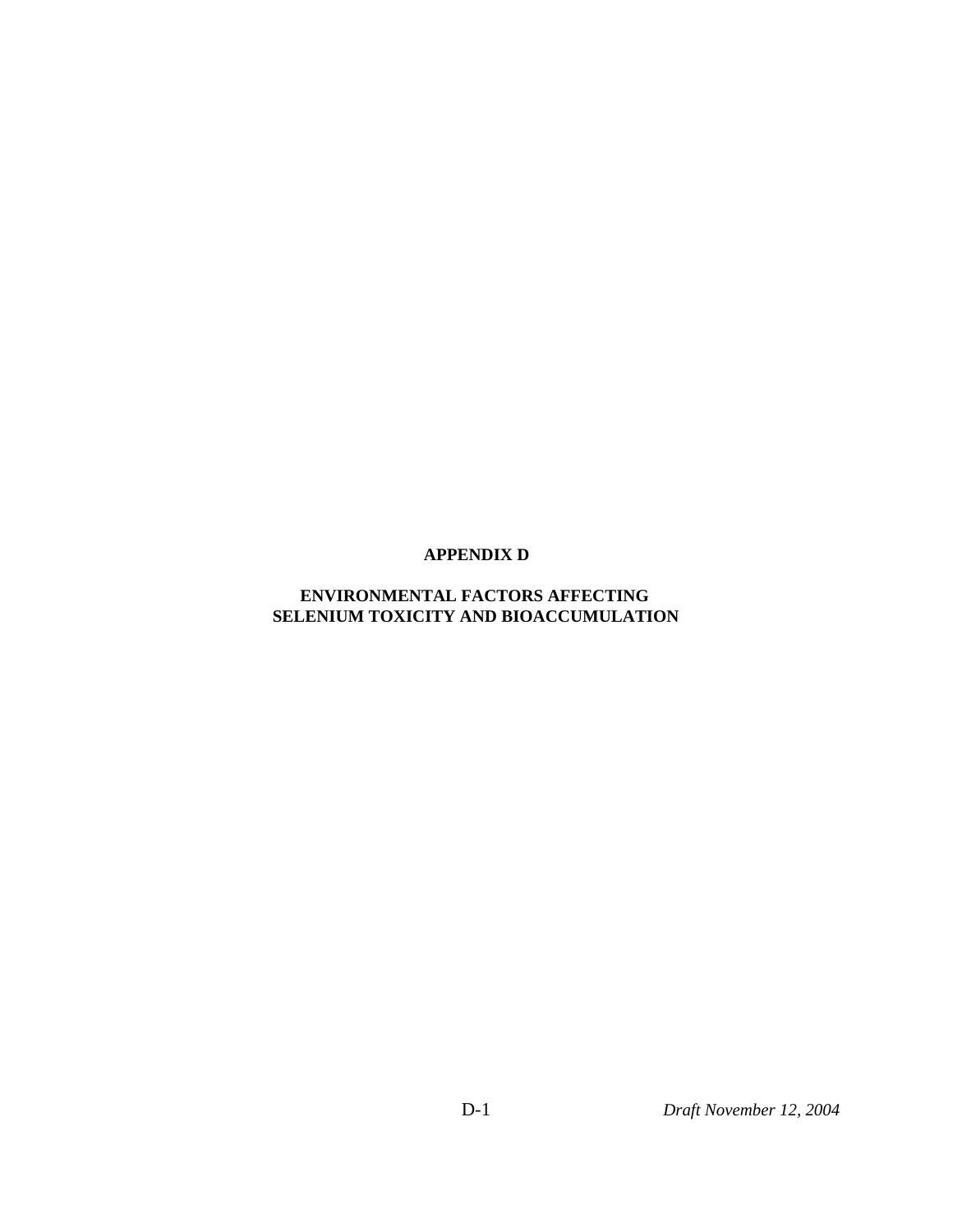# APPENDIX D

## ENVIRONMENTAL FACTORS AFFECTING SELENIUM TOXICITY AND BIOACCUMULATION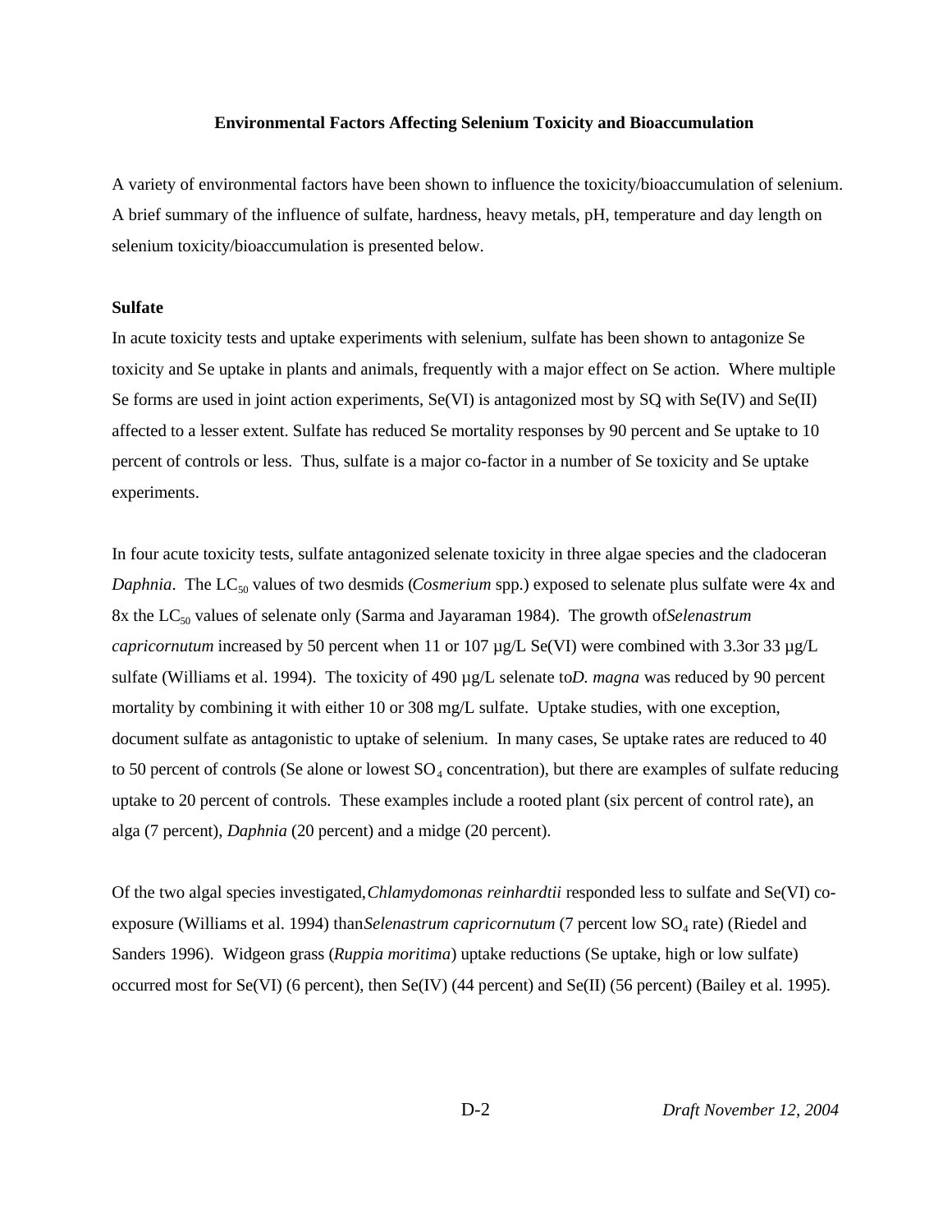## Environmental Factors Affecting Selenium Toxicity and Bioaccumulation

A variety of environmental factors have been shown to influence the toxicity/bioaccumulation of selenium. A brief summary of the influence of sulfate, hardness, heavy metals, pH, temperature and day length on selenium toxicity/bioaccumulation is presented below.

**Sulfate**

In acute toxicity tests and uptake experiments with selenium, sulfate has been shown to antagonize Se toxicity and Se uptake in plants and animals, frequently with a major effect on Se action. Where multiple Se forms are used in joint action experiments, Se(VI) is antagonized most by $SO_4$ with Se(IV) and Se(II) affected to a lesser extent. Sulfate has reduced Se mortality responses by 90 percent and Se uptake to 10 percent of controls or less. Thus, sulfate is a major co-factor in a number of Se toxicity and Se uptake experiments.

In four acute toxicity tests, sulfate antagonized selenate toxicity in three algae species and the cladoceran *Daphnia*. The $LC_{50}$ values of two desmids (*Cosmerium* spp.) exposed to selenate plus sulfate were 4x and 8x the $LC_{50}$ values of selenate only (Sarma and Jayaraman 1984). The growth of *Selenastrum capricornutum* increased by 50 percent when 11 or 107 µg/L Se(VI) were combined with 3.3 or 33 µg/L sulfate (Williams et al. 1994). The toxicity of 490 µg/L selenate to *D. magna* was reduced by 90 percent mortality by combining it with either 10 or 308 mg/L sulfate. Uptake studies, with one exception, document sulfate as antagonistic to uptake of selenium. In many cases, Se uptake rates are reduced to 40 to 50 percent of controls (Se alone or lowest $SO_4$ concentration), but there are examples of sulfate reducing uptake to 20 percent of controls. These examples include a rooted plant (six percent of control rate), an alga (7 percent), *Daphnia* (20 percent) and a midge (20 percent).

Of the two algal species investigated, *Chlamydomonas reinhardtii* responded less to sulfate and Se(VI) co-exposure (Williams et al. 1994) than *Selenastrum capricornutum* (7 percent low $SO_4$ rate) (Riedel and Sanders 1996). Widgeon grass (*Ruppia moritima*) uptake reductions (Se uptake, high or low sulfate) occurred most for Se(VI) (6 percent), then Se(IV) (44 percent) and Se(II) (56 percent) (Bailey et al. 1995).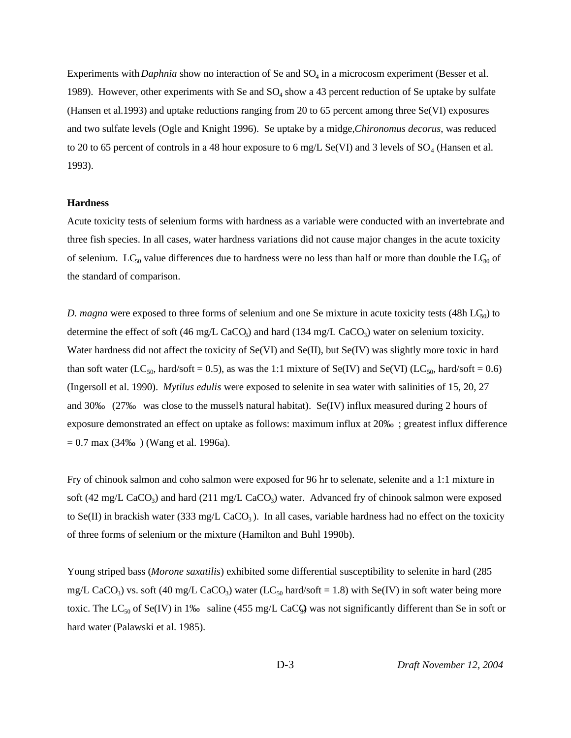Experiments with *Daphnia* show no interaction of Se and $SO_4$ in a microcosm experiment (Besser et al. 1989). However, other experiments with Se and $SO_4$ show a 43 percent reduction of Se uptake by sulfate (Hansen et al.1993) and uptake reductions ranging from 20 to 65 percent among three Se(VI) exposures and two sulfate levels (Ogle and Knight 1996). Se uptake by a midge, *Chironomus decorus*, was reduced to 20 to 65 percent of controls in a 48 hour exposure to 6 mg/L Se(VI) and 3 levels of $SO_4$ (Hansen et al. 1993).

**Hardness**

Acute toxicity tests of selenium forms with hardness as a variable were conducted with an invertebrate and three fish species. In all cases, water hardness variations did not cause major changes in the acute toxicity of selenium. $LC_{50}$ value differences due to hardness were no less than half or more than double the $LC_{50}$ of the standard of comparison.

*D. magna* were exposed to three forms of selenium and one Se mixture in acute toxicity tests (48h $LC_{50}$) to determine the effect of soft (46 mg/L $CaCO_3$) and hard (134 mg/L $CaCO_3$) water on selenium toxicity. Water hardness did not affect the toxicity of Se(VI) and Se(II), but Se(IV) was slightly more toxic in hard than soft water ($LC_{50}$, hard/soft = 0.5), as was the 1:1 mixture of Se(IV) and Se(VI) ($LC_{50}$, hard/soft = 0.6) (Ingersoll et al. 1990). *Mytilus edulis* were exposed to selenite in sea water with salinities of 15, 20, 27 and 30‰ (27‰ was close to the mussel's natural habitat). Se(IV) influx measured during 2 hours of exposure demonstrated an effect on uptake as follows: maximum influx at 20‰; greatest influx difference = 0.7 max (34‰) (Wang et al. 1996a).

Fry of chinook salmon and coho salmon were exposed for 96 hr to selenate, selenite and a 1:1 mixture in soft (42 mg/L $CaCO_3$) and hard (211 mg/L $CaCO_3$) water. Advanced fry of chinook salmon were exposed to Se(II) in brackish water (333 mg/L $CaCO_3$). In all cases, variable hardness had no effect on the toxicity of three forms of selenium or the mixture (Hamilton and Buhl 1990b).

Young striped bass (*Morone saxatilis*) exhibited some differential susceptibility to selenite in hard (285 mg/L $CaCO_3$) vs. soft (40 mg/L $CaCO_3$) water ($LC_{50}$ hard/soft = 1.8) with Se(IV) in soft water being more toxic. The $LC_{50}$ of Se(IV) in 1‰ saline (455 mg/L $CaCO_3$) was not significantly different than Se in soft or hard water (Palawski et al. 1985).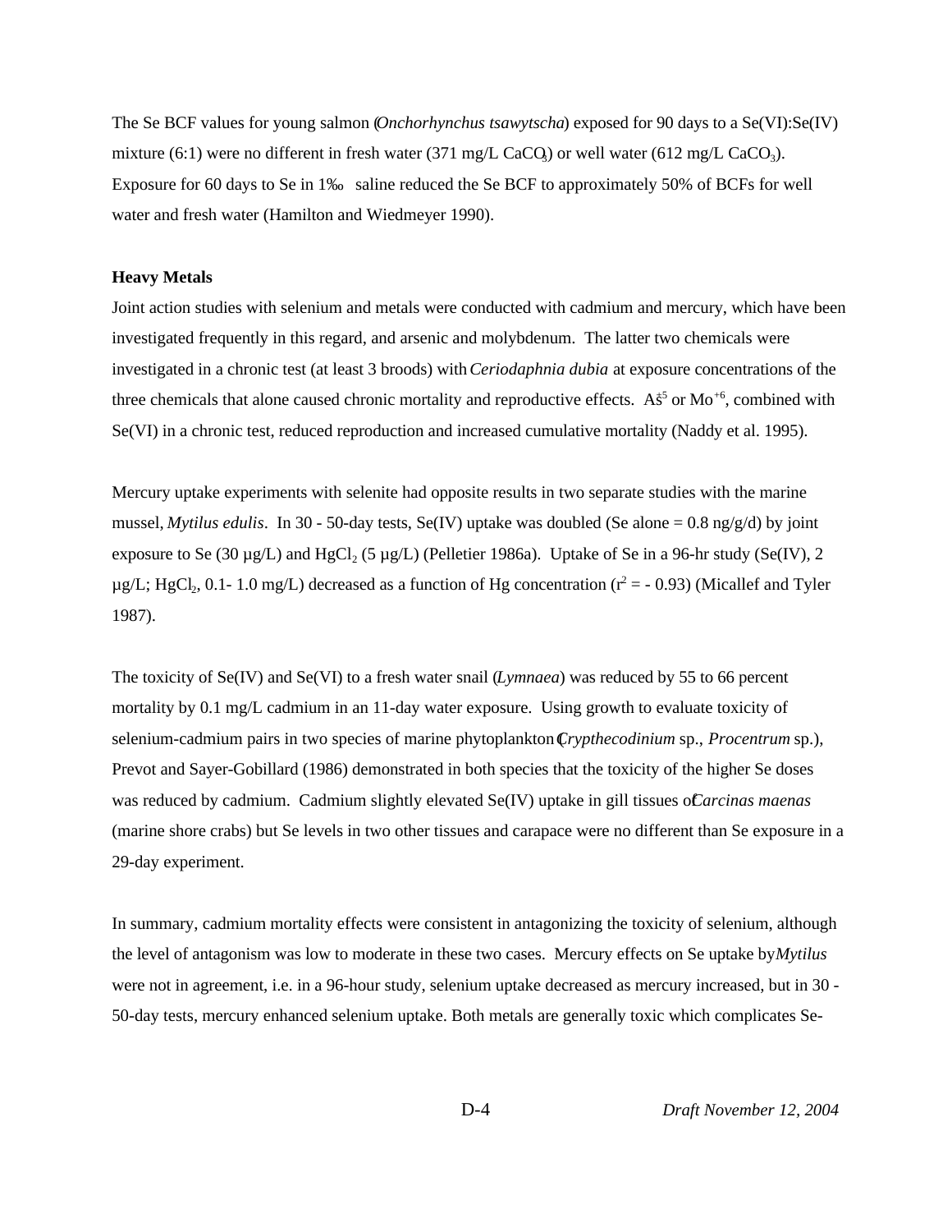The Se BCF values for young salmon (*Onchorhynchus tsawytscha*) exposed for 90 days to a Se(VI):Se(IV) mixture (6:1) were no different in fresh water (371 mg/L $CaCO_3$) or well water (612 mg/L $CaCO_3$). Exposure for 60 days to Se in 1‰ saline reduced the Se BCF to approximately 50% of BCFs for well water and fresh water (Hamilton and Wiedmeyer 1990).

**Heavy Metals**

Joint action studies with selenium and metals were conducted with cadmium and mercury, which have been investigated frequently in this regard, and arsenic and molybdenum. The latter two chemicals were investigated in a chronic test (at least 3 broods) with *Ceriodaphnia dubia* at exposure concentrations of the three chemicals that alone caused chronic mortality and reproductive effects. $As^{+5}$ or $Mo^{+6}$, combined with Se(VI) in a chronic test, reduced reproduction and increased cumulative mortality (Naddy et al. 1995).

Mercury uptake experiments with selenite had opposite results in two separate studies with the marine mussel, *Mytilus edulis*. In 30 - 50-day tests, Se(IV) uptake was doubled (Se alone = 0.8 ng/g/d) by joint exposure to Se (30 µg/L) and $HgCl_2$ (5 µg/L) (Pelletier 1986a). Uptake of Se in a 96-hr study (Se(IV), 2 µg/L; $HgCl_2$, 0.1- 1.0 mg/L) decreased as a function of Hg concentration ($r^2$ = - 0.93) (Micallef and Tyler 1987).

The toxicity of Se(IV) and Se(VI) to a fresh water snail (*Lymnaea*) was reduced by 55 to 66 percent mortality by 0.1 mg/L cadmium in an 11-day water exposure. Using growth to evaluate toxicity of selenium-cadmium pairs in two species of marine phytoplankton (*Crypthecodinium* sp., *Procentrum* sp.), Prevot and Sayer-Gobillard (1986) demonstrated in both species that the toxicity of the higher Se doses was reduced by cadmium. Cadmium slightly elevated Se(IV) uptake in gill tissues of *Carcinas maenas* (marine shore crabs) but Se levels in two other tissues and carapace were no different than Se exposure in a 29-day experiment.

In summary, cadmium mortality effects were consistent in antagonizing the toxicity of selenium, although the level of antagonism was low to moderate in these two cases. Mercury effects on Se uptake by *Mytilus* were not in agreement, i.e. in a 96-hour study, selenium uptake decreased as mercury increased, but in 30 - 50-day tests, mercury enhanced selenium uptake. Both metals are generally toxic which complicates Se-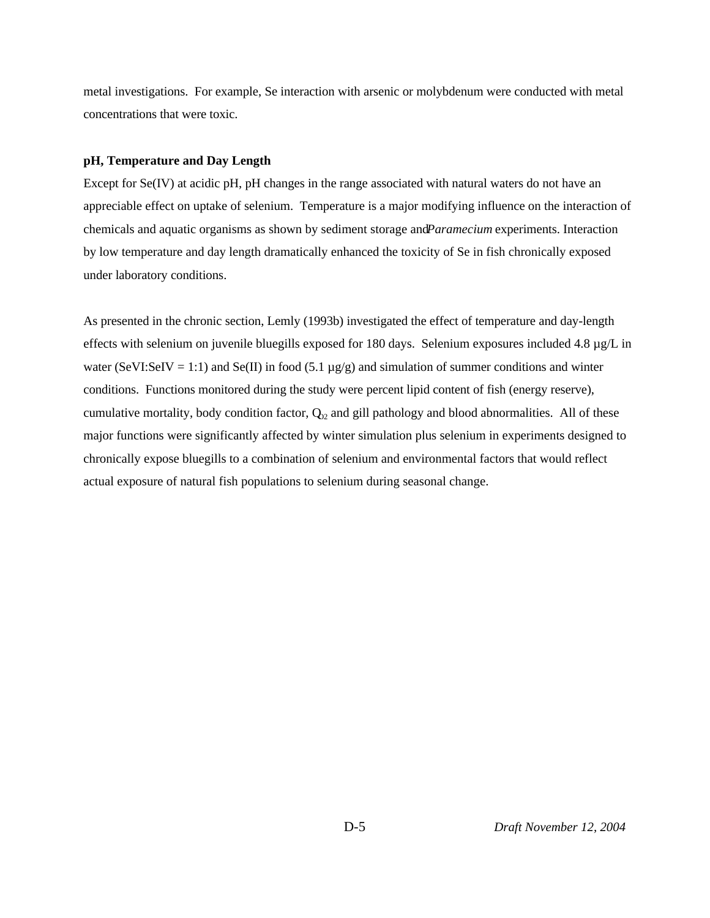metal investigations. For example, Se interaction with arsenic or molybdenum were conducted with metal concentrations that were toxic.

**pH, Temperature and Day Length**

Except for Se(IV) at acidic pH, pH changes in the range associated with natural waters do not have an appreciable effect on uptake of selenium. Temperature is a major modifying influence on the interaction of chemicals and aquatic organisms as shown by sediment storage and *Paramecium* experiments. Interaction by low temperature and day length dramatically enhanced the toxicity of Se in fish chronically exposed under laboratory conditions.

As presented in the chronic section, Lemly (1993b) investigated the effect of temperature and day-length effects with selenium on juvenile bluegills exposed for 180 days. Selenium exposures included 4.8 µg/L in water (SeVI:SeIV = 1:1) and Se(II) in food (5.1 µg/g) and simulation of summer conditions and winter conditions. Functions monitored during the study were percent lipid content of fish (energy reserve), cumulative mortality, body condition factor, $Q_{O2}$ and gill pathology and blood abnormalities. All of these major functions were significantly affected by winter simulation plus selenium in experiments designed to chronically expose bluegills to a combination of selenium and environmental factors that would reflect actual exposure of natural fish populations to selenium during seasonal change.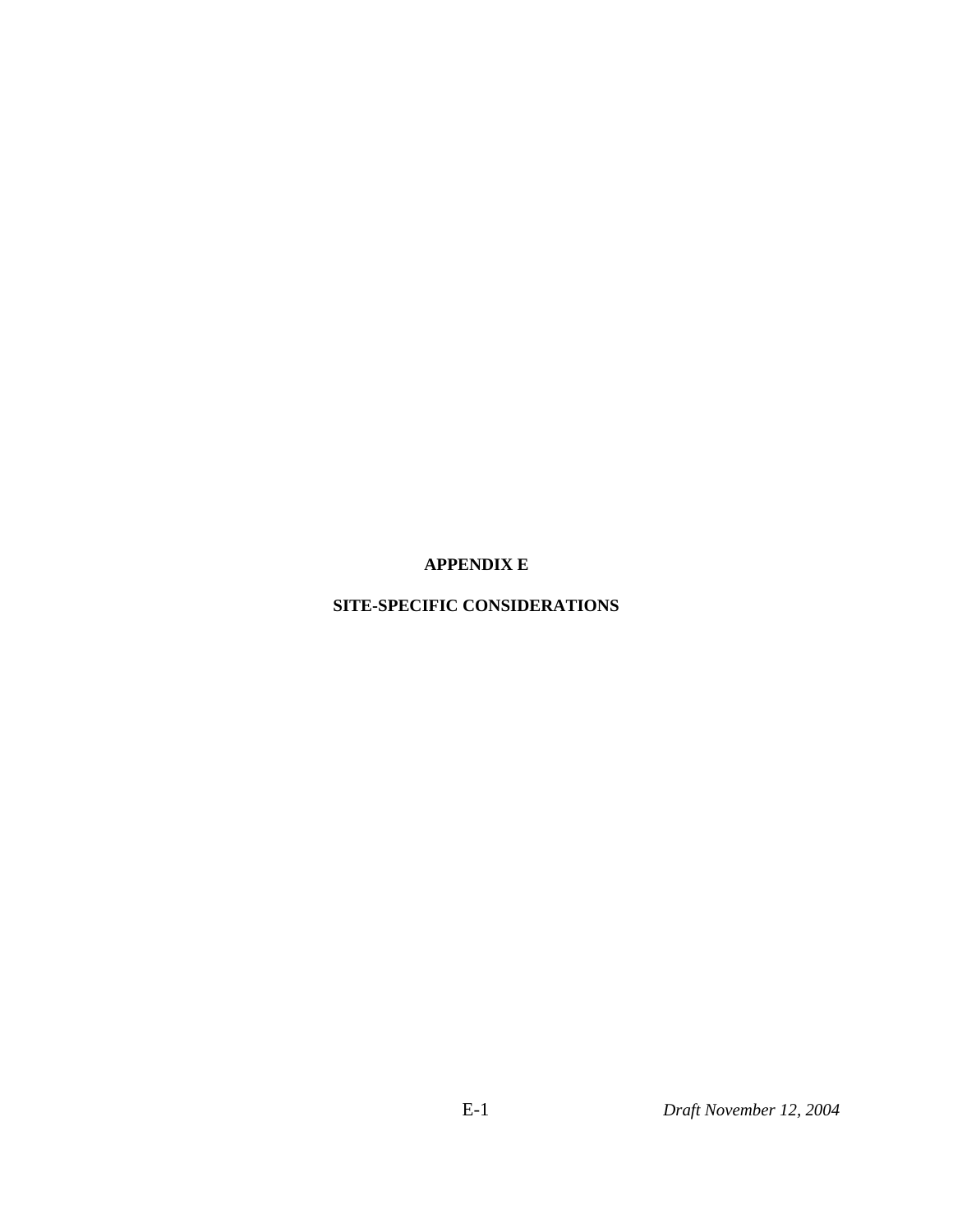# APPENDIX E

## SITE-SPECIFIC CONSIDERATIONS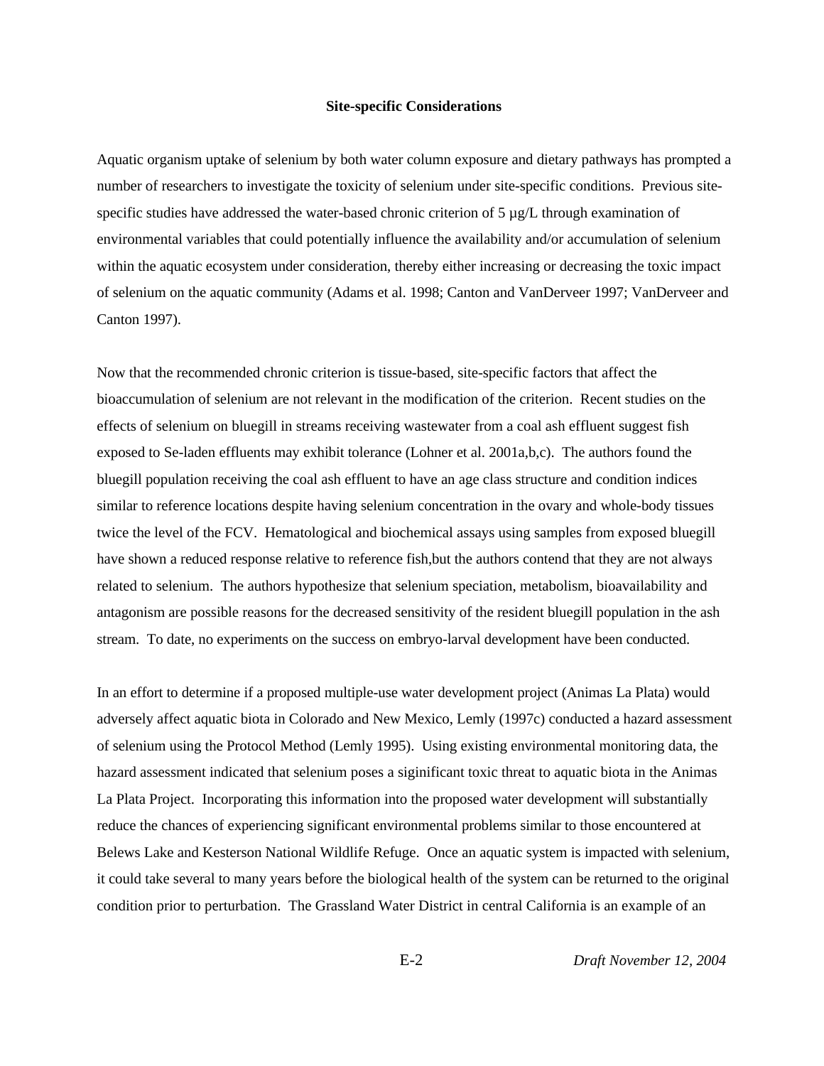**Site-specific Considerations**

Aquatic organism uptake of selenium by both water column exposure and dietary pathways has prompted a number of researchers to investigate the toxicity of selenium under site-specific conditions. Previous site-specific studies have addressed the water-based chronic criterion of 5 µg/L through examination of environmental variables that could potentially influence the availability and/or accumulation of selenium within the aquatic ecosystem under consideration, thereby either increasing or decreasing the toxic impact of selenium on the aquatic community (Adams et al. 1998; Canton and VanDerveer 1997; VanDerveer and Canton 1997).

Now that the recommended chronic criterion is tissue-based, site-specific factors that affect the bioaccumulation of selenium are not relevant in the modification of the criterion. Recent studies on the effects of selenium on bluegill in streams receiving wastewater from a coal ash effluent suggest fish exposed to Se-laden effluents may exhibit tolerance (Lohner et al. 2001a,b,c). The authors found the bluegill population receiving the coal ash effluent to have an age class structure and condition indices similar to reference locations despite having selenium concentration in the ovary and whole-body tissues twice the level of the FCV. Hematological and biochemical assays using samples from exposed bluegill have shown a reduced response relative to reference fish,but the authors contend that they are not always related to selenium. The authors hypothesize that selenium speciation, metabolism, bioavailability and antagonism are possible reasons for the decreased sensitivity of the resident bluegill population in the ash stream. To date, no experiments on the success on embryo-larval development have been conducted.

In an effort to determine if a proposed multiple-use water development project (Animas La Plata) would adversely affect aquatic biota in Colorado and New Mexico, Lemly (1997c) conducted a hazard assessment of selenium using the Protocol Method (Lemly 1995). Using existing environmental monitoring data, the hazard assessment indicated that selenium poses a siginificant toxic threat to aquatic biota in the Animas La Plata Project. Incorporating this information into the proposed water development will substantially reduce the chances of experiencing significant environmental problems similar to those encountered at Belews Lake and Kesterson National Wildlife Refuge. Once an aquatic system is impacted with selenium, it could take several to many years before the biological health of the system can be returned to the original condition prior to perturbation. The Grassland Water District in central California is an example of an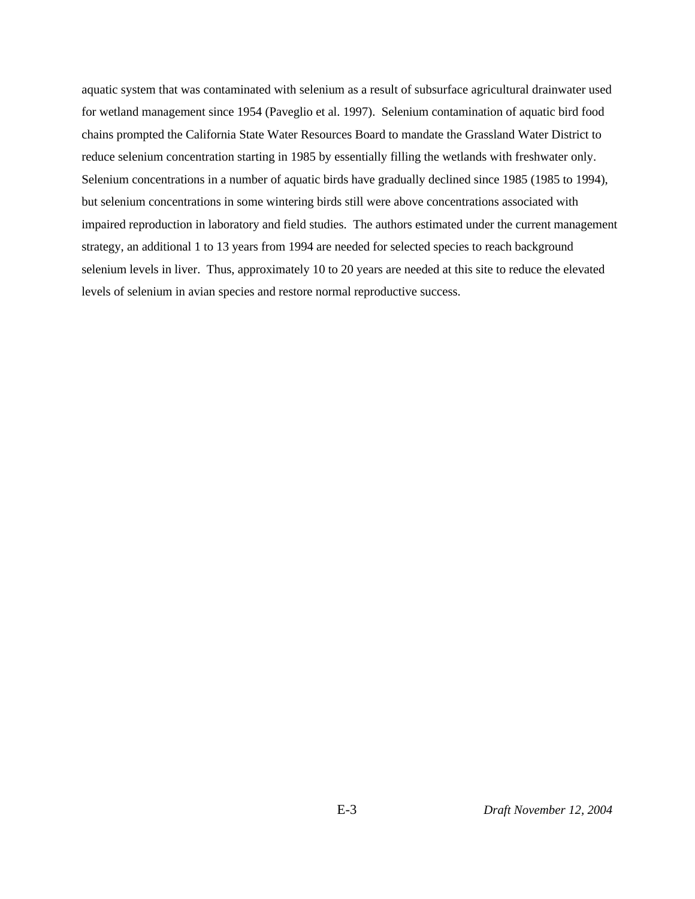aquatic system that was contaminated with selenium as a result of subsurface agricultural drainwater used for wetland management since 1954 (Paveglio et al. 1997). Selenium contamination of aquatic bird food chains prompted the California State Water Resources Board to mandate the Grassland Water District to reduce selenium concentration starting in 1985 by essentially filling the wetlands with freshwater only. Selenium concentrations in a number of aquatic birds have gradually declined since 1985 (1985 to 1994), but selenium concentrations in some wintering birds still were above concentrations associated with impaired reproduction in laboratory and field studies. The authors estimated under the current management strategy, an additional 1 to 13 years from 1994 are needed for selected species to reach background selenium levels in liver. Thus, approximately 10 to 20 years are needed at this site to reduce the elevated levels of selenium in avian species and restore normal reproductive success.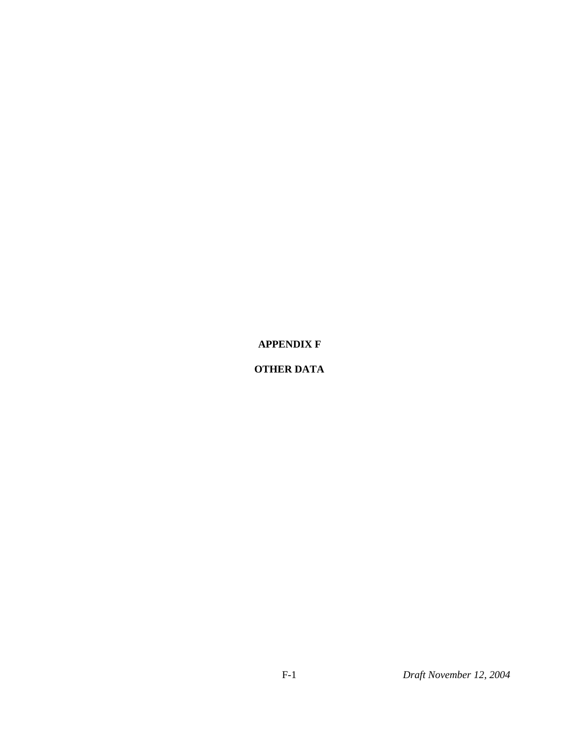# APPENDIX F

# OTHER DATA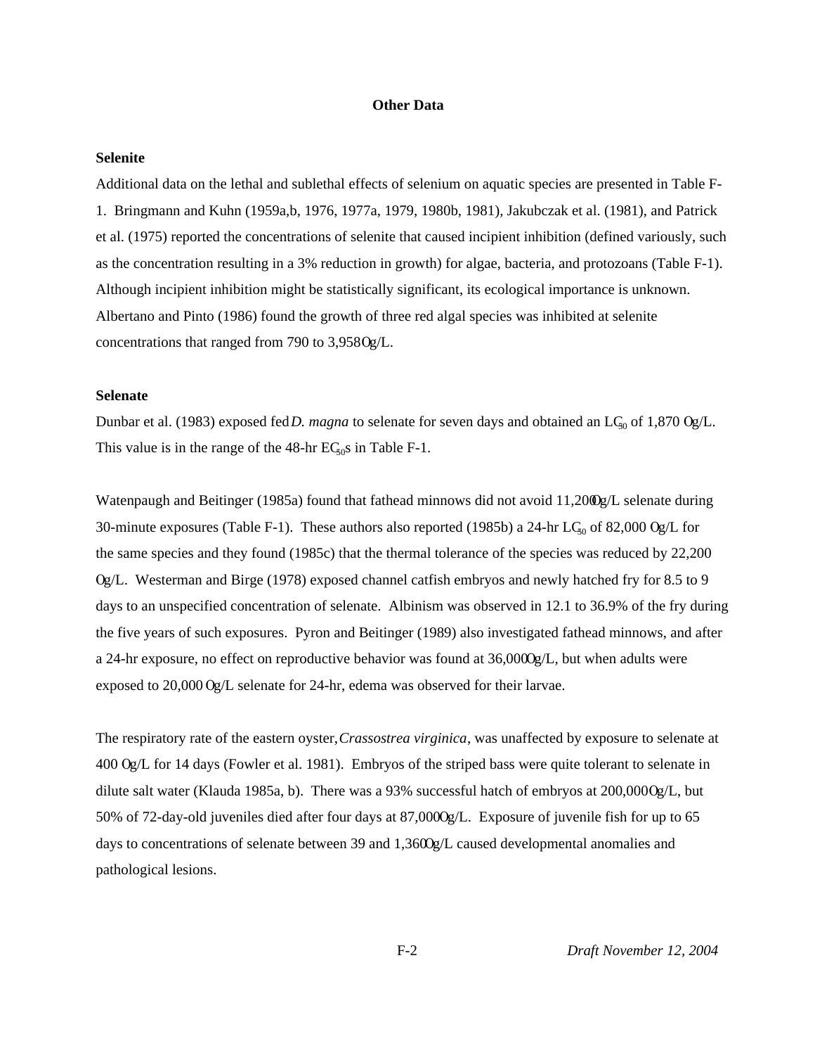## Other Data

### Selenite

Additional data on the lethal and sublethal effects of selenium on aquatic species are presented in Table F-1. Bringmann and Kuhn (1959a,b, 1976, 1977a, 1979, 1980b, 1981), Jakubczak et al. (1981), and Patrick et al. (1975) reported the concentrations of selenite that caused incipient inhibition (defined variously, such as the concentration resulting in a 3% reduction in growth) for algae, bacteria, and protozoans (Table F-1). Although incipient inhibition might be statistically significant, its ecological importance is unknown. Albertano and Pinto (1986) found the growth of three red algal species was inhibited at selenite concentrations that ranged from 790 to 3,958 µg/L.

### Selenate

Dunbar et al. (1983) exposed fed *D. magna* to selenate for seven days and obtained an $LC_{50}$ of 1,870 µg/L. This value is in the range of the 48-hr $EC_{50}$s in Table F-1.

Watenpaugh and Beitinger (1985a) found that fathead minnows did not avoid 11,200 µg/L selenate during 30-minute exposures (Table F-1). These authors also reported (1985b) a 24-hr $LC_{50}$ of 82,000 µg/L for the same species and they found (1985c) that the thermal tolerance of the species was reduced by 22,200 µg/L. Westerman and Birge (1978) exposed channel catfish embryos and newly hatched fry for 8.5 to 9 days to an unspecified concentration of selenate. Albinism was observed in 12.1 to 36.9% of the fry during the five years of such exposures. Pyron and Beitinger (1989) also investigated fathead minnows, and after a 24-hr exposure, no effect on reproductive behavior was found at 36,000 µg/L, but when adults were exposed to 20,000 µg/L selenate for 24-hr, edema was observed for their larvae.

The respiratory rate of the eastern oyster, *Crassostrea virginica*, was unaffected by exposure to selenate at 400 µg/L for 14 days (Fowler et al. 1981). Embryos of the striped bass were quite tolerant to selenate in dilute salt water (Klauda 1985a, b). There was a 93% successful hatch of embryos at 200,000 µg/L, but 50% of 72-day-old juveniles died after four days at 87,000 µg/L. Exposure of juvenile fish for up to 65 days to concentrations of selenate between 39 and 1,360 µg/L caused developmental anomalies and pathological lesions.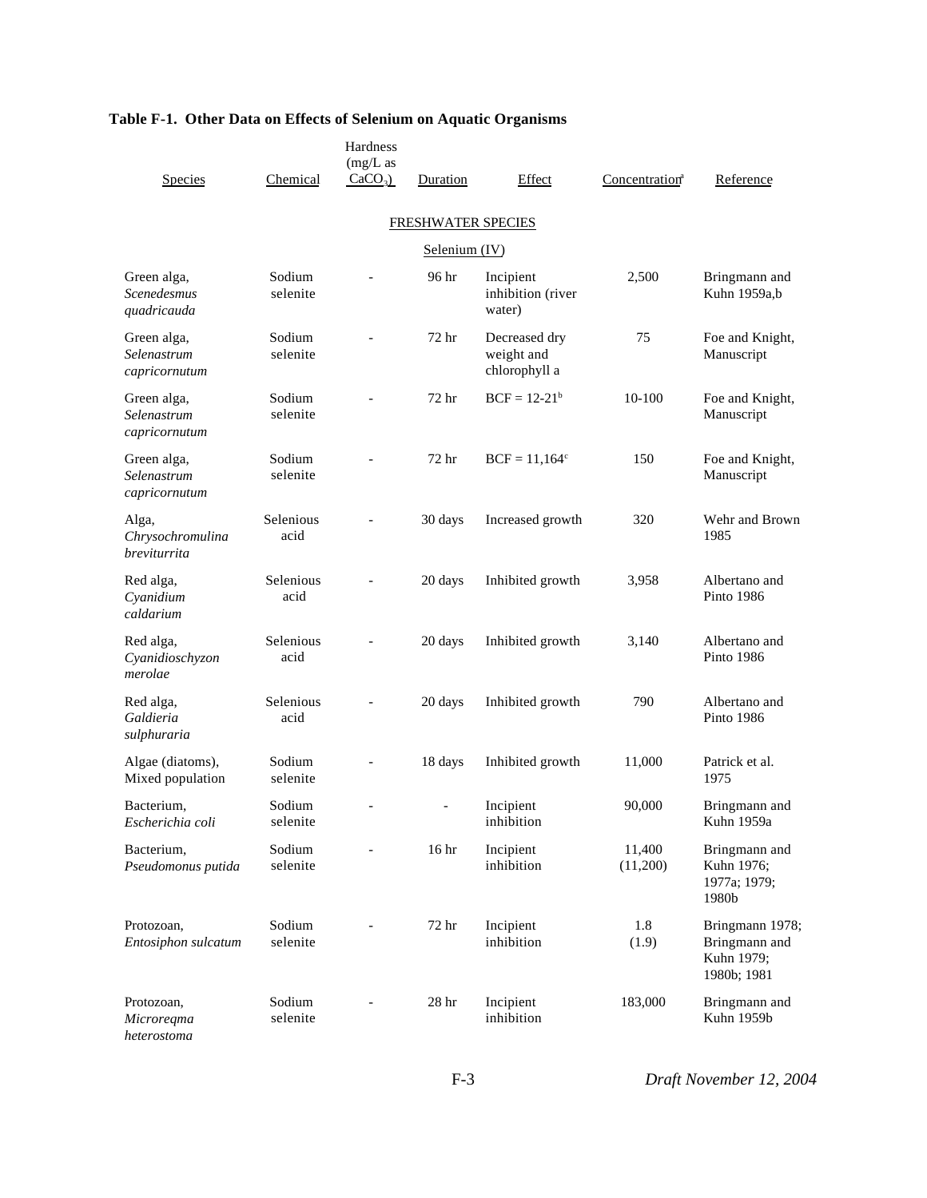**Table F-1. Other Data on Effects of Selenium on Aquatic Organisms**

| Species | Chemical | Hardness (mg/L as $CaCO_3$) | Duration | Effect | Concentration[a] | Reference |
|---|---|---|---|---|---|---|
| | | | FRESHWATER SPECIES | | | |
| | | | Selenium (IV) | | | |
| Green alga, *Scenedesmus quadricauda* | Sodium selenite | - | 96 hr | Incipient inhibition (river water) | 2,500 | Bringmann and Kuhn 1959a,b |
| Green alga, *Selenastrum capricornutum* | Sodium selenite | - | 72 hr | Decreased dry weight and chlorophyll a | 75 | Foe and Knight, Manuscript |
| Green alga, *Selenastrum capricornutum* | Sodium selenite | - | 72 hr | BCF = 12-21[b] | 10-100 | Foe and Knight, Manuscript |
| Green alga, *Selenastrum capricornutum* | Sodium selenite | - | 72 hr | BCF = 11,164[c] | 150 | Foe and Knight, Manuscript |
| Alga, *Chrysochromulina breviturrita* | Selenious acid | - | 30 days | Increased growth | 320 | Wehr and Brown 1985 |
| Red alga, *Cyanidium caldarium* | Selenious acid | - | 20 days | Inhibited growth | 3,958 | Albertano and Pinto 1986 |
| Red alga, *Cyanidioschyzon merolae* | Selenious acid | - | 20 days | Inhibited growth | 3,140 | Albertano and Pinto 1986 |
| Red alga, *Galdieria sulphuraria* | Selenious acid | - | 20 days | Inhibited growth | 790 | Albertano and Pinto 1986 |
| Algae (diatoms), Mixed population | Sodium selenite | - | 18 days | Inhibited growth | 11,000 | Patrick et al. 1975 |
| Bacterium, *Escherichia coli* | Sodium selenite | - | - | Incipient inhibition | 90,000 | Bringmann and Kuhn 1959a |
| Bacterium, *Pseudomonus putida* | Sodium selenite | - | 16 hr | Incipient inhibition | 11,400 (11,200) | Bringmann and Kuhn 1976; 1977a; 1979; 1980b |
| Protozoan, *Entosiphon sulcatum* | Sodium selenite | - | 72 hr | Incipient inhibition | 1.8 (1.9) | Bringmann 1978; Bringmann and Kuhn 1979; 1980b; 1981 |
| Protozoan, *Microreqma heterostoma* | Sodium selenite | - | 28 hr | Incipient inhibition | 183,000 | Bringmann and Kuhn 1959b |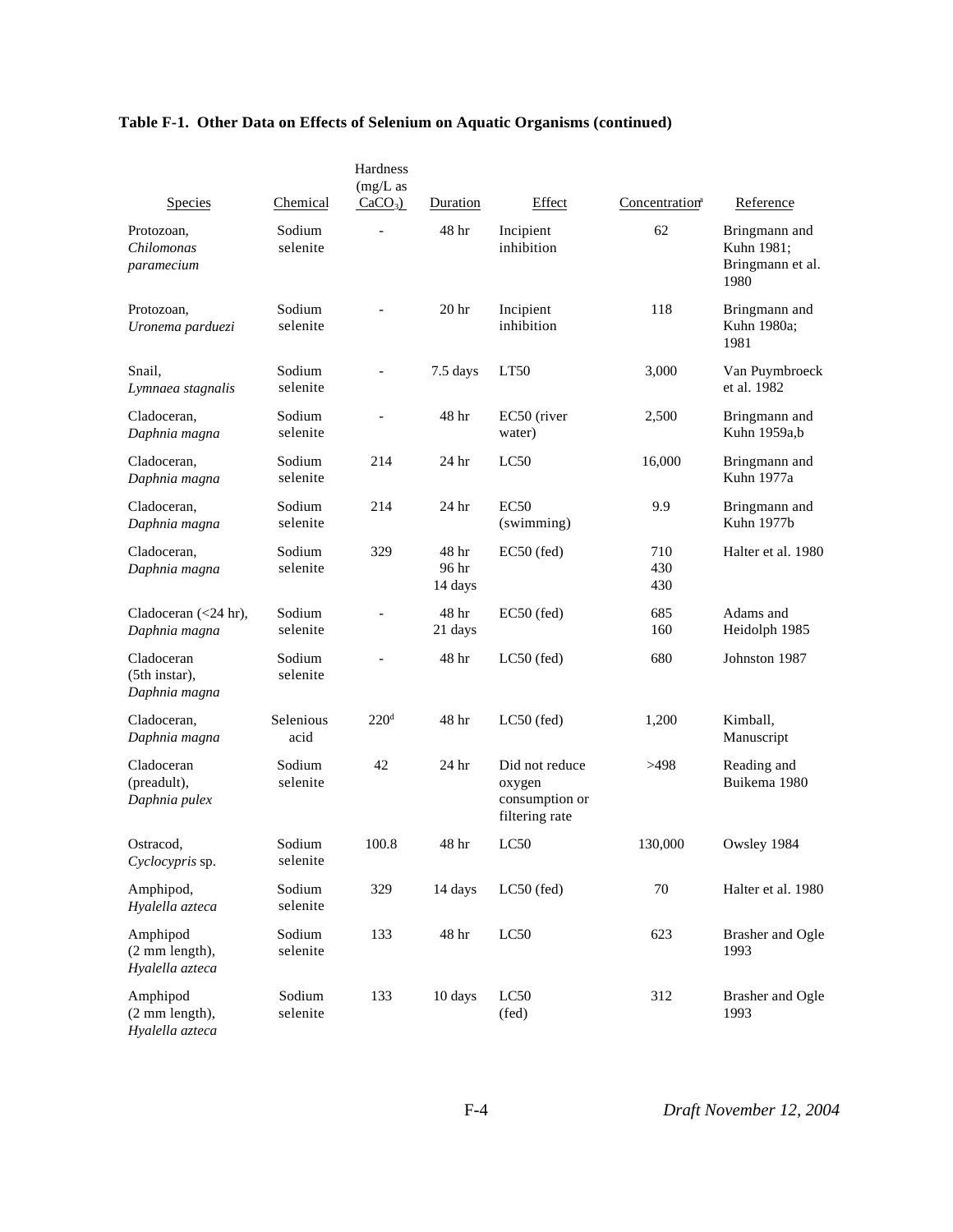**Table F-1. Other Data on Effects of Selenium on Aquatic Organisms (continued)**

| Species | Chemical | Hardness (mg/L as $CaCO_3$) | Duration | Effect | Concentration[a] | Reference |
|---|---|---|---|---|---|---|
| Protozoan, *Chilomonas paramecium* | Sodium selenite | - | 48 hr | Incipient inhibition | 62 | Bringmann and Kuhn 1981; Bringmann et al. 1980 |
| Protozoan, *Uronema parduezi* | Sodium selenite | - | 20 hr | Incipient inhibition | 118 | Bringmann and Kuhn 1980a; 1981 |
| Snail, *Lymnaea stagnalis* | Sodium selenite | - | 7.5 days | LT50 | 3,000 | Van Puymbroeck et al. 1982 |
| Cladoceran, *Daphnia magna* | Sodium selenite | - | 48 hr | EC50 (river water) | 2,500 | Bringmann and Kuhn 1959a,b |
| Cladoceran, *Daphnia magna* | Sodium selenite | 214 | 24 hr | LC50 | 16,000 | Bringmann and Kuhn 1977a |
| Cladoceran, *Daphnia magna* | Sodium selenite | 214 | 24 hr | EC50 (swimming) | 9.9 | Bringmann and Kuhn 1977b |
| Cladoceran, *Daphnia magna* | Sodium selenite | 329 | 48 hr<br>96 hr<br>14 days | EC50 (fed) | 710<br>430<br>430 | Halter et al. 1980 |
| Cladoceran (<24 hr), *Daphnia magna* | Sodium selenite | - | 48 hr<br>21 days | EC50 (fed) | 685<br>160 | Adams and Heidolph 1985 |
| Cladoceran (5th instar), *Daphnia magna* | Sodium selenite | - | 48 hr | LC50 (fed) | 680 | Johnston 1987 |
| Cladoceran, *Daphnia magna* | Selenious acid | 220[d] | 48 hr | LC50 (fed) | 1,200 | Kimball, Manuscript |
| Cladoceran (preadult), *Daphnia pulex* | Sodium selenite | 42 | 24 hr | Did not reduce oxygen consumption or filtering rate | >498 | Reading and Buikema 1980 |
| Ostracod, *Cyclocypris* sp. | Sodium selenite | 100.8 | 48 hr | LC50 | 130,000 | Owsley 1984 |
| Amphipod, *Hyalella azteca* | Sodium selenite | 329 | 14 days | LC50 (fed) | 70 | Halter et al. 1980 |
| Amphipod (2 mm length), *Hyalella azteca* | Sodium selenite | 133 | 48 hr | LC50 | 623 | Brasher and Ogle 1993 |
| Amphipod (2 mm length), *Hyalella azteca* | Sodium selenite | 133 | 10 days | LC50 (fed) | 312 | Brasher and Ogle 1993 |

*Draft November 12, 2004*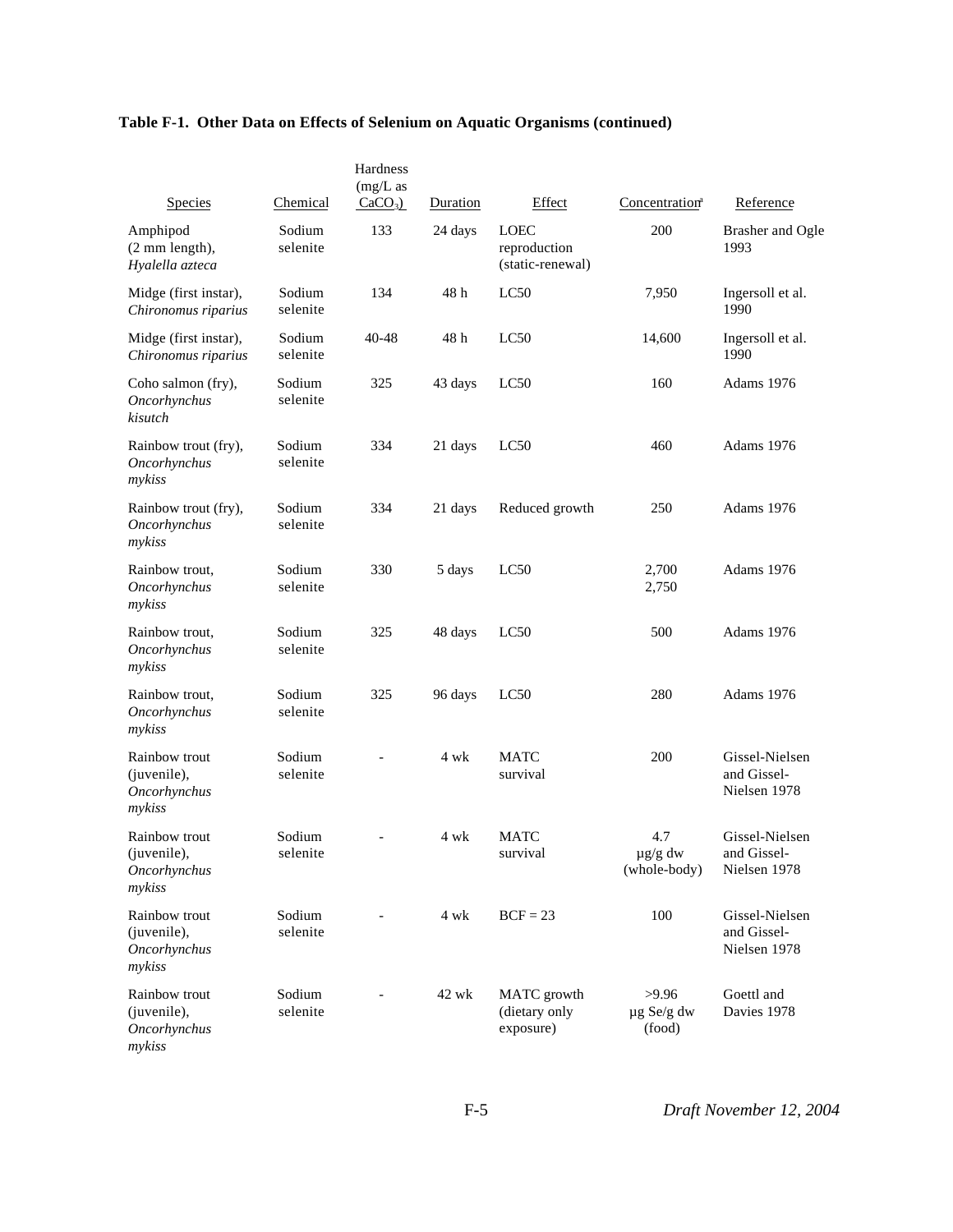**Table F-1. Other Data on Effects of Selenium on Aquatic Organisms (continued)**

| Species | Chemical | Hardness (mg/L as $CaCO_3$) | Duration | Effect | Concentration[a] | Reference |
|---|---|---|---|---|---|---|
| Amphipod (2 mm length), *Hyalella azteca* | Sodium selenite | 133 | 24 days | LOEC reproduction (static-renewal) | 200 | Brasher and Ogle 1993 |
| Midge (first instar), *Chironomus riparius* | Sodium selenite | 134 | 48 h | LC50 | 7,950 | Ingersoll et al. 1990 |
| Midge (first instar), *Chironomus riparius* | Sodium selenite | 40-48 | 48 h | LC50 | 14,600 | Ingersoll et al. 1990 |
| Coho salmon (fry), *Oncorhynchus kisutch* | Sodium selenite | 325 | 43 days | LC50 | 160 | Adams 1976 |
| Rainbow trout (fry), *Oncorhynchus mykiss* | Sodium selenite | 334 | 21 days | LC50 | 460 | Adams 1976 |
| Rainbow trout (fry), *Oncorhynchus mykiss* | Sodium selenite | 334 | 21 days | Reduced growth | 250 | Adams 1976 |
| Rainbow trout, *Oncorhynchus mykiss* | Sodium selenite | 330 | 5 days | LC50 | 2,700 2,750 | Adams 1976 |
| Rainbow trout, *Oncorhynchus mykiss* | Sodium selenite | 325 | 48 days | LC50 | 500 | Adams 1976 |
| Rainbow trout, *Oncorhynchus mykiss* | Sodium selenite | 325 | 96 days | LC50 | 280 | Adams 1976 |
| Rainbow trout (juvenile), *Oncorhynchus mykiss* | Sodium selenite | - | 4 wk | MATC survival | 200 | Gissel-Nielsen and Gissel-Nielsen 1978 |
| Rainbow trout (juvenile), *Oncorhynchus mykiss* | Sodium selenite | - | 4 wk | MATC survival | 4.7 µg/g dw (whole-body) | Gissel-Nielsen and Gissel-Nielsen 1978 |
| Rainbow trout (juvenile), *Oncorhynchus mykiss* | Sodium selenite | - | 4 wk | BCF = 23 | 100 | Gissel-Nielsen and Gissel-Nielsen 1978 |
| Rainbow trout (juvenile), *Oncorhynchus mykiss* | Sodium selenite | - | 42 wk | MATC growth (dietary only exposure) | >9.96 µg Se/g dw (food) | Goettl and Davies 1978 |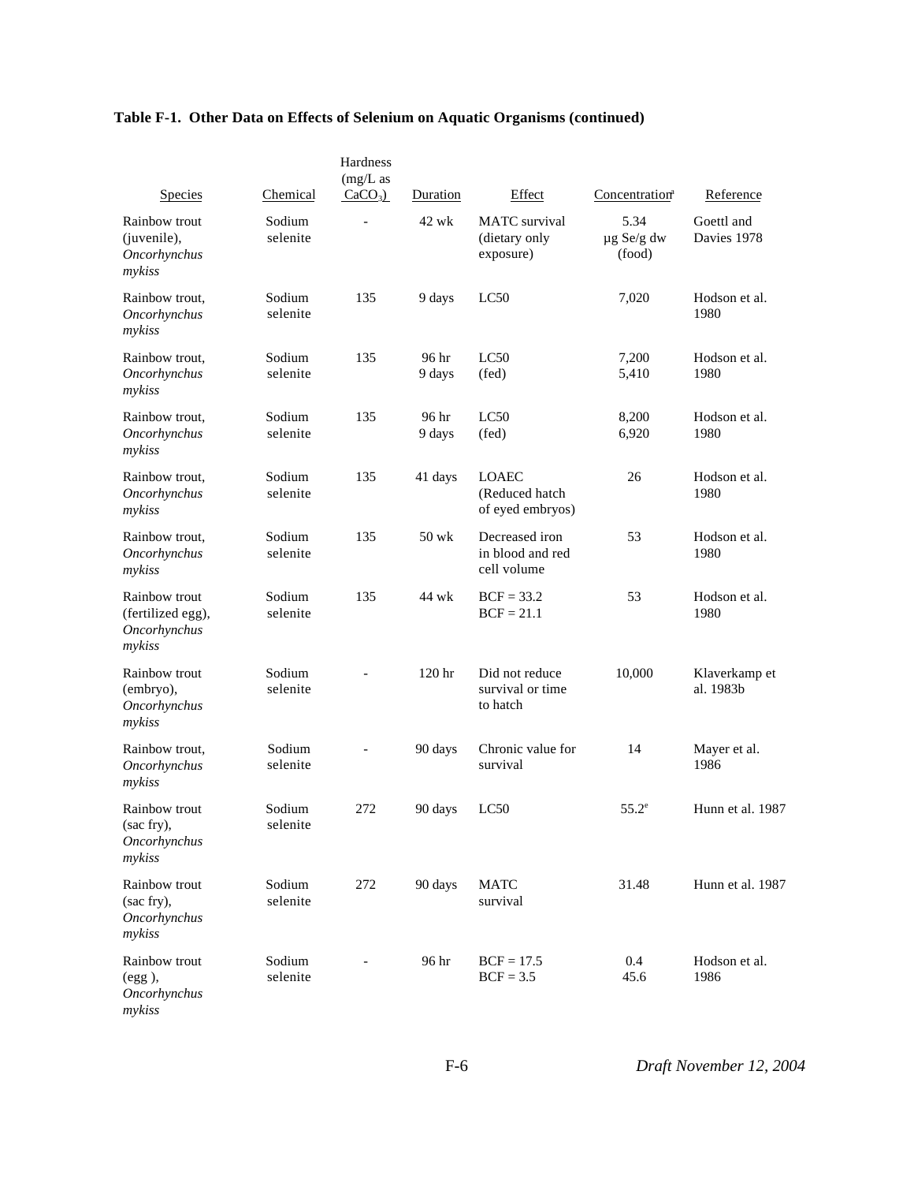**Table F-1. Other Data on Effects of Selenium on Aquatic Organisms (continued)**

| Species | Chemical | Hardness (mg/L as $CaCO_3$) | Duration | Effect | Concentration[a] | Reference |
|---|---|---|---|---|---|---|
| Rainbow trout (juvenile), *Oncorhynchus mykiss* | Sodium selenite | - | 42 wk | MATC survival (dietary only exposure) | 5.34 µg Se/g dw (food) | Goettl and Davies 1978 |
| Rainbow trout, *Oncorhynchus mykiss* | Sodium selenite | 135 | 9 days | LC50 | 7,020 | Hodson et al. 1980 |
| Rainbow trout, *Oncorhynchus mykiss* | Sodium selenite | 135 | 96 hr<br>9 days | LC50<br>(fed) | 7,200<br>5,410 | Hodson et al. 1980 |
| Rainbow trout, *Oncorhynchus mykiss* | Sodium selenite | 135 | 96 hr<br>9 days | LC50<br>(fed) | 8,200<br>6,920 | Hodson et al. 1980 |
| Rainbow trout, *Oncorhynchus mykiss* | Sodium selenite | 135 | 41 days | LOAEC (Reduced hatch of eyed embryos) | 26 | Hodson et al. 1980 |
| Rainbow trout, *Oncorhynchus mykiss* | Sodium selenite | 135 | 50 wk | Decreased iron in blood and red cell volume | 53 | Hodson et al. 1980 |
| Rainbow trout (fertilized egg), *Oncorhynchus mykiss* | Sodium selenite | 135 | 44 wk | BCF = 33.2<br>BCF = 21.1 | 53 | Hodson et al. 1980 |
| Rainbow trout (embryo), *Oncorhynchus mykiss* | Sodium selenite | - | 120 hr | Did not reduce survival or time to hatch | 10,000 | Klaverkamp et al. 1983b |
| Rainbow trout, *Oncorhynchus mykiss* | Sodium selenite | - | 90 days | Chronic value for survival | 14 | Mayer et al. 1986 |
| Rainbow trout (sac fry), *Oncorhynchus mykiss* | Sodium selenite | 272 | 90 days | LC50 | 55.2[e] | Hunn et al. 1987 |
| Rainbow trout (sac fry), *Oncorhynchus mykiss* | Sodium selenite | 272 | 90 days | MATC survival | 31.48 | Hunn et al. 1987 |
| Rainbow trout (egg ), *Oncorhynchus mykiss* | Sodium selenite | - | 96 hr | BCF = 17.5<br>BCF = 3.5 | 0.4<br>45.6 | Hodson et al. 1986 |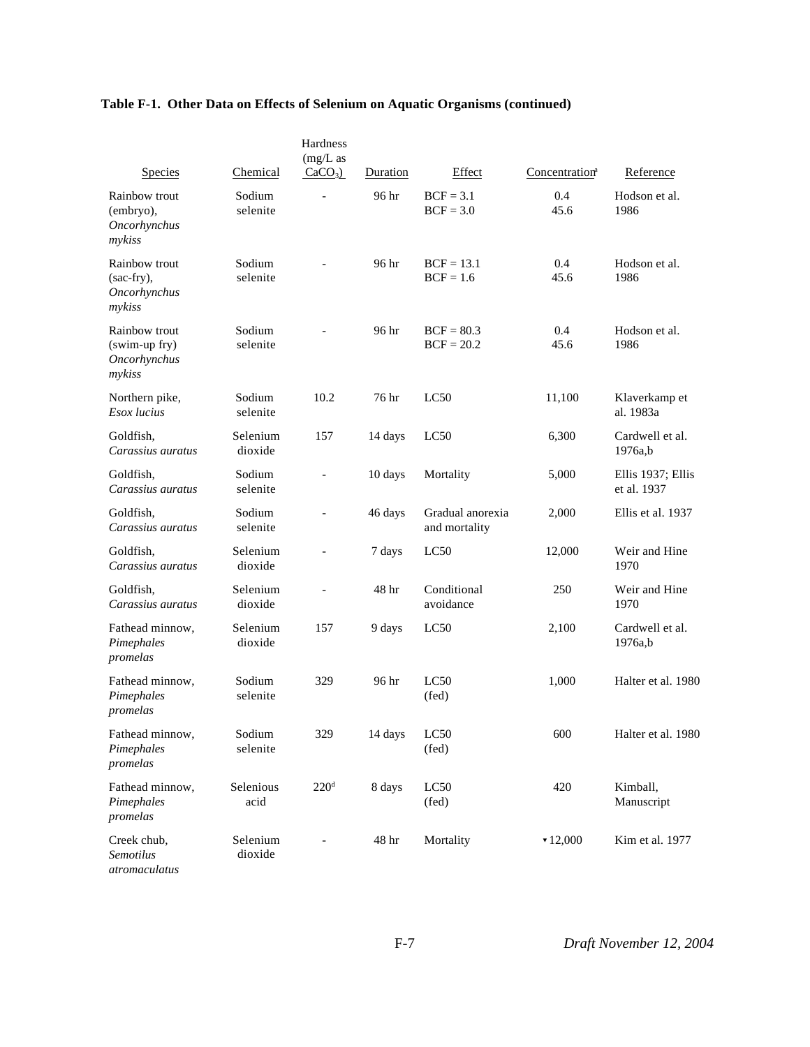**Table F-1. Other Data on Effects of Selenium on Aquatic Organisms (continued)**

| Species | Chemical | Hardness (mg/L as $CaCO_3$) | Duration | Effect | Concentration[a] | Reference |
|---|---|---|---|---|---|---|
| Rainbow trout (embryo), *Oncorhynchus mykiss* | Sodium selenite | - | 96 hr | BCF = 3.1<br>BCF = 3.0 | 0.4<br>45.6 | Hodson et al. 1986 |
| Rainbow trout (sac-fry), *Oncorhynchus mykiss* | Sodium selenite | - | 96 hr | BCF = 13.1<br>BCF = 1.6 | 0.4<br>45.6 | Hodson et al. 1986 |
| Rainbow trout (swim-up fry) *Oncorhynchus mykiss* | Sodium selenite | - | 96 hr | BCF = 80.3<br>BCF = 20.2 | 0.4<br>45.6 | Hodson et al. 1986 |
| Northern pike, *Esox lucius* | Sodium selenite | 10.2 | 76 hr | LC50 | 11,100 | Klaverkamp et al. 1983a |
| Goldfish, *Carassius auratus* | Selenium dioxide | 157 | 14 days | LC50 | 6,300 | Cardwell et al. 1976a,b |
| Goldfish, *Carassius auratus* | Sodium selenite | - | 10 days | Mortality | 5,000 | Ellis 1937; Ellis et al. 1937 |
| Goldfish, *Carassius auratus* | Sodium selenite | - | 46 days | Gradual anorexia and mortality | 2,000 | Ellis et al. 1937 |
| Goldfish, *Carassius auratus* | Selenium dioxide | - | 7 days | LC50 | 12,000 | Weir and Hine 1970 |
| Goldfish, *Carassius auratus* | Selenium dioxide | - | 48 hr | Conditional avoidance | 250 | Weir and Hine 1970 |
| Fathead minnow, *Pimephales promelas* | Selenium dioxide | 157 | 9 days | LC50 | 2,100 | Cardwell et al. 1976a,b |
| Fathead minnow, *Pimephales promelas* | Sodium selenite | 329 | 96 hr | LC50 (fed) | 1,000 | Halter et al. 1980 |
| Fathead minnow, *Pimephales promelas* | Sodium selenite | 329 | 14 days | LC50 (fed) | 600 | Halter et al. 1980 |
| Fathead minnow, *Pimephales promelas* | Selenious acid | 220[d] | 8 days | LC50 (fed) | 420 | Kimball, Manuscript |
| Creek chub, *Semotilus atromaculatus* | Selenium dioxide | - | 48 hr | Mortality | ▾12,000 | Kim et al. 1977 |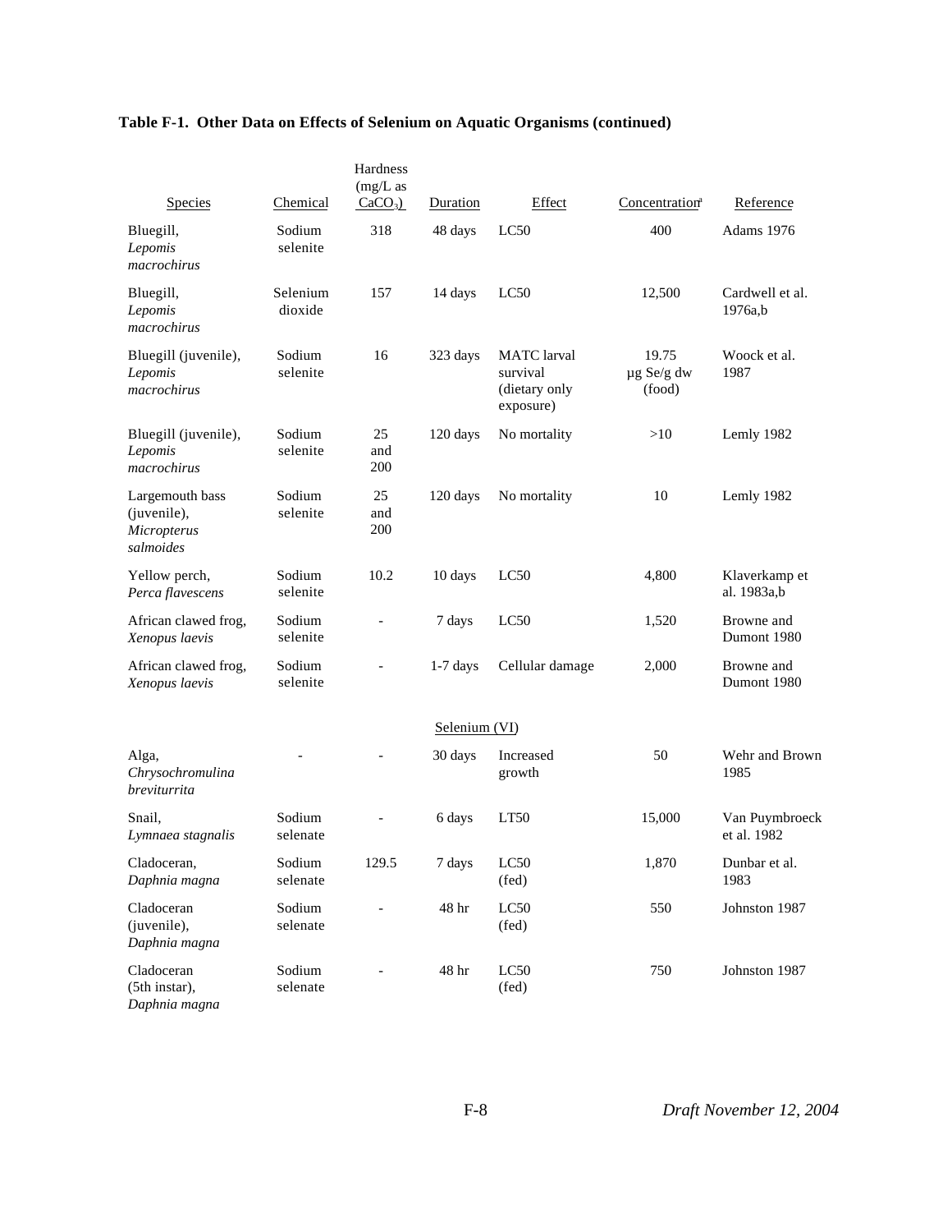**Table F-1. Other Data on Effects of Selenium on Aquatic Organisms (continued)**

| Species | Chemical | Hardness (mg/L as $CaCO_3$) | Duration | Effect | Concentration[a] | Reference |
|---|---|---|---|---|---|---|
| Bluegill, *Lepomis macrochirus* | Sodium selenite | 318 | 48 days | LC50 | 400 | Adams 1976 |
| Bluegill, *Lepomis macrochirus* | Selenium dioxide | 157 | 14 days | LC50 | 12,500 | Cardwell et al. 1976a,b |
| Bluegill (juvenile), *Lepomis macrochirus* | Sodium selenite | 16 | 323 days | MATC larval survival (dietary only exposure) | 19.75 µg Se/g dw (food) | Woock et al. 1987 |
| Bluegill (juvenile), *Lepomis macrochirus* | Sodium selenite | 25 and 200 | 120 days | No mortality | >10 | Lemly 1982 |
| Largemouth bass (juvenile), *Micropterus salmoides* | Sodium selenite | 25 and 200 | 120 days | No mortality | 10 | Lemly 1982 |
| Yellow perch, *Perca flavescens* | Sodium selenite | 10.2 | 10 days | LC50 | 4,800 | Klaverkamp et al. 1983a,b |
| African clawed frog, *Xenopus laevis* | Sodium selenite | - | 7 days | LC50 | 1,520 | Browne and Dumont 1980 |
| African clawed frog, *Xenopus laevis* | Sodium selenite | - | 1-7 days | Cellular damage | 2,000 | Browne and Dumont 1980 |
| | | | Selenium (VI) | | | |
| Alga, *Chrysochromulina breviturrita* | - | - | 30 days | Increased growth | 50 | Wehr and Brown 1985 |
| Snail, *Lymnaea stagnalis* | Sodium selenate | - | 6 days | LT50 | 15,000 | Van Puymbroeck et al. 1982 |
| Cladoceran, *Daphnia magna* | Sodium selenate | 129.5 | 7 days | LC50 (fed) | 1,870 | Dunbar et al. 1983 |
| Cladoceran (juvenile), *Daphnia magna* | Sodium selenate | - | 48 hr | LC50 (fed) | 550 | Johnston 1987 |
| Cladoceran (5th instar), *Daphnia magna* | Sodium selenate | - | 48 hr | LC50 (fed) | 750 | Johnston 1987 |

Draft November 12, 2004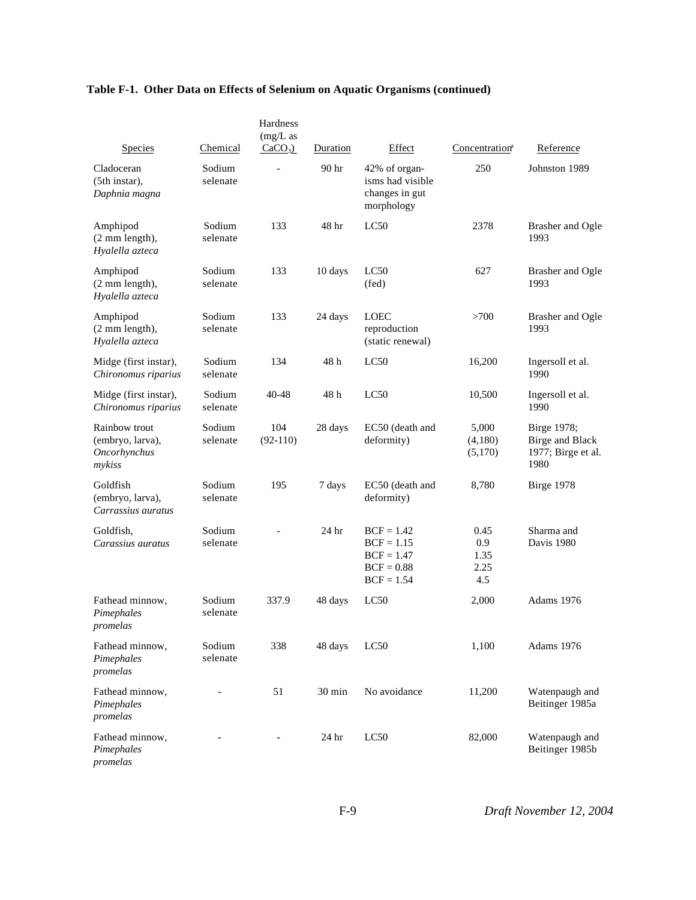**Table F-1. Other Data on Effects of Selenium on Aquatic Organisms (continued)**

| Species | Chemical | Hardness (mg/L as $CaCO_3$) | Duration | Effect | Concentration[a] | Reference |
|---|---|---|---|---|---|---|
| Cladoceran (5th instar), *Daphnia magna* | Sodium selenate | - | 90 hr | 42% of organisms had visible changes in gut morphology | 250 | Johnston 1989 |
| Amphipod (2 mm length), *Hyalella azteca* | Sodium selenate | 133 | 48 hr | LC50 | 2378 | Brasher and Ogle 1993 |
| Amphipod (2 mm length), *Hyalella azteca* | Sodium selenate | 133 | 10 days | LC50 (fed) | 627 | Brasher and Ogle 1993 |
| Amphipod (2 mm length), *Hyalella azteca* | Sodium selenate | 133 | 24 days | LOEC reproduction (static renewal) | >700 | Brasher and Ogle 1993 |
| Midge (first instar), *Chironomus riparius* | Sodium selenate | 134 | 48 h | LC50 | 16,200 | Ingersoll et al. 1990 |
| Midge (first instar), *Chironomus riparius* | Sodium selenate | 40-48 | 48 h | LC50 | 10,500 | Ingersoll et al. 1990 |
| Rainbow trout (embryo, larva), *Oncorhynchus mykiss* | Sodium selenate | 104 (92-110) | 28 days | EC50 (death and deformity) | 5,000 (4,180) (5,170) | Birge 1978; Birge and Black 1977; Birge et al. 1980 |
| Goldfish (embryo, larva), *Carrassius auratus* | Sodium selenate | 195 | 7 days | EC50 (death and deformity) | 8,780 | Birge 1978 |
| Goldfish, *Carassius auratus* | Sodium selenate | - | 24 hr | BCF = 1.42<br>BCF = 1.15<br>BCF = 1.47<br>BCF = 0.88<br>BCF = 1.54 | 0.45<br>0.9<br>1.35<br>2.25<br>4.5 | Sharma and Davis 1980 |
| Fathead minnow, *Pimephales promelas* | Sodium selenate | 337.9 | 48 days | LC50 | 2,000 | Adams 1976 |
| Fathead minnow, *Pimephales promelas* | Sodium selenate | 338 | 48 days | LC50 | 1,100 | Adams 1976 |
| Fathead minnow, *Pimephales promelas* | - | 51 | 30 min | No avoidance | 11,200 | Watenpaugh and Beitinger 1985a |
| Fathead minnow, *Pimephales promelas* | - | - | 24 hr | LC50 | 82,000 | Watenpaugh and Beitinger 1985b |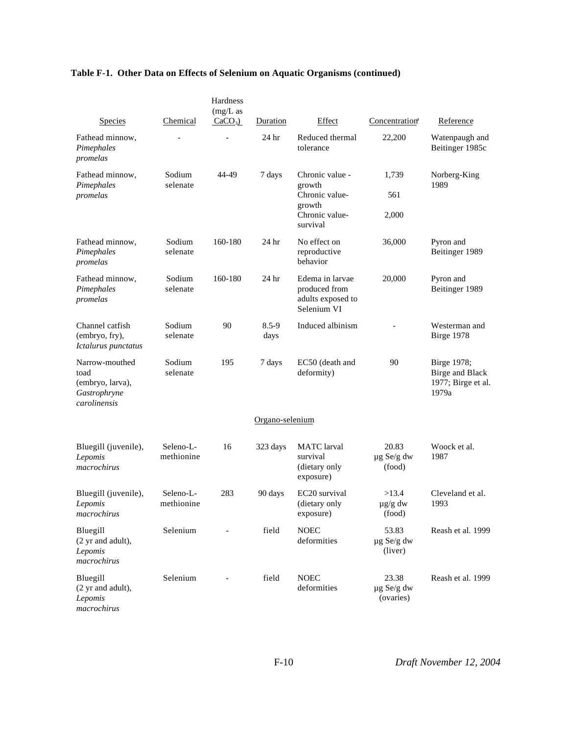**Table F-1. Other Data on Effects of Selenium on Aquatic Organisms (continued)**

| Species | Chemical | Hardness (mg/L as $CaCO_3$) | Duration | Effect | Concentration[a] | Reference |
|---|---|---|---|---|---|---|
| Fathead minnow, *Pimephales promelas* | - | - | 24 hr | Reduced thermal tolerance | 22,200 | Watenpaugh and Beitinger 1985c |
| Fathead minnow, *Pimephales promelas* | Sodium selenate | 44-49 | 7 days | Chronic value - growth<br>Chronic value- growth<br>Chronic value- survival | 1,739<br>561<br>2,000 | Norberg-King 1989 |
| Fathead minnow, *Pimephales promelas* | Sodium selenate | 160-180 | 24 hr | No effect on reproductive behavior | 36,000 | Pyron and Beitinger 1989 |
| Fathead minnow, *Pimephales promelas* | Sodium selenate | 160-180 | 24 hr | Edema in larvae produced from adults exposed to Selenium VI | 20,000 | Pyron and Beitinger 1989 |
| Channel catfish (embryo, fry), *Ictalurus punctatus* | Sodium selenate | 90 | 8.5-9 days | Induced albinism | - | Westerman and Birge 1978 |
| Narrow-mouthed toad (embryo, larva), *Gastrophryne carolinensis* | Sodium selenate | 195 | 7 days | EC50 (death and deformity) | 90 | Birge 1978; Birge and Black 1977; Birge et al. 1979a |
| | | | Organo-selenium | | | |
| Bluegill (juvenile), *Lepomis macrochirus* | Seleno-L-methionine | 16 | 323 days | MATC larval survival (dietary only exposure) | 20.83 µg Se/g dw (food) | Woock et al. 1987 |
| Bluegill (juvenile), *Lepomis macrochirus* | Seleno-L-methionine | 283 | 90 days | EC20 survival (dietary only exposure) | >13.4 µg/g dw (food) | Cleveland et al. 1993 |
| Bluegill (2 yr and adult), *Lepomis macrochirus* | Selenium | - | field | NOEC deformities | 53.83 µg Se/g dw (liver) | Reash et al. 1999 |
| Bluegill (2 yr and adult), *Lepomis macrochirus* | Selenium | - | field | NOEC deformities | 23.38 µg Se/g dw (ovaries) | Reash et al. 1999 |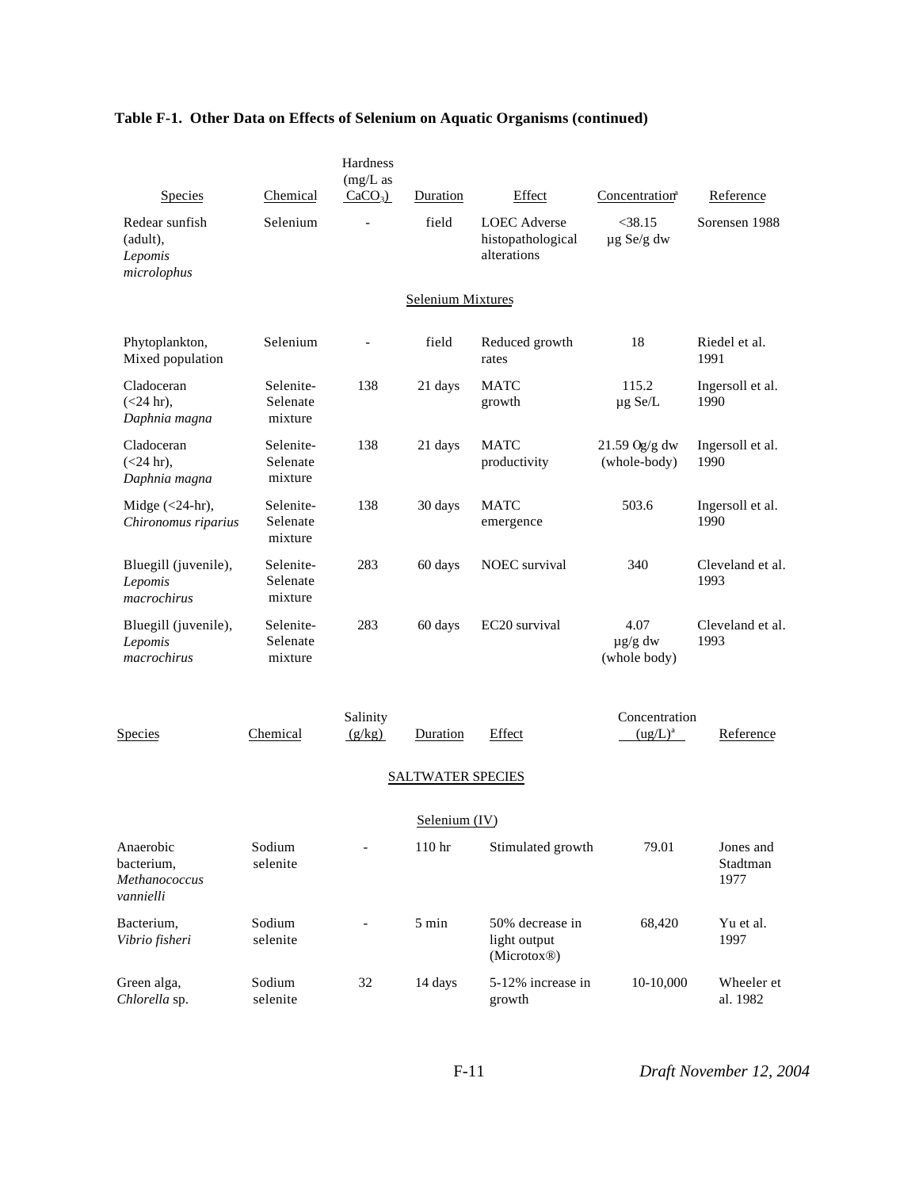**Table F-1. Other Data on Effects of Selenium on Aquatic Organisms (continued)**

| Species | Chemical | Hardness (mg/L as $CaCO_3$) | Duration | Effect | Concentration[a] | Reference |
|---|---|---|---|---|---|---|
| Redear sunfish (adult), *Lepomis microlophus* | Selenium | - | field | LOEC Adverse histopathological alterations | <38.15 µg Se/g dw | Sorensen 1988 |
| | | | **Selenium Mixtures** | | | |
| Phytoplankton, Mixed population | Selenium | - | field | Reduced growth rates | 18 | Riedel et al. 1991 |
| Cladoceran (<24 hr), *Daphnia magna* | Selenite-Selenate mixture | 138 | 21 days | MATC growth | 115.2 µg Se/L | Ingersoll et al. 1990 |
| Cladoceran (<24 hr), *Daphnia magna* | Selenite-Selenate mixture | 138 | 21 days | MATC productivity | 21.59 Og/g dw (whole-body) | Ingersoll et al. 1990 |
| Midge (<24-hr), *Chironomus riparius* | Selenite-Selenate mixture | 138 | 30 days | MATC emergence | 503.6 | Ingersoll et al. 1990 |
| Bluegill (juvenile), *Lepomis macrochirus* | Selenite-Selenate mixture | 283 | 60 days | NOEC survival | 340 | Cleveland et al. 1993 |
| Bluegill (juvenile), *Lepomis macrochirus* | Selenite-Selenate mixture | 283 | 60 days | EC20 survival | 4.07 µg/g dw (whole body) | Cleveland et al. 1993 |

| Species | Chemical | Salinity (g/kg) | Duration | Effect | Concentration (ug/L)[a] | Reference |
|---|---|---|---|---|---|---|
| | | | **SALTWATER SPECIES** | | | |
| | | | **Selenium (IV)** | | | |
| Anaerobic bacterium, *Methanococcus vannielli* | Sodium selenite | - | 110 hr | Stimulated growth | 79.01 | Jones and Stadtman 1977 |
| Bacterium, *Vibrio fisheri* | Sodium selenite | - | 5 min | 50% decrease in light output (Microtox®) | 68,420 | Yu et al. 1997 |
| Green alga, *Chlorella* sp. | Sodium selenite | 32 | 14 days | 5-12% increase in growth | 10-10,000 | Wheeler et al. 1982 |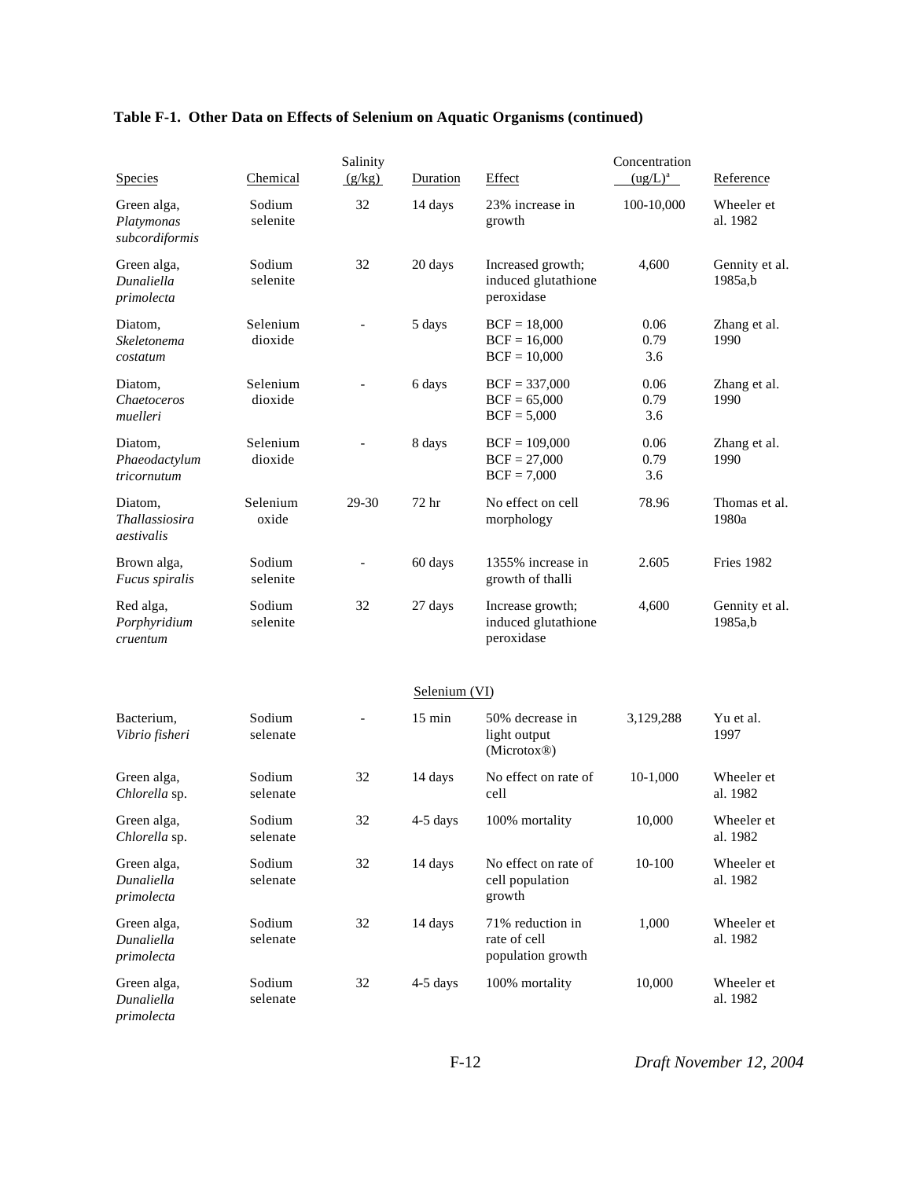**Table F-1. Other Data on Effects of Selenium on Aquatic Organisms (continued)**

| Species | Chemical | Salinity (g/kg) | Duration | Effect | Concentration (ug/L)[a] | Reference |
|---|---|---|---|---|---|---|
| Green alga, *Platymonas subcordiformis* | Sodium selenite | 32 | 14 days | 23% increase in growth | 100-10,000 | Wheeler et al. 1982 |
| Green alga, *Dunaliella primolecta* | Sodium selenite | 32 | 20 days | Increased growth; induced glutathione peroxidase | 4,600 | Gennity et al. 1985a,b |
| Diatom, *Skeletonema costatum* | Selenium dioxide | - | 5 days | BCF = 18,000<br>BCF = 16,000<br>BCF = 10,000 | 0.06<br>0.79<br>3.6 | Zhang et al. 1990 |
| Diatom, *Chaetoceros muelleri* | Selenium dioxide | - | 6 days | BCF = 337,000<br>BCF = 65,000<br>BCF = 5,000 | 0.06<br>0.79<br>3.6 | Zhang et al. 1990 |
| Diatom, *Phaeodactylum tricornutum* | Selenium dioxide | - | 8 days | BCF = 109,000<br>BCF = 27,000<br>BCF = 7,000 | 0.06<br>0.79<br>3.6 | Zhang et al. 1990 |
| Diatom, *Thallassiosira aestivalis* | Selenium oxide | 29-30 | 72 hr | No effect on cell morphology | 78.96 | Thomas et al. 1980a |
| Brown alga, *Fucus spiralis* | Sodium selenite | - | 60 days | 1355% increase in growth of thalli | 2.605 | Fries 1982 |
| Red alga, *Porphyridium cruentum* | Sodium selenite | 32 | 27 days | Increase growth; induced glutathione peroxidase | 4,600 | Gennity et al. 1985a,b |
| | | | Selenium (VI) | | | |
| Bacterium, *Vibrio fisheri* | Sodium selenate | - | 15 min | 50% decrease in light output (Microtox®) | 3,129,288 | Yu et al. 1997 |
| Green alga, *Chlorella* sp. | Sodium selenate | 32 | 14 days | No effect on rate of cell | 10-1,000 | Wheeler et al. 1982 |
| Green alga, *Chlorella* sp. | Sodium selenate | 32 | 4-5 days | 100% mortality | 10,000 | Wheeler et al. 1982 |
| Green alga, *Dunaliella primolecta* | Sodium selenate | 32 | 14 days | No effect on rate of cell population growth | 10-100 | Wheeler et al. 1982 |
| Green alga, *Dunaliella primolecta* | Sodium selenate | 32 | 14 days | 71% reduction in rate of cell population growth | 1,000 | Wheeler et al. 1982 |
| Green alga, *Dunaliella primolecta* | Sodium selenate | 32 | 4-5 days | 100% mortality | 10,000 | Wheeler et al. 1982 |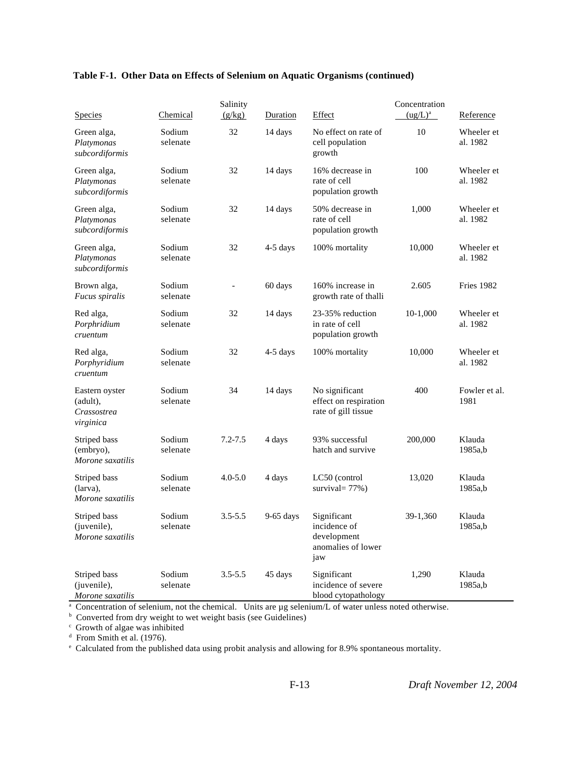**Table F-1. Other Data on Effects of Selenium on Aquatic Organisms (continued)**

| Species | Chemical | Salinity (g/kg) | Duration | Effect | Concentration (ug/L)[a] | Reference |
|---|---|---|---|---|---|---|
| Green alga, *Platymonas subcordiformis* | Sodium selenate | 32 | 14 days | No effect on rate of cell population growth | 10 | Wheeler et al. 1982 |
| Green alga, *Platymonas subcordiformis* | Sodium selenate | 32 | 14 days | 16% decrease in rate of cell population growth | 100 | Wheeler et al. 1982 |
| Green alga, *Platymonas subcordiformis* | Sodium selenate | 32 | 14 days | 50% decrease in rate of cell population growth | 1,000 | Wheeler et al. 1982 |
| Green alga, *Platymonas subcordiformis* | Sodium selenate | 32 | 4-5 days | 100% mortality | 10,000 | Wheeler et al. 1982 |
| Brown alga, *Fucus spiralis* | Sodium selenate | - | 60 days | 160% increase in growth rate of thalli | 2.605 | Fries 1982 |
| Red alga, *Porphridium cruentum* | Sodium selenate | 32 | 14 days | 23-35% reduction in rate of cell population growth | 10-1,000 | Wheeler et al. 1982 |
| Red alga, *Porphyridium cruentum* | Sodium selenate | 32 | 4-5 days | 100% mortality | 10,000 | Wheeler et al. 1982 |
| Eastern oyster (adult), *Crassostrea virginica* | Sodium selenate | 34 | 14 days | No significant effect on respiration rate of gill tissue | 400 | Fowler et al. 1981 |
| Striped bass (embryo), *Morone saxatilis* | Sodium selenate | 7.2-7.5 | 4 days | 93% successful hatch and survive | 200,000 | Klauda 1985a,b |
| Striped bass (larva), *Morone saxatilis* | Sodium selenate | 4.0-5.0 | 4 days | LC50 (control survival= 77%) | 13,020 | Klauda 1985a,b |
| Striped bass (juvenile), *Morone saxatilis* | Sodium selenate | 3.5-5.5 | 9-65 days | Significant incidence of development anomalies of lower jaw | 39-1,360 | Klauda 1985a,b |
| Striped bass (juvenile), *Morone saxatilis* | Sodium selenate | 3.5-5.5 | 45 days | Significant incidence of severe blood cytopathology | 1,290 | Klauda 1985a,b |

[a] Concentration of selenium, not the chemical. Units are µg selenium/L of water unless noted otherwise.
[b] Converted from dry weight to wet weight basis (see Guidelines)
[c] Growth of algae was inhibited
[d] From Smith et al. (1976).
[e] Calculated from the published data using probit analysis and allowing for 8.9% spontaneous mortality.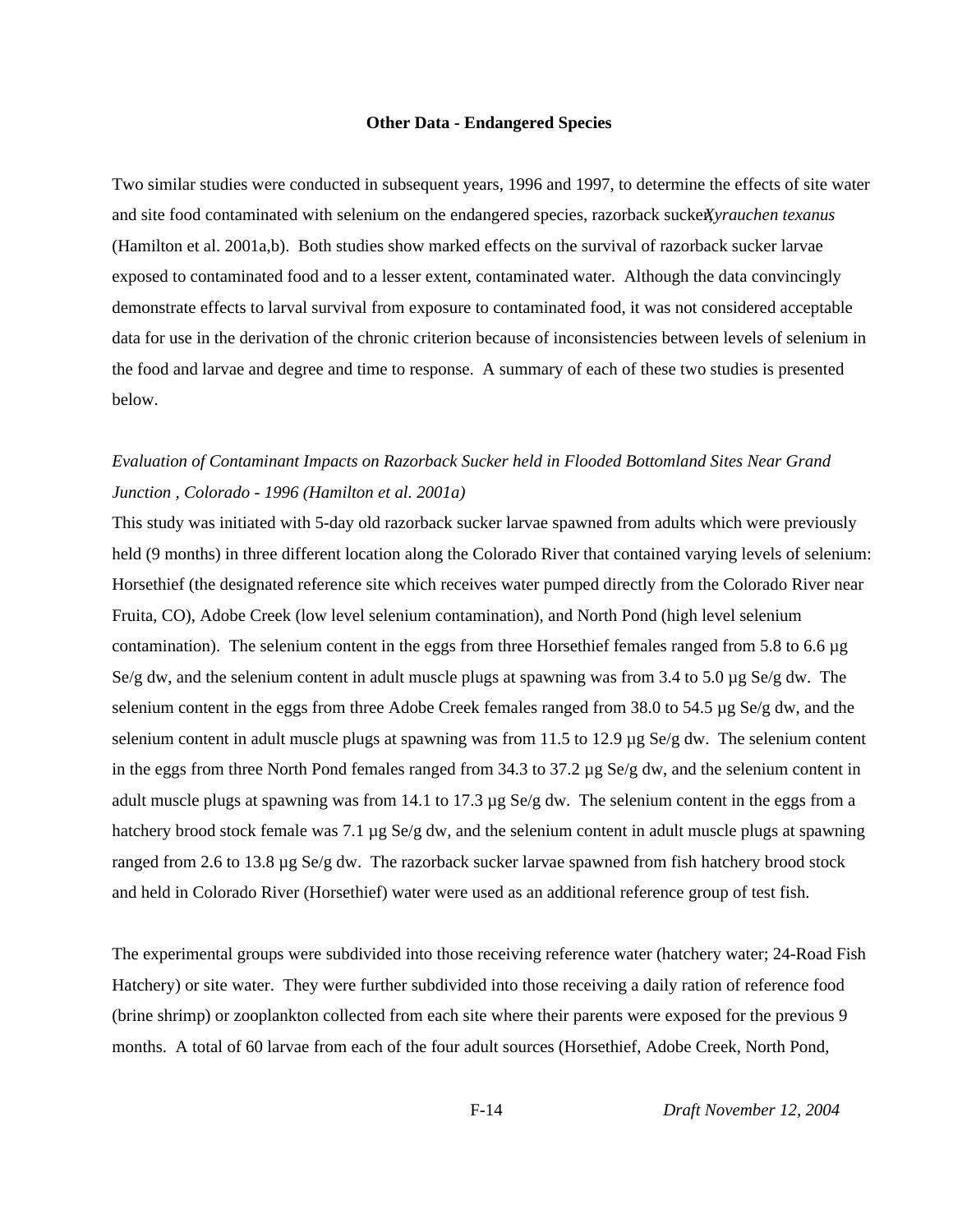**Other Data - Endangered Species**

Two similar studies were conducted in subsequent years, 1996 and 1997, to determine the effects of site water and site food contaminated with selenium on the endangered species, razorback sucker, *Xyrauchen texanus* (Hamilton et al. 2001a,b). Both studies show marked effects on the survival of razorback sucker larvae exposed to contaminated food and to a lesser extent, contaminated water. Although the data convincingly demonstrate effects to larval survival from exposure to contaminated food, it was not considered acceptable data for use in the derivation of the chronic criterion because of inconsistencies between levels of selenium in the food and larvae and degree and time to response. A summary of each of these two studies is presented below.

*Evaluation of Contaminant Impacts on Razorback Sucker held in Flooded Bottomland Sites Near Grand Junction , Colorado - 1996 (Hamilton et al. 2001a)*

This study was initiated with 5-day old razorback sucker larvae spawned from adults which were previously held (9 months) in three different location along the Colorado River that contained varying levels of selenium: Horsethief (the designated reference site which receives water pumped directly from the Colorado River near Fruita, CO), Adobe Creek (low level selenium contamination), and North Pond (high level selenium contamination). The selenium content in the eggs from three Horsethief females ranged from 5.8 to 6.6 µg Se/g dw, and the selenium content in adult muscle plugs at spawning was from 3.4 to 5.0 µg Se/g dw. The selenium content in the eggs from three Adobe Creek females ranged from 38.0 to 54.5 µg Se/g dw, and the selenium content in adult muscle plugs at spawning was from 11.5 to 12.9 µg Se/g dw. The selenium content in the eggs from three North Pond females ranged from 34.3 to 37.2 µg Se/g dw, and the selenium content in adult muscle plugs at spawning was from 14.1 to 17.3 µg Se/g dw. The selenium content in the eggs from a hatchery brood stock female was 7.1 µg Se/g dw, and the selenium content in adult muscle plugs at spawning ranged from 2.6 to 13.8 µg Se/g dw. The razorback sucker larvae spawned from fish hatchery brood stock and held in Colorado River (Horsethief) water were used as an additional reference group of test fish.

The experimental groups were subdivided into those receiving reference water (hatchery water; 24-Road Fish Hatchery) or site water. They were further subdivided into those receiving a daily ration of reference food (brine shrimp) or zooplankton collected from each site where their parents were exposed for the previous 9 months. A total of 60 larvae from each of the four adult sources (Horsethief, Adobe Creek, North Pond,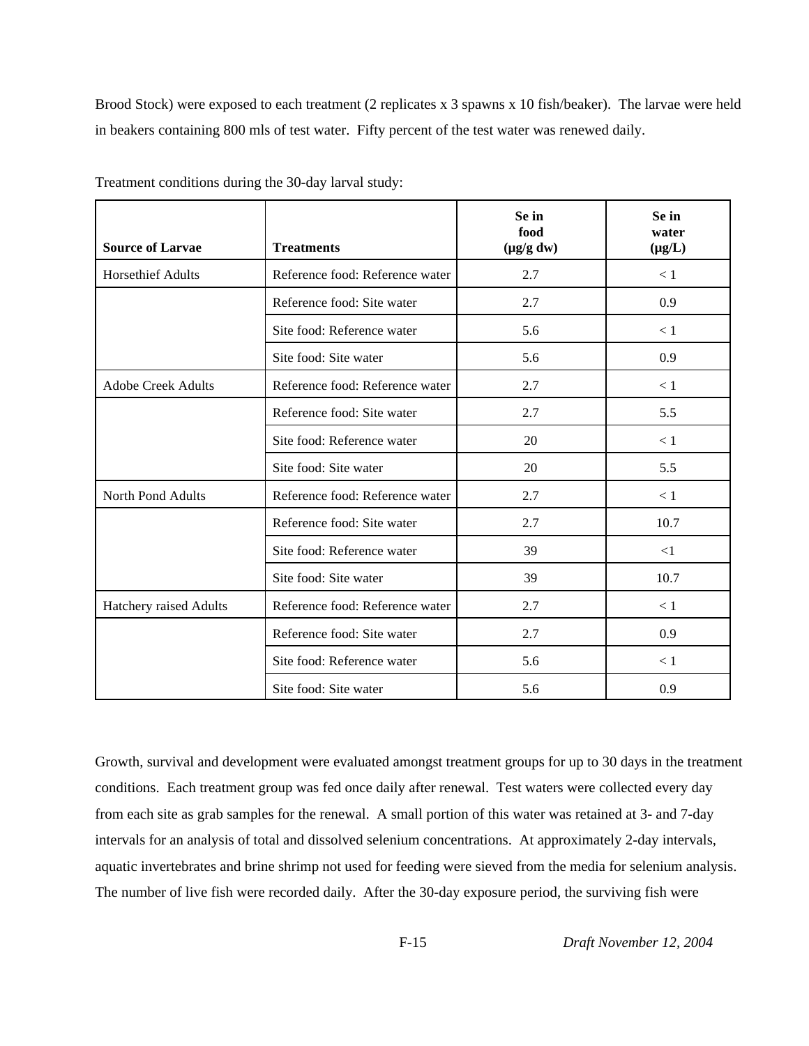Brood Stock) were exposed to each treatment (2 replicates x 3 spawns x 10 fish/beaker). The larvae were held in beakers containing 800 mls of test water. Fifty percent of the test water was renewed daily.

Treatment conditions during the 30-day larval study:

| Source of Larvae | Treatments | Se in food (µg/g dw) | Se in water (µg/L) |
|---|---|---|---|
| Horsethief Adults | Reference food: Reference water | 2.7 | < 1 |
| | Reference food: Site water | 2.7 | 0.9 |
| | Site food: Reference water | 5.6 | < 1 |
| | Site food: Site water | 5.6 | 0.9 |
| Adobe Creek Adults | Reference food: Reference water | 2.7 | < 1 |
| | Reference food: Site water | 2.7 | 5.5 |
| | Site food: Reference water | 20 | < 1 |
| | Site food: Site water | 20 | 5.5 |
| North Pond Adults | Reference food: Reference water | 2.7 | < 1 |
| | Reference food: Site water | 2.7 | 10.7 |
| | Site food: Reference water | 39 | <1 |
| | Site food: Site water | 39 | 10.7 |
| Hatchery raised Adults | Reference food: Reference water | 2.7 | < 1 |
| | Reference food: Site water | 2.7 | 0.9 |
| | Site food: Reference water | 5.6 | < 1 |
| | Site food: Site water | 5.6 | 0.9 |

Growth, survival and development were evaluated amongst treatment groups for up to 30 days in the treatment conditions. Each treatment group was fed once daily after renewal. Test waters were collected every day from each site as grab samples for the renewal. A small portion of this water was retained at 3- and 7-day intervals for an analysis of total and dissolved selenium concentrations. At approximately 2-day intervals, aquatic invertebrates and brine shrimp not used for feeding were sieved from the media for selenium analysis. The number of live fish were recorded daily. After the 30-day exposure period, the surviving fish were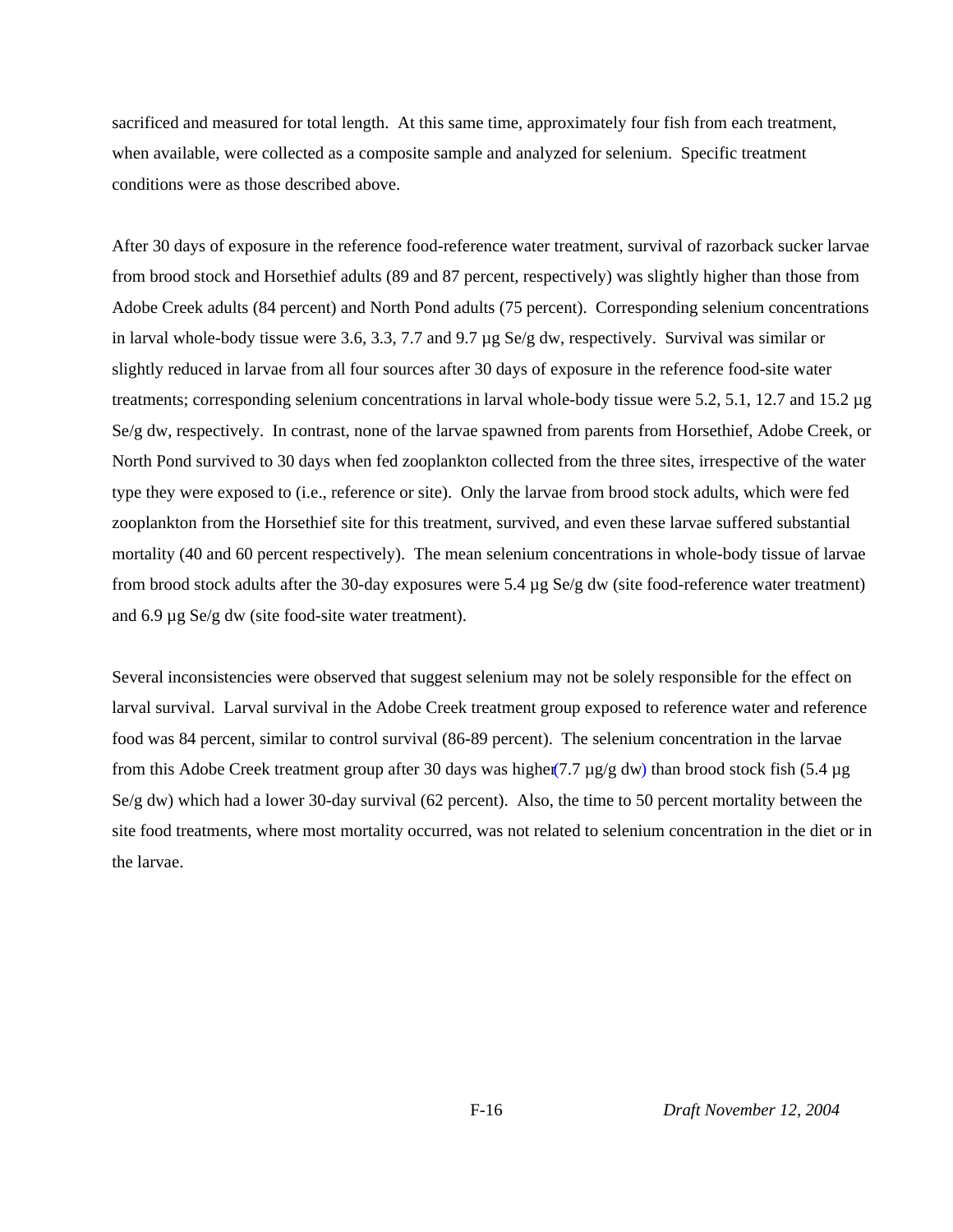sacrificed and measured for total length. At this same time, approximately four fish from each treatment, when available, were collected as a composite sample and analyzed for selenium. Specific treatment conditions were as those described above.

After 30 days of exposure in the reference food-reference water treatment, survival of razorback sucker larvae from brood stock and Horsethief adults (89 and 87 percent, respectively) was slightly higher than those from Adobe Creek adults (84 percent) and North Pond adults (75 percent). Corresponding selenium concentrations in larval whole-body tissue were 3.6, 3.3, 7.7 and 9.7 µg Se/g dw, respectively. Survival was similar or slightly reduced in larvae from all four sources after 30 days of exposure in the reference food-site water treatments; corresponding selenium concentrations in larval whole-body tissue were 5.2, 5.1, 12.7 and 15.2 µg Se/g dw, respectively. In contrast, none of the larvae spawned from parents from Horsethief, Adobe Creek, or North Pond survived to 30 days when fed zooplankton collected from the three sites, irrespective of the water type they were exposed to (i.e., reference or site). Only the larvae from brood stock adults, which were fed zooplankton from the Horsethief site for this treatment, survived, and even these larvae suffered substantial mortality (40 and 60 percent respectively). The mean selenium concentrations in whole-body tissue of larvae from brood stock adults after the 30-day exposures were 5.4 µg Se/g dw (site food-reference water treatment) and 6.9 µg Se/g dw (site food-site water treatment).

Several inconsistencies were observed that suggest selenium may not be solely responsible for the effect on larval survival. Larval survival in the Adobe Creek treatment group exposed to reference water and reference food was 84 percent, similar to control survival (86-89 percent). The selenium concentration in the larvae from this Adobe Creek treatment group after 30 days was higher (7.7 µg/g dw) than brood stock fish (5.4 µg Se/g dw) which had a lower 30-day survival (62 percent). Also, the time to 50 percent mortality between the site food treatments, where most mortality occurred, was not related to selenium concentration in the diet or in the larvae.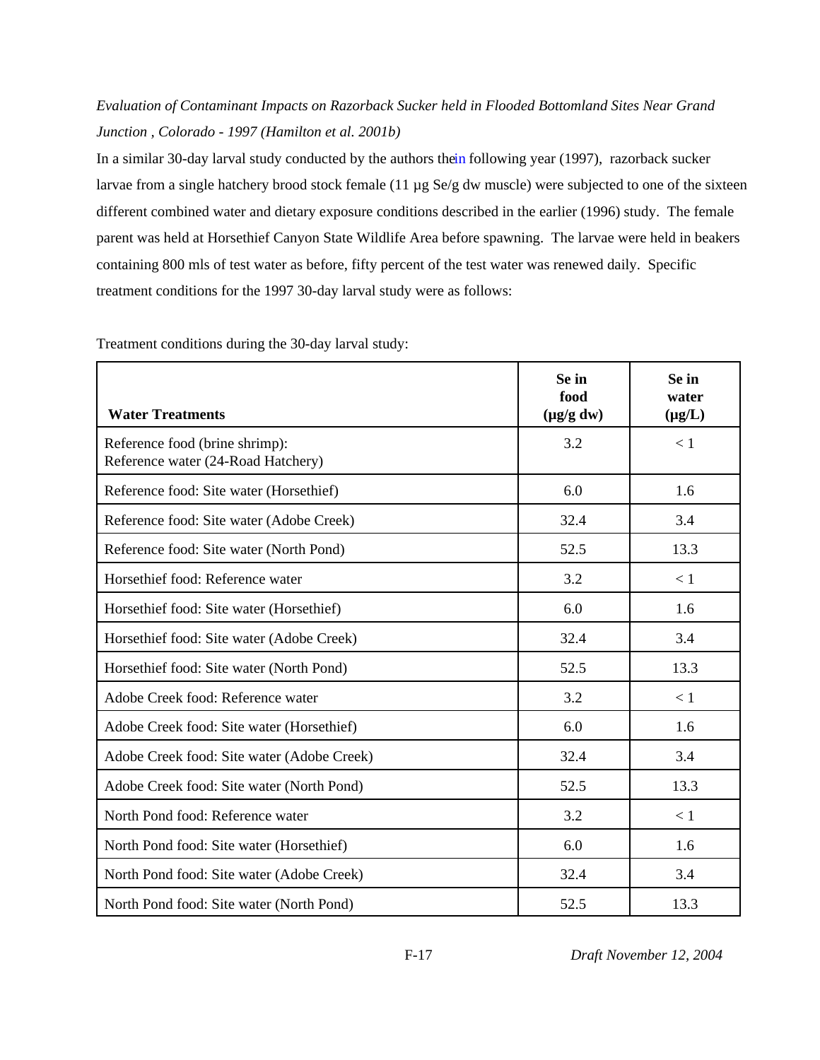*Evaluation of Contaminant Impacts on Razorback Sucker held in Flooded Bottomland Sites Near Grand Junction , Colorado - 1997 (Hamilton et al. 2001b)*

In a similar 30-day larval study conducted by the authors thein following year (1997), razorback sucker larvae from a single hatchery brood stock female (11 µg Se/g dw muscle) were subjected to one of the sixteen different combined water and dietary exposure conditions described in the earlier (1996) study. The female parent was held at Horsethief Canyon State Wildlife Area before spawning. The larvae were held in beakers containing 800 mls of test water as before, fifty percent of the test water was renewed daily. Specific treatment conditions for the 1997 30-day larval study were as follows:

Treatment conditions during the 30-day larval study:

| **Water Treatments** | **Se in food (µg/g dw)** | **Se in water (µg/L)** |
|---|---|---|
| Reference food (brine shrimp): Reference water (24-Road Hatchery) | 3.2 | < 1 |
| Reference food: Site water (Horsethief) | 6.0 | 1.6 |
| Reference food: Site water (Adobe Creek) | 32.4 | 3.4 |
| Reference food: Site water (North Pond) | 52.5 | 13.3 |
| Horsethief food: Reference water | 3.2 | < 1 |
| Horsethief food: Site water (Horsethief) | 6.0 | 1.6 |
| Horsethief food: Site water (Adobe Creek) | 32.4 | 3.4 |
| Horsethief food: Site water (North Pond) | 52.5 | 13.3 |
| Adobe Creek food: Reference water | 3.2 | < 1 |
| Adobe Creek food: Site water (Horsethief) | 6.0 | 1.6 |
| Adobe Creek food: Site water (Adobe Creek) | 32.4 | 3.4 |
| Adobe Creek food: Site water (North Pond) | 52.5 | 13.3 |
| North Pond food: Reference water | 3.2 | < 1 |
| North Pond food: Site water (Horsethief) | 6.0 | 1.6 |
| North Pond food: Site water (Adobe Creek) | 32.4 | 3.4 |
| North Pond food: Site water (North Pond) | 52.5 | 13.3 |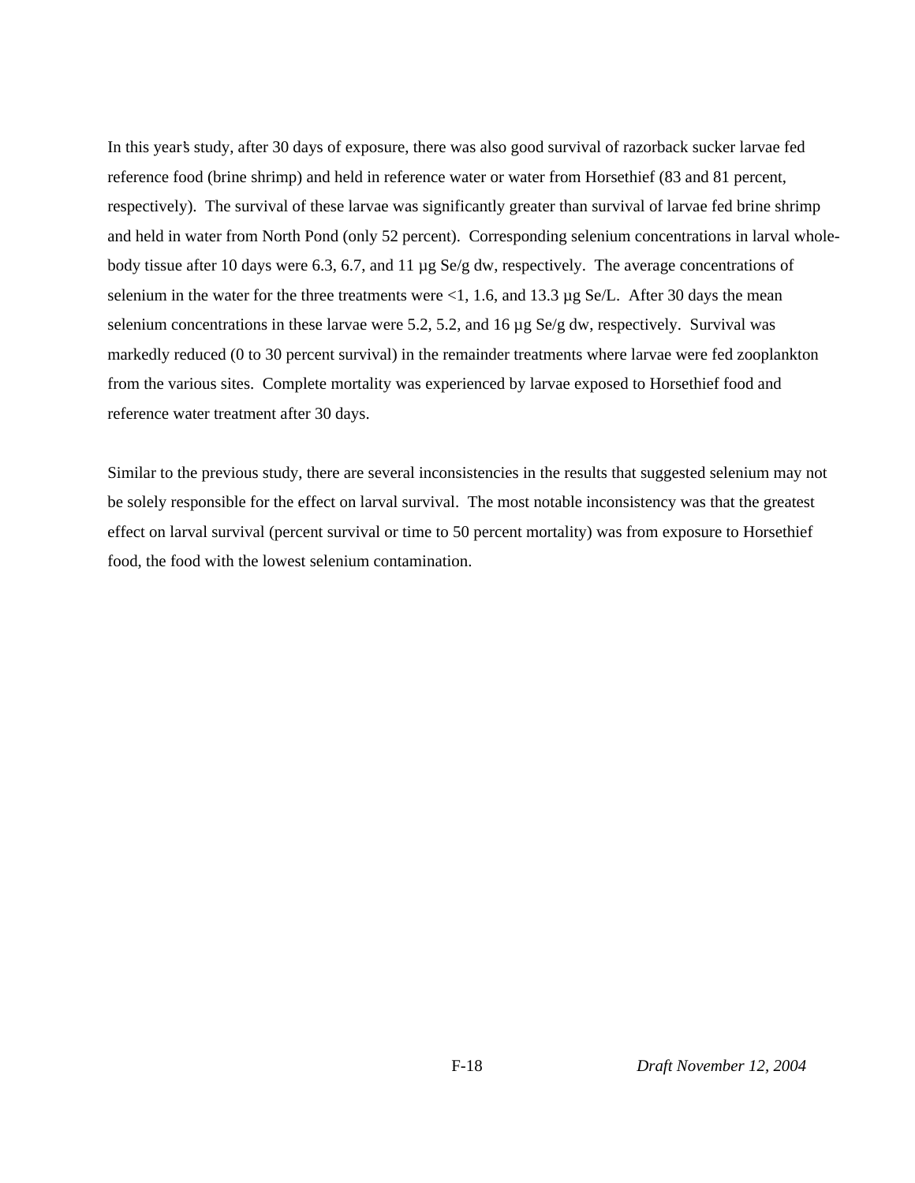In this year's study, after 30 days of exposure, there was also good survival of razorback sucker larvae fed reference food (brine shrimp) and held in reference water or water from Horsethief (83 and 81 percent, respectively). The survival of these larvae was significantly greater than survival of larvae fed brine shrimp and held in water from North Pond (only 52 percent). Corresponding selenium concentrations in larval whole-body tissue after 10 days were 6.3, 6.7, and 11 µg Se/g dw, respectively. The average concentrations of selenium in the water for the three treatments were <1, 1.6, and 13.3 µg Se/L. After 30 days the mean selenium concentrations in these larvae were 5.2, 5.2, and 16 µg Se/g dw, respectively. Survival was markedly reduced (0 to 30 percent survival) in the remainder treatments where larvae were fed zooplankton from the various sites. Complete mortality was experienced by larvae exposed to Horsethief food and reference water treatment after 30 days.

Similar to the previous study, there are several inconsistencies in the results that suggested selenium may not be solely responsible for the effect on larval survival. The most notable inconsistency was that the greatest effect on larval survival (percent survival or time to 50 percent mortality) was from exposure to Horsethief food, the food with the lowest selenium contamination.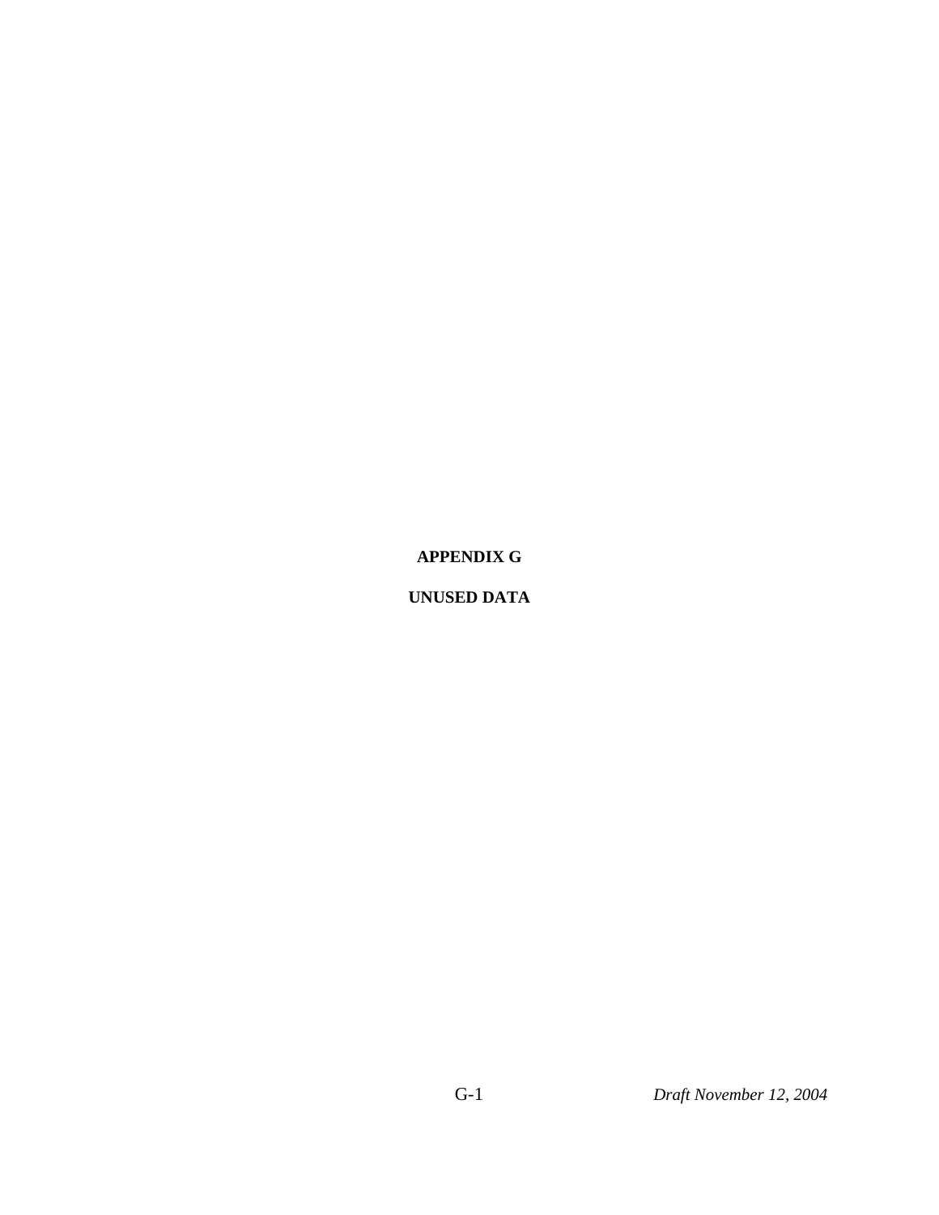# APPENDIX G

# UNUSED DATA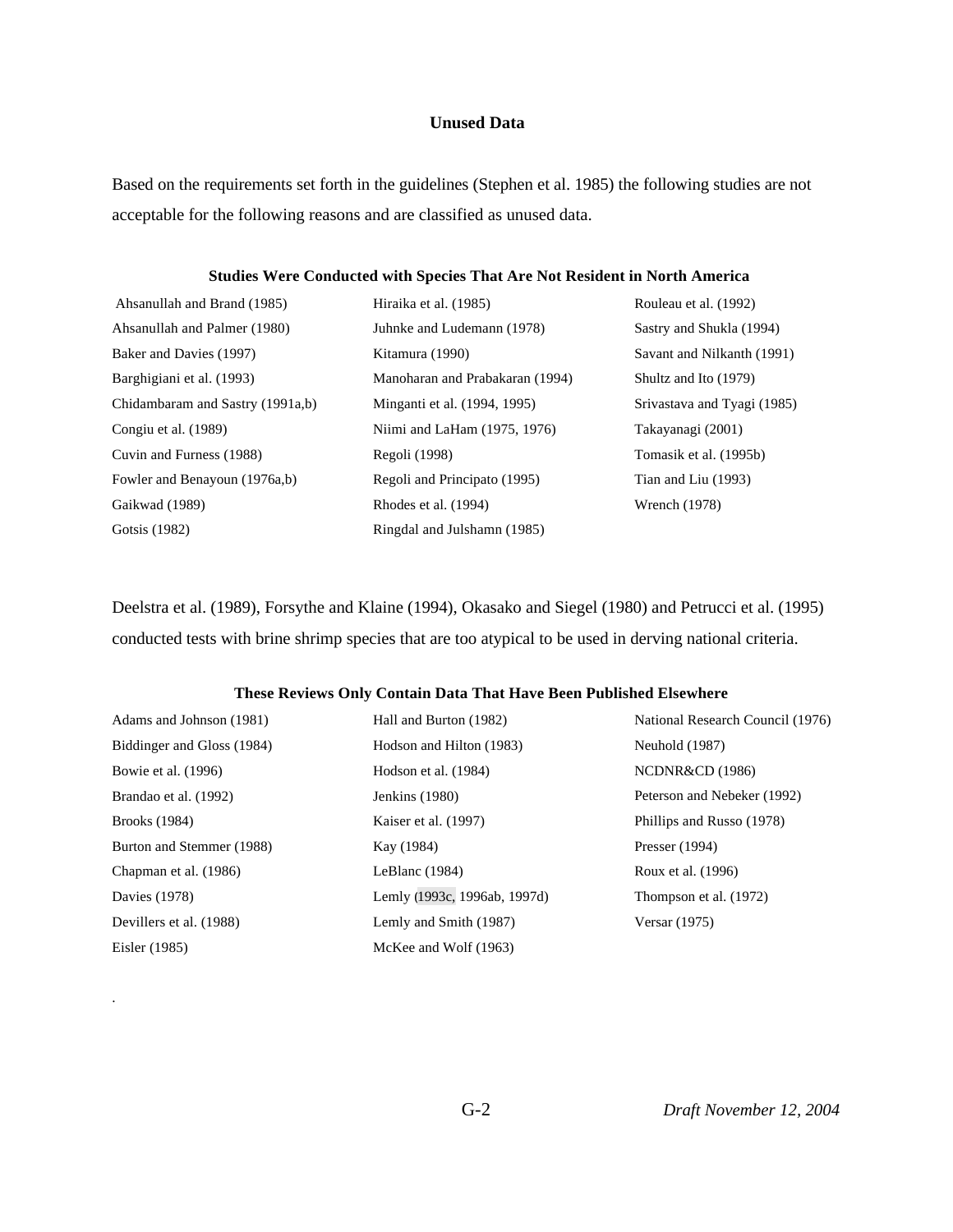## Unused Data

Based on the requirements set forth in the guidelines (Stephen et al. 1985) the following studies are not acceptable for the following reasons and are classified as unused data.

### Studies Were Conducted with Species That Are Not Resident in North America

Ahsanullah and Brand (1985)
Ahsanullah and Palmer (1980)
Baker and Davies (1997)
Barghigiani et al. (1993)
Chidambaram and Sastry (1991a,b)
Congiu et al. (1989)
Cuvin and Furness (1988)
Fowler and Benayoun (1976a,b)
Gaikwad (1989)
Gotsis (1982)
Hiraika et al. (1985)
Juhnke and Ludemann (1978)
Kitamura (1990)
Manoharan and Prabakaran (1994)
Minganti et al. (1994, 1995)
Niimi and LaHam (1975, 1976)
Regoli (1998)
Regoli and Principato (1995)
Rhodes et al. (1994)
Ringdal and Julshamn (1985)
Rouleau et al. (1992)
Sastry and Shukla (1994)
Savant and Nilkanth (1991)
Shultz and Ito (1979)
Srivastava and Tyagi (1985)
Takayanagi (2001)
Tomasik et al. (1995b)
Tian and Liu (1993)
Wrench (1978)

Deelstra et al. (1989), Forsythe and Klaine (1994), Okasako and Siegel (1980) and Petrucci et al. (1995) conducted tests with brine shrimp species that are too atypical to be used in derving national criteria.

### These Reviews Only Contain Data That Have Been Published Elsewhere

Adams and Johnson (1981)
Biddinger and Gloss (1984)
Bowie et al. (1996)
Brandao et al. (1992)
Brooks (1984)
Burton and Stemmer (1988)
Chapman et al. (1986)
Davies (1978)
Devillers et al. (1988)
Eisler (1985)
Hall and Burton (1982)
Hodson and Hilton (1983)
Hodson et al. (1984)
Jenkins (1980)
Kaiser et al. (1997)
Kay (1984)
LeBlanc (1984)
Lemly (1993c, 1996ab, 1997d)
Lemly and Smith (1987)
McKee and Wolf (1963)
National Research Council (1976)
Neuhold (1987)
NCDNR&CD (1986)
Peterson and Nebeker (1992)
Phillips and Russo (1978)
Presser (1994)
Roux et al. (1996)
Thompson et al. (1972)
Versar (1975)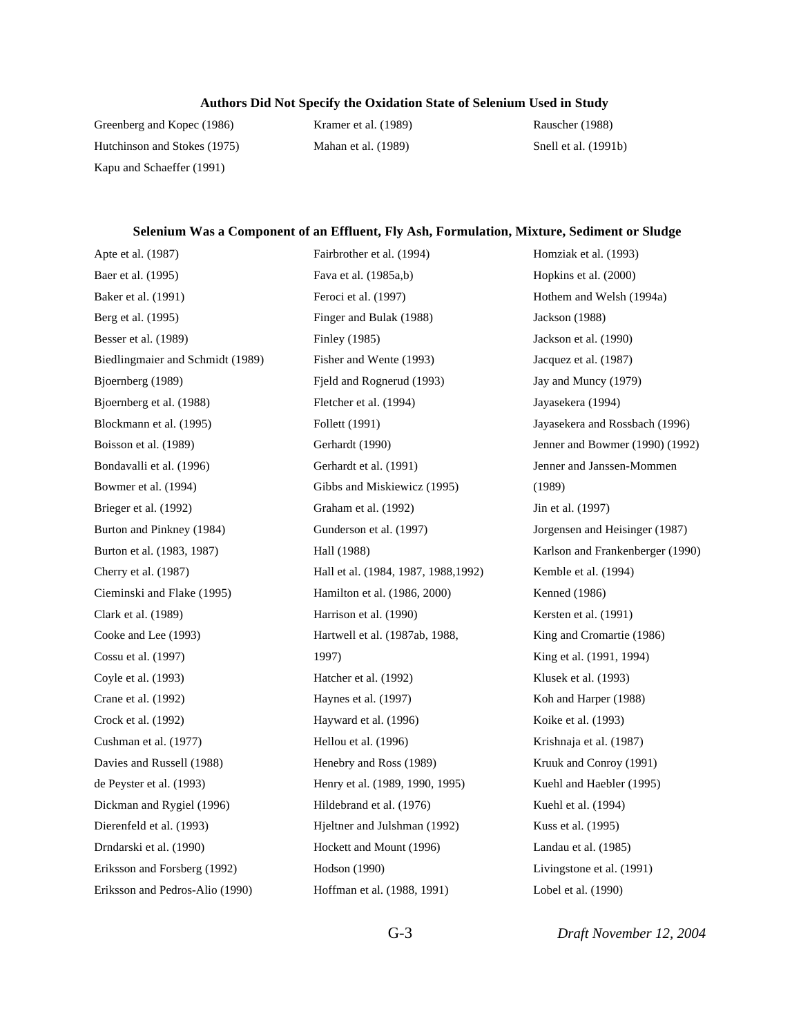**Authors Did Not Specify the Oxidation State of Selenium Used in Study**

Greenberg and Kopec (1986)
Hutchinson and Stokes (1975)
Kapu and Schaeffer (1991)
Kramer et al. (1989)
Mahan et al. (1989)
Rauscher (1988)
Snell et al. (1991b)

**Selenium Was a Component of an Effluent, Fly Ash, Formulation, Mixture, Sediment or Sludge**

Apte et al. (1987)
Baer et al. (1995)
Baker et al. (1991)
Berg et al. (1995)
Besser et al. (1989)
Biedlingmaier and Schmidt (1989)
Bjoernberg (1989)
Bjoernberg et al. (1988)
Blockmann et al. (1995)
Boisson et al. (1989)
Bondavalli et al. (1996)
Bowmer et al. (1994)
Brieger et al. (1992)
Burton and Pinkney (1984)
Burton et al. (1983, 1987)
Cherry et al. (1987)
Cieminski and Flake (1995)
Clark et al. (1989)
Cooke and Lee (1993)
Cossu et al. (1997)
Coyle et al. (1993)
Crane et al. (1992)
Crock et al. (1992)
Cushman et al. (1977)
Davies and Russell (1988)
de Peyster et al. (1993)
Dickman and Rygiel (1996)
Dierenfeld et al. (1993)
Drndarski et al. (1990)
Eriksson and Forsberg (1992)
Eriksson and Pedros-Alio (1990)
Fairbrother et al. (1994)
Fava et al. (1985a,b)
Feroci et al. (1997)
Finger and Bulak (1988)
Finley (1985)
Fisher and Wente (1993)
Fjeld and Rognerud (1993)
Fletcher et al. (1994)
Follett (1991)
Gerhardt (1990)
Gerhardt et al. (1991)
Gibbs and Miskiewicz (1995)
Graham et al. (1992)
Gunderson et al. (1997)
Hall (1988)
Hall et al. (1984, 1987, 1988,1992)
Hamilton et al. (1986, 2000)
Harrison et al. (1990)
Hartwell et al. (1987ab, 1988, 1997)
Hatcher et al. (1992)
Haynes et al. (1997)
Hayward et al. (1996)
Hellou et al. (1996)
Henebry and Ross (1989)
Henry et al. (1989, 1990, 1995)
Hildebrand et al. (1976)
Hjeltner and Julshman (1992)
Hockett and Mount (1996)
Hodson (1990)
Hoffman et al. (1988, 1991)
Homziak et al. (1993)
Hopkins et al. (2000)
Hothem and Welsh (1994a)
Jackson (1988)
Jackson et al. (1990)
Jacquez et al. (1987)
Jay and Muncy (1979)
Jayasekera (1994)
Jayasekera and Rossbach (1996)
Jenner and Bowmer (1990) (1992)
Jenner and Janssen-Mommen (1989)
Jin et al. (1997)
Jorgensen and Heisinger (1987)
Karlson and Frankenberger (1990)
Kemble et al. (1994)
Kenned (1986)
Kersten et al. (1991)
King and Cromartie (1986)
King et al. (1991, 1994)
Klusek et al. (1993)
Koh and Harper (1988)
Koike et al. (1993)
Krishnaja et al. (1987)
Kruuk and Conroy (1991)
Kuehl and Haebler (1995)
Kuehl et al. (1994)
Kuss et al. (1995)
Landau et al. (1985)
Livingstone et al. (1991)
Lobel et al. (1990)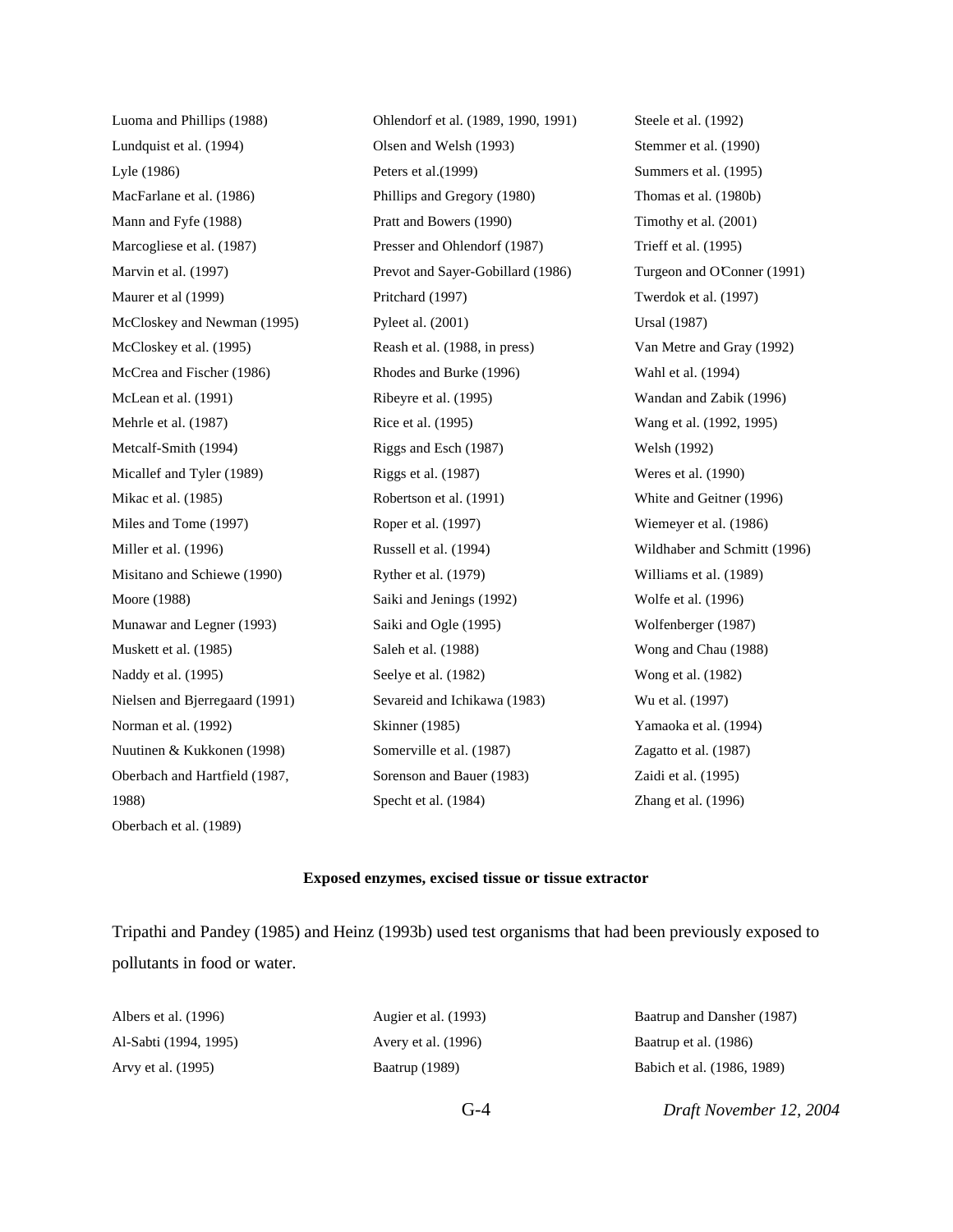Luoma and Phillips (1988)
Lundquist et al. (1994)
Lyle (1986)
MacFarlane et al. (1986)
Mann and Fyfe (1988)
Marcogliese et al. (1987)
Marvin et al. (1997)
Maurer et al (1999)
McCloskey and Newman (1995)
McCloskey et al. (1995)
McCrea and Fischer (1986)
McLean et al. (1991)
Mehrle et al. (1987)
Metcalf-Smith (1994)
Micallef and Tyler (1989)
Mikac et al. (1985)
Miles and Tome (1997)
Miller et al. (1996)
Misitano and Schiewe (1990)
Moore (1988)
Munawar and Legner (1993)
Muskett et al. (1985)
Naddy et al. (1995)
Nielsen and Bjerregaard (1991)
Norman et al. (1992)
Nuutinen & Kukkonen (1998)
Oberbach and Hartfield (1987, 1988)
Oberbach et al. (1989)
Ohlendorf et al. (1989, 1990, 1991)
Olsen and Welsh (1993)
Peters et al.(1999)
Phillips and Gregory (1980)
Pratt and Bowers (1990)
Presser and Ohlendorf (1987)
Prevot and Sayer-Gobillard (1986)
Pritchard (1997)
Pyleet al. (2001)
Reash et al. (1988, in press)
Rhodes and Burke (1996)
Ribeyre et al. (1995)
Rice et al. (1995)
Riggs and Esch (1987)
Riggs et al. (1987)
Robertson et al. (1991)
Roper et al. (1997)
Russell et al. (1994)
Ryther et al. (1979)
Saiki and Jenings (1992)
Saiki and Ogle (1995)
Saleh et al. (1988)
Seelye et al. (1982)
Sevareid and Ichikawa (1983)
Skinner (1985)
Somerville et al. (1987)
Sorenson and Bauer (1983)
Specht et al. (1984)
Steele et al. (1992)
Stemmer et al. (1990)
Summers et al. (1995)
Thomas et al. (1980b)
Timothy et al. (2001)
Trieff et al. (1995)
Turgeon and OConner (1991)
Twerdok et al. (1997)
Ursal (1987)
Van Metre and Gray (1992)
Wahl et al. (1994)
Wandan and Zabik (1996)
Wang et al. (1992, 1995)
Welsh (1992)
Weres et al. (1990)
White and Geitner (1996)
Wiemeyer et al. (1986)
Wildhaber and Schmitt (1996)
Williams et al. (1989)
Wolfe et al. (1996)
Wolfenberger (1987)
Wong and Chau (1988)
Wong et al. (1982)
Wu et al. (1997)
Yamaoka et al. (1994)
Zagatto et al. (1987)
Zaidi et al. (1995)
Zhang et al. (1996)

**Exposed enzymes, excised tissue or tissue extractor**

Tripathi and Pandey (1985) and Heinz (1993b) used test organisms that had been previously exposed to pollutants in food or water.

Albers et al. (1996)
Al-Sabti (1994, 1995)
Arvy et al. (1995)
Augier et al. (1993)
Avery et al. (1996)
Baatrup (1989)
Baatrup and Dansher (1987)
Baatrup et al. (1986)
Babich et al. (1986, 1989)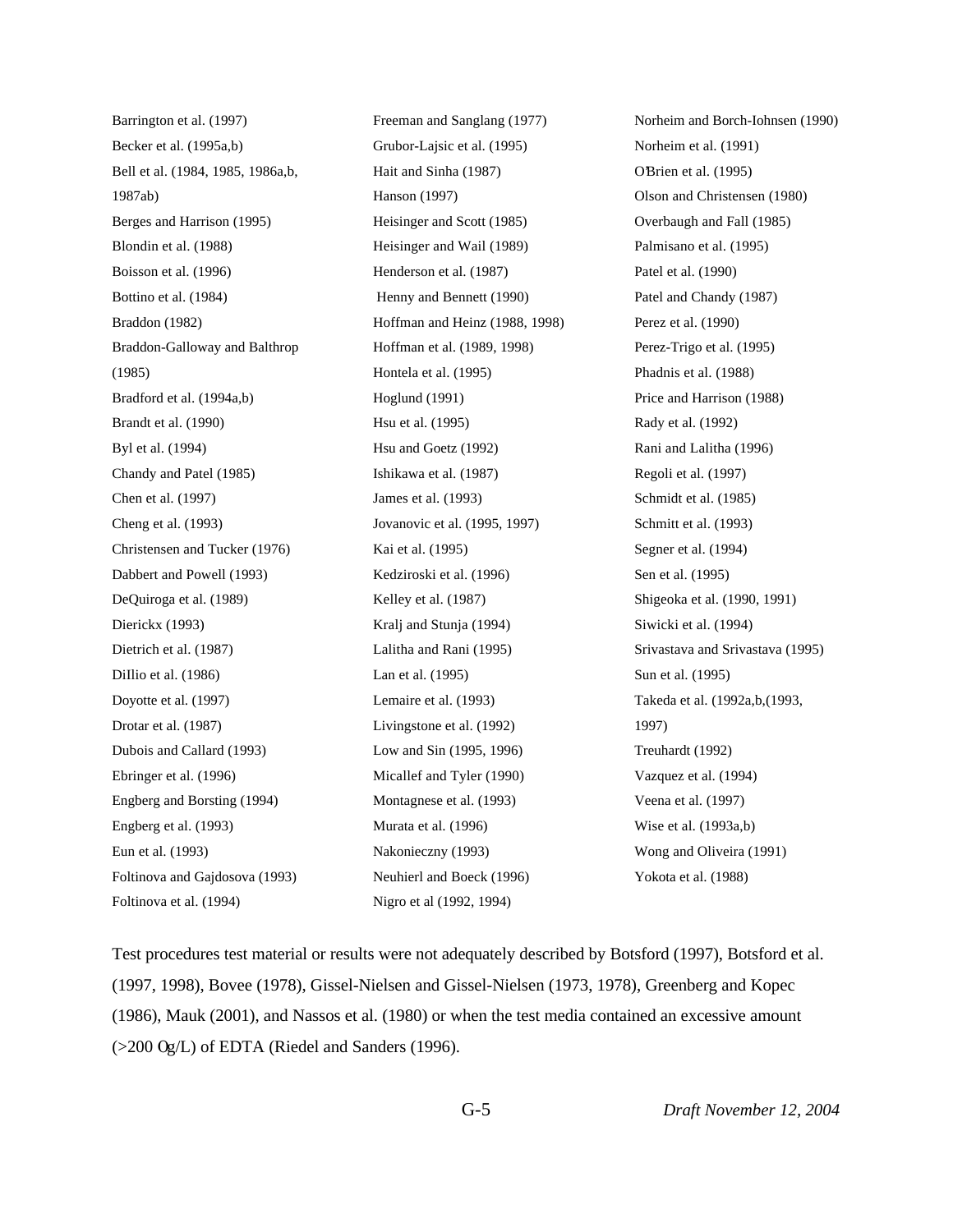Barrington et al. (1997)
Becker et al. (1995a,b)
Bell et al. (1984, 1985, 1986a,b, 1987ab)
Berges and Harrison (1995)
Blondin et al. (1988)
Boisson et al. (1996)
Bottino et al. (1984)
Braddon (1982)
Braddon-Galloway and Balthrop (1985)
Bradford et al. (1994a,b)
Brandt et al. (1990)
Byl et al. (1994)
Chandy and Patel (1985)
Chen et al. (1997)
Cheng et al. (1993)
Christensen and Tucker (1976)
Dabbert and Powell (1993)
DeQuiroga et al. (1989)
Dierickx (1993)
Dietrich et al. (1987)
DiIlio et al. (1986)
Doyotte et al. (1997)
Drotar et al. (1987)
Dubois and Callard (1993)
Ebringer et al. (1996)
Engberg and Borsting (1994)
Engberg et al. (1993)
Eun et al. (1993)
Foltinova and Gajdosova (1993)
Foltinova et al. (1994)
Freeman and Sanglang (1977)
Grubor-Lajsic et al. (1995)
Hait and Sinha (1987)
Hanson (1997)
Heisinger and Scott (1985)
Heisinger and Wail (1989)
Henderson et al. (1987)
Henny and Bennett (1990)
Hoffman and Heinz (1988, 1998)
Hoffman et al. (1989, 1998)
Hontela et al. (1995)
Hoglund (1991)
Hsu et al. (1995)
Hsu and Goetz (1992)
Ishikawa et al. (1987)
James et al. (1993)
Jovanovic et al. (1995, 1997)
Kai et al. (1995)
Kedziroski et al. (1996)
Kelley et al. (1987)
Kralj and Stunja (1994)
Lalitha and Rani (1995)
Lan et al. (1995)
Lemaire et al. (1993)
Livingstone et al. (1992)
Low and Sin (1995, 1996)
Micallef and Tyler (1990)
Montagnese et al. (1993)
Murata et al. (1996)
Nakonieczny (1993)
Neuhierl and Boeck (1996)
Nigro et al (1992, 1994)
Norheim and Borch-Iohnsen (1990)
Norheim et al. (1991)
O'Brien et al. (1995)
Olson and Christensen (1980)
Overbaugh and Fall (1985)
Palmisano et al. (1995)
Patel et al. (1990)
Patel and Chandy (1987)
Perez et al. (1990)
Perez-Trigo et al. (1995)
Phadnis et al. (1988)
Price and Harrison (1988)
Rady et al. (1992)
Rani and Lalitha (1996)
Regoli et al. (1997)
Schmidt et al. (1985)
Schmitt et al. (1993)
Segner et al. (1994)
Sen et al. (1995)
Shigeoka et al. (1990, 1991)
Siwicki et al. (1994)
Srivastava and Srivastava (1995)
Sun et al. (1995)
Takeda et al. (1992a,b,(1993, 1997)
Treuhardt (1992)
Vazquez et al. (1994)
Veena et al. (1997)
Wise et al. (1993a,b)
Wong and Oliveira (1991)
Yokota et al. (1988)

Test procedures test material or results were not adequately described by Botsford (1997), Botsford et al. (1997, 1998), Bovee (1978), Gissel-Nielsen and Gissel-Nielsen (1973, 1978), Greenberg and Kopec (1986), Mauk (2001), and Nassos et al. (1980) or when the test media contained an excessive amount (>200 Og/L) of EDTA (Riedel and Sanders (1996).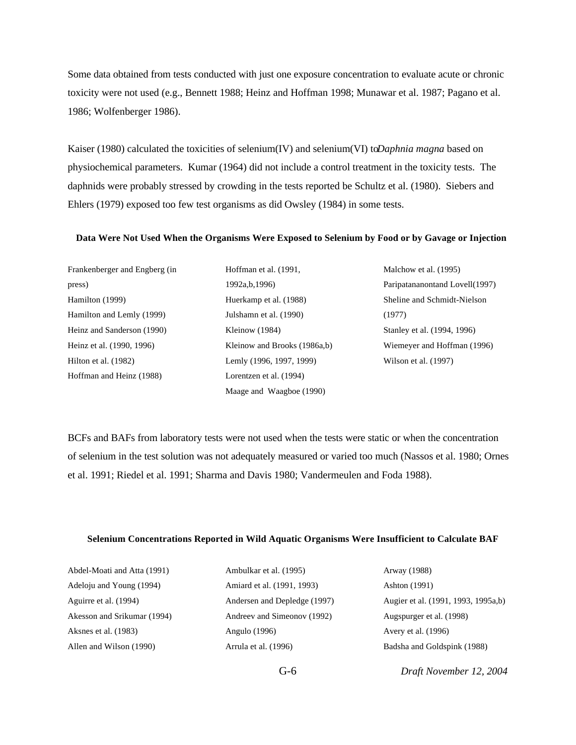Some data obtained from tests conducted with just one exposure concentration to evaluate acute or chronic toxicity were not used (e.g., Bennett 1988; Heinz and Hoffman 1998; Munawar et al. 1987; Pagano et al. 1986; Wolfenberger 1986).

Kaiser (1980) calculated the toxicities of selenium(IV) and selenium(VI) to *Daphnia magna* based on physiochemical parameters. Kumar (1964) did not include a control treatment in the toxicity tests. The daphnids were probably stressed by crowding in the tests reported be Schultz et al. (1980). Siebers and Ehlers (1979) exposed too few test organisms as did Owsley (1984) in some tests.

**Data Were Not Used When the Organisms Were Exposed to Selenium by Food or by Gavage or Injection**

Frankenberger and Engberg (in press)
Hamilton (1999)
Hamilton and Lemly (1999)
Heinz and Sanderson (1990)
Heinz et al. (1990, 1996)
Hilton et al. (1982)
Hoffman and Heinz (1988)
Hoffman et al. (1991, 1992a,b,1996)
Huerkamp et al. (1988)
Julshamn et al. (1990)
Kleinow (1984)
Kleinow and Brooks (1986a,b)
Lemly (1996, 1997, 1999)
Lorentzen et al. (1994)
Maage and Waagboe (1990)
Malchow et al. (1995)
Paripatananontand Lovell(1997)
Sheline and Schmidt-Nielson (1977)
Stanley et al. (1994, 1996)
Wiemeyer and Hoffman (1996)
Wilson et al. (1997)

BCFs and BAFs from laboratory tests were not used when the tests were static or when the concentration of selenium in the test solution was not adequately measured or varied too much (Nassos et al. 1980; Ornes et al. 1991; Riedel et al. 1991; Sharma and Davis 1980; Vandermeulen and Foda 1988).

**Selenium Concentrations Reported in Wild Aquatic Organisms Were Insufficient to Calculate BAF**

Abdel-Moati and Atta (1991)
Adeloju and Young (1994)
Aguirre et al. (1994)
Akesson and Srikumar (1994)
Aksnes et al. (1983)
Allen and Wilson (1990)
Ambulkar et al. (1995)
Amiard et al. (1991, 1993)
Andersen and Depledge (1997)
Andreev and Simeonov (1992)
Angulo (1996)
Arrula et al. (1996)
Arway (1988)
Ashton (1991)
Augier et al. (1991, 1993, 1995a,b)
Augspurger et al. (1998)
Avery et al. (1996)
Badsha and Goldspink (1988)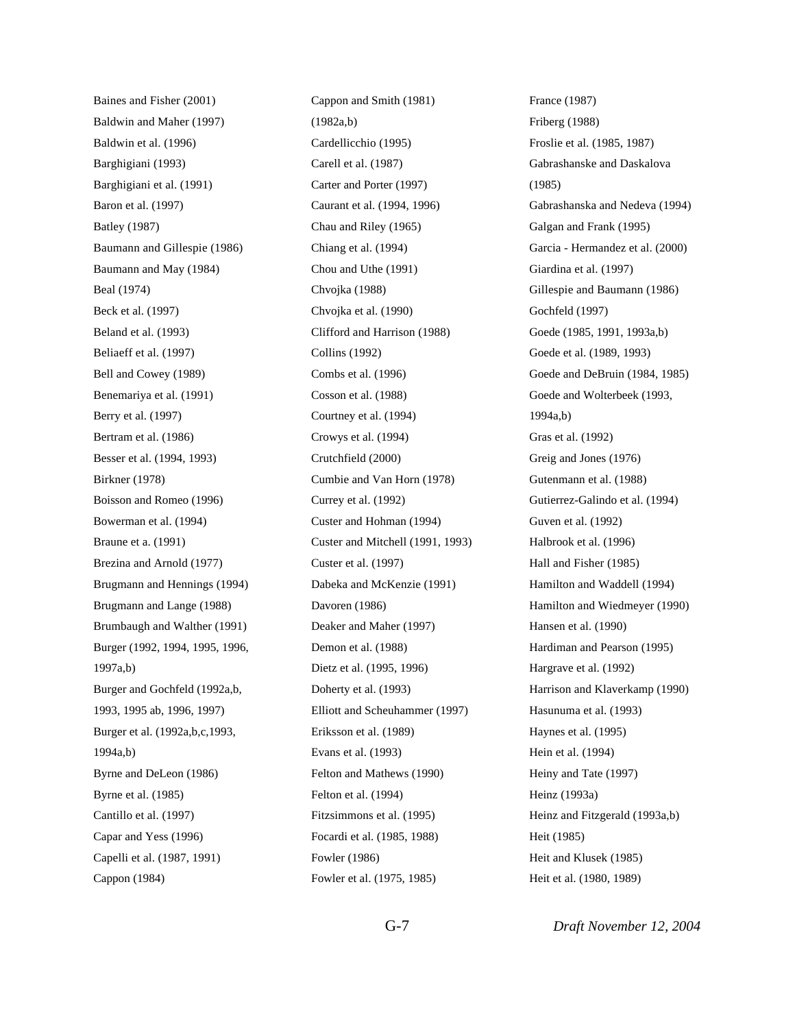Baines and Fisher (2001)

Baldwin and Maher (1997)

Baldwin et al. (1996)

Barghigiani (1993)

Barghigiani et al. (1991)

Baron et al. (1997)

Batley (1987)

Baumann and Gillespie (1986)

Baumann and May (1984)

Beal (1974)

Beck et al. (1997)

Beland et al. (1993)

Beliaeff et al. (1997)

Bell and Cowey (1989)

Benemariya et al. (1991)

Berry et al. (1997)

Bertram et al. (1986)

Besser et al. (1994, 1993)

Birkner (1978)

Boisson and Romeo (1996)

Bowerman et al. (1994)

Braune et a. (1991)

Brezina and Arnold (1977)

Brugmann and Hennings (1994)

Brugmann and Lange (1988)

Brumbaugh and Walther (1991)

Burger (1992, 1994, 1995, 1996, 1997a,b)

Burger and Gochfeld (1992a,b, 1993, 1995 ab, 1996, 1997)

Burger et al. (1992a,b,c,1993, 1994a,b)

Byrne and DeLeon (1986)

Byrne et al. (1985)

Cantillo et al. (1997)

Capar and Yess (1996)

Capelli et al. (1987, 1991)

Cappon (1984)

Cappon and Smith (1981) (1982a,b)

Cardellicchio (1995)

Carell et al. (1987)

Carter and Porter (1997)

Caurant et al. (1994, 1996)

Chau and Riley (1965)

Chiang et al. (1994)

Chou and Uthe (1991)

Chvojka (1988)

Chvojka et al. (1990)

Clifford and Harrison (1988)

Collins (1992)

Combs et al. (1996)

Cosson et al. (1988)

Courtney et al. (1994)

Crowys et al. (1994)

Crutchfield (2000)

Cumbie and Van Horn (1978)

Currey et al. (1992)

Custer and Hohman (1994)

Custer and Mitchell (1991, 1993)

Custer et al. (1997)

Dabeka and McKenzie (1991)

Davoren (1986)

Deaker and Maher (1997)

Demon et al. (1988)

Dietz et al. (1995, 1996)

Doherty et al. (1993)

Elliott and Scheuhammer (1997)

Eriksson et al. (1989)

Evans et al. (1993)

Felton and Mathews (1990)

Felton et al. (1994)

Fitzsimmons et al. (1995)

Focardi et al. (1985, 1988)

Fowler (1986)

Fowler et al. (1975, 1985)

France (1987)

Friberg (1988)

Froslie et al. (1985, 1987)

Gabrashanske and Daskalova (1985)

Gabrashanska and Nedeva (1994)

Galgan and Frank (1995)

Garcia - Hermandez et al. (2000)

Giardina et al. (1997)

Gillespie and Baumann (1986)

Gochfeld (1997)

Goede (1985, 1991, 1993a,b)

Goede et al. (1989, 1993)

Goede and DeBruin (1984, 1985)

Goede and Wolterbeek (1993, 1994a,b)

Gras et al. (1992)

Greig and Jones (1976)

Gutenmann et al. (1988)

Gutierrez-Galindo et al. (1994)

Guven et al. (1992)

Halbrook et al. (1996)

Hall and Fisher (1985)

Hamilton and Waddell (1994)

Hamilton and Wiedmeyer (1990)

Hansen et al. (1990)

Hardiman and Pearson (1995)

Hargrave et al. (1992)

Harrison and Klaverkamp (1990)

Hasunuma et al. (1993)

Haynes et al. (1995)

Hein et al. (1994)

Heiny and Tate (1997)

Heinz (1993a)

Heinz and Fitzgerald (1993a,b)

Heit (1985)

Heit and Klusek (1985)

Heit et al. (1980, 1989)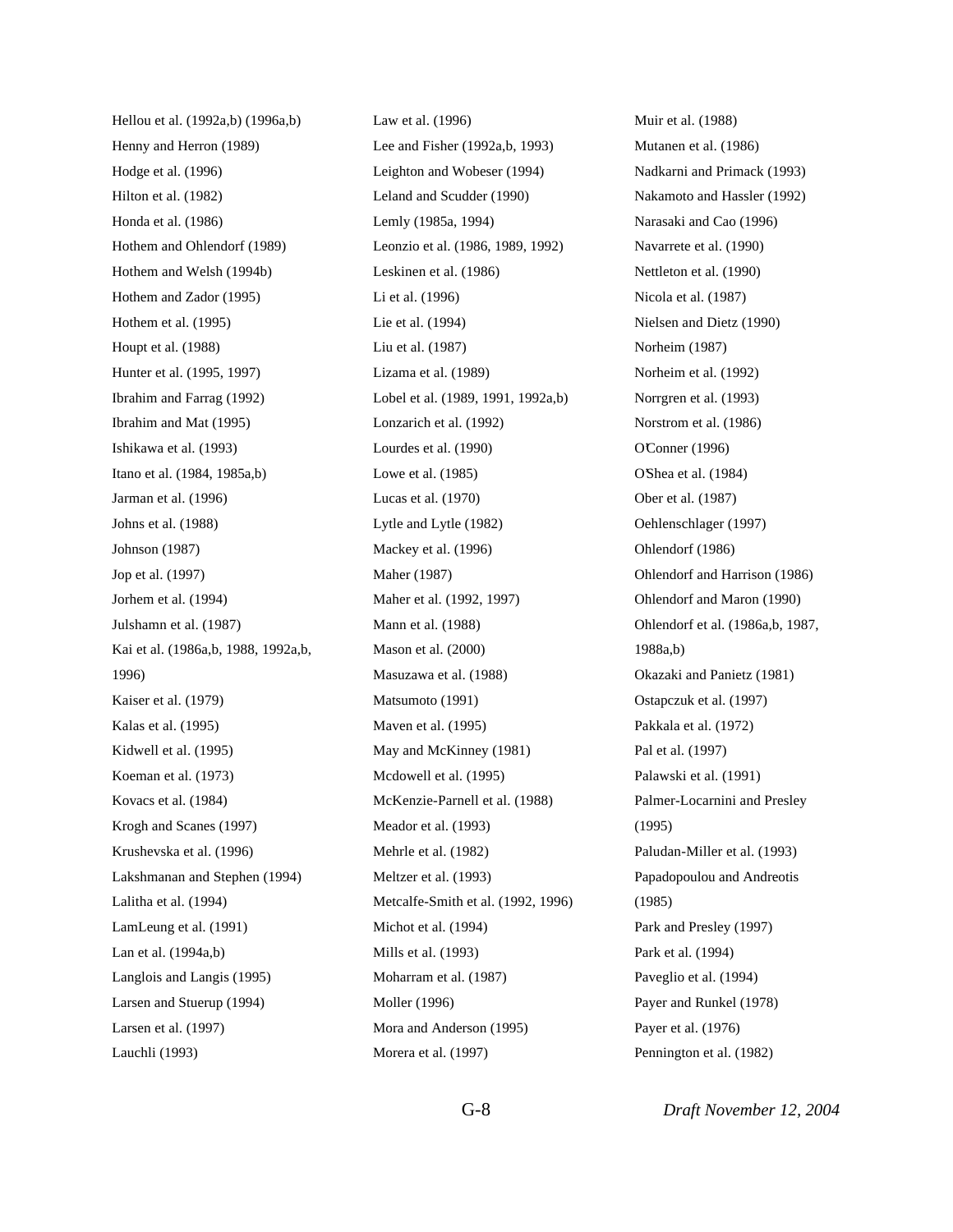Hellou et al. (1992a,b) (1996a,b)

Henny and Herron (1989)

Hodge et al. (1996)

Hilton et al. (1982)

Honda et al. (1986)

Hothem and Ohlendorf (1989)

Hothem and Welsh (1994b)

Hothem and Zador (1995)

Hothem et al. (1995)

Houpt et al. (1988)

Hunter et al. (1995, 1997)

Ibrahim and Farrag (1992)

Ibrahim and Mat (1995)

Ishikawa et al. (1993)

Itano et al. (1984, 1985a,b)

Jarman et al. (1996)

Johns et al. (1988)

Johnson (1987)

Jop et al. (1997)

Jorhem et al. (1994)

Julshamn et al. (1987)

Kai et al. (1986a,b, 1988, 1992a,b, 1996)

Kaiser et al. (1979)

Kalas et al. (1995)

Kidwell et al. (1995)

Koeman et al. (1973)

Kovacs et al. (1984)

Krogh and Scanes (1997)

Krushevska et al. (1996)

Lakshmanan and Stephen (1994)

Lalitha et al. (1994)

LamLeung et al. (1991)

Lan et al. (1994a,b)

Langlois and Langis (1995)

Larsen and Stuerup (1994)

Larsen et al. (1997)

Lauchli (1993)

Law et al. (1996)

Lee and Fisher (1992a,b, 1993)

Leighton and Wobeser (1994)

Leland and Scudder (1990)

Lemly (1985a, 1994)

Leonzio et al. (1986, 1989, 1992)

Leskinen et al. (1986)

Li et al. (1996)

Lie et al. (1994)

Liu et al. (1987)

Lizama et al. (1989)

Lobel et al. (1989, 1991, 1992a,b)

Lonzarich et al. (1992)

Lourdes et al. (1990)

Lowe et al. (1985)

Lucas et al. (1970)

Lytle and Lytle (1982)

Mackey et al. (1996)

Maher (1987)

Maher et al. (1992, 1997)

Mann et al. (1988)

Mason et al. (2000)

Masuzawa et al. (1988)

Matsumoto (1991)

Maven et al. (1995)

May and McKinney (1981)

Mcdowell et al. (1995)

McKenzie-Parnell et al. (1988)

Meador et al. (1993)

Mehrle et al. (1982)

Meltzer et al. (1993)

Metcalfe-Smith et al. (1992, 1996)

Michot et al. (1994)

Mills et al. (1993)

Moharram et al. (1987)

Moller (1996)

Mora and Anderson (1995)

Morera et al. (1997)

Muir et al. (1988)

Mutanen et al. (1986)

Nadkarni and Primack (1993)

Nakamoto and Hassler (1992)

Narasaki and Cao (1996)

Navarrete et al. (1990)

Nettleton et al. (1990)

Nicola et al. (1987)

Nielsen and Dietz (1990)

Norheim (1987)

Norheim et al. (1992)

Norrgren et al. (1993)

Norstrom et al. (1986)

O'Conner (1996)

O'Shea et al. (1984)

Ober et al. (1987)

Oehlenschlager (1997)

Ohlendorf (1986)

Ohlendorf and Harrison (1986)

Ohlendorf and Maron (1990)

Ohlendorf et al. (1986a,b, 1987, 1988a,b)

Okazaki and Panietz (1981)

Ostapczuk et al. (1997)

Pakkala et al. (1972)

Pal et al. (1997)

Palawski et al. (1991)

Palmer-Locarnini and Presley (1995)

Paludan-Miller et al. (1993)

Papadopoulou and Andreotis (1985)

Park and Presley (1997)

Park et al. (1994)

Paveglio et al. (1994)

Payer and Runkel (1978)

Payer et al. (1976)

Pennington et al. (1982)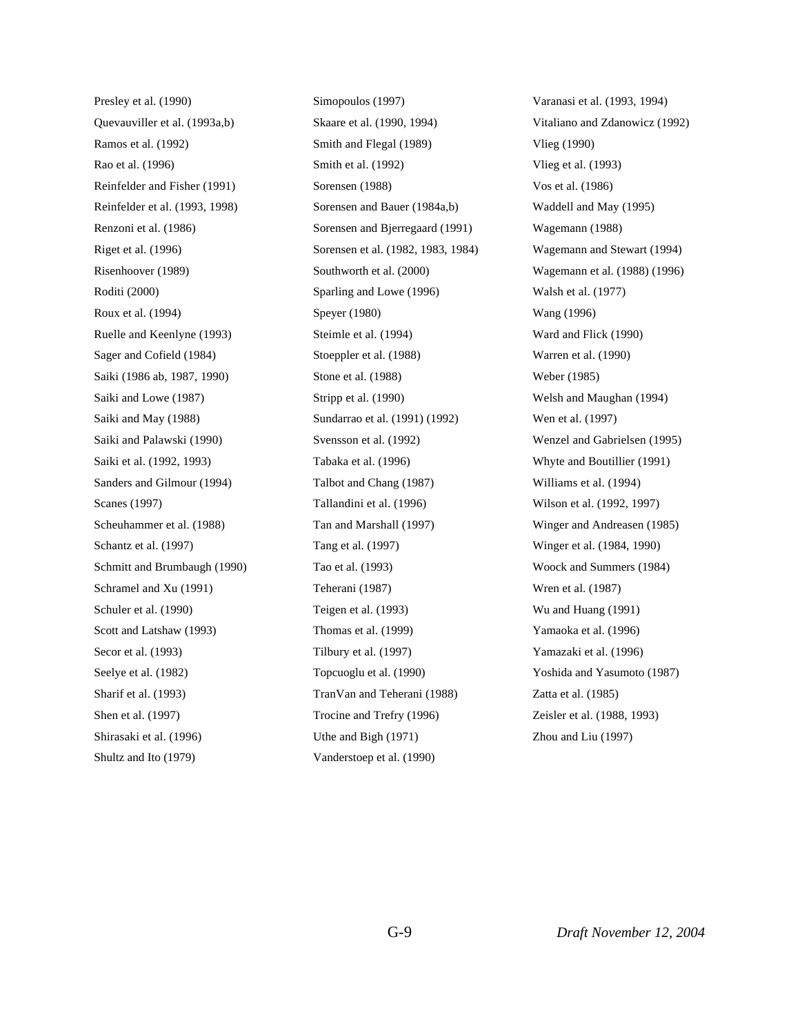Presley et al. (1990)

Quevauviller et al. (1993a,b)

Ramos et al. (1992)

Rao et al. (1996)

Reinfelder and Fisher (1991)

Reinfelder et al. (1993, 1998)

Renzoni et al. (1986)

Riget et al. (1996)

Risenhoover (1989)

Roditi (2000)

Roux et al. (1994)

Ruelle and Keenlyne (1993)

Sager and Cofield (1984)

Saiki (1986 ab, 1987, 1990)

Saiki and Lowe (1987)

Saiki and May (1988)

Saiki and Palawski (1990)

Saiki et al. (1992, 1993)

Sanders and Gilmour (1994)

Scanes (1997)

Scheuhammer et al. (1988)

Schantz et al. (1997)

Schmitt and Brumbaugh (1990)

Schramel and Xu (1991)

Schuler et al. (1990)

Scott and Latshaw (1993)

Secor et al. (1993)

Seelye et al. (1982)

Sharif et al. (1993)

Shen et al. (1997)

Shirasaki et al. (1996)

Shultz and Ito (1979)

Simopoulos (1997)

Skaare et al. (1990, 1994)

Smith and Flegal (1989)

Smith et al. (1992)

Sorensen (1988)

Sorensen and Bauer (1984a,b)

Sorensen and Bjerregaard (1991)

Sorensen et al. (1982, 1983, 1984)

Southworth et al. (2000)

Sparling and Lowe (1996)

Speyer (1980)

Steimle et al. (1994)

Stoeppler et al. (1988)

Stone et al. (1988)

Stripp et al. (1990)

Sundarrao et al. (1991) (1992)

Svensson et al. (1992)

Tabaka et al. (1996)

Talbot and Chang (1987)

Tallandini et al. (1996)

Tan and Marshall (1997)

Tang et al. (1997)

Tao et al. (1993)

Teherani (1987)

Teigen et al. (1993)

Thomas et al. (1999)

Tilbury et al. (1997)

Topcuoglu et al. (1990)

TranVan and Teherani (1988)

Trocine and Trefry (1996)

Uthe and Bigh (1971)

Vanderstoep et al. (1990)

Varanasi et al. (1993, 1994)

Vitaliano and Zdanowicz (1992)

Vlieg (1990)

Vlieg et al. (1993)

Vos et al. (1986)

Waddell and May (1995)

Wagemann (1988)

Wagemann and Stewart (1994)

Wagemann et al. (1988) (1996)

Walsh et al. (1977)

Wang (1996)

Ward and Flick (1990)

Warren et al. (1990)

Weber (1985)

Welsh and Maughan (1994)

Wen et al. (1997)

Wenzel and Gabrielsen (1995)

Whyte and Boutillier (1991)

Williams et al. (1994)

Wilson et al. (1992, 1997)

Winger and Andreasen (1985)

Winger et al. (1984, 1990)

Woock and Summers (1984)

Wren et al. (1987)

Wu and Huang (1991)

Yamaoka et al. (1996)

Yamazaki et al. (1996)

Yoshida and Yasumoto (1987)

Zatta et al. (1985)

Zeisler et al. (1988, 1993)

Zhou and Liu (1997)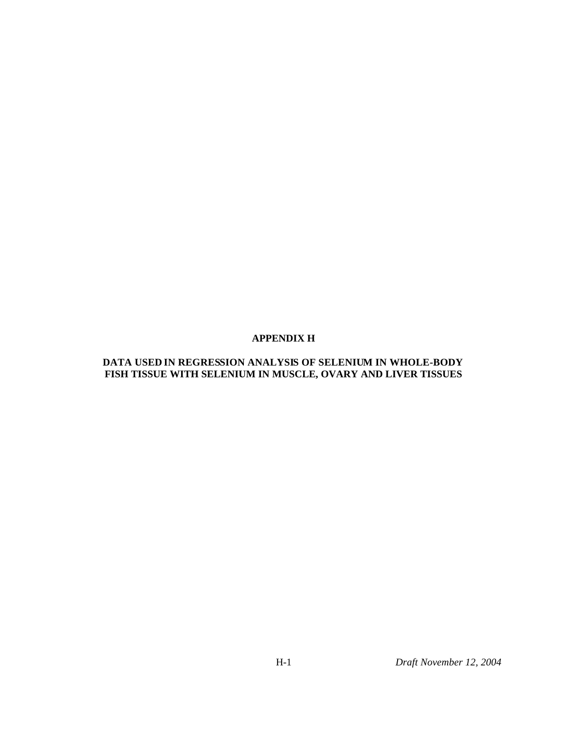# APPENDIX H

## DATA USED IN REGRESSION ANALYSIS OF SELENIUM IN WHOLE-BODY FISH TISSUE WITH SELENIUM IN MUSCLE, OVARY AND LIVER TISSUES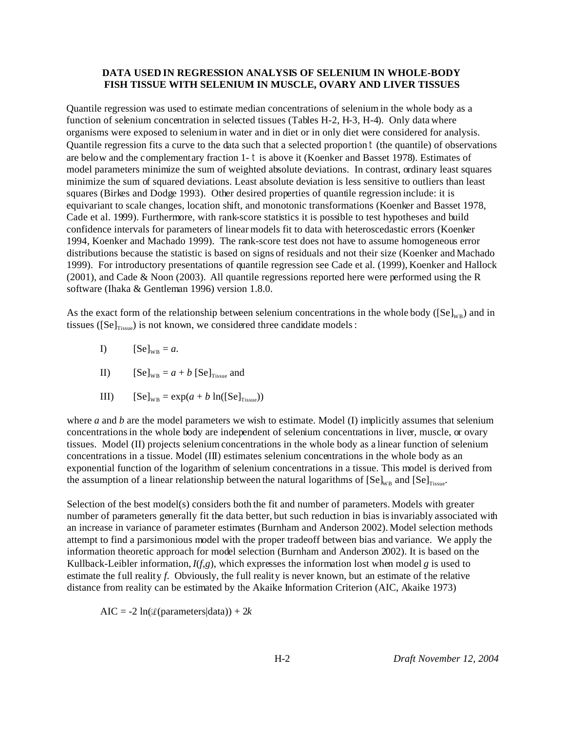**DATA USED IN REGRESSION ANALYSIS OF SELENIUM IN WHOLE-BODY FISH TISSUE WITH SELENIUM IN MUSCLE, OVARY AND LIVER TISSUES**

Quantile regression was used to estimate median concentrations of selenium in the whole body as a function of selenium concentration in selected tissues (Tables H-2, H-3, H-4). Only data where organisms were exposed to selenium in water and in diet or in only diet were considered for analysis. Quantile regression fits a curve to the data such that a selected proportion $\tau$ (the quantile) of observations are below and the complementary fraction $1-\tau$ is above it (Koenker and Basset 1978). Estimates of model parameters minimize the sum of weighted absolute deviations. In contrast, ordinary least squares minimize the sum of squared deviations. Least absolute deviation is less sensitive to outliers than least squares (Birkes and Dodge 1993). Other desired properties of quantile regression include: it is equivariant to scale changes, location shift, and monotonic transformations (Koenker and Basset 1978, Cade et al. 1999). Furthermore, with rank-score statistics it is possible to test hypotheses and build confidence intervals for parameters of linear models fit to data with heteroscedastic errors (Koenker 1994, Koenker and Machado 1999). The rank-score test does not have to assume homogeneous error distributions because the statistic is based on signs of residuals and not their size (Koenker and Machado 1999). For introductory presentations of quantile regression see Cade et al. (1999), Koenker and Hallock (2001), and Cade & Noon (2003). All quantile regressions reported here were performed using the R software (Ihaka & Gentleman 1996) version 1.8.0.

As the exact form of the relationship between selenium concentrations in the whole body ($[Se]_{WB}$) and in tissues ($[Se]_{Tissue}$) is not known, we considered three candidate models:

I) $[Se]_{WB} = a$.

II) $[Se]_{WB} = a + b\,[Se]_{Tissue}$ and

III) $[Se]_{WB} = \exp(a + b \ln([Se]_{Tissue}))$

where *a* and *b* are the model parameters we wish to estimate. Model (I) implicitly assumes that selenium concentrations in the whole body are independent of selenium concentrations in liver, muscle, or ovary tissues. Model (II) projects selenium concentrations in the whole body as a linear function of selenium concentrations in a tissue. Model (III) estimates selenium concentrations in the whole body as an exponential function of the logarithm of selenium concentrations in a tissue. This model is derived from the assumption of a linear relationship between the natural logarithms of $[Se]_{WB}$ and $[Se]_{Tissue}$.

Selection of the best model(s) considers both the fit and number of parameters. Models with greater number of parameters generally fit the data better, but such reduction in bias is invariably associated with an increase in variance of parameter estimates (Burnham and Anderson 2002). Model selection methods attempt to find a parsimonious model with the proper tradeoff between bias and variance. We apply the information theoretic approach for model selection (Burnham and Anderson 2002). It is based on the Kullback-Leibler information, $I(f,g)$, which expresses the information lost when model *g* is used to estimate the full reality *f*. Obviously, the full reality is never known, but an estimate of the relative distance from reality can be estimated by the Akaike Information Criterion (AIC, Akaike 1973)

$$AIC = -2 \ln(\mathcal{L}(\text{parameters}|\text{data})) + 2k$$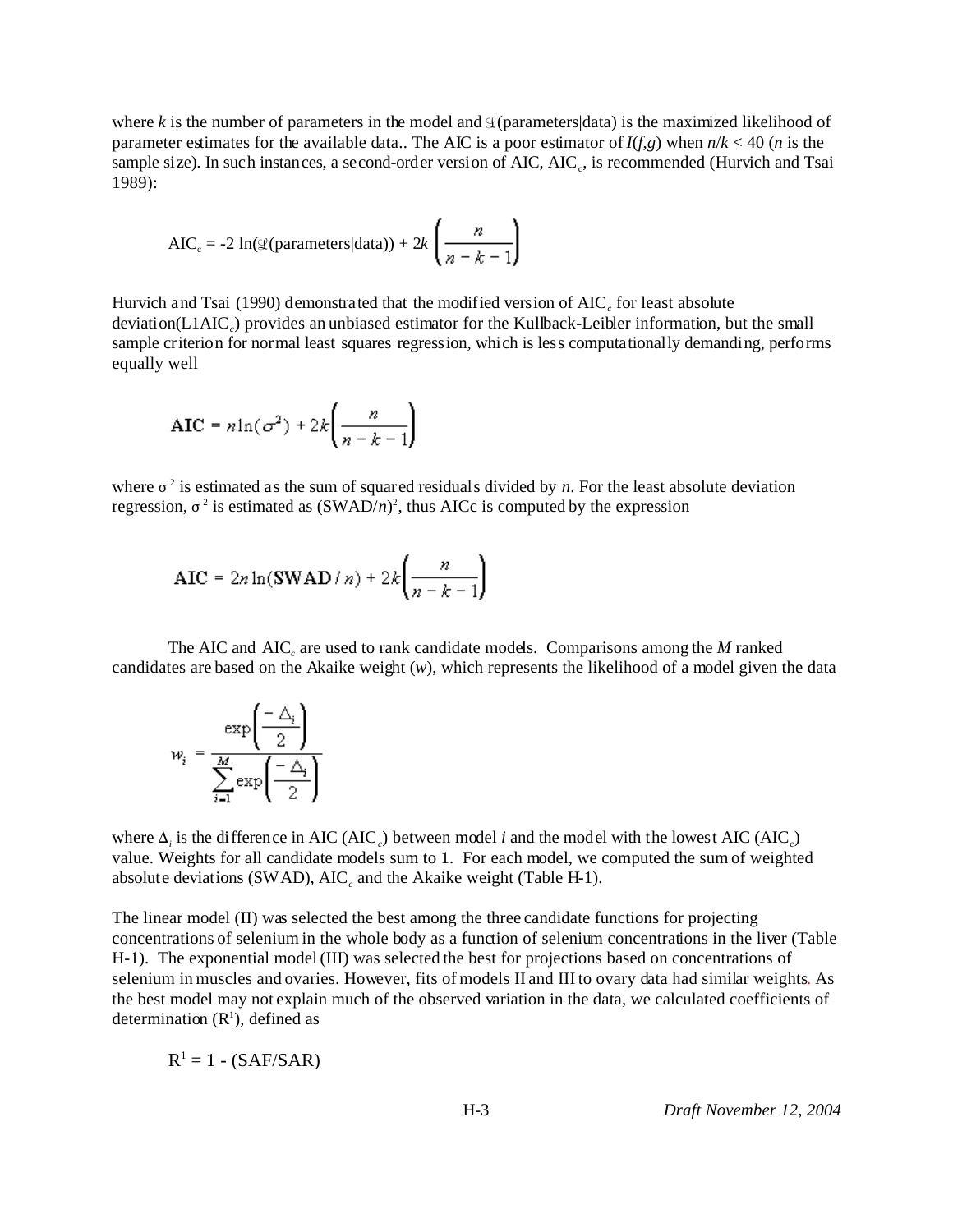where $k$ is the number of parameters in the model and $\mathcal{L}$(parameters|data) is the maximized likelihood of parameter estimates for the available data.. The AIC is a poor estimator of $I(f,g)$ when $n/k < 40$ ($n$ is the sample size). In such instances, a second-order version of AIC, $AIC_c$, is recommended (Hurvich and Tsai 1989):

$$AIC_c = -2\ln(\mathcal{L}(\text{parameters}|\text{data})) + 2k\left(\frac{n}{n-k-1}\right)$$

Hurvich and Tsai (1990) demonstrated that the modified version of $AIC_c$ for least absolute deviation($L1AIC_c$) provides an unbiased estimator for the Kullback-Leibler information, but the small sample criterion for normal least squares regression, which is less computationally demanding, performs equally well

$$\mathbf{AIC} = n\ln(\sigma^2) + 2k\left(\frac{n}{n-k-1}\right)$$

where $\sigma^2$ is estimated as the sum of squared residuals divided by $n$. For the least absolute deviation regression, $\sigma^2$ is estimated as $(SWAD/n)^2$, thus AICc is computed by the expression

$$\mathbf{AIC} = 2n\ln(\mathbf{SWAD}/n) + 2k\left(\frac{n}{n-k-1}\right)$$

The AIC and $AIC_c$ are used to rank candidate models. Comparisons among the $M$ ranked candidates are based on the Akaike weight ($w$), which represents the likelihood of a model given the data

$$w_i = \frac{\exp\left(\frac{-\Delta_i}{2}\right)}{\sum_{i=1}^{M}\exp\left(\frac{-\Delta_i}{2}\right)}$$

where $\Delta_i$ is the difference in AIC ($AIC_c$) between model $i$ and the model with the lowest AIC ($AIC_c$) value. Weights for all candidate models sum to 1. For each model, we computed the sum of weighted absolute deviations (SWAD), $AIC_c$ and the Akaike weight (Table H-1).

The linear model (II) was selected the best among the three candidate functions for projecting concentrations of selenium in the whole body as a function of selenium concentrations in the liver (Table H-1). The exponential model (III) was selected the best for projections based on concentrations of selenium in muscles and ovaries. However, fits of models II and III to ovary data had similar weights. As the best model may not explain much of the observed variation in the data, we calculated coefficients of determination ($R^1$), defined as

$$R^1 = 1 - (SAF/SAR)$$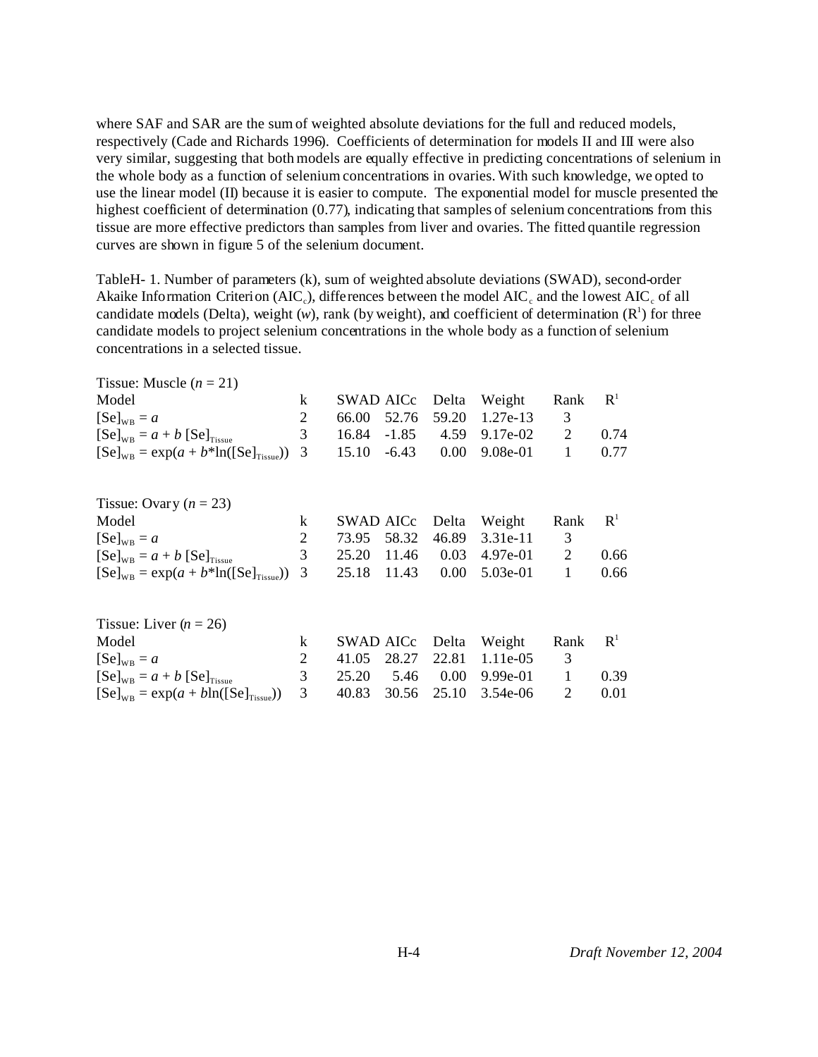where SAF and SAR are the sum of weighted absolute deviations for the full and reduced models, respectively (Cade and Richards 1996). Coefficients of determination for models II and III were also very similar, suggesting that both models are equally effective in predicting concentrations of selenium in the whole body as a function of selenium concentrations in ovaries. With such knowledge, we opted to use the linear model (II) because it is easier to compute. The exponential model for muscle presented the highest coefficient of determination (0.77), indicating that samples of selenium concentrations from this tissue are more effective predictors than samples from liver and ovaries. The fitted quantile regression curves are shown in figure 5 of the selenium document.

TableH- 1. Number of parameters (k), sum of weighted absolute deviations (SWAD), second-order Akaike Information Criterion ($AIC_c$), differences between the model $AIC_c$ and the lowest $AIC_c$ of all candidate models (Delta), weight ($w$), rank (by weight), and coefficient of determination ($R^1$) for three candidate models to project selenium concentrations in the whole body as a function of selenium concentrations in a selected tissue.

Tissue: Muscle ($n$ = 21)

| Model | k | SWAD | AICc | Delta | Weight | Rank | $R^1$ |
|---|---|---|---|---|---|---|---|
| $[Se]_{WB} = a$ | 2 | 66.00 | 52.76 | 59.20 | 1.27e-13 | 3 | |
| $[Se]_{WB} = a + b\,[Se]_{Tissue}$ | 3 | 16.84 | -1.85 | 4.59 | 9.17e-02 | 2 | 0.74 |
| $[Se]_{WB} = \exp(a + b*\ln([Se]_{Tissue}))$ | 3 | 15.10 | -6.43 | 0.00 | 9.08e-01 | 1 | 0.77 |

Tissue: Ovary ($n$ = 23)

| Model | k | SWAD | AICc | Delta | Weight | Rank | $R^1$ |
|---|---|---|---|---|---|---|---|
| $[Se]_{WB} = a$ | 2 | 73.95 | 58.32 | 46.89 | 3.31e-11 | 3 | |
| $[Se]_{WB} = a + b\,[Se]_{Tissue}$ | 3 | 25.20 | 11.46 | 0.03 | 4.97e-01 | 2 | 0.66 |
| $[Se]_{WB} = \exp(a + b*\ln([Se]_{Tissue}))$ | 3 | 25.18 | 11.43 | 0.00 | 5.03e-01 | 1 | 0.66 |

Tissue: Liver ($n$ = 26)

| Model | k | SWAD | AICc | Delta | Weight | Rank | $R^1$ |
|---|---|---|---|---|---|---|---|
| $[Se]_{WB} = a$ | 2 | 41.05 | 28.27 | 22.81 | 1.11e-05 | 3 | |
| $[Se]_{WB} = a + b\,[Se]_{Tissue}$ | 3 | 25.20 | 5.46 | 0.00 | 9.99e-01 | 1 | 0.39 |
| $[Se]_{WB} = \exp(a + b\ln([Se]_{Tissue}))$ | 3 | 40.83 | 30.56 | 25.10 | 3.54e-06 | 2 | 0.01 |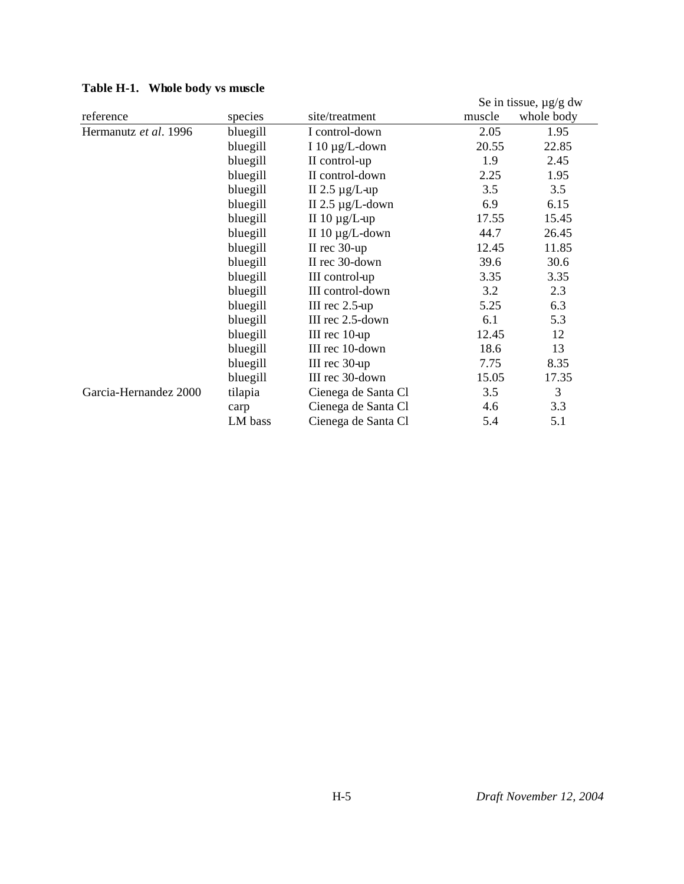**Table H-1. Whole body vs muscle**

| reference | species | site/treatment | Se in tissue, µg/g dw | |
|---|---|---|---|---|
| | | | muscle | whole body |
| Hermanutz *et al*. 1996 | bluegill | I control-down | 2.05 | 1.95 |
| | bluegill | I 10 µg/L-down | 20.55 | 22.85 |
| | bluegill | II control-up | 1.9 | 2.45 |
| | bluegill | II control-down | 2.25 | 1.95 |
| | bluegill | II 2.5 µg/L-up | 3.5 | 3.5 |
| | bluegill | II 2.5 µg/L-down | 6.9 | 6.15 |
| | bluegill | II 10 µg/L-up | 17.55 | 15.45 |
| | bluegill | II 10 µg/L-down | 44.7 | 26.45 |
| | bluegill | II rec 30-up | 12.45 | 11.85 |
| | bluegill | II rec 30-down | 39.6 | 30.6 |
| | bluegill | III control-up | 3.35 | 3.35 |
| | bluegill | III control-down | 3.2 | 2.3 |
| | bluegill | III rec 2.5-up | 5.25 | 6.3 |
| | bluegill | III rec 2.5-down | 6.1 | 5.3 |
| | bluegill | III rec 10-up | 12.45 | 12 |
| | bluegill | III rec 10-down | 18.6 | 13 |
| | bluegill | III rec 30-up | 7.75 | 8.35 |
| | bluegill | III rec 30-down | 15.05 | 17.35 |
| Garcia-Hernandez 2000 | tilapia | Cienega de Santa Cl | 3.5 | 3 |
| | carp | Cienega de Santa Cl | 4.6 | 3.3 |
| | LM bass | Cienega de Santa Cl | 5.4 | 5.1 |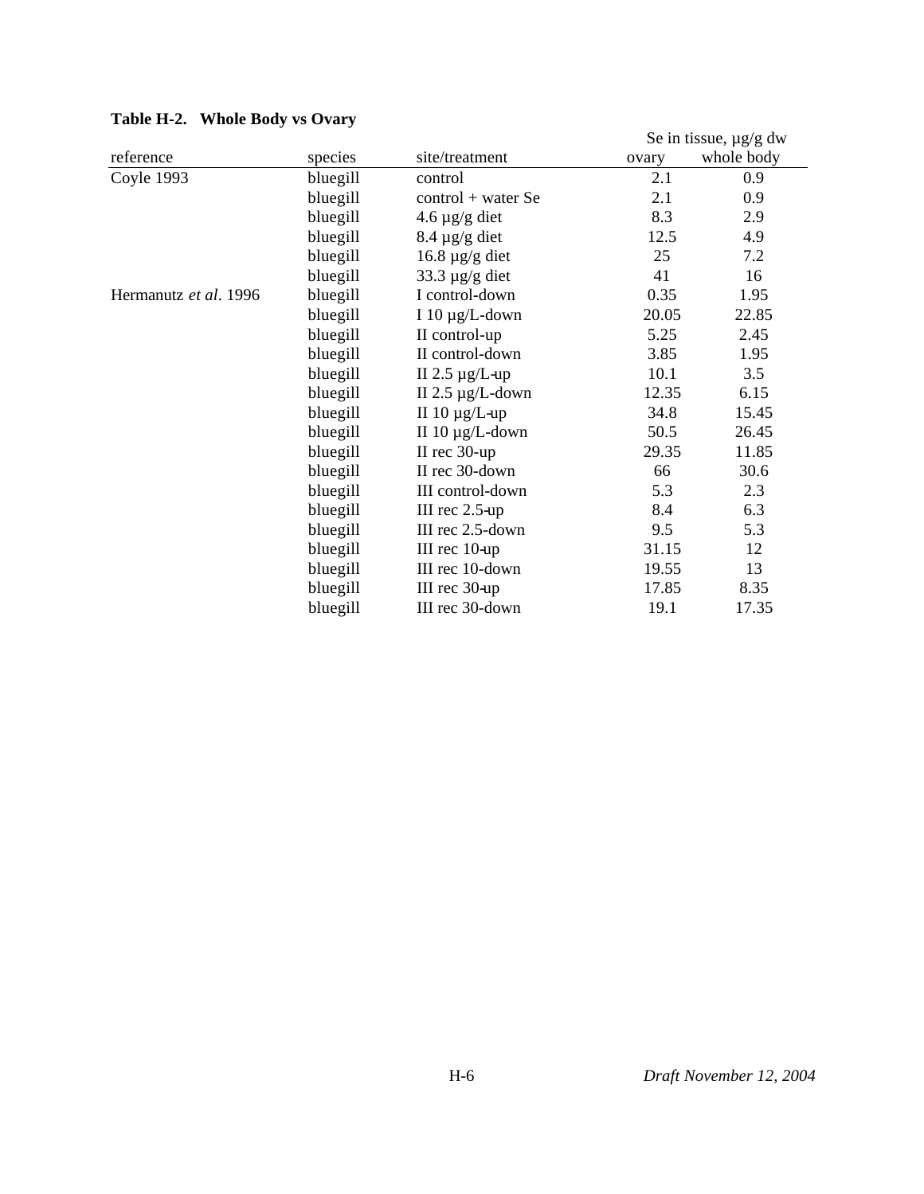**Table H-2. Whole Body vs Ovary**

| reference | species | site/treatment | Se in tissue, µg/g dw ovary | whole body |
|---|---|---|---|---|
| Coyle 1993 | bluegill | control | 2.1 | 0.9 |
| | bluegill | control + water Se | 2.1 | 0.9 |
| | bluegill | 4.6 µg/g diet | 8.3 | 2.9 |
| | bluegill | 8.4 µg/g diet | 12.5 | 4.9 |
| | bluegill | 16.8 µg/g diet | 25 | 7.2 |
| | bluegill | 33.3 µg/g diet | 41 | 16 |
| Hermanutz *et al*. 1996 | bluegill | I control-down | 0.35 | 1.95 |
| | bluegill | I 10 µg/L-down | 20.05 | 22.85 |
| | bluegill | II control-up | 5.25 | 2.45 |
| | bluegill | II control-down | 3.85 | 1.95 |
| | bluegill | II 2.5 µg/L-up | 10.1 | 3.5 |
| | bluegill | II 2.5 µg/L-down | 12.35 | 6.15 |
| | bluegill | II 10 µg/L-up | 34.8 | 15.45 |
| | bluegill | II 10 µg/L-down | 50.5 | 26.45 |
| | bluegill | II rec 30-up | 29.35 | 11.85 |
| | bluegill | II rec 30-down | 66 | 30.6 |
| | bluegill | III control-down | 5.3 | 2.3 |
| | bluegill | III rec 2.5-up | 8.4 | 6.3 |
| | bluegill | III rec 2.5-down | 9.5 | 5.3 |
| | bluegill | III rec 10-up | 31.15 | 12 |
| | bluegill | III rec 10-down | 19.55 | 13 |
| | bluegill | III rec 30-up | 17.85 | 8.35 |
| | bluegill | III rec 30-down | 19.1 | 17.35 |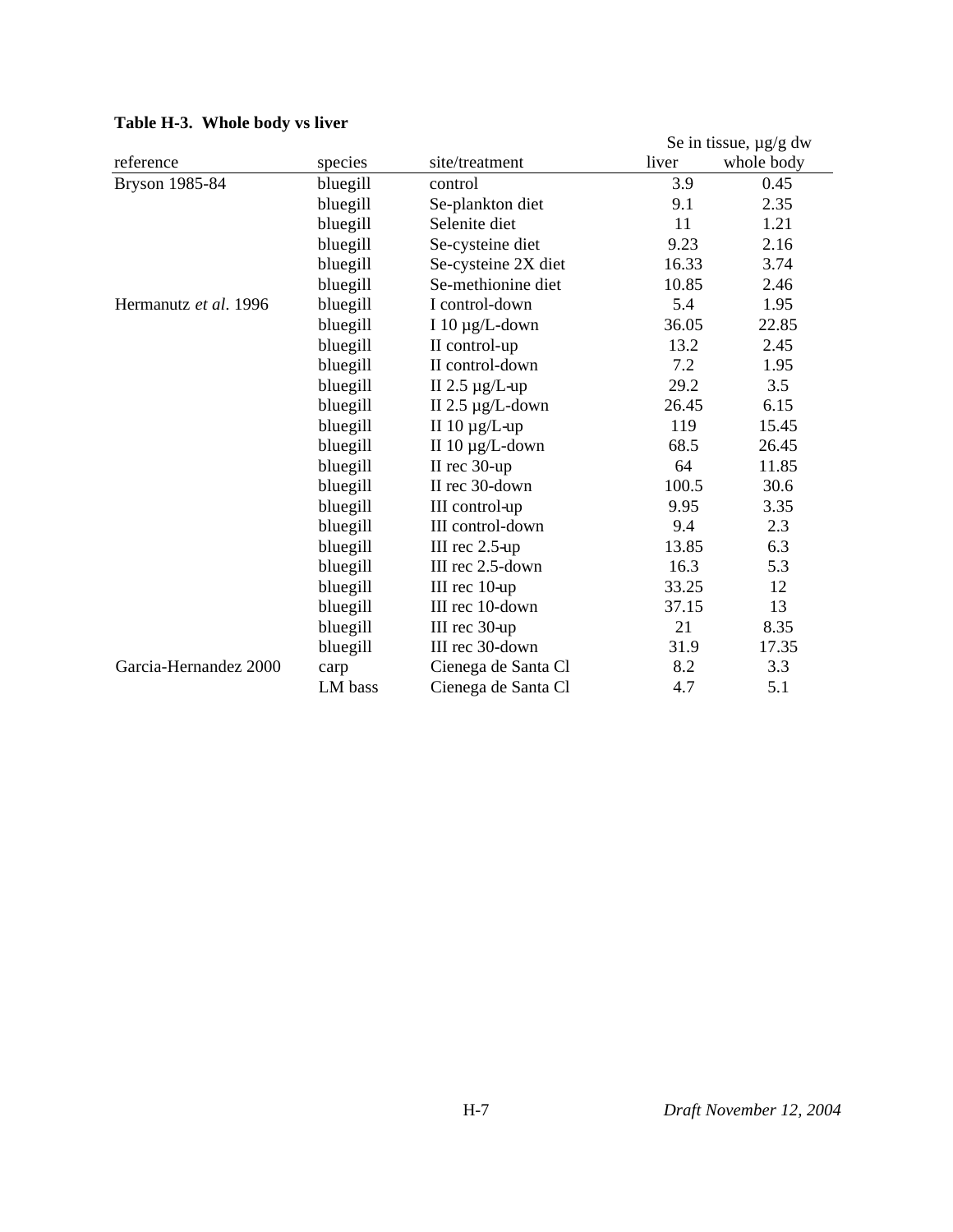**Table H-3. Whole body vs liver**

| reference | species | site/treatment | Se in tissue, µg/g dw | |
|---|---|---|---|---|
| | | | liver | whole body |
| Bryson 1985-84 | bluegill | control | 3.9 | 0.45 |
| | bluegill | Se-plankton diet | 9.1 | 2.35 |
| | bluegill | Selenite diet | 11 | 1.21 |
| | bluegill | Se-cysteine diet | 9.23 | 2.16 |
| | bluegill | Se-cysteine 2X diet | 16.33 | 3.74 |
| | bluegill | Se-methionine diet | 10.85 | 2.46 |
| Hermanutz *et al*. 1996 | bluegill | I control-down | 5.4 | 1.95 |
| | bluegill | I 10 µg/L-down | 36.05 | 22.85 |
| | bluegill | II control-up | 13.2 | 2.45 |
| | bluegill | II control-down | 7.2 | 1.95 |
| | bluegill | II 2.5 µg/L-up | 29.2 | 3.5 |
| | bluegill | II 2.5 µg/L-down | 26.45 | 6.15 |
| | bluegill | II 10 µg/L-up | 119 | 15.45 |
| | bluegill | II 10 µg/L-down | 68.5 | 26.45 |
| | bluegill | II rec 30-up | 64 | 11.85 |
| | bluegill | II rec 30-down | 100.5 | 30.6 |
| | bluegill | III control-up | 9.95 | 3.35 |
| | bluegill | III control-down | 9.4 | 2.3 |
| | bluegill | III rec 2.5-up | 13.85 | 6.3 |
| | bluegill | III rec 2.5-down | 16.3 | 5.3 |
| | bluegill | III rec 10-up | 33.25 | 12 |
| | bluegill | III rec 10-down | 37.15 | 13 |
| | bluegill | III rec 30-up | 21 | 8.35 |
| | bluegill | III rec 30-down | 31.9 | 17.35 |
| Garcia-Hernandez 2000 | carp | Cienega de Santa Cl | 8.2 | 3.3 |
| | LM bass | Cienega de Santa Cl | 4.7 | 5.1 |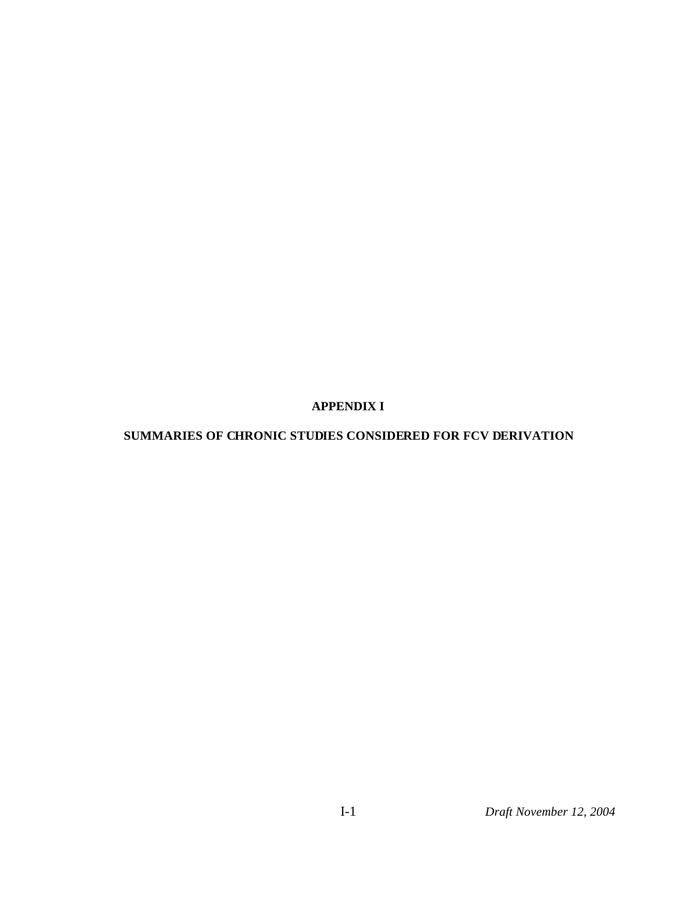# APPENDIX I

## SUMMARIES OF CHRONIC STUDIES CONSIDERED FOR FCV DERIVATION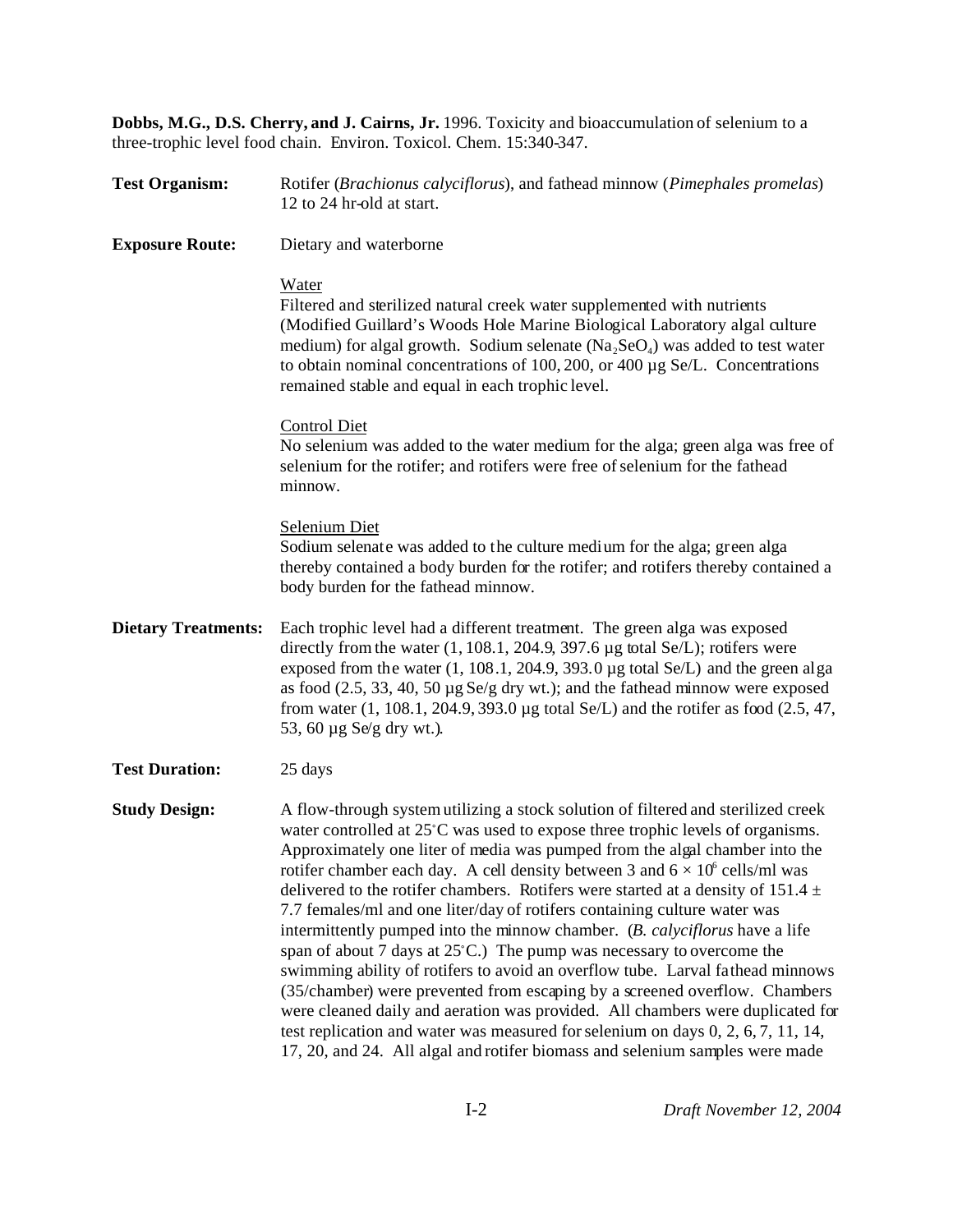**Dobbs, M.G., D.S. Cherry, and J. Cairns, Jr.** 1996. Toxicity and bioaccumulation of selenium to a three-trophic level food chain. Environ. Toxicol. Chem. 15:340-347.

**Test Organism:** Rotifer (*Brachionus calyciflorus*), and fathead minnow (*Pimephales promelas*) 12 to 24 hr-old at start.

**Exposure Route:** Dietary and waterborne

Water
Filtered and sterilized natural creek water supplemented with nutrients (Modified Guillard's Woods Hole Marine Biological Laboratory algal culture medium) for algal growth. Sodium selenate ($Na_2SeO_4$) was added to test water to obtain nominal concentrations of 100, 200, or 400 µg Se/L. Concentrations remained stable and equal in each trophic level.

Control Diet
No selenium was added to the water medium for the alga; green alga was free of selenium for the rotifer; and rotifers were free of selenium for the fathead minnow.

Selenium Diet
Sodium selenate was added to the culture medium for the alga; green alga thereby contained a body burden for the rotifer; and rotifers thereby contained a body burden for the fathead minnow.

**Dietary Treatments:** Each trophic level had a different treatment. The green alga was exposed directly from the water (1, 108.1, 204.9, 397.6 µg total Se/L); rotifers were exposed from the water (1, 108.1, 204.9, 393.0 µg total Se/L) and the green alga as food (2.5, 33, 40, 50 µg Se/g dry wt.); and the fathead minnow were exposed from water (1, 108.1, 204.9, 393.0 µg total Se/L) and the rotifer as food (2.5, 47, 53, 60 µg Se/g dry wt.).

**Test Duration:** 25 days

**Study Design:** A flow-through system utilizing a stock solution of filtered and sterilized creek water controlled at 25°C was used to expose three trophic levels of organisms. Approximately one liter of media was pumped from the algal chamber into the rotifer chamber each day. A cell density between 3 and $6 \times 10^6$ cells/ml was delivered to the rotifer chambers. Rotifers were started at a density of 151.4 ± 7.7 females/ml and one liter/day of rotifers containing culture water was intermittently pumped into the minnow chamber. (*B. calyciflorus* have a life span of about 7 days at 25°C.) The pump was necessary to overcome the swimming ability of rotifers to avoid an overflow tube. Larval fathead minnows (35/chamber) were prevented from escaping by a screened overflow. Chambers were cleaned daily and aeration was provided. All chambers were duplicated for test replication and water was measured for selenium on days 0, 2, 6, 7, 11, 14, 17, 20, and 24. All algal and rotifer biomass and selenium samples were made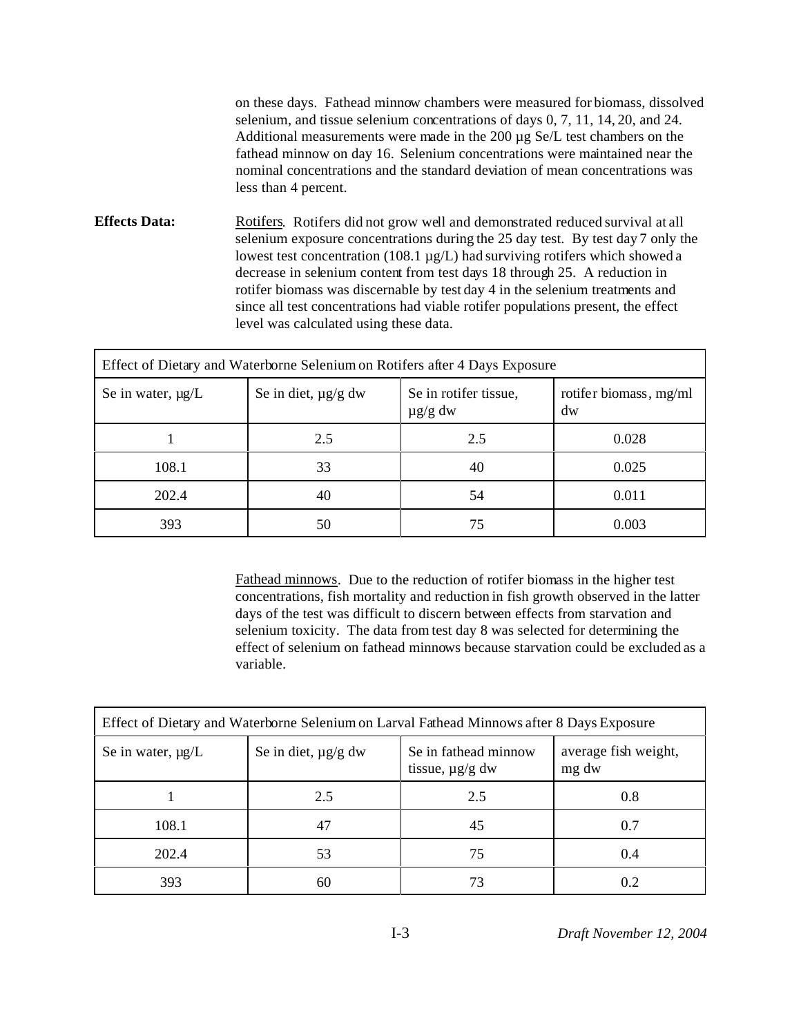on these days. Fathead minnow chambers were measured for biomass, dissolved selenium, and tissue selenium concentrations of days 0, 7, 11, 14, 20, and 24. Additional measurements were made in the 200 µg Se/L test chambers on the fathead minnow on day 16. Selenium concentrations were maintained near the nominal concentrations and the standard deviation of mean concentrations was less than 4 percent.

**Effects Data:** Rotifers. Rotifers did not grow well and demonstrated reduced survival at all selenium exposure concentrations during the 25 day test. By test day 7 only the lowest test concentration (108.1 µg/L) had surviving rotifers which showed a decrease in selenium content from test days 18 through 25. A reduction in rotifer biomass was discernable by test day 4 in the selenium treatments and since all test concentrations had viable rotifer populations present, the effect level was calculated using these data.

| Effect of Dietary and Waterborne Selenium on Rotifers after 4 Days Exposure | | | |
|---|---|---|---|
| Se in water, µg/L | Se in diet, µg/g dw | Se in rotifer tissue, µg/g dw | rotifer biomass, mg/ml dw |
| 1 | 2.5 | 2.5 | 0.028 |
| 108.1 | 33 | 40 | 0.025 |
| 202.4 | 40 | 54 | 0.011 |
| 393 | 50 | 75 | 0.003 |

Fathead minnows. Due to the reduction of rotifer biomass in the higher test concentrations, fish mortality and reduction in fish growth observed in the latter days of the test was difficult to discern between effects from starvation and selenium toxicity. The data from test day 8 was selected for determining the effect of selenium on fathead minnows because starvation could be excluded as a variable.

| Effect of Dietary and Waterborne Selenium on Larval Fathead Minnows after 8 Days Exposure | | | |
|---|---|---|---|
| Se in water, µg/L | Se in diet, µg/g dw | Se in fathead minnow tissue, µg/g dw | average fish weight, mg dw |
| 1 | 2.5 | 2.5 | 0.8 |
| 108.1 | 47 | 45 | 0.7 |
| 202.4 | 53 | 75 | 0.4 |
| 393 | 60 | 73 | 0.2 |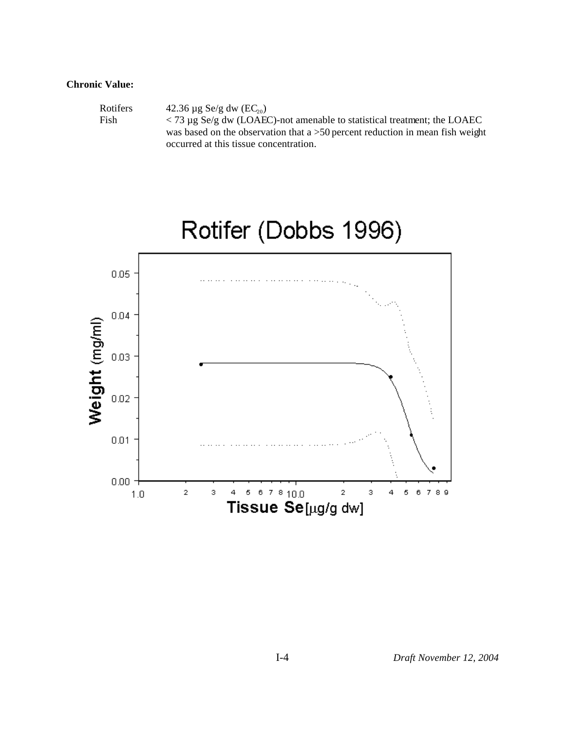**Chronic Value:**

| | |
|---|---|
| Rotifers | 42.36 µg Se/g dw ($EC_{20}$) |
| Fish | < 73 µg Se/g dw (LOAEC)-not amenable to statistical treatment; the LOAEC was based on the observation that a >50 percent reduction in mean fish weight occurred at this tissue concentration. |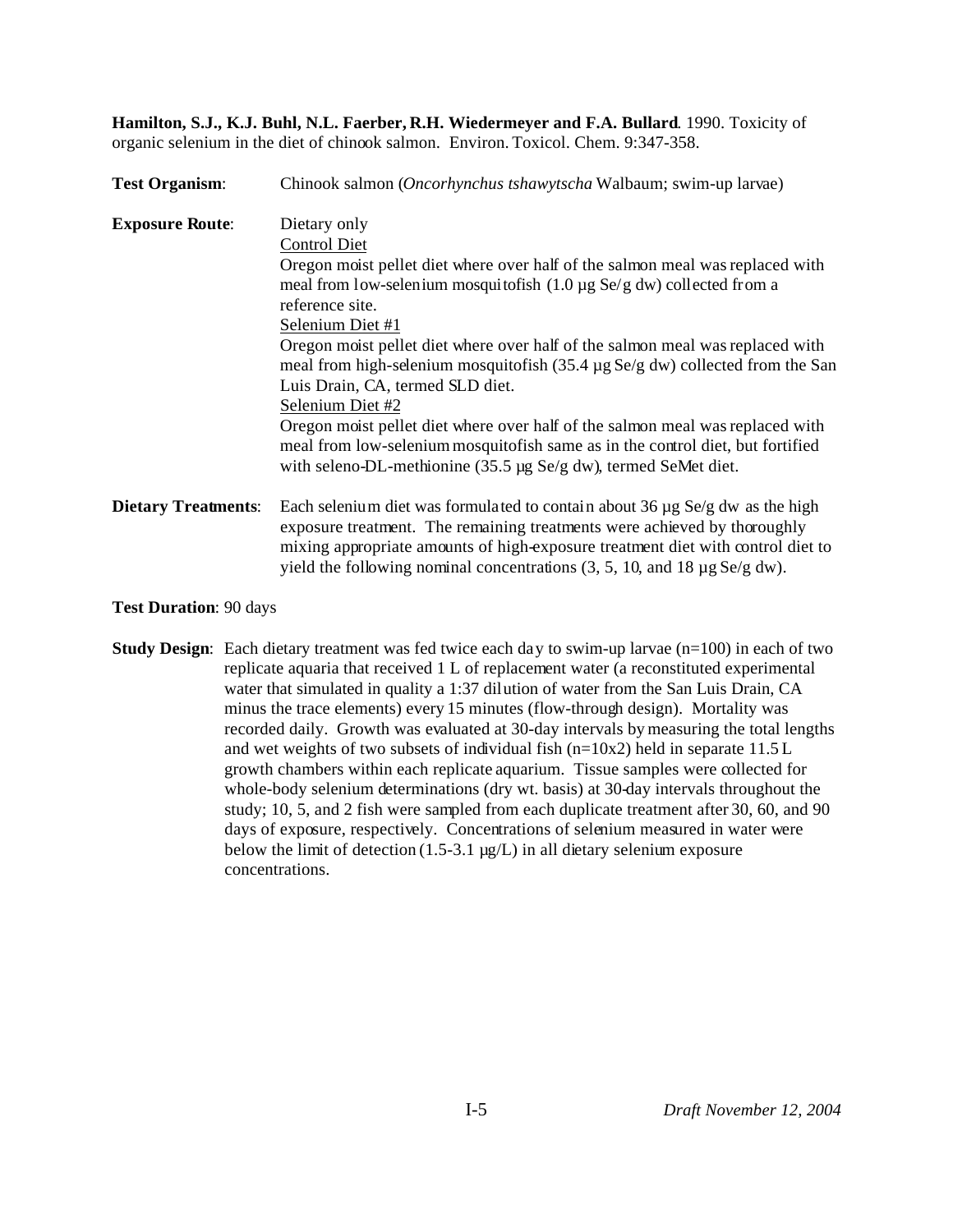**Hamilton, S.J., K.J. Buhl, N.L. Faerber, R.H. Wiedermeyer and F.A. Bullard**. 1990. Toxicity of organic selenium in the diet of chinook salmon. Environ. Toxicol. Chem. 9:347-358.

**Test Organism**: Chinook salmon (*Oncorhynchus tshawytscha* Walbaum; swim-up larvae)

**Exposure Route**: Dietary only

Control Diet

Oregon moist pellet diet where over half of the salmon meal was replaced with meal from low-selenium mosquitofish (1.0 µg Se/g dw) collected from a reference site.

Selenium Diet #1

Oregon moist pellet diet where over half of the salmon meal was replaced with meal from high-selenium mosquitofish (35.4 µg Se/g dw) collected from the San Luis Drain, CA, termed SLD diet.

Selenium Diet #2

Oregon moist pellet diet where over half of the salmon meal was replaced with meal from low-selenium mosquitofish same as in the control diet, but fortified with seleno-DL-methionine (35.5 µg Se/g dw), termed SeMet diet.

**Dietary Treatments**: Each selenium diet was formulated to contain about 36 µg Se/g dw as the high exposure treatment. The remaining treatments were achieved by thoroughly mixing appropriate amounts of high-exposure treatment diet with control diet to yield the following nominal concentrations (3, 5, 10, and 18 µg Se/g dw).

**Test Duration**: 90 days

**Study Design**: Each dietary treatment was fed twice each day to swim-up larvae (n=100) in each of two replicate aquaria that received 1 L of replacement water (a reconstituted experimental water that simulated in quality a 1:37 dilution of water from the San Luis Drain, CA minus the trace elements) every 15 minutes (flow-through design). Mortality was recorded daily. Growth was evaluated at 30-day intervals by measuring the total lengths and wet weights of two subsets of individual fish (n=10x2) held in separate 11.5 L growth chambers within each replicate aquarium. Tissue samples were collected for whole-body selenium determinations (dry wt. basis) at 30-day intervals throughout the study; 10, 5, and 2 fish were sampled from each duplicate treatment after 30, 60, and 90 days of exposure, respectively. Concentrations of selenium measured in water were below the limit of detection (1.5-3.1 µg/L) in all dietary selenium exposure concentrations.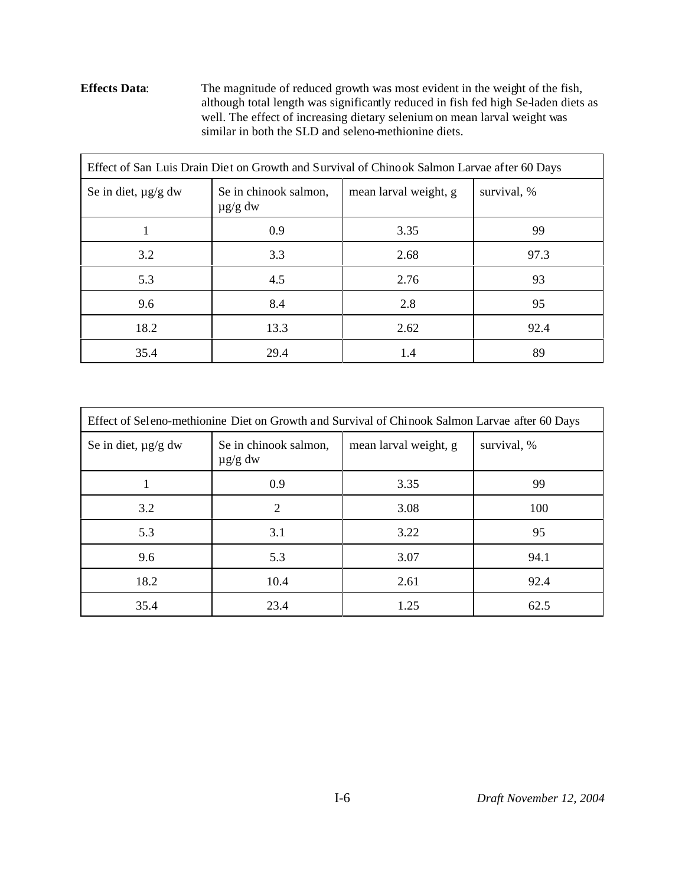**Effects Data**: The magnitude of reduced growth was most evident in the weight of the fish, although total length was significantly reduced in fish fed high Se-laden diets as well. The effect of increasing dietary selenium on mean larval weight was similar in both the SLD and seleno-methionine diets.

| Effect of San Luis Drain Diet on Growth and Survival of Chinook Salmon Larvae after 60 Days | | | |
|---|---|---|---|
| Se in diet, µg/g dw | Se in chinook salmon, µg/g dw | mean larval weight, g | survival, % |
| 1 | 0.9 | 3.35 | 99 |
| 3.2 | 3.3 | 2.68 | 97.3 |
| 5.3 | 4.5 | 2.76 | 93 |
| 9.6 | 8.4 | 2.8 | 95 |
| 18.2 | 13.3 | 2.62 | 92.4 |
| 35.4 | 29.4 | 1.4 | 89 |

| Effect of Seleno-methionine Diet on Growth and Survival of Chinook Salmon Larvae after 60 Days | | | |
|---|---|---|---|
| Se in diet, µg/g dw | Se in chinook salmon, µg/g dw | mean larval weight, g | survival, % |
| 1 | 0.9 | 3.35 | 99 |
| 3.2 | 2 | 3.08 | 100 |
| 5.3 | 3.1 | 3.22 | 95 |
| 9.6 | 5.3 | 3.07 | 94.1 |
| 18.2 | 10.4 | 2.61 | 92.4 |
| 35.4 | 23.4 | 1.25 | 62.5 |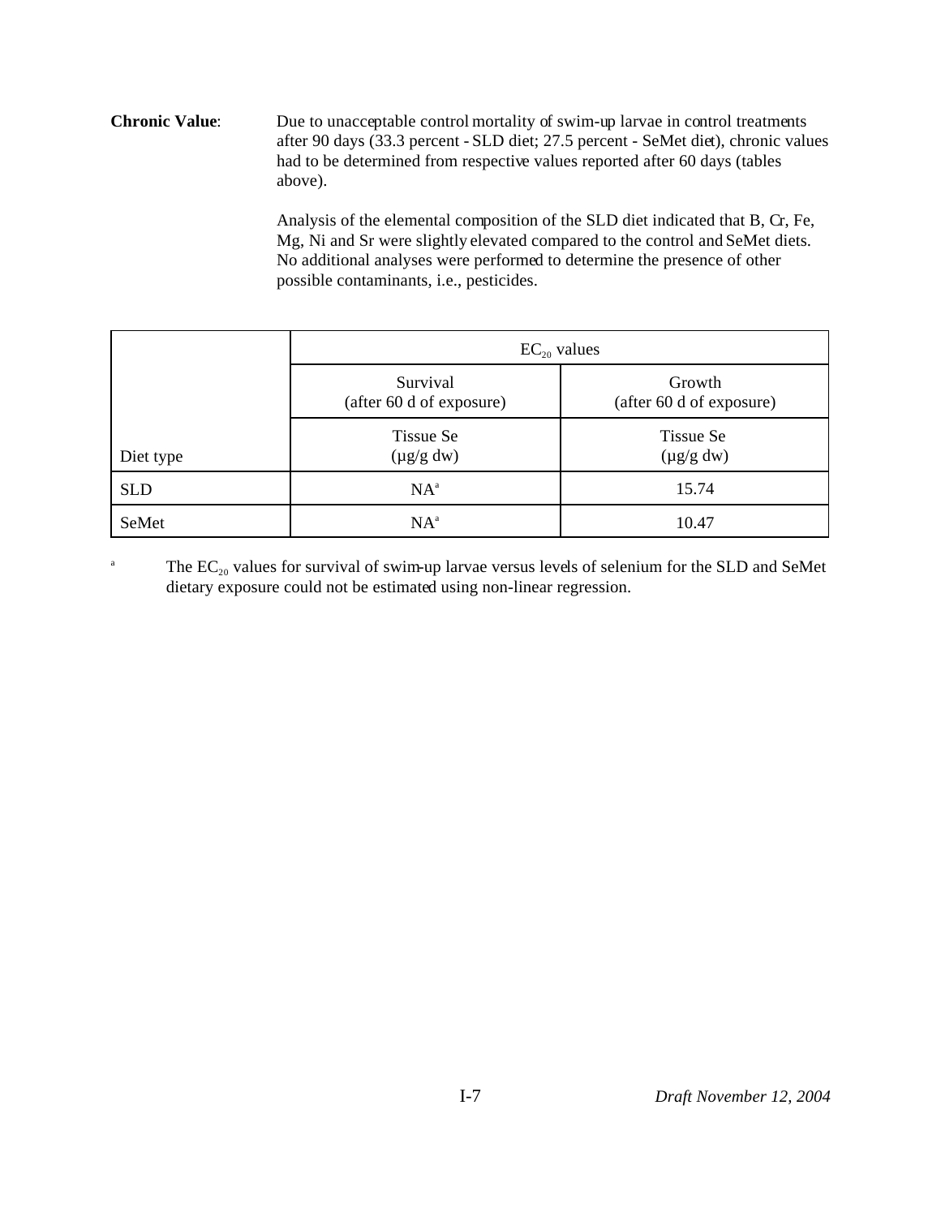**Chronic Value**: Due to unacceptable control mortality of swim-up larvae in control treatments after 90 days (33.3 percent - SLD diet; 27.5 percent - SeMet diet), chronic values had to be determined from respective values reported after 60 days (tables above).

Analysis of the elemental composition of the SLD diet indicated that B, Cr, Fe, Mg, Ni and Sr were slightly elevated compared to the control and SeMet diets. No additional analyses were performed to determine the presence of other possible contaminants, i.e., pesticides.

| | $EC_{20}$ values | |
|---|---|---|
| | Survival (after 60 d of exposure) | Growth (after 60 d of exposure) |
| Diet type | Tissue Se (µg/g dw) | Tissue Se (µg/g dw) |
| SLD | NA[a] | 15.74 |
| SeMet | NA[a] | 10.47 |

[a] The $EC_{20}$ values for survival of swim-up larvae versus levels of selenium for the SLD and SeMet dietary exposure could not be estimated using non-linear regression.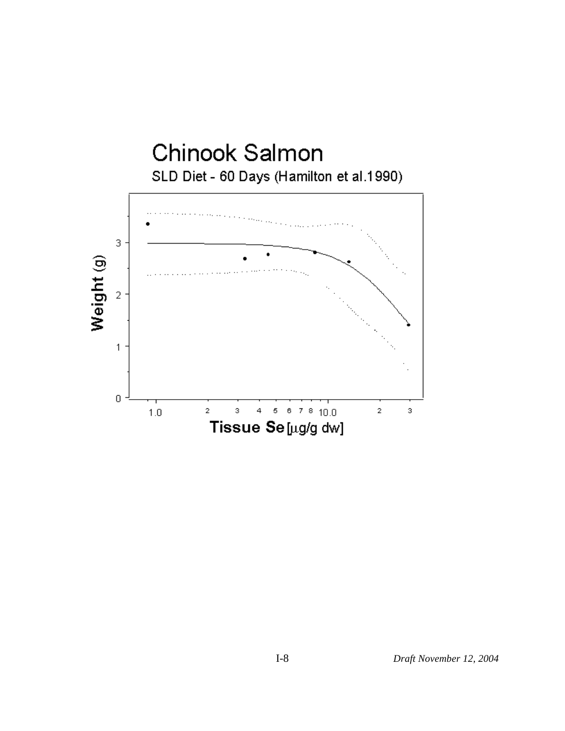# Chinook Salmon

SLD Diet - 60 Days (Hamilton et al.1990)

Weight (g)

Tissue Se [µg/g dw]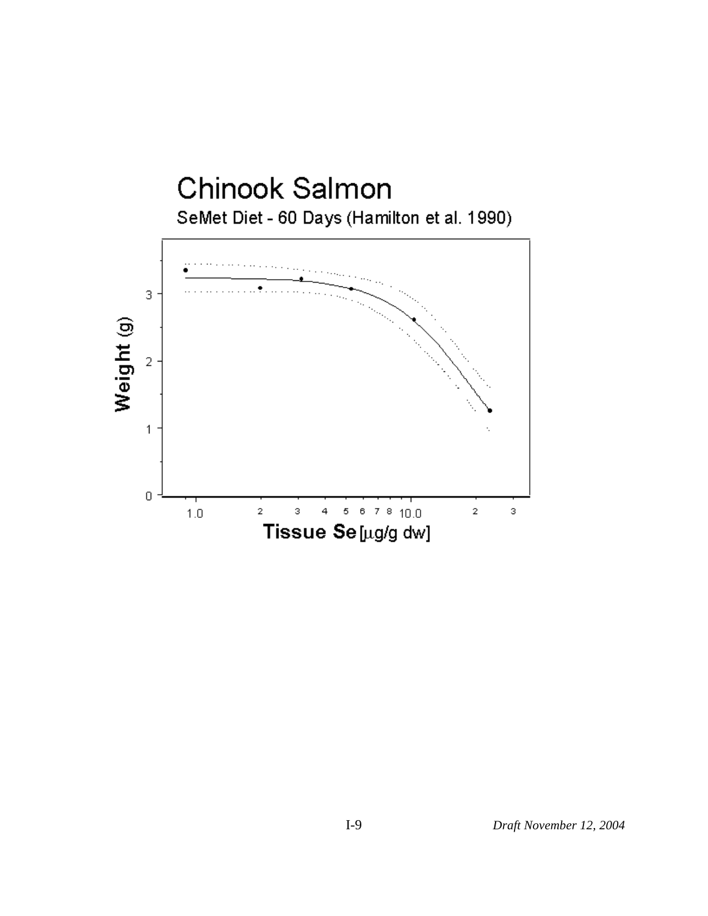## Chinook Salmon

SeMet Diet - 60 Days (Hamilton et al. 1990)

Weight (g)

Tissue Se [μg/g dw]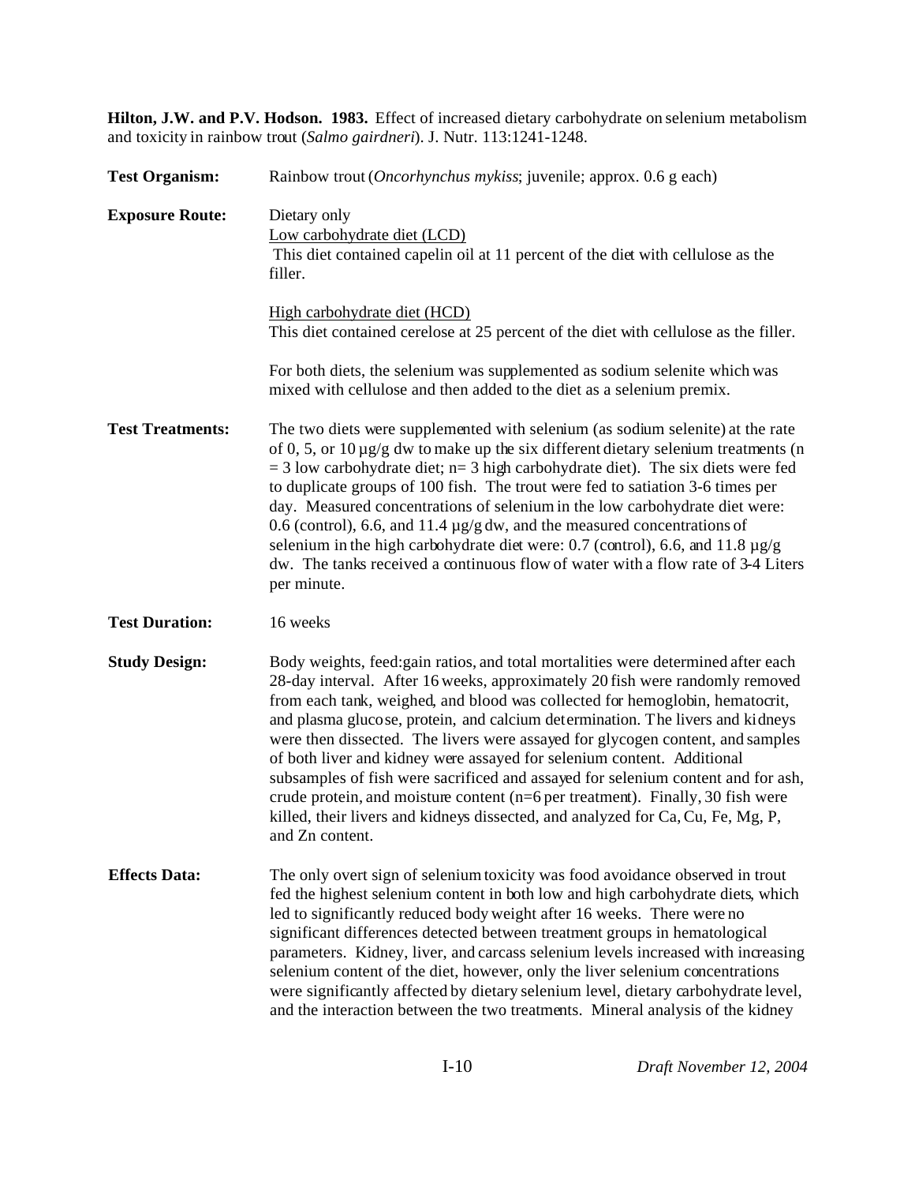**Hilton, J.W. and P.V. Hodson. 1983.** Effect of increased dietary carbohydrate on selenium metabolism and toxicity in rainbow trout (*Salmo gairdneri*). J. Nutr. 113:1241-1248.

**Test Organism:** Rainbow trout (*Oncorhynchus mykiss*; juvenile; approx. 0.6 g each)

**Exposure Route:** Dietary only

Low carbohydrate diet (LCD)

This diet contained capelin oil at 11 percent of the diet with cellulose as the filler.

High carbohydrate diet (HCD)

This diet contained cerelose at 25 percent of the diet with cellulose as the filler.

For both diets, the selenium was supplemented as sodium selenite which was mixed with cellulose and then added to the diet as a selenium premix.

**Test Treatments:** The two diets were supplemented with selenium (as sodium selenite) at the rate of 0, 5, or 10 µg/g dw to make up the six different dietary selenium treatments (n = 3 low carbohydrate diet; n= 3 high carbohydrate diet). The six diets were fed to duplicate groups of 100 fish. The trout were fed to satiation 3-6 times per day. Measured concentrations of selenium in the low carbohydrate diet were: 0.6 (control), 6.6, and 11.4 µg/g dw, and the measured concentrations of selenium in the high carbohydrate diet were: 0.7 (control), 6.6, and 11.8 µg/g dw. The tanks received a continuous flow of water with a flow rate of 3-4 Liters per minute.

**Test Duration:** 16 weeks

**Study Design:** Body weights, feed:gain ratios, and total mortalities were determined after each 28-day interval. After 16 weeks, approximately 20 fish were randomly removed from each tank, weighed, and blood was collected for hemoglobin, hematocrit, and plasma glucose, protein, and calcium determination. The livers and kidneys were then dissected. The livers were assayed for glycogen content, and samples of both liver and kidney were assayed for selenium content. Additional subsamples of fish were sacrificed and assayed for selenium content and for ash, crude protein, and moisture content (n=6 per treatment). Finally, 30 fish were killed, their livers and kidneys dissected, and analyzed for Ca, Cu, Fe, Mg, P, and Zn content.

**Effects Data:** The only overt sign of selenium toxicity was food avoidance observed in trout fed the highest selenium content in both low and high carbohydrate diets, which led to significantly reduced body weight after 16 weeks. There were no significant differences detected between treatment groups in hematological parameters. Kidney, liver, and carcass selenium levels increased with increasing selenium content of the diet, however, only the liver selenium concentrations were significantly affected by dietary selenium level, dietary carbohydrate level, and the interaction between the two treatments. Mineral analysis of the kidney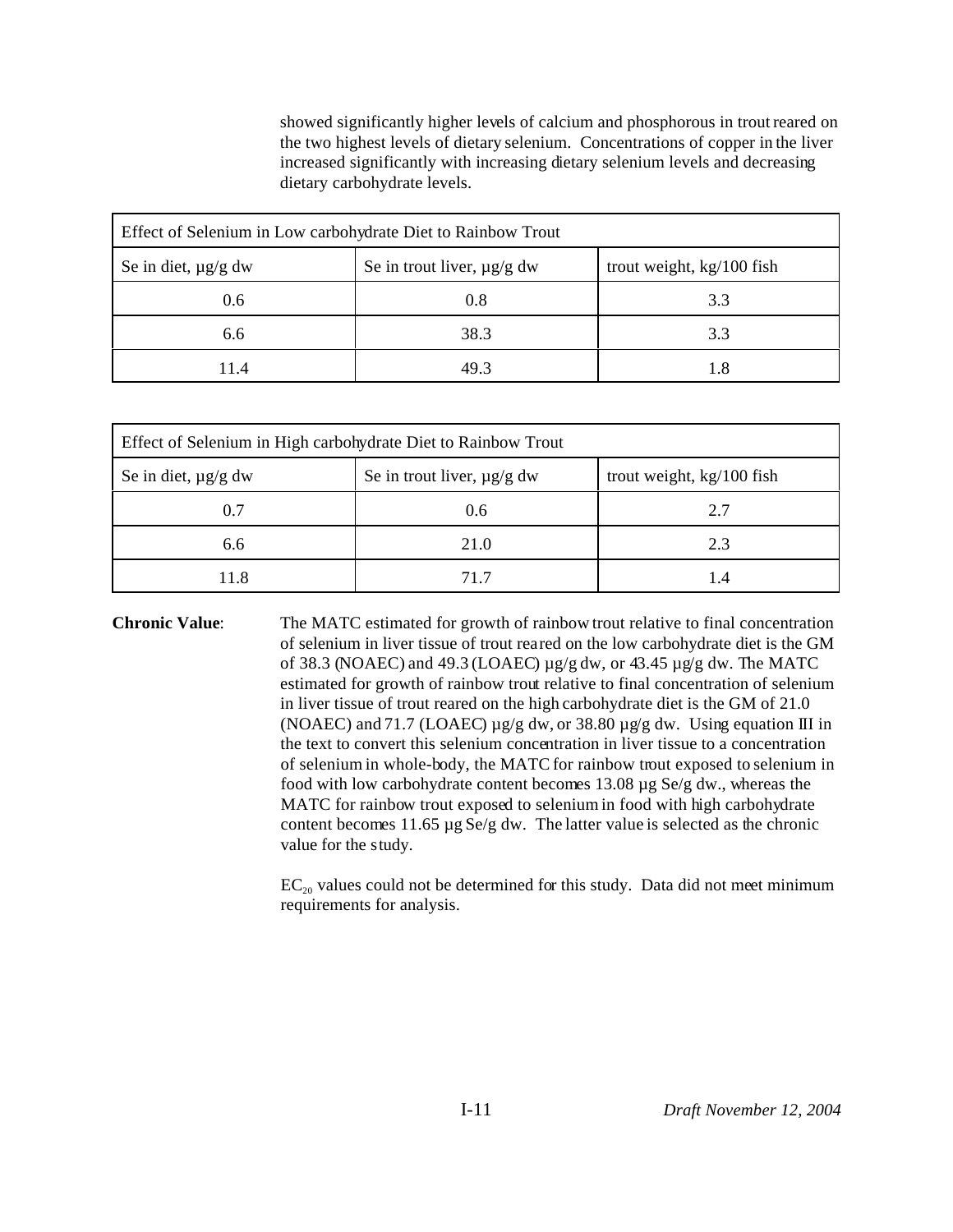showed significantly higher levels of calcium and phosphorous in trout reared on the two highest levels of dietary selenium. Concentrations of copper in the liver increased significantly with increasing dietary selenium levels and decreasing dietary carbohydrate levels.

| Effect of Selenium in Low carbohydrate Diet to Rainbow Trout | | |
|---|---|---|
| Se in diet, µg/g dw | Se in trout liver, µg/g dw | trout weight, kg/100 fish |
| 0.6 | 0.8 | 3.3 |
| 6.6 | 38.3 | 3.3 |
| 11.4 | 49.3 | 1.8 |

| Effect of Selenium in High carbohydrate Diet to Rainbow Trout | | |
|---|---|---|
| Se in diet, µg/g dw | Se in trout liver, µg/g dw | trout weight, kg/100 fish |
| 0.7 | 0.6 | 2.7 |
| 6.6 | 21.0 | 2.3 |
| 11.8 | 71.7 | 1.4 |

**Chronic Value**: The MATC estimated for growth of rainbow trout relative to final concentration of selenium in liver tissue of trout reared on the low carbohydrate diet is the GM of 38.3 (NOAEC) and 49.3 (LOAEC) µg/g dw, or 43.45 µg/g dw. The MATC estimated for growth of rainbow trout relative to final concentration of selenium in liver tissue of trout reared on the high carbohydrate diet is the GM of 21.0 (NOAEC) and 71.7 (LOAEC) µg/g dw, or 38.80 µg/g dw. Using equation III in the text to convert this selenium concentration in liver tissue to a concentration of selenium in whole-body, the MATC for rainbow trout exposed to selenium in food with low carbohydrate content becomes 13.08 µg Se/g dw., whereas the MATC for rainbow trout exposed to selenium in food with high carbohydrate content becomes 11.65 µg Se/g dw. The latter value is selected as the chronic value for the study.

$EC_{20}$ values could not be determined for this study. Data did not meet minimum requirements for analysis.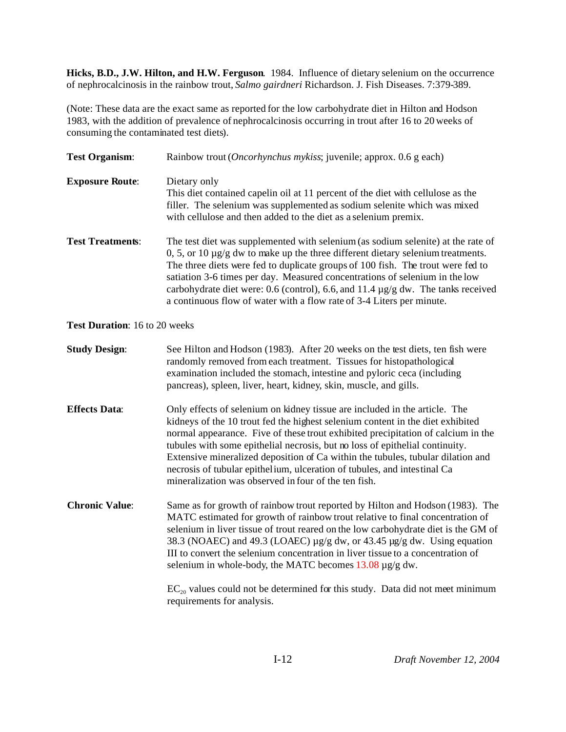**Hicks, B.D., J.W. Hilton, and H.W. Ferguson**. 1984. Influence of dietary selenium on the occurrence of nephrocalcinosis in the rainbow trout, *Salmo gairdneri* Richardson. J. Fish Diseases. 7:379-389.

(Note: These data are the exact same as reported for the low carbohydrate diet in Hilton and Hodson 1983, with the addition of prevalence of nephrocalcinosis occurring in trout after 16 to 20 weeks of consuming the contaminated test diets).

**Test Organism**: Rainbow trout (*Oncorhynchus mykiss*; juvenile; approx. 0.6 g each)

**Exposure Route**: Dietary only
This diet contained capelin oil at 11 percent of the diet with cellulose as the filler. The selenium was supplemented as sodium selenite which was mixed with cellulose and then added to the diet as a selenium premix.

**Test Treatments**: The test diet was supplemented with selenium (as sodium selenite) at the rate of 0, 5, or 10 µg/g dw to make up the three different dietary selenium treatments. The three diets were fed to duplicate groups of 100 fish. The trout were fed to satiation 3-6 times per day. Measured concentrations of selenium in the low carbohydrate diet were: 0.6 (control), 6.6, and 11.4 µg/g dw. The tanks received a continuous flow of water with a flow rate of 3-4 Liters per minute.

**Test Duration**: 16 to 20 weeks

**Study Design**: See Hilton and Hodson (1983). After 20 weeks on the test diets, ten fish were randomly removed from each treatment. Tissues for histopathological examination included the stomach, intestine and pyloric ceca (including pancreas), spleen, liver, heart, kidney, skin, muscle, and gills.

**Effects Data**: Only effects of selenium on kidney tissue are included in the article. The kidneys of the 10 trout fed the highest selenium content in the diet exhibited normal appearance. Five of these trout exhibited precipitation of calcium in the tubules with some epithelial necrosis, but no loss of epithelial continuity. Extensive mineralized deposition of Ca within the tubules, tubular dilation and necrosis of tubular epithelium, ulceration of tubules, and intestinal Ca mineralization was observed in four of the ten fish.

**Chronic Value**: Same as for growth of rainbow trout reported by Hilton and Hodson (1983). The MATC estimated for growth of rainbow trout relative to final concentration of selenium in liver tissue of trout reared on the low carbohydrate diet is the GM of 38.3 (NOAEC) and 49.3 (LOAEC) µg/g dw, or 43.45 µg/g dw. Using equation III to convert the selenium concentration in liver tissue to a concentration of selenium in whole-body, the MATC becomes 13.08 µg/g dw.

$EC_{20}$ values could not be determined for this study. Data did not meet minimum requirements for analysis.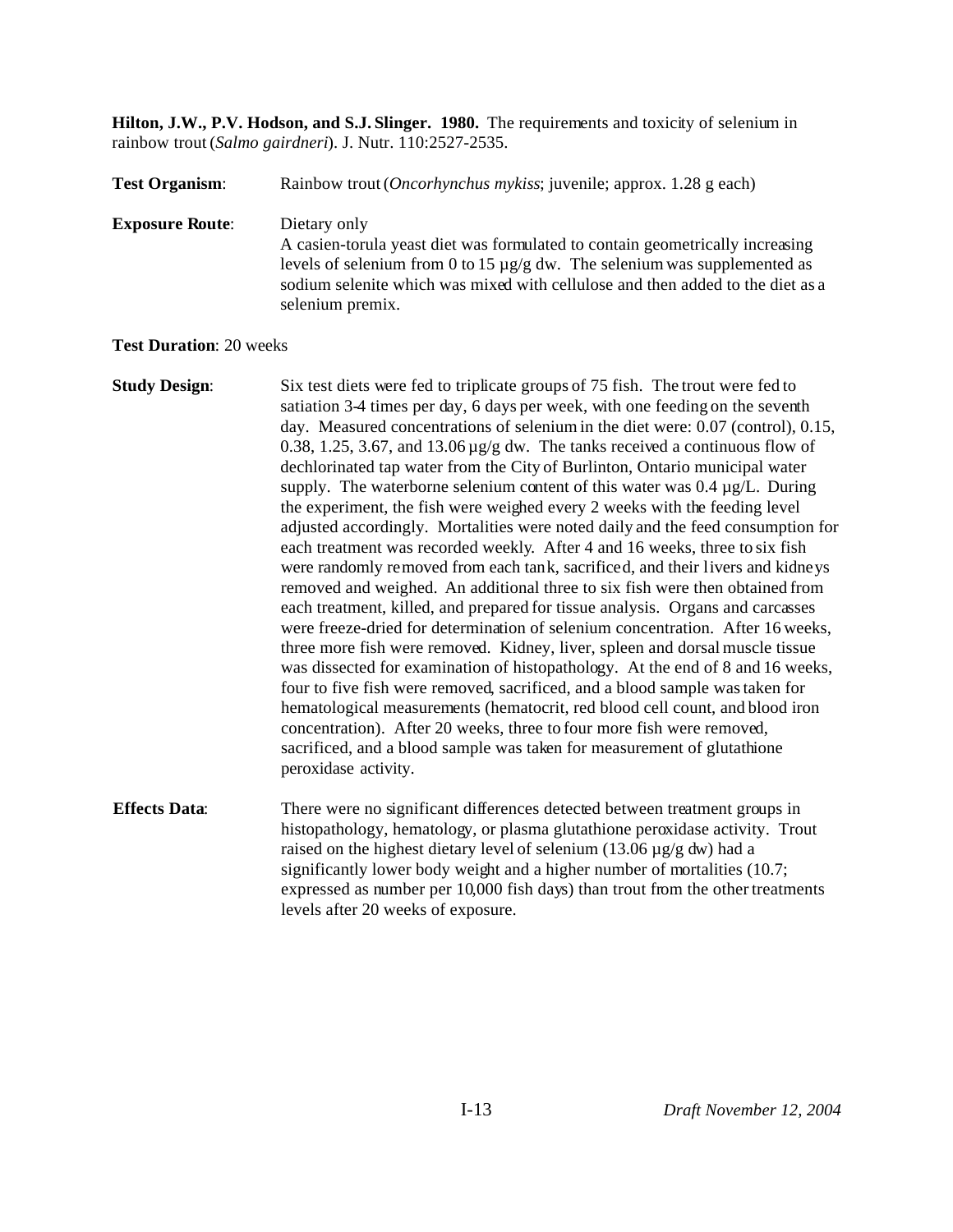**Hilton, J.W., P.V. Hodson, and S.J. Slinger. 1980.** The requirements and toxicity of selenium in rainbow trout (*Salmo gairdneri*). J. Nutr. 110:2527-2535.

**Test Organism**: Rainbow trout (*Oncorhynchus mykiss*; juvenile; approx. 1.28 g each)

**Exposure Route**: Dietary only
A casien-torula yeast diet was formulated to contain geometrically increasing levels of selenium from 0 to 15 µg/g dw. The selenium was supplemented as sodium selenite which was mixed with cellulose and then added to the diet as a selenium premix.

**Test Duration**: 20 weeks

**Study Design**: Six test diets were fed to triplicate groups of 75 fish. The trout were fed to satiation 3-4 times per day, 6 days per week, with one feeding on the seventh day. Measured concentrations of selenium in the diet were: 0.07 (control), 0.15, 0.38, 1.25, 3.67, and 13.06 µg/g dw. The tanks received a continuous flow of dechlorinated tap water from the City of Burlinton, Ontario municipal water supply. The waterborne selenium content of this water was 0.4 µg/L. During the experiment, the fish were weighed every 2 weeks with the feeding level adjusted accordingly. Mortalities were noted daily and the feed consumption for each treatment was recorded weekly. After 4 and 16 weeks, three to six fish were randomly removed from each tank, sacrificed, and their livers and kidneys removed and weighed. An additional three to six fish were then obtained from each treatment, killed, and prepared for tissue analysis. Organs and carcasses were freeze-dried for determination of selenium concentration. After 16 weeks, three more fish were removed. Kidney, liver, spleen and dorsal muscle tissue was dissected for examination of histopathology. At the end of 8 and 16 weeks, four to five fish were removed, sacrificed, and a blood sample was taken for hematological measurements (hematocrit, red blood cell count, and blood iron concentration). After 20 weeks, three to four more fish were removed, sacrificed, and a blood sample was taken for measurement of glutathione peroxidase activity.

**Effects Data**: There were no significant differences detected between treatment groups in histopathology, hematology, or plasma glutathione peroxidase activity. Trout raised on the highest dietary level of selenium (13.06 µg/g dw) had a significantly lower body weight and a higher number of mortalities (10.7; expressed as number per 10,000 fish days) than trout from the other treatments levels after 20 weeks of exposure.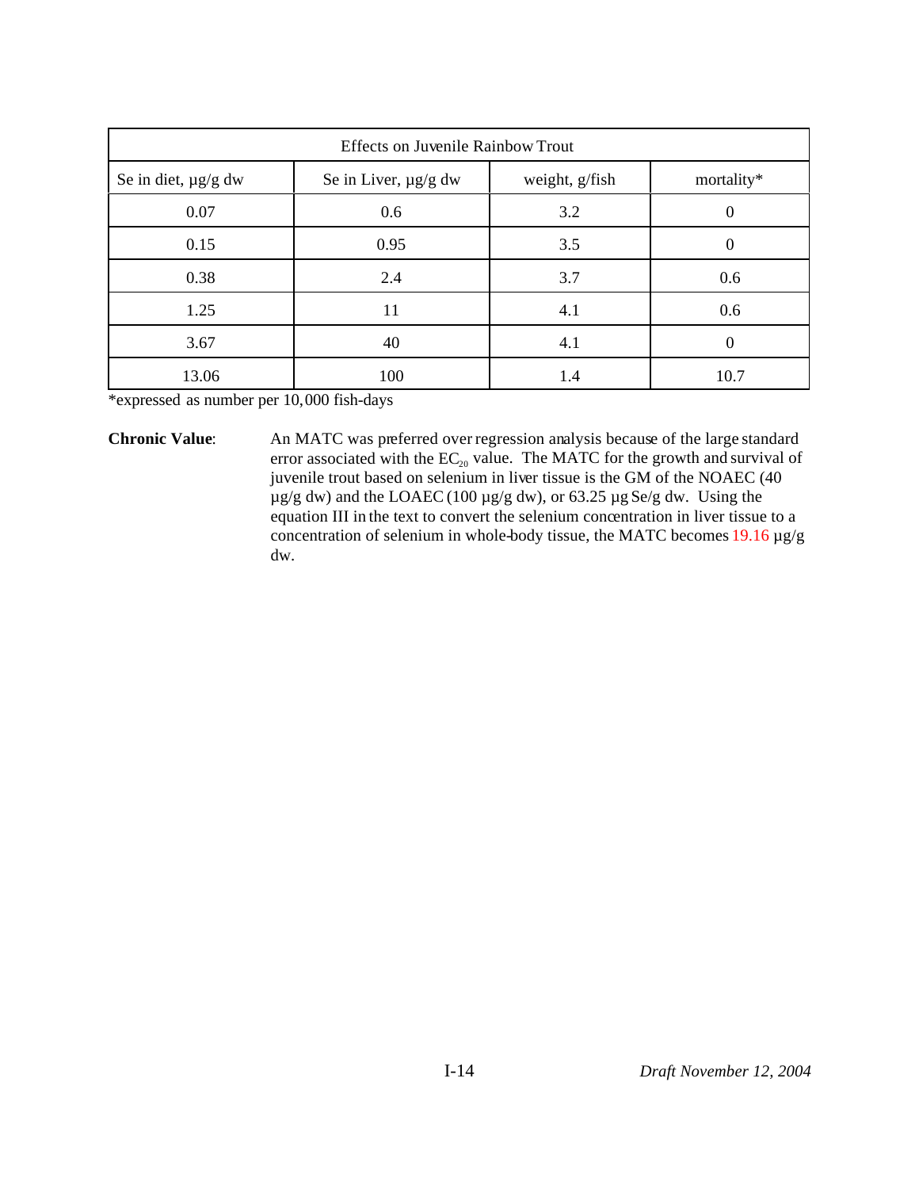| Effects on Juvenile Rainbow Trout | | | |
|---|---|---|---|
| Se in diet, µg/g dw | Se in Liver, µg/g dw | weight, g/fish | mortality* |
| 0.07 | 0.6 | 3.2 | 0 |
| 0.15 | 0.95 | 3.5 | 0 |
| 0.38 | 2.4 | 3.7 | 0.6 |
| 1.25 | 11 | 4.1 | 0.6 |
| 3.67 | 40 | 4.1 | 0 |
| 13.06 | 100 | 1.4 | 10.7 |

*expressed as number per 10,000 fish-days

**Chronic Value**: An MATC was preferred over regression analysis because of the large standard error associated with the $EC_{20}$ value. The MATC for the growth and survival of juvenile trout based on selenium in liver tissue is the GM of the NOAEC (40 µg/g dw) and the LOAEC (100 µg/g dw), or 63.25 µg Se/g dw. Using the equation III in the text to convert the selenium concentration in liver tissue to a concentration of selenium in whole-body tissue, the MATC becomes 19.16 µg/g dw.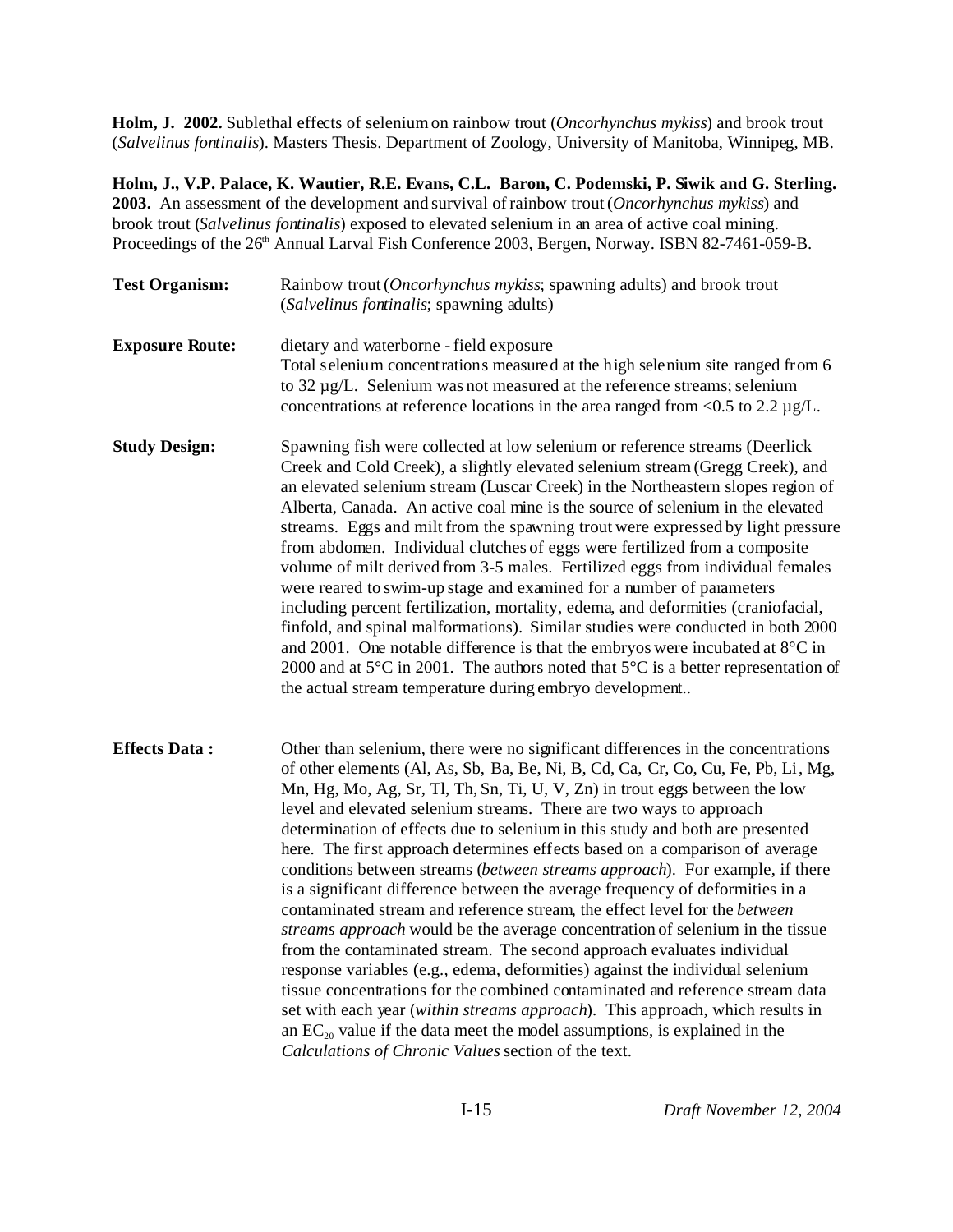**Holm, J. 2002.** Sublethal effects of selenium on rainbow trout (*Oncorhynchus mykiss*) and brook trout (*Salvelinus fontinalis*). Masters Thesis. Department of Zoology, University of Manitoba, Winnipeg, MB.

**Holm, J., V.P. Palace, K. Wautier, R.E. Evans, C.L. Baron, C. Podemski, P. Siwik and G. Sterling. 2003.** An assessment of the development and survival of rainbow trout (*Oncorhynchus mykiss*) and brook trout (*Salvelinus fontinalis*) exposed to elevated selenium in an area of active coal mining. Proceedings of the 26th Annual Larval Fish Conference 2003, Bergen, Norway. ISBN 82-7461-059-B.

**Test Organism:** Rainbow trout (*Oncorhynchus mykiss*; spawning adults) and brook trout (*Salvelinus fontinalis*; spawning adults)

**Exposure Route:** dietary and waterborne - field exposure
Total selenium concentrations measured at the high selenium site ranged from 6 to 32 µg/L. Selenium was not measured at the reference streams; selenium concentrations at reference locations in the area ranged from <0.5 to 2.2 µg/L.

**Study Design:** Spawning fish were collected at low selenium or reference streams (Deerlick Creek and Cold Creek), a slightly elevated selenium stream (Gregg Creek), and an elevated selenium stream (Luscar Creek) in the Northeastern slopes region of Alberta, Canada. An active coal mine is the source of selenium in the elevated streams. Eggs and milt from the spawning trout were expressed by light pressure from abdomen. Individual clutches of eggs were fertilized from a composite volume of milt derived from 3-5 males. Fertilized eggs from individual females were reared to swim-up stage and examined for a number of parameters including percent fertilization, mortality, edema, and deformities (craniofacial, finfold, and spinal malformations). Similar studies were conducted in both 2000 and 2001. One notable difference is that the embryos were incubated at 8°C in 2000 and at 5°C in 2001. The authors noted that 5°C is a better representation of the actual stream temperature during embryo development..

**Effects Data :** Other than selenium, there were no significant differences in the concentrations of other elements (Al, As, Sb, Ba, Be, Ni, B, Cd, Ca, Cr, Co, Cu, Fe, Pb, Li, Mg, Mn, Hg, Mo, Ag, Sr, Tl, Th, Sn, Ti, U, V, Zn) in trout eggs between the low level and elevated selenium streams. There are two ways to approach determination of effects due to selenium in this study and both are presented here. The first approach determines effects based on a comparison of average conditions between streams (*between streams approach*). For example, if there is a significant difference between the average frequency of deformities in a contaminated stream and reference stream, the effect level for the *between streams approach* would be the average concentration of selenium in the tissue from the contaminated stream. The second approach evaluates individual response variables (e.g., edema, deformities) against the individual selenium tissue concentrations for the combined contaminated and reference stream data set with each year (*within streams approach*). This approach, which results in an $EC_{20}$ value if the data meet the model assumptions, is explained in the *Calculations of Chronic Values* section of the text.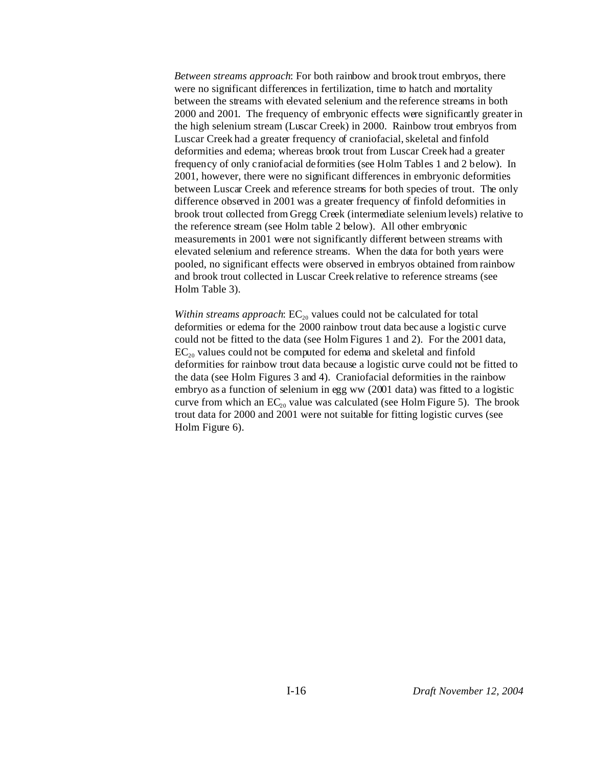*Between streams approach*: For both rainbow and brook trout embryos, there were no significant differences in fertilization, time to hatch and mortality between the streams with elevated selenium and the reference streams in both 2000 and 2001. The frequency of embryonic effects were significantly greater in the high selenium stream (Luscar Creek) in 2000. Rainbow trout embryos from Luscar Creek had a greater frequency of craniofacial, skeletal and finfold deformities and edema; whereas brook trout from Luscar Creek had a greater frequency of only craniofacial deformities (see Holm Tables 1 and 2 below). In 2001, however, there were no significant differences in embryonic deformities between Luscar Creek and reference streams for both species of trout. The only difference observed in 2001 was a greater frequency of finfold deformities in brook trout collected from Gregg Creek (intermediate selenium levels) relative to the reference stream (see Holm table 2 below). All other embryonic measurements in 2001 were not significantly different between streams with elevated selenium and reference streams. When the data for both years were pooled, no significant effects were observed in embryos obtained from rainbow and brook trout collected in Luscar Creek relative to reference streams (see Holm Table 3).

*Within streams approach*: $EC_{20}$ values could not be calculated for total deformities or edema for the 2000 rainbow trout data because a logistic curve could not be fitted to the data (see Holm Figures 1 and 2). For the 2001 data, $EC_{20}$ values could not be computed for edema and skeletal and finfold deformities for rainbow trout data because a logistic curve could not be fitted to the data (see Holm Figures 3 and 4). Craniofacial deformities in the rainbow embryo as a function of selenium in egg ww (2001 data) was fitted to a logistic curve from which an $EC_{20}$ value was calculated (see Holm Figure 5). The brook trout data for 2000 and 2001 were not suitable for fitting logistic curves (see Holm Figure 6).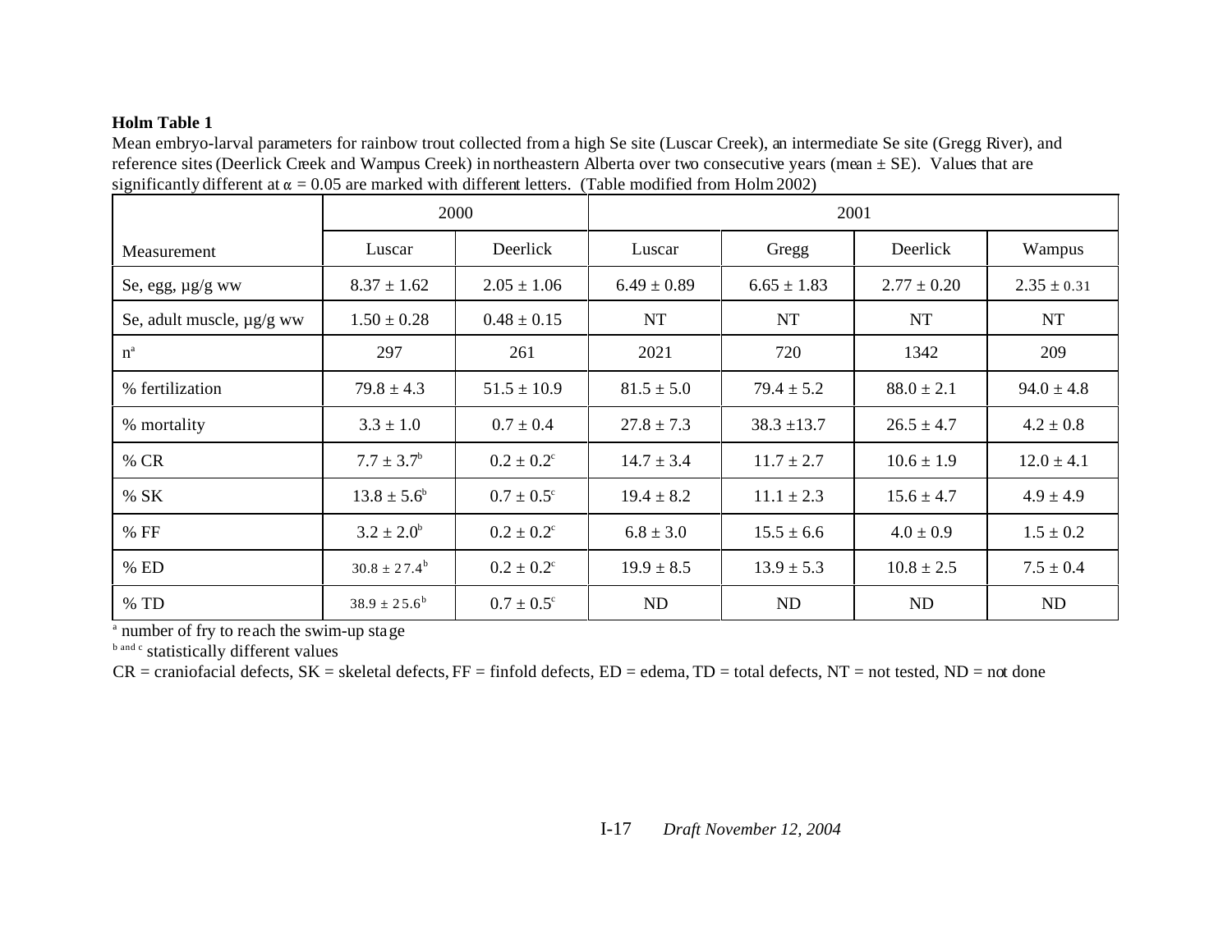**Holm Table 1**

Mean embryo-larval parameters for rainbow trout collected from a high Se site (Luscar Creek), an intermediate Se site (Gregg River), and reference sites (Deerlick Creek and Wampus Creek) in northeastern Alberta over two consecutive years (mean ± SE). Values that are significantly different at $\alpha = 0.05$ are marked with different letters. (Table modified from Holm 2002)

| | 2000 | | 2001 | | | |
|---|---|---|---|---|---|---|
| Measurement | Luscar | Deerlick | Luscar | Gregg | Deerlick | Wampus |
| Se, egg, µg/g ww | 8.37 ± 1.62 | 2.05 ± 1.06 | 6.49 ± 0.89 | 6.65 ± 1.83 | 2.77 ± 0.20 | 2.35 ± 0.31 |
| Se, adult muscle, µg/g ww | 1.50 ± 0.28 | 0.48 ± 0.15 | NT | NT | NT | NT |
| n[a] | 297 | 261 | 2021 | 720 | 1342 | 209 |
| % fertilization | 79.8 ± 4.3 | 51.5 ± 10.9 | 81.5 ± 5.0 | 79.4 ± 5.2 | 88.0 ± 2.1 | 94.0 ± 4.8 |
| % mortality | 3.3 ± 1.0 | 0.7 ± 0.4 | 27.8 ± 7.3 | 38.3 ±13.7 | 26.5 ± 4.7 | 4.2 ± 0.8 |
| % CR | 7.7 ± 3.7[b] | 0.2 ± 0.2[c] | 14.7 ± 3.4 | 11.7 ± 2.7 | 10.6 ± 1.9 | 12.0 ± 4.1 |
| % SK | 13.8 ± 5.6[b] | 0.7 ± 0.5[c] | 19.4 ± 8.2 | 11.1 ± 2.3 | 15.6 ± 4.7 | 4.9 ± 4.9 |
| % FF | 3.2 ± 2.0[b] | 0.2 ± 0.2[c] | 6.8 ± 3.0 | 15.5 ± 6.6 | 4.0 ± 0.9 | 1.5 ± 0.2 |
| % ED | 30.8 ± 27.4[b] | 0.2 ± 0.2[c] | 19.9 ± 8.5 | 13.9 ± 5.3 | 10.8 ± 2.5 | 7.5 ± 0.4 |
| % TD | 38.9 ± 25.6[b] | 0.7 ± 0.5[c] | ND | ND | ND | ND |

[a] number of fry to reach the swim-up stage

[b and c] statistically different values

CR = craniofacial defects, SK = skeletal defects, FF = finfold defects, ED = edema, TD = total defects, NT = not tested, ND = not done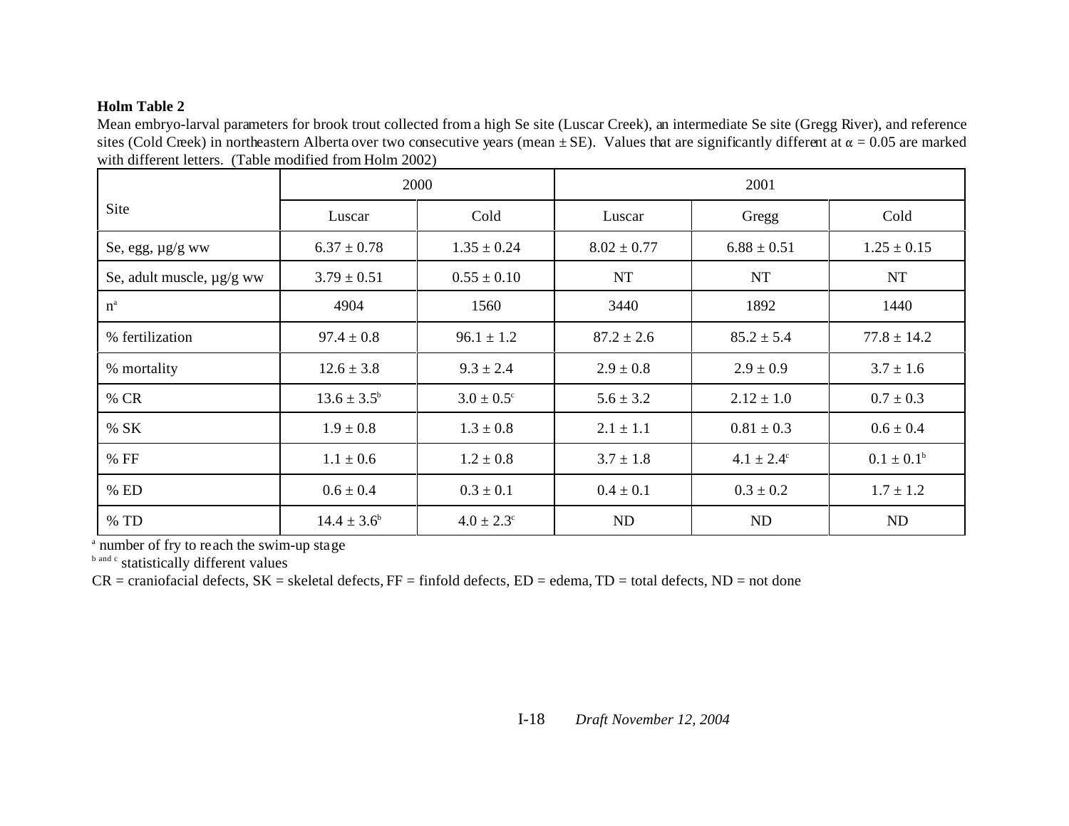**Holm Table 2**

Mean embryo-larval parameters for brook trout collected from a high Se site (Luscar Creek), an intermediate Se site (Gregg River), and reference sites (Cold Creek) in northeastern Alberta over two consecutive years (mean ± SE). Values that are significantly different at α = 0.05 are marked with different letters. (Table modified from Holm 2002)

| Site | 2000 | | 2001 | | |
|---|---|---|---|---|---|
| | Luscar | Cold | Luscar | Gregg | Cold |
| Se, egg, µg/g ww | 6.37 ± 0.78 | 1.35 ± 0.24 | 8.02 ± 0.77 | 6.88 ± 0.51 | 1.25 ± 0.15 |
| Se, adult muscle, µg/g ww | 3.79 ± 0.51 | 0.55 ± 0.10 | NT | NT | NT |
| n[a] | 4904 | 1560 | 3440 | 1892 | 1440 |
| % fertilization | 97.4 ± 0.8 | 96.1 ± 1.2 | 87.2 ± 2.6 | 85.2 ± 5.4 | 77.8 ± 14.2 |
| % mortality | 12.6 ± 3.8 | 9.3 ± 2.4 | 2.9 ± 0.8 | 2.9 ± 0.9 | 3.7 ± 1.6 |
| % CR | 13.6 ± 3.5[b] | 3.0 ± 0.5[c] | 5.6 ± 3.2 | 2.12 ± 1.0 | 0.7 ± 0.3 |
| % SK | 1.9 ± 0.8 | 1.3 ± 0.8 | 2.1 ± 1.1 | 0.81 ± 0.3 | 0.6 ± 0.4 |
| % FF | 1.1 ± 0.6 | 1.2 ± 0.8 | 3.7 ± 1.8 | 4.1 ± 2.4[c] | 0.1 ± 0.1[b] |
| % ED | 0.6 ± 0.4 | 0.3 ± 0.1 | 0.4 ± 0.1 | 0.3 ± 0.2 | 1.7 ± 1.2 |
| % TD | 14.4 ± 3.6[b] | 4.0 ± 2.3[c] | ND | ND | ND |

[a] number of fry to reach the swim-up stage
[b and c] statistically different values
CR = craniofacial defects, SK = skeletal defects, FF = finfold defects, ED = edema, TD = total defects, ND = not done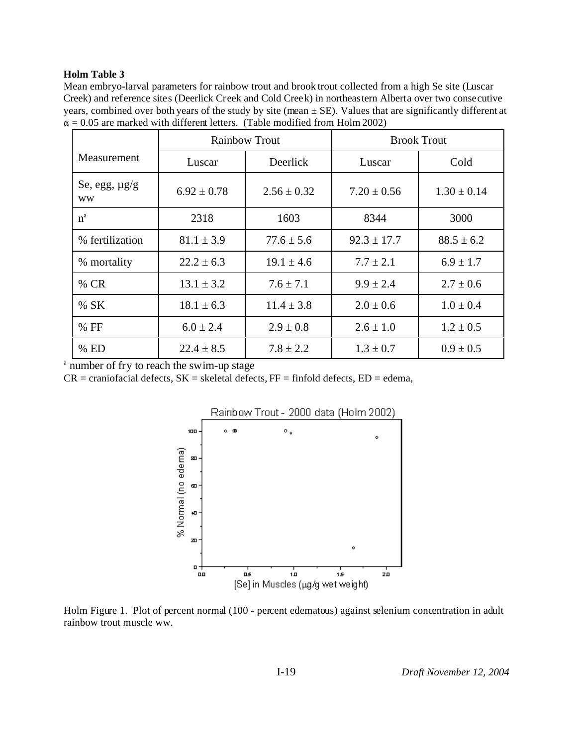**Holm Table 3**

Mean embryo-larval parameters for rainbow trout and brook trout collected from a high Se site (Luscar Creek) and reference sites (Deerlick Creek and Cold Creek) in northeastern Alberta over two consecutive years, combined over both years of the study by site (mean ± SE). Values that are significantly different at $\alpha = 0.05$ are marked with different letters. (Table modified from Holm 2002)

| Measurement | Rainbow Trout | | Brook Trout | |
|---|---|---|---|---|
| | Luscar | Deerlick | Luscar | Cold |
| Se, egg, µg/g ww | 6.92 ± 0.78 | 2.56 ± 0.32 | 7.20 ± 0.56 | 1.30 ± 0.14 |
| n[a] | 2318 | 1603 | 8344 | 3000 |
| % fertilization | 81.1 ± 3.9 | 77.6 ± 5.6 | 92.3 ± 17.7 | 88.5 ± 6.2 |
| % mortality | 22.2 ± 6.3 | 19.1 ± 4.6 | 7.7 ± 2.1 | 6.9 ± 1.7 |
| % CR | 13.1 ± 3.2 | 7.6 ± 7.1 | 9.9 ± 2.4 | 2.7 ± 0.6 |
| % SK | 18.1 ± 6.3 | 11.4 ± 3.8 | 2.0 ± 0.6 | 1.0 ± 0.4 |
| % FF | 6.0 ± 2.4 | 2.9 ± 0.8 | 2.6 ± 1.0 | 1.2 ± 0.5 |
| % ED | 22.4 ± 8.5 | 7.8 ± 2.2 | 1.3 ± 0.7 | 0.9 ± 0.5 |

[a] number of fry to reach the swim-up stage
CR = craniofacial defects, SK = skeletal defects, FF = finfold defects, ED = edema,

Holm Figure 1. Plot of percent normal (100 - percent edematous) against selenium concentration in adult rainbow trout muscle ww.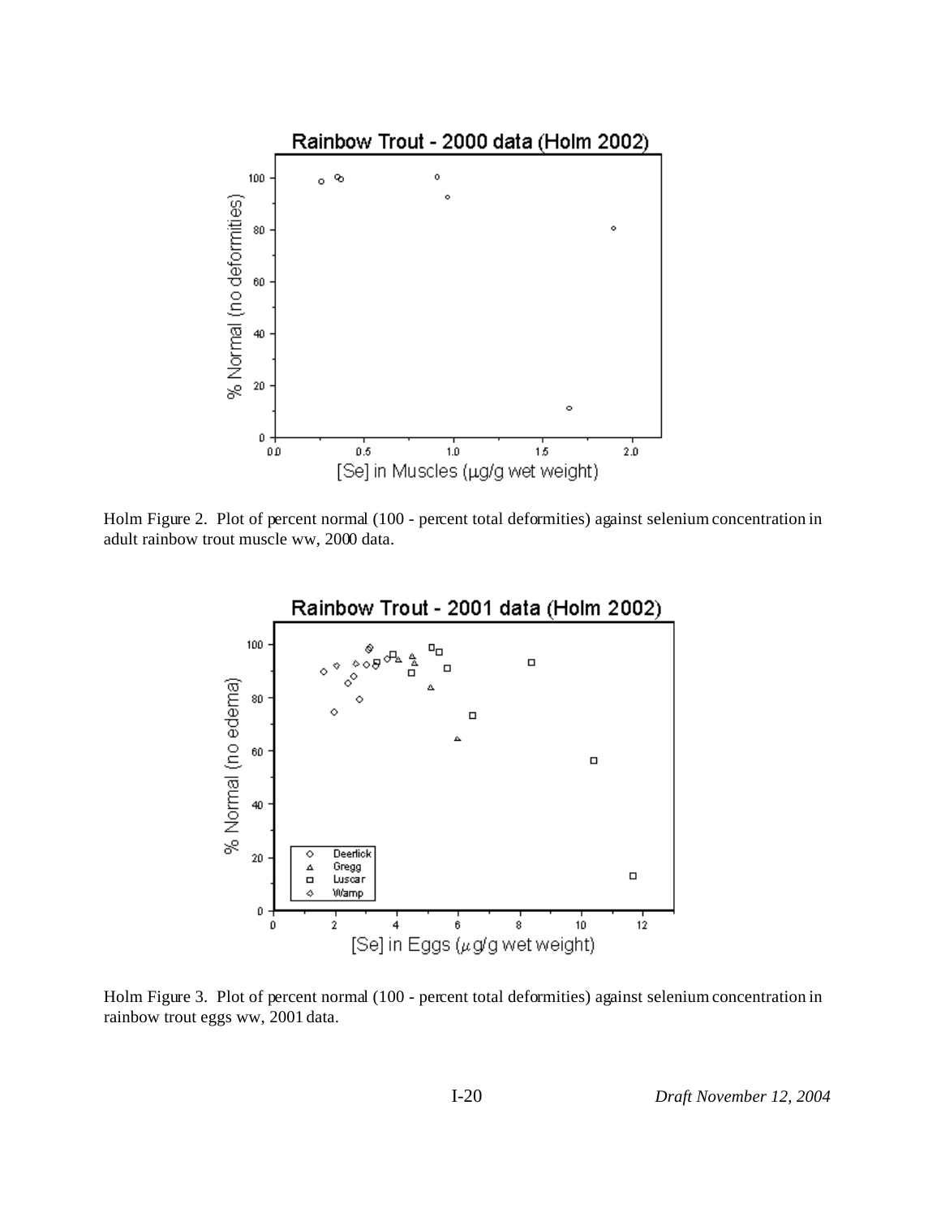Holm Figure 2. Plot of percent normal (100 - percent total deformities) against selenium concentration in adult rainbow trout muscle ww, 2000 data.

Holm Figure 3. Plot of percent normal (100 - percent total deformities) against selenium concentration in rainbow trout eggs ww, 2001 data.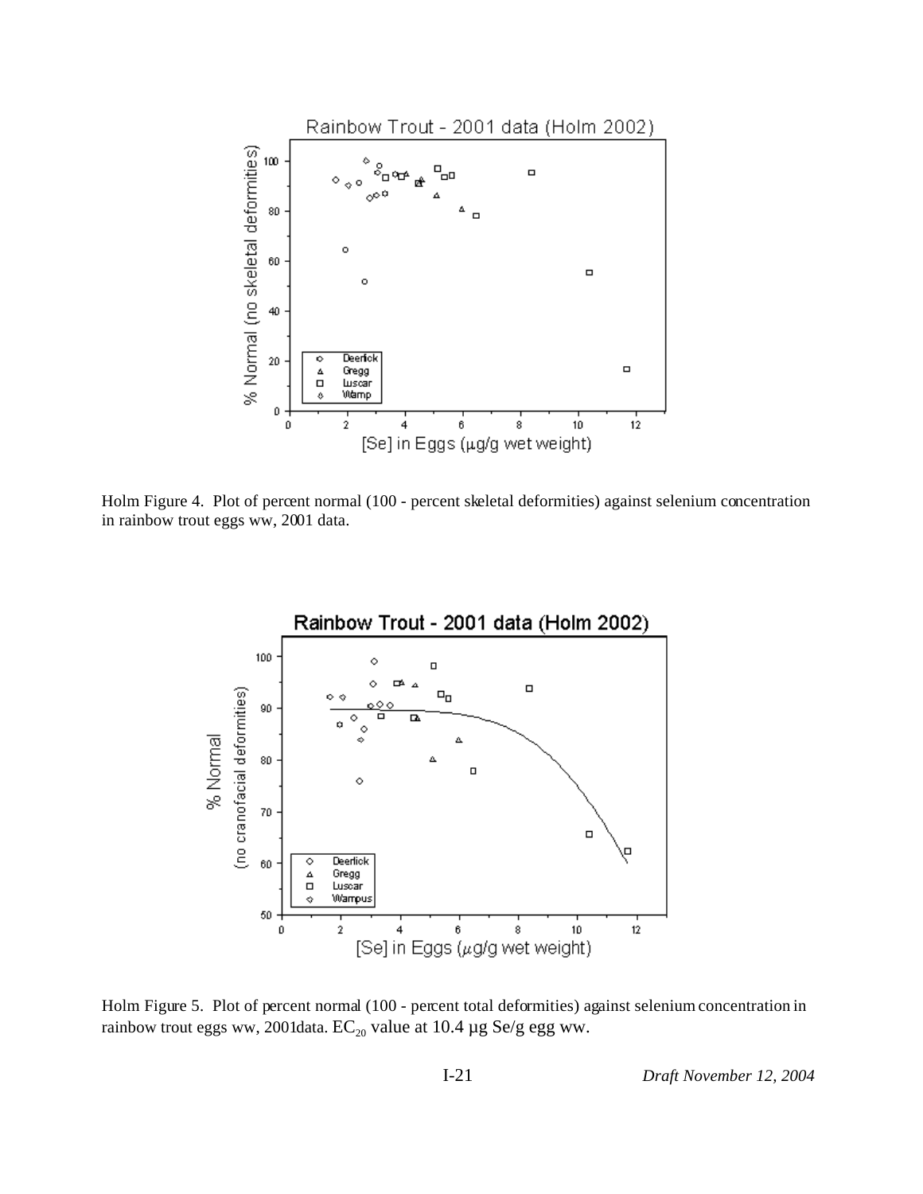Holm Figure 4. Plot of percent normal (100 - percent skeletal deformities) against selenium concentration in rainbow trout eggs ww, 2001 data.

Holm Figure 5. Plot of percent normal (100 - percent total deformities) against selenium concentration in rainbow trout eggs ww, 2001data. $EC_{20}$ value at 10.4 µg Se/g egg ww.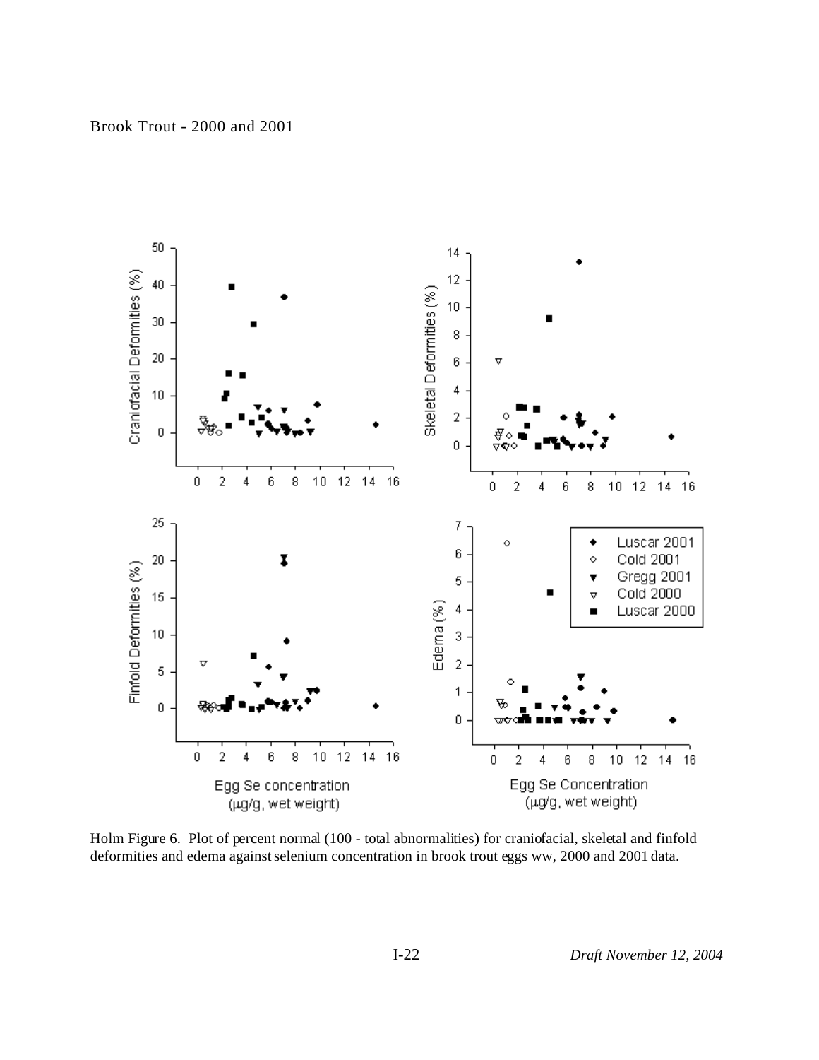Brook Trout - 2000 and 2001

Holm Figure 6. Plot of percent normal (100 - total abnormalities) for craniofacial, skeletal and finfold deformities and edema against selenium concentration in brook trout eggs ww, 2000 and 2001 data.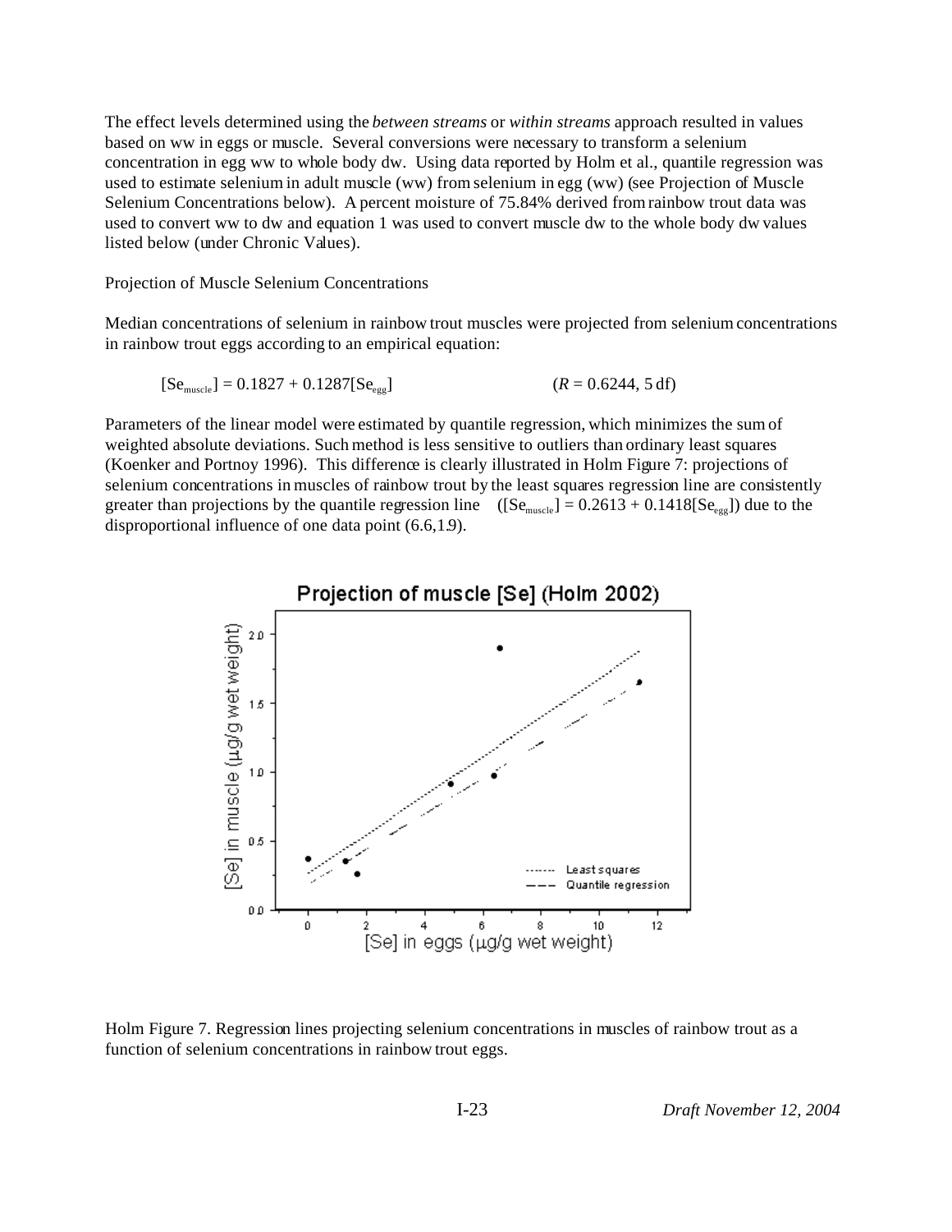The effect levels determined using the *between streams* or *within streams* approach resulted in values based on ww in eggs or muscle. Several conversions were necessary to transform a selenium concentration in egg ww to whole body dw. Using data reported by Holm et al., quantile regression was used to estimate selenium in adult muscle (ww) from selenium in egg (ww) (see Projection of Muscle Selenium Concentrations below). A percent moisture of 75.84% derived from rainbow trout data was used to convert ww to dw and equation 1 was used to convert muscle dw to the whole body dw values listed below (under Chronic Values).

Projection of Muscle Selenium Concentrations

Median concentrations of selenium in rainbow trout muscles were projected from selenium concentrations in rainbow trout eggs according to an empirical equation:

$$[Se_{muscle}] = 0.1827 + 0.1287[Se_{egg}] \qquad (R = 0.6244, 5 \text{ df})$$

Parameters of the linear model were estimated by quantile regression, which minimizes the sum of weighted absolute deviations. Such method is less sensitive to outliers than ordinary least squares (Koenker and Portnoy 1996). This difference is clearly illustrated in Holm Figure 7: projections of selenium concentrations in muscles of rainbow trout by the least squares regression line are consistently greater than projections by the quantile regression line ($[Se_{muscle}] = 0.2613 + 0.1418[Se_{egg}]$) due to the disproportional influence of one data point (6.6,1.9).

Holm Figure 7. Regression lines projecting selenium concentrations in muscles of rainbow trout as a function of selenium concentrations in rainbow trout eggs.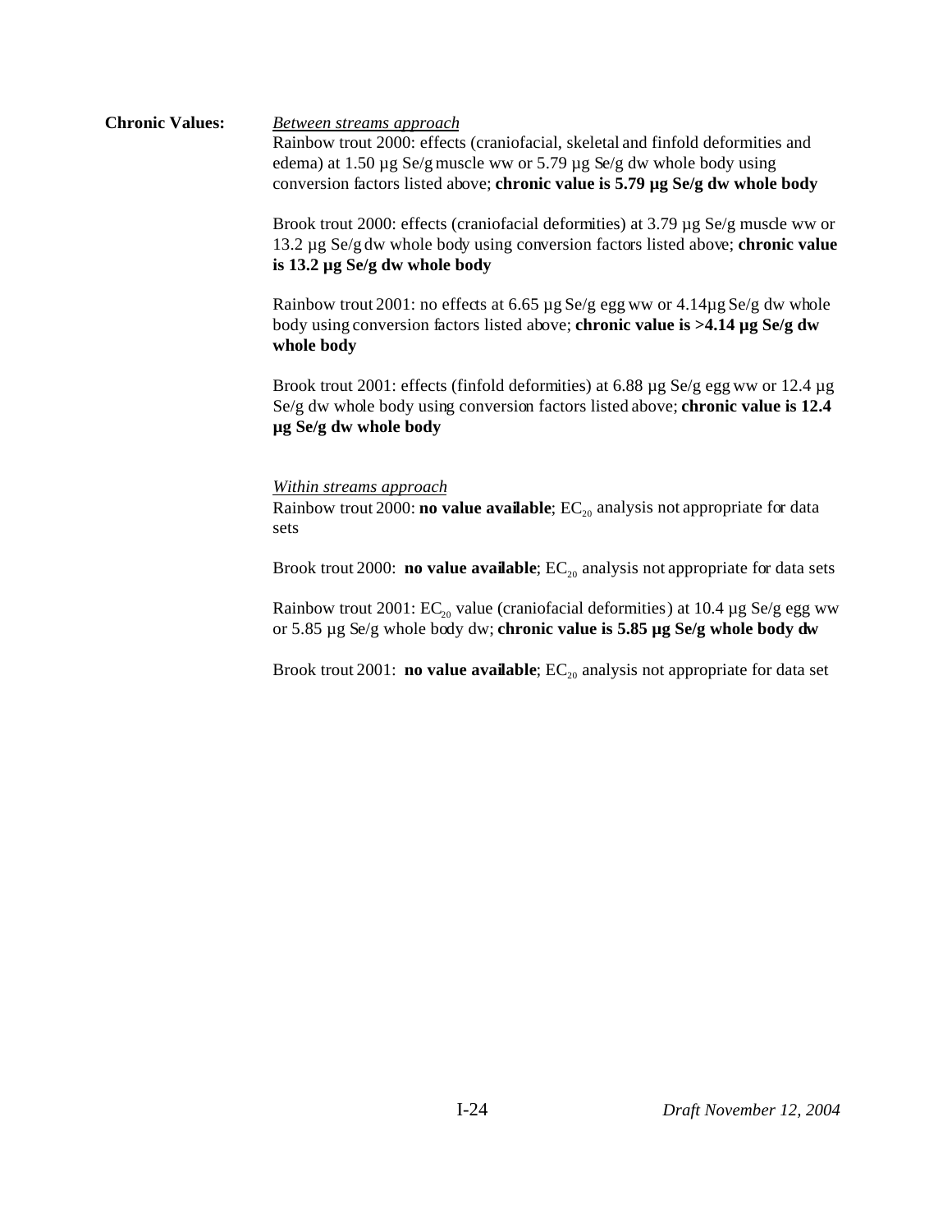**Chronic Values:**

*Between streams approach*

Rainbow trout 2000: effects (craniofacial, skeletal and finfold deformities and edema) at 1.50 µg Se/g muscle ww or 5.79 µg Se/g dw whole body using conversion factors listed above; **chronic value is 5.79 µg Se/g dw whole body**

Brook trout 2000: effects (craniofacial deformities) at 3.79 µg Se/g muscle ww or 13.2 µg Se/g dw whole body using conversion factors listed above; **chronic value is 13.2 µg Se/g dw whole body**

Rainbow trout 2001: no effects at 6.65 µg Se/g egg ww or 4.14µg Se/g dw whole body using conversion factors listed above; **chronic value is >4.14 µg Se/g dw whole body**

Brook trout 2001: effects (finfold deformities) at 6.88 µg Se/g egg ww or 12.4 µg Se/g dw whole body using conversion factors listed above; **chronic value is 12.4 µg Se/g dw whole body**

*Within streams approach*

Rainbow trout 2000: **no value available**; $EC_{20}$ analysis not appropriate for data sets

Brook trout 2000: **no value available**; $EC_{20}$ analysis not appropriate for data sets

Rainbow trout 2001: $EC_{20}$ value (craniofacial deformities) at 10.4 µg Se/g egg ww or 5.85 µg Se/g whole body dw; **chronic value is 5.85 µg Se/g whole body dw**

Brook trout 2001: **no value available**; $EC_{20}$ analysis not appropriate for data set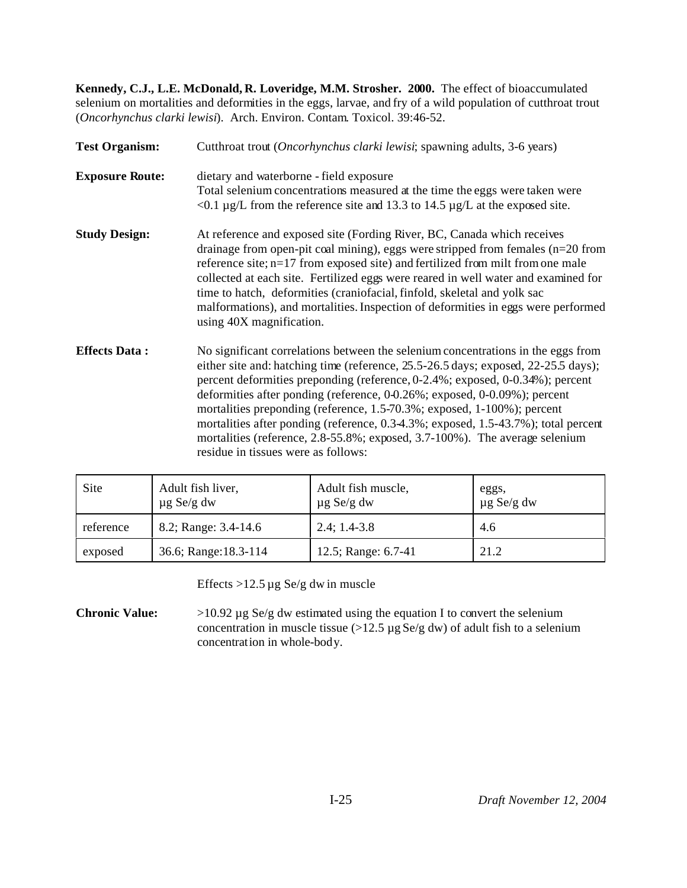**Kennedy, C.J., L.E. McDonald, R. Loveridge, M.M. Strosher. 2000.** The effect of bioaccumulated selenium on mortalities and deformities in the eggs, larvae, and fry of a wild population of cutthroat trout (*Oncorhynchus clarki lewisi*). Arch. Environ. Contam. Toxicol. 39:46-52.

**Test Organism:** Cutthroat trout (*Oncorhynchus clarki lewisi*; spawning adults, 3-6 years)

**Exposure Route:** dietary and waterborne - field exposure
Total selenium concentrations measured at the time the eggs were taken were <0.1 µg/L from the reference site and 13.3 to 14.5 µg/L at the exposed site.

**Study Design:** At reference and exposed site (Fording River, BC, Canada which receives drainage from open-pit coal mining), eggs were stripped from females (n=20 from reference site; n=17 from exposed site) and fertilized from milt from one male collected at each site. Fertilized eggs were reared in well water and examined for time to hatch, deformities (craniofacial, finfold, skeletal and yolk sac malformations), and mortalities. Inspection of deformities in eggs were performed using 40X magnification.

**Effects Data :** No significant correlations between the selenium concentrations in the eggs from either site and: hatching time (reference, 25.5-26.5 days; exposed, 22-25.5 days); percent deformities preponding (reference, 0-2.4%; exposed, 0-0.34%); percent deformities after ponding (reference, 0-0.26%; exposed, 0-0.09%); percent mortalities preponding (reference, 1.5-70.3%; exposed, 1-100%); percent mortalities after ponding (reference, 0.3-4.3%; exposed, 1.5-43.7%); total percent mortalities (reference, 2.8-55.8%; exposed, 3.7-100%). The average selenium residue in tissues were as follows:

| Site | Adult fish liver, µg Se/g dw | Adult fish muscle, µg Se/g dw | eggs, µg Se/g dw |
|---|---|---|---|
| reference | 8.2; Range: 3.4-14.6 | 2.4; 1.4-3.8 | 4.6 |
| exposed | 36.6; Range:18.3-114 | 12.5; Range: 6.7-41 | 21.2 |

Effects >12.5 µg Se/g dw in muscle

**Chronic Value:** >10.92 µg Se/g dw estimated using the equation I to convert the selenium concentration in muscle tissue (>12.5 µg Se/g dw) of adult fish to a selenium concentration in whole-body.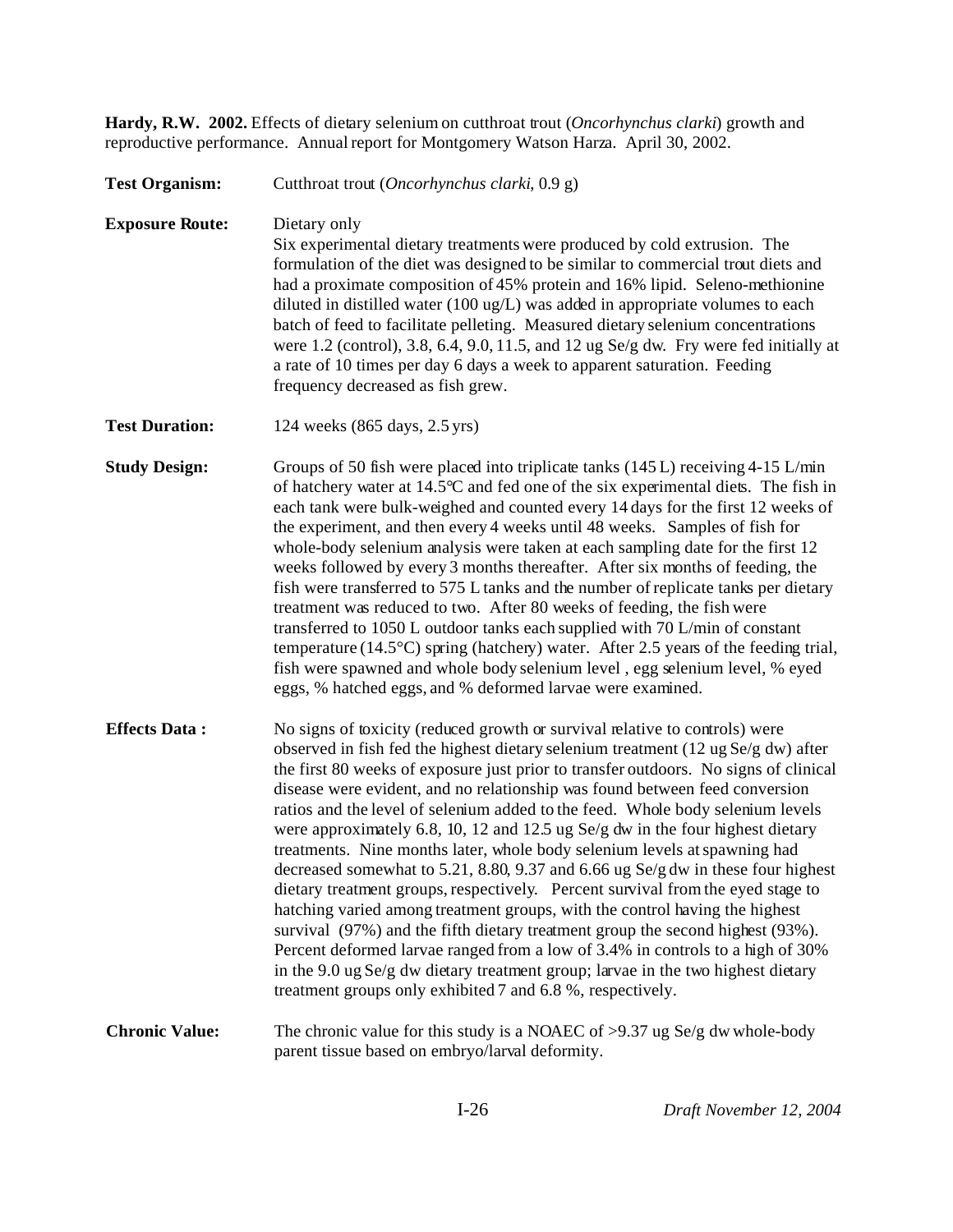**Hardy, R.W. 2002.** Effects of dietary selenium on cutthroat trout (*Oncorhynchus clarki*) growth and reproductive performance. Annual report for Montgomery Watson Harza. April 30, 2002.

**Test Organism:** Cutthroat trout (*Oncorhynchus clarki*, 0.9 g)

**Exposure Route:** Dietary only
Six experimental dietary treatments were produced by cold extrusion. The formulation of the diet was designed to be similar to commercial trout diets and had a proximate composition of 45% protein and 16% lipid. Seleno-methionine diluted in distilled water (100 ug/L) was added in appropriate volumes to each batch of feed to facilitate pelleting. Measured dietary selenium concentrations were 1.2 (control), 3.8, 6.4, 9.0, 11.5, and 12 ug Se/g dw. Fry were fed initially at a rate of 10 times per day 6 days a week to apparent saturation. Feeding frequency decreased as fish grew.

**Test Duration:** 124 weeks (865 days, 2.5 yrs)

**Study Design:** Groups of 50 fish were placed into triplicate tanks (145 L) receiving 4-15 L/min of hatchery water at 14.5°C and fed one of the six experimental diets. The fish in each tank were bulk-weighed and counted every 14 days for the first 12 weeks of the experiment, and then every 4 weeks until 48 weeks. Samples of fish for whole-body selenium analysis were taken at each sampling date for the first 12 weeks followed by every 3 months thereafter. After six months of feeding, the fish were transferred to 575 L tanks and the number of replicate tanks per dietary treatment was reduced to two. After 80 weeks of feeding, the fish were transferred to 1050 L outdoor tanks each supplied with 70 L/min of constant temperature (14.5°C) spring (hatchery) water. After 2.5 years of the feeding trial, fish were spawned and whole body selenium level , egg selenium level, % eyed eggs, % hatched eggs, and % deformed larvae were examined.

**Effects Data :** No signs of toxicity (reduced growth or survival relative to controls) were observed in fish fed the highest dietary selenium treatment (12 ug Se/g dw) after the first 80 weeks of exposure just prior to transfer outdoors. No signs of clinical disease were evident, and no relationship was found between feed conversion ratios and the level of selenium added to the feed. Whole body selenium levels were approximately 6.8, 10, 12 and 12.5 ug Se/g dw in the four highest dietary treatments. Nine months later, whole body selenium levels at spawning had decreased somewhat to 5.21, 8.80, 9.37 and 6.66 ug Se/g dw in these four highest dietary treatment groups, respectively. Percent survival from the eyed stage to hatching varied among treatment groups, with the control having the highest survival (97%) and the fifth dietary treatment group the second highest (93%). Percent deformed larvae ranged from a low of 3.4% in controls to a high of 30% in the 9.0 ug Se/g dw dietary treatment group; larvae in the two highest dietary treatment groups only exhibited 7 and 6.8 %, respectively.

**Chronic Value:** The chronic value for this study is a NOAEC of >9.37 ug Se/g dw whole-body parent tissue based on embryo/larval deformity.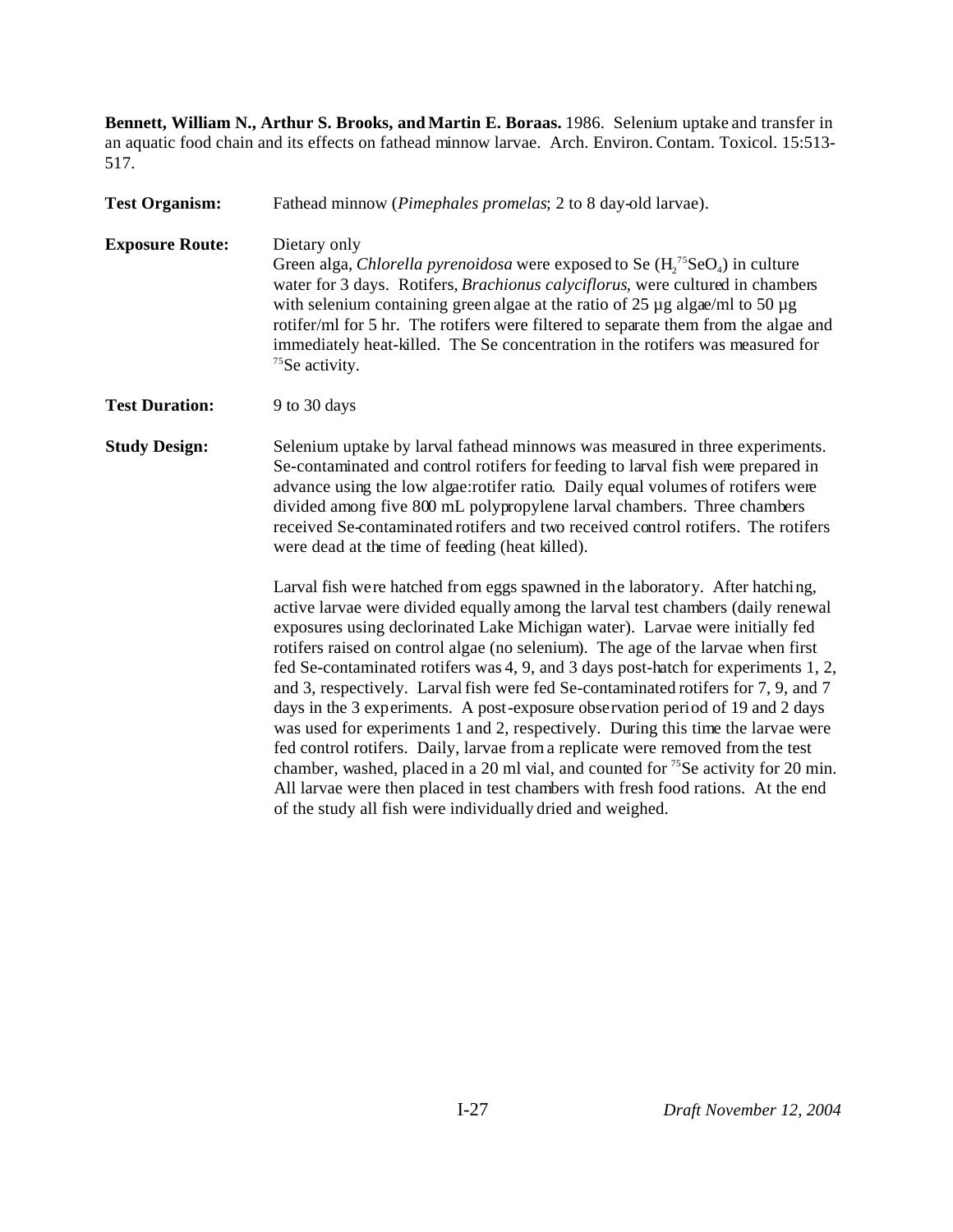**Bennett, William N., Arthur S. Brooks, and Martin E. Boraas.** 1986. Selenium uptake and transfer in an aquatic food chain and its effects on fathead minnow larvae. Arch. Environ. Contam. Toxicol. 15:513-517.

**Test Organism:** Fathead minnow (*Pimephales promelas*; 2 to 8 day-old larvae).

**Exposure Route:** Dietary only
Green alga, *Chlorella pyrenoidosa* were exposed to Se ($H_2{}^{75}SeO_4$) in culture water for 3 days. Rotifers, *Brachionus calyciflorus*, were cultured in chambers with selenium containing green algae at the ratio of 25 µg algae/ml to 50 µg rotifer/ml for 5 hr. The rotifers were filtered to separate them from the algae and immediately heat-killed. The Se concentration in the rotifers was measured for $^{75}$Se activity.

**Test Duration:** 9 to 30 days

**Study Design:** Selenium uptake by larval fathead minnows was measured in three experiments. Se-contaminated and control rotifers for feeding to larval fish were prepared in advance using the low algae:rotifer ratio. Daily equal volumes of rotifers were divided among five 800 mL polypropylene larval chambers. Three chambers received Se-contaminated rotifers and two received control rotifers. The rotifers were dead at the time of feeding (heat killed).

Larval fish were hatched from eggs spawned in the laboratory. After hatching, active larvae were divided equally among the larval test chambers (daily renewal exposures using declorinated Lake Michigan water). Larvae were initially fed rotifers raised on control algae (no selenium). The age of the larvae when first fed Se-contaminated rotifers was 4, 9, and 3 days post-hatch for experiments 1, 2, and 3, respectively. Larval fish were fed Se-contaminated rotifers for 7, 9, and 7 days in the 3 experiments. A post-exposure observation period of 19 and 2 days was used for experiments 1 and 2, respectively. During this time the larvae were fed control rotifers. Daily, larvae from a replicate were removed from the test chamber, washed, placed in a 20 ml vial, and counted for $^{75}$Se activity for 20 min. All larvae were then placed in test chambers with fresh food rations. At the end of the study all fish were individually dried and weighed.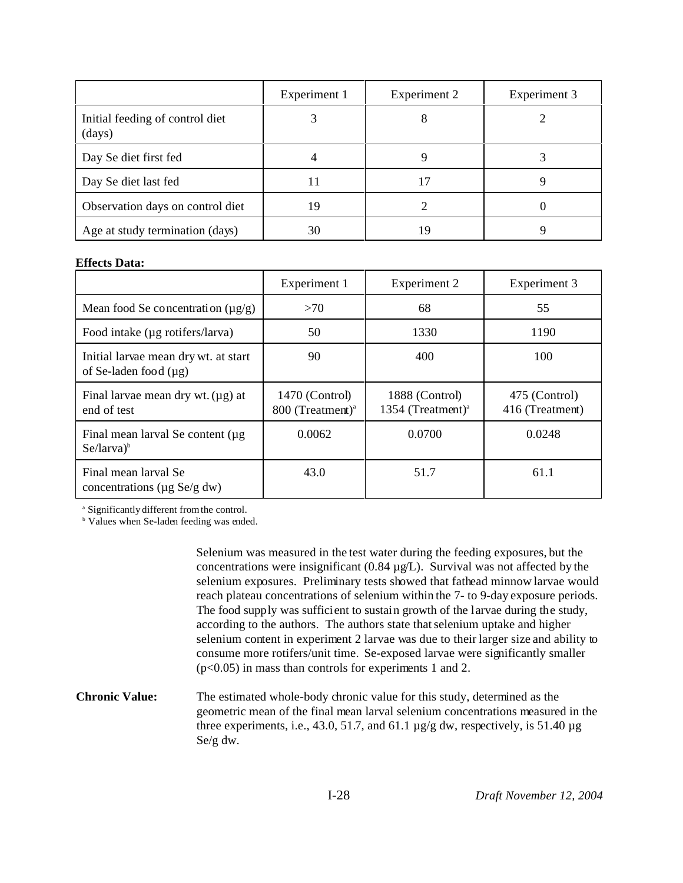| | Experiment 1 | Experiment 2 | Experiment 3 |
|---|---|---|---|
| Initial feeding of control diet (days) | 3 | 8 | 2 |
| Day Se diet first fed | 4 | 9 | 3 |
| Day Se diet last fed | 11 | 17 | 9 |
| Observation days on control diet | 19 | 2 | 0 |
| Age at study termination (days) | 30 | 19 | 9 |

**Effects Data:**

| | Experiment 1 | Experiment 2 | Experiment 3 |
|---|---|---|---|
| Mean food Se concentration (µg/g) | >70 | 68 | 55 |
| Food intake (µg rotifers/larva) | 50 | 1330 | 1190 |
| Initial larvae mean dry wt. at start of Se-laden food (µg) | 90 | 400 | 100 |
| Final larvae mean dry wt. (µg) at end of test | 1470 (Control) 800 (Treatment)[a] | 1888 (Control) 1354 (Treatment)[a] | 475 (Control) 416 (Treatment) |
| Final mean larval Se content (µg Se/larva)[b] | 0.0062 | 0.0700 | 0.0248 |
| Final mean larval Se concentrations (µg Se/g dw) | 43.0 | 51.7 | 61.1 |

[a] Significantly different from the control.
[b] Values when Se-laden feeding was ended.

Selenium was measured in the test water during the feeding exposures, but the concentrations were insignificant (0.84 µg/L). Survival was not affected by the selenium exposures. Preliminary tests showed that fathead minnow larvae would reach plateau concentrations of selenium within the 7- to 9-day exposure periods. The food supply was sufficient to sustain growth of the larvae during the study, according to the authors. The authors state that selenium uptake and higher selenium content in experiment 2 larvae was due to their larger size and ability to consume more rotifers/unit time. Se-exposed larvae were significantly smaller ($p<0.05$) in mass than controls for experiments 1 and 2.

**Chronic Value:** The estimated whole-body chronic value for this study, determined as the geometric mean of the final mean larval selenium concentrations measured in the three experiments, i.e., 43.0, 51.7, and 61.1 µg/g dw, respectively, is 51.40 µg Se/g dw.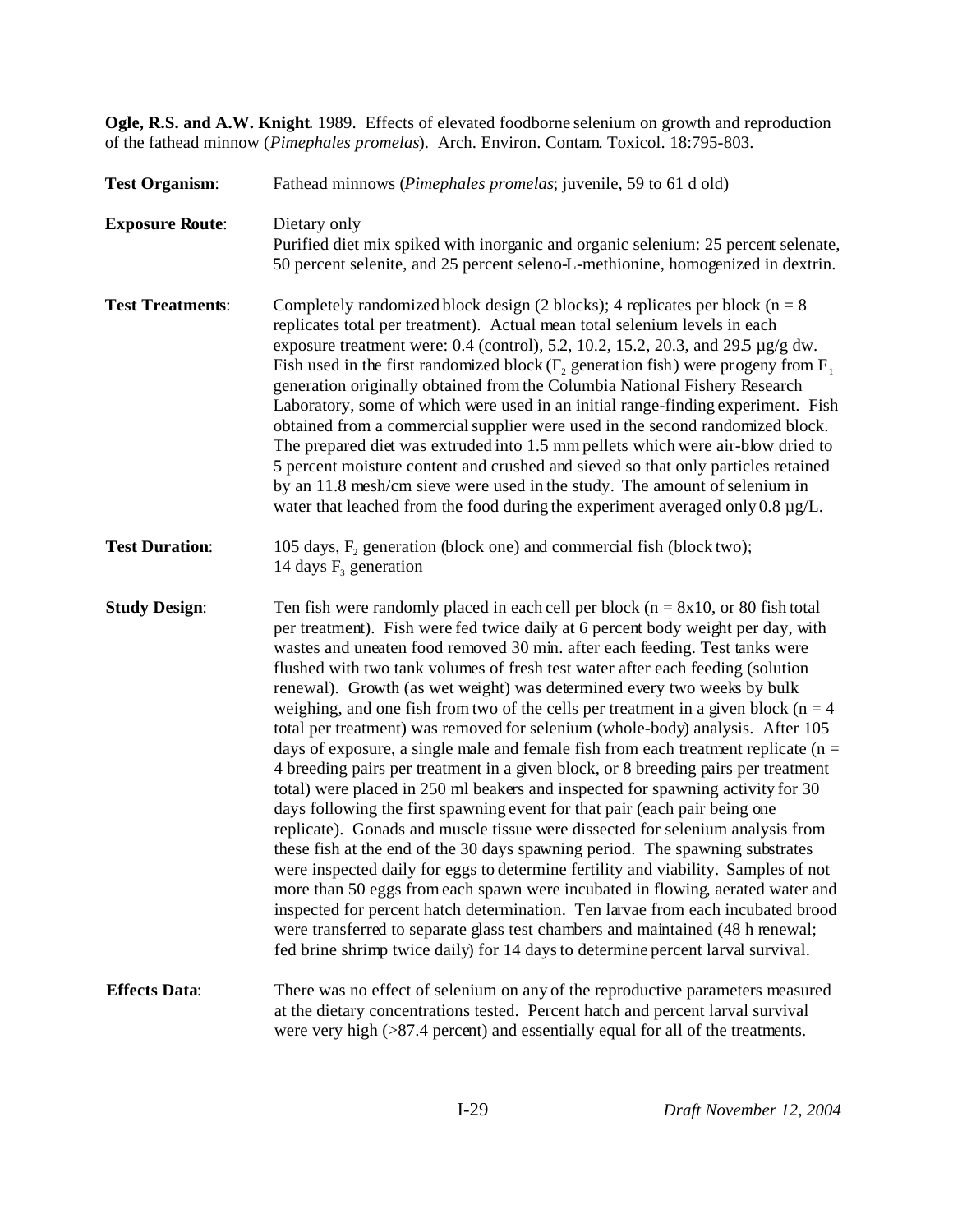**Ogle, R.S. and A.W. Knight**. 1989. Effects of elevated foodborne selenium on growth and reproduction of the fathead minnow (*Pimephales promelas*). Arch. Environ. Contam. Toxicol. 18:795-803.

**Test Organism**: Fathead minnows (*Pimephales promelas*; juvenile, 59 to 61 d old)

**Exposure Route**: Dietary only
Purified diet mix spiked with inorganic and organic selenium: 25 percent selenate, 50 percent selenite, and 25 percent seleno-L-methionine, homogenized in dextrin.

**Test Treatments**: Completely randomized block design (2 blocks); 4 replicates per block (n = 8 replicates total per treatment). Actual mean total selenium levels in each exposure treatment were: 0.4 (control), 5.2, 10.2, 15.2, 20.3, and 29.5 µg/g dw. Fish used in the first randomized block ($F_2$ generation fish) were progeny from $F_1$ generation originally obtained from the Columbia National Fishery Research Laboratory, some of which were used in an initial range-finding experiment. Fish obtained from a commercial supplier were used in the second randomized block. The prepared diet was extruded into 1.5 mm pellets which were air-blow dried to 5 percent moisture content and crushed and sieved so that only particles retained by an 11.8 mesh/cm sieve were used in the study. The amount of selenium in water that leached from the food during the experiment averaged only 0.8 µg/L.

**Test Duration**: 105 days, $F_2$ generation (block one) and commercial fish (block two); 14 days $F_3$ generation

**Study Design**: Ten fish were randomly placed in each cell per block (n = 8x10, or 80 fish total per treatment). Fish were fed twice daily at 6 percent body weight per day, with wastes and uneaten food removed 30 min. after each feeding. Test tanks were flushed with two tank volumes of fresh test water after each feeding (solution renewal). Growth (as wet weight) was determined every two weeks by bulk weighing, and one fish from two of the cells per treatment in a given block (n = 4 total per treatment) was removed for selenium (whole-body) analysis. After 105 days of exposure, a single male and female fish from each treatment replicate (n = 4 breeding pairs per treatment in a given block, or 8 breeding pairs per treatment total) were placed in 250 ml beakers and inspected for spawning activity for 30 days following the first spawning event for that pair (each pair being one replicate). Gonads and muscle tissue were dissected for selenium analysis from these fish at the end of the 30 days spawning period. The spawning substrates were inspected daily for eggs to determine fertility and viability. Samples of not more than 50 eggs from each spawn were incubated in flowing, aerated water and inspected for percent hatch determination. Ten larvae from each incubated brood were transferred to separate glass test chambers and maintained (48 h renewal; fed brine shrimp twice daily) for 14 days to determine percent larval survival.

**Effects Data**: There was no effect of selenium on any of the reproductive parameters measured at the dietary concentrations tested. Percent hatch and percent larval survival were very high (>87.4 percent) and essentially equal for all of the treatments.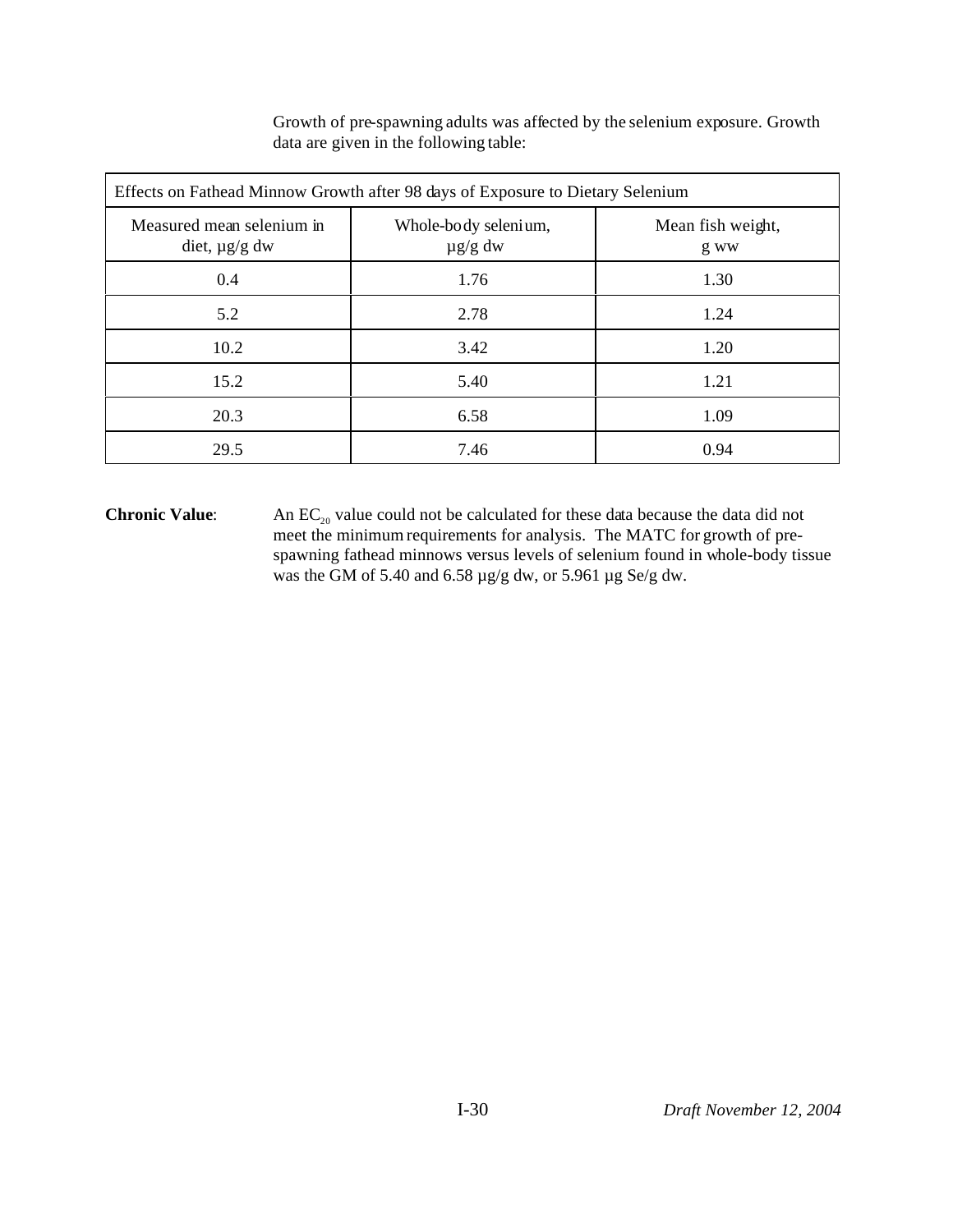Growth of pre-spawning adults was affected by the selenium exposure. Growth data are given in the following table:

| Effects on Fathead Minnow Growth after 98 days of Exposure to Dietary Selenium | | |
|---|---|---|
| Measured mean selenium in diet, µg/g dw | Whole-body selenium, µg/g dw | Mean fish weight, g ww |
| 0.4 | 1.76 | 1.30 |
| 5.2 | 2.78 | 1.24 |
| 10.2 | 3.42 | 1.20 |
| 15.2 | 5.40 | 1.21 |
| 20.3 | 6.58 | 1.09 |
| 29.5 | 7.46 | 0.94 |

**Chronic Value**: An $EC_{20}$ value could not be calculated for these data because the data did not meet the minimum requirements for analysis. The MATC for growth of pre-spawning fathead minnows versus levels of selenium found in whole-body tissue was the GM of 5.40 and 6.58 µg/g dw, or 5.961 µg Se/g dw.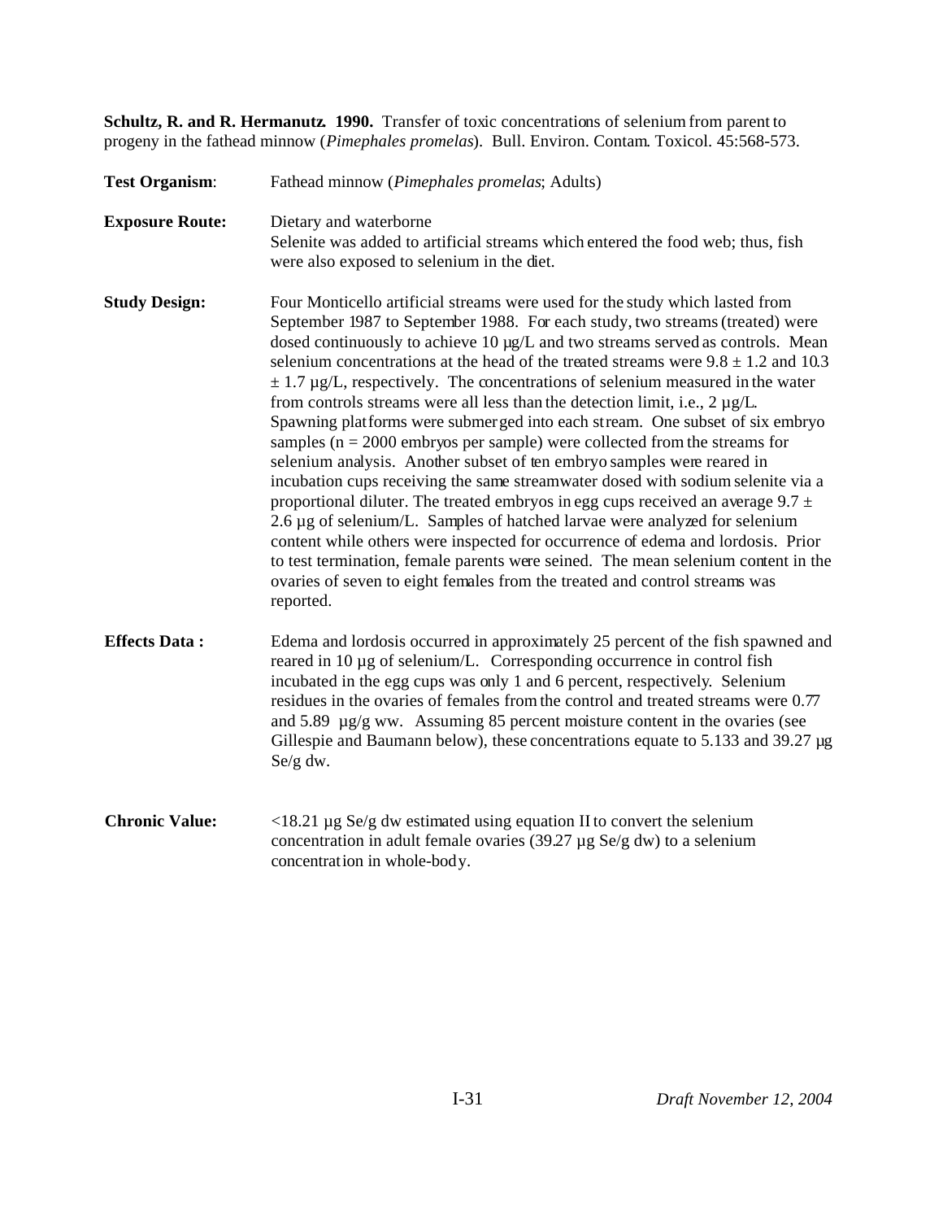**Schultz, R. and R. Hermanutz. 1990.** Transfer of toxic concentrations of selenium from parent to progeny in the fathead minnow (*Pimephales promelas*). Bull. Environ. Contam. Toxicol. 45:568-573.

**Test Organism**: Fathead minnow (*Pimephales promelas*; Adults)

**Exposure Route:** Dietary and waterborne
Selenite was added to artificial streams which entered the food web; thus, fish were also exposed to selenium in the diet.

**Study Design:** Four Monticello artificial streams were used for the study which lasted from September 1987 to September 1988. For each study, two streams (treated) were dosed continuously to achieve 10 µg/L and two streams served as controls. Mean selenium concentrations at the head of the treated streams were 9.8 ± 1.2 and 10.3 ± 1.7 µg/L, respectively. The concentrations of selenium measured in the water from controls streams were all less than the detection limit, i.e., 2 µg/L. Spawning platforms were submerged into each stream. One subset of six embryo samples (n = 2000 embryos per sample) were collected from the streams for selenium analysis. Another subset of ten embryo samples were reared in incubation cups receiving the same streamwater dosed with sodium selenite via a proportional diluter. The treated embryos in egg cups received an average 9.7 ± 2.6 µg of selenium/L. Samples of hatched larvae were analyzed for selenium content while others were inspected for occurrence of edema and lordosis. Prior to test termination, female parents were seined. The mean selenium content in the ovaries of seven to eight females from the treated and control streams was reported.

**Effects Data :** Edema and lordosis occurred in approximately 25 percent of the fish spawned and reared in 10 µg of selenium/L. Corresponding occurrence in control fish incubated in the egg cups was only 1 and 6 percent, respectively. Selenium residues in the ovaries of females from the control and treated streams were 0.77 and 5.89 µg/g ww. Assuming 85 percent moisture content in the ovaries (see Gillespie and Baumann below), these concentrations equate to 5.133 and 39.27 µg Se/g dw.

**Chronic Value:** <18.21 µg Se/g dw estimated using equation II to convert the selenium concentration in adult female ovaries (39.27 µg Se/g dw) to a selenium concentration in whole-body.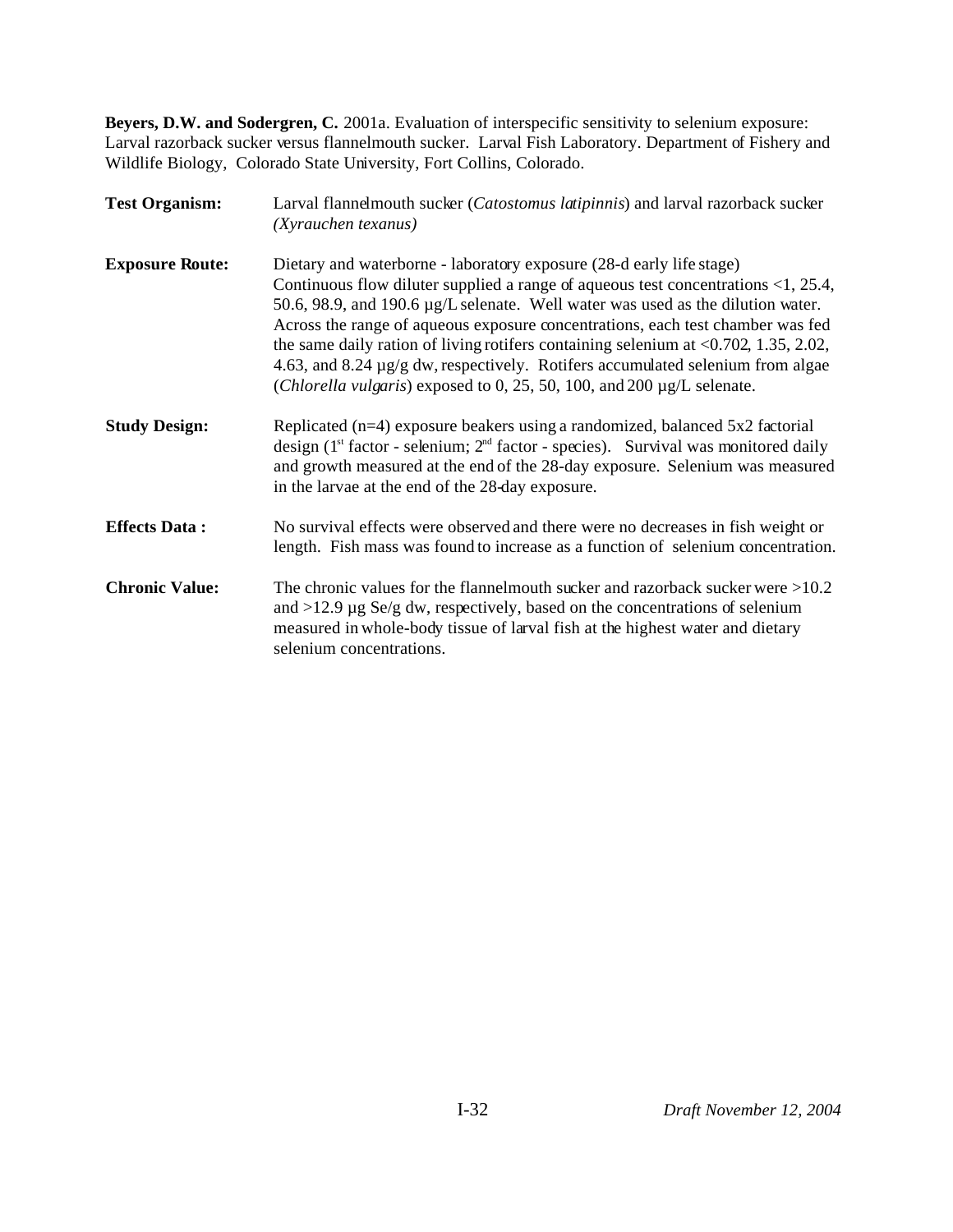**Beyers, D.W. and Sodergren, C.** 2001a. Evaluation of interspecific sensitivity to selenium exposure: Larval razorback sucker versus flannelmouth sucker. Larval Fish Laboratory. Department of Fishery and Wildlife Biology, Colorado State University, Fort Collins, Colorado.

**Test Organism:** Larval flannelmouth sucker (*Catostomus latipinnis*) and larval razorback sucker (*Xyrauchen texanus*)

**Exposure Route:** Dietary and waterborne - laboratory exposure (28-d early life stage) Continuous flow diluter supplied a range of aqueous test concentrations <1, 25.4, 50.6, 98.9, and 190.6 µg/L selenate. Well water was used as the dilution water. Across the range of aqueous exposure concentrations, each test chamber was fed the same daily ration of living rotifers containing selenium at <0.702, 1.35, 2.02, 4.63, and 8.24 µg/g dw, respectively. Rotifers accumulated selenium from algae (*Chlorella vulgaris*) exposed to 0, 25, 50, 100, and 200 µg/L selenate.

**Study Design:** Replicated (n=4) exposure beakers using a randomized, balanced 5x2 factorial design (1st factor - selenium; 2nd factor - species). Survival was monitored daily and growth measured at the end of the 28-day exposure. Selenium was measured in the larvae at the end of the 28-day exposure.

**Effects Data :** No survival effects were observed and there were no decreases in fish weight or length. Fish mass was found to increase as a function of selenium concentration.

**Chronic Value:** The chronic values for the flannelmouth sucker and razorback sucker were >10.2 and >12.9 µg Se/g dw, respectively, based on the concentrations of selenium measured in whole-body tissue of larval fish at the highest water and dietary selenium concentrations.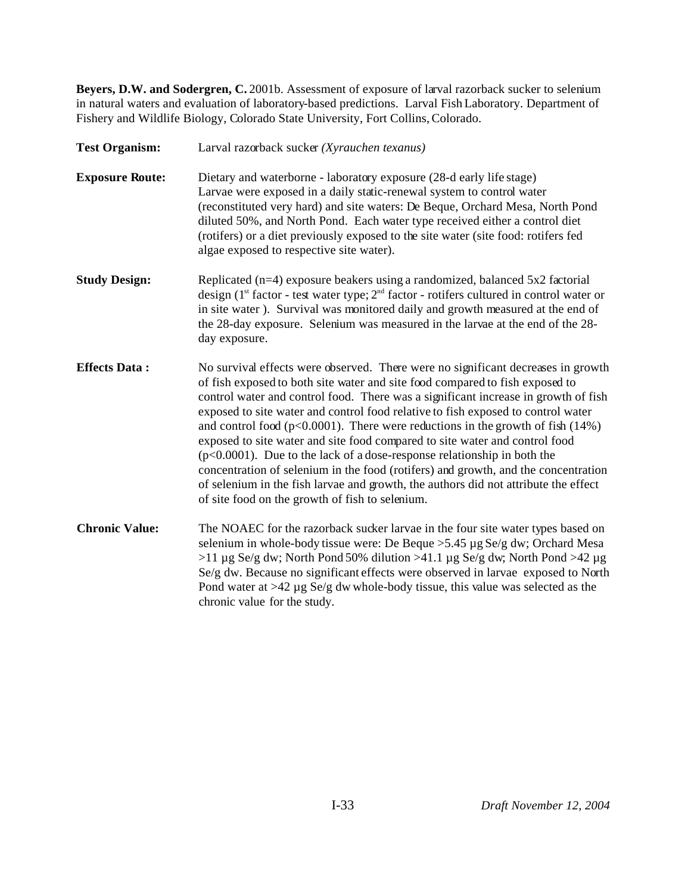**Beyers, D.W. and Sodergren, C.** 2001b. Assessment of exposure of larval razorback sucker to selenium in natural waters and evaluation of laboratory-based predictions. Larval Fish Laboratory. Department of Fishery and Wildlife Biology, Colorado State University, Fort Collins, Colorado.

**Test Organism:** Larval razorback sucker *(Xyrauchen texanus)*

**Exposure Route:** Dietary and waterborne - laboratory exposure (28-d early life stage) Larvae were exposed in a daily static-renewal system to control water (reconstituted very hard) and site waters: De Beque, Orchard Mesa, North Pond diluted 50%, and North Pond. Each water type received either a control diet (rotifers) or a diet previously exposed to the site water (site food: rotifers fed algae exposed to respective site water).

**Study Design:** Replicated (n=4) exposure beakers using a randomized, balanced 5x2 factorial design (1st factor - test water type; 2nd factor - rotifers cultured in control water or in site water ). Survival was monitored daily and growth measured at the end of the 28-day exposure. Selenium was measured in the larvae at the end of the 28-day exposure.

**Effects Data :** No survival effects were observed. There were no significant decreases in growth of fish exposed to both site water and site food compared to fish exposed to control water and control food. There was a significant increase in growth of fish exposed to site water and control food relative to fish exposed to control water and control food ($p<0.0001$). There were reductions in the growth of fish (14%) exposed to site water and site food compared to site water and control food ($p<0.0001$). Due to the lack of a dose-response relationship in both the concentration of selenium in the food (rotifers) and growth, and the concentration of selenium in the fish larvae and growth, the authors did not attribute the effect of site food on the growth of fish to selenium.

**Chronic Value:** The NOAEC for the razorback sucker larvae in the four site water types based on selenium in whole-body tissue were: De Beque >5.45 µg Se/g dw; Orchard Mesa >11 µg Se/g dw; North Pond 50% dilution >41.1 µg Se/g dw; North Pond >42 µg Se/g dw. Because no significant effects were observed in larvae exposed to North Pond water at >42 µg Se/g dw whole-body tissue, this value was selected as the chronic value for the study.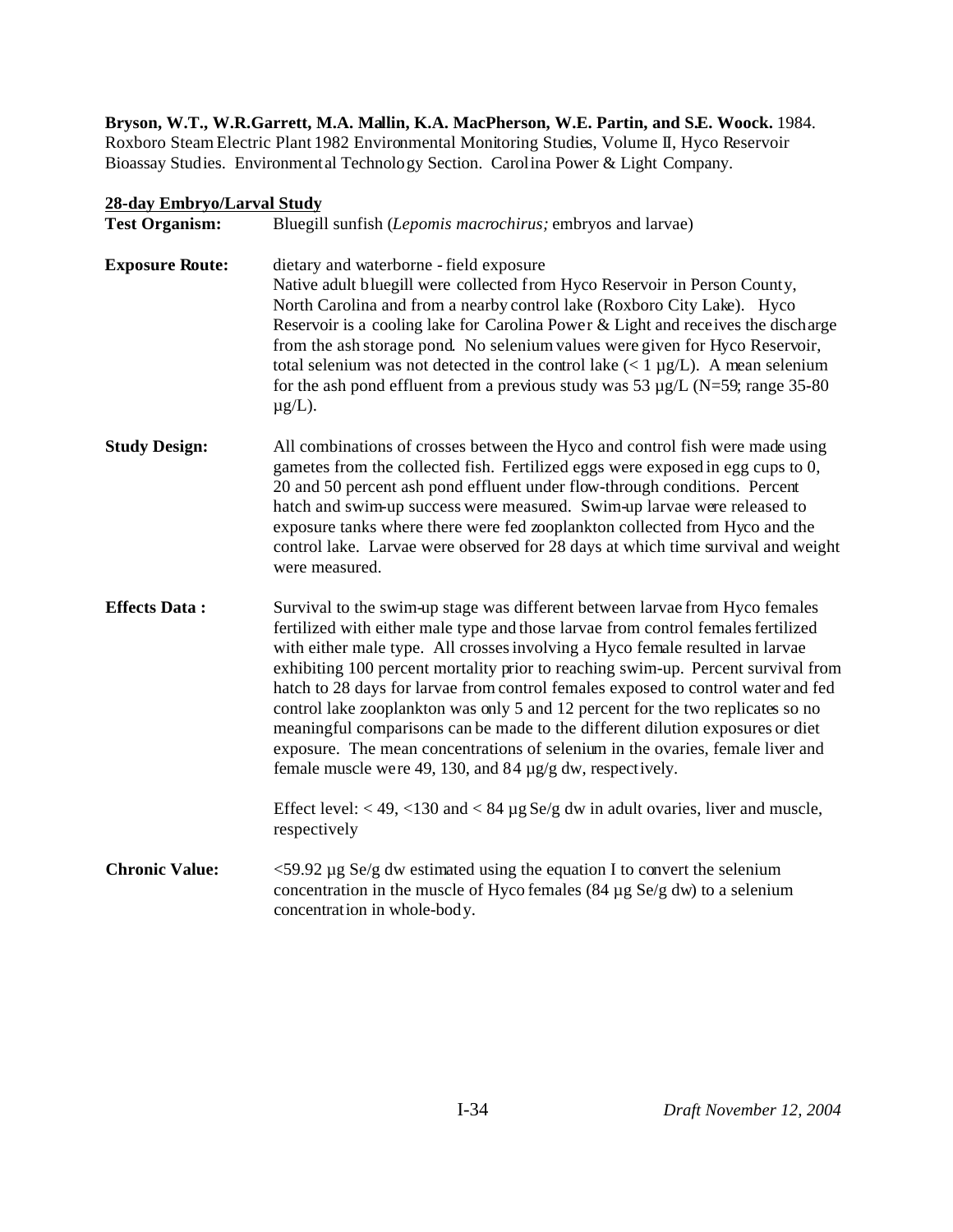**Bryson, W.T., W.R.Garrett, M.A. Mallin, K.A. MacPherson, W.E. Partin, and S.E. Woock.** 1984. Roxboro Steam Electric Plant 1982 Environmental Monitoring Studies, Volume II, Hyco Reservoir Bioassay Studies. Environmental Technology Section. Carolina Power & Light Company.

**28-day Embryo/Larval Study**

**Test Organism:** Bluegill sunfish (*Lepomis macrochirus;* embryos and larvae)

**Exposure Route:** dietary and waterborne - field exposure
Native adult bluegill were collected from Hyco Reservoir in Person County, North Carolina and from a nearby control lake (Roxboro City Lake). Hyco Reservoir is a cooling lake for Carolina Power & Light and receives the discharge from the ash storage pond. No selenium values were given for Hyco Reservoir, total selenium was not detected in the control lake (< 1 µg/L). A mean selenium for the ash pond effluent from a previous study was 53 µg/L (N=59; range 35-80 µg/L).

**Study Design:** All combinations of crosses between the Hyco and control fish were made using gametes from the collected fish. Fertilized eggs were exposed in egg cups to 0, 20 and 50 percent ash pond effluent under flow-through conditions. Percent hatch and swim-up success were measured. Swim-up larvae were released to exposure tanks where there were fed zooplankton collected from Hyco and the control lake. Larvae were observed for 28 days at which time survival and weight were measured.

**Effects Data :** Survival to the swim-up stage was different between larvae from Hyco females fertilized with either male type and those larvae from control females fertilized with either male type. All crosses involving a Hyco female resulted in larvae exhibiting 100 percent mortality prior to reaching swim-up. Percent survival from hatch to 28 days for larvae from control females exposed to control water and fed control lake zooplankton was only 5 and 12 percent for the two replicates so no meaningful comparisons can be made to the different dilution exposures or diet exposure. The mean concentrations of selenium in the ovaries, female liver and female muscle were 49, 130, and 84 µg/g dw, respectively.

Effect level: < 49, <130 and < 84 µg Se/g dw in adult ovaries, liver and muscle, respectively

**Chronic Value:** <59.92 µg Se/g dw estimated using the equation I to convert the selenium concentration in the muscle of Hyco females (84 µg Se/g dw) to a selenium concentration in whole-body.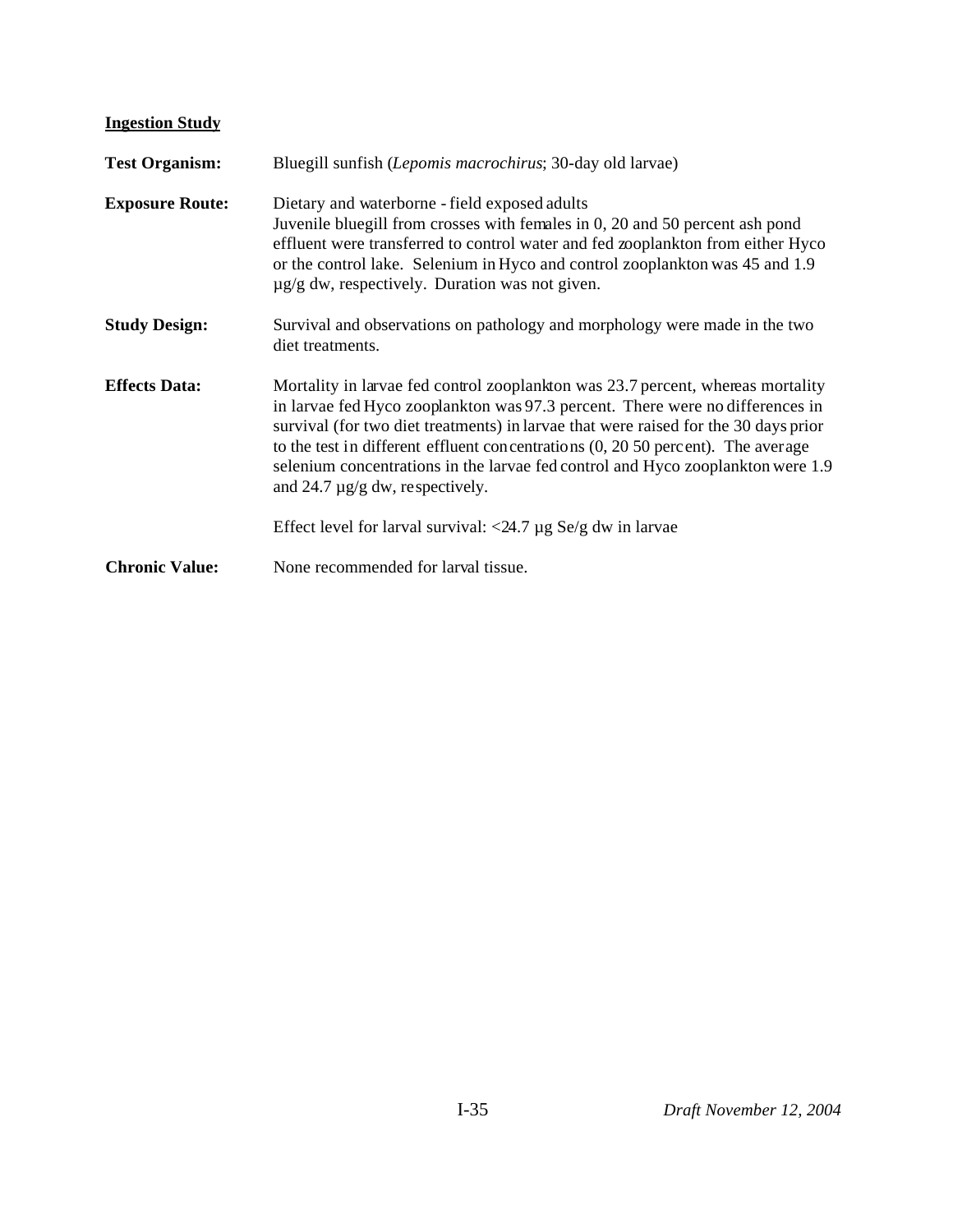**Ingestion Study**

**Test Organism:** Bluegill sunfish (*Lepomis macrochirus*; 30-day old larvae)

**Exposure Route:** Dietary and waterborne - field exposed adults
Juvenile bluegill from crosses with females in 0, 20 and 50 percent ash pond effluent were transferred to control water and fed zooplankton from either Hyco or the control lake. Selenium in Hyco and control zooplankton was 45 and 1.9 µg/g dw, respectively. Duration was not given.

**Study Design:** Survival and observations on pathology and morphology were made in the two diet treatments.

**Effects Data:** Mortality in larvae fed control zooplankton was 23.7 percent, whereas mortality in larvae fed Hyco zooplankton was 97.3 percent. There were no differences in survival (for two diet treatments) in larvae that were raised for the 30 days prior to the test in different effluent concentrations (0, 20 50 percent). The average selenium concentrations in the larvae fed control and Hyco zooplankton were 1.9 and 24.7 µg/g dw, respectively.

Effect level for larval survival: <24.7 µg Se/g dw in larvae

**Chronic Value:** None recommended for larval tissue.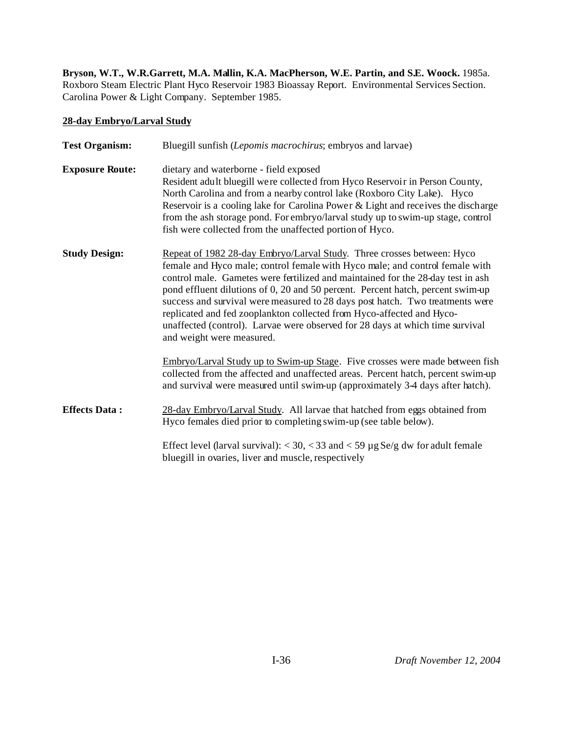**Bryson, W.T., W.R.Garrett, M.A. Mallin, K.A. MacPherson, W.E. Partin, and S.E. Woock.** 1985a. Roxboro Steam Electric Plant Hyco Reservoir 1983 Bioassay Report. Environmental Services Section. Carolina Power & Light Company. September 1985.

**28-day Embryo/Larval Study**

**Test Organism:** Bluegill sunfish (*Lepomis macrochirus*; embryos and larvae)

**Exposure Route:** dietary and waterborne - field exposed
Resident adult bluegill were collected from Hyco Reservoir in Person County, North Carolina and from a nearby control lake (Roxboro City Lake). Hyco Reservoir is a cooling lake for Carolina Power & Light and receives the discharge from the ash storage pond. For embryo/larval study up to swim-up stage, control fish were collected from the unaffected portion of Hyco.

**Study Design:** Repeat of 1982 28-day Embryo/Larval Study. Three crosses between: Hyco female and Hyco male; control female with Hyco male; and control female with control male. Gametes were fertilized and maintained for the 28-day test in ash pond effluent dilutions of 0, 20 and 50 percent. Percent hatch, percent swim-up success and survival were measured to 28 days post hatch. Two treatments were replicated and fed zooplankton collected from Hyco-affected and Hyco-unaffected (control). Larvae were observed for 28 days at which time survival and weight were measured.

Embryo/Larval Study up to Swim-up Stage. Five crosses were made between fish collected from the affected and unaffected areas. Percent hatch, percent swim-up and survival were measured until swim-up (approximately 3-4 days after hatch).

**Effects Data :** 28-day Embryo/Larval Study. All larvae that hatched from eggs obtained from Hyco females died prior to completing swim-up (see table below).

Effect level (larval survival): < 30, < 33 and < 59 µg Se/g dw for adult female bluegill in ovaries, liver and muscle, respectively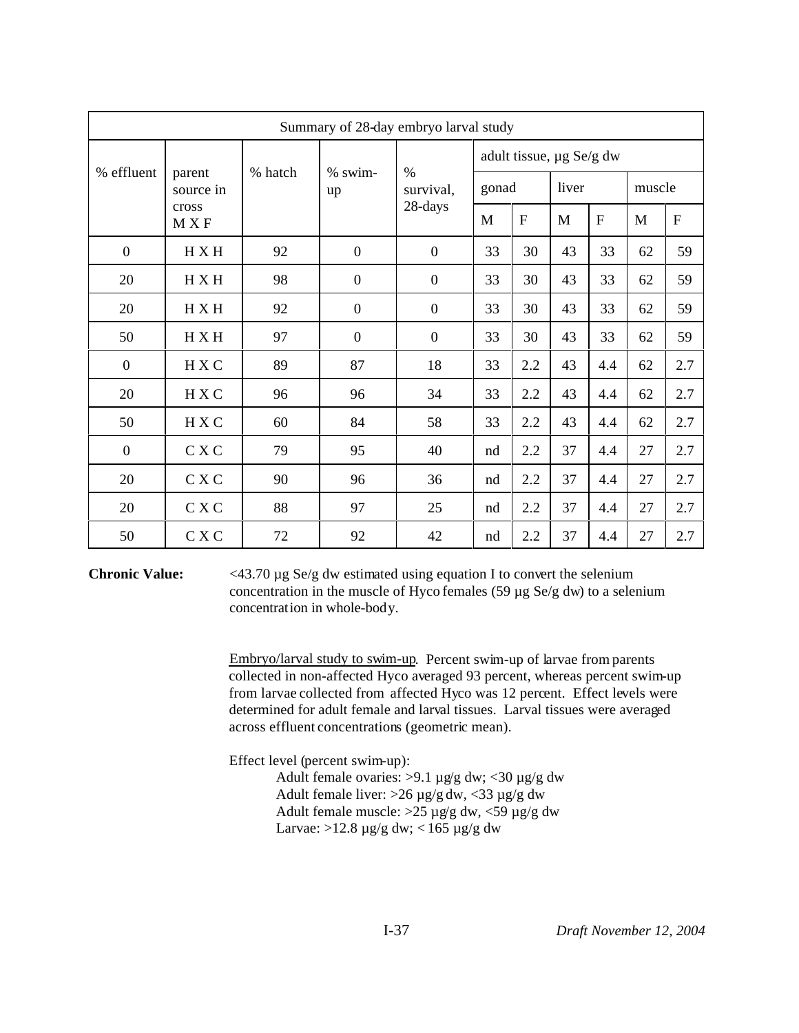| Summary of 28-day embryo larval study | | | | | | | | | | |
|---|---|---|---|---|---|---|---|---|---|---|
| % effluent | parent source in cross M X F | % hatch | % swim-up | % survival, 28-days | adult tissue, µg Se/g dw | | | | | |
| | | | | | gonad | | liver | | muscle | |
| | | | | | M | F | M | F | M | F |
| 0 | H X H | 92 | 0 | 0 | 33 | 30 | 43 | 33 | 62 | 59 |
| 20 | H X H | 98 | 0 | 0 | 33 | 30 | 43 | 33 | 62 | 59 |
| 20 | H X H | 92 | 0 | 0 | 33 | 30 | 43 | 33 | 62 | 59 |
| 50 | H X H | 97 | 0 | 0 | 33 | 30 | 43 | 33 | 62 | 59 |
| 0 | H X C | 89 | 87 | 18 | 33 | 2.2 | 43 | 4.4 | 62 | 2.7 |
| 20 | H X C | 96 | 96 | 34 | 33 | 2.2 | 43 | 4.4 | 62 | 2.7 |
| 50 | H X C | 60 | 84 | 58 | 33 | 2.2 | 43 | 4.4 | 62 | 2.7 |
| 0 | C X C | 79 | 95 | 40 | nd | 2.2 | 37 | 4.4 | 27 | 2.7 |
| 20 | C X C | 90 | 96 | 36 | nd | 2.2 | 37 | 4.4 | 27 | 2.7 |
| 20 | C X C | 88 | 97 | 25 | nd | 2.2 | 37 | 4.4 | 27 | 2.7 |
| 50 | C X C | 72 | 92 | 42 | nd | 2.2 | 37 | 4.4 | 27 | 2.7 |

**Chronic Value:** <43.70 µg Se/g dw estimated using equation I to convert the selenium concentration in the muscle of Hyco females (59 µg Se/g dw) to a selenium concentration in whole-body.

Embryo/larval study to swim-up. Percent swim-up of larvae from parents collected in non-affected Hyco averaged 93 percent, whereas percent swim-up from larvae collected from affected Hyco was 12 percent. Effect levels were determined for adult female and larval tissues. Larval tissues were averaged across effluent concentrations (geometric mean).

Effect level (percent swim-up):

- Adult female ovaries: >9.1 µg/g dw; <30 µg/g dw
- Adult female liver: >26 µg/g dw, <33 µg/g dw
- Adult female muscle: >25 µg/g dw, <59 µg/g dw
- Larvae: >12.8 µg/g dw; < 165 µg/g dw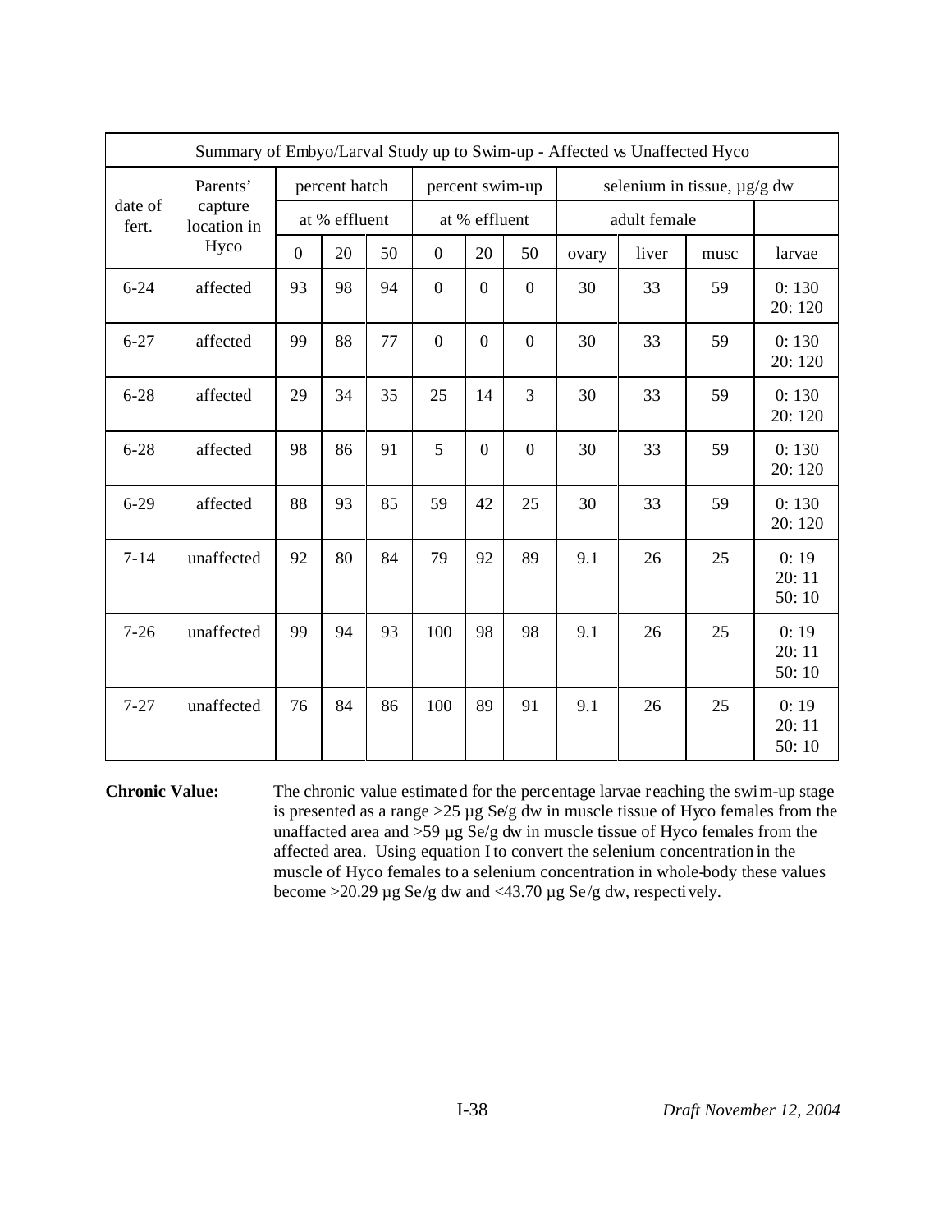| Summary of Embyo/Larval Study up to Swim-up - Affected vs Unaffected Hyco | | | | | | | | | | | |
|---|---|---|---|---|---|---|---|---|---|---|---|
| date of fert. | Parents' capture location in Hyco | percent hatch | | | percent swim-up | | | selenium in tissue, µg/g dw | | | |
| | | at % effluent | | | at % effluent | | | adult female | | | |
| | | 0 | 20 | 50 | 0 | 20 | 50 | ovary | liver | musc | larvae |
| 6-24 | affected | 93 | 98 | 94 | 0 | 0 | 0 | 30 | 33 | 59 | 0: 130<br>20: 120 |
| 6-27 | affected | 99 | 88 | 77 | 0 | 0 | 0 | 30 | 33 | 59 | 0: 130<br>20: 120 |
| 6-28 | affected | 29 | 34 | 35 | 25 | 14 | 3 | 30 | 33 | 59 | 0: 130<br>20: 120 |
| 6-28 | affected | 98 | 86 | 91 | 5 | 0 | 0 | 30 | 33 | 59 | 0: 130<br>20: 120 |
| 6-29 | affected | 88 | 93 | 85 | 59 | 42 | 25 | 30 | 33 | 59 | 0: 130<br>20: 120 |
| 7-14 | unaffected | 92 | 80 | 84 | 79 | 92 | 89 | 9.1 | 26 | 25 | 0: 19<br>20: 11<br>50: 10 |
| 7-26 | unaffected | 99 | 94 | 93 | 100 | 98 | 98 | 9.1 | 26 | 25 | 0: 19<br>20: 11<br>50: 10 |
| 7-27 | unaffected | 76 | 84 | 86 | 100 | 89 | 91 | 9.1 | 26 | 25 | 0: 19<br>20: 11<br>50: 10 |

**Chronic Value:** The chronic value estimated for the percentage larvae reaching the swim-up stage is presented as a range >25 µg Se/g dw in muscle tissue of Hyco females from the unaffacted area and >59 µg Se/g dw in muscle tissue of Hyco females from the affected area. Using equation I to convert the selenium concentration in the muscle of Hyco females to a selenium concentration in whole-body these values become >20.29 µg Se/g dw and <43.70 µg Se/g dw, respectively.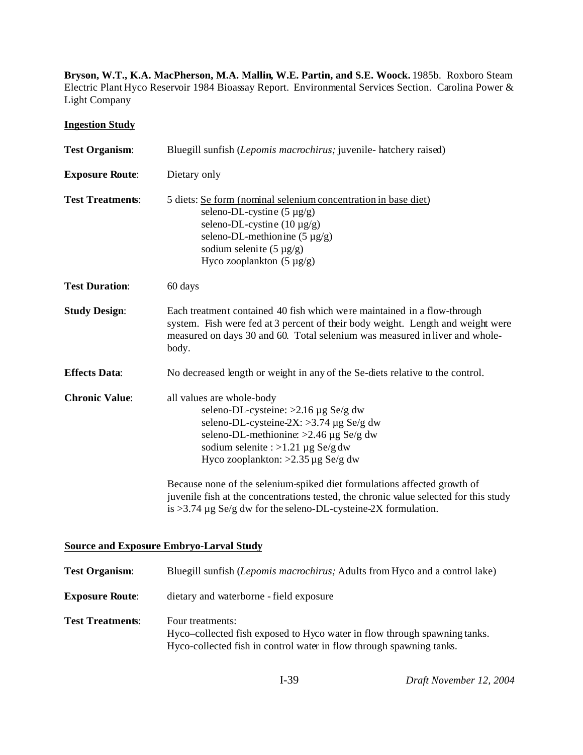**Bryson, W.T., K.A. MacPherson, M.A. Mallin, W.E. Partin, and S.E. Woock.** 1985b. Roxboro Steam Electric Plant Hyco Reservoir 1984 Bioassay Report. Environmental Services Section. Carolina Power & Light Company

**Ingestion Study**

**Test Organism**: Bluegill sunfish (*Lepomis macrochirus;* juvenile- hatchery raised)

**Exposure Route**: Dietary only

**Test Treatments**: 5 diets: Se form (nominal selenium concentration in base diet)

- seleno-DL-cystine (5 µg/g)
- seleno-DL-cystine (10 µg/g)
- seleno-DL-methionine (5 µg/g)
- sodium selenite (5 µg/g)
- Hyco zooplankton (5 µg/g)

**Test Duration**: 60 days

**Study Design**: Each treatment contained 40 fish which were maintained in a flow-through system. Fish were fed at 3 percent of their body weight. Length and weight were measured on days 30 and 60. Total selenium was measured in liver and whole-body.

**Effects Data**: No decreased length or weight in any of the Se-diets relative to the control.

**Chronic Value**: all values are whole-body

- seleno-DL-cysteine: >2.16 µg Se/g dw
- seleno-DL-cysteine-2X: >3.74 µg Se/g dw
- seleno-DL-methionine: >2.46 µg Se/g dw
- sodium selenite : >1.21 µg Se/g dw
- Hyco zooplankton: >2.35 µg Se/g dw

Because none of the selenium-spiked diet formulations affected growth of juvenile fish at the concentrations tested, the chronic value selected for this study is >3.74 µg Se/g dw for the seleno-DL-cysteine-2X formulation.

**Source and Exposure Embryo-Larval Study**

**Test Organism**: Bluegill sunfish (*Lepomis macrochirus;* Adults from Hyco and a control lake)

**Exposure Route**: dietary and waterborne - field exposure

**Test Treatments**: Four treatments:

Hyco–collected fish exposed to Hyco water in flow through spawning tanks.

Hyco-collected fish in control water in flow through spawning tanks.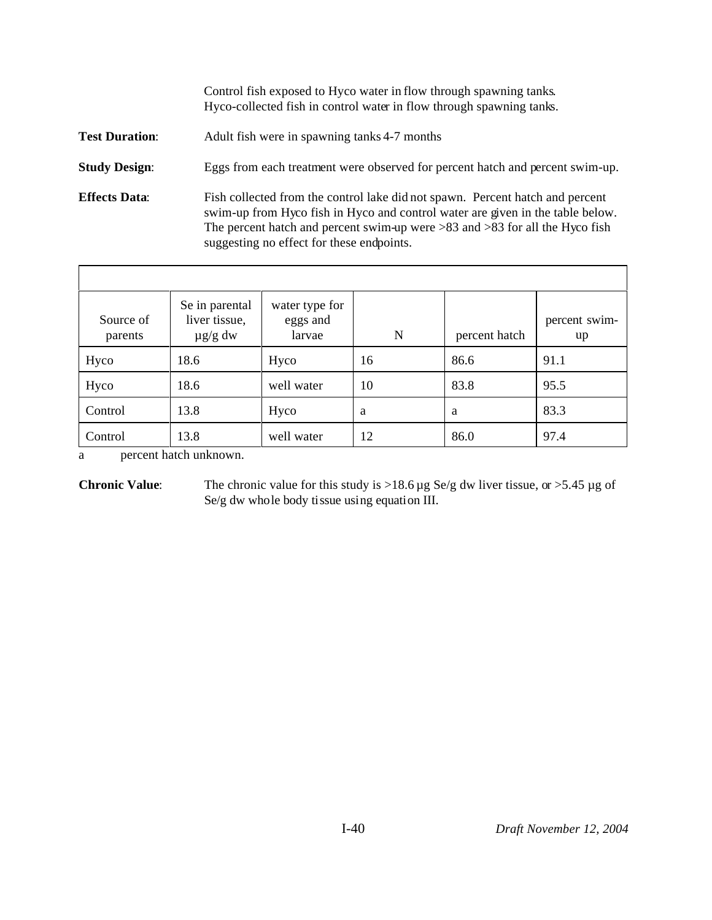Control fish exposed to Hyco water in flow through spawning tanks.
Hyco-collected fish in control water in flow through spawning tanks.

**Test Duration**: Adult fish were in spawning tanks 4-7 months

**Study Design**: Eggs from each treatment were observed for percent hatch and percent swim-up.

**Effects Data**: Fish collected from the control lake did not spawn. Percent hatch and percent swim-up from Hyco fish in Hyco and control water are given in the table below. The percent hatch and percent swim-up were >83 and >83 for all the Hyco fish suggesting no effect for these endpoints.

| Source of parents | Se in parental liver tissue, µg/g dw | water type for eggs and larvae | N | percent hatch | percent swim-up |
|---|---|---|---|---|---|
| Hyco | 18.6 | Hyco | 16 | 86.6 | 91.1 |
| Hyco | 18.6 | well water | 10 | 83.8 | 95.5 |
| Control | 13.8 | Hyco | a | a | 83.3 |
| Control | 13.8 | well water | 12 | 86.0 | 97.4 |

a percent hatch unknown.

**Chronic Value**: The chronic value for this study is >18.6 µg Se/g dw liver tissue, or >5.45 µg of Se/g dw whole body tissue using equation III.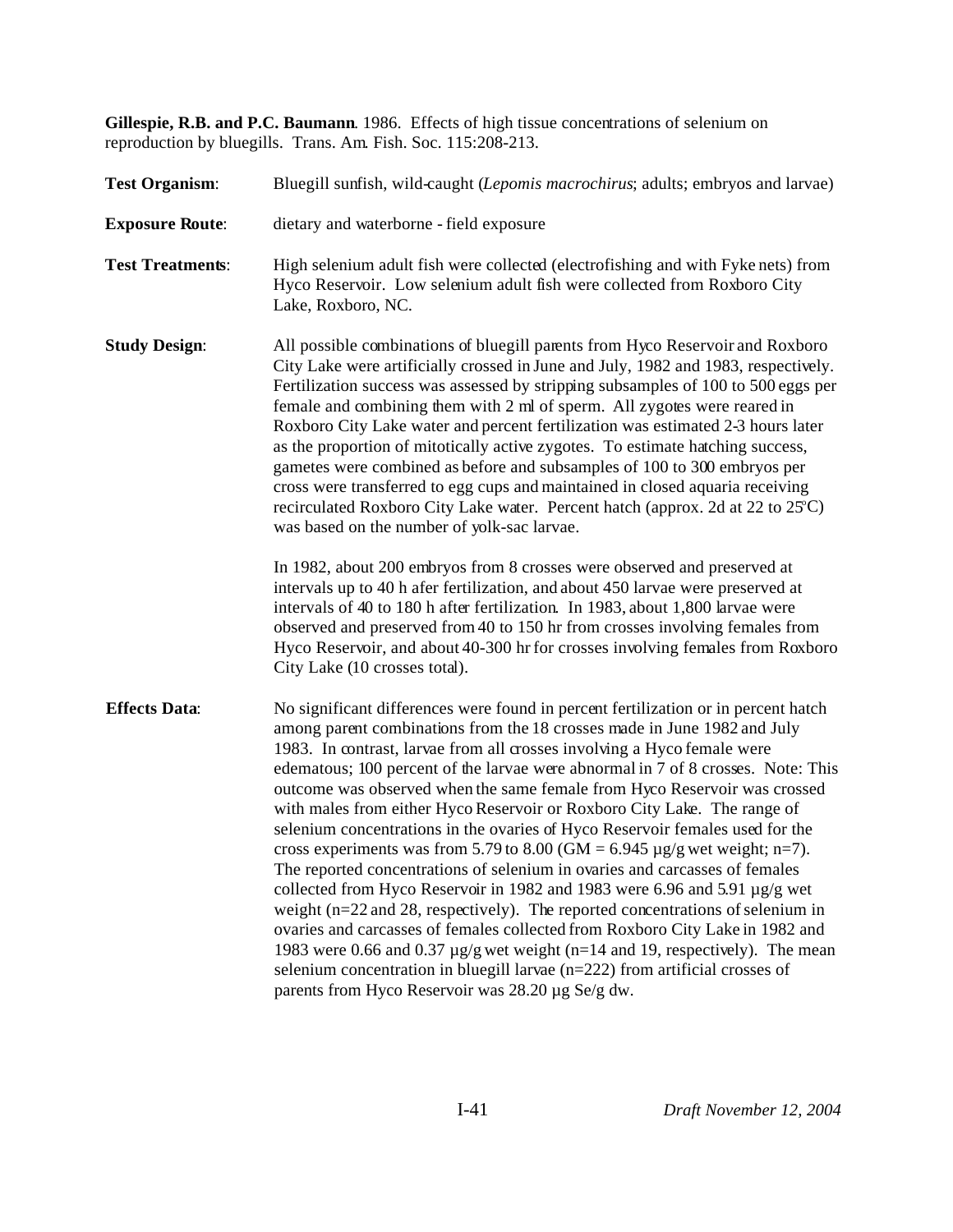**Gillespie, R.B. and P.C. Baumann**. 1986. Effects of high tissue concentrations of selenium on reproduction by bluegills. Trans. Am. Fish. Soc. 115:208-213.

**Test Organism**: Bluegill sunfish, wild-caught (*Lepomis macrochirus*; adults; embryos and larvae)

**Exposure Route**: dietary and waterborne - field exposure

**Test Treatments**: High selenium adult fish were collected (electrofishing and with Fyke nets) from Hyco Reservoir. Low selenium adult fish were collected from Roxboro City Lake, Roxboro, NC.

**Study Design**: All possible combinations of bluegill parents from Hyco Reservoir and Roxboro City Lake were artificially crossed in June and July, 1982 and 1983, respectively. Fertilization success was assessed by stripping subsamples of 100 to 500 eggs per female and combining them with 2 ml of sperm. All zygotes were reared in Roxboro City Lake water and percent fertilization was estimated 2-3 hours later as the proportion of mitotically active zygotes. To estimate hatching success, gametes were combined as before and subsamples of 100 to 300 embryos per cross were transferred to egg cups and maintained in closed aquaria receiving recirculated Roxboro City Lake water. Percent hatch (approx. 2d at 22 to 25ºC) was based on the number of yolk-sac larvae.

In 1982, about 200 embryos from 8 crosses were observed and preserved at intervals up to 40 h afer fertilization, and about 450 larvae were preserved at intervals of 40 to 180 h after fertilization. In 1983, about 1,800 larvae were observed and preserved from 40 to 150 hr from crosses involving females from Hyco Reservoir, and about 40-300 hr for crosses involving females from Roxboro City Lake (10 crosses total).

**Effects Data**: No significant differences were found in percent fertilization or in percent hatch among parent combinations from the 18 crosses made in June 1982 and July 1983. In contrast, larvae from all crosses involving a Hyco female were edematous; 100 percent of the larvae were abnormal in 7 of 8 crosses. Note: This outcome was observed when the same female from Hyco Reservoir was crossed with males from either Hyco Reservoir or Roxboro City Lake. The range of selenium concentrations in the ovaries of Hyco Reservoir females used for the cross experiments was from 5.79 to 8.00 (GM = 6.945 µg/g wet weight; n=7). The reported concentrations of selenium in ovaries and carcasses of females collected from Hyco Reservoir in 1982 and 1983 were 6.96 and 5.91 µg/g wet weight (n=22 and 28, respectively). The reported concentrations of selenium in ovaries and carcasses of females collected from Roxboro City Lake in 1982 and 1983 were 0.66 and 0.37 µg/g wet weight (n=14 and 19, respectively). The mean selenium concentration in bluegill larvae (n=222) from artificial crosses of parents from Hyco Reservoir was 28.20 µg Se/g dw.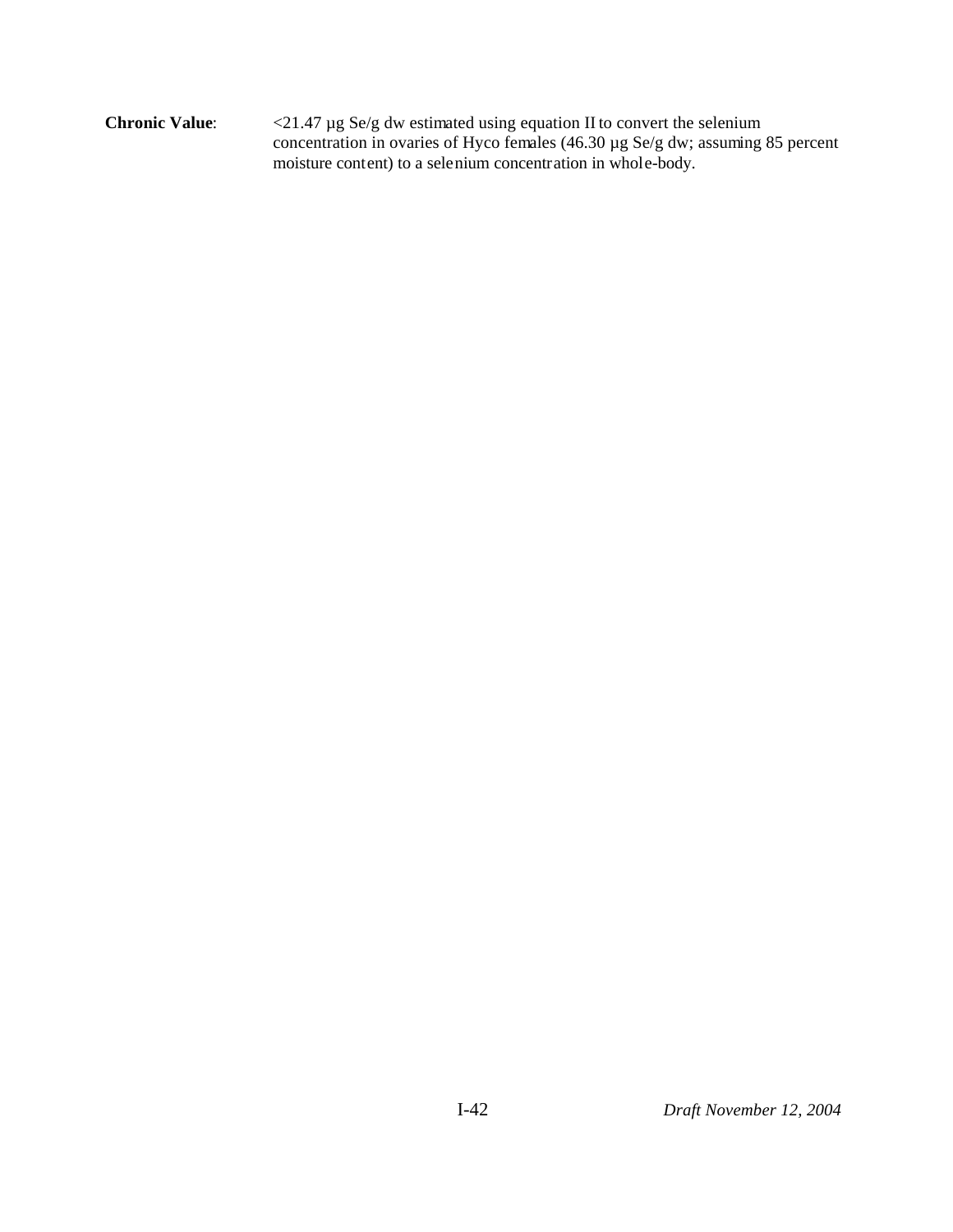**Chronic Value**: <21.47 µg Se/g dw estimated using equation II to convert the selenium concentration in ovaries of Hyco females (46.30 µg Se/g dw; assuming 85 percent moisture content) to a selenium concentration in whole-body.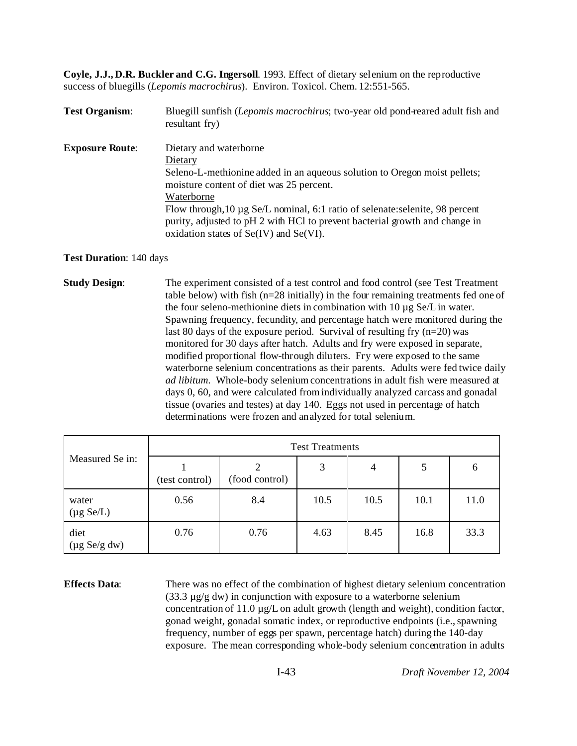**Coyle, J.J., D.R. Buckler and C.G. Ingersoll**. 1993. Effect of dietary selenium on the reproductive success of bluegills (*Lepomis macrochirus*). Environ. Toxicol. Chem. 12:551-565.

**Test Organism**: Bluegill sunfish (*Lepomis macrochirus*; two-year old pond-reared adult fish and resultant fry)

**Exposure Route**: Dietary and waterborne

Dietary

Seleno-L-methionine added in an aqueous solution to Oregon moist pellets; moisture content of diet was 25 percent.

Waterborne

Flow through, 10 µg Se/L nominal, 6:1 ratio of selenate:selenite, 98 percent purity, adjusted to pH 2 with HCl to prevent bacterial growth and change in oxidation states of Se(IV) and Se(VI).

**Test Duration**: 140 days

**Study Design**: The experiment consisted of a test control and food control (see Test Treatment table below) with fish (n=28 initially) in the four remaining treatments fed one of the four seleno-methionine diets in combination with 10 µg Se/L in water. Spawning frequency, fecundity, and percentage hatch were monitored during the last 80 days of the exposure period. Survival of resulting fry (n=20) was monitored for 30 days after hatch. Adults and fry were exposed in separate, modified proportional flow-through diluters. Fry were exposed to the same waterborne selenium concentrations as their parents. Adults were fed twice daily *ad libitum*. Whole-body selenium concentrations in adult fish were measured at days 0, 60, and were calculated from individually analyzed carcass and gonadal tissue (ovaries and testes) at day 140. Eggs not used in percentage of hatch determinations were frozen and analyzed for total selenium.

| Measured Se in: | Test Treatments | | | | | |
|---|---|---|---|---|---|---|
| | 1 (test control) | 2 (food control) | 3 | 4 | 5 | 6 |
| water (µg Se/L) | 0.56 | 8.4 | 10.5 | 10.5 | 10.1 | 11.0 |
| diet (µg Se/g dw) | 0.76 | 0.76 | 4.63 | 8.45 | 16.8 | 33.3 |

**Effects Data**: There was no effect of the combination of highest dietary selenium concentration (33.3 µg/g dw) in conjunction with exposure to a waterborne selenium concentration of 11.0 µg/L on adult growth (length and weight), condition factor, gonad weight, gonadal somatic index, or reproductive endpoints (i.e., spawning frequency, number of eggs per spawn, percentage hatch) during the 140-day exposure. The mean corresponding whole-body selenium concentration in adults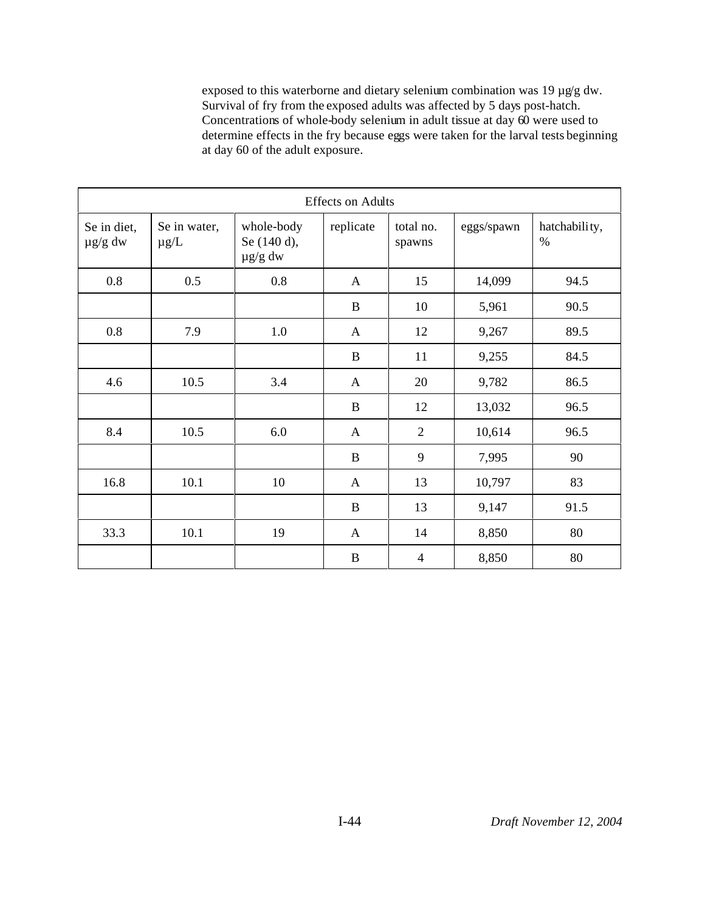exposed to this waterborne and dietary selenium combination was 19 µg/g dw. Survival of fry from the exposed adults was affected by 5 days post-hatch. Concentrations of whole-body selenium in adult tissue at day 60 were used to determine effects in the fry because eggs were taken for the larval tests beginning at day 60 of the adult exposure.

| Effects on Adults | | | | | | |
|---|---|---|---|---|---|---|
| Se in diet, µg/g dw | Se in water, µg/L | whole-body Se (140 d), µg/g dw | replicate | total no. spawns | eggs/spawn | hatchability, % |
| 0.8 | 0.5 | 0.8 | A | 15 | 14,099 | 94.5 |
| | | | B | 10 | 5,961 | 90.5 |
| 0.8 | 7.9 | 1.0 | A | 12 | 9,267 | 89.5 |
| | | | B | 11 | 9,255 | 84.5 |
| 4.6 | 10.5 | 3.4 | A | 20 | 9,782 | 86.5 |
| | | | B | 12 | 13,032 | 96.5 |
| 8.4 | 10.5 | 6.0 | A | 2 | 10,614 | 96.5 |
| | | | B | 9 | 7,995 | 90 |
| 16.8 | 10.1 | 10 | A | 13 | 10,797 | 83 |
| | | | B | 13 | 9,147 | 91.5 |
| 33.3 | 10.1 | 19 | A | 14 | 8,850 | 80 |
| | | | B | 4 | 8,850 | 80 |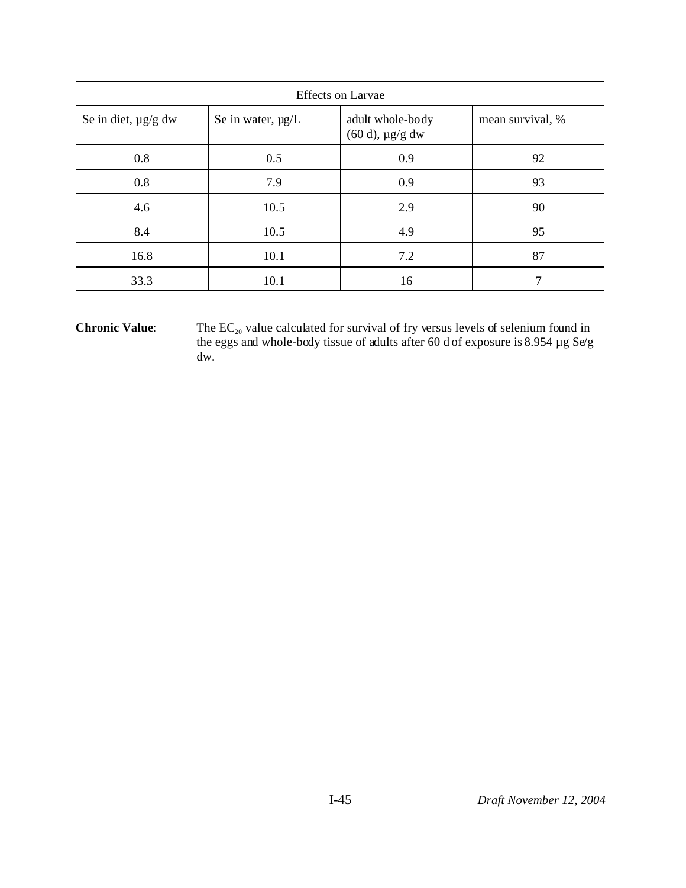| Effects on Larvae | | | |
|---|---|---|---|
| Se in diet, µg/g dw | Se in water, µg/L | adult whole-body (60 d), µg/g dw | mean survival, % |
| 0.8 | 0.5 | 0.9 | 92 |
| 0.8 | 7.9 | 0.9 | 93 |
| 4.6 | 10.5 | 2.9 | 90 |
| 8.4 | 10.5 | 4.9 | 95 |
| 16.8 | 10.1 | 7.2 | 87 |
| 33.3 | 10.1 | 16 | 7 |

**Chronic Value**: The $EC_{20}$ value calculated for survival of fry versus levels of selenium found in the eggs and whole-body tissue of adults after 60 d of exposure is 8.954 µg Se/g dw.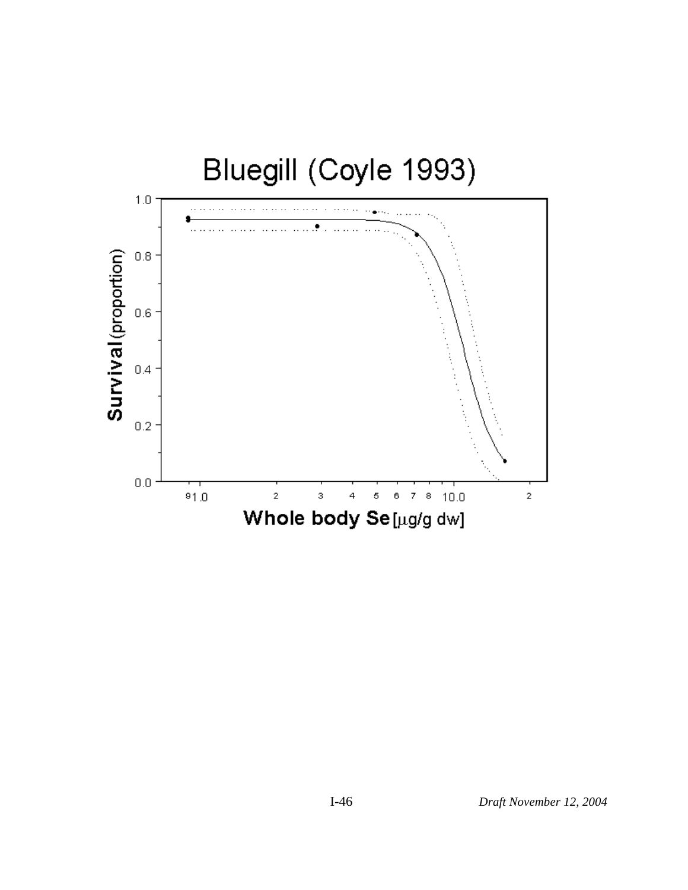# Bluegill (Coyle 1993)

Survival (proportion)

Whole body Se [µg/g dw]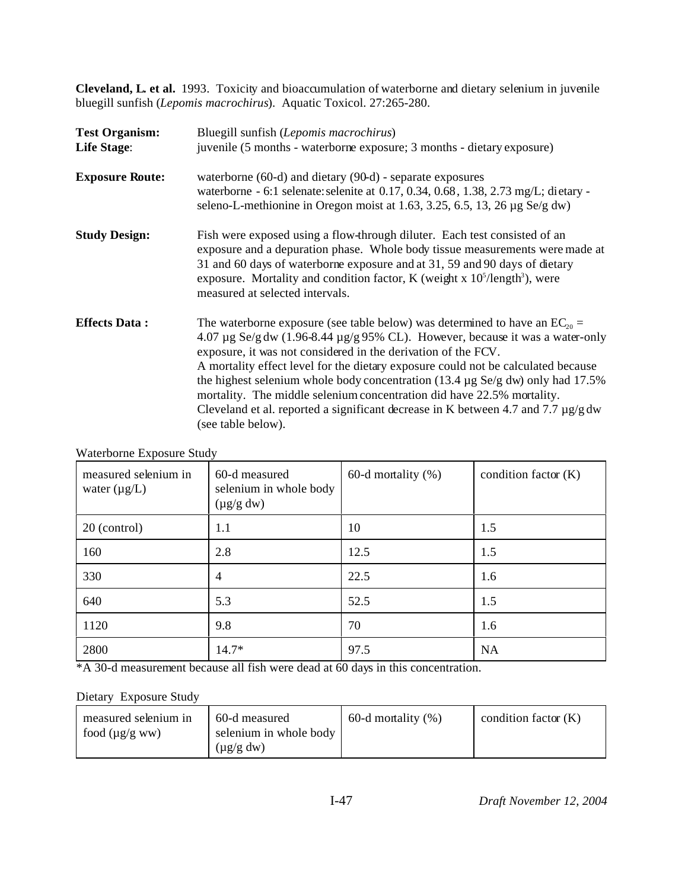**Cleveland, L. et al.** 1993. Toxicity and bioaccumulation of waterborne and dietary selenium in juvenile bluegill sunfish (*Lepomis macrochirus*). Aquatic Toxicol. 27:265-280.

**Test Organism:** Bluegill sunfish (*Lepomis macrochirus*)

**Life Stage**: juvenile (5 months - waterborne exposure; 3 months - dietary exposure)

**Exposure Route:** waterborne (60-d) and dietary (90-d) - separate exposures
waterborne - 6:1 selenate:selenite at 0.17, 0.34, 0.68, 1.38, 2.73 mg/L; dietary - seleno-L-methionine in Oregon moist at 1.63, 3.25, 6.5, 13, 26 µg Se/g dw)

**Study Design:** Fish were exposed using a flow-through diluter. Each test consisted of an exposure and a depuration phase. Whole body tissue measurements were made at 31 and 60 days of waterborne exposure and at 31, 59 and 90 days of dietary exposure. Mortality and condition factor, K (weight x $10^5$/length$^3$), were measured at selected intervals.

**Effects Data :** The waterborne exposure (see table below) was determined to have an $EC_{20}$ = 4.07 µg Se/g dw (1.96-8.44 µg/g 95% CL). However, because it was a water-only exposure, it was not considered in the derivation of the FCV.
A mortality effect level for the dietary exposure could not be calculated because the highest selenium whole body concentration (13.4 µg Se/g dw) only had 17.5% mortality. The middle selenium concentration did have 22.5% mortality. Cleveland et al. reported a significant decrease in K between 4.7 and 7.7 µg/g dw (see table below).

Waterborne Exposure Study

| measured selenium in water (µg/L) | 60-d measured selenium in whole body (µg/g dw) | 60-d mortality (%) | condition factor (K) |
|---|---|---|---|
| 20 (control) | 1.1 | 10 | 1.5 |
| 160 | 2.8 | 12.5 | 1.5 |
| 330 | 4 | 22.5 | 1.6 |
| 640 | 5.3 | 52.5 | 1.5 |
| 1120 | 9.8 | 70 | 1.6 |
| 2800 | 14.7* | 97.5 | NA |

*A 30-d measurement because all fish were dead at 60 days in this concentration.

Dietary Exposure Study

| measured selenium in food (µg/g ww) | 60-d measured selenium in whole body (µg/g dw) | 60-d mortality (%) | condition factor (K) |
|---|---|---|---|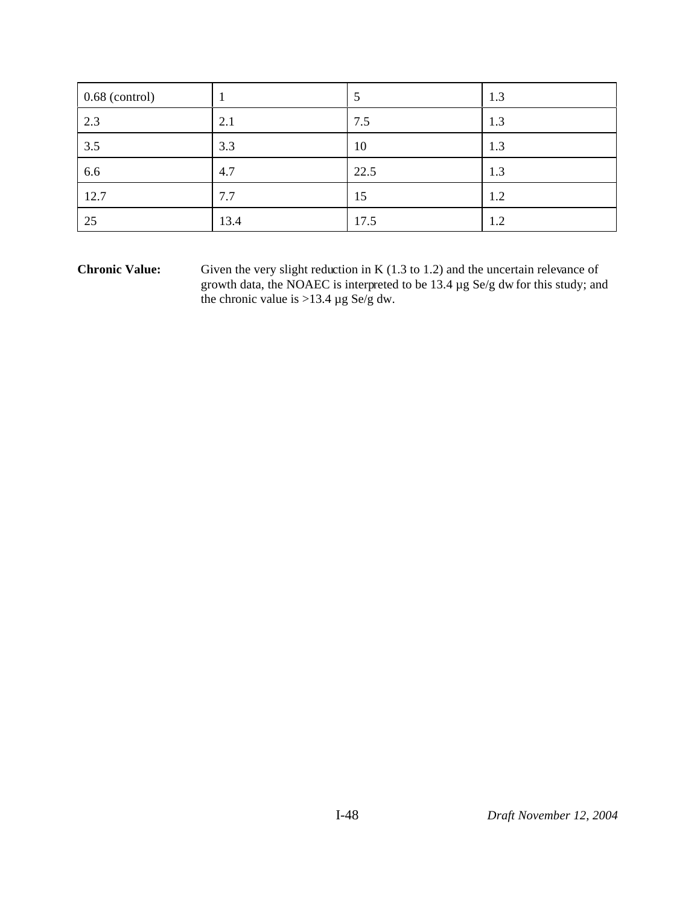| 0.68 (control) | 1 | 5 | 1.3 |
|---|---|---|---|
| 2.3 | 2.1 | 7.5 | 1.3 |
| 3.5 | 3.3 | 10 | 1.3 |
| 6.6 | 4.7 | 22.5 | 1.3 |
| 12.7 | 7.7 | 15 | 1.2 |
| 25 | 13.4 | 17.5 | 1.2 |

**Chronic Value:** Given the very slight reduction in K (1.3 to 1.2) and the uncertain relevance of growth data, the NOAEC is interpreted to be 13.4 µg Se/g dw for this study; and the chronic value is >13.4 µg Se/g dw.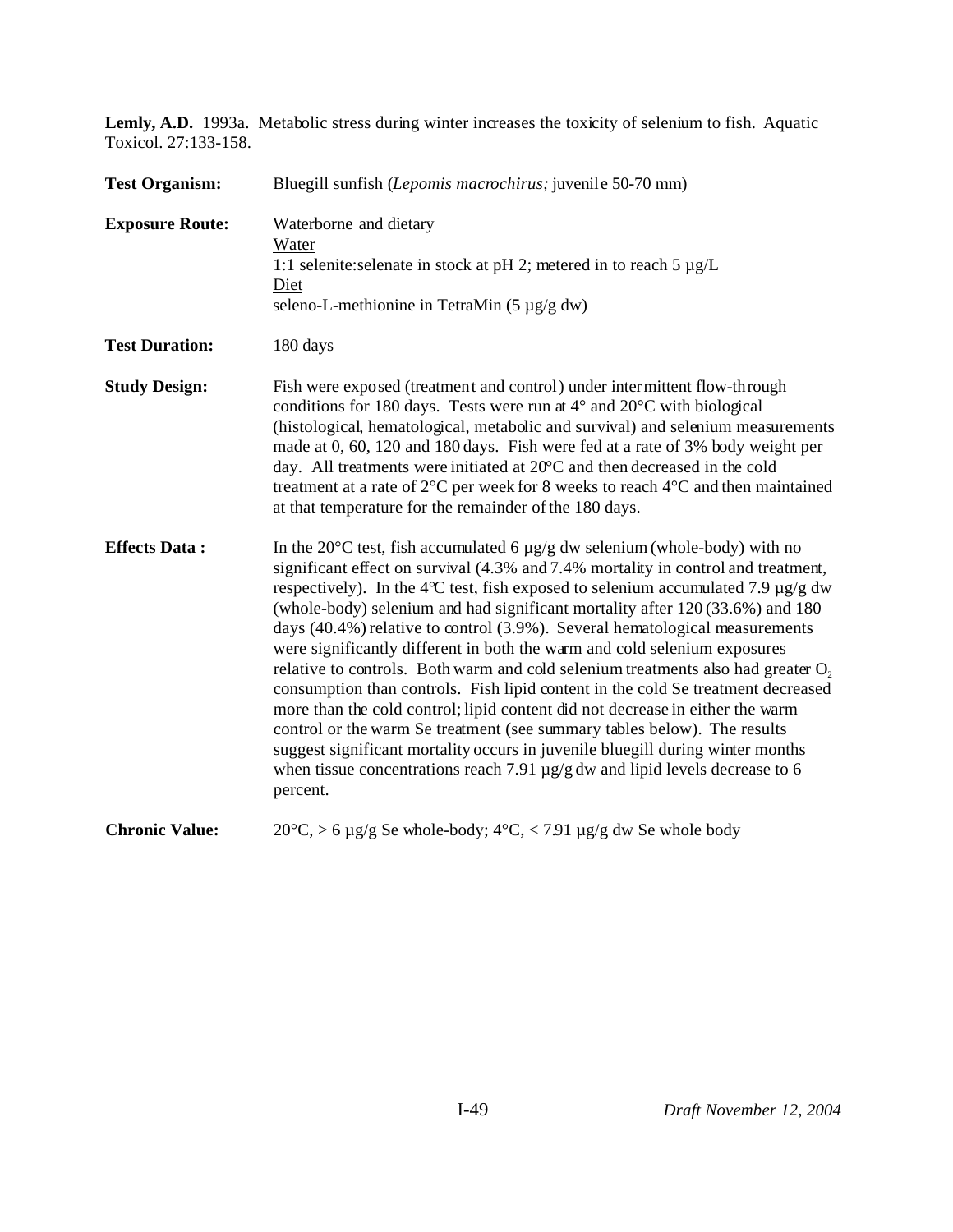**Lemly, A.D.** 1993a. Metabolic stress during winter increases the toxicity of selenium to fish. Aquatic Toxicol. 27:133-158.

**Test Organism:** Bluegill sunfish (*Lepomis macrochirus;* juvenile 50-70 mm)

**Exposure Route:** Waterborne and dietary
Water
1:1 selenite:selenate in stock at pH 2; metered in to reach 5 µg/L
Diet
seleno-L-methionine in TetraMin (5 µg/g dw)

**Test Duration:** 180 days

**Study Design:** Fish were exposed (treatment and control) under intermittent flow-through conditions for 180 days. Tests were run at 4° and 20°C with biological (histological, hematological, metabolic and survival) and selenium measurements made at 0, 60, 120 and 180 days. Fish were fed at a rate of 3% body weight per day. All treatments were initiated at 20°C and then decreased in the cold treatment at a rate of 2°C per week for 8 weeks to reach 4°C and then maintained at that temperature for the remainder of the 180 days.

**Effects Data :** In the 20°C test, fish accumulated 6 µg/g dw selenium (whole-body) with no significant effect on survival (4.3% and 7.4% mortality in control and treatment, respectively). In the 4°C test, fish exposed to selenium accumulated 7.9 µg/g dw (whole-body) selenium and had significant mortality after 120 (33.6%) and 180 days (40.4%) relative to control (3.9%). Several hematological measurements were significantly different in both the warm and cold selenium exposures relative to controls. Both warm and cold selenium treatments also had greater $O_2$ consumption than controls. Fish lipid content in the cold Se treatment decreased more than the cold control; lipid content did not decrease in either the warm control or the warm Se treatment (see summary tables below). The results suggest significant mortality occurs in juvenile bluegill during winter months when tissue concentrations reach 7.91 µg/g dw and lipid levels decrease to 6 percent.

**Chronic Value:** 20°C, > 6 µg/g Se whole-body; 4°C, < 7.91 µg/g dw Se whole body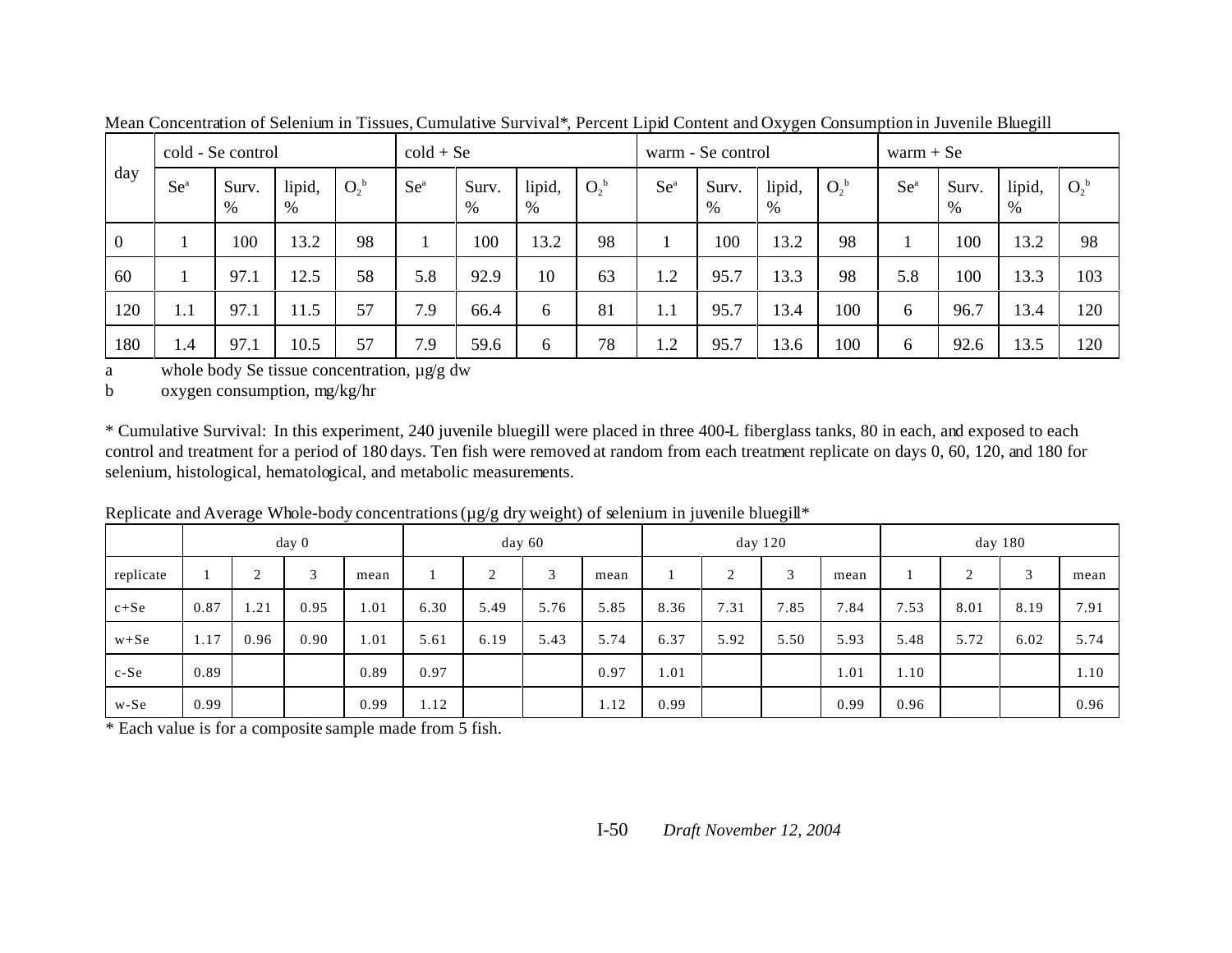Mean Concentration of Selenium in Tissues, Cumulative Survival*, Percent Lipid Content and Oxygen Consumption in Juvenile Bluegill

| day | cold - Se control | | | | cold + Se | | | | warm - Se control | | | | warm + Se | | | |
|---|---|---|---|---|---|---|---|---|---|---|---|---|---|---|---|---|
| | Se[a] | Surv. % | lipid, % | $O_2$[b] | Se[a] | Surv. % | lipid, % | $O_2$[b] | Se[a] | Surv. % | lipid, % | $O_2$[b] | Se[a] | Surv. % | lipid, % | $O_2$[b] |
| 0 | 1 | 100 | 13.2 | 98 | 1 | 100 | 13.2 | 98 | 1 | 100 | 13.2 | 98 | 1 | 100 | 13.2 | 98 |
| 60 | 1 | 97.1 | 12.5 | 58 | 5.8 | 92.9 | 10 | 63 | 1.2 | 95.7 | 13.3 | 98 | 5.8 | 100 | 13.3 | 103 |
| 120 | 1.1 | 97.1 | 11.5 | 57 | 7.9 | 66.4 | 6 | 81 | 1.1 | 95.7 | 13.4 | 100 | 6 | 96.7 | 13.4 | 120 |
| 180 | 1.4 | 97.1 | 10.5 | 57 | 7.9 | 59.6 | 6 | 78 | 1.2 | 95.7 | 13.6 | 100 | 6 | 92.6 | 13.5 | 120 |

a whole body Se tissue concentration, µg/g dw

b oxygen consumption, mg/kg/hr

\* Cumulative Survival: In this experiment, 240 juvenile bluegill were placed in three 400-L fiberglass tanks, 80 in each, and exposed to each control and treatment for a period of 180 days. Ten fish were removed at random from each treatment replicate on days 0, 60, 120, and 180 for selenium, histological, hematological, and metabolic measurements.

Replicate and Average Whole-body concentrations (µg/g dry weight) of selenium in juvenile bluegill*

| | day 0 | | | | day 60 | | | | day 120 | | | | day 180 | | | |
|---|---|---|---|---|---|---|---|---|---|---|---|---|---|---|---|---|
| replicate | 1 | 2 | 3 | mean | 1 | 2 | 3 | mean | 1 | 2 | 3 | mean | 1 | 2 | 3 | mean |
| c+Se | 0.87 | 1.21 | 0.95 | 1.01 | 6.30 | 5.49 | 5.76 | 5.85 | 8.36 | 7.31 | 7.85 | 7.84 | 7.53 | 8.01 | 8.19 | 7.91 |
| w+Se | 1.17 | 0.96 | 0.90 | 1.01 | 5.61 | 6.19 | 5.43 | 5.74 | 6.37 | 5.92 | 5.50 | 5.93 | 5.48 | 5.72 | 6.02 | 5.74 |
| c-Se | 0.89 | | | 0.89 | 0.97 | | | 0.97 | 1.01 | | | 1.01 | 1.10 | | | 1.10 |
| w-Se | 0.99 | | | 0.99 | 1.12 | | | 1.12 | 0.99 | | | 0.99 | 0.96 | | | 0.96 |

\* Each value is for a composite sample made from 5 fish.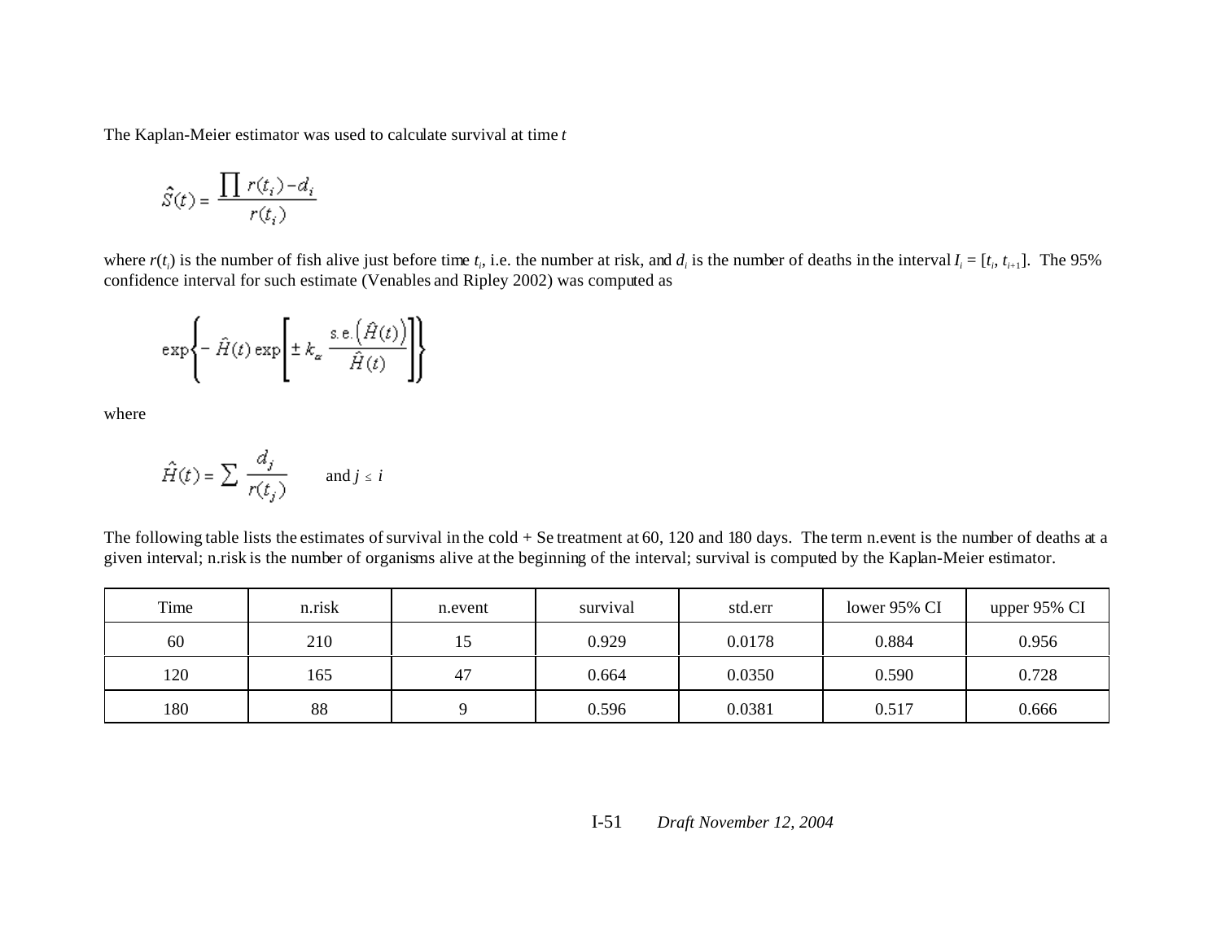The Kaplan-Meier estimator was used to calculate survival at time $t$

$$\hat{S}(t) = \frac{\prod r(t_i) - d_i}{r(t_i)}$$

where $r(t_i)$ is the number of fish alive just before time $t_i$, i.e. the number at risk, and $d_i$ is the number of deaths in the interval $I_i = [t_i, t_{i+1}]$. The 95% confidence interval for such estimate (Venables and Ripley 2002) was computed as

$$\exp\left\{-\hat{H}(t)\exp\left[\pm k_\alpha \frac{\text{s.e.}\left(\hat{H}(t)\right)}{\hat{H}(t)}\right]\right\}$$

where

$$\hat{H}(t) = \sum \frac{d_j}{r(t_j)} \qquad \text{and } j \le i$$

The following table lists the estimates of survival in the cold + Se treatment at 60, 120 and 180 days. The term n.event is the number of deaths at a given interval; n.risk is the number of organisms alive at the beginning of the interval; survival is computed by the Kaplan-Meier estimator.

| Time | n.risk | n.event | survival | std.err | lower 95% CI | upper 95% CI |
|---|---|---|---|---|---|---|
| 60 | 210 | 15 | 0.929 | 0.0178 | 0.884 | 0.956 |
| 120 | 165 | 47 | 0.664 | 0.0350 | 0.590 | 0.728 |
| 180 | 88 | 9 | 0.596 | 0.0381 | 0.517 | 0.666 |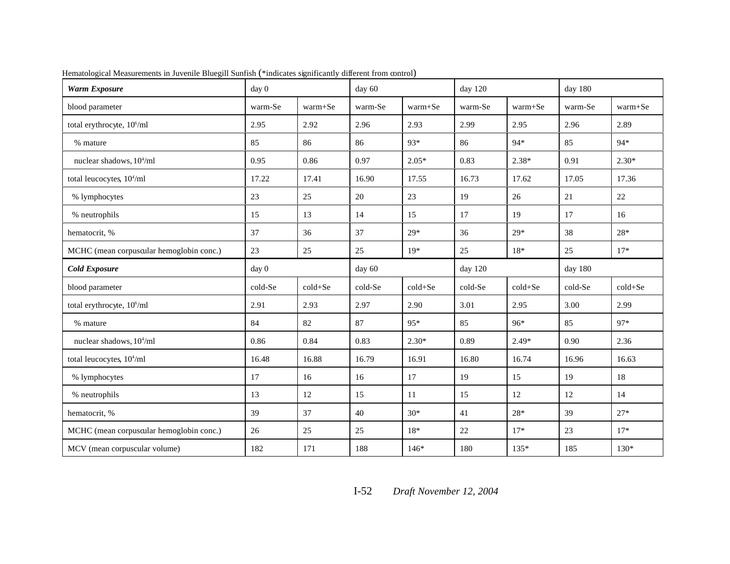Hematological Measurements in Juvenile Bluegill Sunfish (*indicates significantly different from control)

| ***Warm Exposure*** | day 0 | | day 60 | | day 120 | | day 180 | |
|---|---|---|---|---|---|---|---|---|
| blood parameter | warm-Se | warm+Se | warm-Se | warm+Se | warm-Se | warm+Se | warm-Se | warm+Se |
| total erythrocyte, $10^6$/ml | 2.95 | 2.92 | 2.96 | 2.93 | 2.99 | 2.95 | 2.96 | 2.89 |
| % mature | 85 | 86 | 86 | 93* | 86 | 94* | 85 | 94* |
| nuclear shadows, $10^4$/ml | 0.95 | 0.86 | 0.97 | 2.05* | 0.83 | 2.38* | 0.91 | 2.30* |
| total leucocytes, $10^4$/ml | 17.22 | 17.41 | 16.90 | 17.55 | 16.73 | 17.62 | 17.05 | 17.36 |
| % lymphocytes | 23 | 25 | 20 | 23 | 19 | 26 | 21 | 22 |
| % neutrophils | 15 | 13 | 14 | 15 | 17 | 19 | 17 | 16 |
| hematocrit, % | 37 | 36 | 37 | 29* | 36 | 29* | 38 | 28* |
| MCHC (mean corpuscular hemoglobin conc.) | 23 | 25 | 25 | 19* | 25 | 18* | 25 | 17* |
| ***Cold Exposure*** | day 0 | | day 60 | | day 120 | | day 180 | |
| blood parameter | cold-Se | cold+Se | cold-Se | cold+Se | cold-Se | cold+Se | cold-Se | cold+Se |
| total erythrocyte, $10^6$/ml | 2.91 | 2.93 | 2.97 | 2.90 | 3.01 | 2.95 | 3.00 | 2.99 |
| % mature | 84 | 82 | 87 | 95* | 85 | 96* | 85 | 97* |
| nuclear shadows, $10^4$/ml | 0.86 | 0.84 | 0.83 | 2.30* | 0.89 | 2.49* | 0.90 | 2.36 |
| total leucocytes, $10^4$/ml | 16.48 | 16.88 | 16.79 | 16.91 | 16.80 | 16.74 | 16.96 | 16.63 |
| % lymphocytes | 17 | 16 | 16 | 17 | 19 | 15 | 19 | 18 |
| % neutrophils | 13 | 12 | 15 | 11 | 15 | 12 | 12 | 14 |
| hematocrit, % | 39 | 37 | 40 | 30* | 41 | 28* | 39 | 27* |
| MCHC (mean corpuscular hemoglobin conc.) | 26 | 25 | 25 | 18* | 22 | 17* | 23 | 17* |
| MCV (mean corpuscular volume) | 182 | 171 | 188 | 146* | 180 | 135* | 185 | 130* |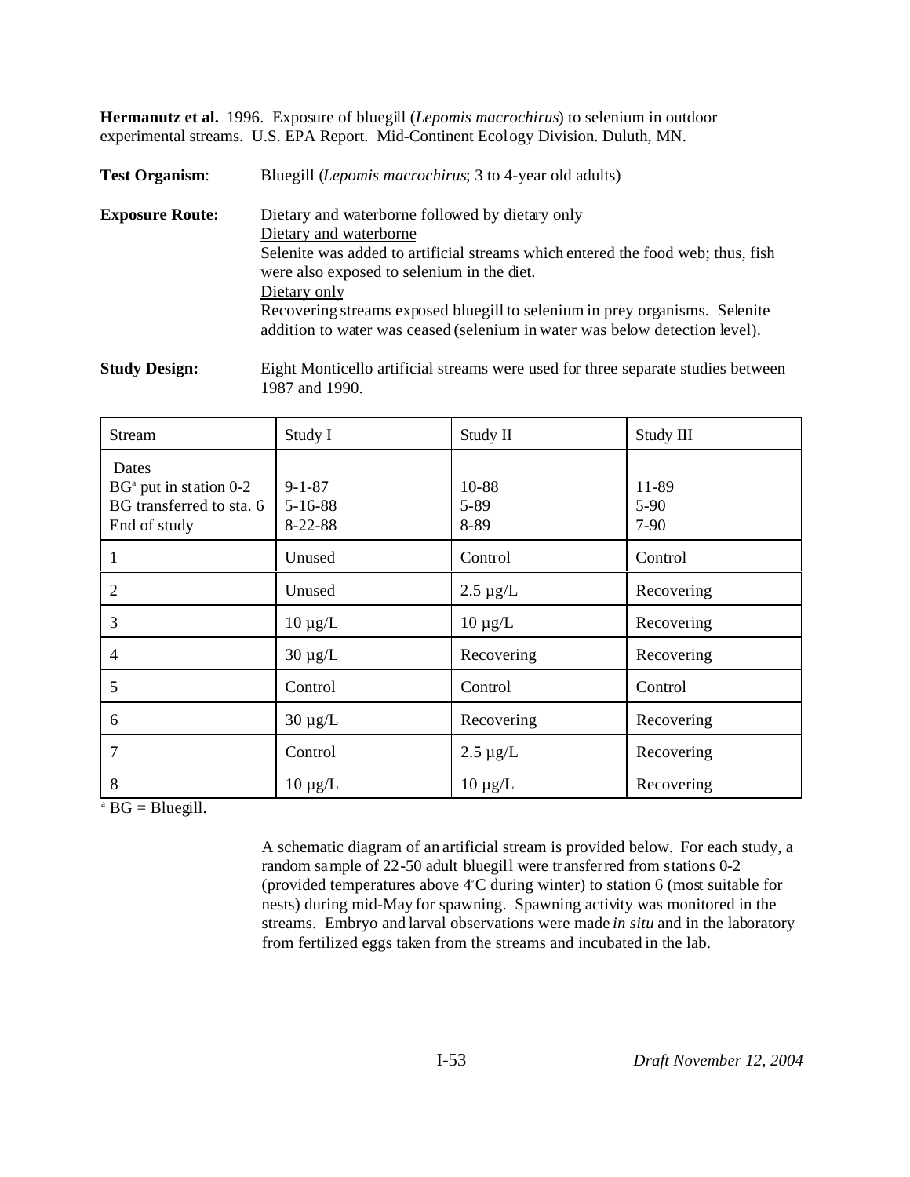**Hermanutz et al.** 1996. Exposure of bluegill (*Lepomis macrochirus*) to selenium in outdoor experimental streams. U.S. EPA Report. Mid-Continent Ecology Division. Duluth, MN.

**Test Organism**: Bluegill (*Lepomis macrochirus*; 3 to 4-year old adults)

**Exposure Route:** Dietary and waterborne followed by dietary only
Dietary and waterborne
Selenite was added to artificial streams which entered the food web; thus, fish were also exposed to selenium in the diet.
Dietary only
Recovering streams exposed bluegill to selenium in prey organisms. Selenite addition to water was ceased (selenium in water was below detection level).

**Study Design:** Eight Monticello artificial streams were used for three separate studies between 1987 and 1990.

| Stream | Study I | Study II | Study III |
|---|---|---|---|
| Dates<br>BG[a] put in station 0-2<br>BG transferred to sta. 6<br>End of study | <br>9-1-87<br>5-16-88<br>8-22-88 | <br>10-88<br>5-89<br>8-89 | <br>11-89<br>5-90<br>7-90 |
| 1 | Unused | Control | Control |
| 2 | Unused | 2.5 µg/L | Recovering |
| 3 | 10 µg/L | 10 µg/L | Recovering |
| 4 | 30 µg/L | Recovering | Recovering |
| 5 | Control | Control | Control |
| 6 | 30 µg/L | Recovering | Recovering |
| 7 | Control | 2.5 µg/L | Recovering |
| 8 | 10 µg/L | 10 µg/L | Recovering |

[a] BG = Bluegill.

A schematic diagram of an artificial stream is provided below. For each study, a random sample of 22-50 adult bluegill were transferred from stations 0-2 (provided temperatures above 4°C during winter) to station 6 (most suitable for nests) during mid-May for spawning. Spawning activity was monitored in the streams. Embryo and larval observations were made *in situ* and in the laboratory from fertilized eggs taken from the streams and incubated in the lab.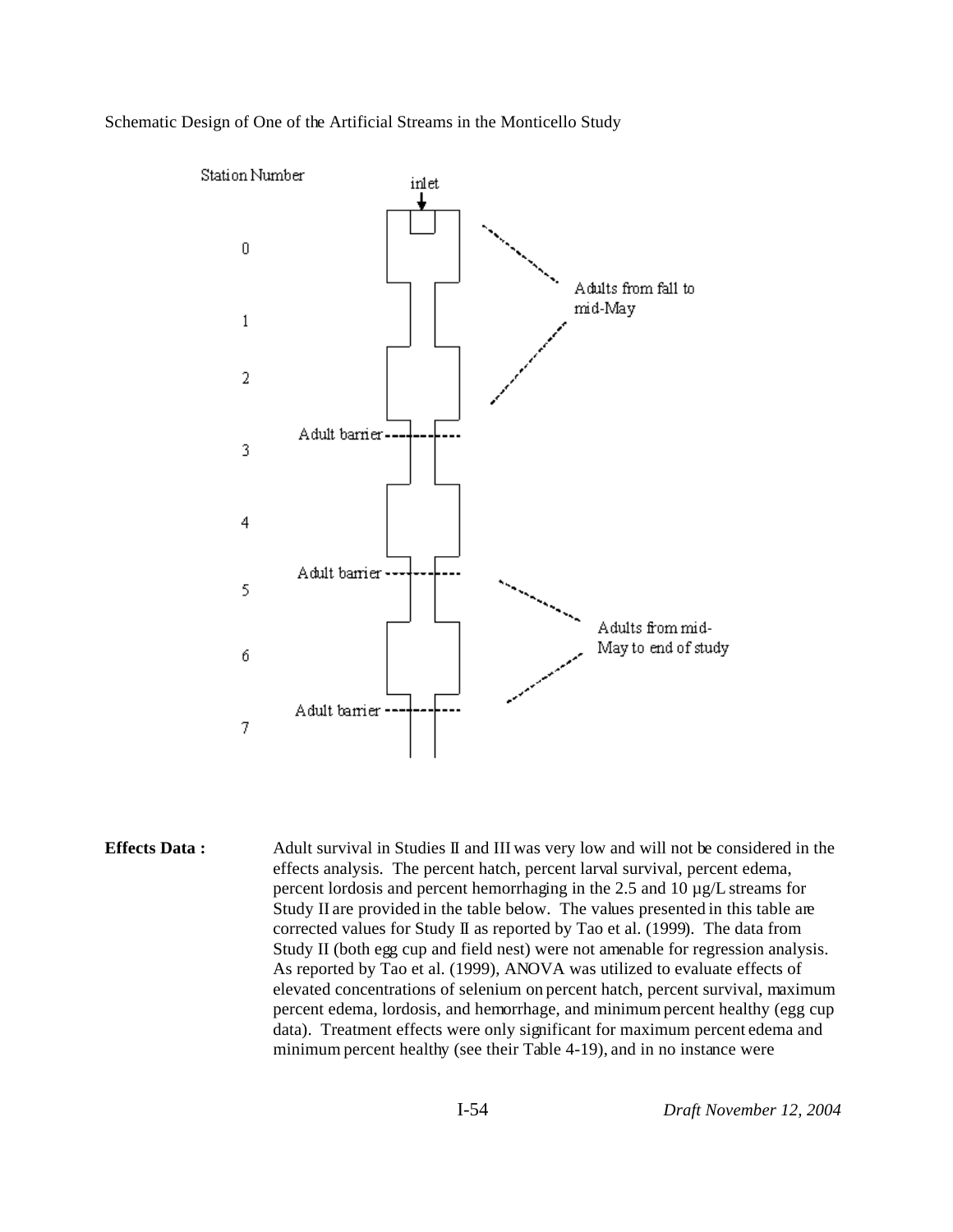Schematic Design of One of the Artificial Streams in the Monticello Study

**Effects Data :** Adult survival in Studies II and III was very low and will not be considered in the effects analysis. The percent hatch, percent larval survival, percent edema, percent lordosis and percent hemorrhaging in the 2.5 and 10 µg/L streams for Study II are provided in the table below. The values presented in this table are corrected values for Study II as reported by Tao et al. (1999). The data from Study II (both egg cup and field nest) were not amenable for regression analysis. As reported by Tao et al. (1999), ANOVA was utilized to evaluate effects of elevated concentrations of selenium on percent hatch, percent survival, maximum percent edema, lordosis, and hemorrhage, and minimum percent healthy (egg cup data). Treatment effects were only significant for maximum percent edema and minimum percent healthy (see their Table 4-19), and in no instance were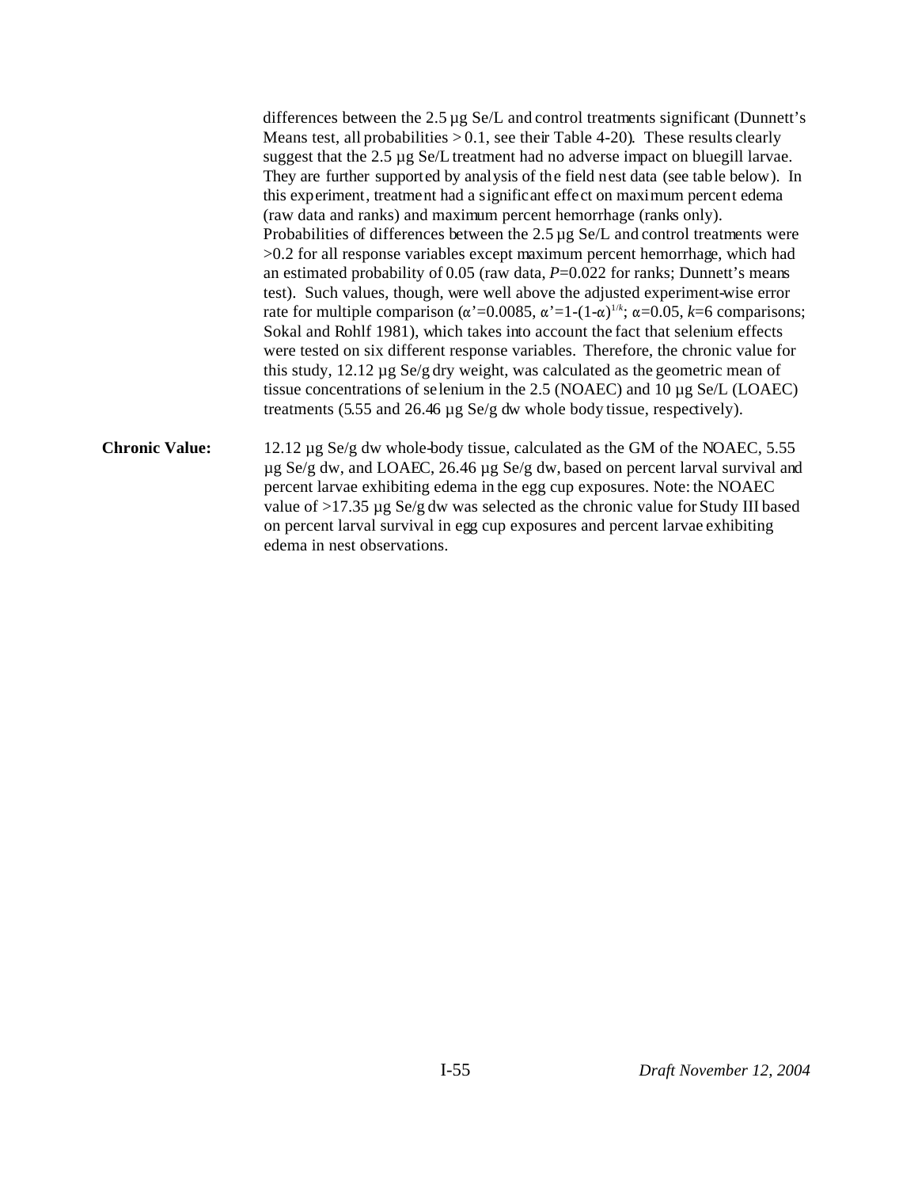differences between the 2.5 µg Se/L and control treatments significant (Dunnett's Means test, all probabilities > 0.1, see their Table 4-20). These results clearly suggest that the 2.5 µg Se/L treatment had no adverse impact on bluegill larvae. They are further supported by analysis of the field nest data (see table below). In this experiment, treatment had a significant effect on maximum percent edema (raw data and ranks) and maximum percent hemorrhage (ranks only). Probabilities of differences between the 2.5 µg Se/L and control treatments were >0.2 for all response variables except maximum percent hemorrhage, which had an estimated probability of 0.05 (raw data, $P$=0.022 for ranks; Dunnett's means test). Such values, though, were well above the adjusted experiment-wise error rate for multiple comparison ($\alpha'$=0.0085, $\alpha'=1-(1-\alpha)^{1/k}$; $\alpha$=0.05, $k$=6 comparisons; Sokal and Rohlf 1981), which takes into account the fact that selenium effects were tested on six different response variables. Therefore, the chronic value for this study, 12.12 µg Se/g dry weight, was calculated as the geometric mean of tissue concentrations of selenium in the 2.5 (NOAEC) and 10 µg Se/L (LOAEC) treatments (5.55 and 26.46 µg Se/g dw whole body tissue, respectively).

**Chronic Value:** 12.12 µg Se/g dw whole-body tissue, calculated as the GM of the NOAEC, 5.55 µg Se/g dw, and LOAEC, 26.46 µg Se/g dw, based on percent larval survival and percent larvae exhibiting edema in the egg cup exposures. Note: the NOAEC value of >17.35 µg Se/g dw was selected as the chronic value for Study III based on percent larval survival in egg cup exposures and percent larvae exhibiting edema in nest observations.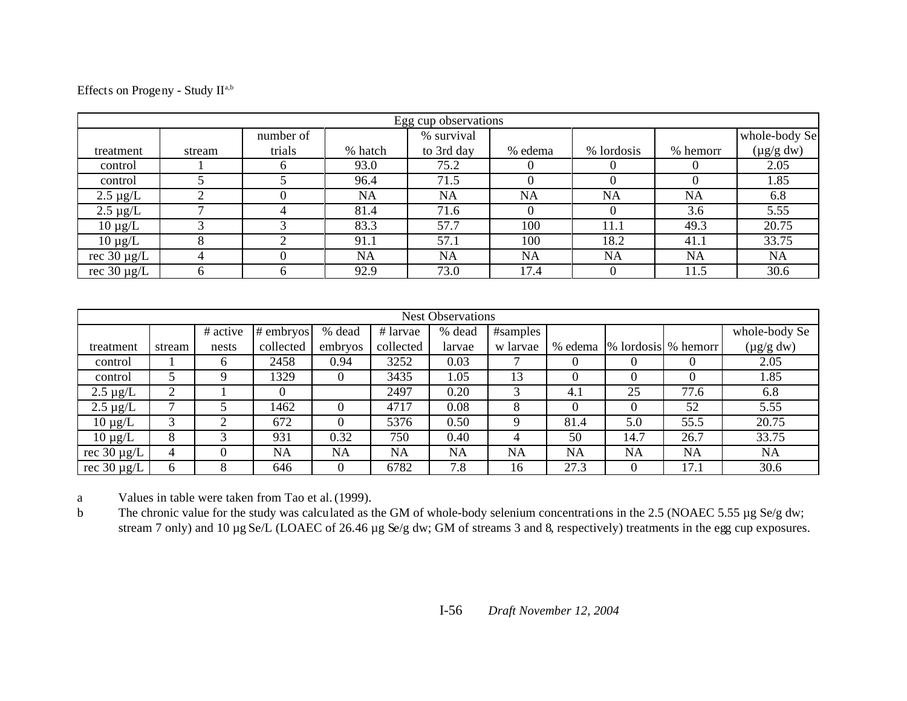Effects on Progeny - Study II[a,b]

| Egg cup observations | | | | | | | | |
|---|---|---|---|---|---|---|---|---|
| treatment | stream | number of trials | % hatch | % survival to 3rd day | % edema | % lordosis | % hemorr | whole-body Se (µg/g dw) |
| control | 1 | 6 | 93.0 | 75.2 | 0 | 0 | 0 | 2.05 |
| control | 5 | 5 | 96.4 | 71.5 | 0 | 0 | 0 | 1.85 |
| 2.5 µg/L | 2 | 0 | NA | NA | NA | NA | NA | 6.8 |
| 2.5 µg/L | 7 | 4 | 81.4 | 71.6 | 0 | 0 | 3.6 | 5.55 |
| 10 µg/L | 3 | 3 | 83.3 | 57.7 | 100 | 11.1 | 49.3 | 20.75 |
| 10 µg/L | 8 | 2 | 91.1 | 57.1 | 100 | 18.2 | 41.1 | 33.75 |
| rec 30 µg/L | 4 | 0 | NA | NA | NA | NA | NA | NA |
| rec 30 µg/L | 6 | 6 | 92.9 | 73.0 | 17.4 | 0 | 11.5 | 30.6 |

| Nest Observations | | | | | | | | | | | |
|---|---|---|---|---|---|---|---|---|---|---|---|
| treatment | stream | # active nests | # embryos collected | % dead embryos | # larvae collected | % dead larvae | #samples w larvae | % edema | % lordosis | % hemorr | whole-body Se (µg/g dw) |
| control | 1 | 6 | 2458 | 0.94 | 3252 | 0.03 | 7 | 0 | 0 | 0 | 2.05 |
| control | 5 | 9 | 1329 | 0 | 3435 | 1.05 | 13 | 0 | 0 | 0 | 1.85 |
| 2.5 µg/L | 2 | 1 | 0 | | 2497 | 0.20 | 3 | 4.1 | 25 | 77.6 | 6.8 |
| 2.5 µg/L | 7 | 5 | 1462 | 0 | 4717 | 0.08 | 8 | 0 | 0 | 52 | 5.55 |
| 10 µg/L | 3 | 2 | 672 | 0 | 5376 | 0.50 | 9 | 81.4 | 5.0 | 55.5 | 20.75 |
| 10 µg/L | 8 | 3 | 931 | 0.32 | 750 | 0.40 | 4 | 50 | 14.7 | 26.7 | 33.75 |
| rec 30 µg/L | 4 | 0 | NA | NA | NA | NA | NA | NA | NA | NA | NA |
| rec 30 µg/L | 6 | 8 | 646 | 0 | 6782 | 7.8 | 16 | 27.3 | 0 | 17.1 | 30.6 |

a Values in table were taken from Tao et al. (1999).

b The chronic value for the study was calculated as the GM of whole-body selenium concentrations in the 2.5 (NOAEC 5.55 µg Se/g dw; stream 7 only) and 10 µg Se/L (LOAEC of 26.46 µg Se/g dw; GM of streams 3 and 8, respectively) treatments in the egg cup exposures.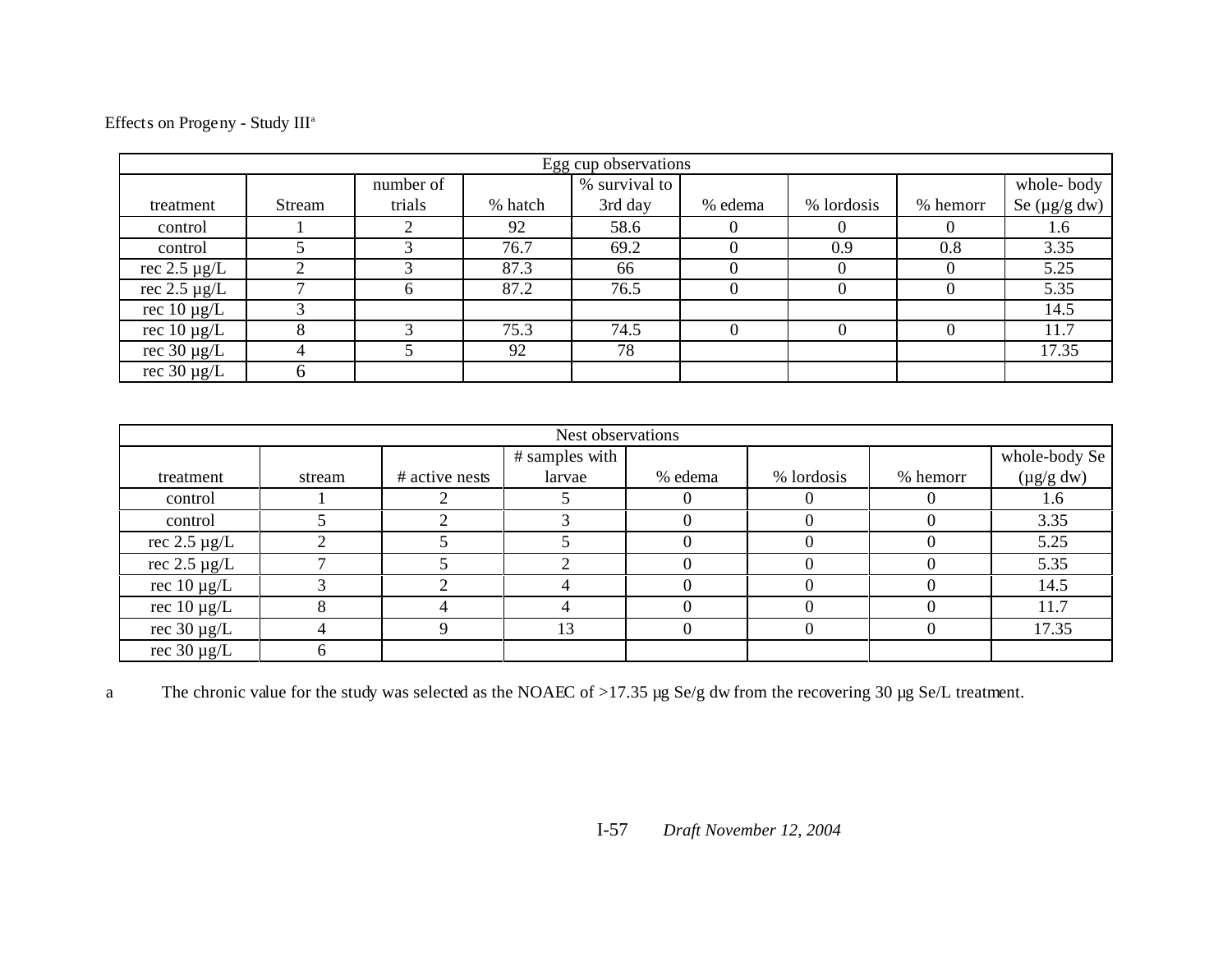Effects on Progeny - Study III[a]

| Egg cup observations | | | | | | | | |
|---|---|---|---|---|---|---|---|---|
| treatment | Stream | number of trials | % hatch | % survival to 3rd day | % edema | % lordosis | % hemorr | whole- body Se (µg/g dw) |
| control | 1 | 2 | 92 | 58.6 | 0 | 0 | 0 | 1.6 |
| control | 5 | 3 | 76.7 | 69.2 | 0 | 0.9 | 0.8 | 3.35 |
| rec 2.5 µg/L | 2 | 3 | 87.3 | 66 | 0 | 0 | 0 | 5.25 |
| rec 2.5 µg/L | 7 | 6 | 87.2 | 76.5 | 0 | 0 | 0 | 5.35 |
| rec 10 µg/L | 3 | | | | | | | 14.5 |
| rec 10 µg/L | 8 | 3 | 75.3 | 74.5 | 0 | 0 | 0 | 11.7 |
| rec 30 µg/L | 4 | 5 | 92 | 78 | | | | 17.35 |
| rec 30 µg/L | 6 | | | | | | | |

| Nest observations | | | | | | | |
|---|---|---|---|---|---|---|---|
| treatment | stream | # active nests | # samples with larvae | % edema | % lordosis | % hemorr | whole-body Se (µg/g dw) |
| control | 1 | 2 | 5 | 0 | 0 | 0 | 1.6 |
| control | 5 | 2 | 3 | 0 | 0 | 0 | 3.35 |
| rec 2.5 µg/L | 2 | 5 | 5 | 0 | 0 | 0 | 5.25 |
| rec 2.5 µg/L | 7 | 5 | 2 | 0 | 0 | 0 | 5.35 |
| rec 10 µg/L | 3 | 2 | 4 | 0 | 0 | 0 | 14.5 |
| rec 10 µg/L | 8 | 4 | 4 | 0 | 0 | 0 | 11.7 |
| rec 30 µg/L | 4 | 9 | 13 | 0 | 0 | 0 | 17.35 |
| rec 30 µg/L | 6 | | | | | | |

a The chronic value for the study was selected as the NOAEC of >17.35 µg Se/g dw from the recovering 30 µg Se/L treatment.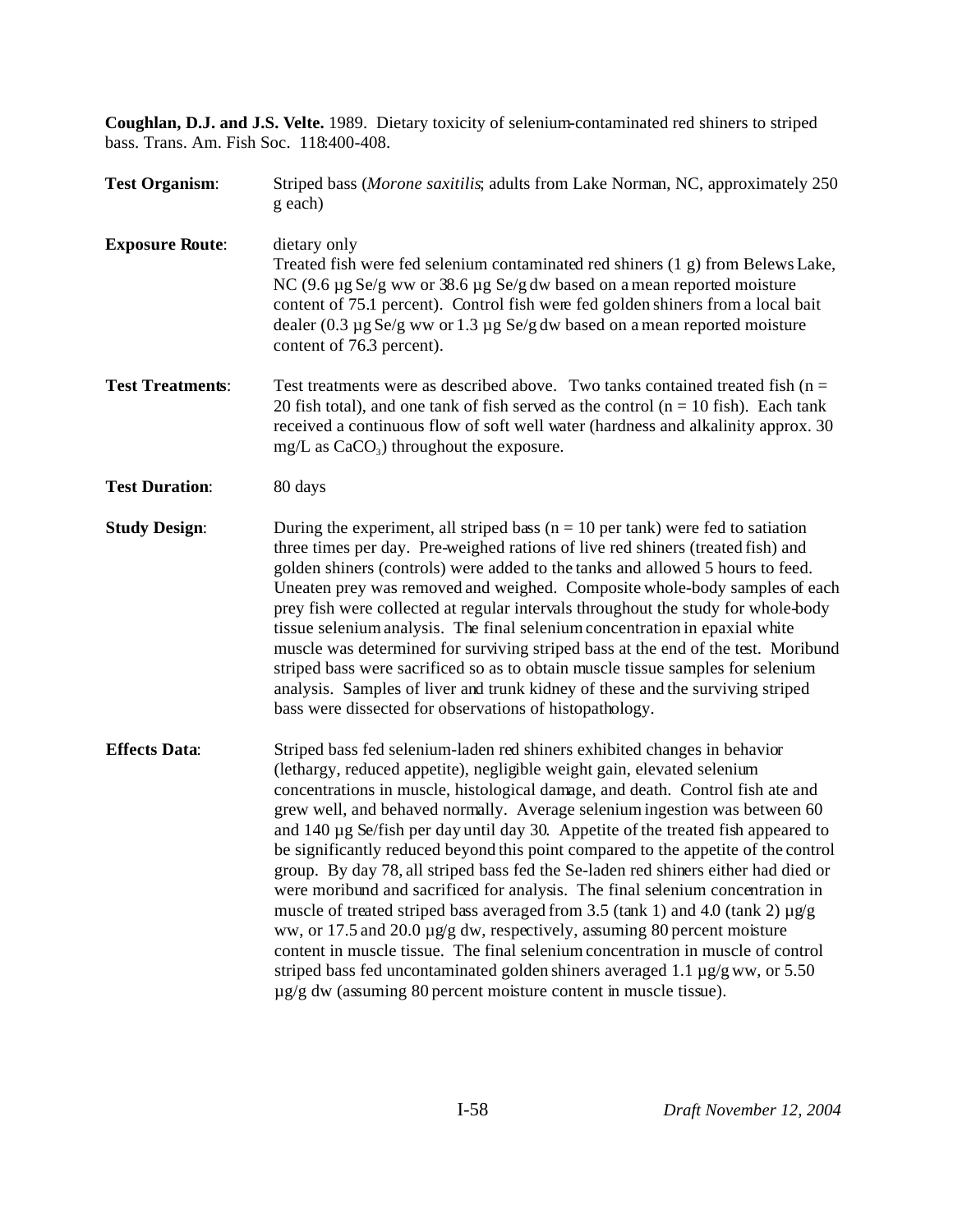**Coughlan, D.J. and J.S. Velte.** 1989. Dietary toxicity of selenium-contaminated red shiners to striped bass. Trans. Am. Fish Soc. 118:400-408.

**Test Organism**: Striped bass (*Morone saxitilis*; adults from Lake Norman, NC, approximately 250 g each)

**Exposure Route**: dietary only
Treated fish were fed selenium contaminated red shiners (1 g) from Belews Lake, NC (9.6 µg Se/g ww or 38.6 µg Se/g dw based on a mean reported moisture content of 75.1 percent). Control fish were fed golden shiners from a local bait dealer (0.3 µg Se/g ww or 1.3 µg Se/g dw based on a mean reported moisture content of 76.3 percent).

**Test Treatments**: Test treatments were as described above. Two tanks contained treated fish (n = 20 fish total), and one tank of fish served as the control (n = 10 fish). Each tank received a continuous flow of soft well water (hardness and alkalinity approx. 30 mg/L as $CaCO_3$) throughout the exposure.

**Test Duration**: 80 days

**Study Design**: During the experiment, all striped bass (n = 10 per tank) were fed to satiation three times per day. Pre-weighed rations of live red shiners (treated fish) and golden shiners (controls) were added to the tanks and allowed 5 hours to feed. Uneaten prey was removed and weighed. Composite whole-body samples of each prey fish were collected at regular intervals throughout the study for whole-body tissue selenium analysis. The final selenium concentration in epaxial white muscle was determined for surviving striped bass at the end of the test. Moribund striped bass were sacrificed so as to obtain muscle tissue samples for selenium analysis. Samples of liver and trunk kidney of these and the surviving striped bass were dissected for observations of histopathology.

**Effects Data**: Striped bass fed selenium-laden red shiners exhibited changes in behavior (lethargy, reduced appetite), negligible weight gain, elevated selenium concentrations in muscle, histological damage, and death. Control fish ate and grew well, and behaved normally. Average selenium ingestion was between 60 and 140 µg Se/fish per day until day 30. Appetite of the treated fish appeared to be significantly reduced beyond this point compared to the appetite of the control group. By day 78, all striped bass fed the Se-laden red shiners either had died or were moribund and sacrificed for analysis. The final selenium concentration in muscle of treated striped bass averaged from 3.5 (tank 1) and 4.0 (tank 2) µg/g ww, or 17.5 and 20.0 µg/g dw, respectively, assuming 80 percent moisture content in muscle tissue. The final selenium concentration in muscle of control striped bass fed uncontaminated golden shiners averaged 1.1 µg/g ww, or 5.50 µg/g dw (assuming 80 percent moisture content in muscle tissue).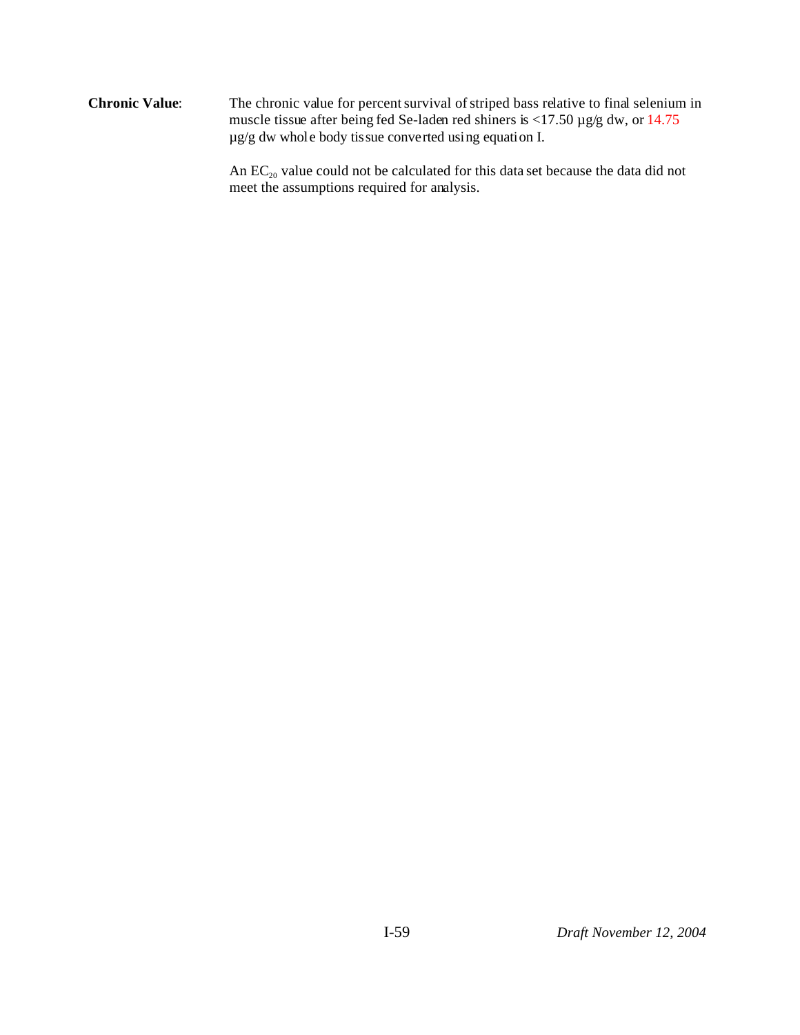**Chronic Value**: The chronic value for percent survival of striped bass relative to final selenium in muscle tissue after being fed Se-laden red shiners is <17.50 µg/g dw, or 14.75 µg/g dw whole body tissue converted using equation I.

An $EC_{20}$ value could not be calculated for this data set because the data did not meet the assumptions required for analysis.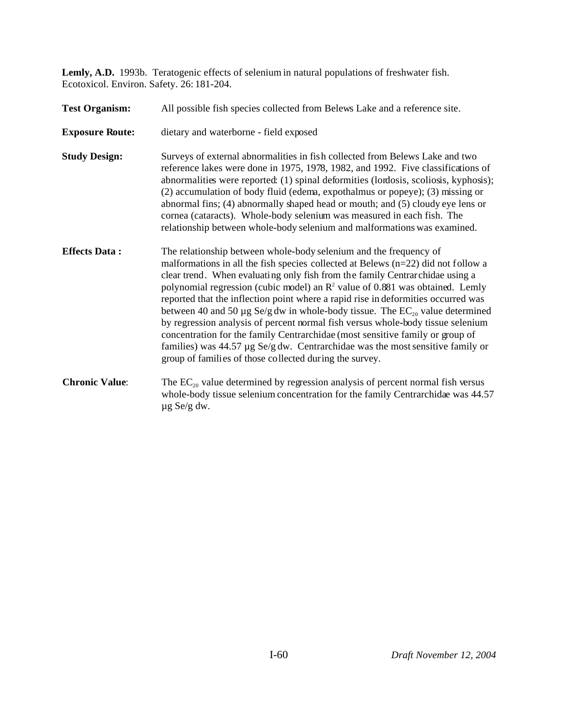**Lemly, A.D.** 1993b. Teratogenic effects of selenium in natural populations of freshwater fish. Ecotoxicol. Environ. Safety. 26: 181-204.

**Test Organism:** All possible fish species collected from Belews Lake and a reference site.

**Exposure Route:** dietary and waterborne - field exposed

**Study Design:** Surveys of external abnormalities in fish collected from Belews Lake and two reference lakes were done in 1975, 1978, 1982, and 1992. Five classifications of abnormalities were reported: (1) spinal deformities (lordosis, scoliosis, kyphosis); (2) accumulation of body fluid (edema, expothalmus or popeye); (3) missing or abnormal fins; (4) abnormally shaped head or mouth; and (5) cloudy eye lens or cornea (cataracts). Whole-body selenium was measured in each fish. The relationship between whole-body selenium and malformations was examined.

**Effects Data :** The relationship between whole-body selenium and the frequency of malformations in all the fish species collected at Belews (n=22) did not follow a clear trend. When evaluating only fish from the family Centrarchidae using a polynomial regression (cubic model) an $R^2$ value of 0.881 was obtained. Lemly reported that the inflection point where a rapid rise in deformities occurred was between 40 and 50 µg Se/g dw in whole-body tissue. The $EC_{20}$ value determined by regression analysis of percent normal fish versus whole-body tissue selenium concentration for the family Centrarchidae (most sensitive family or group of families) was 44.57 µg Se/g dw. Centrarchidae was the most sensitive family or group of families of those collected during the survey.

**Chronic Value:** The $EC_{20}$ value determined by regression analysis of percent normal fish versus whole-body tissue selenium concentration for the family Centrarchidae was 44.57 µg Se/g dw.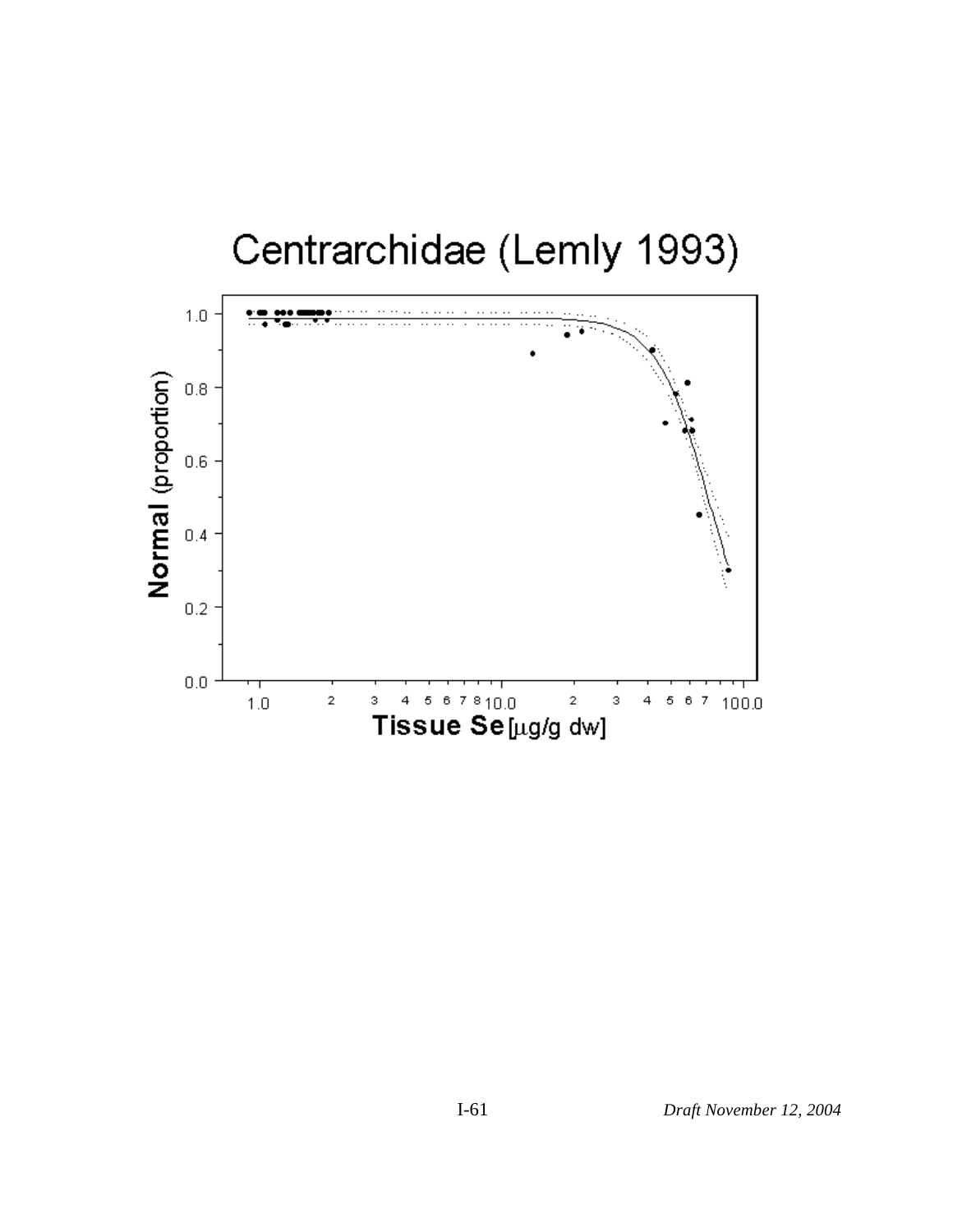Centrarchidae (Lemly 1993)

Normal (proportion)

Tissue Se [µg/g dw]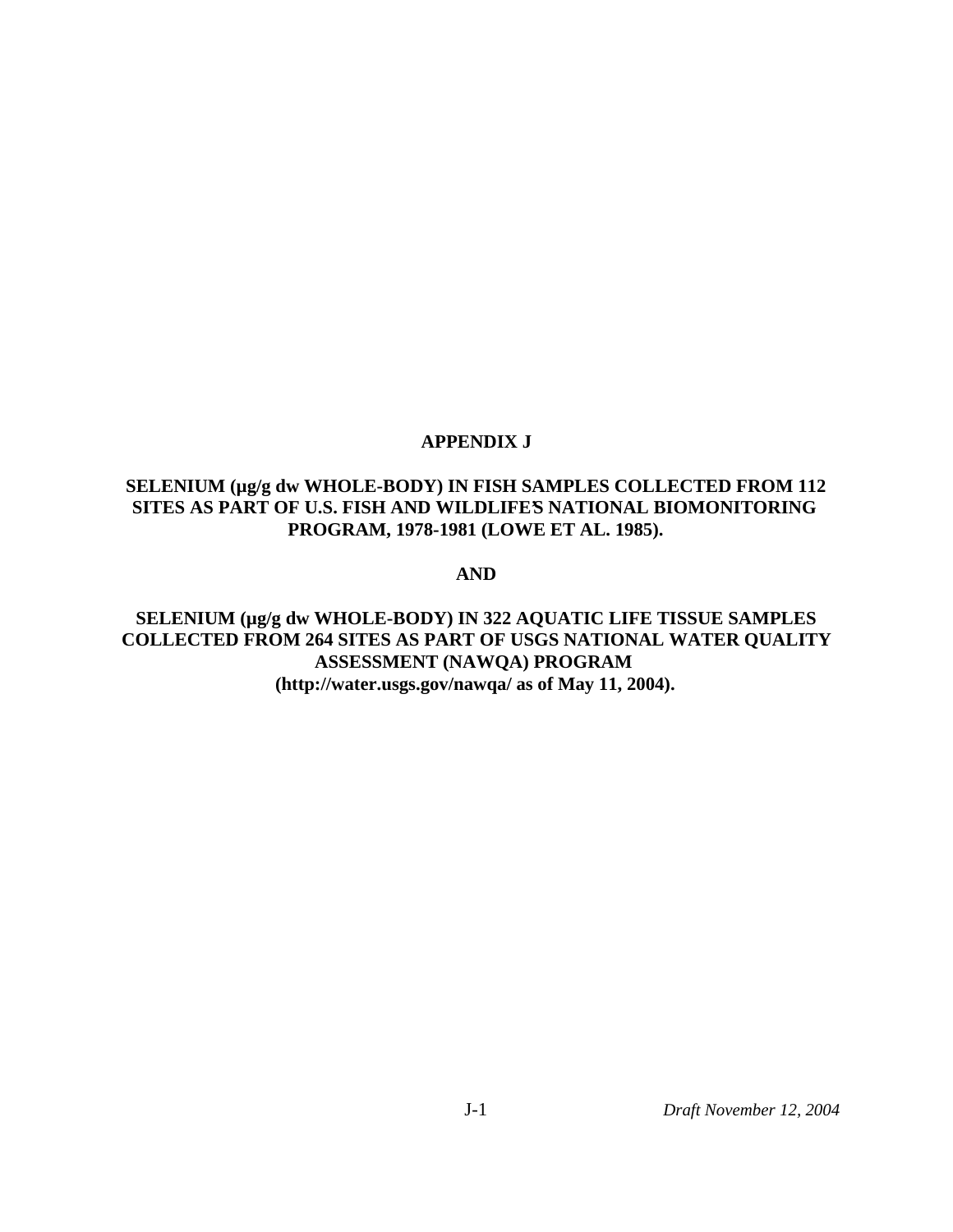# APPENDIX J

## SELENIUM (µg/g dw WHOLE-BODY) IN FISH SAMPLES COLLECTED FROM 112 SITES AS PART OF U.S. FISH AND WILDLIFE'S NATIONAL BIOMONITORING PROGRAM, 1978-1981 (LOWE ET AL. 1985).

## AND

## SELENIUM (µg/g dw WHOLE-BODY) IN 322 AQUATIC LIFE TISSUE SAMPLES COLLECTED FROM 264 SITES AS PART OF USGS NATIONAL WATER QUALITY ASSESSMENT (NAWQA) PROGRAM (http://water.usgs.gov/nawqa/ as of May 11, 2004).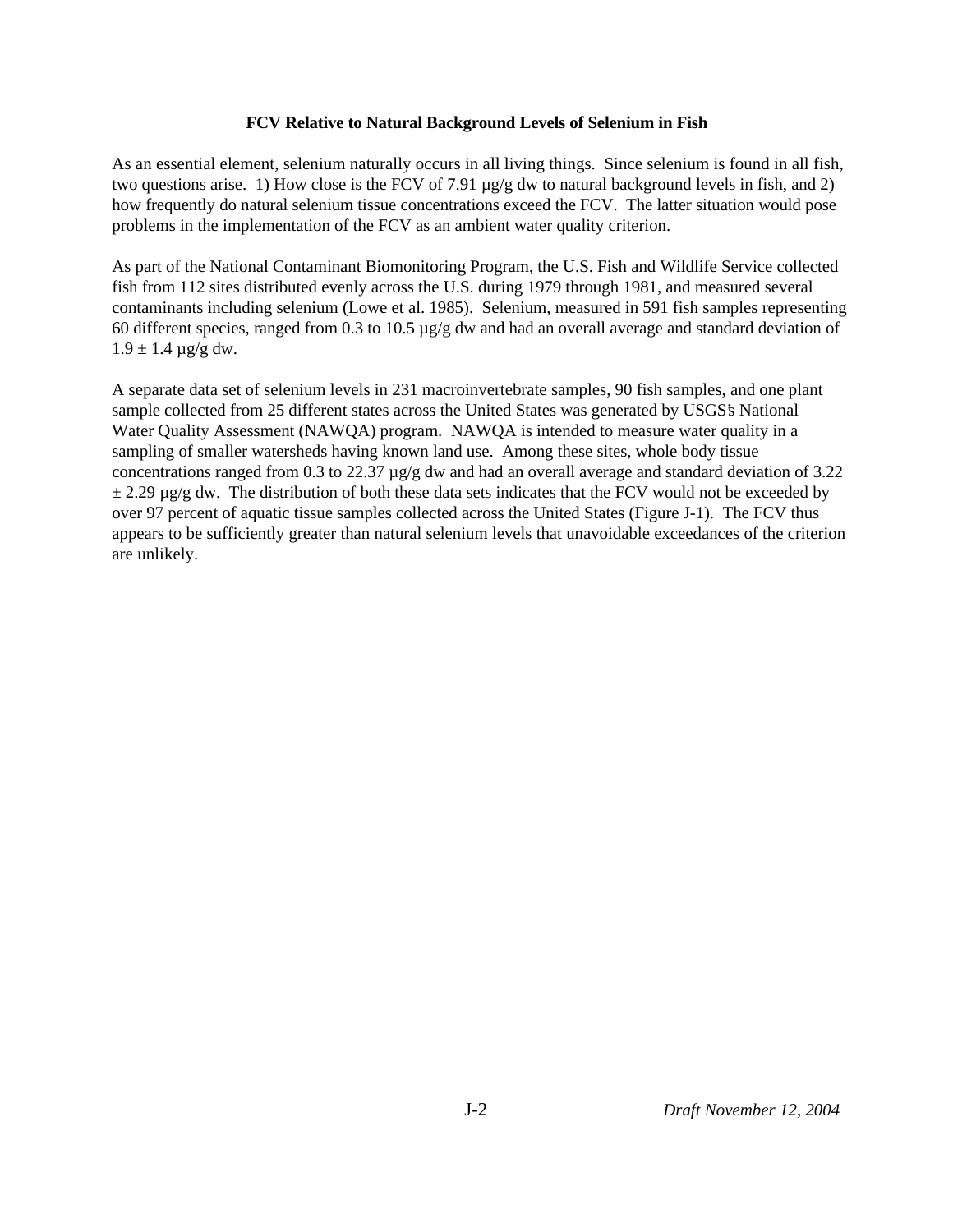**FCV Relative to Natural Background Levels of Selenium in Fish**

As an essential element, selenium naturally occurs in all living things. Since selenium is found in all fish, two questions arise. 1) How close is the FCV of 7.91 µg/g dw to natural background levels in fish, and 2) how frequently do natural selenium tissue concentrations exceed the FCV. The latter situation would pose problems in the implementation of the FCV as an ambient water quality criterion.

As part of the National Contaminant Biomonitoring Program, the U.S. Fish and Wildlife Service collected fish from 112 sites distributed evenly across the U.S. during 1979 through 1981, and measured several contaminants including selenium (Lowe et al. 1985). Selenium, measured in 591 fish samples representing 60 different species, ranged from 0.3 to 10.5 µg/g dw and had an overall average and standard deviation of 1.9 ± 1.4 µg/g dw.

A separate data set of selenium levels in 231 macroinvertebrate samples, 90 fish samples, and one plant sample collected from 25 different states across the United States was generated by USGS's National Water Quality Assessment (NAWQA) program. NAWQA is intended to measure water quality in a sampling of smaller watersheds having known land use. Among these sites, whole body tissue concentrations ranged from 0.3 to 22.37 µg/g dw and had an overall average and standard deviation of 3.22 ± 2.29 µg/g dw. The distribution of both these data sets indicates that the FCV would not be exceeded by over 97 percent of aquatic tissue samples collected across the United States (Figure J-1). The FCV thus appears to be sufficiently greater than natural selenium levels that unavoidable exceedances of the criterion are unlikely.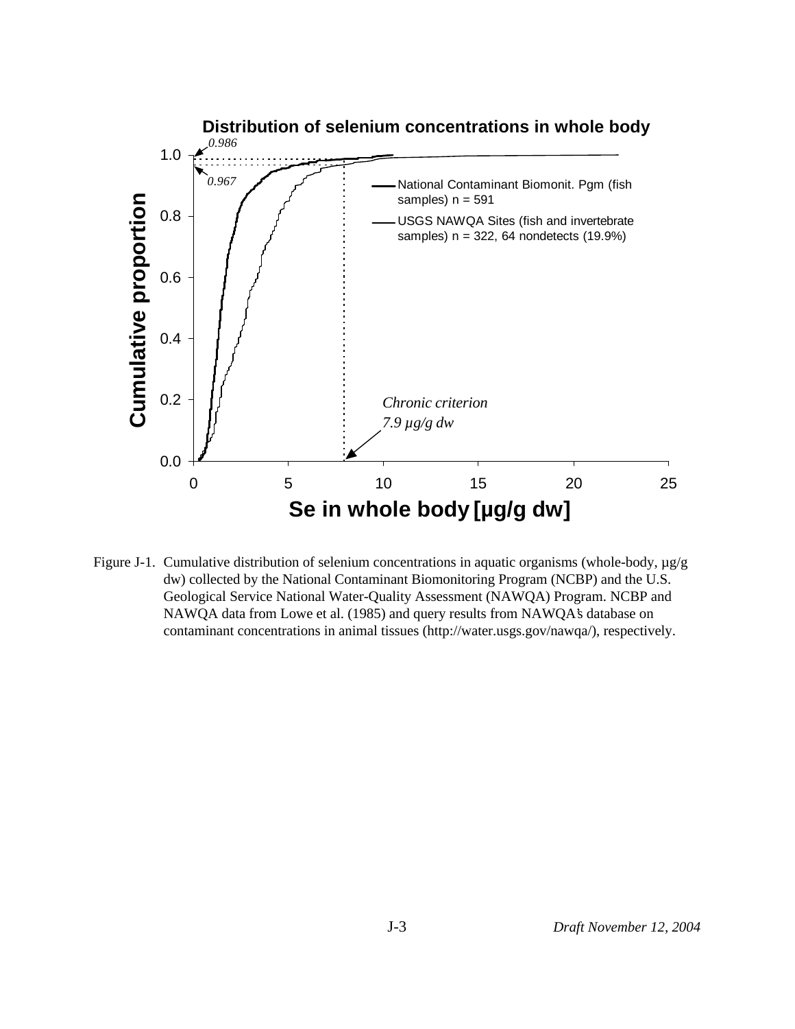**Distribution of selenium concentrations in whole body**

*0.986*

*0.967*

- National Contaminant Biomonit. Pgm (fish samples) n = 591
- USGS NAWQA Sites (fish and invertebrate samples) n = 322, 64 nondetects (19.9%)

*Chronic criterion 7.9 µg/g dw*

Cumulative proportion

Se in whole body [µg/g dw]

Figure J-1. Cumulative distribution of selenium concentrations in aquatic organisms (whole-body, µg/g dw) collected by the National Contaminant Biomonitoring Program (NCBP) and the U.S. Geological Service National Water-Quality Assessment (NAWQA) Program. NCBP and NAWQA data from Lowe et al. (1985) and query results from NAWQA's database on contaminant concentrations in animal tissues (http://water.usgs.gov/nawqa/), respectively.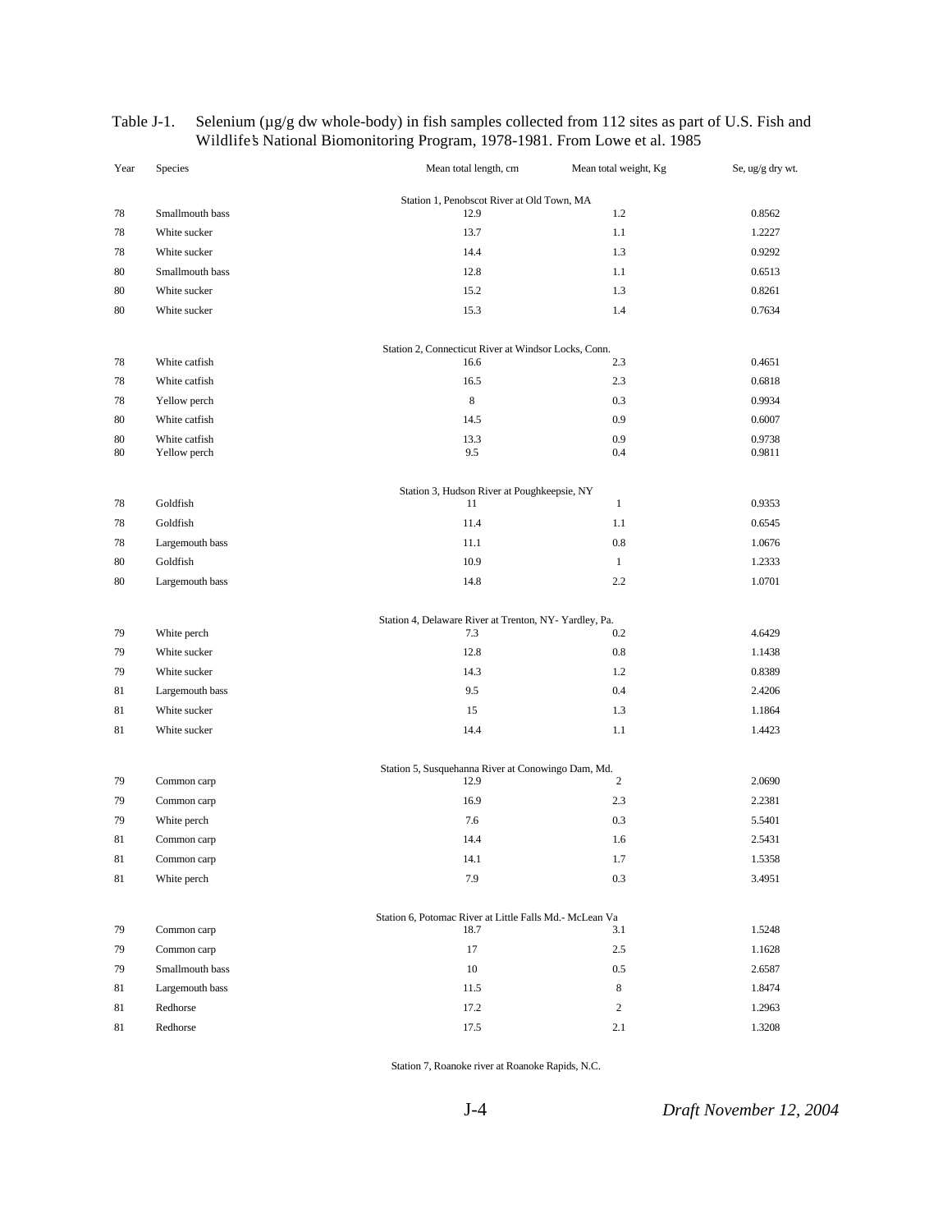Table J-1. Selenium (µg/g dw whole-body) in fish samples collected from 112 sites as part of U.S. Fish and Wildlife's National Biomonitoring Program, 1978-1981. From Lowe et al. 1985

| Year | Species | Mean total length, cm | Mean total weight, Kg | Se, ug/g dry wt. |
|---|---|---|---|---|
| | | Station 1, Penobscot River at Old Town, MA | | |
| 78 | Smallmouth bass | 12.9 | 1.2 | 0.8562 |
| 78 | White sucker | 13.7 | 1.1 | 1.2227 |
| 78 | White sucker | 14.4 | 1.3 | 0.9292 |
| 80 | Smallmouth bass | 12.8 | 1.1 | 0.6513 |
| 80 | White sucker | 15.2 | 1.3 | 0.8261 |
| 80 | White sucker | 15.3 | 1.4 | 0.7634 |
| | | Station 2, Connecticut River at Windsor Locks, Conn. | | |
| 78 | White catfish | 16.6 | 2.3 | 0.4651 |
| 78 | White catfish | 16.5 | 2.3 | 0.6818 |
| 78 | Yellow perch | 8 | 0.3 | 0.9934 |
| 80 | White catfish | 14.5 | 0.9 | 0.6007 |
| 80 | White catfish | 13.3 | 0.9 | 0.9738 |
| 80 | Yellow perch | 9.5 | 0.4 | 0.9811 |
| | | Station 3, Hudson River at Poughkeepsie, NY | | |
| 78 | Goldfish | 11 | 1 | 0.9353 |
| 78 | Goldfish | 11.4 | 1.1 | 0.6545 |
| 78 | Largemouth bass | 11.1 | 0.8 | 1.0676 |
| 80 | Goldfish | 10.9 | 1 | 1.2333 |
| 80 | Largemouth bass | 14.8 | 2.2 | 1.0701 |
| | | Station 4, Delaware River at Trenton, NY- Yardley, Pa. | | |
| 79 | White perch | 7.3 | 0.2 | 4.6429 |
| 79 | White sucker | 12.8 | 0.8 | 1.1438 |
| 79 | White sucker | 14.3 | 1.2 | 0.8389 |
| 81 | Largemouth bass | 9.5 | 0.4 | 2.4206 |
| 81 | White sucker | 15 | 1.3 | 1.1864 |
| 81 | White sucker | 14.4 | 1.1 | 1.4423 |
| | | Station 5, Susquehanna River at Conowingo Dam, Md. | | |
| 79 | Common carp | 12.9 | 2 | 2.0690 |
| 79 | Common carp | 16.9 | 2.3 | 2.2381 |
| 79 | White perch | 7.6 | 0.3 | 5.5401 |
| 81 | Common carp | 14.4 | 1.6 | 2.5431 |
| 81 | Common carp | 14.1 | 1.7 | 1.5358 |
| 81 | White perch | 7.9 | 0.3 | 3.4951 |
| | | Station 6, Potomac River at Little Falls Md.- McLean Va | | |
| 79 | Common carp | 18.7 | 3.1 | 1.5248 |
| 79 | Common carp | 17 | 2.5 | 1.1628 |
| 79 | Smallmouth bass | 10 | 0.5 | 2.6587 |
| 81 | Largemouth bass | 11.5 | 8 | 1.8474 |
| 81 | Redhorse | 17.2 | 2 | 1.2963 |
| 81 | Redhorse | 17.5 | 2.1 | 1.3208 |
| | | Station 7, Roanoke river at Roanoke Rapids, N.C. | | |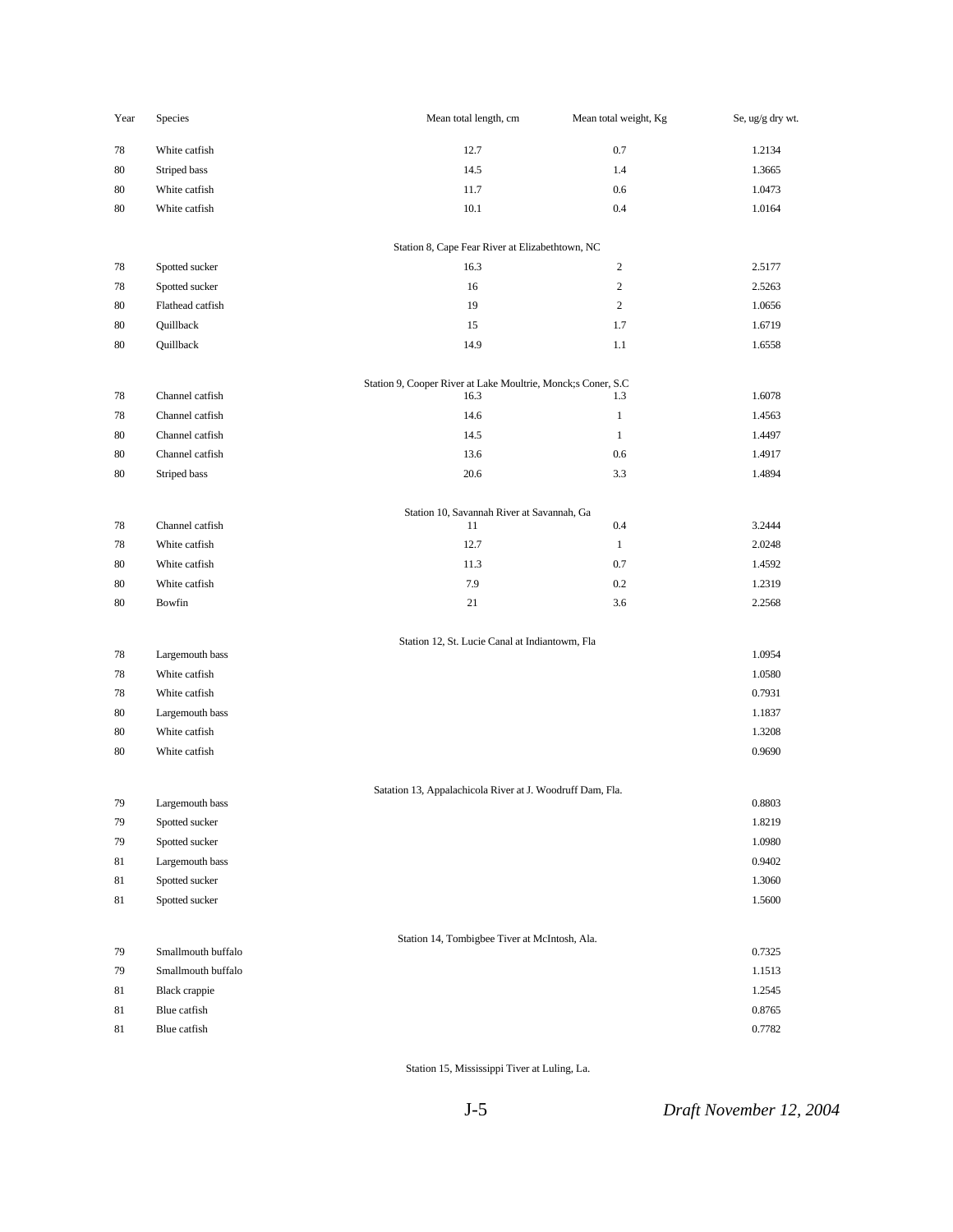| Year | Species | Mean total length, cm | Mean total weight, Kg | Se, ug/g dry wt. |
|---|---|---|---|---|
| 78 | White catfish | 12.7 | 0.7 | 1.2134 |
| 80 | Striped bass | 14.5 | 1.4 | 1.3665 |
| 80 | White catfish | 11.7 | 0.6 | 1.0473 |
| 80 | White catfish | 10.1 | 0.4 | 1.0164 |
| | | Station 8, Cape Fear River at Elizabethtown, NC | | |
| 78 | Spotted sucker | 16.3 | 2 | 2.5177 |
| 78 | Spotted sucker | 16 | 2 | 2.5263 |
| 80 | Flathead catfish | 19 | 2 | 1.0656 |
| 80 | Quillback | 15 | 1.7 | 1.6719 |
| 80 | Quillback | 14.9 | 1.1 | 1.6558 |
| | | Station 9, Cooper River at Lake Moultrie, Monck;s Coner, S.C | | |
| 78 | Channel catfish | 16.3 | 1.3 | 1.6078 |
| 78 | Channel catfish | 14.6 | 1 | 1.4563 |
| 80 | Channel catfish | 14.5 | 1 | 1.4497 |
| 80 | Channel catfish | 13.6 | 0.6 | 1.4917 |
| 80 | Striped bass | 20.6 | 3.3 | 1.4894 |
| | | Station 10, Savannah River at Savannah, Ga | | |
| 78 | Channel catfish | 11 | 0.4 | 3.2444 |
| 78 | White catfish | 12.7 | 1 | 2.0248 |
| 80 | White catfish | 11.3 | 0.7 | 1.4592 |
| 80 | White catfish | 7.9 | 0.2 | 1.2319 |
| 80 | Bowfin | 21 | 3.6 | 2.2568 |
| | | Station 12, St. Lucie Canal at Indiantowm, Fla | | |
| 78 | Largemouth bass | | | 1.0954 |
| 78 | White catfish | | | 1.0580 |
| 78 | White catfish | | | 0.7931 |
| 80 | Largemouth bass | | | 1.1837 |
| 80 | White catfish | | | 1.3208 |
| 80 | White catfish | | | 0.9690 |
| | | Satation 13, Appalachicola River at J. Woodruff Dam, Fla. | | |
| 79 | Largemouth bass | | | 0.8803 |
| 79 | Spotted sucker | | | 1.8219 |
| 79 | Spotted sucker | | | 1.0980 |
| 81 | Largemouth bass | | | 0.9402 |
| 81 | Spotted sucker | | | 1.3060 |
| 81 | Spotted sucker | | | 1.5600 |
| | | Station 14, Tombigbee Tiver at McIntosh, Ala. | | |
| 79 | Smallmouth buffalo | | | 0.7325 |
| 79 | Smallmouth buffalo | | | 1.1513 |
| 81 | Black crappie | | | 1.2545 |
| 81 | Blue catfish | | | 0.8765 |
| 81 | Blue catfish | | | 0.7782 |
| | | Station 15, Mississippi Tiver at Luling, La. | | |

*Draft November 12, 2004*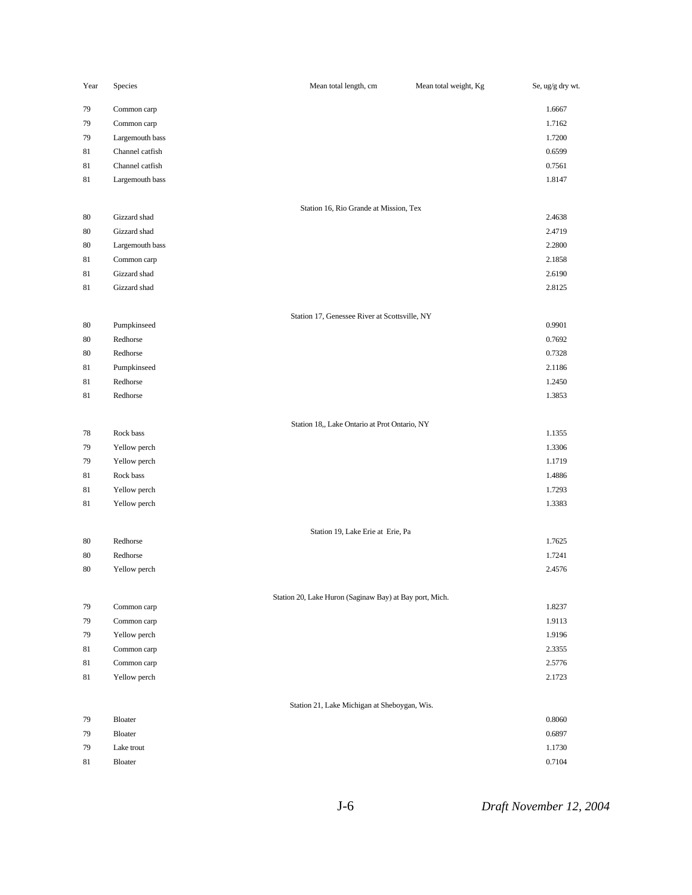| Year | Species | Mean total length, cm | Mean total weight, Kg | Se, ug/g dry wt. |
|---|---|---|---|---|
| 79 | Common carp | | | 1.6667 |
| 79 | Common carp | | | 1.7162 |
| 79 | Largemouth bass | | | 1.7200 |
| 81 | Channel catfish | | | 0.6599 |
| 81 | Channel catfish | | | 0.7561 |
| 81 | Largemouth bass | | | 1.8147 |
| | | Station 16, Rio Grande at Mission, Tex | | |
| 80 | Gizzard shad | | | 2.4638 |
| 80 | Gizzard shad | | | 2.4719 |
| 80 | Largemouth bass | | | 2.2800 |
| 81 | Common carp | | | 2.1858 |
| 81 | Gizzard shad | | | 2.6190 |
| 81 | Gizzard shad | | | 2.8125 |
| | | Station 17, Genessee River at Scottsville, NY | | |
| 80 | Pumpkinseed | | | 0.9901 |
| 80 | Redhorse | | | 0.7692 |
| 80 | Redhorse | | | 0.7328 |
| 81 | Pumpkinseed | | | 2.1186 |
| 81 | Redhorse | | | 1.2450 |
| 81 | Redhorse | | | 1.3853 |
| | | Station 18,, Lake Ontario at Prot Ontario, NY | | |
| 78 | Rock bass | | | 1.1355 |
| 79 | Yellow perch | | | 1.3306 |
| 79 | Yellow perch | | | 1.1719 |
| 81 | Rock bass | | | 1.4886 |
| 81 | Yellow perch | | | 1.7293 |
| 81 | Yellow perch | | | 1.3383 |
| | | Station 19, Lake Erie at Erie, Pa | | |
| 80 | Redhorse | | | 1.7625 |
| 80 | Redhorse | | | 1.7241 |
| 80 | Yellow perch | | | 2.4576 |
| | | Station 20, Lake Huron (Saginaw Bay) at Bay port, Mich. | | |
| 79 | Common carp | | | 1.8237 |
| 79 | Common carp | | | 1.9113 |
| 79 | Yellow perch | | | 1.9196 |
| 81 | Common carp | | | 2.3355 |
| 81 | Common carp | | | 2.5776 |
| 81 | Yellow perch | | | 2.1723 |
| | | Station 21, Lake Michigan at Sheboygan, Wis. | | |
| 79 | Bloater | | | 0.8060 |
| 79 | Bloater | | | 0.6897 |
| 79 | Lake trout | | | 1.1730 |
| 81 | Bloater | | | 0.7104 |

*Draft November 12, 2004*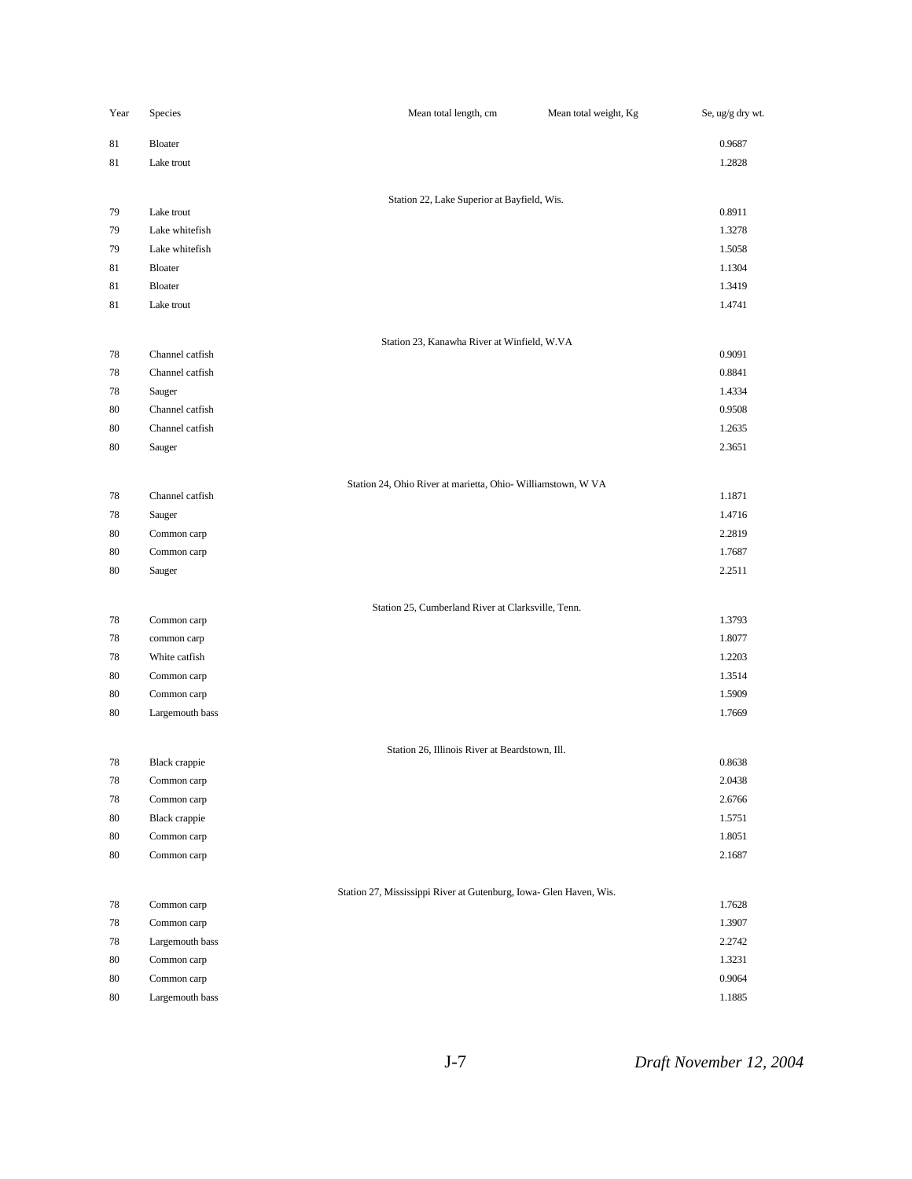| Year | Species | Mean total length, cm | Mean total weight, Kg | Se, ug/g dry wt. |
|---|---|---|---|---|
| 81 | Bloater | | | 0.9687 |
| 81 | Lake trout | | | 1.2828 |
| | Station 22, Lake Superior at Bayfield, Wis. | | | |
| 79 | Lake trout | | | 0.8911 |
| 79 | Lake whitefish | | | 1.3278 |
| 79 | Lake whitefish | | | 1.5058 |
| 81 | Bloater | | | 1.1304 |
| 81 | Bloater | | | 1.3419 |
| 81 | Lake trout | | | 1.4741 |
| | Station 23, Kanawha River at Winfield, W.VA | | | |
| 78 | Channel catfish | | | 0.9091 |
| 78 | Channel catfish | | | 0.8841 |
| 78 | Sauger | | | 1.4334 |
| 80 | Channel catfish | | | 0.9508 |
| 80 | Channel catfish | | | 1.2635 |
| 80 | Sauger | | | 2.3651 |
| | Station 24, Ohio River at marietta, Ohio- Williamstown, W VA | | | |
| 78 | Channel catfish | | | 1.1871 |
| 78 | Sauger | | | 1.4716 |
| 80 | Common carp | | | 2.2819 |
| 80 | Common carp | | | 1.7687 |
| 80 | Sauger | | | 2.2511 |
| | Station 25, Cumberland River at Clarksville, Tenn. | | | |
| 78 | Common carp | | | 1.3793 |
| 78 | common carp | | | 1.8077 |
| 78 | White catfish | | | 1.2203 |
| 80 | Common carp | | | 1.3514 |
| 80 | Common carp | | | 1.5909 |
| 80 | Largemouth bass | | | 1.7669 |
| | Station 26, Illinois River at Beardstown, Ill. | | | |
| 78 | Black crappie | | | 0.8638 |
| 78 | Common carp | | | 2.0438 |
| 78 | Common carp | | | 2.6766 |
| 80 | Black crappie | | | 1.5751 |
| 80 | Common carp | | | 1.8051 |
| 80 | Common carp | | | 2.1687 |
| | Station 27, Mississippi River at Gutenburg, Iowa- Glen Haven, Wis. | | | |
| 78 | Common carp | | | 1.7628 |
| 78 | Common carp | | | 1.3907 |
| 78 | Largemouth bass | | | 2.2742 |
| 80 | Common carp | | | 1.3231 |
| 80 | Common carp | | | 0.9064 |
| 80 | Largemouth bass | | | 1.1885 |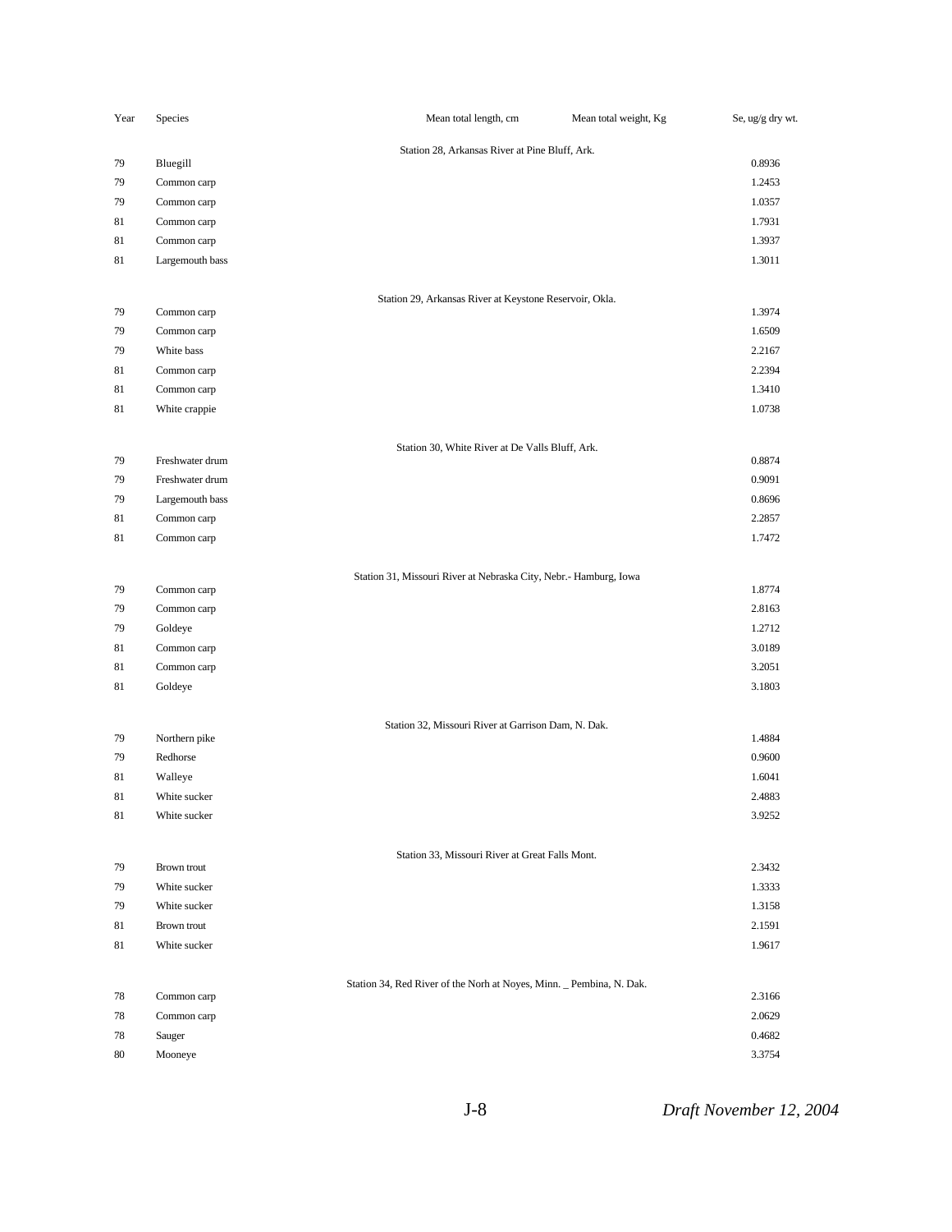| Year | Species | Mean total length, cm | Mean total weight, Kg | Se, ug/g dry wt. |
|---|---|---|---|---|
| | Station 28, Arkansas River at Pine Bluff, Ark. | | | |
| 79 | Bluegill | | | 0.8936 |
| 79 | Common carp | | | 1.2453 |
| 79 | Common carp | | | 1.0357 |
| 81 | Common carp | | | 1.7931 |
| 81 | Common carp | | | 1.3937 |
| 81 | Largemouth bass | | | 1.3011 |
| | Station 29, Arkansas River at Keystone Reservoir, Okla. | | | |
| 79 | Common carp | | | 1.3974 |
| 79 | Common carp | | | 1.6509 |
| 79 | White bass | | | 2.2167 |
| 81 | Common carp | | | 2.2394 |
| 81 | Common carp | | | 1.3410 |
| 81 | White crappie | | | 1.0738 |
| | Station 30, White River at De Valls Bluff, Ark. | | | |
| 79 | Freshwater drum | | | 0.8874 |
| 79 | Freshwater drum | | | 0.9091 |
| 79 | Largemouth bass | | | 0.8696 |
| 81 | Common carp | | | 2.2857 |
| 81 | Common carp | | | 1.7472 |
| | Station 31, Missouri River at Nebraska City, Nebr.- Hamburg, Iowa | | | |
| 79 | Common carp | | | 1.8774 |
| 79 | Common carp | | | 2.8163 |
| 79 | Goldeye | | | 1.2712 |
| 81 | Common carp | | | 3.0189 |
| 81 | Common carp | | | 3.2051 |
| 81 | Goldeye | | | 3.1803 |
| | Station 32, Missouri River at Garrison Dam, N. Dak. | | | |
| 79 | Northern pike | | | 1.4884 |
| 79 | Redhorse | | | 0.9600 |
| 81 | Walleye | | | 1.6041 |
| 81 | White sucker | | | 2.4883 |
| 81 | White sucker | | | 3.9252 |
| | Station 33, Missouri River at Great Falls Mont. | | | |
| 79 | Brown trout | | | 2.3432 |
| 79 | White sucker | | | 1.3333 |
| 79 | White sucker | | | 1.3158 |
| 81 | Brown trout | | | 2.1591 |
| 81 | White sucker | | | 1.9617 |
| | Station 34, Red River of the Norh at Noyes, Minn. _ Pembina, N. Dak. | | | |
| 78 | Common carp | | | 2.3166 |
| 78 | Common carp | | | 2.0629 |
| 78 | Sauger | | | 0.4682 |
| 80 | Mooneye | | | 3.3754 |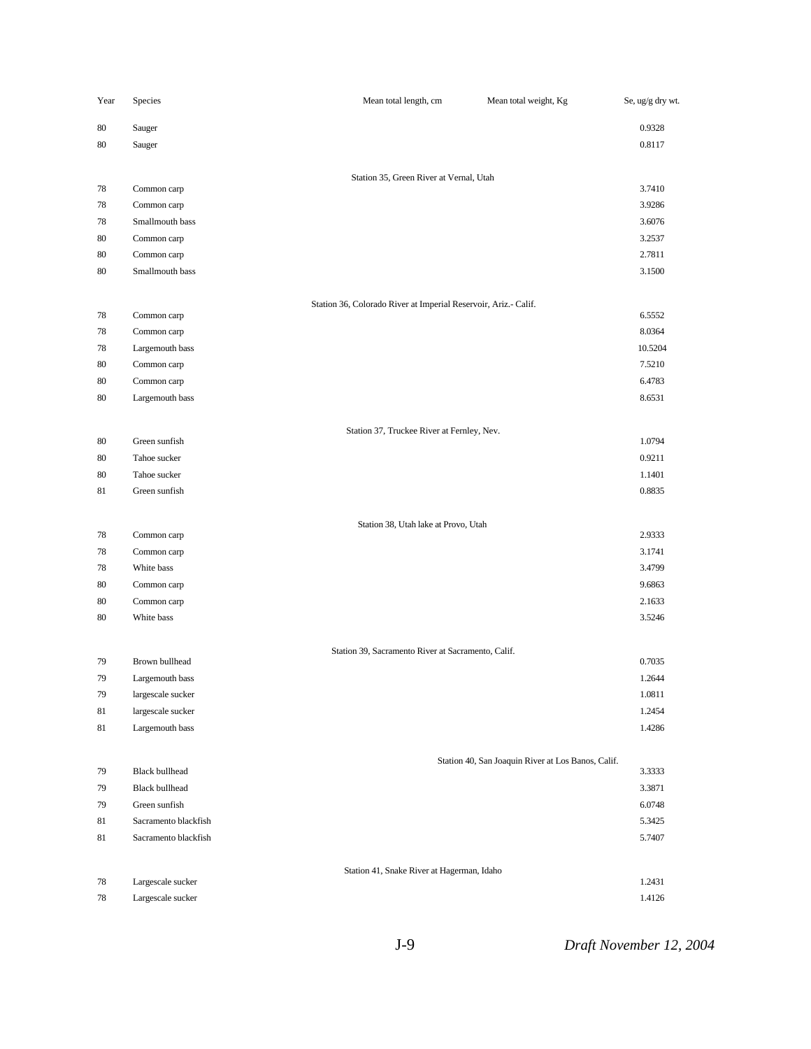| Year | Species | Mean total length, cm | Mean total weight, Kg | Se, ug/g dry wt. |
|---|---|---|---|---|
| 80 | Sauger | | | 0.9328 |
| 80 | Sauger | | | 0.8117 |
| | Station 35, Green River at Vernal, Utah | | | |
| 78 | Common carp | | | 3.7410 |
| 78 | Common carp | | | 3.9286 |
| 78 | Smallmouth bass | | | 3.6076 |
| 80 | Common carp | | | 3.2537 |
| 80 | Common carp | | | 2.7811 |
| 80 | Smallmouth bass | | | 3.1500 |
| | Station 36, Colorado River at Imperial Reservoir, Ariz.- Calif. | | | |
| 78 | Common carp | | | 6.5552 |
| 78 | Common carp | | | 8.0364 |
| 78 | Largemouth bass | | | 10.5204 |
| 80 | Common carp | | | 7.5210 |
| 80 | Common carp | | | 6.4783 |
| 80 | Largemouth bass | | | 8.6531 |
| | Station 37, Truckee River at Fernley, Nev. | | | |
| 80 | Green sunfish | | | 1.0794 |
| 80 | Tahoe sucker | | | 0.9211 |
| 80 | Tahoe sucker | | | 1.1401 |
| 81 | Green sunfish | | | 0.8835 |
| | Station 38, Utah lake at Provo, Utah | | | |
| 78 | Common carp | | | 2.9333 |
| 78 | Common carp | | | 3.1741 |
| 78 | White bass | | | 3.4799 |
| 80 | Common carp | | | 9.6863 |
| 80 | Common carp | | | 2.1633 |
| 80 | White bass | | | 3.5246 |
| | Station 39, Sacramento River at Sacramento, Calif. | | | |
| 79 | Brown bullhead | | | 0.7035 |
| 79 | Largemouth bass | | | 1.2644 |
| 79 | largescale sucker | | | 1.0811 |
| 81 | largescale sucker | | | 1.2454 |
| 81 | Largemouth bass | | | 1.4286 |
| | Station 40, San Joaquin River at Los Banos, Calif. | | | |
| 79 | Black bullhead | | | 3.3333 |
| 79 | Black bullhead | | | 3.3871 |
| 79 | Green sunfish | | | 6.0748 |
| 81 | Sacramento blackfish | | | 5.3425 |
| 81 | Sacramento blackfish | | | 5.7407 |
| | Station 41, Snake River at Hagerman, Idaho | | | |
| 78 | Largescale sucker | | | 1.2431 |
| 78 | Largescale sucker | | | 1.4126 |

*Draft November 12, 2004*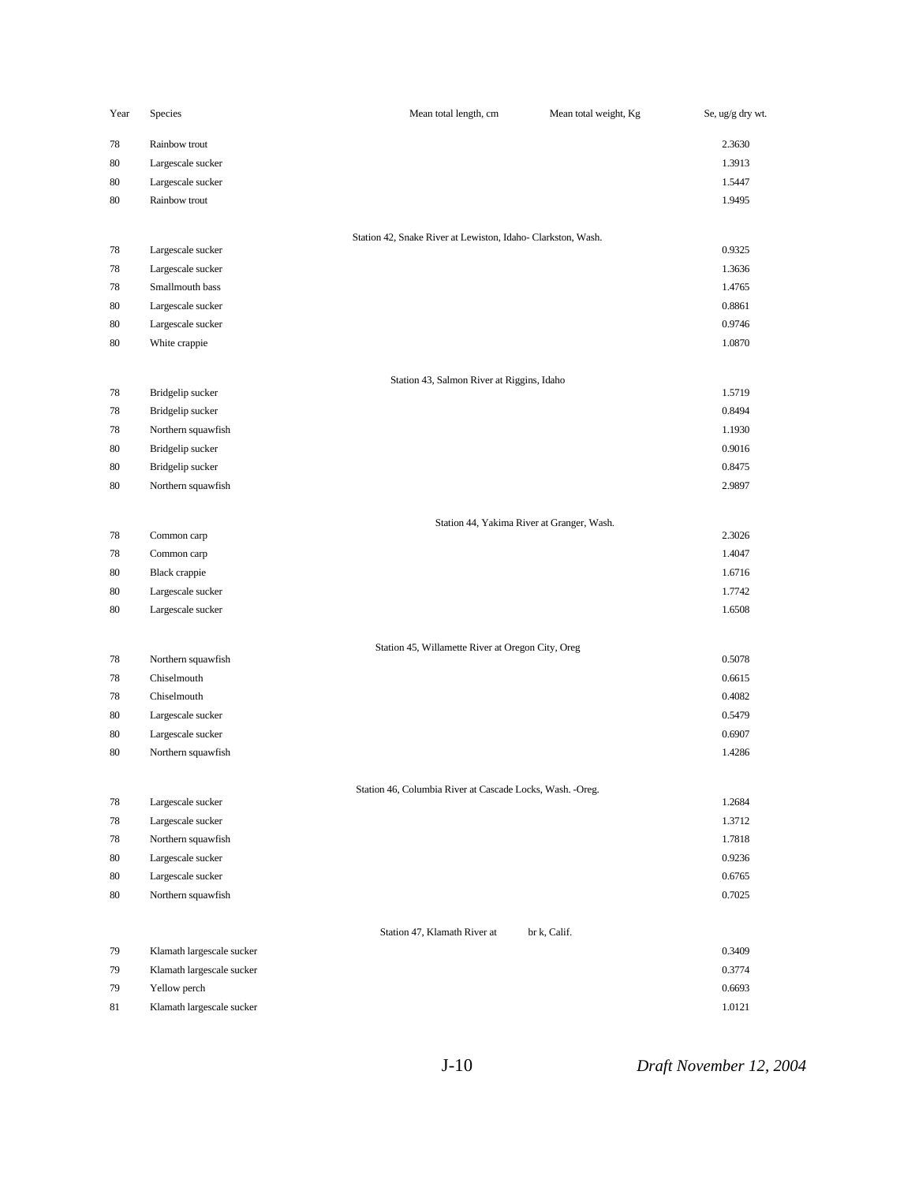| Year | Species | Mean total length, cm | Mean total weight, Kg | Se, ug/g dry wt. |
|---|---|---|---|---|
| 78 | Rainbow trout | | | 2.3630 |
| 80 | Largescale sucker | | | 1.3913 |
| 80 | Largescale sucker | | | 1.5447 |
| 80 | Rainbow trout | | | 1.9495 |
| | Station 42, Snake River at Lewiston, Idaho- Clarkston, Wash. | | | |
| 78 | Largescale sucker | | | 0.9325 |
| 78 | Largescale sucker | | | 1.3636 |
| 78 | Smallmouth bass | | | 1.4765 |
| 80 | Largescale sucker | | | 0.8861 |
| 80 | Largescale sucker | | | 0.9746 |
| 80 | White crappie | | | 1.0870 |
| | Station 43, Salmon River at Riggins, Idaho | | | |
| 78 | Bridgelip sucker | | | 1.5719 |
| 78 | Bridgelip sucker | | | 0.8494 |
| 78 | Northern squawfish | | | 1.1930 |
| 80 | Bridgelip sucker | | | 0.9016 |
| 80 | Bridgelip sucker | | | 0.8475 |
| 80 | Northern squawfish | | | 2.9897 |
| | Station 44, Yakima River at Granger, Wash. | | | |
| 78 | Common carp | | | 2.3026 |
| 78 | Common carp | | | 1.4047 |
| 80 | Black crappie | | | 1.6716 |
| 80 | Largescale sucker | | | 1.7742 |
| 80 | Largescale sucker | | | 1.6508 |
| | Station 45, Willamette River at Oregon City, Oreg | | | |
| 78 | Northern squawfish | | | 0.5078 |
| 78 | Chiselmouth | | | 0.6615 |
| 78 | Chiselmouth | | | 0.4082 |
| 80 | Largescale sucker | | | 0.5479 |
| 80 | Largescale sucker | | | 0.6907 |
| 80 | Northern squawfish | | | 1.4286 |
| | Station 46, Columbia River at Cascade Locks, Wash. -Oreg. | | | |
| 78 | Largescale sucker | | | 1.2684 |
| 78 | Largescale sucker | | | 1.3712 |
| 78 | Northern squawfish | | | 1.7818 |
| 80 | Largescale sucker | | | 0.9236 |
| 80 | Largescale sucker | | | 0.6765 |
| 80 | Northern squawfish | | | 0.7025 |
| | Station 47, Klamath River at br k, Calif. | | | |
| 79 | Klamath largescale sucker | | | 0.3409 |
| 79 | Klamath largescale sucker | | | 0.3774 |
| 79 | Yellow perch | | | 0.6693 |
| 81 | Klamath largescale sucker | | | 1.0121 |

J-10 *Draft November 12, 2004*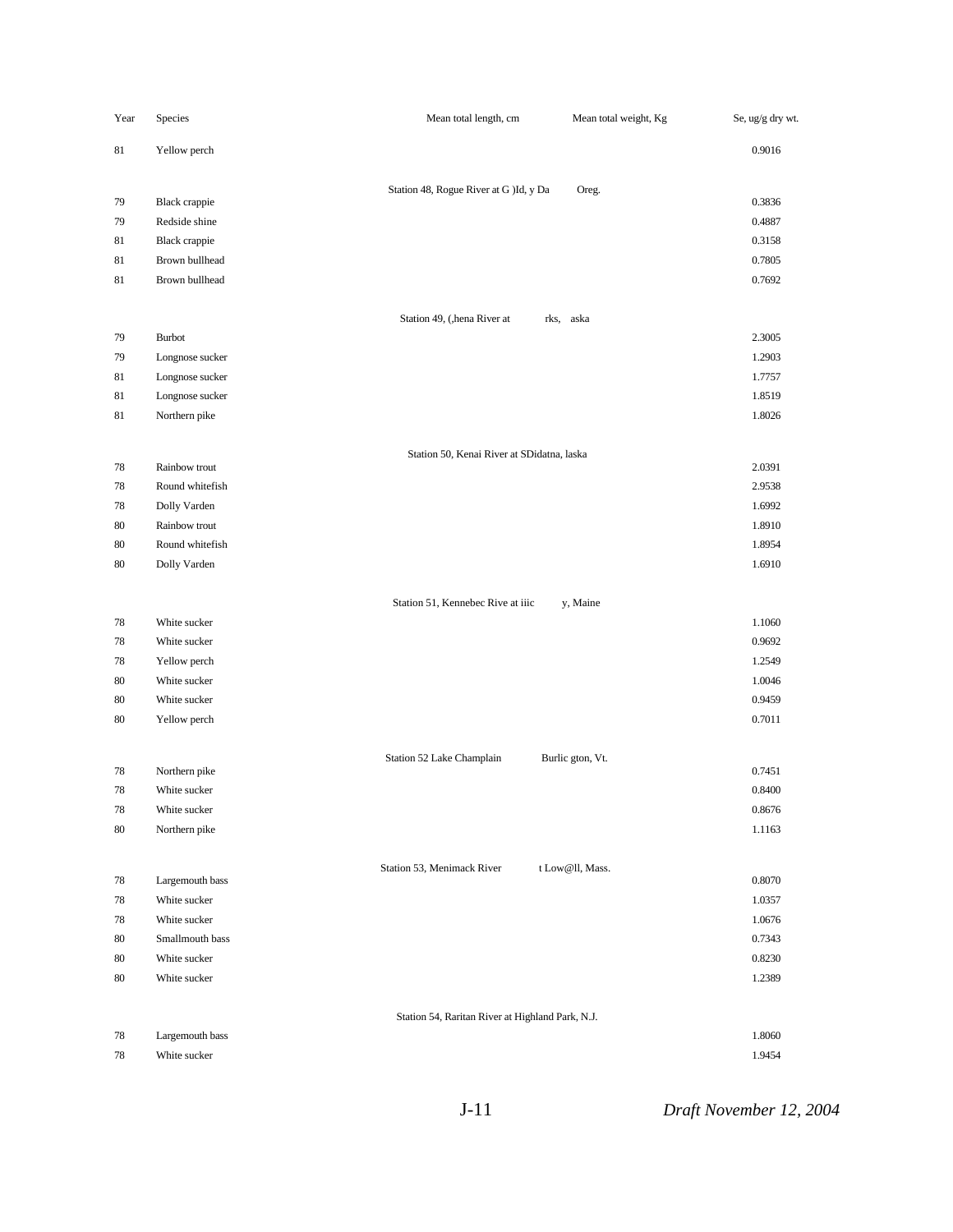| Year | Species | Mean total length, cm | Mean total weight, Kg | Se, ug/g dry wt. |
|---|---|---|---|---|
| 81 | Yellow perch | | | 0.9016 |
| | Station 48, Rogue River at G )Id, y Da Oreg. | | | |
| 79 | Black crappie | | | 0.3836 |
| 79 | Redside shine | | | 0.4887 |
| 81 | Black crappie | | | 0.3158 |
| 81 | Brown bullhead | | | 0.7805 |
| 81 | Brown bullhead | | | 0.7692 |
| | Station 49, (,hena River at rks, aska | | | |
| 79 | Burbot | | | 2.3005 |
| 79 | Longnose sucker | | | 1.2903 |
| 81 | Longnose sucker | | | 1.7757 |
| 81 | Longnose sucker | | | 1.8519 |
| 81 | Northern pike | | | 1.8026 |
| | Station 50, Kenai River at SDidatna, laska | | | |
| 78 | Rainbow trout | | | 2.0391 |
| 78 | Round whitefish | | | 2.9538 |
| 78 | Dolly Varden | | | 1.6992 |
| 80 | Rainbow trout | | | 1.8910 |
| 80 | Round whitefish | | | 1.8954 |
| 80 | Dolly Varden | | | 1.6910 |
| | Station 51, Kennebec Rive at iiic y, Maine | | | |
| 78 | White sucker | | | 1.1060 |
| 78 | White sucker | | | 0.9692 |
| 78 | Yellow perch | | | 1.2549 |
| 80 | White sucker | | | 1.0046 |
| 80 | White sucker | | | 0.9459 |
| 80 | Yellow perch | | | 0.7011 |
| | Station 52 Lake Champlain Burlic gton, Vt. | | | |
| 78 | Northern pike | | | 0.7451 |
| 78 | White sucker | | | 0.8400 |
| 78 | White sucker | | | 0.8676 |
| 80 | Northern pike | | | 1.1163 |
| | Station 53, Menimack River t Low@ll, Mass. | | | |
| 78 | Largemouth bass | | | 0.8070 |
| 78 | White sucker | | | 1.0357 |
| 78 | White sucker | | | 1.0676 |
| 80 | Smallmouth bass | | | 0.7343 |
| 80 | White sucker | | | 0.8230 |
| 80 | White sucker | | | 1.2389 |
| | Station 54, Raritan River at Highland Park, N.J. | | | |
| 78 | Largemouth bass | | | 1.8060 |
| 78 | White sucker | | | 1.9454 |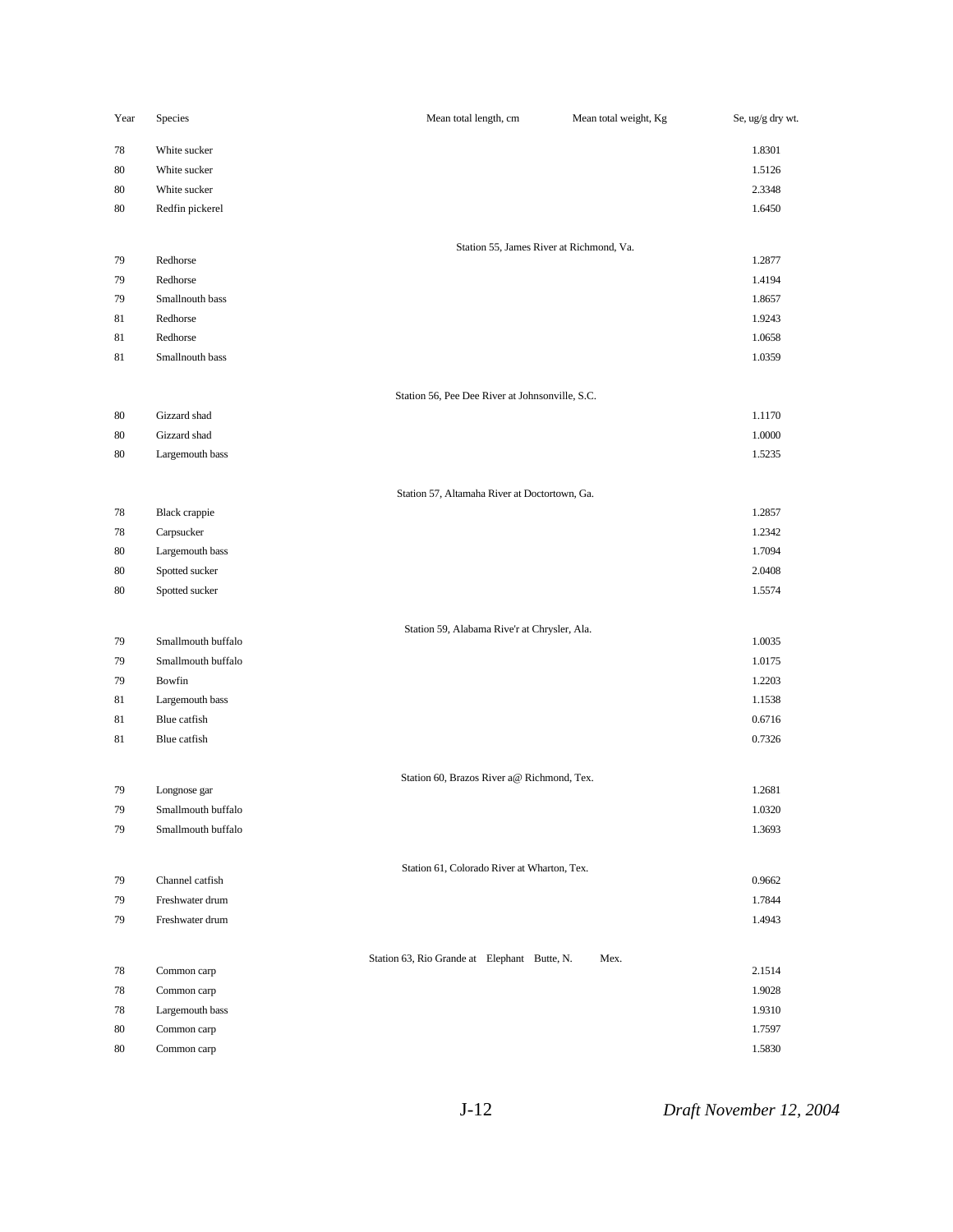| Year | Species | Mean total length, cm | Mean total weight, Kg | Se, ug/g dry wt. |
|---|---|---|---|---|
| 78 | White sucker | | | 1.8301 |
| 80 | White sucker | | | 1.5126 |
| 80 | White sucker | | | 2.3348 |
| 80 | Redfin pickerel | | | 1.6450 |
| | | Station 55, James River at Richmond, Va. | | |
| 79 | Redhorse | | | 1.2877 |
| 79 | Redhorse | | | 1.4194 |
| 79 | Smallnouth bass | | | 1.8657 |
| 81 | Redhorse | | | 1.9243 |
| 81 | Redhorse | | | 1.0658 |
| 81 | Smallnouth bass | | | 1.0359 |
| | | Station 56, Pee Dee River at Johnsonville, S.C. | | |
| 80 | Gizzard shad | | | 1.1170 |
| 80 | Gizzard shad | | | 1.0000 |
| 80 | Largemouth bass | | | 1.5235 |
| | | Station 57, Altamaha River at Doctortown, Ga. | | |
| 78 | Black crappie | | | 1.2857 |
| 78 | Carpsucker | | | 1.2342 |
| 80 | Largemouth bass | | | 1.7094 |
| 80 | Spotted sucker | | | 2.0408 |
| 80 | Spotted sucker | | | 1.5574 |
| | | Station 59, Alabama Rive'r at Chrysler, Ala. | | |
| 79 | Smallmouth buffalo | | | 1.0035 |
| 79 | Smallmouth buffalo | | | 1.0175 |
| 79 | Bowfin | | | 1.2203 |
| 81 | Largemouth bass | | | 1.1538 |
| 81 | Blue catfish | | | 0.6716 |
| 81 | Blue catfish | | | 0.7326 |
| | | Station 60, Brazos River a@ Richmond, Tex. | | |
| 79 | Longnose gar | | | 1.2681 |
| 79 | Smallmouth buffalo | | | 1.0320 |
| 79 | Smallmouth buffalo | | | 1.3693 |
| | | Station 61, Colorado River at Wharton, Tex. | | |
| 79 | Channel catfish | | | 0.9662 |
| 79 | Freshwater drum | | | 1.7844 |
| 79 | Freshwater drum | | | 1.4943 |
| | | Station 63, Rio Grande at Elephant Butte, N. Mex. | | |
| 78 | Common carp | | | 2.1514 |
| 78 | Common carp | | | 1.9028 |
| 78 | Largemouth bass | | | 1.9310 |
| 80 | Common carp | | | 1.7597 |
| 80 | Common carp | | | 1.5830 |

*Draft November 12, 2004*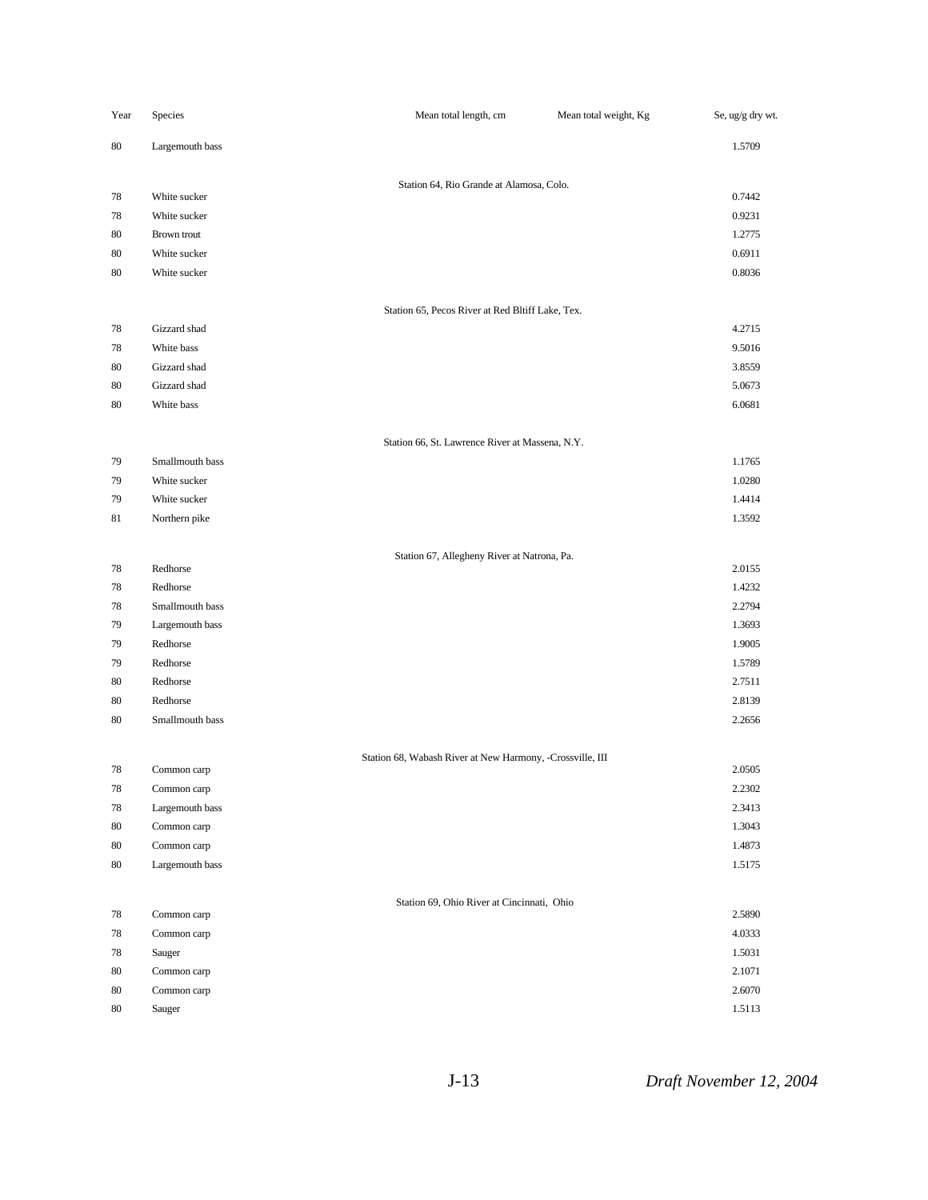| Year | Species | Mean total length, cm | Mean total weight, Kg | Se, ug/g dry wt. |
|---|---|---|---|---|
| 80 | Largemouth bass | | | 1.5709 |
| | | Station 64, Rio Grande at Alamosa, Colo. | | |
| 78 | White sucker | | | 0.7442 |
| 78 | White sucker | | | 0.9231 |
| 80 | Brown trout | | | 1.2775 |
| 80 | White sucker | | | 0.6911 |
| 80 | White sucker | | | 0.8036 |
| | | Station 65, Pecos River at Red Bltiff Lake, Tex. | | |
| 78 | Gizzard shad | | | 4.2715 |
| 78 | White bass | | | 9.5016 |
| 80 | Gizzard shad | | | 3.8559 |
| 80 | Gizzard shad | | | 5.0673 |
| 80 | White bass | | | 6.0681 |
| | | Station 66, St. Lawrence River at Massena, N.Y. | | |
| 79 | Smallmouth bass | | | 1.1765 |
| 79 | White sucker | | | 1.0280 |
| 79 | White sucker | | | 1.4414 |
| 81 | Northern pike | | | 1.3592 |
| | | Station 67, Allegheny River at Natrona, Pa. | | |
| 78 | Redhorse | | | 2.0155 |
| 78 | Redhorse | | | 1.4232 |
| 78 | Smallmouth bass | | | 2.2794 |
| 79 | Largemouth bass | | | 1.3693 |
| 79 | Redhorse | | | 1.9005 |
| 79 | Redhorse | | | 1.5789 |
| 80 | Redhorse | | | 2.7511 |
| 80 | Redhorse | | | 2.8139 |
| 80 | Smallmouth bass | | | 2.2656 |
| | | Station 68, Wabash River at New Harmony, -Crossville, III | | |
| 78 | Common carp | | | 2.0505 |
| 78 | Common carp | | | 2.2302 |
| 78 | Largemouth bass | | | 2.3413 |
| 80 | Common carp | | | 1.3043 |
| 80 | Common carp | | | 1.4873 |
| 80 | Largemouth bass | | | 1.5175 |
| | | Station 69, Ohio River at Cincinnati, Ohio | | |
| 78 | Common carp | | | 2.5890 |
| 78 | Common carp | | | 4.0333 |
| 78 | Sauger | | | 1.5031 |
| 80 | Common carp | | | 2.1071 |
| 80 | Common carp | | | 2.6070 |
| 80 | Sauger | | | 1.5113 |

J-13 *Draft November 12, 2004*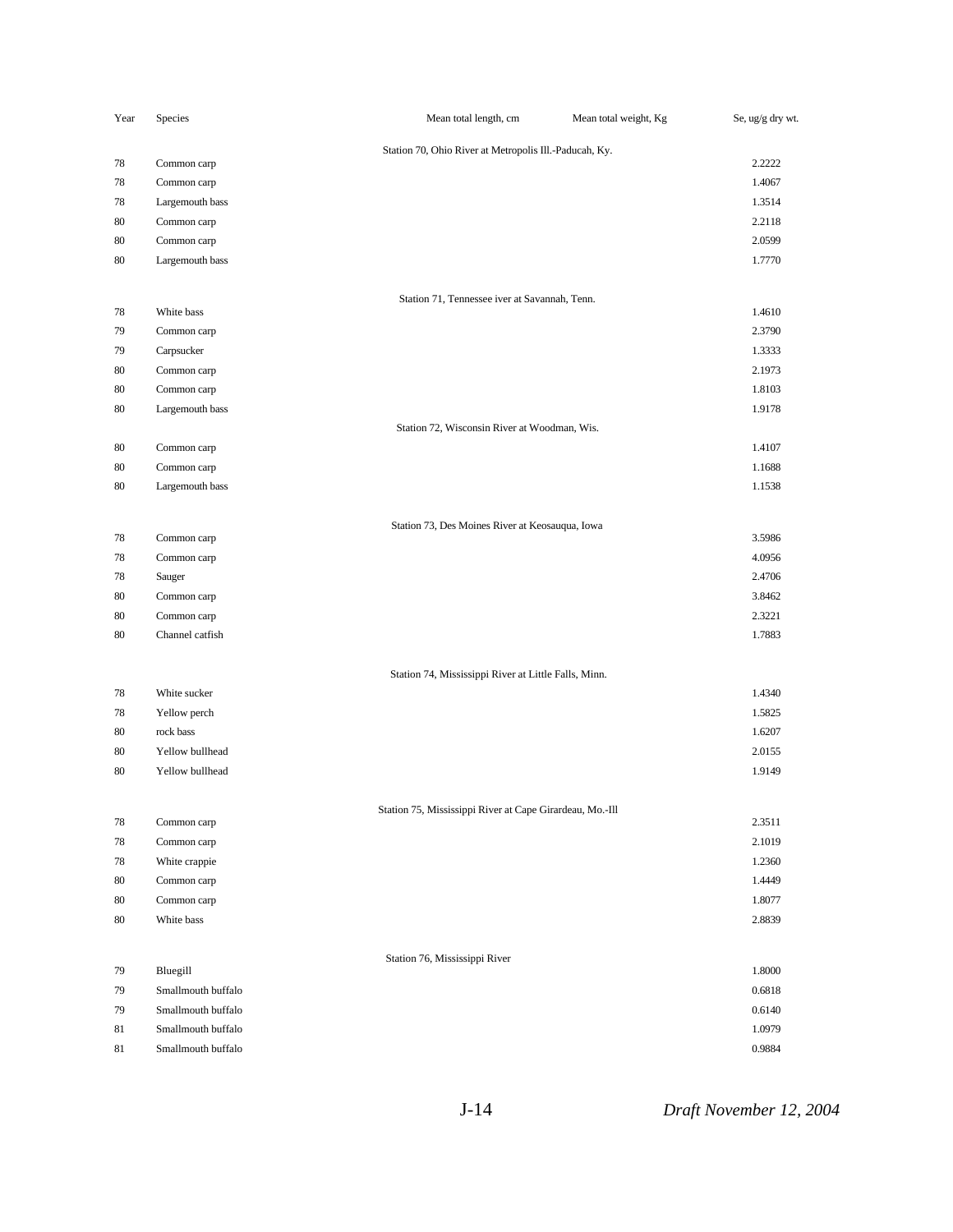| Year | Species | Mean total length, cm | Mean total weight, Kg | Se, ug/g dry wt. |
|---|---|---|---|---|
| | | Station 70, Ohio River at Metropolis Ill.-Paducah, Ky. | | |
| 78 | Common carp | | | 2.2222 |
| 78 | Common carp | | | 1.4067 |
| 78 | Largemouth bass | | | 1.3514 |
| 80 | Common carp | | | 2.2118 |
| 80 | Common carp | | | 2.0599 |
| 80 | Largemouth bass | | | 1.7770 |
| | | Station 71, Tennessee iver at Savannah, Tenn. | | |
| 78 | White bass | | | 1.4610 |
| 79 | Common carp | | | 2.3790 |
| 79 | Carpsucker | | | 1.3333 |
| 80 | Common carp | | | 2.1973 |
| 80 | Common carp | | | 1.8103 |
| 80 | Largemouth bass | | | 1.9178 |
| | | Station 72, Wisconsin River at Woodman, Wis. | | |
| 80 | Common carp | | | 1.4107 |
| 80 | Common carp | | | 1.1688 |
| 80 | Largemouth bass | | | 1.1538 |
| | | Station 73, Des Moines River at Keosauqua, Iowa | | |
| 78 | Common carp | | | 3.5986 |
| 78 | Common carp | | | 4.0956 |
| 78 | Sauger | | | 2.4706 |
| 80 | Common carp | | | 3.8462 |
| 80 | Common carp | | | 2.3221 |
| 80 | Channel catfish | | | 1.7883 |
| | | Station 74, Mississippi River at Little Falls, Minn. | | |
| 78 | White sucker | | | 1.4340 |
| 78 | Yellow perch | | | 1.5825 |
| 80 | rock bass | | | 1.6207 |
| 80 | Yellow bullhead | | | 2.0155 |
| 80 | Yellow bullhead | | | 1.9149 |
| | | Station 75, Mississippi River at Cape Girardeau, Mo.-Ill | | |
| 78 | Common carp | | | 2.3511 |
| 78 | Common carp | | | 2.1019 |
| 78 | White crappie | | | 1.2360 |
| 80 | Common carp | | | 1.4449 |
| 80 | Common carp | | | 1.8077 |
| 80 | White bass | | | 2.8839 |
| | | Station 76, Mississippi River | | |
| 79 | Bluegill | | | 1.8000 |
| 79 | Smallmouth buffalo | | | 0.6818 |
| 79 | Smallmouth buffalo | | | 0.6140 |
| 81 | Smallmouth buffalo | | | 1.0979 |
| 81 | Smallmouth buffalo | | | 0.9884 |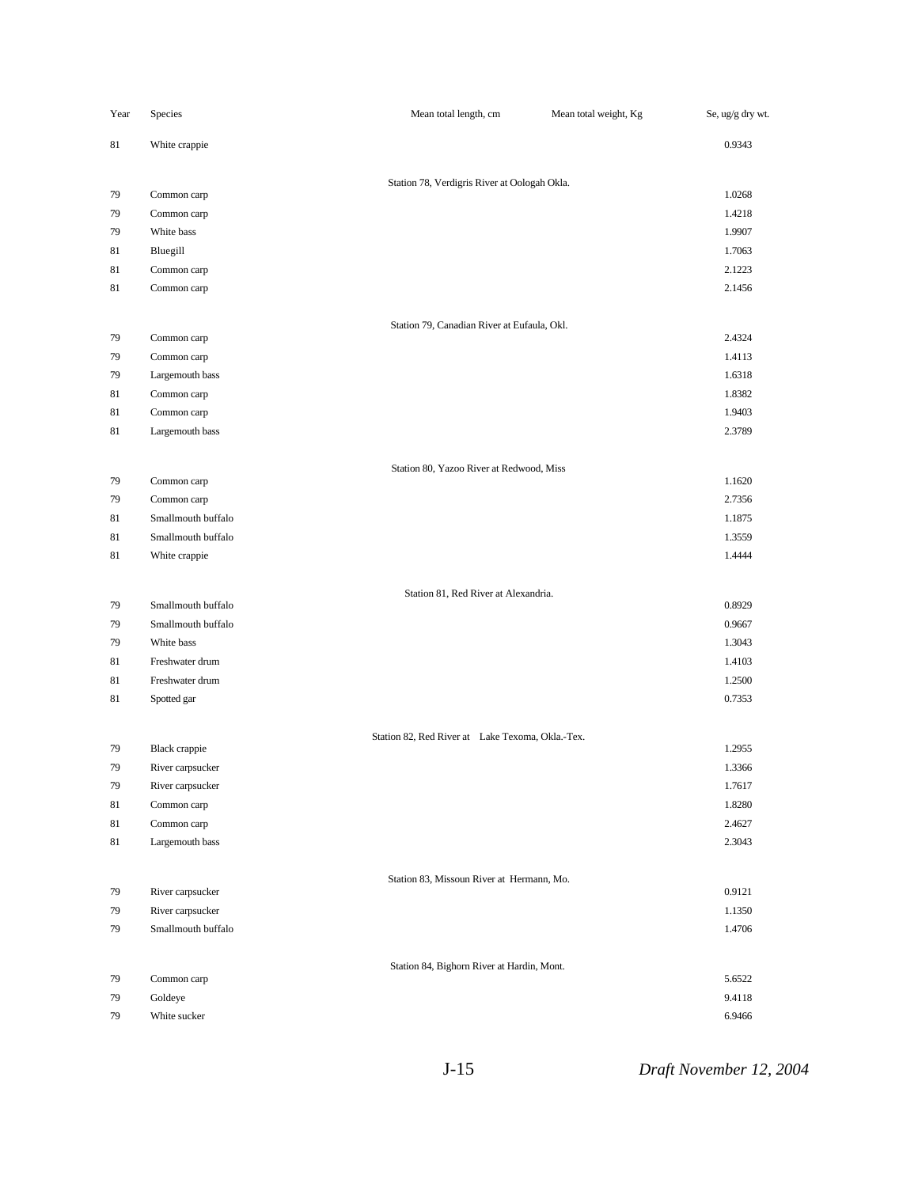| Year | Species | Mean total length, cm | Mean total weight, Kg | Se, ug/g dry wt. |
|---|---|---|---|---|
| 81 | White crappie | | | 0.9343 |
| | | Station 78, Verdigris River at Oologah Okla. | | |
| 79 | Common carp | | | 1.0268 |
| 79 | Common carp | | | 1.4218 |
| 79 | White bass | | | 1.9907 |
| 81 | Bluegill | | | 1.7063 |
| 81 | Common carp | | | 2.1223 |
| 81 | Common carp | | | 2.1456 |
| | | Station 79, Canadian River at Eufaula, Okl. | | |
| 79 | Common carp | | | 2.4324 |
| 79 | Common carp | | | 1.4113 |
| 79 | Largemouth bass | | | 1.6318 |
| 81 | Common carp | | | 1.8382 |
| 81 | Common carp | | | 1.9403 |
| 81 | Largemouth bass | | | 2.3789 |
| | | Station 80, Yazoo River at Redwood, Miss | | |
| 79 | Common carp | | | 1.1620 |
| 79 | Common carp | | | 2.7356 |
| 81 | Smallmouth buffalo | | | 1.1875 |
| 81 | Smallmouth buffalo | | | 1.3559 |
| 81 | White crappie | | | 1.4444 |
| | | Station 81, Red River at Alexandria. | | |
| 79 | Smallmouth buffalo | | | 0.8929 |
| 79 | Smallmouth buffalo | | | 0.9667 |
| 79 | White bass | | | 1.3043 |
| 81 | Freshwater drum | | | 1.4103 |
| 81 | Freshwater drum | | | 1.2500 |
| 81 | Spotted gar | | | 0.7353 |
| | | Station 82, Red River at Lake Texoma, Okla.-Tex. | | |
| 79 | Black crappie | | | 1.2955 |
| 79 | River carpsucker | | | 1.3366 |
| 79 | River carpsucker | | | 1.7617 |
| 81 | Common carp | | | 1.8280 |
| 81 | Common carp | | | 2.4627 |
| 81 | Largemouth bass | | | 2.3043 |
| | | Station 83, Missoun River at Hermann, Mo. | | |
| 79 | River carpsucker | | | 0.9121 |
| 79 | River carpsucker | | | 1.1350 |
| 79 | Smallmouth buffalo | | | 1.4706 |
| | | Station 84, Bighorn River at Hardin, Mont. | | |
| 79 | Common carp | | | 5.6522 |
| 79 | Goldeye | | | 9.4118 |
| 79 | White sucker | | | 6.9466 |

J-15 *Draft November 12, 2004*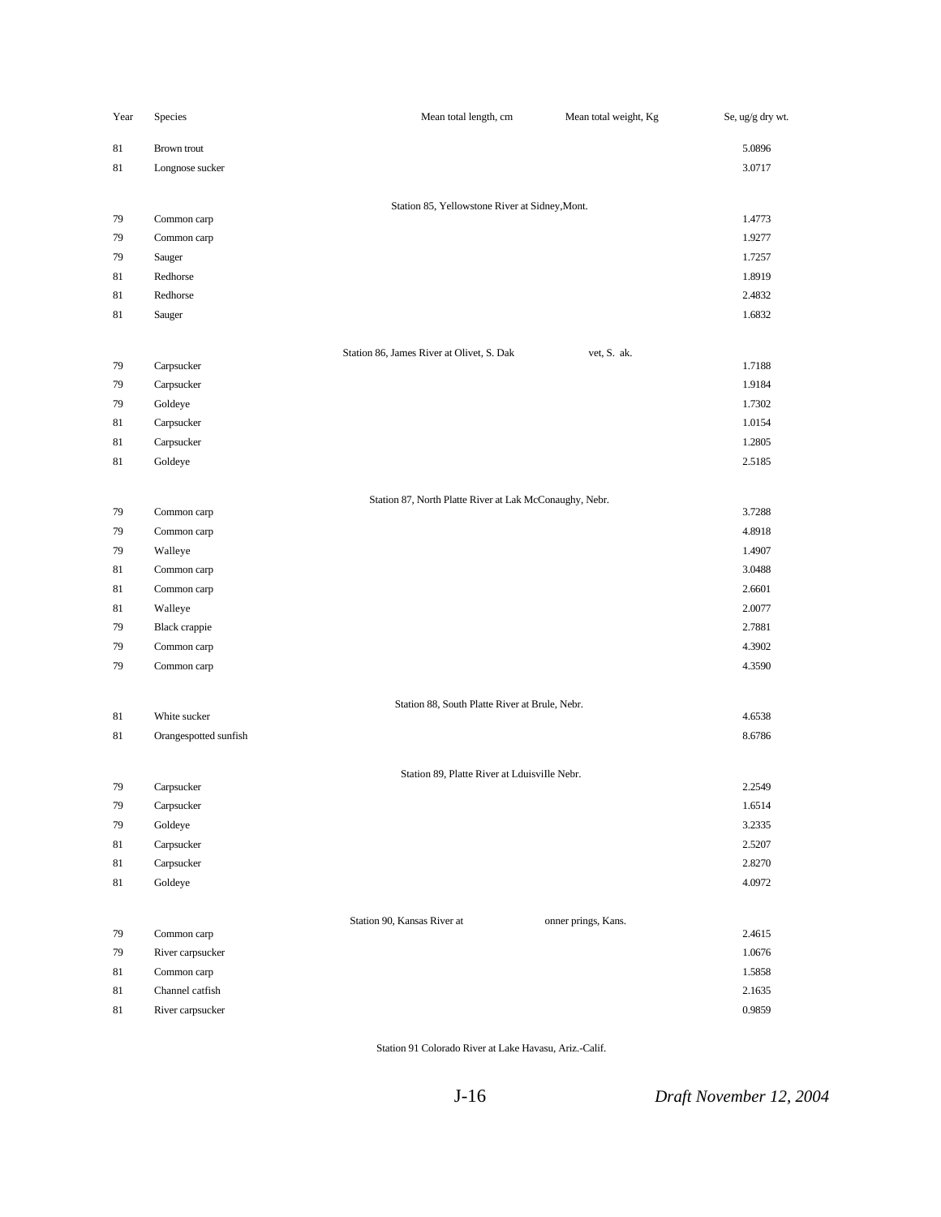| Year | Species | Mean total length, cm | Mean total weight, Kg | Se, ug/g dry wt. |
|---|---|---|---|---|
| 81 | Brown trout | | | 5.0896 |
| 81 | Longnose sucker | | | 3.0717 |
| | Station 85, Yellowstone River at Sidney,Mont. | | | |
| 79 | Common carp | | | 1.4773 |
| 79 | Common carp | | | 1.9277 |
| 79 | Sauger | | | 1.7257 |
| 81 | Redhorse | | | 1.8919 |
| 81 | Redhorse | | | 2.4832 |
| 81 | Sauger | | | 1.6832 |
| | Station 86, James River at Olivet, S. Dak vet, S. ak. | | | |
| 79 | Carpsucker | | | 1.7188 |
| 79 | Carpsucker | | | 1.9184 |
| 79 | Goldeye | | | 1.7302 |
| 81 | Carpsucker | | | 1.0154 |
| 81 | Carpsucker | | | 1.2805 |
| 81 | Goldeye | | | 2.5185 |
| | Station 87, North Platte River at Lak McConaughy, Nebr. | | | |
| 79 | Common carp | | | 3.7288 |
| 79 | Common carp | | | 4.8918 |
| 79 | Walleye | | | 1.4907 |
| 81 | Common carp | | | 3.0488 |
| 81 | Common carp | | | 2.6601 |
| 81 | Walleye | | | 2.0077 |
| 79 | Black crappie | | | 2.7881 |
| 79 | Common carp | | | 4.3902 |
| 79 | Common carp | | | 4.3590 |
| | Station 88, South Platte River at Brule, Nebr. | | | |
| 81 | White sucker | | | 4.6538 |
| 81 | Orangespotted sunfish | | | 8.6786 |
| | Station 89, Platte River at Lduisville Nebr. | | | |
| 79 | Carpsucker | | | 2.2549 |
| 79 | Carpsucker | | | 1.6514 |
| 79 | Goldeye | | | 3.2335 |
| 81 | Carpsucker | | | 2.5207 |
| 81 | Carpsucker | | | 2.8270 |
| 81 | Goldeye | | | 4.0972 |
| | Station 90, Kansas River at onner prings, Kans. | | | |
| 79 | Common carp | | | 2.4615 |
| 79 | River carpsucker | | | 1.0676 |
| 81 | Common carp | | | 1.5858 |
| 81 | Channel catfish | | | 2.1635 |
| 81 | River carpsucker | | | 0.9859 |
| | Station 91 Colorado River at Lake Havasu, Ariz.-Calif. | | | |

*Draft November 12, 2004*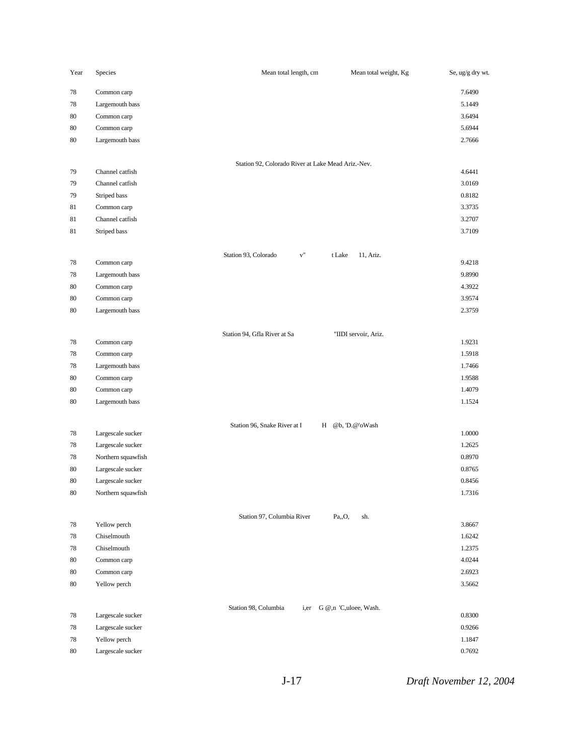| Year | Species | Mean total length, cm | Mean total weight, Kg | Se, ug/g dry wt. |
|---|---|---|---|---|
| 78 | Common carp | | | 7.6490 |
| 78 | Largemouth bass | | | 5.1449 |
| 80 | Common carp | | | 3.6494 |
| 80 | Common carp | | | 5.6944 |
| 80 | Largemouth bass | | | 2.7666 |
| | | Station 92, Colorado River at Lake Mead Ariz.-Nev. | | |
| 79 | Channel catfish | | | 4.6441 |
| 79 | Channel catfish | | | 3.0169 |
| 79 | Striped bass | | | 0.8182 |
| 81 | Common carp | | | 3.3735 |
| 81 | Channel catfish | | | 3.2707 |
| 81 | Striped bass | | | 3.7109 |
| | | Station 93, Colorado v" t Lake 11, Ariz. | | |
| 78 | Common carp | | | 9.4218 |
| 78 | Largemouth bass | | | 9.8990 |
| 80 | Common carp | | | 4.3922 |
| 80 | Common carp | | | 3.9574 |
| 80 | Largemouth bass | | | 2.3759 |
| | | Station 94, Gfla River at Sa "IIDI servoir, Ariz. | | |
| 78 | Common carp | | | 1.9231 |
| 78 | Common carp | | | 1.5918 |
| 78 | Largemouth bass | | | 1.7466 |
| 80 | Common carp | | | 1.9588 |
| 80 | Common carp | | | 1.4079 |
| 80 | Largemouth bass | | | 1.1524 |
| | | Station 96, Snake River at I H @b, 'D.@'oWash | | |
| 78 | Largescale sucker | | | 1.0000 |
| 78 | Largescale sucker | | | 1.2625 |
| 78 | Northern squawfish | | | 0.8970 |
| 80 | Largescale sucker | | | 0.8765 |
| 80 | Largescale sucker | | | 0.8456 |
| 80 | Northern squawfish | | | 1.7316 |
| | | Station 97, Columbia River Pa,,O, sh. | | |
| 78 | Yellow perch | | | 3.8667 |
| 78 | Chiselmouth | | | 1.6242 |
| 78 | Chiselmouth | | | 1.2375 |
| 80 | Common carp | | | 4.0244 |
| 80 | Common carp | | | 2.6923 |
| 80 | Yellow perch | | | 3.5662 |
| | | Station 98, Columbia i,er G @,n 'C,uloee, Wash. | | |
| 78 | Largescale sucker | | | 0.8300 |
| 78 | Largescale sucker | | | 0.9266 |
| 78 | Yellow perch | | | 1.1847 |
| 80 | Largescale sucker | | | 0.7692 |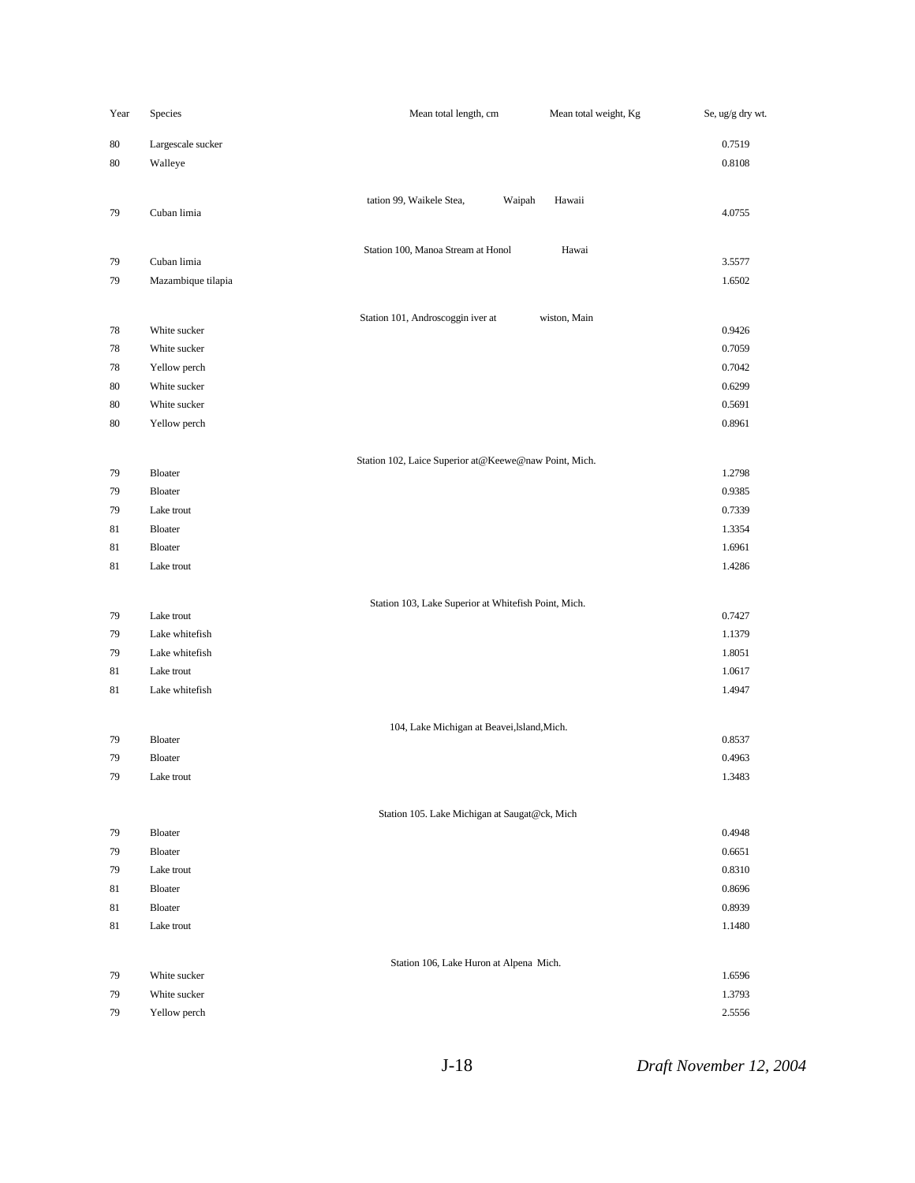| Year | Species | Mean total length, cm | Mean total weight, Kg | Se, ug/g dry wt. |
|---|---|---|---|---|
| 80 | Largescale sucker | | | 0.7519 |
| 80 | Walleye | | | 0.8108 |
| | | tation 99, Waikele Stea, Waipah | Hawaii | |
| 79 | Cuban limia | | | 4.0755 |
| | | Station 100, Manoa Stream at Honol | Hawai | |
| 79 | Cuban limia | | | 3.5577 |
| 79 | Mazambique tilapia | | | 1.6502 |
| | | Station 101, Androscoggin iver at | wiston, Main | |
| 78 | White sucker | | | 0.9426 |
| 78 | White sucker | | | 0.7059 |
| 78 | Yellow perch | | | 0.7042 |
| 80 | White sucker | | | 0.6299 |
| 80 | White sucker | | | 0.5691 |
| 80 | Yellow perch | | | 0.8961 |
| | | Station 102, Laice Superior at@Keewe@naw Point, Mich. | | |
| 79 | Bloater | | | 1.2798 |
| 79 | Bloater | | | 0.9385 |
| 79 | Lake trout | | | 0.7339 |
| 81 | Bloater | | | 1.3354 |
| 81 | Bloater | | | 1.6961 |
| 81 | Lake trout | | | 1.4286 |
| | | Station 103, Lake Superior at Whitefish Point, Mich. | | |
| 79 | Lake trout | | | 0.7427 |
| 79 | Lake whitefish | | | 1.1379 |
| 79 | Lake whitefish | | | 1.8051 |
| 81 | Lake trout | | | 1.0617 |
| 81 | Lake whitefish | | | 1.4947 |
| | | 104, Lake Michigan at Beavei,lsland,Mich. | | |
| 79 | Bloater | | | 0.8537 |
| 79 | Bloater | | | 0.4963 |
| 79 | Lake trout | | | 1.3483 |
| | | Station 105. Lake Michigan at Saugat@ck, Mich | | |
| 79 | Bloater | | | 0.4948 |
| 79 | Bloater | | | 0.6651 |
| 79 | Lake trout | | | 0.8310 |
| 81 | Bloater | | | 0.8696 |
| 81 | Bloater | | | 0.8939 |
| 81 | Lake trout | | | 1.1480 |
| | | Station 106, Lake Huron at Alpena Mich. | | |
| 79 | White sucker | | | 1.6596 |
| 79 | White sucker | | | 1.3793 |
| 79 | Yellow perch | | | 2.5556 |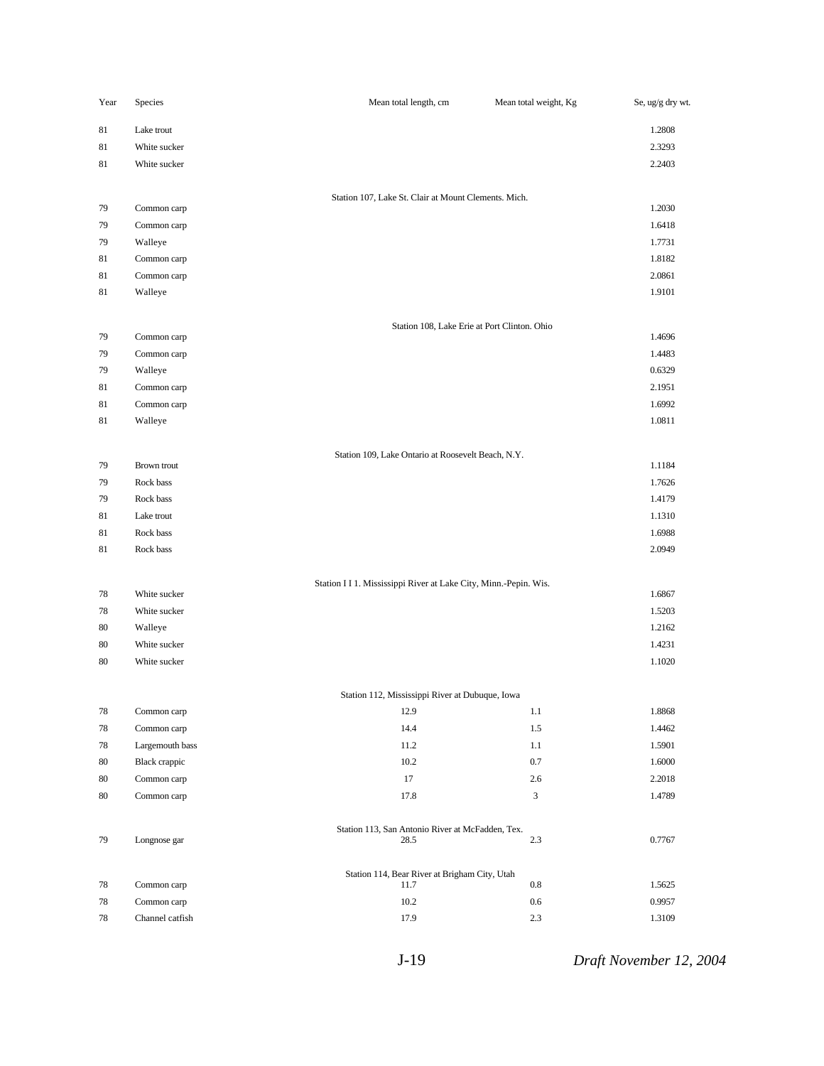| Year | Species | Mean total length, cm | Mean total weight, Kg | Se, ug/g dry wt. |
|---|---|---|---|---|
| 81 | Lake trout | | | 1.2808 |
| 81 | White sucker | | | 2.3293 |
| 81 | White sucker | | | 2.2403 |
| | Station 107, Lake St. Clair at Mount Clements. Mich. | | | |
| 79 | Common carp | | | 1.2030 |
| 79 | Common carp | | | 1.6418 |
| 79 | Walleye | | | 1.7731 |
| 81 | Common carp | | | 1.8182 |
| 81 | Common carp | | | 2.0861 |
| 81 | Walleye | | | 1.9101 |
| | Station 108, Lake Erie at Port Clinton. Ohio | | | |
| 79 | Common carp | | | 1.4696 |
| 79 | Common carp | | | 1.4483 |
| 79 | Walleye | | | 0.6329 |
| 81 | Common carp | | | 2.1951 |
| 81 | Common carp | | | 1.6992 |
| 81 | Walleye | | | 1.0811 |
| | Station 109, Lake Ontario at Roosevelt Beach, N.Y. | | | |
| 79 | Brown trout | | | 1.1184 |
| 79 | Rock bass | | | 1.7626 |
| 79 | Rock bass | | | 1.4179 |
| 81 | Lake trout | | | 1.1310 |
| 81 | Rock bass | | | 1.6988 |
| 81 | Rock bass | | | 2.0949 |
| | Station I I 1. Mississippi River at Lake City, Minn.-Pepin. Wis. | | | |
| 78 | White sucker | | | 1.6867 |
| 78 | White sucker | | | 1.5203 |
| 80 | Walleye | | | 1.2162 |
| 80 | White sucker | | | 1.4231 |
| 80 | White sucker | | | 1.1020 |
| | Station 112, Mississippi River at Dubuque, Iowa | | | |
| 78 | Common carp | 12.9 | 1.1 | 1.8868 |
| 78 | Common carp | 14.4 | 1.5 | 1.4462 |
| 78 | Largemouth bass | 11.2 | 1.1 | 1.5901 |
| 80 | Black crappic | 10.2 | 0.7 | 1.6000 |
| 80 | Common carp | 17 | 2.6 | 2.2018 |
| 80 | Common carp | 17.8 | 3 | 1.4789 |
| | Station 113, San Antonio River at McFadden, Tex. | | | |
| 79 | Longnose gar | 28.5 | 2.3 | 0.7767 |
| | Station 114, Bear River at Brigham City, Utah | | | |
| 78 | Common carp | 11.7 | 0.8 | 1.5625 |
| 78 | Common carp | 10.2 | 0.6 | 0.9957 |
| 78 | Channel catfish | 17.9 | 2.3 | 1.3109 |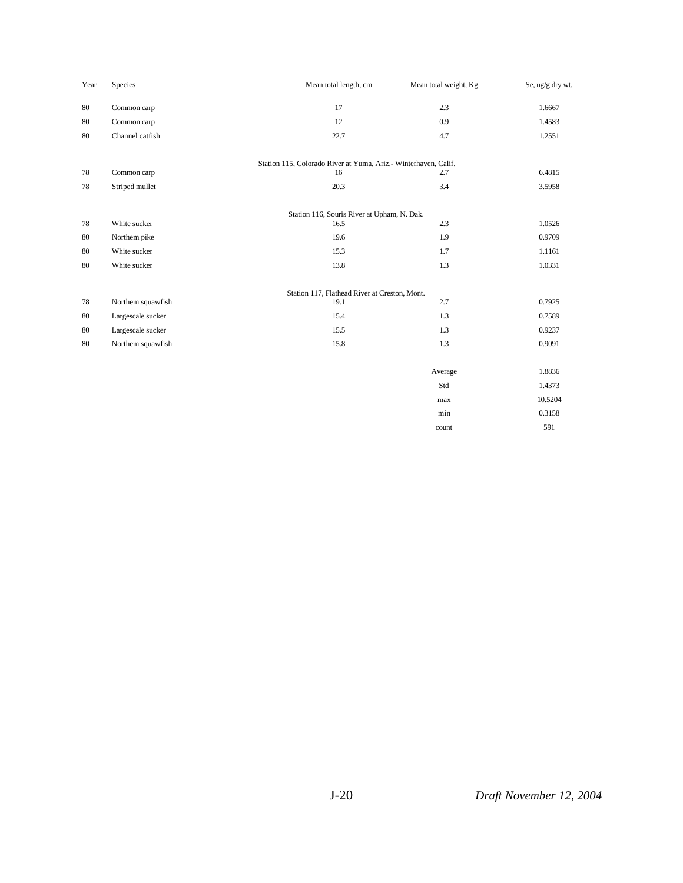| Year | Species | Mean total length, cm | Mean total weight, Kg | Se, ug/g dry wt. |
|---|---|---|---|---|
| 80 | Common carp | 17 | 2.3 | 1.6667 |
| 80 | Common carp | 12 | 0.9 | 1.4583 |
| 80 | Channel catfish | 22.7 | 4.7 | 1.2551 |
| | | Station 115, Colorado River at Yuma, Ariz.- Winterhaven, Calif. | | |
| 78 | Common carp | 16 | 2.7 | 6.4815 |
| 78 | Striped mullet | 20.3 | 3.4 | 3.5958 |
| | | Station 116, Souris River at Upham, N. Dak. | | |
| 78 | White sucker | 16.5 | 2.3 | 1.0526 |
| 80 | Northern pike | 19.6 | 1.9 | 0.9709 |
| 80 | White sucker | 15.3 | 1.7 | 1.1161 |
| 80 | White sucker | 13.8 | 1.3 | 1.0331 |
| | | Station 117, Flathead River at Creston, Mont. | | |
| 78 | Northern squawfish | 19.1 | 2.7 | 0.7925 |
| 80 | Largescale sucker | 15.4 | 1.3 | 0.7589 |
| 80 | Largescale sucker | 15.5 | 1.3 | 0.9237 |
| 80 | Northern squawfish | 15.8 | 1.3 | 0.9091 |
| | | | Average | 1.8836 |
| | | | Std | 1.4373 |
| | | | max | 10.5204 |
| | | | min | 0.3158 |
| | | | count | 591 |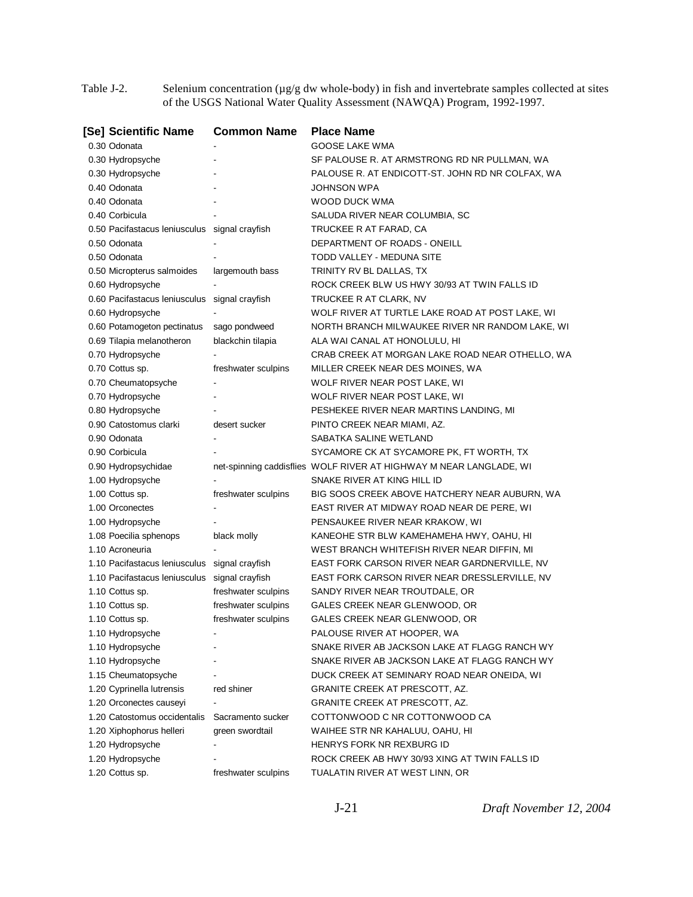Table J-2. Selenium concentration (µg/g dw whole-body) in fish and invertebrate samples collected at sites of the USGS National Water Quality Assessment (NAWQA) Program, 1992-1997.

| [Se] | Scientific Name | Common Name | Place Name |
|---|---|---|---|
| 0.30 | Odonata | - | GOOSE LAKE WMA |
| 0.30 | Hydropsyche | - | SF PALOUSE R. AT ARMSTRONG RD NR PULLMAN, WA |
| 0.30 | Hydropsyche | - | PALOUSE R. AT ENDICOTT-ST. JOHN RD NR COLFAX, WA |
| 0.40 | Odonata | - | JOHNSON WPA |
| 0.40 | Odonata | - | WOOD DUCK WMA |
| 0.40 | Corbicula | - | SALUDA RIVER NEAR COLUMBIA, SC |
| 0.50 | Pacifastacus leniusculus | signal crayfish | TRUCKEE R AT FARAD, CA |
| 0.50 | Odonata | - | DEPARTMENT OF ROADS - ONEILL |
| 0.50 | Odonata | - | TODD VALLEY - MEDUNA SITE |
| 0.50 | Micropterus salmoides | largemouth bass | TRINITY RV BL DALLAS, TX |
| 0.60 | Hydropsyche | - | ROCK CREEK BLW US HWY 30/93 AT TWIN FALLS ID |
| 0.60 | Pacifastacus leniusculus | signal crayfish | TRUCKEE R AT CLARK, NV |
| 0.60 | Hydropsyche | - | WOLF RIVER AT TURTLE LAKE ROAD AT POST LAKE, WI |
| 0.60 | Potamogeton pectinatus | sago pondweed | NORTH BRANCH MILWAUKEE RIVER NR RANDOM LAKE, WI |
| 0.69 | Tilapia melanotheron | blackchin tilapia | ALA WAI CANAL AT HONOLULU, HI |
| 0.70 | Hydropsyche | - | CRAB CREEK AT MORGAN LAKE ROAD NEAR OTHELLO, WA |
| 0.70 | Cottus sp. | freshwater sculpins | MILLER CREEK NEAR DES MOINES, WA |
| 0.70 | Cheumatopsyche | - | WOLF RIVER NEAR POST LAKE, WI |
| 0.70 | Hydropsyche | - | WOLF RIVER NEAR POST LAKE, WI |
| 0.80 | Hydropsyche | - | PESHEKEE RIVER NEAR MARTINS LANDING, MI |
| 0.90 | Catostomus clarki | desert sucker | PINTO CREEK NEAR MIAMI, AZ. |
| 0.90 | Odonata | - | SABATKA SALINE WETLAND |
| 0.90 | Corbicula | - | SYCAMORE CK AT SYCAMORE PK, FT WORTH, TX |
| 0.90 | Hydropsychidae | net-spinning caddisflies | WOLF RIVER AT HIGHWAY M NEAR LANGLADE, WI |
| 1.00 | Hydropsyche | - | SNAKE RIVER AT KING HILL ID |
| 1.00 | Cottus sp. | freshwater sculpins | BIG SOOS CREEK ABOVE HATCHERY NEAR AUBURN, WA |
| 1.00 | Orconectes | - | EAST RIVER AT MIDWAY ROAD NEAR DE PERE, WI |
| 1.00 | Hydropsyche | - | PENSAUKEE RIVER NEAR KRAKOW, WI |
| 1.08 | Poecilia sphenops | black molly | KANEOHE STR BLW KAMEHAMEHA HWY, OAHU, HI |
| 1.10 | Acroneuria | - | WEST BRANCH WHITEFISH RIVER NEAR DIFFIN, MI |
| 1.10 | Pacifastacus leniusculus | signal crayfish | EAST FORK CARSON RIVER NEAR GARDNERVILLE, NV |
| 1.10 | Pacifastacus leniusculus | signal crayfish | EAST FORK CARSON RIVER NEAR DRESSLERVILLE, NV |
| 1.10 | Cottus sp. | freshwater sculpins | SANDY RIVER NEAR TROUTDALE, OR |
| 1.10 | Cottus sp. | freshwater sculpins | GALES CREEK NEAR GLENWOOD, OR |
| 1.10 | Cottus sp. | freshwater sculpins | GALES CREEK NEAR GLENWOOD, OR |
| 1.10 | Hydropsyche | - | PALOUSE RIVER AT HOOPER, WA |
| 1.10 | Hydropsyche | - | SNAKE RIVER AB JACKSON LAKE AT FLAGG RANCH WY |
| 1.10 | Hydropsyche | - | SNAKE RIVER AB JACKSON LAKE AT FLAGG RANCH WY |
| 1.15 | Cheumatopsyche | - | DUCK CREEK AT SEMINARY ROAD NEAR ONEIDA, WI |
| 1.20 | Cyprinella lutrensis | red shiner | GRANITE CREEK AT PRESCOTT, AZ. |
| 1.20 | Orconectes causeyi | - | GRANITE CREEK AT PRESCOTT, AZ. |
| 1.20 | Catostomus occidentalis | Sacramento sucker | COTTONWOOD C NR COTTONWOOD CA |
| 1.20 | Xiphophorus helleri | green swordtail | WAIHEE STR NR KAHALUU, OAHU, HI |
| 1.20 | Hydropsyche | - | HENRYS FORK NR REXBURG ID |
| 1.20 | Hydropsyche | - | ROCK CREEK AB HWY 30/93 XING AT TWIN FALLS ID |
| 1.20 | Cottus sp. | freshwater sculpins | TUALATIN RIVER AT WEST LINN, OR |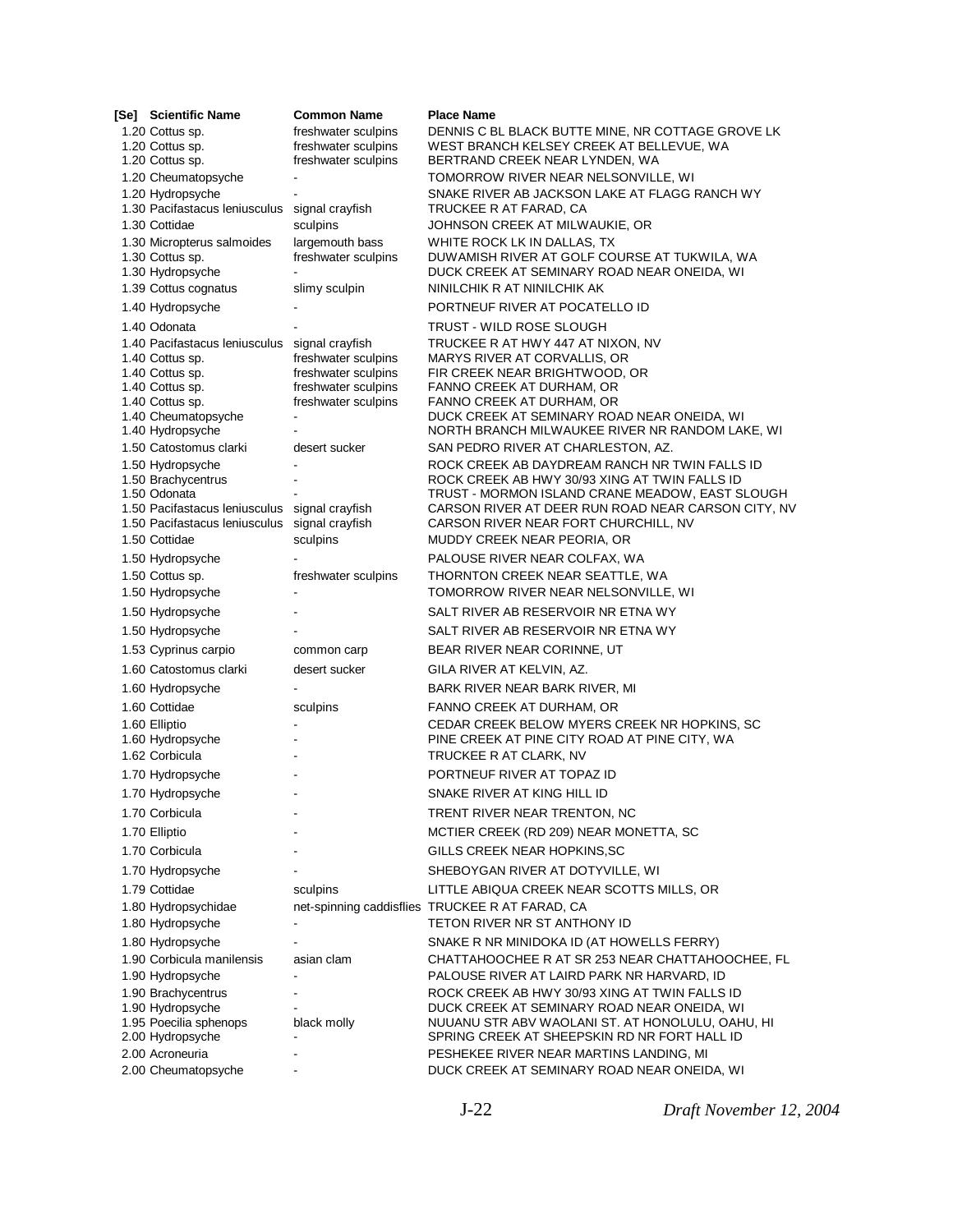| [Se] | Scientific Name | Common Name | Place Name |
|---|---|---|---|
| 1.20 | Cottus sp. | freshwater sculpins | DENNIS C BL BLACK BUTTE MINE, NR COTTAGE GROVE LK |
| 1.20 | Cottus sp. | freshwater sculpins | WEST BRANCH KELSEY CREEK AT BELLEVUE, WA |
| 1.20 | Cottus sp. | freshwater sculpins | BERTRAND CREEK NEAR LYNDEN, WA |
| 1.20 | Cheumatopsyche | - | TOMORROW RIVER NEAR NELSONVILLE, WI |
| 1.20 | Hydropsyche | - | SNAKE RIVER AB JACKSON LAKE AT FLAGG RANCH WY |
| 1.30 | Pacifastacus leniusculus | signal crayfish | TRUCKEE R AT FARAD, CA |
| 1.30 | Cottidae | sculpins | JOHNSON CREEK AT MILWAUKIE, OR |
| 1.30 | Micropterus salmoides | largemouth bass | WHITE ROCK LK IN DALLAS, TX |
| 1.30 | Cottus sp. | freshwater sculpins | DUWAMISH RIVER AT GOLF COURSE AT TUKWILA, WA |
| 1.30 | Hydropsyche | - | DUCK CREEK AT SEMINARY ROAD NEAR ONEIDA, WI |
| 1.39 | Cottus cognatus | slimy sculpin | NINILCHIK R AT NINILCHIK AK |
| 1.40 | Hydropsyche | - | PORTNEUF RIVER AT POCATELLO ID |
| 1.40 | Odonata | - | TRUST - WILD ROSE SLOUGH |
| 1.40 | Pacifastacus leniusculus | signal crayfish | TRUCKEE R AT HWY 447 AT NIXON, NV |
| 1.40 | Cottus sp. | freshwater sculpins | MARYS RIVER AT CORVALLIS, OR |
| 1.40 | Cottus sp. | freshwater sculpins | FIR CREEK NEAR BRIGHTWOOD, OR |
| 1.40 | Cottus sp. | freshwater sculpins | FANNO CREEK AT DURHAM, OR |
| 1.40 | Cottus sp. | freshwater sculpins | FANNO CREEK AT DURHAM, OR |
| 1.40 | Cheumatopsyche | - | DUCK CREEK AT SEMINARY ROAD NEAR ONEIDA, WI |
| 1.40 | Hydropsyche | - | NORTH BRANCH MILWAUKEE RIVER NR RANDOM LAKE, WI |
| 1.50 | Catostomus clarki | desert sucker | SAN PEDRO RIVER AT CHARLESTON, AZ. |
| 1.50 | Hydropsyche | - | ROCK CREEK AB DAYDREAM RANCH NR TWIN FALLS ID |
| 1.50 | Brachycentrus | - | ROCK CREEK AB HWY 30/93 XING AT TWIN FALLS ID |
| 1.50 | Odonata | - | TRUST - MORMON ISLAND CRANE MEADOW, EAST SLOUGH |
| 1.50 | Pacifastacus leniusculus | signal crayfish | CARSON RIVER AT DEER RUN ROAD NEAR CARSON CITY, NV |
| 1.50 | Pacifastacus leniusculus | signal crayfish | CARSON RIVER NEAR FORT CHURCHILL, NV |
| 1.50 | Cottidae | sculpins | MUDDY CREEK NEAR PEORIA, OR |
| 1.50 | Hydropsyche | - | PALOUSE RIVER NEAR COLFAX, WA |
| 1.50 | Cottus sp. | freshwater sculpins | THORNTON CREEK NEAR SEATTLE, WA |
| 1.50 | Hydropsyche | - | TOMORROW RIVER NEAR NELSONVILLE, WI |
| 1.50 | Hydropsyche | - | SALT RIVER AB RESERVOIR NR ETNA WY |
| 1.50 | Hydropsyche | - | SALT RIVER AB RESERVOIR NR ETNA WY |
| 1.53 | Cyprinus carpio | common carp | BEAR RIVER NEAR CORINNE, UT |
| 1.60 | Catostomus clarki | desert sucker | GILA RIVER AT KELVIN, AZ. |
| 1.60 | Hydropsyche | - | BARK RIVER NEAR BARK RIVER, MI |
| 1.60 | Cottidae | sculpins | FANNO CREEK AT DURHAM, OR |
| 1.60 | Elliptio | - | CEDAR CREEK BELOW MYERS CREEK NR HOPKINS, SC |
| 1.60 | Hydropsyche | - | PINE CREEK AT PINE CITY ROAD AT PINE CITY, WA |
| 1.62 | Corbicula | - | TRUCKEE R AT CLARK, NV |
| 1.70 | Hydropsyche | - | PORTNEUF RIVER AT TOPAZ ID |
| 1.70 | Hydropsyche | - | SNAKE RIVER AT KING HILL ID |
| 1.70 | Corbicula | - | TRENT RIVER NEAR TRENTON, NC |
| 1.70 | Elliptio | - | MCTIER CREEK (RD 209) NEAR MONETTA, SC |
| 1.70 | Corbicula | - | GILLS CREEK NEAR HOPKINS,SC |
| 1.70 | Hydropsyche | - | SHEBOYGAN RIVER AT DOTYVILLE, WI |
| 1.79 | Cottidae | sculpins | LITTLE ABIQUA CREEK NEAR SCOTTS MILLS, OR |
| 1.80 | Hydropsychidae | net-spinning caddisflies | TRUCKEE R AT FARAD, CA |
| 1.80 | Hydropsyche | - | TETON RIVER NR ST ANTHONY ID |
| 1.80 | Hydropsyche | - | SNAKE R NR MINIDOKA ID (AT HOWELLS FERRY) |
| 1.90 | Corbicula manilensis | asian clam | CHATTAHOOCHEE R AT SR 253 NEAR CHATTAHOOCHEE, FL |
| 1.90 | Hydropsyche | - | PALOUSE RIVER AT LAIRD PARK NR HARVARD, ID |
| 1.90 | Brachycentrus | - | ROCK CREEK AB HWY 30/93 XING AT TWIN FALLS ID |
| 1.90 | Hydropsyche | - | DUCK CREEK AT SEMINARY ROAD NEAR ONEIDA, WI |
| 1.95 | Poecilia sphenops | black molly | NUUANU STR ABV WAOLANI ST. AT HONOLULU, OAHU, HI |
| 2.00 | Hydropsyche | - | SPRING CREEK AT SHEEPSKIN RD NR FORT HALL ID |
| 2.00 | Acroneuria | - | PESHEKEE RIVER NEAR MARTINS LANDING, MI |
| 2.00 | Cheumatopsyche | - | DUCK CREEK AT SEMINARY ROAD NEAR ONEIDA, WI |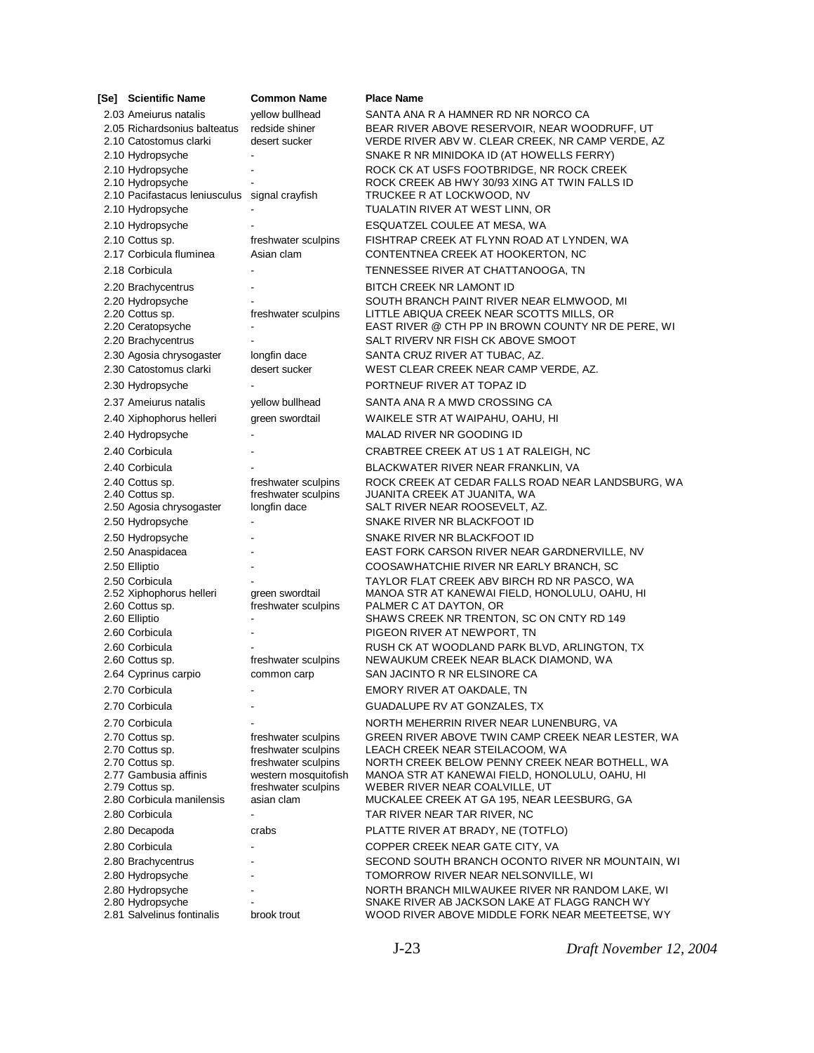| [Se] | Scientific Name | Common Name | Place Name |
|---|---|---|---|
| 2.03 | Ameiurus natalis | yellow bullhead | SANTA ANA R A HAMNER RD NR NORCO CA |
| 2.05 | Richardsonius balteatus | redside shiner | BEAR RIVER ABOVE RESERVOIR, NEAR WOODRUFF, UT |
| 2.10 | Catostomus clarki | desert sucker | VERDE RIVER ABV W. CLEAR CREEK, NR CAMP VERDE, AZ |
| 2.10 | Hydropsyche | - | SNAKE R NR MINIDOKA ID (AT HOWELLS FERRY) |
| 2.10 | Hydropsyche | - | ROCK CK AT USFS FOOTBRIDGE, NR ROCK CREEK |
| 2.10 | Hydropsyche | - | ROCK CREEK AB HWY 30/93 XING AT TWIN FALLS ID |
| 2.10 | Pacifastacus leniusculus | signal crayfish | TRUCKEE R AT LOCKWOOD, NV |
| 2.10 | Hydropsyche | - | TUALATIN RIVER AT WEST LINN, OR |
| 2.10 | Hydropsyche | - | ESQUATZEL COULEE AT MESA, WA |
| 2.10 | Cottus sp. | freshwater sculpins | FISHTRAP CREEK AT FLYNN ROAD AT LYNDEN, WA |
| 2.17 | Corbicula fluminea | Asian clam | CONTENTNEA CREEK AT HOOKERTON, NC |
| 2.18 | Corbicula | - | TENNESSEE RIVER AT CHATTANOOGA, TN |
| 2.20 | Brachycentrus | - | BITCH CREEK NR LAMONT ID |
| 2.20 | Hydropsyche | - | SOUTH BRANCH PAINT RIVER NEAR ELMWOOD, MI |
| 2.20 | Cottus sp. | freshwater sculpins | LITTLE ABIQUA CREEK NEAR SCOTTS MILLS, OR |
| 2.20 | Ceratopsyche | - | EAST RIVER @ CTH PP IN BROWN COUNTY NR DE PERE, WI |
| 2.20 | Brachycentrus | - | SALT RIVERV NR FISH CK ABOVE SMOOT |
| 2.30 | Agosia chrysogaster | longfin dace | SANTA CRUZ RIVER AT TUBAC, AZ. |
| 2.30 | Catostomus clarki | desert sucker | WEST CLEAR CREEK NEAR CAMP VERDE, AZ. |
| 2.30 | Hydropsyche | - | PORTNEUF RIVER AT TOPAZ ID |
| 2.37 | Ameiurus natalis | yellow bullhead | SANTA ANA R A MWD CROSSING CA |
| 2.40 | Xiphophorus helleri | green swordtail | WAIKELE STR AT WAIPAHU, OAHU, HI |
| 2.40 | Hydropsyche | - | MALAD RIVER NR GOODING ID |
| 2.40 | Corbicula | - | CRABTREE CREEK AT US 1 AT RALEIGH, NC |
| 2.40 | Corbicula | - | BLACKWATER RIVER NEAR FRANKLIN, VA |
| 2.40 | Cottus sp. | freshwater sculpins | ROCK CREEK AT CEDAR FALLS ROAD NEAR LANDSBURG, WA |
| 2.40 | Cottus sp. | freshwater sculpins | JUANITA CREEK AT JUANITA, WA |
| 2.50 | Agosia chrysogaster | longfin dace | SALT RIVER NEAR ROOSEVELT, AZ. |
| 2.50 | Hydropsyche | - | SNAKE RIVER NR BLACKFOOT ID |
| 2.50 | Hydropsyche | - | SNAKE RIVER NR BLACKFOOT ID |
| 2.50 | Anaspidacea | - | EAST FORK CARSON RIVER NEAR GARDNERVILLE, NV |
| 2.50 | Elliptio | - | COOSAWHATCHIE RIVER NR EARLY BRANCH, SC |
| 2.50 | Corbicula | - | TAYLOR FLAT CREEK ABV BIRCH RD NR PASCO, WA |
| 2.52 | Xiphophorus helleri | green swordtail | MANOA STR AT KANEWAI FIELD, HONOLULU, OAHU, HI |
| 2.60 | Cottus sp. | freshwater sculpins | PALMER C AT DAYTON, OR |
| 2.60 | Elliptio | - | SHAWS CREEK NR TRENTON, SC ON CNTY RD 149 |
| 2.60 | Corbicula | - | PIGEON RIVER AT NEWPORT, TN |
| 2.60 | Corbicula | - | RUSH CK AT WOODLAND PARK BLVD, ARLINGTON, TX |
| 2.60 | Cottus sp. | freshwater sculpins | NEWAUKUM CREEK NEAR BLACK DIAMOND, WA |
| 2.64 | Cyprinus carpio | common carp | SAN JACINTO R NR ELSINORE CA |
| 2.70 | Corbicula | - | EMORY RIVER AT OAKDALE, TN |
| 2.70 | Corbicula | - | GUADALUPE RV AT GONZALES, TX |
| 2.70 | Corbicula | - | NORTH MEHERRIN RIVER NEAR LUNENBURG, VA |
| 2.70 | Cottus sp. | freshwater sculpins | GREEN RIVER ABOVE TWIN CAMP CREEK NEAR LESTER, WA |
| 2.70 | Cottus sp. | freshwater sculpins | LEACH CREEK NEAR STEILACOOM, WA |
| 2.70 | Cottus sp. | freshwater sculpins | NORTH CREEK BELOW PENNY CREEK NEAR BOTHELL, WA |
| 2.77 | Gambusia affinis | western mosquitofish | MANOA STR AT KANEWAI FIELD, HONOLULU, OAHU, HI |
| 2.79 | Cottus sp. | freshwater sculpins | WEBER RIVER NEAR COALVILLE, UT |
| 2.80 | Corbicula manilensis | asian clam | MUCKALEE CREEK AT GA 195, NEAR LEESBURG, GA |
| 2.80 | Corbicula | - | TAR RIVER NEAR TAR RIVER, NC |
| 2.80 | Decapoda | crabs | PLATTE RIVER AT BRADY, NE (TOTFLO) |
| 2.80 | Corbicula | - | COPPER CREEK NEAR GATE CITY, VA |
| 2.80 | Brachycentrus | - | SECOND SOUTH BRANCH OCONTO RIVER NR MOUNTAIN, WI |
| 2.80 | Hydropsyche | - | TOMORROW RIVER NEAR NELSONVILLE, WI |
| 2.80 | Hydropsyche | - | NORTH BRANCH MILWAUKEE RIVER NR RANDOM LAKE, WI |
| 2.80 | Hydropsyche | - | SNAKE RIVER AB JACKSON LAKE AT FLAGG RANCH WY |
| 2.81 | Salvelinus fontinalis | brook trout | WOOD RIVER ABOVE MIDDLE FORK NEAR MEETEETSE, WY |

J-23 *Draft November 12, 2004*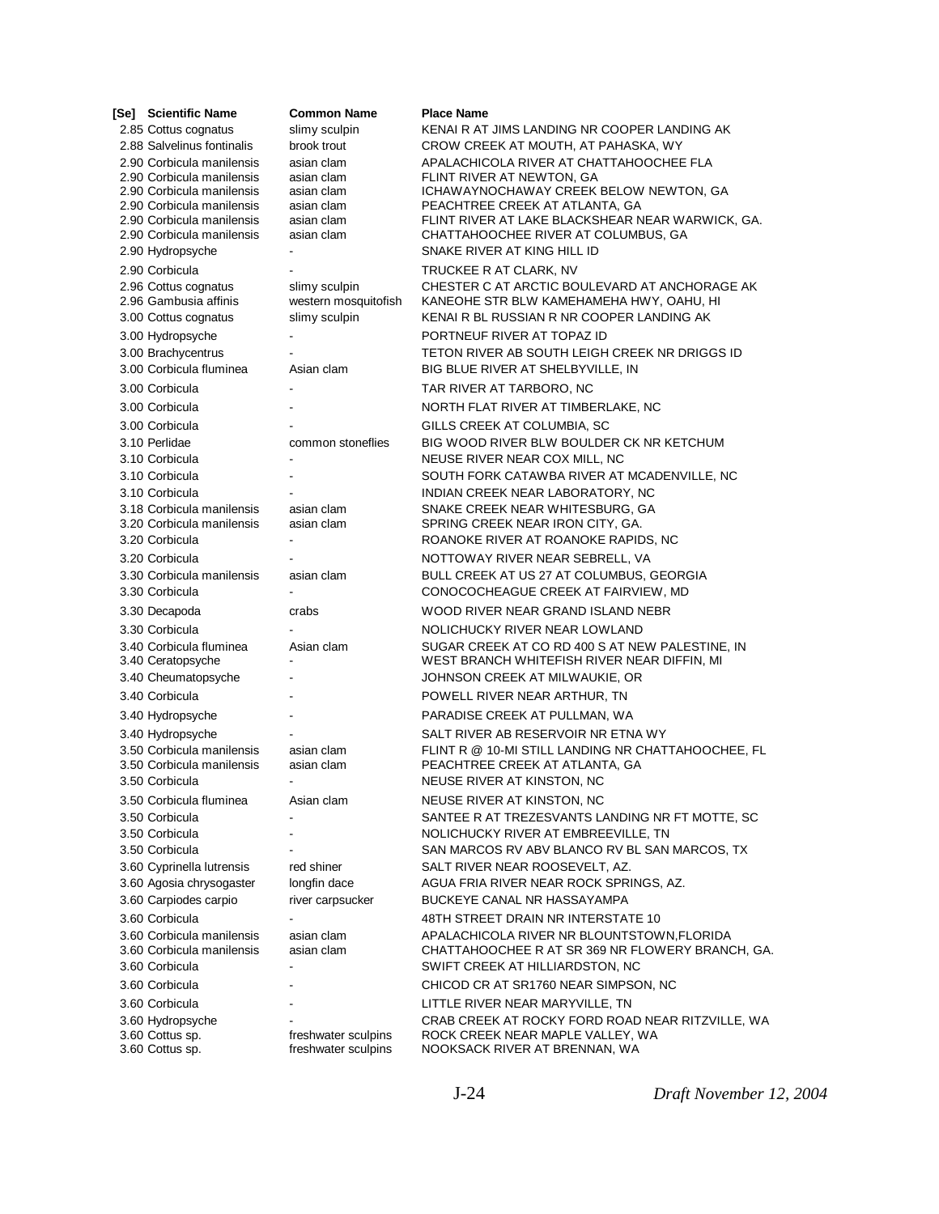| [Se] | Scientific Name | Common Name | Place Name |
|---|---|---|---|
| 2.85 | Cottus cognatus | slimy sculpin | KENAI R AT JIMS LANDING NR COOPER LANDING AK |
| 2.88 | Salvelinus fontinalis | brook trout | CROW CREEK AT MOUTH, AT PAHASKA, WY |
| 2.90 | Corbicula manilensis | asian clam | APALACHICOLA RIVER AT CHATTAHOOCHEE FLA |
| 2.90 | Corbicula manilensis | asian clam | FLINT RIVER AT NEWTON, GA |
| 2.90 | Corbicula manilensis | asian clam | ICHAWAYNOCHAWAY CREEK BELOW NEWTON, GA |
| 2.90 | Corbicula manilensis | asian clam | PEACHTREE CREEK AT ATLANTA, GA |
| 2.90 | Corbicula manilensis | asian clam | FLINT RIVER AT LAKE BLACKSHEAR NEAR WARWICK, GA. |
| 2.90 | Corbicula manilensis | asian clam | CHATTAHOOCHEE RIVER AT COLUMBUS, GA |
| 2.90 | Hydropsyche | - | SNAKE RIVER AT KING HILL ID |
| 2.90 | Corbicula | - | TRUCKEE R AT CLARK, NV |
| 2.96 | Cottus cognatus | slimy sculpin | CHESTER C AT ARCTIC BOULEVARD AT ANCHORAGE AK |
| 2.96 | Gambusia affinis | western mosquitofish | KANEOHE STR BLW KAMEHAMEHA HWY, OAHU, HI |
| 3.00 | Cottus cognatus | slimy sculpin | KENAI R BL RUSSIAN R NR COOPER LANDING AK |
| 3.00 | Hydropsyche | - | PORTNEUF RIVER AT TOPAZ ID |
| 3.00 | Brachycentrus | - | TETON RIVER AB SOUTH LEIGH CREEK NR DRIGGS ID |
| 3.00 | Corbicula fluminea | Asian clam | BIG BLUE RIVER AT SHELBYVILLE, IN |
| 3.00 | Corbicula | - | TAR RIVER AT TARBORO, NC |
| 3.00 | Corbicula | - | NORTH FLAT RIVER AT TIMBERLAKE, NC |
| 3.00 | Corbicula | - | GILLS CREEK AT COLUMBIA, SC |
| 3.10 | Perlidae | common stoneflies | BIG WOOD RIVER BLW BOULDER CK NR KETCHUM |
| 3.10 | Corbicula | - | NEUSE RIVER NEAR COX MILL, NC |
| 3.10 | Corbicula | - | SOUTH FORK CATAWBA RIVER AT MCADENVILLE, NC |
| 3.10 | Corbicula | - | INDIAN CREEK NEAR LABORATORY, NC |
| 3.18 | Corbicula manilensis | asian clam | SNAKE CREEK NEAR WHITESBURG, GA |
| 3.20 | Corbicula manilensis | asian clam | SPRING CREEK NEAR IRON CITY, GA. |
| 3.20 | Corbicula | - | ROANOKE RIVER AT ROANOKE RAPIDS, NC |
| 3.20 | Corbicula | - | NOTTOWAY RIVER NEAR SEBRELL, VA |
| 3.30 | Corbicula manilensis | asian clam | BULL CREEK AT US 27 AT COLUMBUS, GEORGIA |
| 3.30 | Corbicula | - | CONOCOCHEAGUE CREEK AT FAIRVIEW, MD |
| 3.30 | Decapoda | crabs | WOOD RIVER NEAR GRAND ISLAND NEBR |
| 3.30 | Corbicula | - | NOLICHUCKY RIVER NEAR LOWLAND |
| 3.40 | Corbicula fluminea | Asian clam | SUGAR CREEK AT CO RD 400 S AT NEW PALESTINE, IN |
| 3.40 | Ceratopsyche | - | WEST BRANCH WHITEFISH RIVER NEAR DIFFIN, MI |
| 3.40 | Cheumatopsyche | - | JOHNSON CREEK AT MILWAUKIE, OR |
| 3.40 | Corbicula | - | POWELL RIVER NEAR ARTHUR, TN |
| 3.40 | Hydropsyche | - | PARADISE CREEK AT PULLMAN, WA |
| 3.40 | Hydropsyche | - | SALT RIVER AB RESERVOIR NR ETNA WY |
| 3.50 | Corbicula manilensis | asian clam | FLINT R @ 10-MI STILL LANDING NR CHATTAHOOCHEE, FL |
| 3.50 | Corbicula manilensis | asian clam | PEACHTREE CREEK AT ATLANTA, GA |
| 3.50 | Corbicula | - | NEUSE RIVER AT KINSTON, NC |
| 3.50 | Corbicula fluminea | Asian clam | NEUSE RIVER AT KINSTON, NC |
| 3.50 | Corbicula | - | SANTEE R AT TREZESVANTS LANDING NR FT MOTTE, SC |
| 3.50 | Corbicula | - | NOLICHUCKY RIVER AT EMBREEVILLE, TN |
| 3.50 | Corbicula | - | SAN MARCOS RV ABV BLANCO RV BL SAN MARCOS, TX |
| 3.60 | Cyprinella lutrensis | red shiner | SALT RIVER NEAR ROOSEVELT, AZ. |
| 3.60 | Agosia chrysogaster | longfin dace | AGUA FRIA RIVER NEAR ROCK SPRINGS, AZ. |
| 3.60 | Carpiodes carpio | river carpsucker | BUCKEYE CANAL NR HASSAYAMPA |
| 3.60 | Corbicula | - | 48TH STREET DRAIN NR INTERSTATE 10 |
| 3.60 | Corbicula manilensis | asian clam | APALACHICOLA RIVER NR BLOUNTSTOWN,FLORIDA |
| 3.60 | Corbicula manilensis | asian clam | CHATTAHOOCHEE R AT SR 369 NR FLOWERY BRANCH, GA. |
| 3.60 | Corbicula | - | SWIFT CREEK AT HILLIARDSTON, NC |
| 3.60 | Corbicula | - | CHICOD CR AT SR1760 NEAR SIMPSON, NC |
| 3.60 | Corbicula | - | LITTLE RIVER NEAR MARYVILLE, TN |
| 3.60 | Hydropsyche | - | CRAB CREEK AT ROCKY FORD ROAD NEAR RITZVILLE, WA |
| 3.60 | Cottus sp. | freshwater sculpins | ROCK CREEK NEAR MAPLE VALLEY, WA |
| 3.60 | Cottus sp. | freshwater sculpins | NOOKSACK RIVER AT BRENNAN, WA |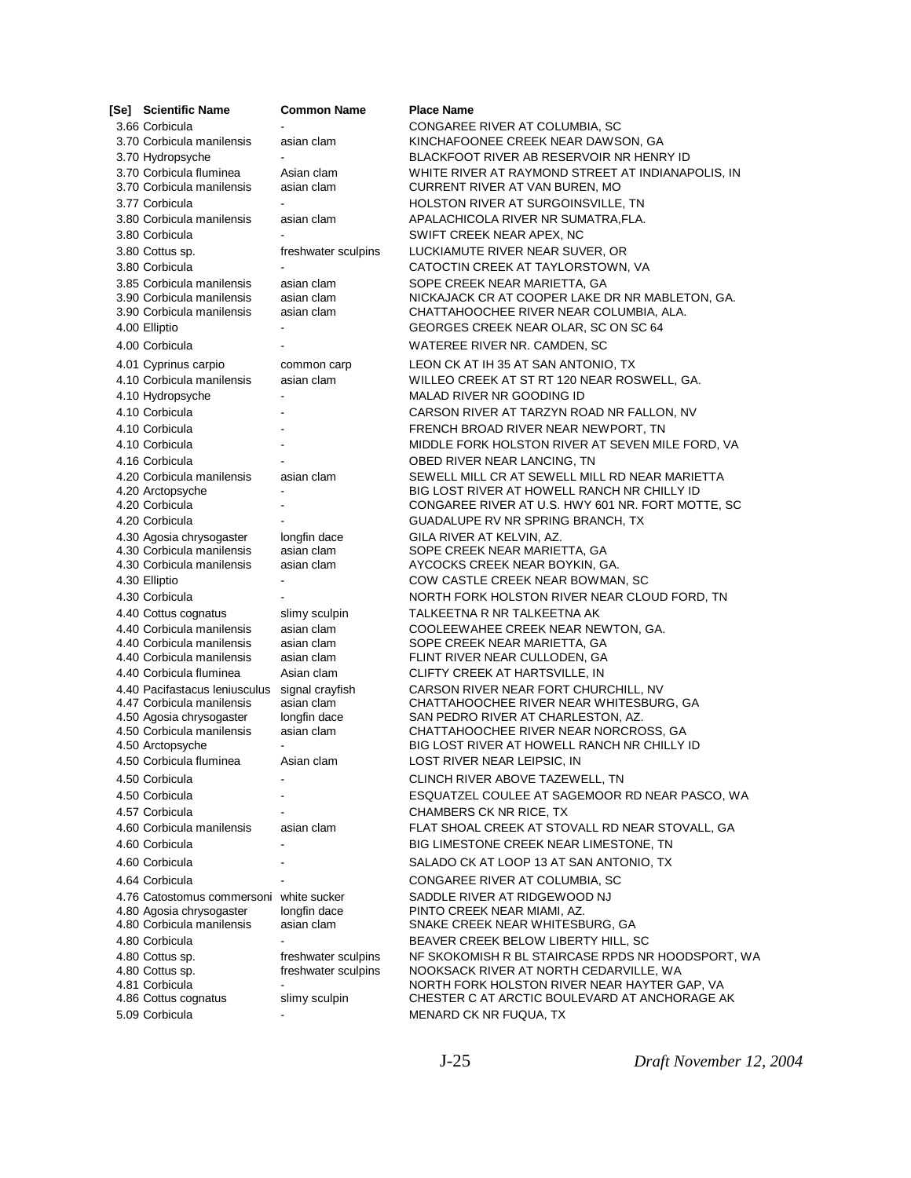| [Se] | Scientific Name | Common Name | Place Name |
|---|---|---|---|
| 3.66 | Corbicula | - | CONGAREE RIVER AT COLUMBIA, SC |
| 3.70 | Corbicula manilensis | asian clam | KINCHAFOONEE CREEK NEAR DAWSON, GA |
| 3.70 | Hydropsyche | - | BLACKFOOT RIVER AB RESERVOIR NR HENRY ID |
| 3.70 | Corbicula fluminea | Asian clam | WHITE RIVER AT RAYMOND STREET AT INDIANAPOLIS, IN |
| 3.70 | Corbicula manilensis | asian clam | CURRENT RIVER AT VAN BUREN, MO |
| 3.77 | Corbicula | - | HOLSTON RIVER AT SURGOINSVILLE, TN |
| 3.80 | Corbicula manilensis | asian clam | APALACHICOLA RIVER NR SUMATRA,FLA. |
| 3.80 | Corbicula | - | SWIFT CREEK NEAR APEX, NC |
| 3.80 | Cottus sp. | freshwater sculpins | LUCKIAMUTE RIVER NEAR SUVER, OR |
| 3.80 | Corbicula | - | CATOCTIN CREEK AT TAYLORSTOWN, VA |
| 3.85 | Corbicula manilensis | asian clam | SOPE CREEK NEAR MARIETTA, GA |
| 3.90 | Corbicula manilensis | asian clam | NICKAJACK CR AT COOPER LAKE DR NR MABLETON, GA. |
| 3.90 | Corbicula manilensis | asian clam | CHATTAHOOCHEE RIVER NEAR COLUMBIA, ALA. |
| 4.00 | Elliptio | - | GEORGES CREEK NEAR OLAR, SC ON SC 64 |
| 4.00 | Corbicula | - | WATEREE RIVER NR. CAMDEN, SC |
| 4.01 | Cyprinus carpio | common carp | LEON CK AT IH 35 AT SAN ANTONIO, TX |
| 4.10 | Corbicula manilensis | asian clam | WILLEO CREEK AT ST RT 120 NEAR ROSWELL, GA. |
| 4.10 | Hydropsyche | - | MALAD RIVER NR GOODING ID |
| 4.10 | Corbicula | - | CARSON RIVER AT TARZYN ROAD NR FALLON, NV |
| 4.10 | Corbicula | - | FRENCH BROAD RIVER NEAR NEWPORT, TN |
| 4.10 | Corbicula | - | MIDDLE FORK HOLSTON RIVER AT SEVEN MILE FORD, VA |
| 4.16 | Corbicula | - | OBED RIVER NEAR LANCING, TN |
| 4.20 | Corbicula manilensis | asian clam | SEWELL MILL CR AT SEWELL MILL RD NEAR MARIETTA |
| 4.20 | Arctopsyche | - | BIG LOST RIVER AT HOWELL RANCH NR CHILLY ID |
| 4.20 | Corbicula | - | CONGAREE RIVER AT U.S. HWY 601 NR. FORT MOTTE, SC |
| 4.20 | Corbicula | - | GUADALUPE RV NR SPRING BRANCH, TX |
| 4.30 | Agosia chrysogaster | longfin dace | GILA RIVER AT KELVIN, AZ. |
| 4.30 | Corbicula manilensis | asian clam | SOPE CREEK NEAR MARIETTA, GA |
| 4.30 | Corbicula manilensis | asian clam | AYCOCKS CREEK NEAR BOYKIN, GA. |
| 4.30 | Elliptio | - | COW CASTLE CREEK NEAR BOWMAN, SC |
| 4.30 | Corbicula | - | NORTH FORK HOLSTON RIVER NEAR CLOUD FORD, TN |
| 4.40 | Cottus cognatus | slimy sculpin | TALKEETNA R NR TALKEETNA AK |
| 4.40 | Corbicula manilensis | asian clam | COOLEEWAHEE CREEK NEAR NEWTON, GA. |
| 4.40 | Corbicula manilensis | asian clam | SOPE CREEK NEAR MARIETTA, GA |
| 4.40 | Corbicula manilensis | asian clam | FLINT RIVER NEAR CULLODEN, GA |
| 4.40 | Corbicula fluminea | Asian clam | CLIFTY CREEK AT HARTSVILLE, IN |
| 4.40 | Pacifastacus leniusculus | signal crayfish | CARSON RIVER NEAR FORT CHURCHILL, NV |
| 4.47 | Corbicula manilensis | asian clam | CHATTAHOOCHEE RIVER NEAR WHITESBURG, GA |
| 4.50 | Agosia chrysogaster | longfin dace | SAN PEDRO RIVER AT CHARLESTON, AZ. |
| 4.50 | Corbicula manilensis | asian clam | CHATTAHOOCHEE RIVER NEAR NORCROSS, GA |
| 4.50 | Arctopsyche | - | BIG LOST RIVER AT HOWELL RANCH NR CHILLY ID |
| 4.50 | Corbicula fluminea | Asian clam | LOST RIVER NEAR LEIPSIC, IN |
| 4.50 | Corbicula | - | CLINCH RIVER ABOVE TAZEWELL, TN |
| 4.50 | Corbicula | - | ESQUATZEL COULEE AT SAGEMOOR RD NEAR PASCO, WA |
| 4.57 | Corbicula | - | CHAMBERS CK NR RICE, TX |
| 4.60 | Corbicula manilensis | asian clam | FLAT SHOAL CREEK AT STOVALL RD NEAR STOVALL, GA |
| 4.60 | Corbicula | - | BIG LIMESTONE CREEK NEAR LIMESTONE, TN |
| 4.60 | Corbicula | - | SALADO CK AT LOOP 13 AT SAN ANTONIO, TX |
| 4.64 | Corbicula | - | CONGAREE RIVER AT COLUMBIA, SC |
| 4.76 | Catostomus commersoni | white sucker | SADDLE RIVER AT RIDGEWOOD NJ |
| 4.80 | Agosia chrysogaster | longfin dace | PINTO CREEK NEAR MIAMI, AZ. |
| 4.80 | Corbicula manilensis | asian clam | SNAKE CREEK NEAR WHITESBURG, GA |
| 4.80 | Corbicula | - | BEAVER CREEK BELOW LIBERTY HILL, SC |
| 4.80 | Cottus sp. | freshwater sculpins | NF SKOKOMISH R BL STAIRCASE RPDS NR HOODSPORT, WA |
| 4.80 | Cottus sp. | freshwater sculpins | NOOKSACK RIVER AT NORTH CEDARVILLE, WA |
| 4.81 | Corbicula | - | NORTH FORK HOLSTON RIVER NEAR HAYTER GAP, VA |
| 4.86 | Cottus cognatus | slimy sculpin | CHESTER C AT ARCTIC BOULEVARD AT ANCHORAGE AK |
| 5.09 | Corbicula | - | MENARD CK NR FUQUA, TX |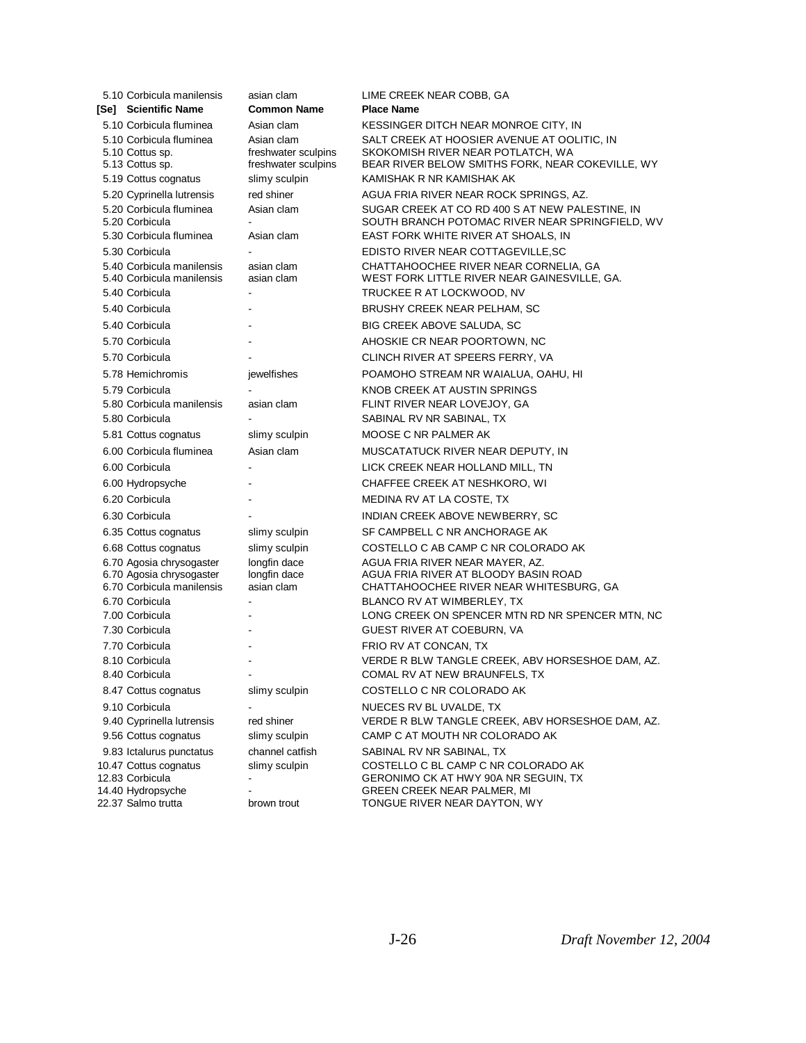| [Se] | Scientific Name | Common Name | Place Name |
|---|---|---|---|
| 5.10 | Corbicula manilensis | asian clam | LIME CREEK NEAR COBB, GA |
| 5.10 | Corbicula fluminea | Asian clam | KESSINGER DITCH NEAR MONROE CITY, IN |
| 5.10 | Corbicula fluminea | Asian clam | SALT CREEK AT HOOSIER AVENUE AT OOLITIC, IN |
| 5.10 | Cottus sp. | freshwater sculpins | SKOKOMISH RIVER NEAR POTLATCH, WA |
| 5.13 | Cottus sp. | freshwater sculpins | BEAR RIVER BELOW SMITHS FORK, NEAR COKEVILLE, WY |
| 5.19 | Cottus cognatus | slimy sculpin | KAMISHAK R NR KAMISHAK AK |
| 5.20 | Cyprinella lutrensis | red shiner | AGUA FRIA RIVER NEAR ROCK SPRINGS, AZ. |
| 5.20 | Corbicula fluminea | Asian clam | SUGAR CREEK AT CO RD 400 S AT NEW PALESTINE, IN |
| 5.20 | Corbicula | - | SOUTH BRANCH POTOMAC RIVER NEAR SPRINGFIELD, WV |
| 5.30 | Corbicula fluminea | Asian clam | EAST FORK WHITE RIVER AT SHOALS, IN |
| 5.30 | Corbicula | - | EDISTO RIVER NEAR COTTAGEVILLE,SC |
| 5.40 | Corbicula manilensis | asian clam | CHATTAHOOCHEE RIVER NEAR CORNELIA, GA |
| 5.40 | Corbicula manilensis | asian clam | WEST FORK LITTLE RIVER NEAR GAINESVILLE, GA. |
| 5.40 | Corbicula | - | TRUCKEE R AT LOCKWOOD, NV |
| 5.40 | Corbicula | - | BRUSHY CREEK NEAR PELHAM, SC |
| 5.40 | Corbicula | - | BIG CREEK ABOVE SALUDA, SC |
| 5.70 | Corbicula | - | AHOSKIE CR NEAR POORTOWN, NC |
| 5.70 | Corbicula | - | CLINCH RIVER AT SPEERS FERRY, VA |
| 5.78 | Hemichromis | jewelfishes | POAMOHO STREAM NR WAIALUA, OAHU, HI |
| 5.79 | Corbicula | - | KNOB CREEK AT AUSTIN SPRINGS |
| 5.80 | Corbicula manilensis | asian clam | FLINT RIVER NEAR LOVEJOY, GA |
| 5.80 | Corbicula | - | SABINAL RV NR SABINAL, TX |
| 5.81 | Cottus cognatus | slimy sculpin | MOOSE C NR PALMER AK |
| 6.00 | Corbicula fluminea | Asian clam | MUSCATATUCK RIVER NEAR DEPUTY, IN |
| 6.00 | Corbicula | - | LICK CREEK NEAR HOLLAND MILL, TN |
| 6.00 | Hydropsyche | - | CHAFFEE CREEK AT NESHKORO, WI |
| 6.20 | Corbicula | - | MEDINA RV AT LA COSTE, TX |
| 6.30 | Corbicula | - | INDIAN CREEK ABOVE NEWBERRY, SC |
| 6.35 | Cottus cognatus | slimy sculpin | SF CAMPBELL C NR ANCHORAGE AK |
| 6.68 | Cottus cognatus | slimy sculpin | COSTELLO C AB CAMP C NR COLORADO AK |
| 6.70 | Agosia chrysogaster | longfin dace | AGUA FRIA RIVER NEAR MAYER, AZ. |
| 6.70 | Agosia chrysogaster | longfin dace | AGUA FRIA RIVER AT BLOODY BASIN ROAD |
| 6.70 | Corbicula manilensis | asian clam | CHATTAHOOCHEE RIVER NEAR WHITESBURG, GA |
| 6.70 | Corbicula | - | BLANCO RV AT WIMBERLEY, TX |
| 7.00 | Corbicula | - | LONG CREEK ON SPENCER MTN RD NR SPENCER MTN, NC |
| 7.30 | Corbicula | - | GUEST RIVER AT COEBURN, VA |
| 7.70 | Corbicula | - | FRIO RV AT CONCAN, TX |
| 8.10 | Corbicula | - | VERDE R BLW TANGLE CREEK, ABV HORSESHOE DAM, AZ. |
| 8.40 | Corbicula | - | COMAL RV AT NEW BRAUNFELS, TX |
| 8.47 | Cottus cognatus | slimy sculpin | COSTELLO C NR COLORADO AK |
| 9.10 | Corbicula | - | NUECES RV BL UVALDE, TX |
| 9.40 | Cyprinella lutrensis | red shiner | VERDE R BLW TANGLE CREEK, ABV HORSESHOE DAM, AZ. |
| 9.56 | Cottus cognatus | slimy sculpin | CAMP C AT MOUTH NR COLORADO AK |
| 9.83 | Ictalurus punctatus | channel catfish | SABINAL RV NR SABINAL, TX |
| 10.47 | Cottus cognatus | slimy sculpin | COSTELLO C BL CAMP C NR COLORADO AK |
| 12.83 | Corbicula | - | GERONIMO CK AT HWY 90A NR SEGUIN, TX |
| 14.40 | Hydropsyche | - | GREEN CREEK NEAR PALMER, MI |
| 22.37 | Salmo trutta | brown trout | TONGUE RIVER NEAR DAYTON, WY |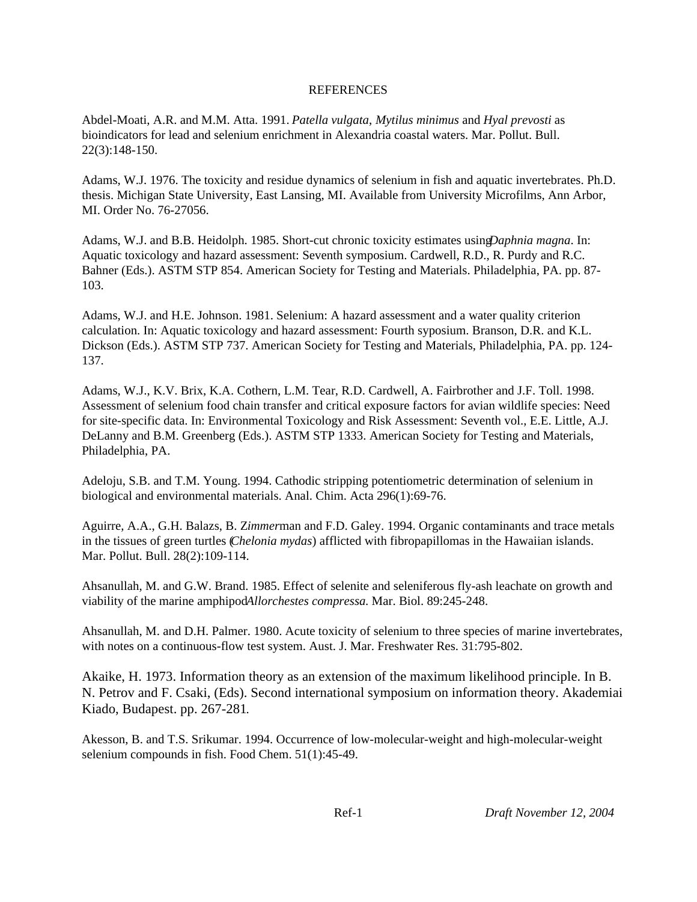# REFERENCES

Abdel-Moati, A.R. and M.M. Atta. 1991. *Patella vulgata*, *Mytilus minimus* and *Hyal prevosti* as bioindicators for lead and selenium enrichment in Alexandria coastal waters. Mar. Pollut. Bull. 22(3):148-150.

Adams, W.J. 1976. The toxicity and residue dynamics of selenium in fish and aquatic invertebrates. Ph.D. thesis. Michigan State University, East Lansing, MI. Available from University Microfilms, Ann Arbor, MI. Order No. 76-27056.

Adams, W.J. and B.B. Heidolph. 1985. Short-cut chronic toxicity estimates using *Daphnia magna*. In: Aquatic toxicology and hazard assessment: Seventh symposium. Cardwell, R.D., R. Purdy and R.C. Bahner (Eds.). ASTM STP 854. American Society for Testing and Materials. Philadelphia, PA. pp. 87-103.

Adams, W.J. and H.E. Johnson. 1981. Selenium: A hazard assessment and a water quality criterion calculation. In: Aquatic toxicology and hazard assessment: Fourth syposium. Branson, D.R. and K.L. Dickson (Eds.). ASTM STP 737. American Society for Testing and Materials, Philadelphia, PA. pp. 124-137.

Adams, W.J., K.V. Brix, K.A. Cothern, L.M. Tear, R.D. Cardwell, A. Fairbrother and J.F. Toll. 1998. Assessment of selenium food chain transfer and critical exposure factors for avian wildlife species: Need for site-specific data. In: Environmental Toxicology and Risk Assessment: Seventh vol., E.E. Little, A.J. DeLanny and B.M. Greenberg (Eds.). ASTM STP 1333. American Society for Testing and Materials, Philadelphia, PA.

Adeloju, S.B. and T.M. Young. 1994. Cathodic stripping potentiometric determination of selenium in biological and environmental materials. Anal. Chim. Acta 296(1):69-76.

Aguirre, A.A., G.H. Balazs, B. Zimmerman and F.D. Galey. 1994. Organic contaminants and trace metals in the tissues of green turtles (*Chelonia mydas*) afflicted with fibropapillomas in the Hawaiian islands. Mar. Pollut. Bull. 28(2):109-114.

Ahsanullah, M. and G.W. Brand. 1985. Effect of selenite and seleniferous fly-ash leachate on growth and viability of the marine amphipod *Allorchestes compressa*. Mar. Biol. 89:245-248.

Ahsanullah, M. and D.H. Palmer. 1980. Acute toxicity of selenium to three species of marine invertebrates, with notes on a continuous-flow test system. Aust. J. Mar. Freshwater Res. 31:795-802.

Akaike, H. 1973. Information theory as an extension of the maximum likelihood principle. In B. N. Petrov and F. Csaki, (Eds). Second international symposium on information theory. Akademiai Kiado, Budapest. pp. 267-281.

Akesson, B. and T.S. Srikumar. 1994. Occurrence of low-molecular-weight and high-molecular-weight selenium compounds in fish. Food Chem. 51(1):45-49.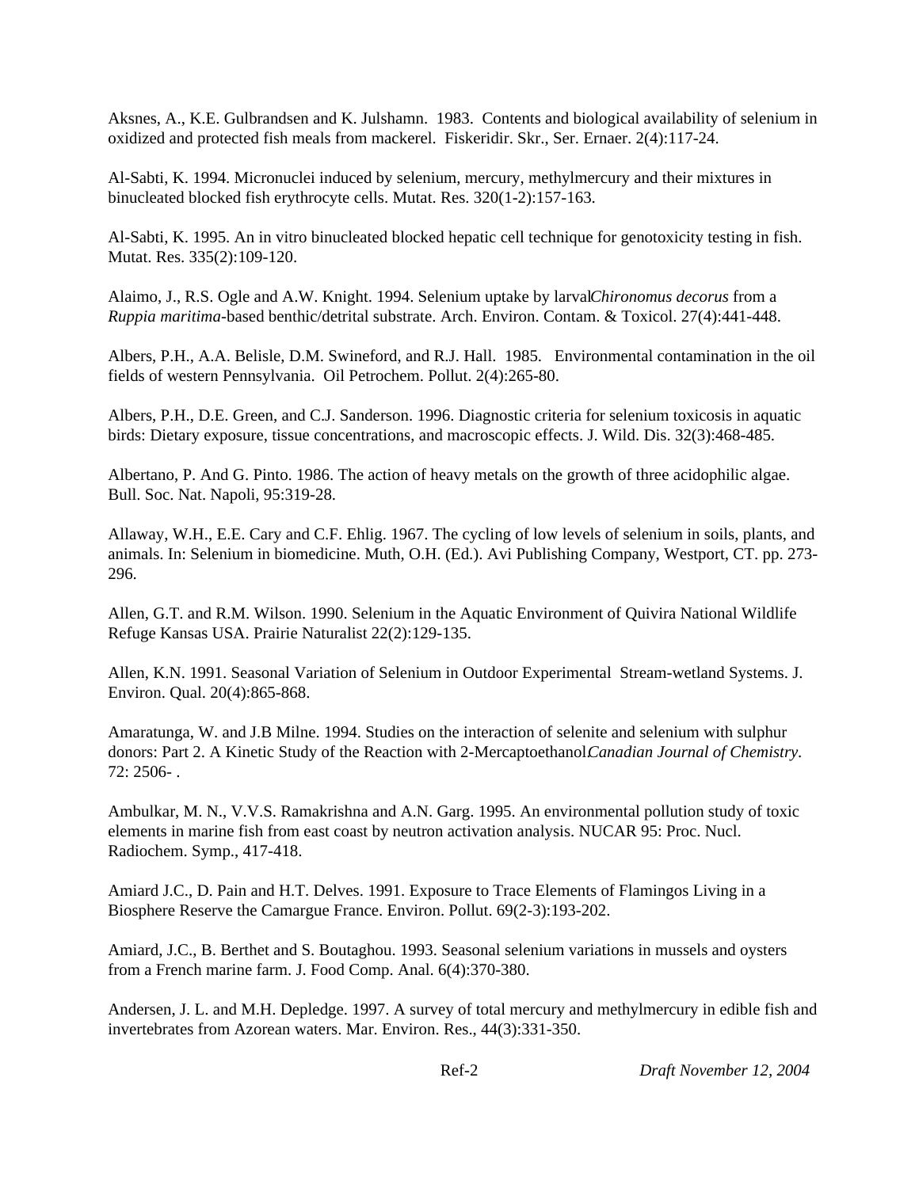Aksnes, A., K.E. Gulbrandsen and K. Julshamn. 1983. Contents and biological availability of selenium in oxidized and protected fish meals from mackerel. Fiskeridir. Skr., Ser. Ernaer. 2(4):117-24.

Al-Sabti, K. 1994. Micronuclei induced by selenium, mercury, methylmercury and their mixtures in binucleated blocked fish erythrocyte cells. Mutat. Res. 320(1-2):157-163.

Al-Sabti, K. 1995. An in vitro binucleated blocked hepatic cell technique for genotoxicity testing in fish. Mutat. Res. 335(2):109-120.

Alaimo, J., R.S. Ogle and A.W. Knight. 1994. Selenium uptake by larval *Chironomus decorus* from a *Ruppia maritima*-based benthic/detrital substrate. Arch. Environ. Contam. & Toxicol. 27(4):441-448.

Albers, P.H., A.A. Belisle, D.M. Swineford, and R.J. Hall. 1985. Environmental contamination in the oil fields of western Pennsylvania. Oil Petrochem. Pollut. 2(4):265-80.

Albers, P.H., D.E. Green, and C.J. Sanderson. 1996. Diagnostic criteria for selenium toxicosis in aquatic birds: Dietary exposure, tissue concentrations, and macroscopic effects. J. Wild. Dis. 32(3):468-485.

Albertano, P. And G. Pinto. 1986. The action of heavy metals on the growth of three acidophilic algae. Bull. Soc. Nat. Napoli, 95:319-28.

Allaway, W.H., E.E. Cary and C.F. Ehlig. 1967. The cycling of low levels of selenium in soils, plants, and animals. In: Selenium in biomedicine. Muth, O.H. (Ed.). Avi Publishing Company, Westport, CT. pp. 273-296.

Allen, G.T. and R.M. Wilson. 1990. Selenium in the Aquatic Environment of Quivira National Wildlife Refuge Kansas USA. Prairie Naturalist 22(2):129-135.

Allen, K.N. 1991. Seasonal Variation of Selenium in Outdoor Experimental Stream-wetland Systems. J. Environ. Qual. 20(4):865-868.

Amaratunga, W. and J.B Milne. 1994. Studies on the interaction of selenite and selenium with sulphur donors: Part 2. A Kinetic Study of the Reaction with 2-Mercaptoethanol. *Canadian Journal of Chemistry*. 72: 2506- .

Ambulkar, M. N., V.V.S. Ramakrishna and A.N. Garg. 1995. An environmental pollution study of toxic elements in marine fish from east coast by neutron activation analysis. NUCAR 95: Proc. Nucl. Radiochem. Symp., 417-418.

Amiard J.C., D. Pain and H.T. Delves. 1991. Exposure to Trace Elements of Flamingos Living in a Biosphere Reserve the Camargue France. Environ. Pollut. 69(2-3):193-202.

Amiard, J.C., B. Berthet and S. Boutaghou. 1993. Seasonal selenium variations in mussels and oysters from a French marine farm. J. Food Comp. Anal. 6(4):370-380.

Andersen, J. L. and M.H. Depledge. 1997. A survey of total mercury and methylmercury in edible fish and invertebrates from Azorean waters. Mar. Environ. Res., 44(3):331-350.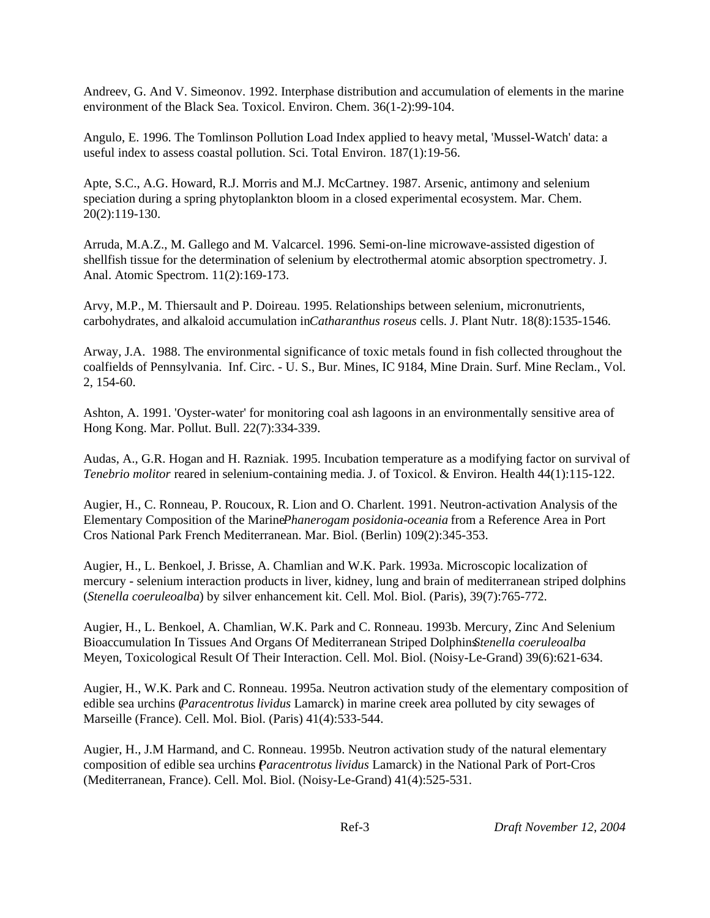Andreev, G. And V. Simeonov. 1992. Interphase distribution and accumulation of elements in the marine environment of the Black Sea. Toxicol. Environ. Chem. 36(1-2):99-104.

Angulo, E. 1996. The Tomlinson Pollution Load Index applied to heavy metal, 'Mussel-Watch' data: a useful index to assess coastal pollution. Sci. Total Environ. 187(1):19-56.

Apte, S.C., A.G. Howard, R.J. Morris and M.J. McCartney. 1987. Arsenic, antimony and selenium speciation during a spring phytoplankton bloom in a closed experimental ecosystem. Mar. Chem. 20(2):119-130.

Arruda, M.A.Z., M. Gallego and M. Valcarcel. 1996. Semi-on-line microwave-assisted digestion of shellfish tissue for the determination of selenium by electrothermal atomic absorption spectrometry. J. Anal. Atomic Spectrom. 11(2):169-173.

Arvy, M.P., M. Thiersault and P. Doireau. 1995. Relationships between selenium, micronutrients, carbohydrates, and alkaloid accumulation in *Catharanthus roseus* cells. J. Plant Nutr. 18(8):1535-1546.

Arway, J.A. 1988. The environmental significance of toxic metals found in fish collected throughout the coalfields of Pennsylvania. Inf. Circ. - U. S., Bur. Mines, IC 9184, Mine Drain. Surf. Mine Reclam., Vol. 2, 154-60.

Ashton, A. 1991. 'Oyster-water' for monitoring coal ash lagoons in an environmentally sensitive area of Hong Kong. Mar. Pollut. Bull. 22(7):334-339.

Audas, A., G.R. Hogan and H. Razniak. 1995. Incubation temperature as a modifying factor on survival of *Tenebrio molitor* reared in selenium-containing media. J. of Toxicol. & Environ. Health 44(1):115-122.

Augier, H., C. Ronneau, P. Roucoux, R. Lion and O. Charlent. 1991. Neutron-activation Analysis of the Elementary Composition of the Marine *Phanerogam posidonia-oceania* from a Reference Area in Port Cros National Park French Mediterranean. Mar. Biol. (Berlin) 109(2):345-353.

Augier, H., L. Benkoel, J. Brisse, A. Chamlian and W.K. Park. 1993a. Microscopic localization of mercury - selenium interaction products in liver, kidney, lung and brain of mediterranean striped dolphins (*Stenella coeruleoalba*) by silver enhancement kit. Cell. Mol. Biol. (Paris), 39(7):765-772.

Augier, H., L. Benkoel, A. Chamlian, W.K. Park and C. Ronneau. 1993b. Mercury, Zinc And Selenium Bioaccumulation In Tissues And Organs Of Mediterranean Striped Dolphins *Stenella coeruleoalba* Meyen, Toxicological Result Of Their Interaction. Cell. Mol. Biol. (Noisy-Le-Grand) 39(6):621-634.

Augier, H., W.K. Park and C. Ronneau. 1995a. Neutron activation study of the elementary composition of edible sea urchins (*Paracentrotus lividus* Lamarck) in marine creek area polluted by city sewages of Marseille (France). Cell. Mol. Biol. (Paris) 41(4):533-544.

Augier, H., J.M Harmand, and C. Ronneau. 1995b. Neutron activation study of the natural elementary composition of edible sea urchins (*Paracentrotus lividus* Lamarck) in the National Park of Port-Cros (Mediterranean, France). Cell. Mol. Biol. (Noisy-Le-Grand) 41(4):525-531.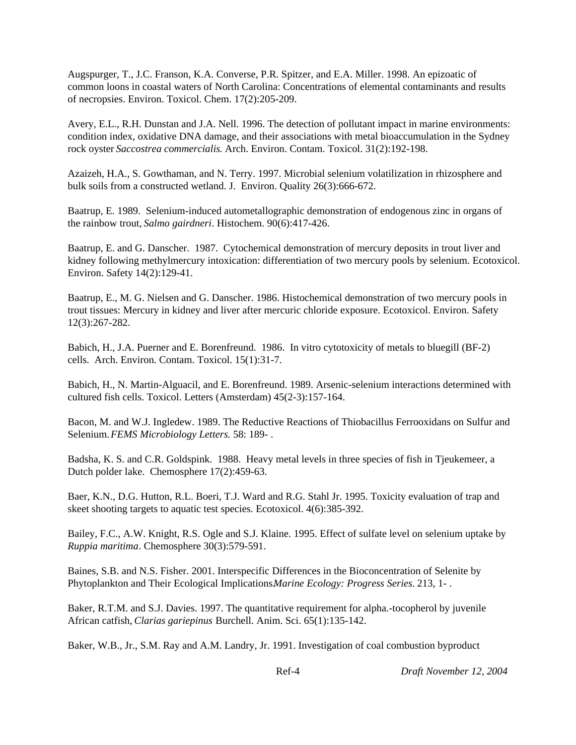Augspurger, T., J.C. Franson, K.A. Converse, P.R. Spitzer, and E.A. Miller. 1998. An epizoatic of common loons in coastal waters of North Carolina: Concentrations of elemental contaminants and results of necropsies. Environ. Toxicol. Chem. 17(2):205-209.

Avery, E.L., R.H. Dunstan and J.A. Nell. 1996. The detection of pollutant impact in marine environments: condition index, oxidative DNA damage, and their associations with metal bioaccumulation in the Sydney rock oyster *Saccostrea commercialis.* Arch. Environ. Contam. Toxicol. 31(2):192-198.

Azaizeh, H.A., S. Gowthaman, and N. Terry. 1997. Microbial selenium volatilization in rhizosphere and bulk soils from a constructed wetland. J. Environ. Quality 26(3):666-672.

Baatrup, E. 1989. Selenium-induced autometallographic demonstration of endogenous zinc in organs of the rainbow trout, *Salmo gairdneri*. Histochem. 90(6):417-426.

Baatrup, E. and G. Danscher. 1987. Cytochemical demonstration of mercury deposits in trout liver and kidney following methylmercury intoxication: differentiation of two mercury pools by selenium. Ecotoxicol. Environ. Safety 14(2):129-41.

Baatrup, E., M. G. Nielsen and G. Danscher. 1986. Histochemical demonstration of two mercury pools in trout tissues: Mercury in kidney and liver after mercuric chloride exposure. Ecotoxicol. Environ. Safety 12(3):267-282.

Babich, H., J.A. Puerner and E. Borenfreund. 1986. In vitro cytotoxicity of metals to bluegill (BF-2) cells. Arch. Environ. Contam. Toxicol. 15(1):31-7.

Babich, H., N. Martin-Alguacil, and E. Borenfreund. 1989. Arsenic-selenium interactions determined with cultured fish cells. Toxicol. Letters (Amsterdam) 45(2-3):157-164.

Bacon, M. and W.J. Ingledew. 1989. The Reductive Reactions of Thiobacillus Ferrooxidans on Sulfur and Selenium. *FEMS Microbiology Letters.* 58: 189- .

Badsha, K. S. and C.R. Goldspink. 1988. Heavy metal levels in three species of fish in Tjeukemeer, a Dutch polder lake. Chemosphere 17(2):459-63.

Baer, K.N., D.G. Hutton, R.L. Boeri, T.J. Ward and R.G. Stahl Jr. 1995. Toxicity evaluation of trap and skeet shooting targets to aquatic test species. Ecotoxicol. 4(6):385-392.

Bailey, F.C., A.W. Knight, R.S. Ogle and S.J. Klaine. 1995. Effect of sulfate level on selenium uptake by *Ruppia maritima*. Chemosphere 30(3):579-591.

Baines, S.B. and N.S. Fisher. 2001. Interspecific Differences in the Bioconcentration of Selenite by Phytoplankton and Their Ecological Implications *Marine Ecology: Progress Series.* 213, 1- .

Baker, R.T.M. and S.J. Davies. 1997. The quantitative requirement for alpha.-tocopherol by juvenile African catfish, *Clarias gariepinus* Burchell. Anim. Sci. 65(1):135-142.

Baker, W.B., Jr., S.M. Ray and A.M. Landry, Jr. 1991. Investigation of coal combustion byproduct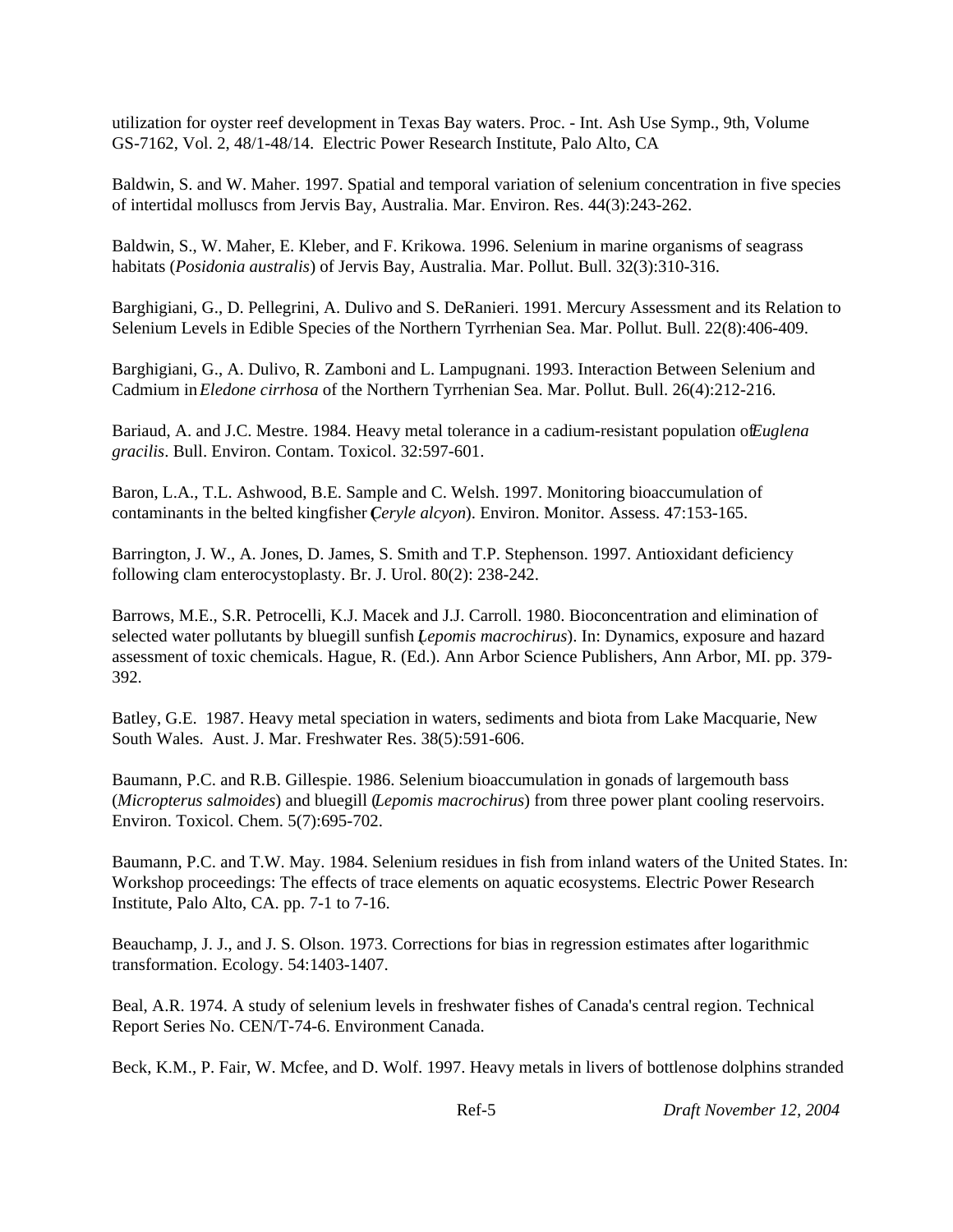utilization for oyster reef development in Texas Bay waters. Proc. - Int. Ash Use Symp., 9th, Volume GS-7162, Vol. 2, 48/1-48/14. Electric Power Research Institute, Palo Alto, CA

Baldwin, S. and W. Maher. 1997. Spatial and temporal variation of selenium concentration in five species of intertidal molluscs from Jervis Bay, Australia. Mar. Environ. Res. 44(3):243-262.

Baldwin, S., W. Maher, E. Kleber, and F. Krikowa. 1996. Selenium in marine organisms of seagrass habitats (*Posidonia australis*) of Jervis Bay, Australia. Mar. Pollut. Bull. 32(3):310-316.

Barghigiani, G., D. Pellegrini, A. Dulivo and S. DeRanieri. 1991. Mercury Assessment and its Relation to Selenium Levels in Edible Species of the Northern Tyrrhenian Sea. Mar. Pollut. Bull. 22(8):406-409.

Barghigiani, G., A. Dulivo, R. Zamboni and L. Lampugnani. 1993. Interaction Between Selenium and Cadmium in *Eledone cirrhosa* of the Northern Tyrrhenian Sea. Mar. Pollut. Bull. 26(4):212-216.

Bariaud, A. and J.C. Mestre. 1984. Heavy metal tolerance in a cadium-resistant population of *Euglena gracilis*. Bull. Environ. Contam. Toxicol. 32:597-601.

Baron, L.A., T.L. Ashwood, B.E. Sample and C. Welsh. 1997. Monitoring bioaccumulation of contaminants in the belted kingfisher (*Ceryle alcyon*). Environ. Monitor. Assess. 47:153-165.

Barrington, J. W., A. Jones, D. James, S. Smith and T.P. Stephenson. 1997. Antioxidant deficiency following clam enterocystoplasty. Br. J. Urol. 80(2): 238-242.

Barrows, M.E., S.R. Petrocelli, K.J. Macek and J.J. Carroll. 1980. Bioconcentration and elimination of selected water pollutants by bluegill sunfish (*Lepomis macrochirus*). In: Dynamics, exposure and hazard assessment of toxic chemicals. Hague, R. (Ed.). Ann Arbor Science Publishers, Ann Arbor, MI. pp. 379-392.

Batley, G.E. 1987. Heavy metal speciation in waters, sediments and biota from Lake Macquarie, New South Wales. Aust. J. Mar. Freshwater Res. 38(5):591-606.

Baumann, P.C. and R.B. Gillespie. 1986. Selenium bioaccumulation in gonads of largemouth bass (*Micropterus salmoides*) and bluegill (*Lepomis macrochirus*) from three power plant cooling reservoirs. Environ. Toxicol. Chem. 5(7):695-702.

Baumann, P.C. and T.W. May. 1984. Selenium residues in fish from inland waters of the United States. In: Workshop proceedings: The effects of trace elements on aquatic ecosystems. Electric Power Research Institute, Palo Alto, CA. pp. 7-1 to 7-16.

Beauchamp, J. J., and J. S. Olson. 1973. Corrections for bias in regression estimates after logarithmic transformation. Ecology. 54:1403-1407.

Beal, A.R. 1974. A study of selenium levels in freshwater fishes of Canada's central region. Technical Report Series No. CEN/T-74-6. Environment Canada.

Beck, K.M., P. Fair, W. Mcfee, and D. Wolf. 1997. Heavy metals in livers of bottlenose dolphins stranded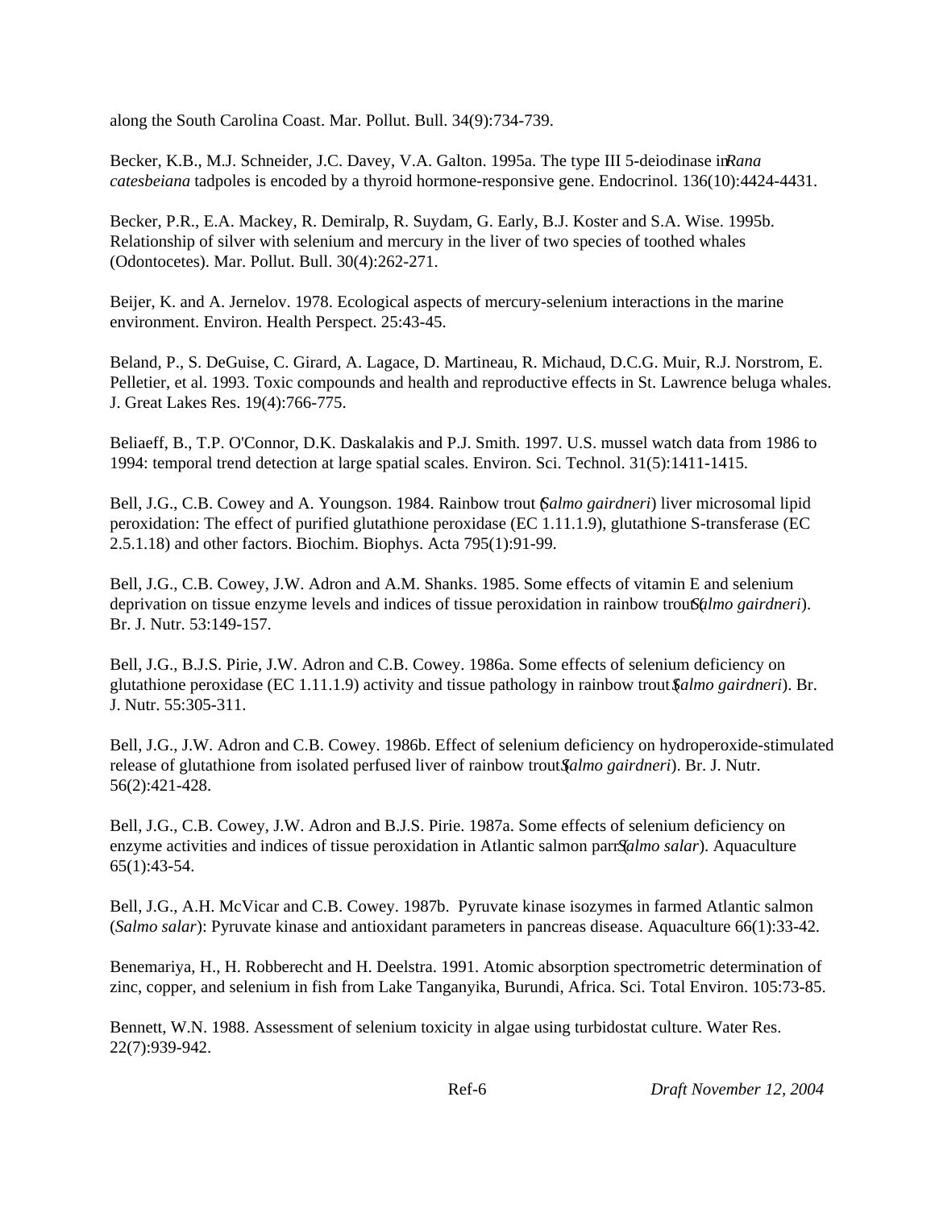along the South Carolina Coast. Mar. Pollut. Bull. 34(9):734-739.

Becker, K.B., M.J. Schneider, J.C. Davey, V.A. Galton. 1995a. The type III 5-deiodinase in *Rana catesbeiana* tadpoles is encoded by a thyroid hormone-responsive gene. Endocrinol. 136(10):4424-4431.

Becker, P.R., E.A. Mackey, R. Demiralp, R. Suydam, G. Early, B.J. Koster and S.A. Wise. 1995b. Relationship of silver with selenium and mercury in the liver of two species of toothed whales (Odontocetes). Mar. Pollut. Bull. 30(4):262-271.

Beijer, K. and A. Jernelov. 1978. Ecological aspects of mercury-selenium interactions in the marine environment. Environ. Health Perspect. 25:43-45.

Beland, P., S. DeGuise, C. Girard, A. Lagace, D. Martineau, R. Michaud, D.C.G. Muir, R.J. Norstrom, E. Pelletier, et al. 1993. Toxic compounds and health and reproductive effects in St. Lawrence beluga whales. J. Great Lakes Res. 19(4):766-775.

Beliaeff, B., T.P. O'Connor, D.K. Daskalakis and P.J. Smith. 1997. U.S. mussel watch data from 1986 to 1994: temporal trend detection at large spatial scales. Environ. Sci. Technol. 31(5):1411-1415.

Bell, J.G., C.B. Cowey and A. Youngson. 1984. Rainbow trout (*Salmo gairdneri*) liver microsomal lipid peroxidation: The effect of purified glutathione peroxidase (EC 1.11.1.9), glutathione S-transferase (EC 2.5.1.18) and other factors. Biochim. Biophys. Acta 795(1):91-99.

Bell, J.G., C.B. Cowey, J.W. Adron and A.M. Shanks. 1985. Some effects of vitamin E and selenium deprivation on tissue enzyme levels and indices of tissue peroxidation in rainbow trout (*Salmo gairdneri*). Br. J. Nutr. 53:149-157.

Bell, J.G., B.J.S. Pirie, J.W. Adron and C.B. Cowey. 1986a. Some effects of selenium deficiency on glutathione peroxidase (EC 1.11.1.9) activity and tissue pathology in rainbow trout (*Salmo gairdneri*). Br. J. Nutr. 55:305-311.

Bell, J.G., J.W. Adron and C.B. Cowey. 1986b. Effect of selenium deficiency on hydroperoxide-stimulated release of glutathione from isolated perfused liver of rainbow trout (*Salmo gairdneri*). Br. J. Nutr. 56(2):421-428.

Bell, J.G., C.B. Cowey, J.W. Adron and B.J.S. Pirie. 1987a. Some effects of selenium deficiency on enzyme activities and indices of tissue peroxidation in Atlantic salmon parr (*Salmo salar*). Aquaculture 65(1):43-54.

Bell, J.G., A.H. McVicar and C.B. Cowey. 1987b. Pyruvate kinase isozymes in farmed Atlantic salmon (*Salmo salar*): Pyruvate kinase and antioxidant parameters in pancreas disease. Aquaculture 66(1):33-42.

Benemariya, H., H. Robberecht and H. Deelstra. 1991. Atomic absorption spectrometric determination of zinc, copper, and selenium in fish from Lake Tanganyika, Burundi, Africa. Sci. Total Environ. 105:73-85.

Bennett, W.N. 1988. Assessment of selenium toxicity in algae using turbidostat culture. Water Res. 22(7):939-942.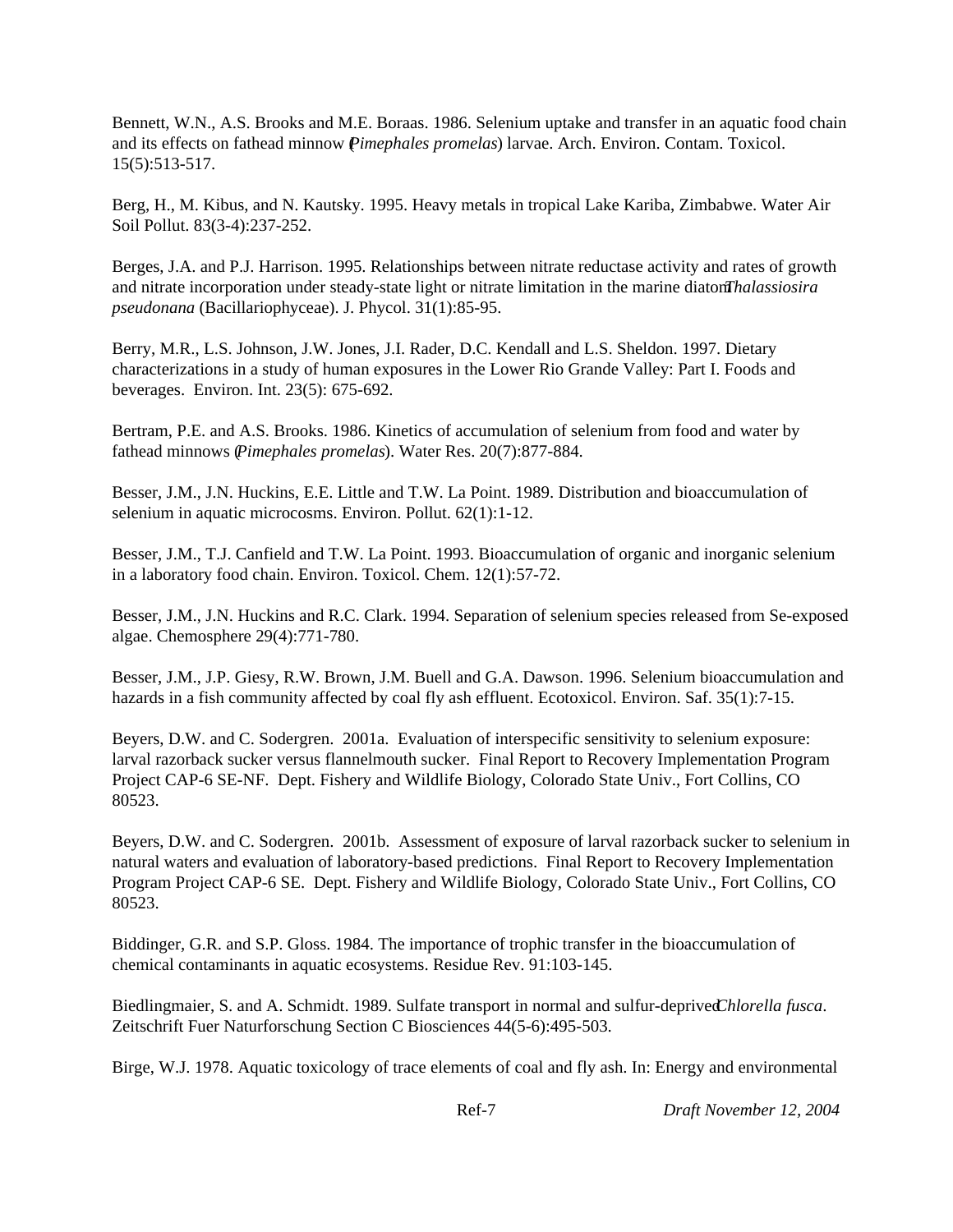Bennett, W.N., A.S. Brooks and M.E. Boraas. 1986. Selenium uptake and transfer in an aquatic food chain and its effects on fathead minnow (*Pimephales promelas*) larvae. Arch. Environ. Contam. Toxicol. 15(5):513-517.

Berg, H., M. Kibus, and N. Kautsky. 1995. Heavy metals in tropical Lake Kariba, Zimbabwe. Water Air Soil Pollut. 83(3-4):237-252.

Berges, J.A. and P.J. Harrison. 1995. Relationships between nitrate reductase activity and rates of growth and nitrate incorporation under steady-state light or nitrate limitation in the marine diatom *Thalassiosira pseudonana* (Bacillariophyceae). J. Phycol. 31(1):85-95.

Berry, M.R., L.S. Johnson, J.W. Jones, J.I. Rader, D.C. Kendall and L.S. Sheldon. 1997. Dietary characterizations in a study of human exposures in the Lower Rio Grande Valley: Part I. Foods and beverages. Environ. Int. 23(5): 675-692.

Bertram, P.E. and A.S. Brooks. 1986. Kinetics of accumulation of selenium from food and water by fathead minnows (*Pimephales promelas*). Water Res. 20(7):877-884.

Besser, J.M., J.N. Huckins, E.E. Little and T.W. La Point. 1989. Distribution and bioaccumulation of selenium in aquatic microcosms. Environ. Pollut. 62(1):1-12.

Besser, J.M., T.J. Canfield and T.W. La Point. 1993. Bioaccumulation of organic and inorganic selenium in a laboratory food chain. Environ. Toxicol. Chem. 12(1):57-72.

Besser, J.M., J.N. Huckins and R.C. Clark. 1994. Separation of selenium species released from Se-exposed algae. Chemosphere 29(4):771-780.

Besser, J.M., J.P. Giesy, R.W. Brown, J.M. Buell and G.A. Dawson. 1996. Selenium bioaccumulation and hazards in a fish community affected by coal fly ash effluent. Ecotoxicol. Environ. Saf. 35(1):7-15.

Beyers, D.W. and C. Sodergren. 2001a. Evaluation of interspecific sensitivity to selenium exposure: larval razorback sucker versus flannelmouth sucker. Final Report to Recovery Implementation Program Project CAP-6 SE-NF. Dept. Fishery and Wildlife Biology, Colorado State Univ., Fort Collins, CO 80523.

Beyers, D.W. and C. Sodergren. 2001b. Assessment of exposure of larval razorback sucker to selenium in natural waters and evaluation of laboratory-based predictions. Final Report to Recovery Implementation Program Project CAP-6 SE. Dept. Fishery and Wildlife Biology, Colorado State Univ., Fort Collins, CO 80523.

Biddinger, G.R. and S.P. Gloss. 1984. The importance of trophic transfer in the bioaccumulation of chemical contaminants in aquatic ecosystems. Residue Rev. 91:103-145.

Biedlingmaier, S. and A. Schmidt. 1989. Sulfate transport in normal and sulfur-deprived *Chlorella fusca*. Zeitschrift Fuer Naturforschung Section C Biosciences 44(5-6):495-503.

Birge, W.J. 1978. Aquatic toxicology of trace elements of coal and fly ash. In: Energy and environmental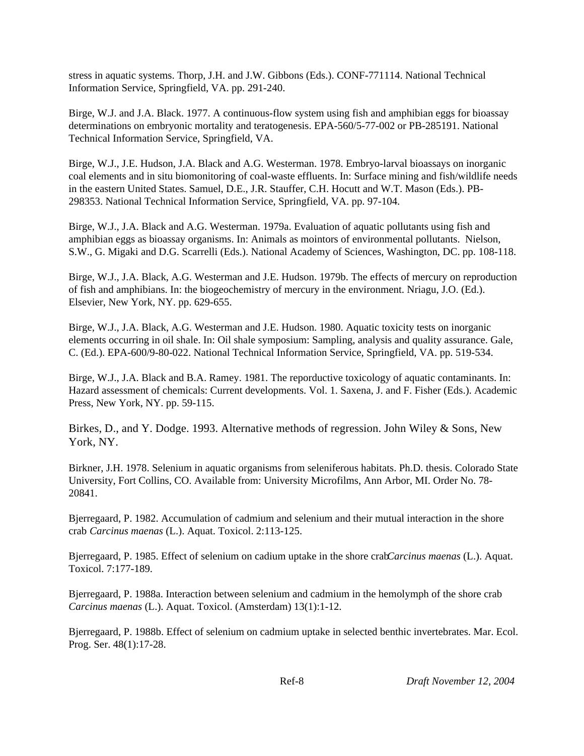stress in aquatic systems. Thorp, J.H. and J.W. Gibbons (Eds.). CONF-771114. National Technical Information Service, Springfield, VA. pp. 291-240.

Birge, W.J. and J.A. Black. 1977. A continuous-flow system using fish and amphibian eggs for bioassay determinations on embryonic mortality and teratogenesis. EPA-560/5-77-002 or PB-285191. National Technical Information Service, Springfield, VA.

Birge, W.J., J.E. Hudson, J.A. Black and A.G. Westerman. 1978. Embryo-larval bioassays on inorganic coal elements and in situ biomonitoring of coal-waste effluents. In: Surface mining and fish/wildlife needs in the eastern United States. Samuel, D.E., J.R. Stauffer, C.H. Hocutt and W.T. Mason (Eds.). PB-298353. National Technical Information Service, Springfield, VA. pp. 97-104.

Birge, W.J., J.A. Black and A.G. Westerman. 1979a. Evaluation of aquatic pollutants using fish and amphibian eggs as bioassay organisms. In: Animals as mointors of environmental pollutants. Nielson, S.W., G. Migaki and D.G. Scarrelli (Eds.). National Academy of Sciences, Washington, DC. pp. 108-118.

Birge, W.J., J.A. Black, A.G. Westerman and J.E. Hudson. 1979b. The effects of mercury on reproduction of fish and amphibians. In: the biogeochemistry of mercury in the environment. Nriagu, J.O. (Ed.). Elsevier, New York, NY. pp. 629-655.

Birge, W.J., J.A. Black, A.G. Westerman and J.E. Hudson. 1980. Aquatic toxicity tests on inorganic elements occurring in oil shale. In: Oil shale symposium: Sampling, analysis and quality assurance. Gale, C. (Ed.). EPA-600/9-80-022. National Technical Information Service, Springfield, VA. pp. 519-534.

Birge, W.J., J.A. Black and B.A. Ramey. 1981. The reporductive toxicology of aquatic contaminants. In: Hazard assessment of chemicals: Current developments. Vol. 1. Saxena, J. and F. Fisher (Eds.). Academic Press, New York, NY. pp. 59-115.

Birkes, D., and Y. Dodge. 1993. Alternative methods of regression. John Wiley & Sons, New York, NY.

Birkner, J.H. 1978. Selenium in aquatic organisms from seleniferous habitats. Ph.D. thesis. Colorado State University, Fort Collins, CO. Available from: University Microfilms, Ann Arbor, MI. Order No. 78-20841.

Bjerregaard, P. 1982. Accumulation of cadmium and selenium and their mutual interaction in the shore crab *Carcinus maenas* (L.). Aquat. Toxicol. 2:113-125.

Bjerregaard, P. 1985. Effect of selenium on cadium uptake in the shore crab *Carcinus maenas* (L.). Aquat. Toxicol. 7:177-189.

Bjerregaard, P. 1988a. Interaction between selenium and cadmium in the hemolymph of the shore crab *Carcinus maenas* (L.). Aquat. Toxicol. (Amsterdam) 13(1):1-12.

Bjerregaard, P. 1988b. Effect of selenium on cadmium uptake in selected benthic invertebrates. Mar. Ecol. Prog. Ser. 48(1):17-28.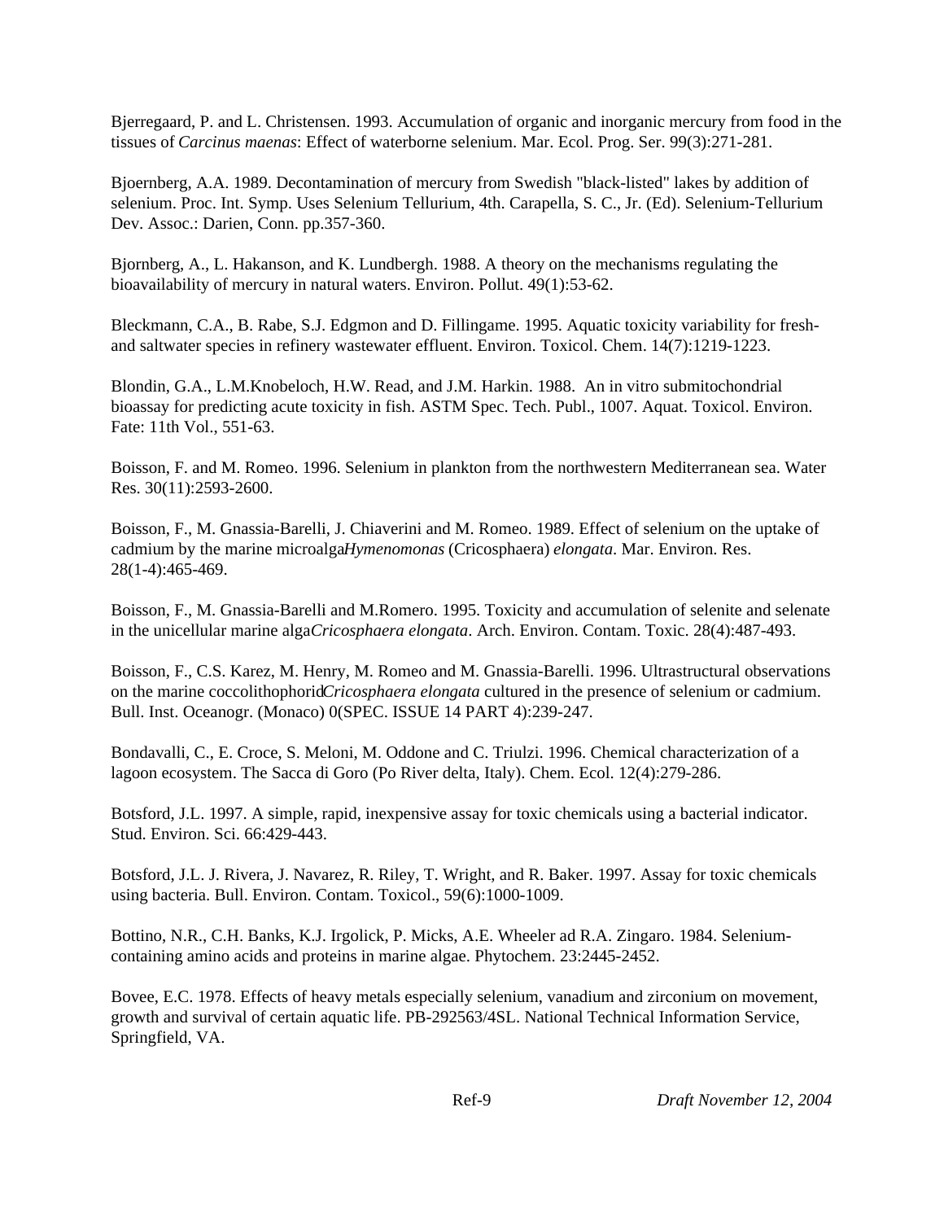Bjerregaard, P. and L. Christensen. 1993. Accumulation of organic and inorganic mercury from food in the tissues of *Carcinus maenas*: Effect of waterborne selenium. Mar. Ecol. Prog. Ser. 99(3):271-281.

Bjoernberg, A.A. 1989. Decontamination of mercury from Swedish "black-listed" lakes by addition of selenium. Proc. Int. Symp. Uses Selenium Tellurium, 4th. Carapella, S. C., Jr. (Ed). Selenium-Tellurium Dev. Assoc.: Darien, Conn. pp.357-360.

Bjornberg, A., L. Hakanson, and K. Lundbergh. 1988. A theory on the mechanisms regulating the bioavailability of mercury in natural waters. Environ. Pollut. 49(1):53-62.

Bleckmann, C.A., B. Rabe, S.J. Edgmon and D. Fillingame. 1995. Aquatic toxicity variability for fresh- and saltwater species in refinery wastewater effluent. Environ. Toxicol. Chem. 14(7):1219-1223.

Blondin, G.A., L.M.Knobeloch, H.W. Read, and J.M. Harkin. 1988. An in vitro submitochondrial bioassay for predicting acute toxicity in fish. ASTM Spec. Tech. Publ., 1007. Aquat. Toxicol. Environ. Fate: 11th Vol., 551-63.

Boisson, F. and M. Romeo. 1996. Selenium in plankton from the northwestern Mediterranean sea. Water Res. 30(11):2593-2600.

Boisson, F., M. Gnassia-Barelli, J. Chiaverini and M. Romeo. 1989. Effect of selenium on the uptake of cadmium by the marine microalga *Hymenomonas* (Cricosphaera) *elongata*. Mar. Environ. Res. 28(1-4):465-469.

Boisson, F., M. Gnassia-Barelli and M.Romero. 1995. Toxicity and accumulation of selenite and selenate in the unicellular marine alga *Cricosphaera elongata*. Arch. Environ. Contam. Toxic. 28(4):487-493.

Boisson, F., C.S. Karez, M. Henry, M. Romeo and M. Gnassia-Barelli. 1996. Ultrastructural observations on the marine coccolithophorid *Cricosphaera elongata* cultured in the presence of selenium or cadmium. Bull. Inst. Oceanogr. (Monaco) 0(SPEC. ISSUE 14 PART 4):239-247.

Bondavalli, C., E. Croce, S. Meloni, M. Oddone and C. Triulzi. 1996. Chemical characterization of a lagoon ecosystem. The Sacca di Goro (Po River delta, Italy). Chem. Ecol. 12(4):279-286.

Botsford, J.L. 1997. A simple, rapid, inexpensive assay for toxic chemicals using a bacterial indicator. Stud. Environ. Sci. 66:429-443.

Botsford, J.L. J. Rivera, J. Navarez, R. Riley, T. Wright, and R. Baker. 1997. Assay for toxic chemicals using bacteria. Bull. Environ. Contam. Toxicol., 59(6):1000-1009.

Bottino, N.R., C.H. Banks, K.J. Irgolick, P. Micks, A.E. Wheeler ad R.A. Zingaro. 1984. Selenium-containing amino acids and proteins in marine algae. Phytochem. 23:2445-2452.

Bovee, E.C. 1978. Effects of heavy metals especially selenium, vanadium and zirconium on movement, growth and survival of certain aquatic life. PB-292563/4SL. National Technical Information Service, Springfield, VA.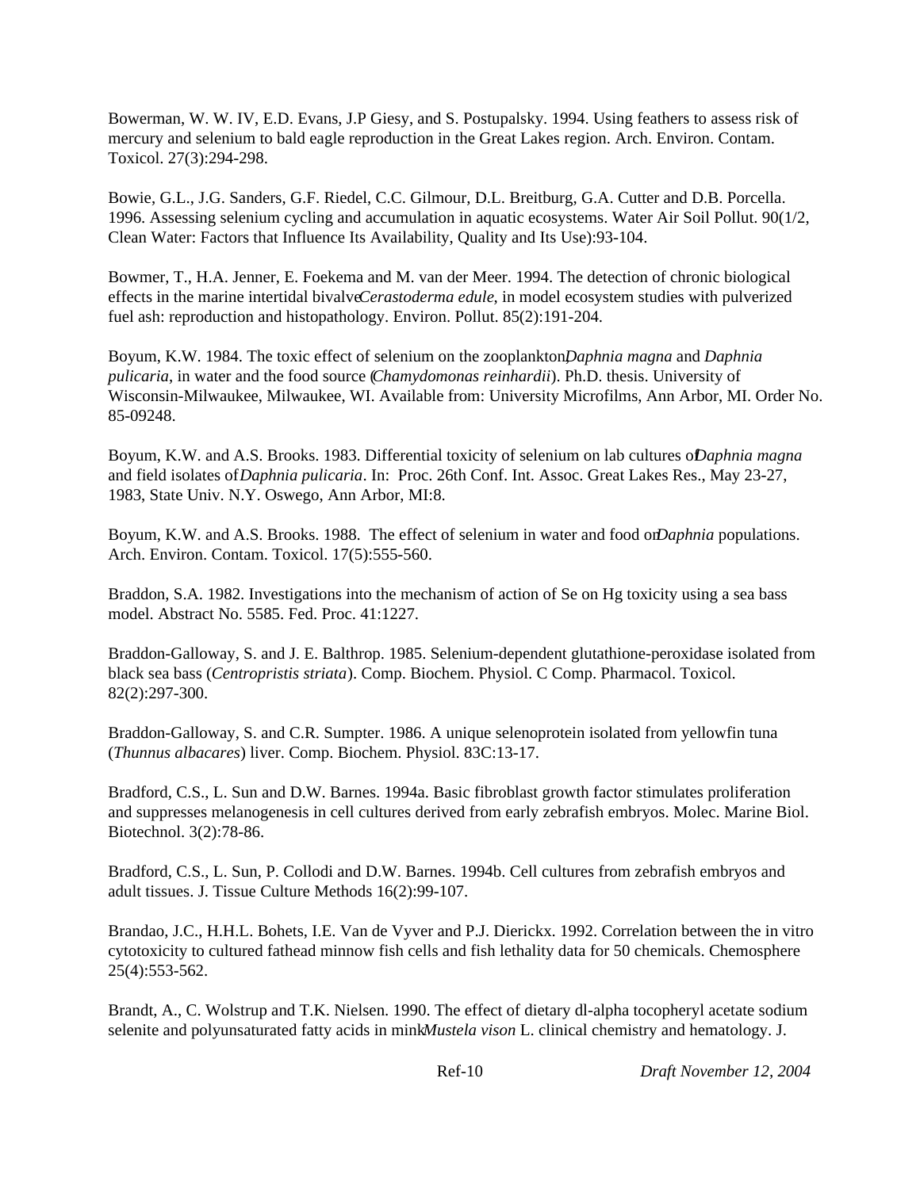Bowerman, W. W. IV, E.D. Evans, J.P Giesy, and S. Postupalsky. 1994. Using feathers to assess risk of mercury and selenium to bald eagle reproduction in the Great Lakes region. Arch. Environ. Contam. Toxicol. 27(3):294-298.

Bowie, G.L., J.G. Sanders, G.F. Riedel, C.C. Gilmour, D.L. Breitburg, G.A. Cutter and D.B. Porcella. 1996. Assessing selenium cycling and accumulation in aquatic ecosystems. Water Air Soil Pollut. 90(1/2, Clean Water: Factors that Influence Its Availability, Quality and Its Use):93-104.

Bowmer, T., H.A. Jenner, E. Foekema and M. van der Meer. 1994. The detection of chronic biological effects in the marine intertidal bivalve *Cerastoderma edule*, in model ecosystem studies with pulverized fuel ash: reproduction and histopathology. Environ. Pollut. 85(2):191-204.

Boyum, K.W. 1984. The toxic effect of selenium on the zooplankton, *Daphnia magna* and *Daphnia pulicaria*, in water and the food source (*Chamydomonas reinhardii*). Ph.D. thesis. University of Wisconsin-Milwaukee, Milwaukee, WI. Available from: University Microfilms, Ann Arbor, MI. Order No. 85-09248.

Boyum, K.W. and A.S. Brooks. 1983. Differential toxicity of selenium on lab cultures of *Daphnia magna* and field isolates of *Daphnia pulicaria*. In: Proc. 26th Conf. Int. Assoc. Great Lakes Res., May 23-27, 1983, State Univ. N.Y. Oswego, Ann Arbor, MI:8.

Boyum, K.W. and A.S. Brooks. 1988. The effect of selenium in water and food on *Daphnia* populations. Arch. Environ. Contam. Toxicol. 17(5):555-560.

Braddon, S.A. 1982. Investigations into the mechanism of action of Se on Hg toxicity using a sea bass model. Abstract No. 5585. Fed. Proc. 41:1227.

Braddon-Galloway, S. and J. E. Balthrop. 1985. Selenium-dependent glutathione-peroxidase isolated from black sea bass (*Centropristis striata*). Comp. Biochem. Physiol. C Comp. Pharmacol. Toxicol. 82(2):297-300.

Braddon-Galloway, S. and C.R. Sumpter. 1986. A unique selenoprotein isolated from yellowfin tuna (*Thunnus albacares*) liver. Comp. Biochem. Physiol. 83C:13-17.

Bradford, C.S., L. Sun and D.W. Barnes. 1994a. Basic fibroblast growth factor stimulates proliferation and suppresses melanogenesis in cell cultures derived from early zebrafish embryos. Molec. Marine Biol. Biotechnol. 3(2):78-86.

Bradford, C.S., L. Sun, P. Collodi and D.W. Barnes. 1994b. Cell cultures from zebrafish embryos and adult tissues. J. Tissue Culture Methods 16(2):99-107.

Brandao, J.C., H.H.L. Bohets, I.E. Van de Vyver and P.J. Dierickx. 1992. Correlation between the in vitro cytotoxicity to cultured fathead minnow fish cells and fish lethality data for 50 chemicals. Chemosphere 25(4):553-562.

Brandt, A., C. Wolstrup and T.K. Nielsen. 1990. The effect of dietary dl-alpha tocopheryl acetate sodium selenite and polyunsaturated fatty acids in mink *Mustela vison* L. clinical chemistry and hematology. J.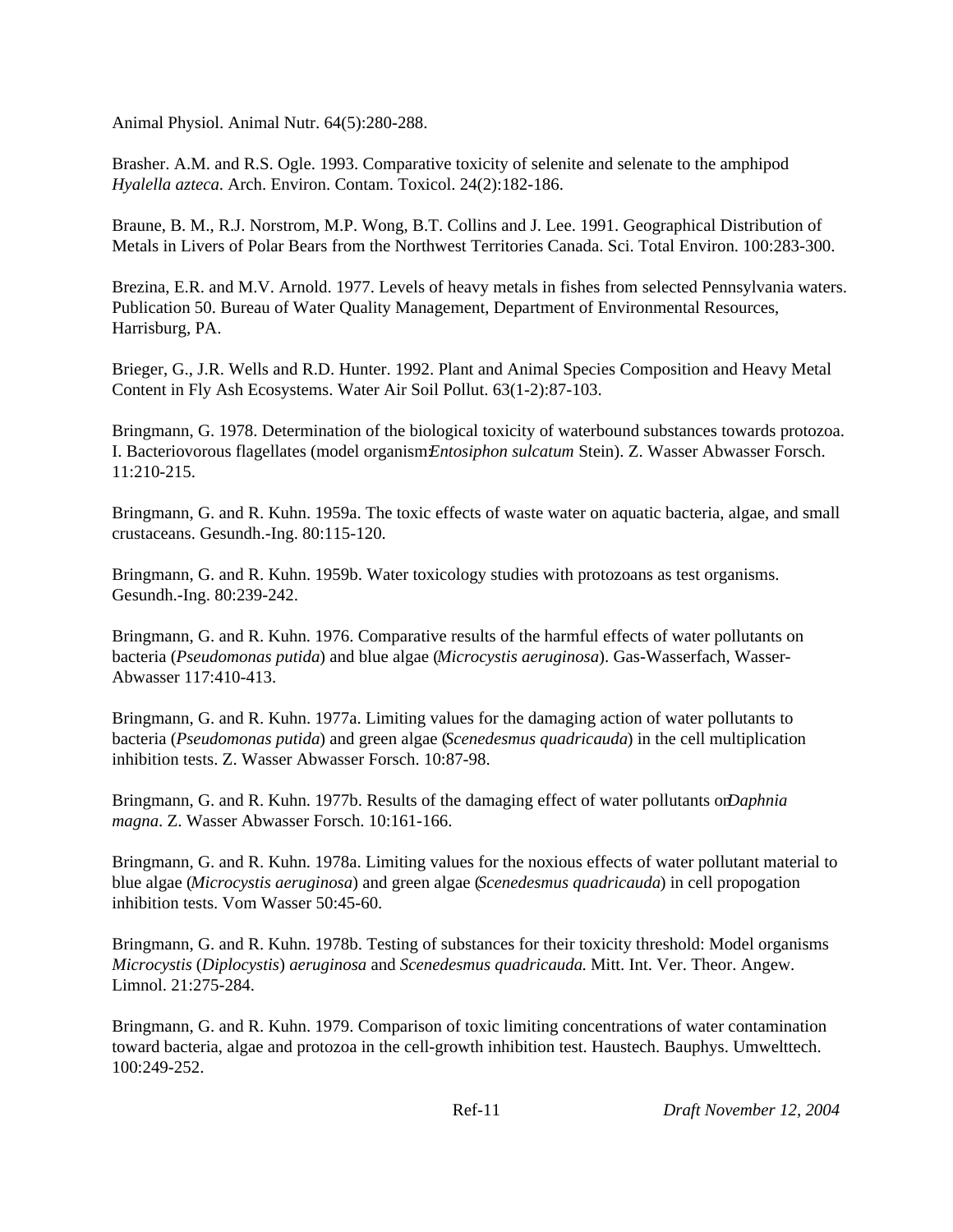Animal Physiol. Animal Nutr. 64(5):280-288.

Brasher. A.M. and R.S. Ogle. 1993. Comparative toxicity of selenite and selenate to the amphipod *Hyalella azteca*. Arch. Environ. Contam. Toxicol. 24(2):182-186.

Braune, B. M., R.J. Norstrom, M.P. Wong, B.T. Collins and J. Lee. 1991. Geographical Distribution of Metals in Livers of Polar Bears from the Northwest Territories Canada. Sci. Total Environ. 100:283-300.

Brezina, E.R. and M.V. Arnold. 1977. Levels of heavy metals in fishes from selected Pennsylvania waters. Publication 50. Bureau of Water Quality Management, Department of Environmental Resources, Harrisburg, PA.

Brieger, G., J.R. Wells and R.D. Hunter. 1992. Plant and Animal Species Composition and Heavy Metal Content in Fly Ash Ecosystems. Water Air Soil Pollut. 63(1-2):87-103.

Bringmann, G. 1978. Determination of the biological toxicity of waterbound substances towards protozoa. I. Bacteriovorous flagellates (model organism: *Entosiphon sulcatum* Stein). Z. Wasser Abwasser Forsch. 11:210-215.

Bringmann, G. and R. Kuhn. 1959a. The toxic effects of waste water on aquatic bacteria, algae, and small crustaceans. Gesundh.-Ing. 80:115-120.

Bringmann, G. and R. Kuhn. 1959b. Water toxicology studies with protozoans as test organisms. Gesundh.-Ing. 80:239-242.

Bringmann, G. and R. Kuhn. 1976. Comparative results of the harmful effects of water pollutants on bacteria (*Pseudomonas putida*) and blue algae (*Microcystis aeruginosa*). Gas-Wasserfach, Wasser-Abwasser 117:410-413.

Bringmann, G. and R. Kuhn. 1977a. Limiting values for the damaging action of water pollutants to bacteria (*Pseudomonas putida*) and green algae (*Scenedesmus quadricauda*) in the cell multiplication inhibition tests. Z. Wasser Abwasser Forsch. 10:87-98.

Bringmann, G. and R. Kuhn. 1977b. Results of the damaging effect of water pollutants on *Daphnia magna*. Z. Wasser Abwasser Forsch. 10:161-166.

Bringmann, G. and R. Kuhn. 1978a. Limiting values for the noxious effects of water pollutant material to blue algae (*Microcystis aeruginosa*) and green algae (*Scenedesmus quadricauda*) in cell propogation inhibition tests. Vom Wasser 50:45-60.

Bringmann, G. and R. Kuhn. 1978b. Testing of substances for their toxicity threshold: Model organisms *Microcystis* (*Diplocystis*) *aeruginosa* and *Scenedesmus quadricauda.* Mitt. Int. Ver. Theor. Angew. Limnol. 21:275-284.

Bringmann, G. and R. Kuhn. 1979. Comparison of toxic limiting concentrations of water contamination toward bacteria, algae and protozoa in the cell-growth inhibition test. Haustech. Bauphys. Umwelttech. 100:249-252.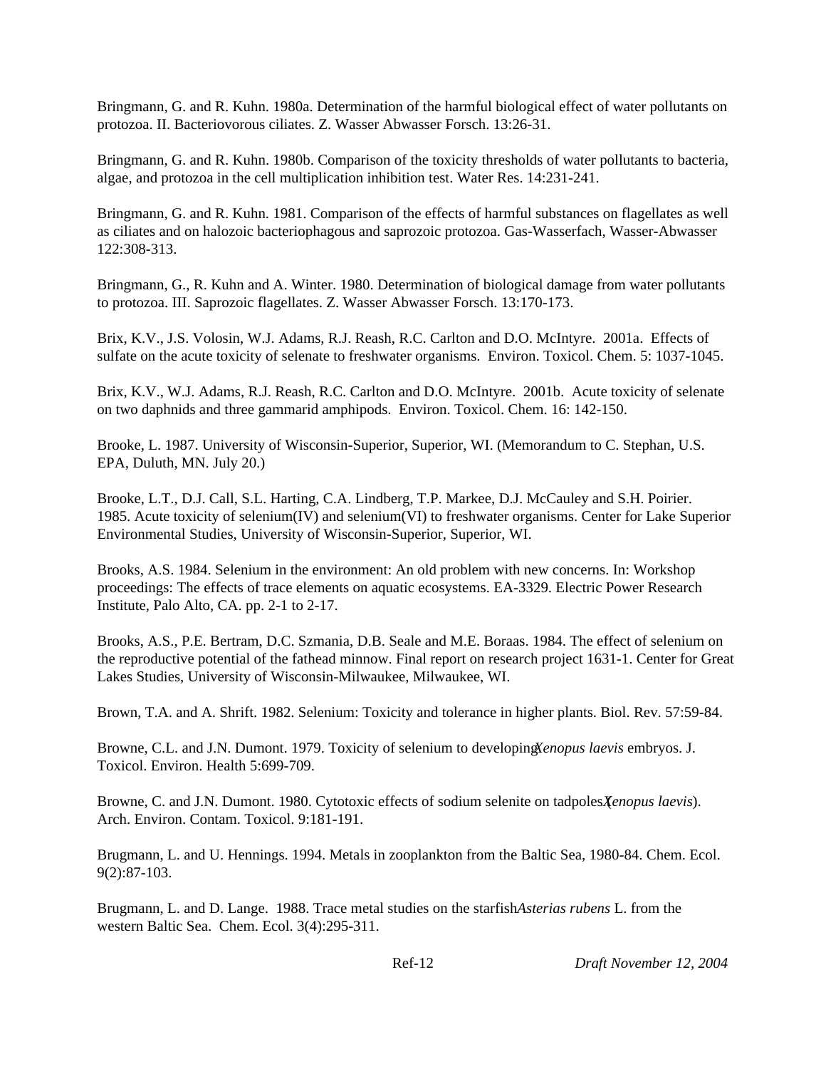Bringmann, G. and R. Kuhn. 1980a. Determination of the harmful biological effect of water pollutants on protozoa. II. Bacteriovorous ciliates. Z. Wasser Abwasser Forsch. 13:26-31.

Bringmann, G. and R. Kuhn. 1980b. Comparison of the toxicity thresholds of water pollutants to bacteria, algae, and protozoa in the cell multiplication inhibition test. Water Res. 14:231-241.

Bringmann, G. and R. Kuhn. 1981. Comparison of the effects of harmful substances on flagellates as well as ciliates and on halozoic bacteriophagous and saprozoic protozoa. Gas-Wasserfach, Wasser-Abwasser 122:308-313.

Bringmann, G., R. Kuhn and A. Winter. 1980. Determination of biological damage from water pollutants to protozoa. III. Saprozoic flagellates. Z. Wasser Abwasser Forsch. 13:170-173.

Brix, K.V., J.S. Volosin, W.J. Adams, R.J. Reash, R.C. Carlton and D.O. McIntyre. 2001a. Effects of sulfate on the acute toxicity of selenate to freshwater organisms. Environ. Toxicol. Chem. 5: 1037-1045.

Brix, K.V., W.J. Adams, R.J. Reash, R.C. Carlton and D.O. McIntyre. 2001b. Acute toxicity of selenate on two daphnids and three gammarid amphipods. Environ. Toxicol. Chem. 16: 142-150.

Brooke, L. 1987. University of Wisconsin-Superior, Superior, WI. (Memorandum to C. Stephan, U.S. EPA, Duluth, MN. July 20.)

Brooke, L.T., D.J. Call, S.L. Harting, C.A. Lindberg, T.P. Markee, D.J. McCauley and S.H. Poirier. 1985. Acute toxicity of selenium(IV) and selenium(VI) to freshwater organisms. Center for Lake Superior Environmental Studies, University of Wisconsin-Superior, Superior, WI.

Brooks, A.S. 1984. Selenium in the environment: An old problem with new concerns. In: Workshop proceedings: The effects of trace elements on aquatic ecosystems. EA-3329. Electric Power Research Institute, Palo Alto, CA. pp. 2-1 to 2-17.

Brooks, A.S., P.E. Bertram, D.C. Szmania, D.B. Seale and M.E. Boraas. 1984. The effect of selenium on the reproductive potential of the fathead minnow. Final report on research project 1631-1. Center for Great Lakes Studies, University of Wisconsin-Milwaukee, Milwaukee, WI.

Brown, T.A. and A. Shrift. 1982. Selenium: Toxicity and tolerance in higher plants. Biol. Rev. 57:59-84.

Browne, C.L. and J.N. Dumont. 1979. Toxicity of selenium to developing *Xenopus laevis* embryos. J. Toxicol. Environ. Health 5:699-709.

Browne, C. and J.N. Dumont. 1980. Cytotoxic effects of sodium selenite on tadpoles (*Xenopus laevis*). Arch. Environ. Contam. Toxicol. 9:181-191.

Brugmann, L. and U. Hennings. 1994. Metals in zooplankton from the Baltic Sea, 1980-84. Chem. Ecol. 9(2):87-103.

Brugmann, L. and D. Lange. 1988. Trace metal studies on the starfish *Asterias rubens* L. from the western Baltic Sea. Chem. Ecol. 3(4):295-311.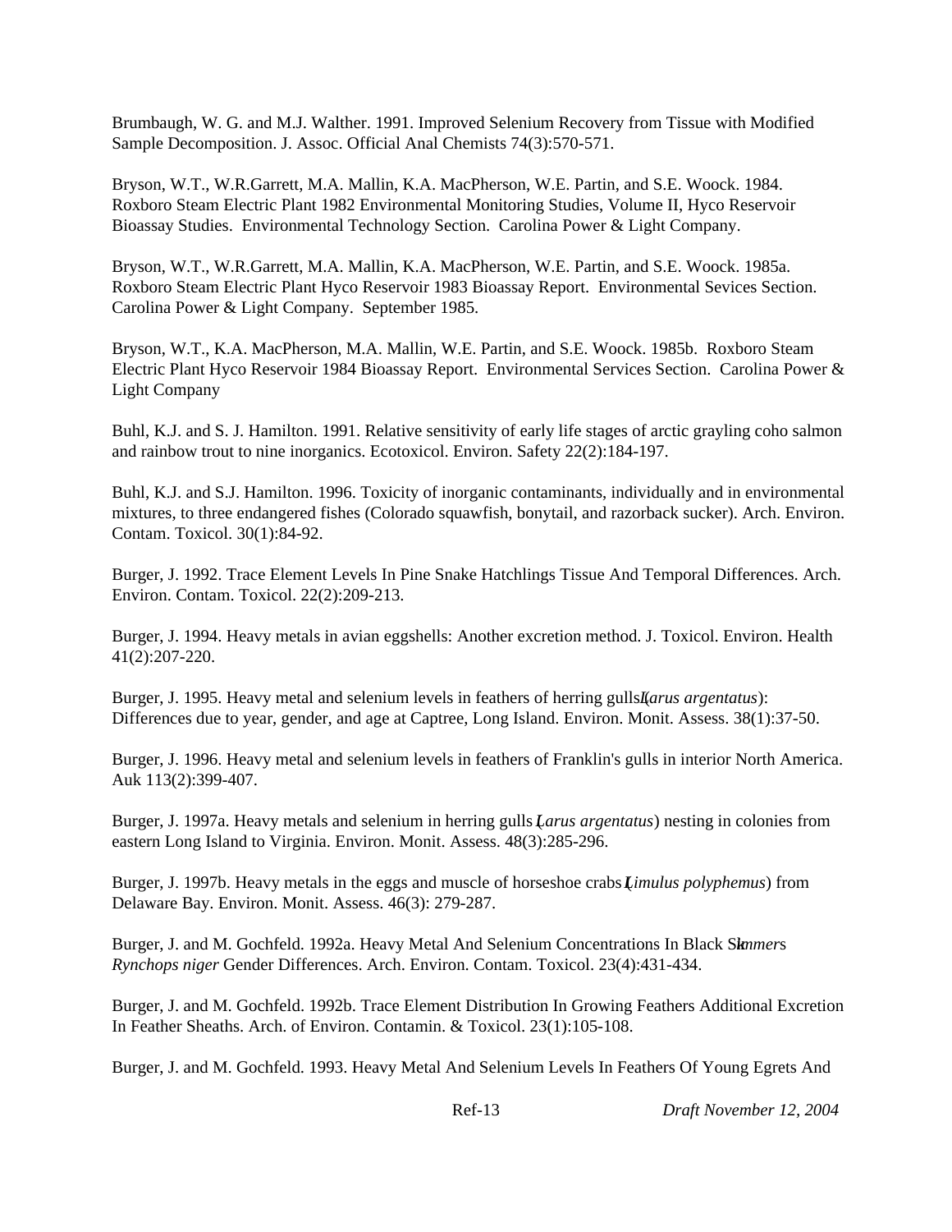Brumbaugh, W. G. and M.J. Walther. 1991. Improved Selenium Recovery from Tissue with Modified Sample Decomposition. J. Assoc. Official Anal Chemists 74(3):570-571.

Bryson, W.T., W.R.Garrett, M.A. Mallin, K.A. MacPherson, W.E. Partin, and S.E. Woock. 1984. Roxboro Steam Electric Plant 1982 Environmental Monitoring Studies, Volume II, Hyco Reservoir Bioassay Studies. Environmental Technology Section. Carolina Power & Light Company.

Bryson, W.T., W.R.Garrett, M.A. Mallin, K.A. MacPherson, W.E. Partin, and S.E. Woock. 1985a. Roxboro Steam Electric Plant Hyco Reservoir 1983 Bioassay Report. Environmental Sevices Section. Carolina Power & Light Company. September 1985.

Bryson, W.T., K.A. MacPherson, M.A. Mallin, W.E. Partin, and S.E. Woock. 1985b. Roxboro Steam Electric Plant Hyco Reservoir 1984 Bioassay Report. Environmental Services Section. Carolina Power & Light Company

Buhl, K.J. and S. J. Hamilton. 1991. Relative sensitivity of early life stages of arctic grayling coho salmon and rainbow trout to nine inorganics. Ecotoxicol. Environ. Safety 22(2):184-197.

Buhl, K.J. and S.J. Hamilton. 1996. Toxicity of inorganic contaminants, individually and in environmental mixtures, to three endangered fishes (Colorado squawfish, bonytail, and razorback sucker). Arch. Environ. Contam. Toxicol. 30(1):84-92.

Burger, J. 1992. Trace Element Levels In Pine Snake Hatchlings Tissue And Temporal Differences. Arch. Environ. Contam. Toxicol. 22(2):209-213.

Burger, J. 1994. Heavy metals in avian eggshells: Another excretion method. J. Toxicol. Environ. Health 41(2):207-220.

Burger, J. 1995. Heavy metal and selenium levels in feathers of herring gulls (*Larus argentatus*): Differences due to year, gender, and age at Captree, Long Island. Environ. Monit. Assess. 38(1):37-50.

Burger, J. 1996. Heavy metal and selenium levels in feathers of Franklin's gulls in interior North America. Auk 113(2):399-407.

Burger, J. 1997a. Heavy metals and selenium in herring gulls (*Larus argentatus*) nesting in colonies from eastern Long Island to Virginia. Environ. Monit. Assess. 48(3):285-296.

Burger, J. 1997b. Heavy metals in the eggs and muscle of horseshoe crabs (*Limulus polyphemus*) from Delaware Bay. Environ. Monit. Assess. 46(3): 279-287.

Burger, J. and M. Gochfeld. 1992a. Heavy Metal And Selenium Concentrations In Black Skimmers *Rynchops niger* Gender Differences. Arch. Environ. Contam. Toxicol. 23(4):431-434.

Burger, J. and M. Gochfeld. 1992b. Trace Element Distribution In Growing Feathers Additional Excretion In Feather Sheaths. Arch. of Environ. Contamin. & Toxicol. 23(1):105-108.

Burger, J. and M. Gochfeld. 1993. Heavy Metal And Selenium Levels In Feathers Of Young Egrets And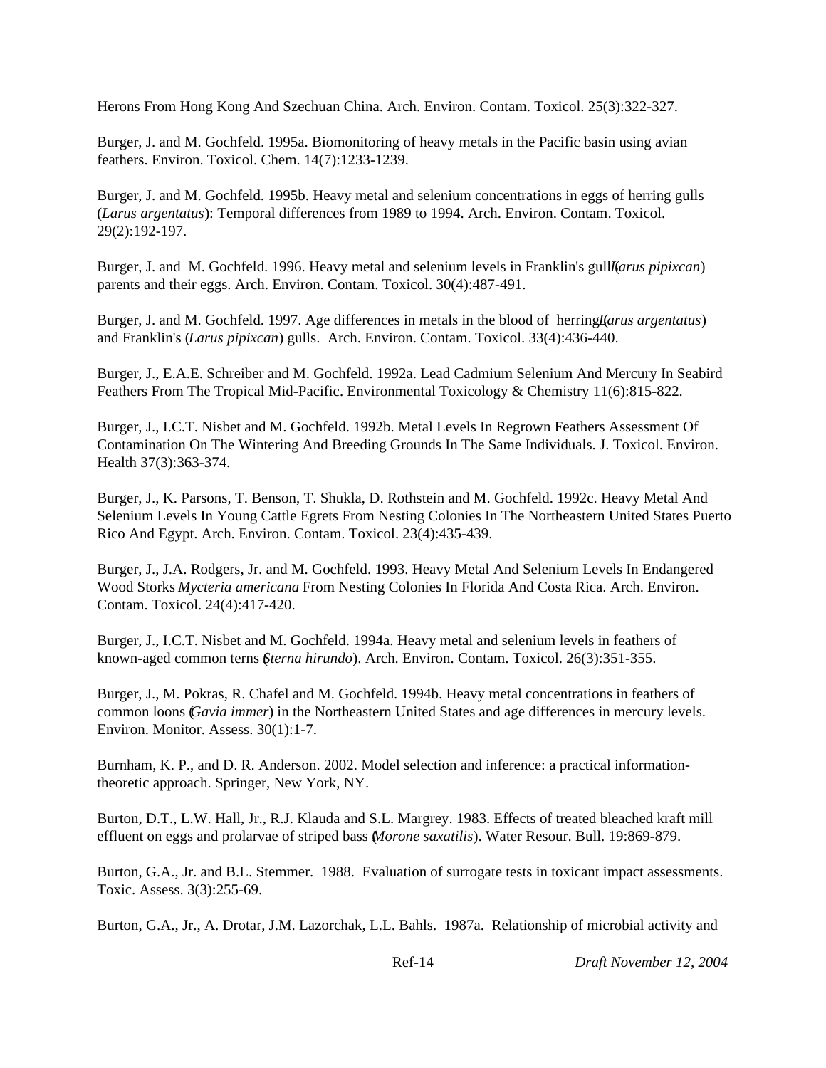Herons From Hong Kong And Szechuan China. Arch. Environ. Contam. Toxicol. 25(3):322-327.

Burger, J. and M. Gochfeld. 1995a. Biomonitoring of heavy metals in the Pacific basin using avian feathers. Environ. Toxicol. Chem. 14(7):1233-1239.

Burger, J. and M. Gochfeld. 1995b. Heavy metal and selenium concentrations in eggs of herring gulls (*Larus argentatus*): Temporal differences from 1989 to 1994. Arch. Environ. Contam. Toxicol. 29(2):192-197.

Burger, J. and M. Gochfeld. 1996. Heavy metal and selenium levels in Franklin's gull (*Larus pipixcan*) parents and their eggs. Arch. Environ. Contam. Toxicol. 30(4):487-491.

Burger, J. and M. Gochfeld. 1997. Age differences in metals in the blood of herring (*Larus argentatus*) and Franklin's (*Larus pipixcan*) gulls. Arch. Environ. Contam. Toxicol. 33(4):436-440.

Burger, J., E.A.E. Schreiber and M. Gochfeld. 1992a. Lead Cadmium Selenium And Mercury In Seabird Feathers From The Tropical Mid-Pacific. Environmental Toxicology & Chemistry 11(6):815-822.

Burger, J., I.C.T. Nisbet and M. Gochfeld. 1992b. Metal Levels In Regrown Feathers Assessment Of Contamination On The Wintering And Breeding Grounds In The Same Individuals. J. Toxicol. Environ. Health 37(3):363-374.

Burger, J., K. Parsons, T. Benson, T. Shukla, D. Rothstein and M. Gochfeld. 1992c. Heavy Metal And Selenium Levels In Young Cattle Egrets From Nesting Colonies In The Northeastern United States Puerto Rico And Egypt. Arch. Environ. Contam. Toxicol. 23(4):435-439.

Burger, J., J.A. Rodgers, Jr. and M. Gochfeld. 1993. Heavy Metal And Selenium Levels In Endangered Wood Storks *Mycteria americana* From Nesting Colonies In Florida And Costa Rica. Arch. Environ. Contam. Toxicol. 24(4):417-420.

Burger, J., I.C.T. Nisbet and M. Gochfeld. 1994a. Heavy metal and selenium levels in feathers of known-aged common terns (*Sterna hirundo*). Arch. Environ. Contam. Toxicol. 26(3):351-355.

Burger, J., M. Pokras, R. Chafel and M. Gochfeld. 1994b. Heavy metal concentrations in feathers of common loons (*Gavia immer*) in the Northeastern United States and age differences in mercury levels. Environ. Monitor. Assess. 30(1):1-7.

Burnham, K. P., and D. R. Anderson. 2002. Model selection and inference: a practical information-theoretic approach. Springer, New York, NY.

Burton, D.T., L.W. Hall, Jr., R.J. Klauda and S.L. Margrey. 1983. Effects of treated bleached kraft mill effluent on eggs and prolarvae of striped bass (*Morone saxatilis*). Water Resour. Bull. 19:869-879.

Burton, G.A., Jr. and B.L. Stemmer. 1988. Evaluation of surrogate tests in toxicant impact assessments. Toxic. Assess. 3(3):255-69.

Burton, G.A., Jr., A. Drotar, J.M. Lazorchak, L.L. Bahls. 1987a. Relationship of microbial activity and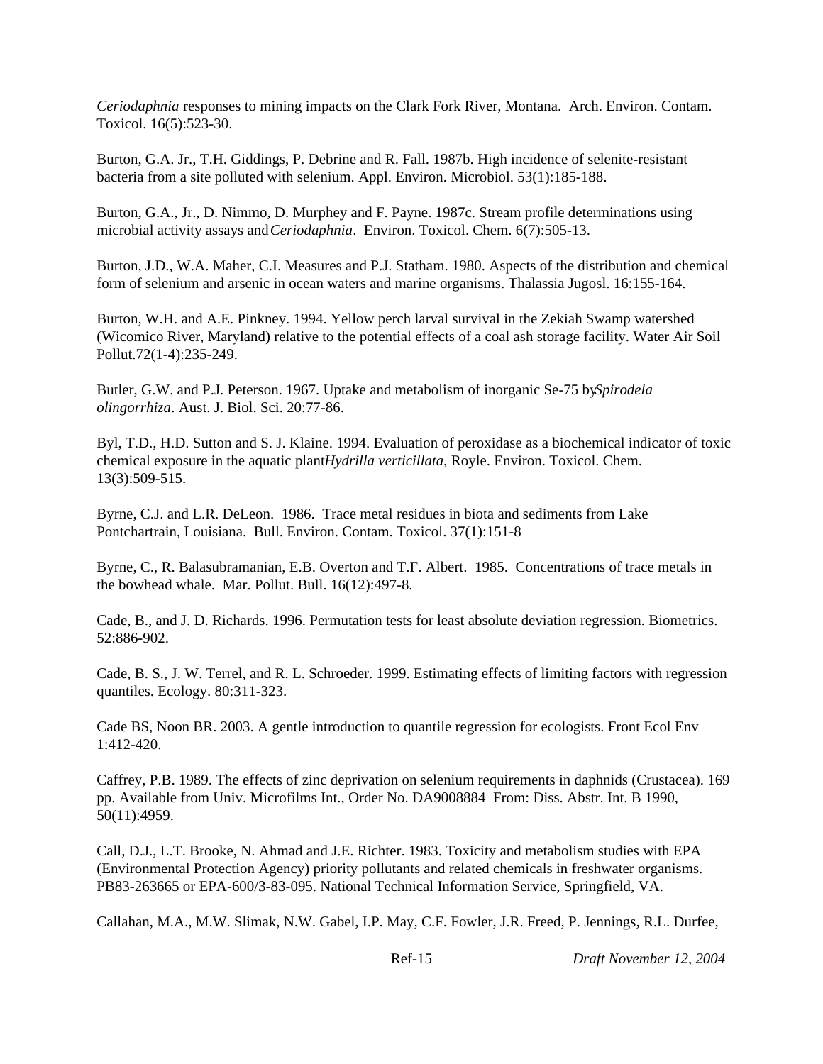*Ceriodaphnia* responses to mining impacts on the Clark Fork River, Montana. Arch. Environ. Contam. Toxicol. 16(5):523-30.

Burton, G.A. Jr., T.H. Giddings, P. Debrine and R. Fall. 1987b. High incidence of selenite-resistant bacteria from a site polluted with selenium. Appl. Environ. Microbiol. 53(1):185-188.

Burton, G.A., Jr., D. Nimmo, D. Murphey and F. Payne. 1987c. Stream profile determinations using microbial activity assays and *Ceriodaphnia*. Environ. Toxicol. Chem. 6(7):505-13.

Burton, J.D., W.A. Maher, C.I. Measures and P.J. Statham. 1980. Aspects of the distribution and chemical form of selenium and arsenic in ocean waters and marine organisms. Thalassia Jugosl. 16:155-164.

Burton, W.H. and A.E. Pinkney. 1994. Yellow perch larval survival in the Zekiah Swamp watershed (Wicomico River, Maryland) relative to the potential effects of a coal ash storage facility. Water Air Soil Pollut.72(1-4):235-249.

Butler, G.W. and P.J. Peterson. 1967. Uptake and metabolism of inorganic Se-75 by *Spirodela olingorrhiza*. Aust. J. Biol. Sci. 20:77-86.

Byl, T.D., H.D. Sutton and S. J. Klaine. 1994. Evaluation of peroxidase as a biochemical indicator of toxic chemical exposure in the aquatic plant *Hydrilla verticillata*, Royle. Environ. Toxicol. Chem. 13(3):509-515.

Byrne, C.J. and L.R. DeLeon. 1986. Trace metal residues in biota and sediments from Lake Pontchartrain, Louisiana. Bull. Environ. Contam. Toxicol. 37(1):151-8

Byrne, C., R. Balasubramanian, E.B. Overton and T.F. Albert. 1985. Concentrations of trace metals in the bowhead whale. Mar. Pollut. Bull. 16(12):497-8.

Cade, B., and J. D. Richards. 1996. Permutation tests for least absolute deviation regression. Biometrics. 52:886-902.

Cade, B. S., J. W. Terrel, and R. L. Schroeder. 1999. Estimating effects of limiting factors with regression quantiles. Ecology. 80:311-323.

Cade BS, Noon BR. 2003. A gentle introduction to quantile regression for ecologists. Front Ecol Env 1:412-420.

Caffrey, P.B. 1989. The effects of zinc deprivation on selenium requirements in daphnids (Crustacea). 169 pp. Available from Univ. Microfilms Int., Order No. DA9008884 From: Diss. Abstr. Int. B 1990, 50(11):4959.

Call, D.J., L.T. Brooke, N. Ahmad and J.E. Richter. 1983. Toxicity and metabolism studies with EPA (Environmental Protection Agency) priority pollutants and related chemicals in freshwater organisms. PB83-263665 or EPA-600/3-83-095. National Technical Information Service, Springfield, VA.

Callahan, M.A., M.W. Slimak, N.W. Gabel, I.P. May, C.F. Fowler, J.R. Freed, P. Jennings, R.L. Durfee,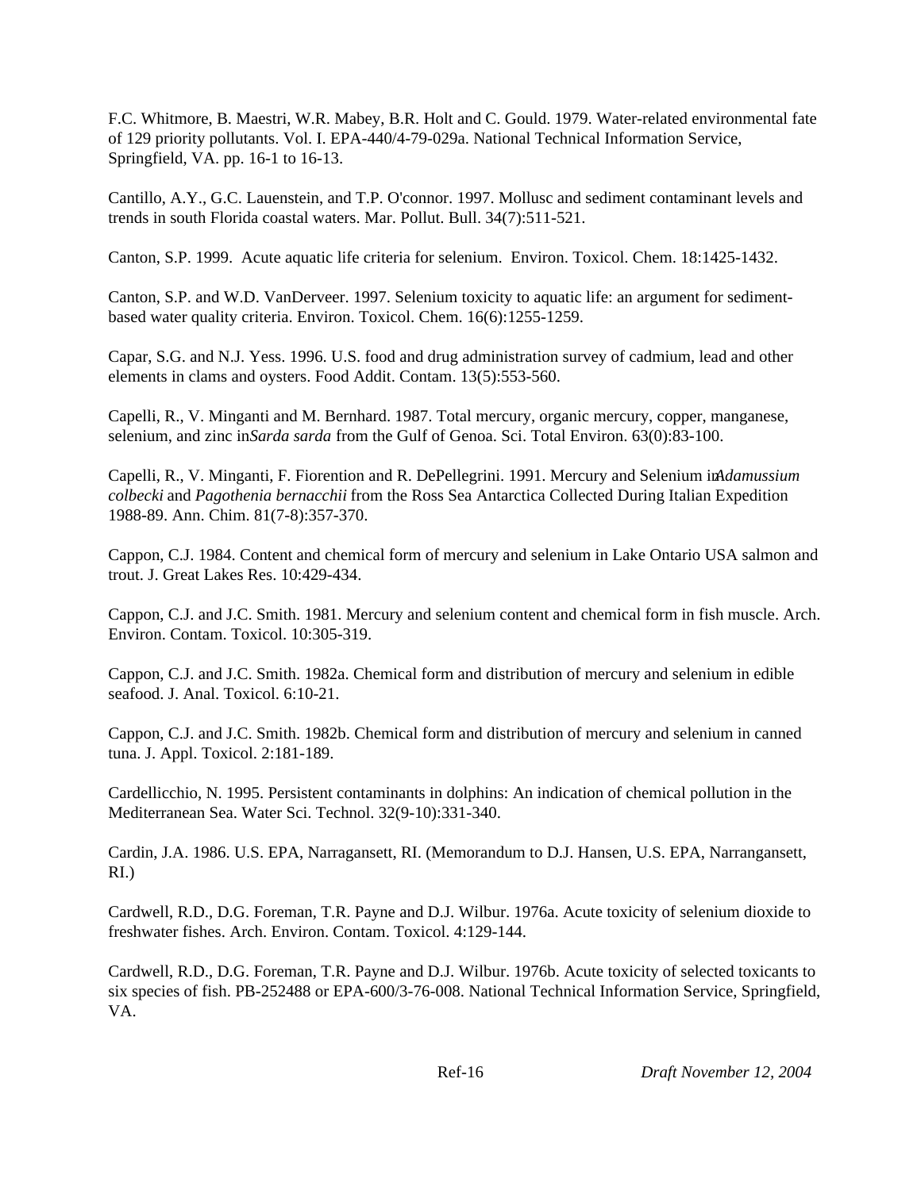F.C. Whitmore, B. Maestri, W.R. Mabey, B.R. Holt and C. Gould. 1979. Water-related environmental fate of 129 priority pollutants. Vol. I. EPA-440/4-79-029a. National Technical Information Service, Springfield, VA. pp. 16-1 to 16-13.

Cantillo, A.Y., G.C. Lauenstein, and T.P. O'connor. 1997. Mollusc and sediment contaminant levels and trends in south Florida coastal waters. Mar. Pollut. Bull. 34(7):511-521.

Canton, S.P. 1999. Acute aquatic life criteria for selenium. Environ. Toxicol. Chem. 18:1425-1432.

Canton, S.P. and W.D. VanDerveer. 1997. Selenium toxicity to aquatic life: an argument for sediment-based water quality criteria. Environ. Toxicol. Chem. 16(6):1255-1259.

Capar, S.G. and N.J. Yess. 1996. U.S. food and drug administration survey of cadmium, lead and other elements in clams and oysters. Food Addit. Contam. 13(5):553-560.

Capelli, R., V. Minganti and M. Bernhard. 1987. Total mercury, organic mercury, copper, manganese, selenium, and zinc in *Sarda sarda* from the Gulf of Genoa. Sci. Total Environ. 63(0):83-100.

Capelli, R., V. Minganti, F. Fiorention and R. DePellegrini. 1991. Mercury and Selenium in *Adamussium colbecki* and *Pagothenia bernacchii* from the Ross Sea Antarctica Collected During Italian Expedition 1988-89. Ann. Chim. 81(7-8):357-370.

Cappon, C.J. 1984. Content and chemical form of mercury and selenium in Lake Ontario USA salmon and trout. J. Great Lakes Res. 10:429-434.

Cappon, C.J. and J.C. Smith. 1981. Mercury and selenium content and chemical form in fish muscle. Arch. Environ. Contam. Toxicol. 10:305-319.

Cappon, C.J. and J.C. Smith. 1982a. Chemical form and distribution of mercury and selenium in edible seafood. J. Anal. Toxicol. 6:10-21.

Cappon, C.J. and J.C. Smith. 1982b. Chemical form and distribution of mercury and selenium in canned tuna. J. Appl. Toxicol. 2:181-189.

Cardellicchio, N. 1995. Persistent contaminants in dolphins: An indication of chemical pollution in the Mediterranean Sea. Water Sci. Technol. 32(9-10):331-340.

Cardin, J.A. 1986. U.S. EPA, Narragansett, RI. (Memorandum to D.J. Hansen, U.S. EPA, Narrangansett, RI.)

Cardwell, R.D., D.G. Foreman, T.R. Payne and D.J. Wilbur. 1976a. Acute toxicity of selenium dioxide to freshwater fishes. Arch. Environ. Contam. Toxicol. 4:129-144.

Cardwell, R.D., D.G. Foreman, T.R. Payne and D.J. Wilbur. 1976b. Acute toxicity of selected toxicants to six species of fish. PB-252488 or EPA-600/3-76-008. National Technical Information Service, Springfield, VA.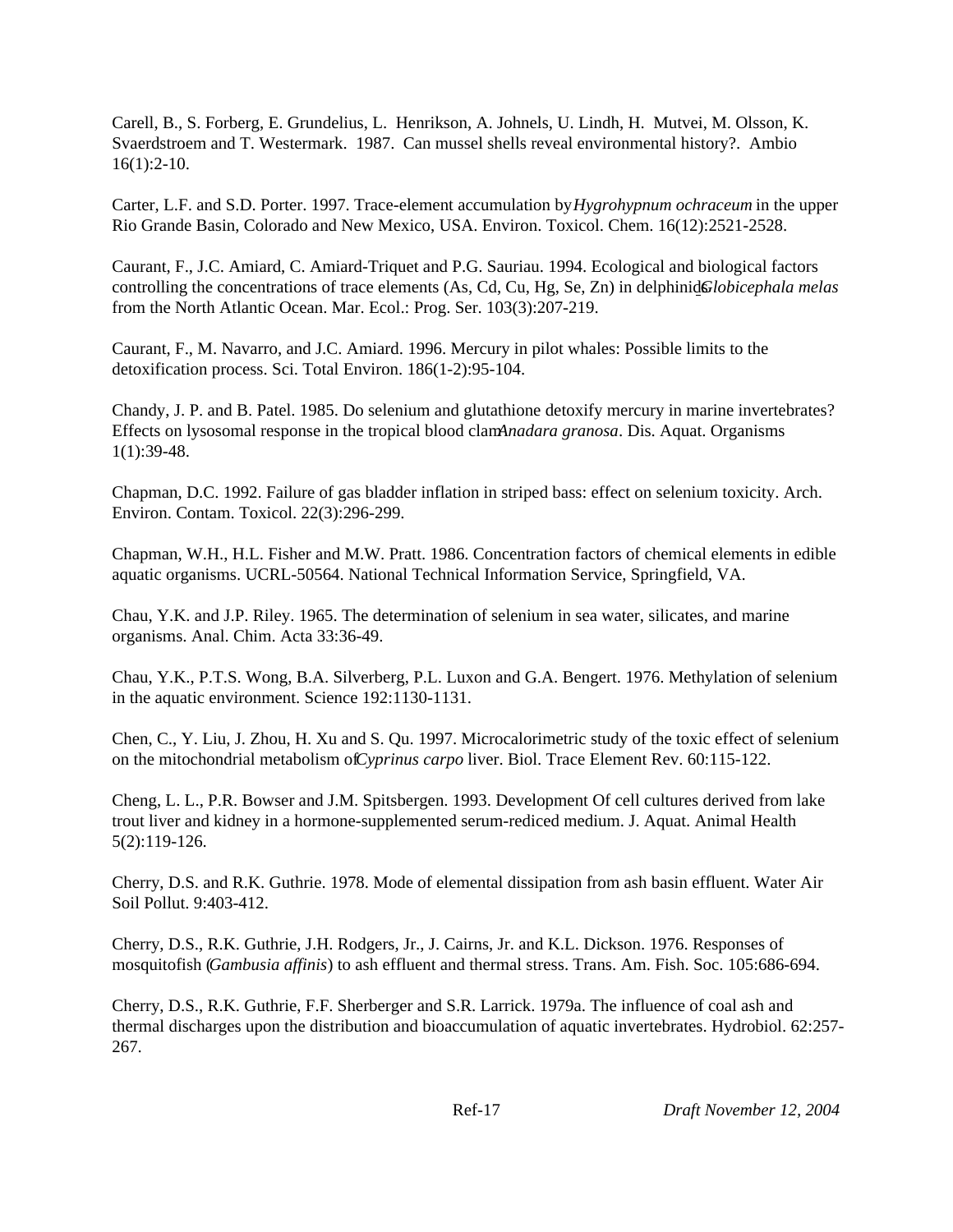Carell, B., S. Forberg, E. Grundelius, L. Henrikson, A. Johnels, U. Lindh, H. Mutvei, M. Olsson, K. Svaerdstroem and T. Westermark. 1987. Can mussel shells reveal environmental history?. Ambio 16(1):2-10.

Carter, L.F. and S.D. Porter. 1997. Trace-element accumulation by *Hygrohypnum ochraceum* in the upper Rio Grande Basin, Colorado and New Mexico, USA. Environ. Toxicol. Chem. 16(12):2521-2528.

Caurant, F., J.C. Amiard, C. Amiard-Triquet and P.G. Sauriau. 1994. Ecological and biological factors controlling the concentrations of trace elements (As, Cd, Cu, Hg, Se, Zn) in delphinids *Globicephala melas* from the North Atlantic Ocean. Mar. Ecol.: Prog. Ser. 103(3):207-219.

Caurant, F., M. Navarro, and J.C. Amiard. 1996. Mercury in pilot whales: Possible limits to the detoxification process. Sci. Total Environ. 186(1-2):95-104.

Chandy, J. P. and B. Patel. 1985. Do selenium and glutathione detoxify mercury in marine invertebrates? Effects on lysosomal response in the tropical blood clam *Anadara granosa*. Dis. Aquat. Organisms 1(1):39-48.

Chapman, D.C. 1992. Failure of gas bladder inflation in striped bass: effect on selenium toxicity. Arch. Environ. Contam. Toxicol. 22(3):296-299.

Chapman, W.H., H.L. Fisher and M.W. Pratt. 1986. Concentration factors of chemical elements in edible aquatic organisms. UCRL-50564. National Technical Information Service, Springfield, VA.

Chau, Y.K. and J.P. Riley. 1965. The determination of selenium in sea water, silicates, and marine organisms. Anal. Chim. Acta 33:36-49.

Chau, Y.K., P.T.S. Wong, B.A. Silverberg, P.L. Luxon and G.A. Bengert. 1976. Methylation of selenium in the aquatic environment. Science 192:1130-1131.

Chen, C., Y. Liu, J. Zhou, H. Xu and S. Qu. 1997. Microcalorimetric study of the toxic effect of selenium on the mitochondrial metabolism of *Cyprinus carpo* liver. Biol. Trace Element Rev. 60:115-122.

Cheng, L. L., P.R. Bowser and J.M. Spitsbergen. 1993. Development Of cell cultures derived from lake trout liver and kidney in a hormone-supplemented serum-rediced medium. J. Aquat. Animal Health 5(2):119-126.

Cherry, D.S. and R.K. Guthrie. 1978. Mode of elemental dissipation from ash basin effluent. Water Air Soil Pollut. 9:403-412.

Cherry, D.S., R.K. Guthrie, J.H. Rodgers, Jr., J. Cairns, Jr. and K.L. Dickson. 1976. Responses of mosquitofish (*Gambusia affinis*) to ash effluent and thermal stress. Trans. Am. Fish. Soc. 105:686-694.

Cherry, D.S., R.K. Guthrie, F.F. Sherberger and S.R. Larrick. 1979a. The influence of coal ash and thermal discharges upon the distribution and bioaccumulation of aquatic invertebrates. Hydrobiol. 62:257-267.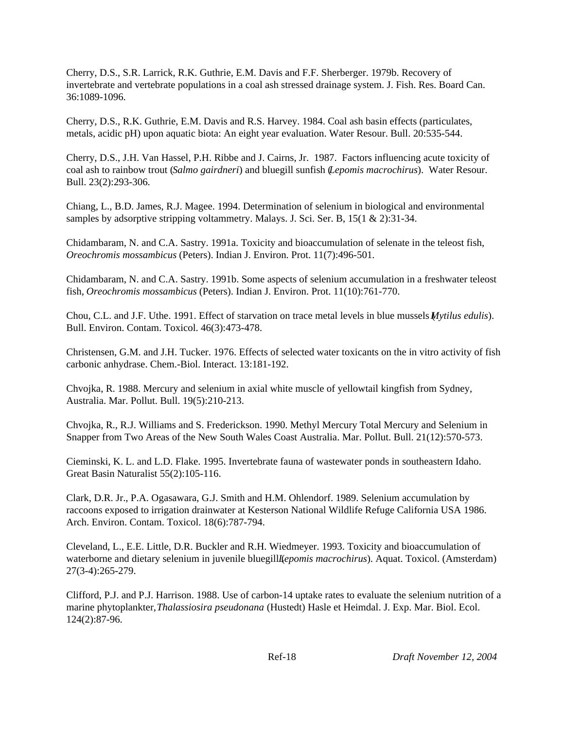Cherry, D.S., S.R. Larrick, R.K. Guthrie, E.M. Davis and F.F. Sherberger. 1979b. Recovery of invertebrate and vertebrate populations in a coal ash stressed drainage system. J. Fish. Res. Board Can. 36:1089-1096.

Cherry, D.S., R.K. Guthrie, E.M. Davis and R.S. Harvey. 1984. Coal ash basin effects (particulates, metals, acidic pH) upon aquatic biota: An eight year evaluation. Water Resour. Bull. 20:535-544.

Cherry, D.S., J.H. Van Hassel, P.H. Ribbe and J. Cairns, Jr. 1987. Factors influencing acute toxicity of coal ash to rainbow trout (*Salmo gairdneri*) and bluegill sunfish (*Lepomis macrochirus*). Water Resour. Bull. 23(2):293-306.

Chiang, L., B.D. James, R.J. Magee. 1994. Determination of selenium in biological and environmental samples by adsorptive stripping voltammetry. Malays. J. Sci. Ser. B, 15(1 & 2):31-34.

Chidambaram, N. and C.A. Sastry. 1991a. Toxicity and bioaccumulation of selenate in the teleost fish, *Oreochromis mossambicus* (Peters). Indian J. Environ. Prot. 11(7):496-501.

Chidambaram, N. and C.A. Sastry. 1991b. Some aspects of selenium accumulation in a freshwater teleost fish, *Oreochromis mossambicus* (Peters). Indian J. Environ. Prot. 11(10):761-770.

Chou, C.L. and J.F. Uthe. 1991. Effect of starvation on trace metal levels in blue mussels (*Mytilus edulis*). Bull. Environ. Contam. Toxicol. 46(3):473-478.

Christensen, G.M. and J.H. Tucker. 1976. Effects of selected water toxicants on the in vitro activity of fish carbonic anhydrase. Chem.-Biol. Interact. 13:181-192.

Chvojka, R. 1988. Mercury and selenium in axial white muscle of yellowtail kingfish from Sydney, Australia. Mar. Pollut. Bull. 19(5):210-213.

Chvojka, R., R.J. Williams and S. Frederickson. 1990. Methyl Mercury Total Mercury and Selenium in Snapper from Two Areas of the New South Wales Coast Australia. Mar. Pollut. Bull. 21(12):570-573.

Cieminski, K. L. and L.D. Flake. 1995. Invertebrate fauna of wastewater ponds in southeastern Idaho. Great Basin Naturalist 55(2):105-116.

Clark, D.R. Jr., P.A. Ogasawara, G.J. Smith and H.M. Ohlendorf. 1989. Selenium accumulation by raccoons exposed to irrigation drainwater at Kesterson National Wildlife Refuge California USA 1986. Arch. Environ. Contam. Toxicol. 18(6):787-794.

Cleveland, L., E.E. Little, D.R. Buckler and R.H. Wiedmeyer. 1993. Toxicity and bioaccumulation of waterborne and dietary selenium in juvenile bluegill (*Lepomis macrochirus*). Aquat. Toxicol. (Amsterdam) 27(3-4):265-279.

Clifford, P.J. and P.J. Harrison. 1988. Use of carbon-14 uptake rates to evaluate the selenium nutrition of a marine phytoplankter, *Thalassiosira pseudonana* (Hustedt) Hasle et Heimdal. J. Exp. Mar. Biol. Ecol. 124(2):87-96.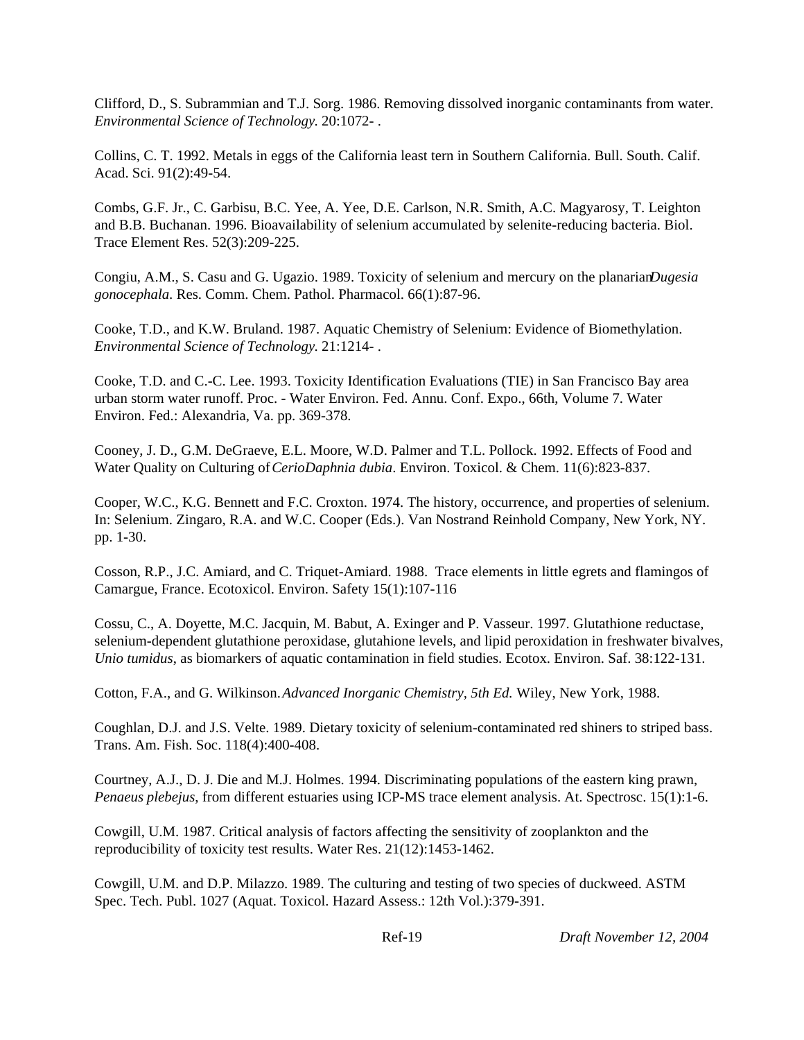Clifford, D., S. Subrammian and T.J. Sorg. 1986. Removing dissolved inorganic contaminants from water. *Environmental Science of Technology.* 20:1072- .

Collins, C. T. 1992. Metals in eggs of the California least tern in Southern California. Bull. South. Calif. Acad. Sci. 91(2):49-54.

Combs, G.F. Jr., C. Garbisu, B.C. Yee, A. Yee, D.E. Carlson, N.R. Smith, A.C. Magyarosy, T. Leighton and B.B. Buchanan. 1996. Bioavailability of selenium accumulated by selenite-reducing bacteria. Biol. Trace Element Res. 52(3):209-225.

Congiu, A.M., S. Casu and G. Ugazio. 1989. Toxicity of selenium and mercury on the planarian *Dugesia gonocephala*. Res. Comm. Chem. Pathol. Pharmacol. 66(1):87-96.

Cooke, T.D., and K.W. Bruland. 1987. Aquatic Chemistry of Selenium: Evidence of Biomethylation. *Environmental Science of Technology.* 21:1214- .

Cooke, T.D. and C.-C. Lee. 1993. Toxicity Identification Evaluations (TIE) in San Francisco Bay area urban storm water runoff. Proc. - Water Environ. Fed. Annu. Conf. Expo., 66th, Volume 7. Water Environ. Fed.: Alexandria, Va. pp. 369-378.

Cooney, J. D., G.M. DeGraeve, E.L. Moore, W.D. Palmer and T.L. Pollock. 1992. Effects of Food and Water Quality on Culturing of *CerioDaphnia dubia*. Environ. Toxicol. & Chem. 11(6):823-837.

Cooper, W.C., K.G. Bennett and F.C. Croxton. 1974. The history, occurrence, and properties of selenium. In: Selenium. Zingaro, R.A. and W.C. Cooper (Eds.). Van Nostrand Reinhold Company, New York, NY. pp. 1-30.

Cosson, R.P., J.C. Amiard, and C. Triquet-Amiard. 1988. Trace elements in little egrets and flamingos of Camargue, France. Ecotoxicol. Environ. Safety 15(1):107-116

Cossu, C., A. Doyette, M.C. Jacquin, M. Babut, A. Exinger and P. Vasseur. 1997. Glutathione reductase, selenium-dependent glutathione peroxidase, glutahione levels, and lipid peroxidation in freshwater bivalves, *Unio tumidus*, as biomarkers of aquatic contamination in field studies. Ecotox. Environ. Saf. 38:122-131.

Cotton, F.A., and G. Wilkinson. *Advanced Inorganic Chemistry, 5th Ed.* Wiley, New York, 1988.

Coughlan, D.J. and J.S. Velte. 1989. Dietary toxicity of selenium-contaminated red shiners to striped bass. Trans. Am. Fish. Soc. 118(4):400-408.

Courtney, A.J., D. J. Die and M.J. Holmes. 1994. Discriminating populations of the eastern king prawn, *Penaeus plebejus*, from different estuaries using ICP-MS trace element analysis. At. Spectrosc. 15(1):1-6.

Cowgill, U.M. 1987. Critical analysis of factors affecting the sensitivity of zooplankton and the reproducibility of toxicity test results. Water Res. 21(12):1453-1462.

Cowgill, U.M. and D.P. Milazzo. 1989. The culturing and testing of two species of duckweed. ASTM Spec. Tech. Publ. 1027 (Aquat. Toxicol. Hazard Assess.: 12th Vol.):379-391.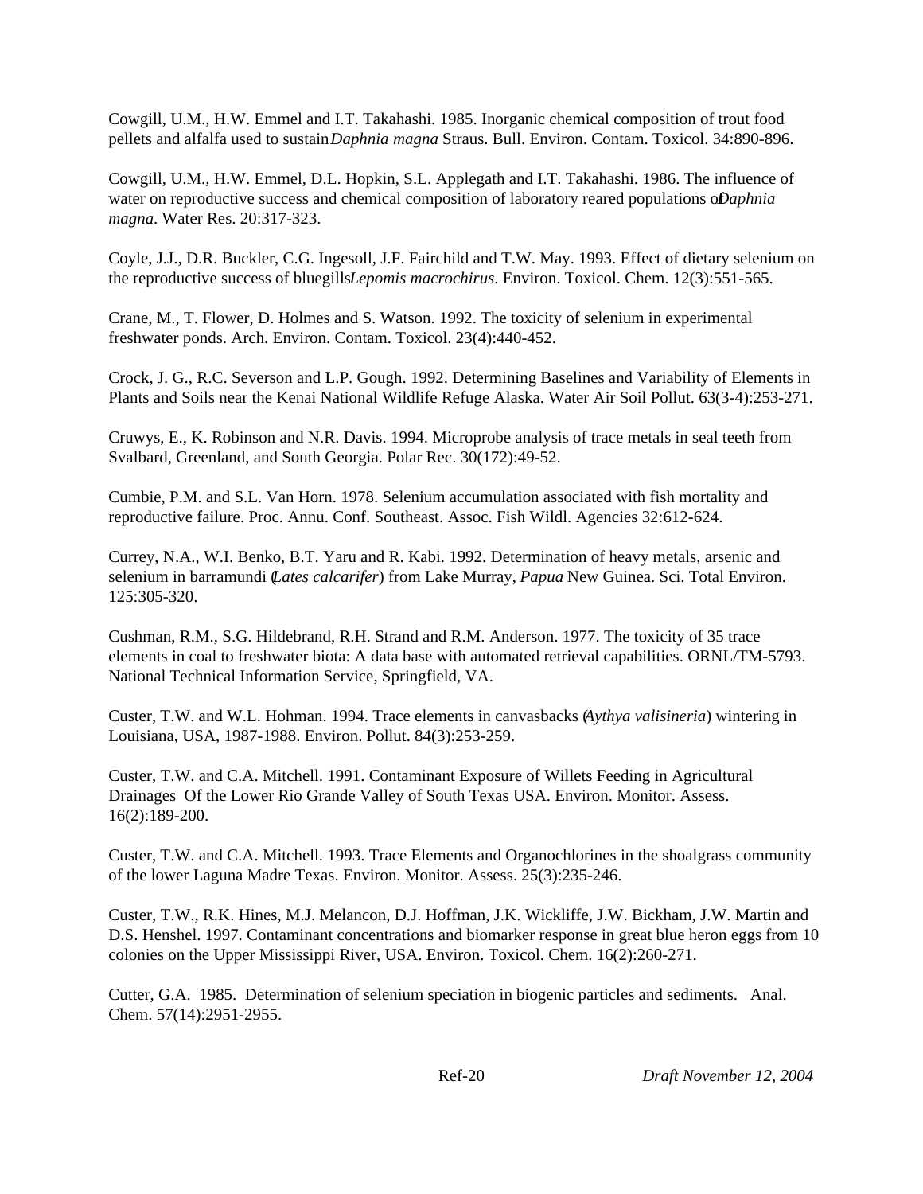Cowgill, U.M., H.W. Emmel and I.T. Takahashi. 1985. Inorganic chemical composition of trout food pellets and alfalfa used to sustain *Daphnia magna* Straus. Bull. Environ. Contam. Toxicol. 34:890-896.

Cowgill, U.M., H.W. Emmel, D.L. Hopkin, S.L. Applegath and I.T. Takahashi. 1986. The influence of water on reproductive success and chemical composition of laboratory reared populations of *Daphnia magna*. Water Res. 20:317-323.

Coyle, J.J., D.R. Buckler, C.G. Ingesoll, J.F. Fairchild and T.W. May. 1993. Effect of dietary selenium on the reproductive success of bluegills *Lepomis macrochirus*. Environ. Toxicol. Chem. 12(3):551-565.

Crane, M., T. Flower, D. Holmes and S. Watson. 1992. The toxicity of selenium in experimental freshwater ponds. Arch. Environ. Contam. Toxicol. 23(4):440-452.

Crock, J. G., R.C. Severson and L.P. Gough. 1992. Determining Baselines and Variability of Elements in Plants and Soils near the Kenai National Wildlife Refuge Alaska. Water Air Soil Pollut. 63(3-4):253-271.

Cruwys, E., K. Robinson and N.R. Davis. 1994. Microprobe analysis of trace metals in seal teeth from Svalbard, Greenland, and South Georgia. Polar Rec. 30(172):49-52.

Cumbie, P.M. and S.L. Van Horn. 1978. Selenium accumulation associated with fish mortality and reproductive failure. Proc. Annu. Conf. Southeast. Assoc. Fish Wildl. Agencies 32:612-624.

Currey, N.A., W.I. Benko, B.T. Yaru and R. Kabi. 1992. Determination of heavy metals, arsenic and selenium in barramundi (*Lates calcarifer*) from Lake Murray, *Papua* New Guinea. Sci. Total Environ. 125:305-320.

Cushman, R.M., S.G. Hildebrand, R.H. Strand and R.M. Anderson. 1977. The toxicity of 35 trace elements in coal to freshwater biota: A data base with automated retrieval capabilities. ORNL/TM-5793. National Technical Information Service, Springfield, VA.

Custer, T.W. and W.L. Hohman. 1994. Trace elements in canvasbacks (*Aythya valisineria*) wintering in Louisiana, USA, 1987-1988. Environ. Pollut. 84(3):253-259.

Custer, T.W. and C.A. Mitchell. 1991. Contaminant Exposure of Willets Feeding in Agricultural Drainages Of the Lower Rio Grande Valley of South Texas USA. Environ. Monitor. Assess. 16(2):189-200.

Custer, T.W. and C.A. Mitchell. 1993. Trace Elements and Organochlorines in the shoalgrass community of the lower Laguna Madre Texas. Environ. Monitor. Assess. 25(3):235-246.

Custer, T.W., R.K. Hines, M.J. Melancon, D.J. Hoffman, J.K. Wickliffe, J.W. Bickham, J.W. Martin and D.S. Henshel. 1997. Contaminant concentrations and biomarker response in great blue heron eggs from 10 colonies on the Upper Mississippi River, USA. Environ. Toxicol. Chem. 16(2):260-271.

Cutter, G.A. 1985. Determination of selenium speciation in biogenic particles and sediments. Anal. Chem. 57(14):2951-2955.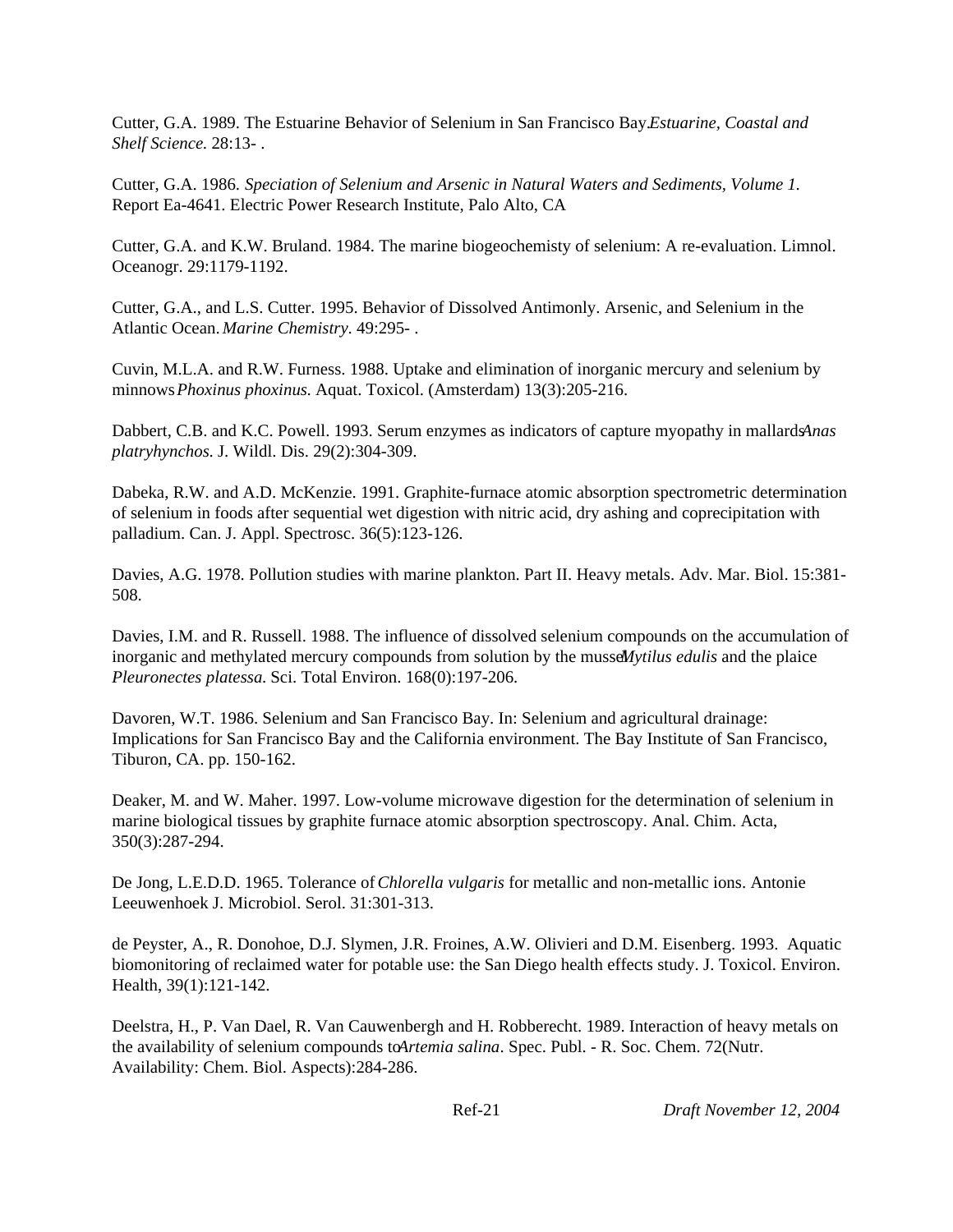Cutter, G.A. 1989. The Estuarine Behavior of Selenium in San Francisco Bay. *Estuarine, Coastal and Shelf Science.* 28:13- .

Cutter, G.A. 1986. *Speciation of Selenium and Arsenic in Natural Waters and Sediments, Volume 1.* Report Ea-4641. Electric Power Research Institute, Palo Alto, CA

Cutter, G.A. and K.W. Bruland. 1984. The marine biogeochemisty of selenium: A re-evaluation. Limnol. Oceanogr. 29:1179-1192.

Cutter, G.A., and L.S. Cutter. 1995. Behavior of Dissolved Antimonly. Arsenic, and Selenium in the Atlantic Ocean. *Marine Chemistry.* 49:295- .

Cuvin, M.L.A. and R.W. Furness. 1988. Uptake and elimination of inorganic mercury and selenium by minnows *Phoxinus phoxinus.* Aquat. Toxicol. (Amsterdam) 13(3):205-216.

Dabbert, C.B. and K.C. Powell. 1993. Serum enzymes as indicators of capture myopathy in mallards *Anas platryhynchos.* J. Wildl. Dis. 29(2):304-309.

Dabeka, R.W. and A.D. McKenzie. 1991. Graphite-furnace atomic absorption spectrometric determination of selenium in foods after sequential wet digestion with nitric acid, dry ashing and coprecipitation with palladium. Can. J. Appl. Spectrosc. 36(5):123-126.

Davies, A.G. 1978. Pollution studies with marine plankton. Part II. Heavy metals. Adv. Mar. Biol. 15:381-508.

Davies, I.M. and R. Russell. 1988. The influence of dissolved selenium compounds on the accumulation of inorganic and methylated mercury compounds from solution by the mussel *Mytilus edulis* and the plaice *Pleuronectes platessa.* Sci. Total Environ. 168(0):197-206.

Davoren, W.T. 1986. Selenium and San Francisco Bay. In: Selenium and agricultural drainage: Implications for San Francisco Bay and the California environment. The Bay Institute of San Francisco, Tiburon, CA. pp. 150-162.

Deaker, M. and W. Maher. 1997. Low-volume microwave digestion for the determination of selenium in marine biological tissues by graphite furnace atomic absorption spectroscopy. Anal. Chim. Acta, 350(3):287-294.

De Jong, L.E.D.D. 1965. Tolerance of *Chlorella vulgaris* for metallic and non-metallic ions. Antonie Leeuwenhoek J. Microbiol. Serol. 31:301-313.

de Peyster, A., R. Donohoe, D.J. Slymen, J.R. Froines, A.W. Olivieri and D.M. Eisenberg. 1993. Aquatic biomonitoring of reclaimed water for potable use: the San Diego health effects study. J. Toxicol. Environ. Health, 39(1):121-142.

Deelstra, H., P. Van Dael, R. Van Cauwenbergh and H. Robberecht. 1989. Interaction of heavy metals on the availability of selenium compounds to *Artemia salina*. Spec. Publ. - R. Soc. Chem. 72(Nutr. Availability: Chem. Biol. Aspects):284-286.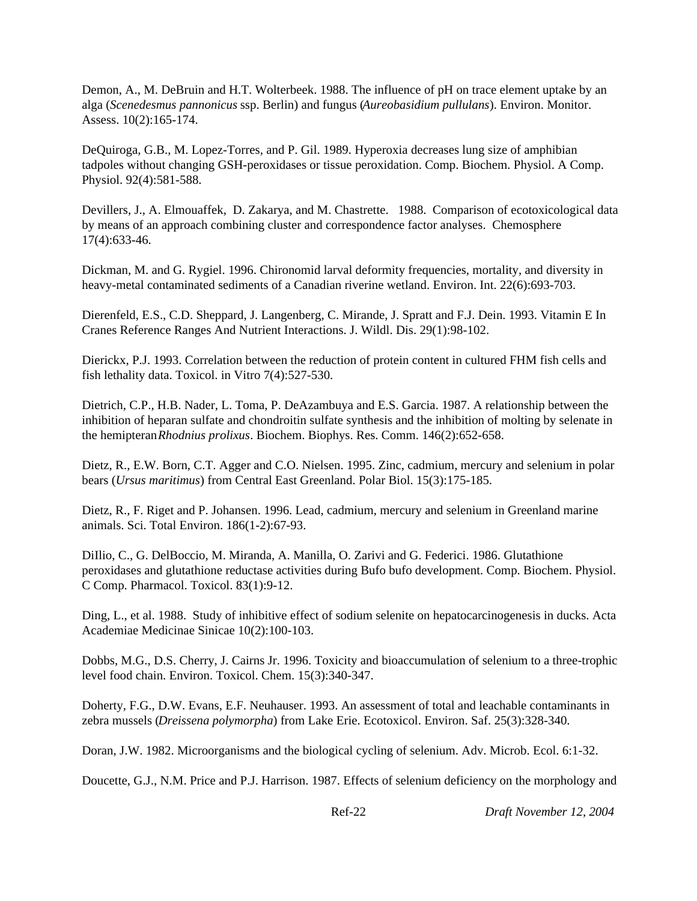Demon, A., M. DeBruin and H.T. Wolterbeek. 1988. The influence of pH on trace element uptake by an alga (*Scenedesmus pannonicus* ssp. Berlin) and fungus (*Aureobasidium pullulans*). Environ. Monitor. Assess. 10(2):165-174.

DeQuiroga, G.B., M. Lopez-Torres, and P. Gil. 1989. Hyperoxia decreases lung size of amphibian tadpoles without changing GSH-peroxidases or tissue peroxidation. Comp. Biochem. Physiol. A Comp. Physiol. 92(4):581-588.

Devillers, J., A. Elmouaffek, D. Zakarya, and M. Chastrette. 1988. Comparison of ecotoxicological data by means of an approach combining cluster and correspondence factor analyses. Chemosphere 17(4):633-46.

Dickman, M. and G. Rygiel. 1996. Chironomid larval deformity frequencies, mortality, and diversity in heavy-metal contaminated sediments of a Canadian riverine wetland. Environ. Int. 22(6):693-703.

Dierenfeld, E.S., C.D. Sheppard, J. Langenberg, C. Mirande, J. Spratt and F.J. Dein. 1993. Vitamin E In Cranes Reference Ranges And Nutrient Interactions. J. Wildl. Dis. 29(1):98-102.

Dierickx, P.J. 1993. Correlation between the reduction of protein content in cultured FHM fish cells and fish lethality data. Toxicol. in Vitro 7(4):527-530.

Dietrich, C.P., H.B. Nader, L. Toma, P. DeAzambuya and E.S. Garcia. 1987. A relationship between the inhibition of heparan sulfate and chondroitin sulfate synthesis and the inhibition of molting by selenate in the hemipteran *Rhodnius prolixus*. Biochem. Biophys. Res. Comm. 146(2):652-658.

Dietz, R., E.W. Born, C.T. Agger and C.O. Nielsen. 1995. Zinc, cadmium, mercury and selenium in polar bears (*Ursus maritimus*) from Central East Greenland. Polar Biol. 15(3):175-185.

Dietz, R., F. Riget and P. Johansen. 1996. Lead, cadmium, mercury and selenium in Greenland marine animals. Sci. Total Environ. 186(1-2):67-93.

DiIlio, C., G. DelBoccio, M. Miranda, A. Manilla, O. Zarivi and G. Federici. 1986. Glutathione peroxidases and glutathione reductase activities during Bufo bufo development. Comp. Biochem. Physiol. C Comp. Pharmacol. Toxicol. 83(1):9-12.

Ding, L., et al. 1988. Study of inhibitive effect of sodium selenite on hepatocarcinogenesis in ducks. Acta Academiae Medicinae Sinicae 10(2):100-103.

Dobbs, M.G., D.S. Cherry, J. Cairns Jr. 1996. Toxicity and bioaccumulation of selenium to a three-trophic level food chain. Environ. Toxicol. Chem. 15(3):340-347.

Doherty, F.G., D.W. Evans, E.F. Neuhauser. 1993. An assessment of total and leachable contaminants in zebra mussels (*Dreissena polymorpha*) from Lake Erie. Ecotoxicol. Environ. Saf. 25(3):328-340.

Doran, J.W. 1982. Microorganisms and the biological cycling of selenium. Adv. Microb. Ecol. 6:1-32.

Doucette, G.J., N.M. Price and P.J. Harrison. 1987. Effects of selenium deficiency on the morphology and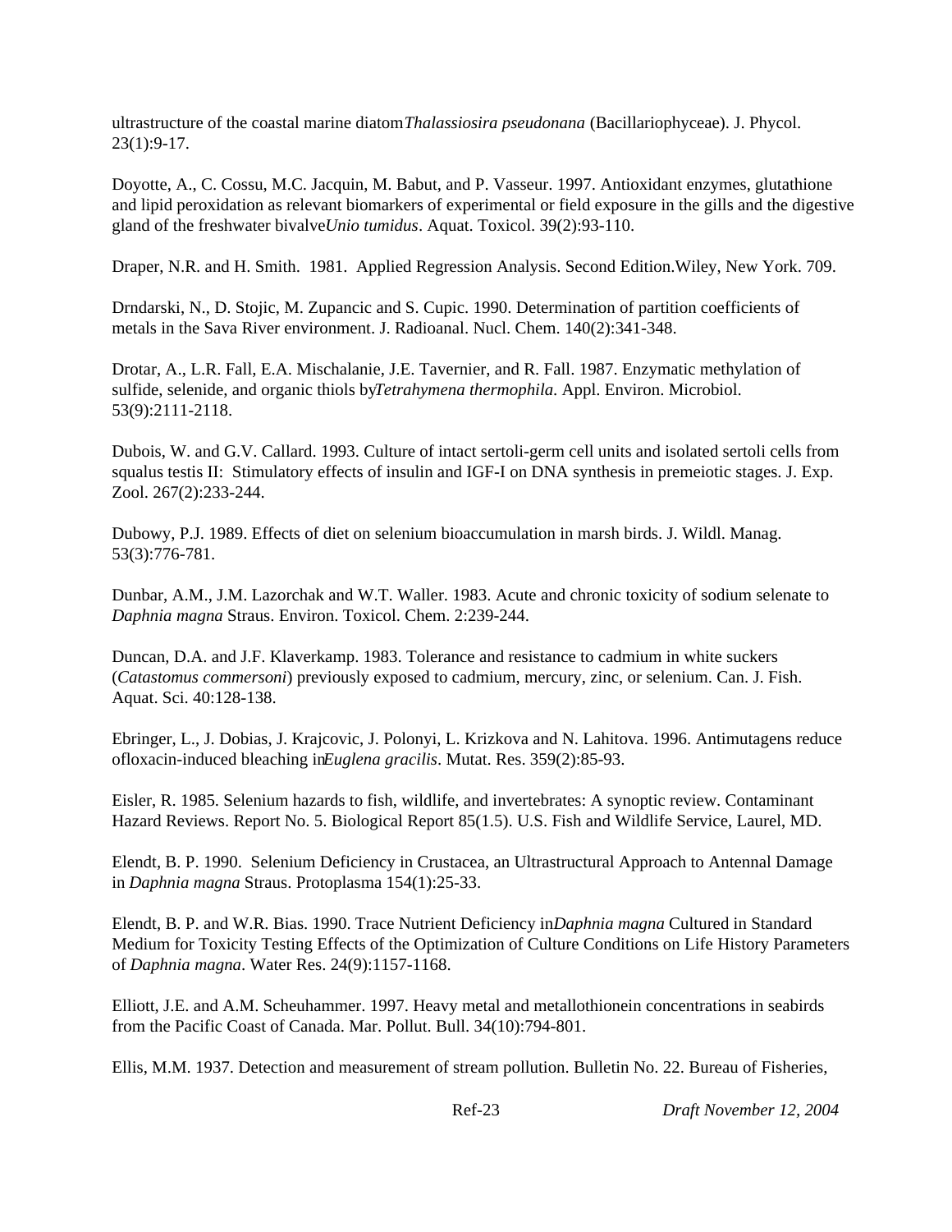ultrastructure of the coastal marine diatom *Thalassiosira pseudonana* (Bacillariophyceae). J. Phycol. 23(1):9-17.

Doyotte, A., C. Cossu, M.C. Jacquin, M. Babut, and P. Vasseur. 1997. Antioxidant enzymes, glutathione and lipid peroxidation as relevant biomarkers of experimental or field exposure in the gills and the digestive gland of the freshwater bivalve *Unio tumidus*. Aquat. Toxicol. 39(2):93-110.

Draper, N.R. and H. Smith. 1981. Applied Regression Analysis. Second Edition.Wiley, New York. 709.

Drndarski, N., D. Stojic, M. Zupancic and S. Cupic. 1990. Determination of partition coefficients of metals in the Sava River environment. J. Radioanal. Nucl. Chem. 140(2):341-348.

Drotar, A., L.R. Fall, E.A. Mischalanie, J.E. Tavernier, and R. Fall. 1987. Enzymatic methylation of sulfide, selenide, and organic thiols by *Tetrahymena thermophila*. Appl. Environ. Microbiol. 53(9):2111-2118.

Dubois, W. and G.V. Callard. 1993. Culture of intact sertoli-germ cell units and isolated sertoli cells from squalus testis II: Stimulatory effects of insulin and IGF-I on DNA synthesis in premeiotic stages. J. Exp. Zool. 267(2):233-244.

Dubowy, P.J. 1989. Effects of diet on selenium bioaccumulation in marsh birds. J. Wildl. Manag. 53(3):776-781.

Dunbar, A.M., J.M. Lazorchak and W.T. Waller. 1983. Acute and chronic toxicity of sodium selenate to *Daphnia magna* Straus. Environ. Toxicol. Chem. 2:239-244.

Duncan, D.A. and J.F. Klaverkamp. 1983. Tolerance and resistance to cadmium in white suckers (*Catastomus commersoni*) previously exposed to cadmium, mercury, zinc, or selenium. Can. J. Fish. Aquat. Sci. 40:128-138.

Ebringer, L., J. Dobias, J. Krajcovic, J. Polonyi, L. Krizkova and N. Lahitova. 1996. Antimutagens reduce ofloxacin-induced bleaching in *Euglena gracilis*. Mutat. Res. 359(2):85-93.

Eisler, R. 1985. Selenium hazards to fish, wildlife, and invertebrates: A synoptic review. Contaminant Hazard Reviews. Report No. 5. Biological Report 85(1.5). U.S. Fish and Wildlife Service, Laurel, MD.

Elendt, B. P. 1990. Selenium Deficiency in Crustacea, an Ultrastructural Approach to Antennal Damage in *Daphnia magna* Straus. Protoplasma 154(1):25-33.

Elendt, B. P. and W.R. Bias. 1990. Trace Nutrient Deficiency in *Daphnia magna* Cultured in Standard Medium for Toxicity Testing Effects of the Optimization of Culture Conditions on Life History Parameters of *Daphnia magna*. Water Res. 24(9):1157-1168.

Elliott, J.E. and A.M. Scheuhammer. 1997. Heavy metal and metallothionein concentrations in seabirds from the Pacific Coast of Canada. Mar. Pollut. Bull. 34(10):794-801.

Ellis, M.M. 1937. Detection and measurement of stream pollution. Bulletin No. 22. Bureau of Fisheries,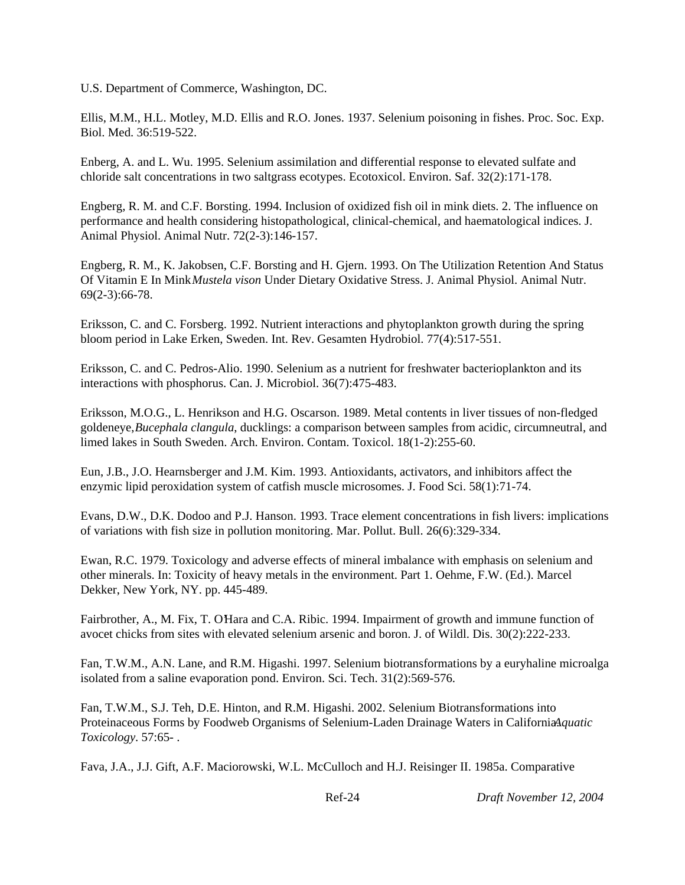U.S. Department of Commerce, Washington, DC.

Ellis, M.M., H.L. Motley, M.D. Ellis and R.O. Jones. 1937. Selenium poisoning in fishes. Proc. Soc. Exp. Biol. Med. 36:519-522.

Enberg, A. and L. Wu. 1995. Selenium assimilation and differential response to elevated sulfate and chloride salt concentrations in two saltgrass ecotypes. Ecotoxicol. Environ. Saf. 32(2):171-178.

Engberg, R. M. and C.F. Borsting. 1994. Inclusion of oxidized fish oil in mink diets. 2. The influence on performance and health considering histopathological, clinical-chemical, and haematological indices. J. Animal Physiol. Animal Nutr. 72(2-3):146-157.

Engberg, R. M., K. Jakobsen, C.F. Borsting and H. Gjern. 1993. On The Utilization Retention And Status Of Vitamin E In Mink *Mustela vison* Under Dietary Oxidative Stress. J. Animal Physiol. Animal Nutr. 69(2-3):66-78.

Eriksson, C. and C. Forsberg. 1992. Nutrient interactions and phytoplankton growth during the spring bloom period in Lake Erken, Sweden. Int. Rev. Gesamten Hydrobiol. 77(4):517-551.

Eriksson, C. and C. Pedros-Alio. 1990. Selenium as a nutrient for freshwater bacterioplankton and its interactions with phosphorus. Can. J. Microbiol. 36(7):475-483.

Eriksson, M.O.G., L. Henrikson and H.G. Oscarson. 1989. Metal contents in liver tissues of non-fledged goldeneye, *Bucephala clangula*, ducklings: a comparison between samples from acidic, circumneutral, and limed lakes in South Sweden. Arch. Environ. Contam. Toxicol. 18(1-2):255-60.

Eun, J.B., J.O. Hearnsberger and J.M. Kim. 1993. Antioxidants, activators, and inhibitors affect the enzymic lipid peroxidation system of catfish muscle microsomes. J. Food Sci. 58(1):71-74.

Evans, D.W., D.K. Dodoo and P.J. Hanson. 1993. Trace element concentrations in fish livers: implications of variations with fish size in pollution monitoring. Mar. Pollut. Bull. 26(6):329-334.

Ewan, R.C. 1979. Toxicology and adverse effects of mineral imbalance with emphasis on selenium and other minerals. In: Toxicity of heavy metals in the environment. Part 1. Oehme, F.W. (Ed.). Marcel Dekker, New York, NY. pp. 445-489.

Fairbrother, A., M. Fix, T. O'Hara and C.A. Ribic. 1994. Impairment of growth and immune function of avocet chicks from sites with elevated selenium arsenic and boron. J. of Wildl. Dis. 30(2):222-233.

Fan, T.W.M., A.N. Lane, and R.M. Higashi. 1997. Selenium biotransformations by a euryhaline microalga isolated from a saline evaporation pond. Environ. Sci. Tech. 31(2):569-576.

Fan, T.W.M., S.J. Teh, D.E. Hinton, and R.M. Higashi. 2002. Selenium Biotransformations into Proteinaceous Forms by Foodweb Organisms of Selenium-Laden Drainage Waters in California. *Aquatic Toxicology*. 57:65- .

Fava, J.A., J.J. Gift, A.F. Maciorowski, W.L. McCulloch and H.J. Reisinger II. 1985a. Comparative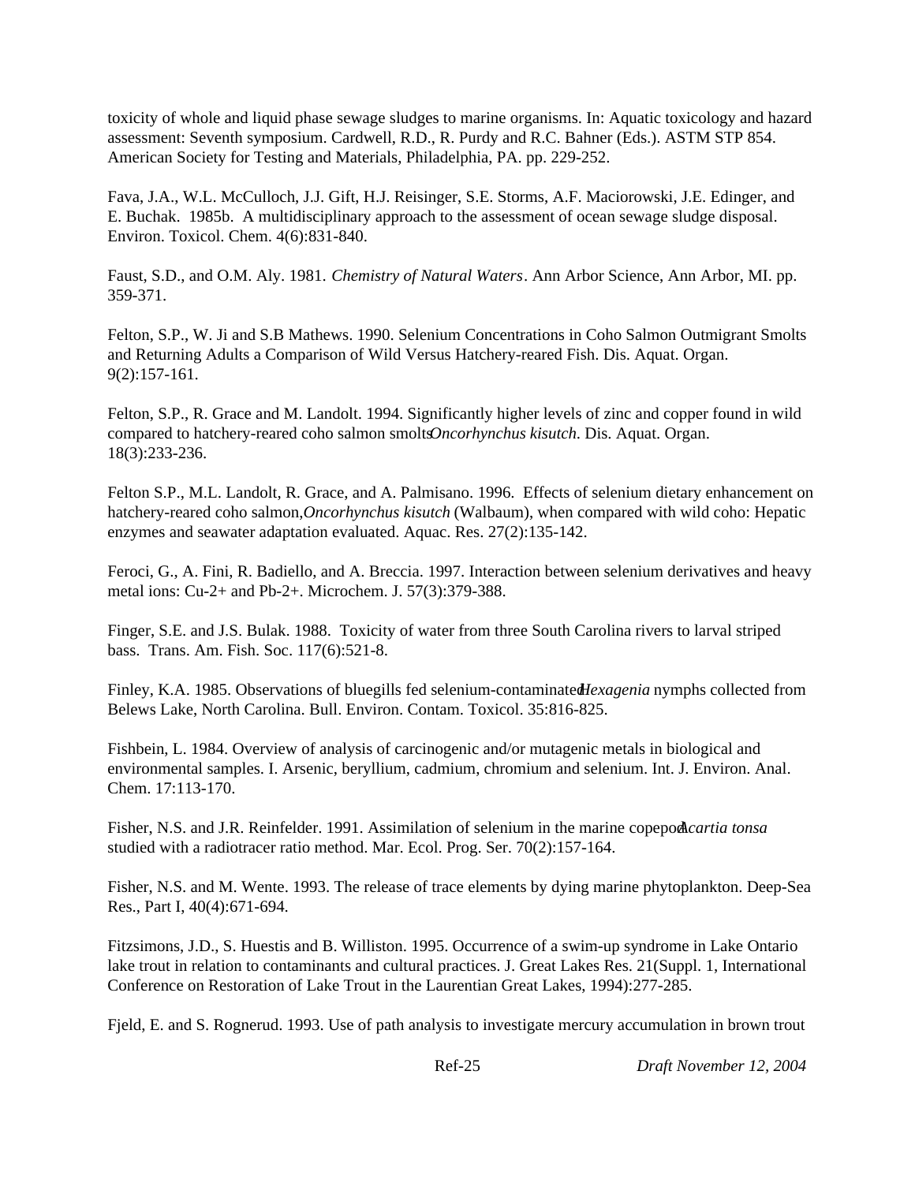toxicity of whole and liquid phase sewage sludges to marine organisms. In: Aquatic toxicology and hazard assessment: Seventh symposium. Cardwell, R.D., R. Purdy and R.C. Bahner (Eds.). ASTM STP 854. American Society for Testing and Materials, Philadelphia, PA. pp. 229-252.

Fava, J.A., W.L. McCulloch, J.J. Gift, H.J. Reisinger, S.E. Storms, A.F. Maciorowski, J.E. Edinger, and E. Buchak. 1985b. A multidisciplinary approach to the assessment of ocean sewage sludge disposal. Environ. Toxicol. Chem. 4(6):831-840.

Faust, S.D., and O.M. Aly. 1981. *Chemistry of Natural Waters*. Ann Arbor Science, Ann Arbor, MI. pp. 359-371.

Felton, S.P., W. Ji and S.B Mathews. 1990. Selenium Concentrations in Coho Salmon Outmigrant Smolts and Returning Adults a Comparison of Wild Versus Hatchery-reared Fish. Dis. Aquat. Organ. 9(2):157-161.

Felton, S.P., R. Grace and M. Landolt. 1994. Significantly higher levels of zinc and copper found in wild compared to hatchery-reared coho salmon smolts *Oncorhynchus kisutch*. Dis. Aquat. Organ. 18(3):233-236.

Felton S.P., M.L. Landolt, R. Grace, and A. Palmisano. 1996. Effects of selenium dietary enhancement on hatchery-reared coho salmon, *Oncorhynchus kisutch* (Walbaum), when compared with wild coho: Hepatic enzymes and seawater adaptation evaluated. Aquac. Res. 27(2):135-142.

Feroci, G., A. Fini, R. Badiello, and A. Breccia. 1997. Interaction between selenium derivatives and heavy metal ions: Cu-2+ and Pb-2+. Microchem. J. 57(3):379-388.

Finger, S.E. and J.S. Bulak. 1988. Toxicity of water from three South Carolina rivers to larval striped bass. Trans. Am. Fish. Soc. 117(6):521-8.

Finley, K.A. 1985. Observations of bluegills fed selenium-contaminated *Hexagenia* nymphs collected from Belews Lake, North Carolina. Bull. Environ. Contam. Toxicol. 35:816-825.

Fishbein, L. 1984. Overview of analysis of carcinogenic and/or mutagenic metals in biological and environmental samples. I. Arsenic, beryllium, cadmium, chromium and selenium. Int. J. Environ. Anal. Chem. 17:113-170.

Fisher, N.S. and J.R. Reinfelder. 1991. Assimilation of selenium in the marine copepod *Acartia tonsa* studied with a radiotracer ratio method. Mar. Ecol. Prog. Ser. 70(2):157-164.

Fisher, N.S. and M. Wente. 1993. The release of trace elements by dying marine phytoplankton. Deep-Sea Res., Part I, 40(4):671-694.

Fitzsimons, J.D., S. Huestis and B. Williston. 1995. Occurrence of a swim-up syndrome in Lake Ontario lake trout in relation to contaminants and cultural practices. J. Great Lakes Res. 21(Suppl. 1, International Conference on Restoration of Lake Trout in the Laurentian Great Lakes, 1994):277-285.

Fjeld, E. and S. Rognerud. 1993. Use of path analysis to investigate mercury accumulation in brown trout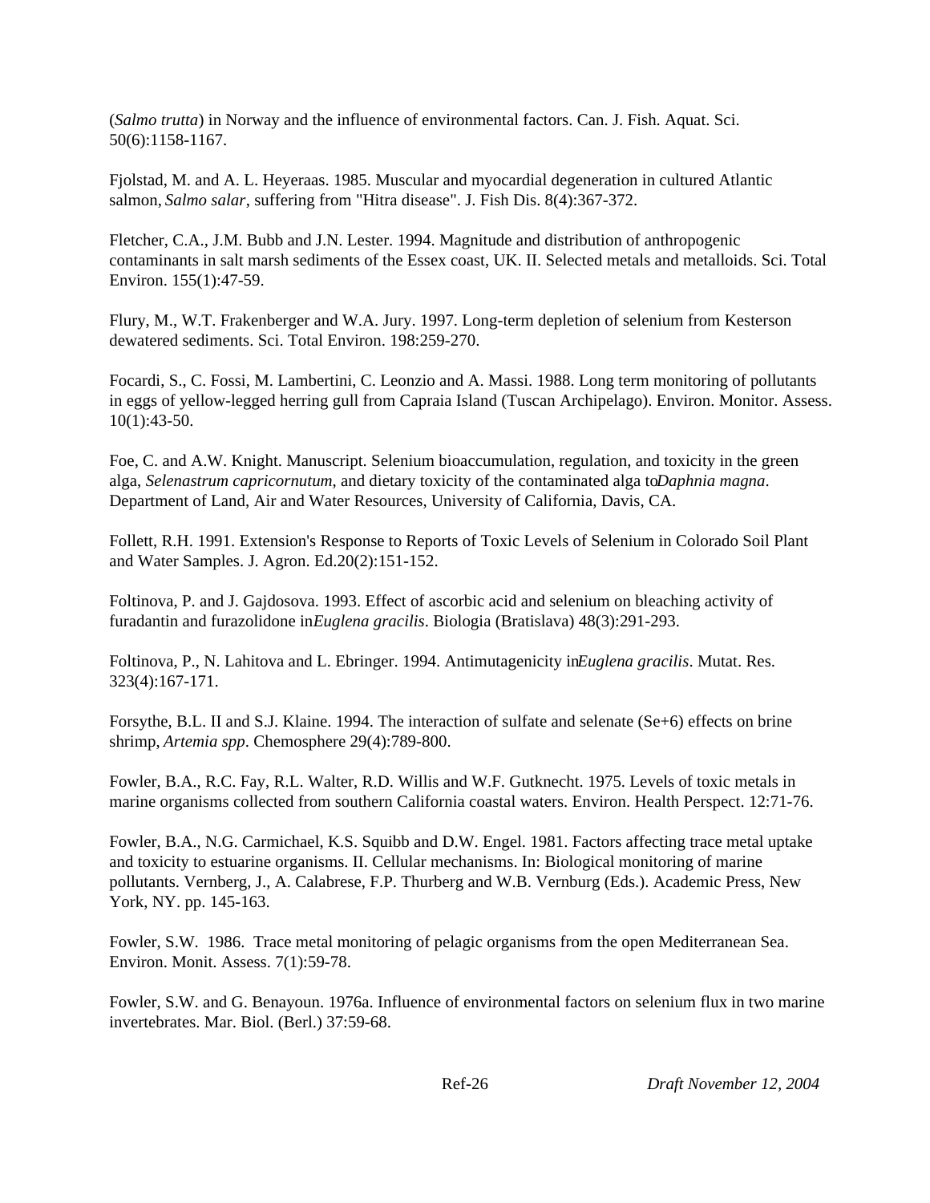(*Salmo trutta*) in Norway and the influence of environmental factors. Can. J. Fish. Aquat. Sci. 50(6):1158-1167.

Fjolstad, M. and A. L. Heyeraas. 1985. Muscular and myocardial degeneration in cultured Atlantic salmon, *Salmo salar*, suffering from "Hitra disease". J. Fish Dis. 8(4):367-372.

Fletcher, C.A., J.M. Bubb and J.N. Lester. 1994. Magnitude and distribution of anthropogenic contaminants in salt marsh sediments of the Essex coast, UK. II. Selected metals and metalloids. Sci. Total Environ. 155(1):47-59.

Flury, M., W.T. Frakenberger and W.A. Jury. 1997. Long-term depletion of selenium from Kesterson dewatered sediments. Sci. Total Environ. 198:259-270.

Focardi, S., C. Fossi, M. Lambertini, C. Leonzio and A. Massi. 1988. Long term monitoring of pollutants in eggs of yellow-legged herring gull from Capraia Island (Tuscan Archipelago). Environ. Monitor. Assess. 10(1):43-50.

Foe, C. and A.W. Knight. Manuscript. Selenium bioaccumulation, regulation, and toxicity in the green alga, *Selenastrum capricornutum*, and dietary toxicity of the contaminated alga to *Daphnia magna*. Department of Land, Air and Water Resources, University of California, Davis, CA.

Follett, R.H. 1991. Extension's Response to Reports of Toxic Levels of Selenium in Colorado Soil Plant and Water Samples. J. Agron. Ed.20(2):151-152.

Foltinova, P. and J. Gajdosova. 1993. Effect of ascorbic acid and selenium on bleaching activity of furadantin and furazolidone in *Euglena gracilis*. Biologia (Bratislava) 48(3):291-293.

Foltinova, P., N. Lahitova and L. Ebringer. 1994. Antimutagenicity in *Euglena gracilis*. Mutat. Res. 323(4):167-171.

Forsythe, B.L. II and S.J. Klaine. 1994. The interaction of sulfate and selenate (Se+6) effects on brine shrimp, *Artemia spp*. Chemosphere 29(4):789-800.

Fowler, B.A., R.C. Fay, R.L. Walter, R.D. Willis and W.F. Gutknecht. 1975. Levels of toxic metals in marine organisms collected from southern California coastal waters. Environ. Health Perspect. 12:71-76.

Fowler, B.A., N.G. Carmichael, K.S. Squibb and D.W. Engel. 1981. Factors affecting trace metal uptake and toxicity to estuarine organisms. II. Cellular mechanisms. In: Biological monitoring of marine pollutants. Vernberg, J., A. Calabrese, F.P. Thurberg and W.B. Vernburg (Eds.). Academic Press, New York, NY. pp. 145-163.

Fowler, S.W. 1986. Trace metal monitoring of pelagic organisms from the open Mediterranean Sea. Environ. Monit. Assess. 7(1):59-78.

Fowler, S.W. and G. Benayoun. 1976a. Influence of environmental factors on selenium flux in two marine invertebrates. Mar. Biol. (Berl.) 37:59-68.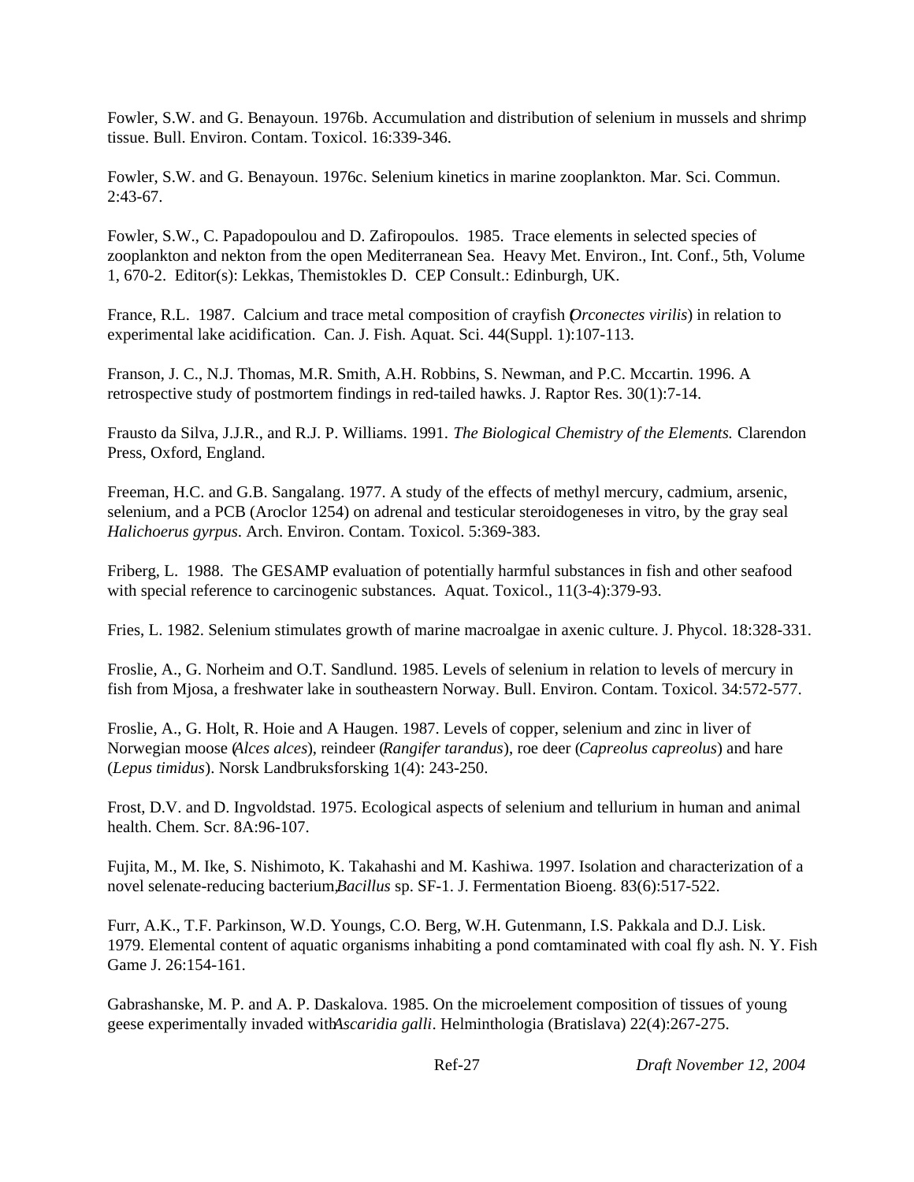Fowler, S.W. and G. Benayoun. 1976b. Accumulation and distribution of selenium in mussels and shrimp tissue. Bull. Environ. Contam. Toxicol. 16:339-346.

Fowler, S.W. and G. Benayoun. 1976c. Selenium kinetics in marine zooplankton. Mar. Sci. Commun. 2:43-67.

Fowler, S.W., C. Papadopoulou and D. Zafiropoulos. 1985. Trace elements in selected species of zooplankton and nekton from the open Mediterranean Sea. Heavy Met. Environ., Int. Conf., 5th, Volume 1, 670-2. Editor(s): Lekkas, Themistokles D. CEP Consult.: Edinburgh, UK.

France, R.L. 1987. Calcium and trace metal composition of crayfish (*Orconectes virilis*) in relation to experimental lake acidification. Can. J. Fish. Aquat. Sci. 44(Suppl. 1):107-113.

Franson, J. C., N.J. Thomas, M.R. Smith, A.H. Robbins, S. Newman, and P.C. Mccartin. 1996. A retrospective study of postmortem findings in red-tailed hawks. J. Raptor Res. 30(1):7-14.

Frausto da Silva, J.J.R., and R.J. P. Williams. 1991. *The Biological Chemistry of the Elements.* Clarendon Press, Oxford, England.

Freeman, H.C. and G.B. Sangalang. 1977. A study of the effects of methyl mercury, cadmium, arsenic, selenium, and a PCB (Aroclor 1254) on adrenal and testicular steroidogeneses in vitro, by the gray seal *Halichoerus gyrpus*. Arch. Environ. Contam. Toxicol. 5:369-383.

Friberg, L. 1988. The GESAMP evaluation of potentially harmful substances in fish and other seafood with special reference to carcinogenic substances. Aquat. Toxicol., 11(3-4):379-93.

Fries, L. 1982. Selenium stimulates growth of marine macroalgae in axenic culture. J. Phycol. 18:328-331.

Froslie, A., G. Norheim and O.T. Sandlund. 1985. Levels of selenium in relation to levels of mercury in fish from Mjosa, a freshwater lake in southeastern Norway. Bull. Environ. Contam. Toxicol. 34:572-577.

Froslie, A., G. Holt, R. Hoie and A Haugen. 1987. Levels of copper, selenium and zinc in liver of Norwegian moose (*Alces alces*), reindeer (*Rangifer tarandus*), roe deer (*Capreolus capreolus*) and hare (*Lepus timidus*). Norsk Landbruksforsking 1(4): 243-250.

Frost, D.V. and D. Ingvoldstad. 1975. Ecological aspects of selenium and tellurium in human and animal health. Chem. Scr. 8A:96-107.

Fujita, M., M. Ike, S. Nishimoto, K. Takahashi and M. Kashiwa. 1997. Isolation and characterization of a novel selenate-reducing bacterium, *Bacillus* sp. SF-1. J. Fermentation Bioeng. 83(6):517-522.

Furr, A.K., T.F. Parkinson, W.D. Youngs, C.O. Berg, W.H. Gutenmann, I.S. Pakkala and D.J. Lisk. 1979. Elemental content of aquatic organisms inhabiting a pond comtaminated with coal fly ash. N. Y. Fish Game J. 26:154-161.

Gabrashanske, M. P. and A. P. Daskalova. 1985. On the microelement composition of tissues of young geese experimentally invaded with *Ascaridia galli*. Helminthologia (Bratislava) 22(4):267-275.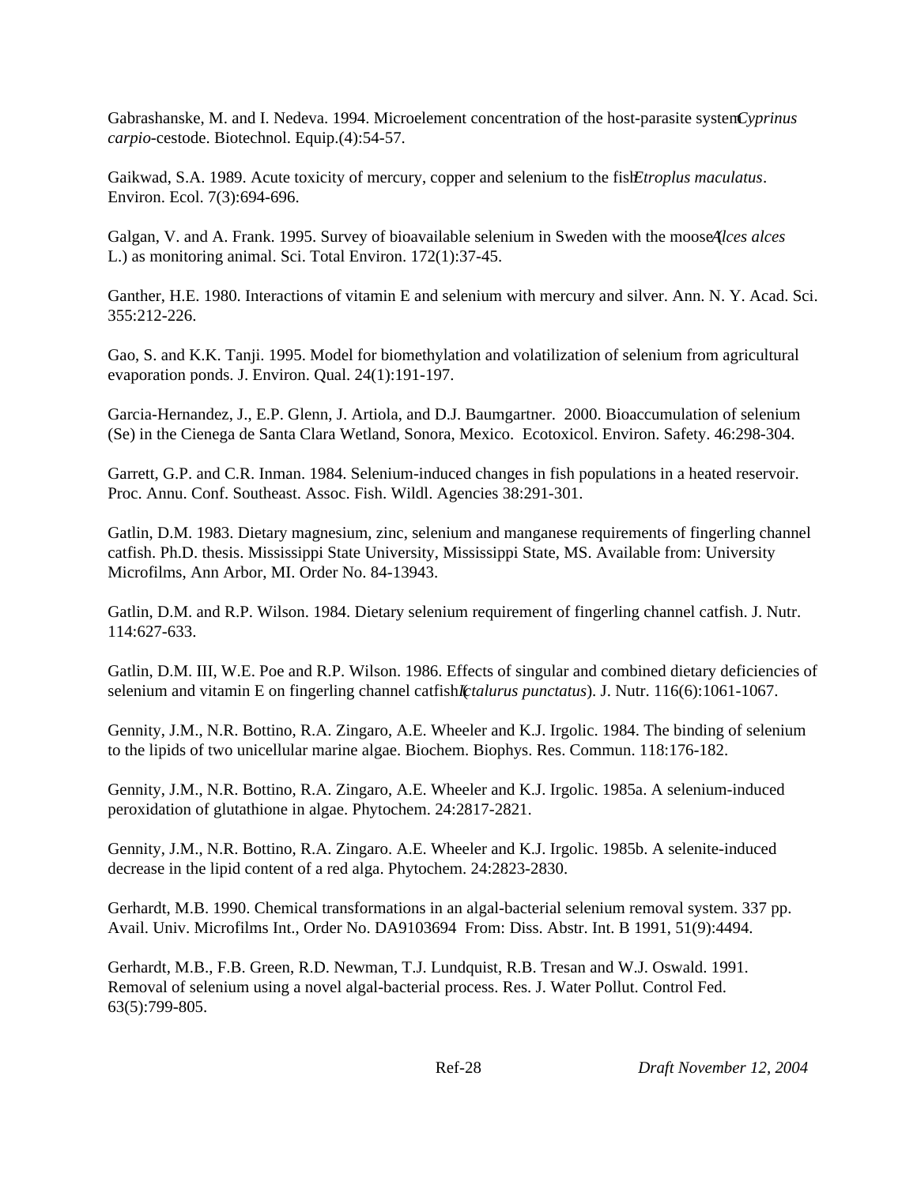Gabrashanske, M. and I. Nedeva. 1994. Microelement concentration of the host-parasite system *Cyprinus carpio*-cestode. Biotechnol. Equip.(4):54-57.

Gaikwad, S.A. 1989. Acute toxicity of mercury, copper and selenium to the fish *Etroplus maculatus*. Environ. Ecol. 7(3):694-696.

Galgan, V. and A. Frank. 1995. Survey of bioavailable selenium in Sweden with the moose (*Alces alces* L.) as monitoring animal. Sci. Total Environ. 172(1):37-45.

Ganther, H.E. 1980. Interactions of vitamin E and selenium with mercury and silver. Ann. N. Y. Acad. Sci. 355:212-226.

Gao, S. and K.K. Tanji. 1995. Model for biomethylation and volatilization of selenium from agricultural evaporation ponds. J. Environ. Qual. 24(1):191-197.

Garcia-Hernandez, J., E.P. Glenn, J. Artiola, and D.J. Baumgartner. 2000. Bioaccumulation of selenium (Se) in the Cienega de Santa Clara Wetland, Sonora, Mexico. Ecotoxicol. Environ. Safety. 46:298-304.

Garrett, G.P. and C.R. Inman. 1984. Selenium-induced changes in fish populations in a heated reservoir. Proc. Annu. Conf. Southeast. Assoc. Fish. Wildl. Agencies 38:291-301.

Gatlin, D.M. 1983. Dietary magnesium, zinc, selenium and manganese requirements of fingerling channel catfish. Ph.D. thesis. Mississippi State University, Mississippi State, MS. Available from: University Microfilms, Ann Arbor, MI. Order No. 84-13943.

Gatlin, D.M. and R.P. Wilson. 1984. Dietary selenium requirement of fingerling channel catfish. J. Nutr. 114:627-633.

Gatlin, D.M. III, W.E. Poe and R.P. Wilson. 1986. Effects of singular and combined dietary deficiencies of selenium and vitamin E on fingerling channel catfish (*Ictalurus punctatus*). J. Nutr. 116(6):1061-1067.

Gennity, J.M., N.R. Bottino, R.A. Zingaro, A.E. Wheeler and K.J. Irgolic. 1984. The binding of selenium to the lipids of two unicellular marine algae. Biochem. Biophys. Res. Commun. 118:176-182.

Gennity, J.M., N.R. Bottino, R.A. Zingaro, A.E. Wheeler and K.J. Irgolic. 1985a. A selenium-induced peroxidation of glutathione in algae. Phytochem. 24:2817-2821.

Gennity, J.M., N.R. Bottino, R.A. Zingaro. A.E. Wheeler and K.J. Irgolic. 1985b. A selenite-induced decrease in the lipid content of a red alga. Phytochem. 24:2823-2830.

Gerhardt, M.B. 1990. Chemical transformations in an algal-bacterial selenium removal system. 337 pp. Avail. Univ. Microfilms Int., Order No. DA9103694 From: Diss. Abstr. Int. B 1991, 51(9):4494.

Gerhardt, M.B., F.B. Green, R.D. Newman, T.J. Lundquist, R.B. Tresan and W.J. Oswald. 1991. Removal of selenium using a novel algal-bacterial process. Res. J. Water Pollut. Control Fed. 63(5):799-805.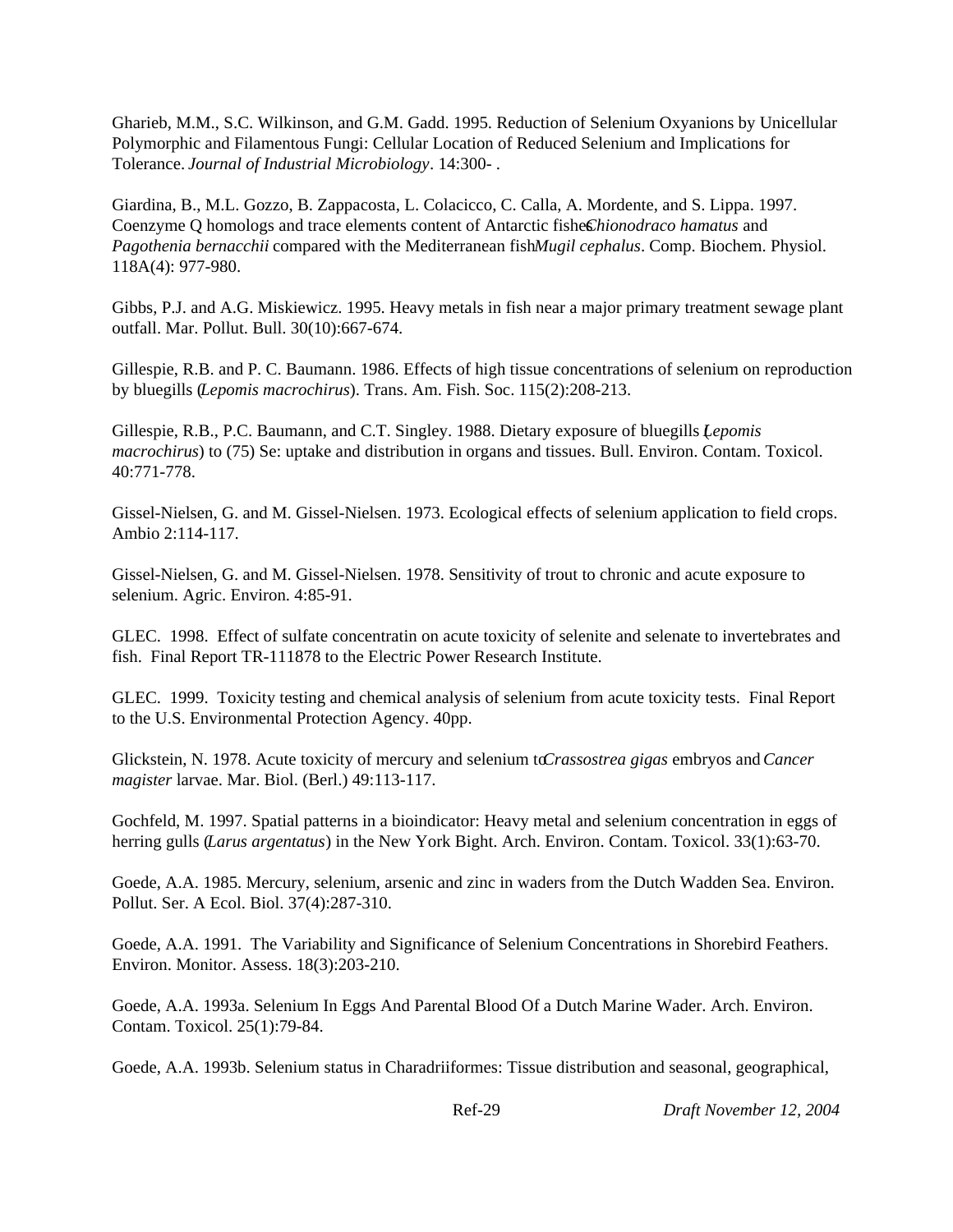Gharieb, M.M., S.C. Wilkinson, and G.M. Gadd. 1995. Reduction of Selenium Oxyanions by Unicellular Polymorphic and Filamentous Fungi: Cellular Location of Reduced Selenium and Implications for Tolerance. *Journal of Industrial Microbiology*. 14:300- .

Giardina, B., M.L. Gozzo, B. Zappacosta, L. Colacicco, C. Calla, A. Mordente, and S. Lippa. 1997. Coenzyme Q homologs and trace elements content of Antarctic fishes *Chionodraco hamatus* and *Pagothenia bernacchii* compared with the Mediterranean fish *Mugil cephalus*. Comp. Biochem. Physiol. 118A(4): 977-980.

Gibbs, P.J. and A.G. Miskiewicz. 1995. Heavy metals in fish near a major primary treatment sewage plant outfall. Mar. Pollut. Bull. 30(10):667-674.

Gillespie, R.B. and P. C. Baumann. 1986. Effects of high tissue concentrations of selenium on reproduction by bluegills (*Lepomis macrochirus*). Trans. Am. Fish. Soc. 115(2):208-213.

Gillespie, R.B., P.C. Baumann, and C.T. Singley. 1988. Dietary exposure of bluegills (*Lepomis macrochirus*) to (75) Se: uptake and distribution in organs and tissues. Bull. Environ. Contam. Toxicol. 40:771-778.

Gissel-Nielsen, G. and M. Gissel-Nielsen. 1973. Ecological effects of selenium application to field crops. Ambio 2:114-117.

Gissel-Nielsen, G. and M. Gissel-Nielsen. 1978. Sensitivity of trout to chronic and acute exposure to selenium. Agric. Environ. 4:85-91.

GLEC. 1998. Effect of sulfate concentratin on acute toxicity of selenite and selenate to invertebrates and fish. Final Report TR-111878 to the Electric Power Research Institute.

GLEC. 1999. Toxicity testing and chemical analysis of selenium from acute toxicity tests. Final Report to the U.S. Environmental Protection Agency. 40pp.

Glickstein, N. 1978. Acute toxicity of mercury and selenium to *Crassostrea gigas* embryos and *Cancer magister* larvae. Mar. Biol. (Berl.) 49:113-117.

Gochfeld, M. 1997. Spatial patterns in a bioindicator: Heavy metal and selenium concentration in eggs of herring gulls (*Larus argentatus*) in the New York Bight. Arch. Environ. Contam. Toxicol. 33(1):63-70.

Goede, A.A. 1985. Mercury, selenium, arsenic and zinc in waders from the Dutch Wadden Sea. Environ. Pollut. Ser. A Ecol. Biol. 37(4):287-310.

Goede, A.A. 1991. The Variability and Significance of Selenium Concentrations in Shorebird Feathers. Environ. Monitor. Assess. 18(3):203-210.

Goede, A.A. 1993a. Selenium In Eggs And Parental Blood Of a Dutch Marine Wader. Arch. Environ. Contam. Toxicol. 25(1):79-84.

Goede, A.A. 1993b. Selenium status in Charadriiformes: Tissue distribution and seasonal, geographical,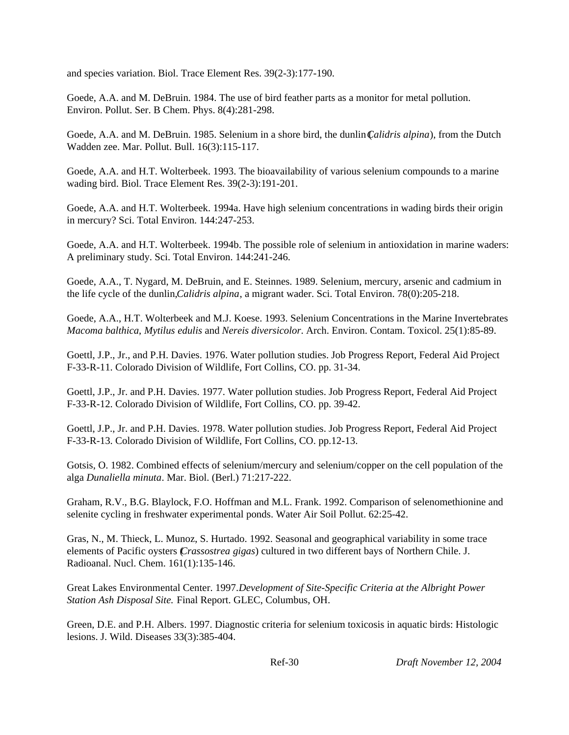and species variation. Biol. Trace Element Res. 39(2-3):177-190.

Goede, A.A. and M. DeBruin. 1984. The use of bird feather parts as a monitor for metal pollution. Environ. Pollut. Ser. B Chem. Phys. 8(4):281-298.

Goede, A.A. and M. DeBruin. 1985. Selenium in a shore bird, the dunlin (*Calidris alpina*), from the Dutch Wadden zee. Mar. Pollut. Bull. 16(3):115-117.

Goede, A.A. and H.T. Wolterbeek. 1993. The bioavailability of various selenium compounds to a marine wading bird. Biol. Trace Element Res. 39(2-3):191-201.

Goede, A.A. and H.T. Wolterbeek. 1994a. Have high selenium concentrations in wading birds their origin in mercury? Sci. Total Environ. 144:247-253.

Goede, A.A. and H.T. Wolterbeek. 1994b. The possible role of selenium in antioxidation in marine waders: A preliminary study. Sci. Total Environ. 144:241-246.

Goede, A.A., T. Nygard, M. DeBruin, and E. Steinnes. 1989. Selenium, mercury, arsenic and cadmium in the life cycle of the dunlin, *Calidris alpina*, a migrant wader. Sci. Total Environ. 78(0):205-218.

Goede, A.A., H.T. Wolterbeek and M.J. Koese. 1993. Selenium Concentrations in the Marine Invertebrates *Macoma balthica*, *Mytilus edulis* and *Nereis diversicolor*. Arch. Environ. Contam. Toxicol. 25(1):85-89.

Goettl, J.P., Jr., and P.H. Davies. 1976. Water pollution studies. Job Progress Report, Federal Aid Project F-33-R-11. Colorado Division of Wildlife, Fort Collins, CO. pp. 31-34.

Goettl, J.P., Jr. and P.H. Davies. 1977. Water pollution studies. Job Progress Report, Federal Aid Project F-33-R-12. Colorado Division of Wildlife, Fort Collins, CO. pp. 39-42.

Goettl, J.P., Jr. and P.H. Davies. 1978. Water pollution studies. Job Progress Report, Federal Aid Project F-33-R-13. Colorado Division of Wildlife, Fort Collins, CO. pp.12-13.

Gotsis, O. 1982. Combined effects of selenium/mercury and selenium/copper on the cell population of the alga *Dunaliella minuta*. Mar. Biol. (Berl.) 71:217-222.

Graham, R.V., B.G. Blaylock, F.O. Hoffman and M.L. Frank. 1992. Comparison of selenomethionine and selenite cycling in freshwater experimental ponds. Water Air Soil Pollut. 62:25-42.

Gras, N., M. Thieck, L. Munoz, S. Hurtado. 1992. Seasonal and geographical variability in some trace elements of Pacific oysters (*Crassostrea gigas*) cultured in two different bays of Northern Chile. J. Radioanal. Nucl. Chem. 161(1):135-146.

Great Lakes Environmental Center. 1997. *Development of Site-Specific Criteria at the Albright Power Station Ash Disposal Site.* Final Report. GLEC, Columbus, OH.

Green, D.E. and P.H. Albers. 1997. Diagnostic criteria for selenium toxicosis in aquatic birds: Histologic lesions. J. Wild. Diseases 33(3):385-404.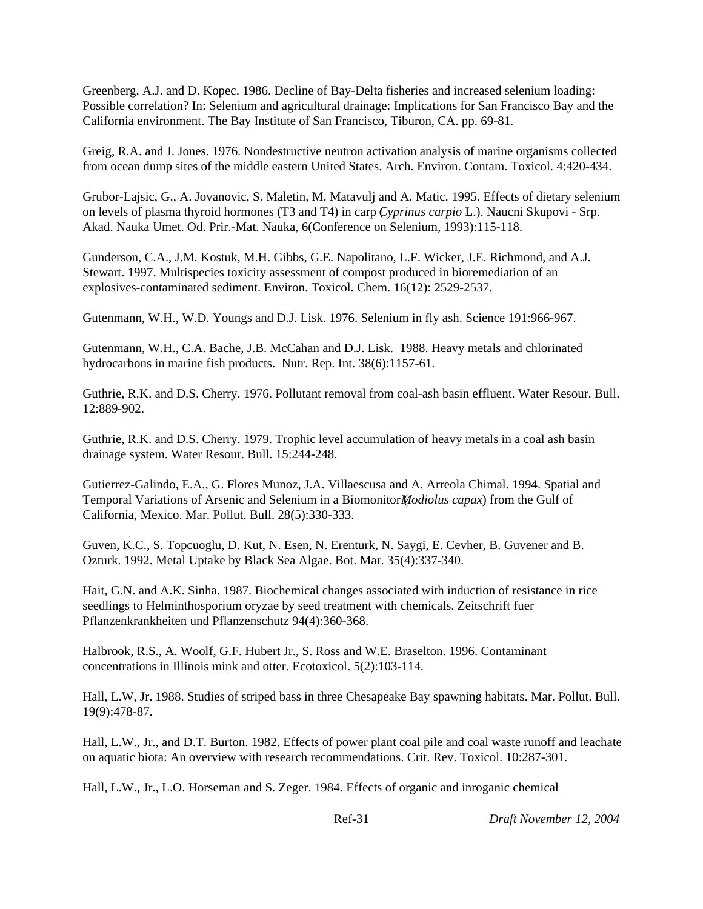Greenberg, A.J. and D. Kopec. 1986. Decline of Bay-Delta fisheries and increased selenium loading: Possible correlation? In: Selenium and agricultural drainage: Implications for San Francisco Bay and the California environment. The Bay Institute of San Francisco, Tiburon, CA. pp. 69-81.

Greig, R.A. and J. Jones. 1976. Nondestructive neutron activation analysis of marine organisms collected from ocean dump sites of the middle eastern United States. Arch. Environ. Contam. Toxicol. 4:420-434.

Grubor-Lajsic, G., A. Jovanovic, S. Maletin, M. Matavulj and A. Matic. 1995. Effects of dietary selenium on levels of plasma thyroid hormones (T3 and T4) in carp (*Cyprinus carpio* L.). Naucni Skupovi - Srp. Akad. Nauka Umet. Od. Prir.-Mat. Nauka, 6(Conference on Selenium, 1993):115-118.

Gunderson, C.A., J.M. Kostuk, M.H. Gibbs, G.E. Napolitano, L.F. Wicker, J.E. Richmond, and A.J. Stewart. 1997. Multispecies toxicity assessment of compost produced in bioremediation of an explosives-contaminated sediment. Environ. Toxicol. Chem. 16(12): 2529-2537.

Gutenmann, W.H., W.D. Youngs and D.J. Lisk. 1976. Selenium in fly ash. Science 191:966-967.

Gutenmann, W.H., C.A. Bache, J.B. McCahan and D.J. Lisk. 1988. Heavy metals and chlorinated hydrocarbons in marine fish products. Nutr. Rep. Int. 38(6):1157-61.

Guthrie, R.K. and D.S. Cherry. 1976. Pollutant removal from coal-ash basin effluent. Water Resour. Bull. 12:889-902.

Guthrie, R.K. and D.S. Cherry. 1979. Trophic level accumulation of heavy metals in a coal ash basin drainage system. Water Resour. Bull. 15:244-248.

Gutierrez-Galindo, E.A., G. Flores Munoz, J.A. Villaescusa and A. Arreola Chimal. 1994. Spatial and Temporal Variations of Arsenic and Selenium in a Biomonitor (*Modiolus capax*) from the Gulf of California, Mexico. Mar. Pollut. Bull. 28(5):330-333.

Guven, K.C., S. Topcuoglu, D. Kut, N. Esen, N. Erenturk, N. Saygi, E. Cevher, B. Guvener and B. Ozturk. 1992. Metal Uptake by Black Sea Algae. Bot. Mar. 35(4):337-340.

Hait, G.N. and A.K. Sinha. 1987. Biochemical changes associated with induction of resistance in rice seedlings to Helminthosporium oryzae by seed treatment with chemicals. Zeitschrift fuer Pflanzenkrankheiten und Pflanzenschutz 94(4):360-368.

Halbrook, R.S., A. Woolf, G.F. Hubert Jr., S. Ross and W.E. Braselton. 1996. Contaminant concentrations in Illinois mink and otter. Ecotoxicol. 5(2):103-114.

Hall, L.W, Jr. 1988. Studies of striped bass in three Chesapeake Bay spawning habitats. Mar. Pollut. Bull. 19(9):478-87.

Hall, L.W., Jr., and D.T. Burton. 1982. Effects of power plant coal pile and coal waste runoff and leachate on aquatic biota: An overview with research recommendations. Crit. Rev. Toxicol. 10:287-301.

Hall, L.W., Jr., L.O. Horseman and S. Zeger. 1984. Effects of organic and inroganic chemical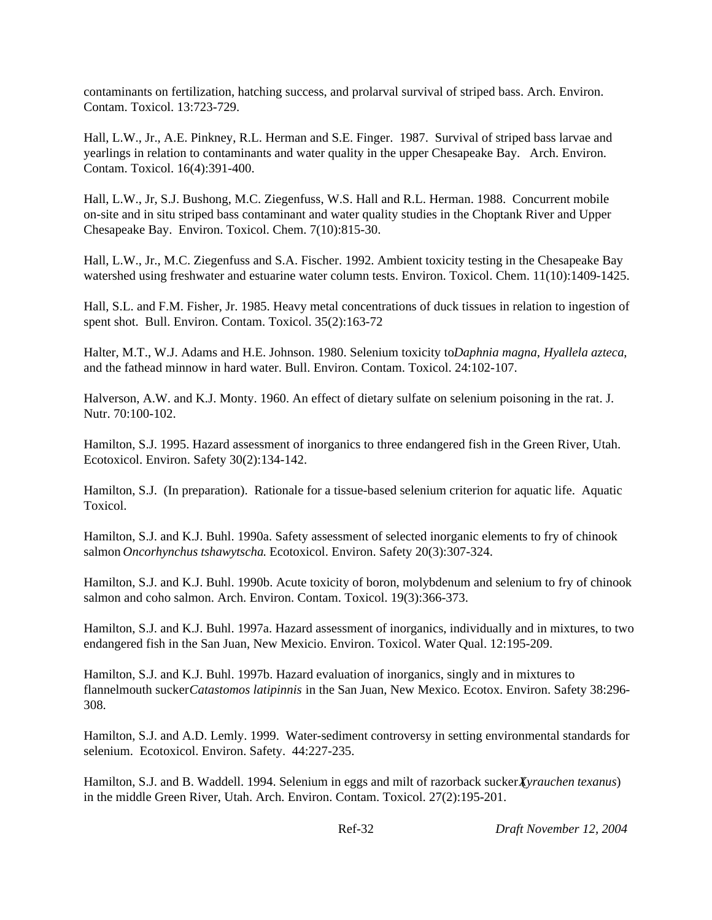contaminants on fertilization, hatching success, and prolarval survival of striped bass. Arch. Environ. Contam. Toxicol. 13:723-729.

Hall, L.W., Jr., A.E. Pinkney, R.L. Herman and S.E. Finger. 1987. Survival of striped bass larvae and yearlings in relation to contaminants and water quality in the upper Chesapeake Bay. Arch. Environ. Contam. Toxicol. 16(4):391-400.

Hall, L.W., Jr, S.J. Bushong, M.C. Ziegenfuss, W.S. Hall and R.L. Herman. 1988. Concurrent mobile on-site and in situ striped bass contaminant and water quality studies in the Choptank River and Upper Chesapeake Bay. Environ. Toxicol. Chem. 7(10):815-30.

Hall, L.W., Jr., M.C. Ziegenfuss and S.A. Fischer. 1992. Ambient toxicity testing in the Chesapeake Bay watershed using freshwater and estuarine water column tests. Environ. Toxicol. Chem. 11(10):1409-1425.

Hall, S.L. and F.M. Fisher, Jr. 1985. Heavy metal concentrations of duck tissues in relation to ingestion of spent shot. Bull. Environ. Contam. Toxicol. 35(2):163-72

Halter, M.T., W.J. Adams and H.E. Johnson. 1980. Selenium toxicity to *Daphnia magna*, *Hyallela azteca*, and the fathead minnow in hard water. Bull. Environ. Contam. Toxicol. 24:102-107.

Halverson, A.W. and K.J. Monty. 1960. An effect of dietary sulfate on selenium poisoning in the rat. J. Nutr. 70:100-102.

Hamilton, S.J. 1995. Hazard assessment of inorganics to three endangered fish in the Green River, Utah. Ecotoxicol. Environ. Safety 30(2):134-142.

Hamilton, S.J. (In preparation). Rationale for a tissue-based selenium criterion for aquatic life. Aquatic Toxicol.

Hamilton, S.J. and K.J. Buhl. 1990a. Safety assessment of selected inorganic elements to fry of chinook salmon *Oncorhynchus tshawytscha*. Ecotoxicol. Environ. Safety 20(3):307-324.

Hamilton, S.J. and K.J. Buhl. 1990b. Acute toxicity of boron, molybdenum and selenium to fry of chinook salmon and coho salmon. Arch. Environ. Contam. Toxicol. 19(3):366-373.

Hamilton, S.J. and K.J. Buhl. 1997a. Hazard assessment of inorganics, individually and in mixtures, to two endangered fish in the San Juan, New Mexicio. Environ. Toxicol. Water Qual. 12:195-209.

Hamilton, S.J. and K.J. Buhl. 1997b. Hazard evaluation of inorganics, singly and in mixtures to flannelmouth sucker *Catastomos latipinnis* in the San Juan, New Mexico. Ecotox. Environ. Safety 38:296-308.

Hamilton, S.J. and A.D. Lemly. 1999. Water-sediment controversy in setting environmental standards for selenium. Ecotoxicol. Environ. Safety. 44:227-235.

Hamilton, S.J. and B. Waddell. 1994. Selenium in eggs and milt of razorback sucker (*Xyrauchen texanus*) in the middle Green River, Utah. Arch. Environ. Contam. Toxicol. 27(2):195-201.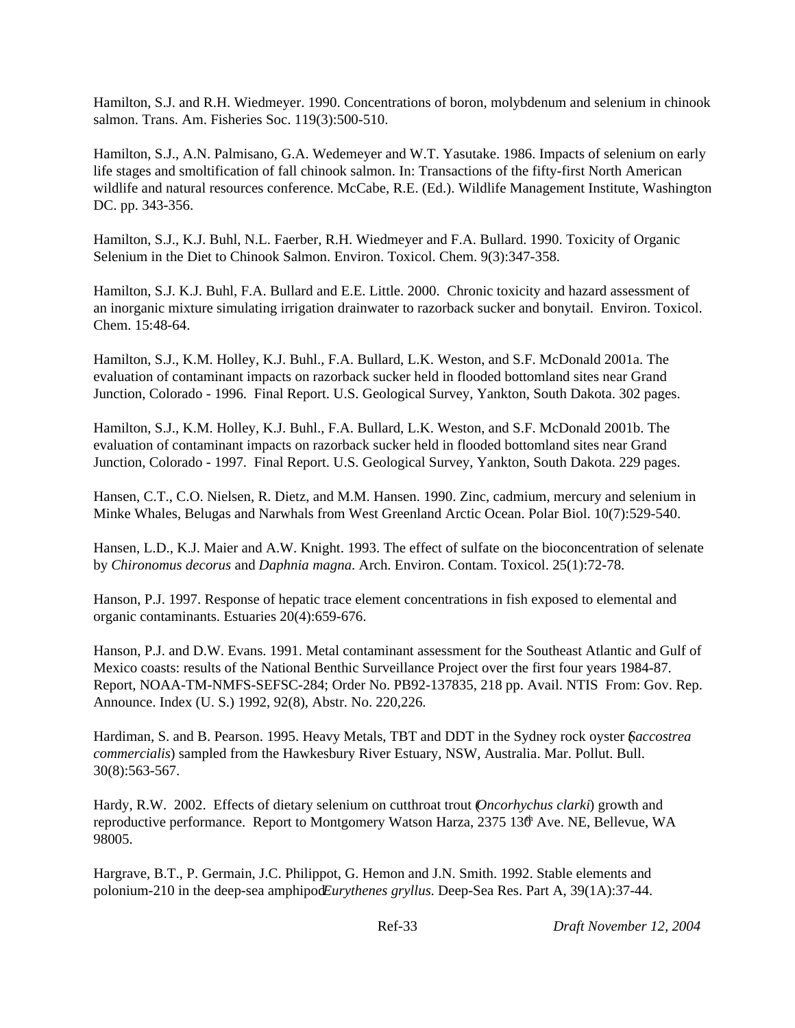Hamilton, S.J. and R.H. Wiedmeyer. 1990. Concentrations of boron, molybdenum and selenium in chinook salmon. Trans. Am. Fisheries Soc. 119(3):500-510.

Hamilton, S.J., A.N. Palmisano, G.A. Wedemeyer and W.T. Yasutake. 1986. Impacts of selenium on early life stages and smoltification of fall chinook salmon. In: Transactions of the fifty-first North American wildlife and natural resources conference. McCabe, R.E. (Ed.). Wildlife Management Institute, Washington DC. pp. 343-356.

Hamilton, S.J., K.J. Buhl, N.L. Faerber, R.H. Wiedmeyer and F.A. Bullard. 1990. Toxicity of Organic Selenium in the Diet to Chinook Salmon. Environ. Toxicol. Chem. 9(3):347-358.

Hamilton, S.J. K.J. Buhl, F.A. Bullard and E.E. Little. 2000. Chronic toxicity and hazard assessment of an inorganic mixture simulating irrigation drainwater to razorback sucker and bonytail. Environ. Toxicol. Chem. 15:48-64.

Hamilton, S.J., K.M. Holley, K.J. Buhl., F.A. Bullard, L.K. Weston, and S.F. McDonald 2001a. The evaluation of contaminant impacts on razorback sucker held in flooded bottomland sites near Grand Junction, Colorado - 1996. Final Report. U.S. Geological Survey, Yankton, South Dakota. 302 pages.

Hamilton, S.J., K.M. Holley, K.J. Buhl., F.A. Bullard, L.K. Weston, and S.F. McDonald 2001b. The evaluation of contaminant impacts on razorback sucker held in flooded bottomland sites near Grand Junction, Colorado - 1997. Final Report. U.S. Geological Survey, Yankton, South Dakota. 229 pages.

Hansen, C.T., C.O. Nielsen, R. Dietz, and M.M. Hansen. 1990. Zinc, cadmium, mercury and selenium in Minke Whales, Belugas and Narwhals from West Greenland Arctic Ocean. Polar Biol. 10(7):529-540.

Hansen, L.D., K.J. Maier and A.W. Knight. 1993. The effect of sulfate on the bioconcentration of selenate by *Chironomus decorus* and *Daphnia magna*. Arch. Environ. Contam. Toxicol. 25(1):72-78.

Hanson, P.J. 1997. Response of hepatic trace element concentrations in fish exposed to elemental and organic contaminants. Estuaries 20(4):659-676.

Hanson, P.J. and D.W. Evans. 1991. Metal contaminant assessment for the Southeast Atlantic and Gulf of Mexico coasts: results of the National Benthic Surveillance Project over the first four years 1984-87. Report, NOAA-TM-NMFS-SEFSC-284; Order No. PB92-137835, 218 pp. Avail. NTIS From: Gov. Rep. Announce. Index (U. S.) 1992, 92(8), Abstr. No. 220,226.

Hardiman, S. and B. Pearson. 1995. Heavy Metals, TBT and DDT in the Sydney rock oyster (*Saccostrea commercialis*) sampled from the Hawkesbury River Estuary, NSW, Australia. Mar. Pollut. Bull. 30(8):563-567.

Hardy, R.W. 2002. Effects of dietary selenium on cutthroat trout (*Oncorhychus clarki*) growth and reproductive performance. Report to Montgomery Watson Harza, 2375 130th Ave. NE, Bellevue, WA 98005.

Hargrave, B.T., P. Germain, J.C. Philippot, G. Hemon and J.N. Smith. 1992. Stable elements and polonium-210 in the deep-sea amphipod *Eurythenes gryllus*. Deep-Sea Res. Part A, 39(1A):37-44.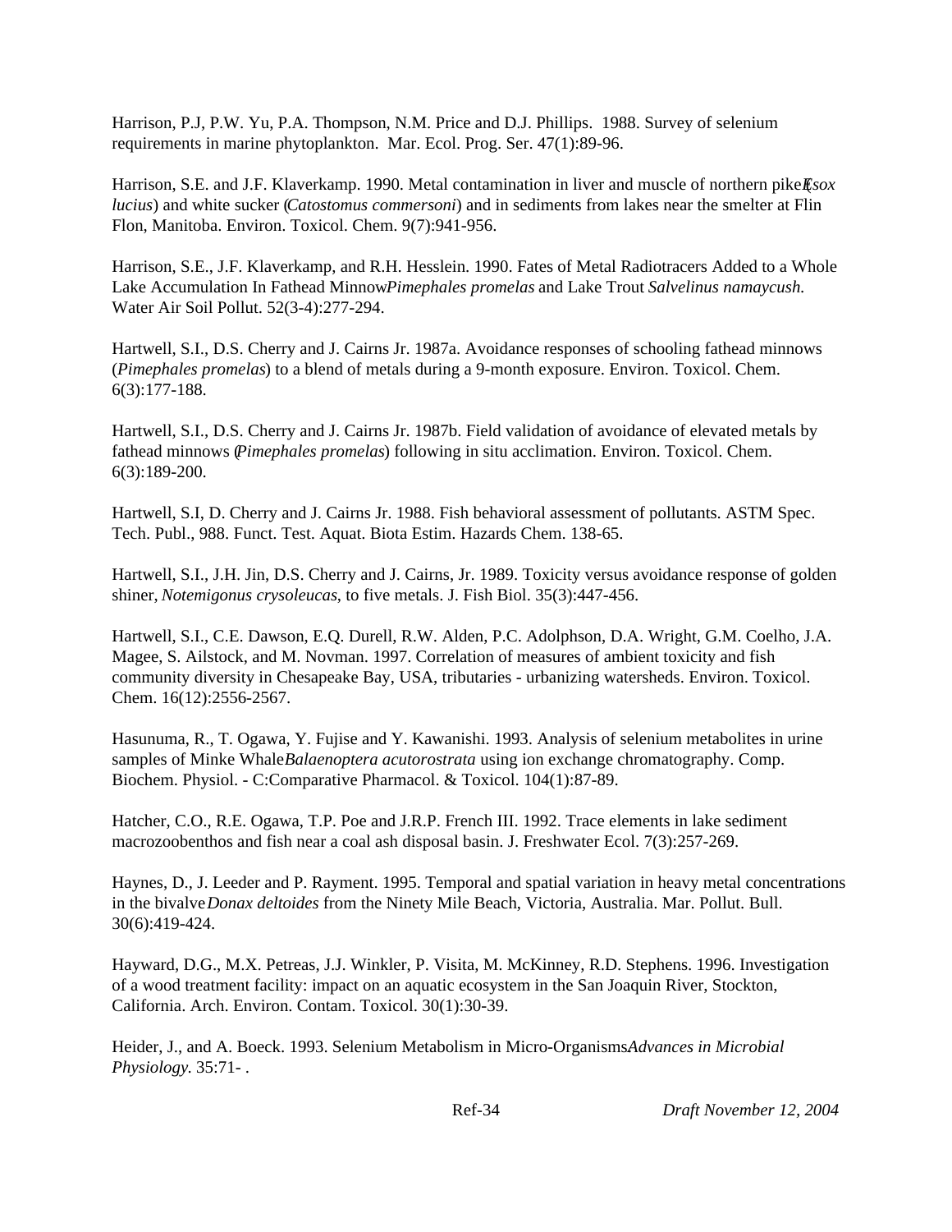Harrison, P.J, P.W. Yu, P.A. Thompson, N.M. Price and D.J. Phillips. 1988. Survey of selenium requirements in marine phytoplankton. Mar. Ecol. Prog. Ser. 47(1):89-96.

Harrison, S.E. and J.F. Klaverkamp. 1990. Metal contamination in liver and muscle of northern pike (*Esox lucius*) and white sucker (*Catostomus commersoni*) and in sediments from lakes near the smelter at Flin Flon, Manitoba. Environ. Toxicol. Chem. 9(7):941-956.

Harrison, S.E., J.F. Klaverkamp, and R.H. Hesslein. 1990. Fates of Metal Radiotracers Added to a Whole Lake Accumulation In Fathead Minnow *Pimephales promelas* and Lake Trout *Salvelinus namaycush*. Water Air Soil Pollut. 52(3-4):277-294.

Hartwell, S.I., D.S. Cherry and J. Cairns Jr. 1987a. Avoidance responses of schooling fathead minnows (*Pimephales promelas*) to a blend of metals during a 9-month exposure. Environ. Toxicol. Chem. 6(3):177-188.

Hartwell, S.I., D.S. Cherry and J. Cairns Jr. 1987b. Field validation of avoidance of elevated metals by fathead minnows (*Pimephales promelas*) following in situ acclimation. Environ. Toxicol. Chem. 6(3):189-200.

Hartwell, S.I, D. Cherry and J. Cairns Jr. 1988. Fish behavioral assessment of pollutants. ASTM Spec. Tech. Publ., 988. Funct. Test. Aquat. Biota Estim. Hazards Chem. 138-65.

Hartwell, S.I., J.H. Jin, D.S. Cherry and J. Cairns, Jr. 1989. Toxicity versus avoidance response of golden shiner, *Notemigonus crysoleucas*, to five metals. J. Fish Biol. 35(3):447-456.

Hartwell, S.I., C.E. Dawson, E.Q. Durell, R.W. Alden, P.C. Adolphson, D.A. Wright, G.M. Coelho, J.A. Magee, S. Ailstock, and M. Novman. 1997. Correlation of measures of ambient toxicity and fish community diversity in Chesapeake Bay, USA, tributaries - urbanizing watersheds. Environ. Toxicol. Chem. 16(12):2556-2567.

Hasunuma, R., T. Ogawa, Y. Fujise and Y. Kawanishi. 1993. Analysis of selenium metabolites in urine samples of Minke Whale *Balaenoptera acutorostrata* using ion exchange chromatography. Comp. Biochem. Physiol. - C:Comparative Pharmacol. & Toxicol. 104(1):87-89.

Hatcher, C.O., R.E. Ogawa, T.P. Poe and J.R.P. French III. 1992. Trace elements in lake sediment macrozoobenthos and fish near a coal ash disposal basin. J. Freshwater Ecol. 7(3):257-269.

Haynes, D., J. Leeder and P. Rayment. 1995. Temporal and spatial variation in heavy metal concentrations in the bivalve *Donax deltoides* from the Ninety Mile Beach, Victoria, Australia. Mar. Pollut. Bull. 30(6):419-424.

Hayward, D.G., M.X. Petreas, J.J. Winkler, P. Visita, M. McKinney, R.D. Stephens. 1996. Investigation of a wood treatment facility: impact on an aquatic ecosystem in the San Joaquin River, Stockton, California. Arch. Environ. Contam. Toxicol. 30(1):30-39.

Heider, J., and A. Boeck. 1993. Selenium Metabolism in Micro-Organisms. *Advances in Microbial Physiology*. 35:71- .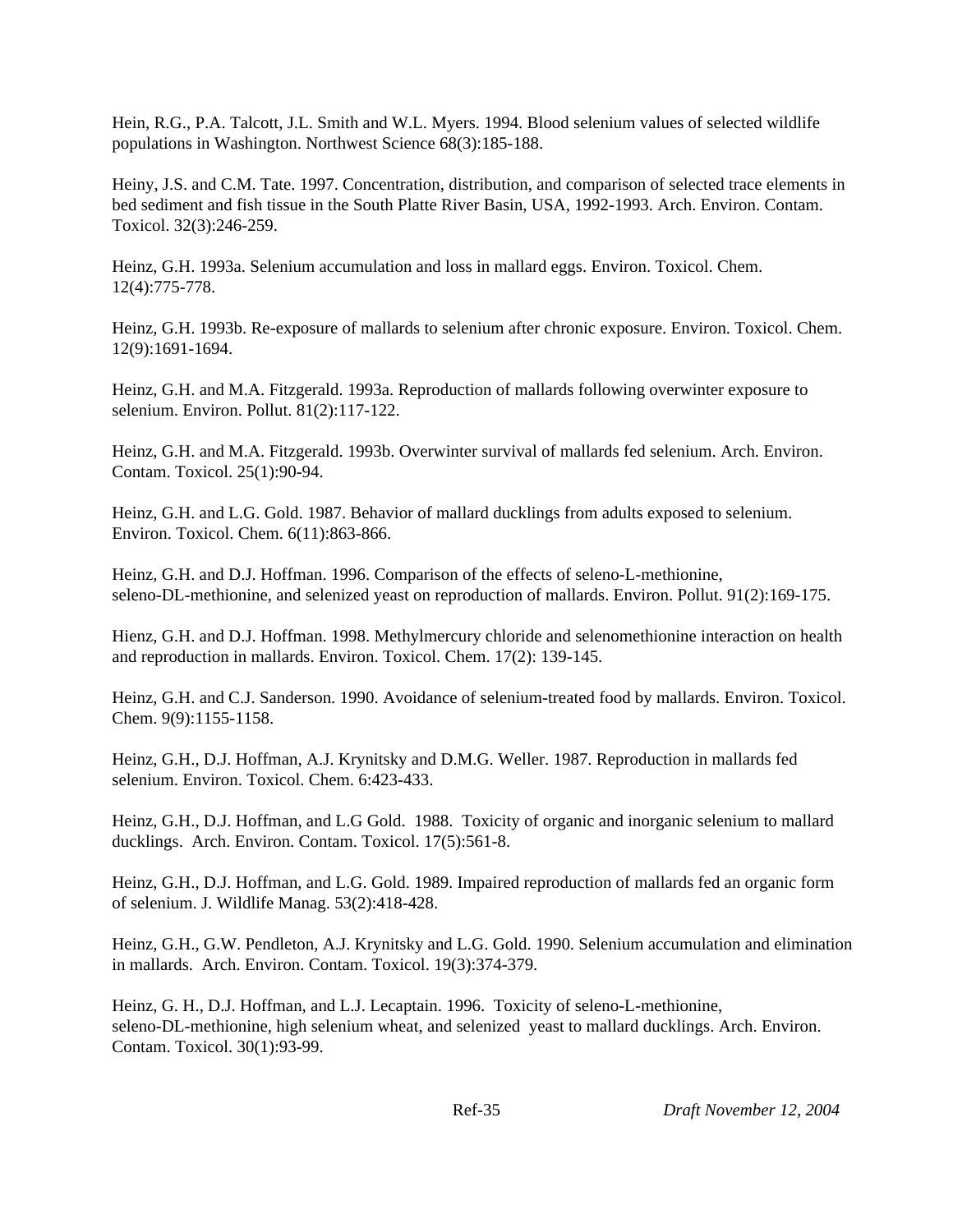Hein, R.G., P.A. Talcott, J.L. Smith and W.L. Myers. 1994. Blood selenium values of selected wildlife populations in Washington. Northwest Science 68(3):185-188.

Heiny, J.S. and C.M. Tate. 1997. Concentration, distribution, and comparison of selected trace elements in bed sediment and fish tissue in the South Platte River Basin, USA, 1992-1993. Arch. Environ. Contam. Toxicol. 32(3):246-259.

Heinz, G.H. 1993a. Selenium accumulation and loss in mallard eggs. Environ. Toxicol. Chem. 12(4):775-778.

Heinz, G.H. 1993b. Re-exposure of mallards to selenium after chronic exposure. Environ. Toxicol. Chem. 12(9):1691-1694.

Heinz, G.H. and M.A. Fitzgerald. 1993a. Reproduction of mallards following overwinter exposure to selenium. Environ. Pollut. 81(2):117-122.

Heinz, G.H. and M.A. Fitzgerald. 1993b. Overwinter survival of mallards fed selenium. Arch. Environ. Contam. Toxicol. 25(1):90-94.

Heinz, G.H. and L.G. Gold. 1987. Behavior of mallard ducklings from adults exposed to selenium. Environ. Toxicol. Chem. 6(11):863-866.

Heinz, G.H. and D.J. Hoffman. 1996. Comparison of the effects of seleno-L-methionine, seleno-DL-methionine, and selenized yeast on reproduction of mallards. Environ. Pollut. 91(2):169-175.

Hienz, G.H. and D.J. Hoffman. 1998. Methylmercury chloride and selenomethionine interaction on health and reproduction in mallards. Environ. Toxicol. Chem. 17(2): 139-145.

Heinz, G.H. and C.J. Sanderson. 1990. Avoidance of selenium-treated food by mallards. Environ. Toxicol. Chem. 9(9):1155-1158.

Heinz, G.H., D.J. Hoffman, A.J. Krynitsky and D.M.G. Weller. 1987. Reproduction in mallards fed selenium. Environ. Toxicol. Chem. 6:423-433.

Heinz, G.H., D.J. Hoffman, and L.G Gold. 1988. Toxicity of organic and inorganic selenium to mallard ducklings. Arch. Environ. Contam. Toxicol. 17(5):561-8.

Heinz, G.H., D.J. Hoffman, and L.G. Gold. 1989. Impaired reproduction of mallards fed an organic form of selenium. J. Wildlife Manag. 53(2):418-428.

Heinz, G.H., G.W. Pendleton, A.J. Krynitsky and L.G. Gold. 1990. Selenium accumulation and elimination in mallards. Arch. Environ. Contam. Toxicol. 19(3):374-379.

Heinz, G. H., D.J. Hoffman, and L.J. Lecaptain. 1996. Toxicity of seleno-L-methionine, seleno-DL-methionine, high selenium wheat, and selenized yeast to mallard ducklings. Arch. Environ. Contam. Toxicol. 30(1):93-99.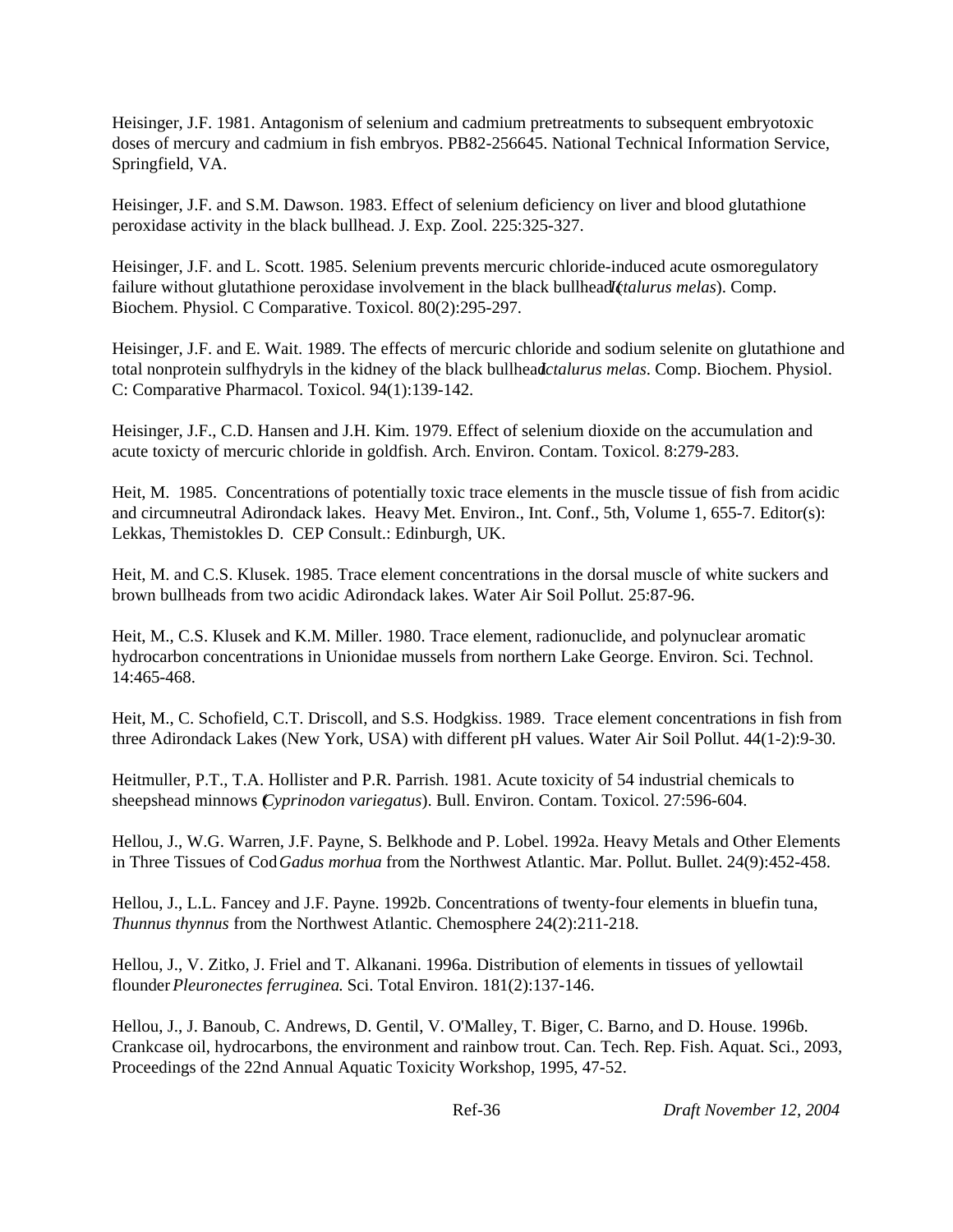Heisinger, J.F. 1981. Antagonism of selenium and cadmium pretreatments to subsequent embryotoxic doses of mercury and cadmium in fish embryos. PB82-256645. National Technical Information Service, Springfield, VA.

Heisinger, J.F. and S.M. Dawson. 1983. Effect of selenium deficiency on liver and blood glutathione peroxidase activity in the black bullhead. J. Exp. Zool. 225:325-327.

Heisinger, J.F. and L. Scott. 1985. Selenium prevents mercuric chloride-induced acute osmoregulatory failure without glutathione peroxidase involvement in the black bullhead (*Ictalurus melas*). Comp. Biochem. Physiol. C Comparative. Toxicol. 80(2):295-297.

Heisinger, J.F. and E. Wait. 1989. The effects of mercuric chloride and sodium selenite on glutathione and total nonprotein sulfhydryls in the kidney of the black bullhead *Ictalurus melas*. Comp. Biochem. Physiol. C: Comparative Pharmacol. Toxicol. 94(1):139-142.

Heisinger, J.F., C.D. Hansen and J.H. Kim. 1979. Effect of selenium dioxide on the accumulation and acute toxicty of mercuric chloride in goldfish. Arch. Environ. Contam. Toxicol. 8:279-283.

Heit, M. 1985. Concentrations of potentially toxic trace elements in the muscle tissue of fish from acidic and circumneutral Adirondack lakes. Heavy Met. Environ., Int. Conf., 5th, Volume 1, 655-7. Editor(s): Lekkas, Themistokles D. CEP Consult.: Edinburgh, UK.

Heit, M. and C.S. Klusek. 1985. Trace element concentrations in the dorsal muscle of white suckers and brown bullheads from two acidic Adirondack lakes. Water Air Soil Pollut. 25:87-96.

Heit, M., C.S. Klusek and K.M. Miller. 1980. Trace element, radionuclide, and polynuclear aromatic hydrocarbon concentrations in Unionidae mussels from northern Lake George. Environ. Sci. Technol. 14:465-468.

Heit, M., C. Schofield, C.T. Driscoll, and S.S. Hodgkiss. 1989. Trace element concentrations in fish from three Adirondack Lakes (New York, USA) with different pH values. Water Air Soil Pollut. 44(1-2):9-30.

Heitmuller, P.T., T.A. Hollister and P.R. Parrish. 1981. Acute toxicity of 54 industrial chemicals to sheepshead minnows (*Cyprinodon variegatus*). Bull. Environ. Contam. Toxicol. 27:596-604.

Hellou, J., W.G. Warren, J.F. Payne, S. Belkhode and P. Lobel. 1992a. Heavy Metals and Other Elements in Three Tissues of Cod *Gadus morhua* from the Northwest Atlantic. Mar. Pollut. Bullet. 24(9):452-458.

Hellou, J., L.L. Fancey and J.F. Payne. 1992b. Concentrations of twenty-four elements in bluefin tuna, *Thunnus thynnus* from the Northwest Atlantic. Chemosphere 24(2):211-218.

Hellou, J., V. Zitko, J. Friel and T. Alkanani. 1996a. Distribution of elements in tissues of yellowtail flounder *Pleuronectes ferruginea*. Sci. Total Environ. 181(2):137-146.

Hellou, J., J. Banoub, C. Andrews, D. Gentil, V. O'Malley, T. Biger, C. Barno, and D. House. 1996b. Crankcase oil, hydrocarbons, the environment and rainbow trout. Can. Tech. Rep. Fish. Aquat. Sci., 2093, Proceedings of the 22nd Annual Aquatic Toxicity Workshop, 1995, 47-52.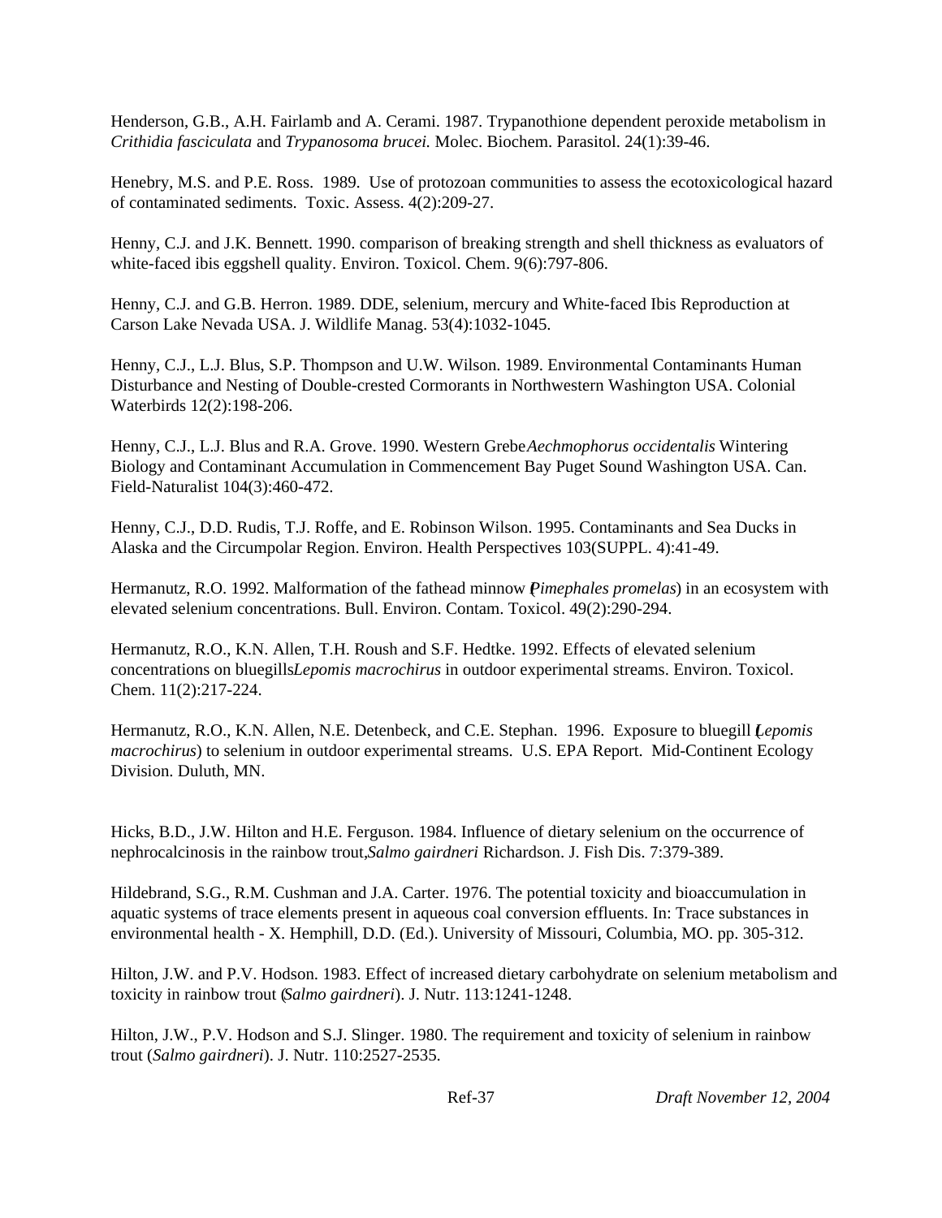Henderson, G.B., A.H. Fairlamb and A. Cerami. 1987. Trypanothione dependent peroxide metabolism in *Crithidia fasciculata* and *Trypanosoma brucei.* Molec. Biochem. Parasitol. 24(1):39-46.

Henebry, M.S. and P.E. Ross. 1989. Use of protozoan communities to assess the ecotoxicological hazard of contaminated sediments. Toxic. Assess. 4(2):209-27.

Henny, C.J. and J.K. Bennett. 1990. comparison of breaking strength and shell thickness as evaluators of white-faced ibis eggshell quality. Environ. Toxicol. Chem. 9(6):797-806.

Henny, C.J. and G.B. Herron. 1989. DDE, selenium, mercury and White-faced Ibis Reproduction at Carson Lake Nevada USA. J. Wildlife Manag. 53(4):1032-1045.

Henny, C.J., L.J. Blus, S.P. Thompson and U.W. Wilson. 1989. Environmental Contaminants Human Disturbance and Nesting of Double-crested Cormorants in Northwestern Washington USA. Colonial Waterbirds 12(2):198-206.

Henny, C.J., L.J. Blus and R.A. Grove. 1990. Western Grebe *Aechmophorus occidentalis* Wintering Biology and Contaminant Accumulation in Commencement Bay Puget Sound Washington USA. Can. Field-Naturalist 104(3):460-472.

Henny, C.J., D.D. Rudis, T.J. Roffe, and E. Robinson Wilson. 1995. Contaminants and Sea Ducks in Alaska and the Circumpolar Region. Environ. Health Perspectives 103(SUPPL. 4):41-49.

Hermanutz, R.O. 1992. Malformation of the fathead minnow (*Pimephales promelas*) in an ecosystem with elevated selenium concentrations. Bull. Environ. Contam. Toxicol. 49(2):290-294.

Hermanutz, R.O., K.N. Allen, T.H. Roush and S.F. Hedtke. 1992. Effects of elevated selenium concentrations on bluegills *Lepomis macrochirus* in outdoor experimental streams. Environ. Toxicol. Chem. 11(2):217-224.

Hermanutz, R.O., K.N. Allen, N.E. Detenbeck, and C.E. Stephan. 1996. Exposure to bluegill (*Lepomis macrochirus*) to selenium in outdoor experimental streams. U.S. EPA Report. Mid-Continent Ecology Division. Duluth, MN.

Hicks, B.D., J.W. Hilton and H.E. Ferguson. 1984. Influence of dietary selenium on the occurrence of nephrocalcinosis in the rainbow trout, *Salmo gairdneri* Richardson. J. Fish Dis. 7:379-389.

Hildebrand, S.G., R.M. Cushman and J.A. Carter. 1976. The potential toxicity and bioaccumulation in aquatic systems of trace elements present in aqueous coal conversion effluents. In: Trace substances in environmental health - X. Hemphill, D.D. (Ed.). University of Missouri, Columbia, MO. pp. 305-312.

Hilton, J.W. and P.V. Hodson. 1983. Effect of increased dietary carbohydrate on selenium metabolism and toxicity in rainbow trout (*Salmo gairdneri*). J. Nutr. 113:1241-1248.

Hilton, J.W., P.V. Hodson and S.J. Slinger. 1980. The requirement and toxicity of selenium in rainbow trout (*Salmo gairdneri*). J. Nutr. 110:2527-2535.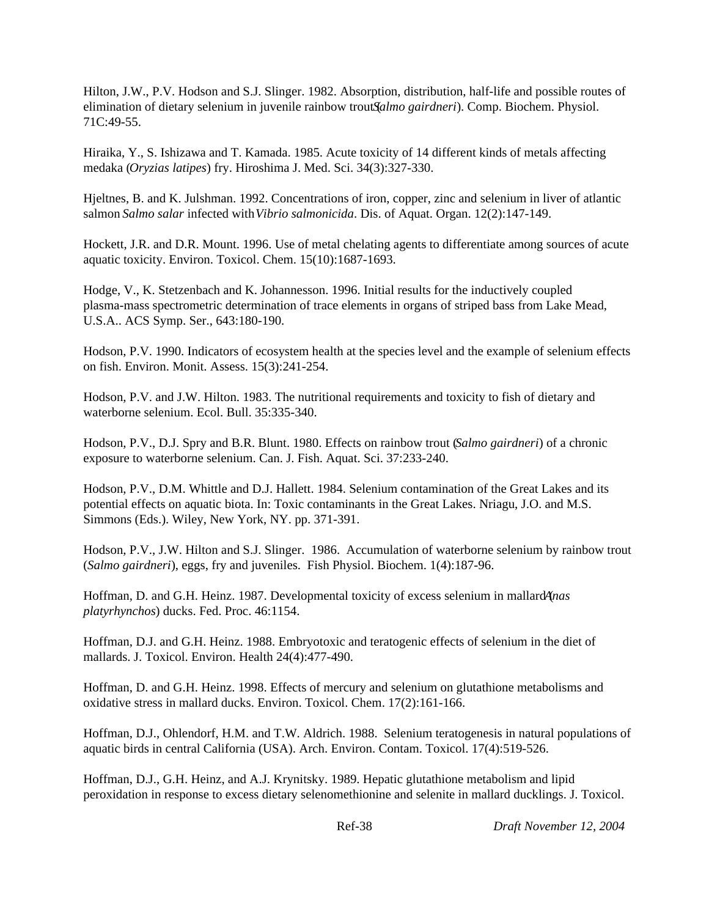Hilton, J.W., P.V. Hodson and S.J. Slinger. 1982. Absorption, distribution, half-life and possible routes of elimination of dietary selenium in juvenile rainbow trout (*Salmo gairdneri*). Comp. Biochem. Physiol. 71C:49-55.

Hiraika, Y., S. Ishizawa and T. Kamada. 1985. Acute toxicity of 14 different kinds of metals affecting medaka (*Oryzias latipes*) fry. Hiroshima J. Med. Sci. 34(3):327-330.

Hjeltnes, B. and K. Julshman. 1992. Concentrations of iron, copper, zinc and selenium in liver of atlantic salmon *Salmo salar* infected with *Vibrio salmonicida*. Dis. of Aquat. Organ. 12(2):147-149.

Hockett, J.R. and D.R. Mount. 1996. Use of metal chelating agents to differentiate among sources of acute aquatic toxicity. Environ. Toxicol. Chem. 15(10):1687-1693.

Hodge, V., K. Stetzenbach and K. Johannesson. 1996. Initial results for the inductively coupled plasma-mass spectrometric determination of trace elements in organs of striped bass from Lake Mead, U.S.A.. ACS Symp. Ser., 643:180-190.

Hodson, P.V. 1990. Indicators of ecosystem health at the species level and the example of selenium effects on fish. Environ. Monit. Assess. 15(3):241-254.

Hodson, P.V. and J.W. Hilton. 1983. The nutritional requirements and toxicity to fish of dietary and waterborne selenium. Ecol. Bull. 35:335-340.

Hodson, P.V., D.J. Spry and B.R. Blunt. 1980. Effects on rainbow trout (*Salmo gairdneri*) of a chronic exposure to waterborne selenium. Can. J. Fish. Aquat. Sci. 37:233-240.

Hodson, P.V., D.M. Whittle and D.J. Hallett. 1984. Selenium contamination of the Great Lakes and its potential effects on aquatic biota. In: Toxic contaminants in the Great Lakes. Nriagu, J.O. and M.S. Simmons (Eds.). Wiley, New York, NY. pp. 371-391.

Hodson, P.V., J.W. Hilton and S.J. Slinger. 1986. Accumulation of waterborne selenium by rainbow trout (*Salmo gairdneri*), eggs, fry and juveniles. Fish Physiol. Biochem. 1(4):187-96.

Hoffman, D. and G.H. Heinz. 1987. Developmental toxicity of excess selenium in mallard (*Anas platyrhynchos*) ducks. Fed. Proc. 46:1154.

Hoffman, D.J. and G.H. Heinz. 1988. Embryotoxic and teratogenic effects of selenium in the diet of mallards. J. Toxicol. Environ. Health 24(4):477-490.

Hoffman, D. and G.H. Heinz. 1998. Effects of mercury and selenium on glutathione metabolisms and oxidative stress in mallard ducks. Environ. Toxicol. Chem. 17(2):161-166.

Hoffman, D.J., Ohlendorf, H.M. and T.W. Aldrich. 1988. Selenium teratogenesis in natural populations of aquatic birds in central California (USA). Arch. Environ. Contam. Toxicol. 17(4):519-526.

Hoffman, D.J., G.H. Heinz, and A.J. Krynitsky. 1989. Hepatic glutathione metabolism and lipid peroxidation in response to excess dietary selenomethionine and selenite in mallard ducklings. J. Toxicol.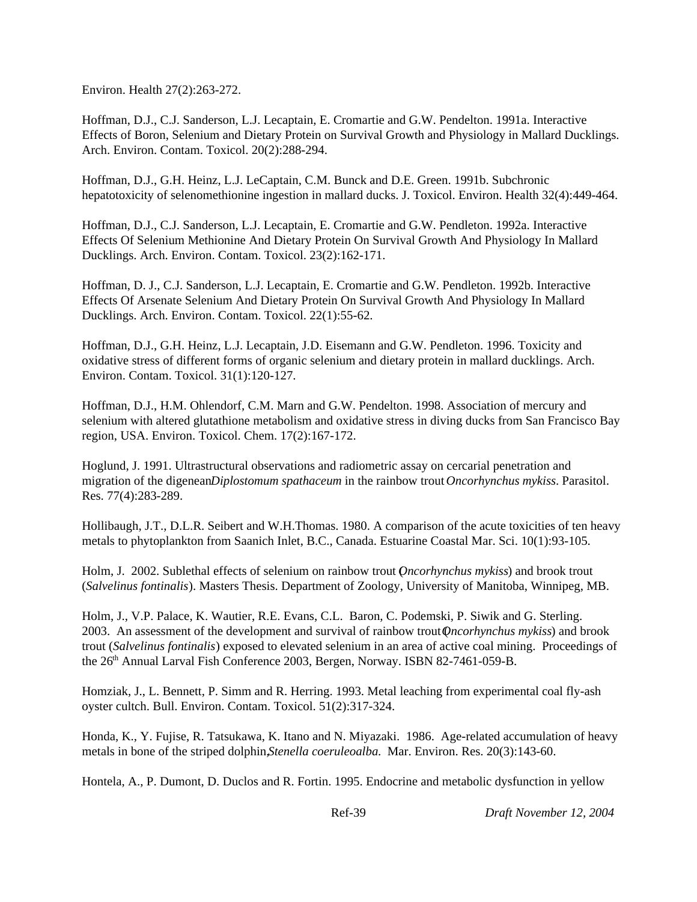Environ. Health 27(2):263-272.

Hoffman, D.J., C.J. Sanderson, L.J. Lecaptain, E. Cromartie and G.W. Pendelton. 1991a. Interactive Effects of Boron, Selenium and Dietary Protein on Survival Growth and Physiology in Mallard Ducklings. Arch. Environ. Contam. Toxicol. 20(2):288-294.

Hoffman, D.J., G.H. Heinz, L.J. LeCaptain, C.M. Bunck and D.E. Green. 1991b. Subchronic hepatotoxicity of selenomethionine ingestion in mallard ducks. J. Toxicol. Environ. Health 32(4):449-464.

Hoffman, D.J., C.J. Sanderson, L.J. Lecaptain, E. Cromartie and G.W. Pendleton. 1992a. Interactive Effects Of Selenium Methionine And Dietary Protein On Survival Growth And Physiology In Mallard Ducklings. Arch. Environ. Contam. Toxicol. 23(2):162-171.

Hoffman, D. J., C.J. Sanderson, L.J. Lecaptain, E. Cromartie and G.W. Pendleton. 1992b. Interactive Effects Of Arsenate Selenium And Dietary Protein On Survival Growth And Physiology In Mallard Ducklings. Arch. Environ. Contam. Toxicol. 22(1):55-62.

Hoffman, D.J., G.H. Heinz, L.J. Lecaptain, J.D. Eisemann and G.W. Pendleton. 1996. Toxicity and oxidative stress of different forms of organic selenium and dietary protein in mallard ducklings. Arch. Environ. Contam. Toxicol. 31(1):120-127.

Hoffman, D.J., H.M. Ohlendorf, C.M. Marn and G.W. Pendelton. 1998. Association of mercury and selenium with altered glutathione metabolism and oxidative stress in diving ducks from San Francisco Bay region, USA. Environ. Toxicol. Chem. 17(2):167-172.

Hoglund, J. 1991. Ultrastructural observations and radiometric assay on cercarial penetration and migration of the digenean *Diplostomum spathaceum* in the rainbow trout *Oncorhynchus mykiss*. Parasitol. Res. 77(4):283-289.

Hollibaugh, J.T., D.L.R. Seibert and W.H.Thomas. 1980. A comparison of the acute toxicities of ten heavy metals to phytoplankton from Saanich Inlet, B.C., Canada. Estuarine Coastal Mar. Sci. 10(1):93-105.

Holm, J. 2002. Sublethal effects of selenium on rainbow trout (*Oncorhynchus mykiss*) and brook trout (*Salvelinus fontinalis*). Masters Thesis. Department of Zoology, University of Manitoba, Winnipeg, MB.

Holm, J., V.P. Palace, K. Wautier, R.E. Evans, C.L. Baron, C. Podemski, P. Siwik and G. Sterling. 2003. An assessment of the development and survival of rainbow trout (*Oncorhynchus mykiss*) and brook trout (*Salvelinus fontinalis*) exposed to elevated selenium in an area of active coal mining. Proceedings of the 26th Annual Larval Fish Conference 2003, Bergen, Norway. ISBN 82-7461-059-B.

Homziak, J., L. Bennett, P. Simm and R. Herring. 1993. Metal leaching from experimental coal fly-ash oyster cultch. Bull. Environ. Contam. Toxicol. 51(2):317-324.

Honda, K., Y. Fujise, R. Tatsukawa, K. Itano and N. Miyazaki. 1986. Age-related accumulation of heavy metals in bone of the striped dolphin, *Stenella coeruleoalba.* Mar. Environ. Res. 20(3):143-60.

Hontela, A., P. Dumont, D. Duclos and R. Fortin. 1995. Endocrine and metabolic dysfunction in yellow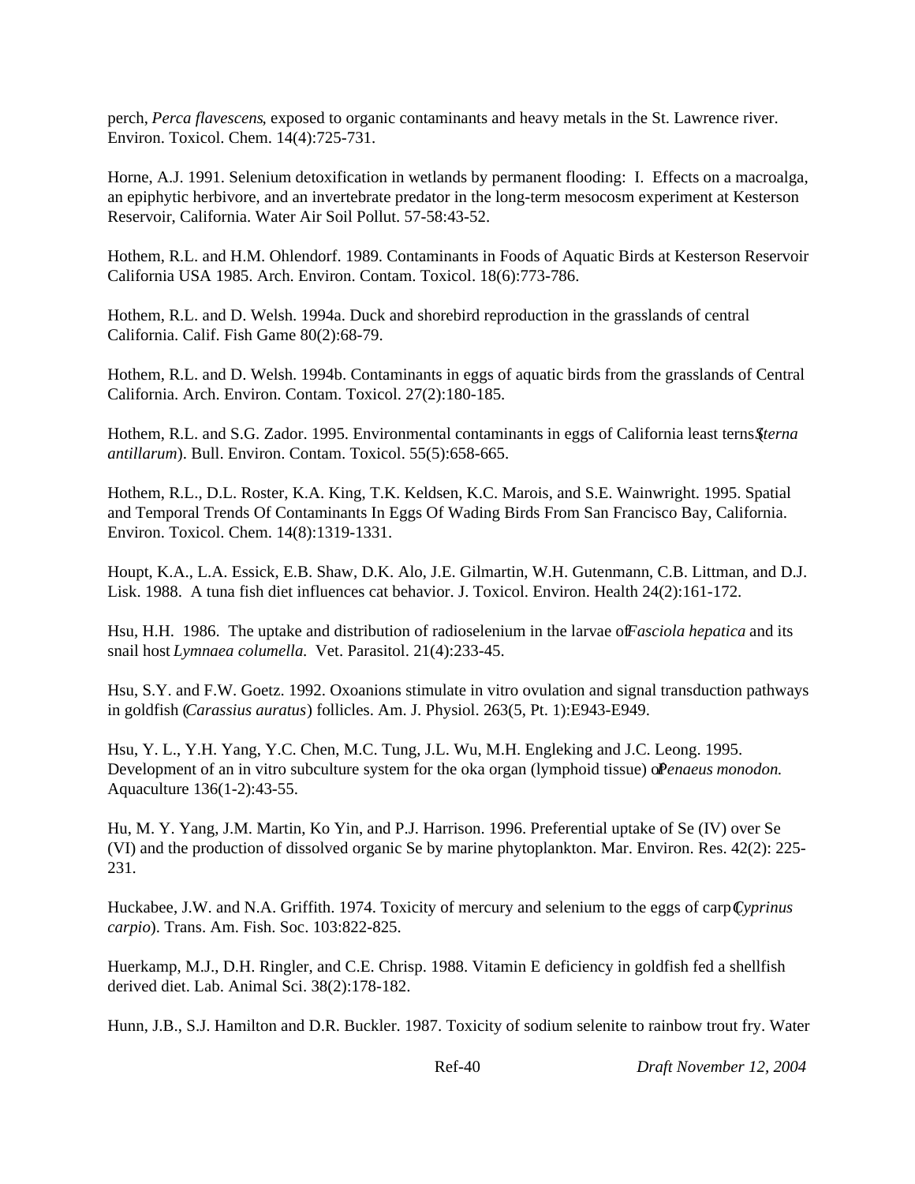perch, *Perca flavescens*, exposed to organic contaminants and heavy metals in the St. Lawrence river. Environ. Toxicol. Chem. 14(4):725-731.

Horne, A.J. 1991. Selenium detoxification in wetlands by permanent flooding: I. Effects on a macroalga, an epiphytic herbivore, and an invertebrate predator in the long-term mesocosm experiment at Kesterson Reservoir, California. Water Air Soil Pollut. 57-58:43-52.

Hothem, R.L. and H.M. Ohlendorf. 1989. Contaminants in Foods of Aquatic Birds at Kesterson Reservoir California USA 1985. Arch. Environ. Contam. Toxicol. 18(6):773-786.

Hothem, R.L. and D. Welsh. 1994a. Duck and shorebird reproduction in the grasslands of central California. Calif. Fish Game 80(2):68-79.

Hothem, R.L. and D. Welsh. 1994b. Contaminants in eggs of aquatic birds from the grasslands of Central California. Arch. Environ. Contam. Toxicol. 27(2):180-185.

Hothem, R.L. and S.G. Zador. 1995. Environmental contaminants in eggs of California least terns (*Sterna antillarum*). Bull. Environ. Contam. Toxicol. 55(5):658-665.

Hothem, R.L., D.L. Roster, K.A. King, T.K. Keldsen, K.C. Marois, and S.E. Wainwright. 1995. Spatial and Temporal Trends Of Contaminants In Eggs Of Wading Birds From San Francisco Bay, California. Environ. Toxicol. Chem. 14(8):1319-1331.

Houpt, K.A., L.A. Essick, E.B. Shaw, D.K. Alo, J.E. Gilmartin, W.H. Gutenmann, C.B. Littman, and D.J. Lisk. 1988. A tuna fish diet influences cat behavior. J. Toxicol. Environ. Health 24(2):161-172.

Hsu, H.H. 1986. The uptake and distribution of radioselenium in the larvae of *Fasciola hepatica* and its snail host *Lymnaea columella*. Vet. Parasitol. 21(4):233-45.

Hsu, S.Y. and F.W. Goetz. 1992. Oxoanions stimulate in vitro ovulation and signal transduction pathways in goldfish (*Carassius auratus*) follicles. Am. J. Physiol. 263(5, Pt. 1):E943-E949.

Hsu, Y. L., Y.H. Yang, Y.C. Chen, M.C. Tung, J.L. Wu, M.H. Engleking and J.C. Leong. 1995. Development of an in vitro subculture system for the oka organ (lymphoid tissue) of *Penaeus monodon*. Aquaculture 136(1-2):43-55.

Hu, M. Y. Yang, J.M. Martin, Ko Yin, and P.J. Harrison. 1996. Preferential uptake of Se (IV) over Se (VI) and the production of dissolved organic Se by marine phytoplankton. Mar. Environ. Res. 42(2): 225-231.

Huckabee, J.W. and N.A. Griffith. 1974. Toxicity of mercury and selenium to the eggs of carp (*Cyprinus carpio*). Trans. Am. Fish. Soc. 103:822-825.

Huerkamp, M.J., D.H. Ringler, and C.E. Chrisp. 1988. Vitamin E deficiency in goldfish fed a shellfish derived diet. Lab. Animal Sci. 38(2):178-182.

Hunn, J.B., S.J. Hamilton and D.R. Buckler. 1987. Toxicity of sodium selenite to rainbow trout fry. Water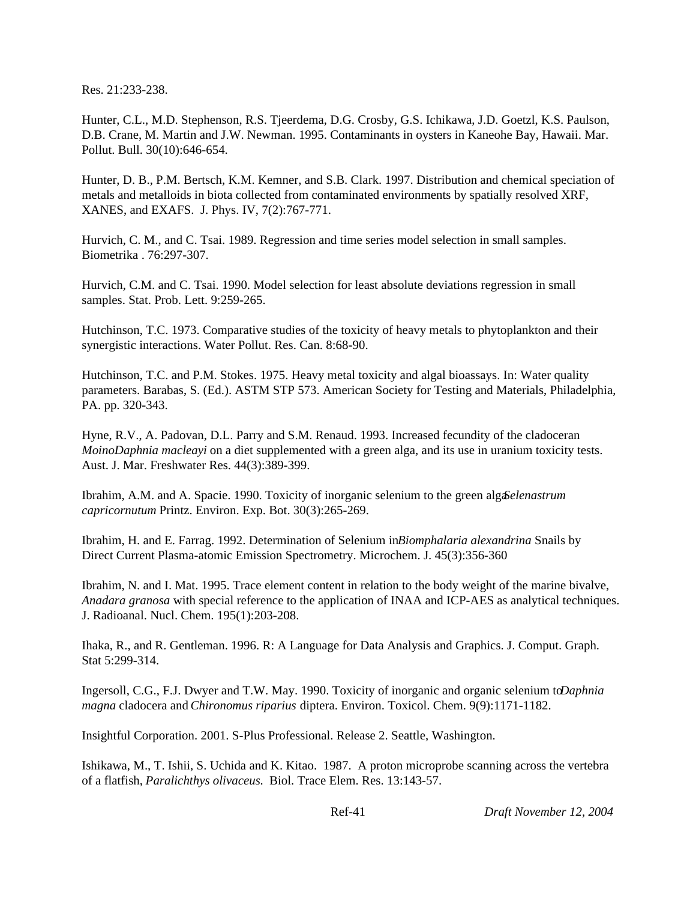Res. 21:233-238.

Hunter, C.L., M.D. Stephenson, R.S. Tjeerdema, D.G. Crosby, G.S. Ichikawa, J.D. Goetzl, K.S. Paulson, D.B. Crane, M. Martin and J.W. Newman. 1995. Contaminants in oysters in Kaneohe Bay, Hawaii. Mar. Pollut. Bull. 30(10):646-654.

Hunter, D. B., P.M. Bertsch, K.M. Kemner, and S.B. Clark. 1997. Distribution and chemical speciation of metals and metalloids in biota collected from contaminated environments by spatially resolved XRF, XANES, and EXAFS. J. Phys. IV, 7(2):767-771.

Hurvich, C. M., and C. Tsai. 1989. Regression and time series model selection in small samples. Biometrika . 76:297-307.

Hurvich, C.M. and C. Tsai. 1990. Model selection for least absolute deviations regression in small samples. Stat. Prob. Lett. 9:259-265.

Hutchinson, T.C. 1973. Comparative studies of the toxicity of heavy metals to phytoplankton and their synergistic interactions. Water Pollut. Res. Can. 8:68-90.

Hutchinson, T.C. and P.M. Stokes. 1975. Heavy metal toxicity and algal bioassays. In: Water quality parameters. Barabas, S. (Ed.). ASTM STP 573. American Society for Testing and Materials, Philadelphia, PA. pp. 320-343.

Hyne, R.V., A. Padovan, D.L. Parry and S.M. Renaud. 1993. Increased fecundity of the cladoceran *MoinoDaphnia macleayi* on a diet supplemented with a green alga, and its use in uranium toxicity tests. Aust. J. Mar. Freshwater Res. 44(3):389-399.

Ibrahim, A.M. and A. Spacie. 1990. Toxicity of inorganic selenium to the green alga *Selenastrum capricornutum* Printz. Environ. Exp. Bot. 30(3):265-269.

Ibrahim, H. and E. Farrag. 1992. Determination of Selenium in *Biomphalaria alexandrina* Snails by Direct Current Plasma-atomic Emission Spectrometry. Microchem. J. 45(3):356-360

Ibrahim, N. and I. Mat. 1995. Trace element content in relation to the body weight of the marine bivalve, *Anadara granosa* with special reference to the application of INAA and ICP-AES as analytical techniques. J. Radioanal. Nucl. Chem. 195(1):203-208.

Ihaka, R., and R. Gentleman. 1996. R: A Language for Data Analysis and Graphics. J. Comput. Graph. Stat 5:299-314.

Ingersoll, C.G., F.J. Dwyer and T.W. May. 1990. Toxicity of inorganic and organic selenium to *Daphnia magna* cladocera and *Chironomus riparius* diptera. Environ. Toxicol. Chem. 9(9):1171-1182.

Insightful Corporation. 2001. S-Plus Professional. Release 2. Seattle, Washington.

Ishikawa, M., T. Ishii, S. Uchida and K. Kitao. 1987. A proton microprobe scanning across the vertebra of a flatfish, *Paralichthys olivaceus.* Biol. Trace Elem. Res. 13:143-57.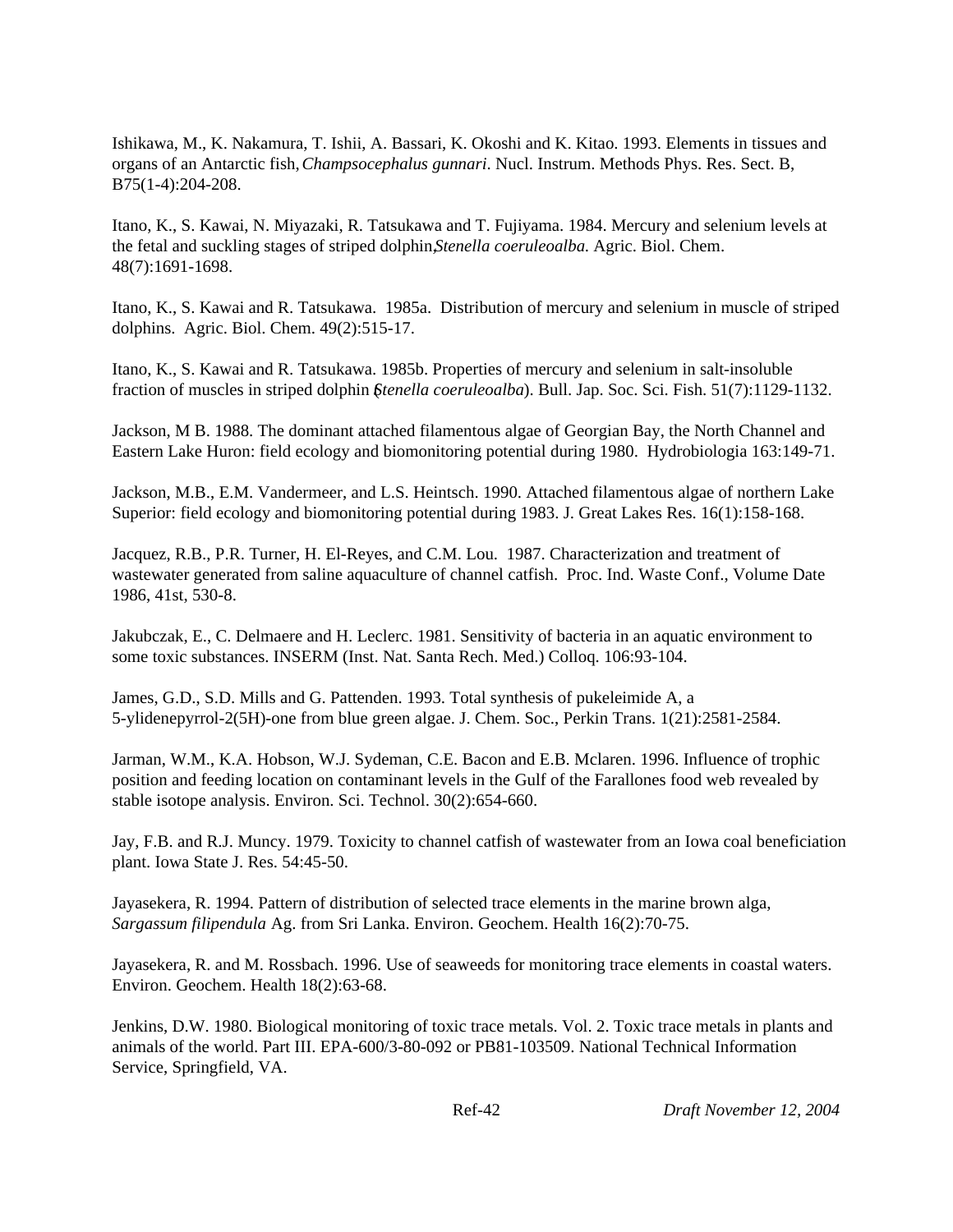Ishikawa, M., K. Nakamura, T. Ishii, A. Bassari, K. Okoshi and K. Kitao. 1993. Elements in tissues and organs of an Antarctic fish, *Champsocephalus gunnari*. Nucl. Instrum. Methods Phys. Res. Sect. B, B75(1-4):204-208.

Itano, K., S. Kawai, N. Miyazaki, R. Tatsukawa and T. Fujiyama. 1984. Mercury and selenium levels at the fetal and suckling stages of striped dolphin, *Stenella coeruleoalba*. Agric. Biol. Chem. 48(7):1691-1698.

Itano, K., S. Kawai and R. Tatsukawa. 1985a. Distribution of mercury and selenium in muscle of striped dolphins. Agric. Biol. Chem. 49(2):515-17.

Itano, K., S. Kawai and R. Tatsukawa. 1985b. Properties of mercury and selenium in salt-insoluble fraction of muscles in striped dolphin (*Stenella coeruleoalba*). Bull. Jap. Soc. Sci. Fish. 51(7):1129-1132.

Jackson, M B. 1988. The dominant attached filamentous algae of Georgian Bay, the North Channel and Eastern Lake Huron: field ecology and biomonitoring potential during 1980. Hydrobiologia 163:149-71.

Jackson, M.B., E.M. Vandermeer, and L.S. Heintsch. 1990. Attached filamentous algae of northern Lake Superior: field ecology and biomonitoring potential during 1983. J. Great Lakes Res. 16(1):158-168.

Jacquez, R.B., P.R. Turner, H. El-Reyes, and C.M. Lou. 1987. Characterization and treatment of wastewater generated from saline aquaculture of channel catfish. Proc. Ind. Waste Conf., Volume Date 1986, 41st, 530-8.

Jakubczak, E., C. Delmaere and H. Leclerc. 1981. Sensitivity of bacteria in an aquatic environment to some toxic substances. INSERM (Inst. Nat. Santa Rech. Med.) Colloq. 106:93-104.

James, G.D., S.D. Mills and G. Pattenden. 1993. Total synthesis of pukeleimide A, a 5-ylidenepyrrol-2(5H)-one from blue green algae. J. Chem. Soc., Perkin Trans. 1(21):2581-2584.

Jarman, W.M., K.A. Hobson, W.J. Sydeman, C.E. Bacon and E.B. Mclaren. 1996. Influence of trophic position and feeding location on contaminant levels in the Gulf of the Farallones food web revealed by stable isotope analysis. Environ. Sci. Technol. 30(2):654-660.

Jay, F.B. and R.J. Muncy. 1979. Toxicity to channel catfish of wastewater from an Iowa coal beneficiation plant. Iowa State J. Res. 54:45-50.

Jayasekera, R. 1994. Pattern of distribution of selected trace elements in the marine brown alga, *Sargassum filipendula* Ag. from Sri Lanka. Environ. Geochem. Health 16(2):70-75.

Jayasekera, R. and M. Rossbach. 1996. Use of seaweeds for monitoring trace elements in coastal waters. Environ. Geochem. Health 18(2):63-68.

Jenkins, D.W. 1980. Biological monitoring of toxic trace metals. Vol. 2. Toxic trace metals in plants and animals of the world. Part III. EPA-600/3-80-092 or PB81-103509. National Technical Information Service, Springfield, VA.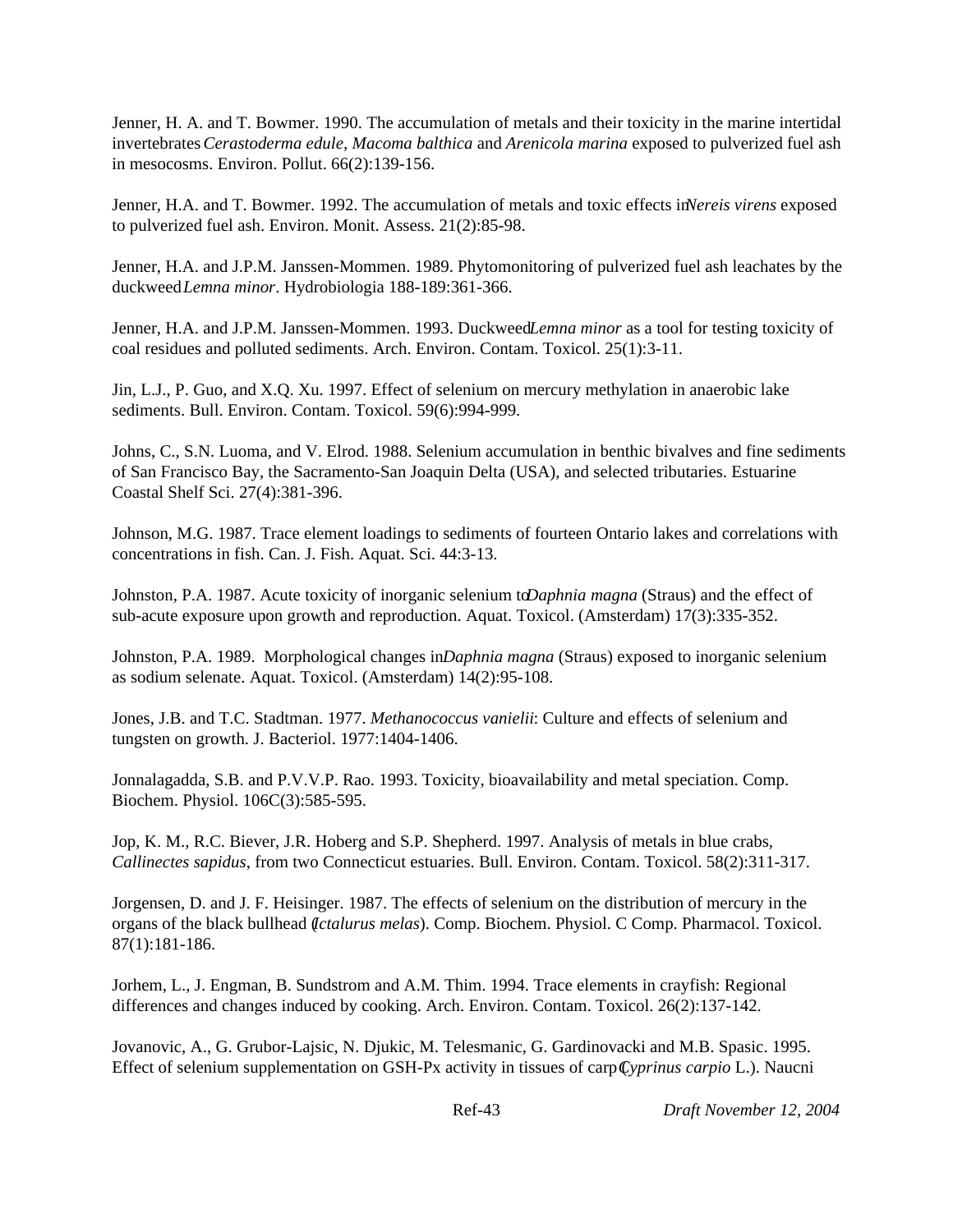Jenner, H. A. and T. Bowmer. 1990. The accumulation of metals and their toxicity in the marine intertidal invertebrates *Cerastoderma edule, Macoma balthica* and *Arenicola marina* exposed to pulverized fuel ash in mesocosms. Environ. Pollut. 66(2):139-156.

Jenner, H.A. and T. Bowmer. 1992. The accumulation of metals and toxic effects in *Nereis virens* exposed to pulverized fuel ash. Environ. Monit. Assess. 21(2):85-98.

Jenner, H.A. and J.P.M. Janssen-Mommen. 1989. Phytomonitoring of pulverized fuel ash leachates by the duckweed *Lemna minor*. Hydrobiologia 188-189:361-366.

Jenner, H.A. and J.P.M. Janssen-Mommen. 1993. Duckweed *Lemna minor* as a tool for testing toxicity of coal residues and polluted sediments. Arch. Environ. Contam. Toxicol. 25(1):3-11.

Jin, L.J., P. Guo, and X.Q. Xu. 1997. Effect of selenium on mercury methylation in anaerobic lake sediments. Bull. Environ. Contam. Toxicol. 59(6):994-999.

Johns, C., S.N. Luoma, and V. Elrod. 1988. Selenium accumulation in benthic bivalves and fine sediments of San Francisco Bay, the Sacramento-San Joaquin Delta (USA), and selected tributaries. Estuarine Coastal Shelf Sci. 27(4):381-396.

Johnson, M.G. 1987. Trace element loadings to sediments of fourteen Ontario lakes and correlations with concentrations in fish. Can. J. Fish. Aquat. Sci. 44:3-13.

Johnston, P.A. 1987. Acute toxicity of inorganic selenium to *Daphnia magna* (Straus) and the effect of sub-acute exposure upon growth and reproduction. Aquat. Toxicol. (Amsterdam) 17(3):335-352.

Johnston, P.A. 1989. Morphological changes in *Daphnia magna* (Straus) exposed to inorganic selenium as sodium selenate. Aquat. Toxicol. (Amsterdam) 14(2):95-108.

Jones, J.B. and T.C. Stadtman. 1977. *Methanococcus vanielii*: Culture and effects of selenium and tungsten on growth. J. Bacteriol. 1977:1404-1406.

Jonnalagadda, S.B. and P.V.V.P. Rao. 1993. Toxicity, bioavailability and metal speciation. Comp. Biochem. Physiol. 106C(3):585-595.

Jop, K. M., R.C. Biever, J.R. Hoberg and S.P. Shepherd. 1997. Analysis of metals in blue crabs, *Callinectes sapidus*, from two Connecticut estuaries. Bull. Environ. Contam. Toxicol. 58(2):311-317.

Jorgensen, D. and J. F. Heisinger. 1987. The effects of selenium on the distribution of mercury in the organs of the black bullhead (*Ictalurus melas*). Comp. Biochem. Physiol. C Comp. Pharmacol. Toxicol. 87(1):181-186.

Jorhem, L., J. Engman, B. Sundstrom and A.M. Thim. 1994. Trace elements in crayfish: Regional differences and changes induced by cooking. Arch. Environ. Contam. Toxicol. 26(2):137-142.

Jovanovic, A., G. Grubor-Lajsic, N. Djukic, M. Telesmanic, G. Gardinovacki and M.B. Spasic. 1995. Effect of selenium supplementation on GSH-Px activity in tissues of carp (*Cyprinus carpio* L.). Naucni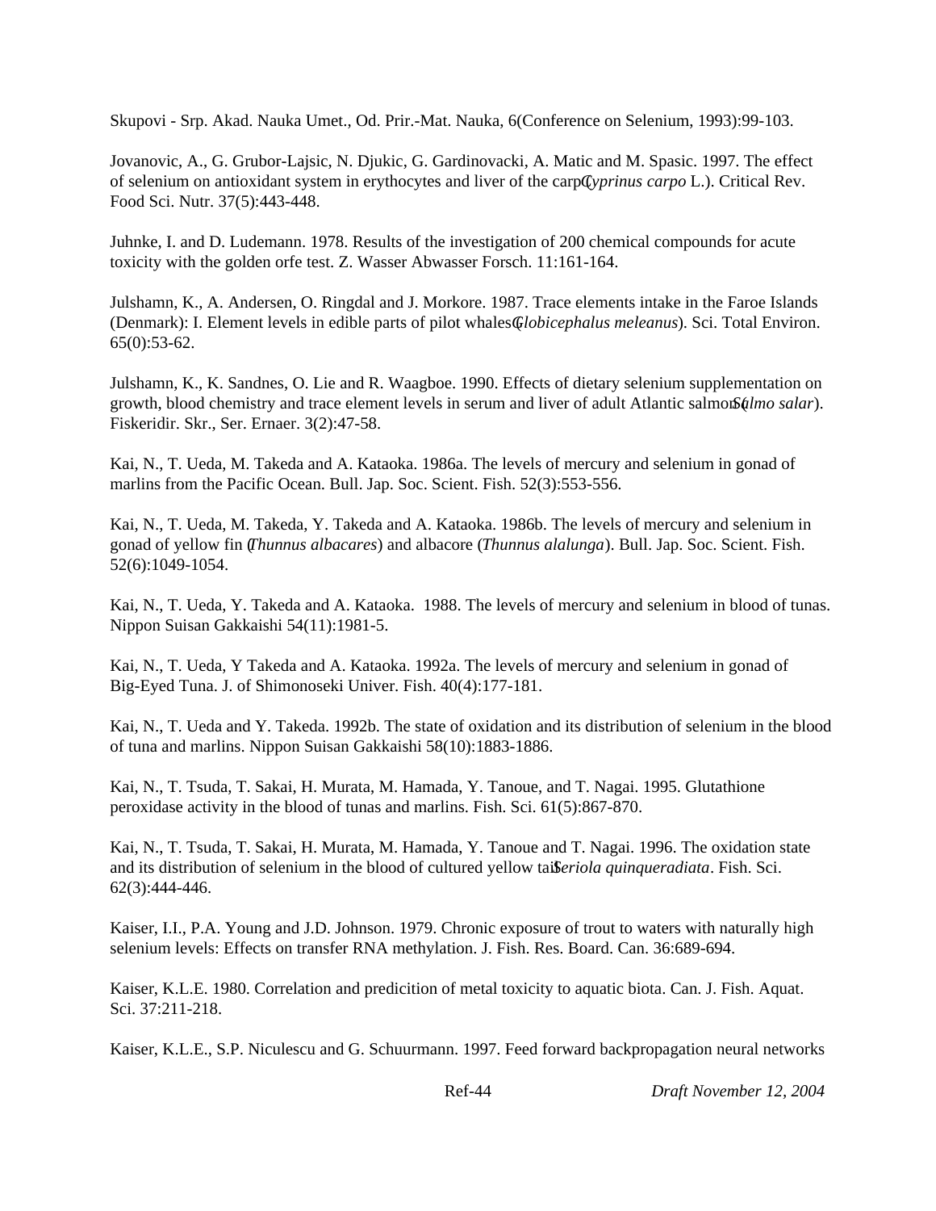Skupovi - Srp. Akad. Nauka Umet., Od. Prir.-Mat. Nauka, 6(Conference on Selenium, 1993):99-103.

Jovanovic, A., G. Grubor-Lajsic, N. Djukic, G. Gardinovacki, A. Matic and M. Spasic. 1997. The effect of selenium on antioxidant system in erythocytes and liver of the carp (*Cyprinus carpo* L.). Critical Rev. Food Sci. Nutr. 37(5):443-448.

Juhnke, I. and D. Ludemann. 1978. Results of the investigation of 200 chemical compounds for acute toxicity with the golden orfe test. Z. Wasser Abwasser Forsch. 11:161-164.

Julshamn, K., A. Andersen, O. Ringdal and J. Morkore. 1987. Trace elements intake in the Faroe Islands (Denmark): I. Element levels in edible parts of pilot whales (*Globicephalus meleanus*). Sci. Total Environ. 65(0):53-62.

Julshamn, K., K. Sandnes, O. Lie and R. Waagboe. 1990. Effects of dietary selenium supplementation on growth, blood chemistry and trace element levels in serum and liver of adult Atlantic salmon (*Salmo salar*). Fiskeridir. Skr., Ser. Ernaer. 3(2):47-58.

Kai, N., T. Ueda, M. Takeda and A. Kataoka. 1986a. The levels of mercury and selenium in gonad of marlins from the Pacific Ocean. Bull. Jap. Soc. Scient. Fish. 52(3):553-556.

Kai, N., T. Ueda, M. Takeda, Y. Takeda and A. Kataoka. 1986b. The levels of mercury and selenium in gonad of yellow fin (*Thunnus albacares*) and albacore (*Thunnus alalunga*). Bull. Jap. Soc. Scient. Fish. 52(6):1049-1054.

Kai, N., T. Ueda, Y. Takeda and A. Kataoka. 1988. The levels of mercury and selenium in blood of tunas. Nippon Suisan Gakkaishi 54(11):1981-5.

Kai, N., T. Ueda, Y Takeda and A. Kataoka. 1992a. The levels of mercury and selenium in gonad of Big-Eyed Tuna. J. of Shimonoseki Univer. Fish. 40(4):177-181.

Kai, N., T. Ueda and Y. Takeda. 1992b. The state of oxidation and its distribution of selenium in the blood of tuna and marlins. Nippon Suisan Gakkaishi 58(10):1883-1886.

Kai, N., T. Tsuda, T. Sakai, H. Murata, M. Hamada, Y. Tanoue, and T. Nagai. 1995. Glutathione peroxidase activity in the blood of tunas and marlins. Fish. Sci. 61(5):867-870.

Kai, N., T. Tsuda, T. Sakai, H. Murata, M. Hamada, Y. Tanoue and T. Nagai. 1996. The oxidation state and its distribution of selenium in the blood of cultured yellow tail *Seriola quinqueradiata*. Fish. Sci. 62(3):444-446.

Kaiser, I.I., P.A. Young and J.D. Johnson. 1979. Chronic exposure of trout to waters with naturally high selenium levels: Effects on transfer RNA methylation. J. Fish. Res. Board. Can. 36:689-694.

Kaiser, K.L.E. 1980. Correlation and predicition of metal toxicity to aquatic biota. Can. J. Fish. Aquat. Sci. 37:211-218.

Kaiser, K.L.E., S.P. Niculescu and G. Schuurmann. 1997. Feed forward backpropagation neural networks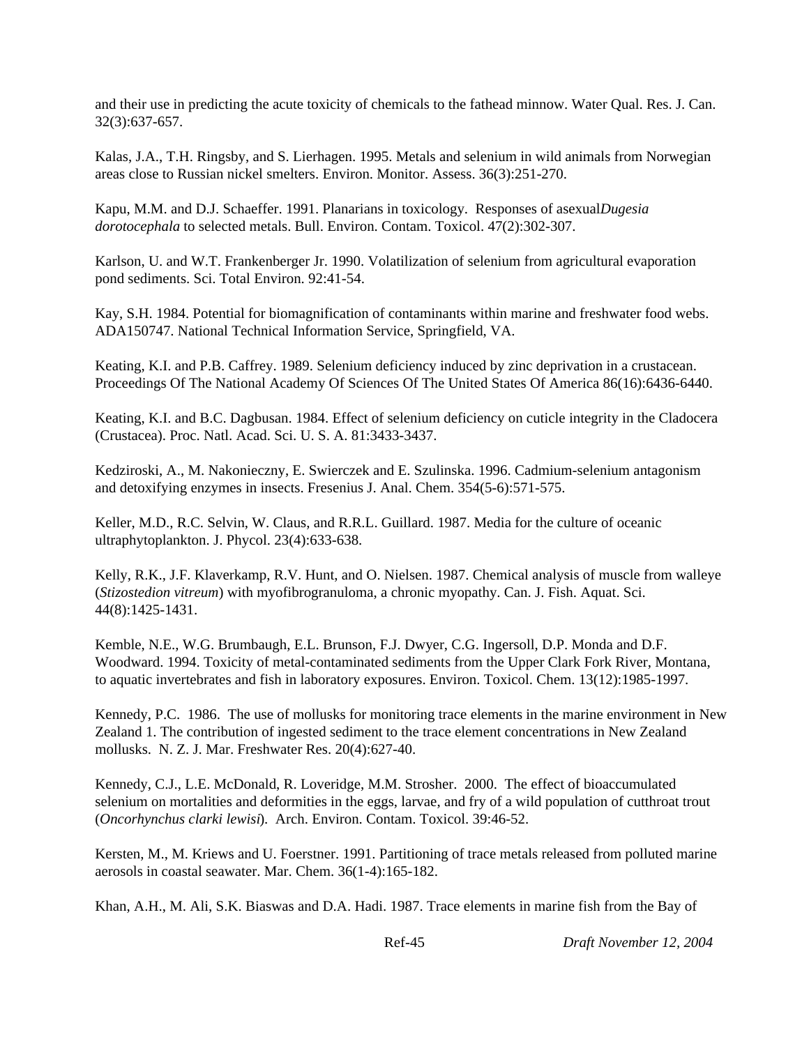and their use in predicting the acute toxicity of chemicals to the fathead minnow. Water Qual. Res. J. Can. 32(3):637-657.

Kalas, J.A., T.H. Ringsby, and S. Lierhagen. 1995. Metals and selenium in wild animals from Norwegian areas close to Russian nickel smelters. Environ. Monitor. Assess. 36(3):251-270.

Kapu, M.M. and D.J. Schaeffer. 1991. Planarians in toxicology. Responses of asexual*Dugesia dorotocephala* to selected metals. Bull. Environ. Contam. Toxicol. 47(2):302-307.

Karlson, U. and W.T. Frankenberger Jr. 1990. Volatilization of selenium from agricultural evaporation pond sediments. Sci. Total Environ. 92:41-54.

Kay, S.H. 1984. Potential for biomagnification of contaminants within marine and freshwater food webs. ADA150747. National Technical Information Service, Springfield, VA.

Keating, K.I. and P.B. Caffrey. 1989. Selenium deficiency induced by zinc deprivation in a crustacean. Proceedings Of The National Academy Of Sciences Of The United States Of America 86(16):6436-6440.

Keating, K.I. and B.C. Dagbusan. 1984. Effect of selenium deficiency on cuticle integrity in the Cladocera (Crustacea). Proc. Natl. Acad. Sci. U. S. A. 81:3433-3437.

Kedziroski, A., M. Nakonieczny, E. Swierczek and E. Szulinska. 1996. Cadmium-selenium antagonism and detoxifying enzymes in insects. Fresenius J. Anal. Chem. 354(5-6):571-575.

Keller, M.D., R.C. Selvin, W. Claus, and R.R.L. Guillard. 1987. Media for the culture of oceanic ultraphytoplankton. J. Phycol. 23(4):633-638.

Kelly, R.K., J.F. Klaverkamp, R.V. Hunt, and O. Nielsen. 1987. Chemical analysis of muscle from walleye (*Stizostedion vitreum*) with myofibrogranuloma, a chronic myopathy. Can. J. Fish. Aquat. Sci. 44(8):1425-1431.

Kemble, N.E., W.G. Brumbaugh, E.L. Brunson, F.J. Dwyer, C.G. Ingersoll, D.P. Monda and D.F. Woodward. 1994. Toxicity of metal-contaminated sediments from the Upper Clark Fork River, Montana, to aquatic invertebrates and fish in laboratory exposures. Environ. Toxicol. Chem. 13(12):1985-1997.

Kennedy, P.C. 1986. The use of mollusks for monitoring trace elements in the marine environment in New Zealand 1. The contribution of ingested sediment to the trace element concentrations in New Zealand mollusks. N. Z. J. Mar. Freshwater Res. 20(4):627-40.

Kennedy, C.J., L.E. McDonald, R. Loveridge, M.M. Strosher. 2000. The effect of bioaccumulated selenium on mortalities and deformities in the eggs, larvae, and fry of a wild population of cutthroat trout (*Oncorhynchus clarki lewisi*). Arch. Environ. Contam. Toxicol. 39:46-52.

Kersten, M., M. Kriews and U. Foerstner. 1991. Partitioning of trace metals released from polluted marine aerosols in coastal seawater. Mar. Chem. 36(1-4):165-182.

Khan, A.H., M. Ali, S.K. Biaswas and D.A. Hadi. 1987. Trace elements in marine fish from the Bay of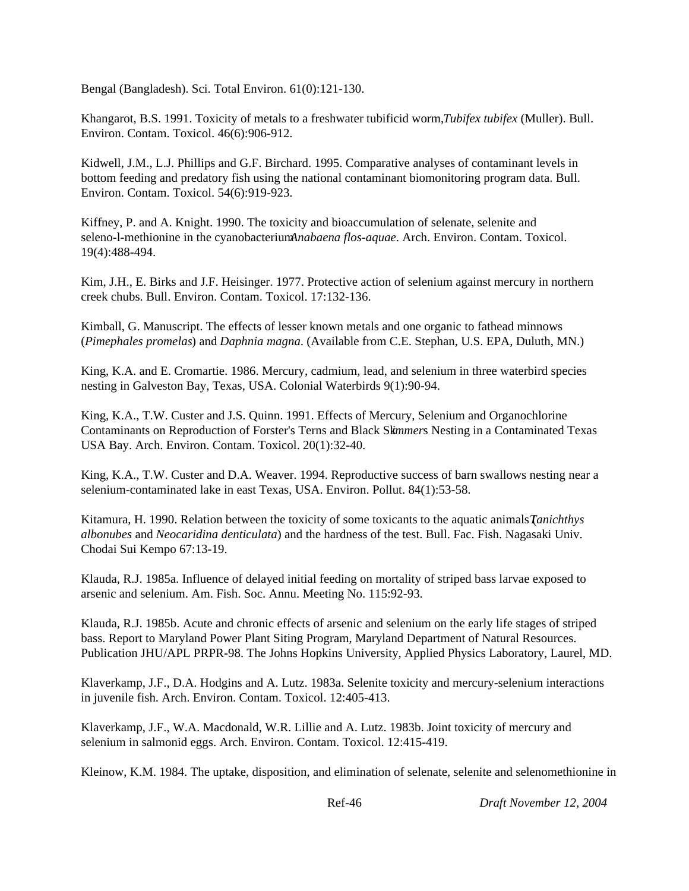Bengal (Bangladesh). Sci. Total Environ. 61(0):121-130.

Khangarot, B.S. 1991. Toxicity of metals to a freshwater tubificid worm, *Tubifex tubifex* (Muller). Bull. Environ. Contam. Toxicol. 46(6):906-912.

Kidwell, J.M., L.J. Phillips and G.F. Birchard. 1995. Comparative analyses of contaminant levels in bottom feeding and predatory fish using the national contaminant biomonitoring program data. Bull. Environ. Contam. Toxicol. 54(6):919-923.

Kiffney, P. and A. Knight. 1990. The toxicity and bioaccumulation of selenate, selenite and seleno-l-methionine in the cyanobacterium *Anabaena flos-aquae*. Arch. Environ. Contam. Toxicol. 19(4):488-494.

Kim, J.H., E. Birks and J.F. Heisinger. 1977. Protective action of selenium against mercury in northern creek chubs. Bull. Environ. Contam. Toxicol. 17:132-136.

Kimball, G. Manuscript. The effects of lesser known metals and one organic to fathead minnows (*Pimephales promelas*) and *Daphnia magna*. (Available from C.E. Stephan, U.S. EPA, Duluth, MN.)

King, K.A. and E. Cromartie. 1986. Mercury, cadmium, lead, and selenium in three waterbird species nesting in Galveston Bay, Texas, USA. Colonial Waterbirds 9(1):90-94.

King, K.A., T.W. Custer and J.S. Quinn. 1991. Effects of Mercury, Selenium and Organochlorine Contaminants on Reproduction of Forster's Terns and Black Sk*immer*s Nesting in a Contaminated Texas USA Bay. Arch. Environ. Contam. Toxicol. 20(1):32-40.

King, K.A., T.W. Custer and D.A. Weaver. 1994. Reproductive success of barn swallows nesting near a selenium-contaminated lake in east Texas, USA. Environ. Pollut. 84(1):53-58.

Kitamura, H. 1990. Relation between the toxicity of some toxicants to the aquatic animals (*Tanichthys albonubes* and *Neocaridina denticulata*) and the hardness of the test. Bull. Fac. Fish. Nagasaki Univ. Chodai Sui Kempo 67:13-19.

Klauda, R.J. 1985a. Influence of delayed initial feeding on mortality of striped bass larvae exposed to arsenic and selenium. Am. Fish. Soc. Annu. Meeting No. 115:92-93.

Klauda, R.J. 1985b. Acute and chronic effects of arsenic and selenium on the early life stages of striped bass. Report to Maryland Power Plant Siting Program, Maryland Department of Natural Resources. Publication JHU/APL PRPR-98. The Johns Hopkins University, Applied Physics Laboratory, Laurel, MD.

Klaverkamp, J.F., D.A. Hodgins and A. Lutz. 1983a. Selenite toxicity and mercury-selenium interactions in juvenile fish. Arch. Environ. Contam. Toxicol. 12:405-413.

Klaverkamp, J.F., W.A. Macdonald, W.R. Lillie and A. Lutz. 1983b. Joint toxicity of mercury and selenium in salmonid eggs. Arch. Environ. Contam. Toxicol. 12:415-419.

Kleinow, K.M. 1984. The uptake, disposition, and elimination of selenate, selenite and selenomethionine in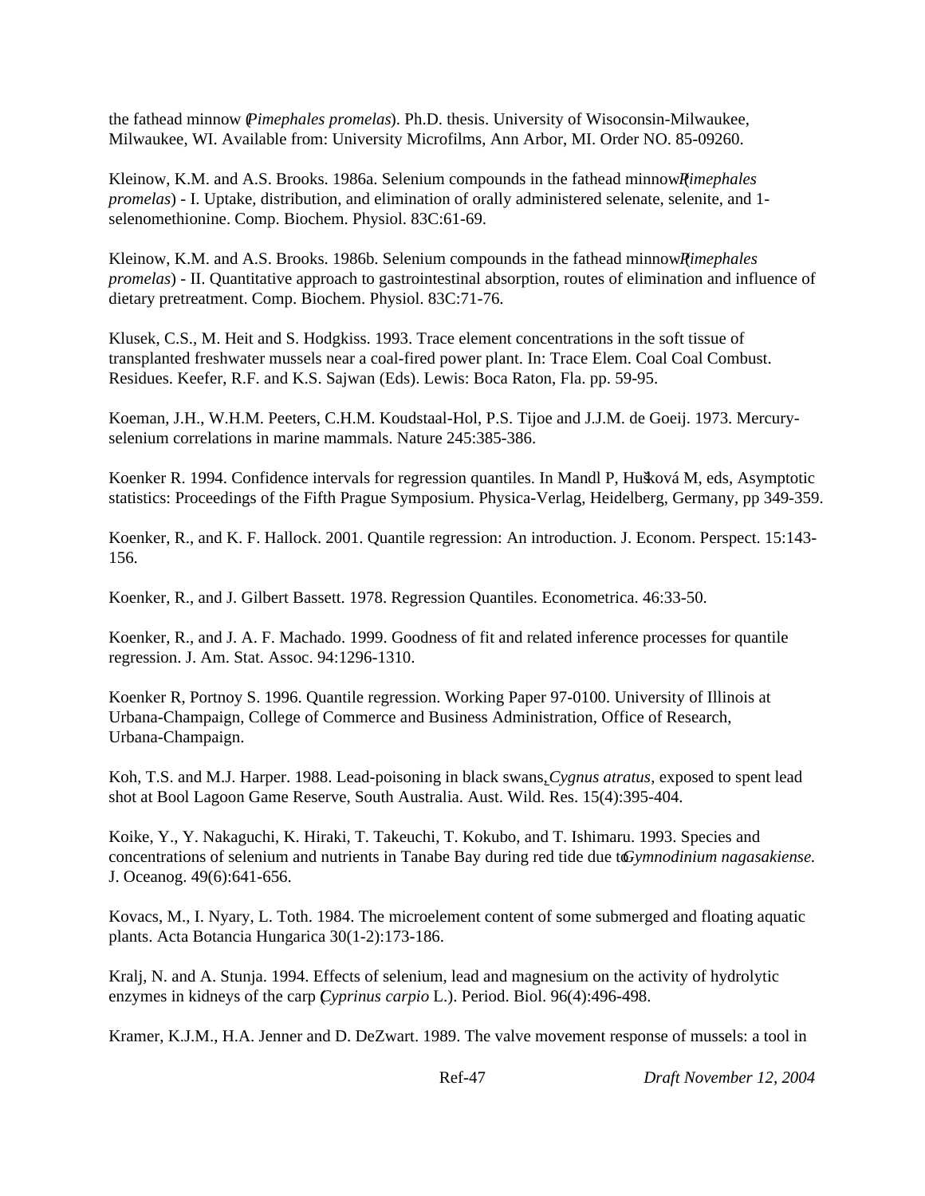the fathead minnow (*Pimephales promelas*). Ph.D. thesis. University of Wisoconsin-Milwaukee, Milwaukee, WI. Available from: University Microfilms, Ann Arbor, MI. Order NO. 85-09260.

Kleinow, K.M. and A.S. Brooks. 1986a. Selenium compounds in the fathead minnow (*Pimephales promelas*) - I. Uptake, distribution, and elimination of orally administered selenate, selenite, and 1-selenomethionine. Comp. Biochem. Physiol. 83C:61-69.

Kleinow, K.M. and A.S. Brooks. 1986b. Selenium compounds in the fathead minnow (*Pimephales promelas*) - II. Quantitative approach to gastrointestinal absorption, routes of elimination and influence of dietary pretreatment. Comp. Biochem. Physiol. 83C:71-76.

Klusek, C.S., M. Heit and S. Hodgkiss. 1993. Trace element concentrations in the soft tissue of transplanted freshwater mussels near a coal-fired power plant. In: Trace Elem. Coal Coal Combust. Residues. Keefer, R.F. and K.S. Sajwan (Eds). Lewis: Boca Raton, Fla. pp. 59-95.

Koeman, J.H., W.H.M. Peeters, C.H.M. Koudstaal-Hol, P.S. Tijoe and J.J.M. de Goeij. 1973. Mercury-selenium correlations in marine mammals. Nature 245:385-386.

Koenker R. 1994. Confidence intervals for regression quantiles. In Mandl P, Hušková M, eds, Asymptotic statistics: Proceedings of the Fifth Prague Symposium. Physica-Verlag, Heidelberg, Germany, pp 349-359.

Koenker, R., and K. F. Hallock. 2001. Quantile regression: An introduction. J. Econom. Perspect. 15:143-156.

Koenker, R., and J. Gilbert Bassett. 1978. Regression Quantiles. Econometrica. 46:33-50.

Koenker, R., and J. A. F. Machado. 1999. Goodness of fit and related inference processes for quantile regression. J. Am. Stat. Assoc. 94:1296-1310.

Koenker R, Portnoy S. 1996. Quantile regression. Working Paper 97-0100. University of Illinois at Urbana-Champaign, College of Commerce and Business Administration, Office of Research, Urbana-Champaign.

Koh, T.S. and M.J. Harper. 1988. Lead-poisoning in black swans, *Cygnus atratus*, exposed to spent lead shot at Bool Lagoon Game Reserve, South Australia. Aust. Wild. Res. 15(4):395-404.

Koike, Y., Y. Nakaguchi, K. Hiraki, T. Takeuchi, T. Kokubo, and T. Ishimaru. 1993. Species and concentrations of selenium and nutrients in Tanabe Bay during red tide due to *Gymnodinium nagasakiense.* J. Oceanog. 49(6):641-656.

Kovacs, M., I. Nyary, L. Toth. 1984. The microelement content of some submerged and floating aquatic plants. Acta Botancia Hungarica 30(1-2):173-186.

Kralj, N. and A. Stunja. 1994. Effects of selenium, lead and magnesium on the activity of hydrolytic enzymes in kidneys of the carp (*Cyprinus carpio* L.). Period. Biol. 96(4):496-498.

Kramer, K.J.M., H.A. Jenner and D. DeZwart. 1989. The valve movement response of mussels: a tool in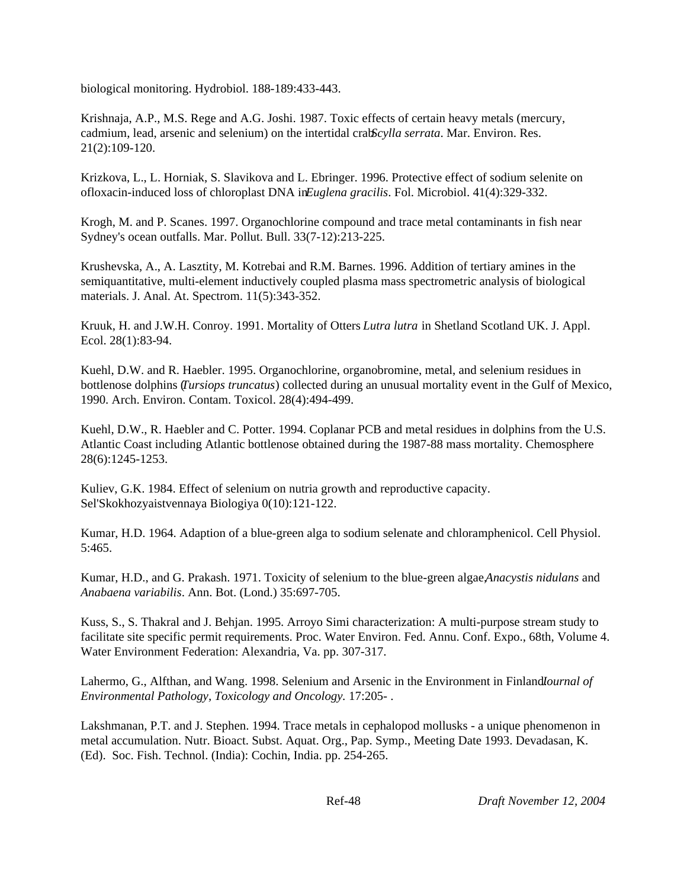biological monitoring. Hydrobiol. 188-189:433-443.

Krishnaja, A.P., M.S. Rege and A.G. Joshi. 1987. Toxic effects of certain heavy metals (mercury, cadmium, lead, arsenic and selenium) on the intertidal crab *Scylla serrata*. Mar. Environ. Res. 21(2):109-120.

Krizkova, L., L. Horniak, S. Slavikova and L. Ebringer. 1996. Protective effect of sodium selenite on ofloxacin-induced loss of chloroplast DNA in *Euglena gracilis*. Fol. Microbiol. 41(4):329-332.

Krogh, M. and P. Scanes. 1997. Organochlorine compound and trace metal contaminants in fish near Sydney's ocean outfalls. Mar. Pollut. Bull. 33(7-12):213-225.

Krushevska, A., A. Lasztity, M. Kotrebai and R.M. Barnes. 1996. Addition of tertiary amines in the semiquantitative, multi-element inductively coupled plasma mass spectrometric analysis of biological materials. J. Anal. At. Spectrom. 11(5):343-352.

Kruuk, H. and J.W.H. Conroy. 1991. Mortality of Otters *Lutra lutra* in Shetland Scotland UK. J. Appl. Ecol. 28(1):83-94.

Kuehl, D.W. and R. Haebler. 1995. Organochlorine, organobromine, metal, and selenium residues in bottlenose dolphins (*Tursiops truncatus*) collected during an unusual mortality event in the Gulf of Mexico, 1990. Arch. Environ. Contam. Toxicol. 28(4):494-499.

Kuehl, D.W., R. Haebler and C. Potter. 1994. Coplanar PCB and metal residues in dolphins from the U.S. Atlantic Coast including Atlantic bottlenose obtained during the 1987-88 mass mortality. Chemosphere 28(6):1245-1253.

Kuliev, G.K. 1984. Effect of selenium on nutria growth and reproductive capacity. Sel'Skokhozyaistvennaya Biologiya 0(10):121-122.

Kumar, H.D. 1964. Adaption of a blue-green alga to sodium selenate and chloramphenicol. Cell Physiol. 5:465.

Kumar, H.D., and G. Prakash. 1971. Toxicity of selenium to the blue-green algae, *Anacystis nidulans* and *Anabaena variabilis*. Ann. Bot. (Lond.) 35:697-705.

Kuss, S., S. Thakral and J. Behjan. 1995. Arroyo Simi characterization: A multi-purpose stream study to facilitate site specific permit requirements. Proc. Water Environ. Fed. Annu. Conf. Expo., 68th, Volume 4. Water Environment Federation: Alexandria, Va. pp. 307-317.

Lahermo, G., Alfthan, and Wang. 1998. Selenium and Arsenic in the Environment in Finland. *Journal of Environmental Pathology, Toxicology and Oncology.* 17:205- .

Lakshmanan, P.T. and J. Stephen. 1994. Trace metals in cephalopod mollusks - a unique phenomenon in metal accumulation. Nutr. Bioact. Subst. Aquat. Org., Pap. Symp., Meeting Date 1993. Devadasan, K. (Ed). Soc. Fish. Technol. (India): Cochin, India. pp. 254-265.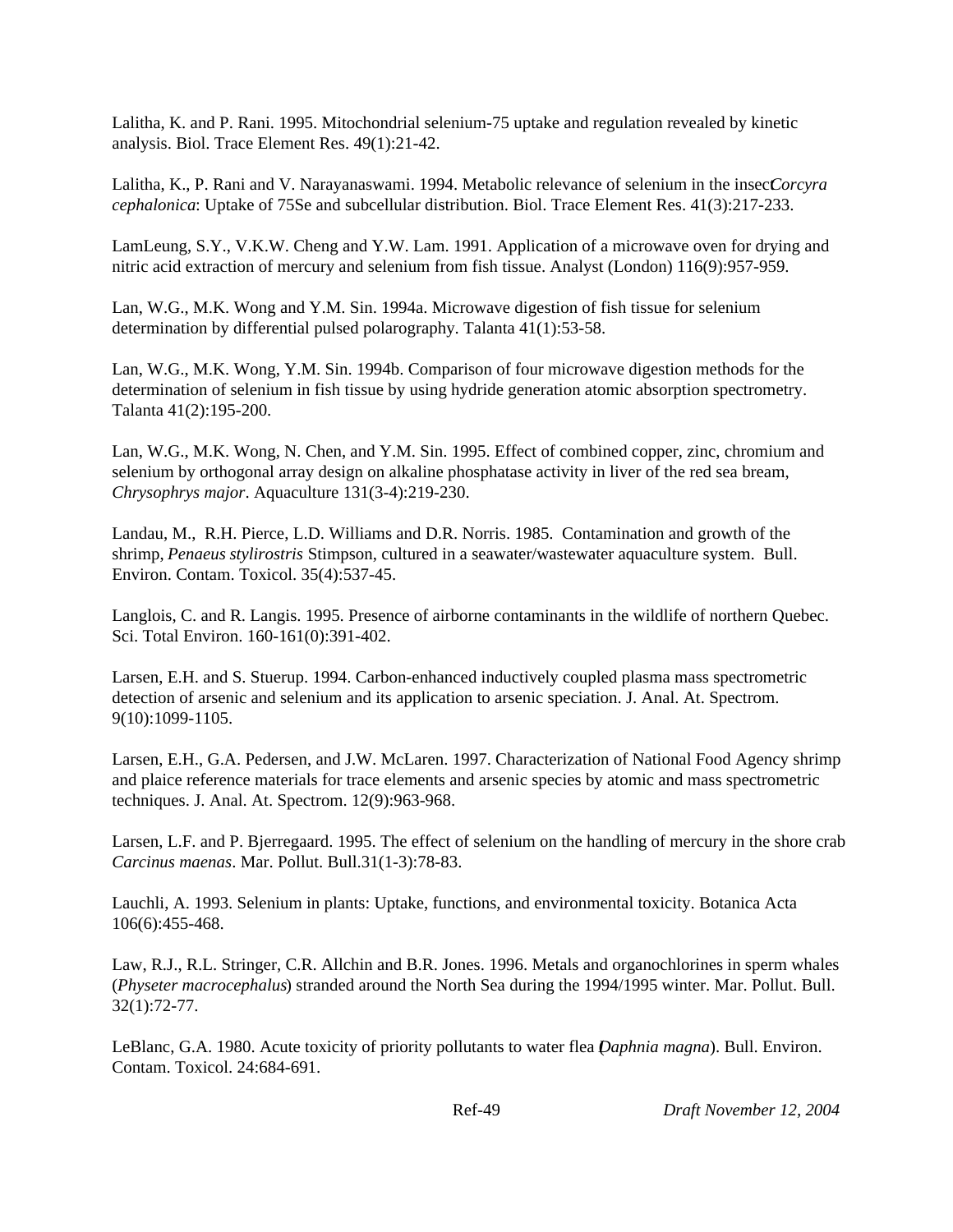Lalitha, K. and P. Rani. 1995. Mitochondrial selenium-75 uptake and regulation revealed by kinetic analysis. Biol. Trace Element Res. 49(1):21-42.

Lalitha, K., P. Rani and V. Narayanaswami. 1994. Metabolic relevance of selenium in the insect *Corcyra cephalonica*: Uptake of 75Se and subcellular distribution. Biol. Trace Element Res. 41(3):217-233.

LamLeung, S.Y., V.K.W. Cheng and Y.W. Lam. 1991. Application of a microwave oven for drying and nitric acid extraction of mercury and selenium from fish tissue. Analyst (London) 116(9):957-959.

Lan, W.G., M.K. Wong and Y.M. Sin. 1994a. Microwave digestion of fish tissue for selenium determination by differential pulsed polarography. Talanta 41(1):53-58.

Lan, W.G., M.K. Wong, Y.M. Sin. 1994b. Comparison of four microwave digestion methods for the determination of selenium in fish tissue by using hydride generation atomic absorption spectrometry. Talanta 41(2):195-200.

Lan, W.G., M.K. Wong, N. Chen, and Y.M. Sin. 1995. Effect of combined copper, zinc, chromium and selenium by orthogonal array design on alkaline phosphatase activity in liver of the red sea bream, *Chrysophrys major*. Aquaculture 131(3-4):219-230.

Landau, M., R.H. Pierce, L.D. Williams and D.R. Norris. 1985. Contamination and growth of the shrimp, *Penaeus stylirostris* Stimpson, cultured in a seawater/wastewater aquaculture system. Bull. Environ. Contam. Toxicol. 35(4):537-45.

Langlois, C. and R. Langis. 1995. Presence of airborne contaminants in the wildlife of northern Quebec. Sci. Total Environ. 160-161(0):391-402.

Larsen, E.H. and S. Stuerup. 1994. Carbon-enhanced inductively coupled plasma mass spectrometric detection of arsenic and selenium and its application to arsenic speciation. J. Anal. At. Spectrom. 9(10):1099-1105.

Larsen, E.H., G.A. Pedersen, and J.W. McLaren. 1997. Characterization of National Food Agency shrimp and plaice reference materials for trace elements and arsenic species by atomic and mass spectrometric techniques. J. Anal. At. Spectrom. 12(9):963-968.

Larsen, L.F. and P. Bjerregaard. 1995. The effect of selenium on the handling of mercury in the shore crab *Carcinus maenas*. Mar. Pollut. Bull.31(1-3):78-83.

Lauchli, A. 1993. Selenium in plants: Uptake, functions, and environmental toxicity. Botanica Acta 106(6):455-468.

Law, R.J., R.L. Stringer, C.R. Allchin and B.R. Jones. 1996. Metals and organochlorines in sperm whales (*Physeter macrocephalus*) stranded around the North Sea during the 1994/1995 winter. Mar. Pollut. Bull. 32(1):72-77.

LeBlanc, G.A. 1980. Acute toxicity of priority pollutants to water flea (*Daphnia magna*). Bull. Environ. Contam. Toxicol. 24:684-691.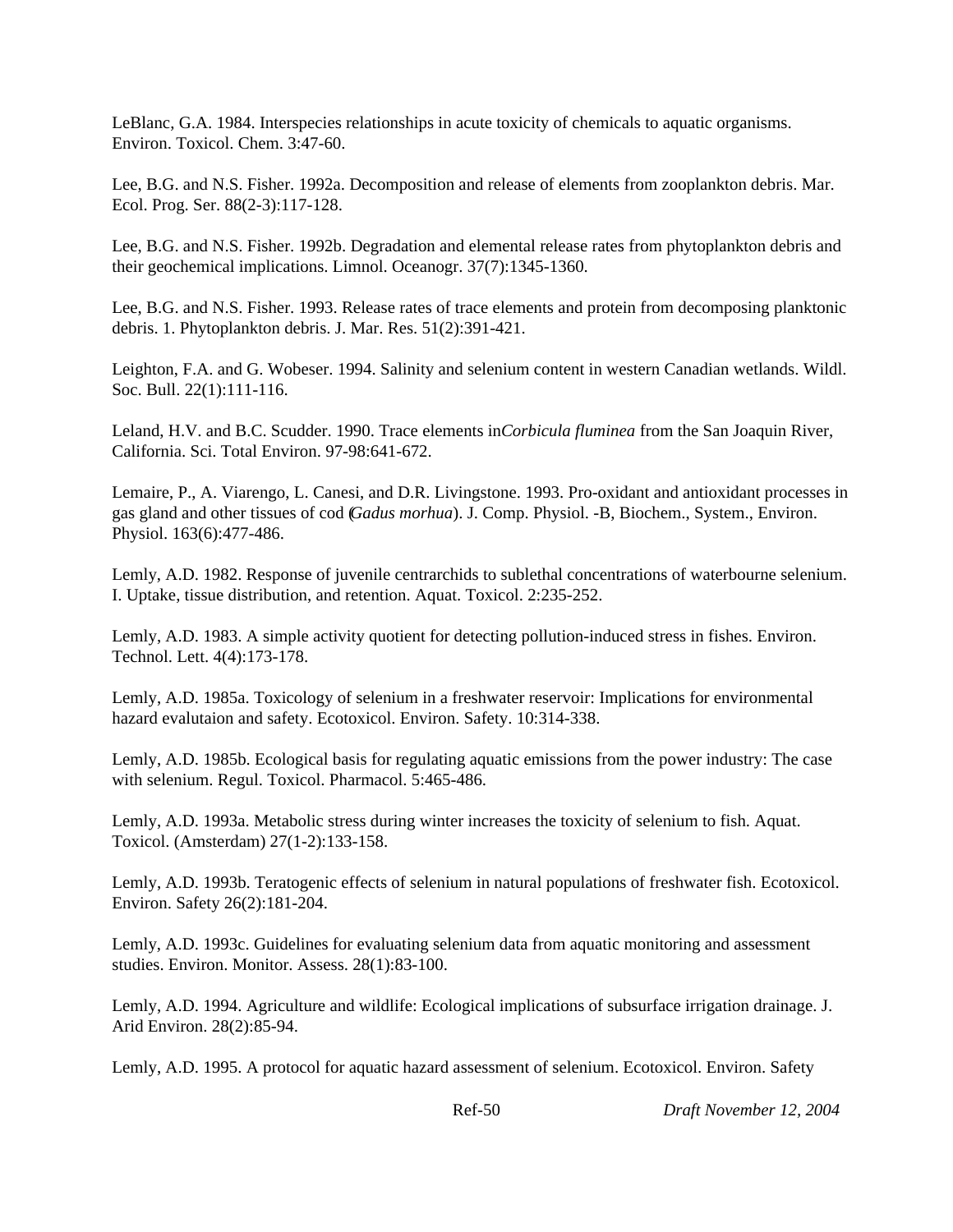LeBlanc, G.A. 1984. Interspecies relationships in acute toxicity of chemicals to aquatic organisms. Environ. Toxicol. Chem. 3:47-60.

Lee, B.G. and N.S. Fisher. 1992a. Decomposition and release of elements from zooplankton debris. Mar. Ecol. Prog. Ser. 88(2-3):117-128.

Lee, B.G. and N.S. Fisher. 1992b. Degradation and elemental release rates from phytoplankton debris and their geochemical implications. Limnol. Oceanogr. 37(7):1345-1360.

Lee, B.G. and N.S. Fisher. 1993. Release rates of trace elements and protein from decomposing planktonic debris. 1. Phytoplankton debris. J. Mar. Res. 51(2):391-421.

Leighton, F.A. and G. Wobeser. 1994. Salinity and selenium content in western Canadian wetlands. Wildl. Soc. Bull. 22(1):111-116.

Leland, H.V. and B.C. Scudder. 1990. Trace elements in *Corbicula fluminea* from the San Joaquin River, California. Sci. Total Environ. 97-98:641-672.

Lemaire, P., A. Viarengo, L. Canesi, and D.R. Livingstone. 1993. Pro-oxidant and antioxidant processes in gas gland and other tissues of cod (*Gadus morhua*). J. Comp. Physiol. -B, Biochem., System., Environ. Physiol. 163(6):477-486.

Lemly, A.D. 1982. Response of juvenile centrarchids to sublethal concentrations of waterbourne selenium. I. Uptake, tissue distribution, and retention. Aquat. Toxicol. 2:235-252.

Lemly, A.D. 1983. A simple activity quotient for detecting pollution-induced stress in fishes. Environ. Technol. Lett. 4(4):173-178.

Lemly, A.D. 1985a. Toxicology of selenium in a freshwater reservoir: Implications for environmental hazard evalutaion and safety. Ecotoxicol. Environ. Safety. 10:314-338.

Lemly, A.D. 1985b. Ecological basis for regulating aquatic emissions from the power industry: The case with selenium. Regul. Toxicol. Pharmacol. 5:465-486.

Lemly, A.D. 1993a. Metabolic stress during winter increases the toxicity of selenium to fish. Aquat. Toxicol. (Amsterdam) 27(1-2):133-158.

Lemly, A.D. 1993b. Teratogenic effects of selenium in natural populations of freshwater fish. Ecotoxicol. Environ. Safety 26(2):181-204.

Lemly, A.D. 1993c. Guidelines for evaluating selenium data from aquatic monitoring and assessment studies. Environ. Monitor. Assess. 28(1):83-100.

Lemly, A.D. 1994. Agriculture and wildlife: Ecological implications of subsurface irrigation drainage. J. Arid Environ. 28(2):85-94.

Lemly, A.D. 1995. A protocol for aquatic hazard assessment of selenium. Ecotoxicol. Environ. Safety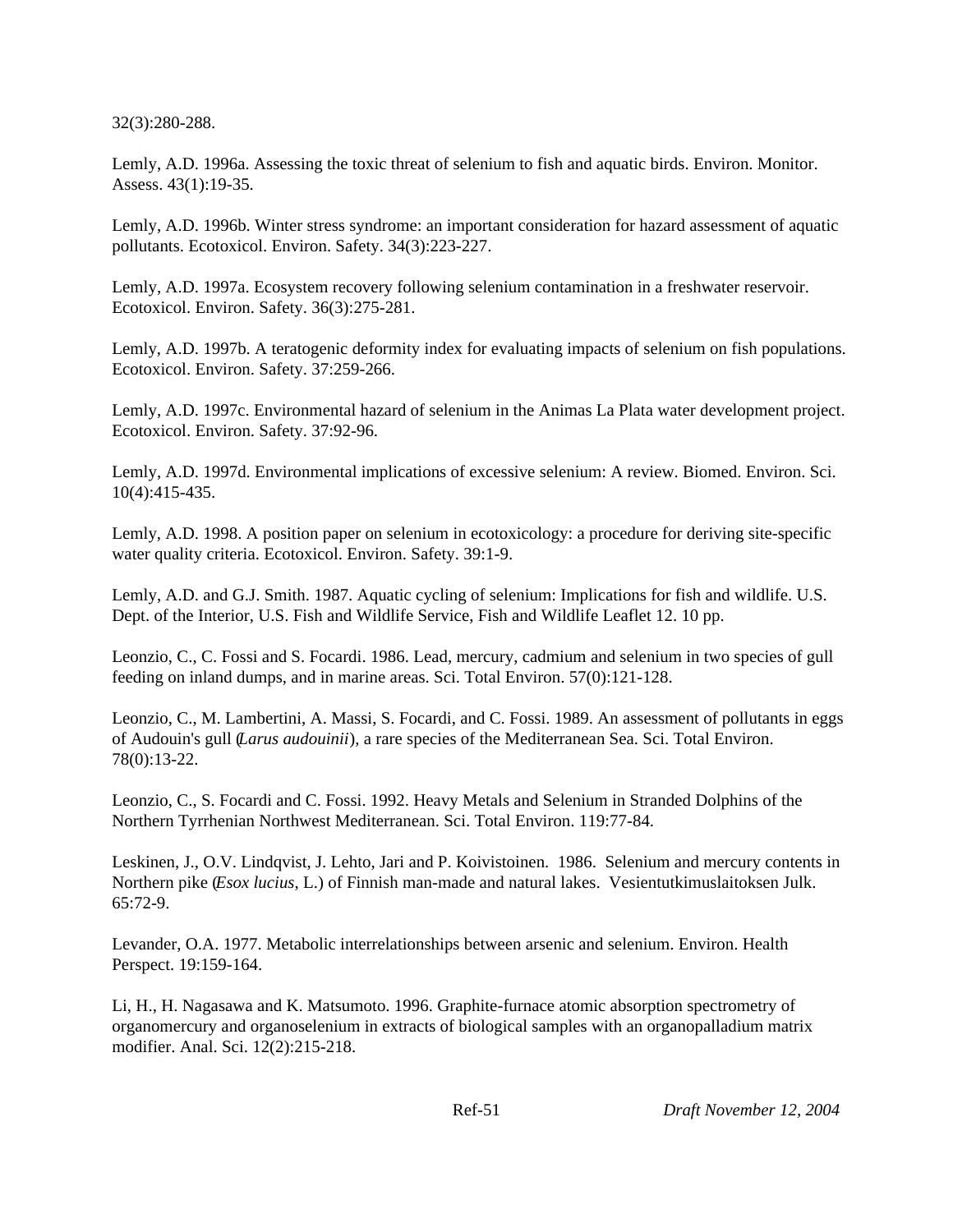32(3):280-288.

Lemly, A.D. 1996a. Assessing the toxic threat of selenium to fish and aquatic birds. Environ. Monitor. Assess. 43(1):19-35.

Lemly, A.D. 1996b. Winter stress syndrome: an important consideration for hazard assessment of aquatic pollutants. Ecotoxicol. Environ. Safety. 34(3):223-227.

Lemly, A.D. 1997a. Ecosystem recovery following selenium contamination in a freshwater reservoir. Ecotoxicol. Environ. Safety. 36(3):275-281.

Lemly, A.D. 1997b. A teratogenic deformity index for evaluating impacts of selenium on fish populations. Ecotoxicol. Environ. Safety. 37:259-266.

Lemly, A.D. 1997c. Environmental hazard of selenium in the Animas La Plata water development project. Ecotoxicol. Environ. Safety. 37:92-96.

Lemly, A.D. 1997d. Environmental implications of excessive selenium: A review. Biomed. Environ. Sci. 10(4):415-435.

Lemly, A.D. 1998. A position paper on selenium in ecotoxicology: a procedure for deriving site-specific water quality criteria. Ecotoxicol. Environ. Safety. 39:1-9.

Lemly, A.D. and G.J. Smith. 1987. Aquatic cycling of selenium: Implications for fish and wildlife. U.S. Dept. of the Interior, U.S. Fish and Wildlife Service, Fish and Wildlife Leaflet 12. 10 pp.

Leonzio, C., C. Fossi and S. Focardi. 1986. Lead, mercury, cadmium and selenium in two species of gull feeding on inland dumps, and in marine areas. Sci. Total Environ. 57(0):121-128.

Leonzio, C., M. Lambertini, A. Massi, S. Focardi, and C. Fossi. 1989. An assessment of pollutants in eggs of Audouin's gull (*Larus audouinii*), a rare species of the Mediterranean Sea. Sci. Total Environ. 78(0):13-22.

Leonzio, C., S. Focardi and C. Fossi. 1992. Heavy Metals and Selenium in Stranded Dolphins of the Northern Tyrrhenian Northwest Mediterranean. Sci. Total Environ. 119:77-84.

Leskinen, J., O.V. Lindqvist, J. Lehto, Jari and P. Koivistoinen. 1986. Selenium and mercury contents in Northern pike (*Esox lucius*, L.) of Finnish man-made and natural lakes. Vesientutkimuslaitoksen Julk. 65:72-9.

Levander, O.A. 1977. Metabolic interrelationships between arsenic and selenium. Environ. Health Perspect. 19:159-164.

Li, H., H. Nagasawa and K. Matsumoto. 1996. Graphite-furnace atomic absorption spectrometry of organomercury and organoselenium in extracts of biological samples with an organopalladium matrix modifier. Anal. Sci. 12(2):215-218.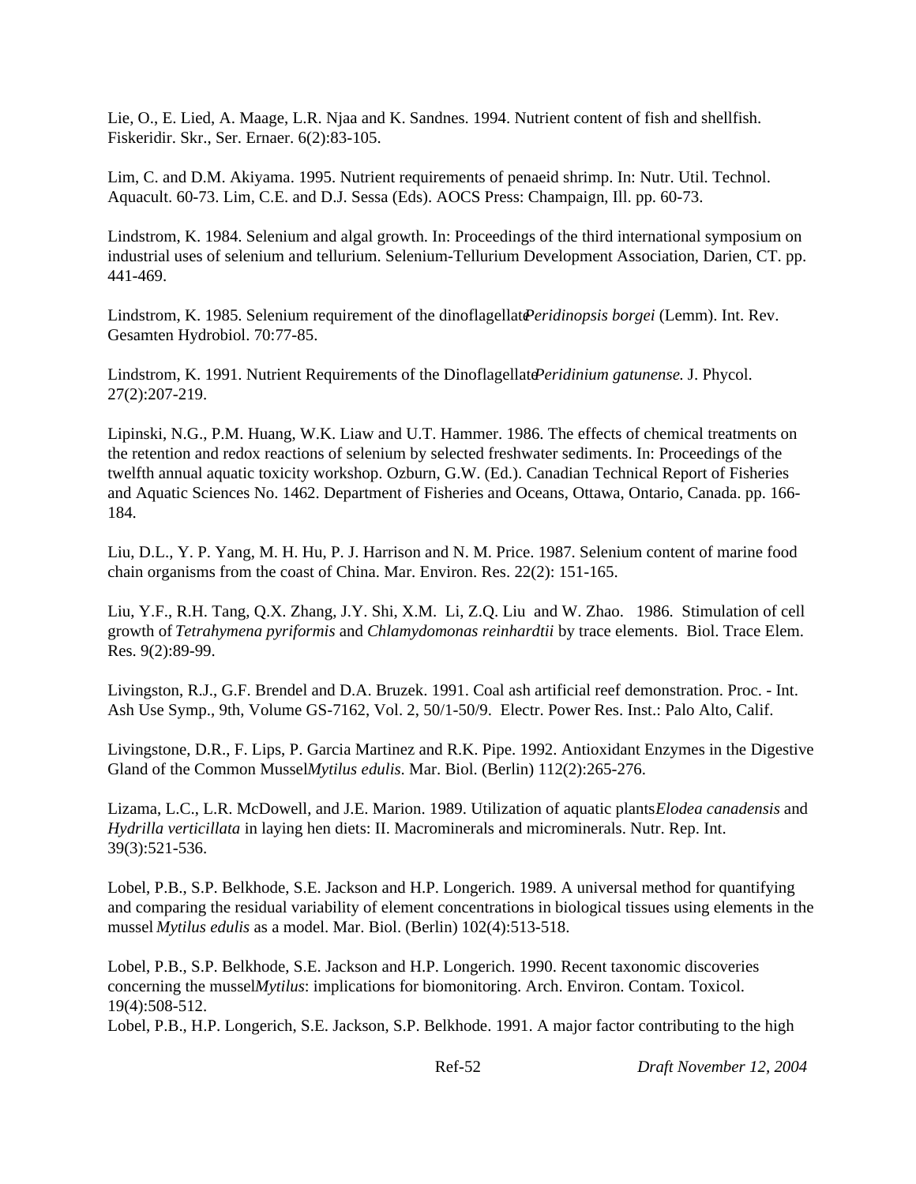Lie, O., E. Lied, A. Maage, L.R. Njaa and K. Sandnes. 1994. Nutrient content of fish and shellfish. Fiskeridir. Skr., Ser. Ernaer. 6(2):83-105.

Lim, C. and D.M. Akiyama. 1995. Nutrient requirements of penaeid shrimp. In: Nutr. Util. Technol. Aquacult. 60-73. Lim, C.E. and D.J. Sessa (Eds). AOCS Press: Champaign, Ill. pp. 60-73.

Lindstrom, K. 1984. Selenium and algal growth. In: Proceedings of the third international symposium on industrial uses of selenium and tellurium. Selenium-Tellurium Development Association, Darien, CT. pp. 441-469.

Lindstrom, K. 1985. Selenium requirement of the dinoflagellate *Peridinopsis borgei* (Lemm). Int. Rev. Gesamten Hydrobiol. 70:77-85.

Lindstrom, K. 1991. Nutrient Requirements of the Dinoflagellate *Peridinium gatunense*. J. Phycol. 27(2):207-219.

Lipinski, N.G., P.M. Huang, W.K. Liaw and U.T. Hammer. 1986. The effects of chemical treatments on the retention and redox reactions of selenium by selected freshwater sediments. In: Proceedings of the twelfth annual aquatic toxicity workshop. Ozburn, G.W. (Ed.). Canadian Technical Report of Fisheries and Aquatic Sciences No. 1462. Department of Fisheries and Oceans, Ottawa, Ontario, Canada. pp. 166-184.

Liu, D.L., Y. P. Yang, M. H. Hu, P. J. Harrison and N. M. Price. 1987. Selenium content of marine food chain organisms from the coast of China. Mar. Environ. Res. 22(2): 151-165.

Liu, Y.F., R.H. Tang, Q.X. Zhang, J.Y. Shi, X.M. Li, Z.Q. Liu and W. Zhao. 1986. Stimulation of cell growth of *Tetrahymena pyriformis* and *Chlamydomonas reinhardtii* by trace elements. Biol. Trace Elem. Res. 9(2):89-99.

Livingston, R.J., G.F. Brendel and D.A. Bruzek. 1991. Coal ash artificial reef demonstration. Proc. - Int. Ash Use Symp., 9th, Volume GS-7162, Vol. 2, 50/1-50/9. Electr. Power Res. Inst.: Palo Alto, Calif.

Livingstone, D.R., F. Lips, P. Garcia Martinez and R.K. Pipe. 1992. Antioxidant Enzymes in the Digestive Gland of the Common Mussel *Mytilus edulis*. Mar. Biol. (Berlin) 112(2):265-276.

Lizama, L.C., L.R. McDowell, and J.E. Marion. 1989. Utilization of aquatic plants *Elodea canadensis* and *Hydrilla verticillata* in laying hen diets: II. Macrominerals and microminerals. Nutr. Rep. Int. 39(3):521-536.

Lobel, P.B., S.P. Belkhode, S.E. Jackson and H.P. Longerich. 1989. A universal method for quantifying and comparing the residual variability of element concentrations in biological tissues using elements in the mussel *Mytilus edulis* as a model. Mar. Biol. (Berlin) 102(4):513-518.

Lobel, P.B., S.P. Belkhode, S.E. Jackson and H.P. Longerich. 1990. Recent taxonomic discoveries concerning the mussel *Mytilus*: implications for biomonitoring. Arch. Environ. Contam. Toxicol. 19(4):508-512.

Lobel, P.B., H.P. Longerich, S.E. Jackson, S.P. Belkhode. 1991. A major factor contributing to the high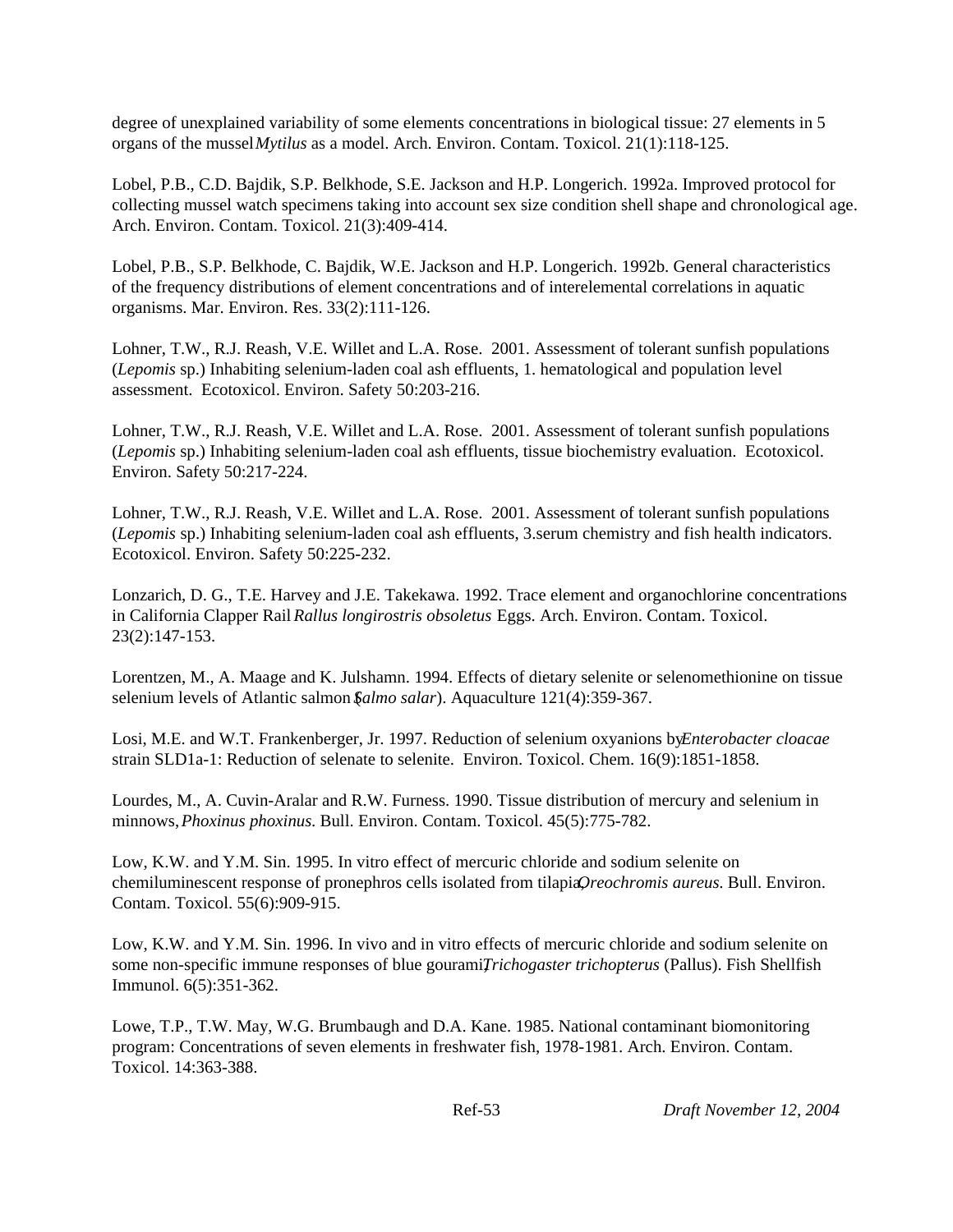degree of unexplained variability of some elements concentrations in biological tissue: 27 elements in 5 organs of the mussel *Mytilus* as a model. Arch. Environ. Contam. Toxicol. 21(1):118-125.

Lobel, P.B., C.D. Bajdik, S.P. Belkhode, S.E. Jackson and H.P. Longerich. 1992a. Improved protocol for collecting mussel watch specimens taking into account sex size condition shell shape and chronological age. Arch. Environ. Contam. Toxicol. 21(3):409-414.

Lobel, P.B., S.P. Belkhode, C. Bajdik, W.E. Jackson and H.P. Longerich. 1992b. General characteristics of the frequency distributions of element concentrations and of interelemental correlations in aquatic organisms. Mar. Environ. Res. 33(2):111-126.

Lohner, T.W., R.J. Reash, V.E. Willet and L.A. Rose. 2001. Assessment of tolerant sunfish populations (*Lepomis* sp.) Inhabiting selenium-laden coal ash effluents, 1. hematological and population level assessment. Ecotoxicol. Environ. Safety 50:203-216.

Lohner, T.W., R.J. Reash, V.E. Willet and L.A. Rose. 2001. Assessment of tolerant sunfish populations (*Lepomis* sp.) Inhabiting selenium-laden coal ash effluents, tissue biochemistry evaluation. Ecotoxicol. Environ. Safety 50:217-224.

Lohner, T.W., R.J. Reash, V.E. Willet and L.A. Rose. 2001. Assessment of tolerant sunfish populations (*Lepomis* sp.) Inhabiting selenium-laden coal ash effluents, 3.serum chemistry and fish health indicators. Ecotoxicol. Environ. Safety 50:225-232.

Lonzarich, D. G., T.E. Harvey and J.E. Takekawa. 1992. Trace element and organochlorine concentrations in California Clapper Rail *Rallus longirostris obsoletus* Eggs. Arch. Environ. Contam. Toxicol. 23(2):147-153.

Lorentzen, M., A. Maage and K. Julshamn. 1994. Effects of dietary selenite or selenomethionine on tissue selenium levels of Atlantic salmon (*Salmo salar*). Aquaculture 121(4):359-367.

Losi, M.E. and W.T. Frankenberger, Jr. 1997. Reduction of selenium oxyanions by *Enterobacter cloacae* strain SLD1a-1: Reduction of selenate to selenite. Environ. Toxicol. Chem. 16(9):1851-1858.

Lourdes, M., A. Cuvin-Aralar and R.W. Furness. 1990. Tissue distribution of mercury and selenium in minnows, *Phoxinus phoxinus*. Bull. Environ. Contam. Toxicol. 45(5):775-782.

Low, K.W. and Y.M. Sin. 1995. In vitro effect of mercuric chloride and sodium selenite on chemiluminescent response of pronephros cells isolated from tilapia, *Oreochromis aureus*. Bull. Environ. Contam. Toxicol. 55(6):909-915.

Low, K.W. and Y.M. Sin. 1996. In vivo and in vitro effects of mercuric chloride and sodium selenite on some non-specific immune responses of blue gourami, *Trichogaster trichopterus* (Pallus). Fish Shellfish Immunol. 6(5):351-362.

Lowe, T.P., T.W. May, W.G. Brumbaugh and D.A. Kane. 1985. National contaminant biomonitoring program: Concentrations of seven elements in freshwater fish, 1978-1981. Arch. Environ. Contam. Toxicol. 14:363-388.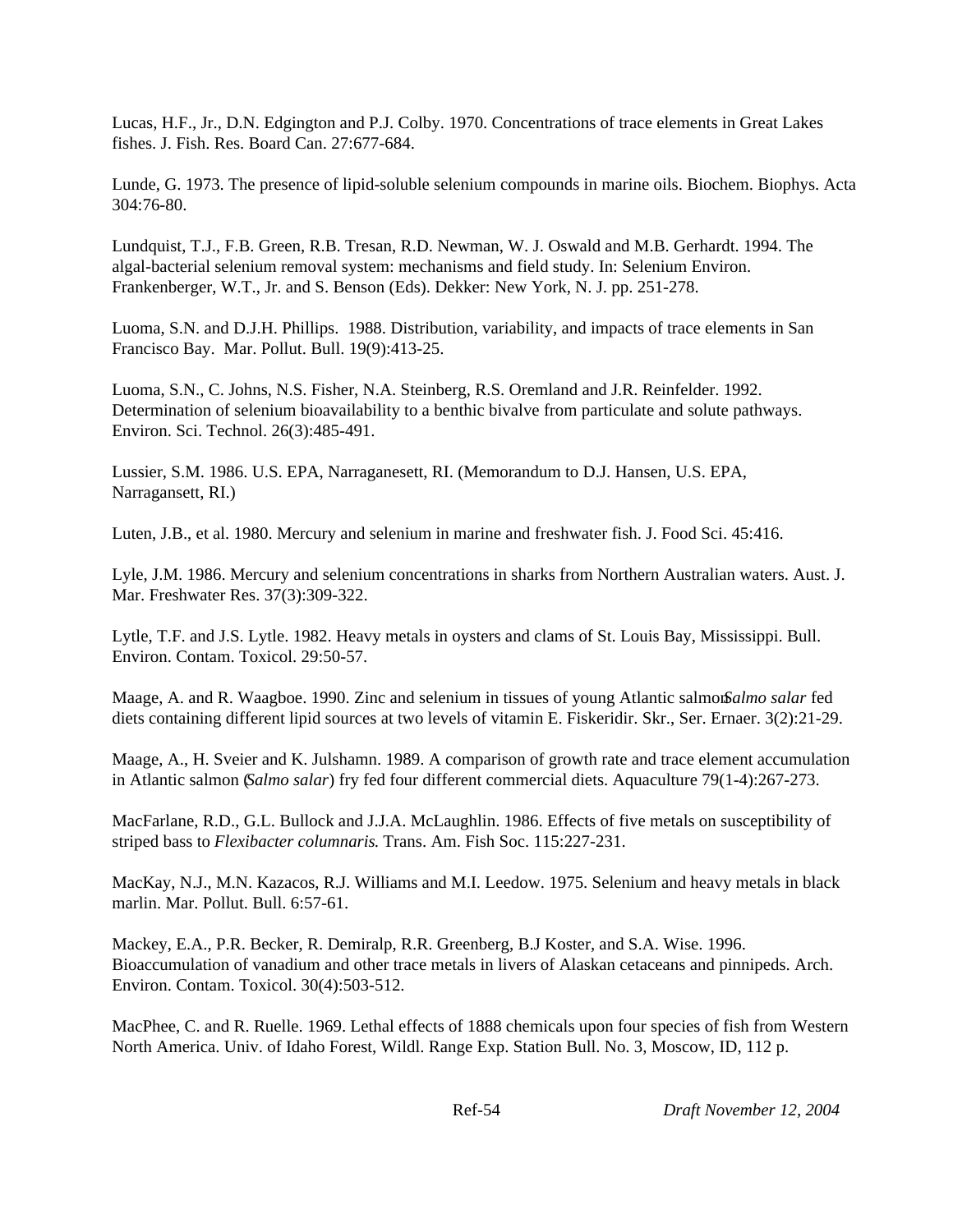Lucas, H.F., Jr., D.N. Edgington and P.J. Colby. 1970. Concentrations of trace elements in Great Lakes fishes. J. Fish. Res. Board Can. 27:677-684.

Lunde, G. 1973. The presence of lipid-soluble selenium compounds in marine oils. Biochem. Biophys. Acta 304:76-80.

Lundquist, T.J., F.B. Green, R.B. Tresan, R.D. Newman, W. J. Oswald and M.B. Gerhardt. 1994. The algal-bacterial selenium removal system: mechanisms and field study. In: Selenium Environ. Frankenberger, W.T., Jr. and S. Benson (Eds). Dekker: New York, N. J. pp. 251-278.

Luoma, S.N. and D.J.H. Phillips. 1988. Distribution, variability, and impacts of trace elements in San Francisco Bay. Mar. Pollut. Bull. 19(9):413-25.

Luoma, S.N., C. Johns, N.S. Fisher, N.A. Steinberg, R.S. Oremland and J.R. Reinfelder. 1992. Determination of selenium bioavailability to a benthic bivalve from particulate and solute pathways. Environ. Sci. Technol. 26(3):485-491.

Lussier, S.M. 1986. U.S. EPA, Narraganesett, RI. (Memorandum to D.J. Hansen, U.S. EPA, Narragansett, RI.)

Luten, J.B., et al. 1980. Mercury and selenium in marine and freshwater fish. J. Food Sci. 45:416.

Lyle, J.M. 1986. Mercury and selenium concentrations in sharks from Northern Australian waters. Aust. J. Mar. Freshwater Res. 37(3):309-322.

Lytle, T.F. and J.S. Lytle. 1982. Heavy metals in oysters and clams of St. Louis Bay, Mississippi. Bull. Environ. Contam. Toxicol. 29:50-57.

Maage, A. and R. Waagboe. 1990. Zinc and selenium in tissues of young Atlantic salmon *Salmo salar* fed diets containing different lipid sources at two levels of vitamin E. Fiskeridir. Skr., Ser. Ernaer. 3(2):21-29.

Maage, A., H. Sveier and K. Julshamn. 1989. A comparison of growth rate and trace element accumulation in Atlantic salmon (*Salmo salar*) fry fed four different commercial diets. Aquaculture 79(1-4):267-273.

MacFarlane, R.D., G.L. Bullock and J.J.A. McLaughlin. 1986. Effects of five metals on susceptibility of striped bass to *Flexibacter columnaris*. Trans. Am. Fish Soc. 115:227-231.

MacKay, N.J., M.N. Kazacos, R.J. Williams and M.I. Leedow. 1975. Selenium and heavy metals in black marlin. Mar. Pollut. Bull. 6:57-61.

Mackey, E.A., P.R. Becker, R. Demiralp, R.R. Greenberg, B.J Koster, and S.A. Wise. 1996. Bioaccumulation of vanadium and other trace metals in livers of Alaskan cetaceans and pinnipeds. Arch. Environ. Contam. Toxicol. 30(4):503-512.

MacPhee, C. and R. Ruelle. 1969. Lethal effects of 1888 chemicals upon four species of fish from Western North America. Univ. of Idaho Forest, Wildl. Range Exp. Station Bull. No. 3, Moscow, ID, 112 p.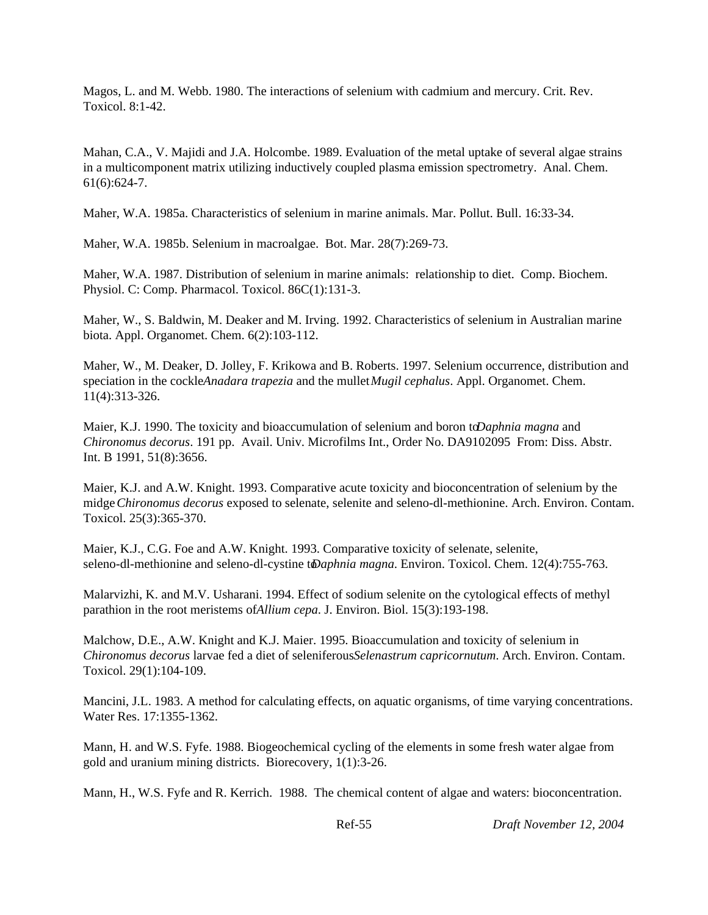Magos, L. and M. Webb. 1980. The interactions of selenium with cadmium and mercury. Crit. Rev. Toxicol. 8:1-42.

Mahan, C.A., V. Majidi and J.A. Holcombe. 1989. Evaluation of the metal uptake of several algae strains in a multicomponent matrix utilizing inductively coupled plasma emission spectrometry. Anal. Chem. 61(6):624-7.

Maher, W.A. 1985a. Characteristics of selenium in marine animals. Mar. Pollut. Bull. 16:33-34.

Maher, W.A. 1985b. Selenium in macroalgae. Bot. Mar. 28(7):269-73.

Maher, W.A. 1987. Distribution of selenium in marine animals: relationship to diet. Comp. Biochem. Physiol. C: Comp. Pharmacol. Toxicol. 86C(1):131-3.

Maher, W., S. Baldwin, M. Deaker and M. Irving. 1992. Characteristics of selenium in Australian marine biota. Appl. Organomet. Chem. 6(2):103-112.

Maher, W., M. Deaker, D. Jolley, F. Krikowa and B. Roberts. 1997. Selenium occurrence, distribution and speciation in the cockle *Anadara trapezia* and the mullet *Mugil cephalus*. Appl. Organomet. Chem. 11(4):313-326.

Maier, K.J. 1990. The toxicity and bioaccumulation of selenium and boron to *Daphnia magna* and *Chironomus decorus*. 191 pp. Avail. Univ. Microfilms Int., Order No. DA9102095 From: Diss. Abstr. Int. B 1991, 51(8):3656.

Maier, K.J. and A.W. Knight. 1993. Comparative acute toxicity and bioconcentration of selenium by the midge *Chironomus decorus* exposed to selenate, selenite and seleno-dl-methionine. Arch. Environ. Contam. Toxicol. 25(3):365-370.

Maier, K.J., C.G. Foe and A.W. Knight. 1993. Comparative toxicity of selenate, selenite, seleno-dl-methionine and seleno-dl-cystine to *Daphnia magna*. Environ. Toxicol. Chem. 12(4):755-763.

Malarvizhi, K. and M.V. Usharani. 1994. Effect of sodium selenite on the cytological effects of methyl parathion in the root meristems of *Allium cepa*. J. Environ. Biol. 15(3):193-198.

Malchow, D.E., A.W. Knight and K.J. Maier. 1995. Bioaccumulation and toxicity of selenium in *Chironomus decorus* larvae fed a diet of seleniferous *Selenastrum capricornutum*. Arch. Environ. Contam. Toxicol. 29(1):104-109.

Mancini, J.L. 1983. A method for calculating effects, on aquatic organisms, of time varying concentrations. Water Res. 17:1355-1362.

Mann, H. and W.S. Fyfe. 1988. Biogeochemical cycling of the elements in some fresh water algae from gold and uranium mining districts. Biorecovery, 1(1):3-26.

Mann, H., W.S. Fyfe and R. Kerrich. 1988. The chemical content of algae and waters: bioconcentration.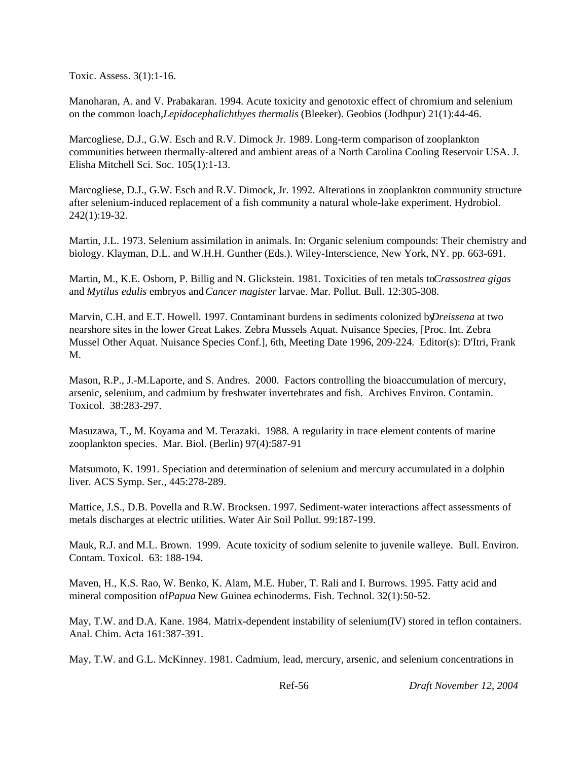Toxic. Assess. 3(1):1-16.

Manoharan, A. and V. Prabakaran. 1994. Acute toxicity and genotoxic effect of chromium and selenium on the common loach, *Lepidocephalichthyes thermalis* (Bleeker). Geobios (Jodhpur) 21(1):44-46.

Marcogliese, D.J., G.W. Esch and R.V. Dimock Jr. 1989. Long-term comparison of zooplankton communities between thermally-altered and ambient areas of a North Carolina Cooling Reservoir USA. J. Elisha Mitchell Sci. Soc. 105(1):1-13.

Marcogliese, D.J., G.W. Esch and R.V. Dimock, Jr. 1992. Alterations in zooplankton community structure after selenium-induced replacement of a fish community a natural whole-lake experiment. Hydrobiol. 242(1):19-32.

Martin, J.L. 1973. Selenium assimilation in animals. In: Organic selenium compounds: Their chemistry and biology. Klayman, D.L. and W.H.H. Gunther (Eds.). Wiley-Interscience, New York, NY. pp. 663-691.

Martin, M., K.E. Osborn, P. Billig and N. Glickstein. 1981. Toxicities of ten metals to *Crassostrea gigas* and *Mytilus edulis* embryos and *Cancer magister* larvae. Mar. Pollut. Bull. 12:305-308.

Marvin, C.H. and E.T. Howell. 1997. Contaminant burdens in sediments colonized by *Dreissena* at two nearshore sites in the lower Great Lakes. Zebra Mussels Aquat. Nuisance Species, [Proc. Int. Zebra Mussel Other Aquat. Nuisance Species Conf.], 6th, Meeting Date 1996, 209-224. Editor(s): D'Itri, Frank M.

Mason, R.P., J.-M.Laporte, and S. Andres. 2000. Factors controlling the bioaccumulation of mercury, arsenic, selenium, and cadmium by freshwater invertebrates and fish. Archives Environ. Contamin. Toxicol. 38:283-297.

Masuzawa, T., M. Koyama and M. Terazaki. 1988. A regularity in trace element contents of marine zooplankton species. Mar. Biol. (Berlin) 97(4):587-91

Matsumoto, K. 1991. Speciation and determination of selenium and mercury accumulated in a dolphin liver. ACS Symp. Ser., 445:278-289.

Mattice, J.S., D.B. Povella and R.W. Brocksen. 1997. Sediment-water interactions affect assessments of metals discharges at electric utilities. Water Air Soil Pollut. 99:187-199.

Mauk, R.J. and M.L. Brown. 1999. Acute toxicity of sodium selenite to juvenile walleye. Bull. Environ. Contam. Toxicol. 63: 188-194.

Maven, H., K.S. Rao, W. Benko, K. Alam, M.E. Huber, T. Rali and I. Burrows. 1995. Fatty acid and mineral composition of *Papua* New Guinea echinoderms. Fish. Technol. 32(1):50-52.

May, T.W. and D.A. Kane. 1984. Matrix-dependent instability of selenium(IV) stored in teflon containers. Anal. Chim. Acta 161:387-391.

May, T.W. and G.L. McKinney. 1981. Cadmium, lead, mercury, arsenic, and selenium concentrations in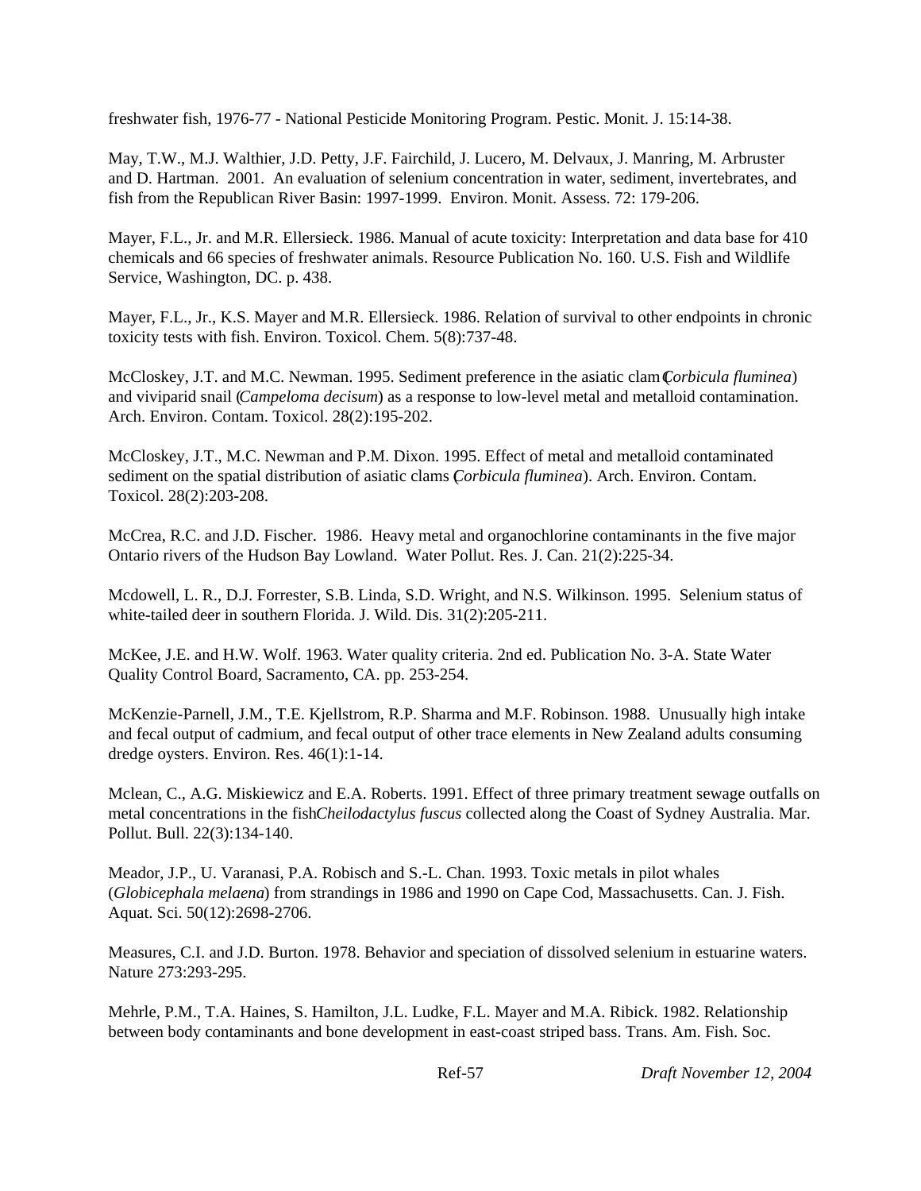freshwater fish, 1976-77 - National Pesticide Monitoring Program. Pestic. Monit. J. 15:14-38.

May, T.W., M.J. Walthier, J.D. Petty, J.F. Fairchild, J. Lucero, M. Delvaux, J. Manring, M. Arbruster and D. Hartman. 2001. An evaluation of selenium concentration in water, sediment, invertebrates, and fish from the Republican River Basin: 1997-1999. Environ. Monit. Assess. 72: 179-206.

Mayer, F.L., Jr. and M.R. Ellersieck. 1986. Manual of acute toxicity: Interpretation and data base for 410 chemicals and 66 species of freshwater animals. Resource Publication No. 160. U.S. Fish and Wildlife Service, Washington, DC. p. 438.

Mayer, F.L., Jr., K.S. Mayer and M.R. Ellersieck. 1986. Relation of survival to other endpoints in chronic toxicity tests with fish. Environ. Toxicol. Chem. 5(8):737-48.

McCloskey, J.T. and M.C. Newman. 1995. Sediment preference in the asiatic clam (*Corbicula fluminea*) and viviparid snail (*Campeloma decisum*) as a response to low-level metal and metalloid contamination. Arch. Environ. Contam. Toxicol. 28(2):195-202.

McCloskey, J.T., M.C. Newman and P.M. Dixon. 1995. Effect of metal and metalloid contaminated sediment on the spatial distribution of asiatic clams (*Corbicula fluminea*). Arch. Environ. Contam. Toxicol. 28(2):203-208.

McCrea, R.C. and J.D. Fischer. 1986. Heavy metal and organochlorine contaminants in the five major Ontario rivers of the Hudson Bay Lowland. Water Pollut. Res. J. Can. 21(2):225-34.

Mcdowell, L. R., D.J. Forrester, S.B. Linda, S.D. Wright, and N.S. Wilkinson. 1995. Selenium status of white-tailed deer in southern Florida. J. Wild. Dis. 31(2):205-211.

McKee, J.E. and H.W. Wolf. 1963. Water quality criteria. 2nd ed. Publication No. 3-A. State Water Quality Control Board, Sacramento, CA. pp. 253-254.

McKenzie-Parnell, J.M., T.E. Kjellstrom, R.P. Sharma and M.F. Robinson. 1988. Unusually high intake and fecal output of cadmium, and fecal output of other trace elements in New Zealand adults consuming dredge oysters. Environ. Res. 46(1):1-14.

Mclean, C., A.G. Miskiewicz and E.A. Roberts. 1991. Effect of three primary treatment sewage outfalls on metal concentrations in the fish *Cheilodactylus fuscus* collected along the Coast of Sydney Australia. Mar. Pollut. Bull. 22(3):134-140.

Meador, J.P., U. Varanasi, P.A. Robisch and S.-L. Chan. 1993. Toxic metals in pilot whales (*Globicephala melaena*) from strandings in 1986 and 1990 on Cape Cod, Massachusetts. Can. J. Fish. Aquat. Sci. 50(12):2698-2706.

Measures, C.I. and J.D. Burton. 1978. Behavior and speciation of dissolved selenium in estuarine waters. Nature 273:293-295.

Mehrle, P.M., T.A. Haines, S. Hamilton, J.L. Ludke, F.L. Mayer and M.A. Ribick. 1982. Relationship between body contaminants and bone development in east-coast striped bass. Trans. Am. Fish. Soc.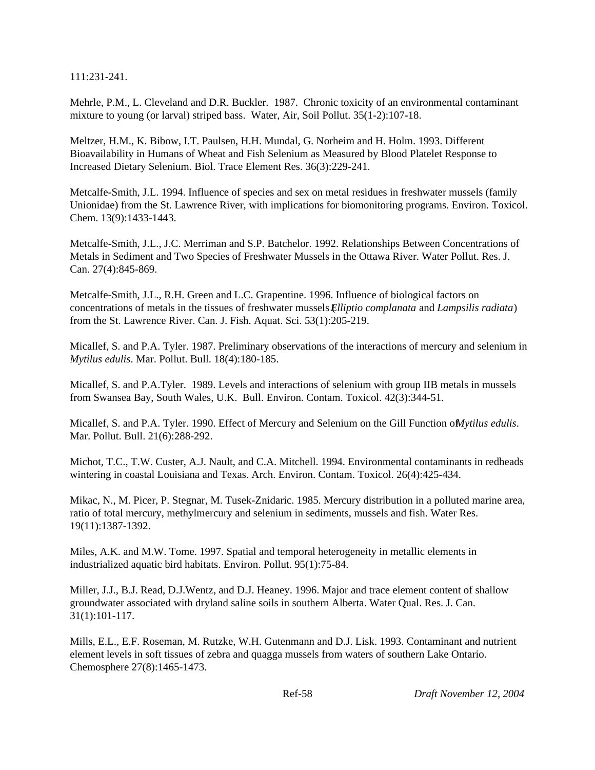111:231-241.

Mehrle, P.M., L. Cleveland and D.R. Buckler. 1987. Chronic toxicity of an environmental contaminant mixture to young (or larval) striped bass. Water, Air, Soil Pollut. 35(1-2):107-18.

Meltzer, H.M., K. Bibow, I.T. Paulsen, H.H. Mundal, G. Norheim and H. Holm. 1993. Different Bioavailability in Humans of Wheat and Fish Selenium as Measured by Blood Platelet Response to Increased Dietary Selenium. Biol. Trace Element Res. 36(3):229-241.

Metcalfe-Smith, J.L. 1994. Influence of species and sex on metal residues in freshwater mussels (family Unionidae) from the St. Lawrence River, with implications for biomonitoring programs. Environ. Toxicol. Chem. 13(9):1433-1443.

Metcalfe-Smith, J.L., J.C. Merriman and S.P. Batchelor. 1992. Relationships Between Concentrations of Metals in Sediment and Two Species of Freshwater Mussels in the Ottawa River. Water Pollut. Res. J. Can. 27(4):845-869.

Metcalfe-Smith, J.L., R.H. Green and L.C. Grapentine. 1996. Influence of biological factors on concentrations of metals in the tissues of freshwater mussels (*Elliptio complanata* and *Lampsilis radiata*) from the St. Lawrence River. Can. J. Fish. Aquat. Sci. 53(1):205-219.

Micallef, S. and P.A. Tyler. 1987. Preliminary observations of the interactions of mercury and selenium in *Mytilus edulis*. Mar. Pollut. Bull. 18(4):180-185.

Micallef, S. and P.A.Tyler. 1989. Levels and interactions of selenium with group IIB metals in mussels from Swansea Bay, South Wales, U.K. Bull. Environ. Contam. Toxicol. 42(3):344-51.

Micallef, S. and P.A. Tyler. 1990. Effect of Mercury and Selenium on the Gill Function of *Mytilus edulis*. Mar. Pollut. Bull. 21(6):288-292.

Michot, T.C., T.W. Custer, A.J. Nault, and C.A. Mitchell. 1994. Environmental contaminants in redheads wintering in coastal Louisiana and Texas. Arch. Environ. Contam. Toxicol. 26(4):425-434.

Mikac, N., M. Picer, P. Stegnar, M. Tusek-Znidaric. 1985. Mercury distribution in a polluted marine area, ratio of total mercury, methylmercury and selenium in sediments, mussels and fish. Water Res. 19(11):1387-1392.

Miles, A.K. and M.W. Tome. 1997. Spatial and temporal heterogeneity in metallic elements in industrialized aquatic bird habitats. Environ. Pollut. 95(1):75-84.

Miller, J.J., B.J. Read, D.J.Wentz, and D.J. Heaney. 1996. Major and trace element content of shallow groundwater associated with dryland saline soils in southern Alberta. Water Qual. Res. J. Can. 31(1):101-117.

Mills, E.L., E.F. Roseman, M. Rutzke, W.H. Gutenmann and D.J. Lisk. 1993. Contaminant and nutrient element levels in soft tissues of zebra and quagga mussels from waters of southern Lake Ontario. Chemosphere 27(8):1465-1473.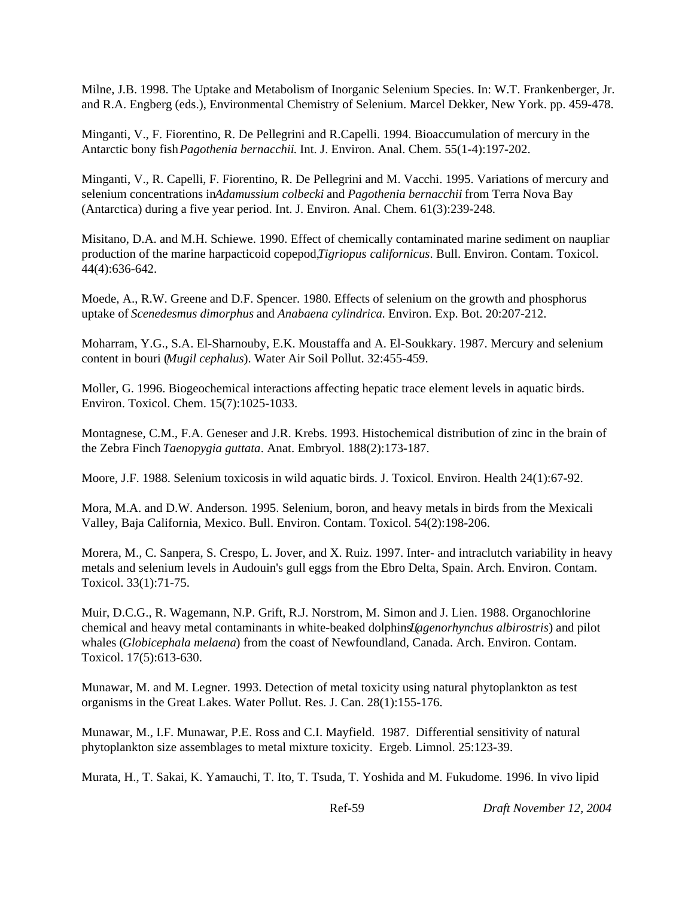Milne, J.B. 1998. The Uptake and Metabolism of Inorganic Selenium Species. In: W.T. Frankenberger, Jr. and R.A. Engberg (eds.), Environmental Chemistry of Selenium. Marcel Dekker, New York. pp. 459-478.

Minganti, V., F. Fiorentino, R. De Pellegrini and R.Capelli. 1994. Bioaccumulation of mercury in the Antarctic bony fish *Pagothenia bernacchii.* Int. J. Environ. Anal. Chem. 55(1-4):197-202.

Minganti, V., R. Capelli, F. Fiorentino, R. De Pellegrini and M. Vacchi. 1995. Variations of mercury and selenium concentrations in *Adamussium colbecki* and *Pagothenia bernacchii* from Terra Nova Bay (Antarctica) during a five year period. Int. J. Environ. Anal. Chem. 61(3):239-248.

Misitano, D.A. and M.H. Schiewe. 1990. Effect of chemically contaminated marine sediment on naupliar production of the marine harpacticoid copepod, *Tigriopus californicus*. Bull. Environ. Contam. Toxicol. 44(4):636-642.

Moede, A., R.W. Greene and D.F. Spencer. 1980. Effects of selenium on the growth and phosphorus uptake of *Scenedesmus dimorphus* and *Anabaena cylindrica.* Environ. Exp. Bot. 20:207-212.

Moharram, Y.G., S.A. El-Sharnouby, E.K. Moustaffa and A. El-Soukkary. 1987. Mercury and selenium content in bouri (*Mugil cephalus*). Water Air Soil Pollut. 32:455-459.

Moller, G. 1996. Biogeochemical interactions affecting hepatic trace element levels in aquatic birds. Environ. Toxicol. Chem. 15(7):1025-1033.

Montagnese, C.M., F.A. Geneser and J.R. Krebs. 1993. Histochemical distribution of zinc in the brain of the Zebra Finch *Taenopygia guttata*. Anat. Embryol. 188(2):173-187.

Moore, J.F. 1988. Selenium toxicosis in wild aquatic birds. J. Toxicol. Environ. Health 24(1):67-92.

Mora, M.A. and D.W. Anderson. 1995. Selenium, boron, and heavy metals in birds from the Mexicali Valley, Baja California, Mexico. Bull. Environ. Contam. Toxicol. 54(2):198-206.

Morera, M., C. Sanpera, S. Crespo, L. Jover, and X. Ruiz. 1997. Inter- and intraclutch variability in heavy metals and selenium levels in Audouin's gull eggs from the Ebro Delta, Spain. Arch. Environ. Contam. Toxicol. 33(1):71-75.

Muir, D.C.G., R. Wagemann, N.P. Grift, R.J. Norstrom, M. Simon and J. Lien. 1988. Organochlorine chemical and heavy metal contaminants in white-beaked dolphins (*Lagenorhynchus albirostris*) and pilot whales (*Globicephala melaena*) from the coast of Newfoundland, Canada. Arch. Environ. Contam. Toxicol. 17(5):613-630.

Munawar, M. and M. Legner. 1993. Detection of metal toxicity using natural phytoplankton as test organisms in the Great Lakes. Water Pollut. Res. J. Can. 28(1):155-176.

Munawar, M., I.F. Munawar, P.E. Ross and C.I. Mayfield. 1987. Differential sensitivity of natural phytoplankton size assemblages to metal mixture toxicity. Ergeb. Limnol. 25:123-39.

Murata, H., T. Sakai, K. Yamauchi, T. Ito, T. Tsuda, T. Yoshida and M. Fukudome. 1996. In vivo lipid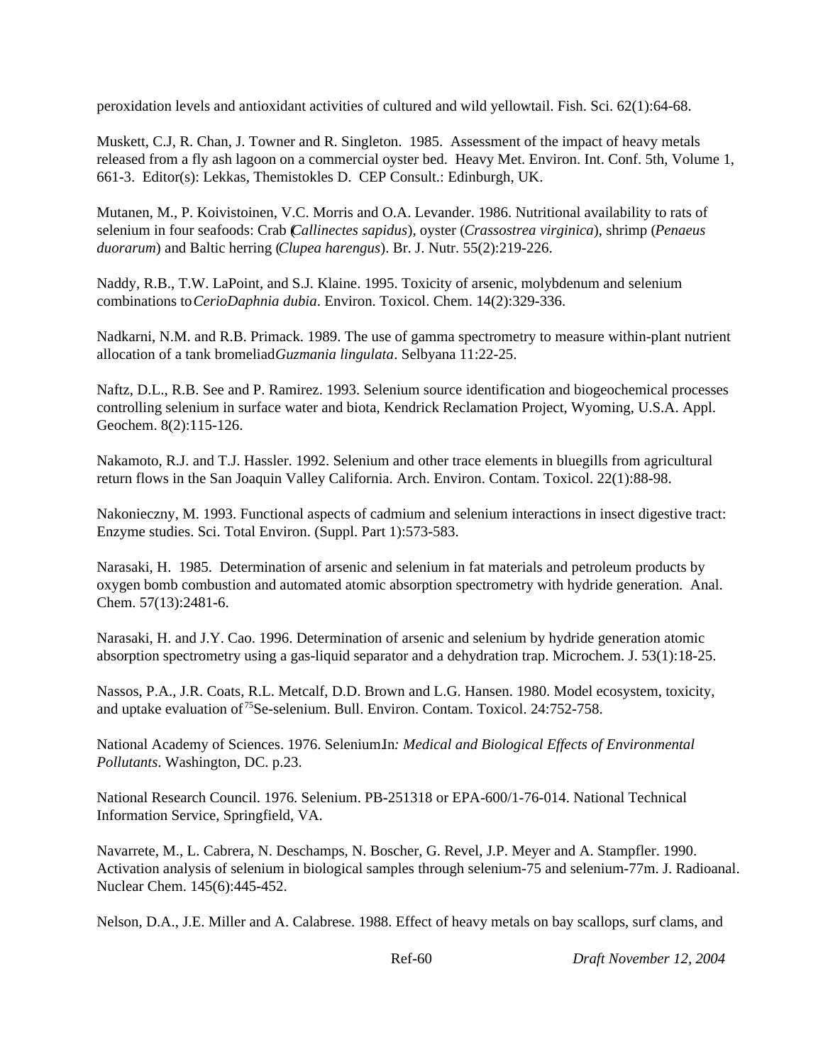peroxidation levels and antioxidant activities of cultured and wild yellowtail. Fish. Sci. 62(1):64-68.

Muskett, C.J, R. Chan, J. Towner and R. Singleton. 1985. Assessment of the impact of heavy metals released from a fly ash lagoon on a commercial oyster bed. Heavy Met. Environ. Int. Conf. 5th, Volume 1, 661-3. Editor(s): Lekkas, Themistokles D. CEP Consult.: Edinburgh, UK.

Mutanen, M., P. Koivistoinen, V.C. Morris and O.A. Levander. 1986. Nutritional availability to rats of selenium in four seafoods: Crab (*Callinectes sapidus*), oyster (*Crassostrea virginica*), shrimp (*Penaeus duorarum*) and Baltic herring (*Clupea harengus*). Br. J. Nutr. 55(2):219-226.

Naddy, R.B., T.W. LaPoint, and S.J. Klaine. 1995. Toxicity of arsenic, molybdenum and selenium combinations to *CerioDaphnia dubia*. Environ. Toxicol. Chem. 14(2):329-336.

Nadkarni, N.M. and R.B. Primack. 1989. The use of gamma spectrometry to measure within-plant nutrient allocation of a tank bromeliad *Guzmania lingulata*. Selbyana 11:22-25.

Naftz, D.L., R.B. See and P. Ramirez. 1993. Selenium source identification and biogeochemical processes controlling selenium in surface water and biota, Kendrick Reclamation Project, Wyoming, U.S.A. Appl. Geochem. 8(2):115-126.

Nakamoto, R.J. and T.J. Hassler. 1992. Selenium and other trace elements in bluegills from agricultural return flows in the San Joaquin Valley California. Arch. Environ. Contam. Toxicol. 22(1):88-98.

Nakonieczny, M. 1993. Functional aspects of cadmium and selenium interactions in insect digestive tract: Enzyme studies. Sci. Total Environ. (Suppl. Part 1):573-583.

Narasaki, H. 1985. Determination of arsenic and selenium in fat materials and petroleum products by oxygen bomb combustion and automated atomic absorption spectrometry with hydride generation. Anal. Chem. 57(13):2481-6.

Narasaki, H. and J.Y. Cao. 1996. Determination of arsenic and selenium by hydride generation atomic absorption spectrometry using a gas-liquid separator and a dehydration trap. Microchem. J. 53(1):18-25.

Nassos, P.A., J.R. Coats, R.L. Metcalf, D.D. Brown and L.G. Hansen. 1980. Model ecosystem, toxicity, and uptake evaluation of $^{75}$Se-selenium. Bull. Environ. Contam. Toxicol. 24:752-758.

National Academy of Sciences. 1976. Selenium. In*: Medical and Biological Effects of Environmental Pollutants*. Washington, DC. p.23.

National Research Council. 1976. Selenium. PB-251318 or EPA-600/1-76-014. National Technical Information Service, Springfield, VA.

Navarrete, M., L. Cabrera, N. Deschamps, N. Boscher, G. Revel, J.P. Meyer and A. Stampfler. 1990. Activation analysis of selenium in biological samples through selenium-75 and selenium-77m. J. Radioanal. Nuclear Chem. 145(6):445-452.

Nelson, D.A., J.E. Miller and A. Calabrese. 1988. Effect of heavy metals on bay scallops, surf clams, and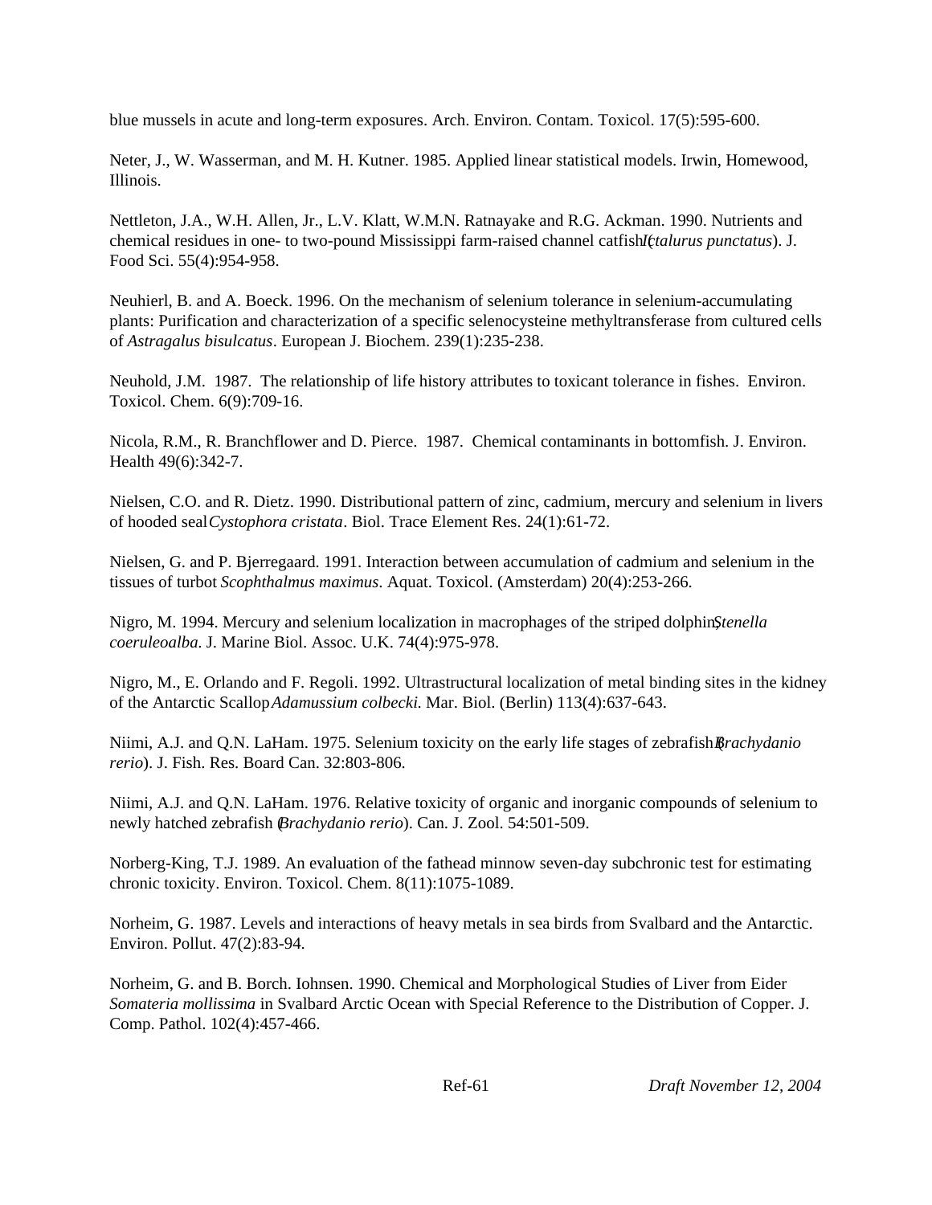blue mussels in acute and long-term exposures. Arch. Environ. Contam. Toxicol. 17(5):595-600.

Neter, J., W. Wasserman, and M. H. Kutner. 1985. Applied linear statistical models. Irwin, Homewood, Illinois.

Nettleton, J.A., W.H. Allen, Jr., L.V. Klatt, W.M.N. Ratnayake and R.G. Ackman. 1990. Nutrients and chemical residues in one- to two-pound Mississippi farm-raised channel catfish (*Ictalurus punctatus*). J. Food Sci. 55(4):954-958.

Neuhierl, B. and A. Boeck. 1996. On the mechanism of selenium tolerance in selenium-accumulating plants: Purification and characterization of a specific selenocysteine methyltransferase from cultured cells of *Astragalus bisulcatus*. European J. Biochem. 239(1):235-238.

Neuhold, J.M. 1987. The relationship of life history attributes to toxicant tolerance in fishes. Environ. Toxicol. Chem. 6(9):709-16.

Nicola, R.M., R. Branchflower and D. Pierce. 1987. Chemical contaminants in bottomfish. J. Environ. Health 49(6):342-7.

Nielsen, C.O. and R. Dietz. 1990. Distributional pattern of zinc, cadmium, mercury and selenium in livers of hooded seal *Cystophora cristata*. Biol. Trace Element Res. 24(1):61-72.

Nielsen, G. and P. Bjerregaard. 1991. Interaction between accumulation of cadmium and selenium in the tissues of turbot *Scophthalmus maximus*. Aquat. Toxicol. (Amsterdam) 20(4):253-266.

Nigro, M. 1994. Mercury and selenium localization in macrophages of the striped dolphin, *Stenella coeruleoalba*. J. Marine Biol. Assoc. U.K. 74(4):975-978.

Nigro, M., E. Orlando and F. Regoli. 1992. Ultrastructural localization of metal binding sites in the kidney of the Antarctic Scallop *Adamussium colbecki.* Mar. Biol. (Berlin) 113(4):637-643.

Niimi, A.J. and Q.N. LaHam. 1975. Selenium toxicity on the early life stages of zebrafish (*Brachydanio rerio*). J. Fish. Res. Board Can. 32:803-806.

Niimi, A.J. and Q.N. LaHam. 1976. Relative toxicity of organic and inorganic compounds of selenium to newly hatched zebrafish (*Brachydanio rerio*). Can. J. Zool. 54:501-509.

Norberg-King, T.J. 1989. An evaluation of the fathead minnow seven-day subchronic test for estimating chronic toxicity. Environ. Toxicol. Chem. 8(11):1075-1089.

Norheim, G. 1987. Levels and interactions of heavy metals in sea birds from Svalbard and the Antarctic. Environ. Pollut. 47(2):83-94.

Norheim, G. and B. Borch. Iohnsen. 1990. Chemical and Morphological Studies of Liver from Eider *Somateria mollissima* in Svalbard Arctic Ocean with Special Reference to the Distribution of Copper. J. Comp. Pathol. 102(4):457-466.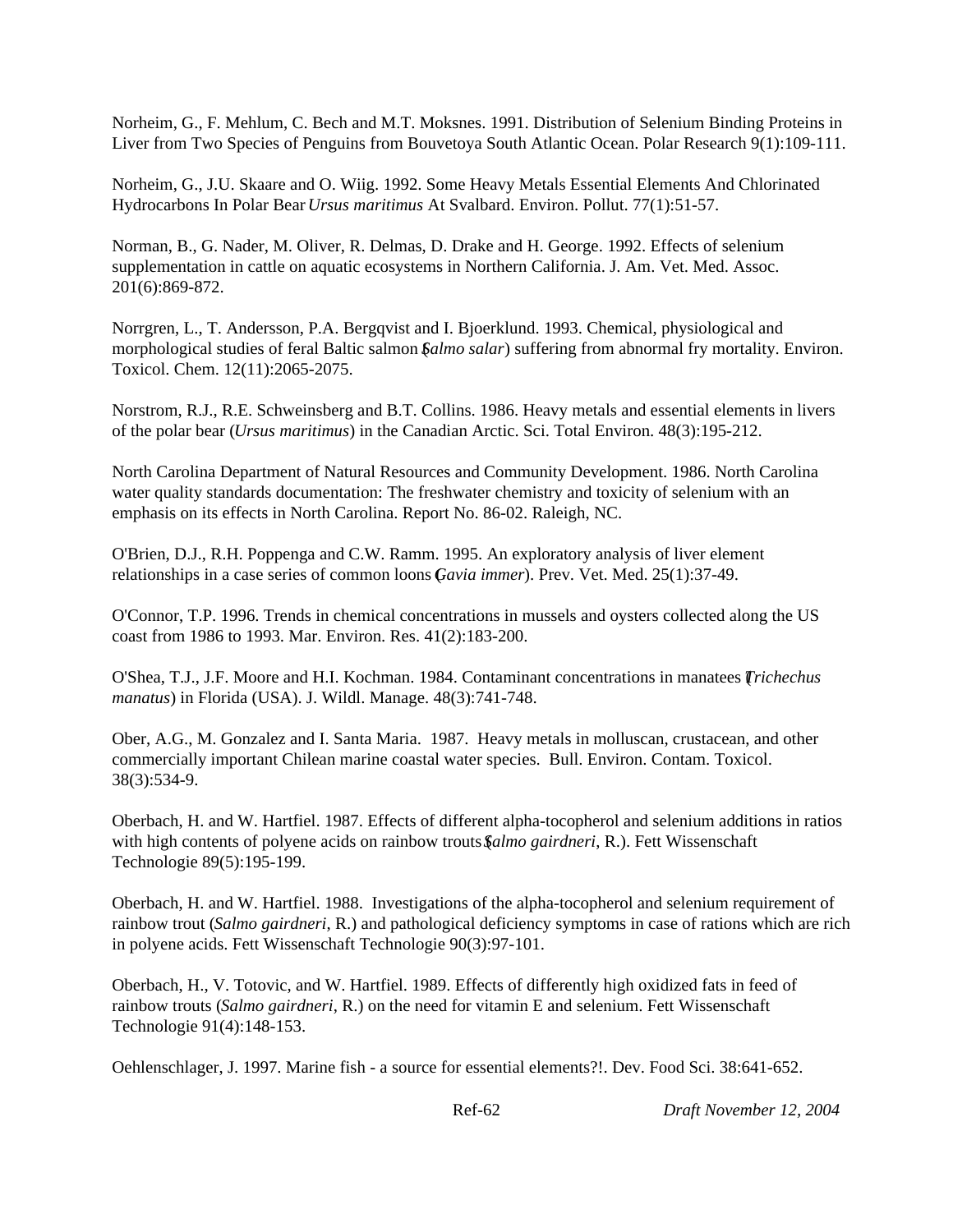Norheim, G., F. Mehlum, C. Bech and M.T. Moksnes. 1991. Distribution of Selenium Binding Proteins in Liver from Two Species of Penguins from Bouvetoya South Atlantic Ocean. Polar Research 9(1):109-111.

Norheim, G., J.U. Skaare and O. Wiig. 1992. Some Heavy Metals Essential Elements And Chlorinated Hydrocarbons In Polar Bear *Ursus maritimus* At Svalbard. Environ. Pollut. 77(1):51-57.

Norman, B., G. Nader, M. Oliver, R. Delmas, D. Drake and H. George. 1992. Effects of selenium supplementation in cattle on aquatic ecosystems in Northern California. J. Am. Vet. Med. Assoc. 201(6):869-872.

Norrgren, L., T. Andersson, P.A. Bergqvist and I. Bjoerklund. 1993. Chemical, physiological and morphological studies of feral Baltic salmon (*Salmo salar*) suffering from abnormal fry mortality. Environ. Toxicol. Chem. 12(11):2065-2075.

Norstrom, R.J., R.E. Schweinsberg and B.T. Collins. 1986. Heavy metals and essential elements in livers of the polar bear (*Ursus maritimus*) in the Canadian Arctic. Sci. Total Environ. 48(3):195-212.

North Carolina Department of Natural Resources and Community Development. 1986. North Carolina water quality standards documentation: The freshwater chemistry and toxicity of selenium with an emphasis on its effects in North Carolina. Report No. 86-02. Raleigh, NC.

O'Brien, D.J., R.H. Poppenga and C.W. Ramm. 1995. An exploratory analysis of liver element relationships in a case series of common loons (*Gavia immer*). Prev. Vet. Med. 25(1):37-49.

O'Connor, T.P. 1996. Trends in chemical concentrations in mussels and oysters collected along the US coast from 1986 to 1993. Mar. Environ. Res. 41(2):183-200.

O'Shea, T.J., J.F. Moore and H.I. Kochman. 1984. Contaminant concentrations in manatees (*Trichechus manatus*) in Florida (USA). J. Wildl. Manage. 48(3):741-748.

Ober, A.G., M. Gonzalez and I. Santa Maria. 1987. Heavy metals in molluscan, crustacean, and other commercially important Chilean marine coastal water species. Bull. Environ. Contam. Toxicol. 38(3):534-9.

Oberbach, H. and W. Hartfiel. 1987. Effects of different alpha-tocopherol and selenium additions in ratios with high contents of polyene acids on rainbow trouts (*Salmo gairdneri*, R.). Fett Wissenschaft Technologie 89(5):195-199.

Oberbach, H. and W. Hartfiel. 1988. Investigations of the alpha-tocopherol and selenium requirement of rainbow trout (*Salmo gairdneri*, R.) and pathological deficiency symptoms in case of rations which are rich in polyene acids. Fett Wissenschaft Technologie 90(3):97-101.

Oberbach, H., V. Totovic, and W. Hartfiel. 1989. Effects of differently high oxidized fats in feed of rainbow trouts (*Salmo gairdneri*, R.) on the need for vitamin E and selenium. Fett Wissenschaft Technologie 91(4):148-153.

Oehlenschlager, J. 1997. Marine fish - a source for essential elements?!. Dev. Food Sci. 38:641-652.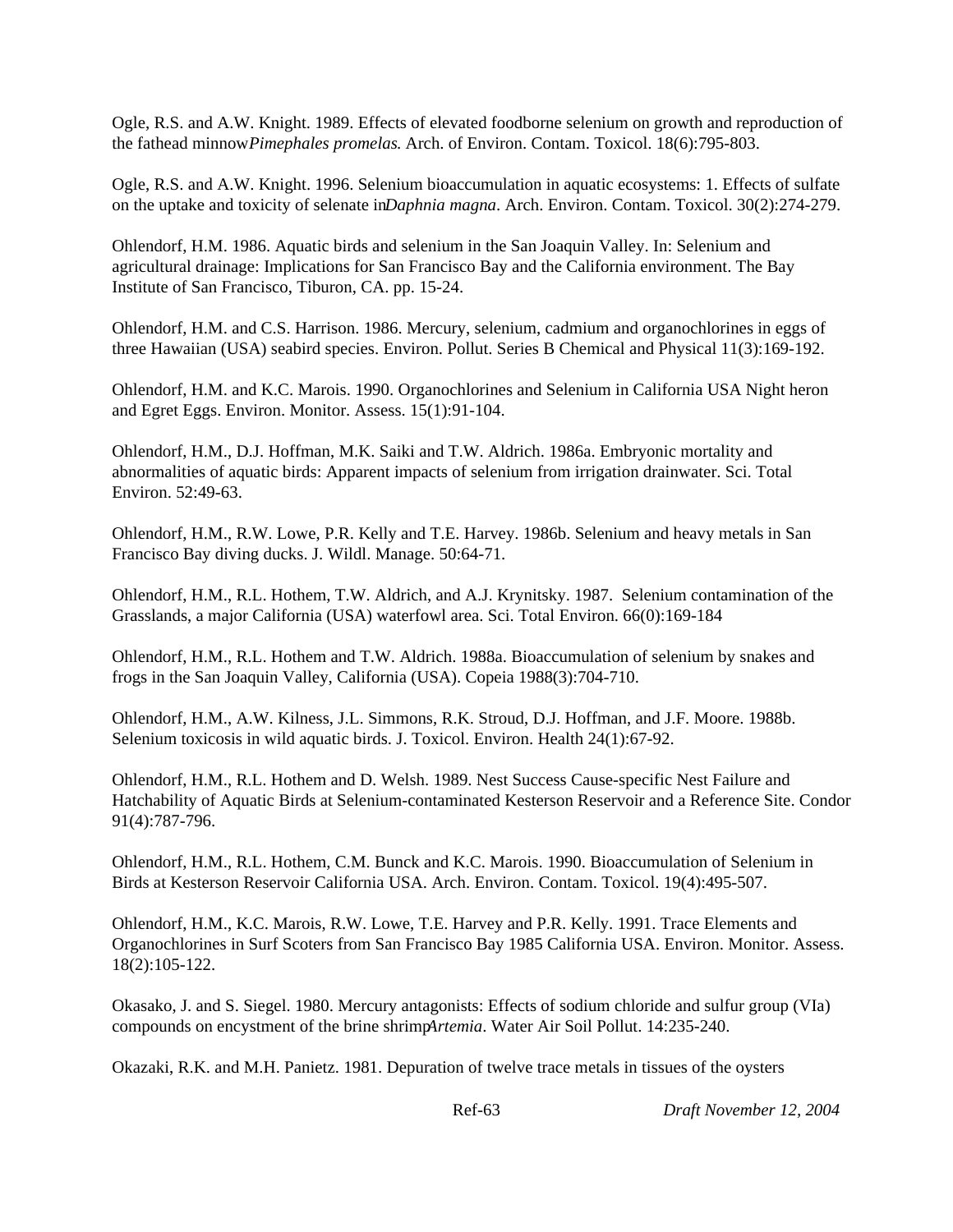Ogle, R.S. and A.W. Knight. 1989. Effects of elevated foodborne selenium on growth and reproduction of the fathead minnow *Pimephales promelas.* Arch. of Environ. Contam. Toxicol. 18(6):795-803.

Ogle, R.S. and A.W. Knight. 1996. Selenium bioaccumulation in aquatic ecosystems: 1. Effects of sulfate on the uptake and toxicity of selenate in *Daphnia magna*. Arch. Environ. Contam. Toxicol. 30(2):274-279.

Ohlendorf, H.M. 1986. Aquatic birds and selenium in the San Joaquin Valley. In: Selenium and agricultural drainage: Implications for San Francisco Bay and the California environment. The Bay Institute of San Francisco, Tiburon, CA. pp. 15-24.

Ohlendorf, H.M. and C.S. Harrison. 1986. Mercury, selenium, cadmium and organochlorines in eggs of three Hawaiian (USA) seabird species. Environ. Pollut. Series B Chemical and Physical 11(3):169-192.

Ohlendorf, H.M. and K.C. Marois. 1990. Organochlorines and Selenium in California USA Night heron and Egret Eggs. Environ. Monitor. Assess. 15(1):91-104.

Ohlendorf, H.M., D.J. Hoffman, M.K. Saiki and T.W. Aldrich. 1986a. Embryonic mortality and abnormalities of aquatic birds: Apparent impacts of selenium from irrigation drainwater. Sci. Total Environ. 52:49-63.

Ohlendorf, H.M., R.W. Lowe, P.R. Kelly and T.E. Harvey. 1986b. Selenium and heavy metals in San Francisco Bay diving ducks. J. Wildl. Manage. 50:64-71.

Ohlendorf, H.M., R.L. Hothem, T.W. Aldrich, and A.J. Krynitsky. 1987. Selenium contamination of the Grasslands, a major California (USA) waterfowl area. Sci. Total Environ. 66(0):169-184

Ohlendorf, H.M., R.L. Hothem and T.W. Aldrich. 1988a. Bioaccumulation of selenium by snakes and frogs in the San Joaquin Valley, California (USA). Copeia 1988(3):704-710.

Ohlendorf, H.M., A.W. Kilness, J.L. Simmons, R.K. Stroud, D.J. Hoffman, and J.F. Moore. 1988b. Selenium toxicosis in wild aquatic birds. J. Toxicol. Environ. Health 24(1):67-92.

Ohlendorf, H.M., R.L. Hothem and D. Welsh. 1989. Nest Success Cause-specific Nest Failure and Hatchability of Aquatic Birds at Selenium-contaminated Kesterson Reservoir and a Reference Site. Condor 91(4):787-796.

Ohlendorf, H.M., R.L. Hothem, C.M. Bunck and K.C. Marois. 1990. Bioaccumulation of Selenium in Birds at Kesterson Reservoir California USA. Arch. Environ. Contam. Toxicol. 19(4):495-507.

Ohlendorf, H.M., K.C. Marois, R.W. Lowe, T.E. Harvey and P.R. Kelly. 1991. Trace Elements and Organochlorines in Surf Scoters from San Francisco Bay 1985 California USA. Environ. Monitor. Assess. 18(2):105-122.

Okasako, J. and S. Siegel. 1980. Mercury antagonists: Effects of sodium chloride and sulfur group (VIa) compounds on encystment of the brine shrimp *Artemia*. Water Air Soil Pollut. 14:235-240.

Okazaki, R.K. and M.H. Panietz. 1981. Depuration of twelve trace metals in tissues of the oysters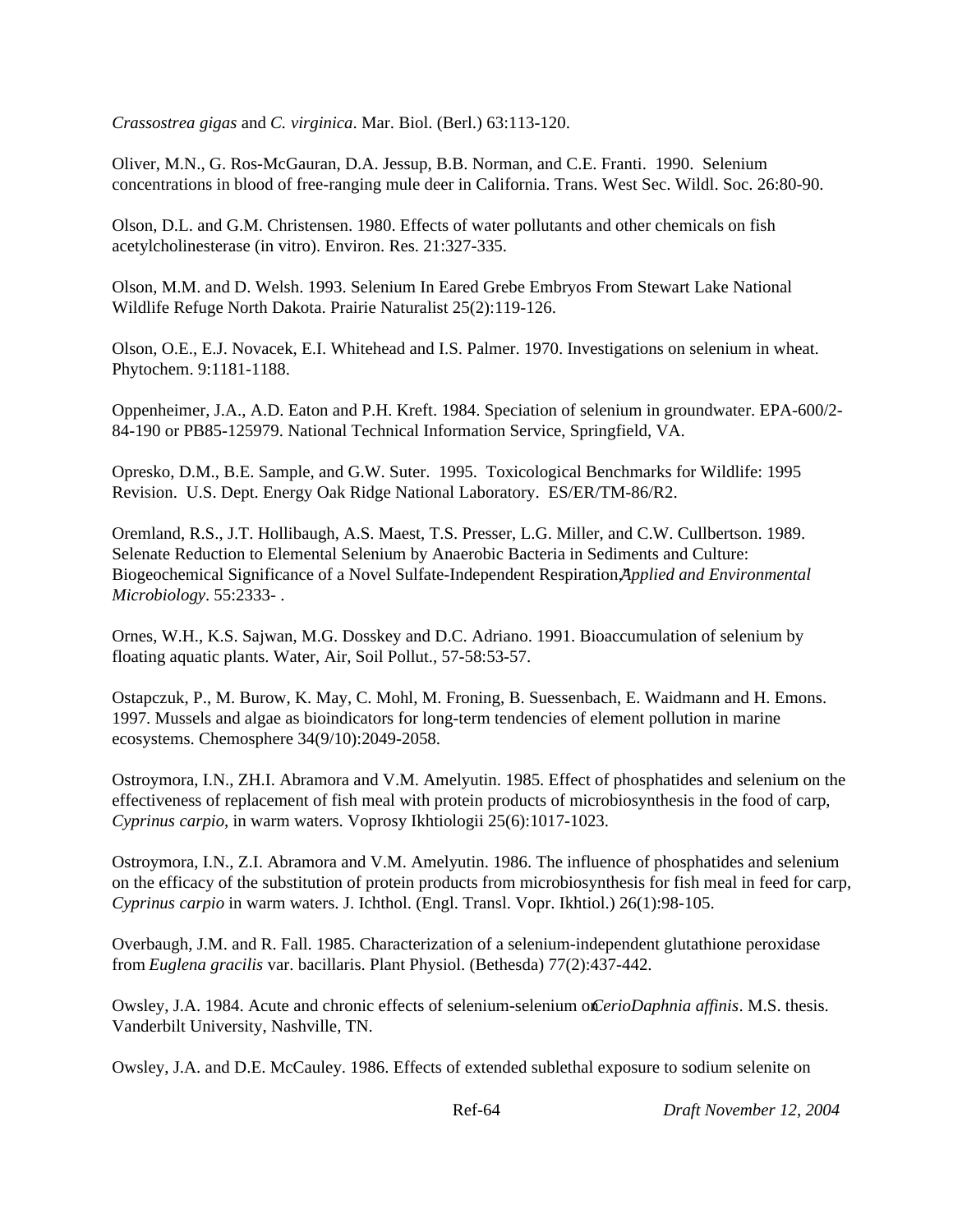*Crassostrea gigas* and *C. virginica*. Mar. Biol. (Berl.) 63:113-120.

Oliver, M.N., G. Ros-McGauran, D.A. Jessup, B.B. Norman, and C.E. Franti. 1990. Selenium concentrations in blood of free-ranging mule deer in California. Trans. West Sec. Wildl. Soc. 26:80-90.

Olson, D.L. and G.M. Christensen. 1980. Effects of water pollutants and other chemicals on fish acetylcholinesterase (in vitro). Environ. Res. 21:327-335.

Olson, M.M. and D. Welsh. 1993. Selenium In Eared Grebe Embryos From Stewart Lake National Wildlife Refuge North Dakota. Prairie Naturalist 25(2):119-126.

Olson, O.E., E.J. Novacek, E.I. Whitehead and I.S. Palmer. 1970. Investigations on selenium in wheat. Phytochem. 9:1181-1188.

Oppenheimer, J.A., A.D. Eaton and P.H. Kreft. 1984. Speciation of selenium in groundwater. EPA-600/2-84-190 or PB85-125979. National Technical Information Service, Springfield, VA.

Opresko, D.M., B.E. Sample, and G.W. Suter. 1995. Toxicological Benchmarks for Wildlife: 1995 Revision. U.S. Dept. Energy Oak Ridge National Laboratory. ES/ER/TM-86/R2.

Oremland, R.S., J.T. Hollibaugh, A.S. Maest, T.S. Presser, L.G. Miller, and C.W. Cullbertson. 1989. Selenate Reduction to Elemental Selenium by Anaerobic Bacteria in Sediments and Culture: Biogeochemical Significance of a Novel Sulfate-Independent Respiration," *Applied and Environmental Microbiology*. 55:2333- .

Ornes, W.H., K.S. Sajwan, M.G. Dosskey and D.C. Adriano. 1991. Bioaccumulation of selenium by floating aquatic plants. Water, Air, Soil Pollut., 57-58:53-57.

Ostapczuk, P., M. Burow, K. May, C. Mohl, M. Froning, B. Suessenbach, E. Waidmann and H. Emons. 1997. Mussels and algae as bioindicators for long-term tendencies of element pollution in marine ecosystems. Chemosphere 34(9/10):2049-2058.

Ostroymora, I.N., ZH.I. Abramora and V.M. Amelyutin. 1985. Effect of phosphatides and selenium on the effectiveness of replacement of fish meal with protein products of microbiosynthesis in the food of carp, *Cyprinus carpio*, in warm waters. Voprosy Ikhtiologii 25(6):1017-1023.

Ostroymora, I.N., Z.I. Abramora and V.M. Amelyutin. 1986. The influence of phosphatides and selenium on the efficacy of the substitution of protein products from microbiosynthesis for fish meal in feed for carp, *Cyprinus carpio* in warm waters. J. Ichthol. (Engl. Transl. Vopr. Ikhtiol.) 26(1):98-105.

Overbaugh, J.M. and R. Fall. 1985. Characterization of a selenium-independent glutathione peroxidase from *Euglena gracilis* var. bacillaris. Plant Physiol. (Bethesda) 77(2):437-442.

Owsley, J.A. 1984. Acute and chronic effects of selenium-selenium on *CerioDaphnia affinis*. M.S. thesis. Vanderbilt University, Nashville, TN.

Owsley, J.A. and D.E. McCauley. 1986. Effects of extended sublethal exposure to sodium selenite on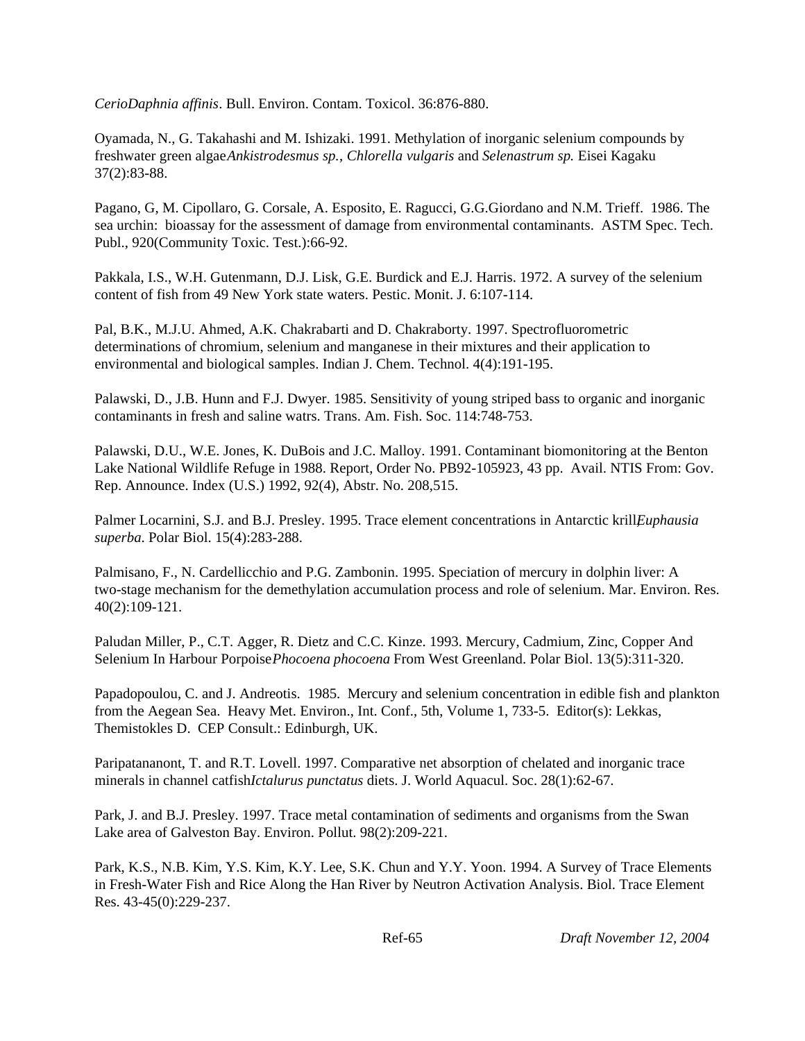*CerioDaphnia affinis*. Bull. Environ. Contam. Toxicol. 36:876-880.

Oyamada, N., G. Takahashi and M. Ishizaki. 1991. Methylation of inorganic selenium compounds by freshwater green algae *Ankistrodesmus sp.*, *Chlorella vulgaris* and *Selenastrum sp.* Eisei Kagaku 37(2):83-88.

Pagano, G, M. Cipollaro, G. Corsale, A. Esposito, E. Ragucci, G.G.Giordano and N.M. Trieff. 1986. The sea urchin: bioassay for the assessment of damage from environmental contaminants. ASTM Spec. Tech. Publ., 920(Community Toxic. Test.):66-92.

Pakkala, I.S., W.H. Gutenmann, D.J. Lisk, G.E. Burdick and E.J. Harris. 1972. A survey of the selenium content of fish from 49 New York state waters. Pestic. Monit. J. 6:107-114.

Pal, B.K., M.J.U. Ahmed, A.K. Chakrabarti and D. Chakraborty. 1997. Spectrofluorometric determinations of chromium, selenium and manganese in their mixtures and their application to environmental and biological samples. Indian J. Chem. Technol. 4(4):191-195.

Palawski, D., J.B. Hunn and F.J. Dwyer. 1985. Sensitivity of young striped bass to organic and inorganic contaminants in fresh and saline watrs. Trans. Am. Fish. Soc. 114:748-753.

Palawski, D.U., W.E. Jones, K. DuBois and J.C. Malloy. 1991. Contaminant biomonitoring at the Benton Lake National Wildlife Refuge in 1988. Report, Order No. PB92-105923, 43 pp. Avail. NTIS From: Gov. Rep. Announce. Index (U.S.) 1992, 92(4), Abstr. No. 208,515.

Palmer Locarnini, S.J. and B.J. Presley. 1995. Trace element concentrations in Antarctic krill, *Euphausia superba*. Polar Biol. 15(4):283-288.

Palmisano, F., N. Cardellicchio and P.G. Zambonin. 1995. Speciation of mercury in dolphin liver: A two-stage mechanism for the demethylation accumulation process and role of selenium. Mar. Environ. Res. 40(2):109-121.

Paludan Miller, P., C.T. Agger, R. Dietz and C.C. Kinze. 1993. Mercury, Cadmium, Zinc, Copper And Selenium In Harbour Porpoise *Phocoena phocoena* From West Greenland. Polar Biol. 13(5):311-320.

Papadopoulou, C. and J. Andreotis. 1985. Mercury and selenium concentration in edible fish and plankton from the Aegean Sea. Heavy Met. Environ., Int. Conf., 5th, Volume 1, 733-5. Editor(s): Lekkas, Themistokles D. CEP Consult.: Edinburgh, UK.

Paripatananont, T. and R.T. Lovell. 1997. Comparative net absorption of chelated and inorganic trace minerals in channel catfish *Ictalurus punctatus* diets. J. World Aquacul. Soc. 28(1):62-67.

Park, J. and B.J. Presley. 1997. Trace metal contamination of sediments and organisms from the Swan Lake area of Galveston Bay. Environ. Pollut. 98(2):209-221.

Park, K.S., N.B. Kim, Y.S. Kim, K.Y. Lee, S.K. Chun and Y.Y. Yoon. 1994. A Survey of Trace Elements in Fresh-Water Fish and Rice Along the Han River by Neutron Activation Analysis. Biol. Trace Element Res. 43-45(0):229-237.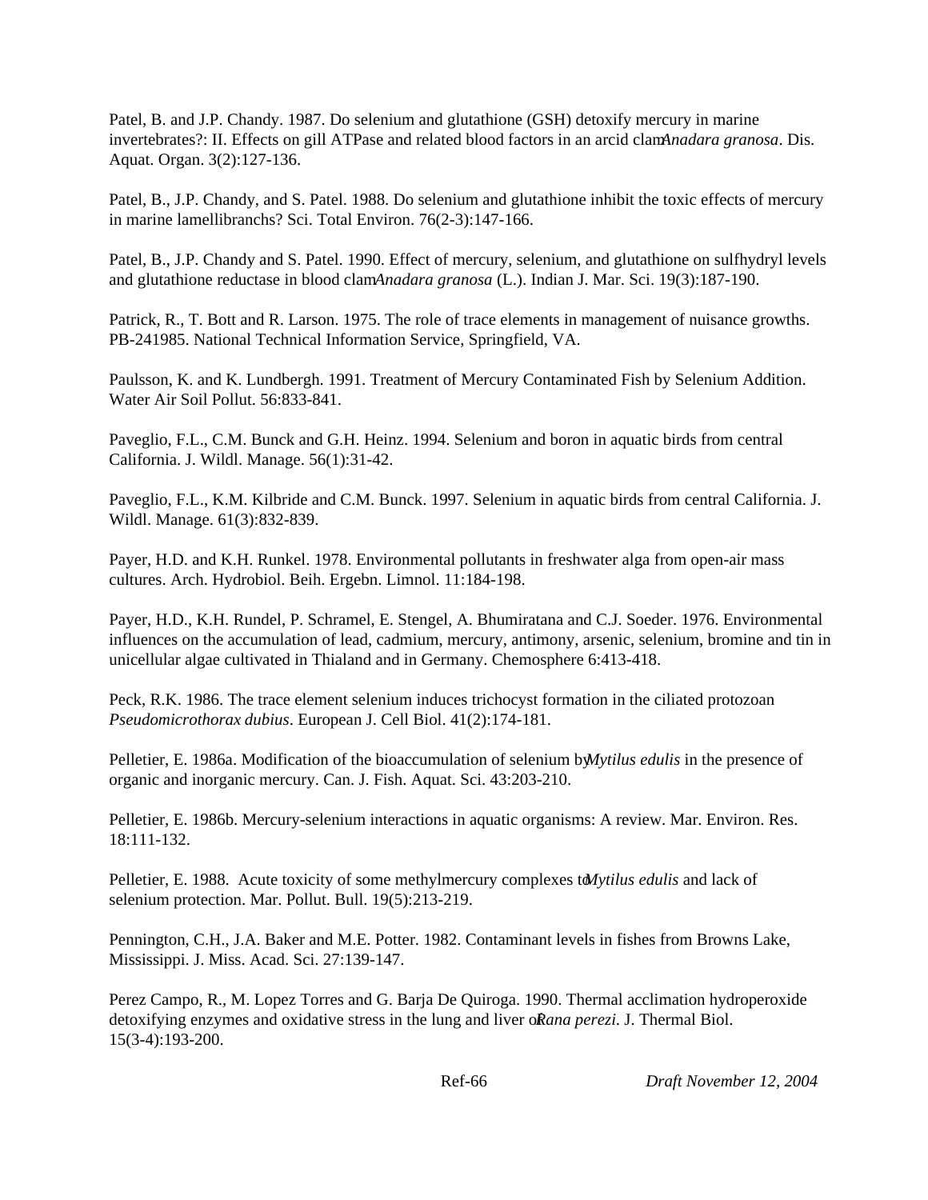Patel, B. and J.P. Chandy. 1987. Do selenium and glutathione (GSH) detoxify mercury in marine invertebrates?: II. Effects on gill ATPase and related blood factors in an arcid clam *Anadara granosa*. Dis. Aquat. Organ. 3(2):127-136.

Patel, B., J.P. Chandy, and S. Patel. 1988. Do selenium and glutathione inhibit the toxic effects of mercury in marine lamellibranchs? Sci. Total Environ. 76(2-3):147-166.

Patel, B., J.P. Chandy and S. Patel. 1990. Effect of mercury, selenium, and glutathione on sulfhydryl levels and glutathione reductase in blood clam *Anadara granosa* (L.). Indian J. Mar. Sci. 19(3):187-190.

Patrick, R., T. Bott and R. Larson. 1975. The role of trace elements in management of nuisance growths. PB-241985. National Technical Information Service, Springfield, VA.

Paulsson, K. and K. Lundbergh. 1991. Treatment of Mercury Contaminated Fish by Selenium Addition. Water Air Soil Pollut. 56:833-841.

Paveglio, F.L., C.M. Bunck and G.H. Heinz. 1994. Selenium and boron in aquatic birds from central California. J. Wildl. Manage. 56(1):31-42.

Paveglio, F.L., K.M. Kilbride and C.M. Bunck. 1997. Selenium in aquatic birds from central California. J. Wildl. Manage. 61(3):832-839.

Payer, H.D. and K.H. Runkel. 1978. Environmental pollutants in freshwater alga from open-air mass cultures. Arch. Hydrobiol. Beih. Ergebn. Limnol. 11:184-198.

Payer, H.D., K.H. Rundel, P. Schramel, E. Stengel, A. Bhumiratana and C.J. Soeder. 1976. Environmental influences on the accumulation of lead, cadmium, mercury, antimony, arsenic, selenium, bromine and tin in unicellular algae cultivated in Thialand and in Germany. Chemosphere 6:413-418.

Peck, R.K. 1986. The trace element selenium induces trichocyst formation in the ciliated protozoan *Pseudomicrothorax dubius*. European J. Cell Biol. 41(2):174-181.

Pelletier, E. 1986a. Modification of the bioaccumulation of selenium by *Mytilus edulis* in the presence of organic and inorganic mercury. Can. J. Fish. Aquat. Sci. 43:203-210.

Pelletier, E. 1986b. Mercury-selenium interactions in aquatic organisms: A review. Mar. Environ. Res. 18:111-132.

Pelletier, E. 1988. Acute toxicity of some methylmercury complexes to *Mytilus edulis* and lack of selenium protection. Mar. Pollut. Bull. 19(5):213-219.

Pennington, C.H., J.A. Baker and M.E. Potter. 1982. Contaminant levels in fishes from Browns Lake, Mississippi. J. Miss. Acad. Sci. 27:139-147.

Perez Campo, R., M. Lopez Torres and G. Barja De Quiroga. 1990. Thermal acclimation hydroperoxide detoxifying enzymes and oxidative stress in the lung and liver of *Rana perezi*. J. Thermal Biol. 15(3-4):193-200.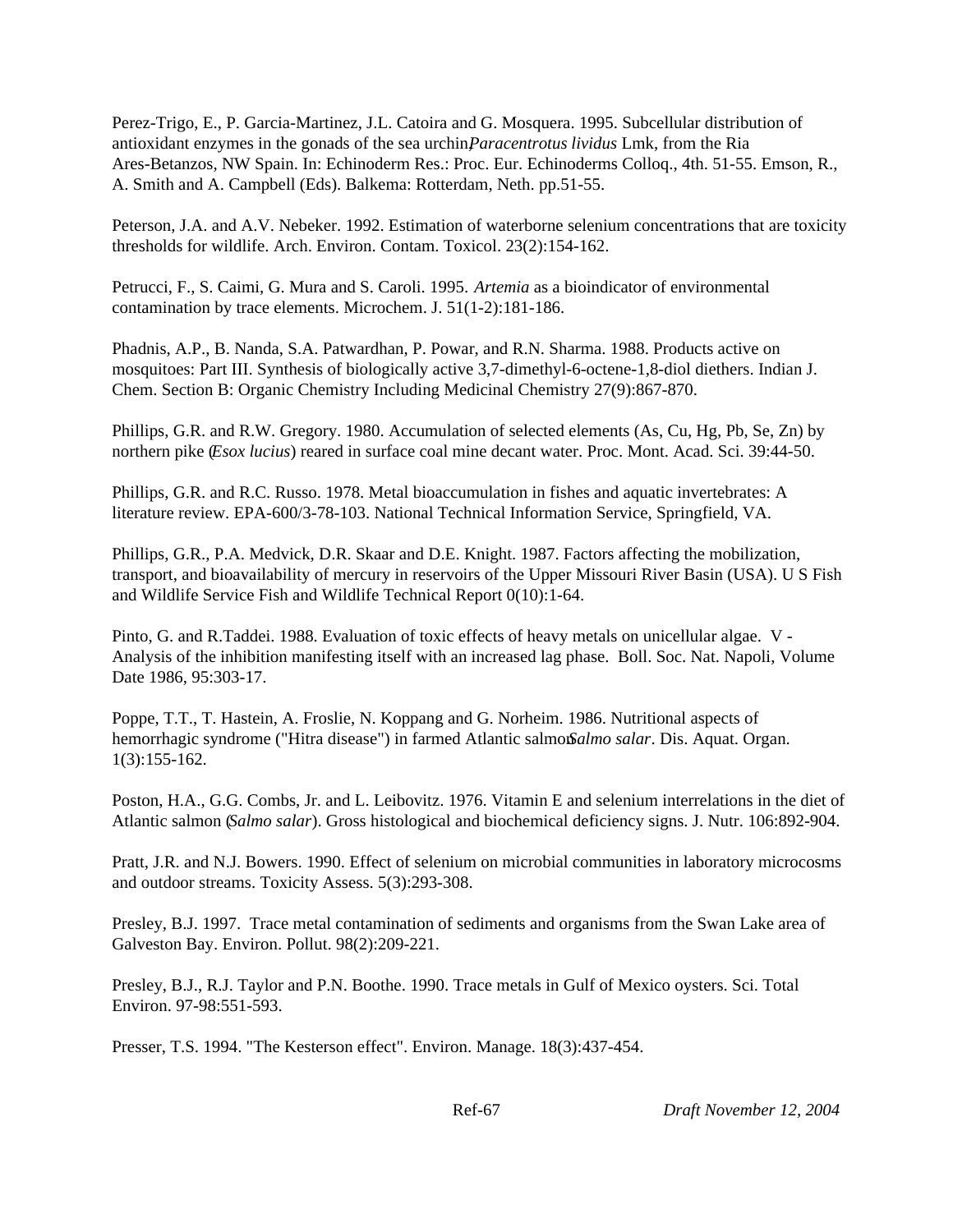Perez-Trigo, E., P. Garcia-Martinez, J.L. Catoira and G. Mosquera. 1995. Subcellular distribution of antioxidant enzymes in the gonads of the sea urchin, *Paracentrotus lividus* Lmk, from the Ria Ares-Betanzos, NW Spain. In: Echinoderm Res.: Proc. Eur. Echinoderms Colloq., 4th. 51-55. Emson, R., A. Smith and A. Campbell (Eds). Balkema: Rotterdam, Neth. pp.51-55.

Peterson, J.A. and A.V. Nebeker. 1992. Estimation of waterborne selenium concentrations that are toxicity thresholds for wildlife. Arch. Environ. Contam. Toxicol. 23(2):154-162.

Petrucci, F., S. Caimi, G. Mura and S. Caroli. 1995. *Artemia* as a bioindicator of environmental contamination by trace elements. Microchem. J. 51(1-2):181-186.

Phadnis, A.P., B. Nanda, S.A. Patwardhan, P. Powar, and R.N. Sharma. 1988. Products active on mosquitoes: Part III. Synthesis of biologically active 3,7-dimethyl-6-octene-1,8-diol diethers. Indian J. Chem. Section B: Organic Chemistry Including Medicinal Chemistry 27(9):867-870.

Phillips, G.R. and R.W. Gregory. 1980. Accumulation of selected elements (As, Cu, Hg, Pb, Se, Zn) by northern pike (*Esox lucius*) reared in surface coal mine decant water. Proc. Mont. Acad. Sci. 39:44-50.

Phillips, G.R. and R.C. Russo. 1978. Metal bioaccumulation in fishes and aquatic invertebrates: A literature review. EPA-600/3-78-103. National Technical Information Service, Springfield, VA.

Phillips, G.R., P.A. Medvick, D.R. Skaar and D.E. Knight. 1987. Factors affecting the mobilization, transport, and bioavailability of mercury in reservoirs of the Upper Missouri River Basin (USA). U S Fish and Wildlife Service Fish and Wildlife Technical Report 0(10):1-64.

Pinto, G. and R.Taddei. 1988. Evaluation of toxic effects of heavy metals on unicellular algae. V - Analysis of the inhibition manifesting itself with an increased lag phase. Boll. Soc. Nat. Napoli, Volume Date 1986, 95:303-17.

Poppe, T.T., T. Hastein, A. Froslie, N. Koppang and G. Norheim. 1986. Nutritional aspects of hemorrhagic syndrome ("Hitra disease") in farmed Atlantic salmon *Salmo salar*. Dis. Aquat. Organ. 1(3):155-162.

Poston, H.A., G.G. Combs, Jr. and L. Leibovitz. 1976. Vitamin E and selenium interrelations in the diet of Atlantic salmon (*Salmo salar*). Gross histological and biochemical deficiency signs. J. Nutr. 106:892-904.

Pratt, J.R. and N.J. Bowers. 1990. Effect of selenium on microbial communities in laboratory microcosms and outdoor streams. Toxicity Assess. 5(3):293-308.

Presley, B.J. 1997. Trace metal contamination of sediments and organisms from the Swan Lake area of Galveston Bay. Environ. Pollut. 98(2):209-221.

Presley, B.J., R.J. Taylor and P.N. Boothe. 1990. Trace metals in Gulf of Mexico oysters. Sci. Total Environ. 97-98:551-593.

Presser, T.S. 1994. "The Kesterson effect". Environ. Manage. 18(3):437-454.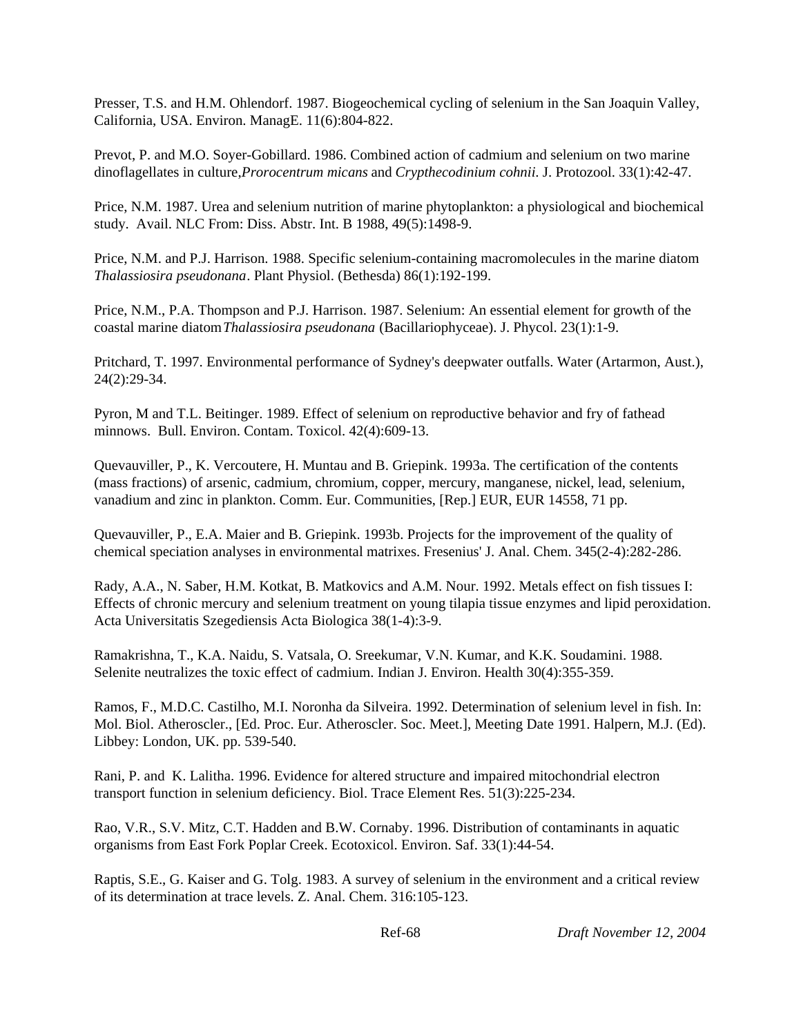Presser, T.S. and H.M. Ohlendorf. 1987. Biogeochemical cycling of selenium in the San Joaquin Valley, California, USA. Environ. ManagE. 11(6):804-822.

Prevot, P. and M.O. Soyer-Gobillard. 1986. Combined action of cadmium and selenium on two marine dinoflagellates in culture,*Prorocentrum micans* and *Crypthecodinium cohnii*. J. Protozool. 33(1):42-47.

Price, N.M. 1987. Urea and selenium nutrition of marine phytoplankton: a physiological and biochemical study. Avail. NLC From: Diss. Abstr. Int. B 1988, 49(5):1498-9.

Price, N.M. and P.J. Harrison. 1988. Specific selenium-containing macromolecules in the marine diatom *Thalassiosira pseudonana*. Plant Physiol. (Bethesda) 86(1):192-199.

Price, N.M., P.A. Thompson and P.J. Harrison. 1987. Selenium: An essential element for growth of the coastal marine diatom*Thalassiosira pseudonana* (Bacillariophyceae). J. Phycol. 23(1):1-9.

Pritchard, T. 1997. Environmental performance of Sydney's deepwater outfalls. Water (Artarmon, Aust.), 24(2):29-34.

Pyron, M and T.L. Beitinger. 1989. Effect of selenium on reproductive behavior and fry of fathead minnows. Bull. Environ. Contam. Toxicol. 42(4):609-13.

Quevauviller, P., K. Vercoutere, H. Muntau and B. Griepink. 1993a. The certification of the contents (mass fractions) of arsenic, cadmium, chromium, copper, mercury, manganese, nickel, lead, selenium, vanadium and zinc in plankton. Comm. Eur. Communities, [Rep.] EUR, EUR 14558, 71 pp.

Quevauviller, P., E.A. Maier and B. Griepink. 1993b. Projects for the improvement of the quality of chemical speciation analyses in environmental matrixes. Fresenius' J. Anal. Chem. 345(2-4):282-286.

Rady, A.A., N. Saber, H.M. Kotkat, B. Matkovics and A.M. Nour. 1992. Metals effect on fish tissues I: Effects of chronic mercury and selenium treatment on young tilapia tissue enzymes and lipid peroxidation. Acta Universitatis Szegediensis Acta Biologica 38(1-4):3-9.

Ramakrishna, T., K.A. Naidu, S. Vatsala, O. Sreekumar, V.N. Kumar, and K.K. Soudamini. 1988. Selenite neutralizes the toxic effect of cadmium. Indian J. Environ. Health 30(4):355-359.

Ramos, F., M.D.C. Castilho, M.I. Noronha da Silveira. 1992. Determination of selenium level in fish. In: Mol. Biol. Atheroscler., [Ed. Proc. Eur. Atheroscler. Soc. Meet.], Meeting Date 1991. Halpern, M.J. (Ed). Libbey: London, UK. pp. 539-540.

Rani, P. and K. Lalitha. 1996. Evidence for altered structure and impaired mitochondrial electron transport function in selenium deficiency. Biol. Trace Element Res. 51(3):225-234.

Rao, V.R., S.V. Mitz, C.T. Hadden and B.W. Cornaby. 1996. Distribution of contaminants in aquatic organisms from East Fork Poplar Creek. Ecotoxicol. Environ. Saf. 33(1):44-54.

Raptis, S.E., G. Kaiser and G. Tolg. 1983. A survey of selenium in the environment and a critical review of its determination at trace levels. Z. Anal. Chem. 316:105-123.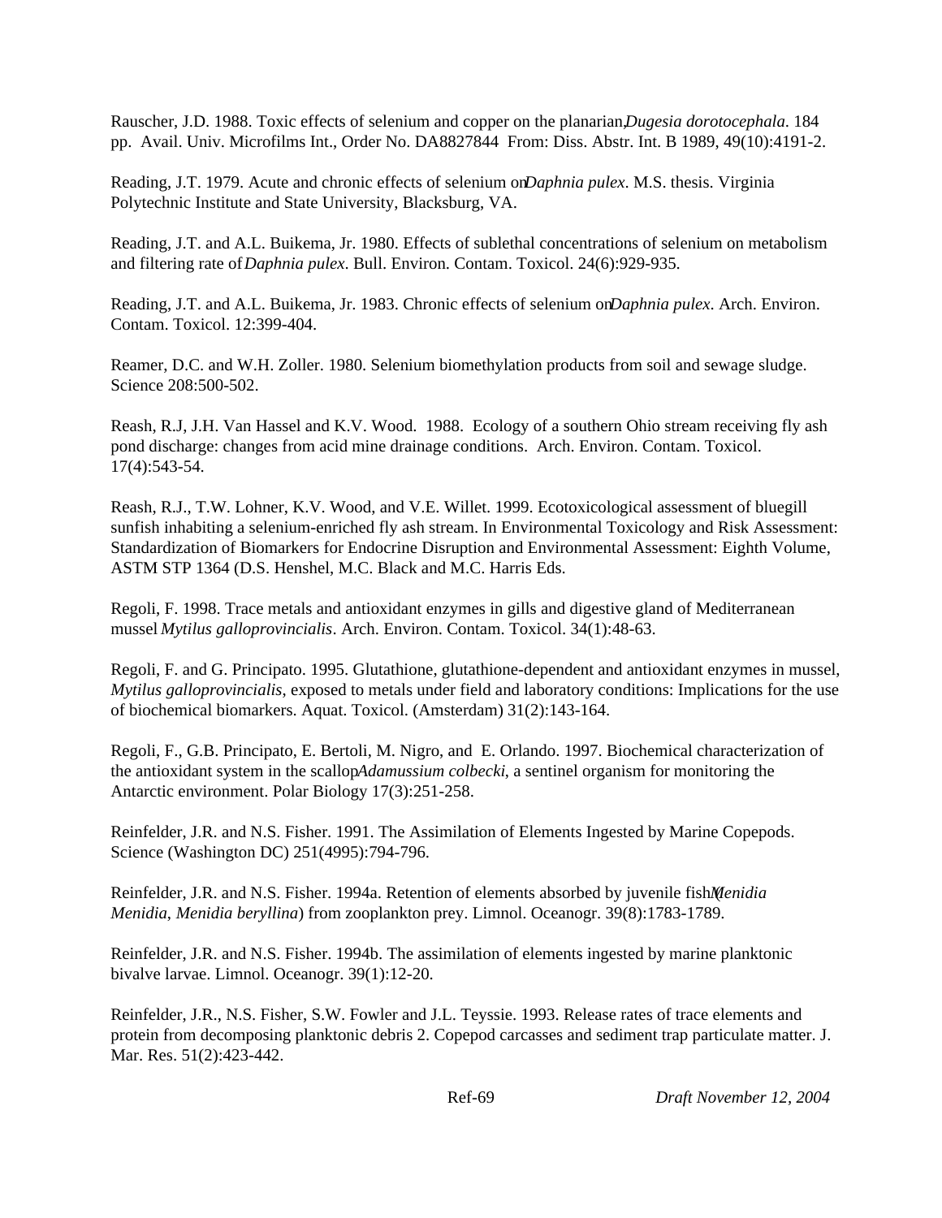Rauscher, J.D. 1988. Toxic effects of selenium and copper on the planarian, *Dugesia dorotocephala*. 184 pp. Avail. Univ. Microfilms Int., Order No. DA8827844 From: Diss. Abstr. Int. B 1989, 49(10):4191-2.

Reading, J.T. 1979. Acute and chronic effects of selenium on *Daphnia pulex*. M.S. thesis. Virginia Polytechnic Institute and State University, Blacksburg, VA.

Reading, J.T. and A.L. Buikema, Jr. 1980. Effects of sublethal concentrations of selenium on metabolism and filtering rate of *Daphnia pulex*. Bull. Environ. Contam. Toxicol. 24(6):929-935.

Reading, J.T. and A.L. Buikema, Jr. 1983. Chronic effects of selenium on *Daphnia pulex*. Arch. Environ. Contam. Toxicol. 12:399-404.

Reamer, D.C. and W.H. Zoller. 1980. Selenium biomethylation products from soil and sewage sludge. Science 208:500-502.

Reash, R.J, J.H. Van Hassel and K.V. Wood. 1988. Ecology of a southern Ohio stream receiving fly ash pond discharge: changes from acid mine drainage conditions. Arch. Environ. Contam. Toxicol. 17(4):543-54.

Reash, R.J., T.W. Lohner, K.V. Wood, and V.E. Willet. 1999. Ecotoxicological assessment of bluegill sunfish inhabiting a selenium-enriched fly ash stream. In Environmental Toxicology and Risk Assessment: Standardization of Biomarkers for Endocrine Disruption and Environmental Assessment: Eighth Volume, ASTM STP 1364 (D.S. Henshel, M.C. Black and M.C. Harris Eds.

Regoli, F. 1998. Trace metals and antioxidant enzymes in gills and digestive gland of Mediterranean mussel *Mytilus galloprovincialis*. Arch. Environ. Contam. Toxicol. 34(1):48-63.

Regoli, F. and G. Principato. 1995. Glutathione, glutathione-dependent and antioxidant enzymes in mussel, *Mytilus galloprovincialis*, exposed to metals under field and laboratory conditions: Implications for the use of biochemical biomarkers. Aquat. Toxicol. (Amsterdam) 31(2):143-164.

Regoli, F., G.B. Principato, E. Bertoli, M. Nigro, and E. Orlando. 1997. Biochemical characterization of the antioxidant system in the scallop *Adamussium colbecki*, a sentinel organism for monitoring the Antarctic environment. Polar Biology 17(3):251-258.

Reinfelder, J.R. and N.S. Fisher. 1991. The Assimilation of Elements Ingested by Marine Copepods. Science (Washington DC) 251(4995):794-796.

Reinfelder, J.R. and N.S. Fisher. 1994a. Retention of elements absorbed by juvenile fish (*Menidia Menidia*, *Menidia beryllina*) from zooplankton prey. Limnol. Oceanogr. 39(8):1783-1789.

Reinfelder, J.R. and N.S. Fisher. 1994b. The assimilation of elements ingested by marine planktonic bivalve larvae. Limnol. Oceanogr. 39(1):12-20.

Reinfelder, J.R., N.S. Fisher, S.W. Fowler and J.L. Teyssie. 1993. Release rates of trace elements and protein from decomposing planktonic debris 2. Copepod carcasses and sediment trap particulate matter. J. Mar. Res. 51(2):423-442.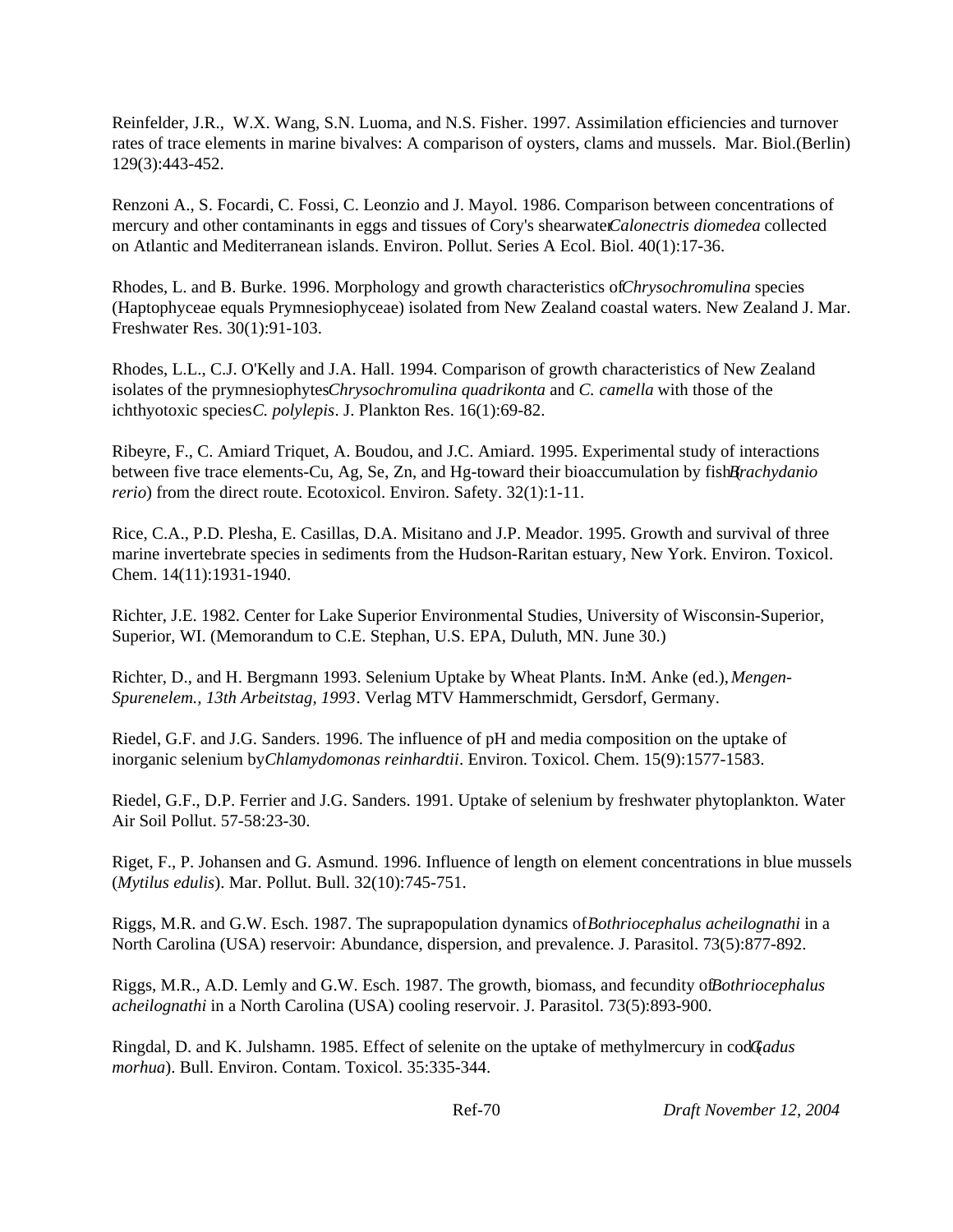Reinfelder, J.R., W.X. Wang, S.N. Luoma, and N.S. Fisher. 1997. Assimilation efficiencies and turnover rates of trace elements in marine bivalves: A comparison of oysters, clams and mussels. Mar. Biol.(Berlin) 129(3):443-452.

Renzoni A., S. Focardi, C. Fossi, C. Leonzio and J. Mayol. 1986. Comparison between concentrations of mercury and other contaminants in eggs and tissues of Cory's shearwater *Calonectris diomedea* collected on Atlantic and Mediterranean islands. Environ. Pollut. Series A Ecol. Biol. 40(1):17-36.

Rhodes, L. and B. Burke. 1996. Morphology and growth characteristics of *Chrysochromulina* species (Haptophyceae equals Prymnesiophyceae) isolated from New Zealand coastal waters. New Zealand J. Mar. Freshwater Res. 30(1):91-103.

Rhodes, L.L., C.J. O'Kelly and J.A. Hall. 1994. Comparison of growth characteristics of New Zealand isolates of the prymnesiophytes *Chrysochromulina quadrikonta* and *C. camella* with those of the ichthyotoxic species *C. polylepis*. J. Plankton Res. 16(1):69-82.

Ribeyre, F., C. Amiard Triquet, A. Boudou, and J.C. Amiard. 1995. Experimental study of interactions between five trace elements-Cu, Ag, Se, Zn, and Hg-toward their bioaccumulation by fish (*Brachydanio rerio*) from the direct route. Ecotoxicol. Environ. Safety. 32(1):1-11.

Rice, C.A., P.D. Plesha, E. Casillas, D.A. Misitano and J.P. Meador. 1995. Growth and survival of three marine invertebrate species in sediments from the Hudson-Raritan estuary, New York. Environ. Toxicol. Chem. 14(11):1931-1940.

Richter, J.E. 1982. Center for Lake Superior Environmental Studies, University of Wisconsin-Superior, Superior, WI. (Memorandum to C.E. Stephan, U.S. EPA, Duluth, MN. June 30.)

Richter, D., and H. Bergmann 1993. Selenium Uptake by Wheat Plants. In: M. Anke (ed.), *Mengen-Spurenelem., 13th Arbeitstag, 1993*. Verlag MTV Hammerschmidt, Gersdorf, Germany.

Riedel, G.F. and J.G. Sanders. 1996. The influence of pH and media composition on the uptake of inorganic selenium by *Chlamydomonas reinhardtii*. Environ. Toxicol. Chem. 15(9):1577-1583.

Riedel, G.F., D.P. Ferrier and J.G. Sanders. 1991. Uptake of selenium by freshwater phytoplankton. Water Air Soil Pollut. 57-58:23-30.

Riget, F., P. Johansen and G. Asmund. 1996. Influence of length on element concentrations in blue mussels (*Mytilus edulis*). Mar. Pollut. Bull. 32(10):745-751.

Riggs, M.R. and G.W. Esch. 1987. The suprapopulation dynamics of *Bothriocephalus acheilognathi* in a North Carolina (USA) reservoir: Abundance, dispersion, and prevalence. J. Parasitol. 73(5):877-892.

Riggs, M.R., A.D. Lemly and G.W. Esch. 1987. The growth, biomass, and fecundity of *Bothriocephalus acheilognathi* in a North Carolina (USA) cooling reservoir. J. Parasitol. 73(5):893-900.

Ringdal, D. and K. Julshamn. 1985. Effect of selenite on the uptake of methylmercury in cod (*Gadus morhua*). Bull. Environ. Contam. Toxicol. 35:335-344.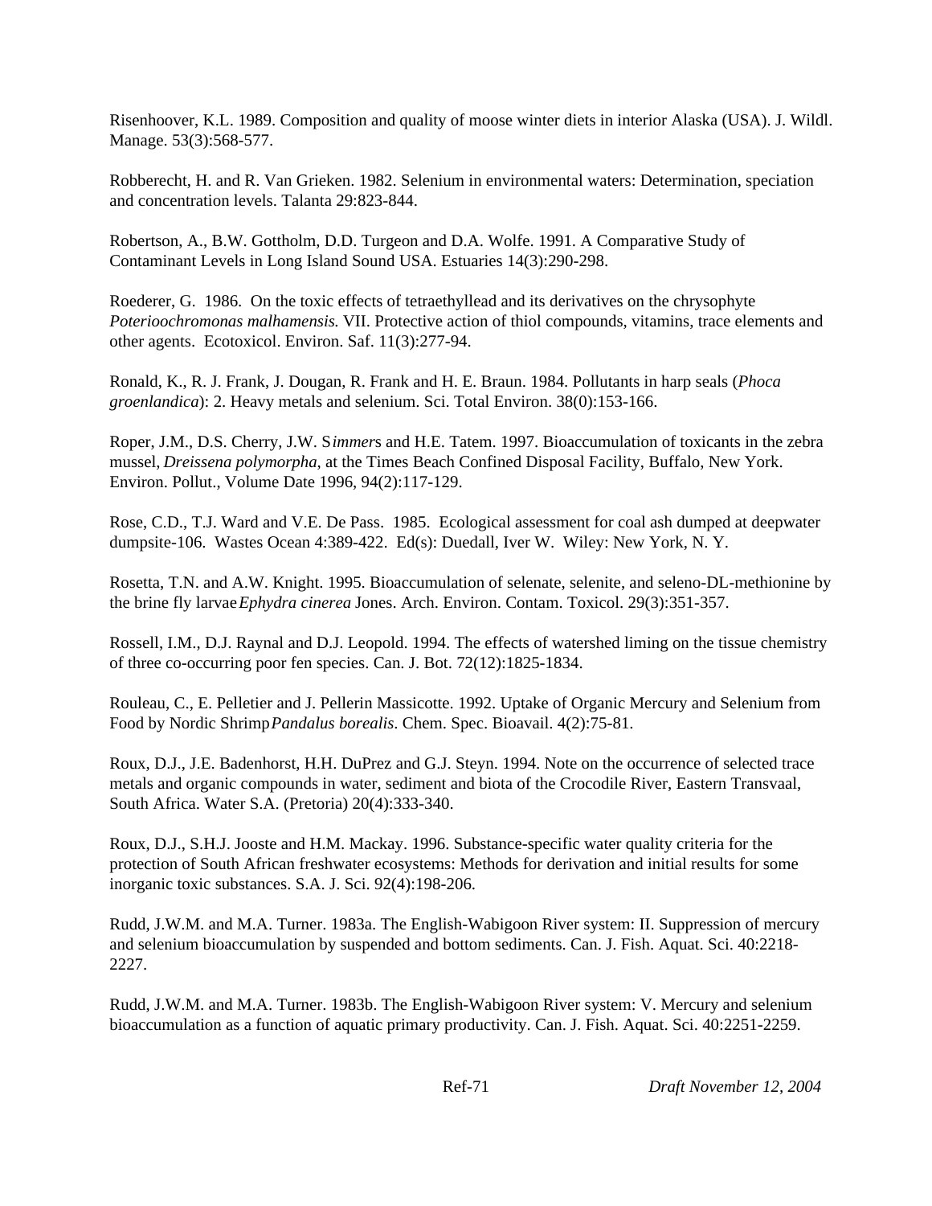Risenhoover, K.L. 1989. Composition and quality of moose winter diets in interior Alaska (USA). J. Wildl. Manage. 53(3):568-577.

Robberecht, H. and R. Van Grieken. 1982. Selenium in environmental waters: Determination, speciation and concentration levels. Talanta 29:823-844.

Robertson, A., B.W. Gottholm, D.D. Turgeon and D.A. Wolfe. 1991. A Comparative Study of Contaminant Levels in Long Island Sound USA. Estuaries 14(3):290-298.

Roederer, G. 1986. On the toxic effects of tetraethyllead and its derivatives on the chrysophyte *Poterioochromonas malhamensis.* VII. Protective action of thiol compounds, vitamins, trace elements and other agents. Ecotoxicol. Environ. Saf. 11(3):277-94.

Ronald, K., R. J. Frank, J. Dougan, R. Frank and H. E. Braun. 1984. Pollutants in harp seals (*Phoca groenlandica*): 2. Heavy metals and selenium. Sci. Total Environ. 38(0):153-166.

Roper, J.M., D.S. Cherry, J.W. S*immer*s and H.E. Tatem. 1997. Bioaccumulation of toxicants in the zebra mussel, *Dreissena polymorpha*, at the Times Beach Confined Disposal Facility, Buffalo, New York. Environ. Pollut., Volume Date 1996, 94(2):117-129.

Rose, C.D., T.J. Ward and V.E. De Pass. 1985. Ecological assessment for coal ash dumped at deepwater dumpsite-106. Wastes Ocean 4:389-422. Ed(s): Duedall, Iver W. Wiley: New York, N. Y.

Rosetta, T.N. and A.W. Knight. 1995. Bioaccumulation of selenate, selenite, and seleno-DL-methionine by the brine fly larvae *Ephydra cinerea* Jones. Arch. Environ. Contam. Toxicol. 29(3):351-357.

Rossell, I.M., D.J. Raynal and D.J. Leopold. 1994. The effects of watershed liming on the tissue chemistry of three co-occurring poor fen species. Can. J. Bot. 72(12):1825-1834.

Rouleau, C., E. Pelletier and J. Pellerin Massicotte. 1992. Uptake of Organic Mercury and Selenium from Food by Nordic Shrimp *Pandalus borealis*. Chem. Spec. Bioavail. 4(2):75-81.

Roux, D.J., J.E. Badenhorst, H.H. DuPrez and G.J. Steyn. 1994. Note on the occurrence of selected trace metals and organic compounds in water, sediment and biota of the Crocodile River, Eastern Transvaal, South Africa. Water S.A. (Pretoria) 20(4):333-340.

Roux, D.J., S.H.J. Jooste and H.M. Mackay. 1996. Substance-specific water quality criteria for the protection of South African freshwater ecosystems: Methods for derivation and initial results for some inorganic toxic substances. S.A. J. Sci. 92(4):198-206.

Rudd, J.W.M. and M.A. Turner. 1983a. The English-Wabigoon River system: II. Suppression of mercury and selenium bioaccumulation by suspended and bottom sediments. Can. J. Fish. Aquat. Sci. 40:2218-2227.

Rudd, J.W.M. and M.A. Turner. 1983b. The English-Wabigoon River system: V. Mercury and selenium bioaccumulation as a function of aquatic primary productivity. Can. J. Fish. Aquat. Sci. 40:2251-2259.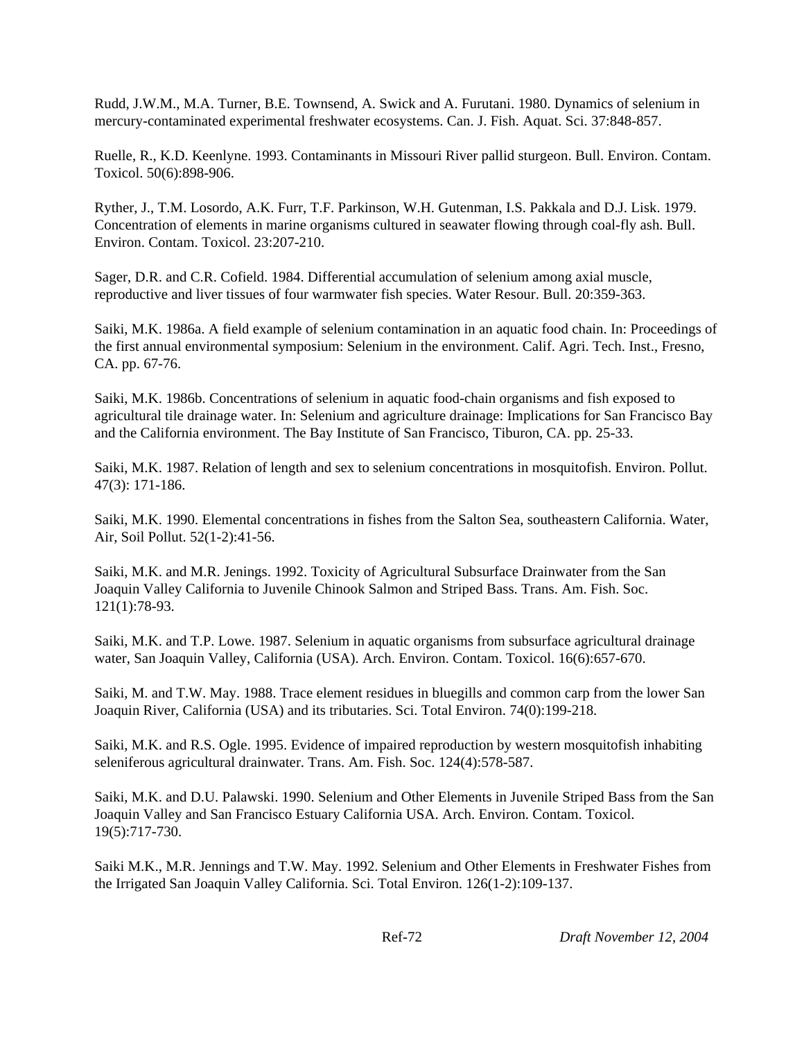Rudd, J.W.M., M.A. Turner, B.E. Townsend, A. Swick and A. Furutani. 1980. Dynamics of selenium in mercury-contaminated experimental freshwater ecosystems. Can. J. Fish. Aquat. Sci. 37:848-857.

Ruelle, R., K.D. Keenlyne. 1993. Contaminants in Missouri River pallid sturgeon. Bull. Environ. Contam. Toxicol. 50(6):898-906.

Ryther, J., T.M. Losordo, A.K. Furr, T.F. Parkinson, W.H. Gutenman, I.S. Pakkala and D.J. Lisk. 1979. Concentration of elements in marine organisms cultured in seawater flowing through coal-fly ash. Bull. Environ. Contam. Toxicol. 23:207-210.

Sager, D.R. and C.R. Cofield. 1984. Differential accumulation of selenium among axial muscle, reproductive and liver tissues of four warmwater fish species. Water Resour. Bull. 20:359-363.

Saiki, M.K. 1986a. A field example of selenium contamination in an aquatic food chain. In: Proceedings of the first annual environmental symposium: Selenium in the environment. Calif. Agri. Tech. Inst., Fresno, CA. pp. 67-76.

Saiki, M.K. 1986b. Concentrations of selenium in aquatic food-chain organisms and fish exposed to agricultural tile drainage water. In: Selenium and agriculture drainage: Implications for San Francisco Bay and the California environment. The Bay Institute of San Francisco, Tiburon, CA. pp. 25-33.

Saiki, M.K. 1987. Relation of length and sex to selenium concentrations in mosquitofish. Environ. Pollut. 47(3): 171-186.

Saiki, M.K. 1990. Elemental concentrations in fishes from the Salton Sea, southeastern California. Water, Air, Soil Pollut. 52(1-2):41-56.

Saiki, M.K. and M.R. Jenings. 1992. Toxicity of Agricultural Subsurface Drainwater from the San Joaquin Valley California to Juvenile Chinook Salmon and Striped Bass. Trans. Am. Fish. Soc. 121(1):78-93.

Saiki, M.K. and T.P. Lowe. 1987. Selenium in aquatic organisms from subsurface agricultural drainage water, San Joaquin Valley, California (USA). Arch. Environ. Contam. Toxicol. 16(6):657-670.

Saiki, M. and T.W. May. 1988. Trace element residues in bluegills and common carp from the lower San Joaquin River, California (USA) and its tributaries. Sci. Total Environ. 74(0):199-218.

Saiki, M.K. and R.S. Ogle. 1995. Evidence of impaired reproduction by western mosquitofish inhabiting seleniferous agricultural drainwater. Trans. Am. Fish. Soc. 124(4):578-587.

Saiki, M.K. and D.U. Palawski. 1990. Selenium and Other Elements in Juvenile Striped Bass from the San Joaquin Valley and San Francisco Estuary California USA. Arch. Environ. Contam. Toxicol. 19(5):717-730.

Saiki M.K., M.R. Jennings and T.W. May. 1992. Selenium and Other Elements in Freshwater Fishes from the Irrigated San Joaquin Valley California. Sci. Total Environ. 126(1-2):109-137.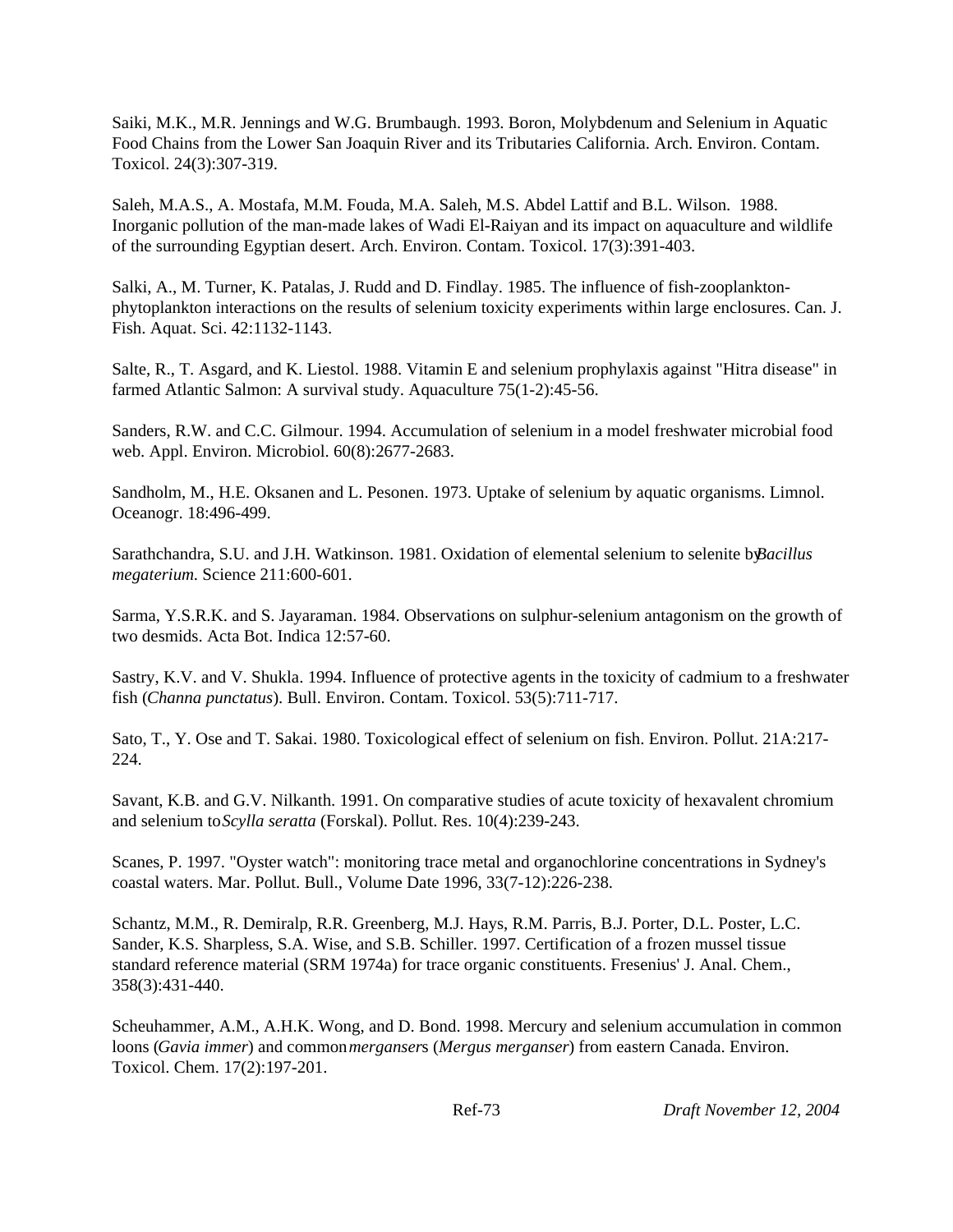Saiki, M.K., M.R. Jennings and W.G. Brumbaugh. 1993. Boron, Molybdenum and Selenium in Aquatic Food Chains from the Lower San Joaquin River and its Tributaries California. Arch. Environ. Contam. Toxicol. 24(3):307-319.

Saleh, M.A.S., A. Mostafa, M.M. Fouda, M.A. Saleh, M.S. Abdel Lattif and B.L. Wilson. 1988. Inorganic pollution of the man-made lakes of Wadi El-Raiyan and its impact on aquaculture and wildlife of the surrounding Egyptian desert. Arch. Environ. Contam. Toxicol. 17(3):391-403.

Salki, A., M. Turner, K. Patalas, J. Rudd and D. Findlay. 1985. The influence of fish-zooplankton-phytoplankton interactions on the results of selenium toxicity experiments within large enclosures. Can. J. Fish. Aquat. Sci. 42:1132-1143.

Salte, R., T. Asgard, and K. Liestol. 1988. Vitamin E and selenium prophylaxis against "Hitra disease" in farmed Atlantic Salmon: A survival study. Aquaculture 75(1-2):45-56.

Sanders, R.W. and C.C. Gilmour. 1994. Accumulation of selenium in a model freshwater microbial food web. Appl. Environ. Microbiol. 60(8):2677-2683.

Sandholm, M., H.E. Oksanen and L. Pesonen. 1973. Uptake of selenium by aquatic organisms. Limnol. Oceanogr. 18:496-499.

Sarathchandra, S.U. and J.H. Watkinson. 1981. Oxidation of elemental selenium to selenite by *Bacillus megaterium.* Science 211:600-601.

Sarma, Y.S.R.K. and S. Jayaraman. 1984. Observations on sulphur-selenium antagonism on the growth of two desmids. Acta Bot. Indica 12:57-60.

Sastry, K.V. and V. Shukla. 1994. Influence of protective agents in the toxicity of cadmium to a freshwater fish (*Channa punctatus*). Bull. Environ. Contam. Toxicol. 53(5):711-717.

Sato, T., Y. Ose and T. Sakai. 1980. Toxicological effect of selenium on fish. Environ. Pollut. 21A:217-224.

Savant, K.B. and G.V. Nilkanth. 1991. On comparative studies of acute toxicity of hexavalent chromium and selenium to *Scylla seratta* (Forskal). Pollut. Res. 10(4):239-243.

Scanes, P. 1997. "Oyster watch": monitoring trace metal and organochlorine concentrations in Sydney's coastal waters. Mar. Pollut. Bull., Volume Date 1996, 33(7-12):226-238.

Schantz, M.M., R. Demiralp, R.R. Greenberg, M.J. Hays, R.M. Parris, B.J. Porter, D.L. Poster, L.C. Sander, K.S. Sharpless, S.A. Wise, and S.B. Schiller. 1997. Certification of a frozen mussel tissue standard reference material (SRM 1974a) for trace organic constituents. Fresenius' J. Anal. Chem., 358(3):431-440.

Scheuhammer, A.M., A.H.K. Wong, and D. Bond. 1998. Mercury and selenium accumulation in common loons (*Gavia immer*) and common *merganser*s (*Mergus merganser*) from eastern Canada. Environ. Toxicol. Chem. 17(2):197-201.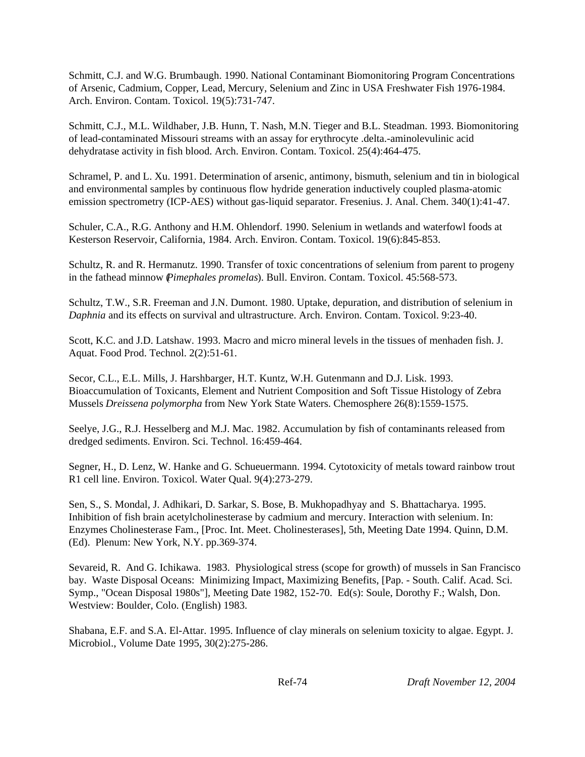Schmitt, C.J. and W.G. Brumbaugh. 1990. National Contaminant Biomonitoring Program Concentrations of Arsenic, Cadmium, Copper, Lead, Mercury, Selenium and Zinc in USA Freshwater Fish 1976-1984. Arch. Environ. Contam. Toxicol. 19(5):731-747.

Schmitt, C.J., M.L. Wildhaber, J.B. Hunn, T. Nash, M.N. Tieger and B.L. Steadman. 1993. Biomonitoring of lead-contaminated Missouri streams with an assay for erythrocyte .delta.-aminolevulinic acid dehydratase activity in fish blood. Arch. Environ. Contam. Toxicol. 25(4):464-475.

Schramel, P. and L. Xu. 1991. Determination of arsenic, antimony, bismuth, selenium and tin in biological and environmental samples by continuous flow hydride generation inductively coupled plasma-atomic emission spectrometry (ICP-AES) without gas-liquid separator. Fresenius. J. Anal. Chem. 340(1):41-47.

Schuler, C.A., R.G. Anthony and H.M. Ohlendorf. 1990. Selenium in wetlands and waterfowl foods at Kesterson Reservoir, California, 1984. Arch. Environ. Contam. Toxicol. 19(6):845-853.

Schultz, R. and R. Hermanutz. 1990. Transfer of toxic concentrations of selenium from parent to progeny in the fathead minnow (*Pimephales promelas*). Bull. Environ. Contam. Toxicol. 45:568-573.

Schultz, T.W., S.R. Freeman and J.N. Dumont. 1980. Uptake, depuration, and distribution of selenium in *Daphnia* and its effects on survival and ultrastructure. Arch. Environ. Contam. Toxicol. 9:23-40.

Scott, K.C. and J.D. Latshaw. 1993. Macro and micro mineral levels in the tissues of menhaden fish. J. Aquat. Food Prod. Technol. 2(2):51-61.

Secor, C.L., E.L. Mills, J. Harshbarger, H.T. Kuntz, W.H. Gutenmann and D.J. Lisk. 1993. Bioaccumulation of Toxicants, Element and Nutrient Composition and Soft Tissue Histology of Zebra Mussels *Dreissena polymorpha* from New York State Waters. Chemosphere 26(8):1559-1575.

Seelye, J.G., R.J. Hesselberg and M.J. Mac. 1982. Accumulation by fish of contaminants released from dredged sediments. Environ. Sci. Technol. 16:459-464.

Segner, H., D. Lenz, W. Hanke and G. Schueuermann. 1994. Cytotoxicity of metals toward rainbow trout R1 cell line. Environ. Toxicol. Water Qual. 9(4):273-279.

Sen, S., S. Mondal, J. Adhikari, D. Sarkar, S. Bose, B. Mukhopadhyay and S. Bhattacharya. 1995. Inhibition of fish brain acetylcholinesterase by cadmium and mercury. Interaction with selenium. In: Enzymes Cholinesterase Fam., [Proc. Int. Meet. Cholinesterases], 5th, Meeting Date 1994. Quinn, D.M. (Ed). Plenum: New York, N.Y. pp.369-374.

Sevareid, R. And G. Ichikawa. 1983. Physiological stress (scope for growth) of mussels in San Francisco bay. Waste Disposal Oceans: Minimizing Impact, Maximizing Benefits, [Pap. - South. Calif. Acad. Sci. Symp., "Ocean Disposal 1980s"], Meeting Date 1982, 152-70. Ed(s): Soule, Dorothy F.; Walsh, Don. Westview: Boulder, Colo. (English) 1983.

Shabana, E.F. and S.A. El-Attar. 1995. Influence of clay minerals on selenium toxicity to algae. Egypt. J. Microbiol., Volume Date 1995, 30(2):275-286.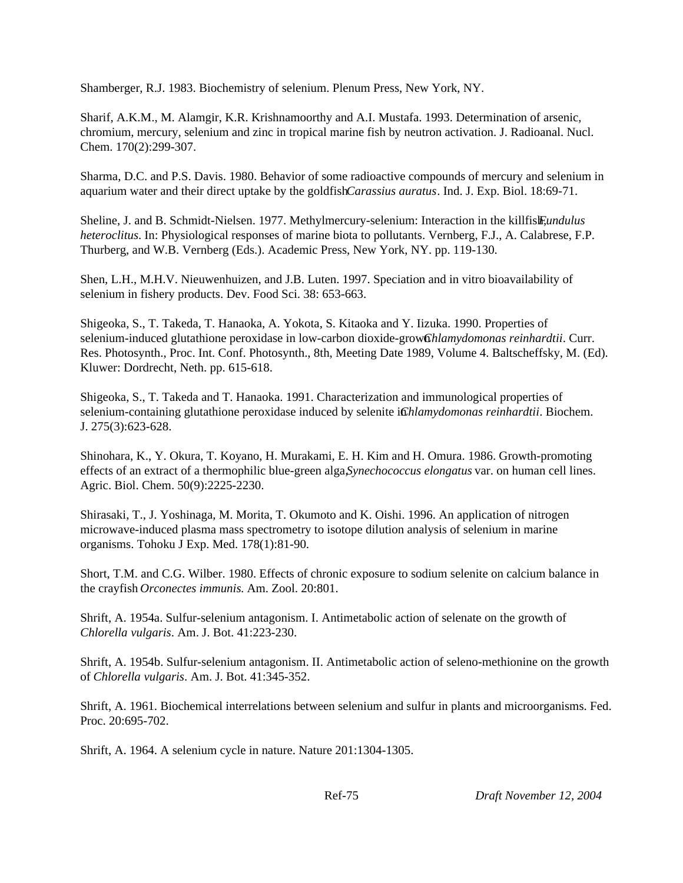Shamberger, R.J. 1983. Biochemistry of selenium. Plenum Press, New York, NY.

Sharif, A.K.M., M. Alamgir, K.R. Krishnamoorthy and A.I. Mustafa. 1993. Determination of arsenic, chromium, mercury, selenium and zinc in tropical marine fish by neutron activation. J. Radioanal. Nucl. Chem. 170(2):299-307.

Sharma, D.C. and P.S. Davis. 1980. Behavior of some radioactive compounds of mercury and selenium in aquarium water and their direct uptake by the goldfish *Carassius auratus*. Ind. J. Exp. Biol. 18:69-71.

Sheline, J. and B. Schmidt-Nielsen. 1977. Methylmercury-selenium: Interaction in the killfish, *Fundulus heteroclitus*. In: Physiological responses of marine biota to pollutants. Vernberg, F.J., A. Calabrese, F.P. Thurberg, and W.B. Vernberg (Eds.). Academic Press, New York, NY. pp. 119-130.

Shen, L.H., M.H.V. Nieuwenhuizen, and J.B. Luten. 1997. Speciation and in vitro bioavailability of selenium in fishery products. Dev. Food Sci. 38: 653-663.

Shigeoka, S., T. Takeda, T. Hanaoka, A. Yokota, S. Kitaoka and Y. Iizuka. 1990. Properties of selenium-induced glutathione peroxidase in low-carbon dioxide-grown *Chlamydomonas reinhardtii*. Curr. Res. Photosynth., Proc. Int. Conf. Photosynth., 8th, Meeting Date 1989, Volume 4. Baltscheffsky, M. (Ed). Kluwer: Dordrecht, Neth. pp. 615-618.

Shigeoka, S., T. Takeda and T. Hanaoka. 1991. Characterization and immunological properties of selenium-containing glutathione peroxidase induced by selenite in *Chlamydomonas reinhardtii*. Biochem. J. 275(3):623-628.

Shinohara, K., Y. Okura, T. Koyano, H. Murakami, E. H. Kim and H. Omura. 1986. Growth-promoting effects of an extract of a thermophilic blue-green alga, *Synechococcus elongatus* var. on human cell lines. Agric. Biol. Chem. 50(9):2225-2230.

Shirasaki, T., J. Yoshinaga, M. Morita, T. Okumoto and K. Oishi. 1996. An application of nitrogen microwave-induced plasma mass spectrometry to isotope dilution analysis of selenium in marine organisms. Tohoku J Exp. Med. 178(1):81-90.

Short, T.M. and C.G. Wilber. 1980. Effects of chronic exposure to sodium selenite on calcium balance in the crayfish *Orconectes immunis.* Am. Zool. 20:801.

Shrift, A. 1954a. Sulfur-selenium antagonism. I. Antimetabolic action of selenate on the growth of *Chlorella vulgaris*. Am. J. Bot. 41:223-230.

Shrift, A. 1954b. Sulfur-selenium antagonism. II. Antimetabolic action of seleno-methionine on the growth of *Chlorella vulgaris*. Am. J. Bot. 41:345-352.

Shrift, A. 1961. Biochemical interrelations between selenium and sulfur in plants and microorganisms. Fed. Proc. 20:695-702.

Shrift, A. 1964. A selenium cycle in nature. Nature 201:1304-1305.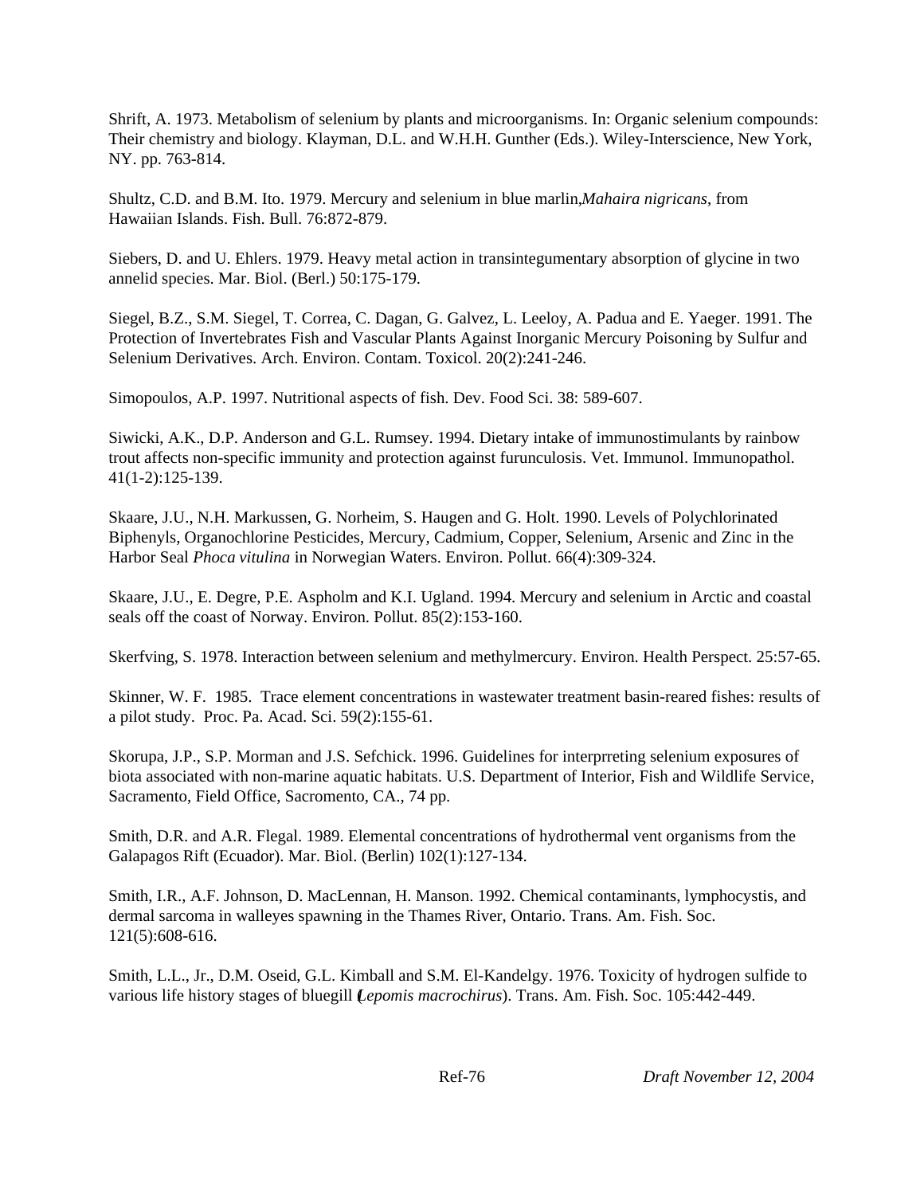Shrift, A. 1973. Metabolism of selenium by plants and microorganisms. In: Organic selenium compounds: Their chemistry and biology. Klayman, D.L. and W.H.H. Gunther (Eds.). Wiley-Interscience, New York, NY. pp. 763-814.

Shultz, C.D. and B.M. Ito. 1979. Mercury and selenium in blue marlin, *Mahaira nigricans*, from Hawaiian Islands. Fish. Bull. 76:872-879.

Siebers, D. and U. Ehlers. 1979. Heavy metal action in transintegumentary absorption of glycine in two annelid species. Mar. Biol. (Berl.) 50:175-179.

Siegel, B.Z., S.M. Siegel, T. Correa, C. Dagan, G. Galvez, L. Leeloy, A. Padua and E. Yaeger. 1991. The Protection of Invertebrates Fish and Vascular Plants Against Inorganic Mercury Poisoning by Sulfur and Selenium Derivatives. Arch. Environ. Contam. Toxicol. 20(2):241-246.

Simopoulos, A.P. 1997. Nutritional aspects of fish. Dev. Food Sci. 38: 589-607.

Siwicki, A.K., D.P. Anderson and G.L. Rumsey. 1994. Dietary intake of immunostimulants by rainbow trout affects non-specific immunity and protection against furunculosis. Vet. Immunol. Immunopathol. 41(1-2):125-139.

Skaare, J.U., N.H. Markussen, G. Norheim, S. Haugen and G. Holt. 1990. Levels of Polychlorinated Biphenyls, Organochlorine Pesticides, Mercury, Cadmium, Copper, Selenium, Arsenic and Zinc in the Harbor Seal *Phoca vitulina* in Norwegian Waters. Environ. Pollut. 66(4):309-324.

Skaare, J.U., E. Degre, P.E. Aspholm and K.I. Ugland. 1994. Mercury and selenium in Arctic and coastal seals off the coast of Norway. Environ. Pollut. 85(2):153-160.

Skerfving, S. 1978. Interaction between selenium and methylmercury. Environ. Health Perspect. 25:57-65.

Skinner, W. F. 1985. Trace element concentrations in wastewater treatment basin-reared fishes: results of a pilot study. Proc. Pa. Acad. Sci. 59(2):155-61.

Skorupa, J.P., S.P. Morman and J.S. Sefchick. 1996. Guidelines for interprreting selenium exposures of biota associated with non-marine aquatic habitats. U.S. Department of Interior, Fish and Wildlife Service, Sacramento, Field Office, Sacromento, CA., 74 pp.

Smith, D.R. and A.R. Flegal. 1989. Elemental concentrations of hydrothermal vent organisms from the Galapagos Rift (Ecuador). Mar. Biol. (Berlin) 102(1):127-134.

Smith, I.R., A.F. Johnson, D. MacLennan, H. Manson. 1992. Chemical contaminants, lymphocystis, and dermal sarcoma in walleyes spawning in the Thames River, Ontario. Trans. Am. Fish. Soc. 121(5):608-616.

Smith, L.L., Jr., D.M. Oseid, G.L. Kimball and S.M. El-Kandelgy. 1976. Toxicity of hydrogen sulfide to various life history stages of bluegill (*Lepomis macrochirus*). Trans. Am. Fish. Soc. 105:442-449.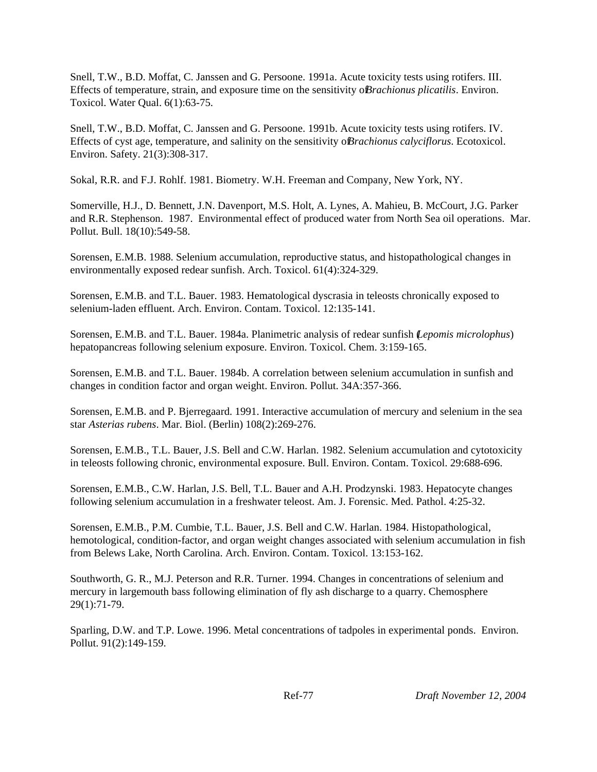Snell, T.W., B.D. Moffat, C. Janssen and G. Persoone. 1991a. Acute toxicity tests using rotifers. III. Effects of temperature, strain, and exposure time on the sensitivity of *Brachionus plicatilis*. Environ. Toxicol. Water Qual. 6(1):63-75.

Snell, T.W., B.D. Moffat, C. Janssen and G. Persoone. 1991b. Acute toxicity tests using rotifers. IV. Effects of cyst age, temperature, and salinity on the sensitivity of *Brachionus calyciflorus*. Ecotoxicol. Environ. Safety. 21(3):308-317.

Sokal, R.R. and F.J. Rohlf. 1981. Biometry. W.H. Freeman and Company, New York, NY.

Somerville, H.J., D. Bennett, J.N. Davenport, M.S. Holt, A. Lynes, A. Mahieu, B. McCourt, J.G. Parker and R.R. Stephenson. 1987. Environmental effect of produced water from North Sea oil operations. Mar. Pollut. Bull. 18(10):549-58.

Sorensen, E.M.B. 1988. Selenium accumulation, reproductive status, and histopathological changes in environmentally exposed redear sunfish. Arch. Toxicol. 61(4):324-329.

Sorensen, E.M.B. and T.L. Bauer. 1983. Hematological dyscrasia in teleosts chronically exposed to selenium-laden effluent. Arch. Environ. Contam. Toxicol. 12:135-141.

Sorensen, E.M.B. and T.L. Bauer. 1984a. Planimetric analysis of redear sunfish (*Lepomis microlophus*) hepatopancreas following selenium exposure. Environ. Toxicol. Chem. 3:159-165.

Sorensen, E.M.B. and T.L. Bauer. 1984b. A correlation between selenium accumulation in sunfish and changes in condition factor and organ weight. Environ. Pollut. 34A:357-366.

Sorensen, E.M.B. and P. Bjerregaard. 1991. Interactive accumulation of mercury and selenium in the sea star *Asterias rubens*. Mar. Biol. (Berlin) 108(2):269-276.

Sorensen, E.M.B., T.L. Bauer, J.S. Bell and C.W. Harlan. 1982. Selenium accumulation and cytotoxicity in teleosts following chronic, environmental exposure. Bull. Environ. Contam. Toxicol. 29:688-696.

Sorensen, E.M.B., C.W. Harlan, J.S. Bell, T.L. Bauer and A.H. Prodzynski. 1983. Hepatocyte changes following selenium accumulation in a freshwater teleost. Am. J. Forensic. Med. Pathol. 4:25-32.

Sorensen, E.M.B., P.M. Cumbie, T.L. Bauer, J.S. Bell and C.W. Harlan. 1984. Histopathological, hemotological, condition-factor, and organ weight changes associated with selenium accumulation in fish from Belews Lake, North Carolina. Arch. Environ. Contam. Toxicol. 13:153-162.

Southworth, G. R., M.J. Peterson and R.R. Turner. 1994. Changes in concentrations of selenium and mercury in largemouth bass following elimination of fly ash discharge to a quarry. Chemosphere 29(1):71-79.

Sparling, D.W. and T.P. Lowe. 1996. Metal concentrations of tadpoles in experimental ponds. Environ. Pollut. 91(2):149-159.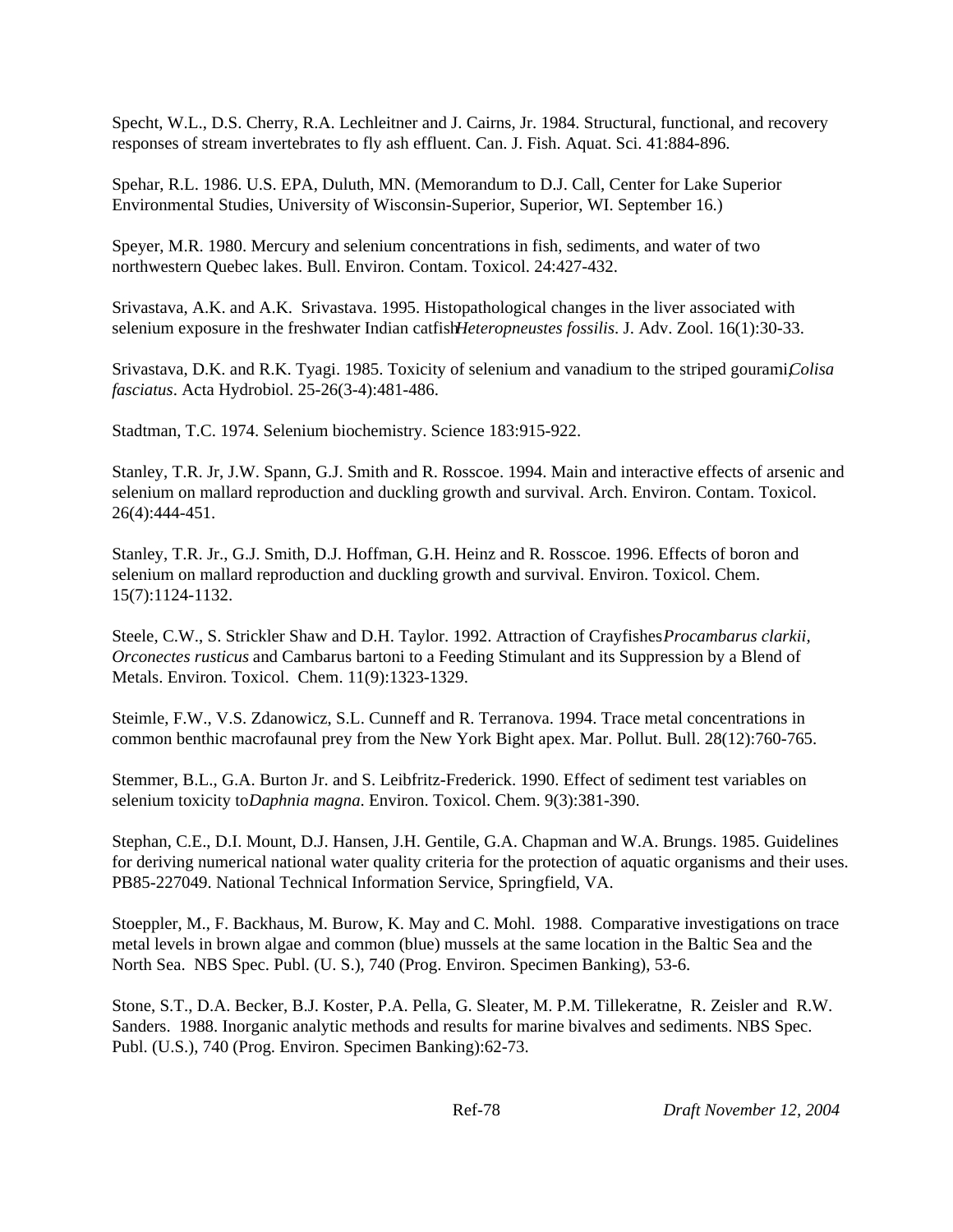Specht, W.L., D.S. Cherry, R.A. Lechleitner and J. Cairns, Jr. 1984. Structural, functional, and recovery responses of stream invertebrates to fly ash effluent. Can. J. Fish. Aquat. Sci. 41:884-896.

Spehar, R.L. 1986. U.S. EPA, Duluth, MN. (Memorandum to D.J. Call, Center for Lake Superior Environmental Studies, University of Wisconsin-Superior, Superior, WI. September 16.)

Speyer, M.R. 1980. Mercury and selenium concentrations in fish, sediments, and water of two northwestern Quebec lakes. Bull. Environ. Contam. Toxicol. 24:427-432.

Srivastava, A.K. and A.K. Srivastava. 1995. Histopathological changes in the liver associated with selenium exposure in the freshwater Indian catfish *Heteropneustes fossilis*. J. Adv. Zool. 16(1):30-33.

Srivastava, D.K. and R.K. Tyagi. 1985. Toxicity of selenium and vanadium to the striped gourami, *Colisa fasciatus*. Acta Hydrobiol. 25-26(3-4):481-486.

Stadtman, T.C. 1974. Selenium biochemistry. Science 183:915-922.

Stanley, T.R. Jr, J.W. Spann, G.J. Smith and R. Rosscoe. 1994. Main and interactive effects of arsenic and selenium on mallard reproduction and duckling growth and survival. Arch. Environ. Contam. Toxicol. 26(4):444-451.

Stanley, T.R. Jr., G.J. Smith, D.J. Hoffman, G.H. Heinz and R. Rosscoe. 1996. Effects of boron and selenium on mallard reproduction and duckling growth and survival. Environ. Toxicol. Chem. 15(7):1124-1132.

Steele, C.W., S. Strickler Shaw and D.H. Taylor. 1992. Attraction of Crayfishes *Procambarus clarkii*, *Orconectes rusticus* and Cambarus bartoni to a Feeding Stimulant and its Suppression by a Blend of Metals. Environ. Toxicol. Chem. 11(9):1323-1329.

Steimle, F.W., V.S. Zdanowicz, S.L. Cunneff and R. Terranova. 1994. Trace metal concentrations in common benthic macrofaunal prey from the New York Bight apex. Mar. Pollut. Bull. 28(12):760-765.

Stemmer, B.L., G.A. Burton Jr. and S. Leibfritz-Frederick. 1990. Effect of sediment test variables on selenium toxicity to *Daphnia magna*. Environ. Toxicol. Chem. 9(3):381-390.

Stephan, C.E., D.I. Mount, D.J. Hansen, J.H. Gentile, G.A. Chapman and W.A. Brungs. 1985. Guidelines for deriving numerical national water quality criteria for the protection of aquatic organisms and their uses. PB85-227049. National Technical Information Service, Springfield, VA.

Stoeppler, M., F. Backhaus, M. Burow, K. May and C. Mohl. 1988. Comparative investigations on trace metal levels in brown algae and common (blue) mussels at the same location in the Baltic Sea and the North Sea. NBS Spec. Publ. (U. S.), 740 (Prog. Environ. Specimen Banking), 53-6.

Stone, S.T., D.A. Becker, B.J. Koster, P.A. Pella, G. Sleater, M. P.M. Tillekeratne, R. Zeisler and R.W. Sanders. 1988. Inorganic analytic methods and results for marine bivalves and sediments. NBS Spec. Publ. (U.S.), 740 (Prog. Environ. Specimen Banking):62-73.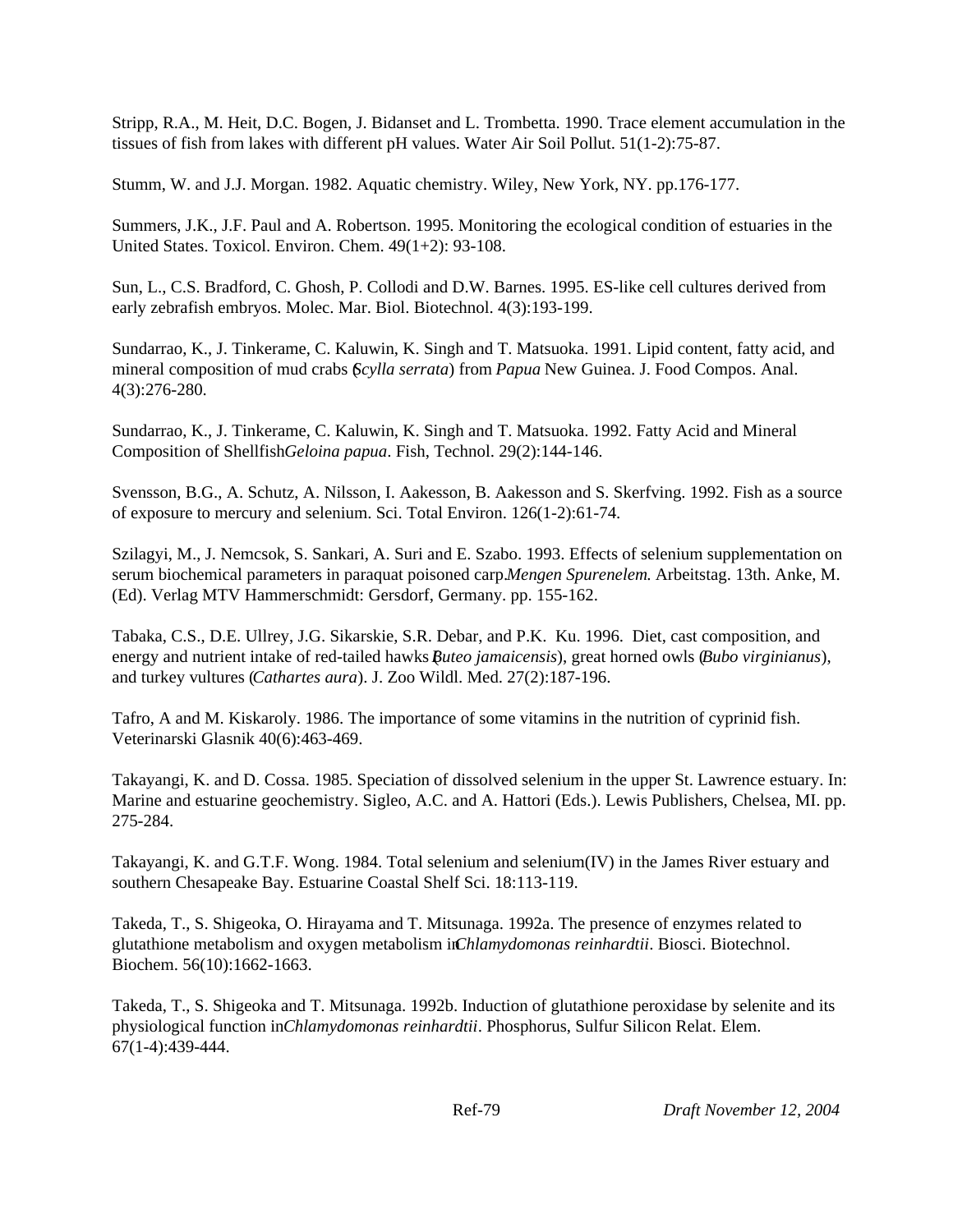Stripp, R.A., M. Heit, D.C. Bogen, J. Bidanset and L. Trombetta. 1990. Trace element accumulation in the tissues of fish from lakes with different pH values. Water Air Soil Pollut. 51(1-2):75-87.

Stumm, W. and J.J. Morgan. 1982. Aquatic chemistry. Wiley, New York, NY. pp.176-177.

Summers, J.K., J.F. Paul and A. Robertson. 1995. Monitoring the ecological condition of estuaries in the United States. Toxicol. Environ. Chem. 49(1+2): 93-108.

Sun, L., C.S. Bradford, C. Ghosh, P. Collodi and D.W. Barnes. 1995. ES-like cell cultures derived from early zebrafish embryos. Molec. Mar. Biol. Biotechnol. 4(3):193-199.

Sundarrao, K., J. Tinkerame, C. Kaluwin, K. Singh and T. Matsuoka. 1991. Lipid content, fatty acid, and mineral composition of mud crabs (*Scylla serrata*) from *Papua* New Guinea. J. Food Compos. Anal. 4(3):276-280.

Sundarrao, K., J. Tinkerame, C. Kaluwin, K. Singh and T. Matsuoka. 1992. Fatty Acid and Mineral Composition of Shellfish *Geloina papua*. Fish, Technol. 29(2):144-146.

Svensson, B.G., A. Schutz, A. Nilsson, I. Aakesson, B. Aakesson and S. Skerfving. 1992. Fish as a source of exposure to mercury and selenium. Sci. Total Environ. 126(1-2):61-74.

Szilagyi, M., J. Nemcsok, S. Sankari, A. Suri and E. Szabo. 1993. Effects of selenium supplementation on serum biochemical parameters in paraquat poisoned carp. *Mengen Spurenelem.* Arbeitstag. 13th. Anke, M. (Ed). Verlag MTV Hammerschmidt: Gersdorf, Germany. pp. 155-162.

Tabaka, C.S., D.E. Ullrey, J.G. Sikarskie, S.R. Debar, and P.K. Ku. 1996. Diet, cast composition, and energy and nutrient intake of red-tailed hawks (*Buteo jamaicensis*), great horned owls (*Bubo virginianus*), and turkey vultures (*Cathartes aura*). J. Zoo Wildl. Med. 27(2):187-196.

Tafro, A and M. Kiskaroly. 1986. The importance of some vitamins in the nutrition of cyprinid fish. Veterinarski Glasnik 40(6):463-469.

Takayangi, K. and D. Cossa. 1985. Speciation of dissolved selenium in the upper St. Lawrence estuary. In: Marine and estuarine geochemistry. Sigleo, A.C. and A. Hattori (Eds.). Lewis Publishers, Chelsea, MI. pp. 275-284.

Takayangi, K. and G.T.F. Wong. 1984. Total selenium and selenium(IV) in the James River estuary and southern Chesapeake Bay. Estuarine Coastal Shelf Sci. 18:113-119.

Takeda, T., S. Shigeoka, O. Hirayama and T. Mitsunaga. 1992a. The presence of enzymes related to glutathione metabolism and oxygen metabolism in *Chlamydomonas reinhardtii*. Biosci. Biotechnol. Biochem. 56(10):1662-1663.

Takeda, T., S. Shigeoka and T. Mitsunaga. 1992b. Induction of glutathione peroxidase by selenite and its physiological function in *Chlamydomonas reinhardtii*. Phosphorus, Sulfur Silicon Relat. Elem. 67(1-4):439-444.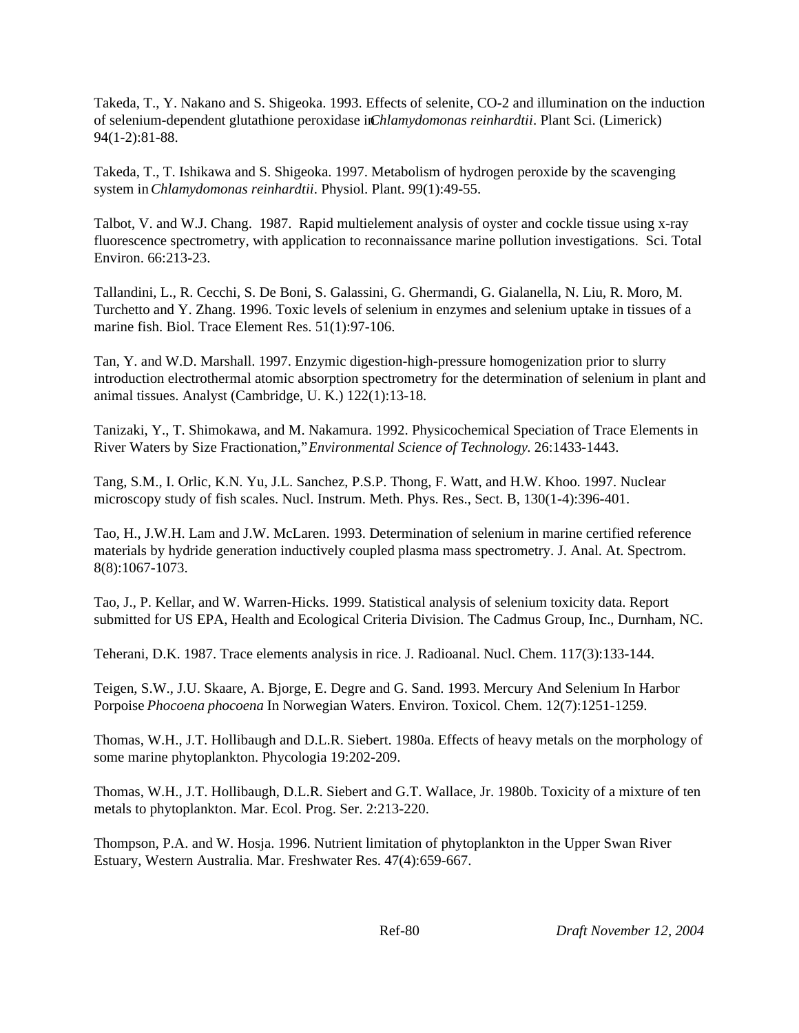Takeda, T., Y. Nakano and S. Shigeoka. 1993. Effects of selenite, CO-2 and illumination on the induction of selenium-dependent glutathione peroxidase in *Chlamydomonas reinhardtii*. Plant Sci. (Limerick) 94(1-2):81-88.

Takeda, T., T. Ishikawa and S. Shigeoka. 1997. Metabolism of hydrogen peroxide by the scavenging system in *Chlamydomonas reinhardtii*. Physiol. Plant. 99(1):49-55.

Talbot, V. and W.J. Chang. 1987. Rapid multielement analysis of oyster and cockle tissue using x-ray fluorescence spectrometry, with application to reconnaissance marine pollution investigations. Sci. Total Environ. 66:213-23.

Tallandini, L., R. Cecchi, S. De Boni, S. Galassini, G. Ghermandi, G. Gialanella, N. Liu, R. Moro, M. Turchetto and Y. Zhang. 1996. Toxic levels of selenium in enzymes and selenium uptake in tissues of a marine fish. Biol. Trace Element Res. 51(1):97-106.

Tan, Y. and W.D. Marshall. 1997. Enzymic digestion-high-pressure homogenization prior to slurry introduction electrothermal atomic absorption spectrometry for the determination of selenium in plant and animal tissues. Analyst (Cambridge, U. K.) 122(1):13-18.

Tanizaki, Y., T. Shimokawa, and M. Nakamura. 1992. Physicochemical Speciation of Trace Elements in River Waters by Size Fractionation," *Environmental Science of Technology.* 26:1433-1443.

Tang, S.M., I. Orlic, K.N. Yu, J.L. Sanchez, P.S.P. Thong, F. Watt, and H.W. Khoo. 1997. Nuclear microscopy study of fish scales. Nucl. Instrum. Meth. Phys. Res., Sect. B, 130(1-4):396-401.

Tao, H., J.W.H. Lam and J.W. McLaren. 1993. Determination of selenium in marine certified reference materials by hydride generation inductively coupled plasma mass spectrometry. J. Anal. At. Spectrom. 8(8):1067-1073.

Tao, J., P. Kellar, and W. Warren-Hicks. 1999. Statistical analysis of selenium toxicity data. Report submitted for US EPA, Health and Ecological Criteria Division. The Cadmus Group, Inc., Durnham, NC.

Teherani, D.K. 1987. Trace elements analysis in rice. J. Radioanal. Nucl. Chem. 117(3):133-144.

Teigen, S.W., J.U. Skaare, A. Bjorge, E. Degre and G. Sand. 1993. Mercury And Selenium In Harbor Porpoise *Phocoena phocoena* In Norwegian Waters. Environ. Toxicol. Chem. 12(7):1251-1259.

Thomas, W.H., J.T. Hollibaugh and D.L.R. Siebert. 1980a. Effects of heavy metals on the morphology of some marine phytoplankton. Phycologia 19:202-209.

Thomas, W.H., J.T. Hollibaugh, D.L.R. Siebert and G.T. Wallace, Jr. 1980b. Toxicity of a mixture of ten metals to phytoplankton. Mar. Ecol. Prog. Ser. 2:213-220.

Thompson, P.A. and W. Hosja. 1996. Nutrient limitation of phytoplankton in the Upper Swan River Estuary, Western Australia. Mar. Freshwater Res. 47(4):659-667.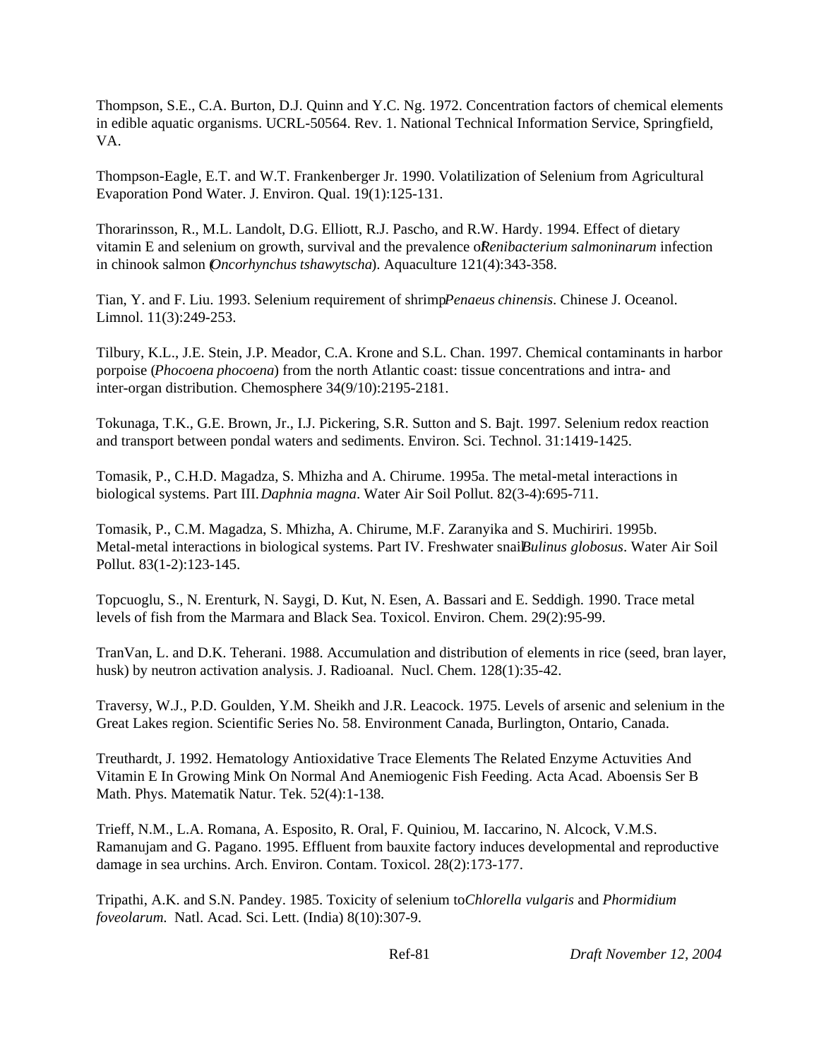Thompson, S.E., C.A. Burton, D.J. Quinn and Y.C. Ng. 1972. Concentration factors of chemical elements in edible aquatic organisms. UCRL-50564. Rev. 1. National Technical Information Service, Springfield, VA.

Thompson-Eagle, E.T. and W.T. Frankenberger Jr. 1990. Volatilization of Selenium from Agricultural Evaporation Pond Water. J. Environ. Qual. 19(1):125-131.

Thorarinsson, R., M.L. Landolt, D.G. Elliott, R.J. Pascho, and R.W. Hardy. 1994. Effect of dietary vitamin E and selenium on growth, survival and the prevalence of *Renibacterium salmoninarum* infection in chinook salmon (*Oncorhynchus tshawytscha*). Aquaculture 121(4):343-358.

Tian, Y. and F. Liu. 1993. Selenium requirement of shrimp *Penaeus chinensis*. Chinese J. Oceanol. Limnol. 11(3):249-253.

Tilbury, K.L., J.E. Stein, J.P. Meador, C.A. Krone and S.L. Chan. 1997. Chemical contaminants in harbor porpoise (*Phocoena phocoena*) from the north Atlantic coast: tissue concentrations and intra- and inter-organ distribution. Chemosphere 34(9/10):2195-2181.

Tokunaga, T.K., G.E. Brown, Jr., I.J. Pickering, S.R. Sutton and S. Bajt. 1997. Selenium redox reaction and transport between pondal waters and sediments. Environ. Sci. Technol. 31:1419-1425.

Tomasik, P., C.H.D. Magadza, S. Mhizha and A. Chirume. 1995a. The metal-metal interactions in biological systems. Part III. *Daphnia magna*. Water Air Soil Pollut. 82(3-4):695-711.

Tomasik, P., C.M. Magadza, S. Mhizha, A. Chirume, M.F. Zaranyika and S. Muchiriri. 1995b. Metal-metal interactions in biological systems. Part IV. Freshwater snail *Bulinus globosus*. Water Air Soil Pollut. 83(1-2):123-145.

Topcuoglu, S., N. Erenturk, N. Saygi, D. Kut, N. Esen, A. Bassari and E. Seddigh. 1990. Trace metal levels of fish from the Marmara and Black Sea. Toxicol. Environ. Chem. 29(2):95-99.

TranVan, L. and D.K. Teherani. 1988. Accumulation and distribution of elements in rice (seed, bran layer, husk) by neutron activation analysis. J. Radioanal. Nucl. Chem. 128(1):35-42.

Traversy, W.J., P.D. Goulden, Y.M. Sheikh and J.R. Leacock. 1975. Levels of arsenic and selenium in the Great Lakes region. Scientific Series No. 58. Environment Canada, Burlington, Ontario, Canada.

Treuthardt, J. 1992. Hematology Antioxidative Trace Elements The Related Enzyme Actuvities And Vitamin E In Growing Mink On Normal And Anemiogenic Fish Feeding. Acta Acad. Aboensis Ser B Math. Phys. Matematik Natur. Tek. 52(4):1-138.

Trieff, N.M., L.A. Romana, A. Esposito, R. Oral, F. Quiniou, M. Iaccarino, N. Alcock, V.M.S. Ramanujam and G. Pagano. 1995. Effluent from bauxite factory induces developmental and reproductive damage in sea urchins. Arch. Environ. Contam. Toxicol. 28(2):173-177.

Tripathi, A.K. and S.N. Pandey. 1985. Toxicity of selenium to *Chlorella vulgaris* and *Phormidium foveolarum.* Natl. Acad. Sci. Lett. (India) 8(10):307-9.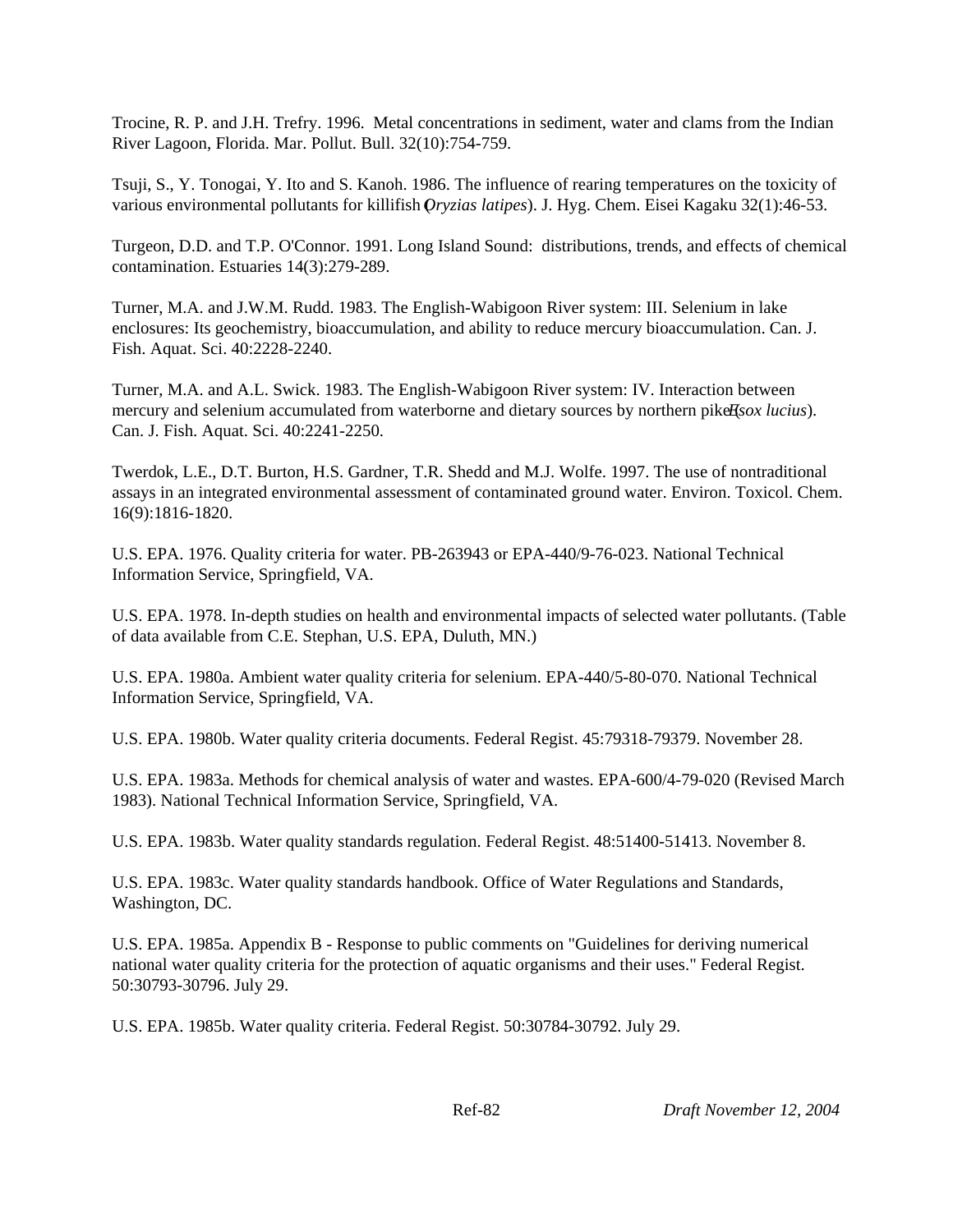Trocine, R. P. and J.H. Trefry. 1996. Metal concentrations in sediment, water and clams from the Indian River Lagoon, Florida. Mar. Pollut. Bull. 32(10):754-759.

Tsuji, S., Y. Tonogai, Y. Ito and S. Kanoh. 1986. The influence of rearing temperatures on the toxicity of various environmental pollutants for killifish (*Oryzias latipes*). J. Hyg. Chem. Eisei Kagaku 32(1):46-53.

Turgeon, D.D. and T.P. O'Connor. 1991. Long Island Sound: distributions, trends, and effects of chemical contamination. Estuaries 14(3):279-289.

Turner, M.A. and J.W.M. Rudd. 1983. The English-Wabigoon River system: III. Selenium in lake enclosures: Its geochemistry, bioaccumulation, and ability to reduce mercury bioaccumulation. Can. J. Fish. Aquat. Sci. 40:2228-2240.

Turner, M.A. and A.L. Swick. 1983. The English-Wabigoon River system: IV. Interaction between mercury and selenium accumulated from waterborne and dietary sources by northern pike (*Esox lucius*). Can. J. Fish. Aquat. Sci. 40:2241-2250.

Twerdok, L.E., D.T. Burton, H.S. Gardner, T.R. Shedd and M.J. Wolfe. 1997. The use of nontraditional assays in an integrated environmental assessment of contaminated ground water. Environ. Toxicol. Chem. 16(9):1816-1820.

U.S. EPA. 1976. Quality criteria for water. PB-263943 or EPA-440/9-76-023. National Technical Information Service, Springfield, VA.

U.S. EPA. 1978. In-depth studies on health and environmental impacts of selected water pollutants. (Table of data available from C.E. Stephan, U.S. EPA, Duluth, MN.)

U.S. EPA. 1980a. Ambient water quality criteria for selenium. EPA-440/5-80-070. National Technical Information Service, Springfield, VA.

U.S. EPA. 1980b. Water quality criteria documents. Federal Regist. 45:79318-79379. November 28.

U.S. EPA. 1983a. Methods for chemical analysis of water and wastes. EPA-600/4-79-020 (Revised March 1983). National Technical Information Service, Springfield, VA.

U.S. EPA. 1983b. Water quality standards regulation. Federal Regist. 48:51400-51413. November 8.

U.S. EPA. 1983c. Water quality standards handbook. Office of Water Regulations and Standards, Washington, DC.

U.S. EPA. 1985a. Appendix B - Response to public comments on "Guidelines for deriving numerical national water quality criteria for the protection of aquatic organisms and their uses." Federal Regist. 50:30793-30796. July 29.

U.S. EPA. 1985b. Water quality criteria. Federal Regist. 50:30784-30792. July 29.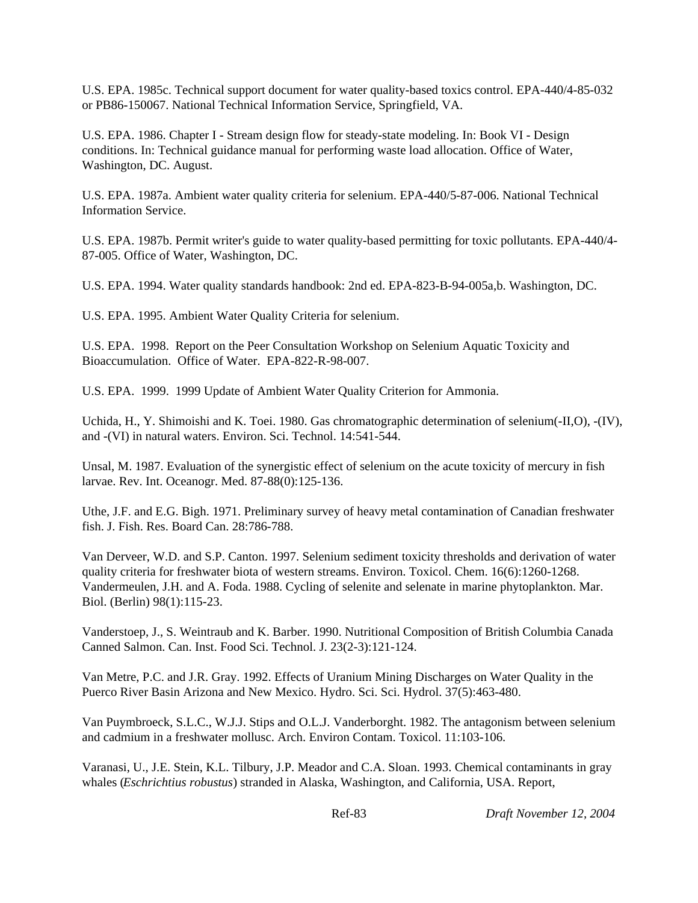U.S. EPA. 1985c. Technical support document for water quality-based toxics control. EPA-440/4-85-032 or PB86-150067. National Technical Information Service, Springfield, VA.

U.S. EPA. 1986. Chapter I - Stream design flow for steady-state modeling. In: Book VI - Design conditions. In: Technical guidance manual for performing waste load allocation. Office of Water, Washington, DC. August.

U.S. EPA. 1987a. Ambient water quality criteria for selenium. EPA-440/5-87-006. National Technical Information Service.

U.S. EPA. 1987b. Permit writer's guide to water quality-based permitting for toxic pollutants. EPA-440/4-87-005. Office of Water, Washington, DC.

U.S. EPA. 1994. Water quality standards handbook: 2nd ed. EPA-823-B-94-005a,b. Washington, DC.

U.S. EPA. 1995. Ambient Water Quality Criteria for selenium.

U.S. EPA. 1998. Report on the Peer Consultation Workshop on Selenium Aquatic Toxicity and Bioaccumulation. Office of Water. EPA-822-R-98-007.

U.S. EPA. 1999. 1999 Update of Ambient Water Quality Criterion for Ammonia.

Uchida, H., Y. Shimoishi and K. Toei. 1980. Gas chromatographic determination of selenium(-II,O), -(IV), and -(VI) in natural waters. Environ. Sci. Technol. 14:541-544.

Unsal, M. 1987. Evaluation of the synergistic effect of selenium on the acute toxicity of mercury in fish larvae. Rev. Int. Oceanogr. Med. 87-88(0):125-136.

Uthe, J.F. and E.G. Bigh. 1971. Preliminary survey of heavy metal contamination of Canadian freshwater fish. J. Fish. Res. Board Can. 28:786-788.

Van Derveer, W.D. and S.P. Canton. 1997. Selenium sediment toxicity thresholds and derivation of water quality criteria for freshwater biota of western streams. Environ. Toxicol. Chem. 16(6):1260-1268.
Vandermeulen, J.H. and A. Foda. 1988. Cycling of selenite and selenate in marine phytoplankton. Mar. Biol. (Berlin) 98(1):115-23.

Vanderstoep, J., S. Weintraub and K. Barber. 1990. Nutritional Composition of British Columbia Canada Canned Salmon. Can. Inst. Food Sci. Technol. J. 23(2-3):121-124.

Van Metre, P.C. and J.R. Gray. 1992. Effects of Uranium Mining Discharges on Water Quality in the Puerco River Basin Arizona and New Mexico. Hydro. Sci. Sci. Hydrol. 37(5):463-480.

Van Puymbroeck, S.L.C., W.J.J. Stips and O.L.J. Vanderborght. 1982. The antagonism between selenium and cadmium in a freshwater mollusc. Arch. Environ Contam. Toxicol. 11:103-106.

Varanasi, U., J.E. Stein, K.L. Tilbury, J.P. Meador and C.A. Sloan. 1993. Chemical contaminants in gray whales (*Eschrichtius robustus*) stranded in Alaska, Washington, and California, USA. Report,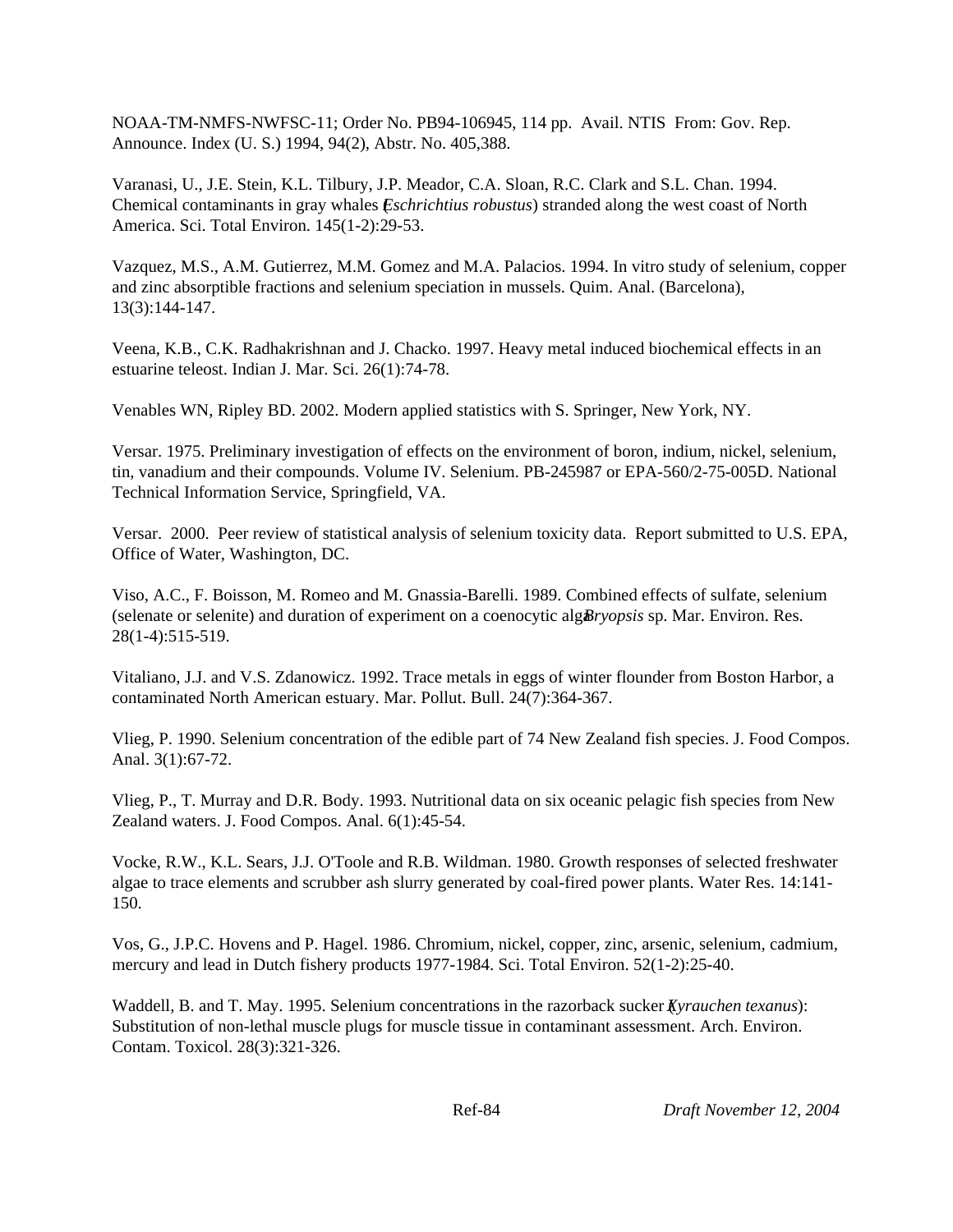NOAA-TM-NMFS-NWFSC-11; Order No. PB94-106945, 114 pp. Avail. NTIS From: Gov. Rep. Announce. Index (U. S.) 1994, 94(2), Abstr. No. 405,388.

Varanasi, U., J.E. Stein, K.L. Tilbury, J.P. Meador, C.A. Sloan, R.C. Clark and S.L. Chan. 1994. Chemical contaminants in gray whales (*Eschrichtius robustus*) stranded along the west coast of North America. Sci. Total Environ. 145(1-2):29-53.

Vazquez, M.S., A.M. Gutierrez, M.M. Gomez and M.A. Palacios. 1994. In vitro study of selenium, copper and zinc absorptible fractions and selenium speciation in mussels. Quim. Anal. (Barcelona), 13(3):144-147.

Veena, K.B., C.K. Radhakrishnan and J. Chacko. 1997. Heavy metal induced biochemical effects in an estuarine teleost. Indian J. Mar. Sci. 26(1):74-78.

Venables WN, Ripley BD. 2002. Modern applied statistics with S. Springer, New York, NY.

Versar. 1975. Preliminary investigation of effects on the environment of boron, indium, nickel, selenium, tin, vanadium and their compounds. Volume IV. Selenium. PB-245987 or EPA-560/2-75-005D. National Technical Information Service, Springfield, VA.

Versar. 2000. Peer review of statistical analysis of selenium toxicity data. Report submitted to U.S. EPA, Office of Water, Washington, DC.

Viso, A.C., F. Boisson, M. Romeo and M. Gnassia-Barelli. 1989. Combined effects of sulfate, selenium (selenate or selenite) and duration of experiment on a coenocytic alga *Bryopsis* sp. Mar. Environ. Res. 28(1-4):515-519.

Vitaliano, J.J. and V.S. Zdanowicz. 1992. Trace metals in eggs of winter flounder from Boston Harbor, a contaminated North American estuary. Mar. Pollut. Bull. 24(7):364-367.

Vlieg, P. 1990. Selenium concentration of the edible part of 74 New Zealand fish species. J. Food Compos. Anal. 3(1):67-72.

Vlieg, P., T. Murray and D.R. Body. 1993. Nutritional data on six oceanic pelagic fish species from New Zealand waters. J. Food Compos. Anal. 6(1):45-54.

Vocke, R.W., K.L. Sears, J.J. O'Toole and R.B. Wildman. 1980. Growth responses of selected freshwater algae to trace elements and scrubber ash slurry generated by coal-fired power plants. Water Res. 14:141-150.

Vos, G., J.P.C. Hovens and P. Hagel. 1986. Chromium, nickel, copper, zinc, arsenic, selenium, cadmium, mercury and lead in Dutch fishery products 1977-1984. Sci. Total Environ. 52(1-2):25-40.

Waddell, B. and T. May. 1995. Selenium concentrations in the razorback sucker (*Xyrauchen texanus*): Substitution of non-lethal muscle plugs for muscle tissue in contaminant assessment. Arch. Environ. Contam. Toxicol. 28(3):321-326.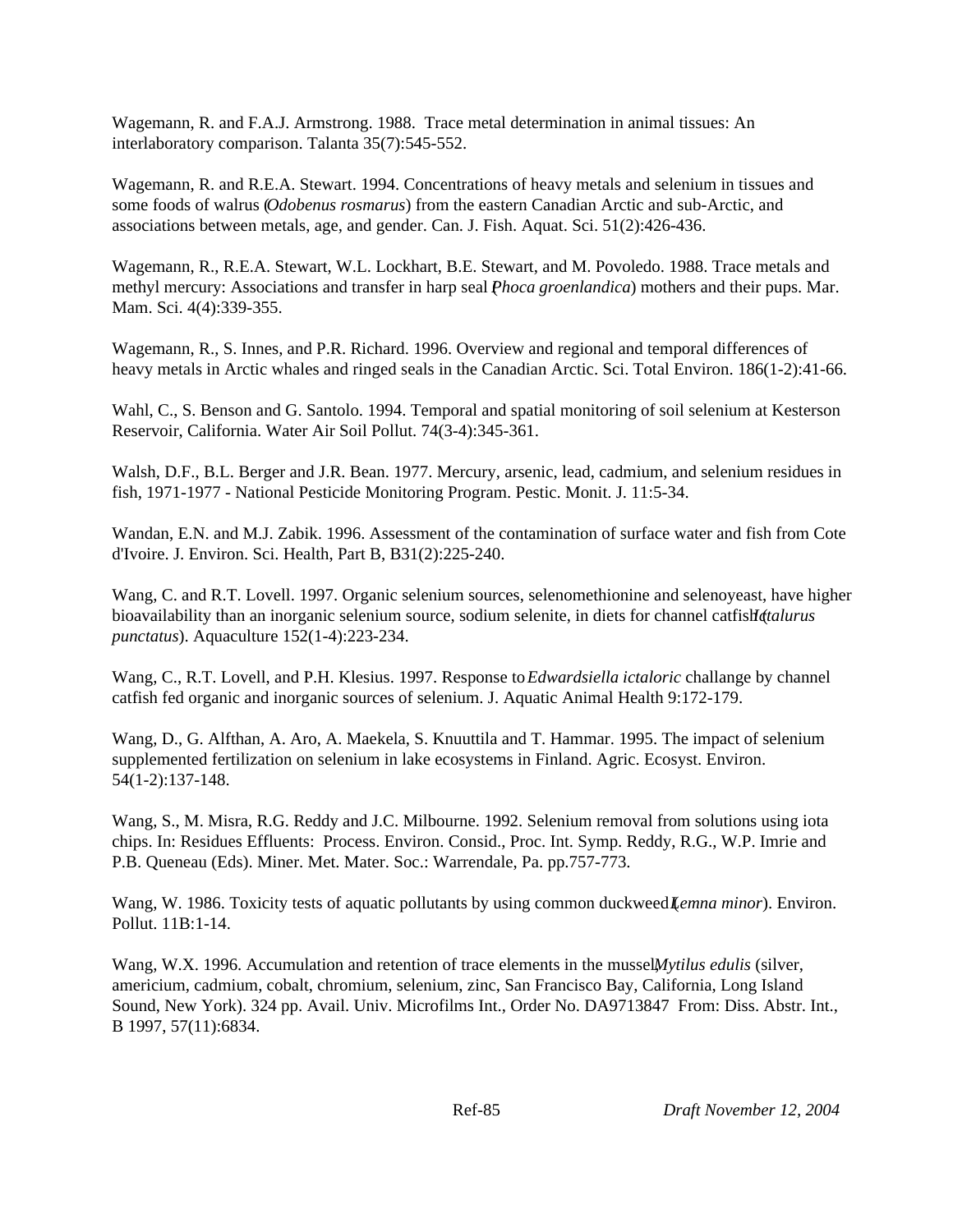Wagemann, R. and F.A.J. Armstrong. 1988. Trace metal determination in animal tissues: An interlaboratory comparison. Talanta 35(7):545-552.

Wagemann, R. and R.E.A. Stewart. 1994. Concentrations of heavy metals and selenium in tissues and some foods of walrus (*Odobenus rosmarus*) from the eastern Canadian Arctic and sub-Arctic, and associations between metals, age, and gender. Can. J. Fish. Aquat. Sci. 51(2):426-436.

Wagemann, R., R.E.A. Stewart, W.L. Lockhart, B.E. Stewart, and M. Povoledo. 1988. Trace metals and methyl mercury: Associations and transfer in harp seal (*Phoca groenlandica*) mothers and their pups. Mar. Mam. Sci. 4(4):339-355.

Wagemann, R., S. Innes, and P.R. Richard. 1996. Overview and regional and temporal differences of heavy metals in Arctic whales and ringed seals in the Canadian Arctic. Sci. Total Environ. 186(1-2):41-66.

Wahl, C., S. Benson and G. Santolo. 1994. Temporal and spatial monitoring of soil selenium at Kesterson Reservoir, California. Water Air Soil Pollut. 74(3-4):345-361.

Walsh, D.F., B.L. Berger and J.R. Bean. 1977. Mercury, arsenic, lead, cadmium, and selenium residues in fish, 1971-1977 - National Pesticide Monitoring Program. Pestic. Monit. J. 11:5-34.

Wandan, E.N. and M.J. Zabik. 1996. Assessment of the contamination of surface water and fish from Cote d'Ivoire. J. Environ. Sci. Health, Part B, B31(2):225-240.

Wang, C. and R.T. Lovell. 1997. Organic selenium sources, selenomethionine and selenoyeast, have higher bioavailability than an inorganic selenium source, sodium selenite, in diets for channel catfish (*Ictalurus punctatus*). Aquaculture 152(1-4):223-234.

Wang, C., R.T. Lovell, and P.H. Klesius. 1997. Response to *Edwardsiella ictaloric* challange by channel catfish fed organic and inorganic sources of selenium. J. Aquatic Animal Health 9:172-179.

Wang, D., G. Alfthan, A. Aro, A. Maekela, S. Knuuttila and T. Hammar. 1995. The impact of selenium supplemented fertilization on selenium in lake ecosystems in Finland. Agric. Ecosyst. Environ. 54(1-2):137-148.

Wang, S., M. Misra, R.G. Reddy and J.C. Milbourne. 1992. Selenium removal from solutions using iota chips. In: Residues Effluents: Process. Environ. Consid., Proc. Int. Symp. Reddy, R.G., W.P. Imrie and P.B. Queneau (Eds). Miner. Met. Mater. Soc.: Warrendale, Pa. pp.757-773.

Wang, W. 1986. Toxicity tests of aquatic pollutants by using common duckweed (*Lemna minor*). Environ. Pollut. 11B:1-14.

Wang, W.X. 1996. Accumulation and retention of trace elements in the mussel, *Mytilus edulis* (silver, americium, cadmium, cobalt, chromium, selenium, zinc, San Francisco Bay, California, Long Island Sound, New York). 324 pp. Avail. Univ. Microfilms Int., Order No. DA9713847 From: Diss. Abstr. Int., B 1997, 57(11):6834.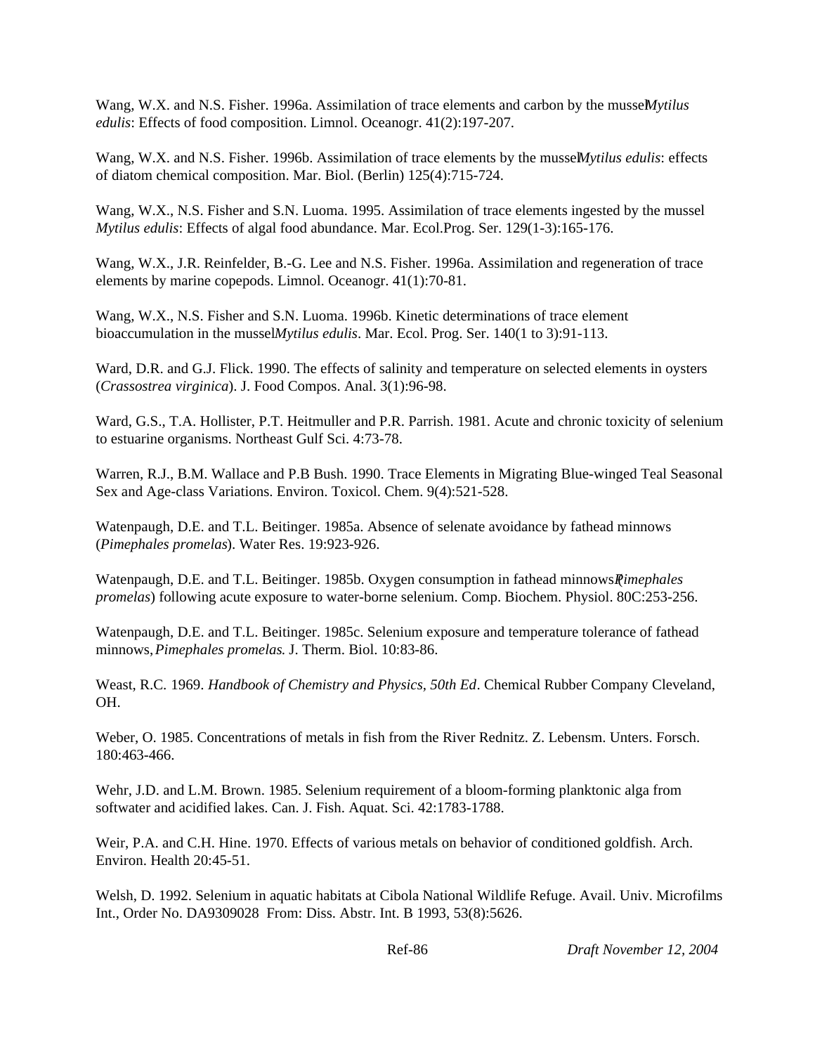Wang, W.X. and N.S. Fisher. 1996a. Assimilation of trace elements and carbon by the mussel *Mytilus edulis*: Effects of food composition. Limnol. Oceanogr. 41(2):197-207.

Wang, W.X. and N.S. Fisher. 1996b. Assimilation of trace elements by the mussel *Mytilus edulis*: effects of diatom chemical composition. Mar. Biol. (Berlin) 125(4):715-724.

Wang, W.X., N.S. Fisher and S.N. Luoma. 1995. Assimilation of trace elements ingested by the mussel *Mytilus edulis*: Effects of algal food abundance. Mar. Ecol.Prog. Ser. 129(1-3):165-176.

Wang, W.X., J.R. Reinfelder, B.-G. Lee and N.S. Fisher. 1996a. Assimilation and regeneration of trace elements by marine copepods. Limnol. Oceanogr. 41(1):70-81.

Wang, W.X., N.S. Fisher and S.N. Luoma. 1996b. Kinetic determinations of trace element bioaccumulation in the mussel *Mytilus edulis*. Mar. Ecol. Prog. Ser. 140(1 to 3):91-113.

Ward, D.R. and G.J. Flick. 1990. The effects of salinity and temperature on selected elements in oysters (*Crassostrea virginica*). J. Food Compos. Anal. 3(1):96-98.

Ward, G.S., T.A. Hollister, P.T. Heitmuller and P.R. Parrish. 1981. Acute and chronic toxicity of selenium to estuarine organisms. Northeast Gulf Sci. 4:73-78.

Warren, R.J., B.M. Wallace and P.B Bush. 1990. Trace Elements in Migrating Blue-winged Teal Seasonal Sex and Age-class Variations. Environ. Toxicol. Chem. 9(4):521-528.

Watenpaugh, D.E. and T.L. Beitinger. 1985a. Absence of selenate avoidance by fathead minnows (*Pimephales promelas*). Water Res. 19:923-926.

Watenpaugh, D.E. and T.L. Beitinger. 1985b. Oxygen consumption in fathead minnows (*Pimephales promelas*) following acute exposure to water-borne selenium. Comp. Biochem. Physiol. 80C:253-256.

Watenpaugh, D.E. and T.L. Beitinger. 1985c. Selenium exposure and temperature tolerance of fathead minnows, *Pimephales promelas*. J. Therm. Biol. 10:83-86.

Weast, R.C. 1969. *Handbook of Chemistry and Physics, 50th Ed*. Chemical Rubber Company Cleveland, OH.

Weber, O. 1985. Concentrations of metals in fish from the River Rednitz. Z. Lebensm. Unters. Forsch. 180:463-466.

Wehr, J.D. and L.M. Brown. 1985. Selenium requirement of a bloom-forming planktonic alga from softwater and acidified lakes. Can. J. Fish. Aquat. Sci. 42:1783-1788.

Weir, P.A. and C.H. Hine. 1970. Effects of various metals on behavior of conditioned goldfish. Arch. Environ. Health 20:45-51.

Welsh, D. 1992. Selenium in aquatic habitats at Cibola National Wildlife Refuge. Avail. Univ. Microfilms Int., Order No. DA9309028 From: Diss. Abstr. Int. B 1993, 53(8):5626.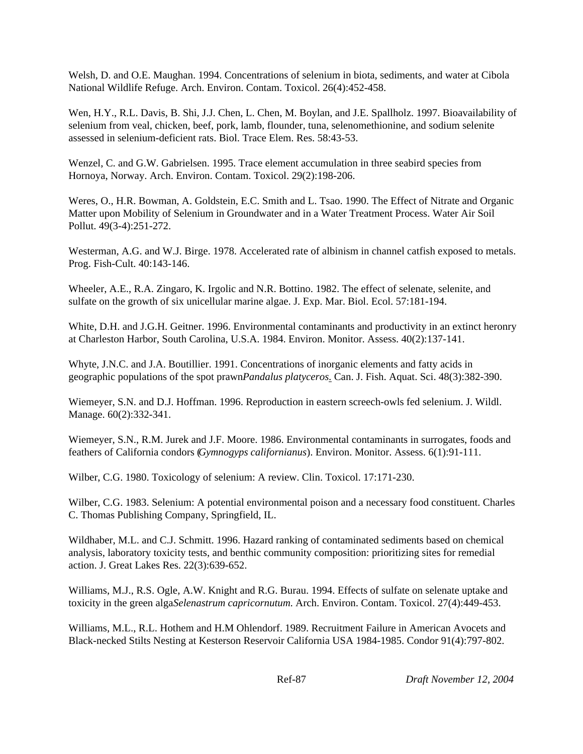Welsh, D. and O.E. Maughan. 1994. Concentrations of selenium in biota, sediments, and water at Cibola National Wildlife Refuge. Arch. Environ. Contam. Toxicol. 26(4):452-458.

Wen, H.Y., R.L. Davis, B. Shi, J.J. Chen, L. Chen, M. Boylan, and J.E. Spallholz. 1997. Bioavailability of selenium from veal, chicken, beef, pork, lamb, flounder, tuna, selenomethionine, and sodium selenite assessed in selenium-deficient rats. Biol. Trace Elem. Res. 58:43-53.

Wenzel, C. and G.W. Gabrielsen. 1995. Trace element accumulation in three seabird species from Hornoya, Norway. Arch. Environ. Contam. Toxicol. 29(2):198-206.

Weres, O., H.R. Bowman, A. Goldstein, E.C. Smith and L. Tsao. 1990. The Effect of Nitrate and Organic Matter upon Mobility of Selenium in Groundwater and in a Water Treatment Process. Water Air Soil Pollut. 49(3-4):251-272.

Westerman, A.G. and W.J. Birge. 1978. Accelerated rate of albinism in channel catfish exposed to metals. Prog. Fish-Cult. 40:143-146.

Wheeler, A.E., R.A. Zingaro, K. Irgolic and N.R. Bottino. 1982. The effect of selenate, selenite, and sulfate on the growth of six unicellular marine algae. J. Exp. Mar. Biol. Ecol. 57:181-194.

White, D.H. and J.G.H. Geitner. 1996. Environmental contaminants and productivity in an extinct heronry at Charleston Harbor, South Carolina, U.S.A. 1984. Environ. Monitor. Assess. 40(2):137-141.

Whyte, J.N.C. and J.A. Boutillier. 1991. Concentrations of inorganic elements and fatty acids in geographic populations of the spot prawn *Pandalus platyceros*. Can. J. Fish. Aquat. Sci. 48(3):382-390.

Wiemeyer, S.N. and D.J. Hoffman. 1996. Reproduction in eastern screech-owls fed selenium. J. Wildl. Manage. 60(2):332-341.

Wiemeyer, S.N., R.M. Jurek and J.F. Moore. 1986. Environmental contaminants in surrogates, foods and feathers of California condors (*Gymnogyps californianus*). Environ. Monitor. Assess. 6(1):91-111.

Wilber, C.G. 1980. Toxicology of selenium: A review. Clin. Toxicol. 17:171-230.

Wilber, C.G. 1983. Selenium: A potential environmental poison and a necessary food constituent. Charles C. Thomas Publishing Company, Springfield, IL.

Wildhaber, M.L. and C.J. Schmitt. 1996. Hazard ranking of contaminated sediments based on chemical analysis, laboratory toxicity tests, and benthic community composition: prioritizing sites for remedial action. J. Great Lakes Res. 22(3):639-652.

Williams, M.J., R.S. Ogle, A.W. Knight and R.G. Burau. 1994. Effects of sulfate on selenate uptake and toxicity in the green alga *Selenastrum capricornutum*. Arch. Environ. Contam. Toxicol. 27(4):449-453.

Williams, M.L., R.L. Hothem and H.M Ohlendorf. 1989. Recruitment Failure in American Avocets and Black-necked Stilts Nesting at Kesterson Reservoir California USA 1984-1985. Condor 91(4):797-802.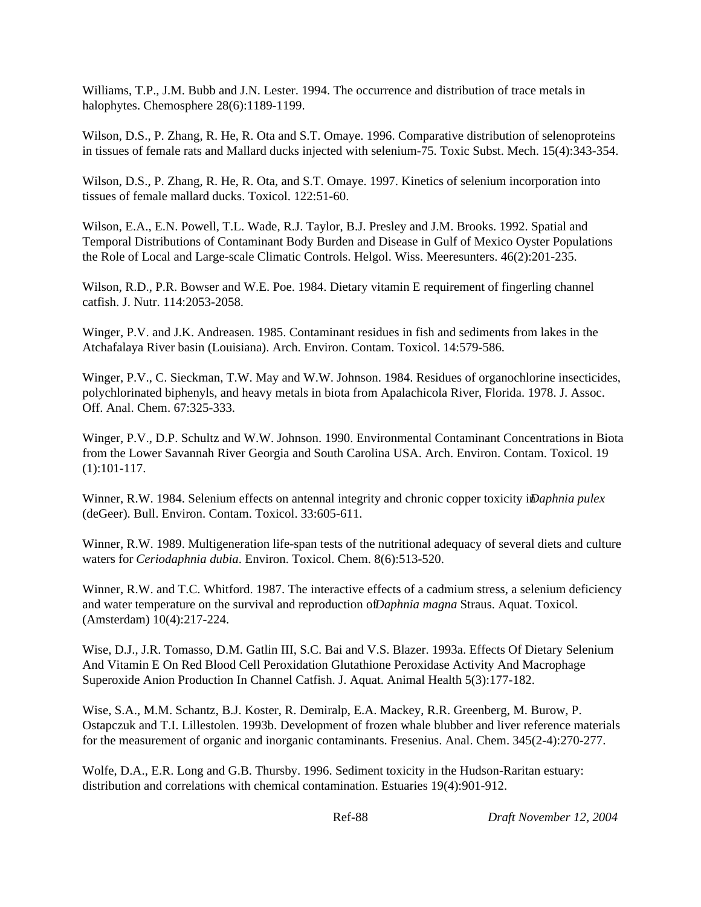Williams, T.P., J.M. Bubb and J.N. Lester. 1994. The occurrence and distribution of trace metals in halophytes. Chemosphere 28(6):1189-1199.

Wilson, D.S., P. Zhang, R. He, R. Ota and S.T. Omaye. 1996. Comparative distribution of selenoproteins in tissues of female rats and Mallard ducks injected with selenium-75. Toxic Subst. Mech. 15(4):343-354.

Wilson, D.S., P. Zhang, R. He, R. Ota, and S.T. Omaye. 1997. Kinetics of selenium incorporation into tissues of female mallard ducks. Toxicol. 122:51-60.

Wilson, E.A., E.N. Powell, T.L. Wade, R.J. Taylor, B.J. Presley and J.M. Brooks. 1992. Spatial and Temporal Distributions of Contaminant Body Burden and Disease in Gulf of Mexico Oyster Populations the Role of Local and Large-scale Climatic Controls. Helgol. Wiss. Meeresunters. 46(2):201-235.

Wilson, R.D., P.R. Bowser and W.E. Poe. 1984. Dietary vitamin E requirement of fingerling channel catfish. J. Nutr. 114:2053-2058.

Winger, P.V. and J.K. Andreasen. 1985. Contaminant residues in fish and sediments from lakes in the Atchafalaya River basin (Louisiana). Arch. Environ. Contam. Toxicol. 14:579-586.

Winger, P.V., C. Sieckman, T.W. May and W.W. Johnson. 1984. Residues of organochlorine insecticides, polychlorinated biphenyls, and heavy metals in biota from Apalachicola River, Florida. 1978. J. Assoc. Off. Anal. Chem. 67:325-333.

Winger, P.V., D.P. Schultz and W.W. Johnson. 1990. Environmental Contaminant Concentrations in Biota from the Lower Savannah River Georgia and South Carolina USA. Arch. Environ. Contam. Toxicol. 19 (1):101-117.

Winner, R.W. 1984. Selenium effects on antennal integrity and chronic copper toxicity in *Daphnia pulex* (deGeer). Bull. Environ. Contam. Toxicol. 33:605-611.

Winner, R.W. 1989. Multigeneration life-span tests of the nutritional adequacy of several diets and culture waters for *Ceriodaphnia dubia*. Environ. Toxicol. Chem. 8(6):513-520.

Winner, R.W. and T.C. Whitford. 1987. The interactive effects of a cadmium stress, a selenium deficiency and water temperature on the survival and reproduction of *Daphnia magna* Straus. Aquat. Toxicol. (Amsterdam) 10(4):217-224.

Wise, D.J., J.R. Tomasso, D.M. Gatlin III, S.C. Bai and V.S. Blazer. 1993a. Effects Of Dietary Selenium And Vitamin E On Red Blood Cell Peroxidation Glutathione Peroxidase Activity And Macrophage Superoxide Anion Production In Channel Catfish. J. Aquat. Animal Health 5(3):177-182.

Wise, S.A., M.M. Schantz, B.J. Koster, R. Demiralp, E.A. Mackey, R.R. Greenberg, M. Burow, P. Ostapczuk and T.I. Lillestolen. 1993b. Development of frozen whale blubber and liver reference materials for the measurement of organic and inorganic contaminants. Fresenius. Anal. Chem. 345(2-4):270-277.

Wolfe, D.A., E.R. Long and G.B. Thursby. 1996. Sediment toxicity in the Hudson-Raritan estuary: distribution and correlations with chemical contamination. Estuaries 19(4):901-912.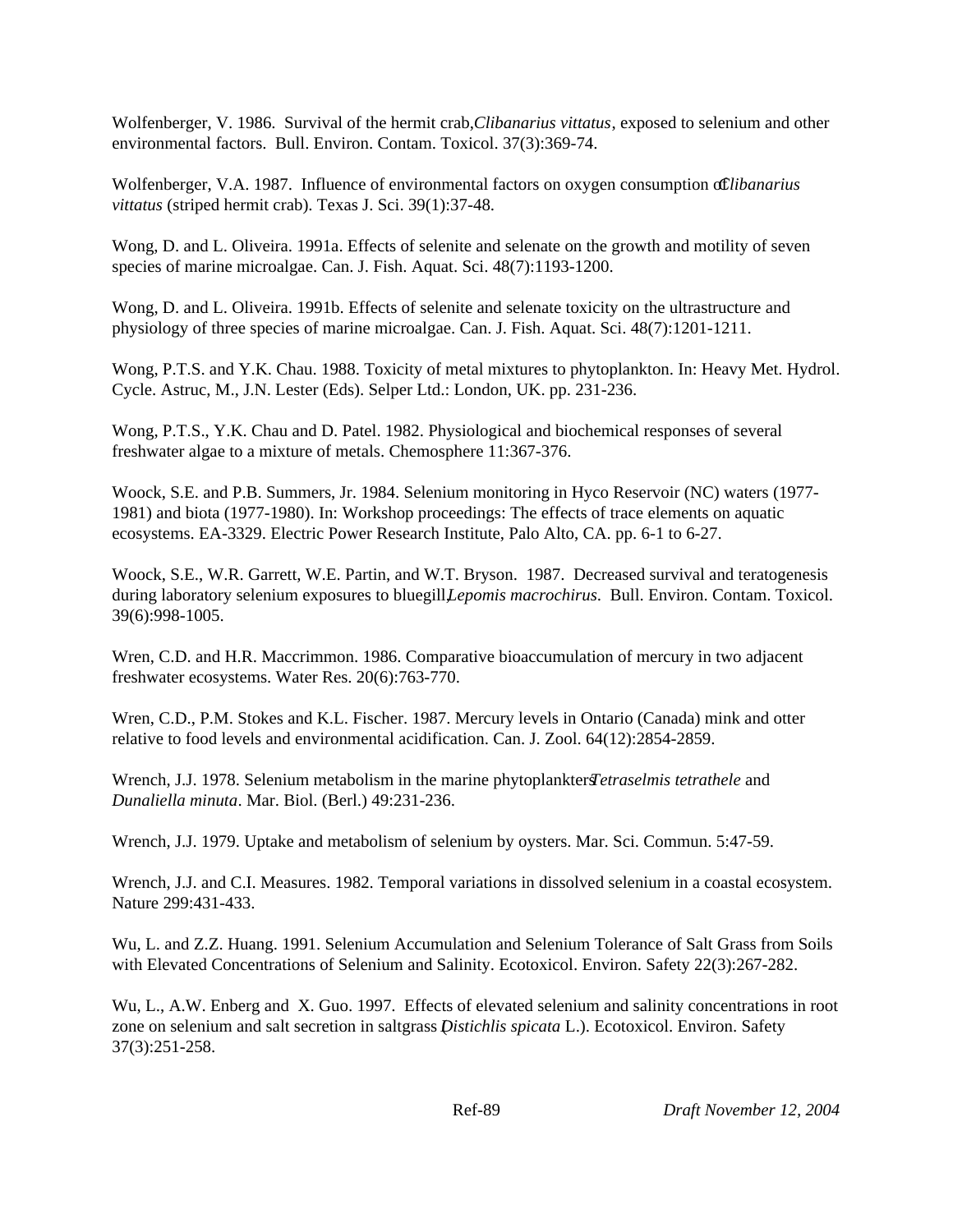Wolfenberger, V. 1986. Survival of the hermit crab, *Clibanarius vittatus*, exposed to selenium and other environmental factors. Bull. Environ. Contam. Toxicol. 37(3):369-74.

Wolfenberger, V.A. 1987. Influence of environmental factors on oxygen consumption of *Clibanarius vittatus* (striped hermit crab). Texas J. Sci. 39(1):37-48.

Wong, D. and L. Oliveira. 1991a. Effects of selenite and selenate on the growth and motility of seven species of marine microalgae. Can. J. Fish. Aquat. Sci. 48(7):1193-1200.

Wong, D. and L. Oliveira. 1991b. Effects of selenite and selenate toxicity on the ultrastructure and physiology of three species of marine microalgae. Can. J. Fish. Aquat. Sci. 48(7):1201-1211.

Wong, P.T.S. and Y.K. Chau. 1988. Toxicity of metal mixtures to phytoplankton. In: Heavy Met. Hydrol. Cycle. Astruc, M., J.N. Lester (Eds). Selper Ltd.: London, UK. pp. 231-236.

Wong, P.T.S., Y.K. Chau and D. Patel. 1982. Physiological and biochemical responses of several freshwater algae to a mixture of metals. Chemosphere 11:367-376.

Woock, S.E. and P.B. Summers, Jr. 1984. Selenium monitoring in Hyco Reservoir (NC) waters (1977-1981) and biota (1977-1980). In: Workshop proceedings: The effects of trace elements on aquatic ecosystems. EA-3329. Electric Power Research Institute, Palo Alto, CA. pp. 6-1 to 6-27.

Woock, S.E., W.R. Garrett, W.E. Partin, and W.T. Bryson. 1987. Decreased survival and teratogenesis during laboratory selenium exposures to bluegill, *Lepomis macrochirus*. Bull. Environ. Contam. Toxicol. 39(6):998-1005.

Wren, C.D. and H.R. Maccrimmon. 1986. Comparative bioaccumulation of mercury in two adjacent freshwater ecosystems. Water Res. 20(6):763-770.

Wren, C.D., P.M. Stokes and K.L. Fischer. 1987. Mercury levels in Ontario (Canada) mink and otter relative to food levels and environmental acidification. Can. J. Zool. 64(12):2854-2859.

Wrench, J.J. 1978. Selenium metabolism in the marine phytoplankters *Tetraselmis tetrathele* and *Dunaliella minuta*. Mar. Biol. (Berl.) 49:231-236.

Wrench, J.J. 1979. Uptake and metabolism of selenium by oysters. Mar. Sci. Commun. 5:47-59.

Wrench, J.J. and C.I. Measures. 1982. Temporal variations in dissolved selenium in a coastal ecosystem. Nature 299:431-433.

Wu, L. and Z.Z. Huang. 1991. Selenium Accumulation and Selenium Tolerance of Salt Grass from Soils with Elevated Concentrations of Selenium and Salinity. Ecotoxicol. Environ. Safety 22(3):267-282.

Wu, L., A.W. Enberg and X. Guo. 1997. Effects of elevated selenium and salinity concentrations in root zone on selenium and salt secretion in saltgrass (*Distichlis spicata* L.). Ecotoxicol. Environ. Safety 37(3):251-258.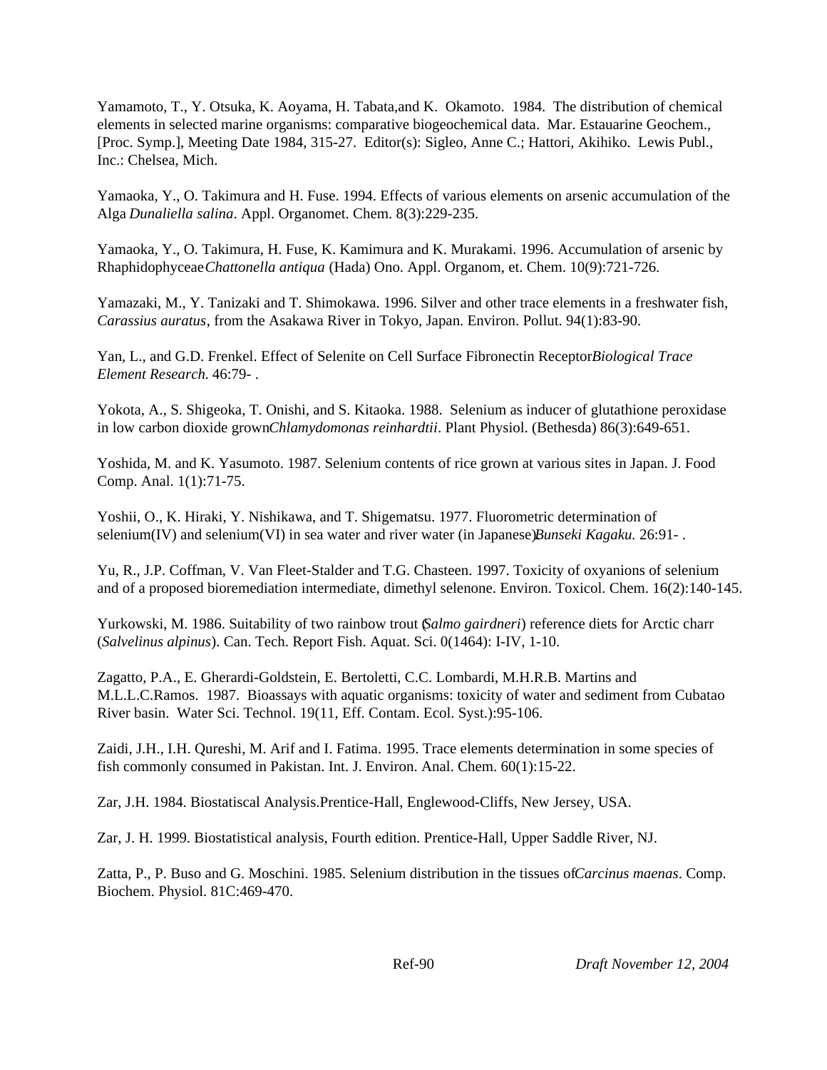Yamamoto, T., Y. Otsuka, K. Aoyama, H. Tabata,and K. Okamoto. 1984. The distribution of chemical elements in selected marine organisms: comparative biogeochemical data. Mar. Estauarine Geochem., [Proc. Symp.], Meeting Date 1984, 315-27. Editor(s): Sigleo, Anne C.; Hattori, Akihiko. Lewis Publ., Inc.: Chelsea, Mich.

Yamaoka, Y., O. Takimura and H. Fuse. 1994. Effects of various elements on arsenic accumulation of the Alga *Dunaliella salina*. Appl. Organomet. Chem. 8(3):229-235.

Yamaoka, Y., O. Takimura, H. Fuse, K. Kamimura and K. Murakami. 1996. Accumulation of arsenic by Rhaphidophyceae *Chattonella antiqua* (Hada) Ono. Appl. Organom, et. Chem. 10(9):721-726.

Yamazaki, M., Y. Tanizaki and T. Shimokawa. 1996. Silver and other trace elements in a freshwater fish, *Carassius auratus*, from the Asakawa River in Tokyo, Japan. Environ. Pollut. 94(1):83-90.

Yan, L., and G.D. Frenkel. Effect of Selenite on Cell Surface Fibronectin Receptor *Biological Trace Element Research.* 46:79- .

Yokota, A., S. Shigeoka, T. Onishi, and S. Kitaoka. 1988. Selenium as inducer of glutathione peroxidase in low carbon dioxide grown *Chlamydomonas reinhardtii*. Plant Physiol. (Bethesda) 86(3):649-651.

Yoshida, M. and K. Yasumoto. 1987. Selenium contents of rice grown at various sites in Japan. J. Food Comp. Anal. 1(1):71-75.

Yoshii, O., K. Hiraki, Y. Nishikawa, and T. Shigematsu. 1977. Fluorometric determination of selenium(IV) and selenium(VI) in sea water and river water (in Japanese) *Bunseki Kagaku.* 26:91- .

Yu, R., J.P. Coffman, V. Van Fleet-Stalder and T.G. Chasteen. 1997. Toxicity of oxyanions of selenium and of a proposed bioremediation intermediate, dimethyl selenone. Environ. Toxicol. Chem. 16(2):140-145.

Yurkowski, M. 1986. Suitability of two rainbow trout (*Salmo gairdneri*) reference diets for Arctic charr (*Salvelinus alpinus*). Can. Tech. Report Fish. Aquat. Sci. 0(1464): I-IV, 1-10.

Zagatto, P.A., E. Gherardi-Goldstein, E. Bertoletti, C.C. Lombardi, M.H.R.B. Martins and M.L.L.C.Ramos. 1987. Bioassays with aquatic organisms: toxicity of water and sediment from Cubatao River basin. Water Sci. Technol. 19(11, Eff. Contam. Ecol. Syst.):95-106.

Zaidi, J.H., I.H. Qureshi, M. Arif and I. Fatima. 1995. Trace elements determination in some species of fish commonly consumed in Pakistan. Int. J. Environ. Anal. Chem. 60(1):15-22.

Zar, J.H. 1984. Biostatiscal Analysis.Prentice-Hall, Englewood-Cliffs, New Jersey, USA.

Zar, J. H. 1999. Biostatistical analysis, Fourth edition. Prentice-Hall, Upper Saddle River, NJ.

Zatta, P., P. Buso and G. Moschini. 1985. Selenium distribution in the tissues of *Carcinus maenas*. Comp. Biochem. Physiol. 81C:469-470.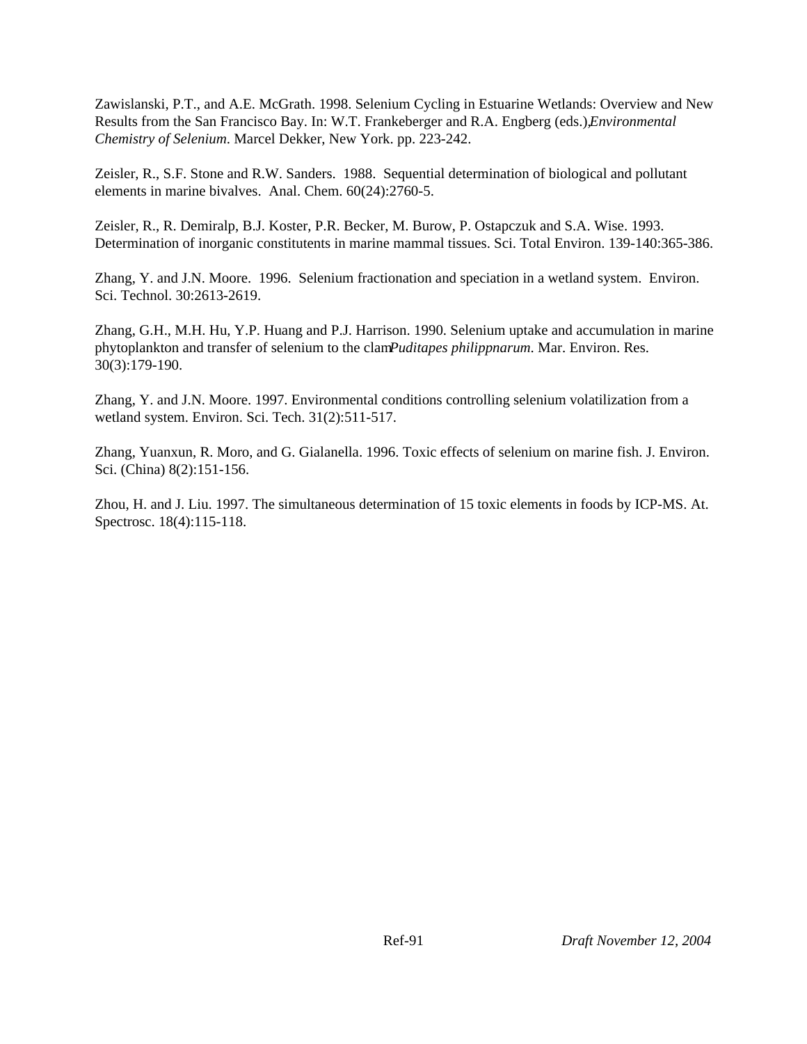Zawislanski, P.T., and A.E. McGrath. 1998. Selenium Cycling in Estuarine Wetlands: Overview and New Results from the San Francisco Bay. In: W.T. Frankeberger and R.A. Engberg (eds.), *Environmental Chemistry of Selenium*. Marcel Dekker, New York. pp. 223-242.

Zeisler, R., S.F. Stone and R.W. Sanders. 1988. Sequential determination of biological and pollutant elements in marine bivalves. Anal. Chem. 60(24):2760-5.

Zeisler, R., R. Demiralp, B.J. Koster, P.R. Becker, M. Burow, P. Ostapczuk and S.A. Wise. 1993. Determination of inorganic constitutents in marine mammal tissues. Sci. Total Environ. 139-140:365-386.

Zhang, Y. and J.N. Moore. 1996. Selenium fractionation and speciation in a wetland system. Environ. Sci. Technol. 30:2613-2619.

Zhang, G.H., M.H. Hu, Y.P. Huang and P.J. Harrison. 1990. Selenium uptake and accumulation in marine phytoplankton and transfer of selenium to the clam *Puditapes philippnarum*. Mar. Environ. Res. 30(3):179-190.

Zhang, Y. and J.N. Moore. 1997. Environmental conditions controlling selenium volatilization from a wetland system. Environ. Sci. Tech. 31(2):511-517.

Zhang, Yuanxun, R. Moro, and G. Gialanella. 1996. Toxic effects of selenium on marine fish. J. Environ. Sci. (China) 8(2):151-156.

Zhou, H. and J. Liu. 1997. The simultaneous determination of 15 toxic elements in foods by ICP-MS. At. Spectrosc. 18(4):115-118.